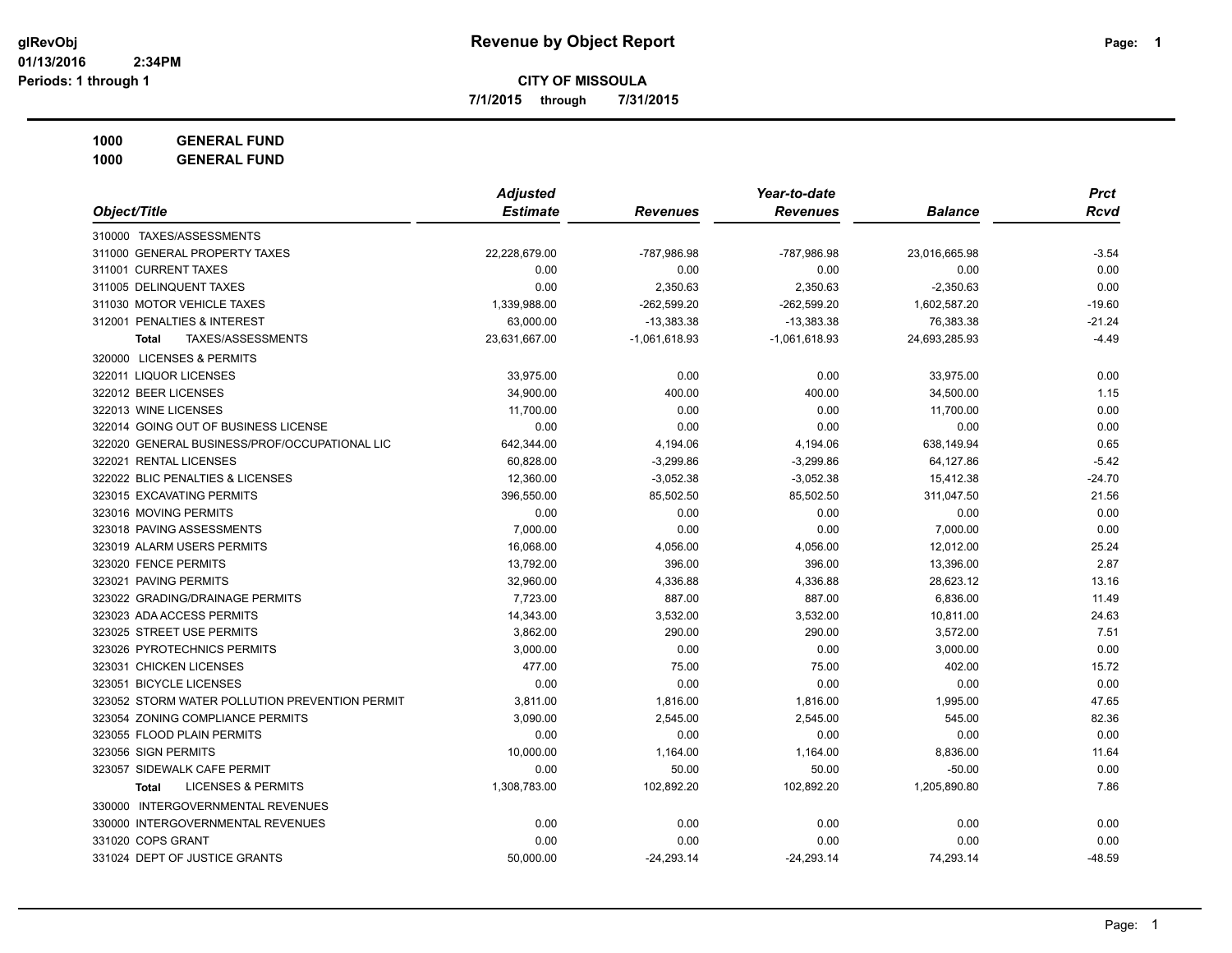glRevObj
01/13/2016 2:34PM
Periods: 1 through 1

# Revenue by Object Report

**CITY OF MISSOULA**

**7/1/2015 through 7/31/2015**

**1000 GENERAL FUND**
**1000 GENERAL FUND**

| Object/Title | Adjusted Estimate | Revenues | Year-to-date Revenues | Balance | Prct Rcvd |
|---|---|---|---|---|---|
| 310000 TAXES/ASSESSMENTS | | | | | |
| 311000 GENERAL PROPERTY TAXES | 22,228,679.00 | -787,986.98 | -787,986.98 | 23,016,665.98 | -3.54 |
| 311001 CURRENT TAXES | 0.00 | 0.00 | 0.00 | 0.00 | 0.00 |
| 311005 DELINQUENT TAXES | 0.00 | 2,350.63 | 2,350.63 | -2,350.63 | 0.00 |
| 311030 MOTOR VEHICLE TAXES | 1,339,988.00 | -262,599.20 | -262,599.20 | 1,602,587.20 | -19.60 |
| 312001 PENALTIES & INTEREST | 63,000.00 | -13,383.38 | -13,383.38 | 76,383.38 | -21.24 |
| **Total** TAXES/ASSESSMENTS | 23,631,667.00 | -1,061,618.93 | -1,061,618.93 | 24,693,285.93 | -4.49 |
| 320000 LICENSES & PERMITS | | | | | |
| 322011 LIQUOR LICENSES | 33,975.00 | 0.00 | 0.00 | 33,975.00 | 0.00 |
| 322012 BEER LICENSES | 34,900.00 | 400.00 | 400.00 | 34,500.00 | 1.15 |
| 322013 WINE LICENSES | 11,700.00 | 0.00 | 0.00 | 11,700.00 | 0.00 |
| 322014 GOING OUT OF BUSINESS LICENSE | 0.00 | 0.00 | 0.00 | 0.00 | 0.00 |
| 322020 GENERAL BUSINESS/PROF/OCCUPATIONAL LIC | 642,344.00 | 4,194.06 | 4,194.06 | 638,149.94 | 0.65 |
| 322021 RENTAL LICENSES | 60,828.00 | -3,299.86 | -3,299.86 | 64,127.86 | -5.42 |
| 322022 BLIC PENALTIES & LICENSES | 12,360.00 | -3,052.38 | -3,052.38 | 15,412.38 | -24.70 |
| 323015 EXCAVATING PERMITS | 396,550.00 | 85,502.50 | 85,502.50 | 311,047.50 | 21.56 |
| 323016 MOVING PERMITS | 0.00 | 0.00 | 0.00 | 0.00 | 0.00 |
| 323018 PAVING ASSESSMENTS | 7,000.00 | 0.00 | 0.00 | 7,000.00 | 0.00 |
| 323019 ALARM USERS PERMITS | 16,068.00 | 4,056.00 | 4,056.00 | 12,012.00 | 25.24 |
| 323020 FENCE PERMITS | 13,792.00 | 396.00 | 396.00 | 13,396.00 | 2.87 |
| 323021 PAVING PERMITS | 32,960.00 | 4,336.88 | 4,336.88 | 28,623.12 | 13.16 |
| 323022 GRADING/DRAINAGE PERMITS | 7,723.00 | 887.00 | 887.00 | 6,836.00 | 11.49 |
| 323023 ADA ACCESS PERMITS | 14,343.00 | 3,532.00 | 3,532.00 | 10,811.00 | 24.63 |
| 323025 STREET USE PERMITS | 3,862.00 | 290.00 | 290.00 | 3,572.00 | 7.51 |
| 323026 PYROTECHNICS PERMITS | 3,000.00 | 0.00 | 0.00 | 3,000.00 | 0.00 |
| 323031 CHICKEN LICENSES | 477.00 | 75.00 | 75.00 | 402.00 | 15.72 |
| 323051 BICYCLE LICENSES | 0.00 | 0.00 | 0.00 | 0.00 | 0.00 |
| 323052 STORM WATER POLLUTION PREVENTION PERMIT | 3,811.00 | 1,816.00 | 1,816.00 | 1,995.00 | 47.65 |
| 323054 ZONING COMPLIANCE PERMITS | 3,090.00 | 2,545.00 | 2,545.00 | 545.00 | 82.36 |
| 323055 FLOOD PLAIN PERMITS | 0.00 | 0.00 | 0.00 | 0.00 | 0.00 |
| 323056 SIGN PERMITS | 10,000.00 | 1,164.00 | 1,164.00 | 8,836.00 | 11.64 |
| 323057 SIDEWALK CAFE PERMIT | 0.00 | 50.00 | 50.00 | -50.00 | 0.00 |
| **Total** LICENSES & PERMITS | 1,308,783.00 | 102,892.20 | 102,892.20 | 1,205,890.80 | 7.86 |
| 330000 INTERGOVERNMENTAL REVENUES | | | | | |
| 330000 INTERGOVERNMENTAL REVENUES | 0.00 | 0.00 | 0.00 | 0.00 | 0.00 |
| 331020 COPS GRANT | 0.00 | 0.00 | 0.00 | 0.00 | 0.00 |
| 331024 DEPT OF JUSTICE GRANTS | 50,000.00 | -24,293.14 | -24,293.14 | 74,293.14 | -48.59 |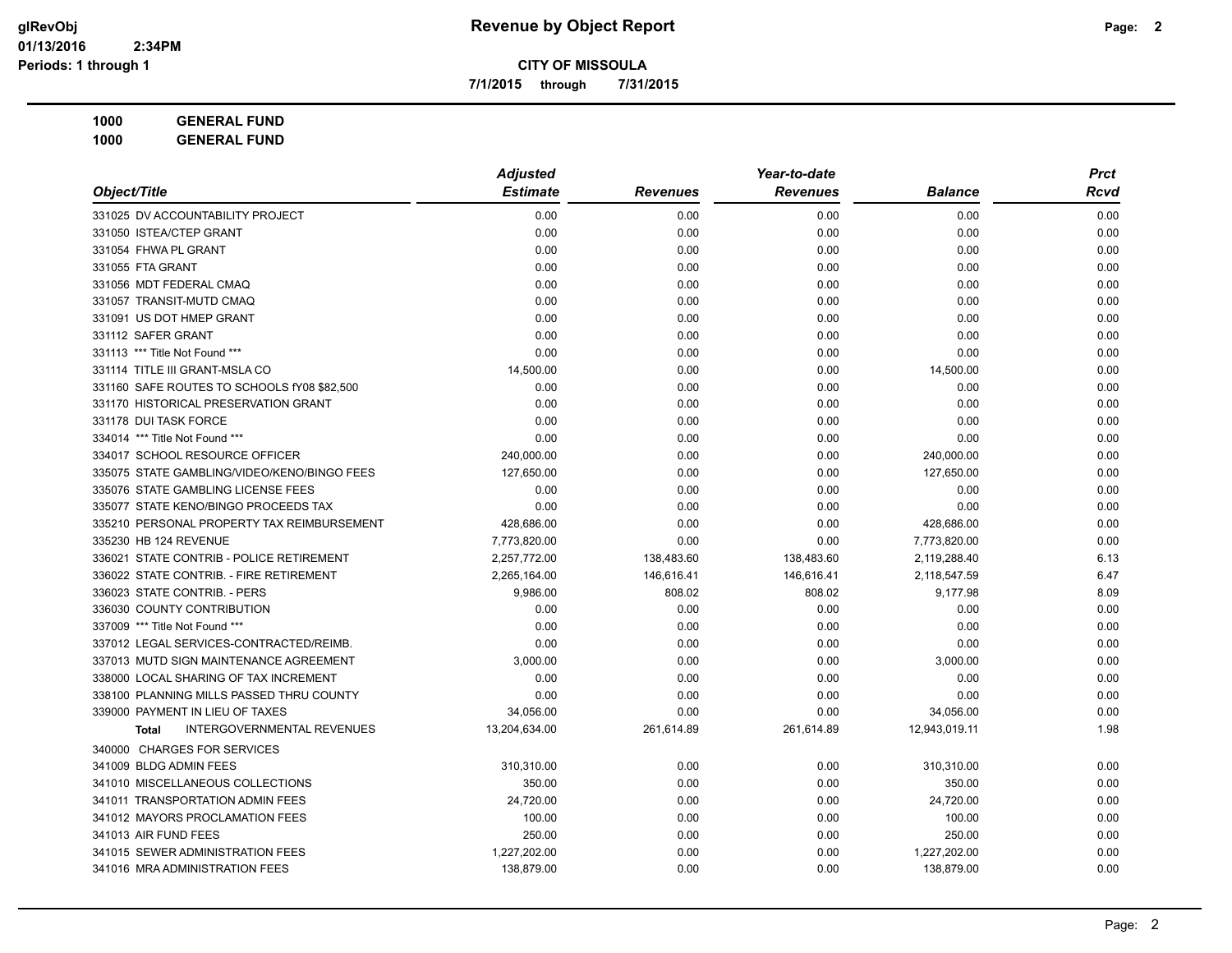**CITY OF MISSOULA**

**7/1/2015 through 7/31/2015**

**1000 GENERAL FUND**

**1000 GENERAL FUND**

| Object/Title | Adjusted Estimate | Revenues | Year-to-date Revenues | Balance | Prct Rcvd |
|---|---|---|---|---|---|
| 331025 DV ACCOUNTABILITY PROJECT | 0.00 | 0.00 | 0.00 | 0.00 | 0.00 |
| 331050 ISTEA/CTEP GRANT | 0.00 | 0.00 | 0.00 | 0.00 | 0.00 |
| 331054 FHWA PL GRANT | 0.00 | 0.00 | 0.00 | 0.00 | 0.00 |
| 331055 FTA GRANT | 0.00 | 0.00 | 0.00 | 0.00 | 0.00 |
| 331056 MDT FEDERAL CMAQ | 0.00 | 0.00 | 0.00 | 0.00 | 0.00 |
| 331057 TRANSIT-MUTD CMAQ | 0.00 | 0.00 | 0.00 | 0.00 | 0.00 |
| 331091 US DOT HMEP GRANT | 0.00 | 0.00 | 0.00 | 0.00 | 0.00 |
| 331112 SAFER GRANT | 0.00 | 0.00 | 0.00 | 0.00 | 0.00 |
| 331113 *** Title Not Found *** | 0.00 | 0.00 | 0.00 | 0.00 | 0.00 |
| 331114 TITLE III GRANT-MSLA CO | 14,500.00 | 0.00 | 0.00 | 14,500.00 | 0.00 |
| 331160 SAFE ROUTES TO SCHOOLS fY08 $82,500 | 0.00 | 0.00 | 0.00 | 0.00 | 0.00 |
| 331170 HISTORICAL PRESERVATION GRANT | 0.00 | 0.00 | 0.00 | 0.00 | 0.00 |
| 331178 DUI TASK FORCE | 0.00 | 0.00 | 0.00 | 0.00 | 0.00 |
| 334014 *** Title Not Found *** | 0.00 | 0.00 | 0.00 | 0.00 | 0.00 |
| 334017 SCHOOL RESOURCE OFFICER | 240,000.00 | 0.00 | 0.00 | 240,000.00 | 0.00 |
| 335075 STATE GAMBLING/VIDEO/KENO/BINGO FEES | 127,650.00 | 0.00 | 0.00 | 127,650.00 | 0.00 |
| 335076 STATE GAMBLING LICENSE FEES | 0.00 | 0.00 | 0.00 | 0.00 | 0.00 |
| 335077 STATE KENO/BINGO PROCEEDS TAX | 0.00 | 0.00 | 0.00 | 0.00 | 0.00 |
| 335210 PERSONAL PROPERTY TAX REIMBURSEMENT | 428,686.00 | 0.00 | 0.00 | 428,686.00 | 0.00 |
| 335230 HB 124 REVENUE | 7,773,820.00 | 0.00 | 0.00 | 7,773,820.00 | 0.00 |
| 336021 STATE CONTRIB - POLICE RETIREMENT | 2,257,772.00 | 138,483.60 | 138,483.60 | 2,119,288.40 | 6.13 |
| 336022 STATE CONTRIB. - FIRE RETIREMENT | 2,265,164.00 | 146,616.41 | 146,616.41 | 2,118,547.59 | 6.47 |
| 336023 STATE CONTRIB. - PERS | 9,986.00 | 808.02 | 808.02 | 9,177.98 | 8.09 |
| 336030 COUNTY CONTRIBUTION | 0.00 | 0.00 | 0.00 | 0.00 | 0.00 |
| 337009 *** Title Not Found *** | 0.00 | 0.00 | 0.00 | 0.00 | 0.00 |
| 337012 LEGAL SERVICES-CONTRACTED/REIMB. | 0.00 | 0.00 | 0.00 | 0.00 | 0.00 |
| 337013 MUTD SIGN MAINTENANCE AGREEMENT | 3,000.00 | 0.00 | 0.00 | 3,000.00 | 0.00 |
| 338000 LOCAL SHARING OF TAX INCREMENT | 0.00 | 0.00 | 0.00 | 0.00 | 0.00 |
| 338100 PLANNING MILLS PASSED THRU COUNTY | 0.00 | 0.00 | 0.00 | 0.00 | 0.00 |
| 339000 PAYMENT IN LIEU OF TAXES | 34,056.00 | 0.00 | 0.00 | 34,056.00 | 0.00 |
| **Total** INTERGOVERNMENTAL REVENUES | 13,204,634.00 | 261,614.89 | 261,614.89 | 12,943,019.11 | 1.98 |
| 340000 CHARGES FOR SERVICES | | | | | |
| 341009 BLDG ADMIN FEES | 310,310.00 | 0.00 | 0.00 | 310,310.00 | 0.00 |
| 341010 MISCELLANEOUS COLLECTIONS | 350.00 | 0.00 | 0.00 | 350.00 | 0.00 |
| 341011 TRANSPORTATION ADMIN FEES | 24,720.00 | 0.00 | 0.00 | 24,720.00 | 0.00 |
| 341012 MAYORS PROCLAMATION FEES | 100.00 | 0.00 | 0.00 | 100.00 | 0.00 |
| 341013 AIR FUND FEES | 250.00 | 0.00 | 0.00 | 250.00 | 0.00 |
| 341015 SEWER ADMINISTRATION FEES | 1,227,202.00 | 0.00 | 0.00 | 1,227,202.00 | 0.00 |
| 341016 MRA ADMINISTRATION FEES | 138,879.00 | 0.00 | 0.00 | 138,879.00 | 0.00 |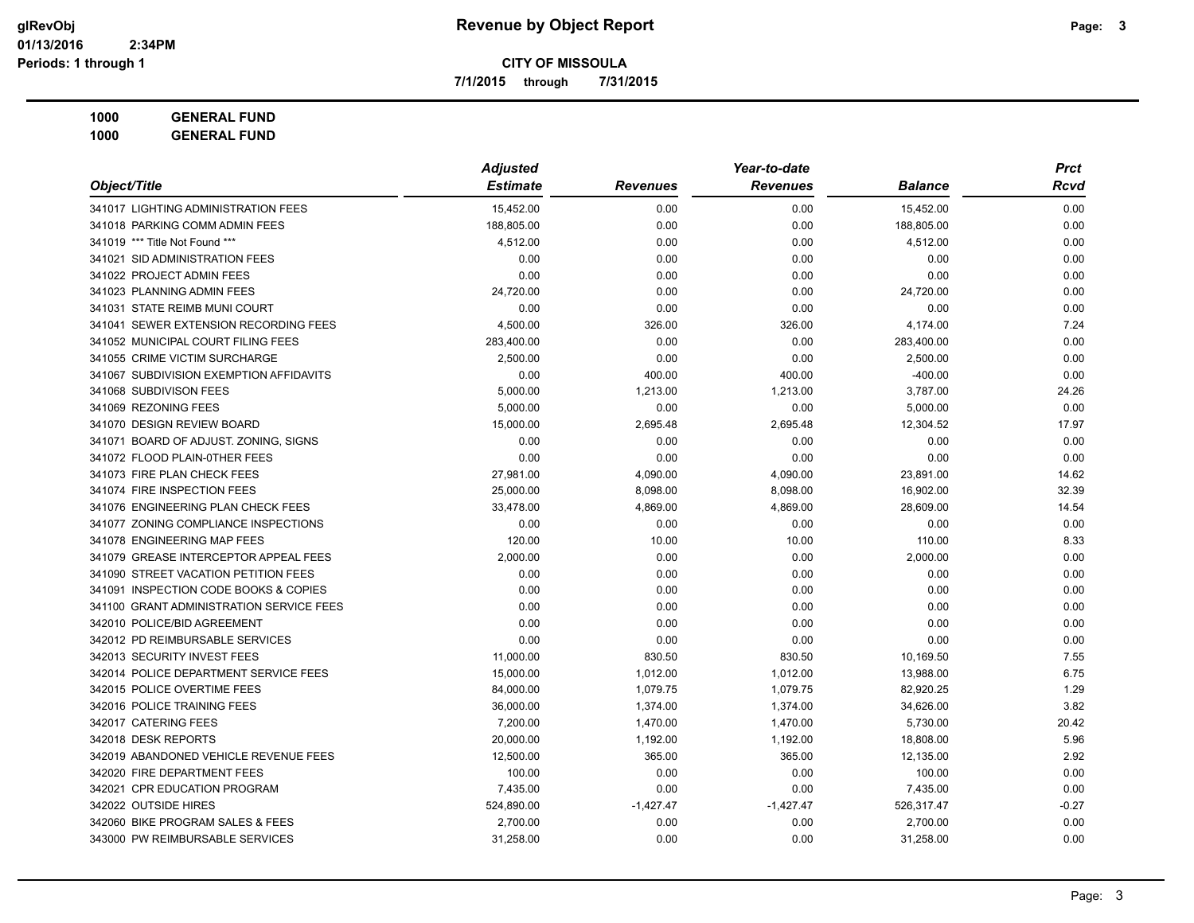# Revenue by Object Report

**CITY OF MISSOULA**

**7/1/2015 through 7/31/2015**

glRevObj
01/13/2016 2:34PM
Periods: 1 through 1

**1000 GENERAL FUND**
**1000 GENERAL FUND**

| Object/Title | Adjusted Estimate | Revenues | Year-to-date Revenues | Balance | Prct Rcvd |
|---|---|---|---|---|---|
| 341017 LIGHTING ADMINISTRATION FEES | 15,452.00 | 0.00 | 0.00 | 15,452.00 | 0.00 |
| 341018 PARKING COMM ADMIN FEES | 188,805.00 | 0.00 | 0.00 | 188,805.00 | 0.00 |
| 341019 *** Title Not Found *** | 4,512.00 | 0.00 | 0.00 | 4,512.00 | 0.00 |
| 341021 SID ADMINISTRATION FEES | 0.00 | 0.00 | 0.00 | 0.00 | 0.00 |
| 341022 PROJECT ADMIN FEES | 0.00 | 0.00 | 0.00 | 0.00 | 0.00 |
| 341023 PLANNING ADMIN FEES | 24,720.00 | 0.00 | 0.00 | 24,720.00 | 0.00 |
| 341031 STATE REIMB MUNI COURT | 0.00 | 0.00 | 0.00 | 0.00 | 0.00 |
| 341041 SEWER EXTENSION RECORDING FEES | 4,500.00 | 326.00 | 326.00 | 4,174.00 | 7.24 |
| 341052 MUNICIPAL COURT FILING FEES | 283,400.00 | 0.00 | 0.00 | 283,400.00 | 0.00 |
| 341055 CRIME VICTIM SURCHARGE | 2,500.00 | 0.00 | 0.00 | 2,500.00 | 0.00 |
| 341067 SUBDIVISION EXEMPTION AFFIDAVITS | 0.00 | 400.00 | 400.00 | -400.00 | 0.00 |
| 341068 SUBDIVISON FEES | 5,000.00 | 1,213.00 | 1,213.00 | 3,787.00 | 24.26 |
| 341069 REZONING FEES | 5,000.00 | 0.00 | 0.00 | 5,000.00 | 0.00 |
| 341070 DESIGN REVIEW BOARD | 15,000.00 | 2,695.48 | 2,695.48 | 12,304.52 | 17.97 |
| 341071 BOARD OF ADJUST. ZONING, SIGNS | 0.00 | 0.00 | 0.00 | 0.00 | 0.00 |
| 341072 FLOOD PLAIN-0THER FEES | 0.00 | 0.00 | 0.00 | 0.00 | 0.00 |
| 341073 FIRE PLAN CHECK FEES | 27,981.00 | 4,090.00 | 4,090.00 | 23,891.00 | 14.62 |
| 341074 FIRE INSPECTION FEES | 25,000.00 | 8,098.00 | 8,098.00 | 16,902.00 | 32.39 |
| 341076 ENGINEERING PLAN CHECK FEES | 33,478.00 | 4,869.00 | 4,869.00 | 28,609.00 | 14.54 |
| 341077 ZONING COMPLIANCE INSPECTIONS | 0.00 | 0.00 | 0.00 | 0.00 | 0.00 |
| 341078 ENGINEERING MAP FEES | 120.00 | 10.00 | 10.00 | 110.00 | 8.33 |
| 341079 GREASE INTERCEPTOR APPEAL FEES | 2,000.00 | 0.00 | 0.00 | 2,000.00 | 0.00 |
| 341090 STREET VACATION PETITION FEES | 0.00 | 0.00 | 0.00 | 0.00 | 0.00 |
| 341091 INSPECTION CODE BOOKS & COPIES | 0.00 | 0.00 | 0.00 | 0.00 | 0.00 |
| 341100 GRANT ADMINISTRATION SERVICE FEES | 0.00 | 0.00 | 0.00 | 0.00 | 0.00 |
| 342010 POLICE/BID AGREEMENT | 0.00 | 0.00 | 0.00 | 0.00 | 0.00 |
| 342012 PD REIMBURSABLE SERVICES | 0.00 | 0.00 | 0.00 | 0.00 | 0.00 |
| 342013 SECURITY INVEST FEES | 11,000.00 | 830.50 | 830.50 | 10,169.50 | 7.55 |
| 342014 POLICE DEPARTMENT SERVICE FEES | 15,000.00 | 1,012.00 | 1,012.00 | 13,988.00 | 6.75 |
| 342015 POLICE OVERTIME FEES | 84,000.00 | 1,079.75 | 1,079.75 | 82,920.25 | 1.29 |
| 342016 POLICE TRAINING FEES | 36,000.00 | 1,374.00 | 1,374.00 | 34,626.00 | 3.82 |
| 342017 CATERING FEES | 7,200.00 | 1,470.00 | 1,470.00 | 5,730.00 | 20.42 |
| 342018 DESK REPORTS | 20,000.00 | 1,192.00 | 1,192.00 | 18,808.00 | 5.96 |
| 342019 ABANDONED VEHICLE REVENUE FEES | 12,500.00 | 365.00 | 365.00 | 12,135.00 | 2.92 |
| 342020 FIRE DEPARTMENT FEES | 100.00 | 0.00 | 0.00 | 100.00 | 0.00 |
| 342021 CPR EDUCATION PROGRAM | 7,435.00 | 0.00 | 0.00 | 7,435.00 | 0.00 |
| 342022 OUTSIDE HIRES | 524,890.00 | -1,427.47 | -1,427.47 | 526,317.47 | -0.27 |
| 342060 BIKE PROGRAM SALES & FEES | 2,700.00 | 0.00 | 0.00 | 2,700.00 | 0.00 |
| 343000 PW REIMBURSABLE SERVICES | 31,258.00 | 0.00 | 0.00 | 31,258.00 | 0.00 |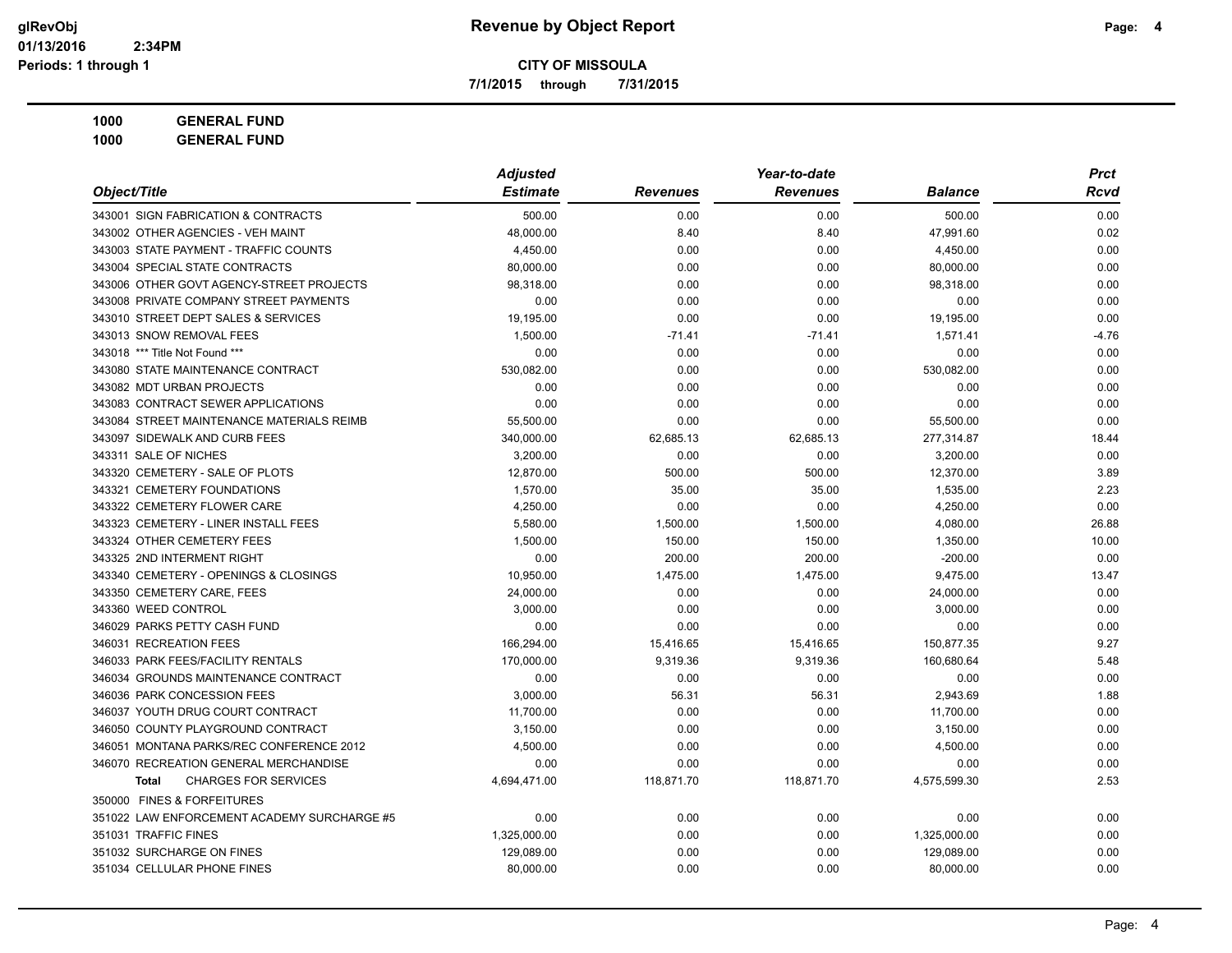**Revenue by Object Report**

**CITY OF MISSOULA**

**7/1/2015 through 7/31/2015**

glRevObj
01/13/2016 2:34PM
Periods: 1 through 1

**1000 GENERAL FUND**

**1000 GENERAL FUND**

| Object/Title | Adjusted Estimate | Revenues | Year-to-date Revenues | Balance | Prct Rcvd |
|---|---|---|---|---|---|
| 343001 SIGN FABRICATION & CONTRACTS | 500.00 | 0.00 | 0.00 | 500.00 | 0.00 |
| 343002 OTHER AGENCIES - VEH MAINT | 48,000.00 | 8.40 | 8.40 | 47,991.60 | 0.02 |
| 343003 STATE PAYMENT - TRAFFIC COUNTS | 4,450.00 | 0.00 | 0.00 | 4,450.00 | 0.00 |
| 343004 SPECIAL STATE CONTRACTS | 80,000.00 | 0.00 | 0.00 | 80,000.00 | 0.00 |
| 343006 OTHER GOVT AGENCY-STREET PROJECTS | 98,318.00 | 0.00 | 0.00 | 98,318.00 | 0.00 |
| 343008 PRIVATE COMPANY STREET PAYMENTS | 0.00 | 0.00 | 0.00 | 0.00 | 0.00 |
| 343010 STREET DEPT SALES & SERVICES | 19,195.00 | 0.00 | 0.00 | 19,195.00 | 0.00 |
| 343013 SNOW REMOVAL FEES | 1,500.00 | -71.41 | -71.41 | 1,571.41 | -4.76 |
| 343018 *** Title Not Found *** | 0.00 | 0.00 | 0.00 | 0.00 | 0.00 |
| 343080 STATE MAINTENANCE CONTRACT | 530,082.00 | 0.00 | 0.00 | 530,082.00 | 0.00 |
| 343082 MDT URBAN PROJECTS | 0.00 | 0.00 | 0.00 | 0.00 | 0.00 |
| 343083 CONTRACT SEWER APPLICATIONS | 0.00 | 0.00 | 0.00 | 0.00 | 0.00 |
| 343084 STREET MAINTENANCE MATERIALS REIMB | 55,500.00 | 0.00 | 0.00 | 55,500.00 | 0.00 |
| 343097 SIDEWALK AND CURB FEES | 340,000.00 | 62,685.13 | 62,685.13 | 277,314.87 | 18.44 |
| 343311 SALE OF NICHES | 3,200.00 | 0.00 | 0.00 | 3,200.00 | 0.00 |
| 343320 CEMETERY - SALE OF PLOTS | 12,870.00 | 500.00 | 500.00 | 12,370.00 | 3.89 |
| 343321 CEMETERY FOUNDATIONS | 1,570.00 | 35.00 | 35.00 | 1,535.00 | 2.23 |
| 343322 CEMETERY FLOWER CARE | 4,250.00 | 0.00 | 0.00 | 4,250.00 | 0.00 |
| 343323 CEMETERY - LINER INSTALL FEES | 5,580.00 | 1,500.00 | 1,500.00 | 4,080.00 | 26.88 |
| 343324 OTHER CEMETERY FEES | 1,500.00 | 150.00 | 150.00 | 1,350.00 | 10.00 |
| 343325 2ND INTERMENT RIGHT | 0.00 | 200.00 | 200.00 | -200.00 | 0.00 |
| 343340 CEMETERY - OPENINGS & CLOSINGS | 10,950.00 | 1,475.00 | 1,475.00 | 9,475.00 | 13.47 |
| 343350 CEMETERY CARE, FEES | 24,000.00 | 0.00 | 0.00 | 24,000.00 | 0.00 |
| 343360 WEED CONTROL | 3,000.00 | 0.00 | 0.00 | 3,000.00 | 0.00 |
| 346029 PARKS PETTY CASH FUND | 0.00 | 0.00 | 0.00 | 0.00 | 0.00 |
| 346031 RECREATION FEES | 166,294.00 | 15,416.65 | 15,416.65 | 150,877.35 | 9.27 |
| 346033 PARK FEES/FACILITY RENTALS | 170,000.00 | 9,319.36 | 9,319.36 | 160,680.64 | 5.48 |
| 346034 GROUNDS MAINTENANCE CONTRACT | 0.00 | 0.00 | 0.00 | 0.00 | 0.00 |
| 346036 PARK CONCESSION FEES | 3,000.00 | 56.31 | 56.31 | 2,943.69 | 1.88 |
| 346037 YOUTH DRUG COURT CONTRACT | 11,700.00 | 0.00 | 0.00 | 11,700.00 | 0.00 |
| 346050 COUNTY PLAYGROUND CONTRACT | 3,150.00 | 0.00 | 0.00 | 3,150.00 | 0.00 |
| 346051 MONTANA PARKS/REC CONFERENCE 2012 | 4,500.00 | 0.00 | 0.00 | 4,500.00 | 0.00 |
| 346070 RECREATION GENERAL MERCHANDISE | 0.00 | 0.00 | 0.00 | 0.00 | 0.00 |
| **Total** CHARGES FOR SERVICES | 4,694,471.00 | 118,871.70 | 118,871.70 | 4,575,599.30 | 2.53 |
| 350000 FINES & FORFEITURES | | | | | |
| 351022 LAW ENFORCEMENT ACADEMY SURCHARGE #5 | 0.00 | 0.00 | 0.00 | 0.00 | 0.00 |
| 351031 TRAFFIC FINES | 1,325,000.00 | 0.00 | 0.00 | 1,325,000.00 | 0.00 |
| 351032 SURCHARGE ON FINES | 129,089.00 | 0.00 | 0.00 | 129,089.00 | 0.00 |
| 351034 CELLULAR PHONE FINES | 80,000.00 | 0.00 | 0.00 | 80,000.00 | 0.00 |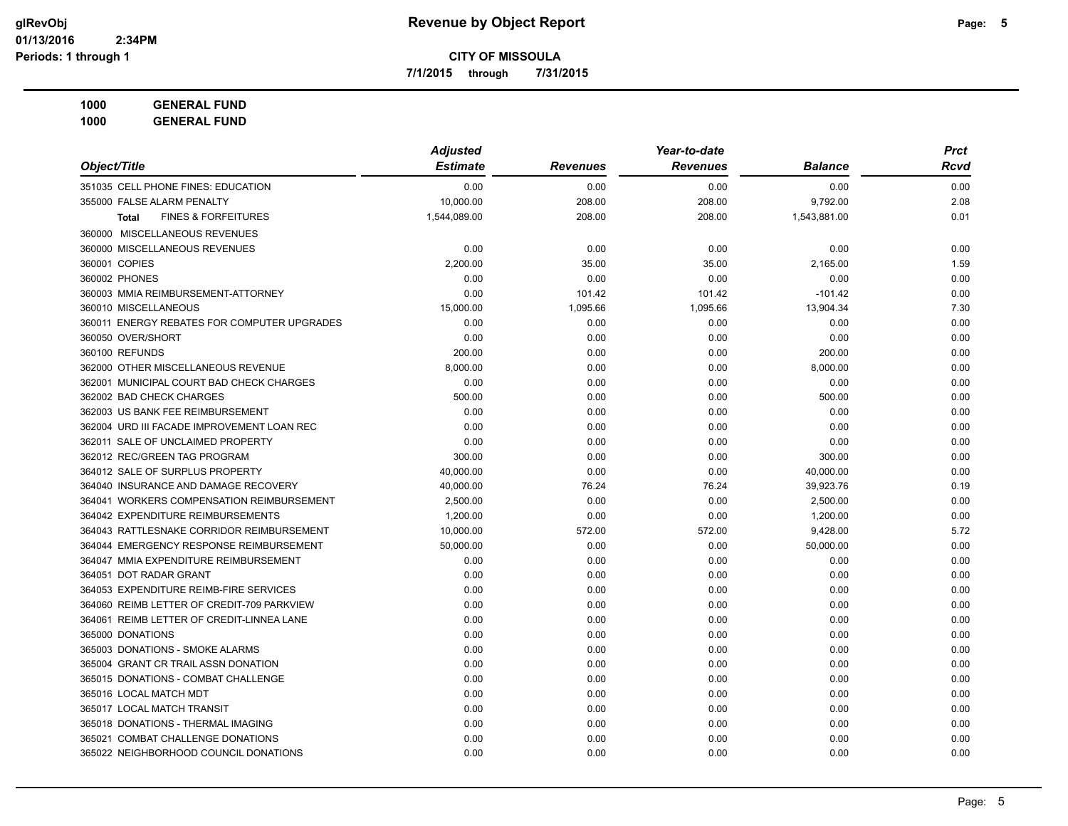**CITY OF MISSOULA**

**7/1/2015 through 7/31/2015**

**1000 GENERAL FUND**

**1000 GENERAL FUND**

| Object/Title | Adjusted Estimate | Revenues | Year-to-date Revenues | Balance | Prct Rcvd |
|---|---|---|---|---|---|
| 351035 CELL PHONE FINES: EDUCATION | 0.00 | 0.00 | 0.00 | 0.00 | 0.00 |
| 355000 FALSE ALARM PENALTY | 10,000.00 | 208.00 | 208.00 | 9,792.00 | 2.08 |
| **Total** FINES & FORFEITURES | 1,544,089.00 | 208.00 | 208.00 | 1,543,881.00 | 0.01 |
| 360000 MISCELLANEOUS REVENUES | | | | | |
| 360000 MISCELLANEOUS REVENUES | 0.00 | 0.00 | 0.00 | 0.00 | 0.00 |
| 360001 COPIES | 2,200.00 | 35.00 | 35.00 | 2,165.00 | 1.59 |
| 360002 PHONES | 0.00 | 0.00 | 0.00 | 0.00 | 0.00 |
| 360003 MMIA REIMBURSEMENT-ATTORNEY | 0.00 | 101.42 | 101.42 | -101.42 | 0.00 |
| 360010 MISCELLANEOUS | 15,000.00 | 1,095.66 | 1,095.66 | 13,904.34 | 7.30 |
| 360011 ENERGY REBATES FOR COMPUTER UPGRADES | 0.00 | 0.00 | 0.00 | 0.00 | 0.00 |
| 360050 OVER/SHORT | 0.00 | 0.00 | 0.00 | 0.00 | 0.00 |
| 360100 REFUNDS | 200.00 | 0.00 | 0.00 | 200.00 | 0.00 |
| 362000 OTHER MISCELLANEOUS REVENUE | 8,000.00 | 0.00 | 0.00 | 8,000.00 | 0.00 |
| 362001 MUNICIPAL COURT BAD CHECK CHARGES | 0.00 | 0.00 | 0.00 | 0.00 | 0.00 |
| 362002 BAD CHECK CHARGES | 500.00 | 0.00 | 0.00 | 500.00 | 0.00 |
| 362003 US BANK FEE REIMBURSEMENT | 0.00 | 0.00 | 0.00 | 0.00 | 0.00 |
| 362004 URD III FACADE IMPROVEMENT LOAN REC | 0.00 | 0.00 | 0.00 | 0.00 | 0.00 |
| 362011 SALE OF UNCLAIMED PROPERTY | 0.00 | 0.00 | 0.00 | 0.00 | 0.00 |
| 362012 REC/GREEN TAG PROGRAM | 300.00 | 0.00 | 0.00 | 300.00 | 0.00 |
| 364012 SALE OF SURPLUS PROPERTY | 40,000.00 | 0.00 | 0.00 | 40,000.00 | 0.00 |
| 364040 INSURANCE AND DAMAGE RECOVERY | 40,000.00 | 76.24 | 76.24 | 39,923.76 | 0.19 |
| 364041 WORKERS COMPENSATION REIMBURSEMENT | 2,500.00 | 0.00 | 0.00 | 2,500.00 | 0.00 |
| 364042 EXPENDITURE REIMBURSEMENTS | 1,200.00 | 0.00 | 0.00 | 1,200.00 | 0.00 |
| 364043 RATTLESNAKE CORRIDOR REIMBURSEMENT | 10,000.00 | 572.00 | 572.00 | 9,428.00 | 5.72 |
| 364044 EMERGENCY RESPONSE REIMBURSEMENT | 50,000.00 | 0.00 | 0.00 | 50,000.00 | 0.00 |
| 364047 MMIA EXPENDITURE REIMBURSEMENT | 0.00 | 0.00 | 0.00 | 0.00 | 0.00 |
| 364051 DOT RADAR GRANT | 0.00 | 0.00 | 0.00 | 0.00 | 0.00 |
| 364053 EXPENDITURE REIMB-FIRE SERVICES | 0.00 | 0.00 | 0.00 | 0.00 | 0.00 |
| 364060 REIMB LETTER OF CREDIT-709 PARKVIEW | 0.00 | 0.00 | 0.00 | 0.00 | 0.00 |
| 364061 REIMB LETTER OF CREDIT-LINNEA LANE | 0.00 | 0.00 | 0.00 | 0.00 | 0.00 |
| 365000 DONATIONS | 0.00 | 0.00 | 0.00 | 0.00 | 0.00 |
| 365003 DONATIONS - SMOKE ALARMS | 0.00 | 0.00 | 0.00 | 0.00 | 0.00 |
| 365004 GRANT CR TRAIL ASSN DONATION | 0.00 | 0.00 | 0.00 | 0.00 | 0.00 |
| 365015 DONATIONS - COMBAT CHALLENGE | 0.00 | 0.00 | 0.00 | 0.00 | 0.00 |
| 365016 LOCAL MATCH MDT | 0.00 | 0.00 | 0.00 | 0.00 | 0.00 |
| 365017 LOCAL MATCH TRANSIT | 0.00 | 0.00 | 0.00 | 0.00 | 0.00 |
| 365018 DONATIONS - THERMAL IMAGING | 0.00 | 0.00 | 0.00 | 0.00 | 0.00 |
| 365021 COMBAT CHALLENGE DONATIONS | 0.00 | 0.00 | 0.00 | 0.00 | 0.00 |
| 365022 NEIGHBORHOOD COUNCIL DONATIONS | 0.00 | 0.00 | 0.00 | 0.00 | 0.00 |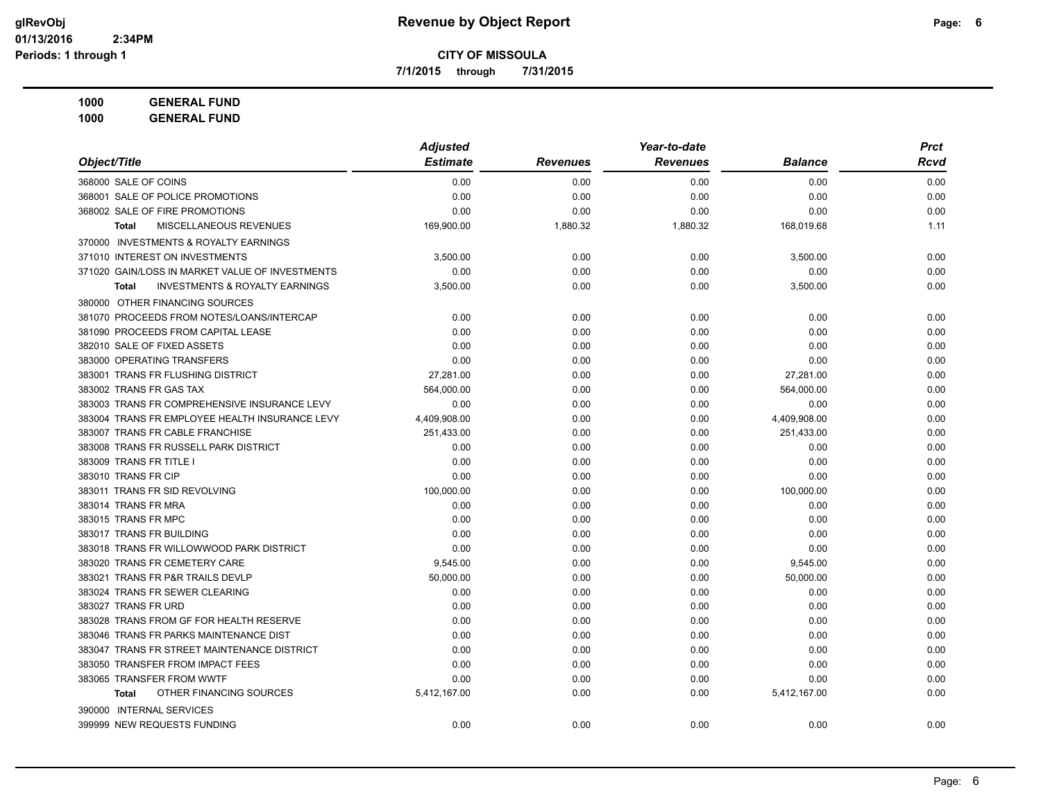**CITY OF MISSOULA**

**7/1/2015 through 7/31/2015**

**1000 GENERAL FUND**

**1000 GENERAL FUND**

| Object/Title | Adjusted Estimate | Revenues | Year-to-date Revenues | Balance | Prct Rcvd |
|---|---|---|---|---|---|
| 368000 SALE OF COINS | 0.00 | 0.00 | 0.00 | 0.00 | 0.00 |
| 368001 SALE OF POLICE PROMOTIONS | 0.00 | 0.00 | 0.00 | 0.00 | 0.00 |
| 368002 SALE OF FIRE PROMOTIONS | 0.00 | 0.00 | 0.00 | 0.00 | 0.00 |
| **Total** MISCELLANEOUS REVENUES | 169,900.00 | 1,880.32 | 1,880.32 | 168,019.68 | 1.11 |
| 370000 INVESTMENTS & ROYALTY EARNINGS | | | | | |
| 371010 INTEREST ON INVESTMENTS | 3,500.00 | 0.00 | 0.00 | 3,500.00 | 0.00 |
| 371020 GAIN/LOSS IN MARKET VALUE OF INVESTMENTS | 0.00 | 0.00 | 0.00 | 0.00 | 0.00 |
| **Total** INVESTMENTS & ROYALTY EARNINGS | 3,500.00 | 0.00 | 0.00 | 3,500.00 | 0.00 |
| 380000 OTHER FINANCING SOURCES | | | | | |
| 381070 PROCEEDS FROM NOTES/LOANS/INTERCAP | 0.00 | 0.00 | 0.00 | 0.00 | 0.00 |
| 381090 PROCEEDS FROM CAPITAL LEASE | 0.00 | 0.00 | 0.00 | 0.00 | 0.00 |
| 382010 SALE OF FIXED ASSETS | 0.00 | 0.00 | 0.00 | 0.00 | 0.00 |
| 383000 OPERATING TRANSFERS | 0.00 | 0.00 | 0.00 | 0.00 | 0.00 |
| 383001 TRANS FR FLUSHING DISTRICT | 27,281.00 | 0.00 | 0.00 | 27,281.00 | 0.00 |
| 383002 TRANS FR GAS TAX | 564,000.00 | 0.00 | 0.00 | 564,000.00 | 0.00 |
| 383003 TRANS FR COMPREHENSIVE INSURANCE LEVY | 0.00 | 0.00 | 0.00 | 0.00 | 0.00 |
| 383004 TRANS FR EMPLOYEE HEALTH INSURANCE LEVY | 4,409,908.00 | 0.00 | 0.00 | 4,409,908.00 | 0.00 |
| 383007 TRANS FR CABLE FRANCHISE | 251,433.00 | 0.00 | 0.00 | 251,433.00 | 0.00 |
| 383008 TRANS FR RUSSELL PARK DISTRICT | 0.00 | 0.00 | 0.00 | 0.00 | 0.00 |
| 383009 TRANS FR TITLE I | 0.00 | 0.00 | 0.00 | 0.00 | 0.00 |
| 383010 TRANS FR CIP | 0.00 | 0.00 | 0.00 | 0.00 | 0.00 |
| 383011 TRANS FR SID REVOLVING | 100,000.00 | 0.00 | 0.00 | 100,000.00 | 0.00 |
| 383014 TRANS FR MRA | 0.00 | 0.00 | 0.00 | 0.00 | 0.00 |
| 383015 TRANS FR MPC | 0.00 | 0.00 | 0.00 | 0.00 | 0.00 |
| 383017 TRANS FR BUILDING | 0.00 | 0.00 | 0.00 | 0.00 | 0.00 |
| 383018 TRANS FR WILLOWWOOD PARK DISTRICT | 0.00 | 0.00 | 0.00 | 0.00 | 0.00 |
| 383020 TRANS FR CEMETERY CARE | 9,545.00 | 0.00 | 0.00 | 9,545.00 | 0.00 |
| 383021 TRANS FR P&R TRAILS DEVLP | 50,000.00 | 0.00 | 0.00 | 50,000.00 | 0.00 |
| 383024 TRANS FR SEWER CLEARING | 0.00 | 0.00 | 0.00 | 0.00 | 0.00 |
| 383027 TRANS FR URD | 0.00 | 0.00 | 0.00 | 0.00 | 0.00 |
| 383028 TRANS FROM GF FOR HEALTH RESERVE | 0.00 | 0.00 | 0.00 | 0.00 | 0.00 |
| 383046 TRANS FR PARKS MAINTENANCE DIST | 0.00 | 0.00 | 0.00 | 0.00 | 0.00 |
| 383047 TRANS FR STREET MAINTENANCE DISTRICT | 0.00 | 0.00 | 0.00 | 0.00 | 0.00 |
| 383050 TRANSFER FROM IMPACT FEES | 0.00 | 0.00 | 0.00 | 0.00 | 0.00 |
| 383065 TRANSFER FROM WWTF | 0.00 | 0.00 | 0.00 | 0.00 | 0.00 |
| **Total** OTHER FINANCING SOURCES | 5,412,167.00 | 0.00 | 0.00 | 5,412,167.00 | 0.00 |
| 390000 INTERNAL SERVICES | | | | | |
| 399999 NEW REQUESTS FUNDING | 0.00 | 0.00 | 0.00 | 0.00 | 0.00 |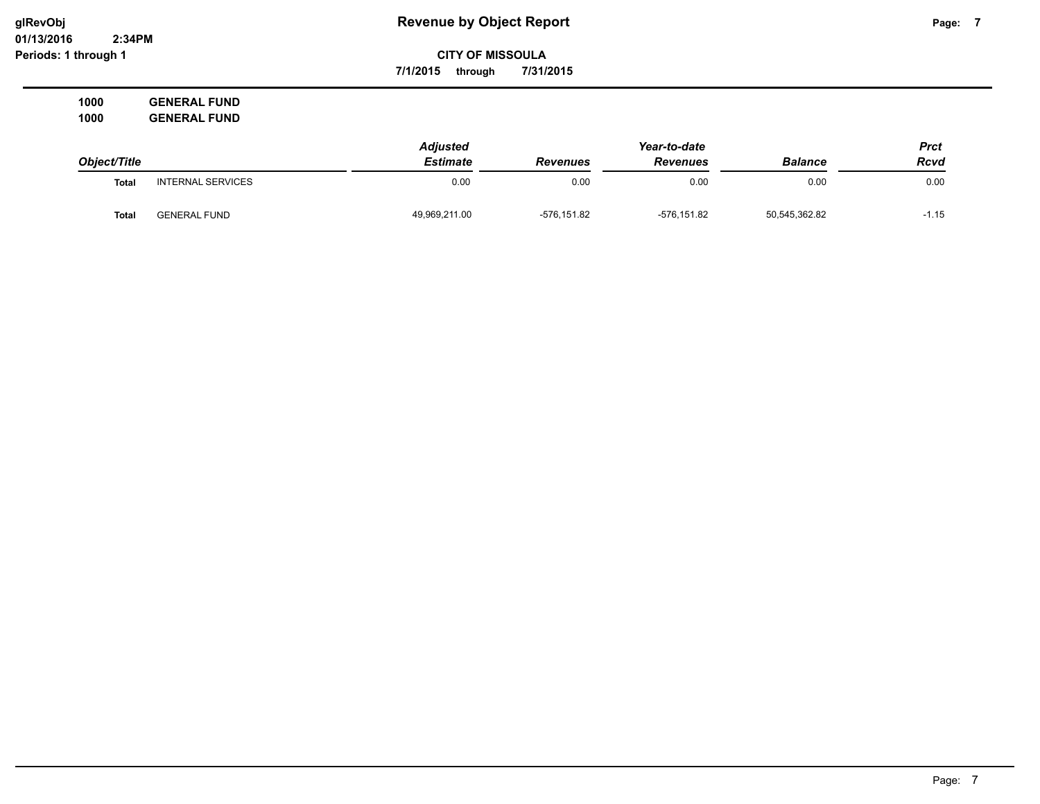# Revenue by Object Report

**CITY OF MISSOULA**

**7/1/2015 through 7/31/2015**

**1000 GENERAL FUND**
**1000 GENERAL FUND**

| Object/Title | | Adjusted Estimate | Revenues | Year-to-date Revenues | Balance | Prct Rcvd |
|---|---|---|---|---|---|---|
| **Total** | INTERNAL SERVICES | 0.00 | 0.00 | 0.00 | 0.00 | 0.00 |
| **Total** | GENERAL FUND | 49,969,211.00 | -576,151.82 | -576,151.82 | 50,545,362.82 | -1.15 |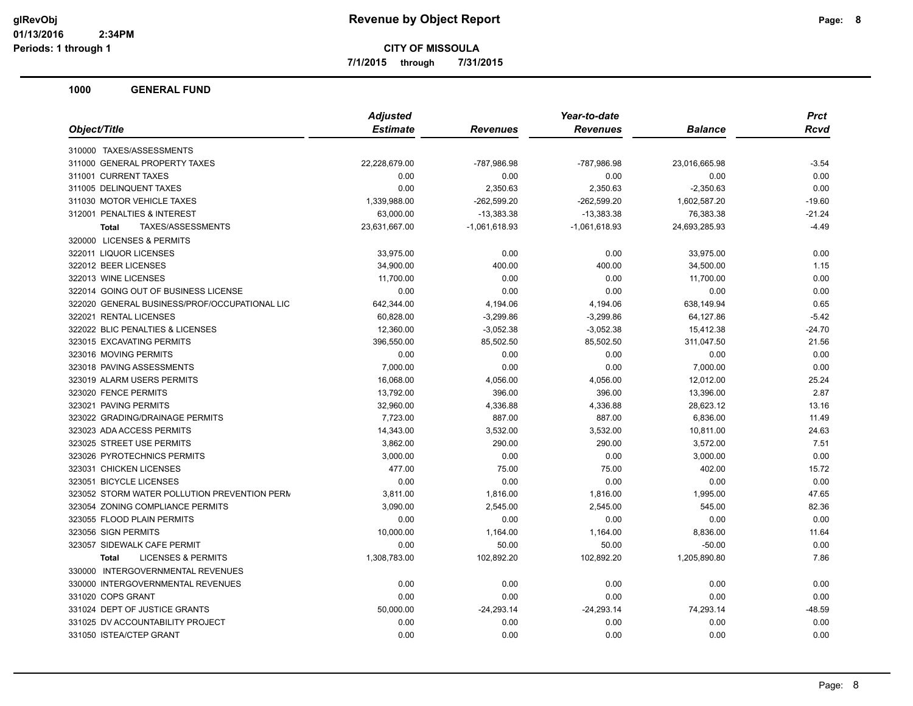# Revenue by Object Report

**CITY OF MISSOULA**

**7/1/2015 through 7/31/2015**

glRevObj
01/13/2016 2:34PM
Periods: 1 through 1

## 1000 GENERAL FUND

| Object/Title | Adjusted Estimate | Revenues | Year-to-date Revenues | Balance | Prct Rcvd |
|---|---|---|---|---|---|
| 310000 TAXES/ASSESSMENTS | | | | | |
| 311000 GENERAL PROPERTY TAXES | 22,228,679.00 | -787,986.98 | -787,986.98 | 23,016,665.98 | -3.54 |
| 311001 CURRENT TAXES | 0.00 | 0.00 | 0.00 | 0.00 | 0.00 |
| 311005 DELINQUENT TAXES | 0.00 | 2,350.63 | 2,350.63 | -2,350.63 | 0.00 |
| 311030 MOTOR VEHICLE TAXES | 1,339,988.00 | -262,599.20 | -262,599.20 | 1,602,587.20 | -19.60 |
| 312001 PENALTIES & INTEREST | 63,000.00 | -13,383.38 | -13,383.38 | 76,383.38 | -21.24 |
| **Total** TAXES/ASSESSMENTS | 23,631,667.00 | -1,061,618.93 | -1,061,618.93 | 24,693,285.93 | -4.49 |
| 320000 LICENSES & PERMITS | | | | | |
| 322011 LIQUOR LICENSES | 33,975.00 | 0.00 | 0.00 | 33,975.00 | 0.00 |
| 322012 BEER LICENSES | 34,900.00 | 400.00 | 400.00 | 34,500.00 | 1.15 |
| 322013 WINE LICENSES | 11,700.00 | 0.00 | 0.00 | 11,700.00 | 0.00 |
| 322014 GOING OUT OF BUSINESS LICENSE | 0.00 | 0.00 | 0.00 | 0.00 | 0.00 |
| 322020 GENERAL BUSINESS/PROF/OCCUPATIONAL LIC | 642,344.00 | 4,194.06 | 4,194.06 | 638,149.94 | 0.65 |
| 322021 RENTAL LICENSES | 60,828.00 | -3,299.86 | -3,299.86 | 64,127.86 | -5.42 |
| 322022 BLIC PENALTIES & LICENSES | 12,360.00 | -3,052.38 | -3,052.38 | 15,412.38 | -24.70 |
| 323015 EXCAVATING PERMITS | 396,550.00 | 85,502.50 | 85,502.50 | 311,047.50 | 21.56 |
| 323016 MOVING PERMITS | 0.00 | 0.00 | 0.00 | 0.00 | 0.00 |
| 323018 PAVING ASSESSMENTS | 7,000.00 | 0.00 | 0.00 | 7,000.00 | 0.00 |
| 323019 ALARM USERS PERMITS | 16,068.00 | 4,056.00 | 4,056.00 | 12,012.00 | 25.24 |
| 323020 FENCE PERMITS | 13,792.00 | 396.00 | 396.00 | 13,396.00 | 2.87 |
| 323021 PAVING PERMITS | 32,960.00 | 4,336.88 | 4,336.88 | 28,623.12 | 13.16 |
| 323022 GRADING/DRAINAGE PERMITS | 7,723.00 | 887.00 | 887.00 | 6,836.00 | 11.49 |
| 323023 ADA ACCESS PERMITS | 14,343.00 | 3,532.00 | 3,532.00 | 10,811.00 | 24.63 |
| 323025 STREET USE PERMITS | 3,862.00 | 290.00 | 290.00 | 3,572.00 | 7.51 |
| 323026 PYROTECHNICS PERMITS | 3,000.00 | 0.00 | 0.00 | 3,000.00 | 0.00 |
| 323031 CHICKEN LICENSES | 477.00 | 75.00 | 75.00 | 402.00 | 15.72 |
| 323051 BICYCLE LICENSES | 0.00 | 0.00 | 0.00 | 0.00 | 0.00 |
| 323052 STORM WATER POLLUTION PREVENTION PERM | 3,811.00 | 1,816.00 | 1,816.00 | 1,995.00 | 47.65 |
| 323054 ZONING COMPLIANCE PERMITS | 3,090.00 | 2,545.00 | 2,545.00 | 545.00 | 82.36 |
| 323055 FLOOD PLAIN PERMITS | 0.00 | 0.00 | 0.00 | 0.00 | 0.00 |
| 323056 SIGN PERMITS | 10,000.00 | 1,164.00 | 1,164.00 | 8,836.00 | 11.64 |
| 323057 SIDEWALK CAFE PERMIT | 0.00 | 50.00 | 50.00 | -50.00 | 0.00 |
| **Total** LICENSES & PERMITS | 1,308,783.00 | 102,892.20 | 102,892.20 | 1,205,890.80 | 7.86 |
| 330000 INTERGOVERNMENTAL REVENUES | | | | | |
| 330000 INTERGOVERNMENTAL REVENUES | 0.00 | 0.00 | 0.00 | 0.00 | 0.00 |
| 331020 COPS GRANT | 0.00 | 0.00 | 0.00 | 0.00 | 0.00 |
| 331024 DEPT OF JUSTICE GRANTS | 50,000.00 | -24,293.14 | -24,293.14 | 74,293.14 | -48.59 |
| 331025 DV ACCOUNTABILITY PROJECT | 0.00 | 0.00 | 0.00 | 0.00 | 0.00 |
| 331050 ISTEA/CTEP GRANT | 0.00 | 0.00 | 0.00 | 0.00 | 0.00 |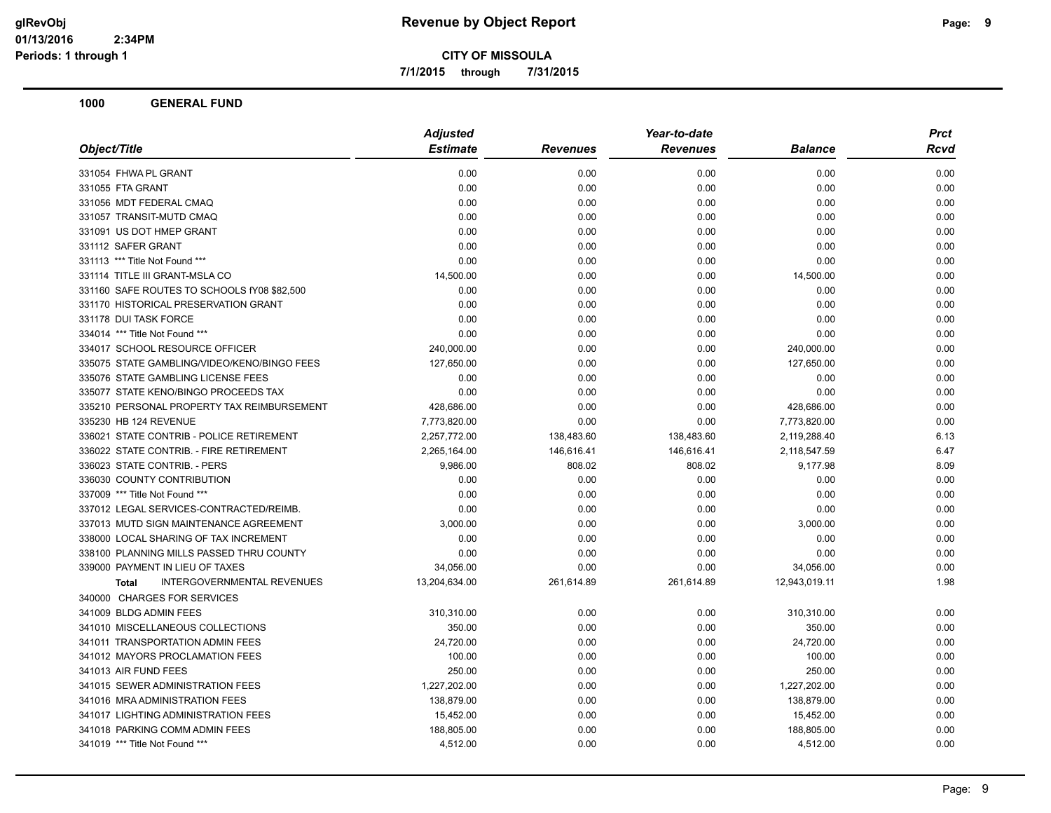# Revenue by Object Report

**CITY OF MISSOULA**

7/1/2015 through 7/31/2015

glRevObj
01/13/2016 2:34PM
Periods: 1 through 1

## 1000 GENERAL FUND

| Object/Title | Adjusted Estimate | Revenues | Year-to-date Revenues | Balance | Prct Rcvd |
|---|---|---|---|---|---|
| 331054 FHWA PL GRANT | 0.00 | 0.00 | 0.00 | 0.00 | 0.00 |
| 331055 FTA GRANT | 0.00 | 0.00 | 0.00 | 0.00 | 0.00 |
| 331056 MDT FEDERAL CMAQ | 0.00 | 0.00 | 0.00 | 0.00 | 0.00 |
| 331057 TRANSIT-MUTD CMAQ | 0.00 | 0.00 | 0.00 | 0.00 | 0.00 |
| 331091 US DOT HMEP GRANT | 0.00 | 0.00 | 0.00 | 0.00 | 0.00 |
| 331112 SAFER GRANT | 0.00 | 0.00 | 0.00 | 0.00 | 0.00 |
| 331113 *** Title Not Found *** | 0.00 | 0.00 | 0.00 | 0.00 | 0.00 |
| 331114 TITLE III GRANT-MSLA CO | 14,500.00 | 0.00 | 0.00 | 14,500.00 | 0.00 |
| 331160 SAFE ROUTES TO SCHOOLS fY08 $82,500 | 0.00 | 0.00 | 0.00 | 0.00 | 0.00 |
| 331170 HISTORICAL PRESERVATION GRANT | 0.00 | 0.00 | 0.00 | 0.00 | 0.00 |
| 331178 DUI TASK FORCE | 0.00 | 0.00 | 0.00 | 0.00 | 0.00 |
| 334014 *** Title Not Found *** | 0.00 | 0.00 | 0.00 | 0.00 | 0.00 |
| 334017 SCHOOL RESOURCE OFFICER | 240,000.00 | 0.00 | 0.00 | 240,000.00 | 0.00 |
| 335075 STATE GAMBLING/VIDEO/KENO/BINGO FEES | 127,650.00 | 0.00 | 0.00 | 127,650.00 | 0.00 |
| 335076 STATE GAMBLING LICENSE FEES | 0.00 | 0.00 | 0.00 | 0.00 | 0.00 |
| 335077 STATE KENO/BINGO PROCEEDS TAX | 0.00 | 0.00 | 0.00 | 0.00 | 0.00 |
| 335210 PERSONAL PROPERTY TAX REIMBURSEMENT | 428,686.00 | 0.00 | 0.00 | 428,686.00 | 0.00 |
| 335230 HB 124 REVENUE | 7,773,820.00 | 0.00 | 0.00 | 7,773,820.00 | 0.00 |
| 336021 STATE CONTRIB - POLICE RETIREMENT | 2,257,772.00 | 138,483.60 | 138,483.60 | 2,119,288.40 | 6.13 |
| 336022 STATE CONTRIB. - FIRE RETIREMENT | 2,265,164.00 | 146,616.41 | 146,616.41 | 2,118,547.59 | 6.47 |
| 336023 STATE CONTRIB. - PERS | 9,986.00 | 808.02 | 808.02 | 9,177.98 | 8.09 |
| 336030 COUNTY CONTRIBUTION | 0.00 | 0.00 | 0.00 | 0.00 | 0.00 |
| 337009 *** Title Not Found *** | 0.00 | 0.00 | 0.00 | 0.00 | 0.00 |
| 337012 LEGAL SERVICES-CONTRACTED/REIMB. | 0.00 | 0.00 | 0.00 | 0.00 | 0.00 |
| 337013 MUTD SIGN MAINTENANCE AGREEMENT | 3,000.00 | 0.00 | 0.00 | 3,000.00 | 0.00 |
| 338000 LOCAL SHARING OF TAX INCREMENT | 0.00 | 0.00 | 0.00 | 0.00 | 0.00 |
| 338100 PLANNING MILLS PASSED THRU COUNTY | 0.00 | 0.00 | 0.00 | 0.00 | 0.00 |
| 339000 PAYMENT IN LIEU OF TAXES | 34,056.00 | 0.00 | 0.00 | 34,056.00 | 0.00 |
| **Total** INTERGOVERNMENTAL REVENUES | 13,204,634.00 | 261,614.89 | 261,614.89 | 12,943,019.11 | 1.98 |
| 340000 CHARGES FOR SERVICES | | | | | |
| 341009 BLDG ADMIN FEES | 310,310.00 | 0.00 | 0.00 | 310,310.00 | 0.00 |
| 341010 MISCELLANEOUS COLLECTIONS | 350.00 | 0.00 | 0.00 | 350.00 | 0.00 |
| 341011 TRANSPORTATION ADMIN FEES | 24,720.00 | 0.00 | 0.00 | 24,720.00 | 0.00 |
| 341012 MAYORS PROCLAMATION FEES | 100.00 | 0.00 | 0.00 | 100.00 | 0.00 |
| 341013 AIR FUND FEES | 250.00 | 0.00 | 0.00 | 250.00 | 0.00 |
| 341015 SEWER ADMINISTRATION FEES | 1,227,202.00 | 0.00 | 0.00 | 1,227,202.00 | 0.00 |
| 341016 MRA ADMINISTRATION FEES | 138,879.00 | 0.00 | 0.00 | 138,879.00 | 0.00 |
| 341017 LIGHTING ADMINISTRATION FEES | 15,452.00 | 0.00 | 0.00 | 15,452.00 | 0.00 |
| 341018 PARKING COMM ADMIN FEES | 188,805.00 | 0.00 | 0.00 | 188,805.00 | 0.00 |
| 341019 *** Title Not Found *** | 4,512.00 | 0.00 | 0.00 | 4,512.00 | 0.00 |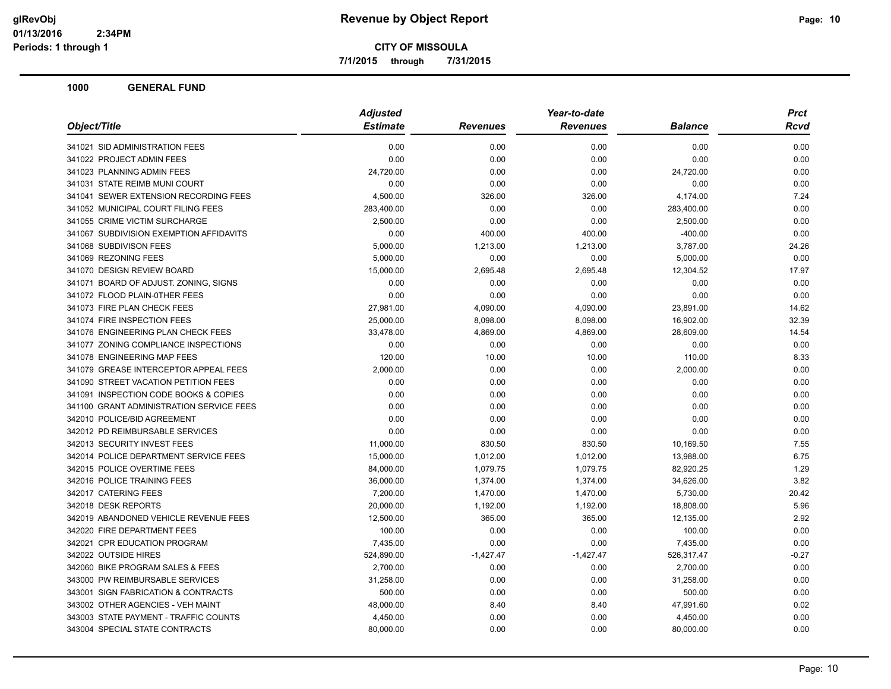# Revenue by Object Report

**CITY OF MISSOULA**

**7/1/2015 through 7/31/2015**

Periods: 1 through 1

## 1000 GENERAL FUND

| Object/Title | Adjusted Estimate | Revenues | Year-to-date Revenues | Balance | Prct Rcvd |
|---|---|---|---|---|---|
| 341021 SID ADMINISTRATION FEES | 0.00 | 0.00 | 0.00 | 0.00 | 0.00 |
| 341022 PROJECT ADMIN FEES | 0.00 | 0.00 | 0.00 | 0.00 | 0.00 |
| 341023 PLANNING ADMIN FEES | 24,720.00 | 0.00 | 0.00 | 24,720.00 | 0.00 |
| 341031 STATE REIMB MUNI COURT | 0.00 | 0.00 | 0.00 | 0.00 | 0.00 |
| 341041 SEWER EXTENSION RECORDING FEES | 4,500.00 | 326.00 | 326.00 | 4,174.00 | 7.24 |
| 341052 MUNICIPAL COURT FILING FEES | 283,400.00 | 0.00 | 0.00 | 283,400.00 | 0.00 |
| 341055 CRIME VICTIM SURCHARGE | 2,500.00 | 0.00 | 0.00 | 2,500.00 | 0.00 |
| 341067 SUBDIVISION EXEMPTION AFFIDAVITS | 0.00 | 400.00 | 400.00 | -400.00 | 0.00 |
| 341068 SUBDIVISON FEES | 5,000.00 | 1,213.00 | 1,213.00 | 3,787.00 | 24.26 |
| 341069 REZONING FEES | 5,000.00 | 0.00 | 0.00 | 5,000.00 | 0.00 |
| 341070 DESIGN REVIEW BOARD | 15,000.00 | 2,695.48 | 2,695.48 | 12,304.52 | 17.97 |
| 341071 BOARD OF ADJUST. ZONING, SIGNS | 0.00 | 0.00 | 0.00 | 0.00 | 0.00 |
| 341072 FLOOD PLAIN-0THER FEES | 0.00 | 0.00 | 0.00 | 0.00 | 0.00 |
| 341073 FIRE PLAN CHECK FEES | 27,981.00 | 4,090.00 | 4,090.00 | 23,891.00 | 14.62 |
| 341074 FIRE INSPECTION FEES | 25,000.00 | 8,098.00 | 8,098.00 | 16,902.00 | 32.39 |
| 341076 ENGINEERING PLAN CHECK FEES | 33,478.00 | 4,869.00 | 4,869.00 | 28,609.00 | 14.54 |
| 341077 ZONING COMPLIANCE INSPECTIONS | 0.00 | 0.00 | 0.00 | 0.00 | 0.00 |
| 341078 ENGINEERING MAP FEES | 120.00 | 10.00 | 10.00 | 110.00 | 8.33 |
| 341079 GREASE INTERCEPTOR APPEAL FEES | 2,000.00 | 0.00 | 0.00 | 2,000.00 | 0.00 |
| 341090 STREET VACATION PETITION FEES | 0.00 | 0.00 | 0.00 | 0.00 | 0.00 |
| 341091 INSPECTION CODE BOOKS & COPIES | 0.00 | 0.00 | 0.00 | 0.00 | 0.00 |
| 341100 GRANT ADMINISTRATION SERVICE FEES | 0.00 | 0.00 | 0.00 | 0.00 | 0.00 |
| 342010 POLICE/BID AGREEMENT | 0.00 | 0.00 | 0.00 | 0.00 | 0.00 |
| 342012 PD REIMBURSABLE SERVICES | 0.00 | 0.00 | 0.00 | 0.00 | 0.00 |
| 342013 SECURITY INVEST FEES | 11,000.00 | 830.50 | 830.50 | 10,169.50 | 7.55 |
| 342014 POLICE DEPARTMENT SERVICE FEES | 15,000.00 | 1,012.00 | 1,012.00 | 13,988.00 | 6.75 |
| 342015 POLICE OVERTIME FEES | 84,000.00 | 1,079.75 | 1,079.75 | 82,920.25 | 1.29 |
| 342016 POLICE TRAINING FEES | 36,000.00 | 1,374.00 | 1,374.00 | 34,626.00 | 3.82 |
| 342017 CATERING FEES | 7,200.00 | 1,470.00 | 1,470.00 | 5,730.00 | 20.42 |
| 342018 DESK REPORTS | 20,000.00 | 1,192.00 | 1,192.00 | 18,808.00 | 5.96 |
| 342019 ABANDONED VEHICLE REVENUE FEES | 12,500.00 | 365.00 | 365.00 | 12,135.00 | 2.92 |
| 342020 FIRE DEPARTMENT FEES | 100.00 | 0.00 | 0.00 | 100.00 | 0.00 |
| 342021 CPR EDUCATION PROGRAM | 7,435.00 | 0.00 | 0.00 | 7,435.00 | 0.00 |
| 342022 OUTSIDE HIRES | 524,890.00 | -1,427.47 | -1,427.47 | 526,317.47 | -0.27 |
| 342060 BIKE PROGRAM SALES & FEES | 2,700.00 | 0.00 | 0.00 | 2,700.00 | 0.00 |
| 343000 PW REIMBURSABLE SERVICES | 31,258.00 | 0.00 | 0.00 | 31,258.00 | 0.00 |
| 343001 SIGN FABRICATION & CONTRACTS | 500.00 | 0.00 | 0.00 | 500.00 | 0.00 |
| 343002 OTHER AGENCIES - VEH MAINT | 48,000.00 | 8.40 | 8.40 | 47,991.60 | 0.02 |
| 343003 STATE PAYMENT - TRAFFIC COUNTS | 4,450.00 | 0.00 | 0.00 | 4,450.00 | 0.00 |
| 343004 SPECIAL STATE CONTRACTS | 80,000.00 | 0.00 | 0.00 | 80,000.00 | 0.00 |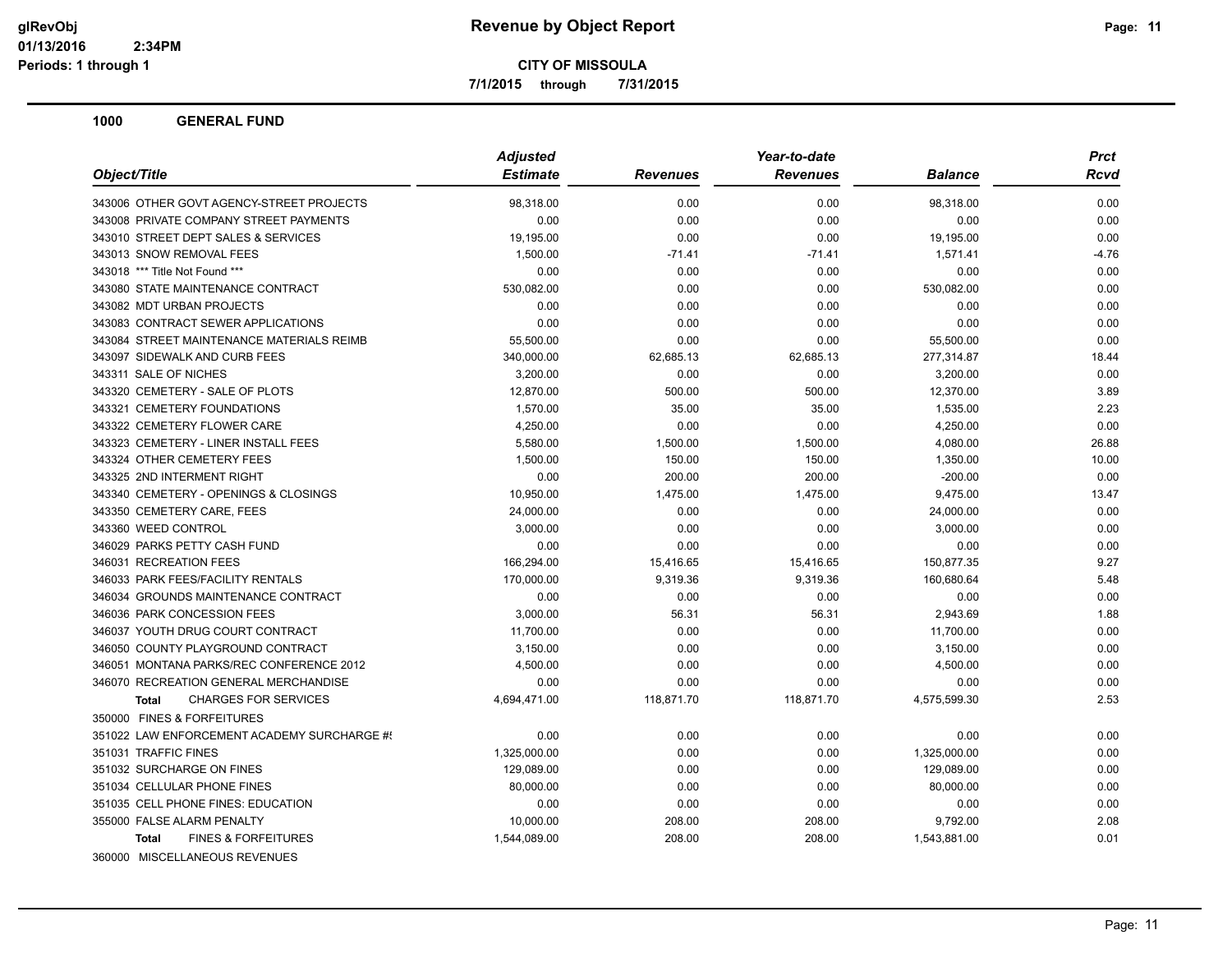**CITY OF MISSOULA**

**7/1/2015 through 7/31/2015**

**1000 GENERAL FUND**

| Object/Title | Adjusted Estimate | Revenues | Year-to-date Revenues | Balance | Prct Rcvd |
|---|---|---|---|---|---|
| 343006 OTHER GOVT AGENCY-STREET PROJECTS | 98,318.00 | 0.00 | 0.00 | 98,318.00 | 0.00 |
| 343008 PRIVATE COMPANY STREET PAYMENTS | 0.00 | 0.00 | 0.00 | 0.00 | 0.00 |
| 343010 STREET DEPT SALES & SERVICES | 19,195.00 | 0.00 | 0.00 | 19,195.00 | 0.00 |
| 343013 SNOW REMOVAL FEES | 1,500.00 | -71.41 | -71.41 | 1,571.41 | -4.76 |
| 343018 *** Title Not Found *** | 0.00 | 0.00 | 0.00 | 0.00 | 0.00 |
| 343080 STATE MAINTENANCE CONTRACT | 530,082.00 | 0.00 | 0.00 | 530,082.00 | 0.00 |
| 343082 MDT URBAN PROJECTS | 0.00 | 0.00 | 0.00 | 0.00 | 0.00 |
| 343083 CONTRACT SEWER APPLICATIONS | 0.00 | 0.00 | 0.00 | 0.00 | 0.00 |
| 343084 STREET MAINTENANCE MATERIALS REIMB | 55,500.00 | 0.00 | 0.00 | 55,500.00 | 0.00 |
| 343097 SIDEWALK AND CURB FEES | 340,000.00 | 62,685.13 | 62,685.13 | 277,314.87 | 18.44 |
| 343311 SALE OF NICHES | 3,200.00 | 0.00 | 0.00 | 3,200.00 | 0.00 |
| 343320 CEMETERY - SALE OF PLOTS | 12,870.00 | 500.00 | 500.00 | 12,370.00 | 3.89 |
| 343321 CEMETERY FOUNDATIONS | 1,570.00 | 35.00 | 35.00 | 1,535.00 | 2.23 |
| 343322 CEMETERY FLOWER CARE | 4,250.00 | 0.00 | 0.00 | 4,250.00 | 0.00 |
| 343323 CEMETERY - LINER INSTALL FEES | 5,580.00 | 1,500.00 | 1,500.00 | 4,080.00 | 26.88 |
| 343324 OTHER CEMETERY FEES | 1,500.00 | 150.00 | 150.00 | 1,350.00 | 10.00 |
| 343325 2ND INTERMENT RIGHT | 0.00 | 200.00 | 200.00 | -200.00 | 0.00 |
| 343340 CEMETERY - OPENINGS & CLOSINGS | 10,950.00 | 1,475.00 | 1,475.00 | 9,475.00 | 13.47 |
| 343350 CEMETERY CARE, FEES | 24,000.00 | 0.00 | 0.00 | 24,000.00 | 0.00 |
| 343360 WEED CONTROL | 3,000.00 | 0.00 | 0.00 | 3,000.00 | 0.00 |
| 346029 PARKS PETTY CASH FUND | 0.00 | 0.00 | 0.00 | 0.00 | 0.00 |
| 346031 RECREATION FEES | 166,294.00 | 15,416.65 | 15,416.65 | 150,877.35 | 9.27 |
| 346033 PARK FEES/FACILITY RENTALS | 170,000.00 | 9,319.36 | 9,319.36 | 160,680.64 | 5.48 |
| 346034 GROUNDS MAINTENANCE CONTRACT | 0.00 | 0.00 | 0.00 | 0.00 | 0.00 |
| 346036 PARK CONCESSION FEES | 3,000.00 | 56.31 | 56.31 | 2,943.69 | 1.88 |
| 346037 YOUTH DRUG COURT CONTRACT | 11,700.00 | 0.00 | 0.00 | 11,700.00 | 0.00 |
| 346050 COUNTY PLAYGROUND CONTRACT | 3,150.00 | 0.00 | 0.00 | 3,150.00 | 0.00 |
| 346051 MONTANA PARKS/REC CONFERENCE 2012 | 4,500.00 | 0.00 | 0.00 | 4,500.00 | 0.00 |
| 346070 RECREATION GENERAL MERCHANDISE | 0.00 | 0.00 | 0.00 | 0.00 | 0.00 |
| **Total** CHARGES FOR SERVICES | 4,694,471.00 | 118,871.70 | 118,871.70 | 4,575,599.30 | 2.53 |
| 350000 FINES & FORFEITURES | | | | | |
| 351022 LAW ENFORCEMENT ACADEMY SURCHARGE #! | 0.00 | 0.00 | 0.00 | 0.00 | 0.00 |
| 351031 TRAFFIC FINES | 1,325,000.00 | 0.00 | 0.00 | 1,325,000.00 | 0.00 |
| 351032 SURCHARGE ON FINES | 129,089.00 | 0.00 | 0.00 | 129,089.00 | 0.00 |
| 351034 CELLULAR PHONE FINES | 80,000.00 | 0.00 | 0.00 | 80,000.00 | 0.00 |
| 351035 CELL PHONE FINES: EDUCATION | 0.00 | 0.00 | 0.00 | 0.00 | 0.00 |
| 355000 FALSE ALARM PENALTY | 10,000.00 | 208.00 | 208.00 | 9,792.00 | 2.08 |
| **Total** FINES & FORFEITURES | 1,544,089.00 | 208.00 | 208.00 | 1,543,881.00 | 0.01 |
| 360000 MISCELLANEOUS REVENUES | | | | | |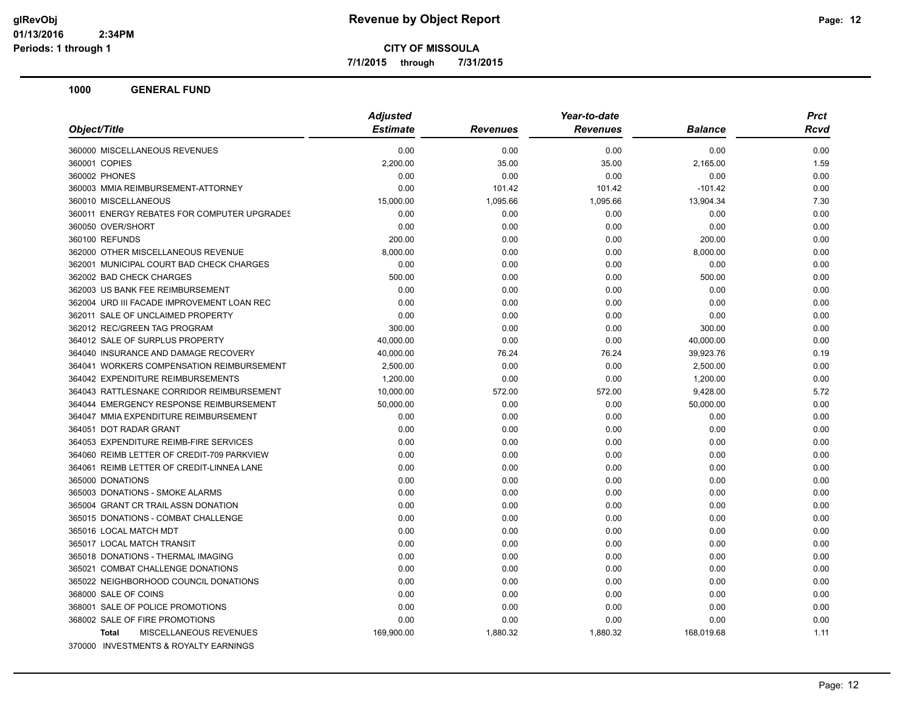# Revenue by Object Report

**CITY OF MISSOULA**

**7/1/2015 through 7/31/2015**

glRevObj
01/13/2016 2:34PM
Periods: 1 through 1

## 1000 GENERAL FUND

| Object/Title | Adjusted Estimate | Revenues | Year-to-date Revenues | Balance | Prct Rcvd |
|---|---|---|---|---|---|
| 360000 MISCELLANEOUS REVENUES | 0.00 | 0.00 | 0.00 | 0.00 | 0.00 |
| 360001 COPIES | 2,200.00 | 35.00 | 35.00 | 2,165.00 | 1.59 |
| 360002 PHONES | 0.00 | 0.00 | 0.00 | 0.00 | 0.00 |
| 360003 MMIA REIMBURSEMENT-ATTORNEY | 0.00 | 101.42 | 101.42 | -101.42 | 0.00 |
| 360010 MISCELLANEOUS | 15,000.00 | 1,095.66 | 1,095.66 | 13,904.34 | 7.30 |
| 360011 ENERGY REBATES FOR COMPUTER UPGRADES | 0.00 | 0.00 | 0.00 | 0.00 | 0.00 |
| 360050 OVER/SHORT | 0.00 | 0.00 | 0.00 | 0.00 | 0.00 |
| 360100 REFUNDS | 200.00 | 0.00 | 0.00 | 200.00 | 0.00 |
| 362000 OTHER MISCELLANEOUS REVENUE | 8,000.00 | 0.00 | 0.00 | 8,000.00 | 0.00 |
| 362001 MUNICIPAL COURT BAD CHECK CHARGES | 0.00 | 0.00 | 0.00 | 0.00 | 0.00 |
| 362002 BAD CHECK CHARGES | 500.00 | 0.00 | 0.00 | 500.00 | 0.00 |
| 362003 US BANK FEE REIMBURSEMENT | 0.00 | 0.00 | 0.00 | 0.00 | 0.00 |
| 362004 URD III FACADE IMPROVEMENT LOAN REC | 0.00 | 0.00 | 0.00 | 0.00 | 0.00 |
| 362011 SALE OF UNCLAIMED PROPERTY | 0.00 | 0.00 | 0.00 | 0.00 | 0.00 |
| 362012 REC/GREEN TAG PROGRAM | 300.00 | 0.00 | 0.00 | 300.00 | 0.00 |
| 364012 SALE OF SURPLUS PROPERTY | 40,000.00 | 0.00 | 0.00 | 40,000.00 | 0.00 |
| 364040 INSURANCE AND DAMAGE RECOVERY | 40,000.00 | 76.24 | 76.24 | 39,923.76 | 0.19 |
| 364041 WORKERS COMPENSATION REIMBURSEMENT | 2,500.00 | 0.00 | 0.00 | 2,500.00 | 0.00 |
| 364042 EXPENDITURE REIMBURSEMENTS | 1,200.00 | 0.00 | 0.00 | 1,200.00 | 0.00 |
| 364043 RATTLESNAKE CORRIDOR REIMBURSEMENT | 10,000.00 | 572.00 | 572.00 | 9,428.00 | 5.72 |
| 364044 EMERGENCY RESPONSE REIMBURSEMENT | 50,000.00 | 0.00 | 0.00 | 50,000.00 | 0.00 |
| 364047 MMIA EXPENDITURE REIMBURSEMENT | 0.00 | 0.00 | 0.00 | 0.00 | 0.00 |
| 364051 DOT RADAR GRANT | 0.00 | 0.00 | 0.00 | 0.00 | 0.00 |
| 364053 EXPENDITURE REIMB-FIRE SERVICES | 0.00 | 0.00 | 0.00 | 0.00 | 0.00 |
| 364060 REIMB LETTER OF CREDIT-709 PARKVIEW | 0.00 | 0.00 | 0.00 | 0.00 | 0.00 |
| 364061 REIMB LETTER OF CREDIT-LINNEA LANE | 0.00 | 0.00 | 0.00 | 0.00 | 0.00 |
| 365000 DONATIONS | 0.00 | 0.00 | 0.00 | 0.00 | 0.00 |
| 365003 DONATIONS - SMOKE ALARMS | 0.00 | 0.00 | 0.00 | 0.00 | 0.00 |
| 365004 GRANT CR TRAIL ASSN DONATION | 0.00 | 0.00 | 0.00 | 0.00 | 0.00 |
| 365015 DONATIONS - COMBAT CHALLENGE | 0.00 | 0.00 | 0.00 | 0.00 | 0.00 |
| 365016 LOCAL MATCH MDT | 0.00 | 0.00 | 0.00 | 0.00 | 0.00 |
| 365017 LOCAL MATCH TRANSIT | 0.00 | 0.00 | 0.00 | 0.00 | 0.00 |
| 365018 DONATIONS - THERMAL IMAGING | 0.00 | 0.00 | 0.00 | 0.00 | 0.00 |
| 365021 COMBAT CHALLENGE DONATIONS | 0.00 | 0.00 | 0.00 | 0.00 | 0.00 |
| 365022 NEIGHBORHOOD COUNCIL DONATIONS | 0.00 | 0.00 | 0.00 | 0.00 | 0.00 |
| 368000 SALE OF COINS | 0.00 | 0.00 | 0.00 | 0.00 | 0.00 |
| 368001 SALE OF POLICE PROMOTIONS | 0.00 | 0.00 | 0.00 | 0.00 | 0.00 |
| 368002 SALE OF FIRE PROMOTIONS | 0.00 | 0.00 | 0.00 | 0.00 | 0.00 |
| **Total** MISCELLANEOUS REVENUES | 169,900.00 | 1,880.32 | 1,880.32 | 168,019.68 | 1.11 |

370000 INVESTMENTS & ROYALTY EARNINGS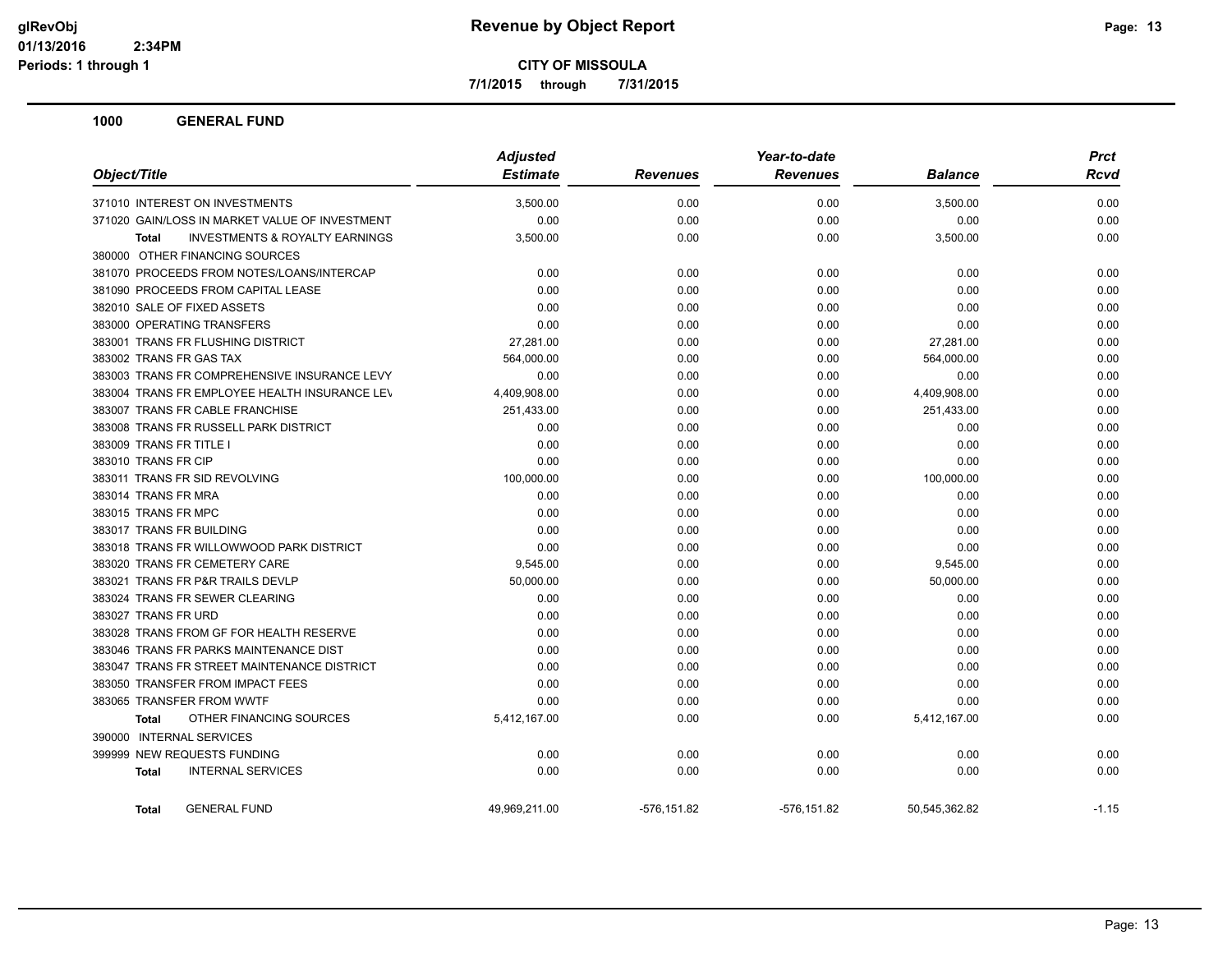**CITY OF MISSOULA**

**7/1/2015 through 7/31/2015**

**Revenue by Object Report**

glRevObj
01/13/2016 2:34PM
Periods: 1 through 1

## 1000 GENERAL FUND

| Object/Title | Adjusted Estimate | Revenues | Year-to-date Revenues | Balance | Prct Rcvd |
|---|---|---|---|---|---|
| 371010 INTEREST ON INVESTMENTS | 3,500.00 | 0.00 | 0.00 | 3,500.00 | 0.00 |
| 371020 GAIN/LOSS IN MARKET VALUE OF INVESTMENT | 0.00 | 0.00 | 0.00 | 0.00 | 0.00 |
| **Total** INVESTMENTS & ROYALTY EARNINGS | 3,500.00 | 0.00 | 0.00 | 3,500.00 | 0.00 |
| 380000 OTHER FINANCING SOURCES | | | | | |
| 381070 PROCEEDS FROM NOTES/LOANS/INTERCAP | 0.00 | 0.00 | 0.00 | 0.00 | 0.00 |
| 381090 PROCEEDS FROM CAPITAL LEASE | 0.00 | 0.00 | 0.00 | 0.00 | 0.00 |
| 382010 SALE OF FIXED ASSETS | 0.00 | 0.00 | 0.00 | 0.00 | 0.00 |
| 383000 OPERATING TRANSFERS | 0.00 | 0.00 | 0.00 | 0.00 | 0.00 |
| 383001 TRANS FR FLUSHING DISTRICT | 27,281.00 | 0.00 | 0.00 | 27,281.00 | 0.00 |
| 383002 TRANS FR GAS TAX | 564,000.00 | 0.00 | 0.00 | 564,000.00 | 0.00 |
| 383003 TRANS FR COMPREHENSIVE INSURANCE LEVY | 0.00 | 0.00 | 0.00 | 0.00 | 0.00 |
| 383004 TRANS FR EMPLOYEE HEALTH INSURANCE LEV | 4,409,908.00 | 0.00 | 0.00 | 4,409,908.00 | 0.00 |
| 383007 TRANS FR CABLE FRANCHISE | 251,433.00 | 0.00 | 0.00 | 251,433.00 | 0.00 |
| 383008 TRANS FR RUSSELL PARK DISTRICT | 0.00 | 0.00 | 0.00 | 0.00 | 0.00 |
| 383009 TRANS FR TITLE I | 0.00 | 0.00 | 0.00 | 0.00 | 0.00 |
| 383010 TRANS FR CIP | 0.00 | 0.00 | 0.00 | 0.00 | 0.00 |
| 383011 TRANS FR SID REVOLVING | 100,000.00 | 0.00 | 0.00 | 100,000.00 | 0.00 |
| 383014 TRANS FR MRA | 0.00 | 0.00 | 0.00 | 0.00 | 0.00 |
| 383015 TRANS FR MPC | 0.00 | 0.00 | 0.00 | 0.00 | 0.00 |
| 383017 TRANS FR BUILDING | 0.00 | 0.00 | 0.00 | 0.00 | 0.00 |
| 383018 TRANS FR WILLOWWOOD PARK DISTRICT | 0.00 | 0.00 | 0.00 | 0.00 | 0.00 |
| 383020 TRANS FR CEMETERY CARE | 9,545.00 | 0.00 | 0.00 | 9,545.00 | 0.00 |
| 383021 TRANS FR P&R TRAILS DEVLP | 50,000.00 | 0.00 | 0.00 | 50,000.00 | 0.00 |
| 383024 TRANS FR SEWER CLEARING | 0.00 | 0.00 | 0.00 | 0.00 | 0.00 |
| 383027 TRANS FR URD | 0.00 | 0.00 | 0.00 | 0.00 | 0.00 |
| 383028 TRANS FROM GF FOR HEALTH RESERVE | 0.00 | 0.00 | 0.00 | 0.00 | 0.00 |
| 383046 TRANS FR PARKS MAINTENANCE DIST | 0.00 | 0.00 | 0.00 | 0.00 | 0.00 |
| 383047 TRANS FR STREET MAINTENANCE DISTRICT | 0.00 | 0.00 | 0.00 | 0.00 | 0.00 |
| 383050 TRANSFER FROM IMPACT FEES | 0.00 | 0.00 | 0.00 | 0.00 | 0.00 |
| 383065 TRANSFER FROM WWTF | 0.00 | 0.00 | 0.00 | 0.00 | 0.00 |
| **Total** OTHER FINANCING SOURCES | 5,412,167.00 | 0.00 | 0.00 | 5,412,167.00 | 0.00 |
| 390000 INTERNAL SERVICES | | | | | |
| 399999 NEW REQUESTS FUNDING | 0.00 | 0.00 | 0.00 | 0.00 | 0.00 |
| **Total** INTERNAL SERVICES | 0.00 | 0.00 | 0.00 | 0.00 | 0.00 |
| **Total** GENERAL FUND | 49,969,211.00 | -576,151.82 | -576,151.82 | 50,545,362.82 | -1.15 |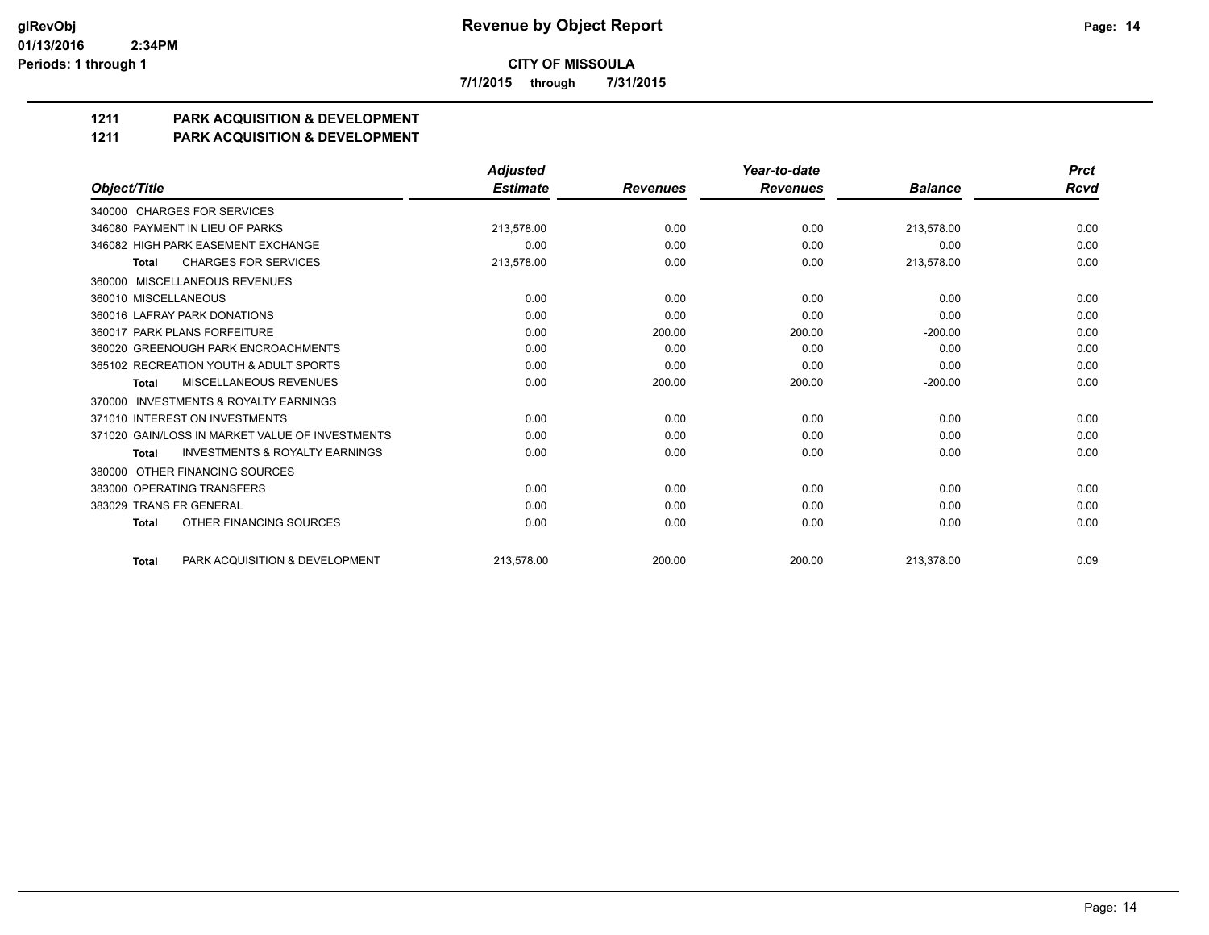**Revenue by Object Report**

**CITY OF MISSOULA**

**7/1/2015 through 7/31/2015**

glRevObj
01/13/2016 2:34PM
Periods: 1 through 1

## 1211 PARK ACQUISITION & DEVELOPMENT

## 1211 PARK ACQUISITION & DEVELOPMENT

| Object/Title | Adjusted Estimate | Revenues | Year-to-date Revenues | Balance | Prct Rcvd |
|---|---|---|---|---|---|
| 340000 CHARGES FOR SERVICES | | | | | |
| 346080 PAYMENT IN LIEU OF PARKS | 213,578.00 | 0.00 | 0.00 | 213,578.00 | 0.00 |
| 346082 HIGH PARK EASEMENT EXCHANGE | 0.00 | 0.00 | 0.00 | 0.00 | 0.00 |
| **Total** CHARGES FOR SERVICES | 213,578.00 | 0.00 | 0.00 | 213,578.00 | 0.00 |
| 360000 MISCELLANEOUS REVENUES | | | | | |
| 360010 MISCELLANEOUS | 0.00 | 0.00 | 0.00 | 0.00 | 0.00 |
| 360016 LAFRAY PARK DONATIONS | 0.00 | 0.00 | 0.00 | 0.00 | 0.00 |
| 360017 PARK PLANS FORFEITURE | 0.00 | 200.00 | 200.00 | -200.00 | 0.00 |
| 360020 GREENOUGH PARK ENCROACHMENTS | 0.00 | 0.00 | 0.00 | 0.00 | 0.00 |
| 365102 RECREATION YOUTH & ADULT SPORTS | 0.00 | 0.00 | 0.00 | 0.00 | 0.00 |
| **Total** MISCELLANEOUS REVENUES | 0.00 | 200.00 | 200.00 | -200.00 | 0.00 |
| 370000 INVESTMENTS & ROYALTY EARNINGS | | | | | |
| 371010 INTEREST ON INVESTMENTS | 0.00 | 0.00 | 0.00 | 0.00 | 0.00 |
| 371020 GAIN/LOSS IN MARKET VALUE OF INVESTMENTS | 0.00 | 0.00 | 0.00 | 0.00 | 0.00 |
| **Total** INVESTMENTS & ROYALTY EARNINGS | 0.00 | 0.00 | 0.00 | 0.00 | 0.00 |
| 380000 OTHER FINANCING SOURCES | | | | | |
| 383000 OPERATING TRANSFERS | 0.00 | 0.00 | 0.00 | 0.00 | 0.00 |
| 383029 TRANS FR GENERAL | 0.00 | 0.00 | 0.00 | 0.00 | 0.00 |
| **Total** OTHER FINANCING SOURCES | 0.00 | 0.00 | 0.00 | 0.00 | 0.00 |
| **Total** PARK ACQUISITION & DEVELOPMENT | 213,578.00 | 200.00 | 200.00 | 213,378.00 | 0.09 |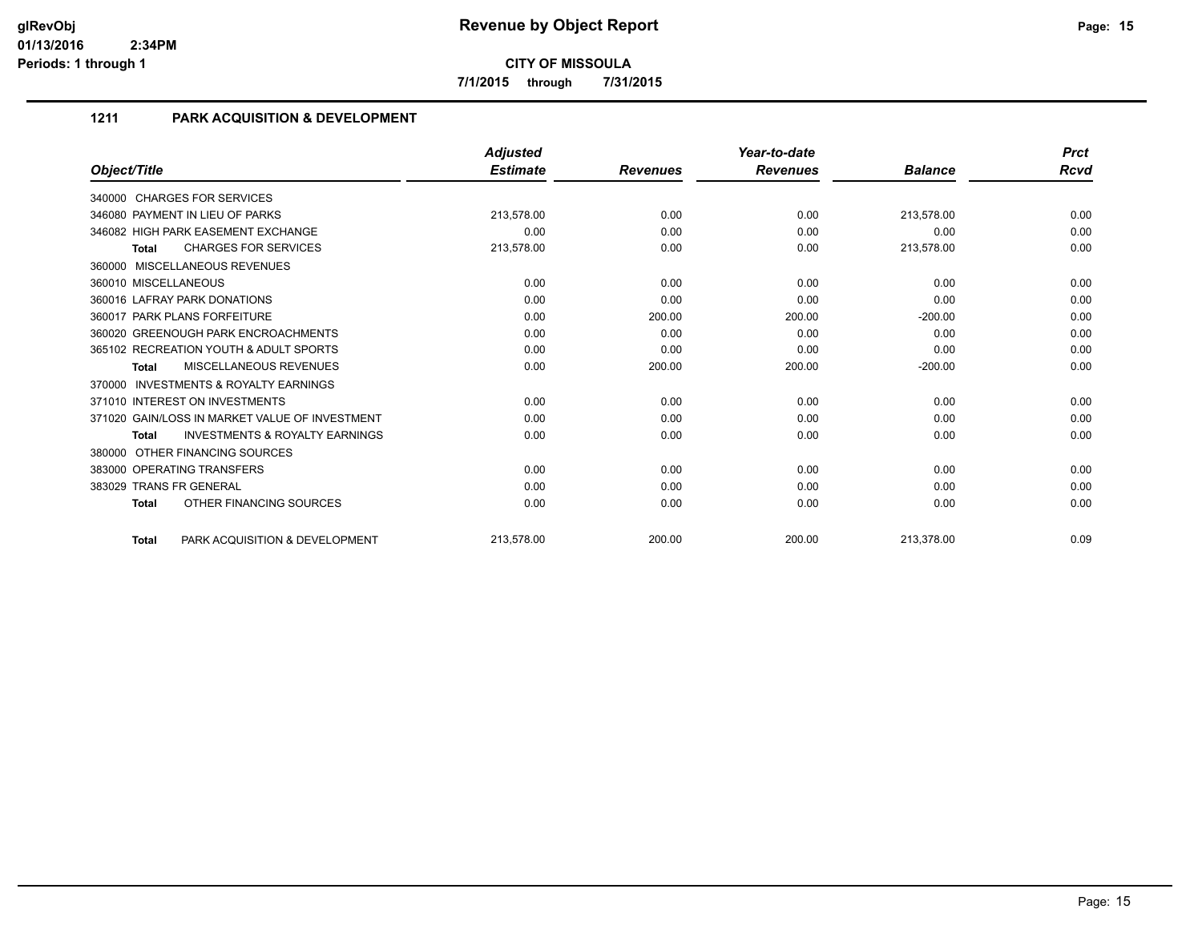**CITY OF MISSOULA**

**7/1/2015 through 7/31/2015**

## 1211 PARK ACQUISITION & DEVELOPMENT

| Object/Title | Adjusted Estimate | Revenues | Year-to-date Revenues | Balance | Prct Rcvd |
|---|---|---|---|---|---|
| 340000 CHARGES FOR SERVICES | | | | | |
| 346080 PAYMENT IN LIEU OF PARKS | 213,578.00 | 0.00 | 0.00 | 213,578.00 | 0.00 |
| 346082 HIGH PARK EASEMENT EXCHANGE | 0.00 | 0.00 | 0.00 | 0.00 | 0.00 |
| **Total** CHARGES FOR SERVICES | 213,578.00 | 0.00 | 0.00 | 213,578.00 | 0.00 |
| 360000 MISCELLANEOUS REVENUES | | | | | |
| 360010 MISCELLANEOUS | 0.00 | 0.00 | 0.00 | 0.00 | 0.00 |
| 360016 LAFRAY PARK DONATIONS | 0.00 | 0.00 | 0.00 | 0.00 | 0.00 |
| 360017 PARK PLANS FORFEITURE | 0.00 | 200.00 | 200.00 | -200.00 | 0.00 |
| 360020 GREENOUGH PARK ENCROACHMENTS | 0.00 | 0.00 | 0.00 | 0.00 | 0.00 |
| 365102 RECREATION YOUTH & ADULT SPORTS | 0.00 | 0.00 | 0.00 | 0.00 | 0.00 |
| **Total** MISCELLANEOUS REVENUES | 0.00 | 200.00 | 200.00 | -200.00 | 0.00 |
| 370000 INVESTMENTS & ROYALTY EARNINGS | | | | | |
| 371010 INTEREST ON INVESTMENTS | 0.00 | 0.00 | 0.00 | 0.00 | 0.00 |
| 371020 GAIN/LOSS IN MARKET VALUE OF INVESTMENT | 0.00 | 0.00 | 0.00 | 0.00 | 0.00 |
| **Total** INVESTMENTS & ROYALTY EARNINGS | 0.00 | 0.00 | 0.00 | 0.00 | 0.00 |
| 380000 OTHER FINANCING SOURCES | | | | | |
| 383000 OPERATING TRANSFERS | 0.00 | 0.00 | 0.00 | 0.00 | 0.00 |
| 383029 TRANS FR GENERAL | 0.00 | 0.00 | 0.00 | 0.00 | 0.00 |
| **Total** OTHER FINANCING SOURCES | 0.00 | 0.00 | 0.00 | 0.00 | 0.00 |
| **Total** PARK ACQUISITION & DEVELOPMENT | 213,578.00 | 200.00 | 200.00 | 213,378.00 | 0.09 |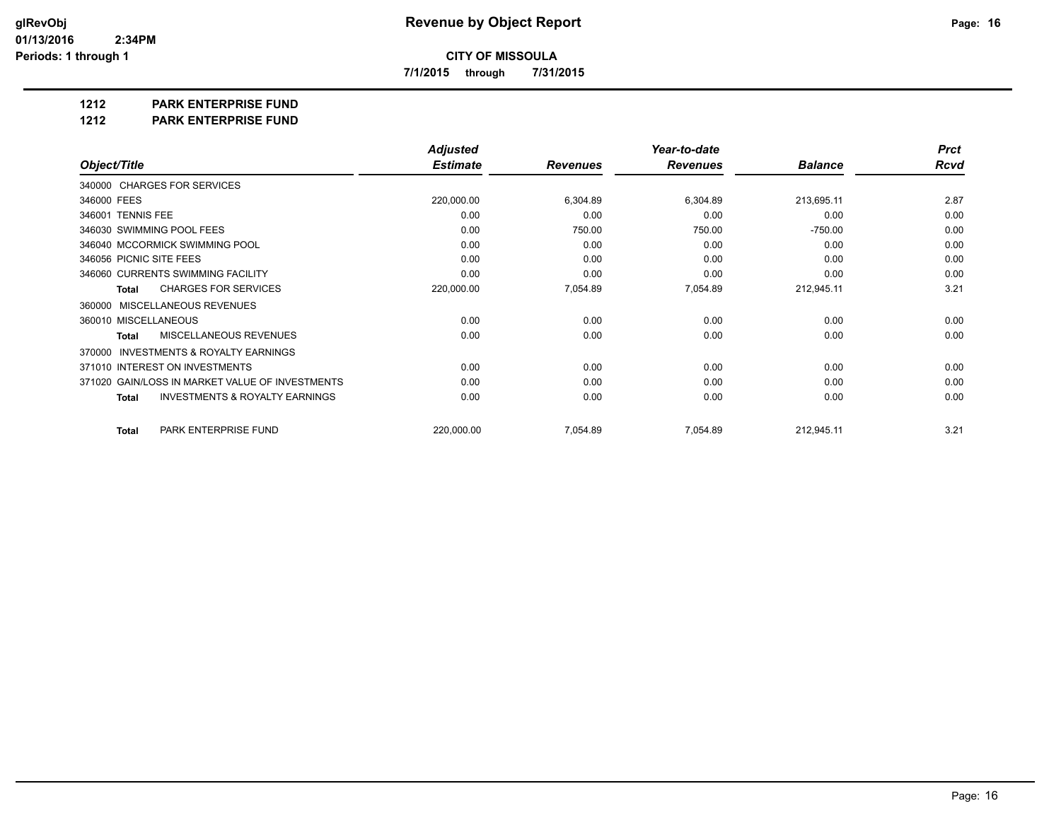**CITY OF MISSOULA**

**7/1/2015 through 7/31/2015**

**1212 PARK ENTERPRISE FUND**

**1212 PARK ENTERPRISE FUND**

| Object/Title | Adjusted Estimate | Revenues | Year-to-date Revenues | Balance | Prct Rcvd |
|---|---|---|---|---|---|
| 340000 CHARGES FOR SERVICES | | | | | |
| 346000 FEES | 220,000.00 | 6,304.89 | 6,304.89 | 213,695.11 | 2.87 |
| 346001 TENNIS FEE | 0.00 | 0.00 | 0.00 | 0.00 | 0.00 |
| 346030 SWIMMING POOL FEES | 0.00 | 750.00 | 750.00 | -750.00 | 0.00 |
| 346040 MCCORMICK SWIMMING POOL | 0.00 | 0.00 | 0.00 | 0.00 | 0.00 |
| 346056 PICNIC SITE FEES | 0.00 | 0.00 | 0.00 | 0.00 | 0.00 |
| 346060 CURRENTS SWIMMING FACILITY | 0.00 | 0.00 | 0.00 | 0.00 | 0.00 |
| **Total** CHARGES FOR SERVICES | 220,000.00 | 7,054.89 | 7,054.89 | 212,945.11 | 3.21 |
| 360000 MISCELLANEOUS REVENUES | | | | | |
| 360010 MISCELLANEOUS | 0.00 | 0.00 | 0.00 | 0.00 | 0.00 |
| **Total** MISCELLANEOUS REVENUES | 0.00 | 0.00 | 0.00 | 0.00 | 0.00 |
| 370000 INVESTMENTS & ROYALTY EARNINGS | | | | | |
| 371010 INTEREST ON INVESTMENTS | 0.00 | 0.00 | 0.00 | 0.00 | 0.00 |
| 371020 GAIN/LOSS IN MARKET VALUE OF INVESTMENTS | 0.00 | 0.00 | 0.00 | 0.00 | 0.00 |
| **Total** INVESTMENTS & ROYALTY EARNINGS | 0.00 | 0.00 | 0.00 | 0.00 | 0.00 |
| **Total** PARK ENTERPRISE FUND | 220,000.00 | 7,054.89 | 7,054.89 | 212,945.11 | 3.21 |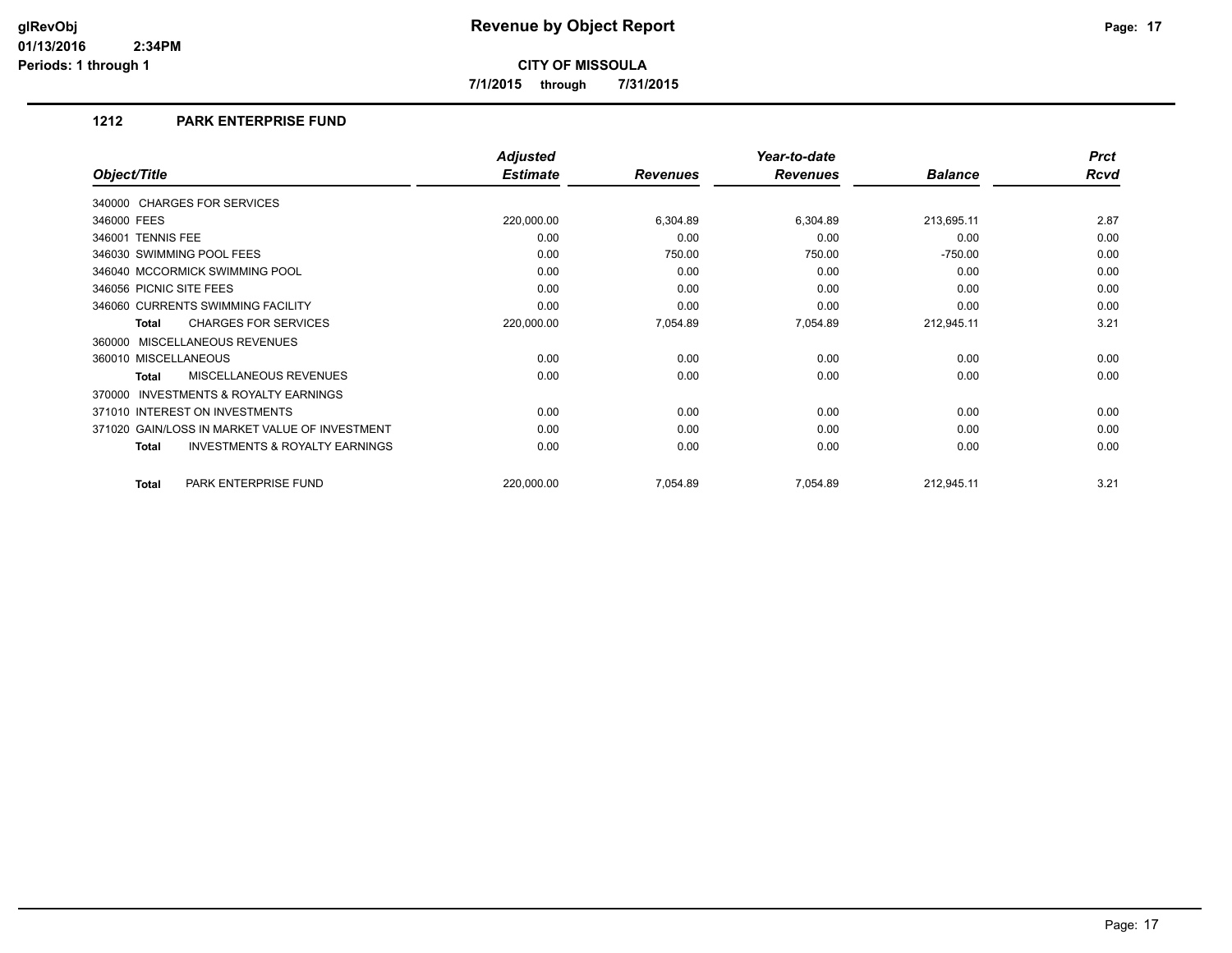# Revenue by Object Report

**CITY OF MISSOULA**

**7/1/2015 through 7/31/2015**

glRevObj
01/13/2016 2:34PM
Periods: 1 through 1

## 1212 PARK ENTERPRISE FUND

| Object/Title | Adjusted Estimate | Revenues | Year-to-date Revenues | Balance | Prct Rcvd |
|---|---|---|---|---|---|
| 340000 CHARGES FOR SERVICES | | | | | |
| 346000 FEES | 220,000.00 | 6,304.89 | 6,304.89 | 213,695.11 | 2.87 |
| 346001 TENNIS FEE | 0.00 | 0.00 | 0.00 | 0.00 | 0.00 |
| 346030 SWIMMING POOL FEES | 0.00 | 750.00 | 750.00 | -750.00 | 0.00 |
| 346040 MCCORMICK SWIMMING POOL | 0.00 | 0.00 | 0.00 | 0.00 | 0.00 |
| 346056 PICNIC SITE FEES | 0.00 | 0.00 | 0.00 | 0.00 | 0.00 |
| 346060 CURRENTS SWIMMING FACILITY | 0.00 | 0.00 | 0.00 | 0.00 | 0.00 |
| **Total** CHARGES FOR SERVICES | 220,000.00 | 7,054.89 | 7,054.89 | 212,945.11 | 3.21 |
| 360000 MISCELLANEOUS REVENUES | | | | | |
| 360010 MISCELLANEOUS | 0.00 | 0.00 | 0.00 | 0.00 | 0.00 |
| **Total** MISCELLANEOUS REVENUES | 0.00 | 0.00 | 0.00 | 0.00 | 0.00 |
| 370000 INVESTMENTS & ROYALTY EARNINGS | | | | | |
| 371010 INTEREST ON INVESTMENTS | 0.00 | 0.00 | 0.00 | 0.00 | 0.00 |
| 371020 GAIN/LOSS IN MARKET VALUE OF INVESTMENT | 0.00 | 0.00 | 0.00 | 0.00 | 0.00 |
| **Total** INVESTMENTS & ROYALTY EARNINGS | 0.00 | 0.00 | 0.00 | 0.00 | 0.00 |
| **Total** PARK ENTERPRISE FUND | 220,000.00 | 7,054.89 | 7,054.89 | 212,945.11 | 3.21 |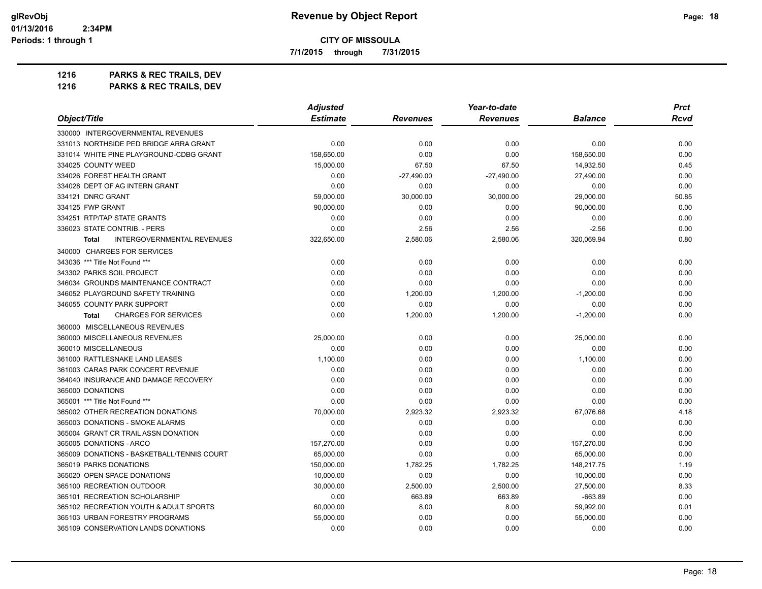# Revenue by Object Report

**CITY OF MISSOULA**

7/1/2015 through 7/31/2015

glRevObj
01/13/2016 2:34PM
Periods: 1 through 1

**1216 PARKS & REC TRAILS, DEV**

**1216 PARKS & REC TRAILS, DEV**

| Object/Title | Adjusted Estimate | Revenues | Year-to-date Revenues | Balance | Prct Rcvd |
|---|---|---|---|---|---|
| 330000 INTERGOVERNMENTAL REVENUES | | | | | |
| 331013 NORTHSIDE PED BRIDGE ARRA GRANT | 0.00 | 0.00 | 0.00 | 0.00 | 0.00 |
| 331014 WHITE PINE PLAYGROUND-CDBG GRANT | 158,650.00 | 0.00 | 0.00 | 158,650.00 | 0.00 |
| 334025 COUNTY WEED | 15,000.00 | 67.50 | 67.50 | 14,932.50 | 0.45 |
| 334026 FOREST HEALTH GRANT | 0.00 | -27,490.00 | -27,490.00 | 27,490.00 | 0.00 |
| 334028 DEPT OF AG INTERN GRANT | 0.00 | 0.00 | 0.00 | 0.00 | 0.00 |
| 334121 DNRC GRANT | 59,000.00 | 30,000.00 | 30,000.00 | 29,000.00 | 50.85 |
| 334125 FWP GRANT | 90,000.00 | 0.00 | 0.00 | 90,000.00 | 0.00 |
| 334251 RTP/TAP STATE GRANTS | 0.00 | 0.00 | 0.00 | 0.00 | 0.00 |
| 336023 STATE CONTRIB. - PERS | 0.00 | 2.56 | 2.56 | -2.56 | 0.00 |
| **Total** INTERGOVERNMENTAL REVENUES | 322,650.00 | 2,580.06 | 2,580.06 | 320,069.94 | 0.80 |
| 340000 CHARGES FOR SERVICES | | | | | |
| 343036 *** Title Not Found *** | 0.00 | 0.00 | 0.00 | 0.00 | 0.00 |
| 343302 PARKS SOIL PROJECT | 0.00 | 0.00 | 0.00 | 0.00 | 0.00 |
| 346034 GROUNDS MAINTENANCE CONTRACT | 0.00 | 0.00 | 0.00 | 0.00 | 0.00 |
| 346052 PLAYGROUND SAFETY TRAINING | 0.00 | 1,200.00 | 1,200.00 | -1,200.00 | 0.00 |
| 346055 COUNTY PARK SUPPORT | 0.00 | 0.00 | 0.00 | 0.00 | 0.00 |
| **Total** CHARGES FOR SERVICES | 0.00 | 1,200.00 | 1,200.00 | -1,200.00 | 0.00 |
| 360000 MISCELLANEOUS REVENUES | | | | | |
| 360000 MISCELLANEOUS REVENUES | 25,000.00 | 0.00 | 0.00 | 25,000.00 | 0.00 |
| 360010 MISCELLANEOUS | 0.00 | 0.00 | 0.00 | 0.00 | 0.00 |
| 361000 RATTLESNAKE LAND LEASES | 1,100.00 | 0.00 | 0.00 | 1,100.00 | 0.00 |
| 361003 CARAS PARK CONCERT REVENUE | 0.00 | 0.00 | 0.00 | 0.00 | 0.00 |
| 364040 INSURANCE AND DAMAGE RECOVERY | 0.00 | 0.00 | 0.00 | 0.00 | 0.00 |
| 365000 DONATIONS | 0.00 | 0.00 | 0.00 | 0.00 | 0.00 |
| 365001 *** Title Not Found *** | 0.00 | 0.00 | 0.00 | 0.00 | 0.00 |
| 365002 OTHER RECREATION DONATIONS | 70,000.00 | 2,923.32 | 2,923.32 | 67,076.68 | 4.18 |
| 365003 DONATIONS - SMOKE ALARMS | 0.00 | 0.00 | 0.00 | 0.00 | 0.00 |
| 365004 GRANT CR TRAIL ASSN DONATION | 0.00 | 0.00 | 0.00 | 0.00 | 0.00 |
| 365005 DONATIONS - ARCO | 157,270.00 | 0.00 | 0.00 | 157,270.00 | 0.00 |
| 365009 DONATIONS - BASKETBALL/TENNIS COURT | 65,000.00 | 0.00 | 0.00 | 65,000.00 | 0.00 |
| 365019 PARKS DONATIONS | 150,000.00 | 1,782.25 | 1,782.25 | 148,217.75 | 1.19 |
| 365020 OPEN SPACE DONATIONS | 10,000.00 | 0.00 | 0.00 | 10,000.00 | 0.00 |
| 365100 RECREATION OUTDOOR | 30,000.00 | 2,500.00 | 2,500.00 | 27,500.00 | 8.33 |
| 365101 RECREATION SCHOLARSHIP | 0.00 | 663.89 | 663.89 | -663.89 | 0.00 |
| 365102 RECREATION YOUTH & ADULT SPORTS | 60,000.00 | 8.00 | 8.00 | 59,992.00 | 0.01 |
| 365103 URBAN FORESTRY PROGRAMS | 55,000.00 | 0.00 | 0.00 | 55,000.00 | 0.00 |
| 365109 CONSERVATION LANDS DONATIONS | 0.00 | 0.00 | 0.00 | 0.00 | 0.00 |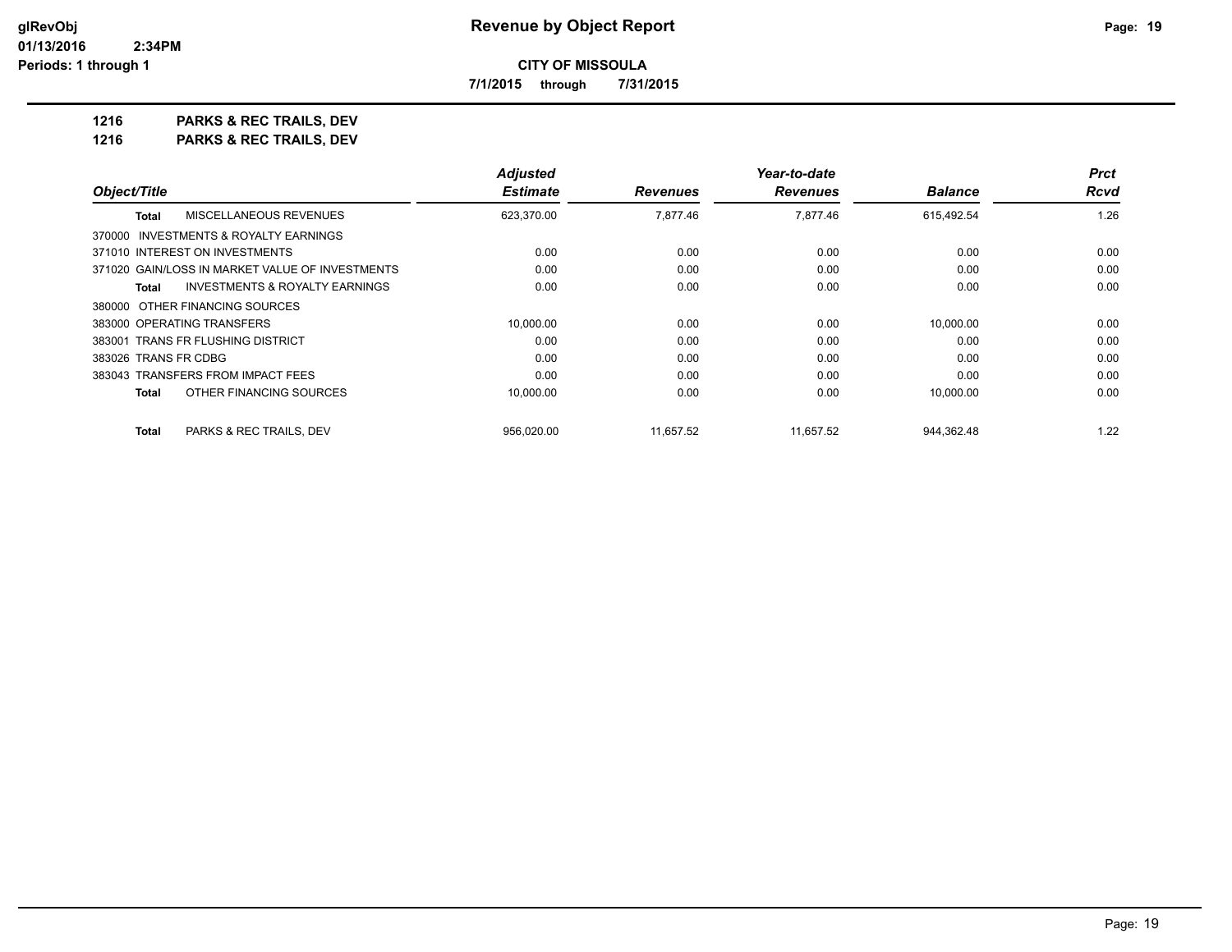**CITY OF MISSOULA**

**7/1/2015 through 7/31/2015**

## 1216 PARKS & REC TRAILS, DEV

## 1216 PARKS & REC TRAILS, DEV

| Object/Title | Adjusted Estimate | Revenues | Year-to-date Revenues | Balance | Prct Rcvd |
|---|---|---|---|---|---|
| **Total** MISCELLANEOUS REVENUES | 623,370.00 | 7,877.46 | 7,877.46 | 615,492.54 | 1.26 |
| 370000 INVESTMENTS & ROYALTY EARNINGS | | | | | |
| 371010 INTEREST ON INVESTMENTS | 0.00 | 0.00 | 0.00 | 0.00 | 0.00 |
| 371020 GAIN/LOSS IN MARKET VALUE OF INVESTMENTS | 0.00 | 0.00 | 0.00 | 0.00 | 0.00 |
| **Total** INVESTMENTS & ROYALTY EARNINGS | 0.00 | 0.00 | 0.00 | 0.00 | 0.00 |
| 380000 OTHER FINANCING SOURCES | | | | | |
| 383000 OPERATING TRANSFERS | 10,000.00 | 0.00 | 0.00 | 10,000.00 | 0.00 |
| 383001 TRANS FR FLUSHING DISTRICT | 0.00 | 0.00 | 0.00 | 0.00 | 0.00 |
| 383026 TRANS FR CDBG | 0.00 | 0.00 | 0.00 | 0.00 | 0.00 |
| 383043 TRANSFERS FROM IMPACT FEES | 0.00 | 0.00 | 0.00 | 0.00 | 0.00 |
| **Total** OTHER FINANCING SOURCES | 10,000.00 | 0.00 | 0.00 | 10,000.00 | 0.00 |
| **Total** PARKS & REC TRAILS, DEV | 956,020.00 | 11,657.52 | 11,657.52 | 944,362.48 | 1.22 |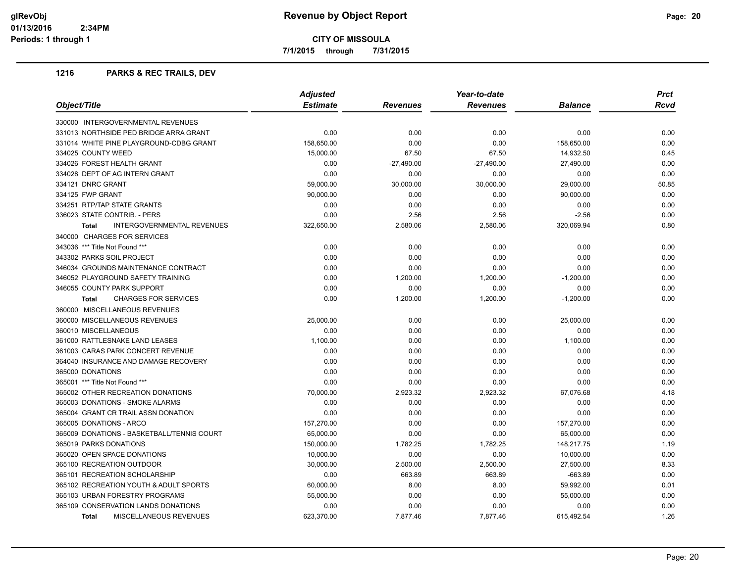# Revenue by Object Report

**CITY OF MISSOULA**

**7/1/2015 through 7/31/2015**

glRevObj
01/13/2016 2:34PM
Periods: 1 through 1

## 1216 PARKS & REC TRAILS, DEV

| Object/Title | Adjusted Estimate | Revenues | Year-to-date Revenues | Balance | Prct Rcvd |
|---|---|---|---|---|---|
| 330000 INTERGOVERNMENTAL REVENUES | | | | | |
| 331013 NORTHSIDE PED BRIDGE ARRA GRANT | 0.00 | 0.00 | 0.00 | 0.00 | 0.00 |
| 331014 WHITE PINE PLAYGROUND-CDBG GRANT | 158,650.00 | 0.00 | 0.00 | 158,650.00 | 0.00 |
| 334025 COUNTY WEED | 15,000.00 | 67.50 | 67.50 | 14,932.50 | 0.45 |
| 334026 FOREST HEALTH GRANT | 0.00 | -27,490.00 | -27,490.00 | 27,490.00 | 0.00 |
| 334028 DEPT OF AG INTERN GRANT | 0.00 | 0.00 | 0.00 | 0.00 | 0.00 |
| 334121 DNRC GRANT | 59,000.00 | 30,000.00 | 30,000.00 | 29,000.00 | 50.85 |
| 334125 FWP GRANT | 90,000.00 | 0.00 | 0.00 | 90,000.00 | 0.00 |
| 334251 RTP/TAP STATE GRANTS | 0.00 | 0.00 | 0.00 | 0.00 | 0.00 |
| 336023 STATE CONTRIB. - PERS | 0.00 | 2.56 | 2.56 | -2.56 | 0.00 |
| **Total** INTERGOVERNMENTAL REVENUES | 322,650.00 | 2,580.06 | 2,580.06 | 320,069.94 | 0.80 |
| 340000 CHARGES FOR SERVICES | | | | | |
| 343036 *** Title Not Found *** | 0.00 | 0.00 | 0.00 | 0.00 | 0.00 |
| 343302 PARKS SOIL PROJECT | 0.00 | 0.00 | 0.00 | 0.00 | 0.00 |
| 346034 GROUNDS MAINTENANCE CONTRACT | 0.00 | 0.00 | 0.00 | 0.00 | 0.00 |
| 346052 PLAYGROUND SAFETY TRAINING | 0.00 | 1,200.00 | 1,200.00 | -1,200.00 | 0.00 |
| 346055 COUNTY PARK SUPPORT | 0.00 | 0.00 | 0.00 | 0.00 | 0.00 |
| **Total** CHARGES FOR SERVICES | 0.00 | 1,200.00 | 1,200.00 | -1,200.00 | 0.00 |
| 360000 MISCELLANEOUS REVENUES | | | | | |
| 360000 MISCELLANEOUS REVENUES | 25,000.00 | 0.00 | 0.00 | 25,000.00 | 0.00 |
| 360010 MISCELLANEOUS | 0.00 | 0.00 | 0.00 | 0.00 | 0.00 |
| 361000 RATTLESNAKE LAND LEASES | 1,100.00 | 0.00 | 0.00 | 1,100.00 | 0.00 |
| 361003 CARAS PARK CONCERT REVENUE | 0.00 | 0.00 | 0.00 | 0.00 | 0.00 |
| 364040 INSURANCE AND DAMAGE RECOVERY | 0.00 | 0.00 | 0.00 | 0.00 | 0.00 |
| 365000 DONATIONS | 0.00 | 0.00 | 0.00 | 0.00 | 0.00 |
| 365001 *** Title Not Found *** | 0.00 | 0.00 | 0.00 | 0.00 | 0.00 |
| 365002 OTHER RECREATION DONATIONS | 70,000.00 | 2,923.32 | 2,923.32 | 67,076.68 | 4.18 |
| 365003 DONATIONS - SMOKE ALARMS | 0.00 | 0.00 | 0.00 | 0.00 | 0.00 |
| 365004 GRANT CR TRAIL ASSN DONATION | 0.00 | 0.00 | 0.00 | 0.00 | 0.00 |
| 365005 DONATIONS - ARCO | 157,270.00 | 0.00 | 0.00 | 157,270.00 | 0.00 |
| 365009 DONATIONS - BASKETBALL/TENNIS COURT | 65,000.00 | 0.00 | 0.00 | 65,000.00 | 0.00 |
| 365019 PARKS DONATIONS | 150,000.00 | 1,782.25 | 1,782.25 | 148,217.75 | 1.19 |
| 365020 OPEN SPACE DONATIONS | 10,000.00 | 0.00 | 0.00 | 10,000.00 | 0.00 |
| 365100 RECREATION OUTDOOR | 30,000.00 | 2,500.00 | 2,500.00 | 27,500.00 | 8.33 |
| 365101 RECREATION SCHOLARSHIP | 0.00 | 663.89 | 663.89 | -663.89 | 0.00 |
| 365102 RECREATION YOUTH & ADULT SPORTS | 60,000.00 | 8.00 | 8.00 | 59,992.00 | 0.01 |
| 365103 URBAN FORESTRY PROGRAMS | 55,000.00 | 0.00 | 0.00 | 55,000.00 | 0.00 |
| 365109 CONSERVATION LANDS DONATIONS | 0.00 | 0.00 | 0.00 | 0.00 | 0.00 |
| **Total** MISCELLANEOUS REVENUES | 623,370.00 | 7,877.46 | 7,877.46 | 615,492.54 | 1.26 |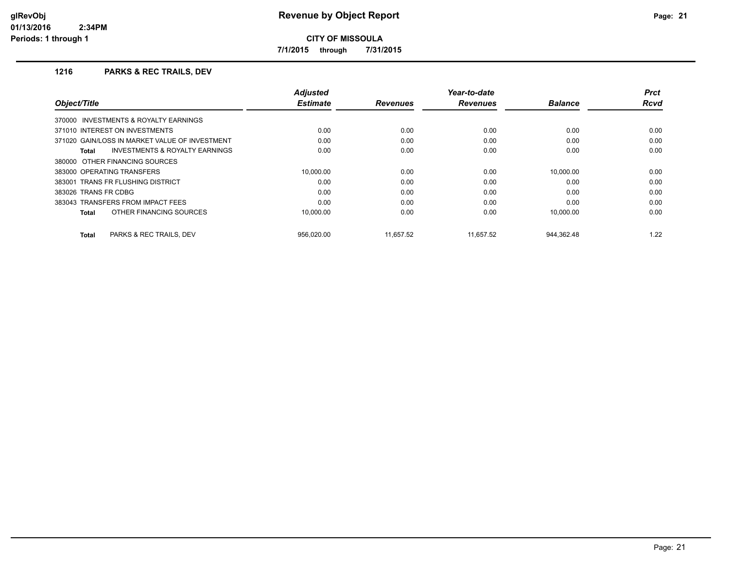# Revenue by Object Report

**CITY OF MISSOULA**

**7/1/2015 through 7/31/2015**

## 1216 PARKS & REC TRAILS, DEV

| Object/Title | Adjusted Estimate | Revenues | Year-to-date Revenues | Balance | Prct Rcvd |
|---|---|---|---|---|---|
| 370000 INVESTMENTS & ROYALTY EARNINGS | | | | | |
| 371010 INTEREST ON INVESTMENTS | 0.00 | 0.00 | 0.00 | 0.00 | 0.00 |
| 371020 GAIN/LOSS IN MARKET VALUE OF INVESTMENT | 0.00 | 0.00 | 0.00 | 0.00 | 0.00 |
| **Total** INVESTMENTS & ROYALTY EARNINGS | 0.00 | 0.00 | 0.00 | 0.00 | 0.00 |
| 380000 OTHER FINANCING SOURCES | | | | | |
| 383000 OPERATING TRANSFERS | 10,000.00 | 0.00 | 0.00 | 10,000.00 | 0.00 |
| 383001 TRANS FR FLUSHING DISTRICT | 0.00 | 0.00 | 0.00 | 0.00 | 0.00 |
| 383026 TRANS FR CDBG | 0.00 | 0.00 | 0.00 | 0.00 | 0.00 |
| 383043 TRANSFERS FROM IMPACT FEES | 0.00 | 0.00 | 0.00 | 0.00 | 0.00 |
| **Total** OTHER FINANCING SOURCES | 10,000.00 | 0.00 | 0.00 | 10,000.00 | 0.00 |
| **Total** PARKS & REC TRAILS, DEV | 956,020.00 | 11,657.52 | 11,657.52 | 944,362.48 | 1.22 |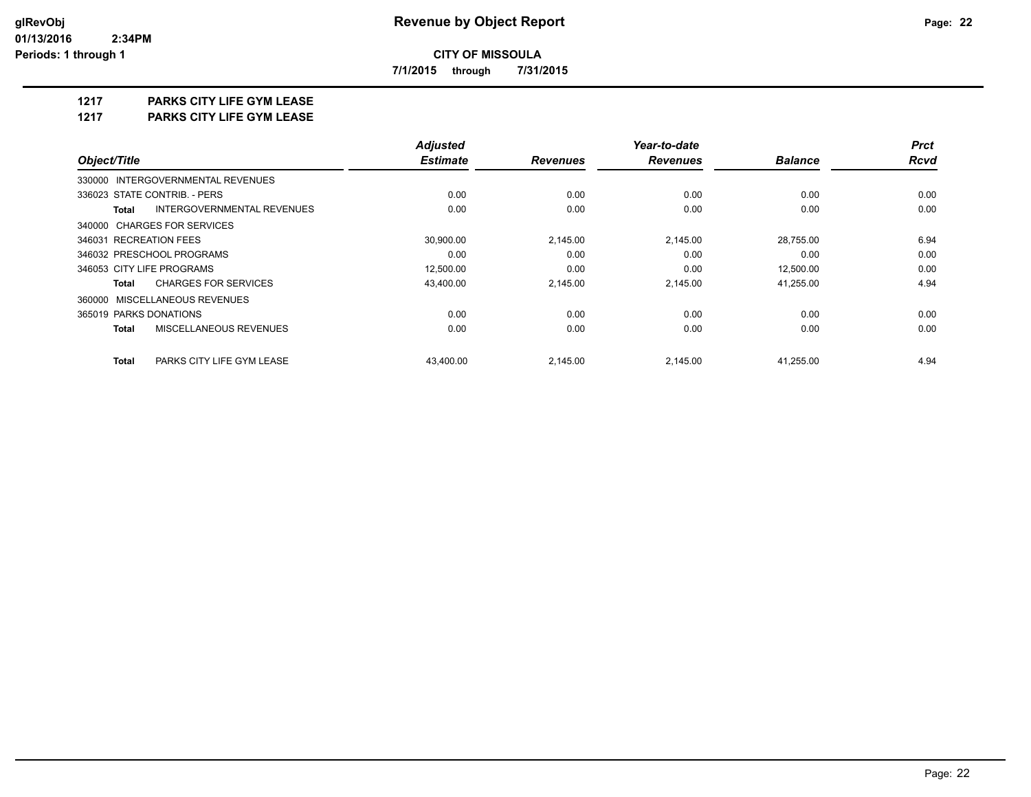# Revenue by Object Report

**CITY OF MISSOULA**

**7/1/2015 through 7/31/2015**

glRevObj
01/13/2016 2:34PM
Periods: 1 through 1

## 1217 PARKS CITY LIFE GYM LEASE
## 1217 PARKS CITY LIFE GYM LEASE

| Object/Title | Adjusted Estimate | Revenues | Year-to-date Revenues | Balance | Prct Rcvd |
|---|---|---|---|---|---|
| 330000 INTERGOVERNMENTAL REVENUES | | | | | |
| 336023 STATE CONTRIB. - PERS | 0.00 | 0.00 | 0.00 | 0.00 | 0.00 |
| **Total** INTERGOVERNMENTAL REVENUES | 0.00 | 0.00 | 0.00 | 0.00 | 0.00 |
| 340000 CHARGES FOR SERVICES | | | | | |
| 346031 RECREATION FEES | 30,900.00 | 2,145.00 | 2,145.00 | 28,755.00 | 6.94 |
| 346032 PRESCHOOL PROGRAMS | 0.00 | 0.00 | 0.00 | 0.00 | 0.00 |
| 346053 CITY LIFE PROGRAMS | 12,500.00 | 0.00 | 0.00 | 12,500.00 | 0.00 |
| **Total** CHARGES FOR SERVICES | 43,400.00 | 2,145.00 | 2,145.00 | 41,255.00 | 4.94 |
| 360000 MISCELLANEOUS REVENUES | | | | | |
| 365019 PARKS DONATIONS | 0.00 | 0.00 | 0.00 | 0.00 | 0.00 |
| **Total** MISCELLANEOUS REVENUES | 0.00 | 0.00 | 0.00 | 0.00 | 0.00 |
| **Total** PARKS CITY LIFE GYM LEASE | 43,400.00 | 2,145.00 | 2,145.00 | 41,255.00 | 4.94 |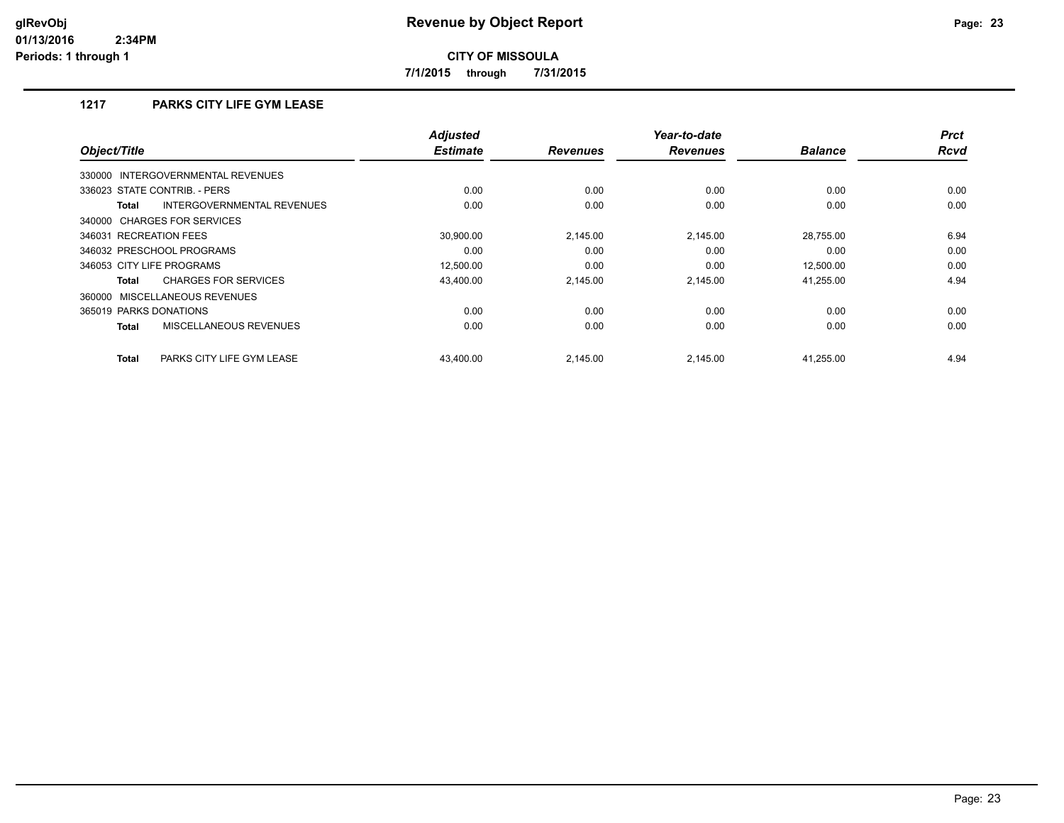# Revenue by Object Report

**CITY OF MISSOULA**

**7/1/2015 through 7/31/2015**

glRevObj
01/13/2016 2:34PM
Periods: 1 through 1

### 1217 PARKS CITY LIFE GYM LEASE

| Object/Title | Adjusted Estimate | Revenues | Year-to-date Revenues | Balance | Prct Rcvd |
|---|---|---|---|---|---|
| 330000 INTERGOVERNMENTAL REVENUES | | | | | |
| 336023 STATE CONTRIB. - PERS | 0.00 | 0.00 | 0.00 | 0.00 | 0.00 |
| **Total** INTERGOVERNMENTAL REVENUES | 0.00 | 0.00 | 0.00 | 0.00 | 0.00 |
| 340000 CHARGES FOR SERVICES | | | | | |
| 346031 RECREATION FEES | 30,900.00 | 2,145.00 | 2,145.00 | 28,755.00 | 6.94 |
| 346032 PRESCHOOL PROGRAMS | 0.00 | 0.00 | 0.00 | 0.00 | 0.00 |
| 346053 CITY LIFE PROGRAMS | 12,500.00 | 0.00 | 0.00 | 12,500.00 | 0.00 |
| **Total** CHARGES FOR SERVICES | 43,400.00 | 2,145.00 | 2,145.00 | 41,255.00 | 4.94 |
| 360000 MISCELLANEOUS REVENUES | | | | | |
| 365019 PARKS DONATIONS | 0.00 | 0.00 | 0.00 | 0.00 | 0.00 |
| **Total** MISCELLANEOUS REVENUES | 0.00 | 0.00 | 0.00 | 0.00 | 0.00 |
| **Total** PARKS CITY LIFE GYM LEASE | 43,400.00 | 2,145.00 | 2,145.00 | 41,255.00 | 4.94 |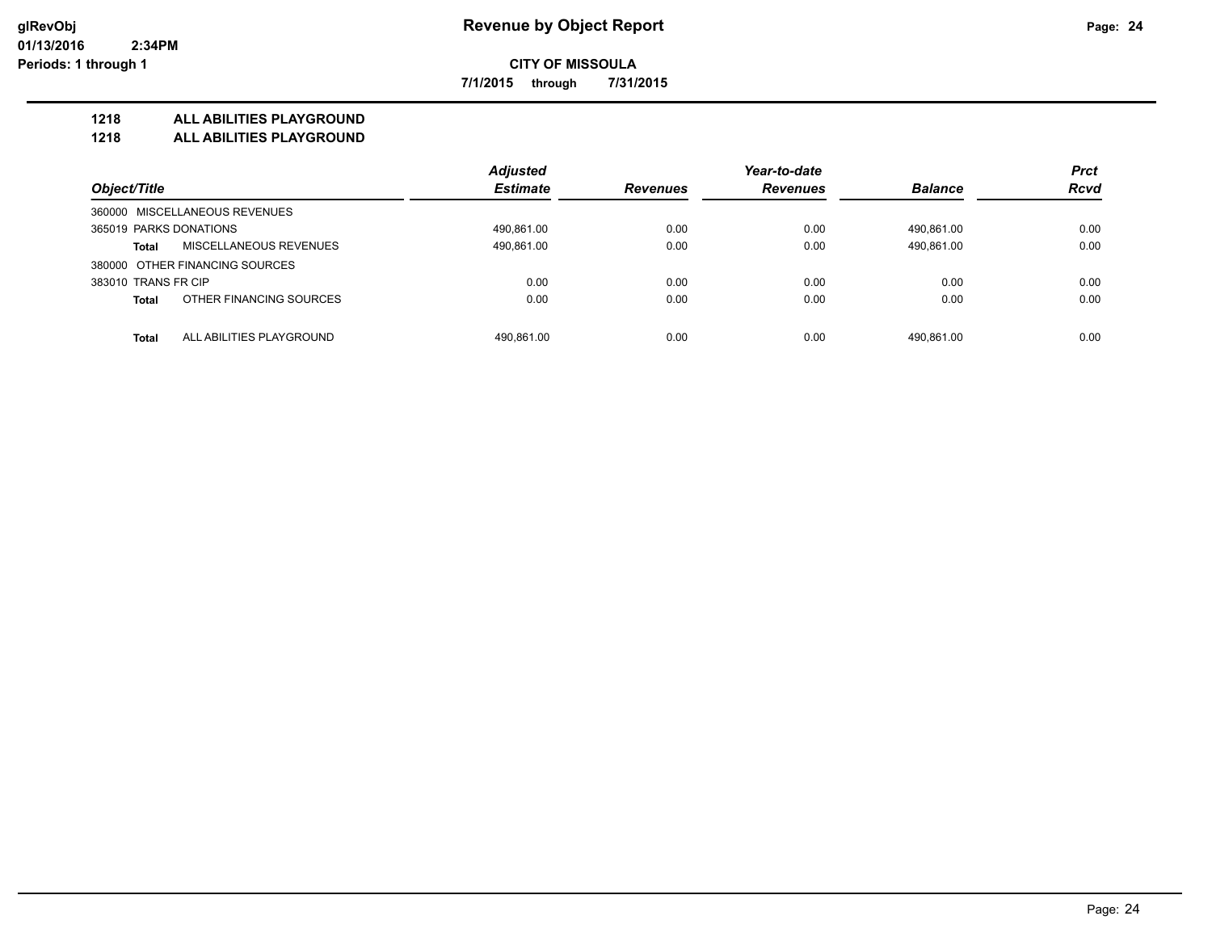# Revenue by Object Report

**CITY OF MISSOULA**

**7/1/2015 through 7/31/2015**

glRevObj
01/13/2016 2:34PM
Periods: 1 through 1

## 1218 ALL ABILITIES PLAYGROUND
## 1218 ALL ABILITIES PLAYGROUND

| Object/Title | Adjusted Estimate | Revenues | Year-to-date Revenues | Balance | Prct Rcvd |
|---|---|---|---|---|---|
| 360000 MISCELLANEOUS REVENUES | | | | | |
| 365019 PARKS DONATIONS | 490,861.00 | 0.00 | 0.00 | 490,861.00 | 0.00 |
| **Total** MISCELLANEOUS REVENUES | 490,861.00 | 0.00 | 0.00 | 490,861.00 | 0.00 |
| 380000 OTHER FINANCING SOURCES | | | | | |
| 383010 TRANS FR CIP | 0.00 | 0.00 | 0.00 | 0.00 | 0.00 |
| **Total** OTHER FINANCING SOURCES | 0.00 | 0.00 | 0.00 | 0.00 | 0.00 |
| **Total** ALL ABILITIES PLAYGROUND | 490,861.00 | 0.00 | 0.00 | 490,861.00 | 0.00 |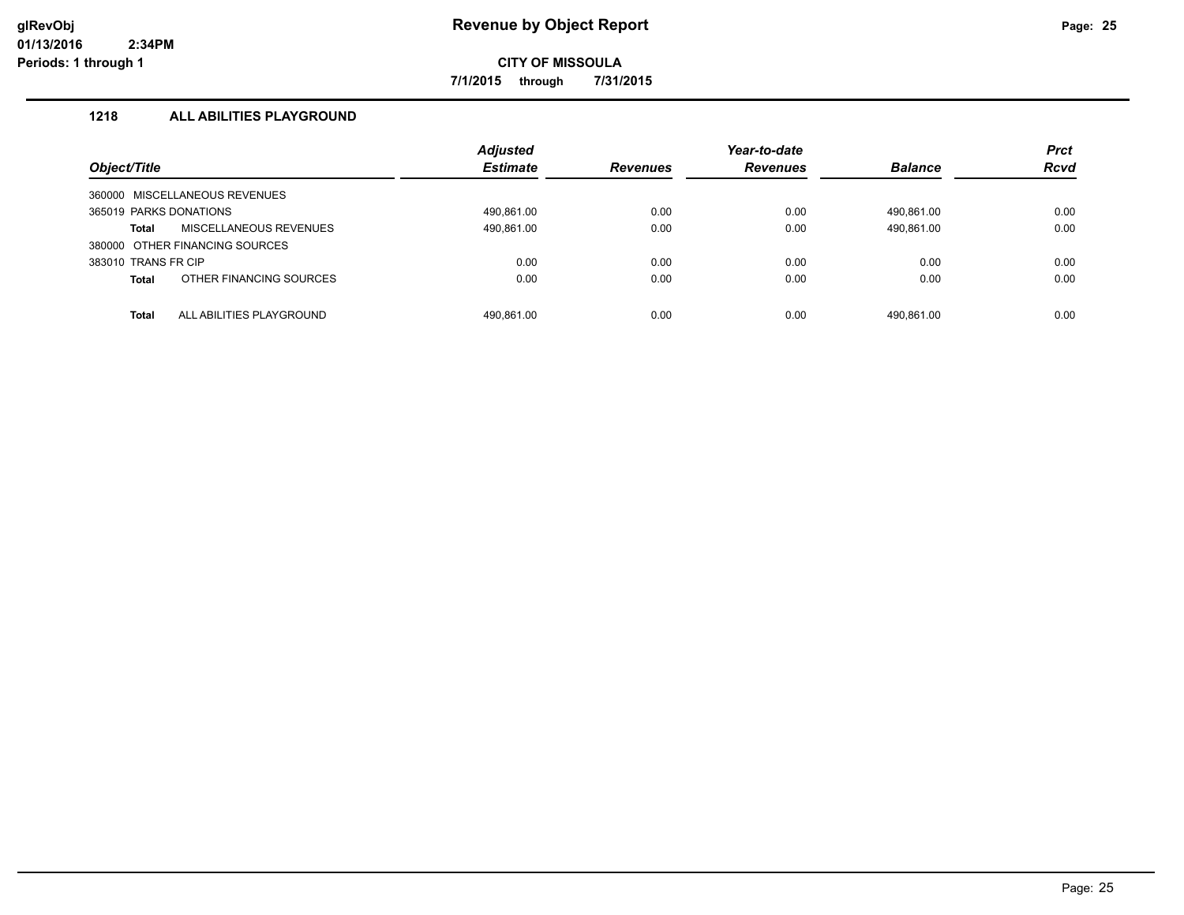# Revenue by Object Report

**CITY OF MISSOULA**

**7/1/2015 through 7/31/2015**

## 1218 ALL ABILITIES PLAYGROUND

| Object/Title | Adjusted Estimate | Revenues | Year-to-date Revenues | Balance | Prct Rcvd |
|---|---|---|---|---|---|
| 360000 MISCELLANEOUS REVENUES | | | | | |
| 365019 PARKS DONATIONS | 490,861.00 | 0.00 | 0.00 | 490,861.00 | 0.00 |
| **Total** MISCELLANEOUS REVENUES | 490,861.00 | 0.00 | 0.00 | 490,861.00 | 0.00 |
| 380000 OTHER FINANCING SOURCES | | | | | |
| 383010 TRANS FR CIP | 0.00 | 0.00 | 0.00 | 0.00 | 0.00 |
| **Total** OTHER FINANCING SOURCES | 0.00 | 0.00 | 0.00 | 0.00 | 0.00 |
| **Total** ALL ABILITIES PLAYGROUND | 490,861.00 | 0.00 | 0.00 | 490,861.00 | 0.00 |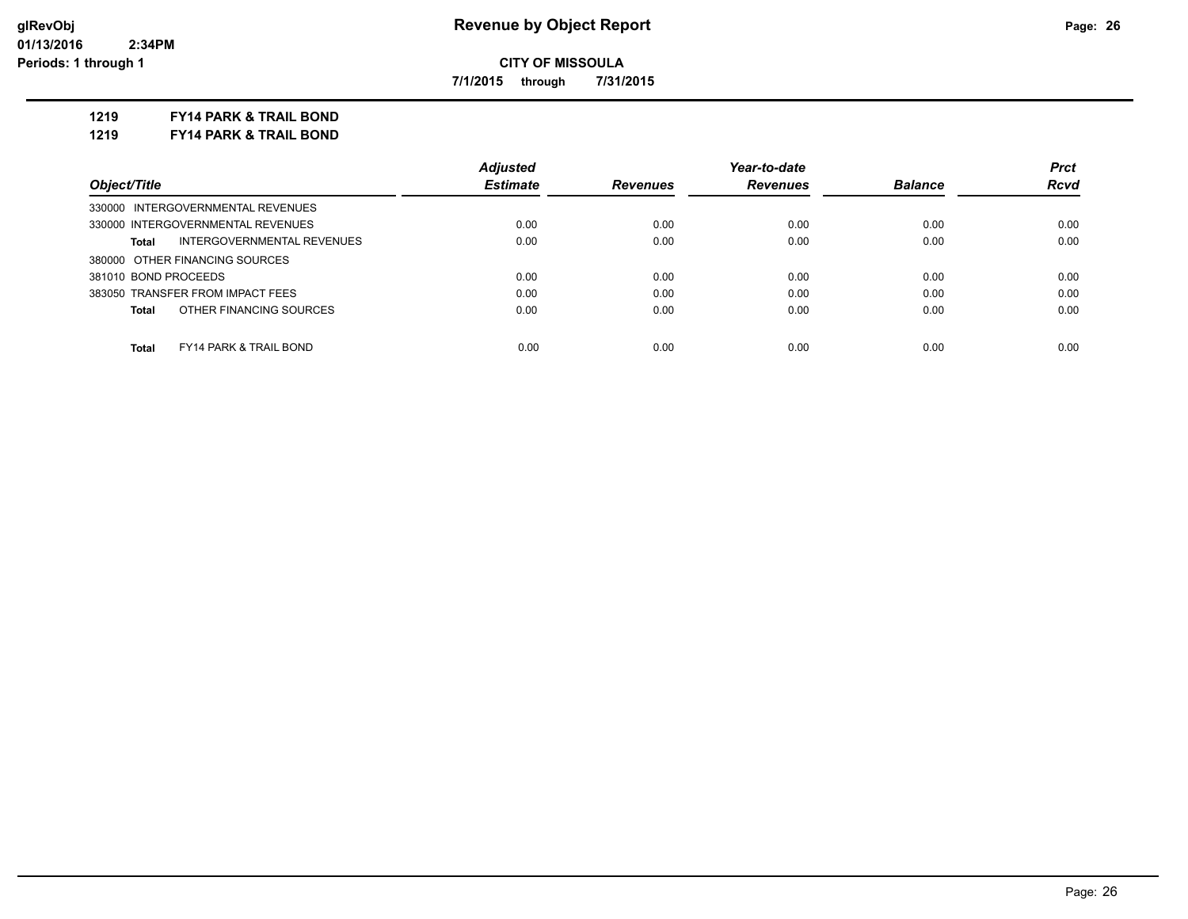**Revenue by Object Report**

**CITY OF MISSOULA**

**7/1/2015 through 7/31/2015**

glRevObj
01/13/2016 2:34PM
Periods: 1 through 1

**1219 FY14 PARK & TRAIL BOND**

**1219 FY14 PARK & TRAIL BOND**

| Object/Title | Adjusted Estimate | Revenues | Year-to-date Revenues | Balance | Prct Rcvd |
|---|---|---|---|---|---|
| 330000 INTERGOVERNMENTAL REVENUES | | | | | |
| 330000 INTERGOVERNMENTAL REVENUES | 0.00 | 0.00 | 0.00 | 0.00 | 0.00 |
| **Total** INTERGOVERNMENTAL REVENUES | 0.00 | 0.00 | 0.00 | 0.00 | 0.00 |
| 380000 OTHER FINANCING SOURCES | | | | | |
| 381010 BOND PROCEEDS | 0.00 | 0.00 | 0.00 | 0.00 | 0.00 |
| 383050 TRANSFER FROM IMPACT FEES | 0.00 | 0.00 | 0.00 | 0.00 | 0.00 |
| **Total** OTHER FINANCING SOURCES | 0.00 | 0.00 | 0.00 | 0.00 | 0.00 |
| **Total** FY14 PARK & TRAIL BOND | 0.00 | 0.00 | 0.00 | 0.00 | 0.00 |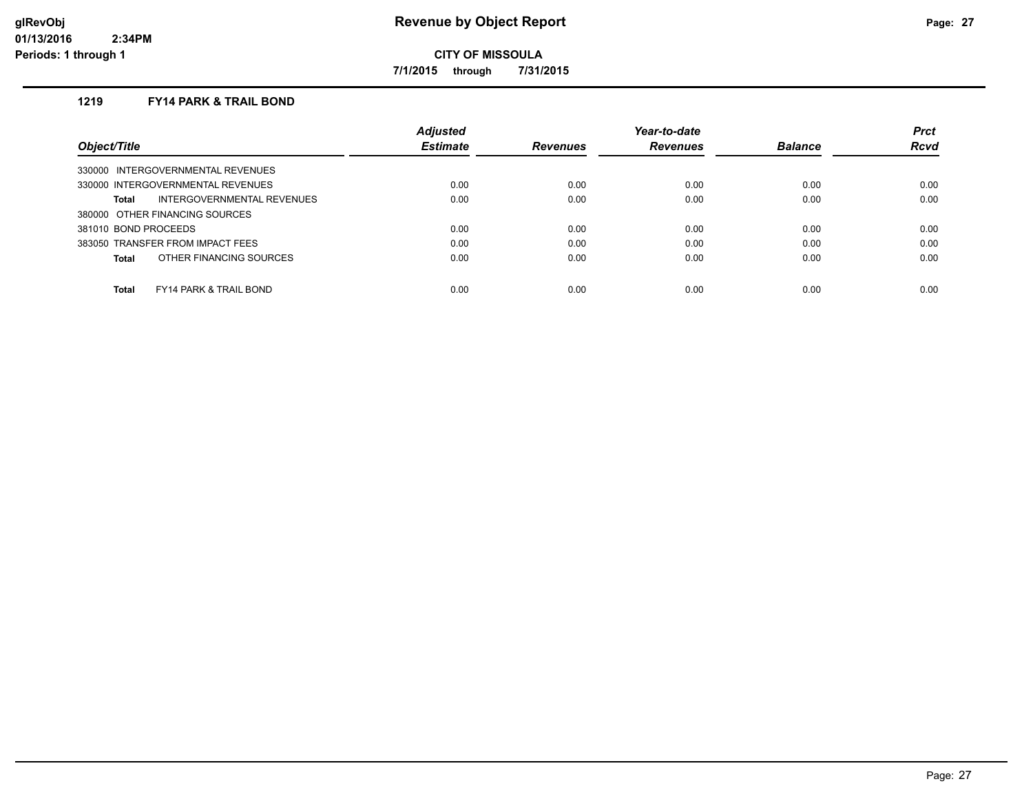# Revenue by Object Report

**CITY OF MISSOULA**

**7/1/2015 through 7/31/2015**

### 1219 FY14 PARK & TRAIL BOND

| Object/Title | Adjusted Estimate | Revenues | Year-to-date Revenues | Balance | Prct Rcvd |
|---|---|---|---|---|---|
| 330000 INTERGOVERNMENTAL REVENUES | | | | | |
| 330000 INTERGOVERNMENTAL REVENUES | 0.00 | 0.00 | 0.00 | 0.00 | 0.00 |
| **Total** INTERGOVERNMENTAL REVENUES | 0.00 | 0.00 | 0.00 | 0.00 | 0.00 |
| 380000 OTHER FINANCING SOURCES | | | | | |
| 381010 BOND PROCEEDS | 0.00 | 0.00 | 0.00 | 0.00 | 0.00 |
| 383050 TRANSFER FROM IMPACT FEES | 0.00 | 0.00 | 0.00 | 0.00 | 0.00 |
| **Total** OTHER FINANCING SOURCES | 0.00 | 0.00 | 0.00 | 0.00 | 0.00 |
| **Total** FY14 PARK & TRAIL BOND | 0.00 | 0.00 | 0.00 | 0.00 | 0.00 |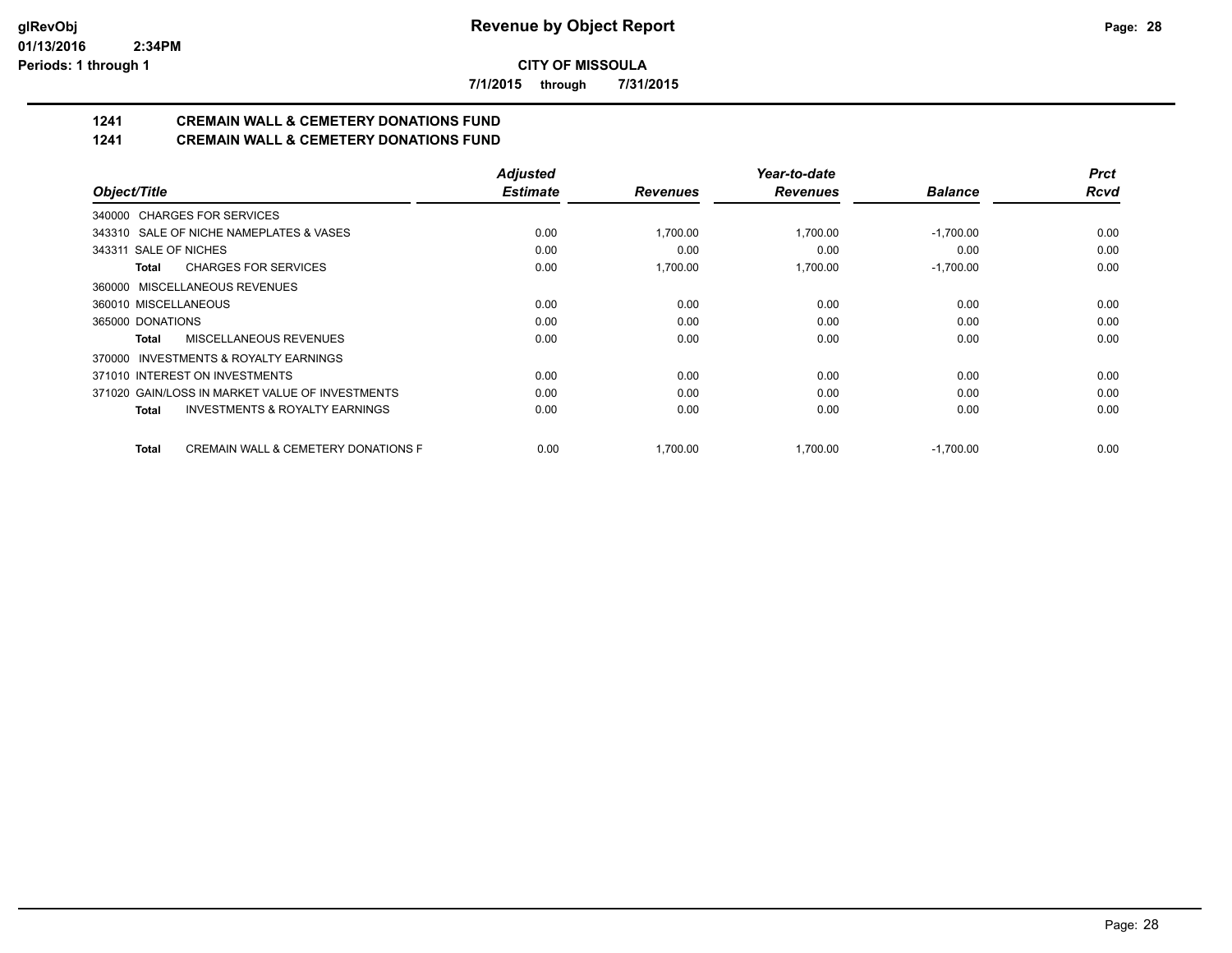**CITY OF MISSOULA**

**7/1/2015 through 7/31/2015**

**1241 CREMAIN WALL & CEMETERY DONATIONS FUND**

**1241 CREMAIN WALL & CEMETERY DONATIONS FUND**

| Object/Title | Adjusted Estimate | Revenues | Year-to-date Revenues | Balance | Prct Rcvd |
|---|---|---|---|---|---|
| 340000 CHARGES FOR SERVICES | | | | | |
| 343310 SALE OF NICHE NAMEPLATES & VASES | 0.00 | 1,700.00 | 1,700.00 | -1,700.00 | 0.00 |
| 343311 SALE OF NICHES | 0.00 | 0.00 | 0.00 | 0.00 | 0.00 |
| **Total** CHARGES FOR SERVICES | 0.00 | 1,700.00 | 1,700.00 | -1,700.00 | 0.00 |
| 360000 MISCELLANEOUS REVENUES | | | | | |
| 360010 MISCELLANEOUS | 0.00 | 0.00 | 0.00 | 0.00 | 0.00 |
| 365000 DONATIONS | 0.00 | 0.00 | 0.00 | 0.00 | 0.00 |
| **Total** MISCELLANEOUS REVENUES | 0.00 | 0.00 | 0.00 | 0.00 | 0.00 |
| 370000 INVESTMENTS & ROYALTY EARNINGS | | | | | |
| 371010 INTEREST ON INVESTMENTS | 0.00 | 0.00 | 0.00 | 0.00 | 0.00 |
| 371020 GAIN/LOSS IN MARKET VALUE OF INVESTMENTS | 0.00 | 0.00 | 0.00 | 0.00 | 0.00 |
| **Total** INVESTMENTS & ROYALTY EARNINGS | 0.00 | 0.00 | 0.00 | 0.00 | 0.00 |
| **Total** CREMAIN WALL & CEMETERY DONATIONS F | 0.00 | 1,700.00 | 1,700.00 | -1,700.00 | 0.00 |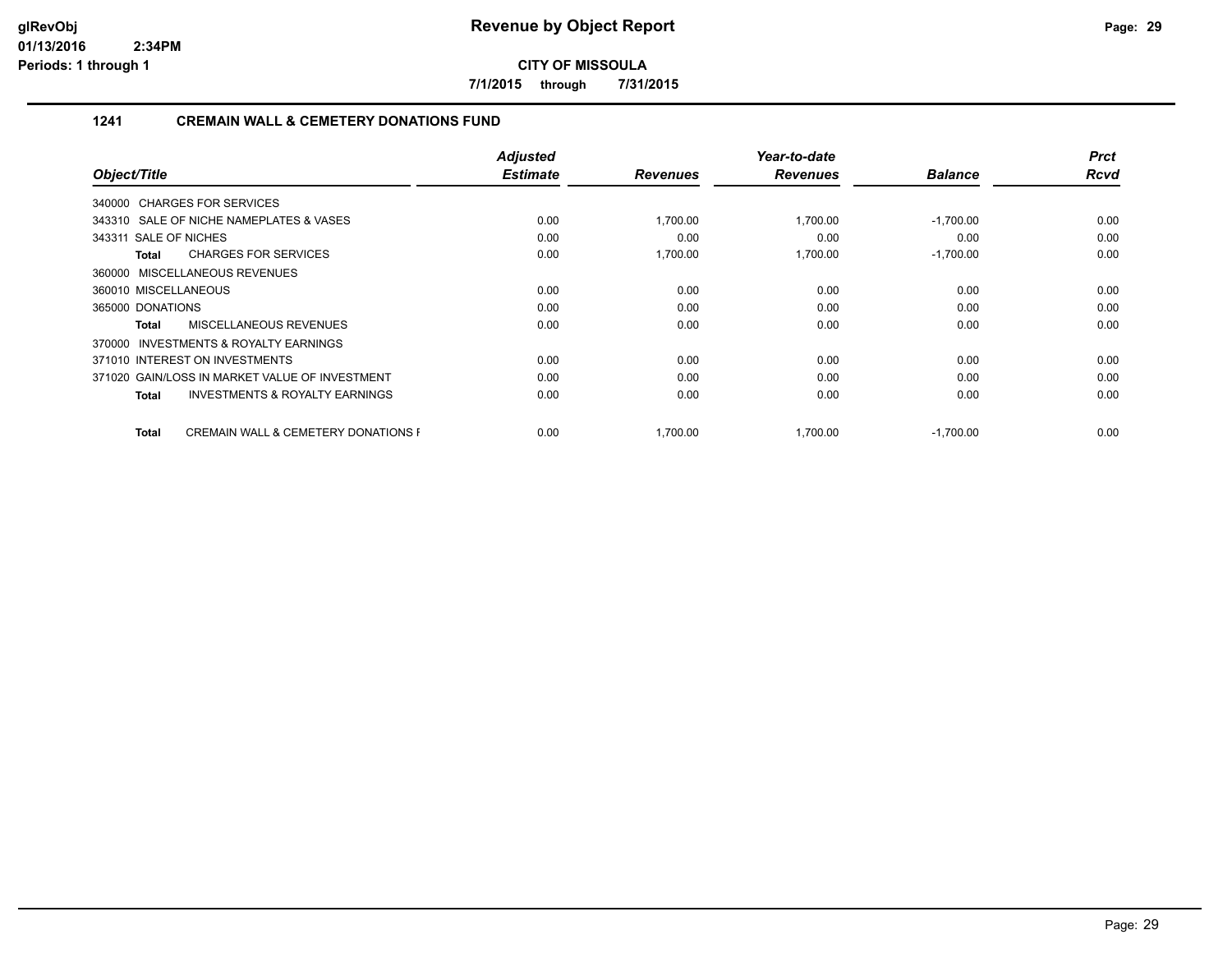**CITY OF MISSOULA**

**7/1/2015 through 7/31/2015**

### 1241 CREMAIN WALL & CEMETERY DONATIONS FUND

| Object/Title | Adjusted Estimate | Revenues | Year-to-date Revenues | Balance | Prct Rcvd |
|---|---|---|---|---|---|
| 340000 CHARGES FOR SERVICES | | | | | |
| 343310 SALE OF NICHE NAMEPLATES & VASES | 0.00 | 1,700.00 | 1,700.00 | -1,700.00 | 0.00 |
| 343311 SALE OF NICHES | 0.00 | 0.00 | 0.00 | 0.00 | 0.00 |
| **Total** CHARGES FOR SERVICES | 0.00 | 1,700.00 | 1,700.00 | -1,700.00 | 0.00 |
| 360000 MISCELLANEOUS REVENUES | | | | | |
| 360010 MISCELLANEOUS | 0.00 | 0.00 | 0.00 | 0.00 | 0.00 |
| 365000 DONATIONS | 0.00 | 0.00 | 0.00 | 0.00 | 0.00 |
| **Total** MISCELLANEOUS REVENUES | 0.00 | 0.00 | 0.00 | 0.00 | 0.00 |
| 370000 INVESTMENTS & ROYALTY EARNINGS | | | | | |
| 371010 INTEREST ON INVESTMENTS | 0.00 | 0.00 | 0.00 | 0.00 | 0.00 |
| 371020 GAIN/LOSS IN MARKET VALUE OF INVESTMENT | 0.00 | 0.00 | 0.00 | 0.00 | 0.00 |
| **Total** INVESTMENTS & ROYALTY EARNINGS | 0.00 | 0.00 | 0.00 | 0.00 | 0.00 |
| **Total** CREMAIN WALL & CEMETERY DONATIONS F | 0.00 | 1,700.00 | 1,700.00 | -1,700.00 | 0.00 |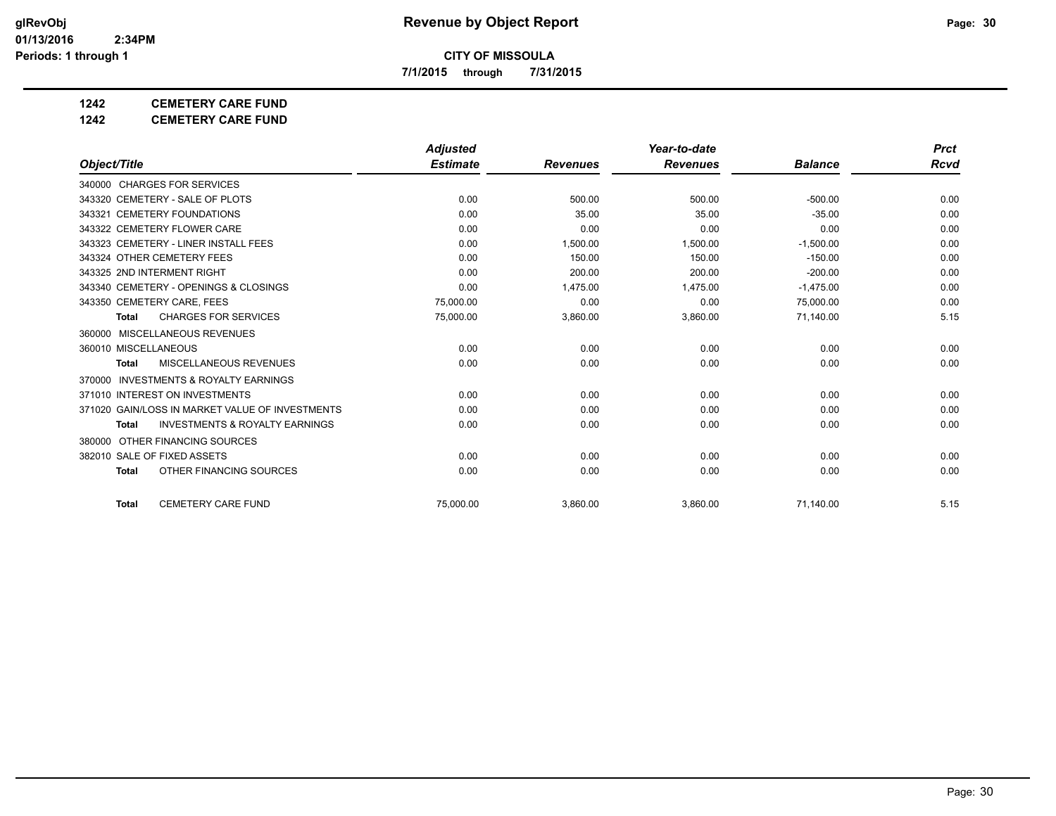**Revenue by Object Report**

**CITY OF MISSOULA**

**7/1/2015 through 7/31/2015**

glRevObj
01/13/2016 2:34PM
Periods: 1 through 1

**1242 CEMETERY CARE FUND**

**1242 CEMETERY CARE FUND**

| Object/Title | Adjusted Estimate | Revenues | Year-to-date Revenues | Balance | Prct Rcvd |
|---|---|---|---|---|---|
| 340000 CHARGES FOR SERVICES | | | | | |
| 343320 CEMETERY - SALE OF PLOTS | 0.00 | 500.00 | 500.00 | -500.00 | 0.00 |
| 343321 CEMETERY FOUNDATIONS | 0.00 | 35.00 | 35.00 | -35.00 | 0.00 |
| 343322 CEMETERY FLOWER CARE | 0.00 | 0.00 | 0.00 | 0.00 | 0.00 |
| 343323 CEMETERY - LINER INSTALL FEES | 0.00 | 1,500.00 | 1,500.00 | -1,500.00 | 0.00 |
| 343324 OTHER CEMETERY FEES | 0.00 | 150.00 | 150.00 | -150.00 | 0.00 |
| 343325 2ND INTERMENT RIGHT | 0.00 | 200.00 | 200.00 | -200.00 | 0.00 |
| 343340 CEMETERY - OPENINGS & CLOSINGS | 0.00 | 1,475.00 | 1,475.00 | -1,475.00 | 0.00 |
| 343350 CEMETERY CARE, FEES | 75,000.00 | 0.00 | 0.00 | 75,000.00 | 0.00 |
| **Total** CHARGES FOR SERVICES | 75,000.00 | 3,860.00 | 3,860.00 | 71,140.00 | 5.15 |
| 360000 MISCELLANEOUS REVENUES | | | | | |
| 360010 MISCELLANEOUS | 0.00 | 0.00 | 0.00 | 0.00 | 0.00 |
| **Total** MISCELLANEOUS REVENUES | 0.00 | 0.00 | 0.00 | 0.00 | 0.00 |
| 370000 INVESTMENTS & ROYALTY EARNINGS | | | | | |
| 371010 INTEREST ON INVESTMENTS | 0.00 | 0.00 | 0.00 | 0.00 | 0.00 |
| 371020 GAIN/LOSS IN MARKET VALUE OF INVESTMENTS | 0.00 | 0.00 | 0.00 | 0.00 | 0.00 |
| **Total** INVESTMENTS & ROYALTY EARNINGS | 0.00 | 0.00 | 0.00 | 0.00 | 0.00 |
| 380000 OTHER FINANCING SOURCES | | | | | |
| 382010 SALE OF FIXED ASSETS | 0.00 | 0.00 | 0.00 | 0.00 | 0.00 |
| **Total** OTHER FINANCING SOURCES | 0.00 | 0.00 | 0.00 | 0.00 | 0.00 |
| **Total** CEMETERY CARE FUND | 75,000.00 | 3,860.00 | 3,860.00 | 71,140.00 | 5.15 |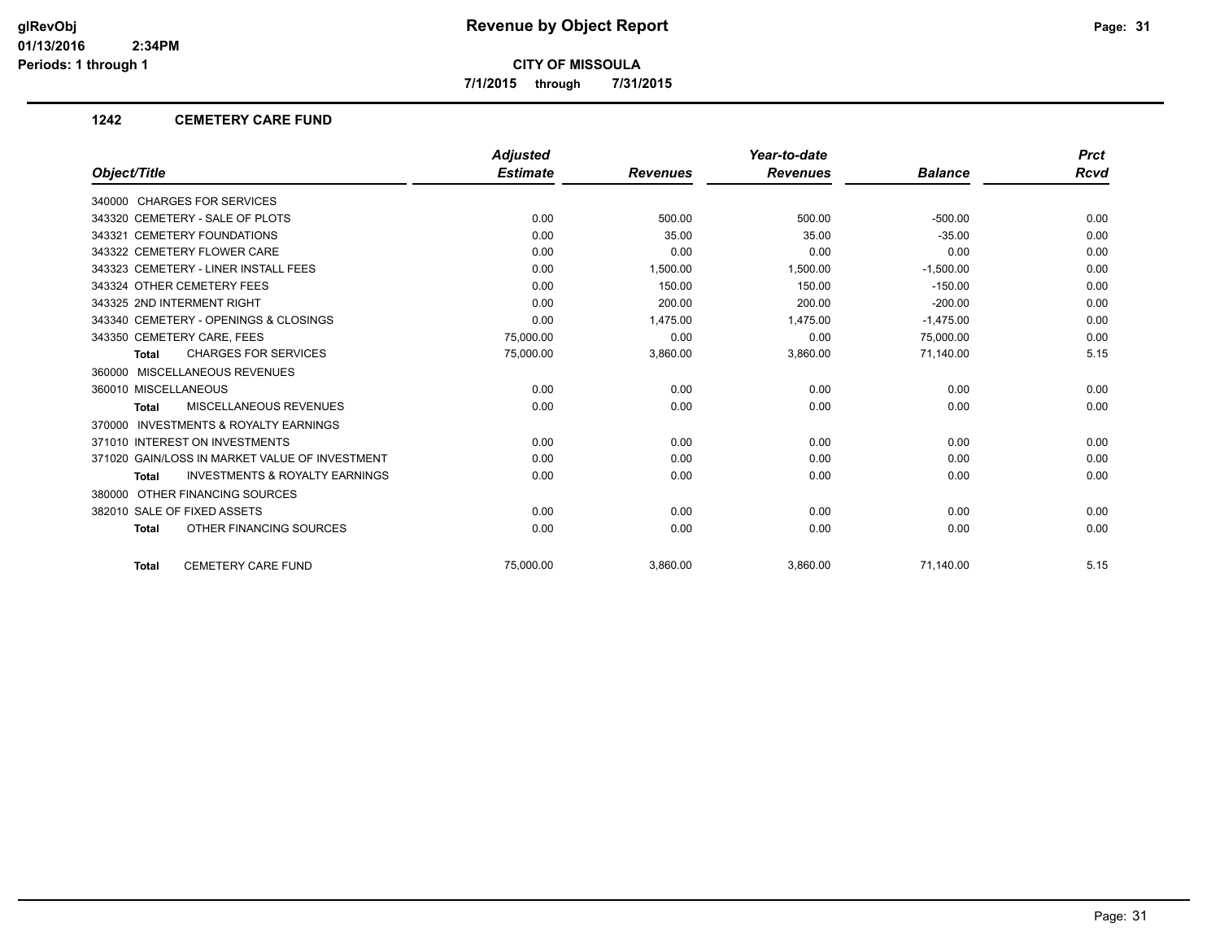# Revenue by Object Report

glRevObj
01/13/2016 2:34PM
Periods: 1 through 1

**CITY OF MISSOULA**

**7/1/2015 through 7/31/2015**

## 1242 CEMETERY CARE FUND

| Object/Title | Adjusted Estimate | Revenues | Year-to-date Revenues | Balance | Prct Rcvd |
|---|---|---|---|---|---|
| 340000 CHARGES FOR SERVICES | | | | | |
| 343320 CEMETERY - SALE OF PLOTS | 0.00 | 500.00 | 500.00 | -500.00 | 0.00 |
| 343321 CEMETERY FOUNDATIONS | 0.00 | 35.00 | 35.00 | -35.00 | 0.00 |
| 343322 CEMETERY FLOWER CARE | 0.00 | 0.00 | 0.00 | 0.00 | 0.00 |
| 343323 CEMETERY - LINER INSTALL FEES | 0.00 | 1,500.00 | 1,500.00 | -1,500.00 | 0.00 |
| 343324 OTHER CEMETERY FEES | 0.00 | 150.00 | 150.00 | -150.00 | 0.00 |
| 343325 2ND INTERMENT RIGHT | 0.00 | 200.00 | 200.00 | -200.00 | 0.00 |
| 343340 CEMETERY - OPENINGS & CLOSINGS | 0.00 | 1,475.00 | 1,475.00 | -1,475.00 | 0.00 |
| 343350 CEMETERY CARE, FEES | 75,000.00 | 0.00 | 0.00 | 75,000.00 | 0.00 |
| **Total** CHARGES FOR SERVICES | 75,000.00 | 3,860.00 | 3,860.00 | 71,140.00 | 5.15 |
| 360000 MISCELLANEOUS REVENUES | | | | | |
| 360010 MISCELLANEOUS | 0.00 | 0.00 | 0.00 | 0.00 | 0.00 |
| **Total** MISCELLANEOUS REVENUES | 0.00 | 0.00 | 0.00 | 0.00 | 0.00 |
| 370000 INVESTMENTS & ROYALTY EARNINGS | | | | | |
| 371010 INTEREST ON INVESTMENTS | 0.00 | 0.00 | 0.00 | 0.00 | 0.00 |
| 371020 GAIN/LOSS IN MARKET VALUE OF INVESTMENT | 0.00 | 0.00 | 0.00 | 0.00 | 0.00 |
| **Total** INVESTMENTS & ROYALTY EARNINGS | 0.00 | 0.00 | 0.00 | 0.00 | 0.00 |
| 380000 OTHER FINANCING SOURCES | | | | | |
| 382010 SALE OF FIXED ASSETS | 0.00 | 0.00 | 0.00 | 0.00 | 0.00 |
| **Total** OTHER FINANCING SOURCES | 0.00 | 0.00 | 0.00 | 0.00 | 0.00 |
| **Total** CEMETERY CARE FUND | 75,000.00 | 3,860.00 | 3,860.00 | 71,140.00 | 5.15 |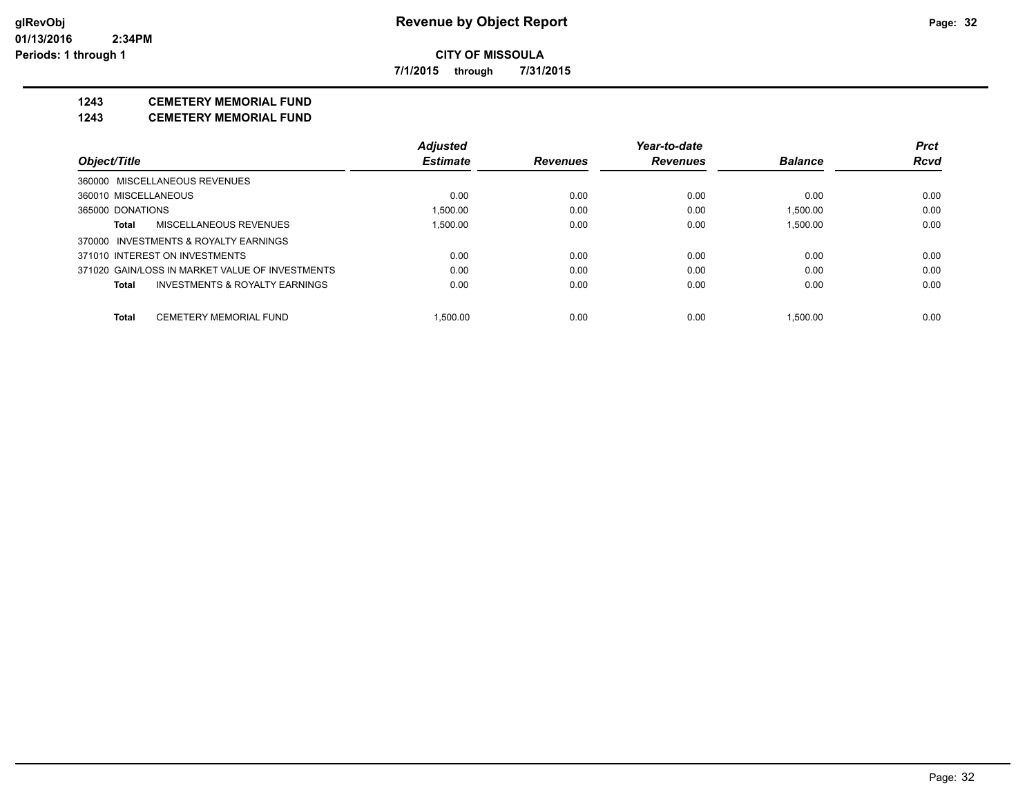**CITY OF MISSOULA**

**7/1/2015 through 7/31/2015**

**1243 CEMETERY MEMORIAL FUND**

**1243 CEMETERY MEMORIAL FUND**

| Object/Title | Adjusted Estimate | Revenues | Year-to-date Revenues | Balance | Prct Rcvd |
|---|---|---|---|---|---|
| 360000 MISCELLANEOUS REVENUES | | | | | |
| 360010 MISCELLANEOUS | 0.00 | 0.00 | 0.00 | 0.00 | 0.00 |
| 365000 DONATIONS | 1,500.00 | 0.00 | 0.00 | 1,500.00 | 0.00 |
| **Total** MISCELLANEOUS REVENUES | 1,500.00 | 0.00 | 0.00 | 1,500.00 | 0.00 |
| 370000 INVESTMENTS & ROYALTY EARNINGS | | | | | |
| 371010 INTEREST ON INVESTMENTS | 0.00 | 0.00 | 0.00 | 0.00 | 0.00 |
| 371020 GAIN/LOSS IN MARKET VALUE OF INVESTMENTS | 0.00 | 0.00 | 0.00 | 0.00 | 0.00 |
| **Total** INVESTMENTS & ROYALTY EARNINGS | 0.00 | 0.00 | 0.00 | 0.00 | 0.00 |
| **Total** CEMETERY MEMORIAL FUND | 1,500.00 | 0.00 | 0.00 | 1,500.00 | 0.00 |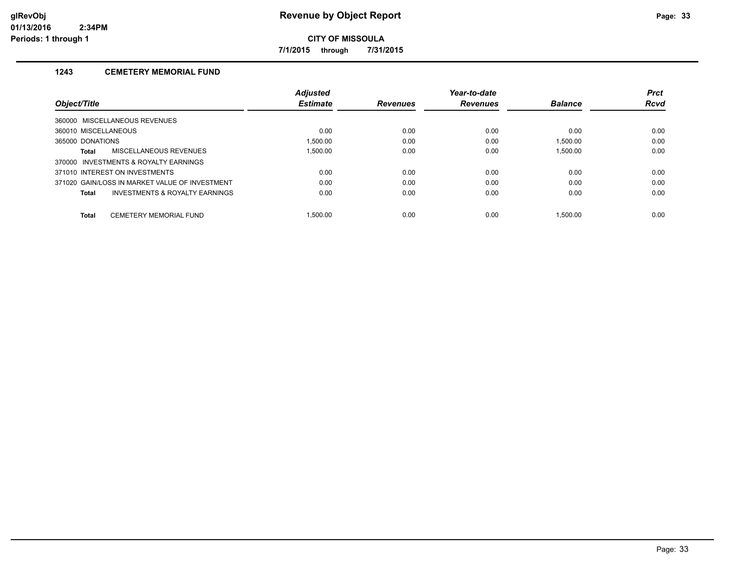# Revenue by Object Report

## CITY OF MISSOULA

**7/1/2015 through 7/31/2015**

### 1243 CEMETERY MEMORIAL FUND

| Object/Title | Adjusted Estimate | Revenues | Year-to-date Revenues | Balance | Prct Rcvd |
|---|---|---|---|---|---|
| 360000 MISCELLANEOUS REVENUES | | | | | |
| 360010 MISCELLANEOUS | 0.00 | 0.00 | 0.00 | 0.00 | 0.00 |
| 365000 DONATIONS | 1,500.00 | 0.00 | 0.00 | 1,500.00 | 0.00 |
| **Total** MISCELLANEOUS REVENUES | 1,500.00 | 0.00 | 0.00 | 1,500.00 | 0.00 |
| 370000 INVESTMENTS & ROYALTY EARNINGS | | | | | |
| 371010 INTEREST ON INVESTMENTS | 0.00 | 0.00 | 0.00 | 0.00 | 0.00 |
| 371020 GAIN/LOSS IN MARKET VALUE OF INVESTMENT | 0.00 | 0.00 | 0.00 | 0.00 | 0.00 |
| **Total** INVESTMENTS & ROYALTY EARNINGS | 0.00 | 0.00 | 0.00 | 0.00 | 0.00 |
| **Total** CEMETERY MEMORIAL FUND | 1,500.00 | 0.00 | 0.00 | 1,500.00 | 0.00 |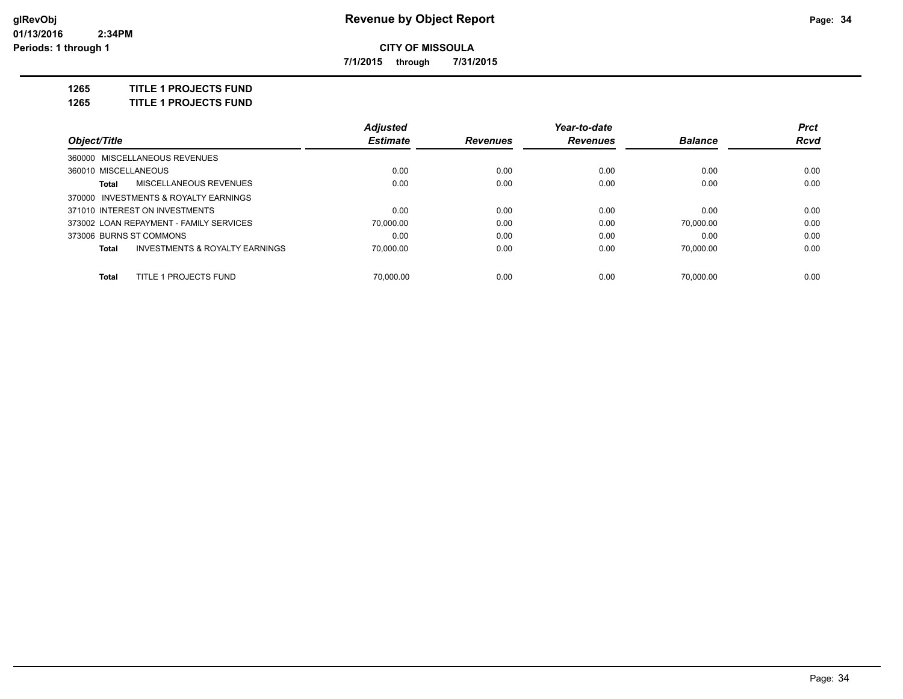# Revenue by Object Report

glRevObj
01/13/2016 2:34PM
Periods: 1 through 1

**CITY OF MISSOULA**

**7/1/2015 through 7/31/2015**

**1265 TITLE 1 PROJECTS FUND**
**1265 TITLE 1 PROJECTS FUND**

| Object/Title | Adjusted Estimate | Revenues | Year-to-date Revenues | Balance | Prct Rcvd |
|---|---|---|---|---|---|
| 360000 MISCELLANEOUS REVENUES | | | | | |
| 360010 MISCELLANEOUS | 0.00 | 0.00 | 0.00 | 0.00 | 0.00 |
| **Total** MISCELLANEOUS REVENUES | 0.00 | 0.00 | 0.00 | 0.00 | 0.00 |
| 370000 INVESTMENTS & ROYALTY EARNINGS | | | | | |
| 371010 INTEREST ON INVESTMENTS | 0.00 | 0.00 | 0.00 | 0.00 | 0.00 |
| 373002 LOAN REPAYMENT - FAMILY SERVICES | 70,000.00 | 0.00 | 0.00 | 70,000.00 | 0.00 |
| 373006 BURNS ST COMMONS | 0.00 | 0.00 | 0.00 | 0.00 | 0.00 |
| **Total** INVESTMENTS & ROYALTY EARNINGS | 70,000.00 | 0.00 | 0.00 | 70,000.00 | 0.00 |
| **Total** TITLE 1 PROJECTS FUND | 70,000.00 | 0.00 | 0.00 | 70,000.00 | 0.00 |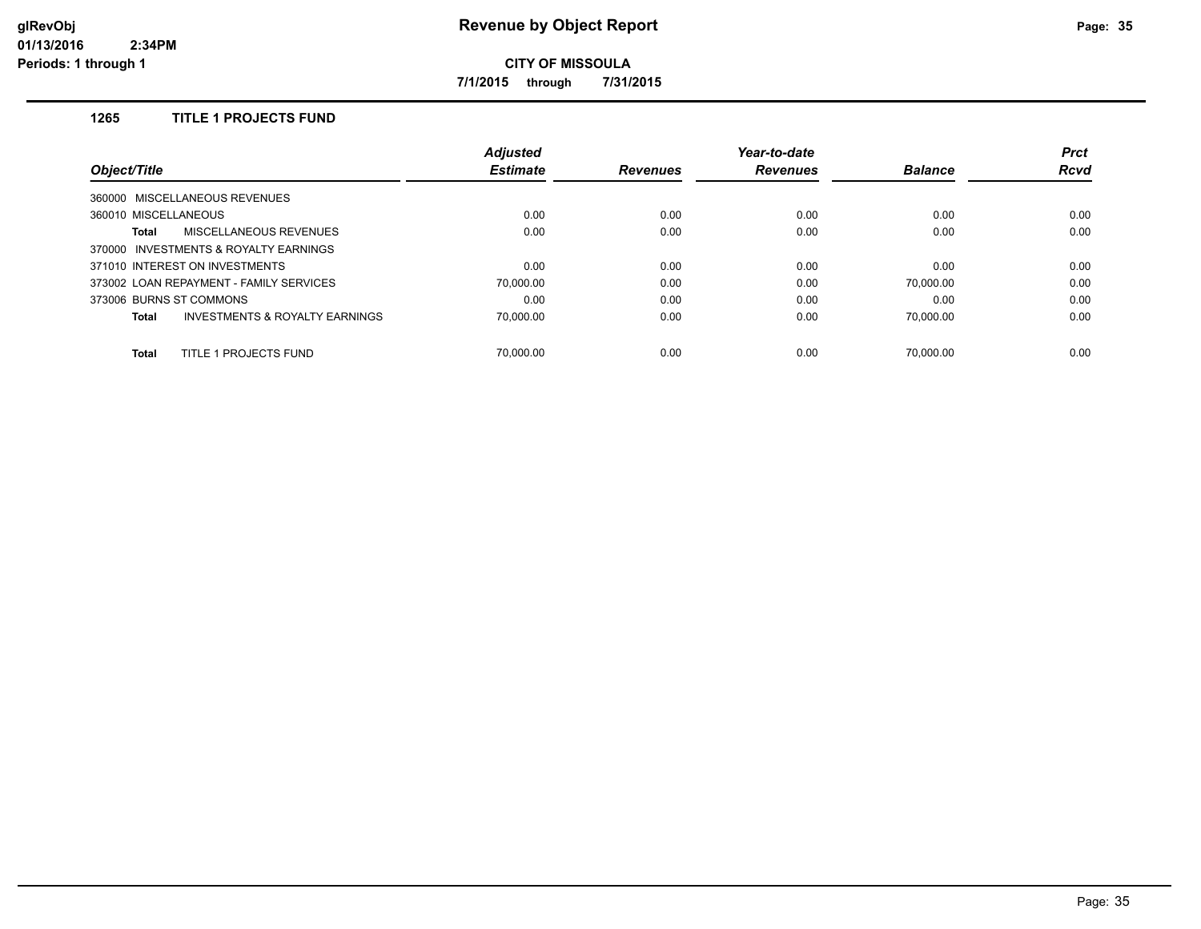# Revenue by Object Report

glRevObj
01/13/2016 2:34PM
Periods: 1 through 1

**CITY OF MISSOULA**

**7/1/2015 through 7/31/2015**

## 1265 TITLE 1 PROJECTS FUND

| Object/Title | Adjusted Estimate | Revenues | Year-to-date Revenues | Balance | Prct Rcvd |
|---|---|---|---|---|---|
| 360000 MISCELLANEOUS REVENUES | | | | | |
| 360010 MISCELLANEOUS | 0.00 | 0.00 | 0.00 | 0.00 | 0.00 |
| **Total** MISCELLANEOUS REVENUES | 0.00 | 0.00 | 0.00 | 0.00 | 0.00 |
| 370000 INVESTMENTS & ROYALTY EARNINGS | | | | | |
| 371010 INTEREST ON INVESTMENTS | 0.00 | 0.00 | 0.00 | 0.00 | 0.00 |
| 373002 LOAN REPAYMENT - FAMILY SERVICES | 70,000.00 | 0.00 | 0.00 | 70,000.00 | 0.00 |
| 373006 BURNS ST COMMONS | 0.00 | 0.00 | 0.00 | 0.00 | 0.00 |
| **Total** INVESTMENTS & ROYALTY EARNINGS | 70,000.00 | 0.00 | 0.00 | 70,000.00 | 0.00 |
| **Total** TITLE 1 PROJECTS FUND | 70,000.00 | 0.00 | 0.00 | 70,000.00 | 0.00 |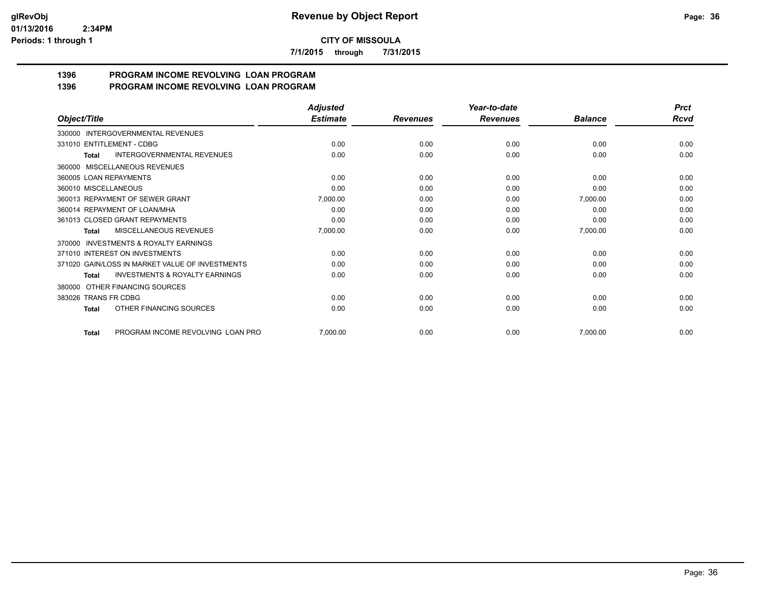**CITY OF MISSOULA**

**7/1/2015 through 7/31/2015**

## 1396 PROGRAM INCOME REVOLVING LOAN PROGRAM
## 1396 PROGRAM INCOME REVOLVING LOAN PROGRAM

| Object/Title | Adjusted Estimate | Revenues | Year-to-date Revenues | Balance | Prct Rcvd |
|---|---|---|---|---|---|
| 330000 INTERGOVERNMENTAL REVENUES | | | | | |
| 331010 ENTITLEMENT - CDBG | 0.00 | 0.00 | 0.00 | 0.00 | 0.00 |
| Total INTERGOVERNMENTAL REVENUES | 0.00 | 0.00 | 0.00 | 0.00 | 0.00 |
| 360000 MISCELLANEOUS REVENUES | | | | | |
| 360005 LOAN REPAYMENTS | 0.00 | 0.00 | 0.00 | 0.00 | 0.00 |
| 360010 MISCELLANEOUS | 0.00 | 0.00 | 0.00 | 0.00 | 0.00 |
| 360013 REPAYMENT OF SEWER GRANT | 7,000.00 | 0.00 | 0.00 | 7,000.00 | 0.00 |
| 360014 REPAYMENT OF LOAN/MHA | 0.00 | 0.00 | 0.00 | 0.00 | 0.00 |
| 361013 CLOSED GRANT REPAYMENTS | 0.00 | 0.00 | 0.00 | 0.00 | 0.00 |
| Total MISCELLANEOUS REVENUES | 7,000.00 | 0.00 | 0.00 | 7,000.00 | 0.00 |
| 370000 INVESTMENTS & ROYALTY EARNINGS | | | | | |
| 371010 INTEREST ON INVESTMENTS | 0.00 | 0.00 | 0.00 | 0.00 | 0.00 |
| 371020 GAIN/LOSS IN MARKET VALUE OF INVESTMENTS | 0.00 | 0.00 | 0.00 | 0.00 | 0.00 |
| Total INVESTMENTS & ROYALTY EARNINGS | 0.00 | 0.00 | 0.00 | 0.00 | 0.00 |
| 380000 OTHER FINANCING SOURCES | | | | | |
| 383026 TRANS FR CDBG | 0.00 | 0.00 | 0.00 | 0.00 | 0.00 |
| Total OTHER FINANCING SOURCES | 0.00 | 0.00 | 0.00 | 0.00 | 0.00 |
| Total PROGRAM INCOME REVOLVING LOAN PRO | 7,000.00 | 0.00 | 0.00 | 7,000.00 | 0.00 |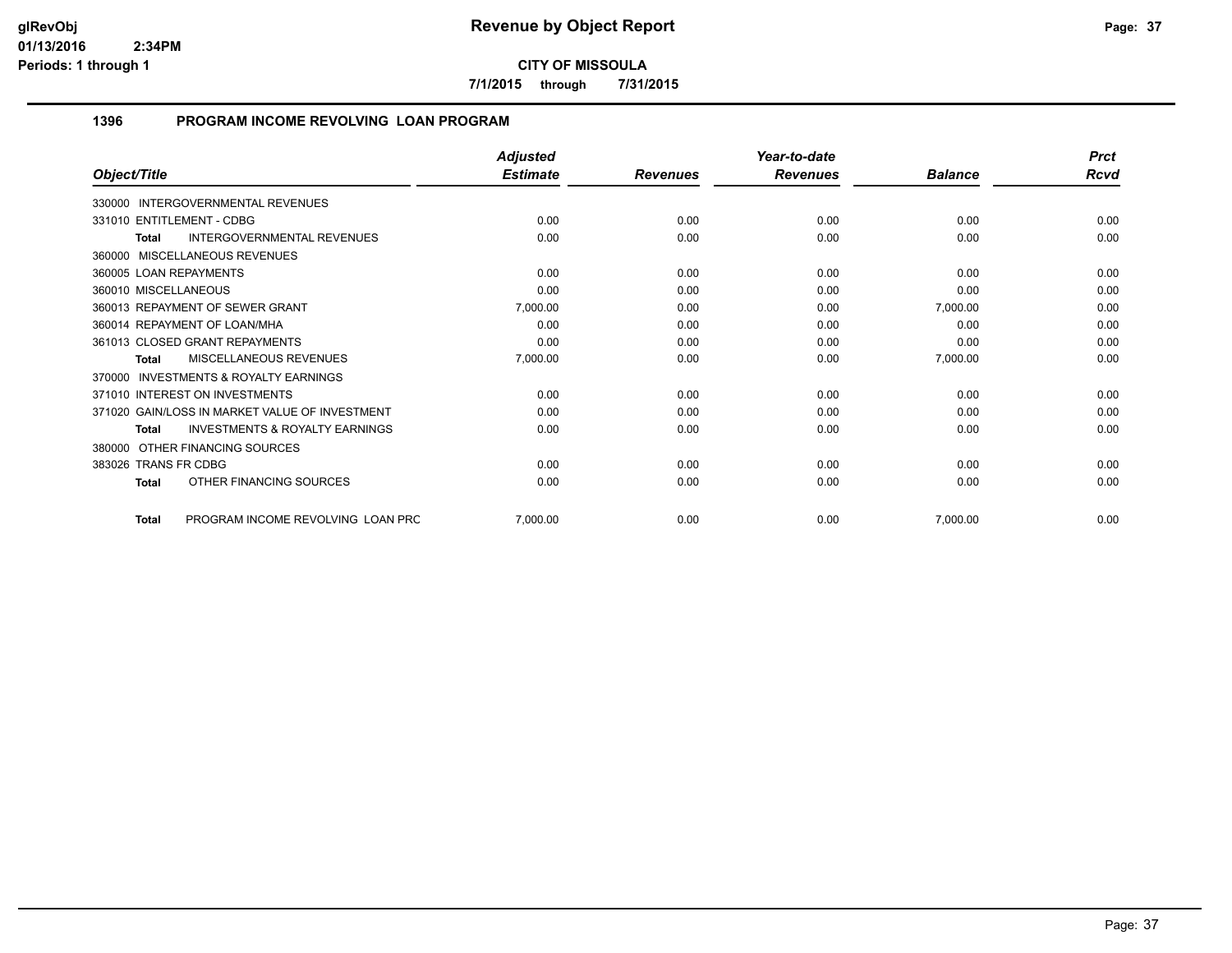**CITY OF MISSOULA**

**7/1/2015 through 7/31/2015**

### 1396 PROGRAM INCOME REVOLVING LOAN PROGRAM

| Object/Title | Adjusted Estimate | Revenues | Year-to-date Revenues | Balance | Prct Rcvd |
|---|---|---|---|---|---|
| 330000 INTERGOVERNMENTAL REVENUES | | | | | |
| 331010 ENTITLEMENT - CDBG | 0.00 | 0.00 | 0.00 | 0.00 | 0.00 |
| **Total** INTERGOVERNMENTAL REVENUES | 0.00 | 0.00 | 0.00 | 0.00 | 0.00 |
| 360000 MISCELLANEOUS REVENUES | | | | | |
| 360005 LOAN REPAYMENTS | 0.00 | 0.00 | 0.00 | 0.00 | 0.00 |
| 360010 MISCELLANEOUS | 0.00 | 0.00 | 0.00 | 0.00 | 0.00 |
| 360013 REPAYMENT OF SEWER GRANT | 7,000.00 | 0.00 | 0.00 | 7,000.00 | 0.00 |
| 360014 REPAYMENT OF LOAN/MHA | 0.00 | 0.00 | 0.00 | 0.00 | 0.00 |
| 361013 CLOSED GRANT REPAYMENTS | 0.00 | 0.00 | 0.00 | 0.00 | 0.00 |
| **Total** MISCELLANEOUS REVENUES | 7,000.00 | 0.00 | 0.00 | 7,000.00 | 0.00 |
| 370000 INVESTMENTS & ROYALTY EARNINGS | | | | | |
| 371010 INTEREST ON INVESTMENTS | 0.00 | 0.00 | 0.00 | 0.00 | 0.00 |
| 371020 GAIN/LOSS IN MARKET VALUE OF INVESTMENT | 0.00 | 0.00 | 0.00 | 0.00 | 0.00 |
| **Total** INVESTMENTS & ROYALTY EARNINGS | 0.00 | 0.00 | 0.00 | 0.00 | 0.00 |
| 380000 OTHER FINANCING SOURCES | | | | | |
| 383026 TRANS FR CDBG | 0.00 | 0.00 | 0.00 | 0.00 | 0.00 |
| **Total** OTHER FINANCING SOURCES | 0.00 | 0.00 | 0.00 | 0.00 | 0.00 |
| **Total** PROGRAM INCOME REVOLVING LOAN PRC | 7,000.00 | 0.00 | 0.00 | 7,000.00 | 0.00 |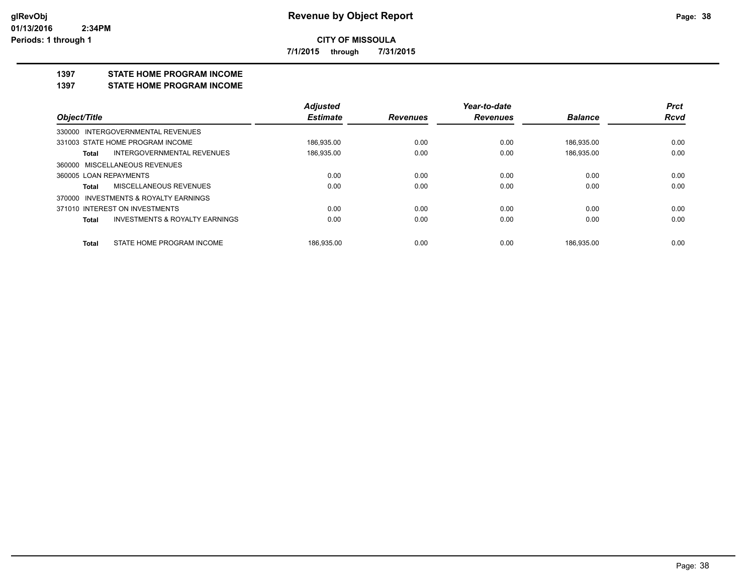**CITY OF MISSOULA**

**7/1/2015 through 7/31/2015**

## 1397 STATE HOME PROGRAM INCOME

## 1397 STATE HOME PROGRAM INCOME

| Object/Title | | Adjusted Estimate | Revenues | Year-to-date Revenues | Balance | Prct Rcvd |
|---|---|---|---|---|---|---|
| 330000 INTERGOVERNMENTAL REVENUES | | | | | | |
| 331003 STATE HOME PROGRAM INCOME | | 186,935.00 | 0.00 | 0.00 | 186,935.00 | 0.00 |
| **Total** | INTERGOVERNMENTAL REVENUES | 186,935.00 | 0.00 | 0.00 | 186,935.00 | 0.00 |
| 360000 MISCELLANEOUS REVENUES | | | | | | |
| 360005 LOAN REPAYMENTS | | 0.00 | 0.00 | 0.00 | 0.00 | 0.00 |
| **Total** | MISCELLANEOUS REVENUES | 0.00 | 0.00 | 0.00 | 0.00 | 0.00 |
| 370000 INVESTMENTS & ROYALTY EARNINGS | | | | | | |
| 371010 INTEREST ON INVESTMENTS | | 0.00 | 0.00 | 0.00 | 0.00 | 0.00 |
| **Total** | INVESTMENTS & ROYALTY EARNINGS | 0.00 | 0.00 | 0.00 | 0.00 | 0.00 |
| **Total** | STATE HOME PROGRAM INCOME | 186,935.00 | 0.00 | 0.00 | 186,935.00 | 0.00 |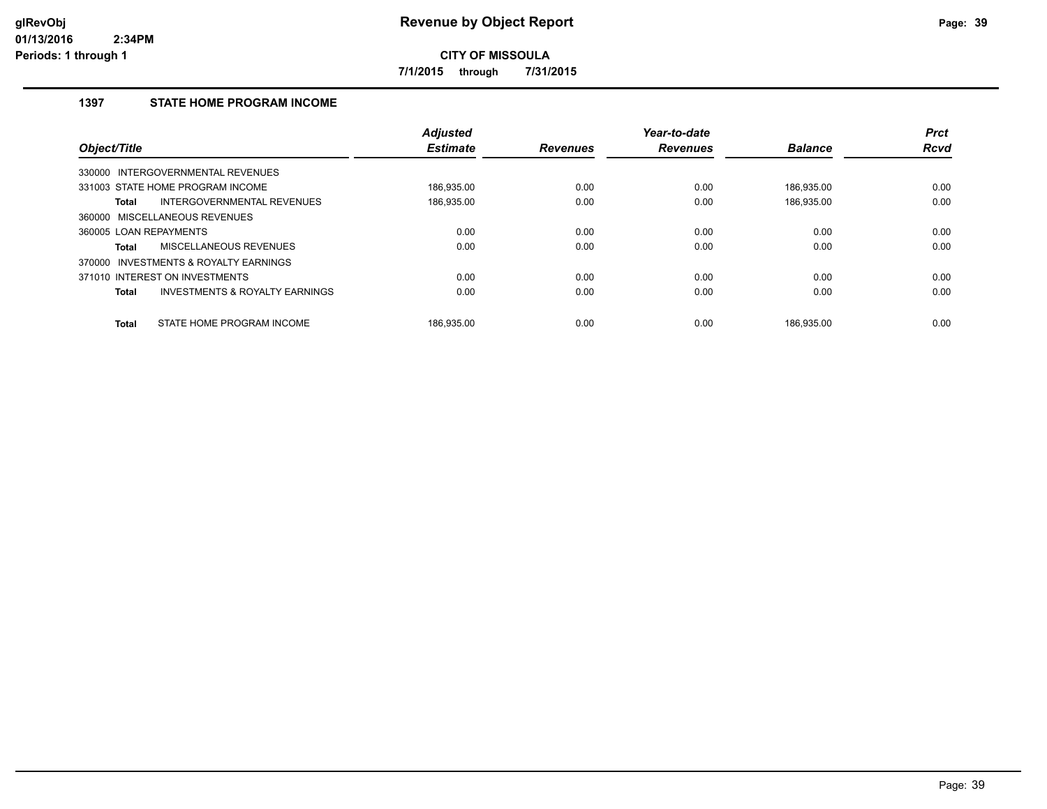**glRevObj**
**01/13/2016 2:34PM**
**Periods: 1 through 1**

# Revenue by Object Report

**CITY OF MISSOULA**

**7/1/2015 through 7/31/2015**

## 1397 STATE HOME PROGRAM INCOME

| Object/Title | Adjusted Estimate | Revenues | Year-to-date Revenues | Balance | Prct Rcvd |
|---|---|---|---|---|---|
| 330000 INTERGOVERNMENTAL REVENUES | | | | | |
| 331003 STATE HOME PROGRAM INCOME | 186,935.00 | 0.00 | 0.00 | 186,935.00 | 0.00 |
| **Total** INTERGOVERNMENTAL REVENUES | 186,935.00 | 0.00 | 0.00 | 186,935.00 | 0.00 |
| 360000 MISCELLANEOUS REVENUES | | | | | |
| 360005 LOAN REPAYMENTS | 0.00 | 0.00 | 0.00 | 0.00 | 0.00 |
| **Total** MISCELLANEOUS REVENUES | 0.00 | 0.00 | 0.00 | 0.00 | 0.00 |
| 370000 INVESTMENTS & ROYALTY EARNINGS | | | | | |
| 371010 INTEREST ON INVESTMENTS | 0.00 | 0.00 | 0.00 | 0.00 | 0.00 |
| **Total** INVESTMENTS & ROYALTY EARNINGS | 0.00 | 0.00 | 0.00 | 0.00 | 0.00 |
| **Total** STATE HOME PROGRAM INCOME | 186,935.00 | 0.00 | 0.00 | 186,935.00 | 0.00 |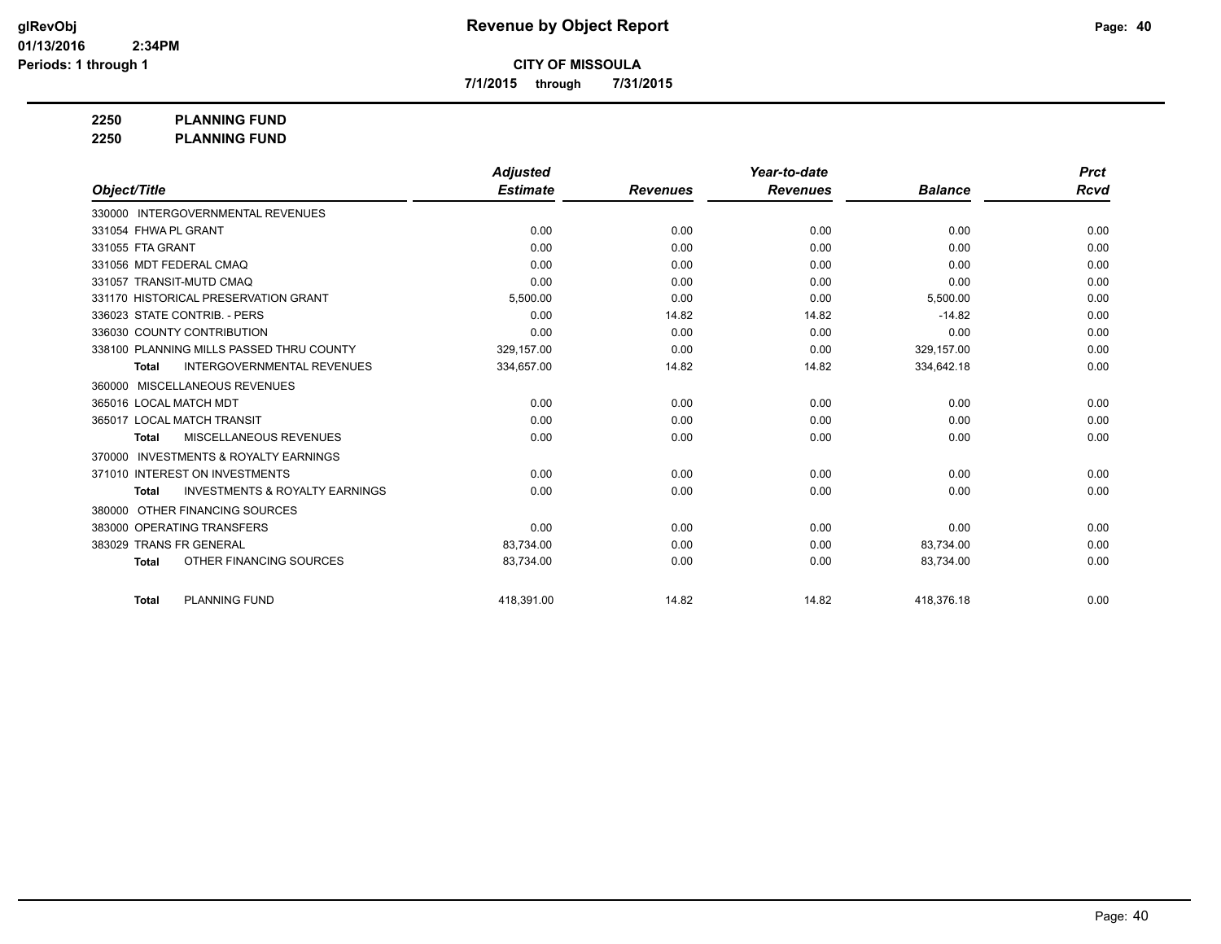# Revenue by Object Report

**CITY OF MISSOULA**

**7/1/2015 through 7/31/2015**

glRevObj
01/13/2016 2:34PM
Periods: 1 through 1

**2250 PLANNING FUND**
**2250 PLANNING FUND**

| Object/Title | Adjusted Estimate | Revenues | Year-to-date Revenues | Balance | Prct Rcvd |
|---|---|---|---|---|---|
| 330000 INTERGOVERNMENTAL REVENUES | | | | | |
| 331054 FHWA PL GRANT | 0.00 | 0.00 | 0.00 | 0.00 | 0.00 |
| 331055 FTA GRANT | 0.00 | 0.00 | 0.00 | 0.00 | 0.00 |
| 331056 MDT FEDERAL CMAQ | 0.00 | 0.00 | 0.00 | 0.00 | 0.00 |
| 331057 TRANSIT-MUTD CMAQ | 0.00 | 0.00 | 0.00 | 0.00 | 0.00 |
| 331170 HISTORICAL PRESERVATION GRANT | 5,500.00 | 0.00 | 0.00 | 5,500.00 | 0.00 |
| 336023 STATE CONTRIB. - PERS | 0.00 | 14.82 | 14.82 | -14.82 | 0.00 |
| 336030 COUNTY CONTRIBUTION | 0.00 | 0.00 | 0.00 | 0.00 | 0.00 |
| 338100 PLANNING MILLS PASSED THRU COUNTY | 329,157.00 | 0.00 | 0.00 | 329,157.00 | 0.00 |
| **Total** INTERGOVERNMENTAL REVENUES | 334,657.00 | 14.82 | 14.82 | 334,642.18 | 0.00 |
| 360000 MISCELLANEOUS REVENUES | | | | | |
| 365016 LOCAL MATCH MDT | 0.00 | 0.00 | 0.00 | 0.00 | 0.00 |
| 365017 LOCAL MATCH TRANSIT | 0.00 | 0.00 | 0.00 | 0.00 | 0.00 |
| **Total** MISCELLANEOUS REVENUES | 0.00 | 0.00 | 0.00 | 0.00 | 0.00 |
| 370000 INVESTMENTS & ROYALTY EARNINGS | | | | | |
| 371010 INTEREST ON INVESTMENTS | 0.00 | 0.00 | 0.00 | 0.00 | 0.00 |
| **Total** INVESTMENTS & ROYALTY EARNINGS | 0.00 | 0.00 | 0.00 | 0.00 | 0.00 |
| 380000 OTHER FINANCING SOURCES | | | | | |
| 383000 OPERATING TRANSFERS | 0.00 | 0.00 | 0.00 | 0.00 | 0.00 |
| 383029 TRANS FR GENERAL | 83,734.00 | 0.00 | 0.00 | 83,734.00 | 0.00 |
| **Total** OTHER FINANCING SOURCES | 83,734.00 | 0.00 | 0.00 | 83,734.00 | 0.00 |
| **Total** PLANNING FUND | 418,391.00 | 14.82 | 14.82 | 418,376.18 | 0.00 |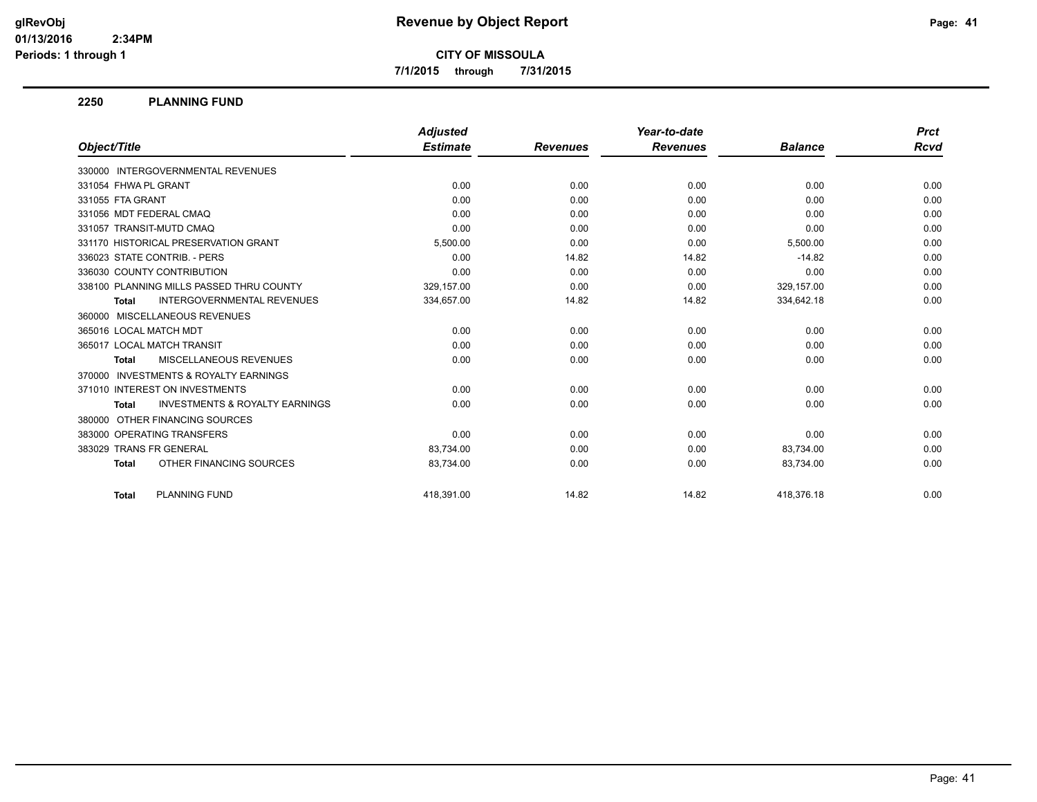**CITY OF MISSOULA**

**7/1/2015 through 7/31/2015**

## 2250 PLANNING FUND

| Object/Title | Adjusted Estimate | Revenues | Year-to-date Revenues | Balance | Prct Rcvd |
|---|---|---|---|---|---|
| 330000 INTERGOVERNMENTAL REVENUES | | | | | |
| 331054 FHWA PL GRANT | 0.00 | 0.00 | 0.00 | 0.00 | 0.00 |
| 331055 FTA GRANT | 0.00 | 0.00 | 0.00 | 0.00 | 0.00 |
| 331056 MDT FEDERAL CMAQ | 0.00 | 0.00 | 0.00 | 0.00 | 0.00 |
| 331057 TRANSIT-MUTD CMAQ | 0.00 | 0.00 | 0.00 | 0.00 | 0.00 |
| 331170 HISTORICAL PRESERVATION GRANT | 5,500.00 | 0.00 | 0.00 | 5,500.00 | 0.00 |
| 336023 STATE CONTRIB. - PERS | 0.00 | 14.82 | 14.82 | -14.82 | 0.00 |
| 336030 COUNTY CONTRIBUTION | 0.00 | 0.00 | 0.00 | 0.00 | 0.00 |
| 338100 PLANNING MILLS PASSED THRU COUNTY | 329,157.00 | 0.00 | 0.00 | 329,157.00 | 0.00 |
| Total INTERGOVERNMENTAL REVENUES | 334,657.00 | 14.82 | 14.82 | 334,642.18 | 0.00 |
| 360000 MISCELLANEOUS REVENUES | | | | | |
| 365016 LOCAL MATCH MDT | 0.00 | 0.00 | 0.00 | 0.00 | 0.00 |
| 365017 LOCAL MATCH TRANSIT | 0.00 | 0.00 | 0.00 | 0.00 | 0.00 |
| Total MISCELLANEOUS REVENUES | 0.00 | 0.00 | 0.00 | 0.00 | 0.00 |
| 370000 INVESTMENTS & ROYALTY EARNINGS | | | | | |
| 371010 INTEREST ON INVESTMENTS | 0.00 | 0.00 | 0.00 | 0.00 | 0.00 |
| Total INVESTMENTS & ROYALTY EARNINGS | 0.00 | 0.00 | 0.00 | 0.00 | 0.00 |
| 380000 OTHER FINANCING SOURCES | | | | | |
| 383000 OPERATING TRANSFERS | 0.00 | 0.00 | 0.00 | 0.00 | 0.00 |
| 383029 TRANS FR GENERAL | 83,734.00 | 0.00 | 0.00 | 83,734.00 | 0.00 |
| Total OTHER FINANCING SOURCES | 83,734.00 | 0.00 | 0.00 | 83,734.00 | 0.00 |
| Total PLANNING FUND | 418,391.00 | 14.82 | 14.82 | 418,376.18 | 0.00 |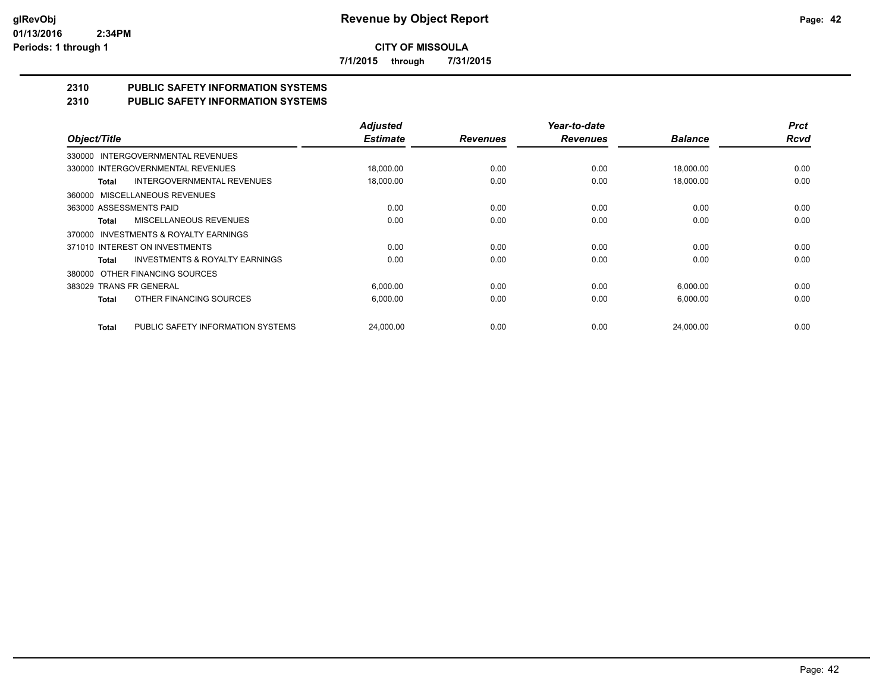# Revenue by Object Report

**CITY OF MISSOULA**

**7/1/2015 through 7/31/2015**

glRevObj
01/13/2016 2:34PM
Periods: 1 through 1

## 2310 PUBLIC SAFETY INFORMATION SYSTEMS
## 2310 PUBLIC SAFETY INFORMATION SYSTEMS

| Object/Title | Adjusted Estimate | Revenues | Year-to-date Revenues | Balance | Prct Rcvd |
|---|---|---|---|---|---|
| 330000 INTERGOVERNMENTAL REVENUES | | | | | |
| 330000 INTERGOVERNMENTAL REVENUES | 18,000.00 | 0.00 | 0.00 | 18,000.00 | 0.00 |
| **Total** INTERGOVERNMENTAL REVENUES | 18,000.00 | 0.00 | 0.00 | 18,000.00 | 0.00 |
| 360000 MISCELLANEOUS REVENUES | | | | | |
| 363000 ASSESSMENTS PAID | 0.00 | 0.00 | 0.00 | 0.00 | 0.00 |
| **Total** MISCELLANEOUS REVENUES | 0.00 | 0.00 | 0.00 | 0.00 | 0.00 |
| 370000 INVESTMENTS & ROYALTY EARNINGS | | | | | |
| 371010 INTEREST ON INVESTMENTS | 0.00 | 0.00 | 0.00 | 0.00 | 0.00 |
| **Total** INVESTMENTS & ROYALTY EARNINGS | 0.00 | 0.00 | 0.00 | 0.00 | 0.00 |
| 380000 OTHER FINANCING SOURCES | | | | | |
| 383029 TRANS FR GENERAL | 6,000.00 | 0.00 | 0.00 | 6,000.00 | 0.00 |
| **Total** OTHER FINANCING SOURCES | 6,000.00 | 0.00 | 0.00 | 6,000.00 | 0.00 |
| **Total** PUBLIC SAFETY INFORMATION SYSTEMS | 24,000.00 | 0.00 | 0.00 | 24,000.00 | 0.00 |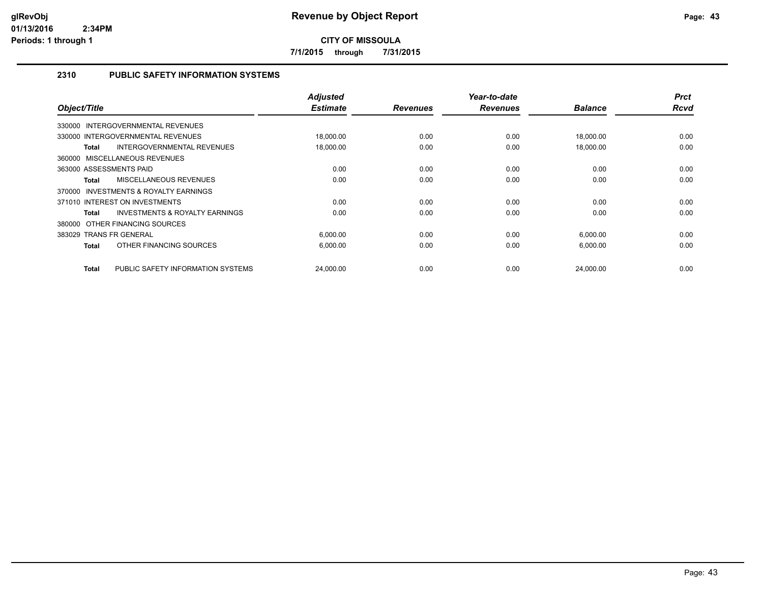**CITY OF MISSOULA**

**7/1/2015 through 7/31/2015**

## 2310 PUBLIC SAFETY INFORMATION SYSTEMS

| Object/Title | Adjusted Estimate | Revenues | Year-to-date Revenues | Balance | Prct Rcvd |
|---|---|---|---|---|---|
| 330000 INTERGOVERNMENTAL REVENUES | | | | | |
| 330000 INTERGOVERNMENTAL REVENUES | 18,000.00 | 0.00 | 0.00 | 18,000.00 | 0.00 |
| **Total** INTERGOVERNMENTAL REVENUES | 18,000.00 | 0.00 | 0.00 | 18,000.00 | 0.00 |
| 360000 MISCELLANEOUS REVENUES | | | | | |
| 363000 ASSESSMENTS PAID | 0.00 | 0.00 | 0.00 | 0.00 | 0.00 |
| **Total** MISCELLANEOUS REVENUES | 0.00 | 0.00 | 0.00 | 0.00 | 0.00 |
| 370000 INVESTMENTS & ROYALTY EARNINGS | | | | | |
| 371010 INTEREST ON INVESTMENTS | 0.00 | 0.00 | 0.00 | 0.00 | 0.00 |
| **Total** INVESTMENTS & ROYALTY EARNINGS | 0.00 | 0.00 | 0.00 | 0.00 | 0.00 |
| 380000 OTHER FINANCING SOURCES | | | | | |
| 383029 TRANS FR GENERAL | 6,000.00 | 0.00 | 0.00 | 6,000.00 | 0.00 |
| **Total** OTHER FINANCING SOURCES | 6,000.00 | 0.00 | 0.00 | 6,000.00 | 0.00 |
| **Total** PUBLIC SAFETY INFORMATION SYSTEMS | 24,000.00 | 0.00 | 0.00 | 24,000.00 | 0.00 |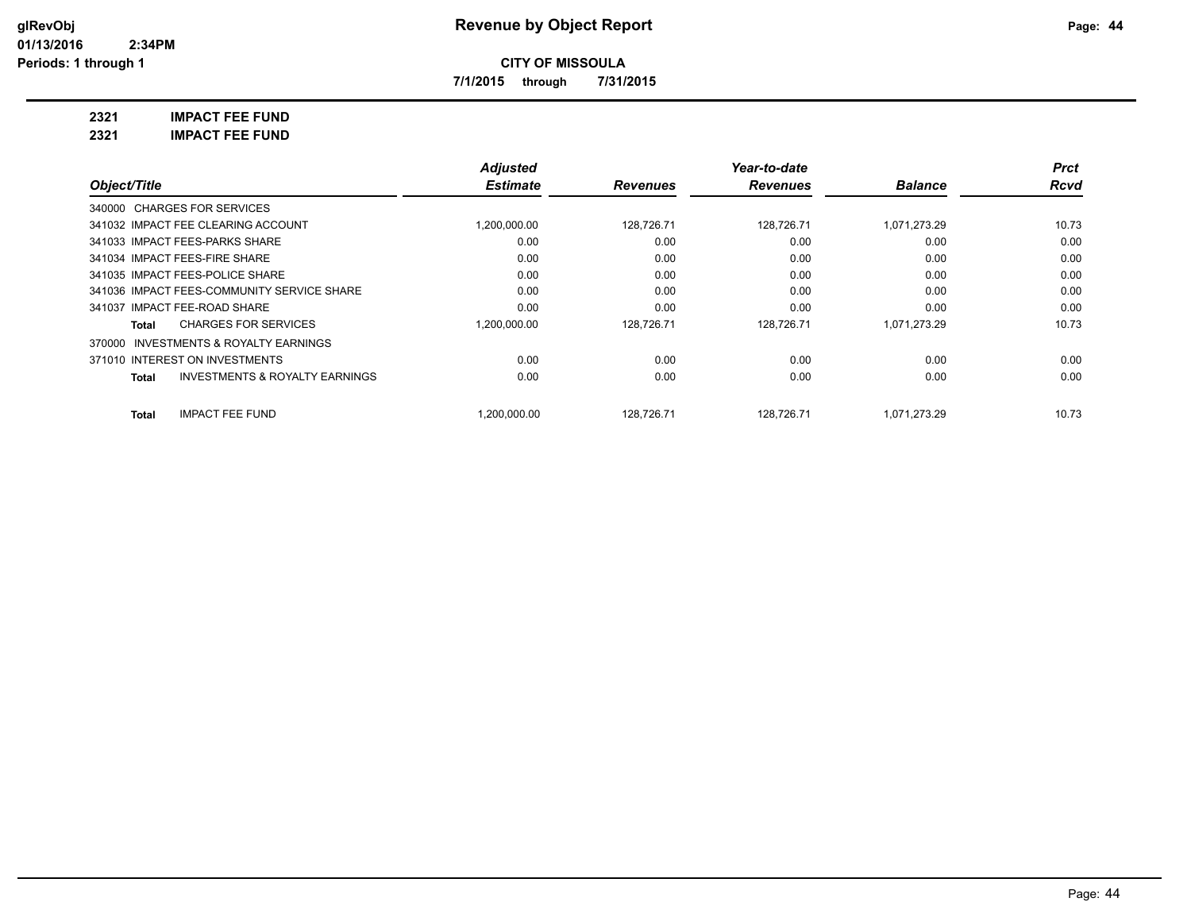# Revenue by Object Report

**CITY OF MISSOULA**

**7/1/2015 through 7/31/2015**

glRevObj
01/13/2016 2:34PM
Periods: 1 through 1

**2321 IMPACT FEE FUND**

**2321 IMPACT FEE FUND**

| Object/Title | Adjusted Estimate | Revenues | Year-to-date Revenues | Balance | Prct Rcvd |
|---|---|---|---|---|---|
| 340000 CHARGES FOR SERVICES | | | | | |
| 341032 IMPACT FEE CLEARING ACCOUNT | 1,200,000.00 | 128,726.71 | 128,726.71 | 1,071,273.29 | 10.73 |
| 341033 IMPACT FEES-PARKS SHARE | 0.00 | 0.00 | 0.00 | 0.00 | 0.00 |
| 341034 IMPACT FEES-FIRE SHARE | 0.00 | 0.00 | 0.00 | 0.00 | 0.00 |
| 341035 IMPACT FEES-POLICE SHARE | 0.00 | 0.00 | 0.00 | 0.00 | 0.00 |
| 341036 IMPACT FEES-COMMUNITY SERVICE SHARE | 0.00 | 0.00 | 0.00 | 0.00 | 0.00 |
| 341037 IMPACT FEE-ROAD SHARE | 0.00 | 0.00 | 0.00 | 0.00 | 0.00 |
| **Total** CHARGES FOR SERVICES | 1,200,000.00 | 128,726.71 | 128,726.71 | 1,071,273.29 | 10.73 |
| 370000 INVESTMENTS & ROYALTY EARNINGS | | | | | |
| 371010 INTEREST ON INVESTMENTS | 0.00 | 0.00 | 0.00 | 0.00 | 0.00 |
| **Total** INVESTMENTS & ROYALTY EARNINGS | 0.00 | 0.00 | 0.00 | 0.00 | 0.00 |
| **Total** IMPACT FEE FUND | 1,200,000.00 | 128,726.71 | 128,726.71 | 1,071,273.29 | 10.73 |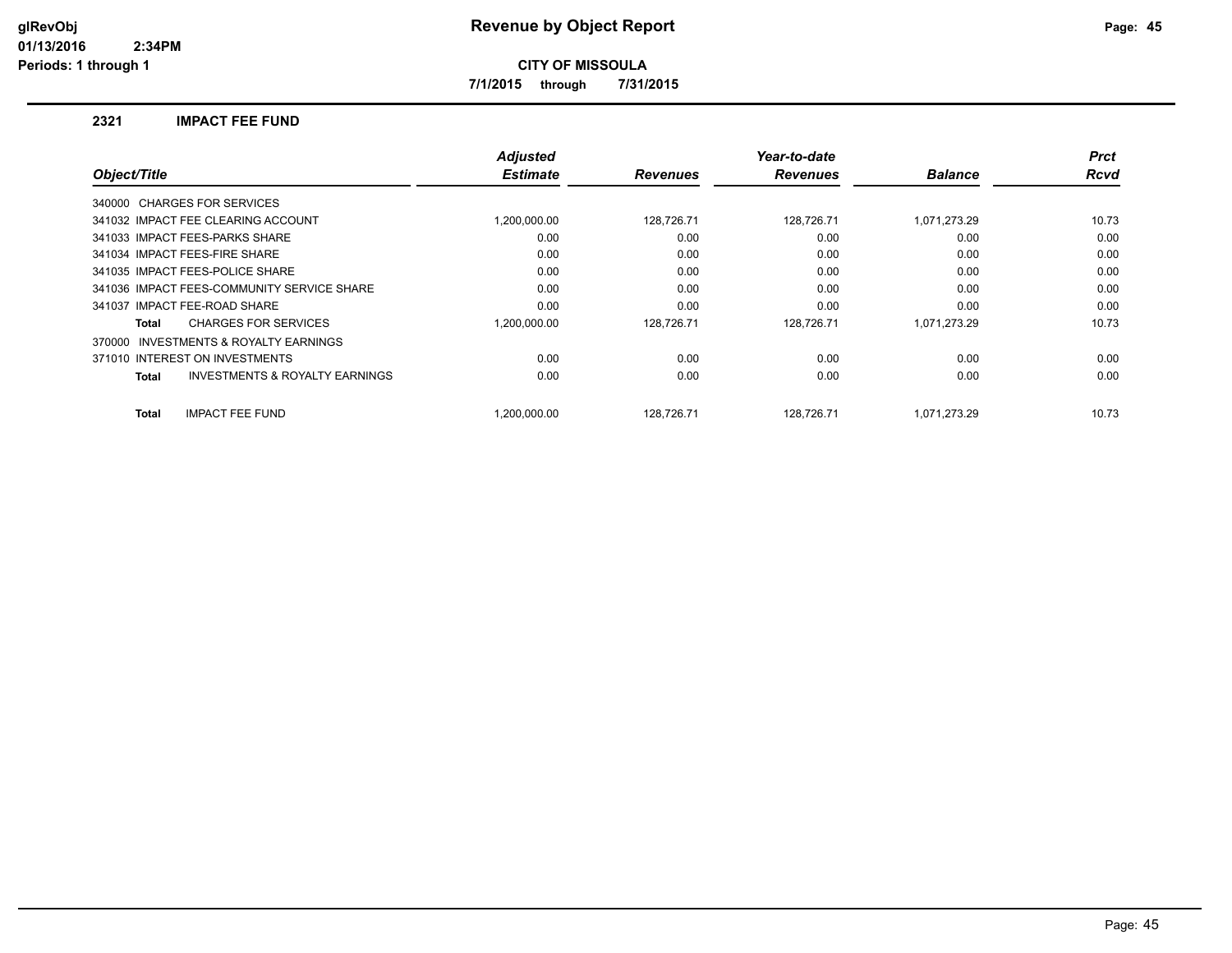# Revenue by Object Report

**CITY OF MISSOULA**

**7/1/2015 through 7/31/2015**

glRevObj
01/13/2016 2:34PM
Periods: 1 through 1

## 2321 IMPACT FEE FUND

| Object/Title | Adjusted Estimate | Revenues | Year-to-date Revenues | Balance | Prct Rcvd |
|---|---|---|---|---|---|
| 340000 CHARGES FOR SERVICES | | | | | |
| 341032 IMPACT FEE CLEARING ACCOUNT | 1,200,000.00 | 128,726.71 | 128,726.71 | 1,071,273.29 | 10.73 |
| 341033 IMPACT FEES-PARKS SHARE | 0.00 | 0.00 | 0.00 | 0.00 | 0.00 |
| 341034 IMPACT FEES-FIRE SHARE | 0.00 | 0.00 | 0.00 | 0.00 | 0.00 |
| 341035 IMPACT FEES-POLICE SHARE | 0.00 | 0.00 | 0.00 | 0.00 | 0.00 |
| 341036 IMPACT FEES-COMMUNITY SERVICE SHARE | 0.00 | 0.00 | 0.00 | 0.00 | 0.00 |
| 341037 IMPACT FEE-ROAD SHARE | 0.00 | 0.00 | 0.00 | 0.00 | 0.00 |
| **Total** CHARGES FOR SERVICES | 1,200,000.00 | 128,726.71 | 128,726.71 | 1,071,273.29 | 10.73 |
| 370000 INVESTMENTS & ROYALTY EARNINGS | | | | | |
| 371010 INTEREST ON INVESTMENTS | 0.00 | 0.00 | 0.00 | 0.00 | 0.00 |
| **Total** INVESTMENTS & ROYALTY EARNINGS | 0.00 | 0.00 | 0.00 | 0.00 | 0.00 |
| **Total** IMPACT FEE FUND | 1,200,000.00 | 128,726.71 | 128,726.71 | 1,071,273.29 | 10.73 |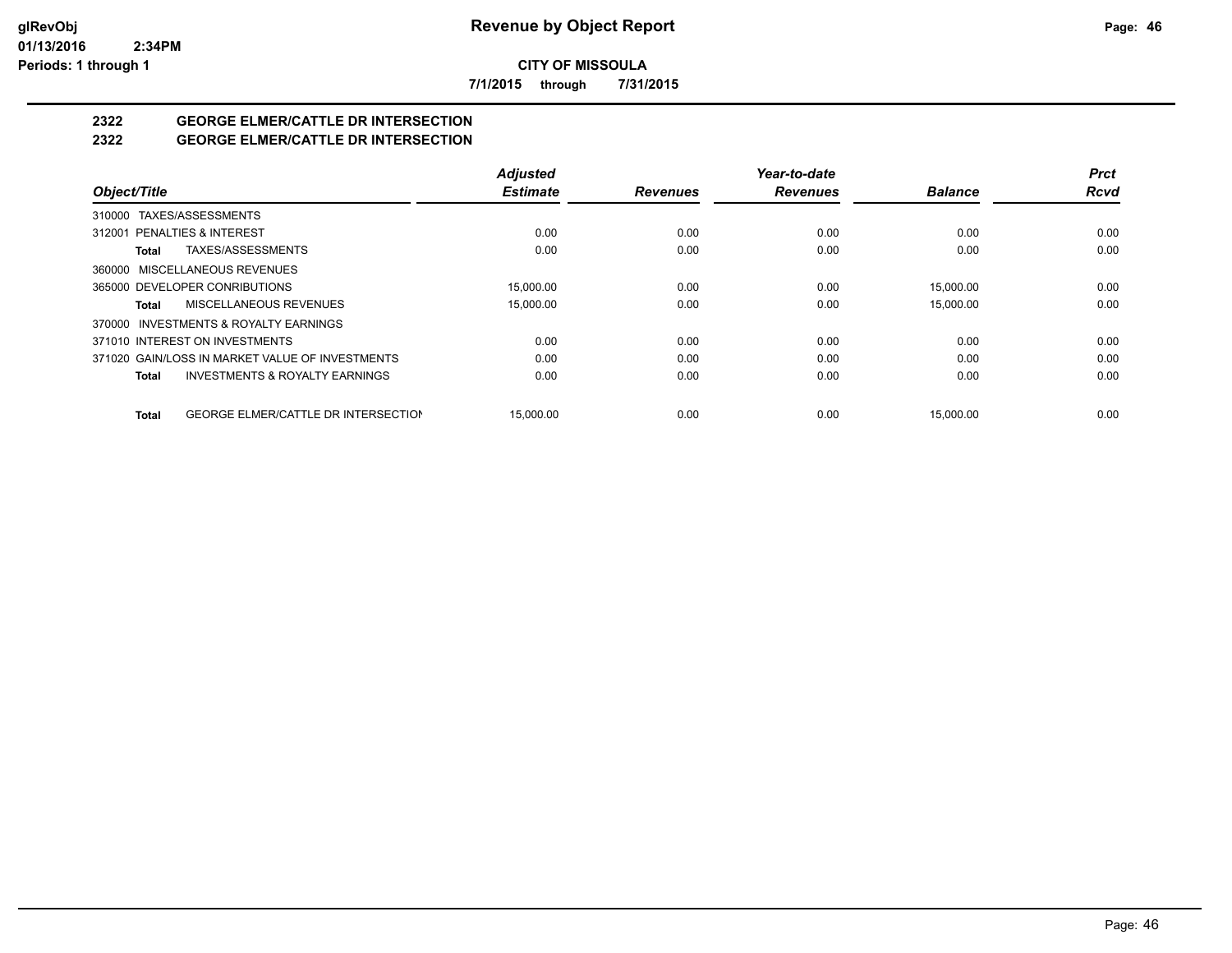# Revenue by Object Report

**CITY OF MISSOULA**

**7/1/2015 through 7/31/2015**

## 2322 GEORGE ELMER/CATTLE DR INTERSECTION
## 2322 GEORGE ELMER/CATTLE DR INTERSECTION

| Object/Title | Adjusted Estimate | Revenues | Year-to-date Revenues | Balance | Prct Rcvd |
|---|---|---|---|---|---|
| 310000 TAXES/ASSESSMENTS | | | | | |
| 312001 PENALTIES & INTEREST | 0.00 | 0.00 | 0.00 | 0.00 | 0.00 |
| **Total** TAXES/ASSESSMENTS | 0.00 | 0.00 | 0.00 | 0.00 | 0.00 |
| 360000 MISCELLANEOUS REVENUES | | | | | |
| 365000 DEVELOPER CONRIBUTIONS | 15,000.00 | 0.00 | 0.00 | 15,000.00 | 0.00 |
| **Total** MISCELLANEOUS REVENUES | 15,000.00 | 0.00 | 0.00 | 15,000.00 | 0.00 |
| 370000 INVESTMENTS & ROYALTY EARNINGS | | | | | |
| 371010 INTEREST ON INVESTMENTS | 0.00 | 0.00 | 0.00 | 0.00 | 0.00 |
| 371020 GAIN/LOSS IN MARKET VALUE OF INVESTMENTS | 0.00 | 0.00 | 0.00 | 0.00 | 0.00 |
| **Total** INVESTMENTS & ROYALTY EARNINGS | 0.00 | 0.00 | 0.00 | 0.00 | 0.00 |
| **Total** GEORGE ELMER/CATTLE DR INTERSECTION | 15,000.00 | 0.00 | 0.00 | 15,000.00 | 0.00 |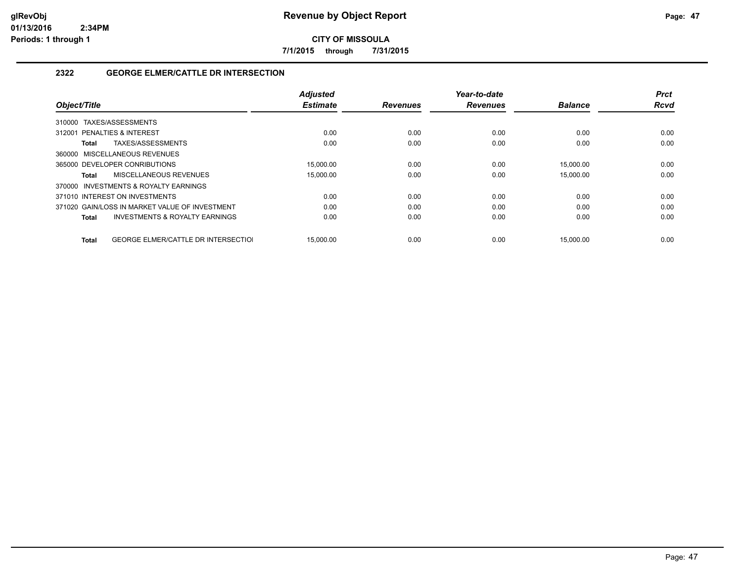**CITY OF MISSOULA**

**7/1/2015 through 7/31/2015**

## 2322 GEORGE ELMER/CATTLE DR INTERSECTION

| Object/Title | Adjusted Estimate | Revenues | Year-to-date Revenues | Balance | Prct Rcvd |
|---|---|---|---|---|---|
| 310000 TAXES/ASSESSMENTS | | | | | |
| 312001 PENALTIES & INTEREST | 0.00 | 0.00 | 0.00 | 0.00 | 0.00 |
| **Total** TAXES/ASSESSMENTS | 0.00 | 0.00 | 0.00 | 0.00 | 0.00 |
| 360000 MISCELLANEOUS REVENUES | | | | | |
| 365000 DEVELOPER CONRIBUTIONS | 15,000.00 | 0.00 | 0.00 | 15,000.00 | 0.00 |
| **Total** MISCELLANEOUS REVENUES | 15,000.00 | 0.00 | 0.00 | 15,000.00 | 0.00 |
| 370000 INVESTMENTS & ROYALTY EARNINGS | | | | | |
| 371010 INTEREST ON INVESTMENTS | 0.00 | 0.00 | 0.00 | 0.00 | 0.00 |
| 371020 GAIN/LOSS IN MARKET VALUE OF INVESTMENT | 0.00 | 0.00 | 0.00 | 0.00 | 0.00 |
| **Total** INVESTMENTS & ROYALTY EARNINGS | 0.00 | 0.00 | 0.00 | 0.00 | 0.00 |
| **Total** GEORGE ELMER/CATTLE DR INTERSECTIOI | 15,000.00 | 0.00 | 0.00 | 15,000.00 | 0.00 |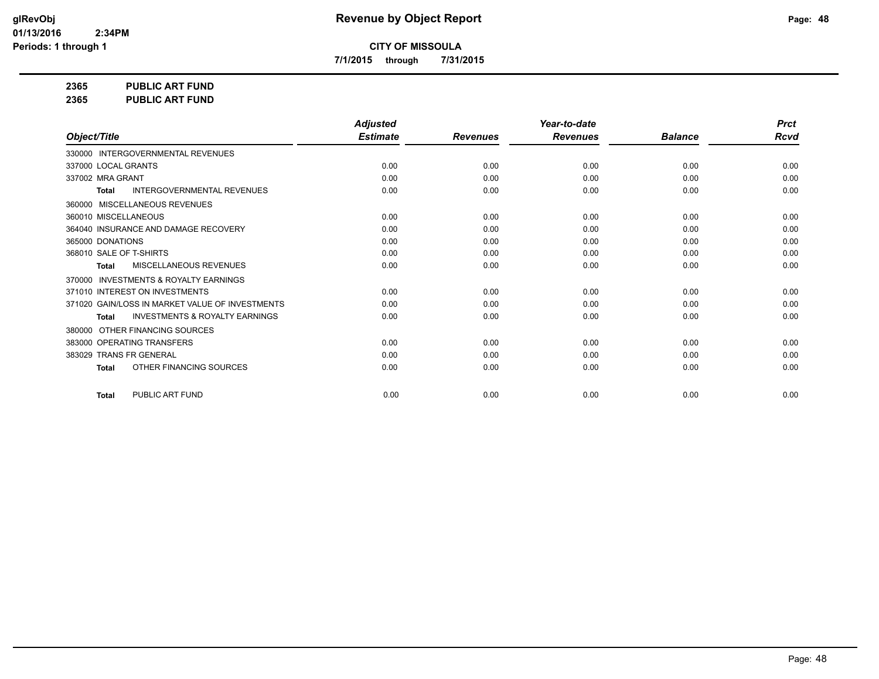# Revenue by Object Report

**glRevObj**
**01/13/2016 2:34PM**
**Periods: 1 through 1**

**CITY OF MISSOULA**

**7/1/2015 through 7/31/2015**

**2365 PUBLIC ART FUND**
**2365 PUBLIC ART FUND**

| Object/Title | Adjusted Estimate | Revenues | Year-to-date Revenues | Balance | Prct Rcvd |
|---|---|---|---|---|---|
| 330000 INTERGOVERNMENTAL REVENUES | | | | | |
| 337000 LOCAL GRANTS | 0.00 | 0.00 | 0.00 | 0.00 | 0.00 |
| 337002 MRA GRANT | 0.00 | 0.00 | 0.00 | 0.00 | 0.00 |
| **Total** INTERGOVERNMENTAL REVENUES | 0.00 | 0.00 | 0.00 | 0.00 | 0.00 |
| 360000 MISCELLANEOUS REVENUES | | | | | |
| 360010 MISCELLANEOUS | 0.00 | 0.00 | 0.00 | 0.00 | 0.00 |
| 364040 INSURANCE AND DAMAGE RECOVERY | 0.00 | 0.00 | 0.00 | 0.00 | 0.00 |
| 365000 DONATIONS | 0.00 | 0.00 | 0.00 | 0.00 | 0.00 |
| 368010 SALE OF T-SHIRTS | 0.00 | 0.00 | 0.00 | 0.00 | 0.00 |
| **Total** MISCELLANEOUS REVENUES | 0.00 | 0.00 | 0.00 | 0.00 | 0.00 |
| 370000 INVESTMENTS & ROYALTY EARNINGS | | | | | |
| 371010 INTEREST ON INVESTMENTS | 0.00 | 0.00 | 0.00 | 0.00 | 0.00 |
| 371020 GAIN/LOSS IN MARKET VALUE OF INVESTMENTS | 0.00 | 0.00 | 0.00 | 0.00 | 0.00 |
| **Total** INVESTMENTS & ROYALTY EARNINGS | 0.00 | 0.00 | 0.00 | 0.00 | 0.00 |
| 380000 OTHER FINANCING SOURCES | | | | | |
| 383000 OPERATING TRANSFERS | 0.00 | 0.00 | 0.00 | 0.00 | 0.00 |
| 383029 TRANS FR GENERAL | 0.00 | 0.00 | 0.00 | 0.00 | 0.00 |
| **Total** OTHER FINANCING SOURCES | 0.00 | 0.00 | 0.00 | 0.00 | 0.00 |
| **Total** PUBLIC ART FUND | 0.00 | 0.00 | 0.00 | 0.00 | 0.00 |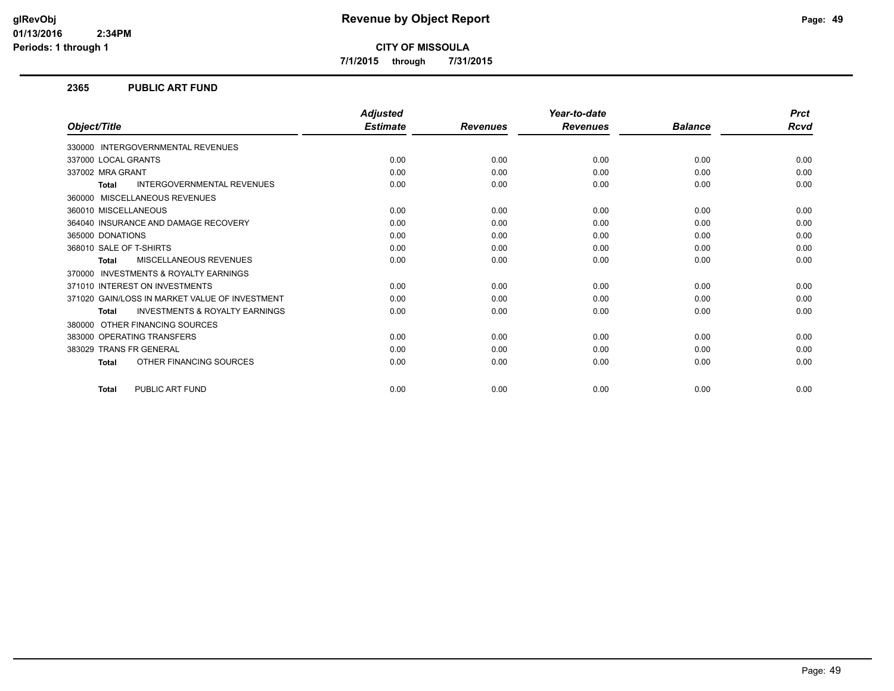# Revenue by Object Report

**CITY OF MISSOULA**

**7/1/2015 through 7/31/2015**

glRevObj
01/13/2016 2:34PM
Periods: 1 through 1

## 2365 PUBLIC ART FUND

| Object/Title | Adjusted Estimate | Revenues | Year-to-date Revenues | Balance | Prct Rcvd |
|---|---|---|---|---|---|
| 330000 INTERGOVERNMENTAL REVENUES | | | | | |
| 337000 LOCAL GRANTS | 0.00 | 0.00 | 0.00 | 0.00 | 0.00 |
| 337002 MRA GRANT | 0.00 | 0.00 | 0.00 | 0.00 | 0.00 |
| **Total** INTERGOVERNMENTAL REVENUES | 0.00 | 0.00 | 0.00 | 0.00 | 0.00 |
| 360000 MISCELLANEOUS REVENUES | | | | | |
| 360010 MISCELLANEOUS | 0.00 | 0.00 | 0.00 | 0.00 | 0.00 |
| 364040 INSURANCE AND DAMAGE RECOVERY | 0.00 | 0.00 | 0.00 | 0.00 | 0.00 |
| 365000 DONATIONS | 0.00 | 0.00 | 0.00 | 0.00 | 0.00 |
| 368010 SALE OF T-SHIRTS | 0.00 | 0.00 | 0.00 | 0.00 | 0.00 |
| **Total** MISCELLANEOUS REVENUES | 0.00 | 0.00 | 0.00 | 0.00 | 0.00 |
| 370000 INVESTMENTS & ROYALTY EARNINGS | | | | | |
| 371010 INTEREST ON INVESTMENTS | 0.00 | 0.00 | 0.00 | 0.00 | 0.00 |
| 371020 GAIN/LOSS IN MARKET VALUE OF INVESTMENT | 0.00 | 0.00 | 0.00 | 0.00 | 0.00 |
| **Total** INVESTMENTS & ROYALTY EARNINGS | 0.00 | 0.00 | 0.00 | 0.00 | 0.00 |
| 380000 OTHER FINANCING SOURCES | | | | | |
| 383000 OPERATING TRANSFERS | 0.00 | 0.00 | 0.00 | 0.00 | 0.00 |
| 383029 TRANS FR GENERAL | 0.00 | 0.00 | 0.00 | 0.00 | 0.00 |
| **Total** OTHER FINANCING SOURCES | 0.00 | 0.00 | 0.00 | 0.00 | 0.00 |
| **Total** PUBLIC ART FUND | 0.00 | 0.00 | 0.00 | 0.00 | 0.00 |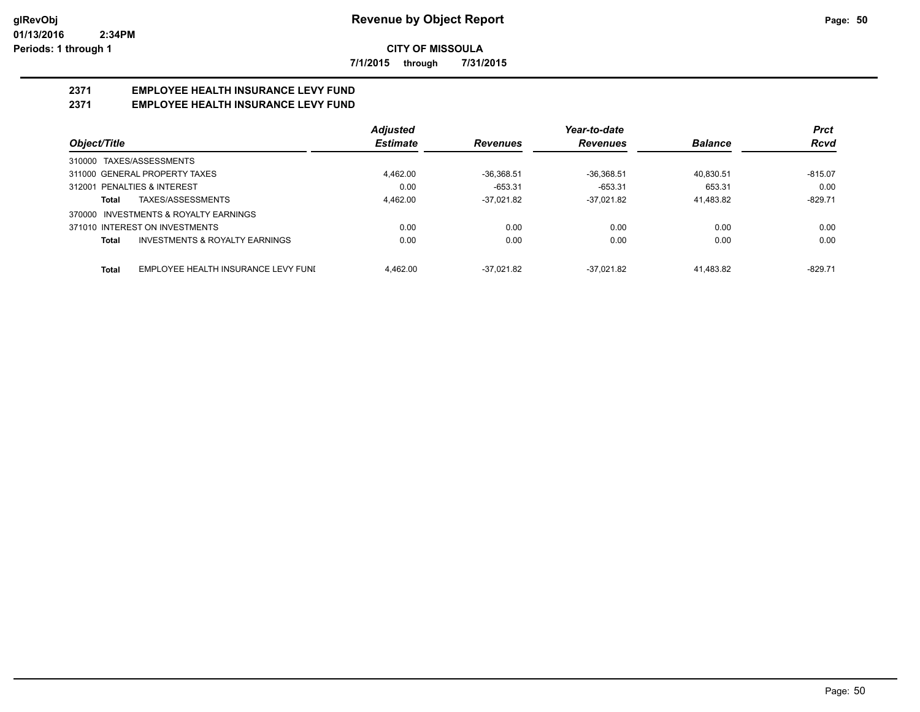**Revenue by Object Report**

**CITY OF MISSOULA**

**7/1/2015 through 7/31/2015**

glRevObj
01/13/2016 2:34PM
Periods: 1 through 1

## 2371 EMPLOYEE HEALTH INSURANCE LEVY FUND
## 2371 EMPLOYEE HEALTH INSURANCE LEVY FUND

| Object/Title | | Adjusted Estimate | Revenues | Year-to-date Revenues | Balance | Prct Rcvd |
|---|---|---|---|---|---|---|
| 310000 TAXES/ASSESSMENTS | | | | | | |
| 311000 GENERAL PROPERTY TAXES | | 4,462.00 | -36,368.51 | -36,368.51 | 40,830.51 | -815.07 |
| 312001 PENALTIES & INTEREST | | 0.00 | -653.31 | -653.31 | 653.31 | 0.00 |
| **Total** | TAXES/ASSESSMENTS | 4,462.00 | -37,021.82 | -37,021.82 | 41,483.82 | -829.71 |
| 370000 INVESTMENTS & ROYALTY EARNINGS | | | | | | |
| 371010 INTEREST ON INVESTMENTS | | 0.00 | 0.00 | 0.00 | 0.00 | 0.00 |
| **Total** | INVESTMENTS & ROYALTY EARNINGS | 0.00 | 0.00 | 0.00 | 0.00 | 0.00 |
| **Total** | EMPLOYEE HEALTH INSURANCE LEVY FUNI | 4,462.00 | -37,021.82 | -37,021.82 | 41,483.82 | -829.71 |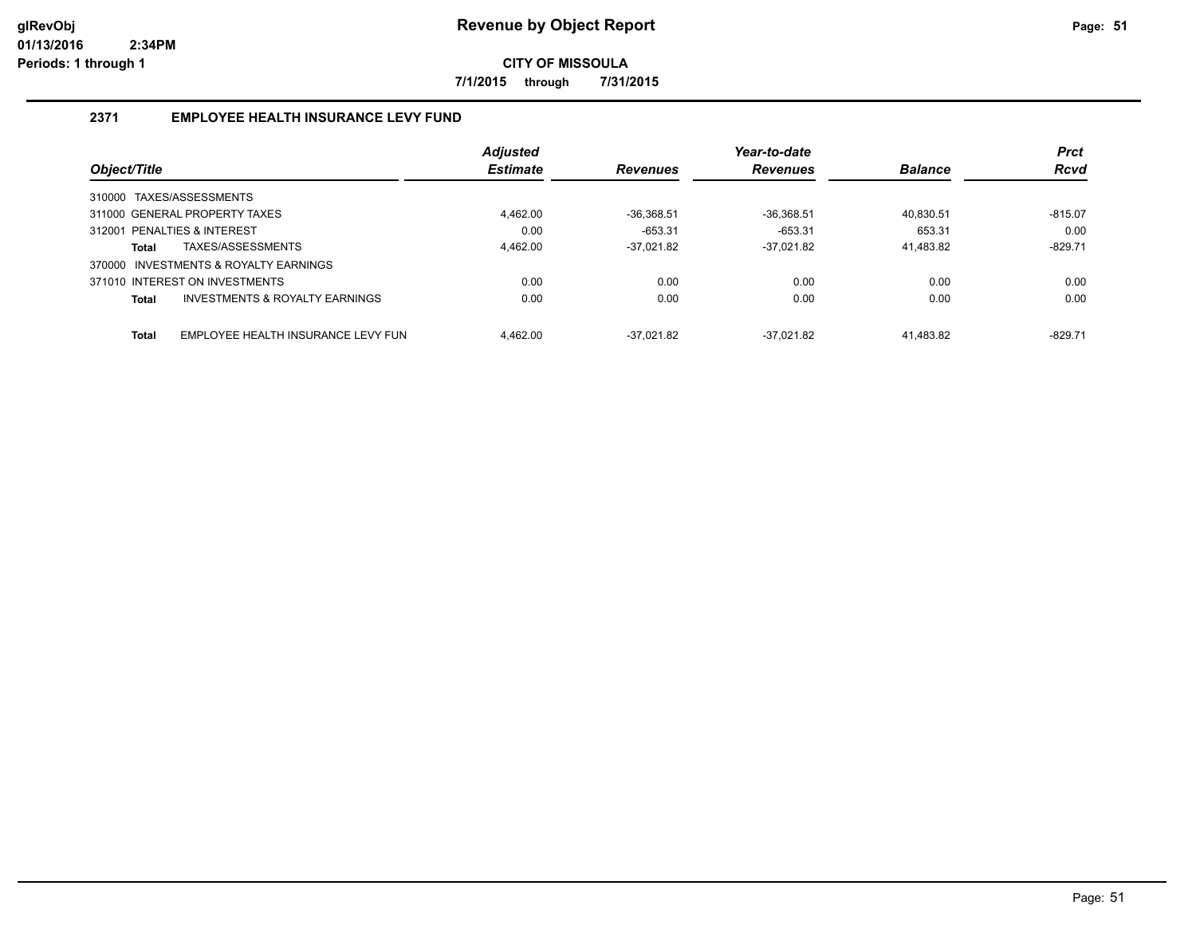# Revenue by Object Report

**CITY OF MISSOULA**

**7/1/2015 through 7/31/2015**

glRevObj
01/13/2016 2:34PM
Periods: 1 through 1

## 2371 EMPLOYEE HEALTH INSURANCE LEVY FUND

| Object/Title | Adjusted Estimate | Revenues | Year-to-date Revenues | Balance | Prct Rcvd |
|---|---|---|---|---|---|
| 310000 TAXES/ASSESSMENTS | | | | | |
| 311000 GENERAL PROPERTY TAXES | 4,462.00 | -36,368.51 | -36,368.51 | 40,830.51 | -815.07 |
| 312001 PENALTIES & INTEREST | 0.00 | -653.31 | -653.31 | 653.31 | 0.00 |
| **Total** TAXES/ASSESSMENTS | 4,462.00 | -37,021.82 | -37,021.82 | 41,483.82 | -829.71 |
| 370000 INVESTMENTS & ROYALTY EARNINGS | | | | | |
| 371010 INTEREST ON INVESTMENTS | 0.00 | 0.00 | 0.00 | 0.00 | 0.00 |
| **Total** INVESTMENTS & ROYALTY EARNINGS | 0.00 | 0.00 | 0.00 | 0.00 | 0.00 |
| **Total** EMPLOYEE HEALTH INSURANCE LEVY FUN | 4,462.00 | -37,021.82 | -37,021.82 | 41,483.82 | -829.71 |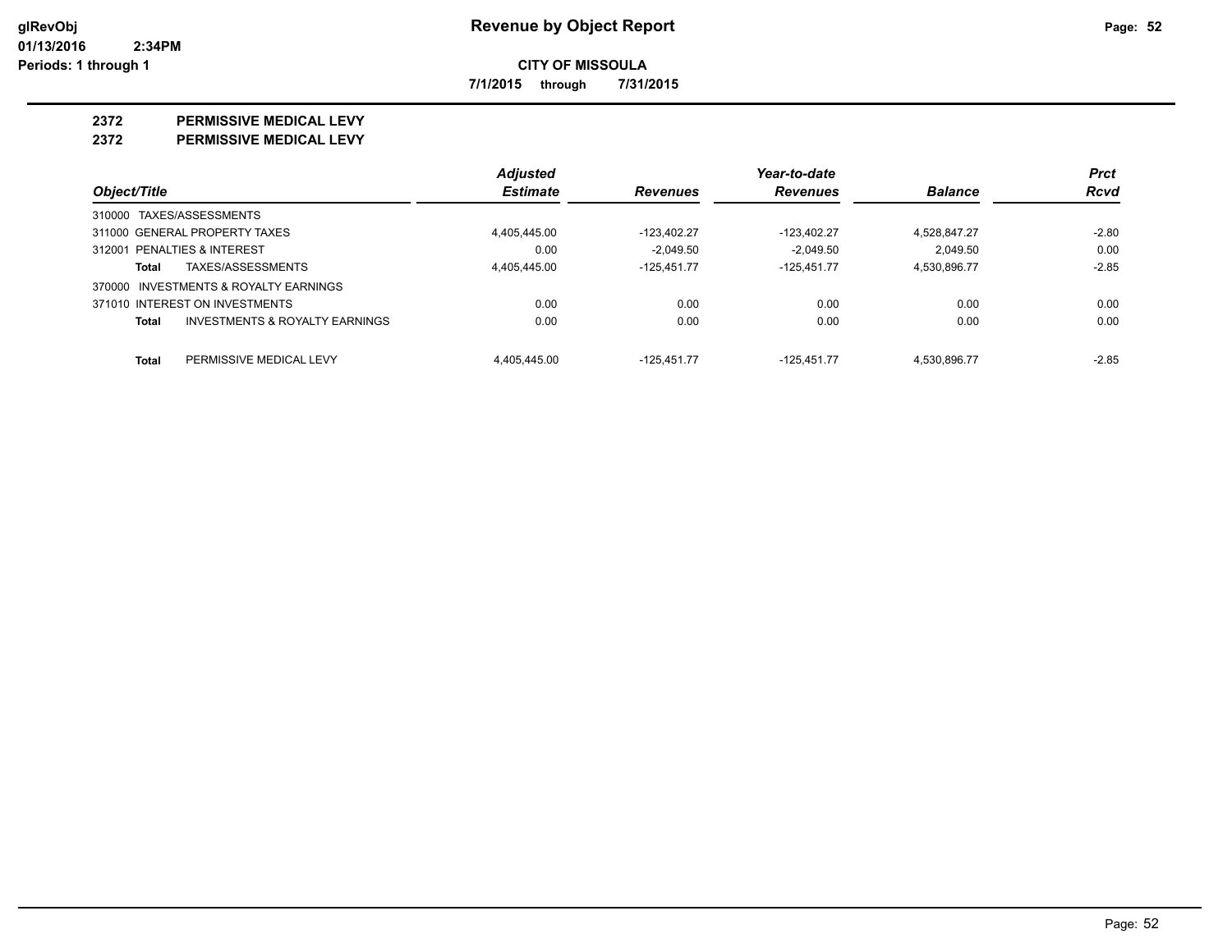**glRevObj**
**01/13/2016 2:34PM**
**Periods: 1 through 1**

# Revenue by Object Report

**CITY OF MISSOULA**

**7/1/2015 through 7/31/2015**

## 2372 PERMISSIVE MEDICAL LEVY
## 2372 PERMISSIVE MEDICAL LEVY

| Object/Title | Adjusted Estimate | Revenues | Year-to-date Revenues | Balance | Prct Rcvd |
|---|---|---|---|---|---|
| 310000 TAXES/ASSESSMENTS | | | | | |
| 311000 GENERAL PROPERTY TAXES | 4,405,445.00 | -123,402.27 | -123,402.27 | 4,528,847.27 | -2.80 |
| 312001 PENALTIES & INTEREST | 0.00 | -2,049.50 | -2,049.50 | 2,049.50 | 0.00 |
| **Total** TAXES/ASSESSMENTS | 4,405,445.00 | -125,451.77 | -125,451.77 | 4,530,896.77 | -2.85 |
| 370000 INVESTMENTS & ROYALTY EARNINGS | | | | | |
| 371010 INTEREST ON INVESTMENTS | 0.00 | 0.00 | 0.00 | 0.00 | 0.00 |
| **Total** INVESTMENTS & ROYALTY EARNINGS | 0.00 | 0.00 | 0.00 | 0.00 | 0.00 |
| **Total** PERMISSIVE MEDICAL LEVY | 4,405,445.00 | -125,451.77 | -125,451.77 | 4,530,896.77 | -2.85 |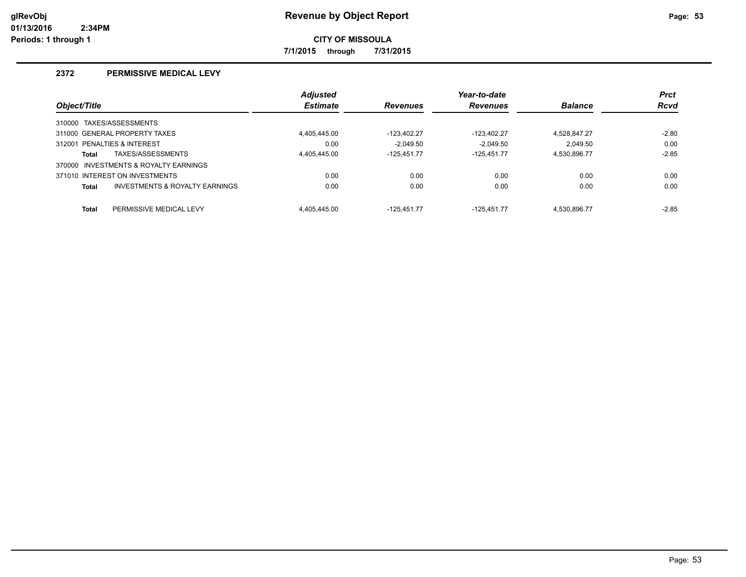# Revenue by Object Report

**CITY OF MISSOULA**

**7/1/2015 through 7/31/2015**

## 2372 PERMISSIVE MEDICAL LEVY

| Object/Title | Adjusted Estimate | Revenues | Year-to-date Revenues | Balance | Prct Rcvd |
|---|---|---|---|---|---|
| 310000 TAXES/ASSESSMENTS | | | | | |
| 311000 GENERAL PROPERTY TAXES | 4,405,445.00 | -123,402.27 | -123,402.27 | 4,528,847.27 | -2.80 |
| 312001 PENALTIES & INTEREST | 0.00 | -2,049.50 | -2,049.50 | 2,049.50 | 0.00 |
| **Total** TAXES/ASSESSMENTS | 4,405,445.00 | -125,451.77 | -125,451.77 | 4,530,896.77 | -2.85 |
| 370000 INVESTMENTS & ROYALTY EARNINGS | | | | | |
| 371010 INTEREST ON INVESTMENTS | 0.00 | 0.00 | 0.00 | 0.00 | 0.00 |
| **Total** INVESTMENTS & ROYALTY EARNINGS | 0.00 | 0.00 | 0.00 | 0.00 | 0.00 |
| **Total** PERMISSIVE MEDICAL LEVY | 4,405,445.00 | -125,451.77 | -125,451.77 | 4,530,896.77 | -2.85 |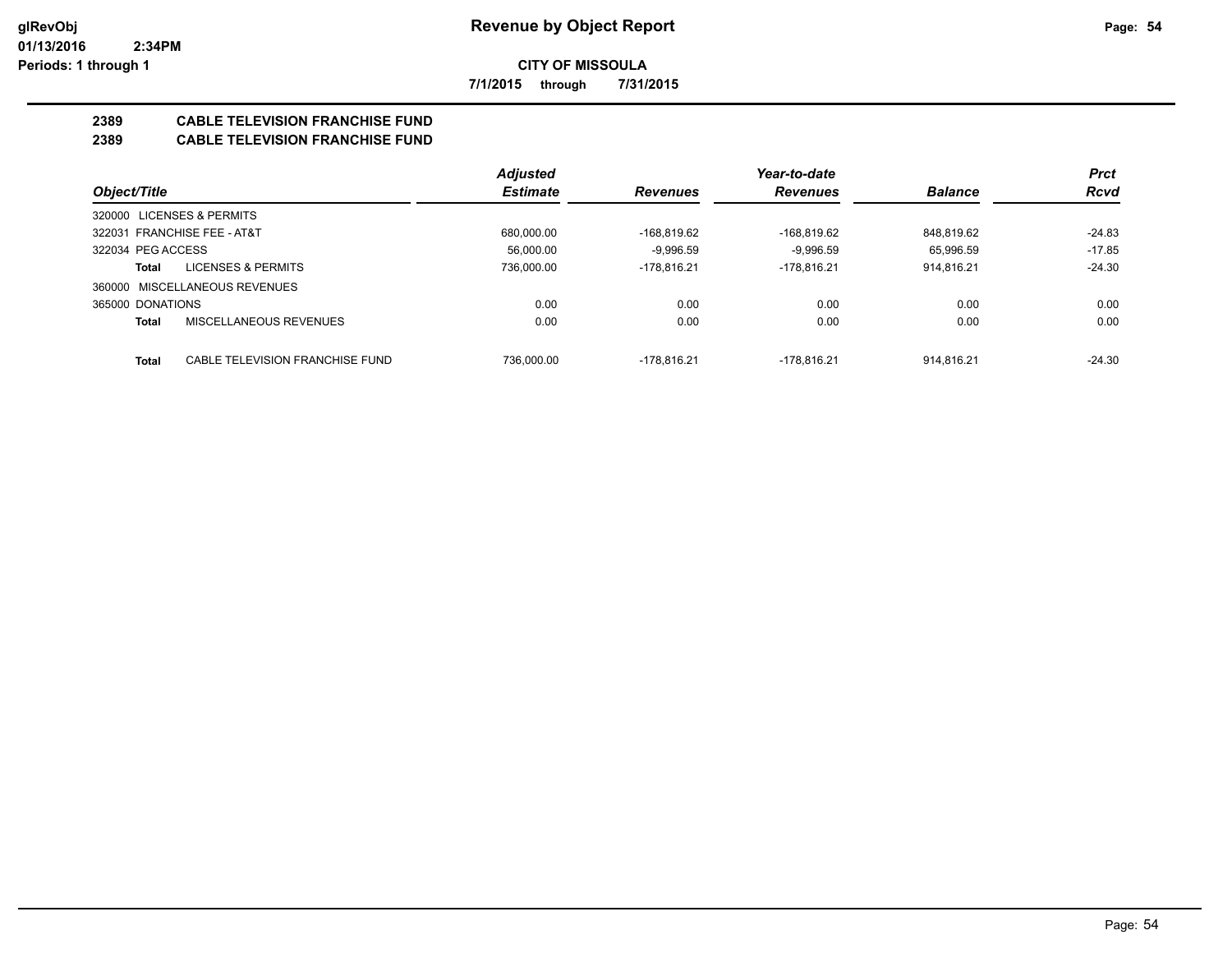# Revenue by Object Report

**CITY OF MISSOULA**

**7/1/2015 through 7/31/2015**

glRevObj
01/13/2016 2:34PM
Periods: 1 through 1

## 2389 CABLE TELEVISION FRANCHISE FUND
## 2389 CABLE TELEVISION FRANCHISE FUND

| Object/Title | | Adjusted Estimate | Revenues | Year-to-date Revenues | Balance | Prct Rcvd |
|---|---|---|---|---|---|---|
| 320000 LICENSES & PERMITS | | | | | | |
| 322031 FRANCHISE FEE - AT&T | | 680,000.00 | -168,819.62 | -168,819.62 | 848,819.62 | -24.83 |
| 322034 PEG ACCESS | | 56,000.00 | -9,996.59 | -9,996.59 | 65,996.59 | -17.85 |
| **Total** | LICENSES & PERMITS | 736,000.00 | -178,816.21 | -178,816.21 | 914,816.21 | -24.30 |
| 360000 MISCELLANEOUS REVENUES | | | | | | |
| 365000 DONATIONS | | 0.00 | 0.00 | 0.00 | 0.00 | 0.00 |
| **Total** | MISCELLANEOUS REVENUES | 0.00 | 0.00 | 0.00 | 0.00 | 0.00 |
| **Total** | CABLE TELEVISION FRANCHISE FUND | 736,000.00 | -178,816.21 | -178,816.21 | 914,816.21 | -24.30 |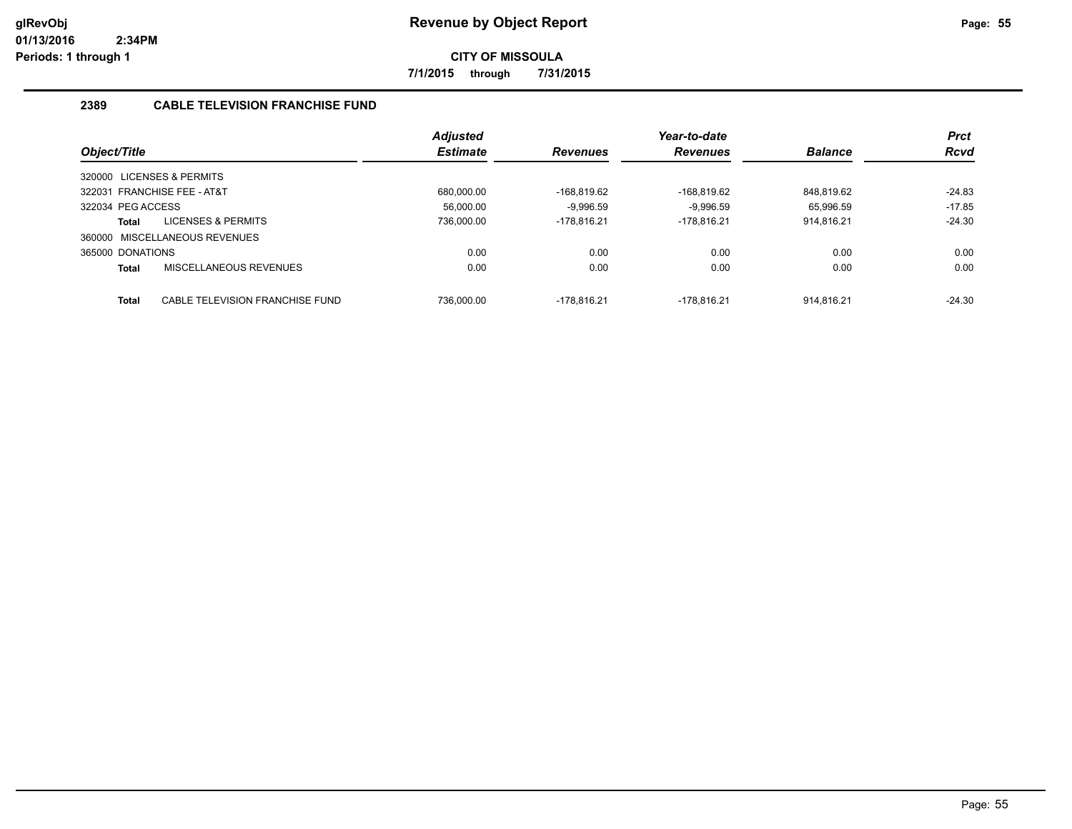# Revenue by Object Report

**CITY OF MISSOULA**

**7/1/2015 through 7/31/2015**

## 2389 CABLE TELEVISION FRANCHISE FUND

| Object/Title | Adjusted Estimate | Revenues | Year-to-date Revenues | Balance | Prct Rcvd |
|---|---|---|---|---|---|
| 320000 LICENSES & PERMITS | | | | | |
| 322031 FRANCHISE FEE - AT&T | 680,000.00 | -168,819.62 | -168,819.62 | 848,819.62 | -24.83 |
| 322034 PEG ACCESS | 56,000.00 | -9,996.59 | -9,996.59 | 65,996.59 | -17.85 |
| **Total** LICENSES & PERMITS | 736,000.00 | -178,816.21 | -178,816.21 | 914,816.21 | -24.30 |
| 360000 MISCELLANEOUS REVENUES | | | | | |
| 365000 DONATIONS | 0.00 | 0.00 | 0.00 | 0.00 | 0.00 |
| **Total** MISCELLANEOUS REVENUES | 0.00 | 0.00 | 0.00 | 0.00 | 0.00 |
| **Total** CABLE TELEVISION FRANCHISE FUND | 736,000.00 | -178,816.21 | -178,816.21 | 914,816.21 | -24.30 |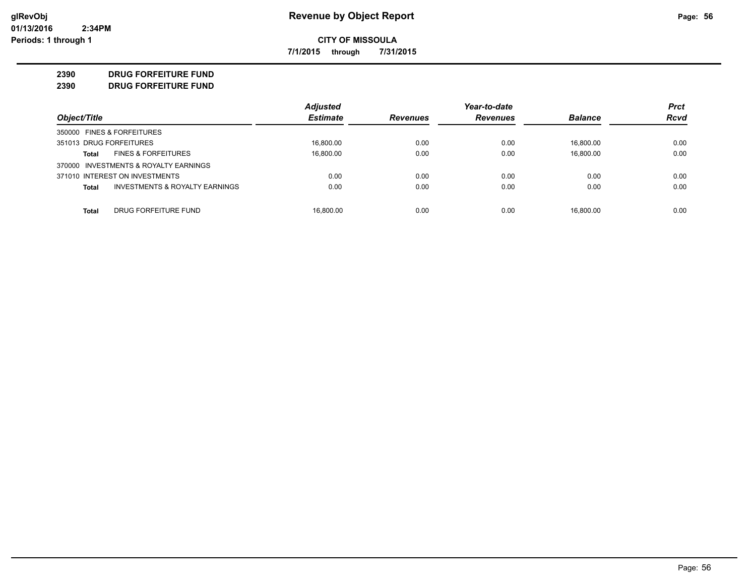**Revenue by Object Report**

**CITY OF MISSOULA**

**7/1/2015 through 7/31/2015**

glRevObj
01/13/2016 2:34PM
Periods: 1 through 1

**2390 DRUG FORFEITURE FUND**

**2390 DRUG FORFEITURE FUND**

| Object/Title | Adjusted Estimate | Revenues | Year-to-date Revenues | Balance | Prct Rcvd |
|---|---|---|---|---|---|
| 350000 FINES & FORFEITURES | | | | | |
| 351013 DRUG FORFEITURES | 16,800.00 | 0.00 | 0.00 | 16,800.00 | 0.00 |
| **Total** FINES & FORFEITURES | 16,800.00 | 0.00 | 0.00 | 16,800.00 | 0.00 |
| 370000 INVESTMENTS & ROYALTY EARNINGS | | | | | |
| 371010 INTEREST ON INVESTMENTS | 0.00 | 0.00 | 0.00 | 0.00 | 0.00 |
| **Total** INVESTMENTS & ROYALTY EARNINGS | 0.00 | 0.00 | 0.00 | 0.00 | 0.00 |
| **Total** DRUG FORFEITURE FUND | 16,800.00 | 0.00 | 0.00 | 16,800.00 | 0.00 |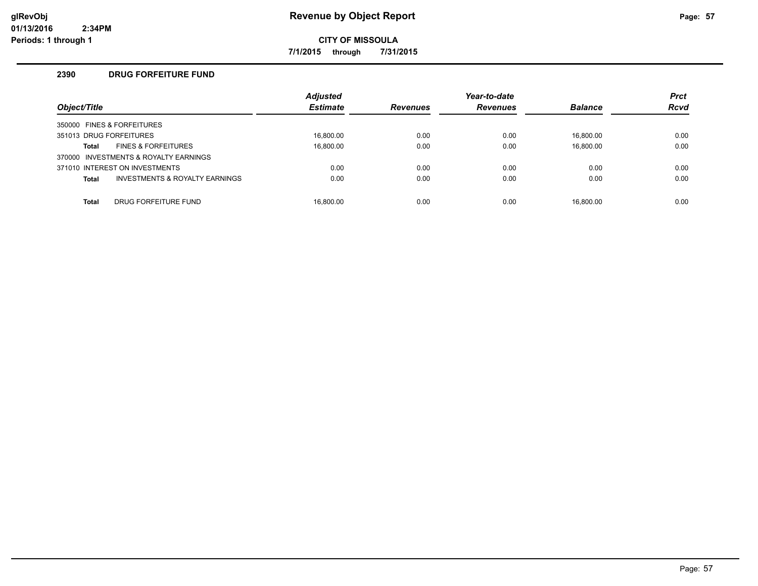# Revenue by Object Report

**CITY OF MISSOULA**

**7/1/2015 through 7/31/2015**

glRevObj
01/13/2016 2:34PM
Periods: 1 through 1

## 2390 DRUG FORFEITURE FUND

| Object/Title | | Adjusted Estimate | Revenues | Year-to-date Revenues | Balance | Prct Rcvd |
|---|---|---|---|---|---|---|
| 350000 FINES & FORFEITURES | | | | | | |
| 351013 DRUG FORFEITURES | | 16,800.00 | 0.00 | 0.00 | 16,800.00 | 0.00 |
| **Total** | FINES & FORFEITURES | 16,800.00 | 0.00 | 0.00 | 16,800.00 | 0.00 |
| 370000 INVESTMENTS & ROYALTY EARNINGS | | | | | | |
| 371010 INTEREST ON INVESTMENTS | | 0.00 | 0.00 | 0.00 | 0.00 | 0.00 |
| **Total** | INVESTMENTS & ROYALTY EARNINGS | 0.00 | 0.00 | 0.00 | 0.00 | 0.00 |
| **Total** | DRUG FORFEITURE FUND | 16,800.00 | 0.00 | 0.00 | 16,800.00 | 0.00 |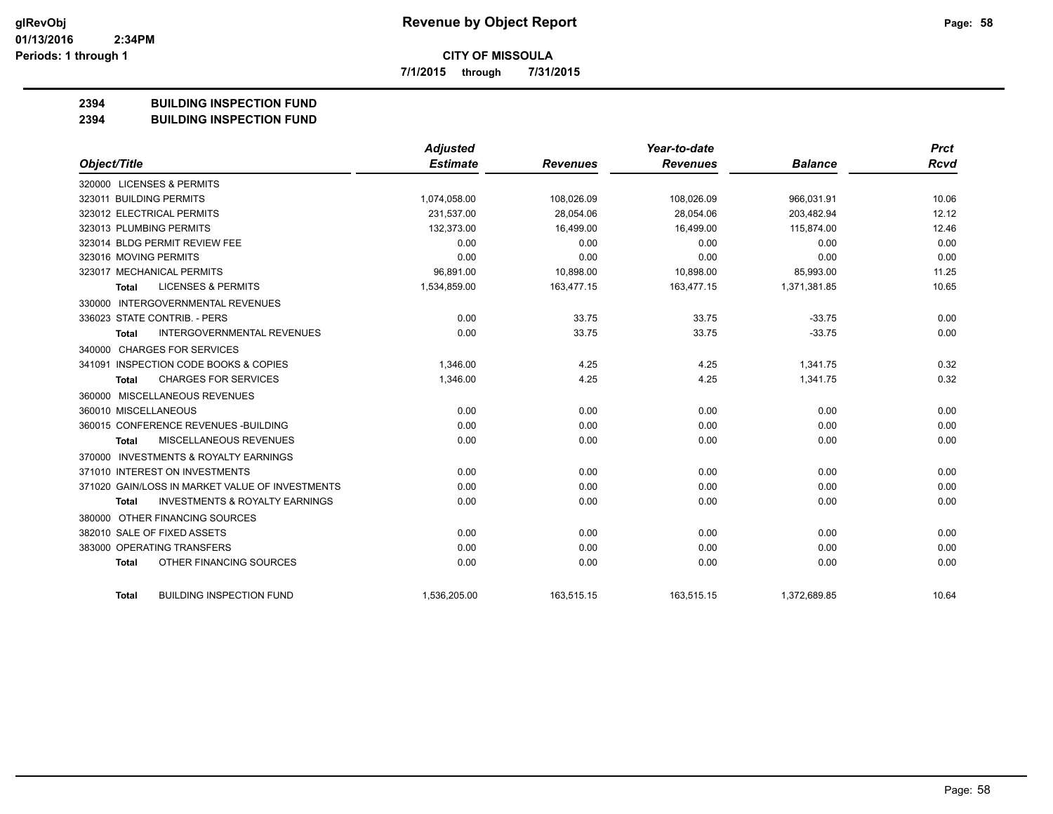# Revenue by Object Report

**CITY OF MISSOULA**

**7/1/2015 through 7/31/2015**

glRevObj
01/13/2016 2:34PM
Periods: 1 through 1

## 2394 BUILDING INSPECTION FUND
## 2394 BUILDING INSPECTION FUND

| Object/Title | Adjusted Estimate | Revenues | Year-to-date Revenues | Balance | Prct Rcvd |
|---|---|---|---|---|---|
| 320000 LICENSES & PERMITS | | | | | |
| 323011 BUILDING PERMITS | 1,074,058.00 | 108,026.09 | 108,026.09 | 966,031.91 | 10.06 |
| 323012 ELECTRICAL PERMITS | 231,537.00 | 28,054.06 | 28,054.06 | 203,482.94 | 12.12 |
| 323013 PLUMBING PERMITS | 132,373.00 | 16,499.00 | 16,499.00 | 115,874.00 | 12.46 |
| 323014 BLDG PERMIT REVIEW FEE | 0.00 | 0.00 | 0.00 | 0.00 | 0.00 |
| 323016 MOVING PERMITS | 0.00 | 0.00 | 0.00 | 0.00 | 0.00 |
| 323017 MECHANICAL PERMITS | 96,891.00 | 10,898.00 | 10,898.00 | 85,993.00 | 11.25 |
| **Total** LICENSES & PERMITS | 1,534,859.00 | 163,477.15 | 163,477.15 | 1,371,381.85 | 10.65 |
| 330000 INTERGOVERNMENTAL REVENUES | | | | | |
| 336023 STATE CONTRIB. - PERS | 0.00 | 33.75 | 33.75 | -33.75 | 0.00 |
| **Total** INTERGOVERNMENTAL REVENUES | 0.00 | 33.75 | 33.75 | -33.75 | 0.00 |
| 340000 CHARGES FOR SERVICES | | | | | |
| 341091 INSPECTION CODE BOOKS & COPIES | 1,346.00 | 4.25 | 4.25 | 1,341.75 | 0.32 |
| **Total** CHARGES FOR SERVICES | 1,346.00 | 4.25 | 4.25 | 1,341.75 | 0.32 |
| 360000 MISCELLANEOUS REVENUES | | | | | |
| 360010 MISCELLANEOUS | 0.00 | 0.00 | 0.00 | 0.00 | 0.00 |
| 360015 CONFERENCE REVENUES -BUILDING | 0.00 | 0.00 | 0.00 | 0.00 | 0.00 |
| **Total** MISCELLANEOUS REVENUES | 0.00 | 0.00 | 0.00 | 0.00 | 0.00 |
| 370000 INVESTMENTS & ROYALTY EARNINGS | | | | | |
| 371010 INTEREST ON INVESTMENTS | 0.00 | 0.00 | 0.00 | 0.00 | 0.00 |
| 371020 GAIN/LOSS IN MARKET VALUE OF INVESTMENTS | 0.00 | 0.00 | 0.00 | 0.00 | 0.00 |
| **Total** INVESTMENTS & ROYALTY EARNINGS | 0.00 | 0.00 | 0.00 | 0.00 | 0.00 |
| 380000 OTHER FINANCING SOURCES | | | | | |
| 382010 SALE OF FIXED ASSETS | 0.00 | 0.00 | 0.00 | 0.00 | 0.00 |
| 383000 OPERATING TRANSFERS | 0.00 | 0.00 | 0.00 | 0.00 | 0.00 |
| **Total** OTHER FINANCING SOURCES | 0.00 | 0.00 | 0.00 | 0.00 | 0.00 |
| **Total** BUILDING INSPECTION FUND | 1,536,205.00 | 163,515.15 | 163,515.15 | 1,372,689.85 | 10.64 |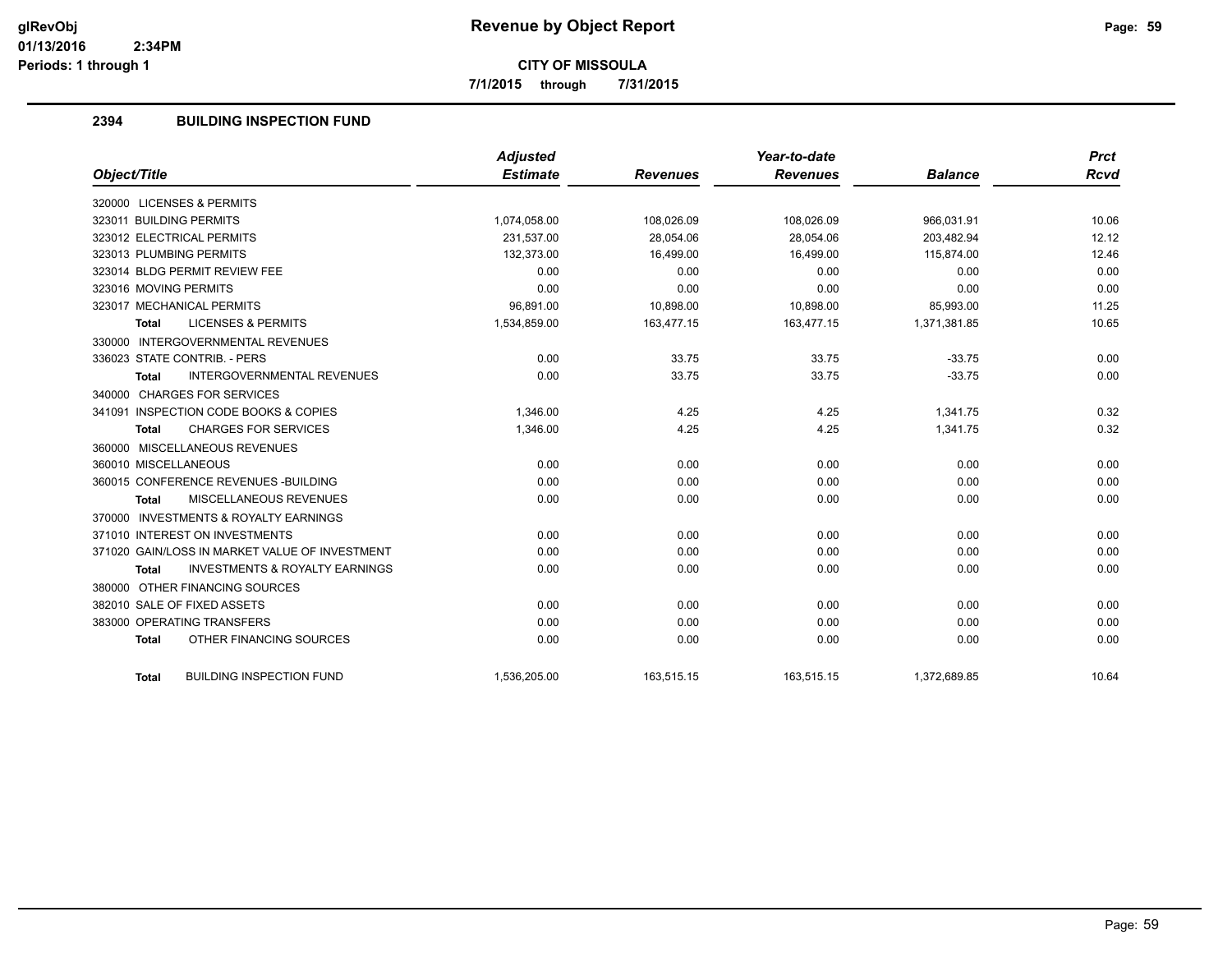# Revenue by Object Report

**CITY OF MISSOULA**

7/1/2015 through 7/31/2015

glRevObj
01/13/2016 2:34PM
Periods: 1 through 1

## 2394 BUILDING INSPECTION FUND

| Object/Title | Adjusted Estimate | Revenues | Year-to-date Revenues | Balance | Prct Rcvd |
|---|---|---|---|---|---|
| 320000 LICENSES & PERMITS | | | | | |
| 323011 BUILDING PERMITS | 1,074,058.00 | 108,026.09 | 108,026.09 | 966,031.91 | 10.06 |
| 323012 ELECTRICAL PERMITS | 231,537.00 | 28,054.06 | 28,054.06 | 203,482.94 | 12.12 |
| 323013 PLUMBING PERMITS | 132,373.00 | 16,499.00 | 16,499.00 | 115,874.00 | 12.46 |
| 323014 BLDG PERMIT REVIEW FEE | 0.00 | 0.00 | 0.00 | 0.00 | 0.00 |
| 323016 MOVING PERMITS | 0.00 | 0.00 | 0.00 | 0.00 | 0.00 |
| 323017 MECHANICAL PERMITS | 96,891.00 | 10,898.00 | 10,898.00 | 85,993.00 | 11.25 |
| **Total** LICENSES & PERMITS | 1,534,859.00 | 163,477.15 | 163,477.15 | 1,371,381.85 | 10.65 |
| 330000 INTERGOVERNMENTAL REVENUES | | | | | |
| 336023 STATE CONTRIB. - PERS | 0.00 | 33.75 | 33.75 | -33.75 | 0.00 |
| **Total** INTERGOVERNMENTAL REVENUES | 0.00 | 33.75 | 33.75 | -33.75 | 0.00 |
| 340000 CHARGES FOR SERVICES | | | | | |
| 341091 INSPECTION CODE BOOKS & COPIES | 1,346.00 | 4.25 | 4.25 | 1,341.75 | 0.32 |
| **Total** CHARGES FOR SERVICES | 1,346.00 | 4.25 | 4.25 | 1,341.75 | 0.32 |
| 360000 MISCELLANEOUS REVENUES | | | | | |
| 360010 MISCELLANEOUS | 0.00 | 0.00 | 0.00 | 0.00 | 0.00 |
| 360015 CONFERENCE REVENUES -BUILDING | 0.00 | 0.00 | 0.00 | 0.00 | 0.00 |
| **Total** MISCELLANEOUS REVENUES | 0.00 | 0.00 | 0.00 | 0.00 | 0.00 |
| 370000 INVESTMENTS & ROYALTY EARNINGS | | | | | |
| 371010 INTEREST ON INVESTMENTS | 0.00 | 0.00 | 0.00 | 0.00 | 0.00 |
| 371020 GAIN/LOSS IN MARKET VALUE OF INVESTMENT | 0.00 | 0.00 | 0.00 | 0.00 | 0.00 |
| **Total** INVESTMENTS & ROYALTY EARNINGS | 0.00 | 0.00 | 0.00 | 0.00 | 0.00 |
| 380000 OTHER FINANCING SOURCES | | | | | |
| 382010 SALE OF FIXED ASSETS | 0.00 | 0.00 | 0.00 | 0.00 | 0.00 |
| 383000 OPERATING TRANSFERS | 0.00 | 0.00 | 0.00 | 0.00 | 0.00 |
| **Total** OTHER FINANCING SOURCES | 0.00 | 0.00 | 0.00 | 0.00 | 0.00 |
| **Total** BUILDING INSPECTION FUND | 1,536,205.00 | 163,515.15 | 163,515.15 | 1,372,689.85 | 10.64 |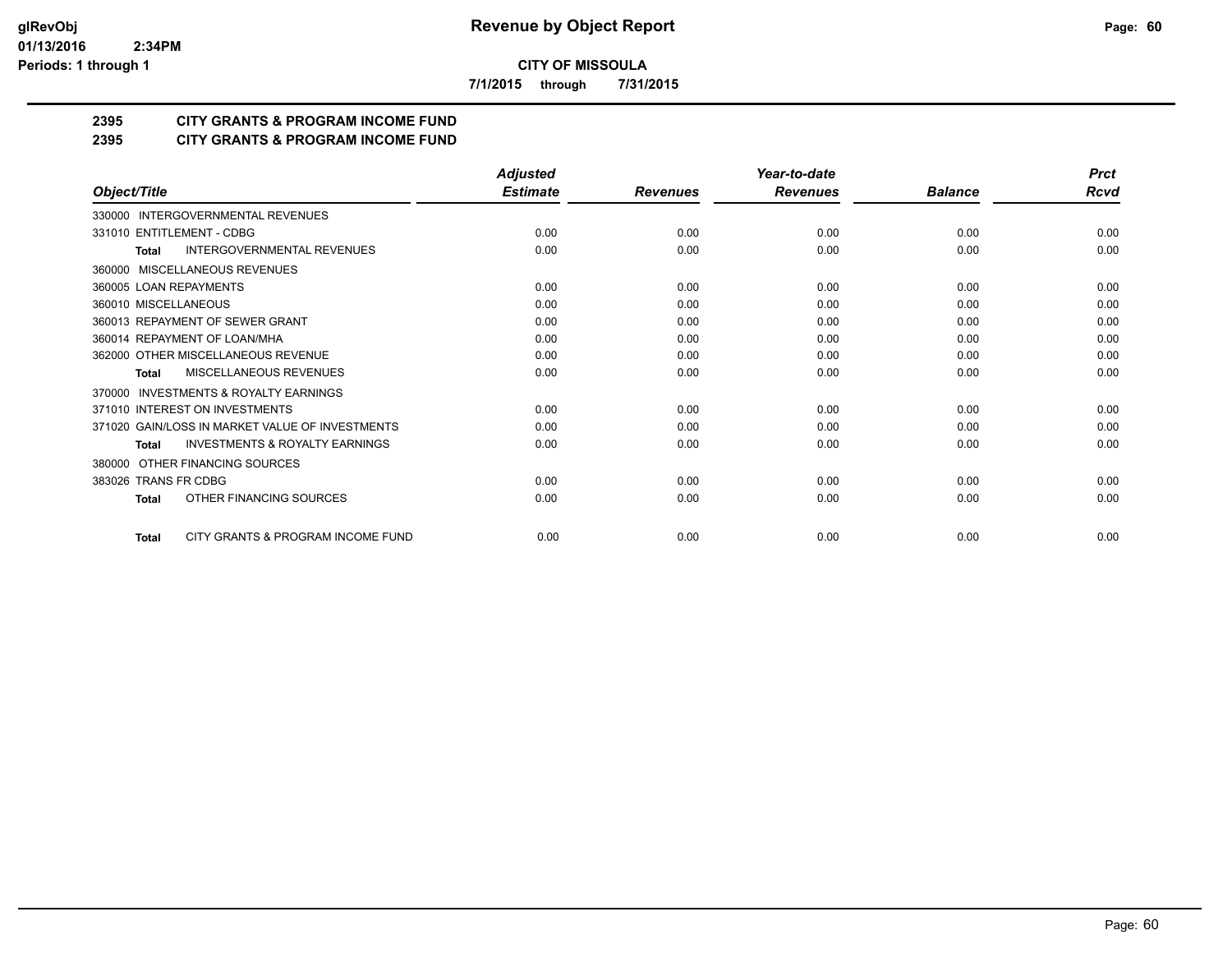**glRevObj**
**01/13/2016 2:34PM**
**Periods: 1 through 1**

# Revenue by Object Report

**CITY OF MISSOULA**

**7/1/2015 through 7/31/2015**

## 2395 CITY GRANTS & PROGRAM INCOME FUND
## 2395 CITY GRANTS & PROGRAM INCOME FUND

| Object/Title | Adjusted Estimate | Revenues | Year-to-date Revenues | Balance | Prct Rcvd |
|---|---|---|---|---|---|
| 330000 INTERGOVERNMENTAL REVENUES | | | | | |
| 331010 ENTITLEMENT - CDBG | 0.00 | 0.00 | 0.00 | 0.00 | 0.00 |
| **Total** INTERGOVERNMENTAL REVENUES | 0.00 | 0.00 | 0.00 | 0.00 | 0.00 |
| 360000 MISCELLANEOUS REVENUES | | | | | |
| 360005 LOAN REPAYMENTS | 0.00 | 0.00 | 0.00 | 0.00 | 0.00 |
| 360010 MISCELLANEOUS | 0.00 | 0.00 | 0.00 | 0.00 | 0.00 |
| 360013 REPAYMENT OF SEWER GRANT | 0.00 | 0.00 | 0.00 | 0.00 | 0.00 |
| 360014 REPAYMENT OF LOAN/MHA | 0.00 | 0.00 | 0.00 | 0.00 | 0.00 |
| 362000 OTHER MISCELLANEOUS REVENUE | 0.00 | 0.00 | 0.00 | 0.00 | 0.00 |
| **Total** MISCELLANEOUS REVENUES | 0.00 | 0.00 | 0.00 | 0.00 | 0.00 |
| 370000 INVESTMENTS & ROYALTY EARNINGS | | | | | |
| 371010 INTEREST ON INVESTMENTS | 0.00 | 0.00 | 0.00 | 0.00 | 0.00 |
| 371020 GAIN/LOSS IN MARKET VALUE OF INVESTMENTS | 0.00 | 0.00 | 0.00 | 0.00 | 0.00 |
| **Total** INVESTMENTS & ROYALTY EARNINGS | 0.00 | 0.00 | 0.00 | 0.00 | 0.00 |
| 380000 OTHER FINANCING SOURCES | | | | | |
| 383026 TRANS FR CDBG | 0.00 | 0.00 | 0.00 | 0.00 | 0.00 |
| **Total** OTHER FINANCING SOURCES | 0.00 | 0.00 | 0.00 | 0.00 | 0.00 |
| **Total** CITY GRANTS & PROGRAM INCOME FUND | 0.00 | 0.00 | 0.00 | 0.00 | 0.00 |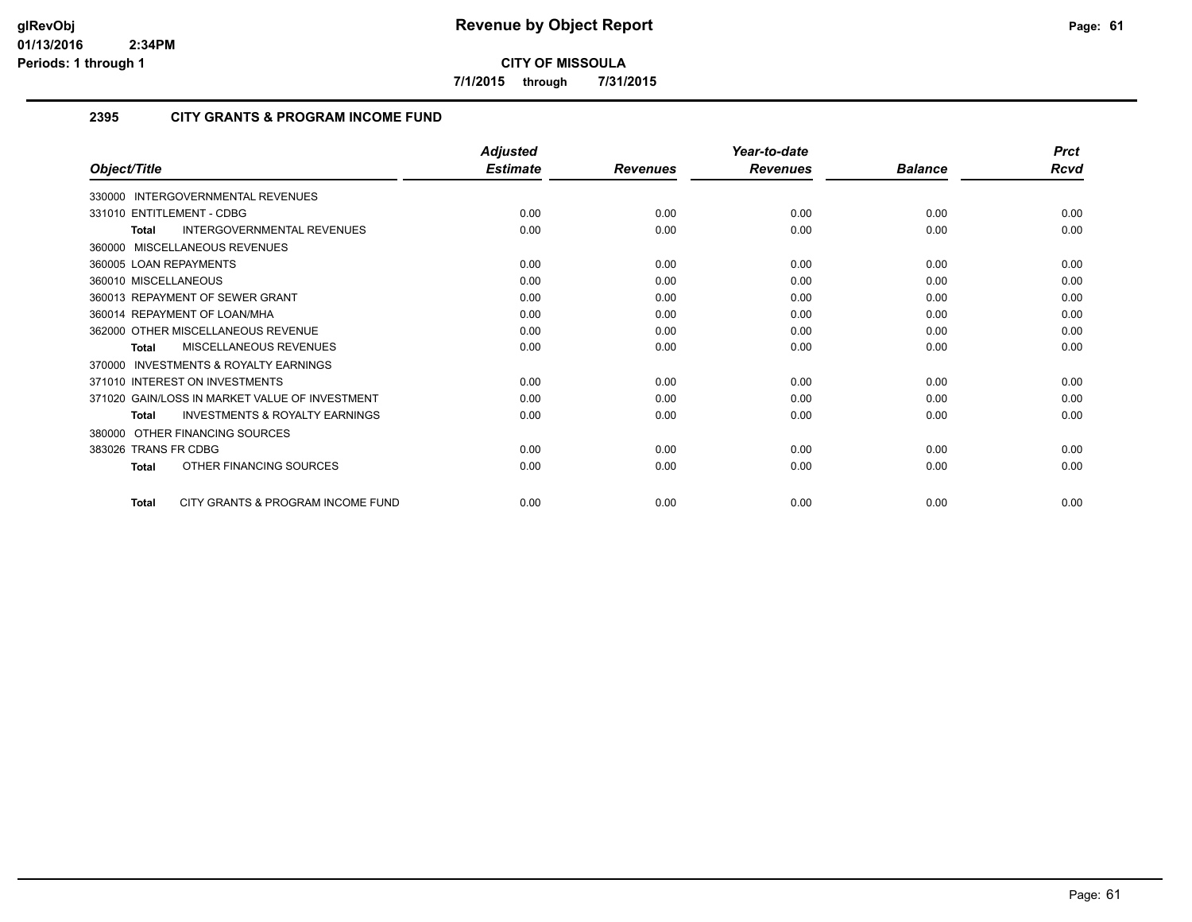# Revenue by Object Report

**CITY OF MISSOULA**

7/1/2015 through 7/31/2015

glRevObj
01/13/2016 2:34PM
Periods: 1 through 1

## 2395 CITY GRANTS & PROGRAM INCOME FUND

| Object/Title | Adjusted Estimate | Revenues | Year-to-date Revenues | Balance | Prct Rcvd |
|---|---|---|---|---|---|
| 330000 INTERGOVERNMENTAL REVENUES | | | | | |
| 331010 ENTITLEMENT - CDBG | 0.00 | 0.00 | 0.00 | 0.00 | 0.00 |
| **Total** INTERGOVERNMENTAL REVENUES | 0.00 | 0.00 | 0.00 | 0.00 | 0.00 |
| 360000 MISCELLANEOUS REVENUES | | | | | |
| 360005 LOAN REPAYMENTS | 0.00 | 0.00 | 0.00 | 0.00 | 0.00 |
| 360010 MISCELLANEOUS | 0.00 | 0.00 | 0.00 | 0.00 | 0.00 |
| 360013 REPAYMENT OF SEWER GRANT | 0.00 | 0.00 | 0.00 | 0.00 | 0.00 |
| 360014 REPAYMENT OF LOAN/MHA | 0.00 | 0.00 | 0.00 | 0.00 | 0.00 |
| 362000 OTHER MISCELLANEOUS REVENUE | 0.00 | 0.00 | 0.00 | 0.00 | 0.00 |
| **Total** MISCELLANEOUS REVENUES | 0.00 | 0.00 | 0.00 | 0.00 | 0.00 |
| 370000 INVESTMENTS & ROYALTY EARNINGS | | | | | |
| 371010 INTEREST ON INVESTMENTS | 0.00 | 0.00 | 0.00 | 0.00 | 0.00 |
| 371020 GAIN/LOSS IN MARKET VALUE OF INVESTMENT | 0.00 | 0.00 | 0.00 | 0.00 | 0.00 |
| **Total** INVESTMENTS & ROYALTY EARNINGS | 0.00 | 0.00 | 0.00 | 0.00 | 0.00 |
| 380000 OTHER FINANCING SOURCES | | | | | |
| 383026 TRANS FR CDBG | 0.00 | 0.00 | 0.00 | 0.00 | 0.00 |
| **Total** OTHER FINANCING SOURCES | 0.00 | 0.00 | 0.00 | 0.00 | 0.00 |
| **Total** CITY GRANTS & PROGRAM INCOME FUND | 0.00 | 0.00 | 0.00 | 0.00 | 0.00 |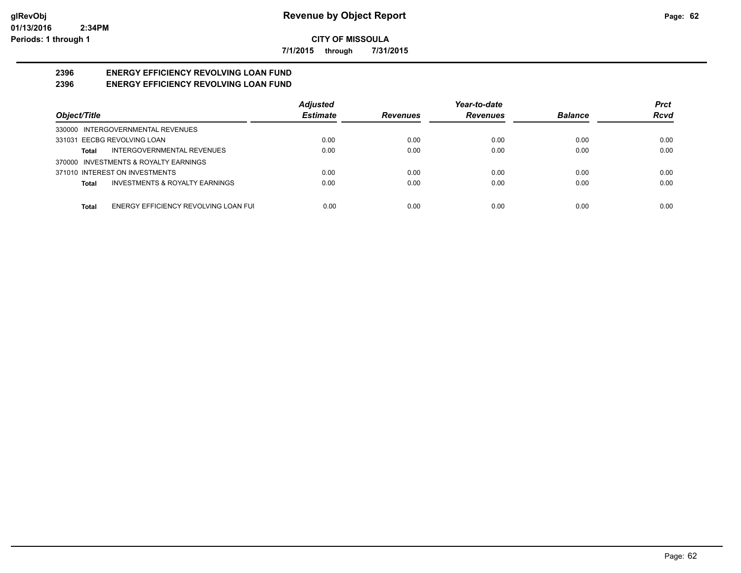# Revenue by Object Report

**CITY OF MISSOULA**

**7/1/2015 through 7/31/2015**

glRevObj
01/13/2016 2:34PM
Periods: 1 through 1

## 2396 ENERGY EFFICIENCY REVOLVING LOAN FUND
## 2396 ENERGY EFFICIENCY REVOLVING LOAN FUND

| Object/Title | Adjusted Estimate | Revenues | Year-to-date Revenues | Balance | Prct Rcvd |
|---|---|---|---|---|---|
| 330000 INTERGOVERNMENTAL REVENUES | | | | | |
| 331031 EECBG REVOLVING LOAN | 0.00 | 0.00 | 0.00 | 0.00 | 0.00 |
| **Total** INTERGOVERNMENTAL REVENUES | 0.00 | 0.00 | 0.00 | 0.00 | 0.00 |
| 370000 INVESTMENTS & ROYALTY EARNINGS | | | | | |
| 371010 INTEREST ON INVESTMENTS | 0.00 | 0.00 | 0.00 | 0.00 | 0.00 |
| **Total** INVESTMENTS & ROYALTY EARNINGS | 0.00 | 0.00 | 0.00 | 0.00 | 0.00 |
| **Total** ENERGY EFFICIENCY REVOLVING LOAN FUI | 0.00 | 0.00 | 0.00 | 0.00 | 0.00 |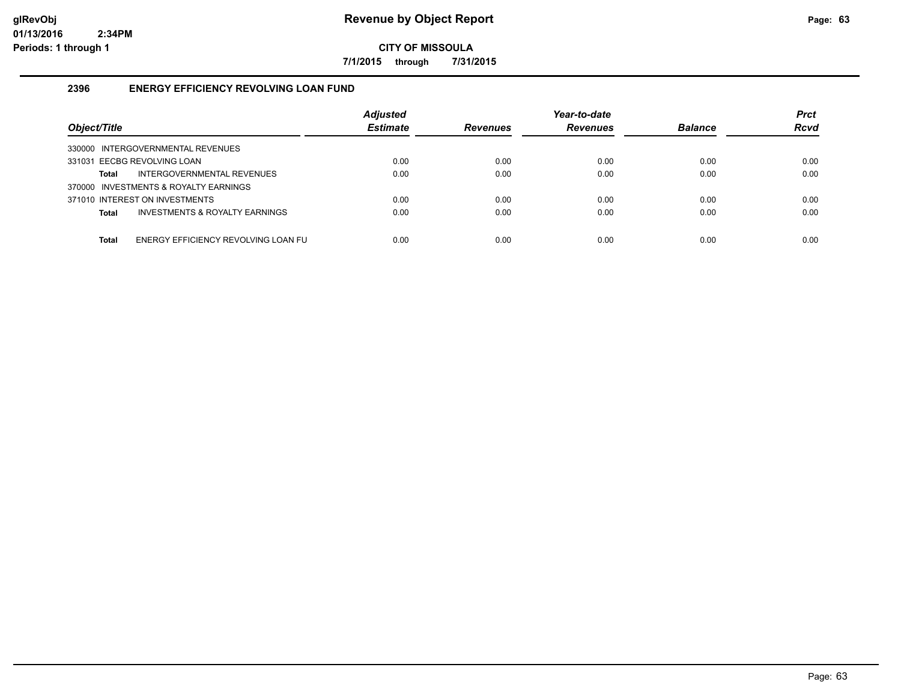# Revenue by Object Report

**CITY OF MISSOULA**

**7/1/2015 through 7/31/2015**

glRevObj
01/13/2016 2:34PM
Periods: 1 through 1

## 2396 ENERGY EFFICIENCY REVOLVING LOAN FUND

| Object/Title | | Adjusted Estimate | Revenues | Year-to-date Revenues | Balance | Prct Rcvd |
|---|---|---|---|---|---|---|
| 330000 INTERGOVERNMENTAL REVENUES | | | | | | |
| 331031 EECBG REVOLVING LOAN | | 0.00 | 0.00 | 0.00 | 0.00 | 0.00 |
| **Total** | INTERGOVERNMENTAL REVENUES | 0.00 | 0.00 | 0.00 | 0.00 | 0.00 |
| 370000 INVESTMENTS & ROYALTY EARNINGS | | | | | | |
| 371010 INTEREST ON INVESTMENTS | | 0.00 | 0.00 | 0.00 | 0.00 | 0.00 |
| **Total** | INVESTMENTS & ROYALTY EARNINGS | 0.00 | 0.00 | 0.00 | 0.00 | 0.00 |
| **Total** | ENERGY EFFICIENCY REVOLVING LOAN FU | 0.00 | 0.00 | 0.00 | 0.00 | 0.00 |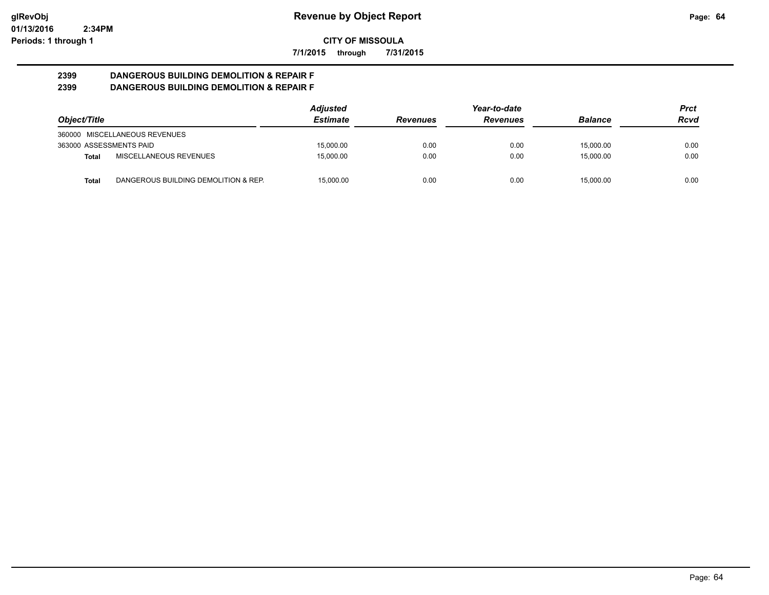**CITY OF MISSOULA**

**7/1/2015 through 7/31/2015**

## 2399 DANGEROUS BUILDING DEMOLITION & REPAIR F
## 2399 DANGEROUS BUILDING DEMOLITION & REPAIR F

| *Object/Title* | *Adjusted Estimate* | *Revenues* | *Year-to-date Revenues* | *Balance* | *Prct Rcvd* |
|---|---|---|---|---|---|
| 360000 MISCELLANEOUS REVENUES | | | | | |
| 363000 ASSESSMENTS PAID | 15,000.00 | 0.00 | 0.00 | 15,000.00 | 0.00 |
| **Total** MISCELLANEOUS REVENUES | 15,000.00 | 0.00 | 0.00 | 15,000.00 | 0.00 |
| **Total** DANGEROUS BUILDING DEMOLITION & REP. | 15,000.00 | 0.00 | 0.00 | 15,000.00 | 0.00 |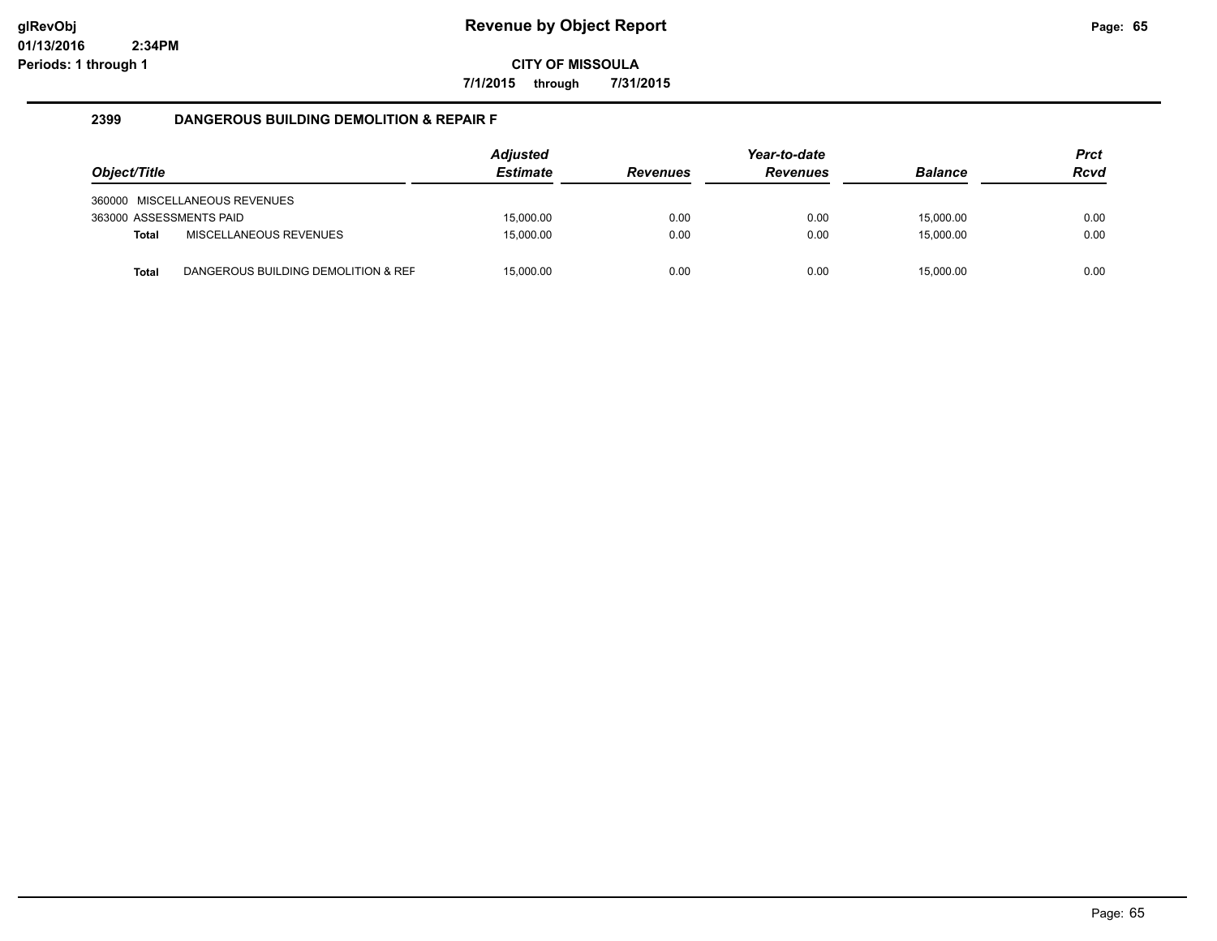# Revenue by Object Report

glRevObj
01/13/2016 2:34PM
Periods: 1 through 1

**CITY OF MISSOULA**

**7/1/2015 through 7/31/2015**

## 2399 DANGEROUS BUILDING DEMOLITION & REPAIR F

| Object/Title | | Adjusted Estimate | Revenues | Year-to-date Revenues | Balance | Prct Rcvd |
|---|---|---|---|---|---|---|
| 360000 MISCELLANEOUS REVENUES | | | | | | |
| 363000 ASSESSMENTS PAID | | 15,000.00 | 0.00 | 0.00 | 15,000.00 | 0.00 |
| **Total** | MISCELLANEOUS REVENUES | 15,000.00 | 0.00 | 0.00 | 15,000.00 | 0.00 |
| **Total** | DANGEROUS BUILDING DEMOLITION & REF | 15,000.00 | 0.00 | 0.00 | 15,000.00 | 0.00 |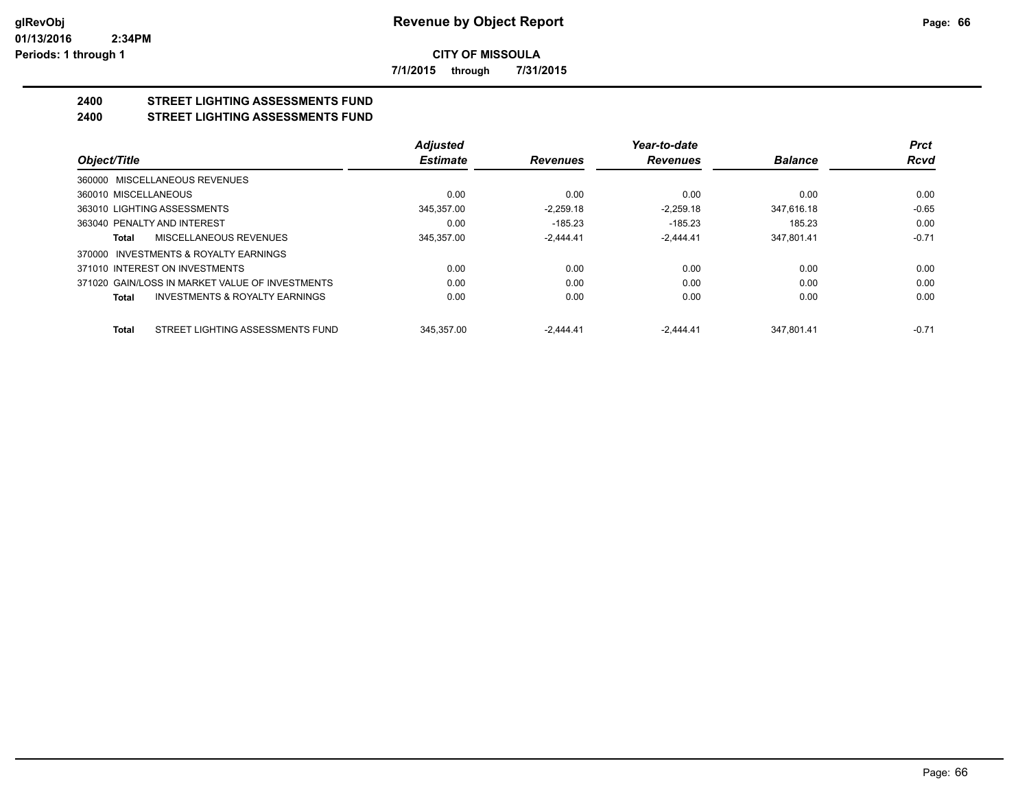**CITY OF MISSOULA**

**7/1/2015 through 7/31/2015**

## 2400 STREET LIGHTING ASSESSMENTS FUND
## 2400 STREET LIGHTING ASSESSMENTS FUND

| Object/Title | | Adjusted Estimate | Revenues | Year-to-date Revenues | Balance | Prct Rcvd |
|---|---|---|---|---|---|---|
| 360000 MISCELLANEOUS REVENUES | | | | | | |
| 360010 MISCELLANEOUS | | 0.00 | 0.00 | 0.00 | 0.00 | 0.00 |
| 363010 LIGHTING ASSESSMENTS | | 345,357.00 | -2,259.18 | -2,259.18 | 347,616.18 | -0.65 |
| 363040 PENALTY AND INTEREST | | 0.00 | -185.23 | -185.23 | 185.23 | 0.00 |
| **Total** | MISCELLANEOUS REVENUES | 345,357.00 | -2,444.41 | -2,444.41 | 347,801.41 | -0.71 |
| 370000 INVESTMENTS & ROYALTY EARNINGS | | | | | | |
| 371010 INTEREST ON INVESTMENTS | | 0.00 | 0.00 | 0.00 | 0.00 | 0.00 |
| 371020 GAIN/LOSS IN MARKET VALUE OF INVESTMENTS | | 0.00 | 0.00 | 0.00 | 0.00 | 0.00 |
| **Total** | INVESTMENTS & ROYALTY EARNINGS | 0.00 | 0.00 | 0.00 | 0.00 | 0.00 |
| **Total** | STREET LIGHTING ASSESSMENTS FUND | 345,357.00 | -2,444.41 | -2,444.41 | 347,801.41 | -0.71 |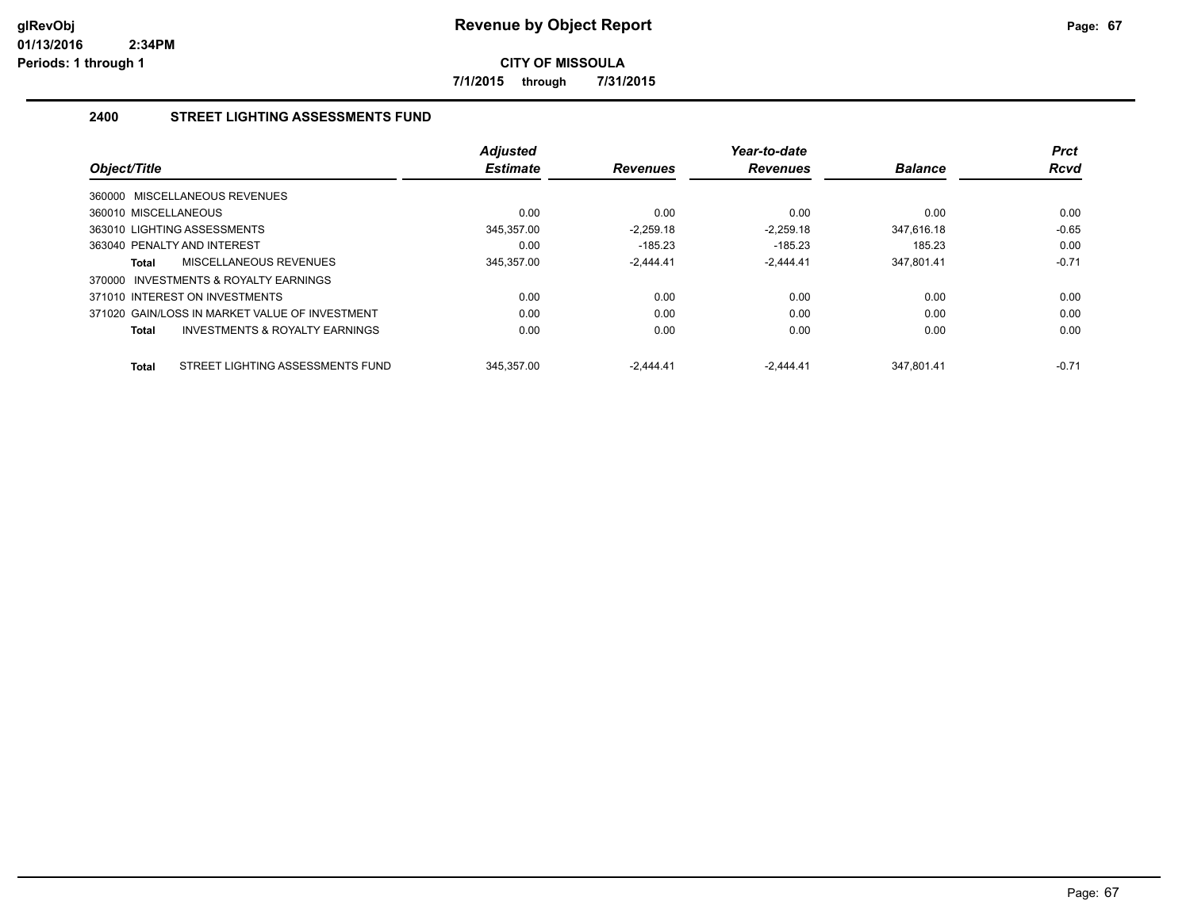# Revenue by Object Report

**CITY OF MISSOULA**

**7/1/2015 through 7/31/2015**

glRevObj
01/13/2016 2:34PM
Periods: 1 through 1

## 2400 STREET LIGHTING ASSESSMENTS FUND

| Object/Title | Adjusted Estimate | Revenues | Year-to-date Revenues | Balance | Prct Rcvd |
|---|---|---|---|---|---|
| 360000 MISCELLANEOUS REVENUES | | | | | |
| 360010 MISCELLANEOUS | 0.00 | 0.00 | 0.00 | 0.00 | 0.00 |
| 363010 LIGHTING ASSESSMENTS | 345,357.00 | -2,259.18 | -2,259.18 | 347,616.18 | -0.65 |
| 363040 PENALTY AND INTEREST | 0.00 | -185.23 | -185.23 | 185.23 | 0.00 |
| **Total** MISCELLANEOUS REVENUES | 345,357.00 | -2,444.41 | -2,444.41 | 347,801.41 | -0.71 |
| 370000 INVESTMENTS & ROYALTY EARNINGS | | | | | |
| 371010 INTEREST ON INVESTMENTS | 0.00 | 0.00 | 0.00 | 0.00 | 0.00 |
| 371020 GAIN/LOSS IN MARKET VALUE OF INVESTMENT | 0.00 | 0.00 | 0.00 | 0.00 | 0.00 |
| **Total** INVESTMENTS & ROYALTY EARNINGS | 0.00 | 0.00 | 0.00 | 0.00 | 0.00 |
| **Total** STREET LIGHTING ASSESSMENTS FUND | 345,357.00 | -2,444.41 | -2,444.41 | 347,801.41 | -0.71 |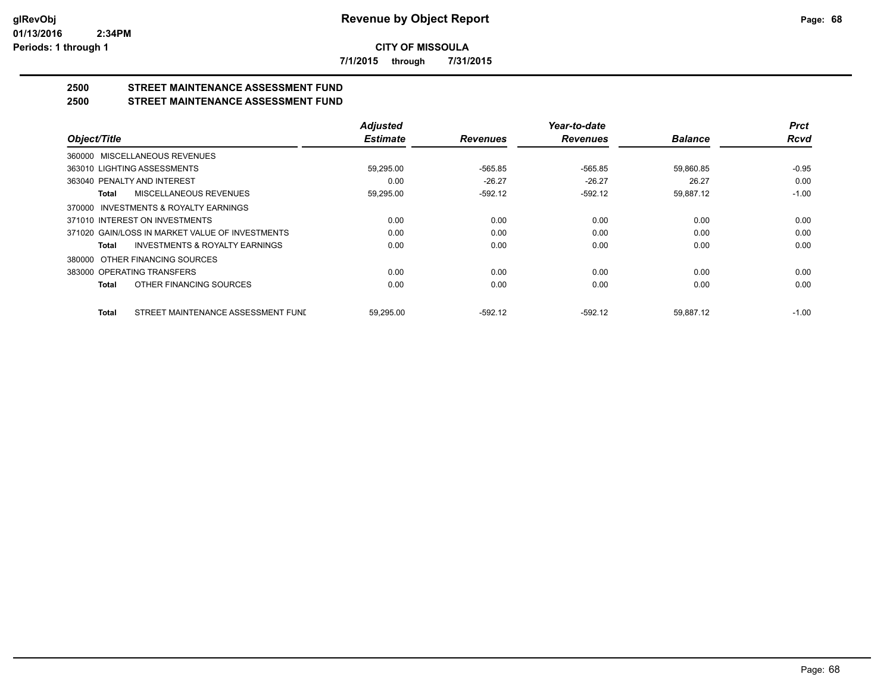# Revenue by Object Report

**CITY OF MISSOULA**

7/1/2015 through 7/31/2015

glRevObj
01/13/2016 2:34PM
Periods: 1 through 1

## 2500 STREET MAINTENANCE ASSESSMENT FUND
## 2500 STREET MAINTENANCE ASSESSMENT FUND

| Object/Title | Adjusted Estimate | Revenues | Year-to-date Revenues | Balance | Prct Rcvd |
|---|---|---|---|---|---|
| 360000 MISCELLANEOUS REVENUES | | | | | |
| 363010 LIGHTING ASSESSMENTS | 59,295.00 | -565.85 | -565.85 | 59,860.85 | -0.95 |
| 363040 PENALTY AND INTEREST | 0.00 | -26.27 | -26.27 | 26.27 | 0.00 |
| **Total** MISCELLANEOUS REVENUES | 59,295.00 | -592.12 | -592.12 | 59,887.12 | -1.00 |
| 370000 INVESTMENTS & ROYALTY EARNINGS | | | | | |
| 371010 INTEREST ON INVESTMENTS | 0.00 | 0.00 | 0.00 | 0.00 | 0.00 |
| 371020 GAIN/LOSS IN MARKET VALUE OF INVESTMENTS | 0.00 | 0.00 | 0.00 | 0.00 | 0.00 |
| **Total** INVESTMENTS & ROYALTY EARNINGS | 0.00 | 0.00 | 0.00 | 0.00 | 0.00 |
| 380000 OTHER FINANCING SOURCES | | | | | |
| 383000 OPERATING TRANSFERS | 0.00 | 0.00 | 0.00 | 0.00 | 0.00 |
| **Total** OTHER FINANCING SOURCES | 0.00 | 0.00 | 0.00 | 0.00 | 0.00 |
| **Total** STREET MAINTENANCE ASSESSMENT FUND | 59,295.00 | -592.12 | -592.12 | 59,887.12 | -1.00 |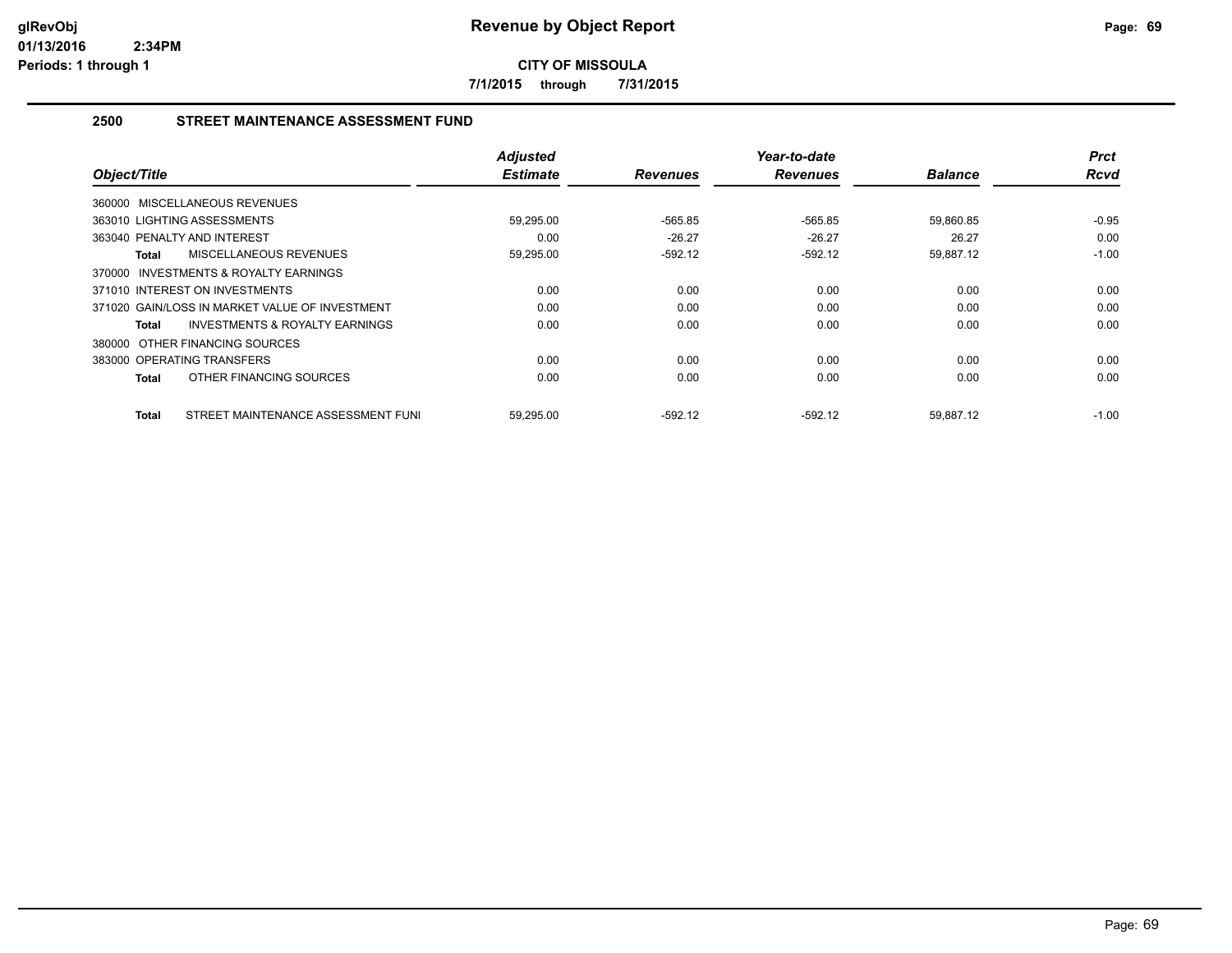# Revenue by Object Report

**CITY OF MISSOULA**

**7/1/2015 through 7/31/2015**

glRevObj
01/13/2016 2:34PM
Periods: 1 through 1

## 2500 STREET MAINTENANCE ASSESSMENT FUND

| Object/Title | Adjusted Estimate | Revenues | Year-to-date Revenues | Balance | Prct Rcvd |
|---|---|---|---|---|---|
| 360000 MISCELLANEOUS REVENUES | | | | | |
| 363010 LIGHTING ASSESSMENTS | 59,295.00 | -565.85 | -565.85 | 59,860.85 | -0.95 |
| 363040 PENALTY AND INTEREST | 0.00 | -26.27 | -26.27 | 26.27 | 0.00 |
| **Total** MISCELLANEOUS REVENUES | 59,295.00 | -592.12 | -592.12 | 59,887.12 | -1.00 |
| 370000 INVESTMENTS & ROYALTY EARNINGS | | | | | |
| 371010 INTEREST ON INVESTMENTS | 0.00 | 0.00 | 0.00 | 0.00 | 0.00 |
| 371020 GAIN/LOSS IN MARKET VALUE OF INVESTMENT | 0.00 | 0.00 | 0.00 | 0.00 | 0.00 |
| **Total** INVESTMENTS & ROYALTY EARNINGS | 0.00 | 0.00 | 0.00 | 0.00 | 0.00 |
| 380000 OTHER FINANCING SOURCES | | | | | |
| 383000 OPERATING TRANSFERS | 0.00 | 0.00 | 0.00 | 0.00 | 0.00 |
| **Total** OTHER FINANCING SOURCES | 0.00 | 0.00 | 0.00 | 0.00 | 0.00 |
| **Total** STREET MAINTENANCE ASSESSMENT FUNI | 59,295.00 | -592.12 | -592.12 | 59,887.12 | -1.00 |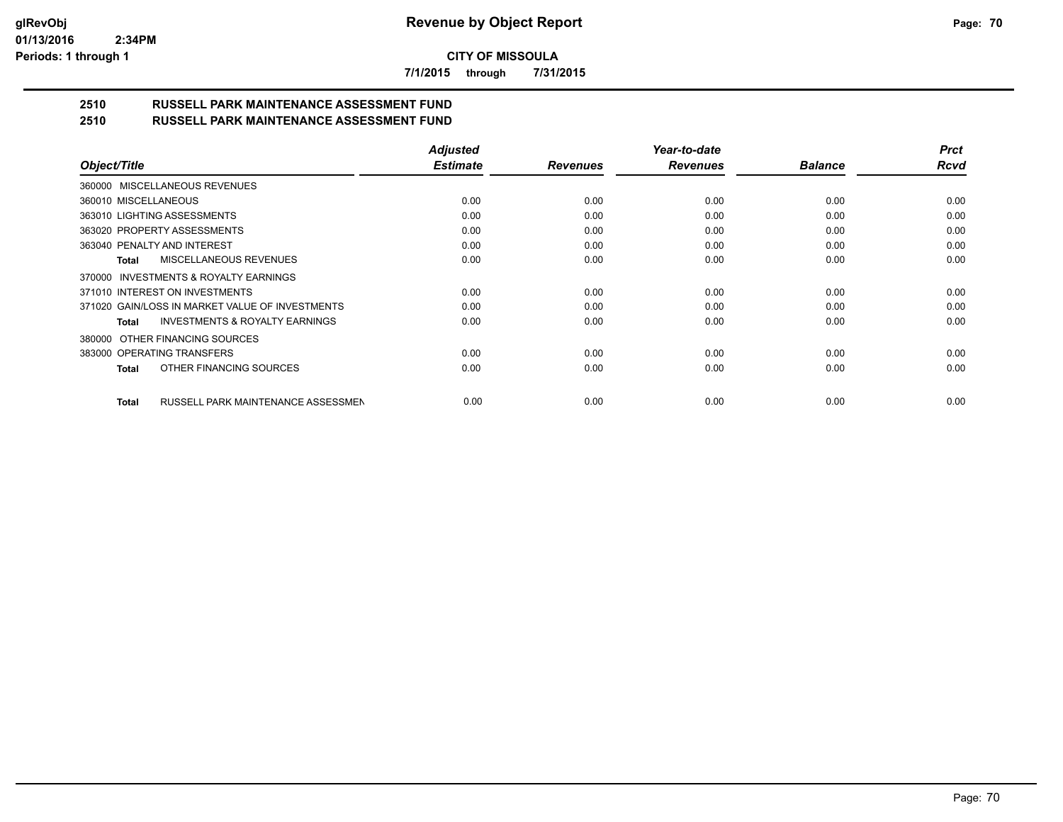# Revenue by Object Report

**CITY OF MISSOULA**

7/1/2015 through 7/31/2015

## 2510 RUSSELL PARK MAINTENANCE ASSESSMENT FUND
## 2510 RUSSELL PARK MAINTENANCE ASSESSMENT FUND

| Object/Title | Adjusted Estimate | Revenues | Year-to-date Revenues | Balance | Prct Rcvd |
|---|---|---|---|---|---|
| 360000 MISCELLANEOUS REVENUES | | | | | |
| 360010 MISCELLANEOUS | 0.00 | 0.00 | 0.00 | 0.00 | 0.00 |
| 363010 LIGHTING ASSESSMENTS | 0.00 | 0.00 | 0.00 | 0.00 | 0.00 |
| 363020 PROPERTY ASSESSMENTS | 0.00 | 0.00 | 0.00 | 0.00 | 0.00 |
| 363040 PENALTY AND INTEREST | 0.00 | 0.00 | 0.00 | 0.00 | 0.00 |
| **Total** MISCELLANEOUS REVENUES | 0.00 | 0.00 | 0.00 | 0.00 | 0.00 |
| 370000 INVESTMENTS & ROYALTY EARNINGS | | | | | |
| 371010 INTEREST ON INVESTMENTS | 0.00 | 0.00 | 0.00 | 0.00 | 0.00 |
| 371020 GAIN/LOSS IN MARKET VALUE OF INVESTMENTS | 0.00 | 0.00 | 0.00 | 0.00 | 0.00 |
| **Total** INVESTMENTS & ROYALTY EARNINGS | 0.00 | 0.00 | 0.00 | 0.00 | 0.00 |
| 380000 OTHER FINANCING SOURCES | | | | | |
| 383000 OPERATING TRANSFERS | 0.00 | 0.00 | 0.00 | 0.00 | 0.00 |
| **Total** OTHER FINANCING SOURCES | 0.00 | 0.00 | 0.00 | 0.00 | 0.00 |
| **Total** RUSSELL PARK MAINTENANCE ASSESSMEN | 0.00 | 0.00 | 0.00 | 0.00 | 0.00 |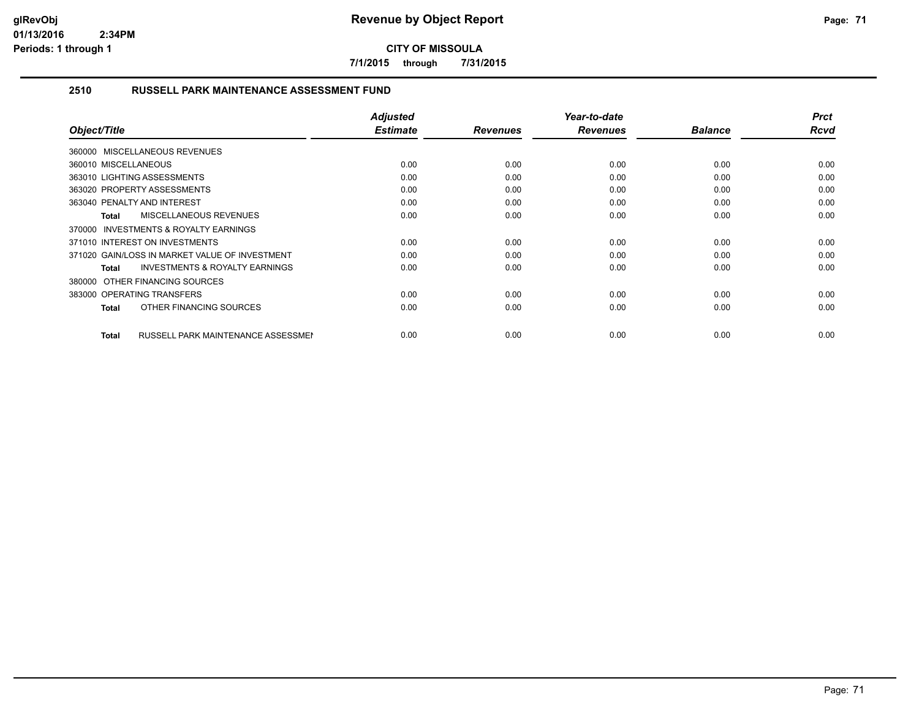# Revenue by Object Report

**CITY OF MISSOULA**

**7/1/2015 through 7/31/2015**

glRevObj
01/13/2016 2:34PM
Periods: 1 through 1

## 2510 RUSSELL PARK MAINTENANCE ASSESSMENT FUND

| Object/Title | Adjusted Estimate | Revenues | Year-to-date Revenues | Balance | Prct Rcvd |
|---|---|---|---|---|---|
| 360000 MISCELLANEOUS REVENUES | | | | | |
| 360010 MISCELLANEOUS | 0.00 | 0.00 | 0.00 | 0.00 | 0.00 |
| 363010 LIGHTING ASSESSMENTS | 0.00 | 0.00 | 0.00 | 0.00 | 0.00 |
| 363020 PROPERTY ASSESSMENTS | 0.00 | 0.00 | 0.00 | 0.00 | 0.00 |
| 363040 PENALTY AND INTEREST | 0.00 | 0.00 | 0.00 | 0.00 | 0.00 |
| **Total** MISCELLANEOUS REVENUES | 0.00 | 0.00 | 0.00 | 0.00 | 0.00 |
| 370000 INVESTMENTS & ROYALTY EARNINGS | | | | | |
| 371010 INTEREST ON INVESTMENTS | 0.00 | 0.00 | 0.00 | 0.00 | 0.00 |
| 371020 GAIN/LOSS IN MARKET VALUE OF INVESTMENT | 0.00 | 0.00 | 0.00 | 0.00 | 0.00 |
| **Total** INVESTMENTS & ROYALTY EARNINGS | 0.00 | 0.00 | 0.00 | 0.00 | 0.00 |
| 380000 OTHER FINANCING SOURCES | | | | | |
| 383000 OPERATING TRANSFERS | 0.00 | 0.00 | 0.00 | 0.00 | 0.00 |
| **Total** OTHER FINANCING SOURCES | 0.00 | 0.00 | 0.00 | 0.00 | 0.00 |
| **Total** RUSSELL PARK MAINTENANCE ASSESSMEN | 0.00 | 0.00 | 0.00 | 0.00 | 0.00 |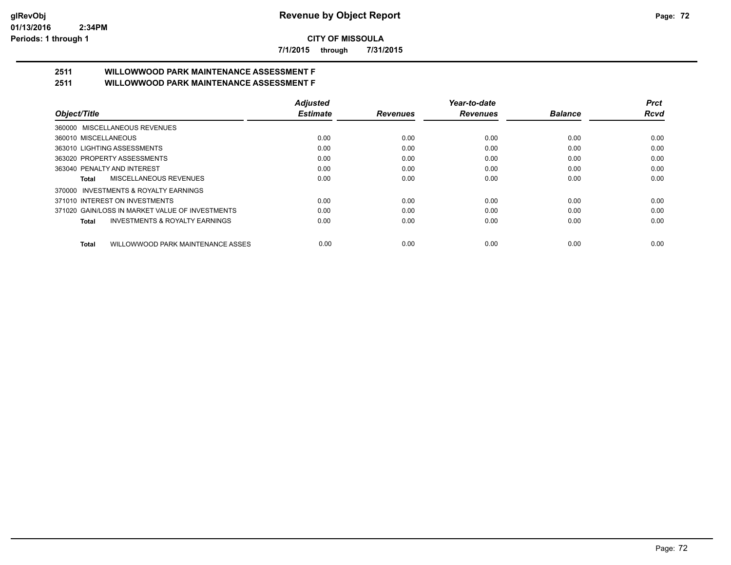**CITY OF MISSOULA**

**7/1/2015 through 7/31/2015**

## 2511 WILLOWWOOD PARK MAINTENANCE ASSESSMENT F
## 2511 WILLOWWOOD PARK MAINTENANCE ASSESSMENT F

| Object/Title | Adjusted Estimate | Revenues | Year-to-date Revenues | Balance | Prct Rcvd |
|---|---|---|---|---|---|
| 360000 MISCELLANEOUS REVENUES | | | | | |
| 360010 MISCELLANEOUS | 0.00 | 0.00 | 0.00 | 0.00 | 0.00 |
| 363010 LIGHTING ASSESSMENTS | 0.00 | 0.00 | 0.00 | 0.00 | 0.00 |
| 363020 PROPERTY ASSESSMENTS | 0.00 | 0.00 | 0.00 | 0.00 | 0.00 |
| 363040 PENALTY AND INTEREST | 0.00 | 0.00 | 0.00 | 0.00 | 0.00 |
| **Total** MISCELLANEOUS REVENUES | 0.00 | 0.00 | 0.00 | 0.00 | 0.00 |
| 370000 INVESTMENTS & ROYALTY EARNINGS | | | | | |
| 371010 INTEREST ON INVESTMENTS | 0.00 | 0.00 | 0.00 | 0.00 | 0.00 |
| 371020 GAIN/LOSS IN MARKET VALUE OF INVESTMENTS | 0.00 | 0.00 | 0.00 | 0.00 | 0.00 |
| **Total** INVESTMENTS & ROYALTY EARNINGS | 0.00 | 0.00 | 0.00 | 0.00 | 0.00 |
| **Total** WILLOWWOOD PARK MAINTENANCE ASSES | 0.00 | 0.00 | 0.00 | 0.00 | 0.00 |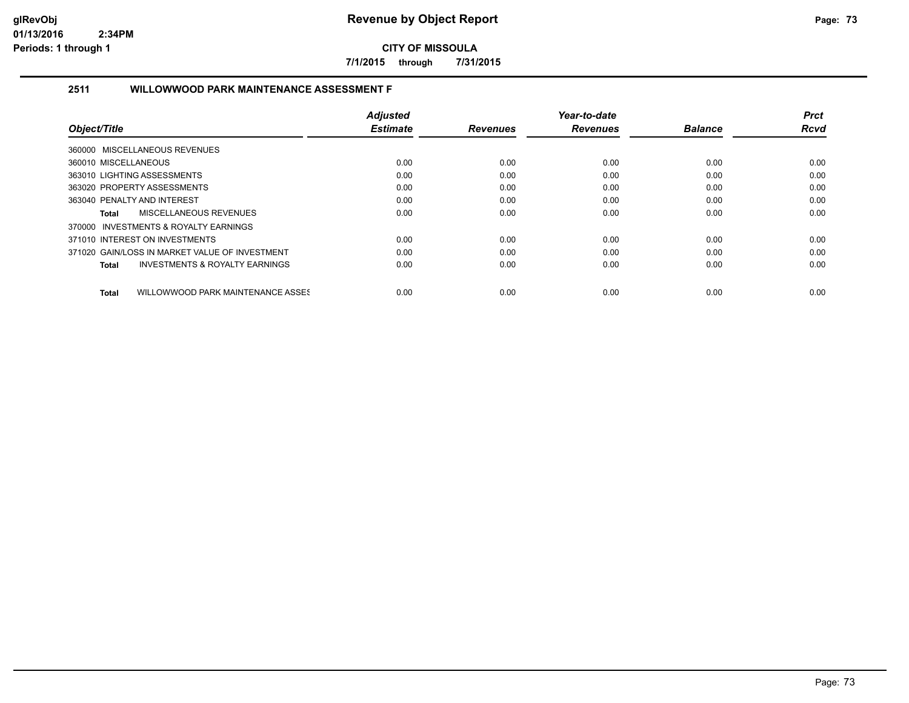**CITY OF MISSOULA**

**7/1/2015 through 7/31/2015**

## 2511 WILLOWWOOD PARK MAINTENANCE ASSESSMENT F

| Object/Title | Adjusted Estimate | Revenues | Year-to-date Revenues | Balance | Prct Rcvd |
|---|---|---|---|---|---|
| 360000 MISCELLANEOUS REVENUES | | | | | |
| 360010 MISCELLANEOUS | 0.00 | 0.00 | 0.00 | 0.00 | 0.00 |
| 363010 LIGHTING ASSESSMENTS | 0.00 | 0.00 | 0.00 | 0.00 | 0.00 |
| 363020 PROPERTY ASSESSMENTS | 0.00 | 0.00 | 0.00 | 0.00 | 0.00 |
| 363040 PENALTY AND INTEREST | 0.00 | 0.00 | 0.00 | 0.00 | 0.00 |
| **Total** MISCELLANEOUS REVENUES | 0.00 | 0.00 | 0.00 | 0.00 | 0.00 |
| 370000 INVESTMENTS & ROYALTY EARNINGS | | | | | |
| 371010 INTEREST ON INVESTMENTS | 0.00 | 0.00 | 0.00 | 0.00 | 0.00 |
| 371020 GAIN/LOSS IN MARKET VALUE OF INVESTMENT | 0.00 | 0.00 | 0.00 | 0.00 | 0.00 |
| **Total** INVESTMENTS & ROYALTY EARNINGS | 0.00 | 0.00 | 0.00 | 0.00 | 0.00 |
| **Total** WILLOWWOOD PARK MAINTENANCE ASSES | 0.00 | 0.00 | 0.00 | 0.00 | 0.00 |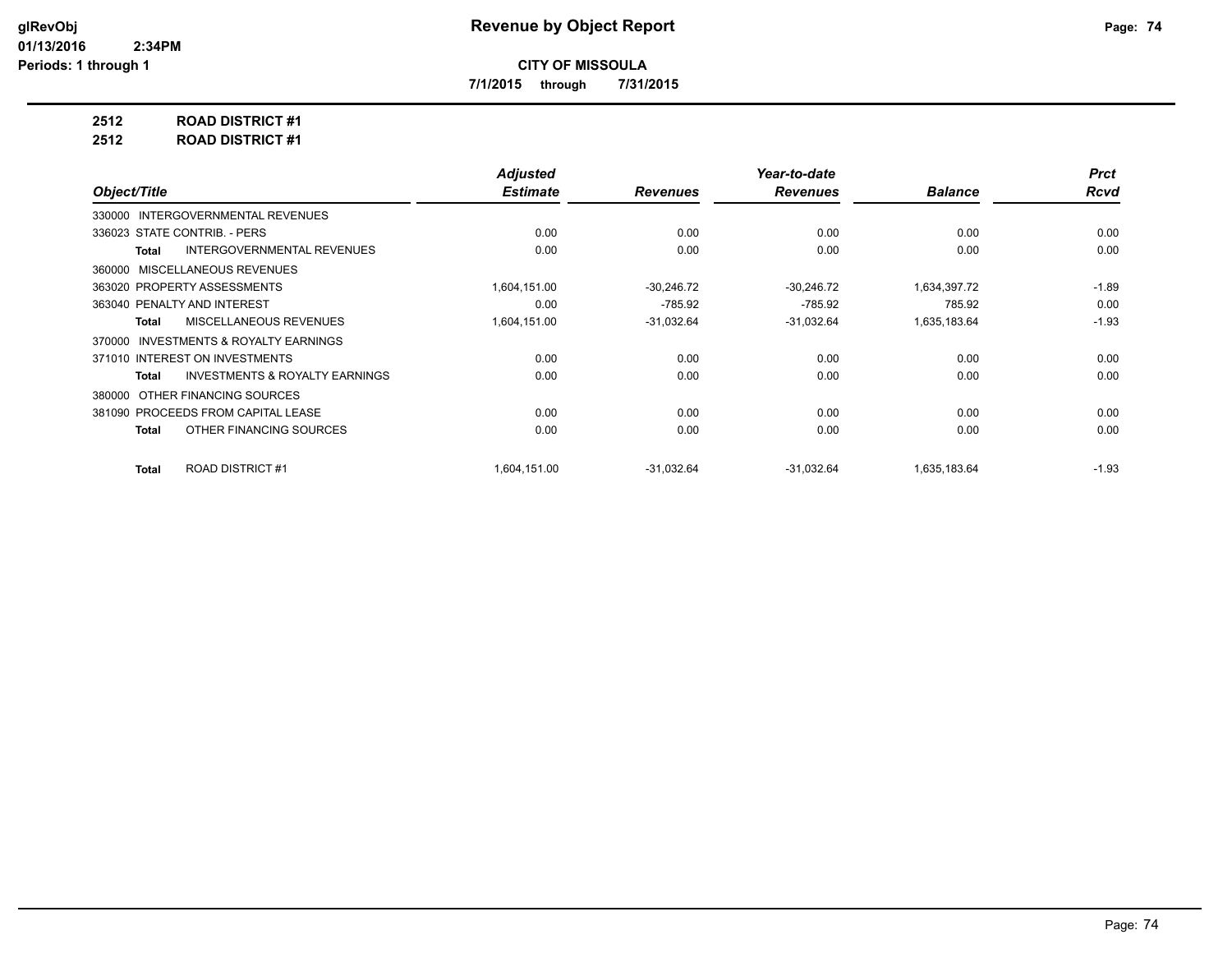# Revenue by Object Report

**CITY OF MISSOULA**

**7/1/2015 through 7/31/2015**

glRevObj
01/13/2016 2:34PM
Periods: 1 through 1

**2512 ROAD DISTRICT #1**
**2512 ROAD DISTRICT #1**

| Object/Title | Adjusted Estimate | Revenues | Year-to-date Revenues | Balance | Prct Rcvd |
|---|---|---|---|---|---|
| 330000 INTERGOVERNMENTAL REVENUES | | | | | |
| 336023 STATE CONTRIB. - PERS | 0.00 | 0.00 | 0.00 | 0.00 | 0.00 |
| **Total** INTERGOVERNMENTAL REVENUES | 0.00 | 0.00 | 0.00 | 0.00 | 0.00 |
| 360000 MISCELLANEOUS REVENUES | | | | | |
| 363020 PROPERTY ASSESSMENTS | 1,604,151.00 | -30,246.72 | -30,246.72 | 1,634,397.72 | -1.89 |
| 363040 PENALTY AND INTEREST | 0.00 | -785.92 | -785.92 | 785.92 | 0.00 |
| **Total** MISCELLANEOUS REVENUES | 1,604,151.00 | -31,032.64 | -31,032.64 | 1,635,183.64 | -1.93 |
| 370000 INVESTMENTS & ROYALTY EARNINGS | | | | | |
| 371010 INTEREST ON INVESTMENTS | 0.00 | 0.00 | 0.00 | 0.00 | 0.00 |
| **Total** INVESTMENTS & ROYALTY EARNINGS | 0.00 | 0.00 | 0.00 | 0.00 | 0.00 |
| 380000 OTHER FINANCING SOURCES | | | | | |
| 381090 PROCEEDS FROM CAPITAL LEASE | 0.00 | 0.00 | 0.00 | 0.00 | 0.00 |
| **Total** OTHER FINANCING SOURCES | 0.00 | 0.00 | 0.00 | 0.00 | 0.00 |
| **Total** ROAD DISTRICT #1 | 1,604,151.00 | -31,032.64 | -31,032.64 | 1,635,183.64 | -1.93 |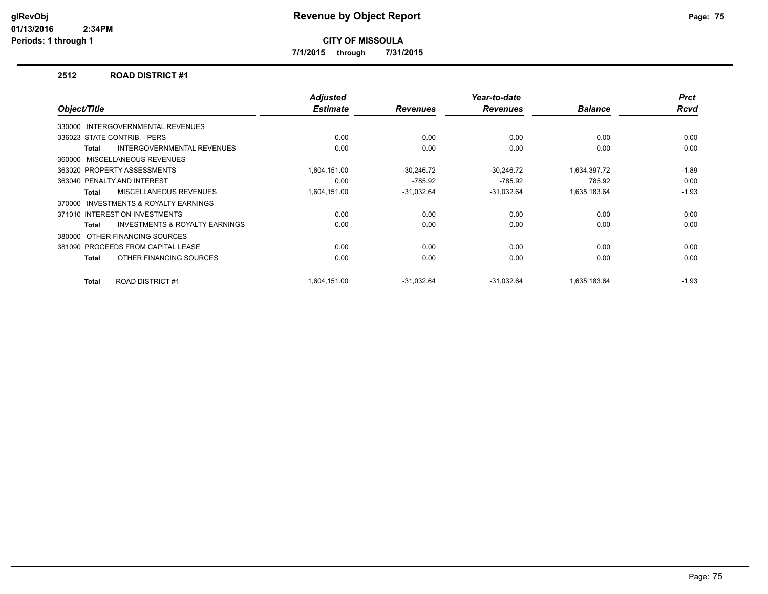**Revenue by Object Report**

**CITY OF MISSOULA**

**7/1/2015 through 7/31/2015**

glRevObj
01/13/2016 2:34PM
Periods: 1 through 1

## 2512 ROAD DISTRICT #1

| Object/Title | Adjusted Estimate | Revenues | Year-to-date Revenues | Balance | Prct Rcvd |
|---|---|---|---|---|---|
| 330000 INTERGOVERNMENTAL REVENUES | | | | | |
| 336023 STATE CONTRIB. - PERS | 0.00 | 0.00 | 0.00 | 0.00 | 0.00 |
| **Total** INTERGOVERNMENTAL REVENUES | 0.00 | 0.00 | 0.00 | 0.00 | 0.00 |
| 360000 MISCELLANEOUS REVENUES | | | | | |
| 363020 PROPERTY ASSESSMENTS | 1,604,151.00 | -30,246.72 | -30,246.72 | 1,634,397.72 | -1.89 |
| 363040 PENALTY AND INTEREST | 0.00 | -785.92 | -785.92 | 785.92 | 0.00 |
| **Total** MISCELLANEOUS REVENUES | 1,604,151.00 | -31,032.64 | -31,032.64 | 1,635,183.64 | -1.93 |
| 370000 INVESTMENTS & ROYALTY EARNINGS | | | | | |
| 371010 INTEREST ON INVESTMENTS | 0.00 | 0.00 | 0.00 | 0.00 | 0.00 |
| **Total** INVESTMENTS & ROYALTY EARNINGS | 0.00 | 0.00 | 0.00 | 0.00 | 0.00 |
| 380000 OTHER FINANCING SOURCES | | | | | |
| 381090 PROCEEDS FROM CAPITAL LEASE | 0.00 | 0.00 | 0.00 | 0.00 | 0.00 |
| **Total** OTHER FINANCING SOURCES | 0.00 | 0.00 | 0.00 | 0.00 | 0.00 |
| **Total** ROAD DISTRICT #1 | 1,604,151.00 | -31,032.64 | -31,032.64 | 1,635,183.64 | -1.93 |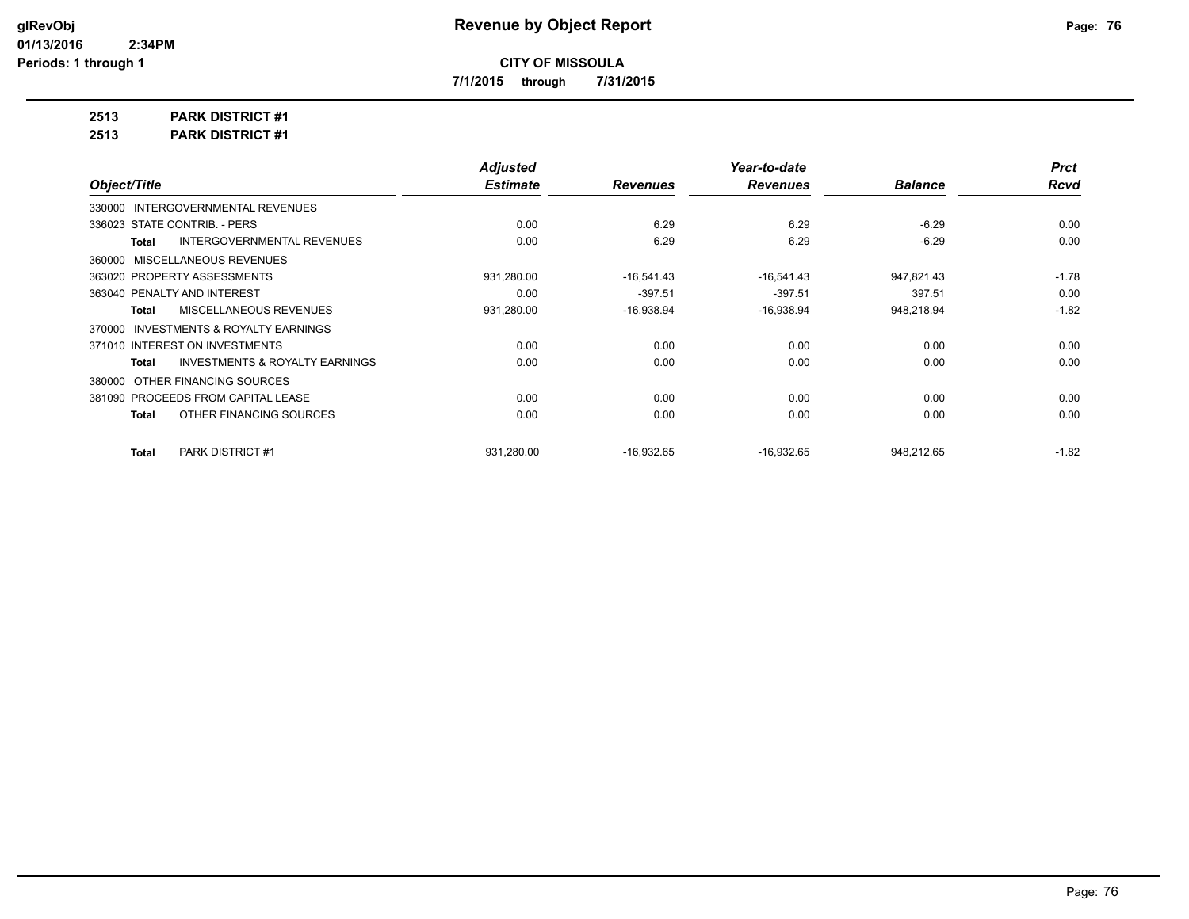# Revenue by Object Report

**CITY OF MISSOULA**

**7/1/2015 through 7/31/2015**

glRevObj
01/13/2016 2:34PM
Periods: 1 through 1

**2513 PARK DISTRICT #1**

**2513 PARK DISTRICT #1**

| Object/Title | Adjusted Estimate | Revenues | Year-to-date Revenues | Balance | Prct Rcvd |
|---|---|---|---|---|---|
| 330000 INTERGOVERNMENTAL REVENUES | | | | | |
| 336023 STATE CONTRIB. - PERS | 0.00 | 6.29 | 6.29 | -6.29 | 0.00 |
| **Total** INTERGOVERNMENTAL REVENUES | 0.00 | 6.29 | 6.29 | -6.29 | 0.00 |
| 360000 MISCELLANEOUS REVENUES | | | | | |
| 363020 PROPERTY ASSESSMENTS | 931,280.00 | -16,541.43 | -16,541.43 | 947,821.43 | -1.78 |
| 363040 PENALTY AND INTEREST | 0.00 | -397.51 | -397.51 | 397.51 | 0.00 |
| **Total** MISCELLANEOUS REVENUES | 931,280.00 | -16,938.94 | -16,938.94 | 948,218.94 | -1.82 |
| 370000 INVESTMENTS & ROYALTY EARNINGS | | | | | |
| 371010 INTEREST ON INVESTMENTS | 0.00 | 0.00 | 0.00 | 0.00 | 0.00 |
| **Total** INVESTMENTS & ROYALTY EARNINGS | 0.00 | 0.00 | 0.00 | 0.00 | 0.00 |
| 380000 OTHER FINANCING SOURCES | | | | | |
| 381090 PROCEEDS FROM CAPITAL LEASE | 0.00 | 0.00 | 0.00 | 0.00 | 0.00 |
| **Total** OTHER FINANCING SOURCES | 0.00 | 0.00 | 0.00 | 0.00 | 0.00 |
| **Total** PARK DISTRICT #1 | 931,280.00 | -16,932.65 | -16,932.65 | 948,212.65 | -1.82 |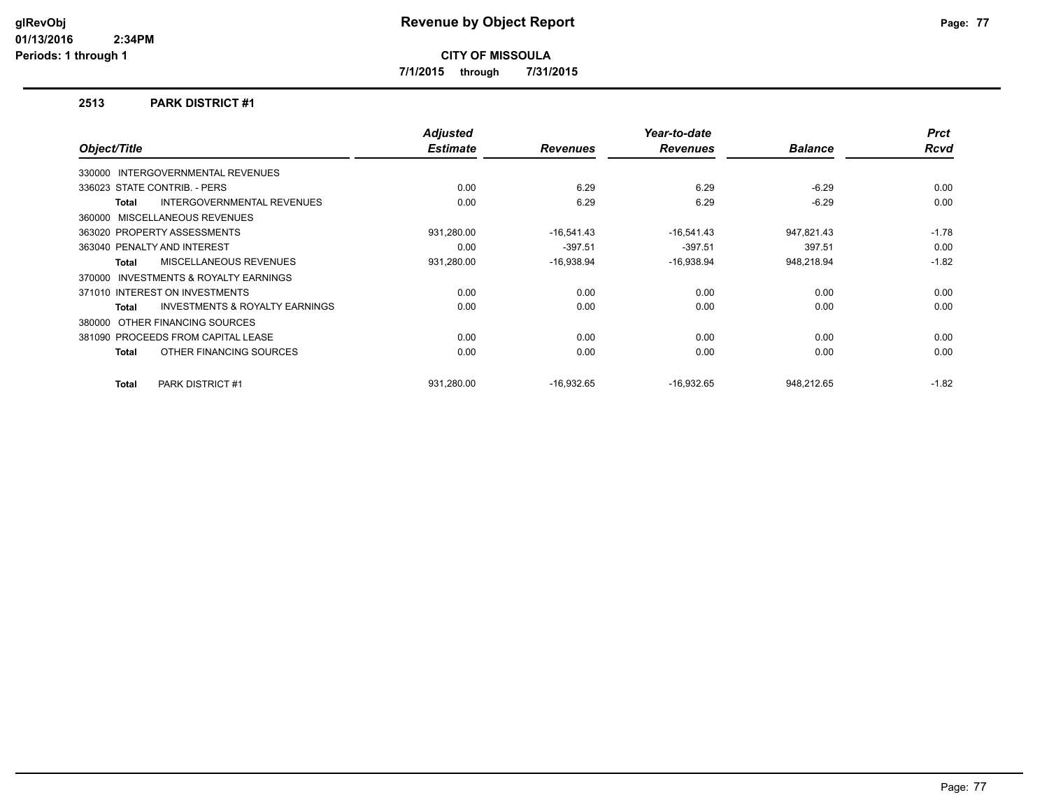# Revenue by Object Report

**CITY OF MISSOULA**

**7/1/2015 through 7/31/2015**

glRevObj
01/13/2016 2:34PM
Periods: 1 through 1

## 2513 PARK DISTRICT #1

| Object/Title | Adjusted Estimate | Revenues | Year-to-date Revenues | Balance | Prct Rcvd |
|---|---|---|---|---|---|
| 330000 INTERGOVERNMENTAL REVENUES | | | | | |
| 336023 STATE CONTRIB. - PERS | 0.00 | 6.29 | 6.29 | -6.29 | 0.00 |
| **Total** INTERGOVERNMENTAL REVENUES | 0.00 | 6.29 | 6.29 | -6.29 | 0.00 |
| 360000 MISCELLANEOUS REVENUES | | | | | |
| 363020 PROPERTY ASSESSMENTS | 931,280.00 | -16,541.43 | -16,541.43 | 947,821.43 | -1.78 |
| 363040 PENALTY AND INTEREST | 0.00 | -397.51 | -397.51 | 397.51 | 0.00 |
| **Total** MISCELLANEOUS REVENUES | 931,280.00 | -16,938.94 | -16,938.94 | 948,218.94 | -1.82 |
| 370000 INVESTMENTS & ROYALTY EARNINGS | | | | | |
| 371010 INTEREST ON INVESTMENTS | 0.00 | 0.00 | 0.00 | 0.00 | 0.00 |
| **Total** INVESTMENTS & ROYALTY EARNINGS | 0.00 | 0.00 | 0.00 | 0.00 | 0.00 |
| 380000 OTHER FINANCING SOURCES | | | | | |
| 381090 PROCEEDS FROM CAPITAL LEASE | 0.00 | 0.00 | 0.00 | 0.00 | 0.00 |
| **Total** OTHER FINANCING SOURCES | 0.00 | 0.00 | 0.00 | 0.00 | 0.00 |
| **Total** PARK DISTRICT #1 | 931,280.00 | -16,932.65 | -16,932.65 | 948,212.65 | -1.82 |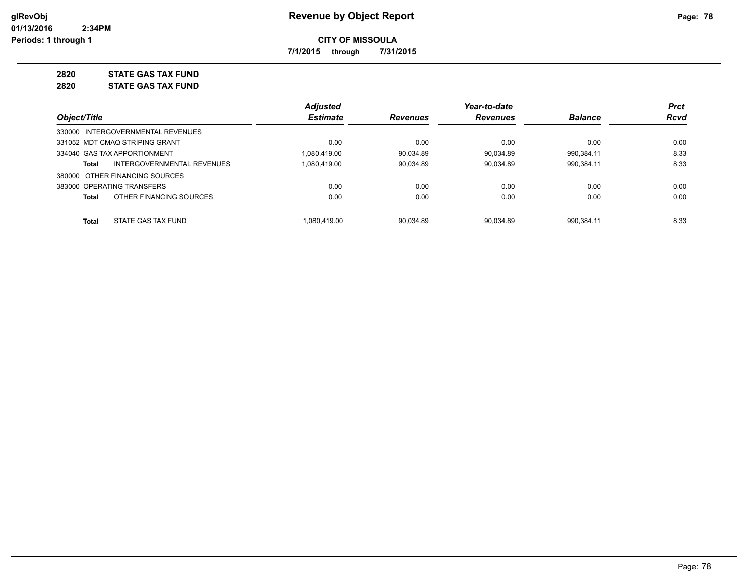# Revenue by Object Report

glRevObj
01/13/2016 2:34PM
Periods: 1 through 1

**CITY OF MISSOULA**

**7/1/2015 through 7/31/2015**

**2820 STATE GAS TAX FUND**
**2820 STATE GAS TAX FUND**

| Object/Title | | Adjusted Estimate | Revenues | Year-to-date Revenues | Balance | Prct Rcvd |
|---|---|---|---|---|---|---|
| 330000 INTERGOVERNMENTAL REVENUES | | | | | | |
| 331052 MDT CMAQ STRIPING GRANT | | 0.00 | 0.00 | 0.00 | 0.00 | 0.00 |
| 334040 GAS TAX APPORTIONMENT | | 1,080,419.00 | 90,034.89 | 90,034.89 | 990,384.11 | 8.33 |
| **Total** | INTERGOVERNMENTAL REVENUES | 1,080,419.00 | 90,034.89 | 90,034.89 | 990,384.11 | 8.33 |
| 380000 OTHER FINANCING SOURCES | | | | | | |
| 383000 OPERATING TRANSFERS | | 0.00 | 0.00 | 0.00 | 0.00 | 0.00 |
| **Total** | OTHER FINANCING SOURCES | 0.00 | 0.00 | 0.00 | 0.00 | 0.00 |
| **Total** | STATE GAS TAX FUND | 1,080,419.00 | 90,034.89 | 90,034.89 | 990,384.11 | 8.33 |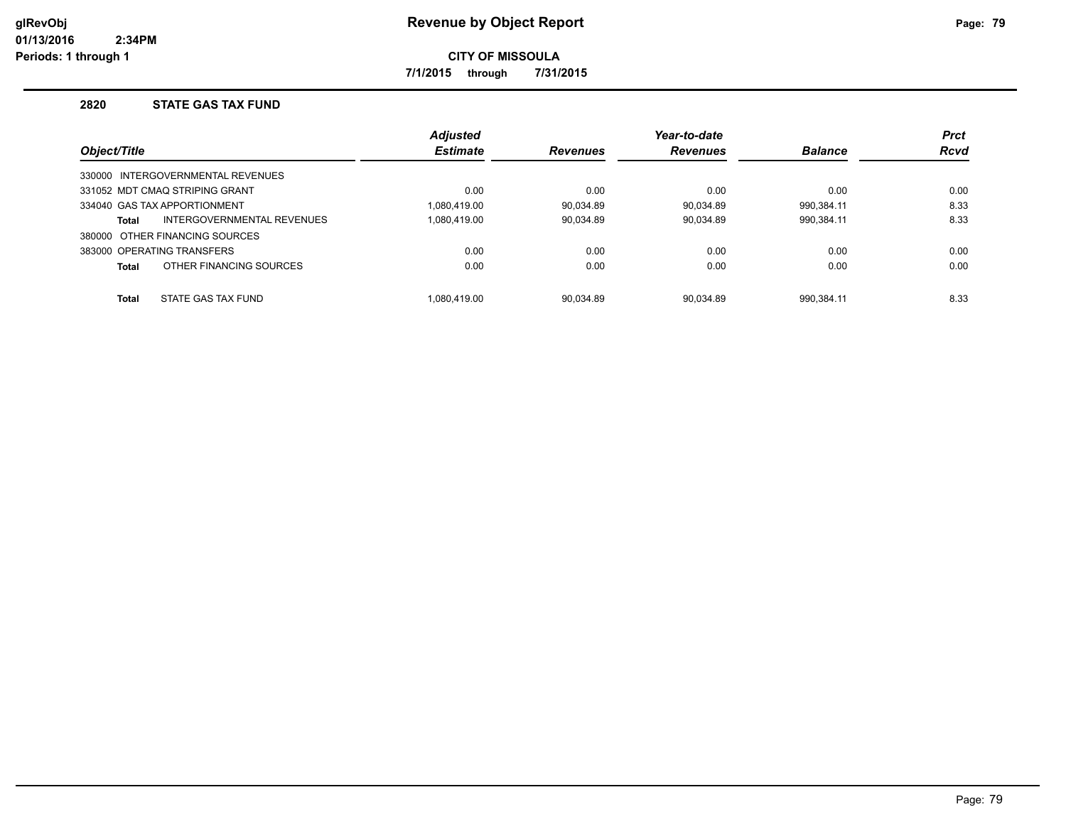# Revenue by Object Report

glRevObj
01/13/2016 2:34PM
Periods: 1 through 1

**CITY OF MISSOULA**

**7/1/2015 through 7/31/2015**

## 2820 STATE GAS TAX FUND

| Object/Title | Adjusted Estimate | Revenues | Year-to-date Revenues | Balance | Prct Rcvd |
|---|---|---|---|---|---|
| 330000 INTERGOVERNMENTAL REVENUES | | | | | |
| 331052 MDT CMAQ STRIPING GRANT | 0.00 | 0.00 | 0.00 | 0.00 | 0.00 |
| 334040 GAS TAX APPORTIONMENT | 1,080,419.00 | 90,034.89 | 90,034.89 | 990,384.11 | 8.33 |
| **Total** INTERGOVERNMENTAL REVENUES | 1,080,419.00 | 90,034.89 | 90,034.89 | 990,384.11 | 8.33 |
| 380000 OTHER FINANCING SOURCES | | | | | |
| 383000 OPERATING TRANSFERS | 0.00 | 0.00 | 0.00 | 0.00 | 0.00 |
| **Total** OTHER FINANCING SOURCES | 0.00 | 0.00 | 0.00 | 0.00 | 0.00 |
| **Total** STATE GAS TAX FUND | 1,080,419.00 | 90,034.89 | 90,034.89 | 990,384.11 | 8.33 |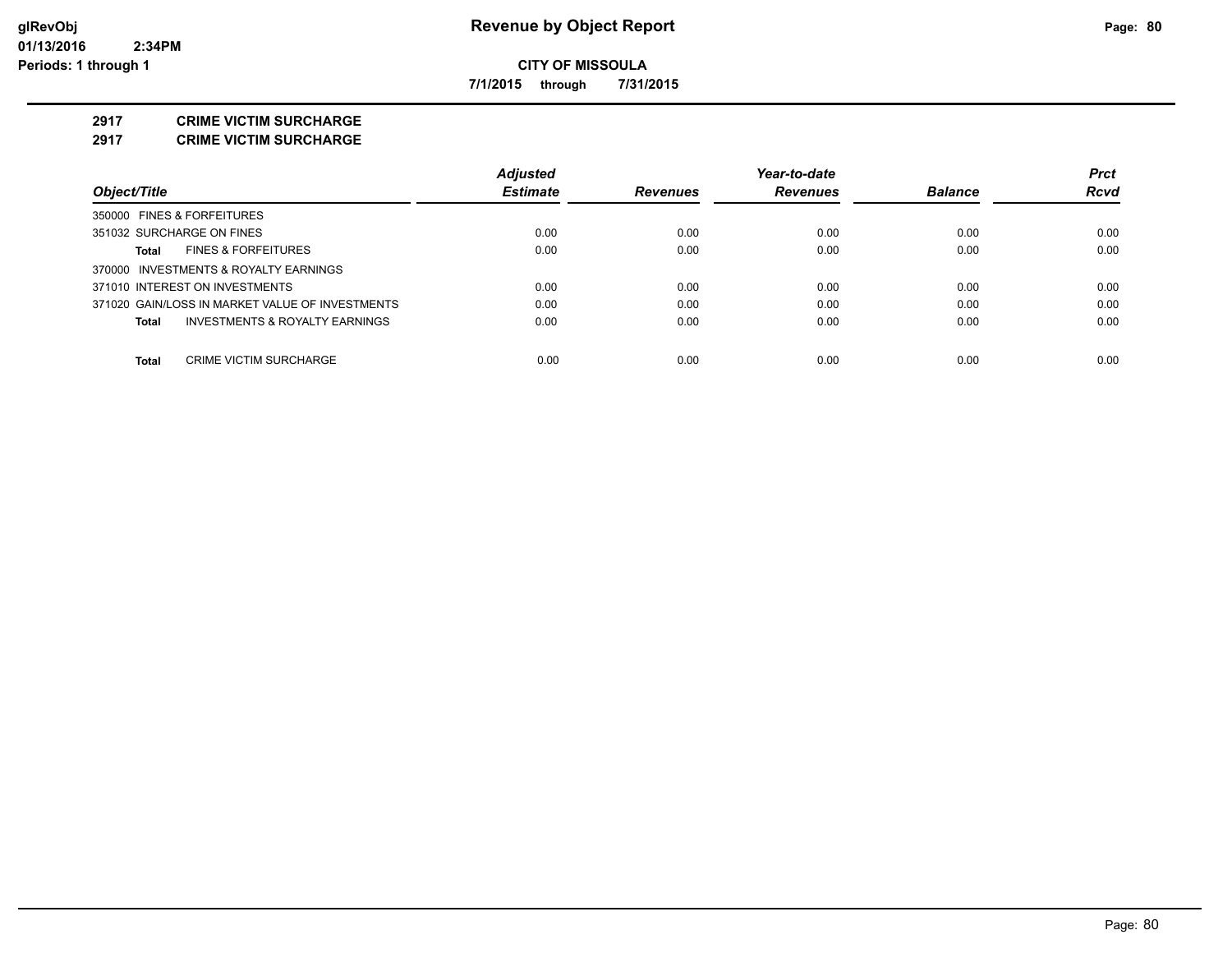**glRevObj**
**01/13/2016 2:34PM**
**Periods: 1 through 1**

# Revenue by Object Report

**CITY OF MISSOULA**

**7/1/2015 through 7/31/2015**

## 2917 CRIME VICTIM SURCHARGE
## 2917 CRIME VICTIM SURCHARGE

| Object/Title | Adjusted Estimate | Revenues | Year-to-date Revenues | Balance | Prct Rcvd |
|---|---|---|---|---|---|
| 350000 FINES & FORFEITURES | | | | | |
| 351032 SURCHARGE ON FINES | 0.00 | 0.00 | 0.00 | 0.00 | 0.00 |
| **Total** FINES & FORFEITURES | 0.00 | 0.00 | 0.00 | 0.00 | 0.00 |
| 370000 INVESTMENTS & ROYALTY EARNINGS | | | | | |
| 371010 INTEREST ON INVESTMENTS | 0.00 | 0.00 | 0.00 | 0.00 | 0.00 |
| 371020 GAIN/LOSS IN MARKET VALUE OF INVESTMENTS | 0.00 | 0.00 | 0.00 | 0.00 | 0.00 |
| **Total** INVESTMENTS & ROYALTY EARNINGS | 0.00 | 0.00 | 0.00 | 0.00 | 0.00 |
| **Total** CRIME VICTIM SURCHARGE | 0.00 | 0.00 | 0.00 | 0.00 | 0.00 |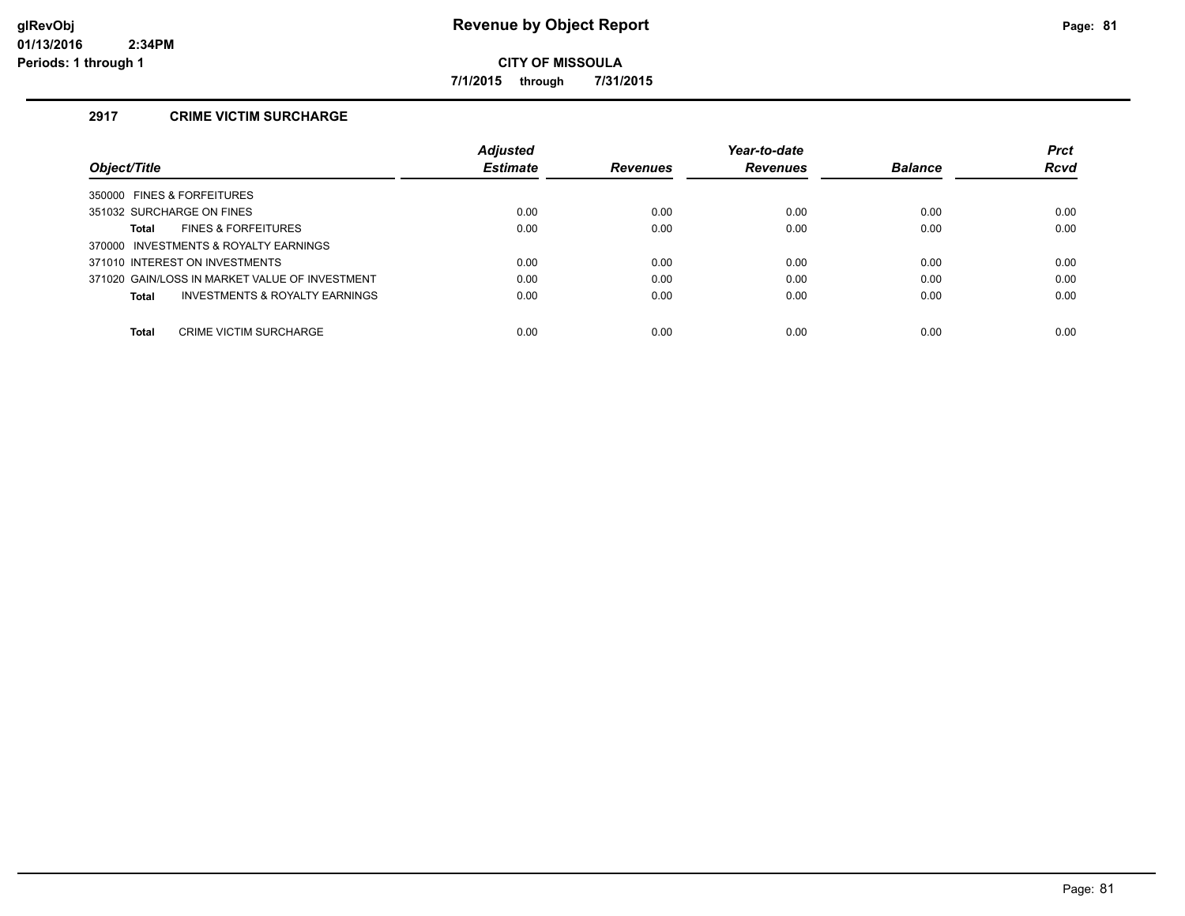# Revenue by Object Report

**CITY OF MISSOULA**

**7/1/2015 through 7/31/2015**

glRevObj
01/13/2016 2:34PM
Periods: 1 through 1

## 2917 CRIME VICTIM SURCHARGE

| Object/Title | Adjusted Estimate | Revenues | Year-to-date Revenues | Balance | Prct Rcvd |
|---|---|---|---|---|---|
| 350000 FINES & FORFEITURES | | | | | |
| 351032 SURCHARGE ON FINES | 0.00 | 0.00 | 0.00 | 0.00 | 0.00 |
| **Total** FINES & FORFEITURES | 0.00 | 0.00 | 0.00 | 0.00 | 0.00 |
| 370000 INVESTMENTS & ROYALTY EARNINGS | | | | | |
| 371010 INTEREST ON INVESTMENTS | 0.00 | 0.00 | 0.00 | 0.00 | 0.00 |
| 371020 GAIN/LOSS IN MARKET VALUE OF INVESTMENT | 0.00 | 0.00 | 0.00 | 0.00 | 0.00 |
| **Total** INVESTMENTS & ROYALTY EARNINGS | 0.00 | 0.00 | 0.00 | 0.00 | 0.00 |
| **Total** CRIME VICTIM SURCHARGE | 0.00 | 0.00 | 0.00 | 0.00 | 0.00 |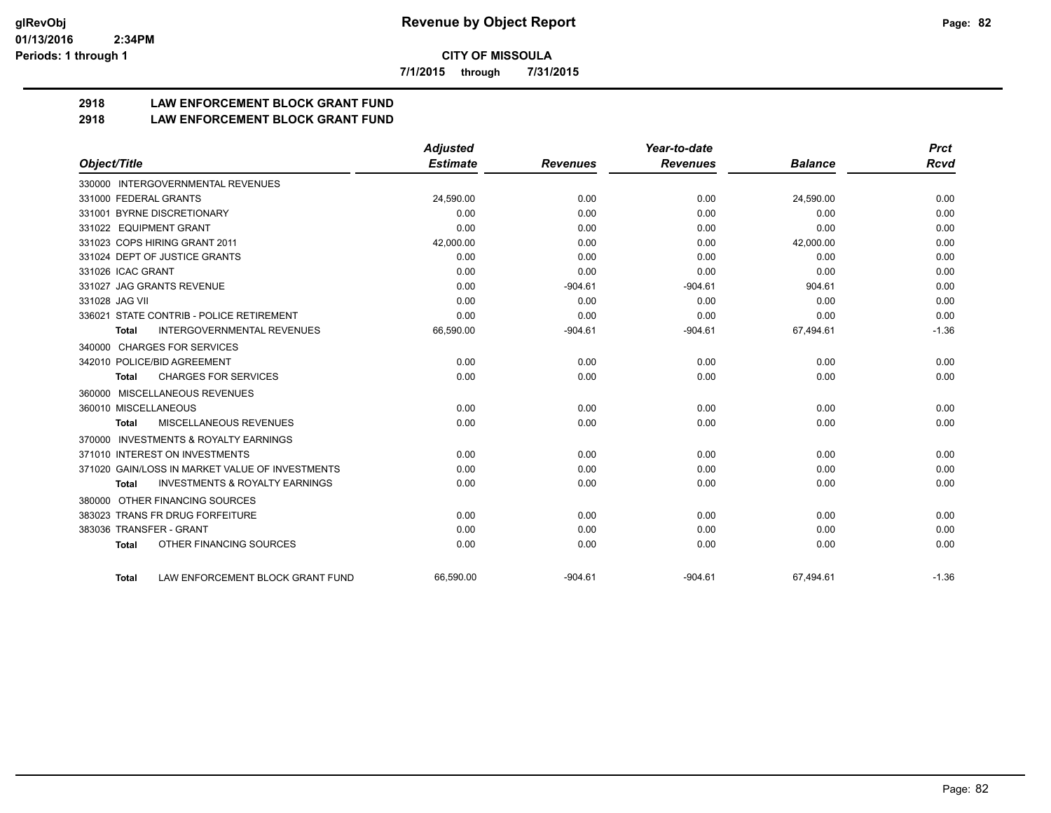**CITY OF MISSOULA**

**7/1/2015 through 7/31/2015**

## 2918 LAW ENFORCEMENT BLOCK GRANT FUND

## 2918 LAW ENFORCEMENT BLOCK GRANT FUND

| Object/Title | Adjusted Estimate | Revenues | Year-to-date Revenues | Balance | Prct Rcvd |
|---|---|---|---|---|---|
| 330000 INTERGOVERNMENTAL REVENUES | | | | | |
| 331000 FEDERAL GRANTS | 24,590.00 | 0.00 | 0.00 | 24,590.00 | 0.00 |
| 331001 BYRNE DISCRETIONARY | 0.00 | 0.00 | 0.00 | 0.00 | 0.00 |
| 331022 EQUIPMENT GRANT | 0.00 | 0.00 | 0.00 | 0.00 | 0.00 |
| 331023 COPS HIRING GRANT 2011 | 42,000.00 | 0.00 | 0.00 | 42,000.00 | 0.00 |
| 331024 DEPT OF JUSTICE GRANTS | 0.00 | 0.00 | 0.00 | 0.00 | 0.00 |
| 331026 ICAC GRANT | 0.00 | 0.00 | 0.00 | 0.00 | 0.00 |
| 331027 JAG GRANTS REVENUE | 0.00 | -904.61 | -904.61 | 904.61 | 0.00 |
| 331028 JAG VII | 0.00 | 0.00 | 0.00 | 0.00 | 0.00 |
| 336021 STATE CONTRIB - POLICE RETIREMENT | 0.00 | 0.00 | 0.00 | 0.00 | 0.00 |
| **Total** INTERGOVERNMENTAL REVENUES | 66,590.00 | -904.61 | -904.61 | 67,494.61 | -1.36 |
| 340000 CHARGES FOR SERVICES | | | | | |
| 342010 POLICE/BID AGREEMENT | 0.00 | 0.00 | 0.00 | 0.00 | 0.00 |
| **Total** CHARGES FOR SERVICES | 0.00 | 0.00 | 0.00 | 0.00 | 0.00 |
| 360000 MISCELLANEOUS REVENUES | | | | | |
| 360010 MISCELLANEOUS | 0.00 | 0.00 | 0.00 | 0.00 | 0.00 |
| **Total** MISCELLANEOUS REVENUES | 0.00 | 0.00 | 0.00 | 0.00 | 0.00 |
| 370000 INVESTMENTS & ROYALTY EARNINGS | | | | | |
| 371010 INTEREST ON INVESTMENTS | 0.00 | 0.00 | 0.00 | 0.00 | 0.00 |
| 371020 GAIN/LOSS IN MARKET VALUE OF INVESTMENTS | 0.00 | 0.00 | 0.00 | 0.00 | 0.00 |
| **Total** INVESTMENTS & ROYALTY EARNINGS | 0.00 | 0.00 | 0.00 | 0.00 | 0.00 |
| 380000 OTHER FINANCING SOURCES | | | | | |
| 383023 TRANS FR DRUG FORFEITURE | 0.00 | 0.00 | 0.00 | 0.00 | 0.00 |
| 383036 TRANSFER - GRANT | 0.00 | 0.00 | 0.00 | 0.00 | 0.00 |
| **Total** OTHER FINANCING SOURCES | 0.00 | 0.00 | 0.00 | 0.00 | 0.00 |
| **Total** LAW ENFORCEMENT BLOCK GRANT FUND | 66,590.00 | -904.61 | -904.61 | 67,494.61 | -1.36 |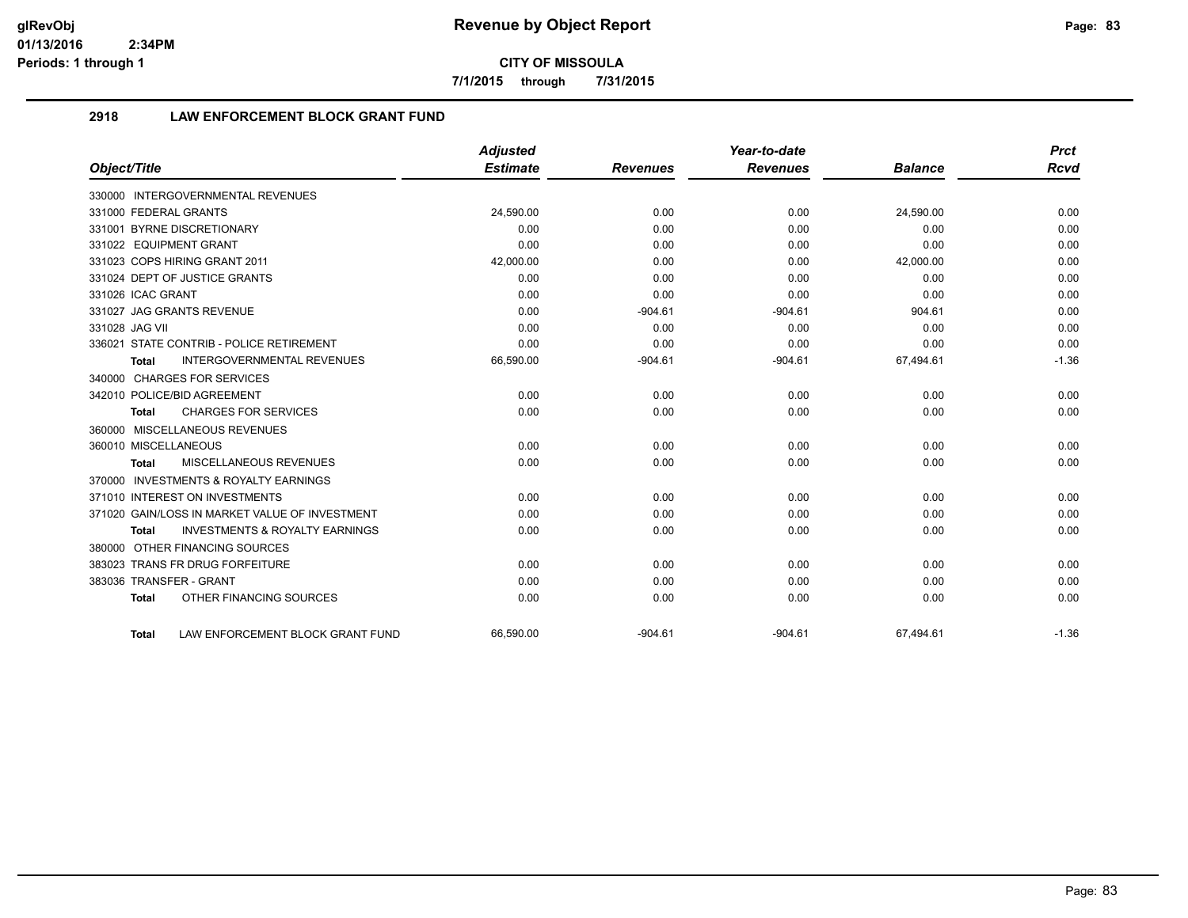# Revenue by Object Report

**CITY OF MISSOULA**

**7/1/2015 through 7/31/2015**

glRevObj
01/13/2016 2:34PM
Periods: 1 through 1

## 2918 LAW ENFORCEMENT BLOCK GRANT FUND

| Object/Title | Adjusted Estimate | Revenues | Year-to-date Revenues | Balance | Prct Rcvd |
|---|---|---|---|---|---|
| 330000 INTERGOVERNMENTAL REVENUES | | | | | |
| 331000 FEDERAL GRANTS | 24,590.00 | 0.00 | 0.00 | 24,590.00 | 0.00 |
| 331001 BYRNE DISCRETIONARY | 0.00 | 0.00 | 0.00 | 0.00 | 0.00 |
| 331022 EQUIPMENT GRANT | 0.00 | 0.00 | 0.00 | 0.00 | 0.00 |
| 331023 COPS HIRING GRANT 2011 | 42,000.00 | 0.00 | 0.00 | 42,000.00 | 0.00 |
| 331024 DEPT OF JUSTICE GRANTS | 0.00 | 0.00 | 0.00 | 0.00 | 0.00 |
| 331026 ICAC GRANT | 0.00 | 0.00 | 0.00 | 0.00 | 0.00 |
| 331027 JAG GRANTS REVENUE | 0.00 | -904.61 | -904.61 | 904.61 | 0.00 |
| 331028 JAG VII | 0.00 | 0.00 | 0.00 | 0.00 | 0.00 |
| 336021 STATE CONTRIB - POLICE RETIREMENT | 0.00 | 0.00 | 0.00 | 0.00 | 0.00 |
| **Total** INTERGOVERNMENTAL REVENUES | 66,590.00 | -904.61 | -904.61 | 67,494.61 | -1.36 |
| 340000 CHARGES FOR SERVICES | | | | | |
| 342010 POLICE/BID AGREEMENT | 0.00 | 0.00 | 0.00 | 0.00 | 0.00 |
| **Total** CHARGES FOR SERVICES | 0.00 | 0.00 | 0.00 | 0.00 | 0.00 |
| 360000 MISCELLANEOUS REVENUES | | | | | |
| 360010 MISCELLANEOUS | 0.00 | 0.00 | 0.00 | 0.00 | 0.00 |
| **Total** MISCELLANEOUS REVENUES | 0.00 | 0.00 | 0.00 | 0.00 | 0.00 |
| 370000 INVESTMENTS & ROYALTY EARNINGS | | | | | |
| 371010 INTEREST ON INVESTMENTS | 0.00 | 0.00 | 0.00 | 0.00 | 0.00 |
| 371020 GAIN/LOSS IN MARKET VALUE OF INVESTMENT | 0.00 | 0.00 | 0.00 | 0.00 | 0.00 |
| **Total** INVESTMENTS & ROYALTY EARNINGS | 0.00 | 0.00 | 0.00 | 0.00 | 0.00 |
| 380000 OTHER FINANCING SOURCES | | | | | |
| 383023 TRANS FR DRUG FORFEITURE | 0.00 | 0.00 | 0.00 | 0.00 | 0.00 |
| 383036 TRANSFER - GRANT | 0.00 | 0.00 | 0.00 | 0.00 | 0.00 |
| **Total** OTHER FINANCING SOURCES | 0.00 | 0.00 | 0.00 | 0.00 | 0.00 |
| **Total** LAW ENFORCEMENT BLOCK GRANT FUND | 66,590.00 | -904.61 | -904.61 | 67,494.61 | -1.36 |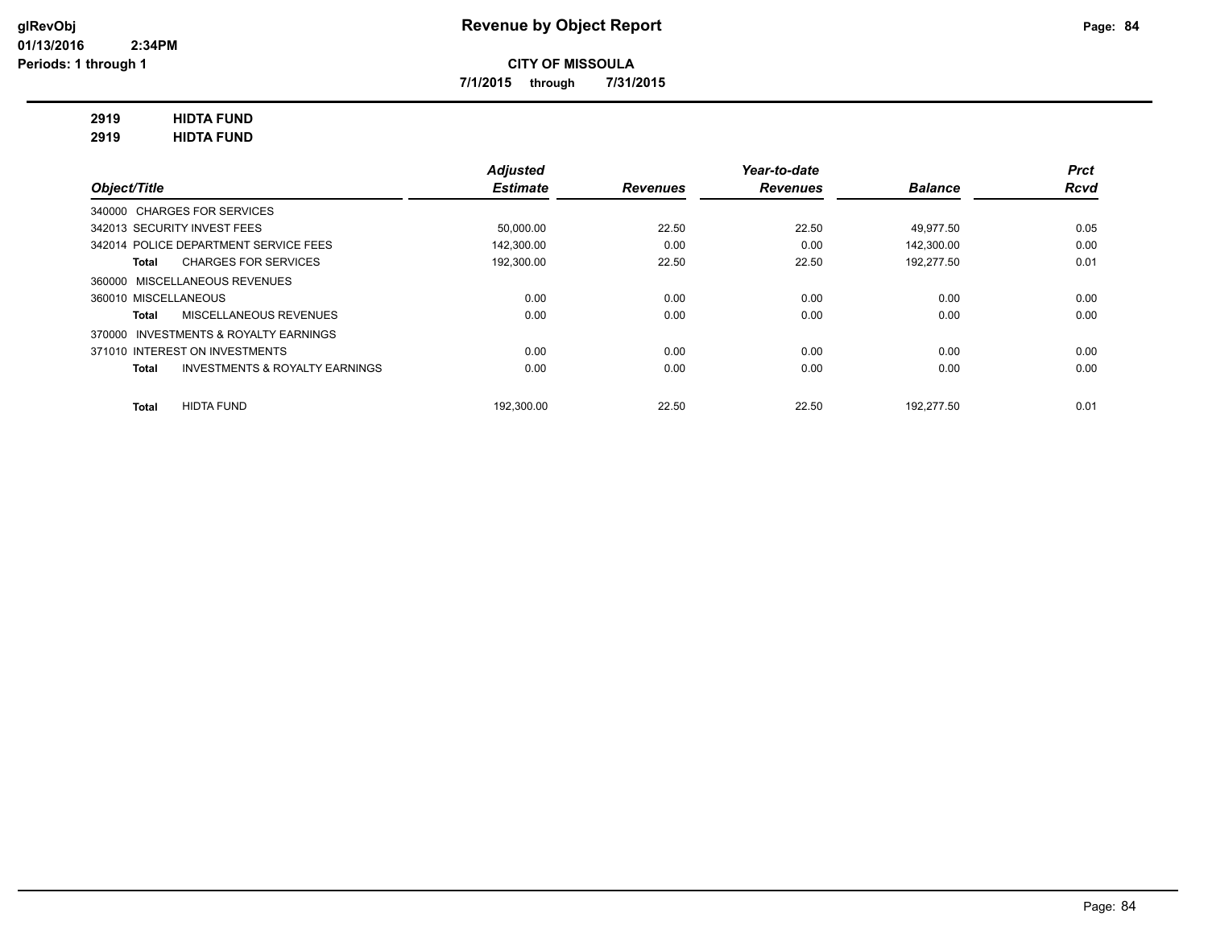# Revenue by Object Report

**CITY OF MISSOULA**

**7/1/2015 through 7/31/2015**

glRevObj
01/13/2016 2:34PM
Periods: 1 through 1

**2919 HIDTA FUND**
**2919 HIDTA FUND**

| Object/Title | Adjusted Estimate | Revenues | Year-to-date Revenues | Balance | Prct Rcvd |
|---|---|---|---|---|---|
| 340000 CHARGES FOR SERVICES | | | | | |
| 342013 SECURITY INVEST FEES | 50,000.00 | 22.50 | 22.50 | 49,977.50 | 0.05 |
| 342014 POLICE DEPARTMENT SERVICE FEES | 142,300.00 | 0.00 | 0.00 | 142,300.00 | 0.00 |
| **Total** CHARGES FOR SERVICES | 192,300.00 | 22.50 | 22.50 | 192,277.50 | 0.01 |
| 360000 MISCELLANEOUS REVENUES | | | | | |
| 360010 MISCELLANEOUS | 0.00 | 0.00 | 0.00 | 0.00 | 0.00 |
| **Total** MISCELLANEOUS REVENUES | 0.00 | 0.00 | 0.00 | 0.00 | 0.00 |
| 370000 INVESTMENTS & ROYALTY EARNINGS | | | | | |
| 371010 INTEREST ON INVESTMENTS | 0.00 | 0.00 | 0.00 | 0.00 | 0.00 |
| **Total** INVESTMENTS & ROYALTY EARNINGS | 0.00 | 0.00 | 0.00 | 0.00 | 0.00 |
| **Total** HIDTA FUND | 192,300.00 | 22.50 | 22.50 | 192,277.50 | 0.01 |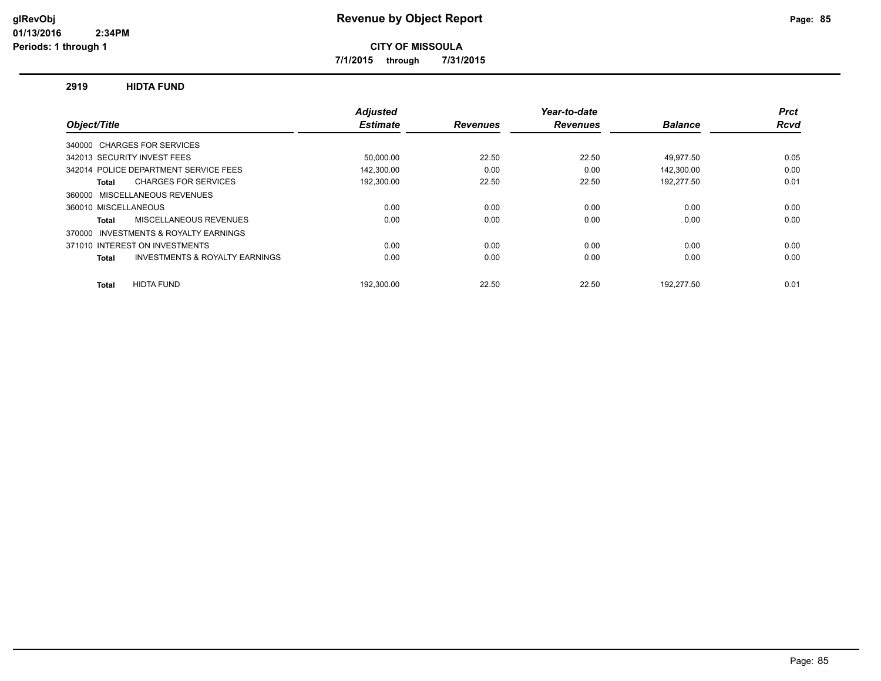# Revenue by Object Report

**glRevObj**
**01/13/2016 2:34PM**
**Periods: 1 through 1**

**CITY OF MISSOULA**

**7/1/2015 through 7/31/2015**

## 2919 HIDTA FUND

| Object/Title | Adjusted Estimate | Revenues | Year-to-date Revenues | Balance | Prct Rcvd |
|---|---|---|---|---|---|
| 340000 CHARGES FOR SERVICES | | | | | |
| 342013 SECURITY INVEST FEES | 50,000.00 | 22.50 | 22.50 | 49,977.50 | 0.05 |
| 342014 POLICE DEPARTMENT SERVICE FEES | 142,300.00 | 0.00 | 0.00 | 142,300.00 | 0.00 |
| **Total** CHARGES FOR SERVICES | 192,300.00 | 22.50 | 22.50 | 192,277.50 | 0.01 |
| 360000 MISCELLANEOUS REVENUES | | | | | |
| 360010 MISCELLANEOUS | 0.00 | 0.00 | 0.00 | 0.00 | 0.00 |
| **Total** MISCELLANEOUS REVENUES | 0.00 | 0.00 | 0.00 | 0.00 | 0.00 |
| 370000 INVESTMENTS & ROYALTY EARNINGS | | | | | |
| 371010 INTEREST ON INVESTMENTS | 0.00 | 0.00 | 0.00 | 0.00 | 0.00 |
| **Total** INVESTMENTS & ROYALTY EARNINGS | 0.00 | 0.00 | 0.00 | 0.00 | 0.00 |
| **Total** HIDTA FUND | 192,300.00 | 22.50 | 22.50 | 192,277.50 | 0.01 |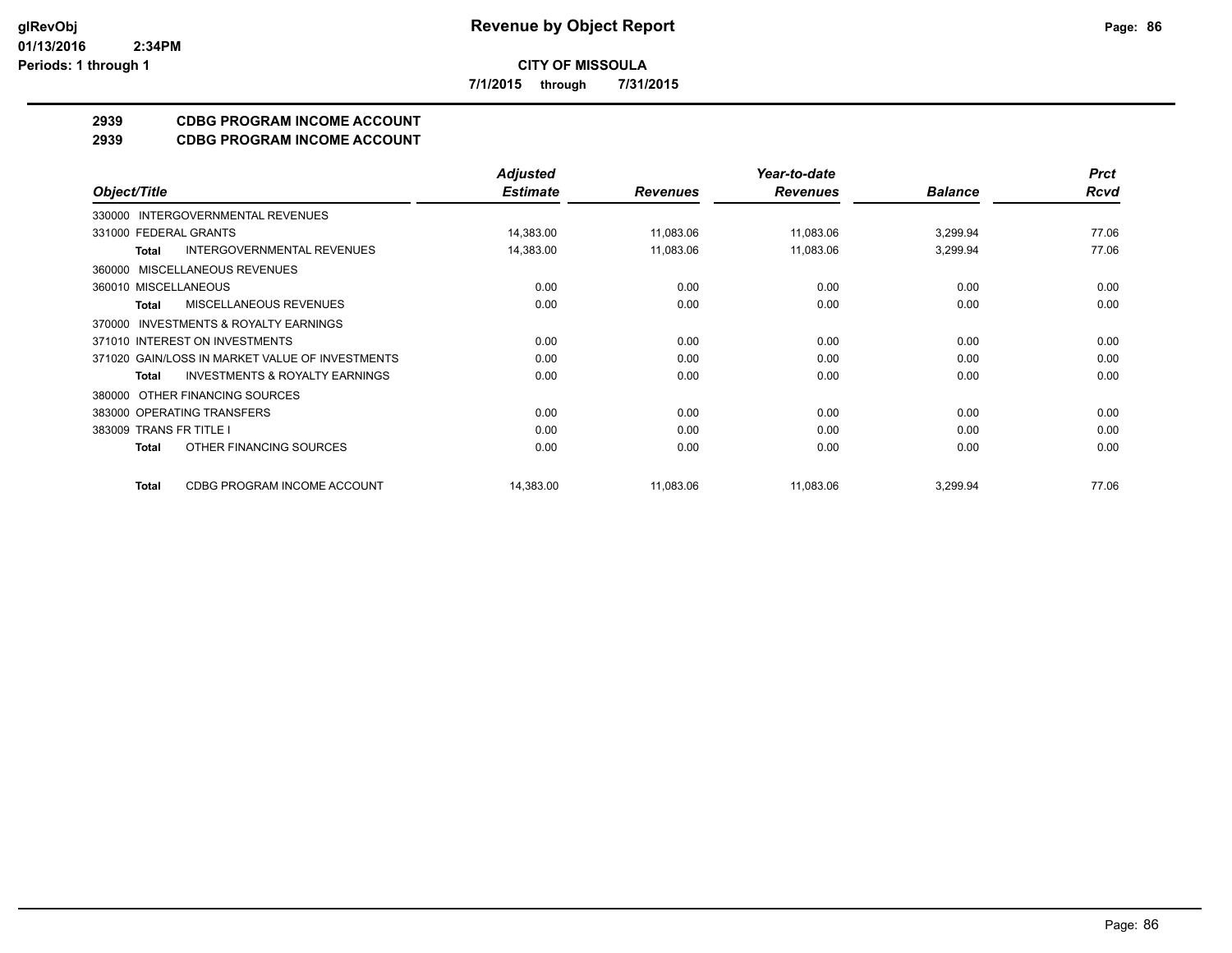**glRevObj**
**01/13/2016 2:34PM**
**Periods: 1 through 1**

# Revenue by Object Report

**CITY OF MISSOULA**

**7/1/2015 through 7/31/2015**

## 2939 CDBG PROGRAM INCOME ACCOUNT
## 2939 CDBG PROGRAM INCOME ACCOUNT

| Object/Title | Adjusted Estimate | Revenues | Year-to-date Revenues | Balance | Prct Rcvd |
|---|---|---|---|---|---|
| 330000 INTERGOVERNMENTAL REVENUES | | | | | |
| 331000 FEDERAL GRANTS | 14,383.00 | 11,083.06 | 11,083.06 | 3,299.94 | 77.06 |
| **Total** INTERGOVERNMENTAL REVENUES | 14,383.00 | 11,083.06 | 11,083.06 | 3,299.94 | 77.06 |
| 360000 MISCELLANEOUS REVENUES | | | | | |
| 360010 MISCELLANEOUS | 0.00 | 0.00 | 0.00 | 0.00 | 0.00 |
| **Total** MISCELLANEOUS REVENUES | 0.00 | 0.00 | 0.00 | 0.00 | 0.00 |
| 370000 INVESTMENTS & ROYALTY EARNINGS | | | | | |
| 371010 INTEREST ON INVESTMENTS | 0.00 | 0.00 | 0.00 | 0.00 | 0.00 |
| 371020 GAIN/LOSS IN MARKET VALUE OF INVESTMENTS | 0.00 | 0.00 | 0.00 | 0.00 | 0.00 |
| **Total** INVESTMENTS & ROYALTY EARNINGS | 0.00 | 0.00 | 0.00 | 0.00 | 0.00 |
| 380000 OTHER FINANCING SOURCES | | | | | |
| 383000 OPERATING TRANSFERS | 0.00 | 0.00 | 0.00 | 0.00 | 0.00 |
| 383009 TRANS FR TITLE I | 0.00 | 0.00 | 0.00 | 0.00 | 0.00 |
| **Total** OTHER FINANCING SOURCES | 0.00 | 0.00 | 0.00 | 0.00 | 0.00 |
| **Total** CDBG PROGRAM INCOME ACCOUNT | 14,383.00 | 11,083.06 | 11,083.06 | 3,299.94 | 77.06 |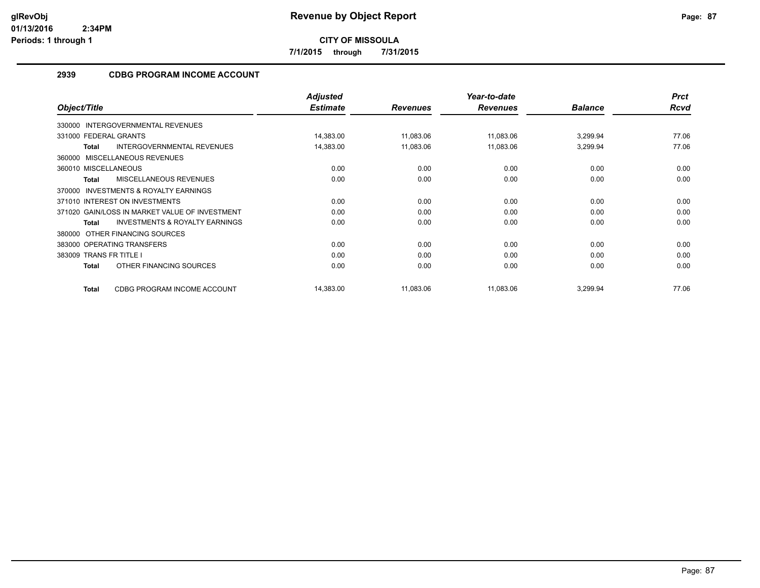**CITY OF MISSOULA**

**7/1/2015 through 7/31/2015**

## 2939 CDBG PROGRAM INCOME ACCOUNT

| Object/Title | Adjusted Estimate | Revenues | Year-to-date Revenues | Balance | Prct Rcvd |
|---|---|---|---|---|---|
| 330000 INTERGOVERNMENTAL REVENUES | | | | | |
| 331000 FEDERAL GRANTS | 14,383.00 | 11,083.06 | 11,083.06 | 3,299.94 | 77.06 |
| **Total** INTERGOVERNMENTAL REVENUES | 14,383.00 | 11,083.06 | 11,083.06 | 3,299.94 | 77.06 |
| 360000 MISCELLANEOUS REVENUES | | | | | |
| 360010 MISCELLANEOUS | 0.00 | 0.00 | 0.00 | 0.00 | 0.00 |
| **Total** MISCELLANEOUS REVENUES | 0.00 | 0.00 | 0.00 | 0.00 | 0.00 |
| 370000 INVESTMENTS & ROYALTY EARNINGS | | | | | |
| 371010 INTEREST ON INVESTMENTS | 0.00 | 0.00 | 0.00 | 0.00 | 0.00 |
| 371020 GAIN/LOSS IN MARKET VALUE OF INVESTMENT | 0.00 | 0.00 | 0.00 | 0.00 | 0.00 |
| **Total** INVESTMENTS & ROYALTY EARNINGS | 0.00 | 0.00 | 0.00 | 0.00 | 0.00 |
| 380000 OTHER FINANCING SOURCES | | | | | |
| 383000 OPERATING TRANSFERS | 0.00 | 0.00 | 0.00 | 0.00 | 0.00 |
| 383009 TRANS FR TITLE I | 0.00 | 0.00 | 0.00 | 0.00 | 0.00 |
| **Total** OTHER FINANCING SOURCES | 0.00 | 0.00 | 0.00 | 0.00 | 0.00 |
| **Total** CDBG PROGRAM INCOME ACCOUNT | 14,383.00 | 11,083.06 | 11,083.06 | 3,299.94 | 77.06 |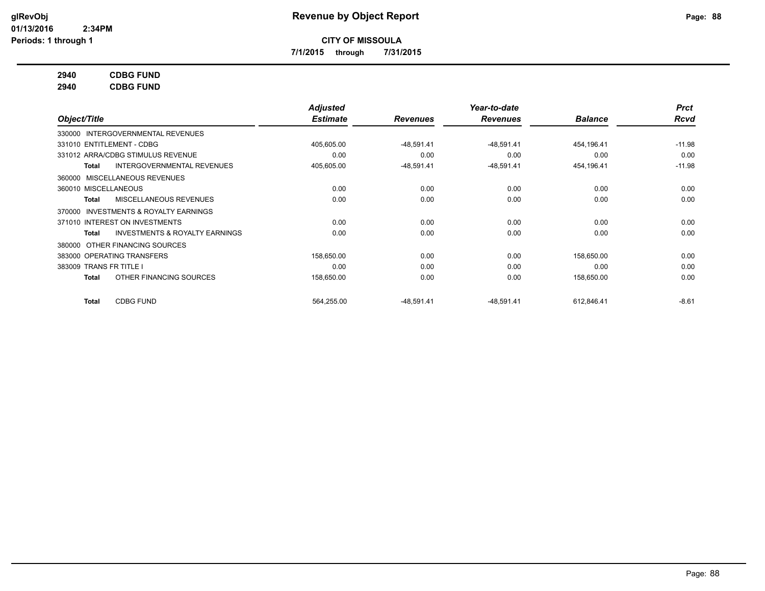# Revenue by Object Report

glRevObj
01/13/2016 2:34PM
Periods: 1 through 1

**CITY OF MISSOULA**

**7/1/2015 through 7/31/2015**

**2940 CDBG FUND**
**2940 CDBG FUND**

| Object/Title | Adjusted Estimate | Revenues | Year-to-date Revenues | Balance | Prct Rcvd |
|---|---|---|---|---|---|
| 330000 INTERGOVERNMENTAL REVENUES | | | | | |
| 331010 ENTITLEMENT - CDBG | 405,605.00 | -48,591.41 | -48,591.41 | 454,196.41 | -11.98 |
| 331012 ARRA/CDBG STIMULUS REVENUE | 0.00 | 0.00 | 0.00 | 0.00 | 0.00 |
| **Total** INTERGOVERNMENTAL REVENUES | 405,605.00 | -48,591.41 | -48,591.41 | 454,196.41 | -11.98 |
| 360000 MISCELLANEOUS REVENUES | | | | | |
| 360010 MISCELLANEOUS | 0.00 | 0.00 | 0.00 | 0.00 | 0.00 |
| **Total** MISCELLANEOUS REVENUES | 0.00 | 0.00 | 0.00 | 0.00 | 0.00 |
| 370000 INVESTMENTS & ROYALTY EARNINGS | | | | | |
| 371010 INTEREST ON INVESTMENTS | 0.00 | 0.00 | 0.00 | 0.00 | 0.00 |
| **Total** INVESTMENTS & ROYALTY EARNINGS | 0.00 | 0.00 | 0.00 | 0.00 | 0.00 |
| 380000 OTHER FINANCING SOURCES | | | | | |
| 383000 OPERATING TRANSFERS | 158,650.00 | 0.00 | 0.00 | 158,650.00 | 0.00 |
| 383009 TRANS FR TITLE I | 0.00 | 0.00 | 0.00 | 0.00 | 0.00 |
| **Total** OTHER FINANCING SOURCES | 158,650.00 | 0.00 | 0.00 | 158,650.00 | 0.00 |
| **Total** CDBG FUND | 564,255.00 | -48,591.41 | -48,591.41 | 612,846.41 | -8.61 |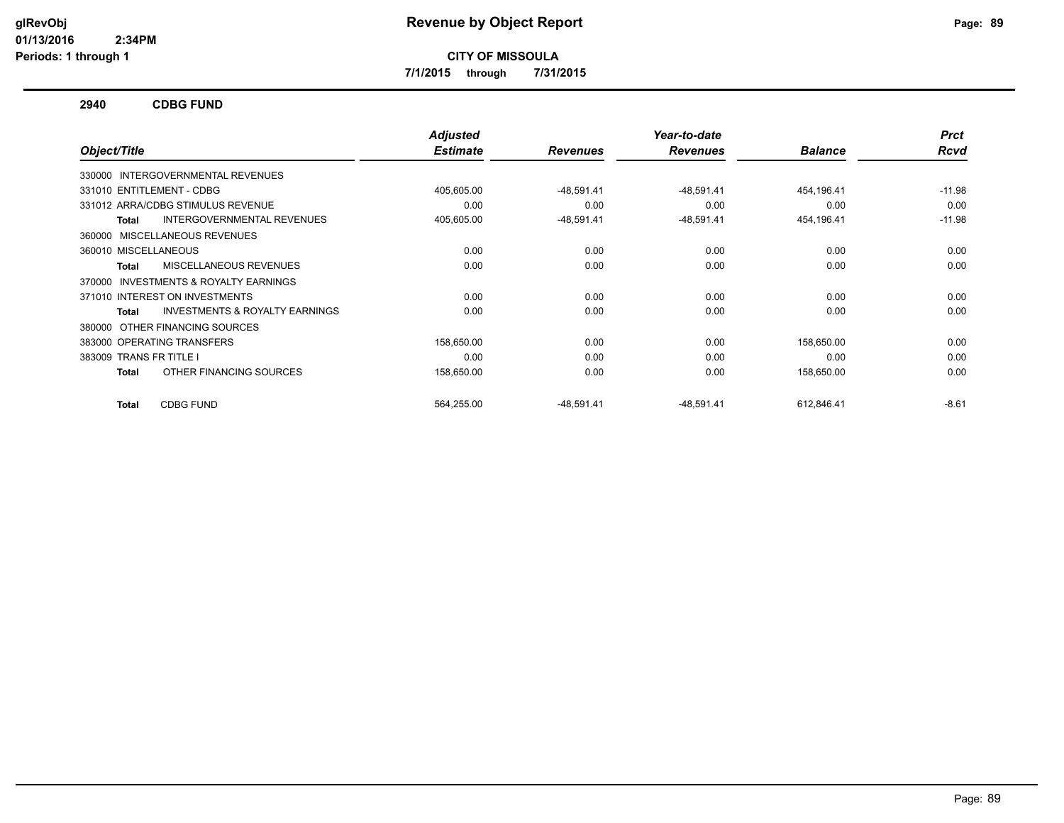# Revenue by Object Report

glRevObj
01/13/2016 2:34PM
Periods: 1 through 1

**CITY OF MISSOULA**

**7/1/2015 through 7/31/2015**

## 2940 CDBG FUND

| Object/Title | Adjusted Estimate | Revenues | Year-to-date Revenues | Balance | Prct Rcvd |
|---|---|---|---|---|---|
| 330000 INTERGOVERNMENTAL REVENUES | | | | | |
| 331010 ENTITLEMENT - CDBG | 405,605.00 | -48,591.41 | -48,591.41 | 454,196.41 | -11.98 |
| 331012 ARRA/CDBG STIMULUS REVENUE | 0.00 | 0.00 | 0.00 | 0.00 | 0.00 |
| **Total** INTERGOVERNMENTAL REVENUES | 405,605.00 | -48,591.41 | -48,591.41 | 454,196.41 | -11.98 |
| 360000 MISCELLANEOUS REVENUES | | | | | |
| 360010 MISCELLANEOUS | 0.00 | 0.00 | 0.00 | 0.00 | 0.00 |
| **Total** MISCELLANEOUS REVENUES | 0.00 | 0.00 | 0.00 | 0.00 | 0.00 |
| 370000 INVESTMENTS & ROYALTY EARNINGS | | | | | |
| 371010 INTEREST ON INVESTMENTS | 0.00 | 0.00 | 0.00 | 0.00 | 0.00 |
| **Total** INVESTMENTS & ROYALTY EARNINGS | 0.00 | 0.00 | 0.00 | 0.00 | 0.00 |
| 380000 OTHER FINANCING SOURCES | | | | | |
| 383000 OPERATING TRANSFERS | 158,650.00 | 0.00 | 0.00 | 158,650.00 | 0.00 |
| 383009 TRANS FR TITLE I | 0.00 | 0.00 | 0.00 | 0.00 | 0.00 |
| **Total** OTHER FINANCING SOURCES | 158,650.00 | 0.00 | 0.00 | 158,650.00 | 0.00 |
| **Total** CDBG FUND | 564,255.00 | -48,591.41 | -48,591.41 | 612,846.41 | -8.61 |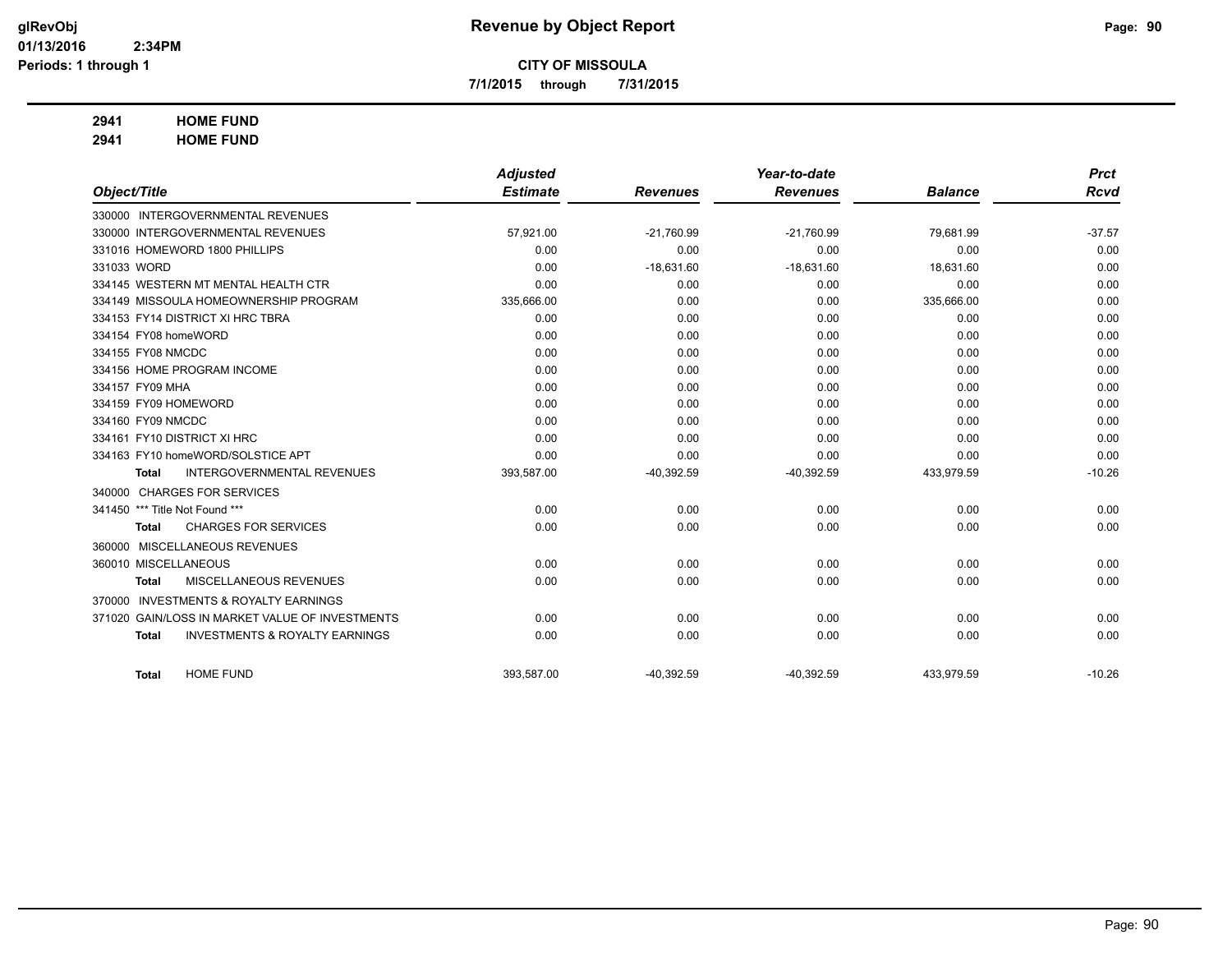# Revenue by Object Report

**CITY OF MISSOULA**

**7/1/2015 through 7/31/2015**

glRevObj
01/13/2016 2:34PM
Periods: 1 through 1

**2941 HOME FUND**
**2941 HOME FUND**

| Object/Title | Adjusted Estimate | Revenues | Year-to-date Revenues | Balance | Prct Rcvd |
|---|---|---|---|---|---|
| 330000 INTERGOVERNMENTAL REVENUES | | | | | |
| 330000 INTERGOVERNMENTAL REVENUES | 57,921.00 | -21,760.99 | -21,760.99 | 79,681.99 | -37.57 |
| 331016 HOMEWORD 1800 PHILLIPS | 0.00 | 0.00 | 0.00 | 0.00 | 0.00 |
| 331033 WORD | 0.00 | -18,631.60 | -18,631.60 | 18,631.60 | 0.00 |
| 334145 WESTERN MT MENTAL HEALTH CTR | 0.00 | 0.00 | 0.00 | 0.00 | 0.00 |
| 334149 MISSOULA HOMEOWNERSHIP PROGRAM | 335,666.00 | 0.00 | 0.00 | 335,666.00 | 0.00 |
| 334153 FY14 DISTRICT XI HRC TBRA | 0.00 | 0.00 | 0.00 | 0.00 | 0.00 |
| 334154 FY08 homeWORD | 0.00 | 0.00 | 0.00 | 0.00 | 0.00 |
| 334155 FY08 NMCDC | 0.00 | 0.00 | 0.00 | 0.00 | 0.00 |
| 334156 HOME PROGRAM INCOME | 0.00 | 0.00 | 0.00 | 0.00 | 0.00 |
| 334157 FY09 MHA | 0.00 | 0.00 | 0.00 | 0.00 | 0.00 |
| 334159 FY09 HOMEWORD | 0.00 | 0.00 | 0.00 | 0.00 | 0.00 |
| 334160 FY09 NMCDC | 0.00 | 0.00 | 0.00 | 0.00 | 0.00 |
| 334161 FY10 DISTRICT XI HRC | 0.00 | 0.00 | 0.00 | 0.00 | 0.00 |
| 334163 FY10 homeWORD/SOLSTICE APT | 0.00 | 0.00 | 0.00 | 0.00 | 0.00 |
| **Total** INTERGOVERNMENTAL REVENUES | 393,587.00 | -40,392.59 | -40,392.59 | 433,979.59 | -10.26 |
| 340000 CHARGES FOR SERVICES | | | | | |
| 341450 *** Title Not Found *** | 0.00 | 0.00 | 0.00 | 0.00 | 0.00 |
| **Total** CHARGES FOR SERVICES | 0.00 | 0.00 | 0.00 | 0.00 | 0.00 |
| 360000 MISCELLANEOUS REVENUES | | | | | |
| 360010 MISCELLANEOUS | 0.00 | 0.00 | 0.00 | 0.00 | 0.00 |
| **Total** MISCELLANEOUS REVENUES | 0.00 | 0.00 | 0.00 | 0.00 | 0.00 |
| 370000 INVESTMENTS & ROYALTY EARNINGS | | | | | |
| 371020 GAIN/LOSS IN MARKET VALUE OF INVESTMENTS | 0.00 | 0.00 | 0.00 | 0.00 | 0.00 |
| **Total** INVESTMENTS & ROYALTY EARNINGS | 0.00 | 0.00 | 0.00 | 0.00 | 0.00 |
| **Total** HOME FUND | 393,587.00 | -40,392.59 | -40,392.59 | 433,979.59 | -10.26 |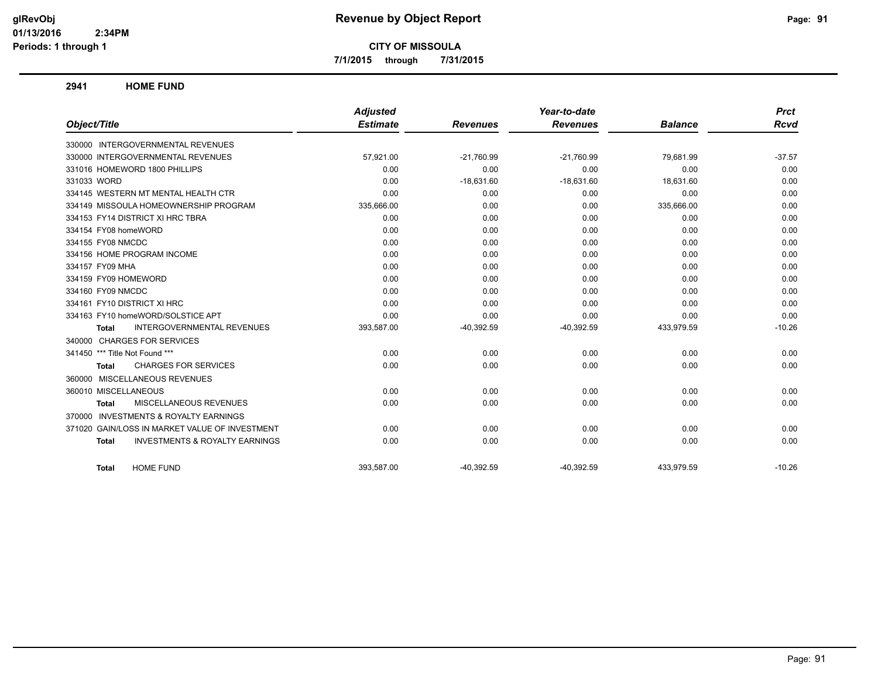# Revenue by Object Report

**CITY OF MISSOULA**

7/1/2015 through 7/31/2015

glRevObj
01/13/2016 2:34PM
Periods: 1 through 1

## 2941 HOME FUND

| Object/Title | Adjusted Estimate | Revenues | Year-to-date Revenues | Balance | Prct Rcvd |
|---|---|---|---|---|---|
| 330000 INTERGOVERNMENTAL REVENUES | | | | | |
| 330000 INTERGOVERNMENTAL REVENUES | 57,921.00 | -21,760.99 | -21,760.99 | 79,681.99 | -37.57 |
| 331016 HOMEWORD 1800 PHILLIPS | 0.00 | 0.00 | 0.00 | 0.00 | 0.00 |
| 331033 WORD | 0.00 | -18,631.60 | -18,631.60 | 18,631.60 | 0.00 |
| 334145 WESTERN MT MENTAL HEALTH CTR | 0.00 | 0.00 | 0.00 | 0.00 | 0.00 |
| 334149 MISSOULA HOMEOWNERSHIP PROGRAM | 335,666.00 | 0.00 | 0.00 | 335,666.00 | 0.00 |
| 334153 FY14 DISTRICT XI HRC TBRA | 0.00 | 0.00 | 0.00 | 0.00 | 0.00 |
| 334154 FY08 homeWORD | 0.00 | 0.00 | 0.00 | 0.00 | 0.00 |
| 334155 FY08 NMCDC | 0.00 | 0.00 | 0.00 | 0.00 | 0.00 |
| 334156 HOME PROGRAM INCOME | 0.00 | 0.00 | 0.00 | 0.00 | 0.00 |
| 334157 FY09 MHA | 0.00 | 0.00 | 0.00 | 0.00 | 0.00 |
| 334159 FY09 HOMEWORD | 0.00 | 0.00 | 0.00 | 0.00 | 0.00 |
| 334160 FY09 NMCDC | 0.00 | 0.00 | 0.00 | 0.00 | 0.00 |
| 334161 FY10 DISTRICT XI HRC | 0.00 | 0.00 | 0.00 | 0.00 | 0.00 |
| 334163 FY10 homeWORD/SOLSTICE APT | 0.00 | 0.00 | 0.00 | 0.00 | 0.00 |
| **Total** INTERGOVERNMENTAL REVENUES | 393,587.00 | -40,392.59 | -40,392.59 | 433,979.59 | -10.26 |
| 340000 CHARGES FOR SERVICES | | | | | |
| 341450 *** Title Not Found *** | 0.00 | 0.00 | 0.00 | 0.00 | 0.00 |
| **Total** CHARGES FOR SERVICES | 0.00 | 0.00 | 0.00 | 0.00 | 0.00 |
| 360000 MISCELLANEOUS REVENUES | | | | | |
| 360010 MISCELLANEOUS | 0.00 | 0.00 | 0.00 | 0.00 | 0.00 |
| **Total** MISCELLANEOUS REVENUES | 0.00 | 0.00 | 0.00 | 0.00 | 0.00 |
| 370000 INVESTMENTS & ROYALTY EARNINGS | | | | | |
| 371020 GAIN/LOSS IN MARKET VALUE OF INVESTMENT | 0.00 | 0.00 | 0.00 | 0.00 | 0.00 |
| **Total** INVESTMENTS & ROYALTY EARNINGS | 0.00 | 0.00 | 0.00 | 0.00 | 0.00 |
| **Total** HOME FUND | 393,587.00 | -40,392.59 | -40,392.59 | 433,979.59 | -10.26 |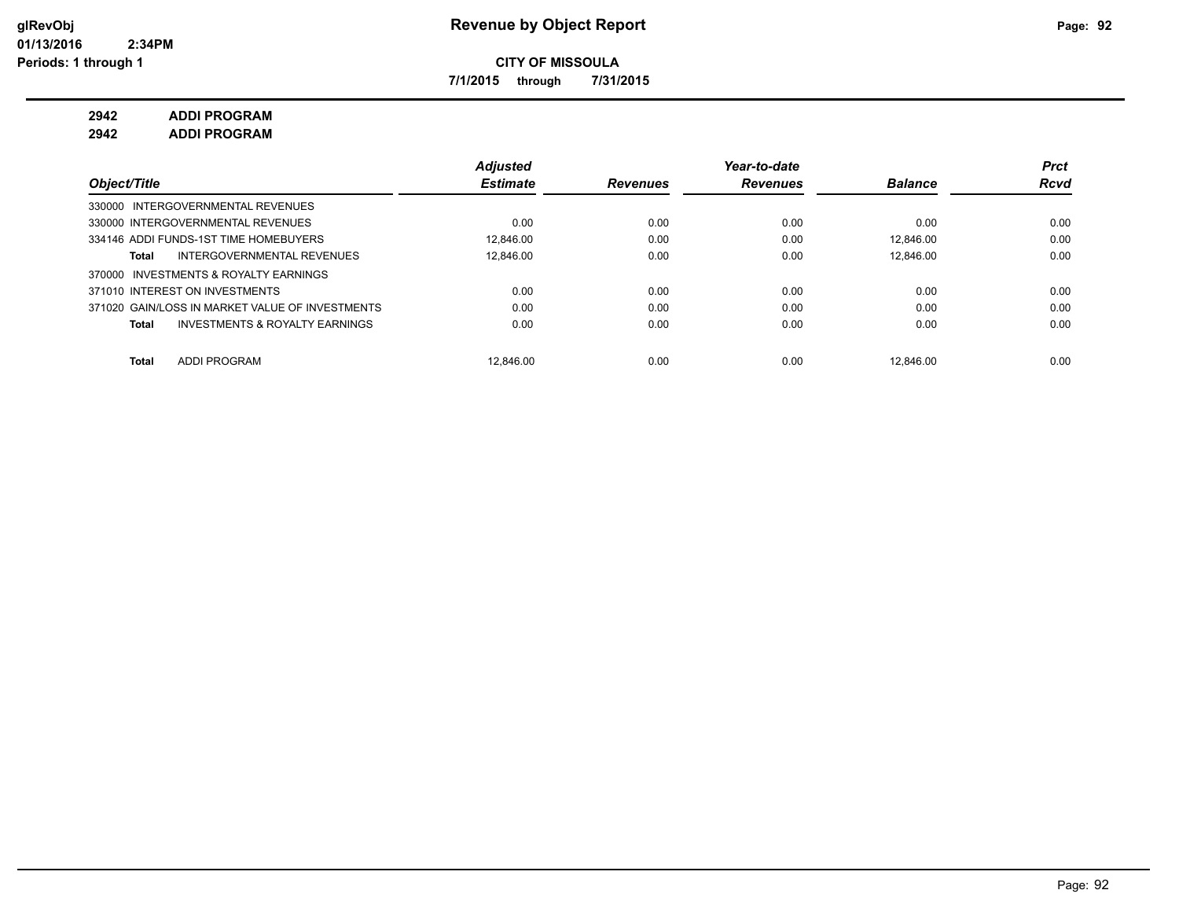**Revenue by Object Report**

**CITY OF MISSOULA**

**7/1/2015 through 7/31/2015**

glRevObj
01/13/2016 2:34PM
Periods: 1 through 1

**2942 ADDI PROGRAM**

**2942 ADDI PROGRAM**

| Object/Title | Adjusted Estimate | Revenues | Year-to-date Revenues | Balance | Prct Rcvd |
|---|---|---|---|---|---|
| 330000 INTERGOVERNMENTAL REVENUES | | | | | |
| 330000 INTERGOVERNMENTAL REVENUES | 0.00 | 0.00 | 0.00 | 0.00 | 0.00 |
| 334146 ADDI FUNDS-1ST TIME HOMEBUYERS | 12,846.00 | 0.00 | 0.00 | 12,846.00 | 0.00 |
| **Total** INTERGOVERNMENTAL REVENUES | 12,846.00 | 0.00 | 0.00 | 12,846.00 | 0.00 |
| 370000 INVESTMENTS & ROYALTY EARNINGS | | | | | |
| 371010 INTEREST ON INVESTMENTS | 0.00 | 0.00 | 0.00 | 0.00 | 0.00 |
| 371020 GAIN/LOSS IN MARKET VALUE OF INVESTMENTS | 0.00 | 0.00 | 0.00 | 0.00 | 0.00 |
| **Total** INVESTMENTS & ROYALTY EARNINGS | 0.00 | 0.00 | 0.00 | 0.00 | 0.00 |
| **Total** ADDI PROGRAM | 12,846.00 | 0.00 | 0.00 | 12,846.00 | 0.00 |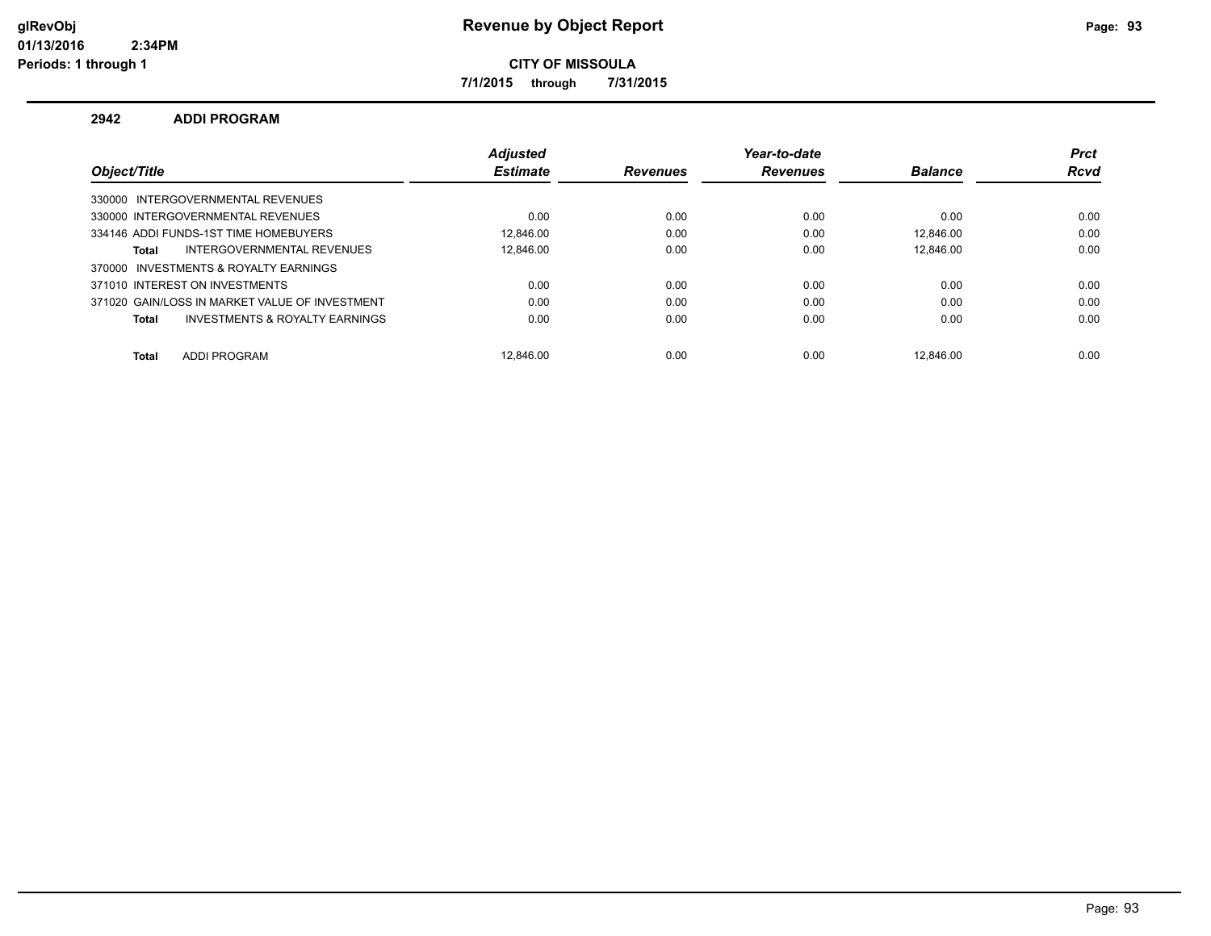**CITY OF MISSOULA**

**7/1/2015 through 7/31/2015**

### 2942 ADDI PROGRAM

| Object/Title | Adjusted Estimate | Revenues | Year-to-date Revenues | Balance | Prct Rcvd |
|---|---|---|---|---|---|
| 330000 INTERGOVERNMENTAL REVENUES | | | | | |
| 330000 INTERGOVERNMENTAL REVENUES | 0.00 | 0.00 | 0.00 | 0.00 | 0.00 |
| 334146 ADDI FUNDS-1ST TIME HOMEBUYERS | 12,846.00 | 0.00 | 0.00 | 12,846.00 | 0.00 |
| **Total** INTERGOVERNMENTAL REVENUES | 12,846.00 | 0.00 | 0.00 | 12,846.00 | 0.00 |
| 370000 INVESTMENTS & ROYALTY EARNINGS | | | | | |
| 371010 INTEREST ON INVESTMENTS | 0.00 | 0.00 | 0.00 | 0.00 | 0.00 |
| 371020 GAIN/LOSS IN MARKET VALUE OF INVESTMENT | 0.00 | 0.00 | 0.00 | 0.00 | 0.00 |
| **Total** INVESTMENTS & ROYALTY EARNINGS | 0.00 | 0.00 | 0.00 | 0.00 | 0.00 |
| **Total** ADDI PROGRAM | 12,846.00 | 0.00 | 0.00 | 12,846.00 | 0.00 |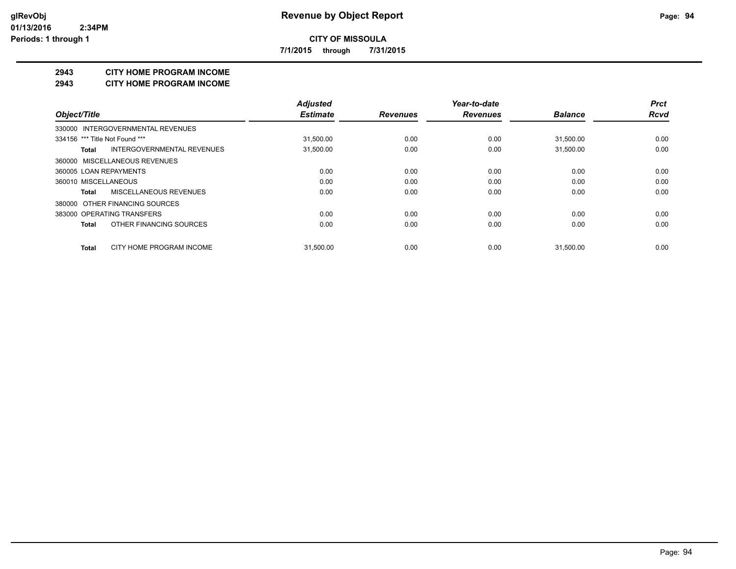**CITY OF MISSOULA**

**7/1/2015 through 7/31/2015**

## 2943 CITY HOME PROGRAM INCOME

## 2943 CITY HOME PROGRAM INCOME

| Object/Title | Adjusted Estimate | Revenues | Year-to-date Revenues | Balance | Prct Rcvd |
|---|---|---|---|---|---|
| 330000 INTERGOVERNMENTAL REVENUES | | | | | |
| 334156 *** Title Not Found *** | 31,500.00 | 0.00 | 0.00 | 31,500.00 | 0.00 |
| **Total** INTERGOVERNMENTAL REVENUES | 31,500.00 | 0.00 | 0.00 | 31,500.00 | 0.00 |
| 360000 MISCELLANEOUS REVENUES | | | | | |
| 360005 LOAN REPAYMENTS | 0.00 | 0.00 | 0.00 | 0.00 | 0.00 |
| 360010 MISCELLANEOUS | 0.00 | 0.00 | 0.00 | 0.00 | 0.00 |
| **Total** MISCELLANEOUS REVENUES | 0.00 | 0.00 | 0.00 | 0.00 | 0.00 |
| 380000 OTHER FINANCING SOURCES | | | | | |
| 383000 OPERATING TRANSFERS | 0.00 | 0.00 | 0.00 | 0.00 | 0.00 |
| **Total** OTHER FINANCING SOURCES | 0.00 | 0.00 | 0.00 | 0.00 | 0.00 |
| **Total** CITY HOME PROGRAM INCOME | 31,500.00 | 0.00 | 0.00 | 31,500.00 | 0.00 |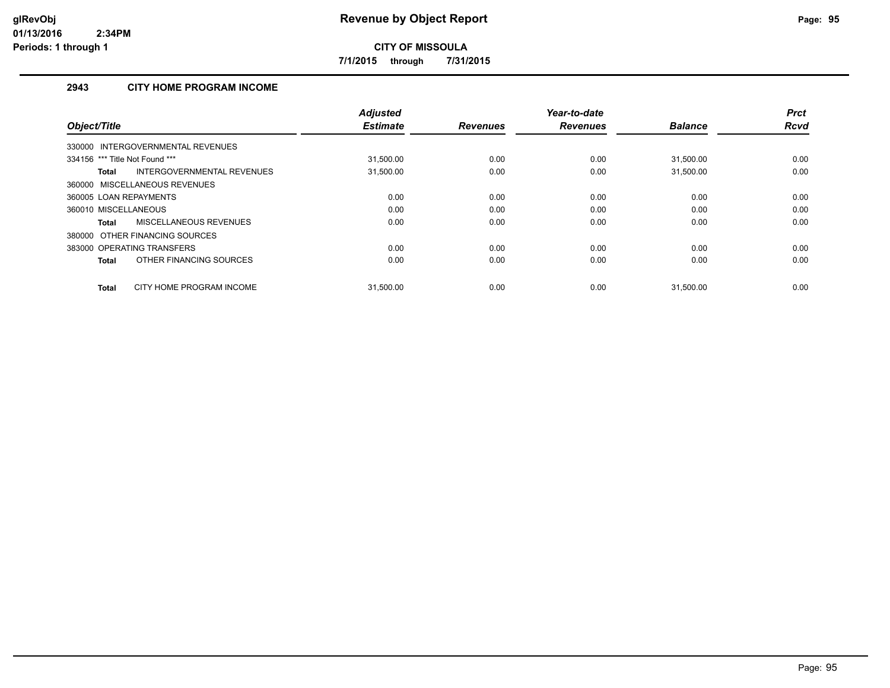# Revenue by Object Report

glRevObj
01/13/2016 2:34PM
Periods: 1 through 1

**CITY OF MISSOULA**

**7/1/2015 through 7/31/2015**

## 2943 CITY HOME PROGRAM INCOME

| Object/Title | Adjusted Estimate | Revenues | Year-to-date Revenues | Balance | Prct Rcvd |
|---|---|---|---|---|---|
| 330000 INTERGOVERNMENTAL REVENUES | | | | | |
| 334156 *** Title Not Found *** | 31,500.00 | 0.00 | 0.00 | 31,500.00 | 0.00 |
| **Total** INTERGOVERNMENTAL REVENUES | 31,500.00 | 0.00 | 0.00 | 31,500.00 | 0.00 |
| 360000 MISCELLANEOUS REVENUES | | | | | |
| 360005 LOAN REPAYMENTS | 0.00 | 0.00 | 0.00 | 0.00 | 0.00 |
| 360010 MISCELLANEOUS | 0.00 | 0.00 | 0.00 | 0.00 | 0.00 |
| **Total** MISCELLANEOUS REVENUES | 0.00 | 0.00 | 0.00 | 0.00 | 0.00 |
| 380000 OTHER FINANCING SOURCES | | | | | |
| 383000 OPERATING TRANSFERS | 0.00 | 0.00 | 0.00 | 0.00 | 0.00 |
| **Total** OTHER FINANCING SOURCES | 0.00 | 0.00 | 0.00 | 0.00 | 0.00 |
| **Total** CITY HOME PROGRAM INCOME | 31,500.00 | 0.00 | 0.00 | 31,500.00 | 0.00 |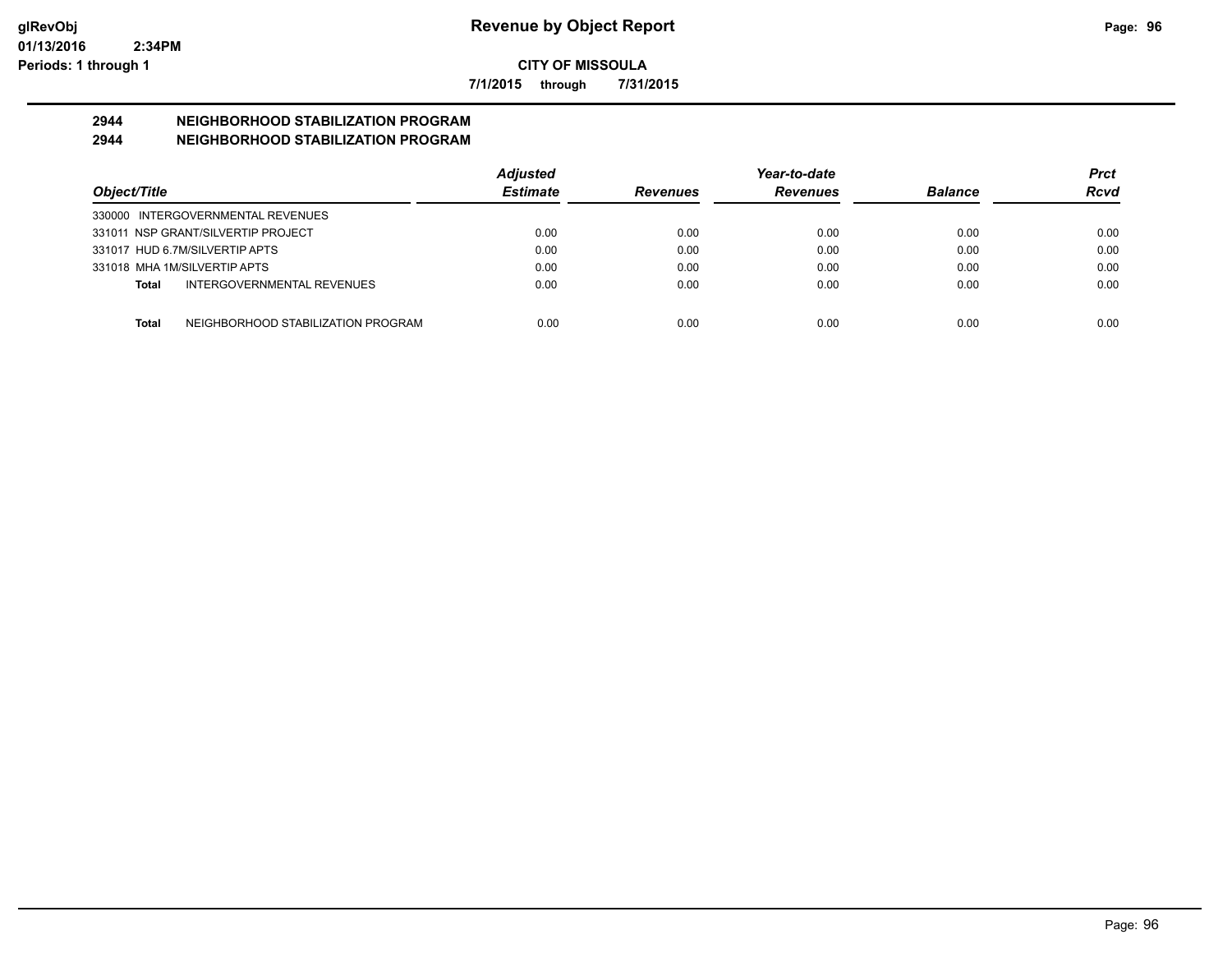**glRevObj**
**01/13/2016 2:34PM**
**Periods: 1 through 1**

# Revenue by Object Report

**CITY OF MISSOULA**

**7/1/2015 through 7/31/2015**

## 2944 NEIGHBORHOOD STABILIZATION PROGRAM
## 2944 NEIGHBORHOOD STABILIZATION PROGRAM

| Object/Title | Adjusted Estimate | Revenues | Year-to-date Revenues | Balance | Prct Rcvd |
|---|---|---|---|---|---|
| 330000 INTERGOVERNMENTAL REVENUES | | | | | |
| 331011 NSP GRANT/SILVERTIP PROJECT | 0.00 | 0.00 | 0.00 | 0.00 | 0.00 |
| 331017 HUD 6.7M/SILVERTIP APTS | 0.00 | 0.00 | 0.00 | 0.00 | 0.00 |
| 331018 MHA 1M/SILVERTIP APTS | 0.00 | 0.00 | 0.00 | 0.00 | 0.00 |
| **Total** INTERGOVERNMENTAL REVENUES | 0.00 | 0.00 | 0.00 | 0.00 | 0.00 |
| **Total** NEIGHBORHOOD STABILIZATION PROGRAM | 0.00 | 0.00 | 0.00 | 0.00 | 0.00 |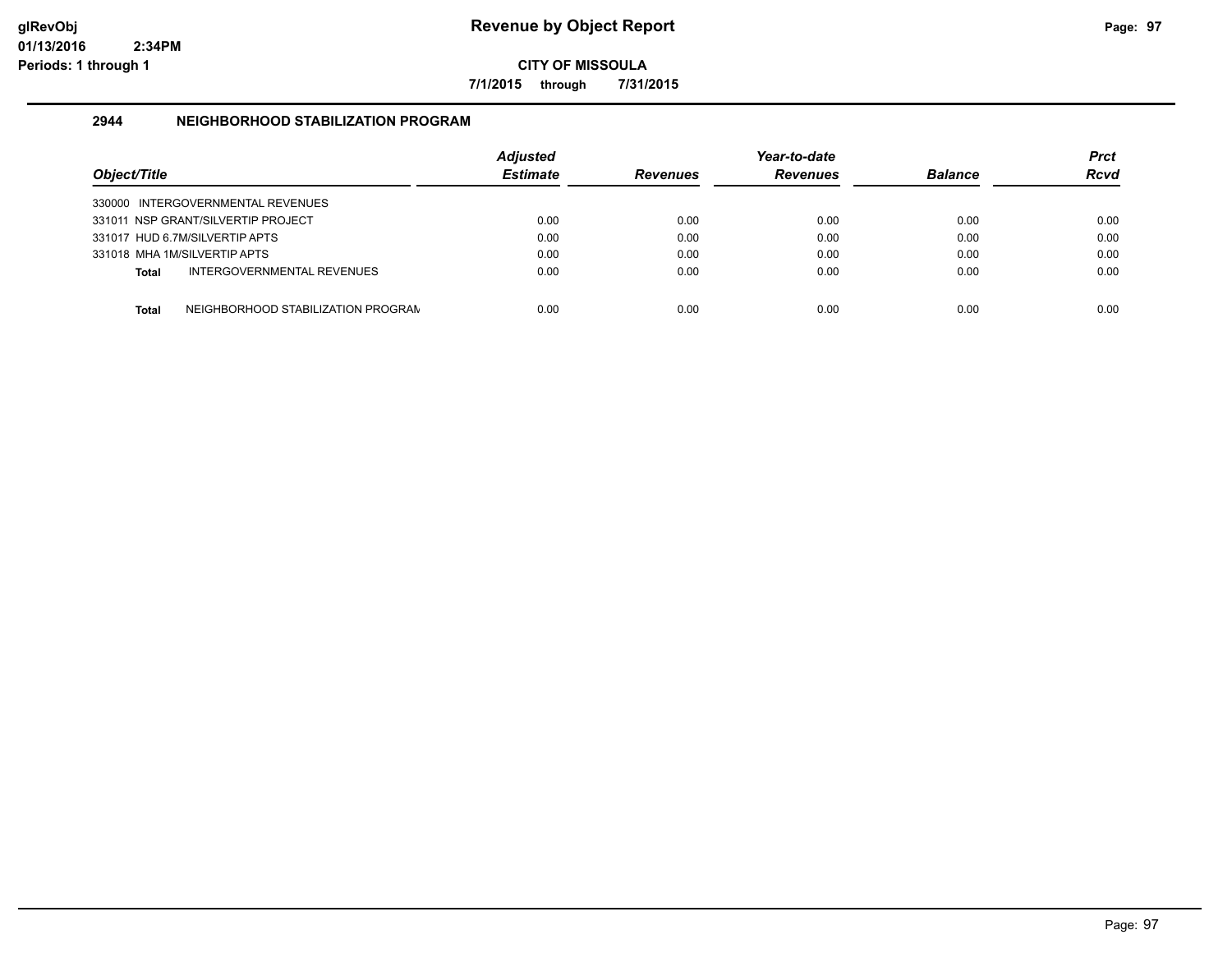# Revenue by Object Report

**CITY OF MISSOULA**

**7/1/2015 through 7/31/2015**

glRevObj
01/13/2016 2:34PM
Periods: 1 through 1

## 2944 NEIGHBORHOOD STABILIZATION PROGRAM

| Object/Title | | Adjusted Estimate | Revenues | Year-to-date Revenues | Balance | Prct Rcvd |
|---|---|---|---|---|---|---|
| 330000 INTERGOVERNMENTAL REVENUES | | | | | | |
| 331011 NSP GRANT/SILVERTIP PROJECT | | 0.00 | 0.00 | 0.00 | 0.00 | 0.00 |
| 331017 HUD 6.7M/SILVERTIP APTS | | 0.00 | 0.00 | 0.00 | 0.00 | 0.00 |
| 331018 MHA 1M/SILVERTIP APTS | | 0.00 | 0.00 | 0.00 | 0.00 | 0.00 |
| **Total** | INTERGOVERNMENTAL REVENUES | 0.00 | 0.00 | 0.00 | 0.00 | 0.00 |
| **Total** | NEIGHBORHOOD STABILIZATION PROGRAM | 0.00 | 0.00 | 0.00 | 0.00 | 0.00 |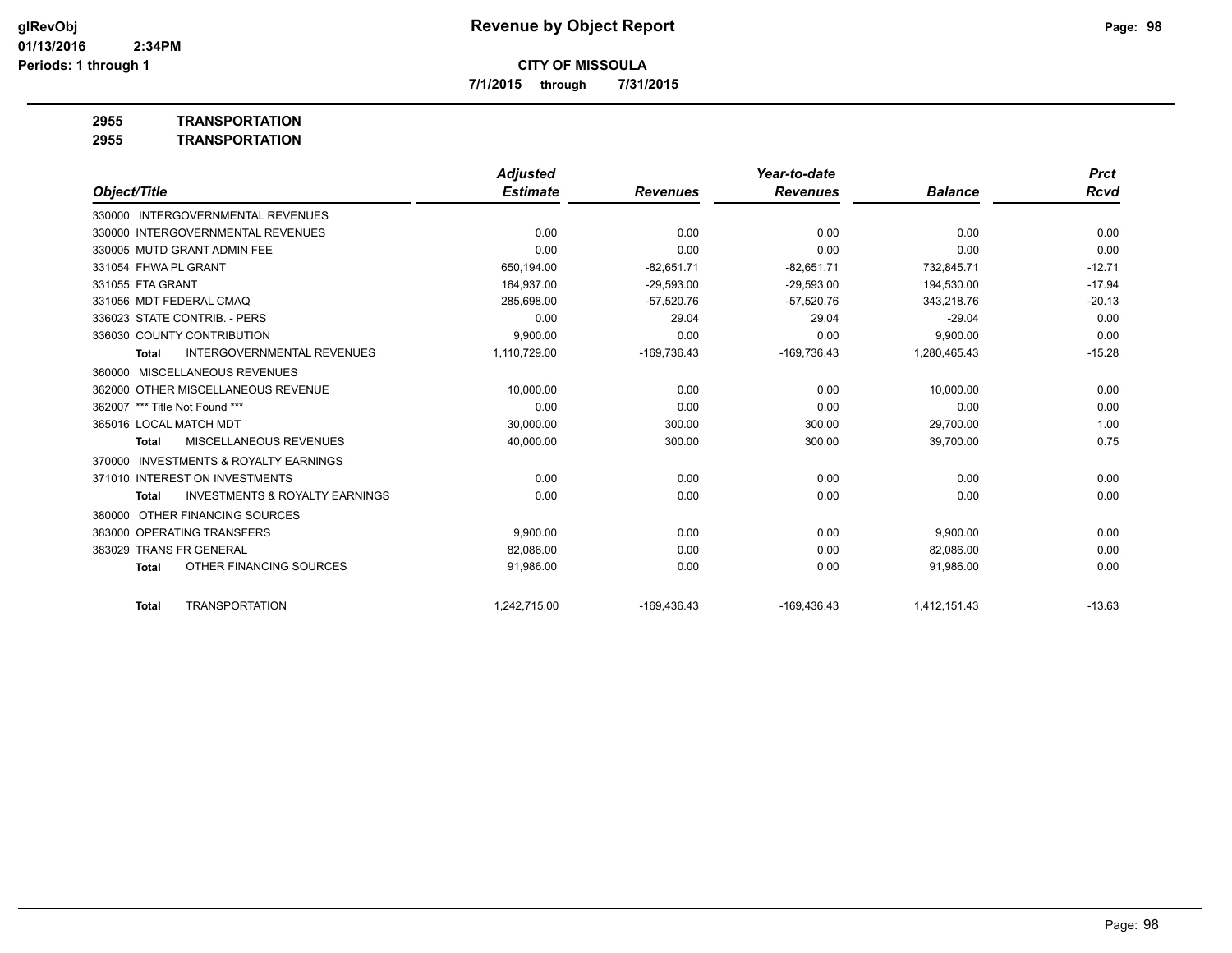# Revenue by Object Report

**CITY OF MISSOULA**

**7/1/2015 through 7/31/2015**

glRevObj
01/13/2016 2:34PM
Periods: 1 through 1

**2955 TRANSPORTATION**

**2955 TRANSPORTATION**

| Object/Title | Adjusted Estimate | Revenues | Year-to-date Revenues | Balance | Prct Rcvd |
|---|---|---|---|---|---|
| 330000 INTERGOVERNMENTAL REVENUES | | | | | |
| 330000 INTERGOVERNMENTAL REVENUES | 0.00 | 0.00 | 0.00 | 0.00 | 0.00 |
| 330005 MUTD GRANT ADMIN FEE | 0.00 | 0.00 | 0.00 | 0.00 | 0.00 |
| 331054 FHWA PL GRANT | 650,194.00 | -82,651.71 | -82,651.71 | 732,845.71 | -12.71 |
| 331055 FTA GRANT | 164,937.00 | -29,593.00 | -29,593.00 | 194,530.00 | -17.94 |
| 331056 MDT FEDERAL CMAQ | 285,698.00 | -57,520.76 | -57,520.76 | 343,218.76 | -20.13 |
| 336023 STATE CONTRIB. - PERS | 0.00 | 29.04 | 29.04 | -29.04 | 0.00 |
| 336030 COUNTY CONTRIBUTION | 9,900.00 | 0.00 | 0.00 | 9,900.00 | 0.00 |
| **Total** INTERGOVERNMENTAL REVENUES | 1,110,729.00 | -169,736.43 | -169,736.43 | 1,280,465.43 | -15.28 |
| 360000 MISCELLANEOUS REVENUES | | | | | |
| 362000 OTHER MISCELLANEOUS REVENUE | 10,000.00 | 0.00 | 0.00 | 10,000.00 | 0.00 |
| 362007 *** Title Not Found *** | 0.00 | 0.00 | 0.00 | 0.00 | 0.00 |
| 365016 LOCAL MATCH MDT | 30,000.00 | 300.00 | 300.00 | 29,700.00 | 1.00 |
| **Total** MISCELLANEOUS REVENUES | 40,000.00 | 300.00 | 300.00 | 39,700.00 | 0.75 |
| 370000 INVESTMENTS & ROYALTY EARNINGS | | | | | |
| 371010 INTEREST ON INVESTMENTS | 0.00 | 0.00 | 0.00 | 0.00 | 0.00 |
| **Total** INVESTMENTS & ROYALTY EARNINGS | 0.00 | 0.00 | 0.00 | 0.00 | 0.00 |
| 380000 OTHER FINANCING SOURCES | | | | | |
| 383000 OPERATING TRANSFERS | 9,900.00 | 0.00 | 0.00 | 9,900.00 | 0.00 |
| 383029 TRANS FR GENERAL | 82,086.00 | 0.00 | 0.00 | 82,086.00 | 0.00 |
| **Total** OTHER FINANCING SOURCES | 91,986.00 | 0.00 | 0.00 | 91,986.00 | 0.00 |
| **Total** TRANSPORTATION | 1,242,715.00 | -169,436.43 | -169,436.43 | 1,412,151.43 | -13.63 |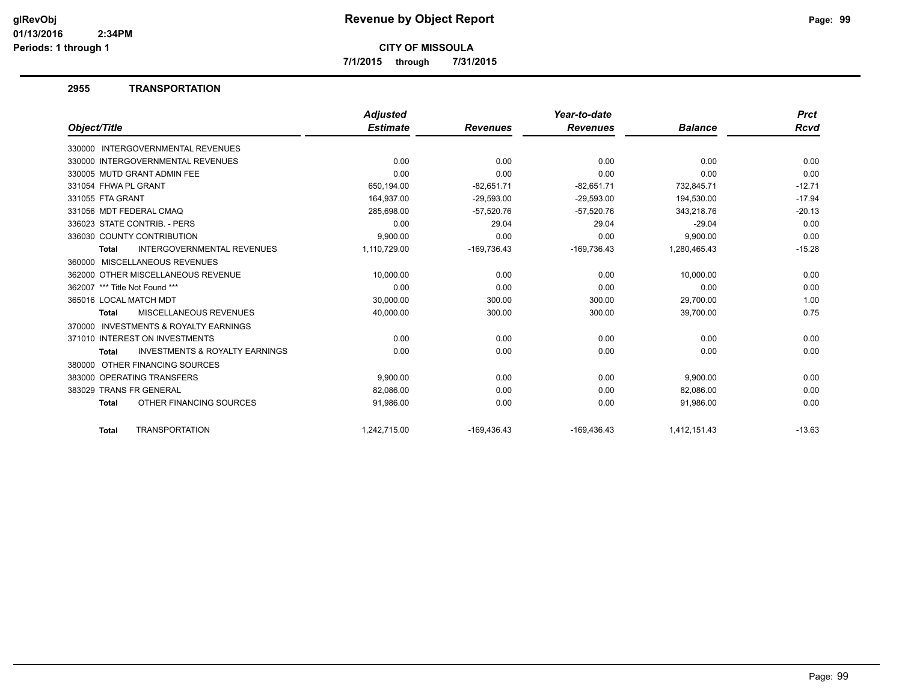# Revenue by Object Report

glRevObj
01/13/2016 2:34PM
Periods: 1 through 1

**CITY OF MISSOULA**

**7/1/2015 through 7/31/2015**

## 2955 TRANSPORTATION

| Object/Title | Adjusted Estimate | Revenues | Year-to-date Revenues | Balance | Prct Rcvd |
|---|---|---|---|---|---|
| 330000 INTERGOVERNMENTAL REVENUES | | | | | |
| 330000 INTERGOVERNMENTAL REVENUES | 0.00 | 0.00 | 0.00 | 0.00 | 0.00 |
| 330005 MUTD GRANT ADMIN FEE | 0.00 | 0.00 | 0.00 | 0.00 | 0.00 |
| 331054 FHWA PL GRANT | 650,194.00 | -82,651.71 | -82,651.71 | 732,845.71 | -12.71 |
| 331055 FTA GRANT | 164,937.00 | -29,593.00 | -29,593.00 | 194,530.00 | -17.94 |
| 331056 MDT FEDERAL CMAQ | 285,698.00 | -57,520.76 | -57,520.76 | 343,218.76 | -20.13 |
| 336023 STATE CONTRIB. - PERS | 0.00 | 29.04 | 29.04 | -29.04 | 0.00 |
| 336030 COUNTY CONTRIBUTION | 9,900.00 | 0.00 | 0.00 | 9,900.00 | 0.00 |
| **Total** INTERGOVERNMENTAL REVENUES | 1,110,729.00 | -169,736.43 | -169,736.43 | 1,280,465.43 | -15.28 |
| 360000 MISCELLANEOUS REVENUES | | | | | |
| 362000 OTHER MISCELLANEOUS REVENUE | 10,000.00 | 0.00 | 0.00 | 10,000.00 | 0.00 |
| 362007 *** Title Not Found *** | 0.00 | 0.00 | 0.00 | 0.00 | 0.00 |
| 365016 LOCAL MATCH MDT | 30,000.00 | 300.00 | 300.00 | 29,700.00 | 1.00 |
| **Total** MISCELLANEOUS REVENUES | 40,000.00 | 300.00 | 300.00 | 39,700.00 | 0.75 |
| 370000 INVESTMENTS & ROYALTY EARNINGS | | | | | |
| 371010 INTEREST ON INVESTMENTS | 0.00 | 0.00 | 0.00 | 0.00 | 0.00 |
| **Total** INVESTMENTS & ROYALTY EARNINGS | 0.00 | 0.00 | 0.00 | 0.00 | 0.00 |
| 380000 OTHER FINANCING SOURCES | | | | | |
| 383000 OPERATING TRANSFERS | 9,900.00 | 0.00 | 0.00 | 9,900.00 | 0.00 |
| 383029 TRANS FR GENERAL | 82,086.00 | 0.00 | 0.00 | 82,086.00 | 0.00 |
| **Total** OTHER FINANCING SOURCES | 91,986.00 | 0.00 | 0.00 | 91,986.00 | 0.00 |
| **Total** TRANSPORTATION | 1,242,715.00 | -169,436.43 | -169,436.43 | 1,412,151.43 | -13.63 |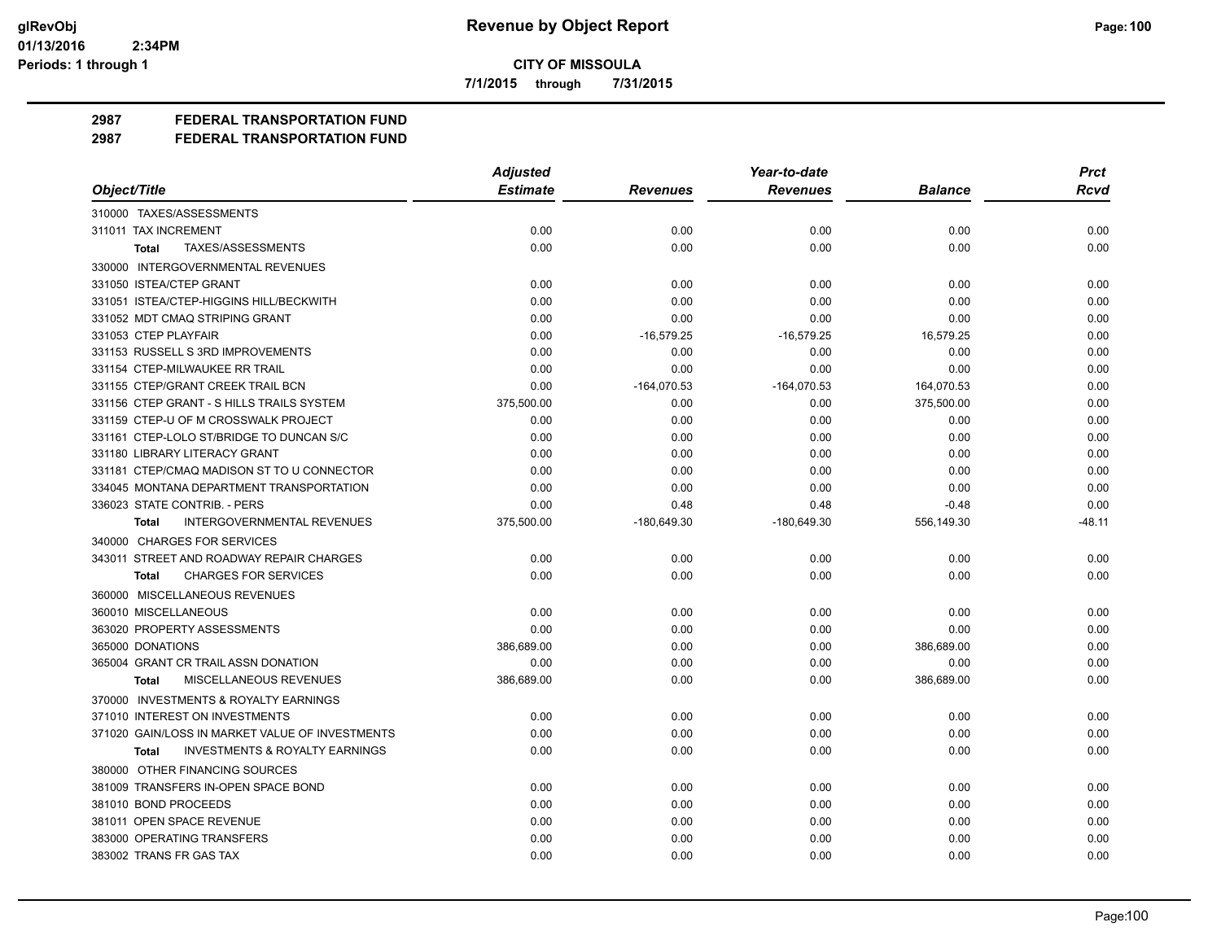**CITY OF MISSOULA**

**7/1/2015 through 7/31/2015**

## 2987 FEDERAL TRANSPORTATION FUND
## 2987 FEDERAL TRANSPORTATION FUND

| Object/Title | Adjusted Estimate | Revenues | Year-to-date Revenues | Balance | Prct Rcvd |
|---|---|---|---|---|---|
| 310000 TAXES/ASSESSMENTS | | | | | |
| 311011 TAX INCREMENT | 0.00 | 0.00 | 0.00 | 0.00 | 0.00 |
| **Total** TAXES/ASSESSMENTS | 0.00 | 0.00 | 0.00 | 0.00 | 0.00 |
| 330000 INTERGOVERNMENTAL REVENUES | | | | | |
| 331050 ISTEA/CTEP GRANT | 0.00 | 0.00 | 0.00 | 0.00 | 0.00 |
| 331051 ISTEA/CTEP-HIGGINS HILL/BECKWITH | 0.00 | 0.00 | 0.00 | 0.00 | 0.00 |
| 331052 MDT CMAQ STRIPING GRANT | 0.00 | 0.00 | 0.00 | 0.00 | 0.00 |
| 331053 CTEP PLAYFAIR | 0.00 | -16,579.25 | -16,579.25 | 16,579.25 | 0.00 |
| 331153 RUSSELL S 3RD IMPROVEMENTS | 0.00 | 0.00 | 0.00 | 0.00 | 0.00 |
| 331154 CTEP-MILWAUKEE RR TRAIL | 0.00 | 0.00 | 0.00 | 0.00 | 0.00 |
| 331155 CTEP/GRANT CREEK TRAIL BCN | 0.00 | -164,070.53 | -164,070.53 | 164,070.53 | 0.00 |
| 331156 CTEP GRANT - S HILLS TRAILS SYSTEM | 375,500.00 | 0.00 | 0.00 | 375,500.00 | 0.00 |
| 331159 CTEP-U OF M CROSSWALK PROJECT | 0.00 | 0.00 | 0.00 | 0.00 | 0.00 |
| 331161 CTEP-LOLO ST/BRIDGE TO DUNCAN S/C | 0.00 | 0.00 | 0.00 | 0.00 | 0.00 |
| 331180 LIBRARY LITERACY GRANT | 0.00 | 0.00 | 0.00 | 0.00 | 0.00 |
| 331181 CTEP/CMAQ MADISON ST TO U CONNECTOR | 0.00 | 0.00 | 0.00 | 0.00 | 0.00 |
| 334045 MONTANA DEPARTMENT TRANSPORTATION | 0.00 | 0.00 | 0.00 | 0.00 | 0.00 |
| 336023 STATE CONTRIB. - PERS | 0.00 | 0.48 | 0.48 | -0.48 | 0.00 |
| **Total** INTERGOVERNMENTAL REVENUES | 375,500.00 | -180,649.30 | -180,649.30 | 556,149.30 | -48.11 |
| 340000 CHARGES FOR SERVICES | | | | | |
| 343011 STREET AND ROADWAY REPAIR CHARGES | 0.00 | 0.00 | 0.00 | 0.00 | 0.00 |
| **Total** CHARGES FOR SERVICES | 0.00 | 0.00 | 0.00 | 0.00 | 0.00 |
| 360000 MISCELLANEOUS REVENUES | | | | | |
| 360010 MISCELLANEOUS | 0.00 | 0.00 | 0.00 | 0.00 | 0.00 |
| 363020 PROPERTY ASSESSMENTS | 0.00 | 0.00 | 0.00 | 0.00 | 0.00 |
| 365000 DONATIONS | 386,689.00 | 0.00 | 0.00 | 386,689.00 | 0.00 |
| 365004 GRANT CR TRAIL ASSN DONATION | 0.00 | 0.00 | 0.00 | 0.00 | 0.00 |
| **Total** MISCELLANEOUS REVENUES | 386,689.00 | 0.00 | 0.00 | 386,689.00 | 0.00 |
| 370000 INVESTMENTS & ROYALTY EARNINGS | | | | | |
| 371010 INTEREST ON INVESTMENTS | 0.00 | 0.00 | 0.00 | 0.00 | 0.00 |
| 371020 GAIN/LOSS IN MARKET VALUE OF INVESTMENTS | 0.00 | 0.00 | 0.00 | 0.00 | 0.00 |
| **Total** INVESTMENTS & ROYALTY EARNINGS | 0.00 | 0.00 | 0.00 | 0.00 | 0.00 |
| 380000 OTHER FINANCING SOURCES | | | | | |
| 381009 TRANSFERS IN-OPEN SPACE BOND | 0.00 | 0.00 | 0.00 | 0.00 | 0.00 |
| 381010 BOND PROCEEDS | 0.00 | 0.00 | 0.00 | 0.00 | 0.00 |
| 381011 OPEN SPACE REVENUE | 0.00 | 0.00 | 0.00 | 0.00 | 0.00 |
| 383000 OPERATING TRANSFERS | 0.00 | 0.00 | 0.00 | 0.00 | 0.00 |
| 383002 TRANS FR GAS TAX | 0.00 | 0.00 | 0.00 | 0.00 | 0.00 |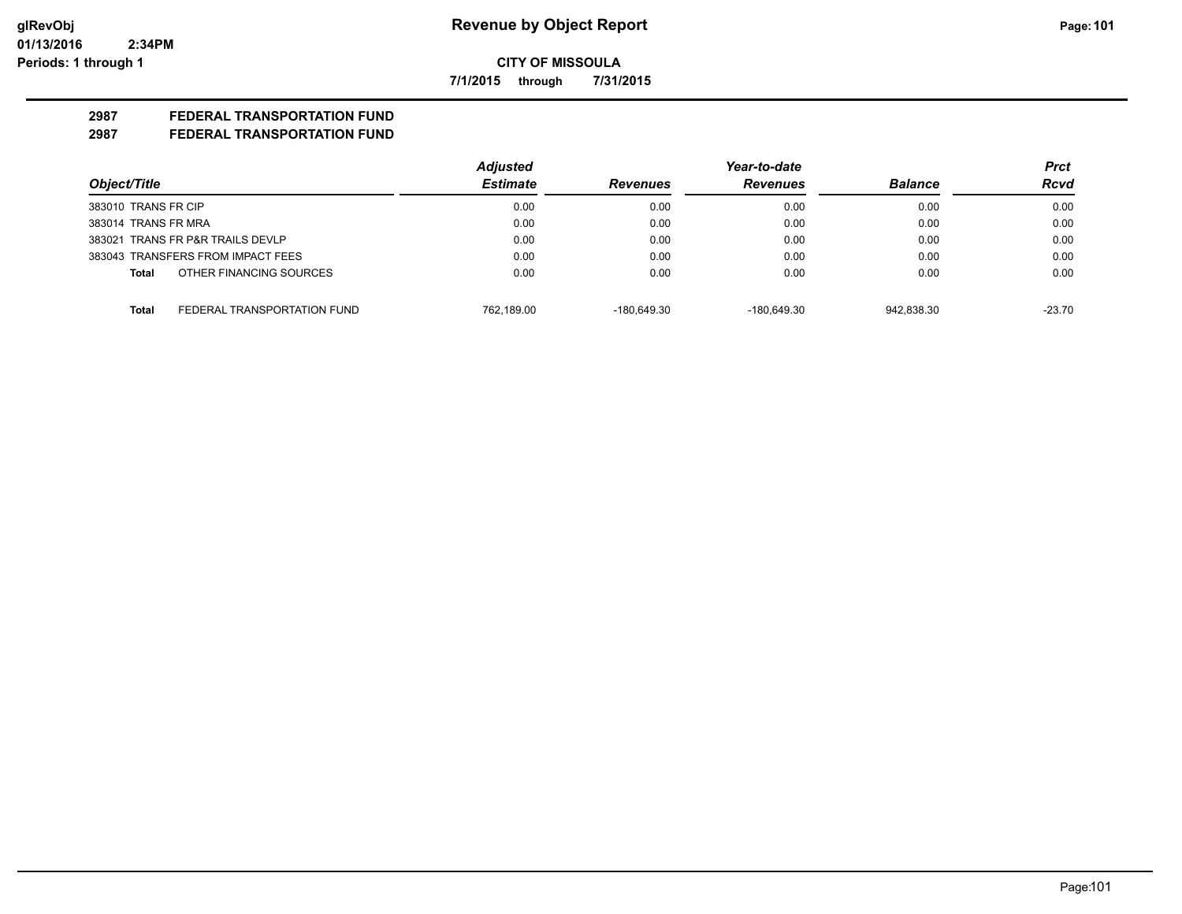glRevObj
01/13/2016 2:34PM
Periods: 1 through 1

# Revenue by Object Report

**CITY OF MISSOULA**

**7/1/2015 through 7/31/2015**

## 2987 FEDERAL TRANSPORTATION FUND
## 2987 FEDERAL TRANSPORTATION FUND

| Object/Title | | Adjusted Estimate | Revenues | Year-to-date Revenues | Balance | Prct Rcvd |
|---|---|---|---|---|---|---|
| 383010 TRANS FR CIP | | 0.00 | 0.00 | 0.00 | 0.00 | 0.00 |
| 383014 TRANS FR MRA | | 0.00 | 0.00 | 0.00 | 0.00 | 0.00 |
| 383021 TRANS FR P&R TRAILS DEVLP | | 0.00 | 0.00 | 0.00 | 0.00 | 0.00 |
| 383043 TRANSFERS FROM IMPACT FEES | | 0.00 | 0.00 | 0.00 | 0.00 | 0.00 |
| **Total** | OTHER FINANCING SOURCES | 0.00 | 0.00 | 0.00 | 0.00 | 0.00 |
| **Total** | FEDERAL TRANSPORTATION FUND | 762,189.00 | -180,649.30 | -180,649.30 | 942,838.30 | -23.70 |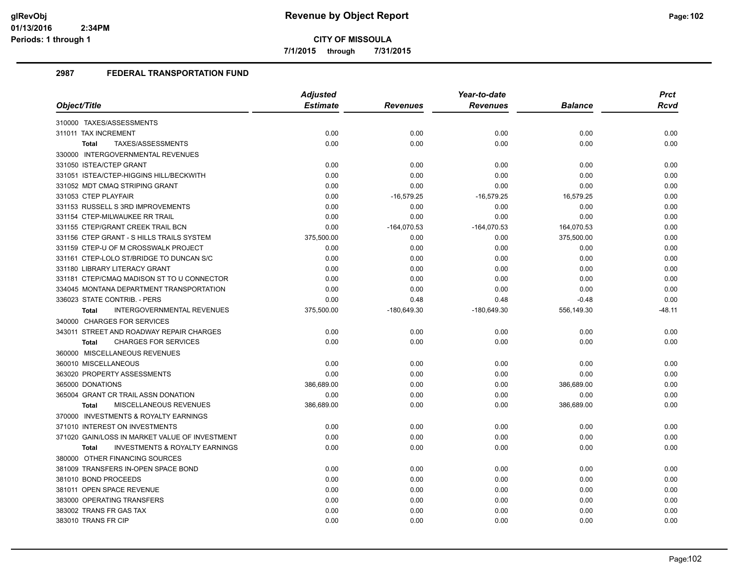# Revenue by Object Report

**CITY OF MISSOULA**

**7/1/2015 through 7/31/2015**

glRevObj
01/13/2016 2:34PM
Periods: 1 through 1

## 2987 FEDERAL TRANSPORTATION FUND

| Object/Title | Adjusted Estimate | Revenues | Year-to-date Revenues | Balance | Prct Rcvd |
|---|---|---|---|---|---|
| 310000 TAXES/ASSESSMENTS | | | | | |
| 311011 TAX INCREMENT | 0.00 | 0.00 | 0.00 | 0.00 | 0.00 |
| **Total** TAXES/ASSESSMENTS | 0.00 | 0.00 | 0.00 | 0.00 | 0.00 |
| 330000 INTERGOVERNMENTAL REVENUES | | | | | |
| 331050 ISTEA/CTEP GRANT | 0.00 | 0.00 | 0.00 | 0.00 | 0.00 |
| 331051 ISTEA/CTEP-HIGGINS HILL/BECKWITH | 0.00 | 0.00 | 0.00 | 0.00 | 0.00 |
| 331052 MDT CMAQ STRIPING GRANT | 0.00 | 0.00 | 0.00 | 0.00 | 0.00 |
| 331053 CTEP PLAYFAIR | 0.00 | -16,579.25 | -16,579.25 | 16,579.25 | 0.00 |
| 331153 RUSSELL S 3RD IMPROVEMENTS | 0.00 | 0.00 | 0.00 | 0.00 | 0.00 |
| 331154 CTEP-MILWAUKEE RR TRAIL | 0.00 | 0.00 | 0.00 | 0.00 | 0.00 |
| 331155 CTEP/GRANT CREEK TRAIL BCN | 0.00 | -164,070.53 | -164,070.53 | 164,070.53 | 0.00 |
| 331156 CTEP GRANT - S HILLS TRAILS SYSTEM | 375,500.00 | 0.00 | 0.00 | 375,500.00 | 0.00 |
| 331159 CTEP-U OF M CROSSWALK PROJECT | 0.00 | 0.00 | 0.00 | 0.00 | 0.00 |
| 331161 CTEP-LOLO ST/BRIDGE TO DUNCAN S/C | 0.00 | 0.00 | 0.00 | 0.00 | 0.00 |
| 331180 LIBRARY LITERACY GRANT | 0.00 | 0.00 | 0.00 | 0.00 | 0.00 |
| 331181 CTEP/CMAQ MADISON ST TO U CONNECTOR | 0.00 | 0.00 | 0.00 | 0.00 | 0.00 |
| 334045 MONTANA DEPARTMENT TRANSPORTATION | 0.00 | 0.00 | 0.00 | 0.00 | 0.00 |
| 336023 STATE CONTRIB. - PERS | 0.00 | 0.48 | 0.48 | -0.48 | 0.00 |
| **Total** INTERGOVERNMENTAL REVENUES | 375,500.00 | -180,649.30 | -180,649.30 | 556,149.30 | -48.11 |
| 340000 CHARGES FOR SERVICES | | | | | |
| 343011 STREET AND ROADWAY REPAIR CHARGES | 0.00 | 0.00 | 0.00 | 0.00 | 0.00 |
| **Total** CHARGES FOR SERVICES | 0.00 | 0.00 | 0.00 | 0.00 | 0.00 |
| 360000 MISCELLANEOUS REVENUES | | | | | |
| 360010 MISCELLANEOUS | 0.00 | 0.00 | 0.00 | 0.00 | 0.00 |
| 363020 PROPERTY ASSESSMENTS | 0.00 | 0.00 | 0.00 | 0.00 | 0.00 |
| 365000 DONATIONS | 386,689.00 | 0.00 | 0.00 | 386,689.00 | 0.00 |
| 365004 GRANT CR TRAIL ASSN DONATION | 0.00 | 0.00 | 0.00 | 0.00 | 0.00 |
| **Total** MISCELLANEOUS REVENUES | 386,689.00 | 0.00 | 0.00 | 386,689.00 | 0.00 |
| 370000 INVESTMENTS & ROYALTY EARNINGS | | | | | |
| 371010 INTEREST ON INVESTMENTS | 0.00 | 0.00 | 0.00 | 0.00 | 0.00 |
| 371020 GAIN/LOSS IN MARKET VALUE OF INVESTMENT | 0.00 | 0.00 | 0.00 | 0.00 | 0.00 |
| **Total** INVESTMENTS & ROYALTY EARNINGS | 0.00 | 0.00 | 0.00 | 0.00 | 0.00 |
| 380000 OTHER FINANCING SOURCES | | | | | |
| 381009 TRANSFERS IN-OPEN SPACE BOND | 0.00 | 0.00 | 0.00 | 0.00 | 0.00 |
| 381010 BOND PROCEEDS | 0.00 | 0.00 | 0.00 | 0.00 | 0.00 |
| 381011 OPEN SPACE REVENUE | 0.00 | 0.00 | 0.00 | 0.00 | 0.00 |
| 383000 OPERATING TRANSFERS | 0.00 | 0.00 | 0.00 | 0.00 | 0.00 |
| 383002 TRANS FR GAS TAX | 0.00 | 0.00 | 0.00 | 0.00 | 0.00 |
| 383010 TRANS FR CIP | 0.00 | 0.00 | 0.00 | 0.00 | 0.00 |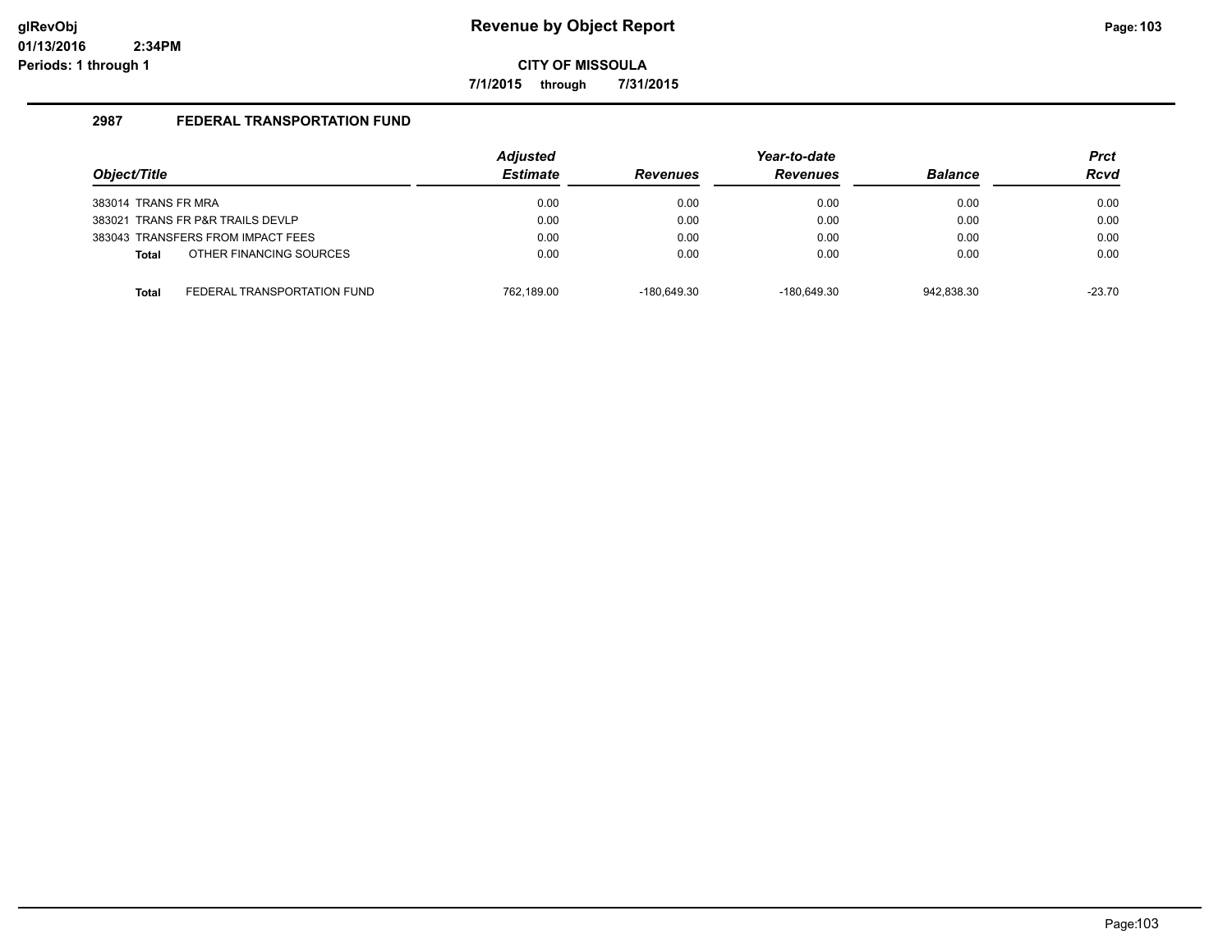# Revenue by Object Report

**CITY OF MISSOULA**

**7/1/2015 through 7/31/2015**

glRevObj
01/13/2016 2:34PM
Periods: 1 through 1

## 2987 FEDERAL TRANSPORTATION FUND

| Object/Title | | Adjusted Estimate | Revenues | Year-to-date Revenues | Balance | Prct Rcvd |
|---|---|---|---|---|---|---|
| 383014 TRANS FR MRA | | 0.00 | 0.00 | 0.00 | 0.00 | 0.00 |
| 383021 TRANS FR P&R TRAILS DEVLP | | 0.00 | 0.00 | 0.00 | 0.00 | 0.00 |
| 383043 TRANSFERS FROM IMPACT FEES | | 0.00 | 0.00 | 0.00 | 0.00 | 0.00 |
| **Total** | OTHER FINANCING SOURCES | 0.00 | 0.00 | 0.00 | 0.00 | 0.00 |
| **Total** | FEDERAL TRANSPORTATION FUND | 762,189.00 | -180,649.30 | -180,649.30 | 942,838.30 | -23.70 |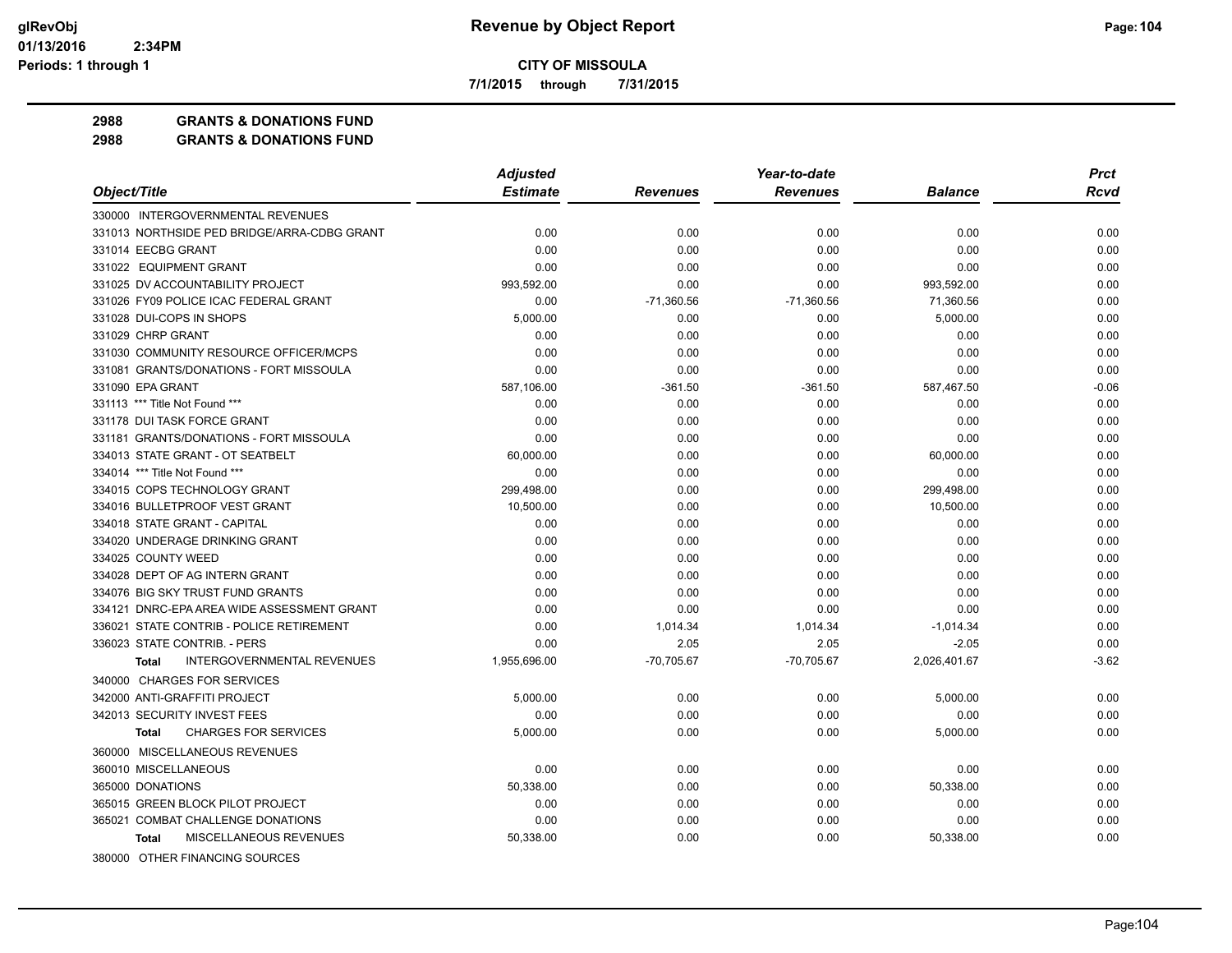# Revenue by Object Report

**CITY OF MISSOULA**

**7/1/2015 through 7/31/2015**

glRevObj
01/13/2016 2:34PM
Periods: 1 through 1

**2988 GRANTS & DONATIONS FUND**
**2988 GRANTS & DONATIONS FUND**

| Object/Title | Adjusted Estimate | Revenues | Year-to-date Revenues | Balance | Prct Rcvd |
|---|---|---|---|---|---|
| 330000 INTERGOVERNMENTAL REVENUES | | | | | |
| 331013 NORTHSIDE PED BRIDGE/ARRA-CDBG GRANT | 0.00 | 0.00 | 0.00 | 0.00 | 0.00 |
| 331014 EECBG GRANT | 0.00 | 0.00 | 0.00 | 0.00 | 0.00 |
| 331022 EQUIPMENT GRANT | 0.00 | 0.00 | 0.00 | 0.00 | 0.00 |
| 331025 DV ACCOUNTABILITY PROJECT | 993,592.00 | 0.00 | 0.00 | 993,592.00 | 0.00 |
| 331026 FY09 POLICE ICAC FEDERAL GRANT | 0.00 | -71,360.56 | -71,360.56 | 71,360.56 | 0.00 |
| 331028 DUI-COPS IN SHOPS | 5,000.00 | 0.00 | 0.00 | 5,000.00 | 0.00 |
| 331029 CHRP GRANT | 0.00 | 0.00 | 0.00 | 0.00 | 0.00 |
| 331030 COMMUNITY RESOURCE OFFICER/MCPS | 0.00 | 0.00 | 0.00 | 0.00 | 0.00 |
| 331081 GRANTS/DONATIONS - FORT MISSOULA | 0.00 | 0.00 | 0.00 | 0.00 | 0.00 |
| 331090 EPA GRANT | 587,106.00 | -361.50 | -361.50 | 587,467.50 | -0.06 |
| 331113 *** Title Not Found *** | 0.00 | 0.00 | 0.00 | 0.00 | 0.00 |
| 331178 DUI TASK FORCE GRANT | 0.00 | 0.00 | 0.00 | 0.00 | 0.00 |
| 331181 GRANTS/DONATIONS - FORT MISSOULA | 0.00 | 0.00 | 0.00 | 0.00 | 0.00 |
| 334013 STATE GRANT - OT SEATBELT | 60,000.00 | 0.00 | 0.00 | 60,000.00 | 0.00 |
| 334014 *** Title Not Found *** | 0.00 | 0.00 | 0.00 | 0.00 | 0.00 |
| 334015 COPS TECHNOLOGY GRANT | 299,498.00 | 0.00 | 0.00 | 299,498.00 | 0.00 |
| 334016 BULLETPROOF VEST GRANT | 10,500.00 | 0.00 | 0.00 | 10,500.00 | 0.00 |
| 334018 STATE GRANT - CAPITAL | 0.00 | 0.00 | 0.00 | 0.00 | 0.00 |
| 334020 UNDERAGE DRINKING GRANT | 0.00 | 0.00 | 0.00 | 0.00 | 0.00 |
| 334025 COUNTY WEED | 0.00 | 0.00 | 0.00 | 0.00 | 0.00 |
| 334028 DEPT OF AG INTERN GRANT | 0.00 | 0.00 | 0.00 | 0.00 | 0.00 |
| 334076 BIG SKY TRUST FUND GRANTS | 0.00 | 0.00 | 0.00 | 0.00 | 0.00 |
| 334121 DNRC-EPA AREA WIDE ASSESSMENT GRANT | 0.00 | 0.00 | 0.00 | 0.00 | 0.00 |
| 336021 STATE CONTRIB - POLICE RETIREMENT | 0.00 | 1,014.34 | 1,014.34 | -1,014.34 | 0.00 |
| 336023 STATE CONTRIB. - PERS | 0.00 | 2.05 | 2.05 | -2.05 | 0.00 |
| **Total** INTERGOVERNMENTAL REVENUES | 1,955,696.00 | -70,705.67 | -70,705.67 | 2,026,401.67 | -3.62 |
| 340000 CHARGES FOR SERVICES | | | | | |
| 342000 ANTI-GRAFFITI PROJECT | 5,000.00 | 0.00 | 0.00 | 5,000.00 | 0.00 |
| 342013 SECURITY INVEST FEES | 0.00 | 0.00 | 0.00 | 0.00 | 0.00 |
| **Total** CHARGES FOR SERVICES | 5,000.00 | 0.00 | 0.00 | 5,000.00 | 0.00 |
| 360000 MISCELLANEOUS REVENUES | | | | | |
| 360010 MISCELLANEOUS | 0.00 | 0.00 | 0.00 | 0.00 | 0.00 |
| 365000 DONATIONS | 50,338.00 | 0.00 | 0.00 | 50,338.00 | 0.00 |
| 365015 GREEN BLOCK PILOT PROJECT | 0.00 | 0.00 | 0.00 | 0.00 | 0.00 |
| 365021 COMBAT CHALLENGE DONATIONS | 0.00 | 0.00 | 0.00 | 0.00 | 0.00 |
| **Total** MISCELLANEOUS REVENUES | 50,338.00 | 0.00 | 0.00 | 50,338.00 | 0.00 |
| 380000 OTHER FINANCING SOURCES | | | | | |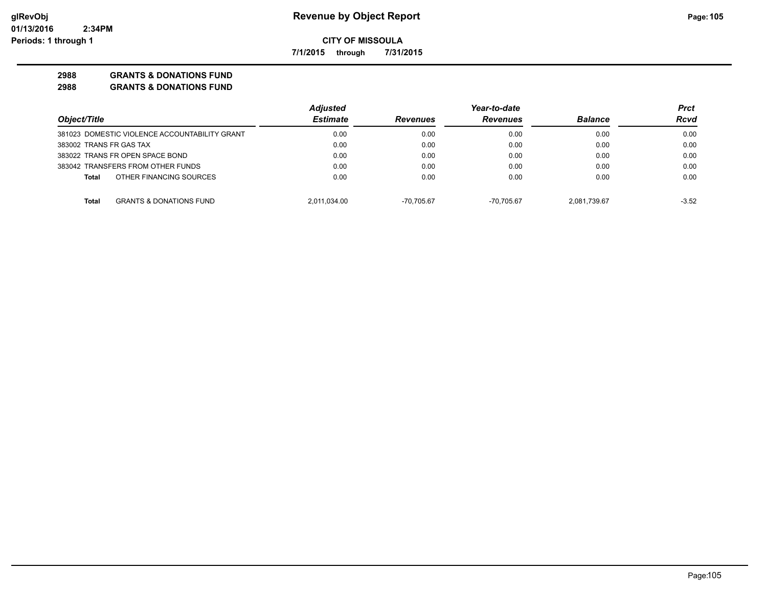**Revenue by Object Report**

**CITY OF MISSOULA**

**7/1/2015 through 7/31/2015**

glRevObj
01/13/2016 2:34PM
Periods: 1 through 1

**2988 GRANTS & DONATIONS FUND**

**2988 GRANTS & DONATIONS FUND**

| Object/Title | Adjusted Estimate | Revenues | Year-to-date Revenues | Balance | Prct Rcvd |
|---|---|---|---|---|---|
| 381023 DOMESTIC VIOLENCE ACCOUNTABILITY GRANT | 0.00 | 0.00 | 0.00 | 0.00 | 0.00 |
| 383002 TRANS FR GAS TAX | 0.00 | 0.00 | 0.00 | 0.00 | 0.00 |
| 383022 TRANS FR OPEN SPACE BOND | 0.00 | 0.00 | 0.00 | 0.00 | 0.00 |
| 383042 TRANSFERS FROM OTHER FUNDS | 0.00 | 0.00 | 0.00 | 0.00 | 0.00 |
| **Total** OTHER FINANCING SOURCES | 0.00 | 0.00 | 0.00 | 0.00 | 0.00 |
| **Total** GRANTS & DONATIONS FUND | 2,011,034.00 | -70,705.67 | -70,705.67 | 2,081,739.67 | -3.52 |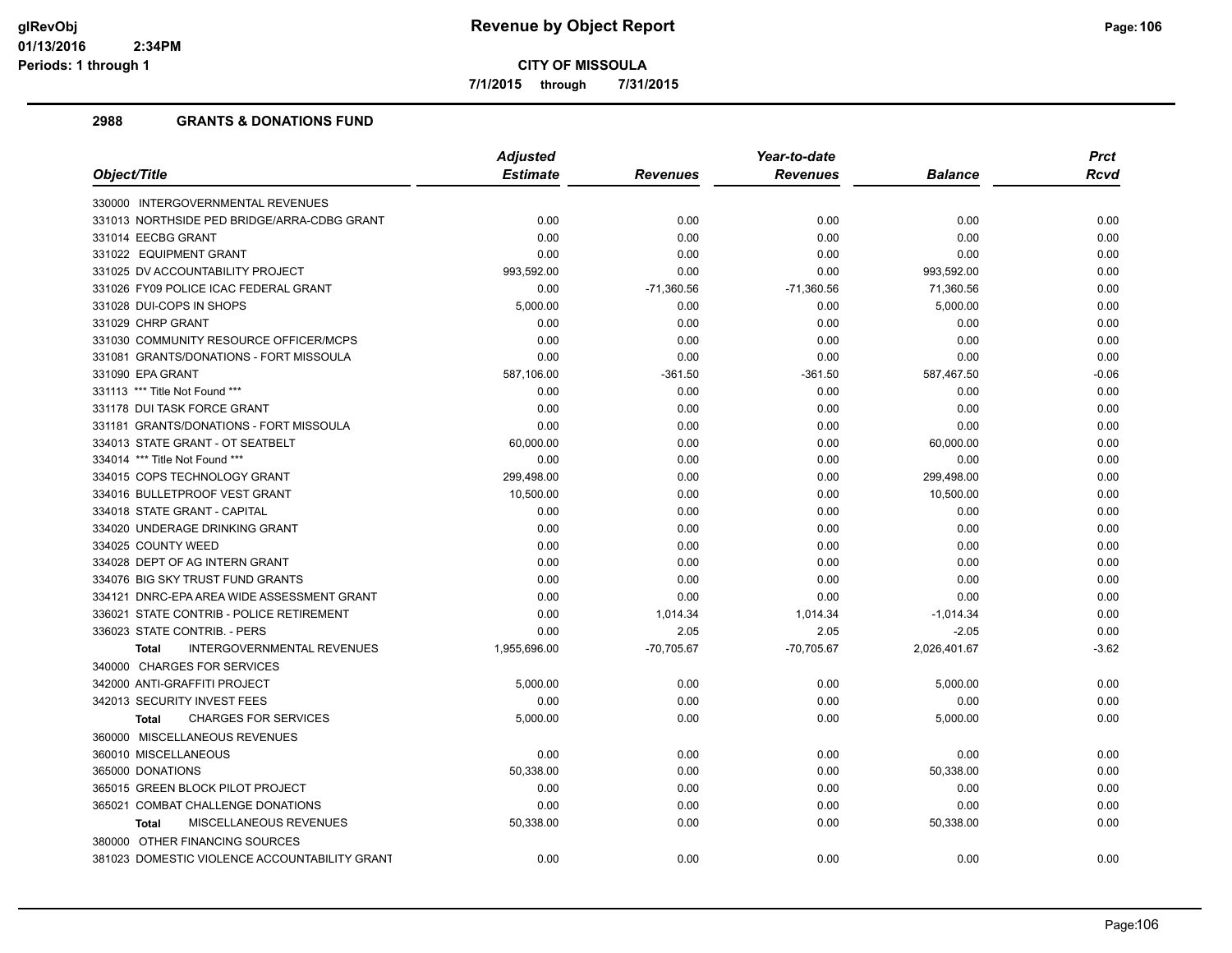# Revenue by Object Report

**CITY OF MISSOULA**

**7/1/2015 through 7/31/2015**

glRevObj
01/13/2016 2:34PM
Periods: 1 through 1

## 2988 GRANTS & DONATIONS FUND

| Object/Title | Adjusted Estimate | Revenues | Year-to-date Revenues | Balance | Prct Rcvd |
|---|---|---|---|---|---|
| 330000 INTERGOVERNMENTAL REVENUES | | | | | |
| 331013 NORTHSIDE PED BRIDGE/ARRA-CDBG GRANT | 0.00 | 0.00 | 0.00 | 0.00 | 0.00 |
| 331014 EECBG GRANT | 0.00 | 0.00 | 0.00 | 0.00 | 0.00 |
| 331022 EQUIPMENT GRANT | 0.00 | 0.00 | 0.00 | 0.00 | 0.00 |
| 331025 DV ACCOUNTABILITY PROJECT | 993,592.00 | 0.00 | 0.00 | 993,592.00 | 0.00 |
| 331026 FY09 POLICE ICAC FEDERAL GRANT | 0.00 | -71,360.56 | -71,360.56 | 71,360.56 | 0.00 |
| 331028 DUI-COPS IN SHOPS | 5,000.00 | 0.00 | 0.00 | 5,000.00 | 0.00 |
| 331029 CHRP GRANT | 0.00 | 0.00 | 0.00 | 0.00 | 0.00 |
| 331030 COMMUNITY RESOURCE OFFICER/MCPS | 0.00 | 0.00 | 0.00 | 0.00 | 0.00 |
| 331081 GRANTS/DONATIONS - FORT MISSOULA | 0.00 | 0.00 | 0.00 | 0.00 | 0.00 |
| 331090 EPA GRANT | 587,106.00 | -361.50 | -361.50 | 587,467.50 | -0.06 |
| 331113 *** Title Not Found *** | 0.00 | 0.00 | 0.00 | 0.00 | 0.00 |
| 331178 DUI TASK FORCE GRANT | 0.00 | 0.00 | 0.00 | 0.00 | 0.00 |
| 331181 GRANTS/DONATIONS - FORT MISSOULA | 0.00 | 0.00 | 0.00 | 0.00 | 0.00 |
| 334013 STATE GRANT - OT SEATBELT | 60,000.00 | 0.00 | 0.00 | 60,000.00 | 0.00 |
| 334014 *** Title Not Found *** | 0.00 | 0.00 | 0.00 | 0.00 | 0.00 |
| 334015 COPS TECHNOLOGY GRANT | 299,498.00 | 0.00 | 0.00 | 299,498.00 | 0.00 |
| 334016 BULLETPROOF VEST GRANT | 10,500.00 | 0.00 | 0.00 | 10,500.00 | 0.00 |
| 334018 STATE GRANT - CAPITAL | 0.00 | 0.00 | 0.00 | 0.00 | 0.00 |
| 334020 UNDERAGE DRINKING GRANT | 0.00 | 0.00 | 0.00 | 0.00 | 0.00 |
| 334025 COUNTY WEED | 0.00 | 0.00 | 0.00 | 0.00 | 0.00 |
| 334028 DEPT OF AG INTERN GRANT | 0.00 | 0.00 | 0.00 | 0.00 | 0.00 |
| 334076 BIG SKY TRUST FUND GRANTS | 0.00 | 0.00 | 0.00 | 0.00 | 0.00 |
| 334121 DNRC-EPA AREA WIDE ASSESSMENT GRANT | 0.00 | 0.00 | 0.00 | 0.00 | 0.00 |
| 336021 STATE CONTRIB - POLICE RETIREMENT | 0.00 | 1,014.34 | 1,014.34 | -1,014.34 | 0.00 |
| 336023 STATE CONTRIB. - PERS | 0.00 | 2.05 | 2.05 | -2.05 | 0.00 |
| **Total** INTERGOVERNMENTAL REVENUES | 1,955,696.00 | -70,705.67 | -70,705.67 | 2,026,401.67 | -3.62 |
| 340000 CHARGES FOR SERVICES | | | | | |
| 342000 ANTI-GRAFFITI PROJECT | 5,000.00 | 0.00 | 0.00 | 5,000.00 | 0.00 |
| 342013 SECURITY INVEST FEES | 0.00 | 0.00 | 0.00 | 0.00 | 0.00 |
| **Total** CHARGES FOR SERVICES | 5,000.00 | 0.00 | 0.00 | 5,000.00 | 0.00 |
| 360000 MISCELLANEOUS REVENUES | | | | | |
| 360010 MISCELLANEOUS | 0.00 | 0.00 | 0.00 | 0.00 | 0.00 |
| 365000 DONATIONS | 50,338.00 | 0.00 | 0.00 | 50,338.00 | 0.00 |
| 365015 GREEN BLOCK PILOT PROJECT | 0.00 | 0.00 | 0.00 | 0.00 | 0.00 |
| 365021 COMBAT CHALLENGE DONATIONS | 0.00 | 0.00 | 0.00 | 0.00 | 0.00 |
| **Total** MISCELLANEOUS REVENUES | 50,338.00 | 0.00 | 0.00 | 50,338.00 | 0.00 |
| 380000 OTHER FINANCING SOURCES | | | | | |
| 381023 DOMESTIC VIOLENCE ACCOUNTABILITY GRANT | 0.00 | 0.00 | 0.00 | 0.00 | 0.00 |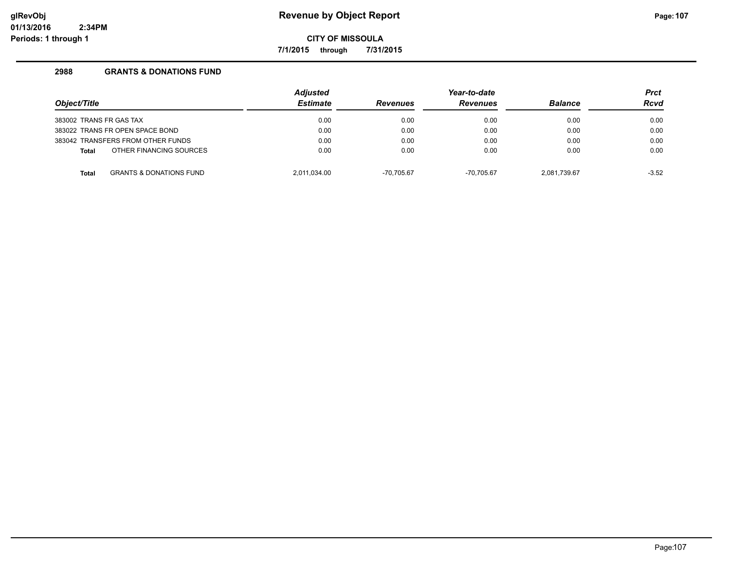# Revenue by Object Report

**CITY OF MISSOULA**

**7/1/2015 through 7/31/2015**

## 2988 GRANTS & DONATIONS FUND

| Object/Title | Adjusted Estimate | Revenues | Year-to-date Revenues | Balance | Prct Rcvd |
|---|---|---|---|---|---|
| 383002 TRANS FR GAS TAX | 0.00 | 0.00 | 0.00 | 0.00 | 0.00 |
| 383022 TRANS FR OPEN SPACE BOND | 0.00 | 0.00 | 0.00 | 0.00 | 0.00 |
| 383042 TRANSFERS FROM OTHER FUNDS | 0.00 | 0.00 | 0.00 | 0.00 | 0.00 |
| **Total** OTHER FINANCING SOURCES | 0.00 | 0.00 | 0.00 | 0.00 | 0.00 |
| **Total** GRANTS & DONATIONS FUND | 2,011,034.00 | -70,705.67 | -70,705.67 | 2,081,739.67 | -3.52 |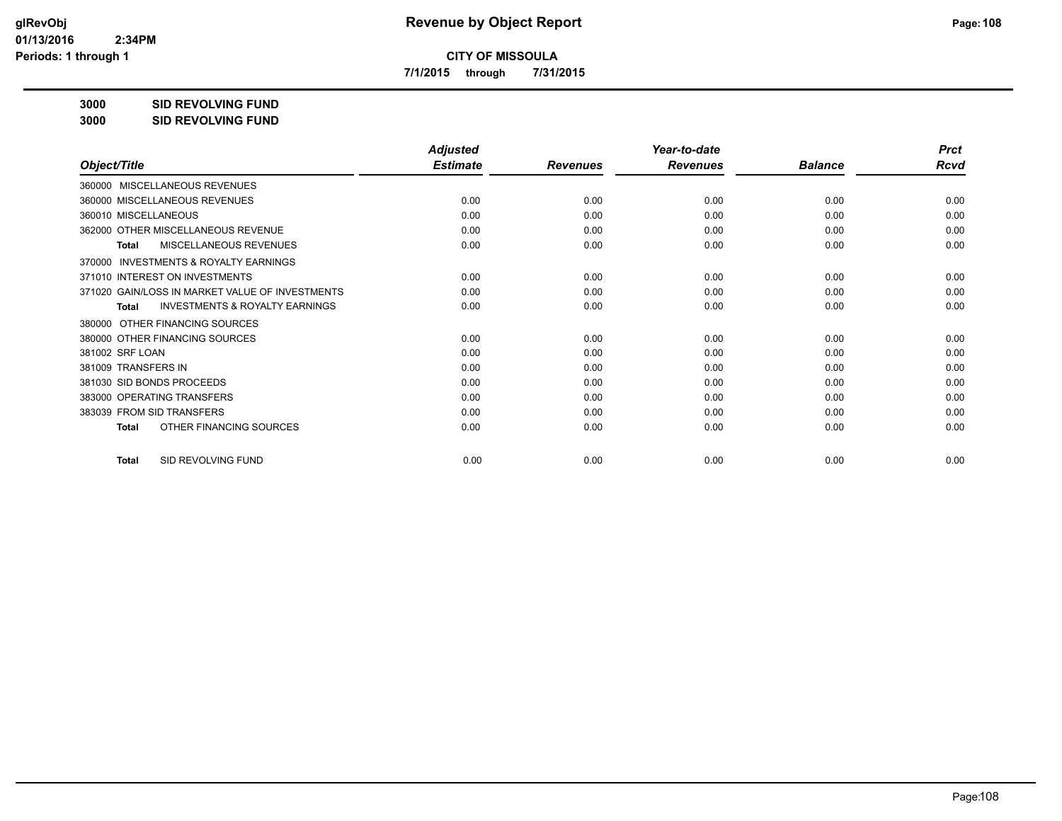# Revenue by Object Report

glRevObj
01/13/2016 2:34PM
Periods: 1 through 1

**CITY OF MISSOULA**

**7/1/2015 through 7/31/2015**

**3000 SID REVOLVING FUND**

**3000 SID REVOLVING FUND**

| Object/Title | Adjusted Estimate | Revenues | Year-to-date Revenues | Balance | Prct Rcvd |
|---|---|---|---|---|---|
| 360000 MISCELLANEOUS REVENUES | | | | | |
| 360000 MISCELLANEOUS REVENUES | 0.00 | 0.00 | 0.00 | 0.00 | 0.00 |
| 360010 MISCELLANEOUS | 0.00 | 0.00 | 0.00 | 0.00 | 0.00 |
| 362000 OTHER MISCELLANEOUS REVENUE | 0.00 | 0.00 | 0.00 | 0.00 | 0.00 |
| **Total** MISCELLANEOUS REVENUES | 0.00 | 0.00 | 0.00 | 0.00 | 0.00 |
| 370000 INVESTMENTS & ROYALTY EARNINGS | | | | | |
| 371010 INTEREST ON INVESTMENTS | 0.00 | 0.00 | 0.00 | 0.00 | 0.00 |
| 371020 GAIN/LOSS IN MARKET VALUE OF INVESTMENTS | 0.00 | 0.00 | 0.00 | 0.00 | 0.00 |
| **Total** INVESTMENTS & ROYALTY EARNINGS | 0.00 | 0.00 | 0.00 | 0.00 | 0.00 |
| 380000 OTHER FINANCING SOURCES | | | | | |
| 380000 OTHER FINANCING SOURCES | 0.00 | 0.00 | 0.00 | 0.00 | 0.00 |
| 381002 SRF LOAN | 0.00 | 0.00 | 0.00 | 0.00 | 0.00 |
| 381009 TRANSFERS IN | 0.00 | 0.00 | 0.00 | 0.00 | 0.00 |
| 381030 SID BONDS PROCEEDS | 0.00 | 0.00 | 0.00 | 0.00 | 0.00 |
| 383000 OPERATING TRANSFERS | 0.00 | 0.00 | 0.00 | 0.00 | 0.00 |
| 383039 FROM SID TRANSFERS | 0.00 | 0.00 | 0.00 | 0.00 | 0.00 |
| **Total** OTHER FINANCING SOURCES | 0.00 | 0.00 | 0.00 | 0.00 | 0.00 |
| **Total** SID REVOLVING FUND | 0.00 | 0.00 | 0.00 | 0.00 | 0.00 |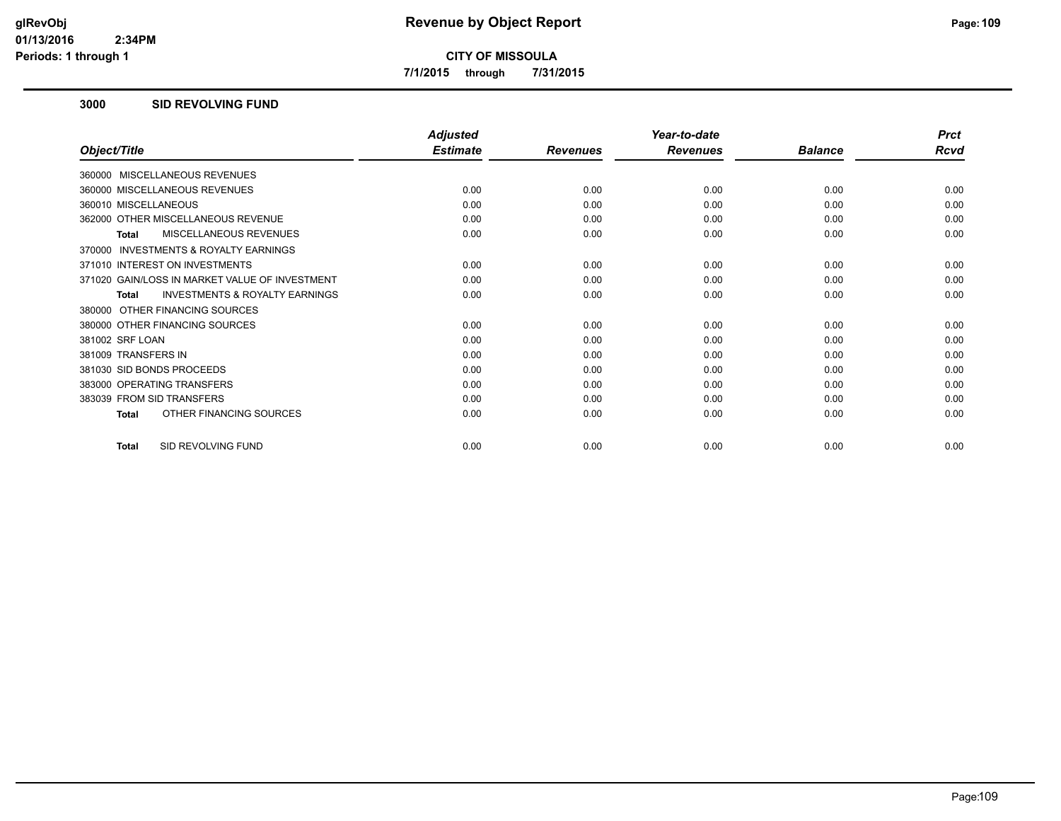# Revenue by Object Report

**CITY OF MISSOULA**

**7/1/2015 through 7/31/2015**

glRevObj
01/13/2016 2:34PM
Periods: 1 through 1

## 3000 SID REVOLVING FUND

| Object/Title | Adjusted Estimate | Revenues | Year-to-date Revenues | Balance | Prct Rcvd |
|---|---|---|---|---|---|
| 360000 MISCELLANEOUS REVENUES | | | | | |
| 360000 MISCELLANEOUS REVENUES | 0.00 | 0.00 | 0.00 | 0.00 | 0.00 |
| 360010 MISCELLANEOUS | 0.00 | 0.00 | 0.00 | 0.00 | 0.00 |
| 362000 OTHER MISCELLANEOUS REVENUE | 0.00 | 0.00 | 0.00 | 0.00 | 0.00 |
| **Total** MISCELLANEOUS REVENUES | 0.00 | 0.00 | 0.00 | 0.00 | 0.00 |
| 370000 INVESTMENTS & ROYALTY EARNINGS | | | | | |
| 371010 INTEREST ON INVESTMENTS | 0.00 | 0.00 | 0.00 | 0.00 | 0.00 |
| 371020 GAIN/LOSS IN MARKET VALUE OF INVESTMENT | 0.00 | 0.00 | 0.00 | 0.00 | 0.00 |
| **Total** INVESTMENTS & ROYALTY EARNINGS | 0.00 | 0.00 | 0.00 | 0.00 | 0.00 |
| 380000 OTHER FINANCING SOURCES | | | | | |
| 380000 OTHER FINANCING SOURCES | 0.00 | 0.00 | 0.00 | 0.00 | 0.00 |
| 381002 SRF LOAN | 0.00 | 0.00 | 0.00 | 0.00 | 0.00 |
| 381009 TRANSFERS IN | 0.00 | 0.00 | 0.00 | 0.00 | 0.00 |
| 381030 SID BONDS PROCEEDS | 0.00 | 0.00 | 0.00 | 0.00 | 0.00 |
| 383000 OPERATING TRANSFERS | 0.00 | 0.00 | 0.00 | 0.00 | 0.00 |
| 383039 FROM SID TRANSFERS | 0.00 | 0.00 | 0.00 | 0.00 | 0.00 |
| **Total** OTHER FINANCING SOURCES | 0.00 | 0.00 | 0.00 | 0.00 | 0.00 |
| **Total** SID REVOLVING FUND | 0.00 | 0.00 | 0.00 | 0.00 | 0.00 |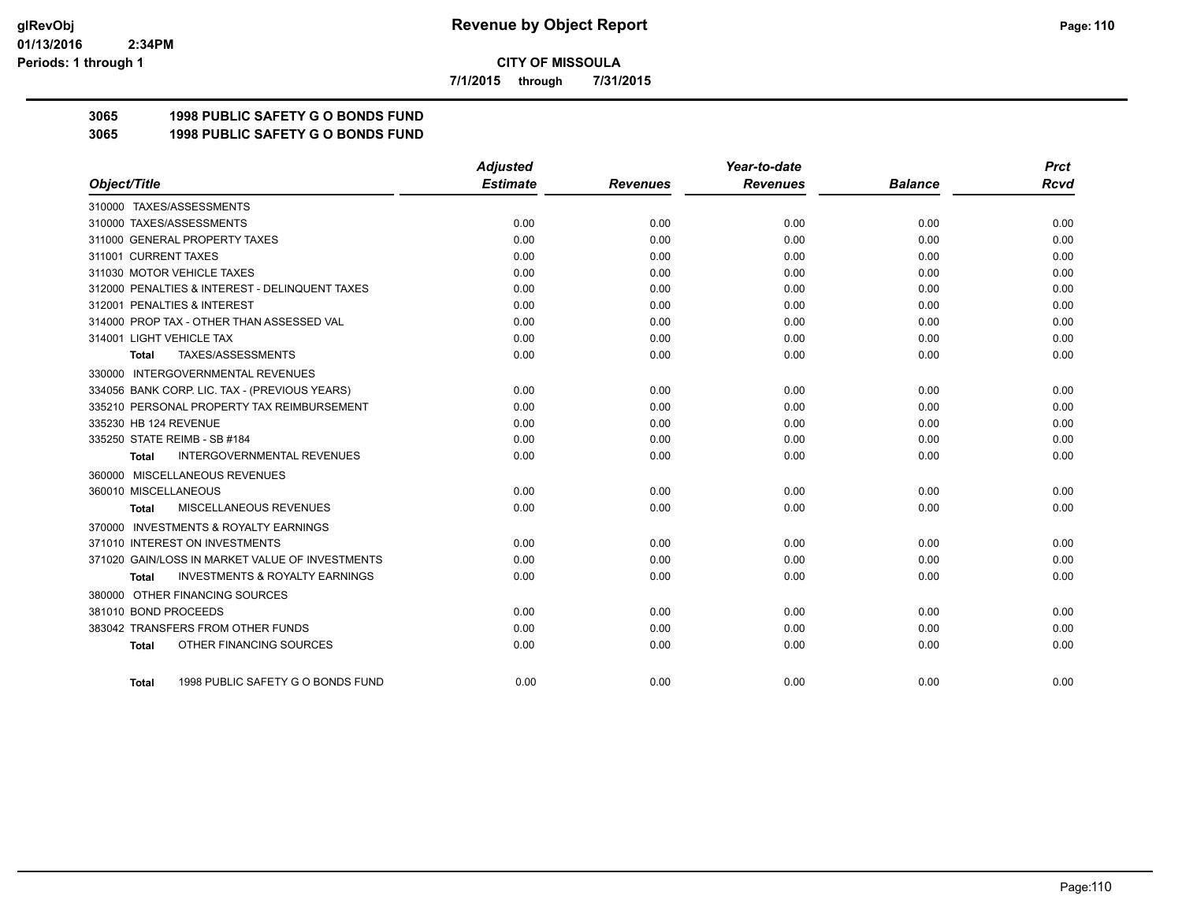# Revenue by Object Report

**CITY OF MISSOULA**

**7/1/2015 through 7/31/2015**

**3065 1998 PUBLIC SAFETY G O BONDS FUND**

**3065 1998 PUBLIC SAFETY G O BONDS FUND**

| Object/Title | Adjusted Estimate | Revenues | Year-to-date Revenues | Balance | Prct Rcvd |
|---|---|---|---|---|---|
| 310000 TAXES/ASSESSMENTS | | | | | |
| 310000 TAXES/ASSESSMENTS | 0.00 | 0.00 | 0.00 | 0.00 | 0.00 |
| 311000 GENERAL PROPERTY TAXES | 0.00 | 0.00 | 0.00 | 0.00 | 0.00 |
| 311001 CURRENT TAXES | 0.00 | 0.00 | 0.00 | 0.00 | 0.00 |
| 311030 MOTOR VEHICLE TAXES | 0.00 | 0.00 | 0.00 | 0.00 | 0.00 |
| 312000 PENALTIES & INTEREST - DELINQUENT TAXES | 0.00 | 0.00 | 0.00 | 0.00 | 0.00 |
| 312001 PENALTIES & INTEREST | 0.00 | 0.00 | 0.00 | 0.00 | 0.00 |
| 314000 PROP TAX - OTHER THAN ASSESSED VAL | 0.00 | 0.00 | 0.00 | 0.00 | 0.00 |
| 314001 LIGHT VEHICLE TAX | 0.00 | 0.00 | 0.00 | 0.00 | 0.00 |
| **Total** TAXES/ASSESSMENTS | 0.00 | 0.00 | 0.00 | 0.00 | 0.00 |
| 330000 INTERGOVERNMENTAL REVENUES | | | | | |
| 334056 BANK CORP. LIC. TAX - (PREVIOUS YEARS) | 0.00 | 0.00 | 0.00 | 0.00 | 0.00 |
| 335210 PERSONAL PROPERTY TAX REIMBURSEMENT | 0.00 | 0.00 | 0.00 | 0.00 | 0.00 |
| 335230 HB 124 REVENUE | 0.00 | 0.00 | 0.00 | 0.00 | 0.00 |
| 335250 STATE REIMB - SB #184 | 0.00 | 0.00 | 0.00 | 0.00 | 0.00 |
| **Total** INTERGOVERNMENTAL REVENUES | 0.00 | 0.00 | 0.00 | 0.00 | 0.00 |
| 360000 MISCELLANEOUS REVENUES | | | | | |
| 360010 MISCELLANEOUS | 0.00 | 0.00 | 0.00 | 0.00 | 0.00 |
| **Total** MISCELLANEOUS REVENUES | 0.00 | 0.00 | 0.00 | 0.00 | 0.00 |
| 370000 INVESTMENTS & ROYALTY EARNINGS | | | | | |
| 371010 INTEREST ON INVESTMENTS | 0.00 | 0.00 | 0.00 | 0.00 | 0.00 |
| 371020 GAIN/LOSS IN MARKET VALUE OF INVESTMENTS | 0.00 | 0.00 | 0.00 | 0.00 | 0.00 |
| **Total** INVESTMENTS & ROYALTY EARNINGS | 0.00 | 0.00 | 0.00 | 0.00 | 0.00 |
| 380000 OTHER FINANCING SOURCES | | | | | |
| 381010 BOND PROCEEDS | 0.00 | 0.00 | 0.00 | 0.00 | 0.00 |
| 383042 TRANSFERS FROM OTHER FUNDS | 0.00 | 0.00 | 0.00 | 0.00 | 0.00 |
| **Total** OTHER FINANCING SOURCES | 0.00 | 0.00 | 0.00 | 0.00 | 0.00 |
| **Total** 1998 PUBLIC SAFETY G O BONDS FUND | 0.00 | 0.00 | 0.00 | 0.00 | 0.00 |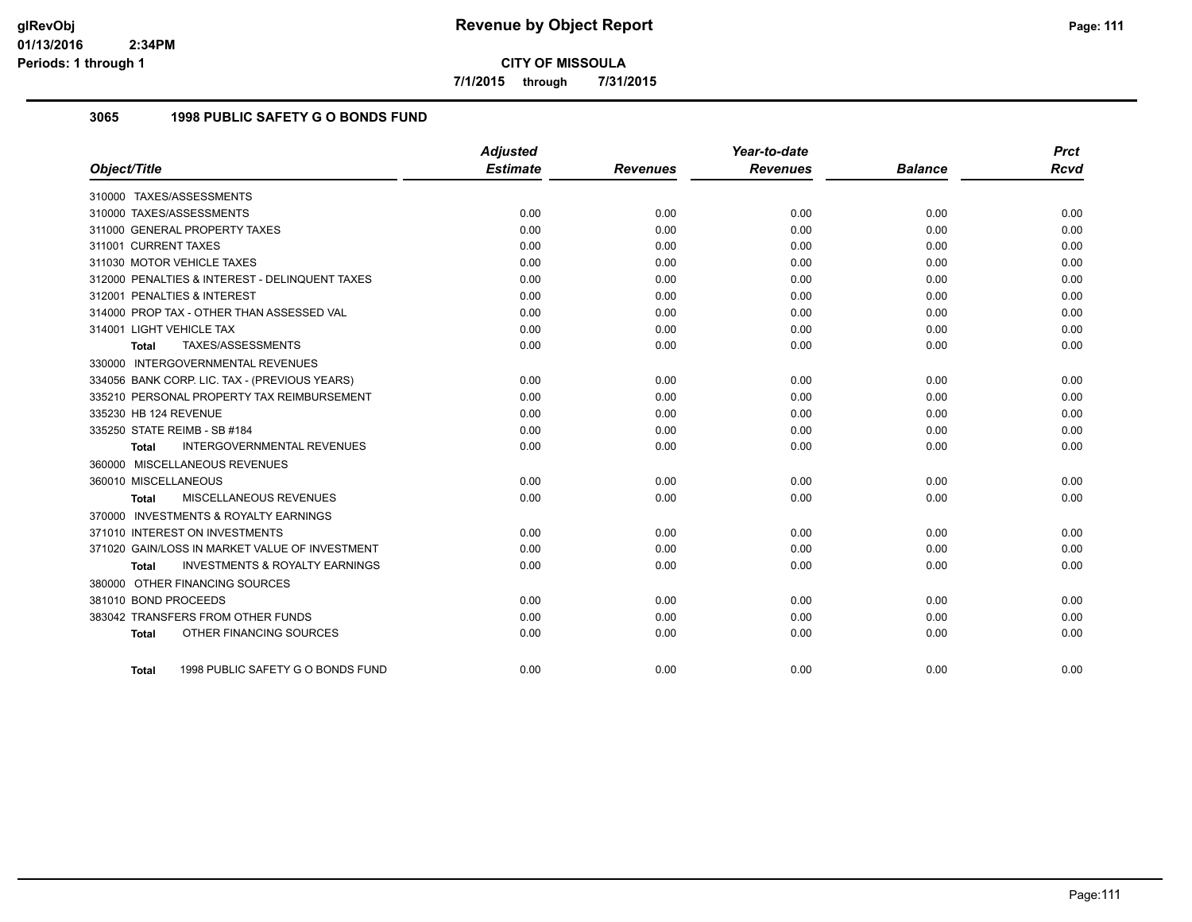**CITY OF MISSOULA**

**7/1/2015 through 7/31/2015**

## 3065 1998 PUBLIC SAFETY G O BONDS FUND

| Object/Title | Adjusted Estimate | Revenues | Year-to-date Revenues | Balance | Prct Rcvd |
|---|---|---|---|---|---|
| 310000 TAXES/ASSESSMENTS | | | | | |
| 310000 TAXES/ASSESSMENTS | 0.00 | 0.00 | 0.00 | 0.00 | 0.00 |
| 311000 GENERAL PROPERTY TAXES | 0.00 | 0.00 | 0.00 | 0.00 | 0.00 |
| 311001 CURRENT TAXES | 0.00 | 0.00 | 0.00 | 0.00 | 0.00 |
| 311030 MOTOR VEHICLE TAXES | 0.00 | 0.00 | 0.00 | 0.00 | 0.00 |
| 312000 PENALTIES & INTEREST - DELINQUENT TAXES | 0.00 | 0.00 | 0.00 | 0.00 | 0.00 |
| 312001 PENALTIES & INTEREST | 0.00 | 0.00 | 0.00 | 0.00 | 0.00 |
| 314000 PROP TAX - OTHER THAN ASSESSED VAL | 0.00 | 0.00 | 0.00 | 0.00 | 0.00 |
| 314001 LIGHT VEHICLE TAX | 0.00 | 0.00 | 0.00 | 0.00 | 0.00 |
| **Total** TAXES/ASSESSMENTS | 0.00 | 0.00 | 0.00 | 0.00 | 0.00 |
| 330000 INTERGOVERNMENTAL REVENUES | | | | | |
| 334056 BANK CORP. LIC. TAX - (PREVIOUS YEARS) | 0.00 | 0.00 | 0.00 | 0.00 | 0.00 |
| 335210 PERSONAL PROPERTY TAX REIMBURSEMENT | 0.00 | 0.00 | 0.00 | 0.00 | 0.00 |
| 335230 HB 124 REVENUE | 0.00 | 0.00 | 0.00 | 0.00 | 0.00 |
| 335250 STATE REIMB - SB #184 | 0.00 | 0.00 | 0.00 | 0.00 | 0.00 |
| **Total** INTERGOVERNMENTAL REVENUES | 0.00 | 0.00 | 0.00 | 0.00 | 0.00 |
| 360000 MISCELLANEOUS REVENUES | | | | | |
| 360010 MISCELLANEOUS | 0.00 | 0.00 | 0.00 | 0.00 | 0.00 |
| **Total** MISCELLANEOUS REVENUES | 0.00 | 0.00 | 0.00 | 0.00 | 0.00 |
| 370000 INVESTMENTS & ROYALTY EARNINGS | | | | | |
| 371010 INTEREST ON INVESTMENTS | 0.00 | 0.00 | 0.00 | 0.00 | 0.00 |
| 371020 GAIN/LOSS IN MARKET VALUE OF INVESTMENT | 0.00 | 0.00 | 0.00 | 0.00 | 0.00 |
| **Total** INVESTMENTS & ROYALTY EARNINGS | 0.00 | 0.00 | 0.00 | 0.00 | 0.00 |
| 380000 OTHER FINANCING SOURCES | | | | | |
| 381010 BOND PROCEEDS | 0.00 | 0.00 | 0.00 | 0.00 | 0.00 |
| 383042 TRANSFERS FROM OTHER FUNDS | 0.00 | 0.00 | 0.00 | 0.00 | 0.00 |
| **Total** OTHER FINANCING SOURCES | 0.00 | 0.00 | 0.00 | 0.00 | 0.00 |
| **Total** 1998 PUBLIC SAFETY G O BONDS FUND | 0.00 | 0.00 | 0.00 | 0.00 | 0.00 |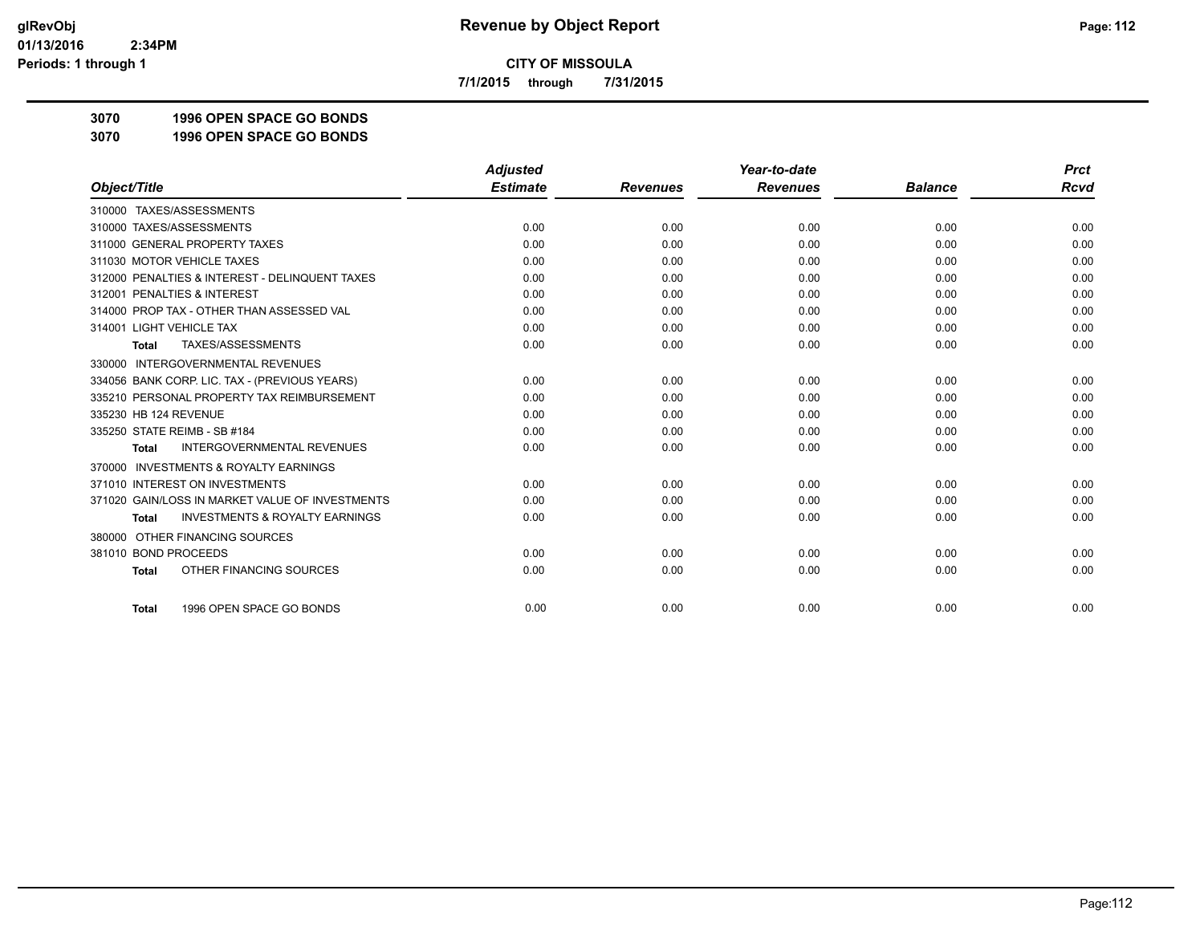glRevObj
01/13/2016 2:34PM
Periods: 1 through 1

# Revenue by Object Report

**CITY OF MISSOULA**

**7/1/2015 through 7/31/2015**

**3070 1996 OPEN SPACE GO BONDS**
**3070 1996 OPEN SPACE GO BONDS**

| Object/Title | Adjusted Estimate | Revenues | Year-to-date Revenues | Balance | Prct Rcvd |
|---|---|---|---|---|---|
| 310000 TAXES/ASSESSMENTS | | | | | |
| 310000 TAXES/ASSESSMENTS | 0.00 | 0.00 | 0.00 | 0.00 | 0.00 |
| 311000 GENERAL PROPERTY TAXES | 0.00 | 0.00 | 0.00 | 0.00 | 0.00 |
| 311030 MOTOR VEHICLE TAXES | 0.00 | 0.00 | 0.00 | 0.00 | 0.00 |
| 312000 PENALTIES & INTEREST - DELINQUENT TAXES | 0.00 | 0.00 | 0.00 | 0.00 | 0.00 |
| 312001 PENALTIES & INTEREST | 0.00 | 0.00 | 0.00 | 0.00 | 0.00 |
| 314000 PROP TAX - OTHER THAN ASSESSED VAL | 0.00 | 0.00 | 0.00 | 0.00 | 0.00 |
| 314001 LIGHT VEHICLE TAX | 0.00 | 0.00 | 0.00 | 0.00 | 0.00 |
| **Total** TAXES/ASSESSMENTS | 0.00 | 0.00 | 0.00 | 0.00 | 0.00 |
| 330000 INTERGOVERNMENTAL REVENUES | | | | | |
| 334056 BANK CORP. LIC. TAX - (PREVIOUS YEARS) | 0.00 | 0.00 | 0.00 | 0.00 | 0.00 |
| 335210 PERSONAL PROPERTY TAX REIMBURSEMENT | 0.00 | 0.00 | 0.00 | 0.00 | 0.00 |
| 335230 HB 124 REVENUE | 0.00 | 0.00 | 0.00 | 0.00 | 0.00 |
| 335250 STATE REIMB - SB #184 | 0.00 | 0.00 | 0.00 | 0.00 | 0.00 |
| **Total** INTERGOVERNMENTAL REVENUES | 0.00 | 0.00 | 0.00 | 0.00 | 0.00 |
| 370000 INVESTMENTS & ROYALTY EARNINGS | | | | | |
| 371010 INTEREST ON INVESTMENTS | 0.00 | 0.00 | 0.00 | 0.00 | 0.00 |
| 371020 GAIN/LOSS IN MARKET VALUE OF INVESTMENTS | 0.00 | 0.00 | 0.00 | 0.00 | 0.00 |
| **Total** INVESTMENTS & ROYALTY EARNINGS | 0.00 | 0.00 | 0.00 | 0.00 | 0.00 |
| 380000 OTHER FINANCING SOURCES | | | | | |
| 381010 BOND PROCEEDS | 0.00 | 0.00 | 0.00 | 0.00 | 0.00 |
| **Total** OTHER FINANCING SOURCES | 0.00 | 0.00 | 0.00 | 0.00 | 0.00 |
| **Total** 1996 OPEN SPACE GO BONDS | 0.00 | 0.00 | 0.00 | 0.00 | 0.00 |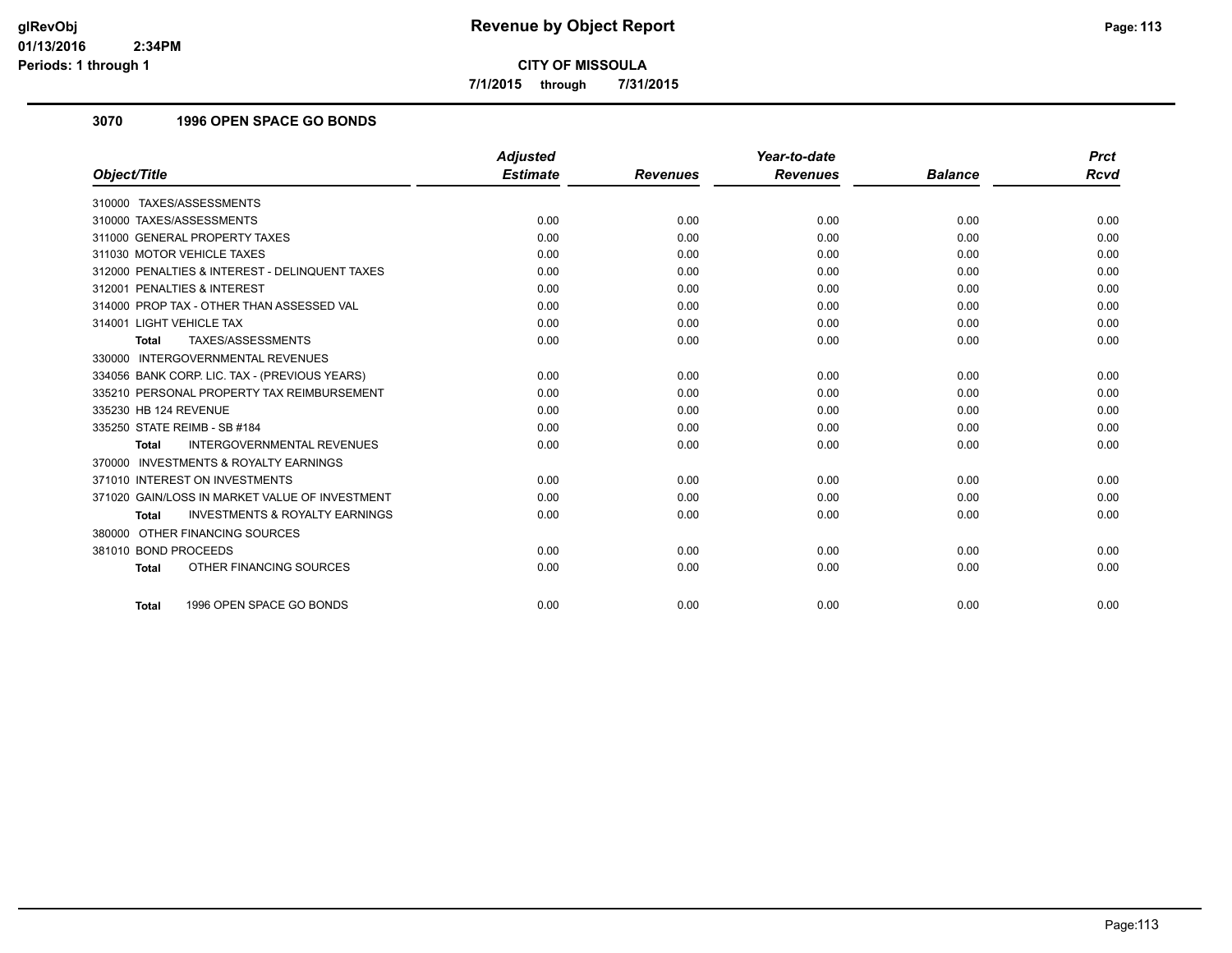**CITY OF MISSOULA**

**7/1/2015 through 7/31/2015**

### 3070 1996 OPEN SPACE GO BONDS

| Object/Title | Adjusted Estimate | Revenues | Year-to-date Revenues | Balance | Prct Rcvd |
|---|---|---|---|---|---|
| 310000 TAXES/ASSESSMENTS | | | | | |
| 310000 TAXES/ASSESSMENTS | 0.00 | 0.00 | 0.00 | 0.00 | 0.00 |
| 311000 GENERAL PROPERTY TAXES | 0.00 | 0.00 | 0.00 | 0.00 | 0.00 |
| 311030 MOTOR VEHICLE TAXES | 0.00 | 0.00 | 0.00 | 0.00 | 0.00 |
| 312000 PENALTIES & INTEREST - DELINQUENT TAXES | 0.00 | 0.00 | 0.00 | 0.00 | 0.00 |
| 312001 PENALTIES & INTEREST | 0.00 | 0.00 | 0.00 | 0.00 | 0.00 |
| 314000 PROP TAX - OTHER THAN ASSESSED VAL | 0.00 | 0.00 | 0.00 | 0.00 | 0.00 |
| 314001 LIGHT VEHICLE TAX | 0.00 | 0.00 | 0.00 | 0.00 | 0.00 |
| **Total** TAXES/ASSESSMENTS | 0.00 | 0.00 | 0.00 | 0.00 | 0.00 |
| 330000 INTERGOVERNMENTAL REVENUES | | | | | |
| 334056 BANK CORP. LIC. TAX - (PREVIOUS YEARS) | 0.00 | 0.00 | 0.00 | 0.00 | 0.00 |
| 335210 PERSONAL PROPERTY TAX REIMBURSEMENT | 0.00 | 0.00 | 0.00 | 0.00 | 0.00 |
| 335230 HB 124 REVENUE | 0.00 | 0.00 | 0.00 | 0.00 | 0.00 |
| 335250 STATE REIMB - SB #184 | 0.00 | 0.00 | 0.00 | 0.00 | 0.00 |
| **Total** INTERGOVERNMENTAL REVENUES | 0.00 | 0.00 | 0.00 | 0.00 | 0.00 |
| 370000 INVESTMENTS & ROYALTY EARNINGS | | | | | |
| 371010 INTEREST ON INVESTMENTS | 0.00 | 0.00 | 0.00 | 0.00 | 0.00 |
| 371020 GAIN/LOSS IN MARKET VALUE OF INVESTMENT | 0.00 | 0.00 | 0.00 | 0.00 | 0.00 |
| **Total** INVESTMENTS & ROYALTY EARNINGS | 0.00 | 0.00 | 0.00 | 0.00 | 0.00 |
| 380000 OTHER FINANCING SOURCES | | | | | |
| 381010 BOND PROCEEDS | 0.00 | 0.00 | 0.00 | 0.00 | 0.00 |
| **Total** OTHER FINANCING SOURCES | 0.00 | 0.00 | 0.00 | 0.00 | 0.00 |
| **Total** 1996 OPEN SPACE GO BONDS | 0.00 | 0.00 | 0.00 | 0.00 | 0.00 |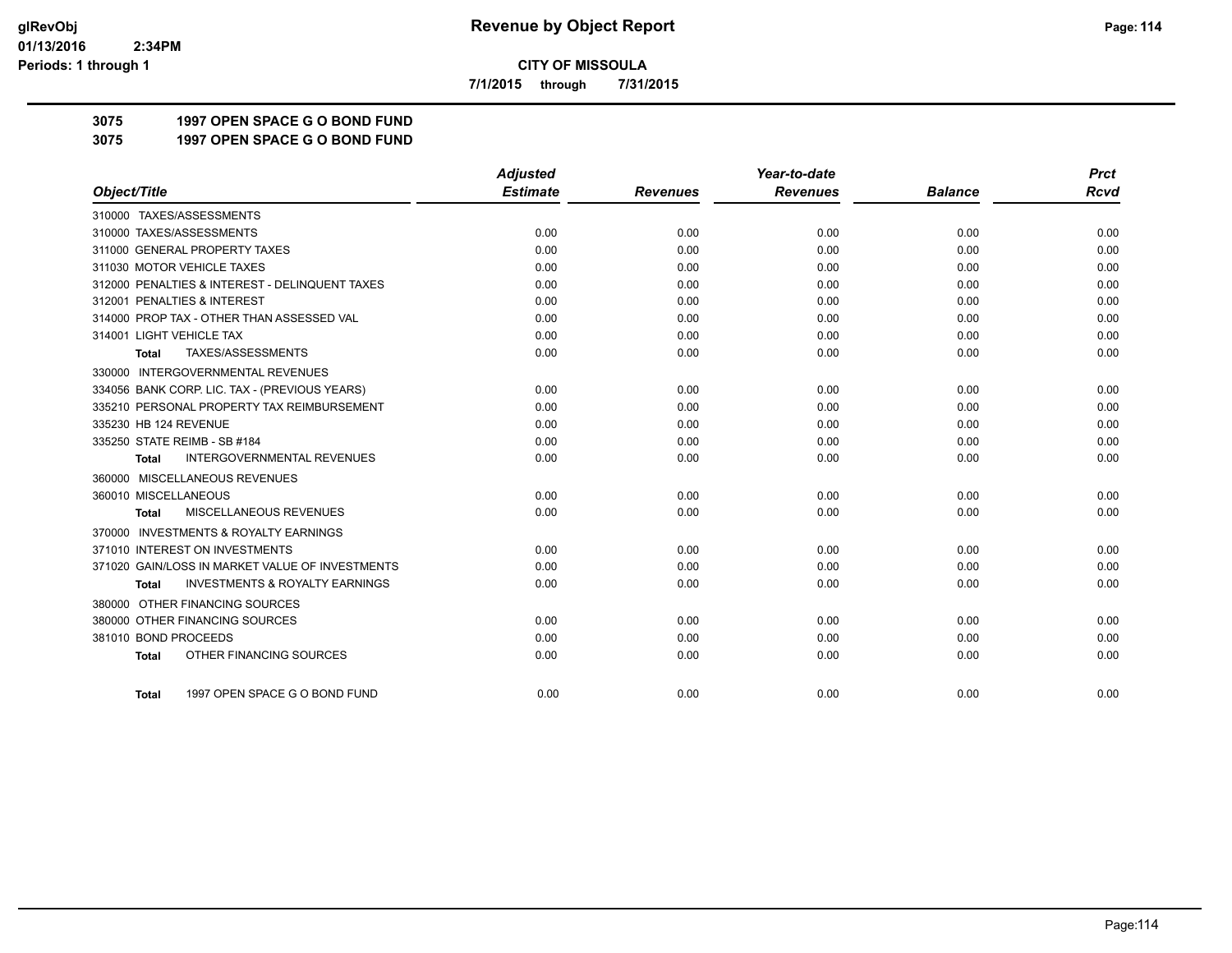# Revenue by Object Report

**CITY OF MISSOULA**

**7/1/2015 through 7/31/2015**

**3075 1997 OPEN SPACE G O BOND FUND**

**3075 1997 OPEN SPACE G O BOND FUND**

| Object/Title | Adjusted Estimate | Revenues | Year-to-date Revenues | Balance | Prct Rcvd |
|---|---|---|---|---|---|
| 310000 TAXES/ASSESSMENTS | | | | | |
| 310000 TAXES/ASSESSMENTS | 0.00 | 0.00 | 0.00 | 0.00 | 0.00 |
| 311000 GENERAL PROPERTY TAXES | 0.00 | 0.00 | 0.00 | 0.00 | 0.00 |
| 311030 MOTOR VEHICLE TAXES | 0.00 | 0.00 | 0.00 | 0.00 | 0.00 |
| 312000 PENALTIES & INTEREST - DELINQUENT TAXES | 0.00 | 0.00 | 0.00 | 0.00 | 0.00 |
| 312001 PENALTIES & INTEREST | 0.00 | 0.00 | 0.00 | 0.00 | 0.00 |
| 314000 PROP TAX - OTHER THAN ASSESSED VAL | 0.00 | 0.00 | 0.00 | 0.00 | 0.00 |
| 314001 LIGHT VEHICLE TAX | 0.00 | 0.00 | 0.00 | 0.00 | 0.00 |
| **Total** TAXES/ASSESSMENTS | 0.00 | 0.00 | 0.00 | 0.00 | 0.00 |
| 330000 INTERGOVERNMENTAL REVENUES | | | | | |
| 334056 BANK CORP. LIC. TAX - (PREVIOUS YEARS) | 0.00 | 0.00 | 0.00 | 0.00 | 0.00 |
| 335210 PERSONAL PROPERTY TAX REIMBURSEMENT | 0.00 | 0.00 | 0.00 | 0.00 | 0.00 |
| 335230 HB 124 REVENUE | 0.00 | 0.00 | 0.00 | 0.00 | 0.00 |
| 335250 STATE REIMB - SB #184 | 0.00 | 0.00 | 0.00 | 0.00 | 0.00 |
| **Total** INTERGOVERNMENTAL REVENUES | 0.00 | 0.00 | 0.00 | 0.00 | 0.00 |
| 360000 MISCELLANEOUS REVENUES | | | | | |
| 360010 MISCELLANEOUS | 0.00 | 0.00 | 0.00 | 0.00 | 0.00 |
| **Total** MISCELLANEOUS REVENUES | 0.00 | 0.00 | 0.00 | 0.00 | 0.00 |
| 370000 INVESTMENTS & ROYALTY EARNINGS | | | | | |
| 371010 INTEREST ON INVESTMENTS | 0.00 | 0.00 | 0.00 | 0.00 | 0.00 |
| 371020 GAIN/LOSS IN MARKET VALUE OF INVESTMENTS | 0.00 | 0.00 | 0.00 | 0.00 | 0.00 |
| **Total** INVESTMENTS & ROYALTY EARNINGS | 0.00 | 0.00 | 0.00 | 0.00 | 0.00 |
| 380000 OTHER FINANCING SOURCES | | | | | |
| 380000 OTHER FINANCING SOURCES | 0.00 | 0.00 | 0.00 | 0.00 | 0.00 |
| 381010 BOND PROCEEDS | 0.00 | 0.00 | 0.00 | 0.00 | 0.00 |
| **Total** OTHER FINANCING SOURCES | 0.00 | 0.00 | 0.00 | 0.00 | 0.00 |
| **Total** 1997 OPEN SPACE G O BOND FUND | 0.00 | 0.00 | 0.00 | 0.00 | 0.00 |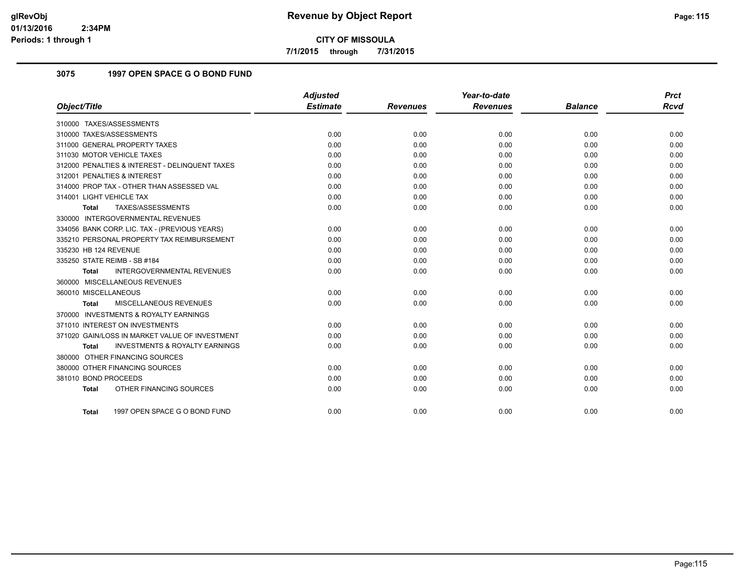**CITY OF MISSOULA**

**7/1/2015 through 7/31/2015**

### 3075 1997 OPEN SPACE G O BOND FUND

| Object/Title | Adjusted Estimate | Revenues | Year-to-date Revenues | Balance | Prct Rcvd |
|---|---|---|---|---|---|
| 310000 TAXES/ASSESSMENTS | | | | | |
| 310000 TAXES/ASSESSMENTS | 0.00 | 0.00 | 0.00 | 0.00 | 0.00 |
| 311000 GENERAL PROPERTY TAXES | 0.00 | 0.00 | 0.00 | 0.00 | 0.00 |
| 311030 MOTOR VEHICLE TAXES | 0.00 | 0.00 | 0.00 | 0.00 | 0.00 |
| 312000 PENALTIES & INTEREST - DELINQUENT TAXES | 0.00 | 0.00 | 0.00 | 0.00 | 0.00 |
| 312001 PENALTIES & INTEREST | 0.00 | 0.00 | 0.00 | 0.00 | 0.00 |
| 314000 PROP TAX - OTHER THAN ASSESSED VAL | 0.00 | 0.00 | 0.00 | 0.00 | 0.00 |
| 314001 LIGHT VEHICLE TAX | 0.00 | 0.00 | 0.00 | 0.00 | 0.00 |
| **Total** TAXES/ASSESSMENTS | 0.00 | 0.00 | 0.00 | 0.00 | 0.00 |
| 330000 INTERGOVERNMENTAL REVENUES | | | | | |
| 334056 BANK CORP. LIC. TAX - (PREVIOUS YEARS) | 0.00 | 0.00 | 0.00 | 0.00 | 0.00 |
| 335210 PERSONAL PROPERTY TAX REIMBURSEMENT | 0.00 | 0.00 | 0.00 | 0.00 | 0.00 |
| 335230 HB 124 REVENUE | 0.00 | 0.00 | 0.00 | 0.00 | 0.00 |
| 335250 STATE REIMB - SB #184 | 0.00 | 0.00 | 0.00 | 0.00 | 0.00 |
| **Total** INTERGOVERNMENTAL REVENUES | 0.00 | 0.00 | 0.00 | 0.00 | 0.00 |
| 360000 MISCELLANEOUS REVENUES | | | | | |
| 360010 MISCELLANEOUS | 0.00 | 0.00 | 0.00 | 0.00 | 0.00 |
| **Total** MISCELLANEOUS REVENUES | 0.00 | 0.00 | 0.00 | 0.00 | 0.00 |
| 370000 INVESTMENTS & ROYALTY EARNINGS | | | | | |
| 371010 INTEREST ON INVESTMENTS | 0.00 | 0.00 | 0.00 | 0.00 | 0.00 |
| 371020 GAIN/LOSS IN MARKET VALUE OF INVESTMENT | 0.00 | 0.00 | 0.00 | 0.00 | 0.00 |
| **Total** INVESTMENTS & ROYALTY EARNINGS | 0.00 | 0.00 | 0.00 | 0.00 | 0.00 |
| 380000 OTHER FINANCING SOURCES | | | | | |
| 380000 OTHER FINANCING SOURCES | 0.00 | 0.00 | 0.00 | 0.00 | 0.00 |
| 381010 BOND PROCEEDS | 0.00 | 0.00 | 0.00 | 0.00 | 0.00 |
| **Total** OTHER FINANCING SOURCES | 0.00 | 0.00 | 0.00 | 0.00 | 0.00 |
| **Total** 1997 OPEN SPACE G O BOND FUND | 0.00 | 0.00 | 0.00 | 0.00 | 0.00 |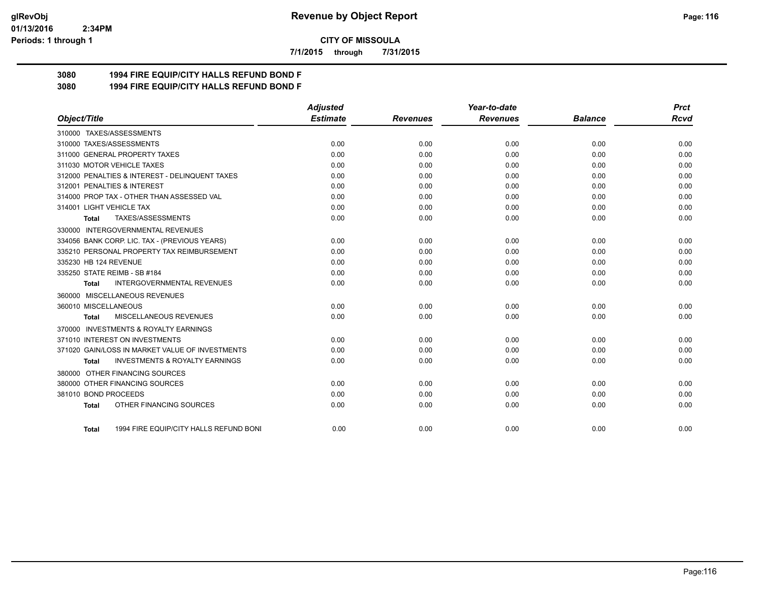# Revenue by Object Report

**CITY OF MISSOULA**

**7/1/2015 through 7/31/2015**

glRevObj
01/13/2016 2:34PM
Periods: 1 through 1

## 3080 1994 FIRE EQUIP/CITY HALLS REFUND BOND F
## 3080 1994 FIRE EQUIP/CITY HALLS REFUND BOND F

| Object/Title | Adjusted Estimate | Revenues | Year-to-date Revenues | Balance | Prct Rcvd |
|---|---|---|---|---|---|
| 310000 TAXES/ASSESSMENTS | | | | | |
| 310000 TAXES/ASSESSMENTS | 0.00 | 0.00 | 0.00 | 0.00 | 0.00 |
| 311000 GENERAL PROPERTY TAXES | 0.00 | 0.00 | 0.00 | 0.00 | 0.00 |
| 311030 MOTOR VEHICLE TAXES | 0.00 | 0.00 | 0.00 | 0.00 | 0.00 |
| 312000 PENALTIES & INTEREST - DELINQUENT TAXES | 0.00 | 0.00 | 0.00 | 0.00 | 0.00 |
| 312001 PENALTIES & INTEREST | 0.00 | 0.00 | 0.00 | 0.00 | 0.00 |
| 314000 PROP TAX - OTHER THAN ASSESSED VAL | 0.00 | 0.00 | 0.00 | 0.00 | 0.00 |
| 314001 LIGHT VEHICLE TAX | 0.00 | 0.00 | 0.00 | 0.00 | 0.00 |
| **Total** TAXES/ASSESSMENTS | 0.00 | 0.00 | 0.00 | 0.00 | 0.00 |
| 330000 INTERGOVERNMENTAL REVENUES | | | | | |
| 334056 BANK CORP. LIC. TAX - (PREVIOUS YEARS) | 0.00 | 0.00 | 0.00 | 0.00 | 0.00 |
| 335210 PERSONAL PROPERTY TAX REIMBURSEMENT | 0.00 | 0.00 | 0.00 | 0.00 | 0.00 |
| 335230 HB 124 REVENUE | 0.00 | 0.00 | 0.00 | 0.00 | 0.00 |
| 335250 STATE REIMB - SB #184 | 0.00 | 0.00 | 0.00 | 0.00 | 0.00 |
| **Total** INTERGOVERNMENTAL REVENUES | 0.00 | 0.00 | 0.00 | 0.00 | 0.00 |
| 360000 MISCELLANEOUS REVENUES | | | | | |
| 360010 MISCELLANEOUS | 0.00 | 0.00 | 0.00 | 0.00 | 0.00 |
| **Total** MISCELLANEOUS REVENUES | 0.00 | 0.00 | 0.00 | 0.00 | 0.00 |
| 370000 INVESTMENTS & ROYALTY EARNINGS | | | | | |
| 371010 INTEREST ON INVESTMENTS | 0.00 | 0.00 | 0.00 | 0.00 | 0.00 |
| 371020 GAIN/LOSS IN MARKET VALUE OF INVESTMENTS | 0.00 | 0.00 | 0.00 | 0.00 | 0.00 |
| **Total** INVESTMENTS & ROYALTY EARNINGS | 0.00 | 0.00 | 0.00 | 0.00 | 0.00 |
| 380000 OTHER FINANCING SOURCES | | | | | |
| 380000 OTHER FINANCING SOURCES | 0.00 | 0.00 | 0.00 | 0.00 | 0.00 |
| 381010 BOND PROCEEDS | 0.00 | 0.00 | 0.00 | 0.00 | 0.00 |
| **Total** OTHER FINANCING SOURCES | 0.00 | 0.00 | 0.00 | 0.00 | 0.00 |
| **Total** 1994 FIRE EQUIP/CITY HALLS REFUND BONI | 0.00 | 0.00 | 0.00 | 0.00 | 0.00 |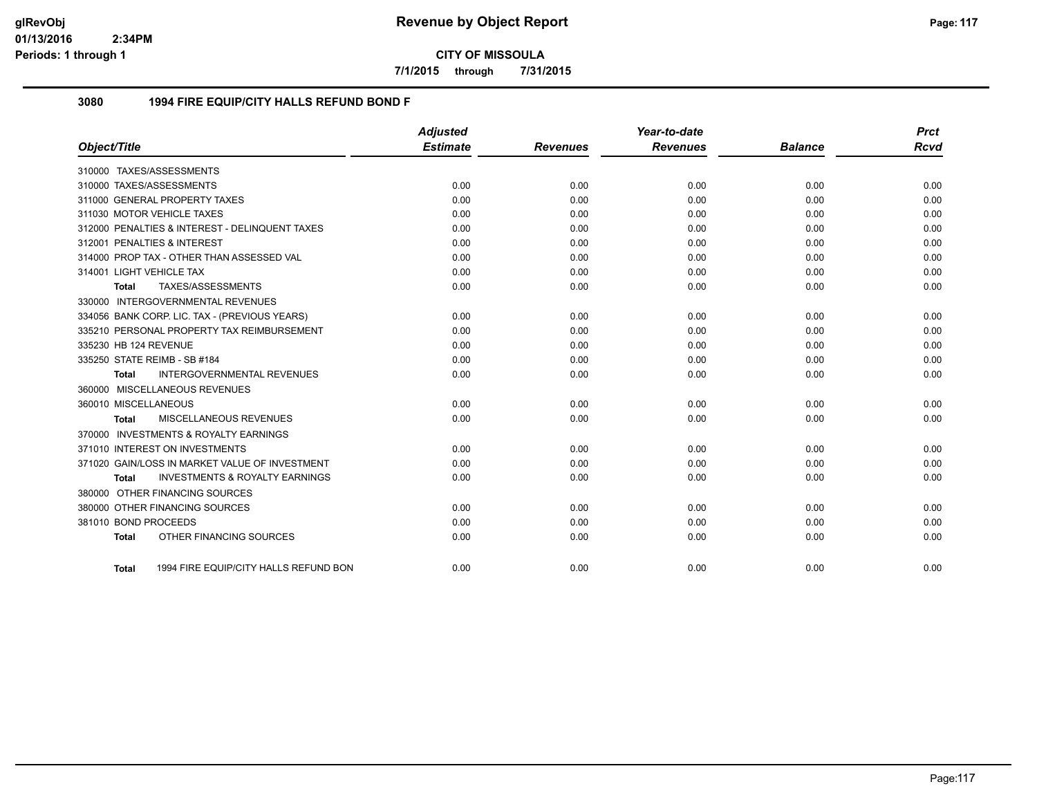# Revenue by Object Report

**CITY OF MISSOULA**

**7/1/2015 through 7/31/2015**

glRevObj
01/13/2016 2:34PM
Periods: 1 through 1

## 3080 1994 FIRE EQUIP/CITY HALLS REFUND BOND F

| Object/Title | Adjusted Estimate | Revenues | Year-to-date Revenues | Balance | Prct Rcvd |
|---|---|---|---|---|---|
| 310000 TAXES/ASSESSMENTS | | | | | |
| 310000 TAXES/ASSESSMENTS | 0.00 | 0.00 | 0.00 | 0.00 | 0.00 |
| 311000 GENERAL PROPERTY TAXES | 0.00 | 0.00 | 0.00 | 0.00 | 0.00 |
| 311030 MOTOR VEHICLE TAXES | 0.00 | 0.00 | 0.00 | 0.00 | 0.00 |
| 312000 PENALTIES & INTEREST - DELINQUENT TAXES | 0.00 | 0.00 | 0.00 | 0.00 | 0.00 |
| 312001 PENALTIES & INTEREST | 0.00 | 0.00 | 0.00 | 0.00 | 0.00 |
| 314000 PROP TAX - OTHER THAN ASSESSED VAL | 0.00 | 0.00 | 0.00 | 0.00 | 0.00 |
| 314001 LIGHT VEHICLE TAX | 0.00 | 0.00 | 0.00 | 0.00 | 0.00 |
| **Total** TAXES/ASSESSMENTS | 0.00 | 0.00 | 0.00 | 0.00 | 0.00 |
| 330000 INTERGOVERNMENTAL REVENUES | | | | | |
| 334056 BANK CORP. LIC. TAX - (PREVIOUS YEARS) | 0.00 | 0.00 | 0.00 | 0.00 | 0.00 |
| 335210 PERSONAL PROPERTY TAX REIMBURSEMENT | 0.00 | 0.00 | 0.00 | 0.00 | 0.00 |
| 335230 HB 124 REVENUE | 0.00 | 0.00 | 0.00 | 0.00 | 0.00 |
| 335250 STATE REIMB - SB #184 | 0.00 | 0.00 | 0.00 | 0.00 | 0.00 |
| **Total** INTERGOVERNMENTAL REVENUES | 0.00 | 0.00 | 0.00 | 0.00 | 0.00 |
| 360000 MISCELLANEOUS REVENUES | | | | | |
| 360010 MISCELLANEOUS | 0.00 | 0.00 | 0.00 | 0.00 | 0.00 |
| **Total** MISCELLANEOUS REVENUES | 0.00 | 0.00 | 0.00 | 0.00 | 0.00 |
| 370000 INVESTMENTS & ROYALTY EARNINGS | | | | | |
| 371010 INTEREST ON INVESTMENTS | 0.00 | 0.00 | 0.00 | 0.00 | 0.00 |
| 371020 GAIN/LOSS IN MARKET VALUE OF INVESTMENT | 0.00 | 0.00 | 0.00 | 0.00 | 0.00 |
| **Total** INVESTMENTS & ROYALTY EARNINGS | 0.00 | 0.00 | 0.00 | 0.00 | 0.00 |
| 380000 OTHER FINANCING SOURCES | | | | | |
| 380000 OTHER FINANCING SOURCES | 0.00 | 0.00 | 0.00 | 0.00 | 0.00 |
| 381010 BOND PROCEEDS | 0.00 | 0.00 | 0.00 | 0.00 | 0.00 |
| **Total** OTHER FINANCING SOURCES | 0.00 | 0.00 | 0.00 | 0.00 | 0.00 |
| **Total** 1994 FIRE EQUIP/CITY HALLS REFUND BON | 0.00 | 0.00 | 0.00 | 0.00 | 0.00 |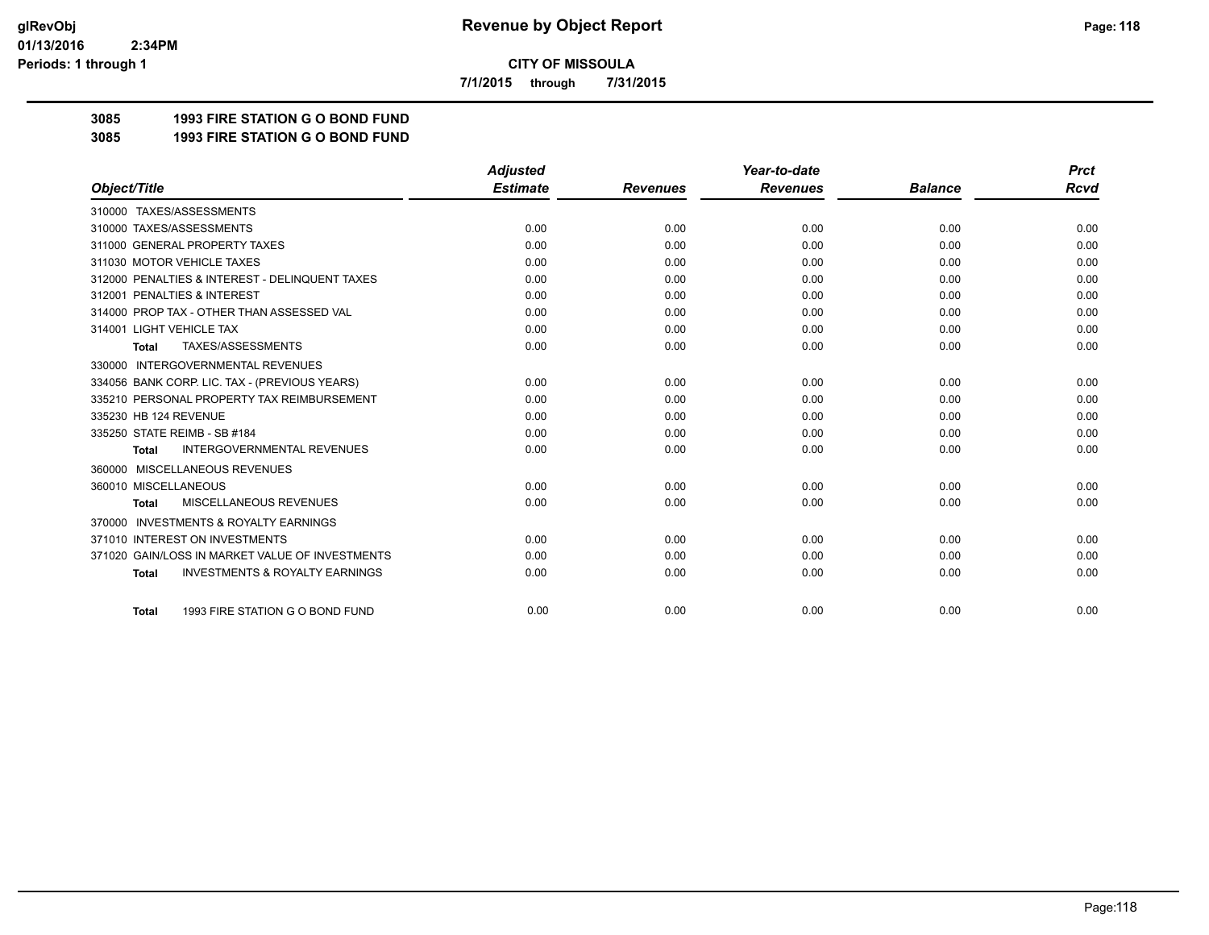**CITY OF MISSOULA**

**7/1/2015 through 7/31/2015**

## 3085 1993 FIRE STATION G O BOND FUND

## 3085 1993 FIRE STATION G O BOND FUND

| Object/Title | Adjusted Estimate | Revenues | Year-to-date Revenues | Balance | Prct Rcvd |
|---|---|---|---|---|---|
| 310000 TAXES/ASSESSMENTS | | | | | |
| 310000 TAXES/ASSESSMENTS | 0.00 | 0.00 | 0.00 | 0.00 | 0.00 |
| 311000 GENERAL PROPERTY TAXES | 0.00 | 0.00 | 0.00 | 0.00 | 0.00 |
| 311030 MOTOR VEHICLE TAXES | 0.00 | 0.00 | 0.00 | 0.00 | 0.00 |
| 312000 PENALTIES & INTEREST - DELINQUENT TAXES | 0.00 | 0.00 | 0.00 | 0.00 | 0.00 |
| 312001 PENALTIES & INTEREST | 0.00 | 0.00 | 0.00 | 0.00 | 0.00 |
| 314000 PROP TAX - OTHER THAN ASSESSED VAL | 0.00 | 0.00 | 0.00 | 0.00 | 0.00 |
| 314001 LIGHT VEHICLE TAX | 0.00 | 0.00 | 0.00 | 0.00 | 0.00 |
| **Total** TAXES/ASSESSMENTS | 0.00 | 0.00 | 0.00 | 0.00 | 0.00 |
| 330000 INTERGOVERNMENTAL REVENUES | | | | | |
| 334056 BANK CORP. LIC. TAX - (PREVIOUS YEARS) | 0.00 | 0.00 | 0.00 | 0.00 | 0.00 |
| 335210 PERSONAL PROPERTY TAX REIMBURSEMENT | 0.00 | 0.00 | 0.00 | 0.00 | 0.00 |
| 335230 HB 124 REVENUE | 0.00 | 0.00 | 0.00 | 0.00 | 0.00 |
| 335250 STATE REIMB - SB #184 | 0.00 | 0.00 | 0.00 | 0.00 | 0.00 |
| **Total** INTERGOVERNMENTAL REVENUES | 0.00 | 0.00 | 0.00 | 0.00 | 0.00 |
| 360000 MISCELLANEOUS REVENUES | | | | | |
| 360010 MISCELLANEOUS | 0.00 | 0.00 | 0.00 | 0.00 | 0.00 |
| **Total** MISCELLANEOUS REVENUES | 0.00 | 0.00 | 0.00 | 0.00 | 0.00 |
| 370000 INVESTMENTS & ROYALTY EARNINGS | | | | | |
| 371010 INTEREST ON INVESTMENTS | 0.00 | 0.00 | 0.00 | 0.00 | 0.00 |
| 371020 GAIN/LOSS IN MARKET VALUE OF INVESTMENTS | 0.00 | 0.00 | 0.00 | 0.00 | 0.00 |
| **Total** INVESTMENTS & ROYALTY EARNINGS | 0.00 | 0.00 | 0.00 | 0.00 | 0.00 |
| **Total** 1993 FIRE STATION G O BOND FUND | 0.00 | 0.00 | 0.00 | 0.00 | 0.00 |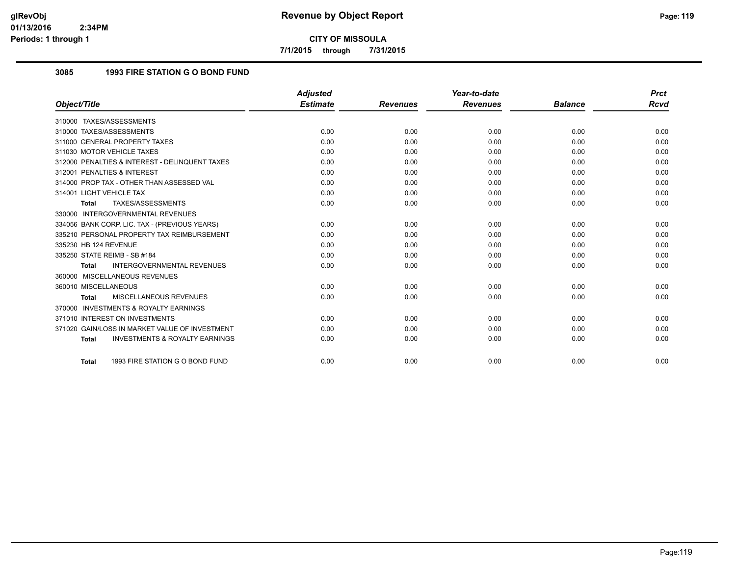# Revenue by Object Report

**CITY OF MISSOULA**

**7/1/2015 through 7/31/2015**

### 3085 1993 FIRE STATION G O BOND FUND

| Object/Title | Adjusted Estimate | Revenues | Year-to-date Revenues | Balance | Prct Rcvd |
|---|---|---|---|---|---|
| 310000 TAXES/ASSESSMENTS | | | | | |
| 310000 TAXES/ASSESSMENTS | 0.00 | 0.00 | 0.00 | 0.00 | 0.00 |
| 311000 GENERAL PROPERTY TAXES | 0.00 | 0.00 | 0.00 | 0.00 | 0.00 |
| 311030 MOTOR VEHICLE TAXES | 0.00 | 0.00 | 0.00 | 0.00 | 0.00 |
| 312000 PENALTIES & INTEREST - DELINQUENT TAXES | 0.00 | 0.00 | 0.00 | 0.00 | 0.00 |
| 312001 PENALTIES & INTEREST | 0.00 | 0.00 | 0.00 | 0.00 | 0.00 |
| 314000 PROP TAX - OTHER THAN ASSESSED VAL | 0.00 | 0.00 | 0.00 | 0.00 | 0.00 |
| 314001 LIGHT VEHICLE TAX | 0.00 | 0.00 | 0.00 | 0.00 | 0.00 |
| **Total** TAXES/ASSESSMENTS | 0.00 | 0.00 | 0.00 | 0.00 | 0.00 |
| 330000 INTERGOVERNMENTAL REVENUES | | | | | |
| 334056 BANK CORP. LIC. TAX - (PREVIOUS YEARS) | 0.00 | 0.00 | 0.00 | 0.00 | 0.00 |
| 335210 PERSONAL PROPERTY TAX REIMBURSEMENT | 0.00 | 0.00 | 0.00 | 0.00 | 0.00 |
| 335230 HB 124 REVENUE | 0.00 | 0.00 | 0.00 | 0.00 | 0.00 |
| 335250 STATE REIMB - SB #184 | 0.00 | 0.00 | 0.00 | 0.00 | 0.00 |
| **Total** INTERGOVERNMENTAL REVENUES | 0.00 | 0.00 | 0.00 | 0.00 | 0.00 |
| 360000 MISCELLANEOUS REVENUES | | | | | |
| 360010 MISCELLANEOUS | 0.00 | 0.00 | 0.00 | 0.00 | 0.00 |
| **Total** MISCELLANEOUS REVENUES | 0.00 | 0.00 | 0.00 | 0.00 | 0.00 |
| 370000 INVESTMENTS & ROYALTY EARNINGS | | | | | |
| 371010 INTEREST ON INVESTMENTS | 0.00 | 0.00 | 0.00 | 0.00 | 0.00 |
| 371020 GAIN/LOSS IN MARKET VALUE OF INVESTMENT | 0.00 | 0.00 | 0.00 | 0.00 | 0.00 |
| **Total** INVESTMENTS & ROYALTY EARNINGS | 0.00 | 0.00 | 0.00 | 0.00 | 0.00 |
| **Total** 1993 FIRE STATION G O BOND FUND | 0.00 | 0.00 | 0.00 | 0.00 | 0.00 |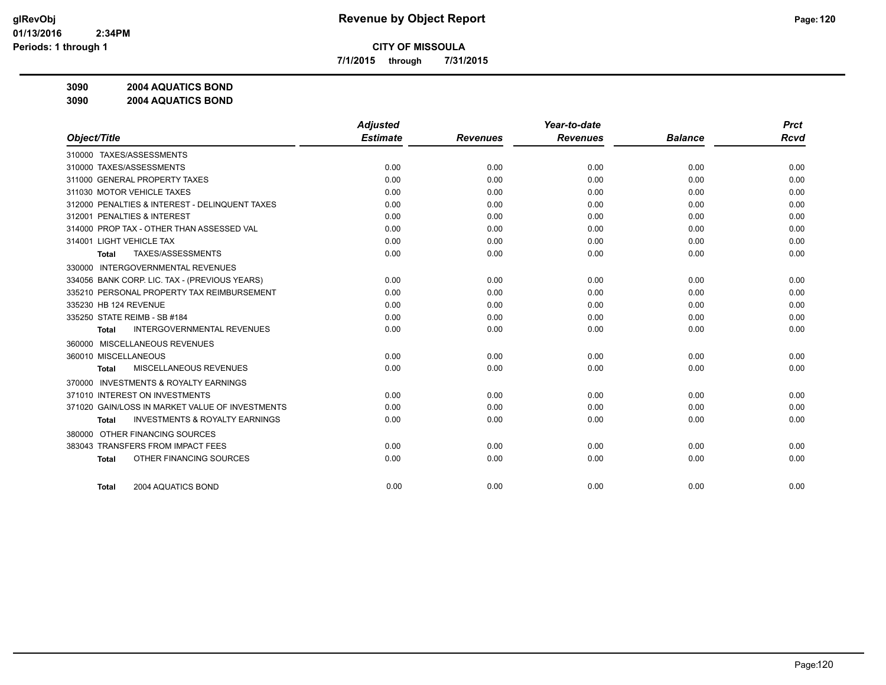# Revenue by Object Report

**CITY OF MISSOULA**

**7/1/2015 through 7/31/2015**

glRevObj
01/13/2016 2:34PM
Periods: 1 through 1

**3090 2004 AQUATICS BOND**

**3090 2004 AQUATICS BOND**

| Object/Title | Adjusted Estimate | Revenues | Year-to-date Revenues | Balance | Prct Rcvd |
|---|---|---|---|---|---|
| 310000 TAXES/ASSESSMENTS | | | | | |
| 310000 TAXES/ASSESSMENTS | 0.00 | 0.00 | 0.00 | 0.00 | 0.00 |
| 311000 GENERAL PROPERTY TAXES | 0.00 | 0.00 | 0.00 | 0.00 | 0.00 |
| 311030 MOTOR VEHICLE TAXES | 0.00 | 0.00 | 0.00 | 0.00 | 0.00 |
| 312000 PENALTIES & INTEREST - DELINQUENT TAXES | 0.00 | 0.00 | 0.00 | 0.00 | 0.00 |
| 312001 PENALTIES & INTEREST | 0.00 | 0.00 | 0.00 | 0.00 | 0.00 |
| 314000 PROP TAX - OTHER THAN ASSESSED VAL | 0.00 | 0.00 | 0.00 | 0.00 | 0.00 |
| 314001 LIGHT VEHICLE TAX | 0.00 | 0.00 | 0.00 | 0.00 | 0.00 |
| **Total** TAXES/ASSESSMENTS | 0.00 | 0.00 | 0.00 | 0.00 | 0.00 |
| 330000 INTERGOVERNMENTAL REVENUES | | | | | |
| 334056 BANK CORP. LIC. TAX - (PREVIOUS YEARS) | 0.00 | 0.00 | 0.00 | 0.00 | 0.00 |
| 335210 PERSONAL PROPERTY TAX REIMBURSEMENT | 0.00 | 0.00 | 0.00 | 0.00 | 0.00 |
| 335230 HB 124 REVENUE | 0.00 | 0.00 | 0.00 | 0.00 | 0.00 |
| 335250 STATE REIMB - SB #184 | 0.00 | 0.00 | 0.00 | 0.00 | 0.00 |
| **Total** INTERGOVERNMENTAL REVENUES | 0.00 | 0.00 | 0.00 | 0.00 | 0.00 |
| 360000 MISCELLANEOUS REVENUES | | | | | |
| 360010 MISCELLANEOUS | 0.00 | 0.00 | 0.00 | 0.00 | 0.00 |
| **Total** MISCELLANEOUS REVENUES | 0.00 | 0.00 | 0.00 | 0.00 | 0.00 |
| 370000 INVESTMENTS & ROYALTY EARNINGS | | | | | |
| 371010 INTEREST ON INVESTMENTS | 0.00 | 0.00 | 0.00 | 0.00 | 0.00 |
| 371020 GAIN/LOSS IN MARKET VALUE OF INVESTMENTS | 0.00 | 0.00 | 0.00 | 0.00 | 0.00 |
| **Total** INVESTMENTS & ROYALTY EARNINGS | 0.00 | 0.00 | 0.00 | 0.00 | 0.00 |
| 380000 OTHER FINANCING SOURCES | | | | | |
| 383043 TRANSFERS FROM IMPACT FEES | 0.00 | 0.00 | 0.00 | 0.00 | 0.00 |
| **Total** OTHER FINANCING SOURCES | 0.00 | 0.00 | 0.00 | 0.00 | 0.00 |
| **Total** 2004 AQUATICS BOND | 0.00 | 0.00 | 0.00 | 0.00 | 0.00 |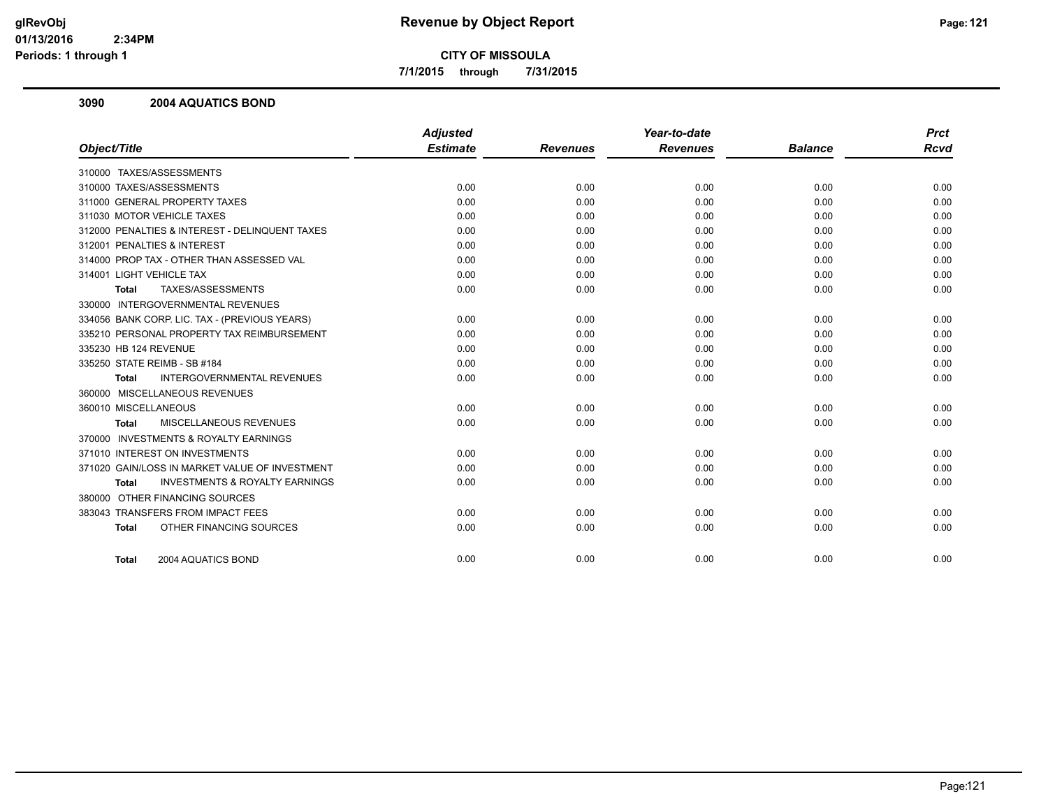**glRevObj**
**01/13/2016 2:34PM**
**Periods: 1 through 1**

# Revenue by Object Report

**CITY OF MISSOULA**

**7/1/2015 through 7/31/2015**

## 3090 2004 AQUATICS BOND

| Object/Title | Adjusted Estimate | Revenues | Year-to-date Revenues | Balance | Prct Rcvd |
|---|---|---|---|---|---|
| 310000 TAXES/ASSESSMENTS | | | | | |
| 310000 TAXES/ASSESSMENTS | 0.00 | 0.00 | 0.00 | 0.00 | 0.00 |
| 311000 GENERAL PROPERTY TAXES | 0.00 | 0.00 | 0.00 | 0.00 | 0.00 |
| 311030 MOTOR VEHICLE TAXES | 0.00 | 0.00 | 0.00 | 0.00 | 0.00 |
| 312000 PENALTIES & INTEREST - DELINQUENT TAXES | 0.00 | 0.00 | 0.00 | 0.00 | 0.00 |
| 312001 PENALTIES & INTEREST | 0.00 | 0.00 | 0.00 | 0.00 | 0.00 |
| 314000 PROP TAX - OTHER THAN ASSESSED VAL | 0.00 | 0.00 | 0.00 | 0.00 | 0.00 |
| 314001 LIGHT VEHICLE TAX | 0.00 | 0.00 | 0.00 | 0.00 | 0.00 |
| **Total** TAXES/ASSESSMENTS | 0.00 | 0.00 | 0.00 | 0.00 | 0.00 |
| 330000 INTERGOVERNMENTAL REVENUES | | | | | |
| 334056 BANK CORP. LIC. TAX - (PREVIOUS YEARS) | 0.00 | 0.00 | 0.00 | 0.00 | 0.00 |
| 335210 PERSONAL PROPERTY TAX REIMBURSEMENT | 0.00 | 0.00 | 0.00 | 0.00 | 0.00 |
| 335230 HB 124 REVENUE | 0.00 | 0.00 | 0.00 | 0.00 | 0.00 |
| 335250 STATE REIMB - SB #184 | 0.00 | 0.00 | 0.00 | 0.00 | 0.00 |
| **Total** INTERGOVERNMENTAL REVENUES | 0.00 | 0.00 | 0.00 | 0.00 | 0.00 |
| 360000 MISCELLANEOUS REVENUES | | | | | |
| 360010 MISCELLANEOUS | 0.00 | 0.00 | 0.00 | 0.00 | 0.00 |
| **Total** MISCELLANEOUS REVENUES | 0.00 | 0.00 | 0.00 | 0.00 | 0.00 |
| 370000 INVESTMENTS & ROYALTY EARNINGS | | | | | |
| 371010 INTEREST ON INVESTMENTS | 0.00 | 0.00 | 0.00 | 0.00 | 0.00 |
| 371020 GAIN/LOSS IN MARKET VALUE OF INVESTMENT | 0.00 | 0.00 | 0.00 | 0.00 | 0.00 |
| **Total** INVESTMENTS & ROYALTY EARNINGS | 0.00 | 0.00 | 0.00 | 0.00 | 0.00 |
| 380000 OTHER FINANCING SOURCES | | | | | |
| 383043 TRANSFERS FROM IMPACT FEES | 0.00 | 0.00 | 0.00 | 0.00 | 0.00 |
| **Total** OTHER FINANCING SOURCES | 0.00 | 0.00 | 0.00 | 0.00 | 0.00 |
| **Total** 2004 AQUATICS BOND | 0.00 | 0.00 | 0.00 | 0.00 | 0.00 |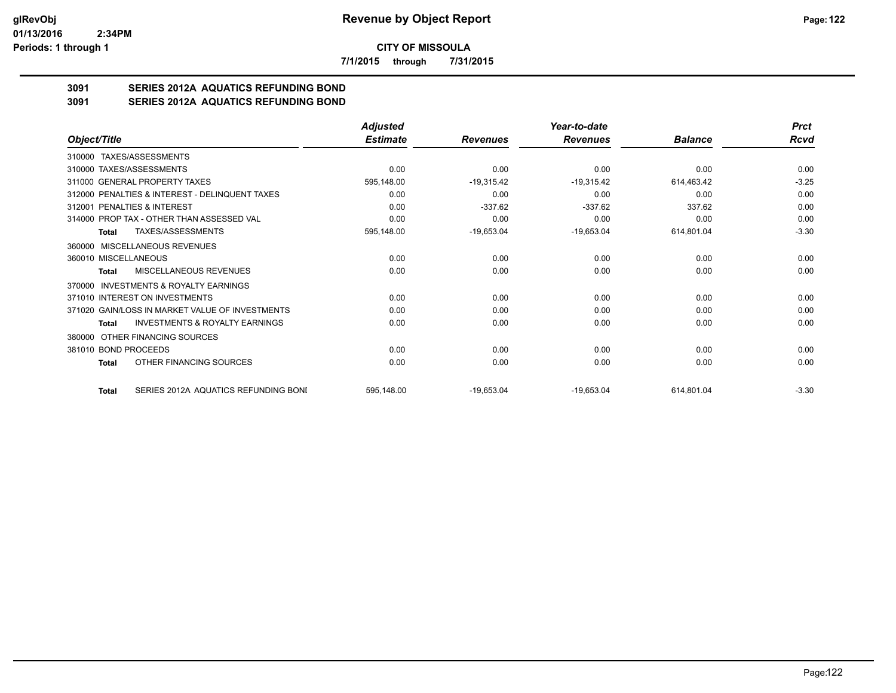**CITY OF MISSOULA**

**7/1/2015 through 7/31/2015**

## 3091 SERIES 2012A AQUATICS REFUNDING BOND

## 3091 SERIES 2012A AQUATICS REFUNDING BOND

| *Object/Title* | *Adjusted Estimate* | *Revenues* | *Year-to-date Revenues* | *Balance* | *Prct Rcvd* |
|---|---|---|---|---|---|
| 310000 TAXES/ASSESSMENTS | | | | | |
| 310000 TAXES/ASSESSMENTS | 0.00 | 0.00 | 0.00 | 0.00 | 0.00 |
| 311000 GENERAL PROPERTY TAXES | 595,148.00 | -19,315.42 | -19,315.42 | 614,463.42 | -3.25 |
| 312000 PENALTIES & INTEREST - DELINQUENT TAXES | 0.00 | 0.00 | 0.00 | 0.00 | 0.00 |
| 312001 PENALTIES & INTEREST | 0.00 | -337.62 | -337.62 | 337.62 | 0.00 |
| 314000 PROP TAX - OTHER THAN ASSESSED VAL | 0.00 | 0.00 | 0.00 | 0.00 | 0.00 |
| **Total** TAXES/ASSESSMENTS | 595,148.00 | -19,653.04 | -19,653.04 | 614,801.04 | -3.30 |
| 360000 MISCELLANEOUS REVENUES | | | | | |
| 360010 MISCELLANEOUS | 0.00 | 0.00 | 0.00 | 0.00 | 0.00 |
| **Total** MISCELLANEOUS REVENUES | 0.00 | 0.00 | 0.00 | 0.00 | 0.00 |
| 370000 INVESTMENTS & ROYALTY EARNINGS | | | | | |
| 371010 INTEREST ON INVESTMENTS | 0.00 | 0.00 | 0.00 | 0.00 | 0.00 |
| 371020 GAIN/LOSS IN MARKET VALUE OF INVESTMENTS | 0.00 | 0.00 | 0.00 | 0.00 | 0.00 |
| **Total** INVESTMENTS & ROYALTY EARNINGS | 0.00 | 0.00 | 0.00 | 0.00 | 0.00 |
| 380000 OTHER FINANCING SOURCES | | | | | |
| 381010 BOND PROCEEDS | 0.00 | 0.00 | 0.00 | 0.00 | 0.00 |
| **Total** OTHER FINANCING SOURCES | 0.00 | 0.00 | 0.00 | 0.00 | 0.00 |
| **Total** SERIES 2012A AQUATICS REFUNDING BONI | 595,148.00 | -19,653.04 | -19,653.04 | 614,801.04 | -3.30 |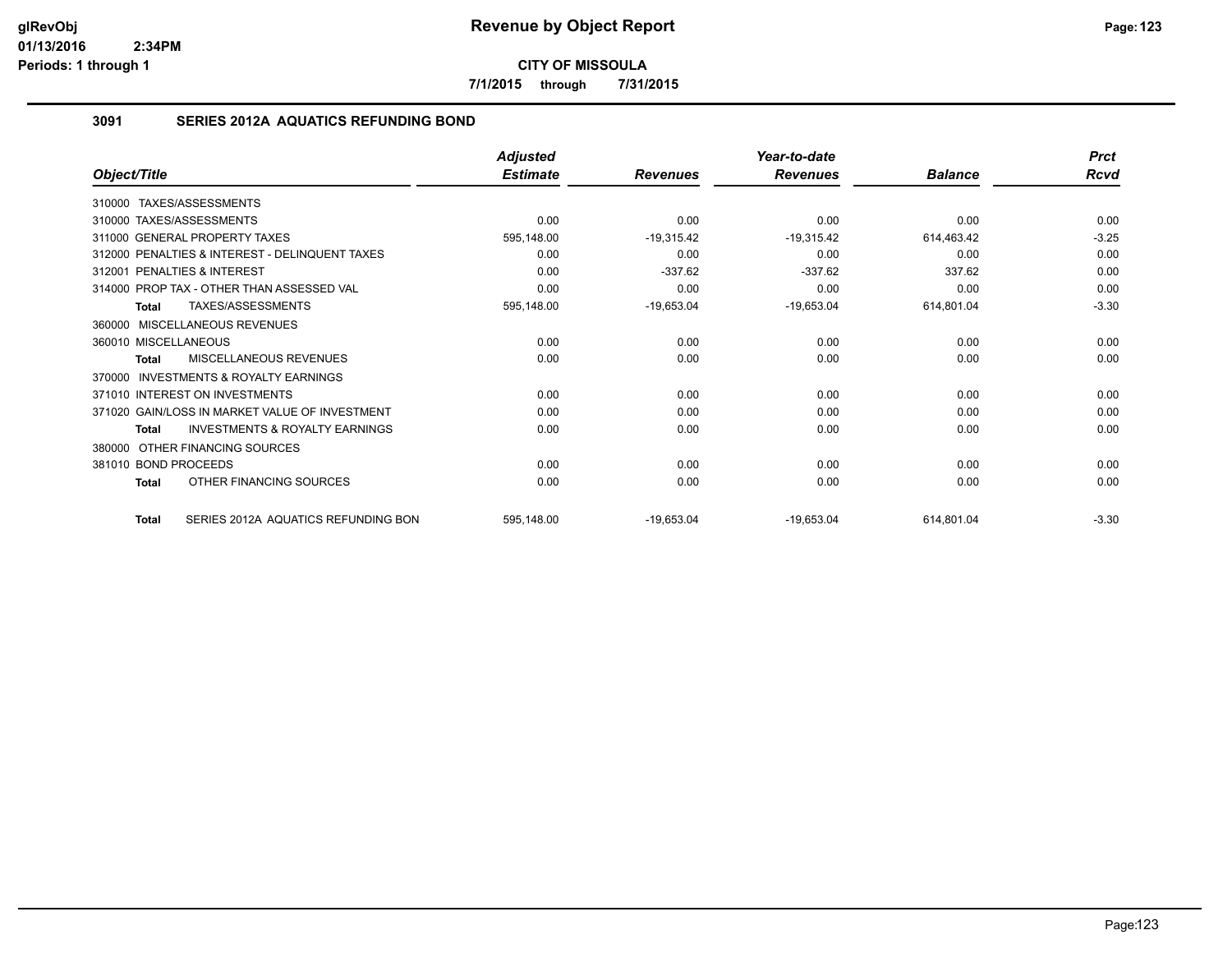**CITY OF MISSOULA**

**7/1/2015 through 7/31/2015**

## 3091 SERIES 2012A AQUATICS REFUNDING BOND

| Object/Title | Adjusted Estimate | Revenues | Year-to-date Revenues | Balance | Prct Rcvd |
|---|---|---|---|---|---|
| 310000 TAXES/ASSESSMENTS | | | | | |
| 310000 TAXES/ASSESSMENTS | 0.00 | 0.00 | 0.00 | 0.00 | 0.00 |
| 311000 GENERAL PROPERTY TAXES | 595,148.00 | -19,315.42 | -19,315.42 | 614,463.42 | -3.25 |
| 312000 PENALTIES & INTEREST - DELINQUENT TAXES | 0.00 | 0.00 | 0.00 | 0.00 | 0.00 |
| 312001 PENALTIES & INTEREST | 0.00 | -337.62 | -337.62 | 337.62 | 0.00 |
| 314000 PROP TAX - OTHER THAN ASSESSED VAL | 0.00 | 0.00 | 0.00 | 0.00 | 0.00 |
| **Total** TAXES/ASSESSMENTS | 595,148.00 | -19,653.04 | -19,653.04 | 614,801.04 | -3.30 |
| 360000 MISCELLANEOUS REVENUES | | | | | |
| 360010 MISCELLANEOUS | 0.00 | 0.00 | 0.00 | 0.00 | 0.00 |
| **Total** MISCELLANEOUS REVENUES | 0.00 | 0.00 | 0.00 | 0.00 | 0.00 |
| 370000 INVESTMENTS & ROYALTY EARNINGS | | | | | |
| 371010 INTEREST ON INVESTMENTS | 0.00 | 0.00 | 0.00 | 0.00 | 0.00 |
| 371020 GAIN/LOSS IN MARKET VALUE OF INVESTMENT | 0.00 | 0.00 | 0.00 | 0.00 | 0.00 |
| **Total** INVESTMENTS & ROYALTY EARNINGS | 0.00 | 0.00 | 0.00 | 0.00 | 0.00 |
| 380000 OTHER FINANCING SOURCES | | | | | |
| 381010 BOND PROCEEDS | 0.00 | 0.00 | 0.00 | 0.00 | 0.00 |
| **Total** OTHER FINANCING SOURCES | 0.00 | 0.00 | 0.00 | 0.00 | 0.00 |
| **Total** SERIES 2012A AQUATICS REFUNDING BON | 595,148.00 | -19,653.04 | -19,653.04 | 614,801.04 | -3.30 |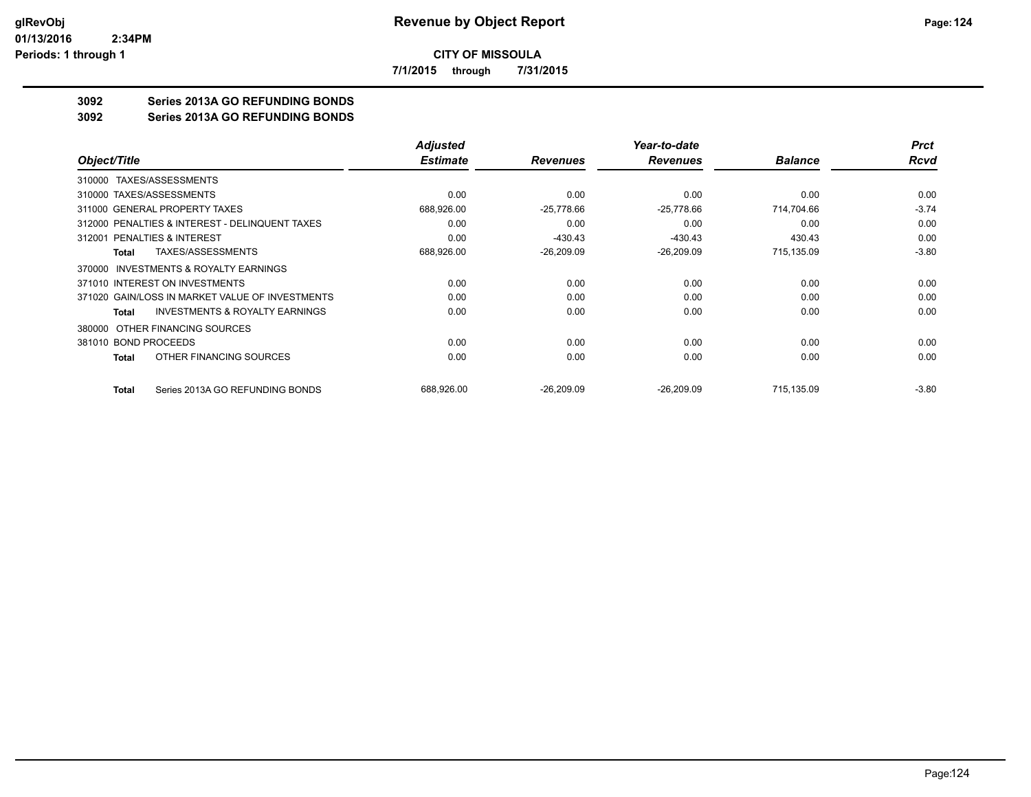**CITY OF MISSOULA**

**7/1/2015 through 7/31/2015**

## 3092 Series 2013A GO REFUNDING BONDS

## 3092 Series 2013A GO REFUNDING BONDS

| Object/Title | Adjusted Estimate | Revenues | Year-to-date Revenues | Balance | Prct Rcvd |
|---|---|---|---|---|---|
| 310000 TAXES/ASSESSMENTS | | | | | |
| 310000 TAXES/ASSESSMENTS | 0.00 | 0.00 | 0.00 | 0.00 | 0.00 |
| 311000 GENERAL PROPERTY TAXES | 688,926.00 | -25,778.66 | -25,778.66 | 714,704.66 | -3.74 |
| 312000 PENALTIES & INTEREST - DELINQUENT TAXES | 0.00 | 0.00 | 0.00 | 0.00 | 0.00 |
| 312001 PENALTIES & INTEREST | 0.00 | -430.43 | -430.43 | 430.43 | 0.00 |
| **Total** TAXES/ASSESSMENTS | 688,926.00 | -26,209.09 | -26,209.09 | 715,135.09 | -3.80 |
| 370000 INVESTMENTS & ROYALTY EARNINGS | | | | | |
| 371010 INTEREST ON INVESTMENTS | 0.00 | 0.00 | 0.00 | 0.00 | 0.00 |
| 371020 GAIN/LOSS IN MARKET VALUE OF INVESTMENTS | 0.00 | 0.00 | 0.00 | 0.00 | 0.00 |
| **Total** INVESTMENTS & ROYALTY EARNINGS | 0.00 | 0.00 | 0.00 | 0.00 | 0.00 |
| 380000 OTHER FINANCING SOURCES | | | | | |
| 381010 BOND PROCEEDS | 0.00 | 0.00 | 0.00 | 0.00 | 0.00 |
| **Total** OTHER FINANCING SOURCES | 0.00 | 0.00 | 0.00 | 0.00 | 0.00 |
| **Total** Series 2013A GO REFUNDING BONDS | 688,926.00 | -26,209.09 | -26,209.09 | 715,135.09 | -3.80 |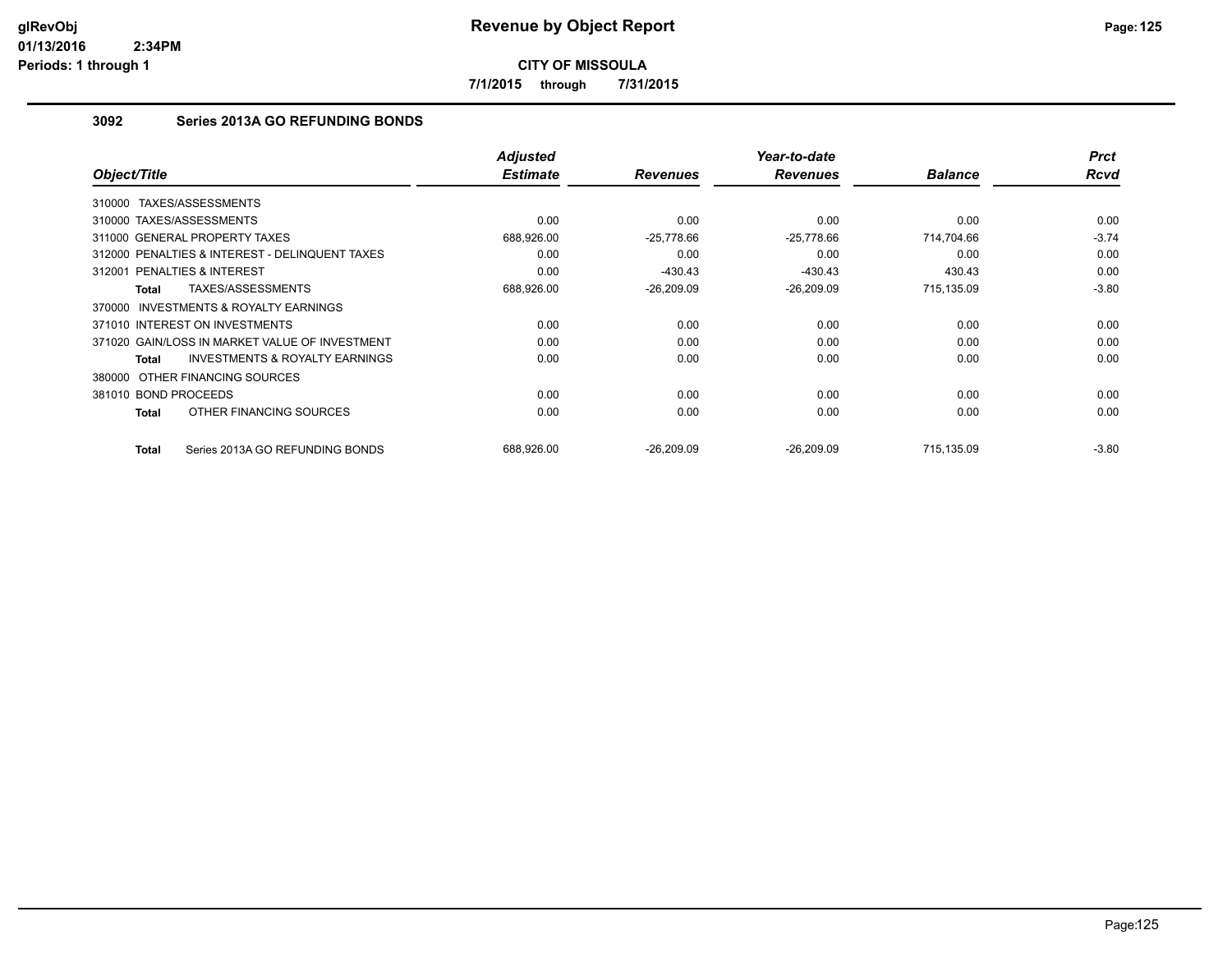# Revenue by Object Report

**CITY OF MISSOULA**

**7/1/2015 through 7/31/2015**

glRevObj
01/13/2016 2:34PM
Periods: 1 through 1

## 3092 Series 2013A GO REFUNDING BONDS

| Object/Title | Adjusted Estimate | Revenues | Year-to-date Revenues | Balance | Prct Rcvd |
|---|---|---|---|---|---|
| 310000 TAXES/ASSESSMENTS | | | | | |
| 310000 TAXES/ASSESSMENTS | 0.00 | 0.00 | 0.00 | 0.00 | 0.00 |
| 311000 GENERAL PROPERTY TAXES | 688,926.00 | -25,778.66 | -25,778.66 | 714,704.66 | -3.74 |
| 312000 PENALTIES & INTEREST - DELINQUENT TAXES | 0.00 | 0.00 | 0.00 | 0.00 | 0.00 |
| 312001 PENALTIES & INTEREST | 0.00 | -430.43 | -430.43 | 430.43 | 0.00 |
| **Total** TAXES/ASSESSMENTS | 688,926.00 | -26,209.09 | -26,209.09 | 715,135.09 | -3.80 |
| 370000 INVESTMENTS & ROYALTY EARNINGS | | | | | |
| 371010 INTEREST ON INVESTMENTS | 0.00 | 0.00 | 0.00 | 0.00 | 0.00 |
| 371020 GAIN/LOSS IN MARKET VALUE OF INVESTMENT | 0.00 | 0.00 | 0.00 | 0.00 | 0.00 |
| **Total** INVESTMENTS & ROYALTY EARNINGS | 0.00 | 0.00 | 0.00 | 0.00 | 0.00 |
| 380000 OTHER FINANCING SOURCES | | | | | |
| 381010 BOND PROCEEDS | 0.00 | 0.00 | 0.00 | 0.00 | 0.00 |
| **Total** OTHER FINANCING SOURCES | 0.00 | 0.00 | 0.00 | 0.00 | 0.00 |
| **Total** Series 2013A GO REFUNDING BONDS | 688,926.00 | -26,209.09 | -26,209.09 | 715,135.09 | -3.80 |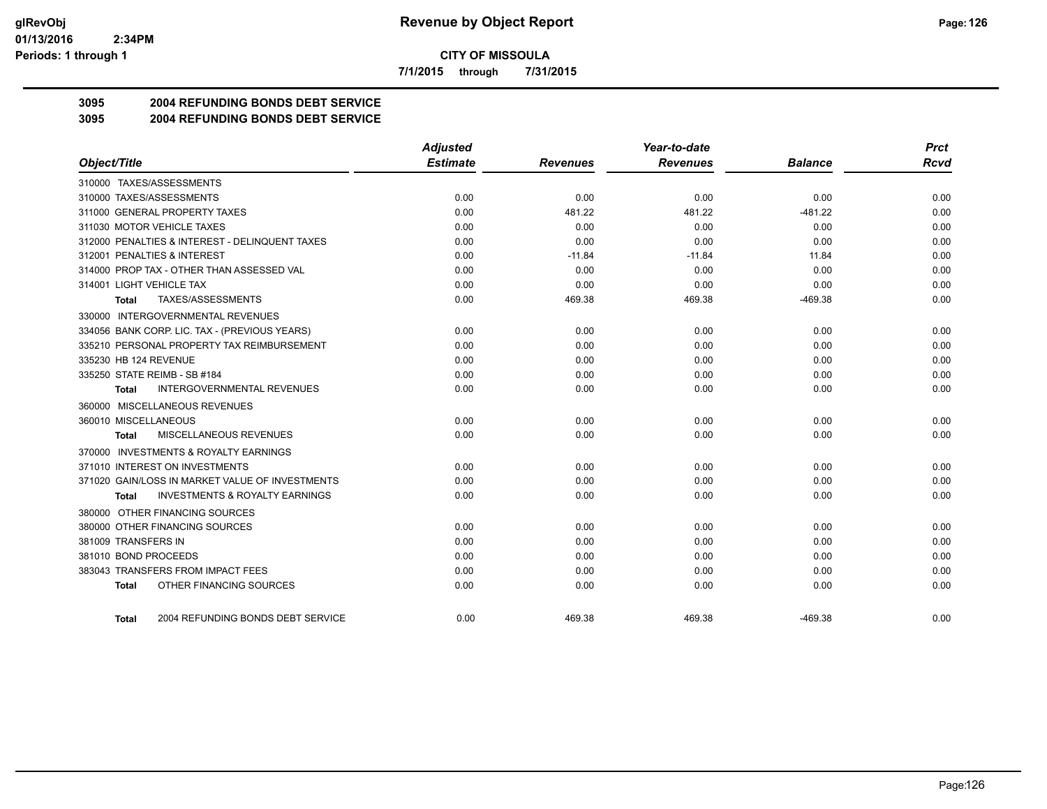**CITY OF MISSOULA**

**7/1/2015 through 7/31/2015**

## 3095 2004 REFUNDING BONDS DEBT SERVICE

## 3095 2004 REFUNDING BONDS DEBT SERVICE

| Object/Title | Adjusted Estimate | Revenues | Year-to-date Revenues | Balance | Prct Rcvd |
|---|---|---|---|---|---|
| 310000 TAXES/ASSESSMENTS | | | | | |
| 310000 TAXES/ASSESSMENTS | 0.00 | 0.00 | 0.00 | 0.00 | 0.00 |
| 311000 GENERAL PROPERTY TAXES | 0.00 | 481.22 | 481.22 | -481.22 | 0.00 |
| 311030 MOTOR VEHICLE TAXES | 0.00 | 0.00 | 0.00 | 0.00 | 0.00 |
| 312000 PENALTIES & INTEREST - DELINQUENT TAXES | 0.00 | 0.00 | 0.00 | 0.00 | 0.00 |
| 312001 PENALTIES & INTEREST | 0.00 | -11.84 | -11.84 | 11.84 | 0.00 |
| 314000 PROP TAX - OTHER THAN ASSESSED VAL | 0.00 | 0.00 | 0.00 | 0.00 | 0.00 |
| 314001 LIGHT VEHICLE TAX | 0.00 | 0.00 | 0.00 | 0.00 | 0.00 |
| **Total** TAXES/ASSESSMENTS | 0.00 | 469.38 | 469.38 | -469.38 | 0.00 |
| 330000 INTERGOVERNMENTAL REVENUES | | | | | |
| 334056 BANK CORP. LIC. TAX - (PREVIOUS YEARS) | 0.00 | 0.00 | 0.00 | 0.00 | 0.00 |
| 335210 PERSONAL PROPERTY TAX REIMBURSEMENT | 0.00 | 0.00 | 0.00 | 0.00 | 0.00 |
| 335230 HB 124 REVENUE | 0.00 | 0.00 | 0.00 | 0.00 | 0.00 |
| 335250 STATE REIMB - SB #184 | 0.00 | 0.00 | 0.00 | 0.00 | 0.00 |
| **Total** INTERGOVERNMENTAL REVENUES | 0.00 | 0.00 | 0.00 | 0.00 | 0.00 |
| 360000 MISCELLANEOUS REVENUES | | | | | |
| 360010 MISCELLANEOUS | 0.00 | 0.00 | 0.00 | 0.00 | 0.00 |
| **Total** MISCELLANEOUS REVENUES | 0.00 | 0.00 | 0.00 | 0.00 | 0.00 |
| 370000 INVESTMENTS & ROYALTY EARNINGS | | | | | |
| 371010 INTEREST ON INVESTMENTS | 0.00 | 0.00 | 0.00 | 0.00 | 0.00 |
| 371020 GAIN/LOSS IN MARKET VALUE OF INVESTMENTS | 0.00 | 0.00 | 0.00 | 0.00 | 0.00 |
| **Total** INVESTMENTS & ROYALTY EARNINGS | 0.00 | 0.00 | 0.00 | 0.00 | 0.00 |
| 380000 OTHER FINANCING SOURCES | | | | | |
| 380000 OTHER FINANCING SOURCES | 0.00 | 0.00 | 0.00 | 0.00 | 0.00 |
| 381009 TRANSFERS IN | 0.00 | 0.00 | 0.00 | 0.00 | 0.00 |
| 381010 BOND PROCEEDS | 0.00 | 0.00 | 0.00 | 0.00 | 0.00 |
| 383043 TRANSFERS FROM IMPACT FEES | 0.00 | 0.00 | 0.00 | 0.00 | 0.00 |
| **Total** OTHER FINANCING SOURCES | 0.00 | 0.00 | 0.00 | 0.00 | 0.00 |
| **Total** 2004 REFUNDING BONDS DEBT SERVICE | 0.00 | 469.38 | 469.38 | -469.38 | 0.00 |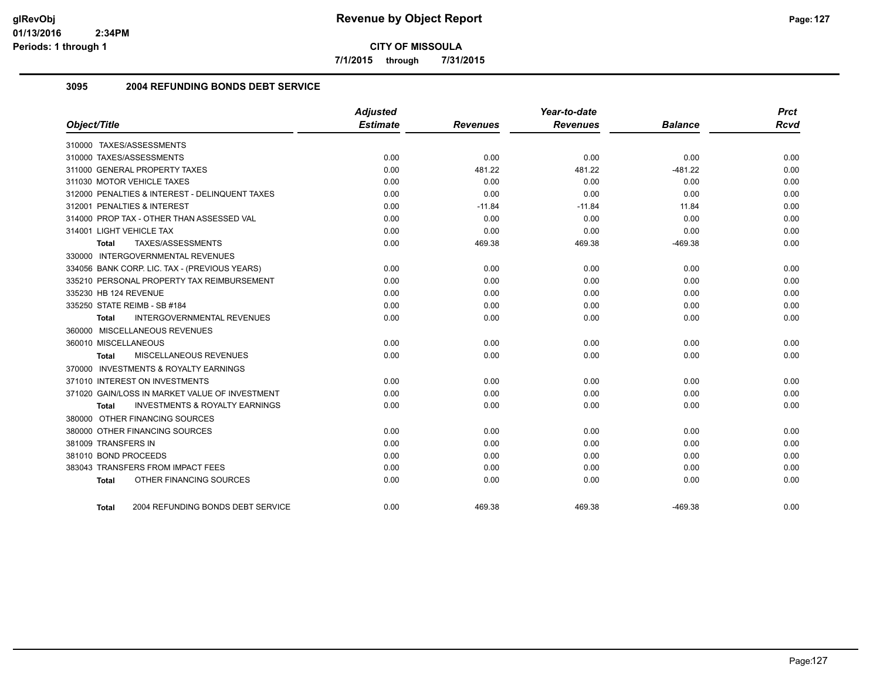# Revenue by Object Report

**CITY OF MISSOULA**

**7/1/2015 through 7/31/2015**

glRevObj
01/13/2016 2:34PM
Periods: 1 through 1

### 3095 2004 REFUNDING BONDS DEBT SERVICE

| Object/Title | Adjusted Estimate | Revenues | Year-to-date Revenues | Balance | Prct Rcvd |
|---|---|---|---|---|---|
| 310000 TAXES/ASSESSMENTS | | | | | |
| 310000 TAXES/ASSESSMENTS | 0.00 | 0.00 | 0.00 | 0.00 | 0.00 |
| 311000 GENERAL PROPERTY TAXES | 0.00 | 481.22 | 481.22 | -481.22 | 0.00 |
| 311030 MOTOR VEHICLE TAXES | 0.00 | 0.00 | 0.00 | 0.00 | 0.00 |
| 312000 PENALTIES & INTEREST - DELINQUENT TAXES | 0.00 | 0.00 | 0.00 | 0.00 | 0.00 |
| 312001 PENALTIES & INTEREST | 0.00 | -11.84 | -11.84 | 11.84 | 0.00 |
| 314000 PROP TAX - OTHER THAN ASSESSED VAL | 0.00 | 0.00 | 0.00 | 0.00 | 0.00 |
| 314001 LIGHT VEHICLE TAX | 0.00 | 0.00 | 0.00 | 0.00 | 0.00 |
| **Total** TAXES/ASSESSMENTS | 0.00 | 469.38 | 469.38 | -469.38 | 0.00 |
| 330000 INTERGOVERNMENTAL REVENUES | | | | | |
| 334056 BANK CORP. LIC. TAX - (PREVIOUS YEARS) | 0.00 | 0.00 | 0.00 | 0.00 | 0.00 |
| 335210 PERSONAL PROPERTY TAX REIMBURSEMENT | 0.00 | 0.00 | 0.00 | 0.00 | 0.00 |
| 335230 HB 124 REVENUE | 0.00 | 0.00 | 0.00 | 0.00 | 0.00 |
| 335250 STATE REIMB - SB #184 | 0.00 | 0.00 | 0.00 | 0.00 | 0.00 |
| **Total** INTERGOVERNMENTAL REVENUES | 0.00 | 0.00 | 0.00 | 0.00 | 0.00 |
| 360000 MISCELLANEOUS REVENUES | | | | | |
| 360010 MISCELLANEOUS | 0.00 | 0.00 | 0.00 | 0.00 | 0.00 |
| **Total** MISCELLANEOUS REVENUES | 0.00 | 0.00 | 0.00 | 0.00 | 0.00 |
| 370000 INVESTMENTS & ROYALTY EARNINGS | | | | | |
| 371010 INTEREST ON INVESTMENTS | 0.00 | 0.00 | 0.00 | 0.00 | 0.00 |
| 371020 GAIN/LOSS IN MARKET VALUE OF INVESTMENT | 0.00 | 0.00 | 0.00 | 0.00 | 0.00 |
| **Total** INVESTMENTS & ROYALTY EARNINGS | 0.00 | 0.00 | 0.00 | 0.00 | 0.00 |
| 380000 OTHER FINANCING SOURCES | | | | | |
| 380000 OTHER FINANCING SOURCES | 0.00 | 0.00 | 0.00 | 0.00 | 0.00 |
| 381009 TRANSFERS IN | 0.00 | 0.00 | 0.00 | 0.00 | 0.00 |
| 381010 BOND PROCEEDS | 0.00 | 0.00 | 0.00 | 0.00 | 0.00 |
| 383043 TRANSFERS FROM IMPACT FEES | 0.00 | 0.00 | 0.00 | 0.00 | 0.00 |
| **Total** OTHER FINANCING SOURCES | 0.00 | 0.00 | 0.00 | 0.00 | 0.00 |
| **Total** 2004 REFUNDING BONDS DEBT SERVICE | 0.00 | 469.38 | 469.38 | -469.38 | 0.00 |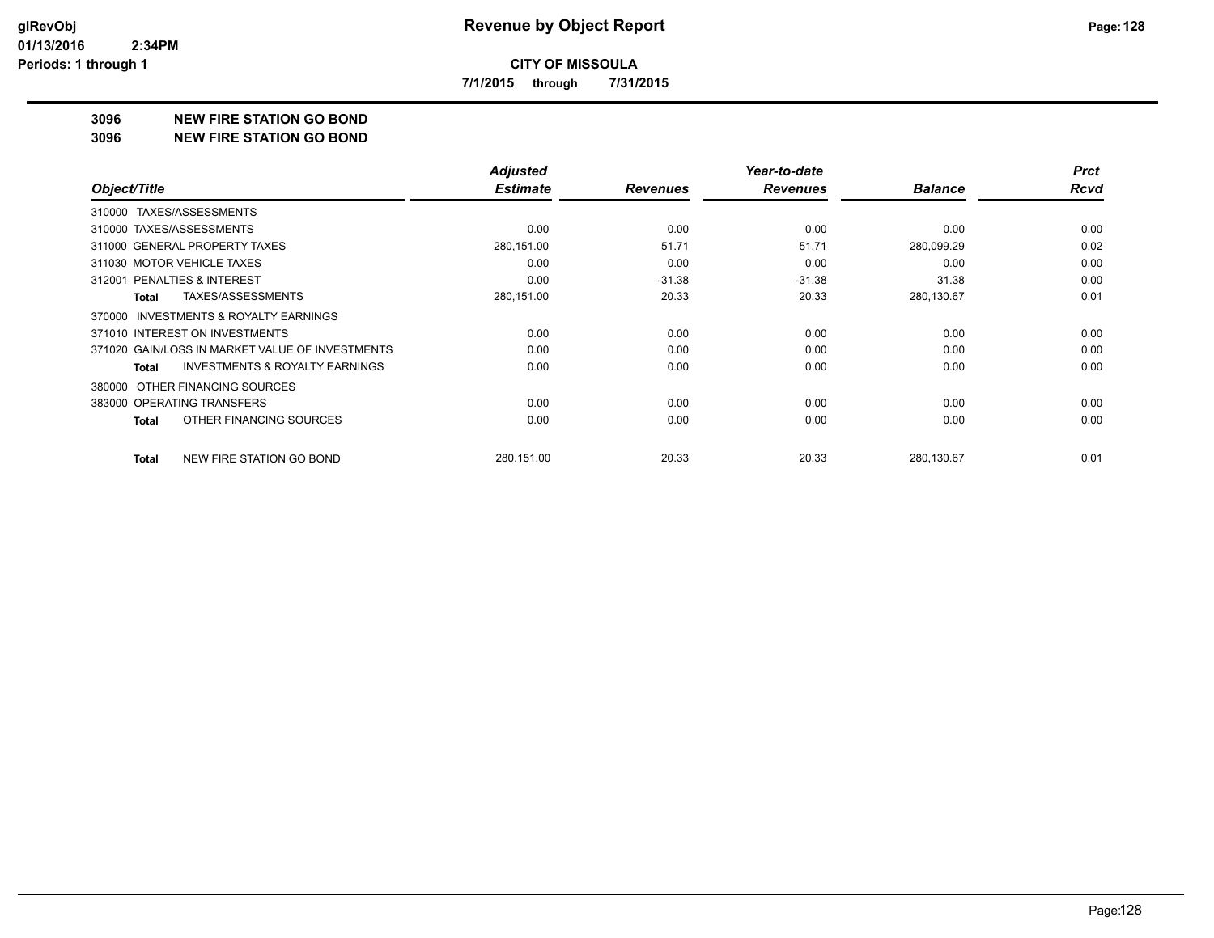**CITY OF MISSOULA**

**7/1/2015 through 7/31/2015**

# Revenue by Object Report

**3096 NEW FIRE STATION GO BOND**

**3096 NEW FIRE STATION GO BOND**

| Object/Title | Adjusted Estimate | Revenues | Year-to-date Revenues | Balance | Prct Rcvd |
|---|---|---|---|---|---|
| 310000 TAXES/ASSESSMENTS | | | | | |
| 310000 TAXES/ASSESSMENTS | 0.00 | 0.00 | 0.00 | 0.00 | 0.00 |
| 311000 GENERAL PROPERTY TAXES | 280,151.00 | 51.71 | 51.71 | 280,099.29 | 0.02 |
| 311030 MOTOR VEHICLE TAXES | 0.00 | 0.00 | 0.00 | 0.00 | 0.00 |
| 312001 PENALTIES & INTEREST | 0.00 | -31.38 | -31.38 | 31.38 | 0.00 |
| **Total** TAXES/ASSESSMENTS | 280,151.00 | 20.33 | 20.33 | 280,130.67 | 0.01 |
| 370000 INVESTMENTS & ROYALTY EARNINGS | | | | | |
| 371010 INTEREST ON INVESTMENTS | 0.00 | 0.00 | 0.00 | 0.00 | 0.00 |
| 371020 GAIN/LOSS IN MARKET VALUE OF INVESTMENTS | 0.00 | 0.00 | 0.00 | 0.00 | 0.00 |
| **Total** INVESTMENTS & ROYALTY EARNINGS | 0.00 | 0.00 | 0.00 | 0.00 | 0.00 |
| 380000 OTHER FINANCING SOURCES | | | | | |
| 383000 OPERATING TRANSFERS | 0.00 | 0.00 | 0.00 | 0.00 | 0.00 |
| **Total** OTHER FINANCING SOURCES | 0.00 | 0.00 | 0.00 | 0.00 | 0.00 |
| **Total** NEW FIRE STATION GO BOND | 280,151.00 | 20.33 | 20.33 | 280,130.67 | 0.01 |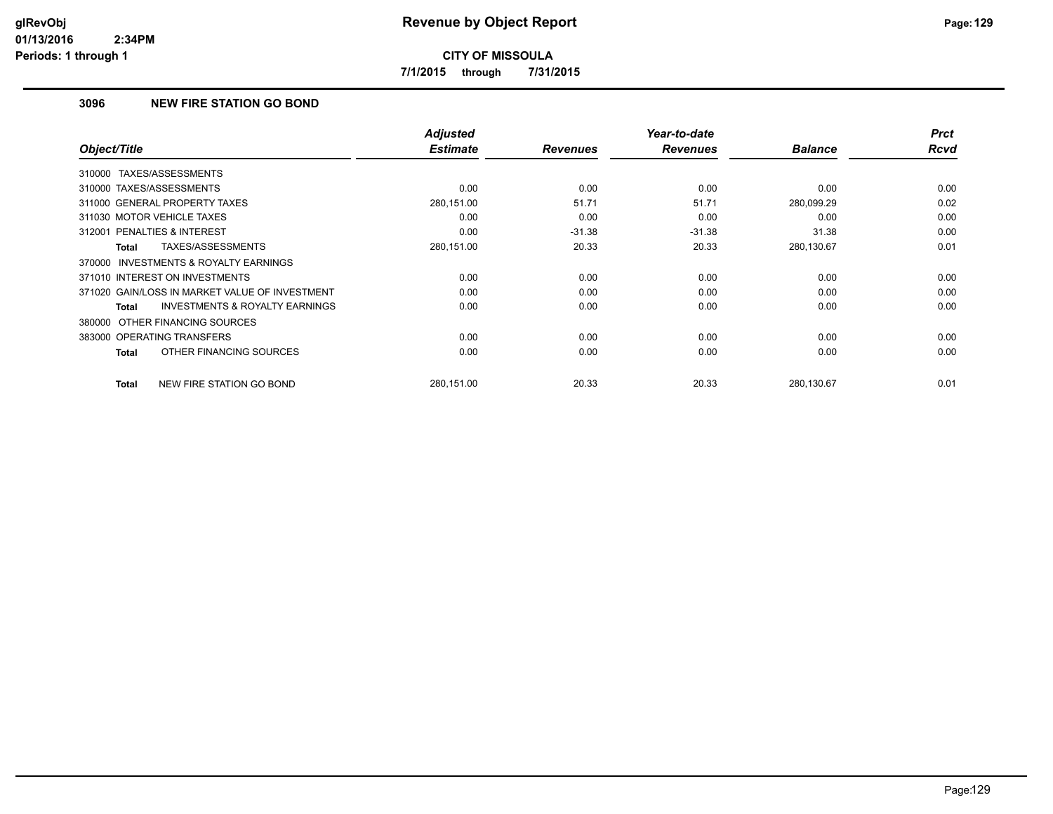**Revenue by Object Report**

**CITY OF MISSOULA**

**7/1/2015 through 7/31/2015**

### 3096 NEW FIRE STATION GO BOND

| Object/Title | Adjusted Estimate | Revenues | Year-to-date Revenues | Balance | Prct Rcvd |
|---|---|---|---|---|---|
| 310000 TAXES/ASSESSMENTS | | | | | |
| 310000 TAXES/ASSESSMENTS | 0.00 | 0.00 | 0.00 | 0.00 | 0.00 |
| 311000 GENERAL PROPERTY TAXES | 280,151.00 | 51.71 | 51.71 | 280,099.29 | 0.02 |
| 311030 MOTOR VEHICLE TAXES | 0.00 | 0.00 | 0.00 | 0.00 | 0.00 |
| 312001 PENALTIES & INTEREST | 0.00 | -31.38 | -31.38 | 31.38 | 0.00 |
| **Total** TAXES/ASSESSMENTS | 280,151.00 | 20.33 | 20.33 | 280,130.67 | 0.01 |
| 370000 INVESTMENTS & ROYALTY EARNINGS | | | | | |
| 371010 INTEREST ON INVESTMENTS | 0.00 | 0.00 | 0.00 | 0.00 | 0.00 |
| 371020 GAIN/LOSS IN MARKET VALUE OF INVESTMENT | 0.00 | 0.00 | 0.00 | 0.00 | 0.00 |
| **Total** INVESTMENTS & ROYALTY EARNINGS | 0.00 | 0.00 | 0.00 | 0.00 | 0.00 |
| 380000 OTHER FINANCING SOURCES | | | | | |
| 383000 OPERATING TRANSFERS | 0.00 | 0.00 | 0.00 | 0.00 | 0.00 |
| **Total** OTHER FINANCING SOURCES | 0.00 | 0.00 | 0.00 | 0.00 | 0.00 |
| **Total** NEW FIRE STATION GO BOND | 280,151.00 | 20.33 | 20.33 | 280,130.67 | 0.01 |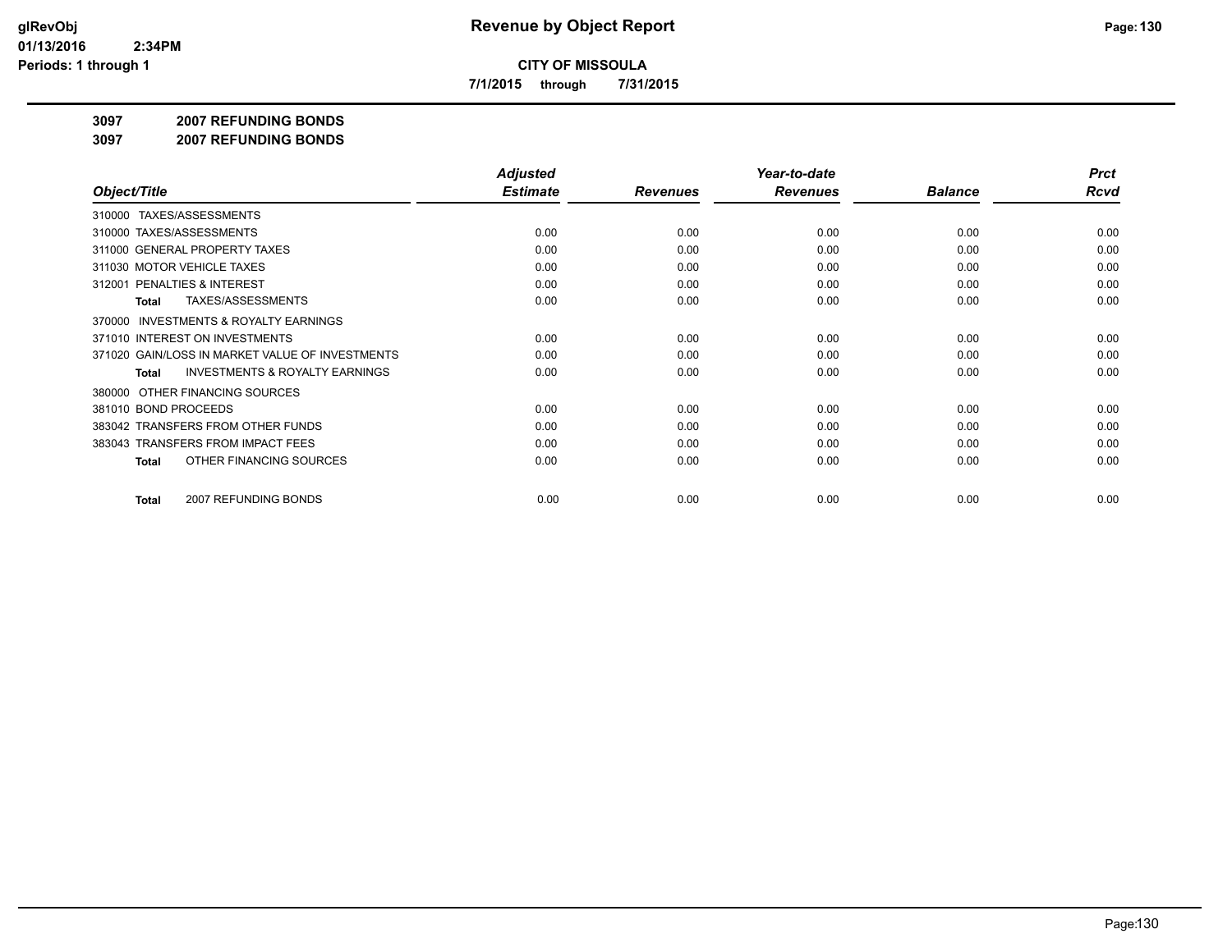**CITY OF MISSOULA**

**7/1/2015 through 7/31/2015**

**3097 2007 REFUNDING BONDS**

**3097 2007 REFUNDING BONDS**

| Object/Title | Adjusted Estimate | Revenues | Year-to-date Revenues | Balance | Prct Rcvd |
|---|---|---|---|---|---|
| 310000 TAXES/ASSESSMENTS | | | | | |
| 310000 TAXES/ASSESSMENTS | 0.00 | 0.00 | 0.00 | 0.00 | 0.00 |
| 311000 GENERAL PROPERTY TAXES | 0.00 | 0.00 | 0.00 | 0.00 | 0.00 |
| 311030 MOTOR VEHICLE TAXES | 0.00 | 0.00 | 0.00 | 0.00 | 0.00 |
| 312001 PENALTIES & INTEREST | 0.00 | 0.00 | 0.00 | 0.00 | 0.00 |
| **Total** TAXES/ASSESSMENTS | 0.00 | 0.00 | 0.00 | 0.00 | 0.00 |
| 370000 INVESTMENTS & ROYALTY EARNINGS | | | | | |
| 371010 INTEREST ON INVESTMENTS | 0.00 | 0.00 | 0.00 | 0.00 | 0.00 |
| 371020 GAIN/LOSS IN MARKET VALUE OF INVESTMENTS | 0.00 | 0.00 | 0.00 | 0.00 | 0.00 |
| **Total** INVESTMENTS & ROYALTY EARNINGS | 0.00 | 0.00 | 0.00 | 0.00 | 0.00 |
| 380000 OTHER FINANCING SOURCES | | | | | |
| 381010 BOND PROCEEDS | 0.00 | 0.00 | 0.00 | 0.00 | 0.00 |
| 383042 TRANSFERS FROM OTHER FUNDS | 0.00 | 0.00 | 0.00 | 0.00 | 0.00 |
| 383043 TRANSFERS FROM IMPACT FEES | 0.00 | 0.00 | 0.00 | 0.00 | 0.00 |
| **Total** OTHER FINANCING SOURCES | 0.00 | 0.00 | 0.00 | 0.00 | 0.00 |
| **Total** 2007 REFUNDING BONDS | 0.00 | 0.00 | 0.00 | 0.00 | 0.00 |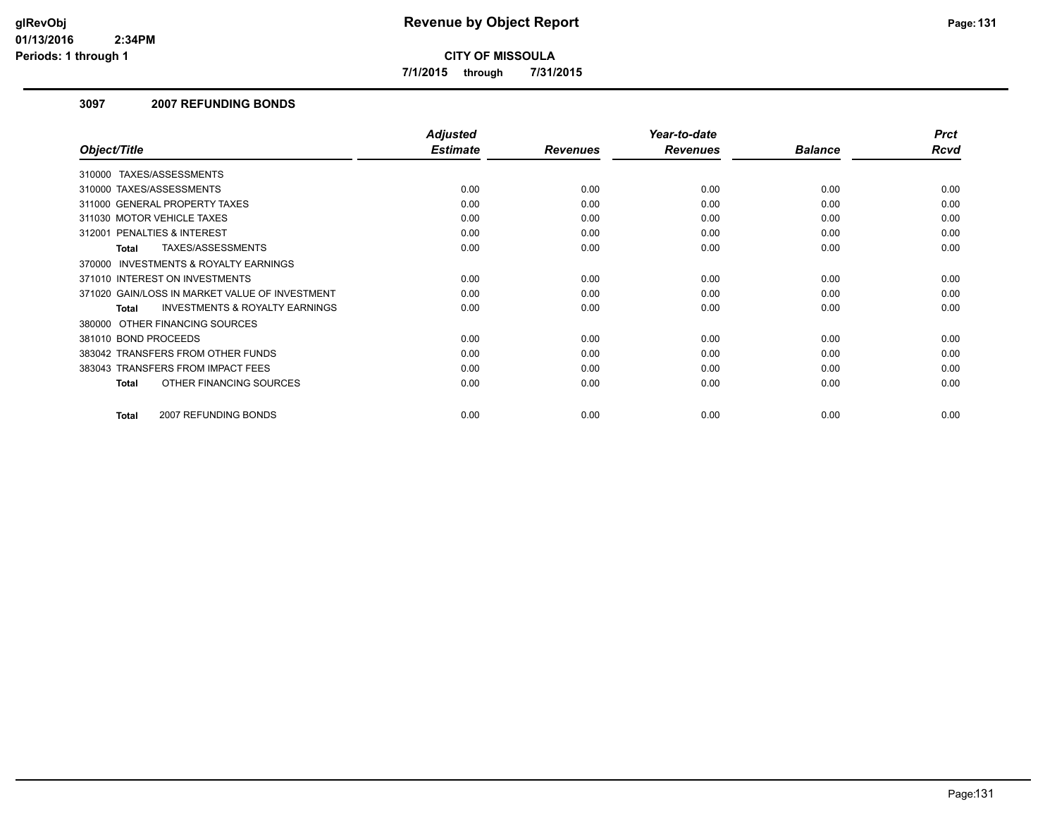# Revenue by Object Report

**CITY OF MISSOULA**

**7/1/2015 through 7/31/2015**

glRevObj
01/13/2016 2:34PM
Periods: 1 through 1

### 3097 2007 REFUNDING BONDS

| Object/Title | Adjusted Estimate | Revenues | Year-to-date Revenues | Balance | Prct Rcvd |
|---|---|---|---|---|---|
| 310000 TAXES/ASSESSMENTS | | | | | |
| 310000 TAXES/ASSESSMENTS | 0.00 | 0.00 | 0.00 | 0.00 | 0.00 |
| 311000 GENERAL PROPERTY TAXES | 0.00 | 0.00 | 0.00 | 0.00 | 0.00 |
| 311030 MOTOR VEHICLE TAXES | 0.00 | 0.00 | 0.00 | 0.00 | 0.00 |
| 312001 PENALTIES & INTEREST | 0.00 | 0.00 | 0.00 | 0.00 | 0.00 |
| **Total** TAXES/ASSESSMENTS | 0.00 | 0.00 | 0.00 | 0.00 | 0.00 |
| 370000 INVESTMENTS & ROYALTY EARNINGS | | | | | |
| 371010 INTEREST ON INVESTMENTS | 0.00 | 0.00 | 0.00 | 0.00 | 0.00 |
| 371020 GAIN/LOSS IN MARKET VALUE OF INVESTMENT | 0.00 | 0.00 | 0.00 | 0.00 | 0.00 |
| **Total** INVESTMENTS & ROYALTY EARNINGS | 0.00 | 0.00 | 0.00 | 0.00 | 0.00 |
| 380000 OTHER FINANCING SOURCES | | | | | |
| 381010 BOND PROCEEDS | 0.00 | 0.00 | 0.00 | 0.00 | 0.00 |
| 383042 TRANSFERS FROM OTHER FUNDS | 0.00 | 0.00 | 0.00 | 0.00 | 0.00 |
| 383043 TRANSFERS FROM IMPACT FEES | 0.00 | 0.00 | 0.00 | 0.00 | 0.00 |
| **Total** OTHER FINANCING SOURCES | 0.00 | 0.00 | 0.00 | 0.00 | 0.00 |
| **Total** 2007 REFUNDING BONDS | 0.00 | 0.00 | 0.00 | 0.00 | 0.00 |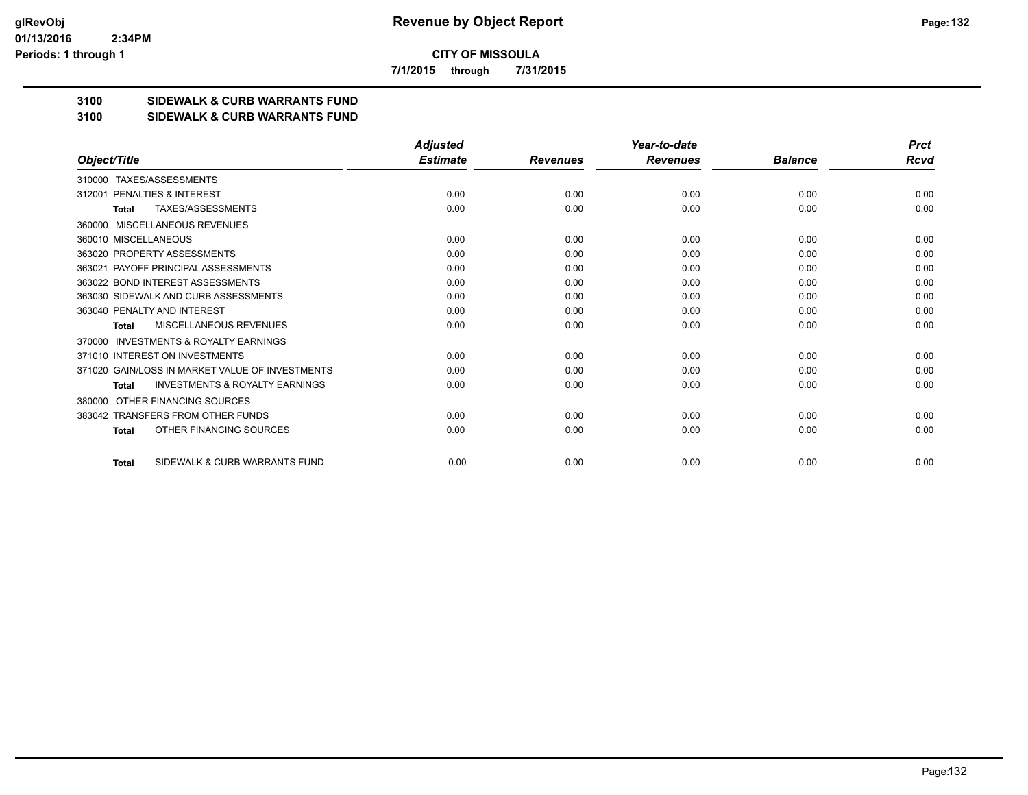**CITY OF MISSOULA**

**7/1/2015 through 7/31/2015**

## 3100 SIDEWALK & CURB WARRANTS FUND

## 3100 SIDEWALK & CURB WARRANTS FUND

| Object/Title | Adjusted Estimate | Revenues | Year-to-date Revenues | Balance | Prct Rcvd |
|---|---|---|---|---|---|
| 310000 TAXES/ASSESSMENTS | | | | | |
| 312001 PENALTIES & INTEREST | 0.00 | 0.00 | 0.00 | 0.00 | 0.00 |
| **Total** TAXES/ASSESSMENTS | 0.00 | 0.00 | 0.00 | 0.00 | 0.00 |
| 360000 MISCELLANEOUS REVENUES | | | | | |
| 360010 MISCELLANEOUS | 0.00 | 0.00 | 0.00 | 0.00 | 0.00 |
| 363020 PROPERTY ASSESSMENTS | 0.00 | 0.00 | 0.00 | 0.00 | 0.00 |
| 363021 PAYOFF PRINCIPAL ASSESSMENTS | 0.00 | 0.00 | 0.00 | 0.00 | 0.00 |
| 363022 BOND INTEREST ASSESSMENTS | 0.00 | 0.00 | 0.00 | 0.00 | 0.00 |
| 363030 SIDEWALK AND CURB ASSESSMENTS | 0.00 | 0.00 | 0.00 | 0.00 | 0.00 |
| 363040 PENALTY AND INTEREST | 0.00 | 0.00 | 0.00 | 0.00 | 0.00 |
| **Total** MISCELLANEOUS REVENUES | 0.00 | 0.00 | 0.00 | 0.00 | 0.00 |
| 370000 INVESTMENTS & ROYALTY EARNINGS | | | | | |
| 371010 INTEREST ON INVESTMENTS | 0.00 | 0.00 | 0.00 | 0.00 | 0.00 |
| 371020 GAIN/LOSS IN MARKET VALUE OF INVESTMENTS | 0.00 | 0.00 | 0.00 | 0.00 | 0.00 |
| **Total** INVESTMENTS & ROYALTY EARNINGS | 0.00 | 0.00 | 0.00 | 0.00 | 0.00 |
| 380000 OTHER FINANCING SOURCES | | | | | |
| 383042 TRANSFERS FROM OTHER FUNDS | 0.00 | 0.00 | 0.00 | 0.00 | 0.00 |
| **Total** OTHER FINANCING SOURCES | 0.00 | 0.00 | 0.00 | 0.00 | 0.00 |
| **Total** SIDEWALK & CURB WARRANTS FUND | 0.00 | 0.00 | 0.00 | 0.00 | 0.00 |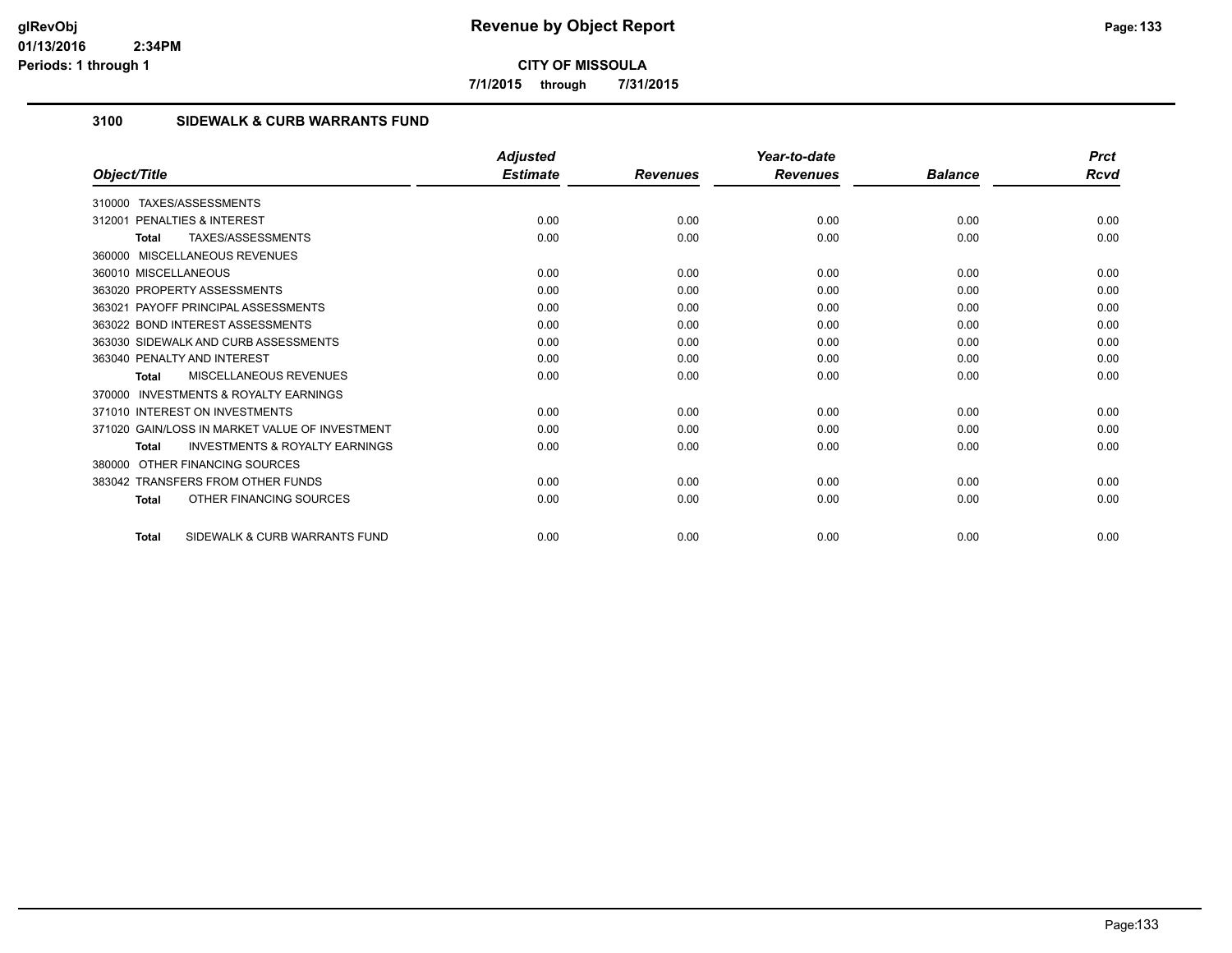# Revenue by Object Report

**CITY OF MISSOULA**

**7/1/2015 through 7/31/2015**

## 3100 SIDEWALK & CURB WARRANTS FUND

| Object/Title | Adjusted Estimate | Revenues | Year-to-date Revenues | Balance | Prct Rcvd |
|---|---|---|---|---|---|
| 310000 TAXES/ASSESSMENTS | | | | | |
| 312001 PENALTIES & INTEREST | 0.00 | 0.00 | 0.00 | 0.00 | 0.00 |
| **Total** TAXES/ASSESSMENTS | 0.00 | 0.00 | 0.00 | 0.00 | 0.00 |
| 360000 MISCELLANEOUS REVENUES | | | | | |
| 360010 MISCELLANEOUS | 0.00 | 0.00 | 0.00 | 0.00 | 0.00 |
| 363020 PROPERTY ASSESSMENTS | 0.00 | 0.00 | 0.00 | 0.00 | 0.00 |
| 363021 PAYOFF PRINCIPAL ASSESSMENTS | 0.00 | 0.00 | 0.00 | 0.00 | 0.00 |
| 363022 BOND INTEREST ASSESSMENTS | 0.00 | 0.00 | 0.00 | 0.00 | 0.00 |
| 363030 SIDEWALK AND CURB ASSESSMENTS | 0.00 | 0.00 | 0.00 | 0.00 | 0.00 |
| 363040 PENALTY AND INTEREST | 0.00 | 0.00 | 0.00 | 0.00 | 0.00 |
| **Total** MISCELLANEOUS REVENUES | 0.00 | 0.00 | 0.00 | 0.00 | 0.00 |
| 370000 INVESTMENTS & ROYALTY EARNINGS | | | | | |
| 371010 INTEREST ON INVESTMENTS | 0.00 | 0.00 | 0.00 | 0.00 | 0.00 |
| 371020 GAIN/LOSS IN MARKET VALUE OF INVESTMENT | 0.00 | 0.00 | 0.00 | 0.00 | 0.00 |
| **Total** INVESTMENTS & ROYALTY EARNINGS | 0.00 | 0.00 | 0.00 | 0.00 | 0.00 |
| 380000 OTHER FINANCING SOURCES | | | | | |
| 383042 TRANSFERS FROM OTHER FUNDS | 0.00 | 0.00 | 0.00 | 0.00 | 0.00 |
| **Total** OTHER FINANCING SOURCES | 0.00 | 0.00 | 0.00 | 0.00 | 0.00 |
| **Total** SIDEWALK & CURB WARRANTS FUND | 0.00 | 0.00 | 0.00 | 0.00 | 0.00 |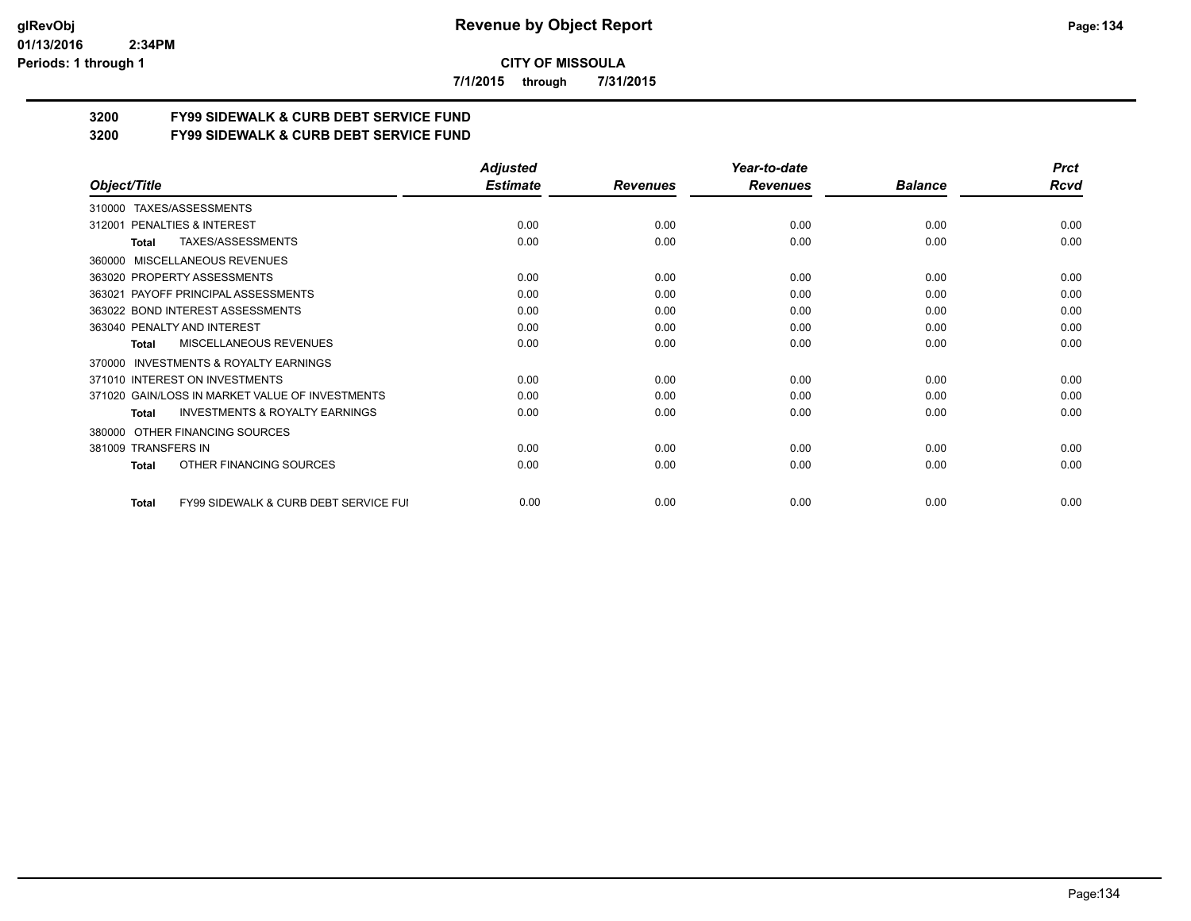**Revenue by Object Report**

**CITY OF MISSOULA**

**7/1/2015 through 7/31/2015**

**3200 FY99 SIDEWALK & CURB DEBT SERVICE FUND**

**3200 FY99 SIDEWALK & CURB DEBT SERVICE FUND**

| Object/Title | Adjusted Estimate | Revenues | Year-to-date Revenues | Balance | Prct Rcvd |
|---|---|---|---|---|---|
| 310000 TAXES/ASSESSMENTS | | | | | |
| 312001 PENALTIES & INTEREST | 0.00 | 0.00 | 0.00 | 0.00 | 0.00 |
| **Total** TAXES/ASSESSMENTS | 0.00 | 0.00 | 0.00 | 0.00 | 0.00 |
| 360000 MISCELLANEOUS REVENUES | | | | | |
| 363020 PROPERTY ASSESSMENTS | 0.00 | 0.00 | 0.00 | 0.00 | 0.00 |
| 363021 PAYOFF PRINCIPAL ASSESSMENTS | 0.00 | 0.00 | 0.00 | 0.00 | 0.00 |
| 363022 BOND INTEREST ASSESSMENTS | 0.00 | 0.00 | 0.00 | 0.00 | 0.00 |
| 363040 PENALTY AND INTEREST | 0.00 | 0.00 | 0.00 | 0.00 | 0.00 |
| **Total** MISCELLANEOUS REVENUES | 0.00 | 0.00 | 0.00 | 0.00 | 0.00 |
| 370000 INVESTMENTS & ROYALTY EARNINGS | | | | | |
| 371010 INTEREST ON INVESTMENTS | 0.00 | 0.00 | 0.00 | 0.00 | 0.00 |
| 371020 GAIN/LOSS IN MARKET VALUE OF INVESTMENTS | 0.00 | 0.00 | 0.00 | 0.00 | 0.00 |
| **Total** INVESTMENTS & ROYALTY EARNINGS | 0.00 | 0.00 | 0.00 | 0.00 | 0.00 |
| 380000 OTHER FINANCING SOURCES | | | | | |
| 381009 TRANSFERS IN | 0.00 | 0.00 | 0.00 | 0.00 | 0.00 |
| **Total** OTHER FINANCING SOURCES | 0.00 | 0.00 | 0.00 | 0.00 | 0.00 |
| **Total** FY99 SIDEWALK & CURB DEBT SERVICE FUI | 0.00 | 0.00 | 0.00 | 0.00 | 0.00 |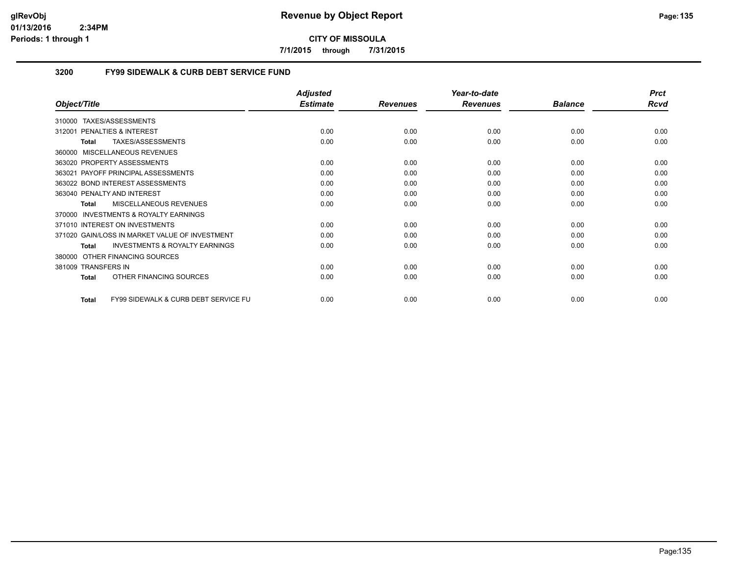# CITY OF MISSOULA

**7/1/2015 through 7/31/2015**

## 3200 FY99 SIDEWALK & CURB DEBT SERVICE FUND

| Object/Title | Adjusted Estimate | Revenues | Year-to-date Revenues | Balance | Prct Rcvd |
|---|---|---|---|---|---|
| 310000 TAXES/ASSESSMENTS | | | | | |
| 312001 PENALTIES & INTEREST | 0.00 | 0.00 | 0.00 | 0.00 | 0.00 |
| **Total** TAXES/ASSESSMENTS | 0.00 | 0.00 | 0.00 | 0.00 | 0.00 |
| 360000 MISCELLANEOUS REVENUES | | | | | |
| 363020 PROPERTY ASSESSMENTS | 0.00 | 0.00 | 0.00 | 0.00 | 0.00 |
| 363021 PAYOFF PRINCIPAL ASSESSMENTS | 0.00 | 0.00 | 0.00 | 0.00 | 0.00 |
| 363022 BOND INTEREST ASSESSMENTS | 0.00 | 0.00 | 0.00 | 0.00 | 0.00 |
| 363040 PENALTY AND INTEREST | 0.00 | 0.00 | 0.00 | 0.00 | 0.00 |
| **Total** MISCELLANEOUS REVENUES | 0.00 | 0.00 | 0.00 | 0.00 | 0.00 |
| 370000 INVESTMENTS & ROYALTY EARNINGS | | | | | |
| 371010 INTEREST ON INVESTMENTS | 0.00 | 0.00 | 0.00 | 0.00 | 0.00 |
| 371020 GAIN/LOSS IN MARKET VALUE OF INVESTMENT | 0.00 | 0.00 | 0.00 | 0.00 | 0.00 |
| **Total** INVESTMENTS & ROYALTY EARNINGS | 0.00 | 0.00 | 0.00 | 0.00 | 0.00 |
| 380000 OTHER FINANCING SOURCES | | | | | |
| 381009 TRANSFERS IN | 0.00 | 0.00 | 0.00 | 0.00 | 0.00 |
| **Total** OTHER FINANCING SOURCES | 0.00 | 0.00 | 0.00 | 0.00 | 0.00 |
| **Total** FY99 SIDEWALK & CURB DEBT SERVICE FU | 0.00 | 0.00 | 0.00 | 0.00 | 0.00 |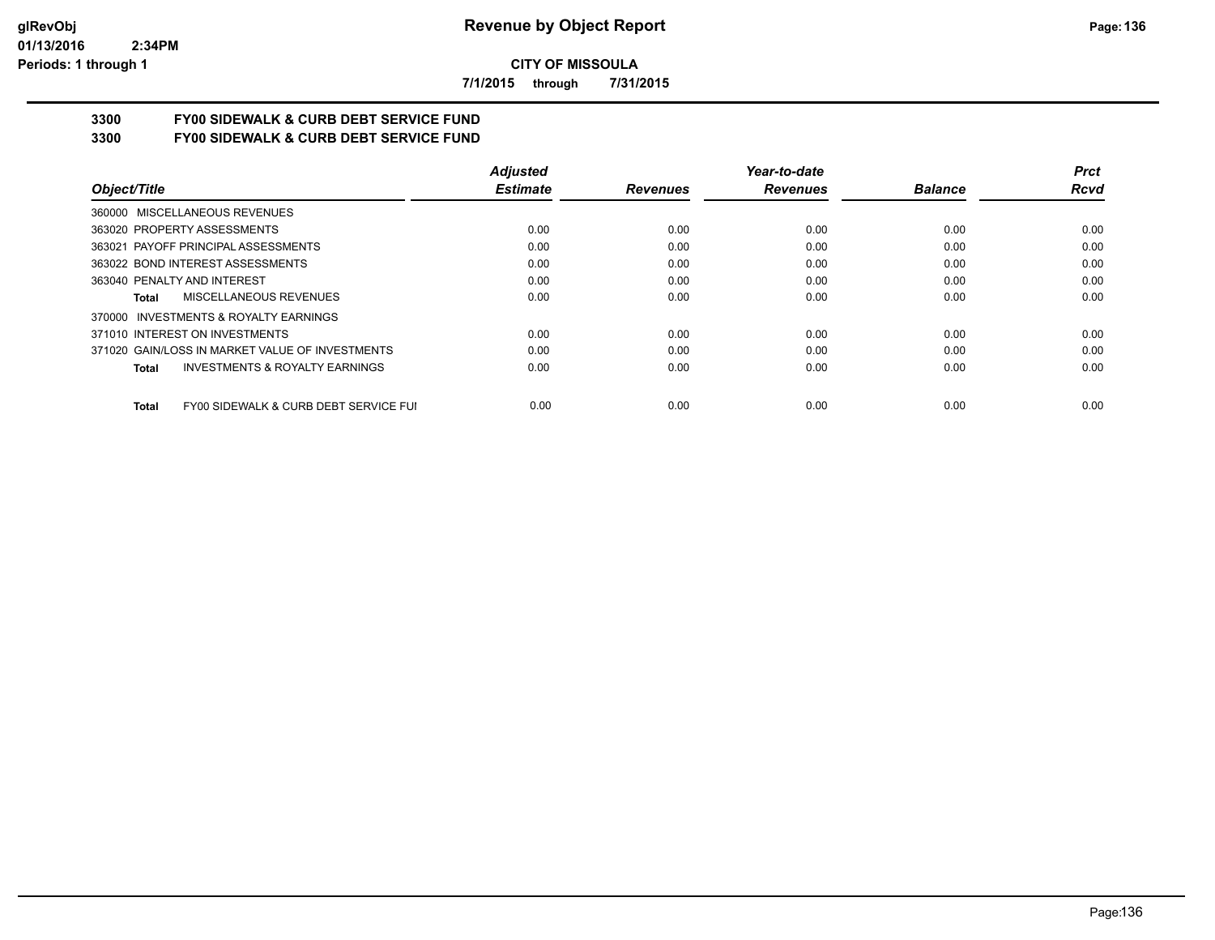**CITY OF MISSOULA**

**7/1/2015 through 7/31/2015**

**3300 FY00 SIDEWALK & CURB DEBT SERVICE FUND**

**3300 FY00 SIDEWALK & CURB DEBT SERVICE FUND**

| Object/Title | Adjusted Estimate | Revenues | Year-to-date Revenues | Balance | Prct Rcvd |
|---|---|---|---|---|---|
| 360000 MISCELLANEOUS REVENUES | | | | | |
| 363020 PROPERTY ASSESSMENTS | 0.00 | 0.00 | 0.00 | 0.00 | 0.00 |
| 363021 PAYOFF PRINCIPAL ASSESSMENTS | 0.00 | 0.00 | 0.00 | 0.00 | 0.00 |
| 363022 BOND INTEREST ASSESSMENTS | 0.00 | 0.00 | 0.00 | 0.00 | 0.00 |
| 363040 PENALTY AND INTEREST | 0.00 | 0.00 | 0.00 | 0.00 | 0.00 |
| **Total** MISCELLANEOUS REVENUES | 0.00 | 0.00 | 0.00 | 0.00 | 0.00 |
| 370000 INVESTMENTS & ROYALTY EARNINGS | | | | | |
| 371010 INTEREST ON INVESTMENTS | 0.00 | 0.00 | 0.00 | 0.00 | 0.00 |
| 371020 GAIN/LOSS IN MARKET VALUE OF INVESTMENTS | 0.00 | 0.00 | 0.00 | 0.00 | 0.00 |
| **Total** INVESTMENTS & ROYALTY EARNINGS | 0.00 | 0.00 | 0.00 | 0.00 | 0.00 |
| **Total** FY00 SIDEWALK & CURB DEBT SERVICE FUI | 0.00 | 0.00 | 0.00 | 0.00 | 0.00 |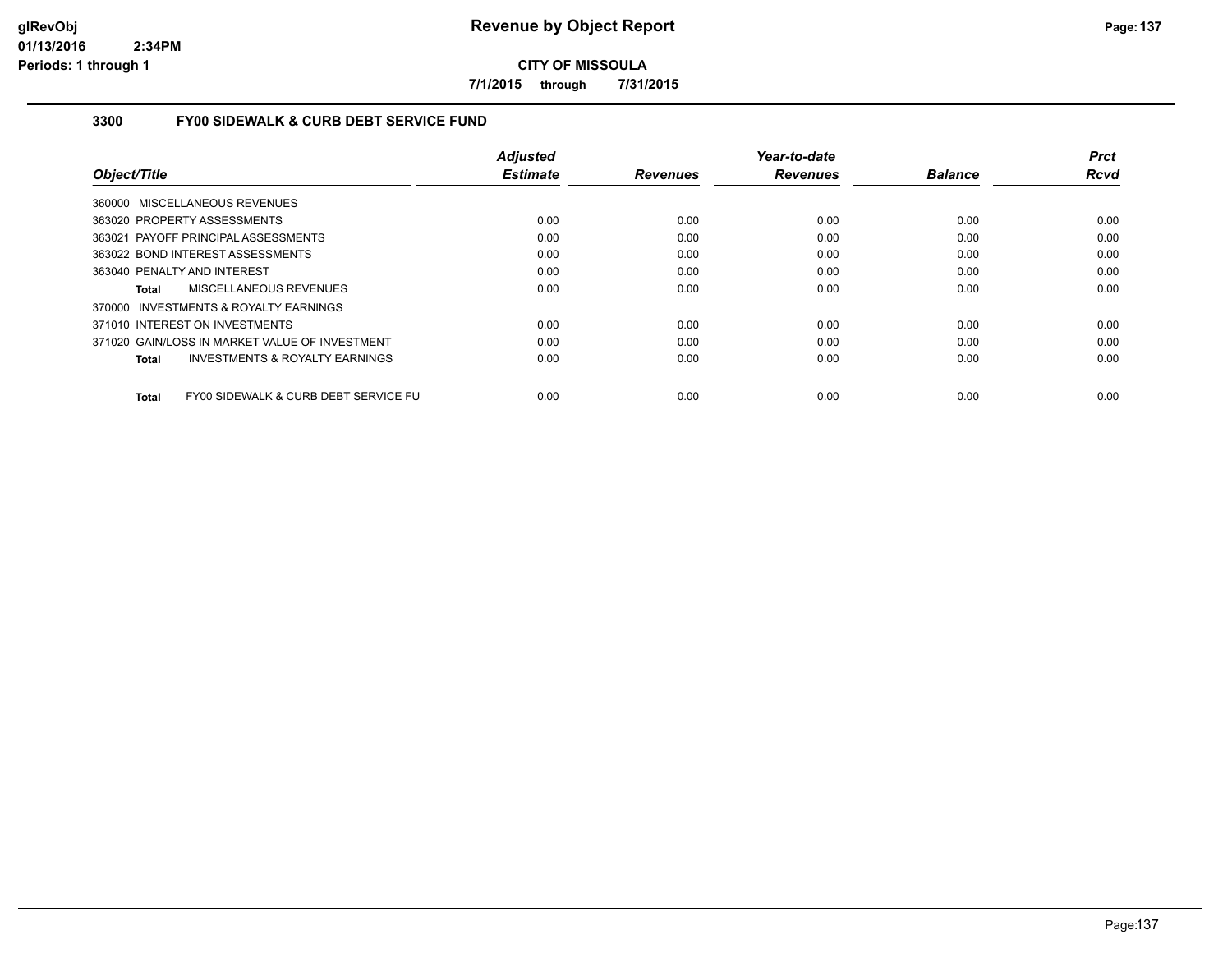# Revenue by Object Report

**CITY OF MISSOULA**

**7/1/2015 through 7/31/2015**

glRevObj
01/13/2016 2:34PM
Periods: 1 through 1

### 3300 FY00 SIDEWALK & CURB DEBT SERVICE FUND

| Object/Title | Adjusted Estimate | Revenues | Year-to-date Revenues | Balance | Prct Rcvd |
|---|---|---|---|---|---|
| 360000 MISCELLANEOUS REVENUES | | | | | |
| 363020 PROPERTY ASSESSMENTS | 0.00 | 0.00 | 0.00 | 0.00 | 0.00 |
| 363021 PAYOFF PRINCIPAL ASSESSMENTS | 0.00 | 0.00 | 0.00 | 0.00 | 0.00 |
| 363022 BOND INTEREST ASSESSMENTS | 0.00 | 0.00 | 0.00 | 0.00 | 0.00 |
| 363040 PENALTY AND INTEREST | 0.00 | 0.00 | 0.00 | 0.00 | 0.00 |
| **Total** MISCELLANEOUS REVENUES | 0.00 | 0.00 | 0.00 | 0.00 | 0.00 |
| 370000 INVESTMENTS & ROYALTY EARNINGS | | | | | |
| 371010 INTEREST ON INVESTMENTS | 0.00 | 0.00 | 0.00 | 0.00 | 0.00 |
| 371020 GAIN/LOSS IN MARKET VALUE OF INVESTMENT | 0.00 | 0.00 | 0.00 | 0.00 | 0.00 |
| **Total** INVESTMENTS & ROYALTY EARNINGS | 0.00 | 0.00 | 0.00 | 0.00 | 0.00 |
| **Total** FY00 SIDEWALK & CURB DEBT SERVICE FU | 0.00 | 0.00 | 0.00 | 0.00 | 0.00 |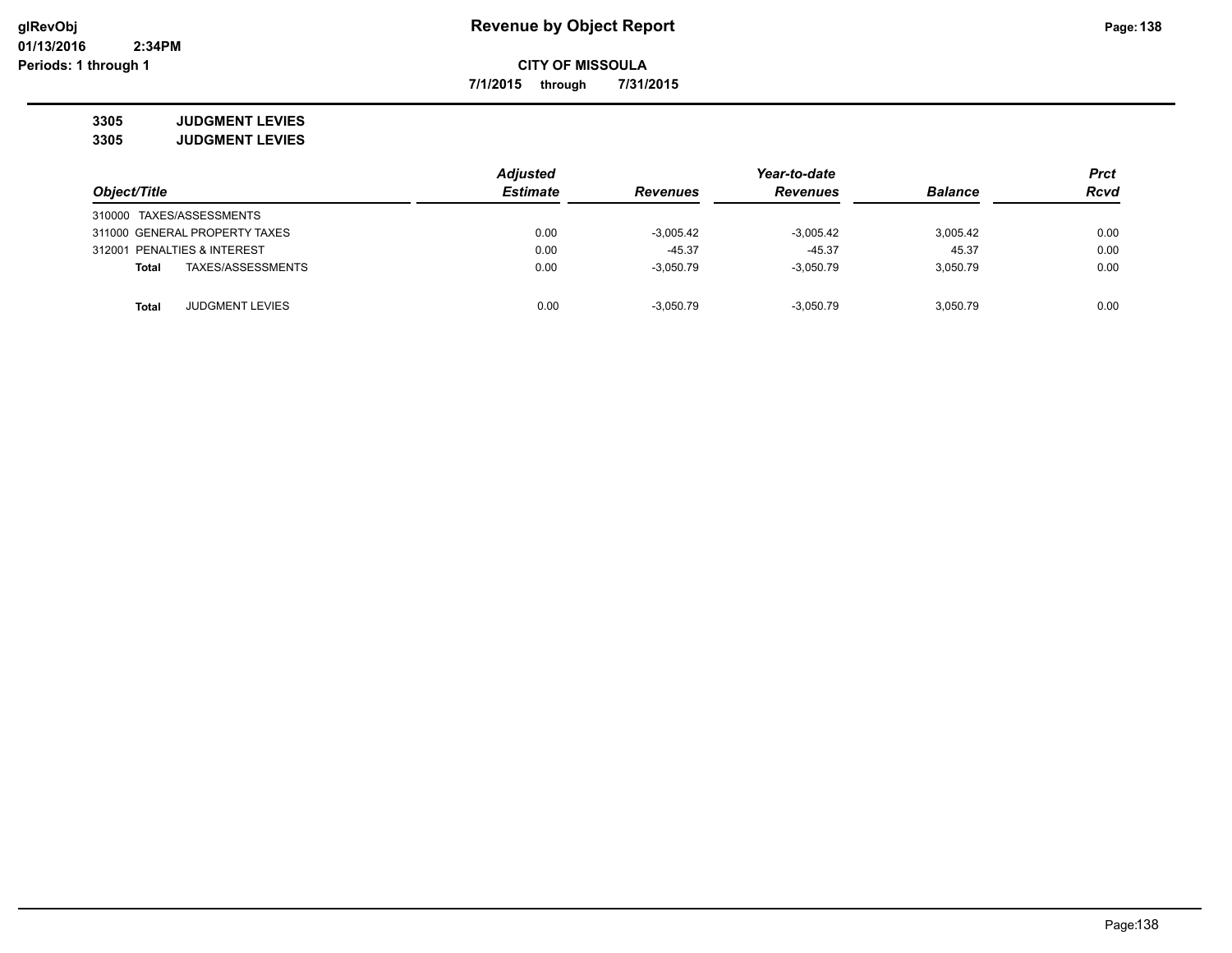# Revenue by Object Report

**CITY OF MISSOULA**

**7/1/2015 through 7/31/2015**

glRevObj
01/13/2016 2:34PM
Periods: 1 through 1

**3305 JUDGMENT LEVIES**

**3305 JUDGMENT LEVIES**

| Object/Title | Adjusted Estimate | Revenues | Year-to-date Revenues | Balance | Prct Rcvd |
|---|---|---|---|---|---|
| 310000 TAXES/ASSESSMENTS | | | | | |
| 311000 GENERAL PROPERTY TAXES | 0.00 | -3,005.42 | -3,005.42 | 3,005.42 | 0.00 |
| 312001 PENALTIES & INTEREST | 0.00 | -45.37 | -45.37 | 45.37 | 0.00 |
| **Total** TAXES/ASSESSMENTS | 0.00 | -3,050.79 | -3,050.79 | 3,050.79 | 0.00 |
| | | | | | |
| **Total** JUDGMENT LEVIES | 0.00 | -3,050.79 | -3,050.79 | 3,050.79 | 0.00 |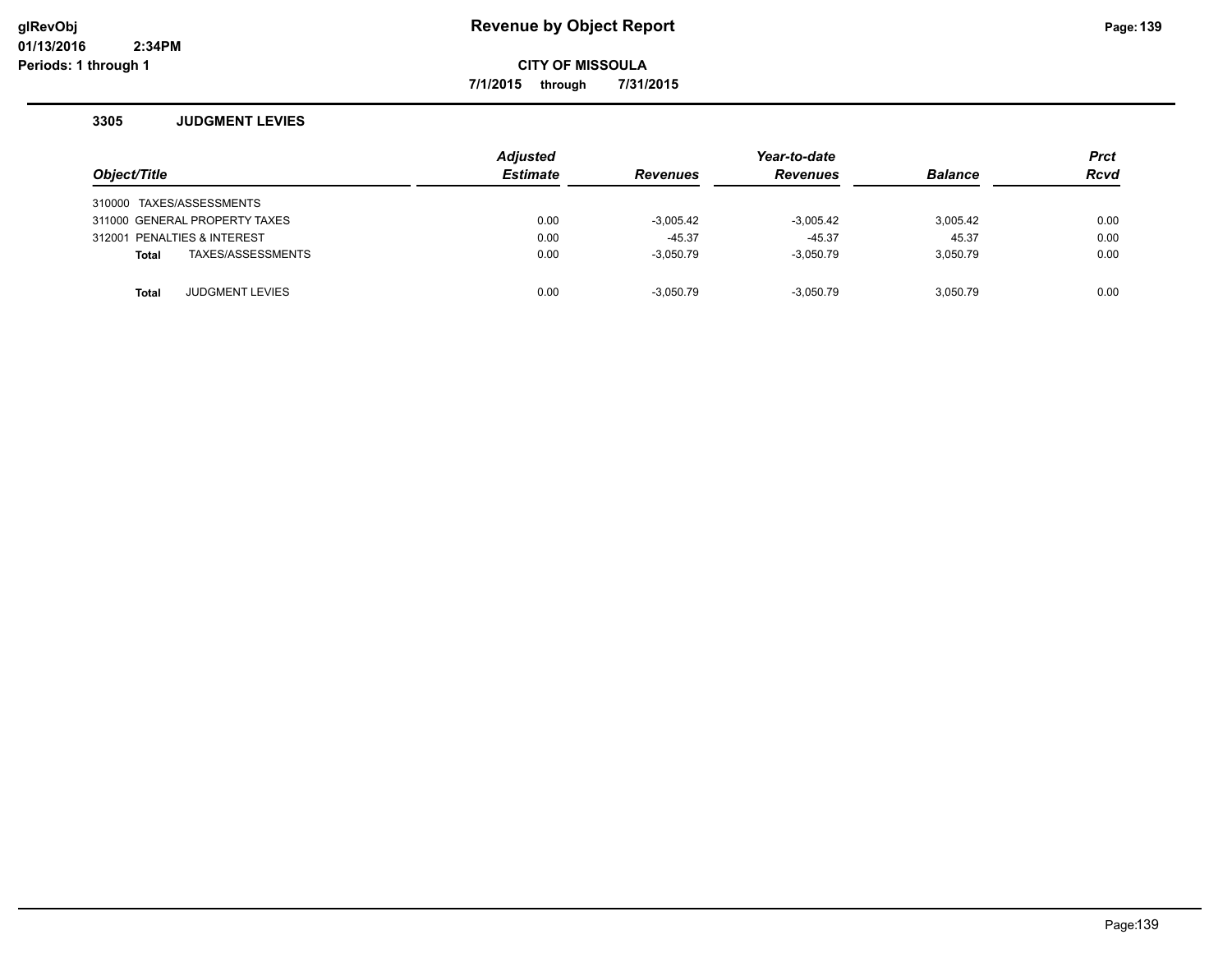# Revenue by Object Report

**CITY OF MISSOULA**

**7/1/2015 through 7/31/2015**

### 3305 JUDGMENT LEVIES

| Object/Title | Adjusted Estimate | Revenues | Year-to-date Revenues | Balance | Prct Rcvd |
|---|---|---|---|---|---|
| 310000 TAXES/ASSESSMENTS | | | | | |
| 311000 GENERAL PROPERTY TAXES | 0.00 | -3,005.42 | -3,005.42 | 3,005.42 | 0.00 |
| 312001 PENALTIES & INTEREST | 0.00 | -45.37 | -45.37 | 45.37 | 0.00 |
| **Total** TAXES/ASSESSMENTS | 0.00 | -3,050.79 | -3,050.79 | 3,050.79 | 0.00 |
| **Total** JUDGMENT LEVIES | 0.00 | -3,050.79 | -3,050.79 | 3,050.79 | 0.00 |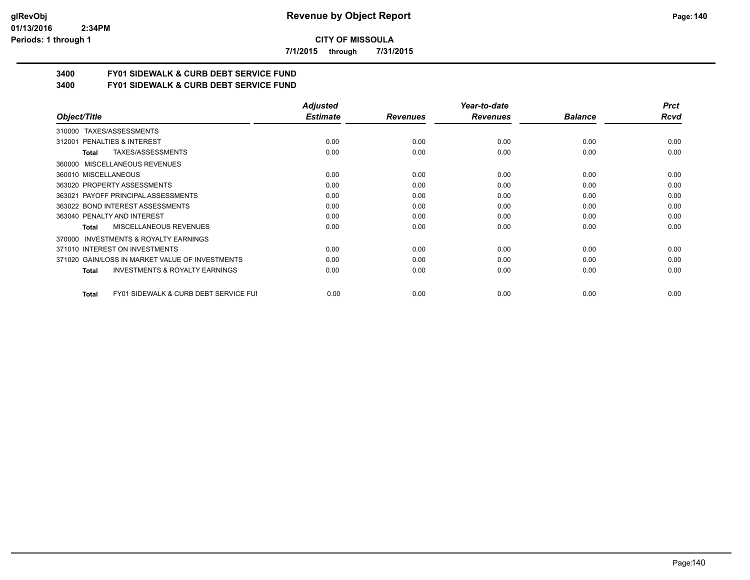**CITY OF MISSOULA**

**7/1/2015 through 7/31/2015**

## 3400 FY01 SIDEWALK & CURB DEBT SERVICE FUND

## 3400 FY01 SIDEWALK & CURB DEBT SERVICE FUND

| Object/Title | Adjusted Estimate | Revenues | Year-to-date Revenues | Balance | Prct Rcvd |
|---|---|---|---|---|---|
| 310000 TAXES/ASSESSMENTS | | | | | |
| 312001 PENALTIES & INTEREST | 0.00 | 0.00 | 0.00 | 0.00 | 0.00 |
| **Total** TAXES/ASSESSMENTS | 0.00 | 0.00 | 0.00 | 0.00 | 0.00 |
| 360000 MISCELLANEOUS REVENUES | | | | | |
| 360010 MISCELLANEOUS | 0.00 | 0.00 | 0.00 | 0.00 | 0.00 |
| 363020 PROPERTY ASSESSMENTS | 0.00 | 0.00 | 0.00 | 0.00 | 0.00 |
| 363021 PAYOFF PRINCIPAL ASSESSMENTS | 0.00 | 0.00 | 0.00 | 0.00 | 0.00 |
| 363022 BOND INTEREST ASSESSMENTS | 0.00 | 0.00 | 0.00 | 0.00 | 0.00 |
| 363040 PENALTY AND INTEREST | 0.00 | 0.00 | 0.00 | 0.00 | 0.00 |
| **Total** MISCELLANEOUS REVENUES | 0.00 | 0.00 | 0.00 | 0.00 | 0.00 |
| 370000 INVESTMENTS & ROYALTY EARNINGS | | | | | |
| 371010 INTEREST ON INVESTMENTS | 0.00 | 0.00 | 0.00 | 0.00 | 0.00 |
| 371020 GAIN/LOSS IN MARKET VALUE OF INVESTMENTS | 0.00 | 0.00 | 0.00 | 0.00 | 0.00 |
| **Total** INVESTMENTS & ROYALTY EARNINGS | 0.00 | 0.00 | 0.00 | 0.00 | 0.00 |
| **Total** FY01 SIDEWALK & CURB DEBT SERVICE FUI | 0.00 | 0.00 | 0.00 | 0.00 | 0.00 |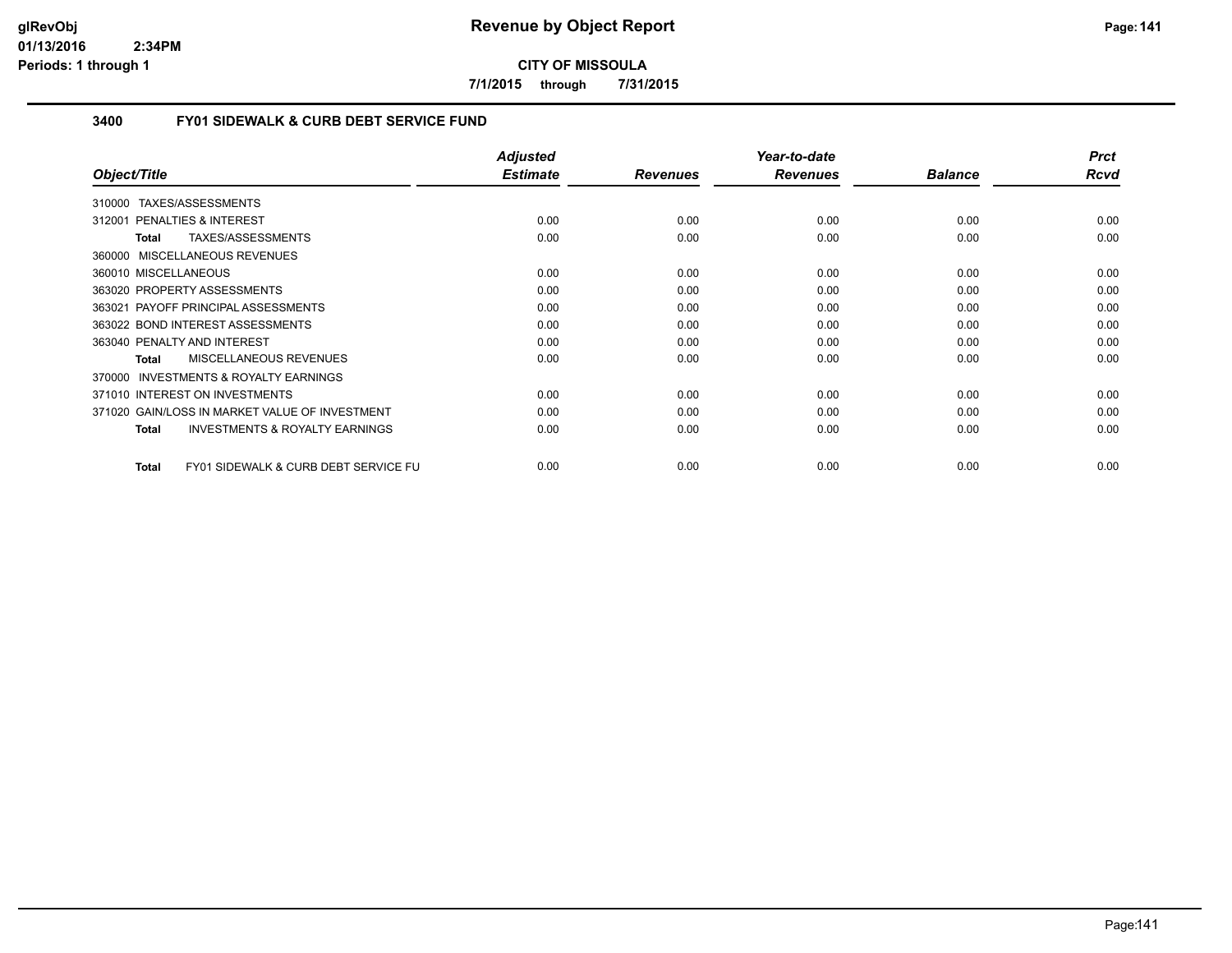**CITY OF MISSOULA**

**7/1/2015 through 7/31/2015**

### 3400 FY01 SIDEWALK & CURB DEBT SERVICE FUND

| Object/Title | | Adjusted Estimate | Revenues | Year-to-date Revenues | Balance | Prct Rcvd |
|---|---|---|---|---|---|---|
| 310000 TAXES/ASSESSMENTS | | | | | | |
| 312001 PENALTIES & INTEREST | | 0.00 | 0.00 | 0.00 | 0.00 | 0.00 |
| **Total** | TAXES/ASSESSMENTS | 0.00 | 0.00 | 0.00 | 0.00 | 0.00 |
| 360000 MISCELLANEOUS REVENUES | | | | | | |
| 360010 MISCELLANEOUS | | 0.00 | 0.00 | 0.00 | 0.00 | 0.00 |
| 363020 PROPERTY ASSESSMENTS | | 0.00 | 0.00 | 0.00 | 0.00 | 0.00 |
| 363021 PAYOFF PRINCIPAL ASSESSMENTS | | 0.00 | 0.00 | 0.00 | 0.00 | 0.00 |
| 363022 BOND INTEREST ASSESSMENTS | | 0.00 | 0.00 | 0.00 | 0.00 | 0.00 |
| 363040 PENALTY AND INTEREST | | 0.00 | 0.00 | 0.00 | 0.00 | 0.00 |
| **Total** | MISCELLANEOUS REVENUES | 0.00 | 0.00 | 0.00 | 0.00 | 0.00 |
| 370000 INVESTMENTS & ROYALTY EARNINGS | | | | | | |
| 371010 INTEREST ON INVESTMENTS | | 0.00 | 0.00 | 0.00 | 0.00 | 0.00 |
| 371020 GAIN/LOSS IN MARKET VALUE OF INVESTMENT | | 0.00 | 0.00 | 0.00 | 0.00 | 0.00 |
| **Total** | INVESTMENTS & ROYALTY EARNINGS | 0.00 | 0.00 | 0.00 | 0.00 | 0.00 |
| **Total** | FY01 SIDEWALK & CURB DEBT SERVICE FU | 0.00 | 0.00 | 0.00 | 0.00 | 0.00 |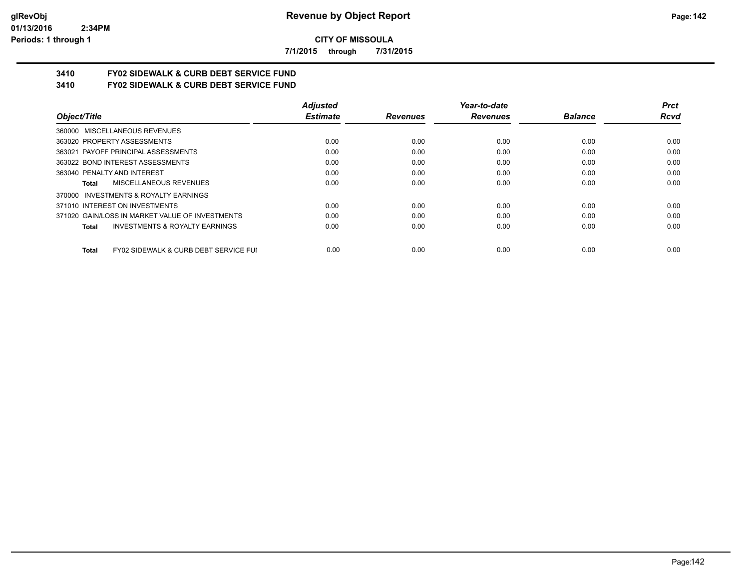**CITY OF MISSOULA**

**7/1/2015 through 7/31/2015**

## 3410 FY02 SIDEWALK & CURB DEBT SERVICE FUND

## 3410 FY02 SIDEWALK & CURB DEBT SERVICE FUND

| Object/Title | Adjusted Estimate | Revenues | Year-to-date Revenues | Balance | Prct Rcvd |
|---|---|---|---|---|---|
| 360000 MISCELLANEOUS REVENUES | | | | | |
| 363020 PROPERTY ASSESSMENTS | 0.00 | 0.00 | 0.00 | 0.00 | 0.00 |
| 363021 PAYOFF PRINCIPAL ASSESSMENTS | 0.00 | 0.00 | 0.00 | 0.00 | 0.00 |
| 363022 BOND INTEREST ASSESSMENTS | 0.00 | 0.00 | 0.00 | 0.00 | 0.00 |
| 363040 PENALTY AND INTEREST | 0.00 | 0.00 | 0.00 | 0.00 | 0.00 |
| **Total** MISCELLANEOUS REVENUES | 0.00 | 0.00 | 0.00 | 0.00 | 0.00 |
| 370000 INVESTMENTS & ROYALTY EARNINGS | | | | | |
| 371010 INTEREST ON INVESTMENTS | 0.00 | 0.00 | 0.00 | 0.00 | 0.00 |
| 371020 GAIN/LOSS IN MARKET VALUE OF INVESTMENTS | 0.00 | 0.00 | 0.00 | 0.00 | 0.00 |
| **Total** INVESTMENTS & ROYALTY EARNINGS | 0.00 | 0.00 | 0.00 | 0.00 | 0.00 |
| **Total** FY02 SIDEWALK & CURB DEBT SERVICE FUI | 0.00 | 0.00 | 0.00 | 0.00 | 0.00 |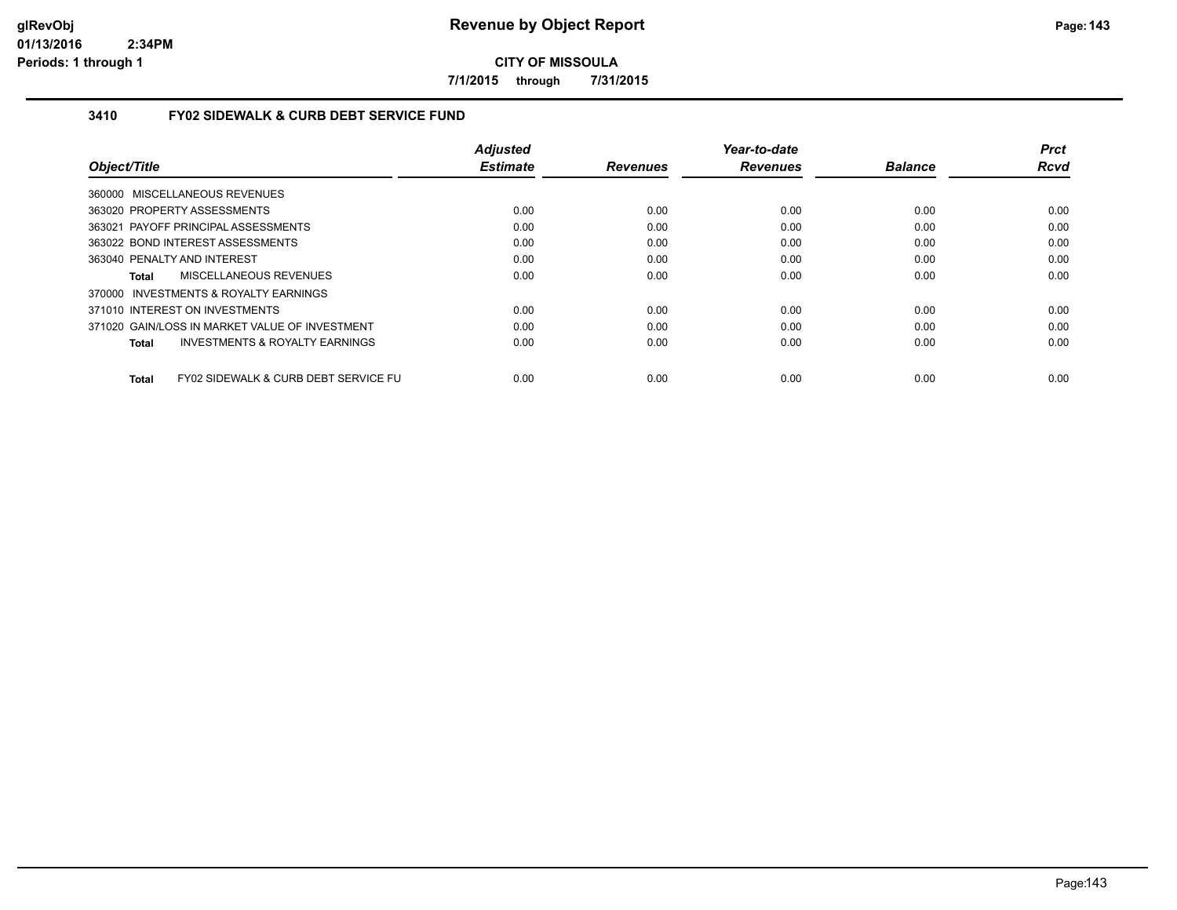# Revenue by Object Report

**CITY OF MISSOULA**

**7/1/2015 through 7/31/2015**

glRevObj
01/13/2016 2:34PM
Periods: 1 through 1

## 3410 FY02 SIDEWALK & CURB DEBT SERVICE FUND

| Object/Title | Adjusted Estimate | Revenues | Year-to-date Revenues | Balance | Prct Rcvd |
|---|---|---|---|---|---|
| 360000 MISCELLANEOUS REVENUES | | | | | |
| 363020 PROPERTY ASSESSMENTS | 0.00 | 0.00 | 0.00 | 0.00 | 0.00 |
| 363021 PAYOFF PRINCIPAL ASSESSMENTS | 0.00 | 0.00 | 0.00 | 0.00 | 0.00 |
| 363022 BOND INTEREST ASSESSMENTS | 0.00 | 0.00 | 0.00 | 0.00 | 0.00 |
| 363040 PENALTY AND INTEREST | 0.00 | 0.00 | 0.00 | 0.00 | 0.00 |
| **Total** MISCELLANEOUS REVENUES | 0.00 | 0.00 | 0.00 | 0.00 | 0.00 |
| 370000 INVESTMENTS & ROYALTY EARNINGS | | | | | |
| 371010 INTEREST ON INVESTMENTS | 0.00 | 0.00 | 0.00 | 0.00 | 0.00 |
| 371020 GAIN/LOSS IN MARKET VALUE OF INVESTMENT | 0.00 | 0.00 | 0.00 | 0.00 | 0.00 |
| **Total** INVESTMENTS & ROYALTY EARNINGS | 0.00 | 0.00 | 0.00 | 0.00 | 0.00 |
| **Total** FY02 SIDEWALK & CURB DEBT SERVICE FU | 0.00 | 0.00 | 0.00 | 0.00 | 0.00 |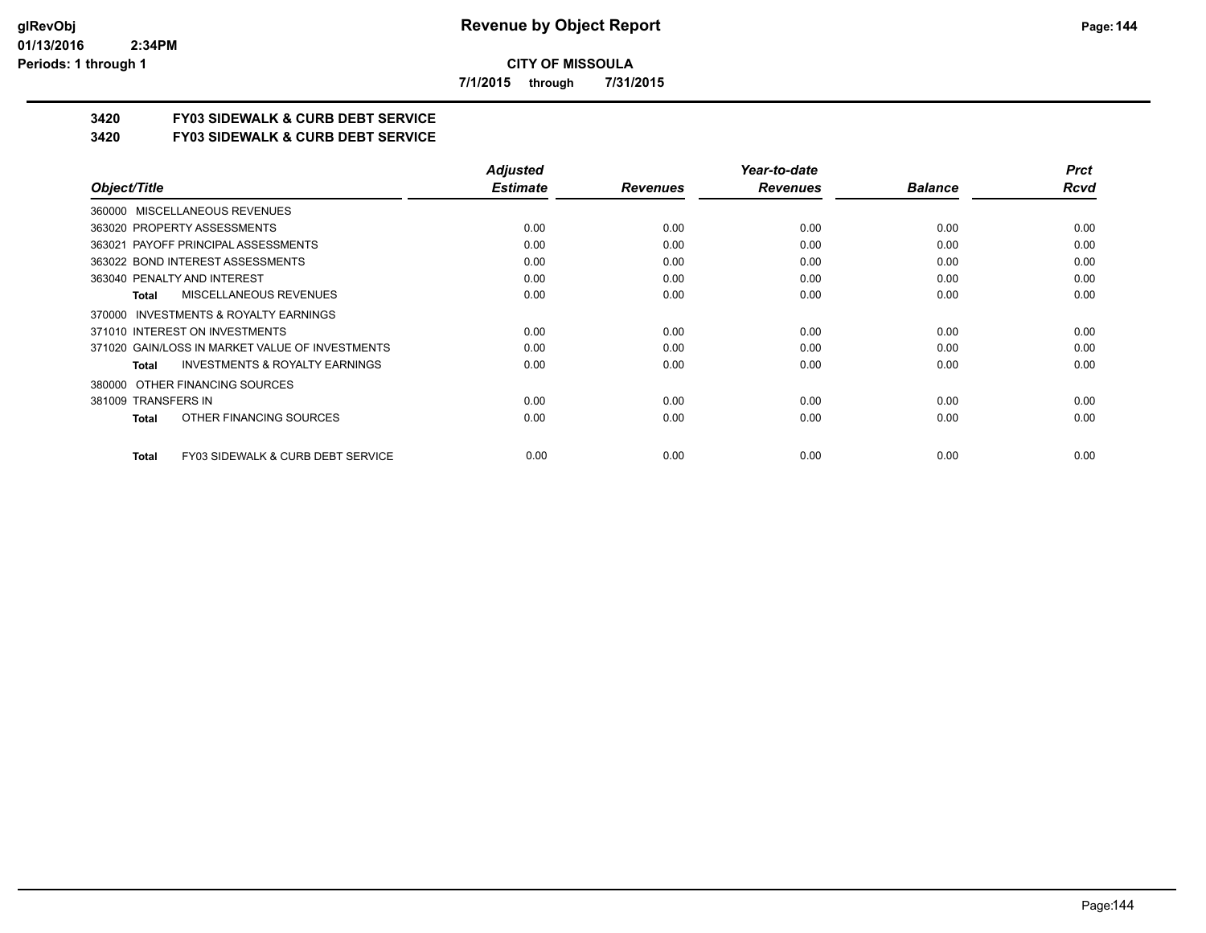**CITY OF MISSOULA**

**7/1/2015 through 7/31/2015**

## 3420 FY03 SIDEWALK & CURB DEBT SERVICE

## 3420 FY03 SIDEWALK & CURB DEBT SERVICE

| Object/Title | Adjusted Estimate | Revenues | Year-to-date Revenues | Balance | Prct Rcvd |
|---|---|---|---|---|---|
| 360000 MISCELLANEOUS REVENUES | | | | | |
| 363020 PROPERTY ASSESSMENTS | 0.00 | 0.00 | 0.00 | 0.00 | 0.00 |
| 363021 PAYOFF PRINCIPAL ASSESSMENTS | 0.00 | 0.00 | 0.00 | 0.00 | 0.00 |
| 363022 BOND INTEREST ASSESSMENTS | 0.00 | 0.00 | 0.00 | 0.00 | 0.00 |
| 363040 PENALTY AND INTEREST | 0.00 | 0.00 | 0.00 | 0.00 | 0.00 |
| **Total** MISCELLANEOUS REVENUES | 0.00 | 0.00 | 0.00 | 0.00 | 0.00 |
| 370000 INVESTMENTS & ROYALTY EARNINGS | | | | | |
| 371010 INTEREST ON INVESTMENTS | 0.00 | 0.00 | 0.00 | 0.00 | 0.00 |
| 371020 GAIN/LOSS IN MARKET VALUE OF INVESTMENTS | 0.00 | 0.00 | 0.00 | 0.00 | 0.00 |
| **Total** INVESTMENTS & ROYALTY EARNINGS | 0.00 | 0.00 | 0.00 | 0.00 | 0.00 |
| 380000 OTHER FINANCING SOURCES | | | | | |
| 381009 TRANSFERS IN | 0.00 | 0.00 | 0.00 | 0.00 | 0.00 |
| **Total** OTHER FINANCING SOURCES | 0.00 | 0.00 | 0.00 | 0.00 | 0.00 |
| **Total** FY03 SIDEWALK & CURB DEBT SERVICE | 0.00 | 0.00 | 0.00 | 0.00 | 0.00 |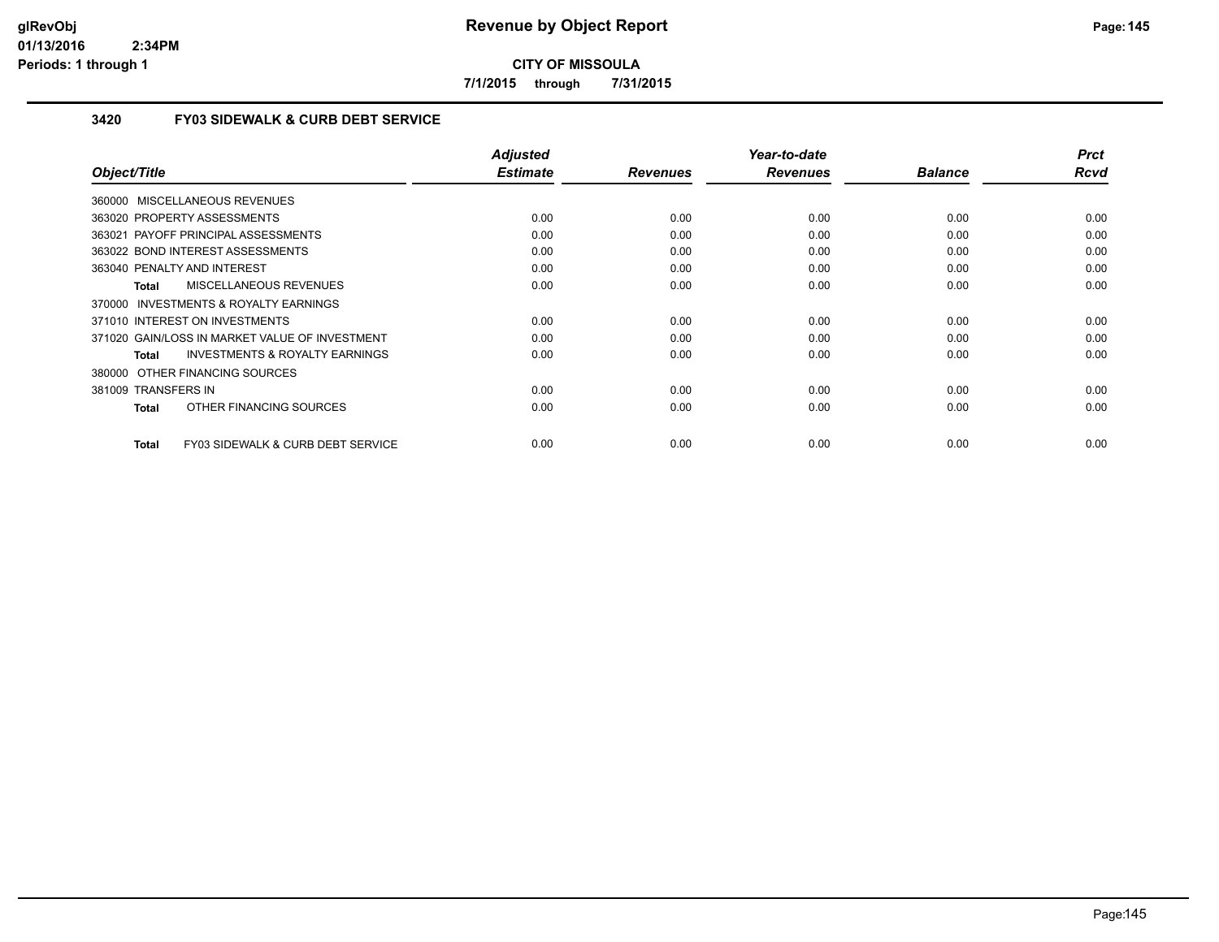**glRevObj**
**01/13/2016 2:34PM**
**Periods: 1 through 1**

# Revenue by Object Report

**CITY OF MISSOULA**

**7/1/2015 through 7/31/2015**

## 3420 FY03 SIDEWALK & CURB DEBT SERVICE

| Object/Title | Adjusted Estimate | Revenues | Year-to-date Revenues | Balance | Prct Rcvd |
|---|---|---|---|---|---|
| 360000 MISCELLANEOUS REVENUES | | | | | |
| 363020 PROPERTY ASSESSMENTS | 0.00 | 0.00 | 0.00 | 0.00 | 0.00 |
| 363021 PAYOFF PRINCIPAL ASSESSMENTS | 0.00 | 0.00 | 0.00 | 0.00 | 0.00 |
| 363022 BOND INTEREST ASSESSMENTS | 0.00 | 0.00 | 0.00 | 0.00 | 0.00 |
| 363040 PENALTY AND INTEREST | 0.00 | 0.00 | 0.00 | 0.00 | 0.00 |
| **Total** MISCELLANEOUS REVENUES | 0.00 | 0.00 | 0.00 | 0.00 | 0.00 |
| 370000 INVESTMENTS & ROYALTY EARNINGS | | | | | |
| 371010 INTEREST ON INVESTMENTS | 0.00 | 0.00 | 0.00 | 0.00 | 0.00 |
| 371020 GAIN/LOSS IN MARKET VALUE OF INVESTMENT | 0.00 | 0.00 | 0.00 | 0.00 | 0.00 |
| **Total** INVESTMENTS & ROYALTY EARNINGS | 0.00 | 0.00 | 0.00 | 0.00 | 0.00 |
| 380000 OTHER FINANCING SOURCES | | | | | |
| 381009 TRANSFERS IN | 0.00 | 0.00 | 0.00 | 0.00 | 0.00 |
| **Total** OTHER FINANCING SOURCES | 0.00 | 0.00 | 0.00 | 0.00 | 0.00 |
| **Total** FY03 SIDEWALK & CURB DEBT SERVICE | 0.00 | 0.00 | 0.00 | 0.00 | 0.00 |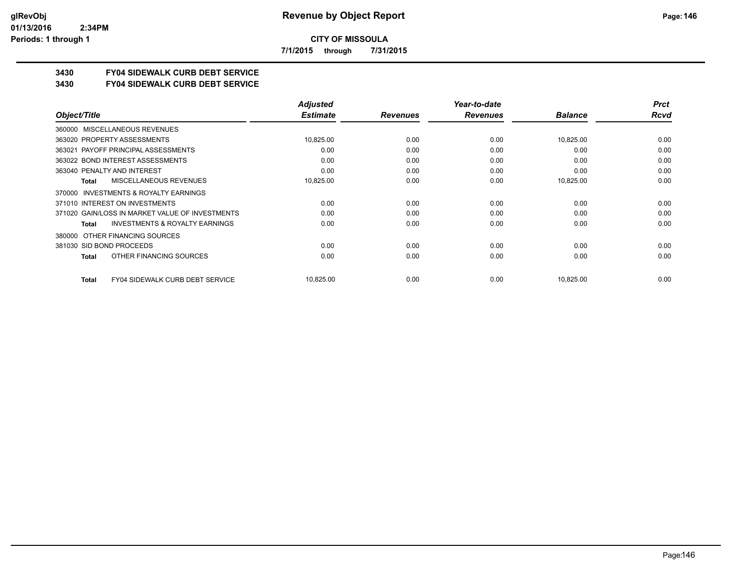**CITY OF MISSOULA**

**7/1/2015 through 7/31/2015**

## 3430 FY04 SIDEWALK CURB DEBT SERVICE

## 3430 FY04 SIDEWALK CURB DEBT SERVICE

| Object/Title | Adjusted Estimate | Revenues | Year-to-date Revenues | Balance | Prct Rcvd |
|---|---|---|---|---|---|
| 360000 MISCELLANEOUS REVENUES | | | | | |
| 363020 PROPERTY ASSESSMENTS | 10,825.00 | 0.00 | 0.00 | 10,825.00 | 0.00 |
| 363021 PAYOFF PRINCIPAL ASSESSMENTS | 0.00 | 0.00 | 0.00 | 0.00 | 0.00 |
| 363022 BOND INTEREST ASSESSMENTS | 0.00 | 0.00 | 0.00 | 0.00 | 0.00 |
| 363040 PENALTY AND INTEREST | 0.00 | 0.00 | 0.00 | 0.00 | 0.00 |
| **Total** MISCELLANEOUS REVENUES | 10,825.00 | 0.00 | 0.00 | 10,825.00 | 0.00 |
| 370000 INVESTMENTS & ROYALTY EARNINGS | | | | | |
| 371010 INTEREST ON INVESTMENTS | 0.00 | 0.00 | 0.00 | 0.00 | 0.00 |
| 371020 GAIN/LOSS IN MARKET VALUE OF INVESTMENTS | 0.00 | 0.00 | 0.00 | 0.00 | 0.00 |
| **Total** INVESTMENTS & ROYALTY EARNINGS | 0.00 | 0.00 | 0.00 | 0.00 | 0.00 |
| 380000 OTHER FINANCING SOURCES | | | | | |
| 381030 SID BOND PROCEEDS | 0.00 | 0.00 | 0.00 | 0.00 | 0.00 |
| **Total** OTHER FINANCING SOURCES | 0.00 | 0.00 | 0.00 | 0.00 | 0.00 |
| **Total** FY04 SIDEWALK CURB DEBT SERVICE | 10,825.00 | 0.00 | 0.00 | 10,825.00 | 0.00 |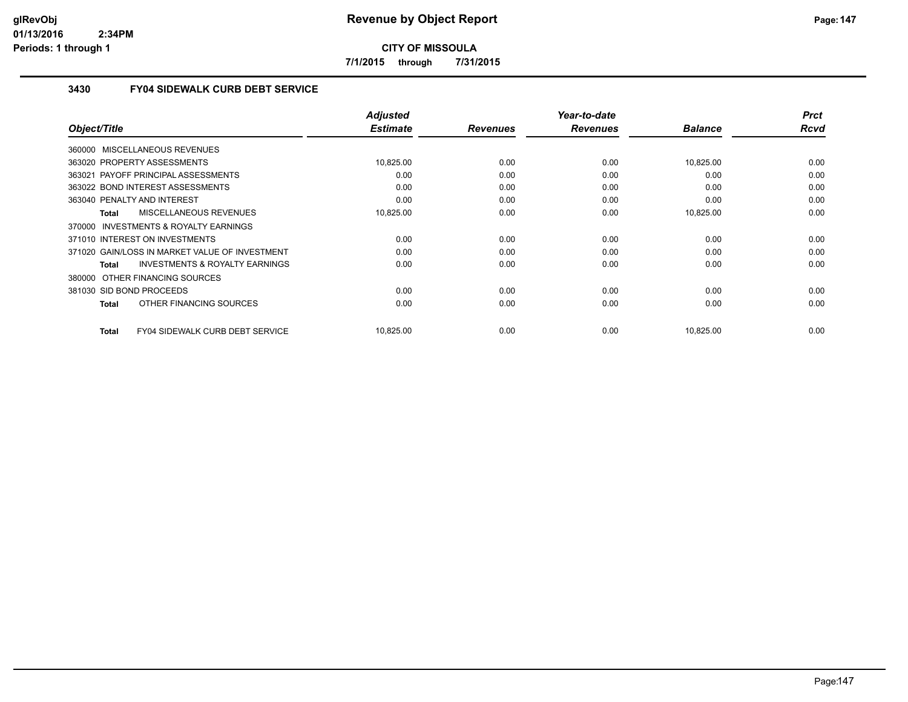# Revenue by Object Report

**CITY OF MISSOULA**

**7/1/2015 through 7/31/2015**

glRevObj
01/13/2016 2:34PM
Periods: 1 through 1

### 3430 FY04 SIDEWALK CURB DEBT SERVICE

| Object/Title | Adjusted Estimate | Revenues | Year-to-date Revenues | Balance | Prct Rcvd |
|---|---|---|---|---|---|
| 360000 MISCELLANEOUS REVENUES | | | | | |
| 363020 PROPERTY ASSESSMENTS | 10,825.00 | 0.00 | 0.00 | 10,825.00 | 0.00 |
| 363021 PAYOFF PRINCIPAL ASSESSMENTS | 0.00 | 0.00 | 0.00 | 0.00 | 0.00 |
| 363022 BOND INTEREST ASSESSMENTS | 0.00 | 0.00 | 0.00 | 0.00 | 0.00 |
| 363040 PENALTY AND INTEREST | 0.00 | 0.00 | 0.00 | 0.00 | 0.00 |
| **Total** MISCELLANEOUS REVENUES | 10,825.00 | 0.00 | 0.00 | 10,825.00 | 0.00 |
| 370000 INVESTMENTS & ROYALTY EARNINGS | | | | | |
| 371010 INTEREST ON INVESTMENTS | 0.00 | 0.00 | 0.00 | 0.00 | 0.00 |
| 371020 GAIN/LOSS IN MARKET VALUE OF INVESTMENT | 0.00 | 0.00 | 0.00 | 0.00 | 0.00 |
| **Total** INVESTMENTS & ROYALTY EARNINGS | 0.00 | 0.00 | 0.00 | 0.00 | 0.00 |
| 380000 OTHER FINANCING SOURCES | | | | | |
| 381030 SID BOND PROCEEDS | 0.00 | 0.00 | 0.00 | 0.00 | 0.00 |
| **Total** OTHER FINANCING SOURCES | 0.00 | 0.00 | 0.00 | 0.00 | 0.00 |
| **Total** FY04 SIDEWALK CURB DEBT SERVICE | 10,825.00 | 0.00 | 0.00 | 10,825.00 | 0.00 |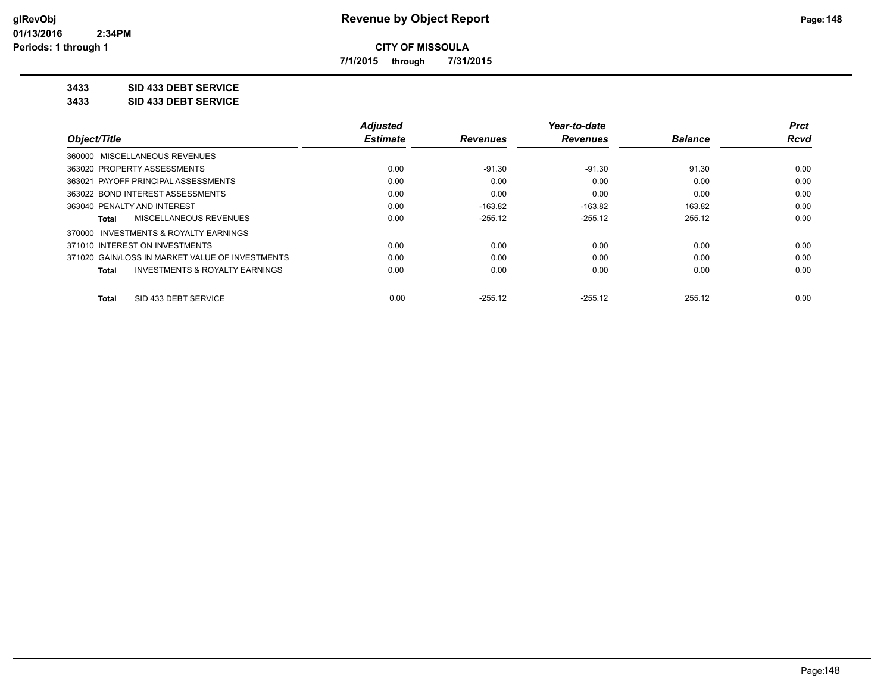**CITY OF MISSOULA**

**7/1/2015 through 7/31/2015**

**3433 SID 433 DEBT SERVICE**

**3433 SID 433 DEBT SERVICE**

| Object/Title | Adjusted Estimate | Revenues | Year-to-date Revenues | Balance | Prct Rcvd |
|---|---|---|---|---|---|
| 360000 MISCELLANEOUS REVENUES | | | | | |
| 363020 PROPERTY ASSESSMENTS | 0.00 | -91.30 | -91.30 | 91.30 | 0.00 |
| 363021 PAYOFF PRINCIPAL ASSESSMENTS | 0.00 | 0.00 | 0.00 | 0.00 | 0.00 |
| 363022 BOND INTEREST ASSESSMENTS | 0.00 | 0.00 | 0.00 | 0.00 | 0.00 |
| 363040 PENALTY AND INTEREST | 0.00 | -163.82 | -163.82 | 163.82 | 0.00 |
| **Total** MISCELLANEOUS REVENUES | 0.00 | -255.12 | -255.12 | 255.12 | 0.00 |
| 370000 INVESTMENTS & ROYALTY EARNINGS | | | | | |
| 371010 INTEREST ON INVESTMENTS | 0.00 | 0.00 | 0.00 | 0.00 | 0.00 |
| 371020 GAIN/LOSS IN MARKET VALUE OF INVESTMENTS | 0.00 | 0.00 | 0.00 | 0.00 | 0.00 |
| **Total** INVESTMENTS & ROYALTY EARNINGS | 0.00 | 0.00 | 0.00 | 0.00 | 0.00 |
| **Total** SID 433 DEBT SERVICE | 0.00 | -255.12 | -255.12 | 255.12 | 0.00 |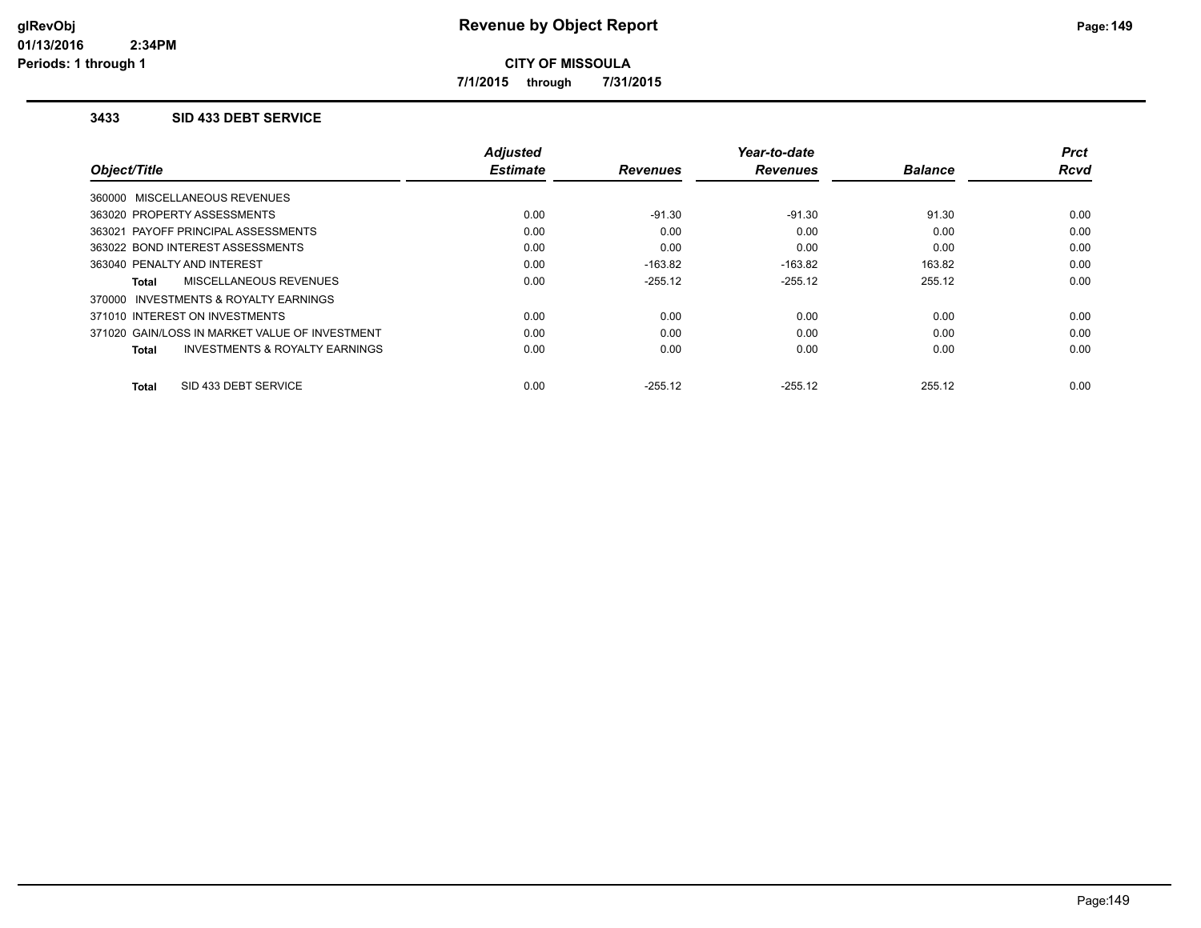**CITY OF MISSOULA**

**7/1/2015 through 7/31/2015**

### 3433 SID 433 DEBT SERVICE

| Object/Title | Adjusted Estimate | Revenues | Year-to-date Revenues | Balance | Prct Rcvd |
|---|---|---|---|---|---|
| 360000 MISCELLANEOUS REVENUES | | | | | |
| 363020 PROPERTY ASSESSMENTS | 0.00 | -91.30 | -91.30 | 91.30 | 0.00 |
| 363021 PAYOFF PRINCIPAL ASSESSMENTS | 0.00 | 0.00 | 0.00 | 0.00 | 0.00 |
| 363022 BOND INTEREST ASSESSMENTS | 0.00 | 0.00 | 0.00 | 0.00 | 0.00 |
| 363040 PENALTY AND INTEREST | 0.00 | -163.82 | -163.82 | 163.82 | 0.00 |
| **Total** MISCELLANEOUS REVENUES | 0.00 | -255.12 | -255.12 | 255.12 | 0.00 |
| 370000 INVESTMENTS & ROYALTY EARNINGS | | | | | |
| 371010 INTEREST ON INVESTMENTS | 0.00 | 0.00 | 0.00 | 0.00 | 0.00 |
| 371020 GAIN/LOSS IN MARKET VALUE OF INVESTMENT | 0.00 | 0.00 | 0.00 | 0.00 | 0.00 |
| **Total** INVESTMENTS & ROYALTY EARNINGS | 0.00 | 0.00 | 0.00 | 0.00 | 0.00 |
| **Total** SID 433 DEBT SERVICE | 0.00 | -255.12 | -255.12 | 255.12 | 0.00 |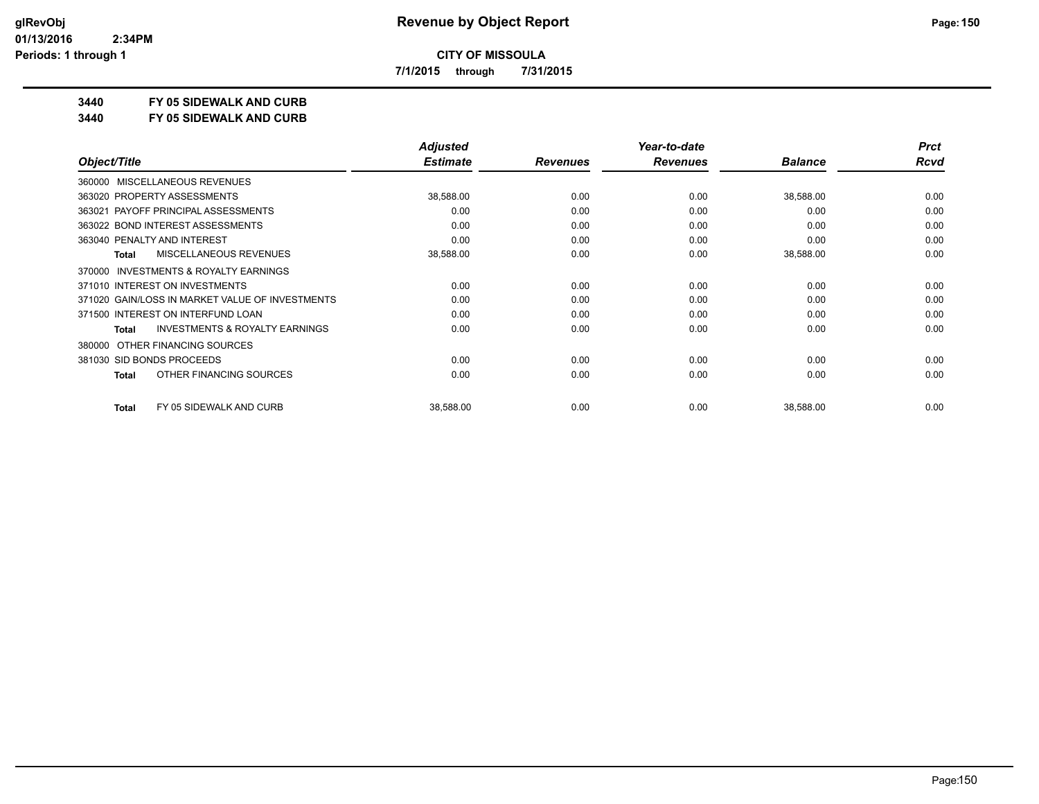**CITY OF MISSOULA**

**7/1/2015 through 7/31/2015**

**3440 FY 05 SIDEWALK AND CURB**

**3440 FY 05 SIDEWALK AND CURB**

| Object/Title | Adjusted Estimate | Revenues | Year-to-date Revenues | Balance | Prct Rcvd |
|---|---|---|---|---|---|
| 360000 MISCELLANEOUS REVENUES | | | | | |
| 363020 PROPERTY ASSESSMENTS | 38,588.00 | 0.00 | 0.00 | 38,588.00 | 0.00 |
| 363021 PAYOFF PRINCIPAL ASSESSMENTS | 0.00 | 0.00 | 0.00 | 0.00 | 0.00 |
| 363022 BOND INTEREST ASSESSMENTS | 0.00 | 0.00 | 0.00 | 0.00 | 0.00 |
| 363040 PENALTY AND INTEREST | 0.00 | 0.00 | 0.00 | 0.00 | 0.00 |
| **Total** MISCELLANEOUS REVENUES | 38,588.00 | 0.00 | 0.00 | 38,588.00 | 0.00 |
| 370000 INVESTMENTS & ROYALTY EARNINGS | | | | | |
| 371010 INTEREST ON INVESTMENTS | 0.00 | 0.00 | 0.00 | 0.00 | 0.00 |
| 371020 GAIN/LOSS IN MARKET VALUE OF INVESTMENTS | 0.00 | 0.00 | 0.00 | 0.00 | 0.00 |
| 371500 INTEREST ON INTERFUND LOAN | 0.00 | 0.00 | 0.00 | 0.00 | 0.00 |
| **Total** INVESTMENTS & ROYALTY EARNINGS | 0.00 | 0.00 | 0.00 | 0.00 | 0.00 |
| 380000 OTHER FINANCING SOURCES | | | | | |
| 381030 SID BONDS PROCEEDS | 0.00 | 0.00 | 0.00 | 0.00 | 0.00 |
| **Total** OTHER FINANCING SOURCES | 0.00 | 0.00 | 0.00 | 0.00 | 0.00 |
| **Total** FY 05 SIDEWALK AND CURB | 38,588.00 | 0.00 | 0.00 | 38,588.00 | 0.00 |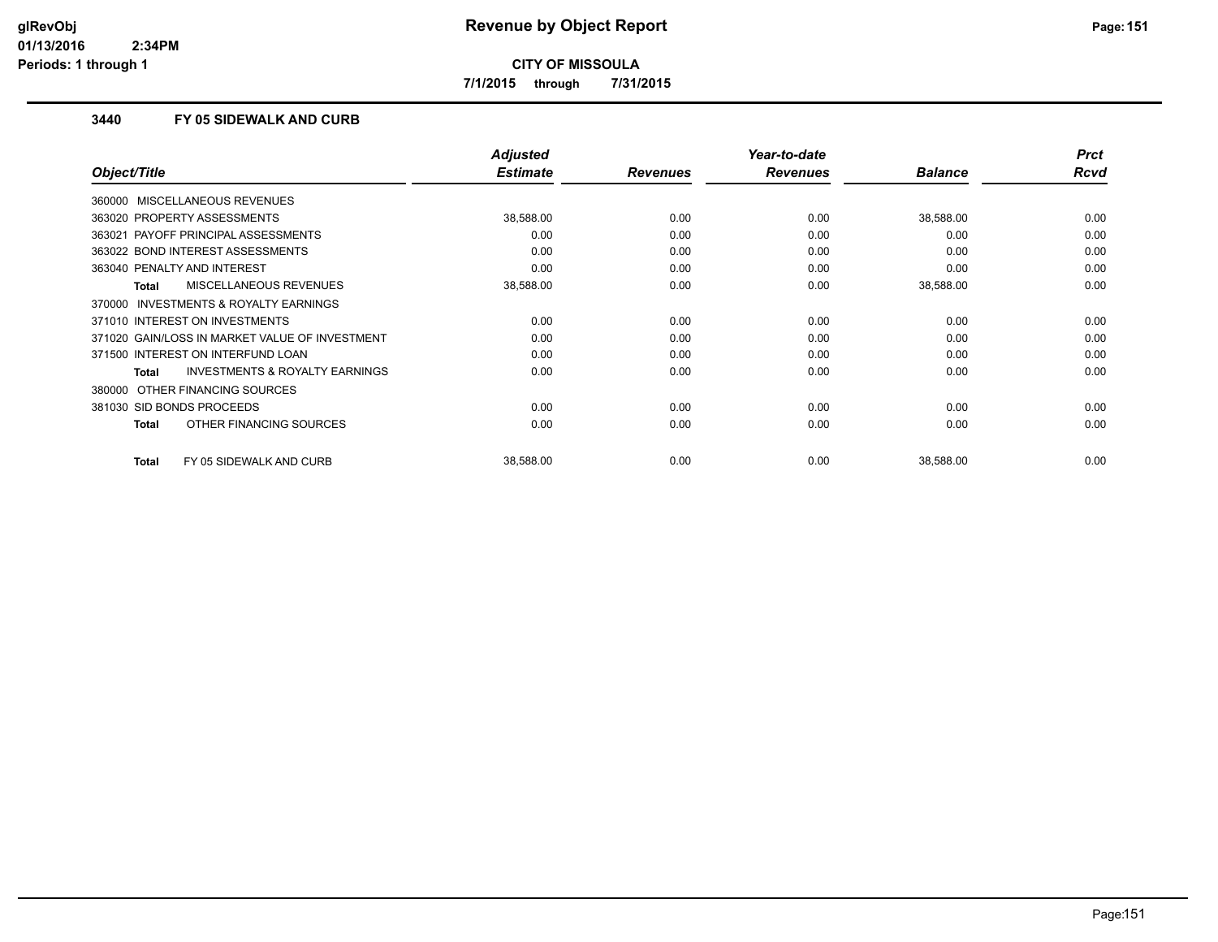**CITY OF MISSOULA**

**7/1/2015 through 7/31/2015**

### 3440 FY 05 SIDEWALK AND CURB

| Object/Title | Adjusted Estimate | Revenues | Year-to-date Revenues | Balance | Prct Rcvd |
|---|---|---|---|---|---|
| 360000 MISCELLANEOUS REVENUES | | | | | |
| 363020 PROPERTY ASSESSMENTS | 38,588.00 | 0.00 | 0.00 | 38,588.00 | 0.00 |
| 363021 PAYOFF PRINCIPAL ASSESSMENTS | 0.00 | 0.00 | 0.00 | 0.00 | 0.00 |
| 363022 BOND INTEREST ASSESSMENTS | 0.00 | 0.00 | 0.00 | 0.00 | 0.00 |
| 363040 PENALTY AND INTEREST | 0.00 | 0.00 | 0.00 | 0.00 | 0.00 |
| **Total** MISCELLANEOUS REVENUES | 38,588.00 | 0.00 | 0.00 | 38,588.00 | 0.00 |
| 370000 INVESTMENTS & ROYALTY EARNINGS | | | | | |
| 371010 INTEREST ON INVESTMENTS | 0.00 | 0.00 | 0.00 | 0.00 | 0.00 |
| 371020 GAIN/LOSS IN MARKET VALUE OF INVESTMENT | 0.00 | 0.00 | 0.00 | 0.00 | 0.00 |
| 371500 INTEREST ON INTERFUND LOAN | 0.00 | 0.00 | 0.00 | 0.00 | 0.00 |
| **Total** INVESTMENTS & ROYALTY EARNINGS | 0.00 | 0.00 | 0.00 | 0.00 | 0.00 |
| 380000 OTHER FINANCING SOURCES | | | | | |
| 381030 SID BONDS PROCEEDS | 0.00 | 0.00 | 0.00 | 0.00 | 0.00 |
| **Total** OTHER FINANCING SOURCES | 0.00 | 0.00 | 0.00 | 0.00 | 0.00 |
| **Total** FY 05 SIDEWALK AND CURB | 38,588.00 | 0.00 | 0.00 | 38,588.00 | 0.00 |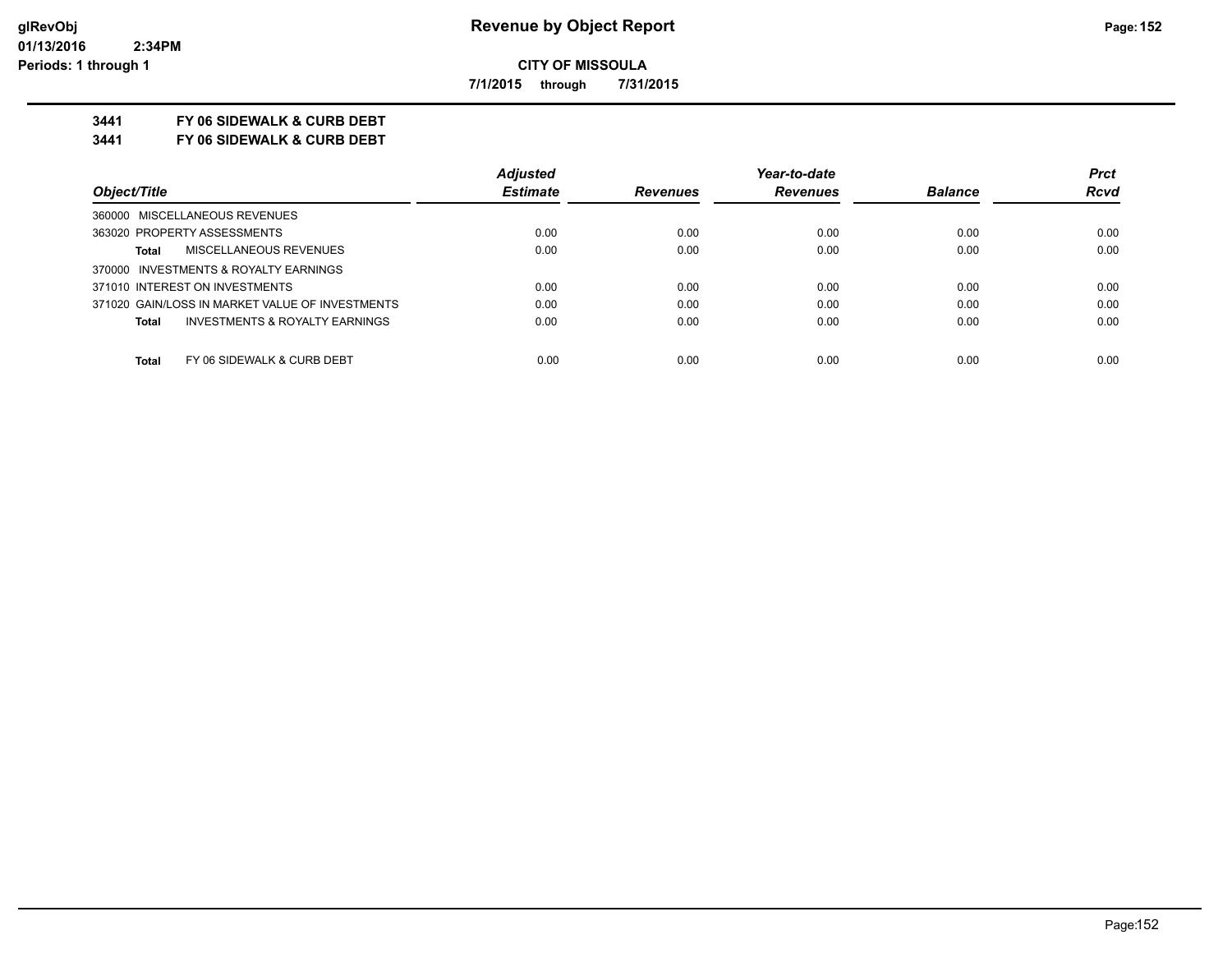# Revenue by Object Report

**CITY OF MISSOULA**

**7/1/2015 through 7/31/2015**

**3441 FY 06 SIDEWALK & CURB DEBT**

**3441 FY 06 SIDEWALK & CURB DEBT**

| Object/Title | Adjusted Estimate | Revenues | Year-to-date Revenues | Balance | Prct Rcvd |
|---|---|---|---|---|---|
| 360000 MISCELLANEOUS REVENUES | | | | | |
| 363020 PROPERTY ASSESSMENTS | 0.00 | 0.00 | 0.00 | 0.00 | 0.00 |
| **Total** MISCELLANEOUS REVENUES | 0.00 | 0.00 | 0.00 | 0.00 | 0.00 |
| 370000 INVESTMENTS & ROYALTY EARNINGS | | | | | |
| 371010 INTEREST ON INVESTMENTS | 0.00 | 0.00 | 0.00 | 0.00 | 0.00 |
| 371020 GAIN/LOSS IN MARKET VALUE OF INVESTMENTS | 0.00 | 0.00 | 0.00 | 0.00 | 0.00 |
| **Total** INVESTMENTS & ROYALTY EARNINGS | 0.00 | 0.00 | 0.00 | 0.00 | 0.00 |
| **Total** FY 06 SIDEWALK & CURB DEBT | 0.00 | 0.00 | 0.00 | 0.00 | 0.00 |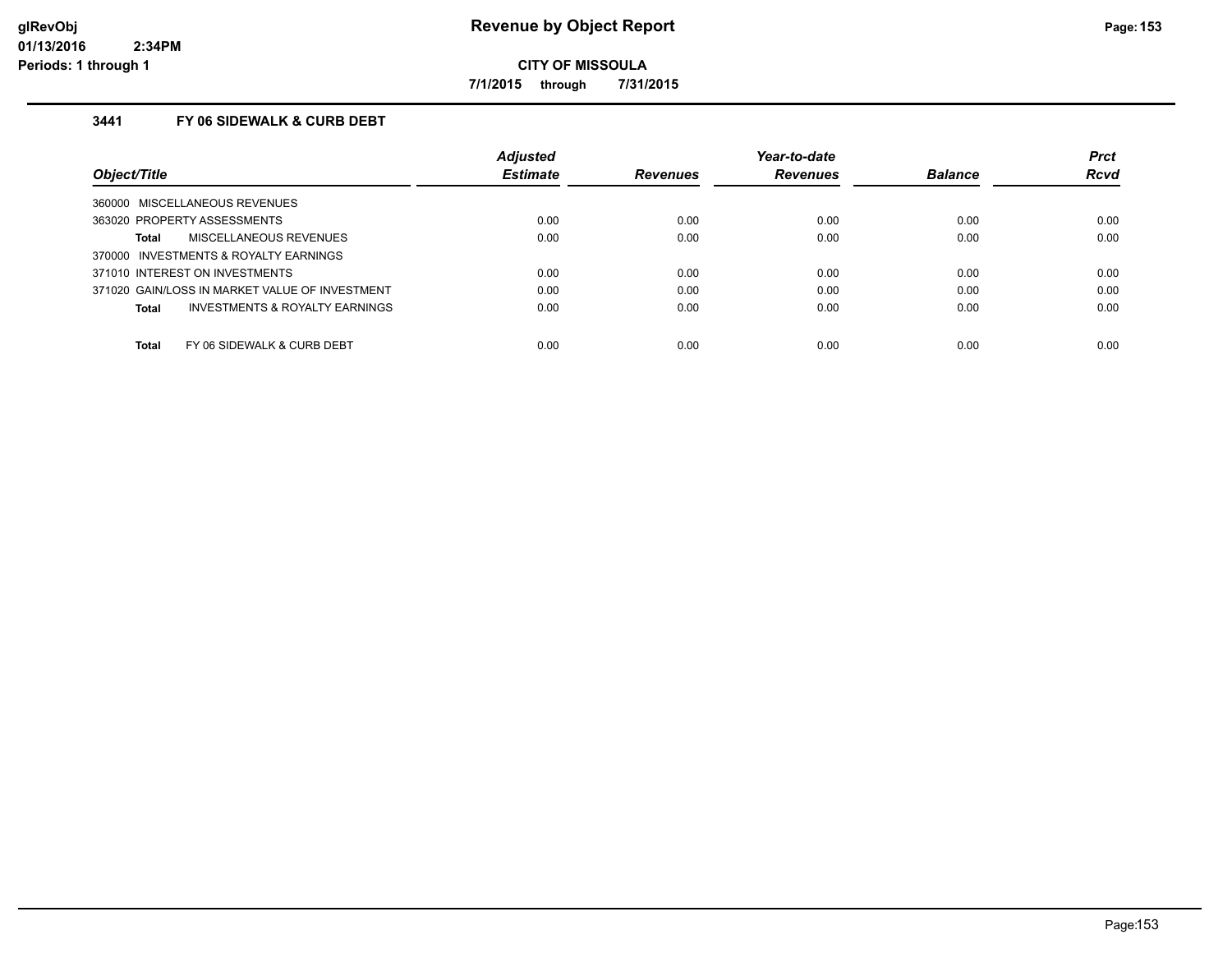# Revenue by Object Report

**CITY OF MISSOULA**

**7/1/2015 through 7/31/2015**

glRevObj
01/13/2016 2:34PM
Periods: 1 through 1

### 3441 FY 06 SIDEWALK & CURB DEBT

| Object/Title | Adjusted Estimate | Revenues | Year-to-date Revenues | Balance | Prct Rcvd |
|---|---|---|---|---|---|
| 360000 MISCELLANEOUS REVENUES | | | | | |
| 363020 PROPERTY ASSESSMENTS | 0.00 | 0.00 | 0.00 | 0.00 | 0.00 |
| **Total** MISCELLANEOUS REVENUES | 0.00 | 0.00 | 0.00 | 0.00 | 0.00 |
| 370000 INVESTMENTS & ROYALTY EARNINGS | | | | | |
| 371010 INTEREST ON INVESTMENTS | 0.00 | 0.00 | 0.00 | 0.00 | 0.00 |
| 371020 GAIN/LOSS IN MARKET VALUE OF INVESTMENT | 0.00 | 0.00 | 0.00 | 0.00 | 0.00 |
| **Total** INVESTMENTS & ROYALTY EARNINGS | 0.00 | 0.00 | 0.00 | 0.00 | 0.00 |
| **Total** FY 06 SIDEWALK & CURB DEBT | 0.00 | 0.00 | 0.00 | 0.00 | 0.00 |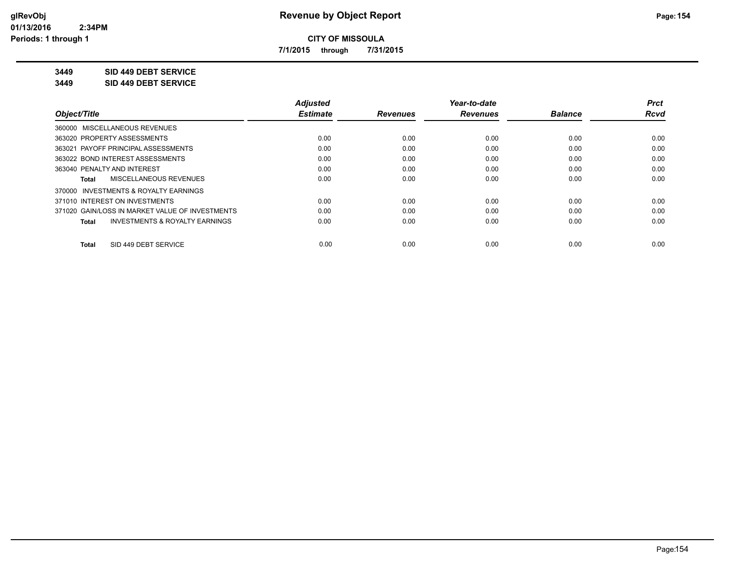**CITY OF MISSOULA**

**7/1/2015 through 7/31/2015**

**3449 SID 449 DEBT SERVICE**

**3449 SID 449 DEBT SERVICE**

| Object/Title | Adjusted Estimate | Revenues | Year-to-date Revenues | Balance | Prct Rcvd |
|---|---|---|---|---|---|
| 360000 MISCELLANEOUS REVENUES | | | | | |
| 363020 PROPERTY ASSESSMENTS | 0.00 | 0.00 | 0.00 | 0.00 | 0.00 |
| 363021 PAYOFF PRINCIPAL ASSESSMENTS | 0.00 | 0.00 | 0.00 | 0.00 | 0.00 |
| 363022 BOND INTEREST ASSESSMENTS | 0.00 | 0.00 | 0.00 | 0.00 | 0.00 |
| 363040 PENALTY AND INTEREST | 0.00 | 0.00 | 0.00 | 0.00 | 0.00 |
| **Total** MISCELLANEOUS REVENUES | 0.00 | 0.00 | 0.00 | 0.00 | 0.00 |
| 370000 INVESTMENTS & ROYALTY EARNINGS | | | | | |
| 371010 INTEREST ON INVESTMENTS | 0.00 | 0.00 | 0.00 | 0.00 | 0.00 |
| 371020 GAIN/LOSS IN MARKET VALUE OF INVESTMENTS | 0.00 | 0.00 | 0.00 | 0.00 | 0.00 |
| **Total** INVESTMENTS & ROYALTY EARNINGS | 0.00 | 0.00 | 0.00 | 0.00 | 0.00 |
| **Total** SID 449 DEBT SERVICE | 0.00 | 0.00 | 0.00 | 0.00 | 0.00 |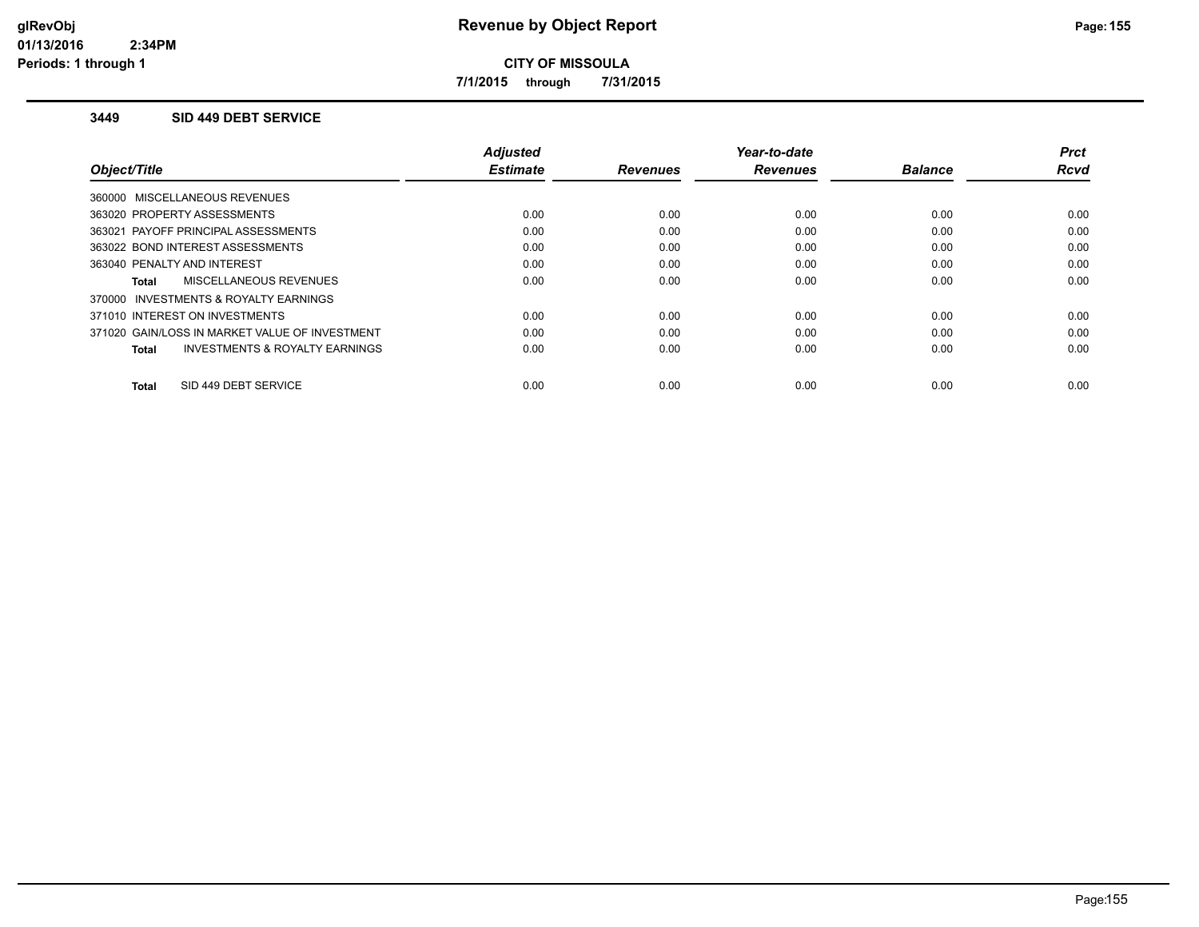# Revenue by Object Report

glRevObj
01/13/2016 2:34PM
Periods: 1 through 1

**CITY OF MISSOULA**

**7/1/2015 through 7/31/2015**

### 3449 SID 449 DEBT SERVICE

| Object/Title | Adjusted Estimate | Revenues | Year-to-date Revenues | Balance | Prct Rcvd |
|---|---|---|---|---|---|
| 360000 MISCELLANEOUS REVENUES | | | | | |
| 363020 PROPERTY ASSESSMENTS | 0.00 | 0.00 | 0.00 | 0.00 | 0.00 |
| 363021 PAYOFF PRINCIPAL ASSESSMENTS | 0.00 | 0.00 | 0.00 | 0.00 | 0.00 |
| 363022 BOND INTEREST ASSESSMENTS | 0.00 | 0.00 | 0.00 | 0.00 | 0.00 |
| 363040 PENALTY AND INTEREST | 0.00 | 0.00 | 0.00 | 0.00 | 0.00 |
| **Total** MISCELLANEOUS REVENUES | 0.00 | 0.00 | 0.00 | 0.00 | 0.00 |
| 370000 INVESTMENTS & ROYALTY EARNINGS | | | | | |
| 371010 INTEREST ON INVESTMENTS | 0.00 | 0.00 | 0.00 | 0.00 | 0.00 |
| 371020 GAIN/LOSS IN MARKET VALUE OF INVESTMENT | 0.00 | 0.00 | 0.00 | 0.00 | 0.00 |
| **Total** INVESTMENTS & ROYALTY EARNINGS | 0.00 | 0.00 | 0.00 | 0.00 | 0.00 |
| **Total** SID 449 DEBT SERVICE | 0.00 | 0.00 | 0.00 | 0.00 | 0.00 |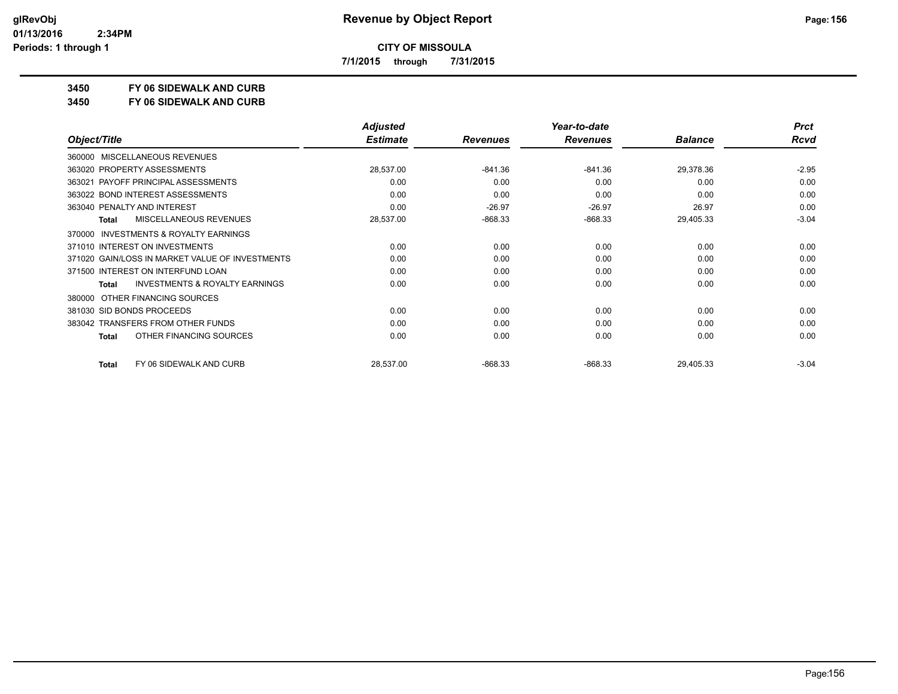**CITY OF MISSOULA**

**7/1/2015 through 7/31/2015**

**3450 FY 06 SIDEWALK AND CURB**

**3450 FY 06 SIDEWALK AND CURB**

| Object/Title | Adjusted Estimate | Revenues | Year-to-date Revenues | Balance | Prct Rcvd |
|---|---|---|---|---|---|
| 360000 MISCELLANEOUS REVENUES | | | | | |
| 363020 PROPERTY ASSESSMENTS | 28,537.00 | -841.36 | -841.36 | 29,378.36 | -2.95 |
| 363021 PAYOFF PRINCIPAL ASSESSMENTS | 0.00 | 0.00 | 0.00 | 0.00 | 0.00 |
| 363022 BOND INTEREST ASSESSMENTS | 0.00 | 0.00 | 0.00 | 0.00 | 0.00 |
| 363040 PENALTY AND INTEREST | 0.00 | -26.97 | -26.97 | 26.97 | 0.00 |
| **Total** MISCELLANEOUS REVENUES | 28,537.00 | -868.33 | -868.33 | 29,405.33 | -3.04 |
| 370000 INVESTMENTS & ROYALTY EARNINGS | | | | | |
| 371010 INTEREST ON INVESTMENTS | 0.00 | 0.00 | 0.00 | 0.00 | 0.00 |
| 371020 GAIN/LOSS IN MARKET VALUE OF INVESTMENTS | 0.00 | 0.00 | 0.00 | 0.00 | 0.00 |
| 371500 INTEREST ON INTERFUND LOAN | 0.00 | 0.00 | 0.00 | 0.00 | 0.00 |
| **Total** INVESTMENTS & ROYALTY EARNINGS | 0.00 | 0.00 | 0.00 | 0.00 | 0.00 |
| 380000 OTHER FINANCING SOURCES | | | | | |
| 381030 SID BONDS PROCEEDS | 0.00 | 0.00 | 0.00 | 0.00 | 0.00 |
| 383042 TRANSFERS FROM OTHER FUNDS | 0.00 | 0.00 | 0.00 | 0.00 | 0.00 |
| **Total** OTHER FINANCING SOURCES | 0.00 | 0.00 | 0.00 | 0.00 | 0.00 |
| **Total** FY 06 SIDEWALK AND CURB | 28,537.00 | -868.33 | -868.33 | 29,405.33 | -3.04 |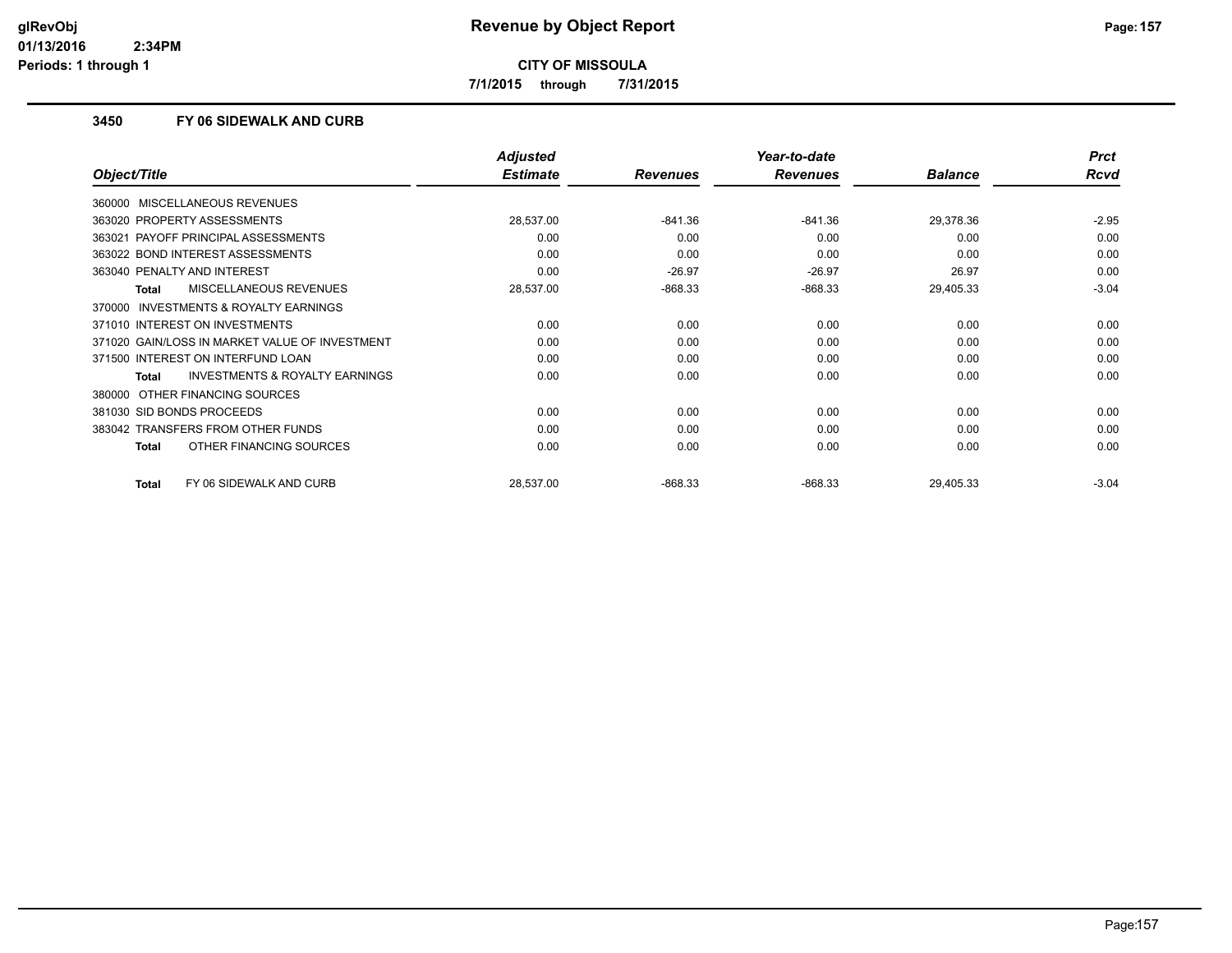**glRevObj**
**01/13/2016 2:34PM**
**Periods: 1 through 1**

# Revenue by Object Report

**CITY OF MISSOULA**

**7/1/2015 through 7/31/2015**

## 3450 FY 06 SIDEWALK AND CURB

| Object/Title | Adjusted Estimate | Revenues | Year-to-date Revenues | Balance | Prct Rcvd |
|---|---|---|---|---|---|
| 360000 MISCELLANEOUS REVENUES | | | | | |
| 363020 PROPERTY ASSESSMENTS | 28,537.00 | -841.36 | -841.36 | 29,378.36 | -2.95 |
| 363021 PAYOFF PRINCIPAL ASSESSMENTS | 0.00 | 0.00 | 0.00 | 0.00 | 0.00 |
| 363022 BOND INTEREST ASSESSMENTS | 0.00 | 0.00 | 0.00 | 0.00 | 0.00 |
| 363040 PENALTY AND INTEREST | 0.00 | -26.97 | -26.97 | 26.97 | 0.00 |
| **Total** MISCELLANEOUS REVENUES | 28,537.00 | -868.33 | -868.33 | 29,405.33 | -3.04 |
| 370000 INVESTMENTS & ROYALTY EARNINGS | | | | | |
| 371010 INTEREST ON INVESTMENTS | 0.00 | 0.00 | 0.00 | 0.00 | 0.00 |
| 371020 GAIN/LOSS IN MARKET VALUE OF INVESTMENT | 0.00 | 0.00 | 0.00 | 0.00 | 0.00 |
| 371500 INTEREST ON INTERFUND LOAN | 0.00 | 0.00 | 0.00 | 0.00 | 0.00 |
| **Total** INVESTMENTS & ROYALTY EARNINGS | 0.00 | 0.00 | 0.00 | 0.00 | 0.00 |
| 380000 OTHER FINANCING SOURCES | | | | | |
| 381030 SID BONDS PROCEEDS | 0.00 | 0.00 | 0.00 | 0.00 | 0.00 |
| 383042 TRANSFERS FROM OTHER FUNDS | 0.00 | 0.00 | 0.00 | 0.00 | 0.00 |
| **Total** OTHER FINANCING SOURCES | 0.00 | 0.00 | 0.00 | 0.00 | 0.00 |
| **Total** FY 06 SIDEWALK AND CURB | 28,537.00 | -868.33 | -868.33 | 29,405.33 | -3.04 |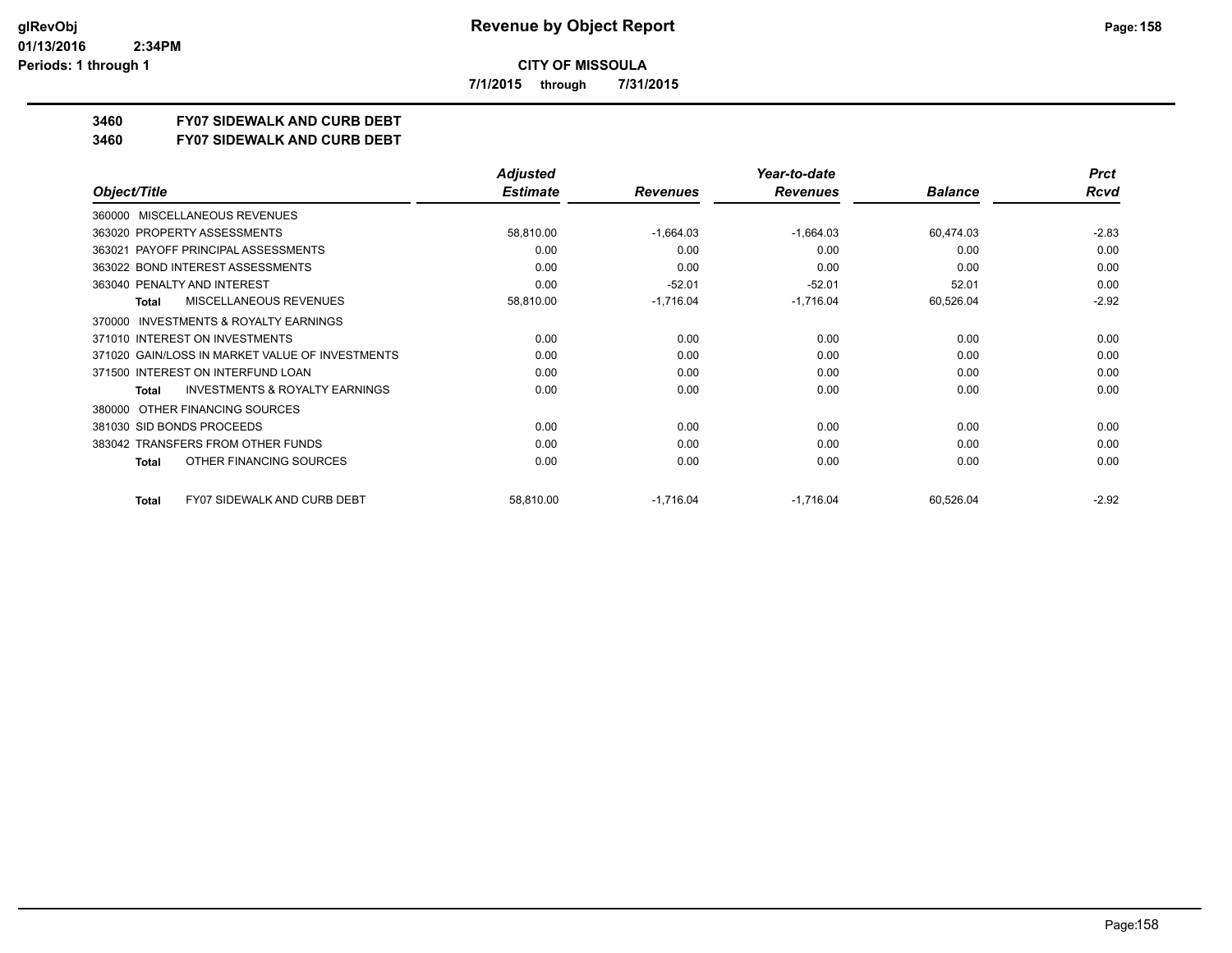**CITY OF MISSOULA**

**7/1/2015 through 7/31/2015**

# 3460 FY07 SIDEWALK AND CURB DEBT
## 3460 FY07 SIDEWALK AND CURB DEBT

| Object/Title | Adjusted Estimate | Revenues | Year-to-date Revenues | Balance | Prct Rcvd |
|---|---|---|---|---|---|
| 360000 MISCELLANEOUS REVENUES | | | | | |
| 363020 PROPERTY ASSESSMENTS | 58,810.00 | -1,664.03 | -1,664.03 | 60,474.03 | -2.83 |
| 363021 PAYOFF PRINCIPAL ASSESSMENTS | 0.00 | 0.00 | 0.00 | 0.00 | 0.00 |
| 363022 BOND INTEREST ASSESSMENTS | 0.00 | 0.00 | 0.00 | 0.00 | 0.00 |
| 363040 PENALTY AND INTEREST | 0.00 | -52.01 | -52.01 | 52.01 | 0.00 |
| **Total** MISCELLANEOUS REVENUES | 58,810.00 | -1,716.04 | -1,716.04 | 60,526.04 | -2.92 |
| 370000 INVESTMENTS & ROYALTY EARNINGS | | | | | |
| 371010 INTEREST ON INVESTMENTS | 0.00 | 0.00 | 0.00 | 0.00 | 0.00 |
| 371020 GAIN/LOSS IN MARKET VALUE OF INVESTMENTS | 0.00 | 0.00 | 0.00 | 0.00 | 0.00 |
| 371500 INTEREST ON INTERFUND LOAN | 0.00 | 0.00 | 0.00 | 0.00 | 0.00 |
| **Total** INVESTMENTS & ROYALTY EARNINGS | 0.00 | 0.00 | 0.00 | 0.00 | 0.00 |
| 380000 OTHER FINANCING SOURCES | | | | | |
| 381030 SID BONDS PROCEEDS | 0.00 | 0.00 | 0.00 | 0.00 | 0.00 |
| 383042 TRANSFERS FROM OTHER FUNDS | 0.00 | 0.00 | 0.00 | 0.00 | 0.00 |
| **Total** OTHER FINANCING SOURCES | 0.00 | 0.00 | 0.00 | 0.00 | 0.00 |
| **Total** FY07 SIDEWALK AND CURB DEBT | 58,810.00 | -1,716.04 | -1,716.04 | 60,526.04 | -2.92 |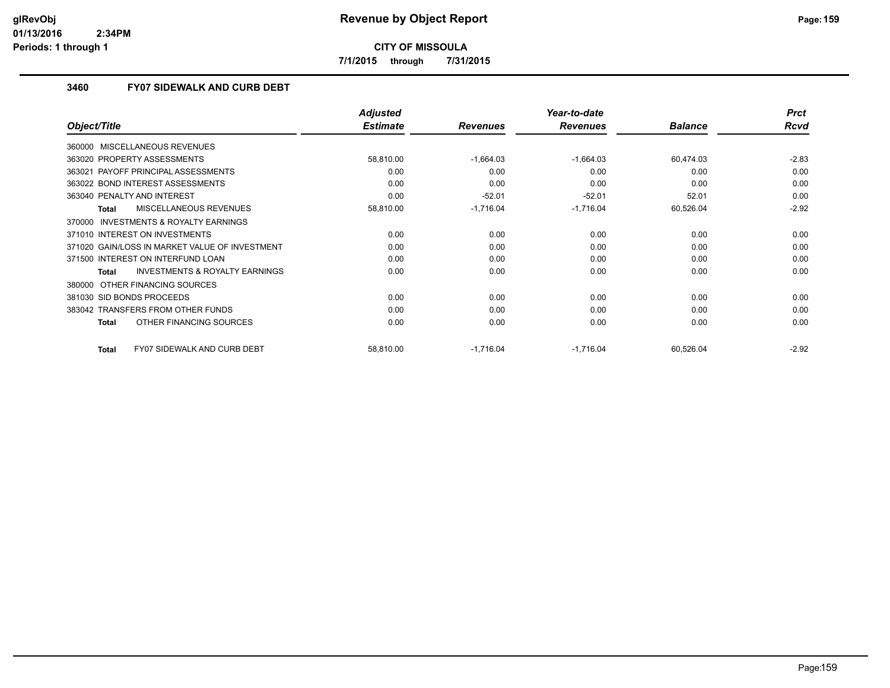**CITY OF MISSOULA**

**7/1/2015 through 7/31/2015**

### 3460 FY07 SIDEWALK AND CURB DEBT

| Object/Title | Adjusted Estimate | Revenues | Year-to-date Revenues | Balance | Prct Rcvd |
|---|---|---|---|---|---|
| 360000 MISCELLANEOUS REVENUES | | | | | |
| 363020 PROPERTY ASSESSMENTS | 58,810.00 | -1,664.03 | -1,664.03 | 60,474.03 | -2.83 |
| 363021 PAYOFF PRINCIPAL ASSESSMENTS | 0.00 | 0.00 | 0.00 | 0.00 | 0.00 |
| 363022 BOND INTEREST ASSESSMENTS | 0.00 | 0.00 | 0.00 | 0.00 | 0.00 |
| 363040 PENALTY AND INTEREST | 0.00 | -52.01 | -52.01 | 52.01 | 0.00 |
| **Total** MISCELLANEOUS REVENUES | 58,810.00 | -1,716.04 | -1,716.04 | 60,526.04 | -2.92 |
| 370000 INVESTMENTS & ROYALTY EARNINGS | | | | | |
| 371010 INTEREST ON INVESTMENTS | 0.00 | 0.00 | 0.00 | 0.00 | 0.00 |
| 371020 GAIN/LOSS IN MARKET VALUE OF INVESTMENT | 0.00 | 0.00 | 0.00 | 0.00 | 0.00 |
| 371500 INTEREST ON INTERFUND LOAN | 0.00 | 0.00 | 0.00 | 0.00 | 0.00 |
| **Total** INVESTMENTS & ROYALTY EARNINGS | 0.00 | 0.00 | 0.00 | 0.00 | 0.00 |
| 380000 OTHER FINANCING SOURCES | | | | | |
| 381030 SID BONDS PROCEEDS | 0.00 | 0.00 | 0.00 | 0.00 | 0.00 |
| 383042 TRANSFERS FROM OTHER FUNDS | 0.00 | 0.00 | 0.00 | 0.00 | 0.00 |
| **Total** OTHER FINANCING SOURCES | 0.00 | 0.00 | 0.00 | 0.00 | 0.00 |
| **Total** FY07 SIDEWALK AND CURB DEBT | 58,810.00 | -1,716.04 | -1,716.04 | 60,526.04 | -2.92 |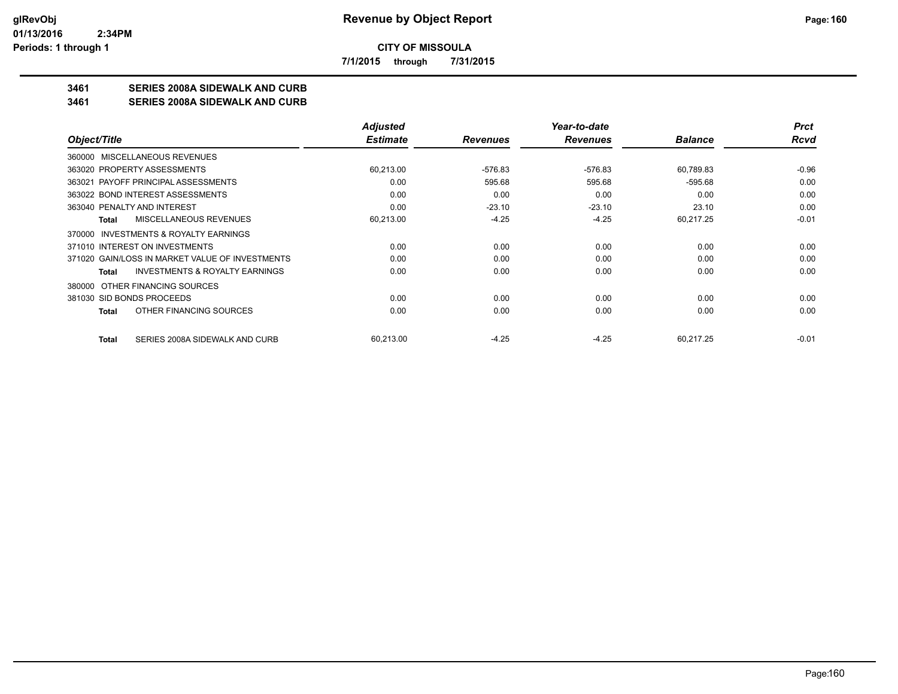**CITY OF MISSOULA**

**7/1/2015 through 7/31/2015**

## 3461 SERIES 2008A SIDEWALK AND CURB
## 3461 SERIES 2008A SIDEWALK AND CURB

| Object/Title | Adjusted Estimate | Revenues | Year-to-date Revenues | Balance | Prct Rcvd |
|---|---|---|---|---|---|
| 360000 MISCELLANEOUS REVENUES | | | | | |
| 363020 PROPERTY ASSESSMENTS | 60,213.00 | -576.83 | -576.83 | 60,789.83 | -0.96 |
| 363021 PAYOFF PRINCIPAL ASSESSMENTS | 0.00 | 595.68 | 595.68 | -595.68 | 0.00 |
| 363022 BOND INTEREST ASSESSMENTS | 0.00 | 0.00 | 0.00 | 0.00 | 0.00 |
| 363040 PENALTY AND INTEREST | 0.00 | -23.10 | -23.10 | 23.10 | 0.00 |
| **Total** MISCELLANEOUS REVENUES | 60,213.00 | -4.25 | -4.25 | 60,217.25 | -0.01 |
| 370000 INVESTMENTS & ROYALTY EARNINGS | | | | | |
| 371010 INTEREST ON INVESTMENTS | 0.00 | 0.00 | 0.00 | 0.00 | 0.00 |
| 371020 GAIN/LOSS IN MARKET VALUE OF INVESTMENTS | 0.00 | 0.00 | 0.00 | 0.00 | 0.00 |
| **Total** INVESTMENTS & ROYALTY EARNINGS | 0.00 | 0.00 | 0.00 | 0.00 | 0.00 |
| 380000 OTHER FINANCING SOURCES | | | | | |
| 381030 SID BONDS PROCEEDS | 0.00 | 0.00 | 0.00 | 0.00 | 0.00 |
| **Total** OTHER FINANCING SOURCES | 0.00 | 0.00 | 0.00 | 0.00 | 0.00 |
| **Total** SERIES 2008A SIDEWALK AND CURB | 60,213.00 | -4.25 | -4.25 | 60,217.25 | -0.01 |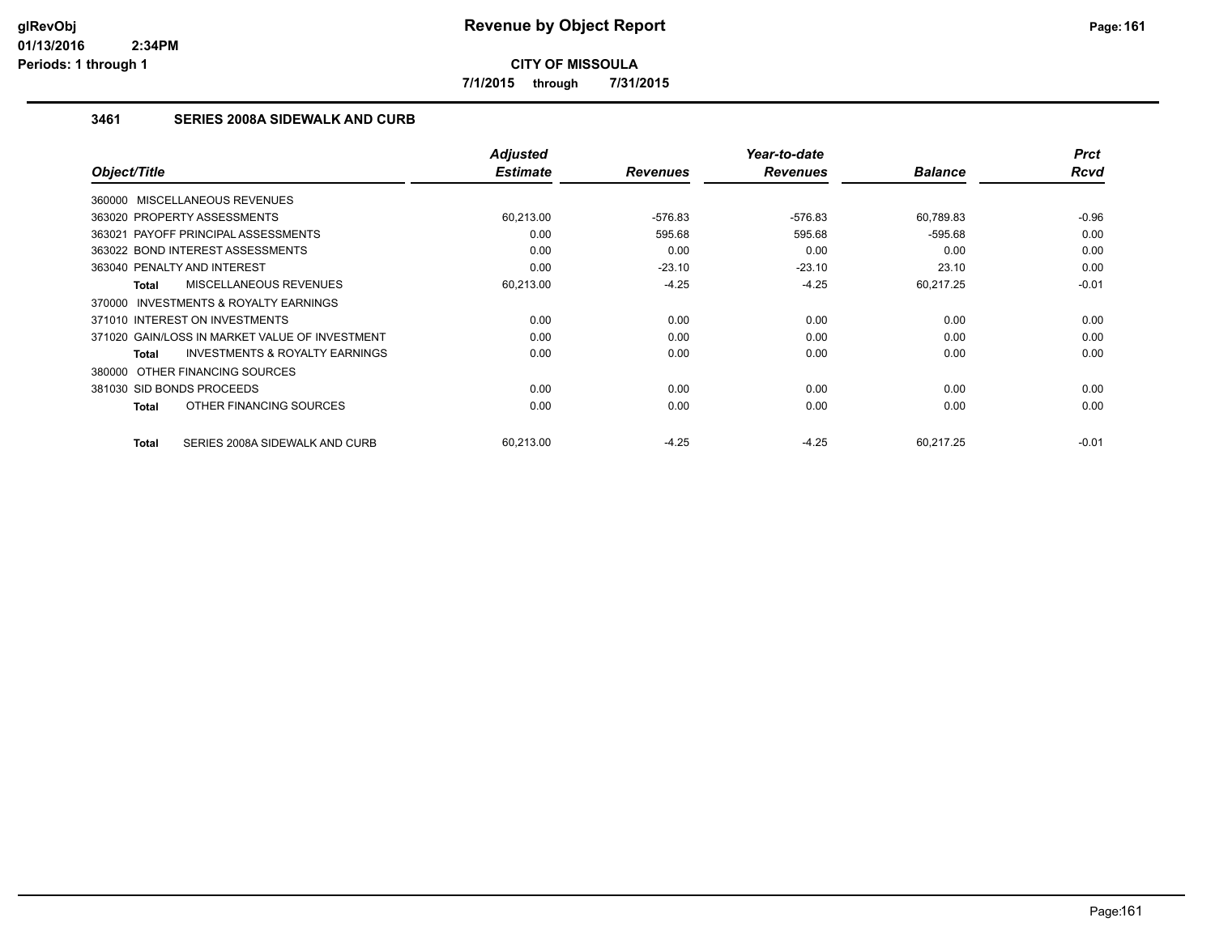# Revenue by Object Report

**CITY OF MISSOULA**

**7/1/2015 through 7/31/2015**

glRevObj
01/13/2016 2:34PM
Periods: 1 through 1

## 3461 SERIES 2008A SIDEWALK AND CURB

| Object/Title | Adjusted Estimate | Revenues | Year-to-date Revenues | Balance | Prct Rcvd |
|---|---|---|---|---|---|
| 360000 MISCELLANEOUS REVENUES | | | | | |
| 363020 PROPERTY ASSESSMENTS | 60,213.00 | -576.83 | -576.83 | 60,789.83 | -0.96 |
| 363021 PAYOFF PRINCIPAL ASSESSMENTS | 0.00 | 595.68 | 595.68 | -595.68 | 0.00 |
| 363022 BOND INTEREST ASSESSMENTS | 0.00 | 0.00 | 0.00 | 0.00 | 0.00 |
| 363040 PENALTY AND INTEREST | 0.00 | -23.10 | -23.10 | 23.10 | 0.00 |
| **Total** MISCELLANEOUS REVENUES | 60,213.00 | -4.25 | -4.25 | 60,217.25 | -0.01 |
| 370000 INVESTMENTS & ROYALTY EARNINGS | | | | | |
| 371010 INTEREST ON INVESTMENTS | 0.00 | 0.00 | 0.00 | 0.00 | 0.00 |
| 371020 GAIN/LOSS IN MARKET VALUE OF INVESTMENT | 0.00 | 0.00 | 0.00 | 0.00 | 0.00 |
| **Total** INVESTMENTS & ROYALTY EARNINGS | 0.00 | 0.00 | 0.00 | 0.00 | 0.00 |
| 380000 OTHER FINANCING SOURCES | | | | | |
| 381030 SID BONDS PROCEEDS | 0.00 | 0.00 | 0.00 | 0.00 | 0.00 |
| **Total** OTHER FINANCING SOURCES | 0.00 | 0.00 | 0.00 | 0.00 | 0.00 |
| **Total** SERIES 2008A SIDEWALK AND CURB | 60,213.00 | -4.25 | -4.25 | 60,217.25 | -0.01 |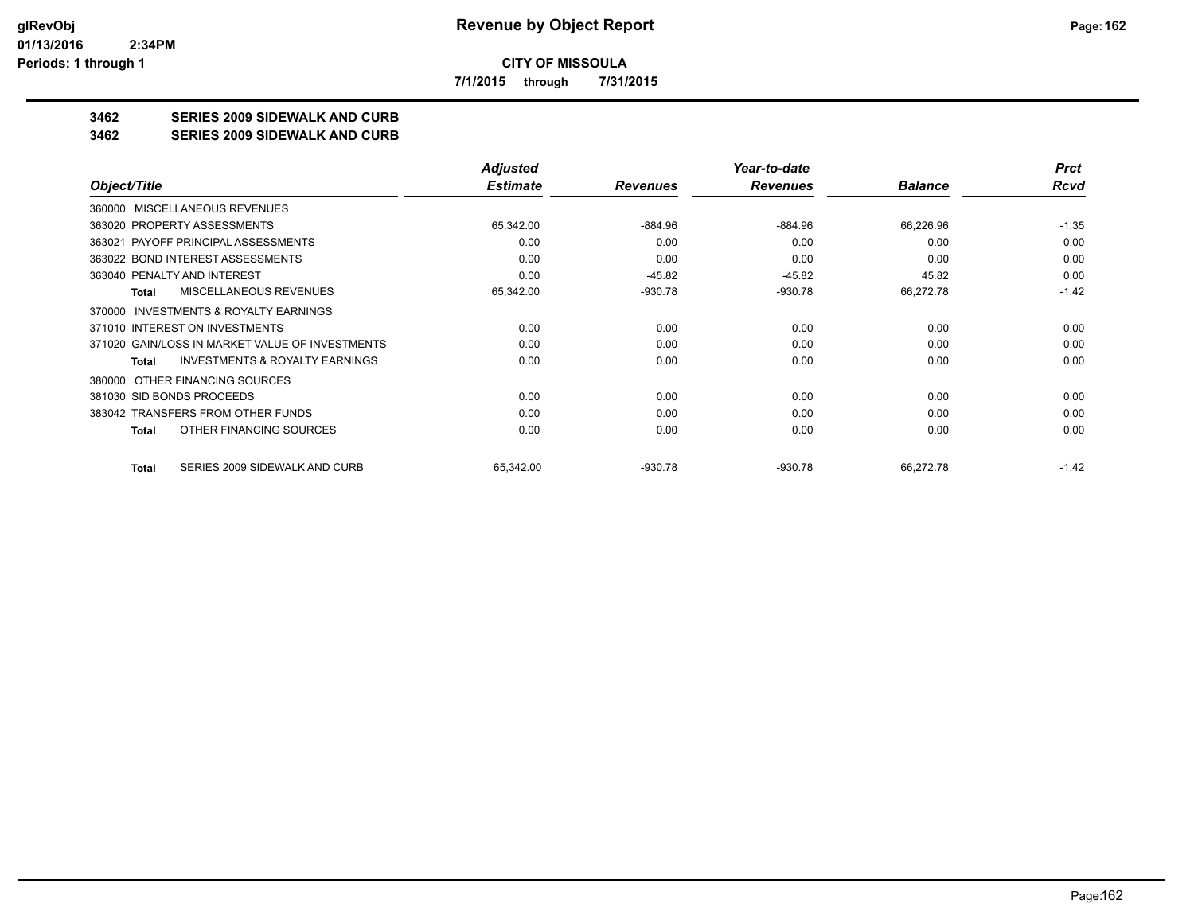**CITY OF MISSOULA**

**7/1/2015 through 7/31/2015**

## 3462 SERIES 2009 SIDEWALK AND CURB

## 3462 SERIES 2009 SIDEWALK AND CURB

| Object/Title | Adjusted Estimate | Revenues | Year-to-date Revenues | Balance | Prct Rcvd |
|---|---|---|---|---|---|
| 360000 MISCELLANEOUS REVENUES | | | | | |
| 363020 PROPERTY ASSESSMENTS | 65,342.00 | -884.96 | -884.96 | 66,226.96 | -1.35 |
| 363021 PAYOFF PRINCIPAL ASSESSMENTS | 0.00 | 0.00 | 0.00 | 0.00 | 0.00 |
| 363022 BOND INTEREST ASSESSMENTS | 0.00 | 0.00 | 0.00 | 0.00 | 0.00 |
| 363040 PENALTY AND INTEREST | 0.00 | -45.82 | -45.82 | 45.82 | 0.00 |
| **Total** MISCELLANEOUS REVENUES | 65,342.00 | -930.78 | -930.78 | 66,272.78 | -1.42 |
| 370000 INVESTMENTS & ROYALTY EARNINGS | | | | | |
| 371010 INTEREST ON INVESTMENTS | 0.00 | 0.00 | 0.00 | 0.00 | 0.00 |
| 371020 GAIN/LOSS IN MARKET VALUE OF INVESTMENTS | 0.00 | 0.00 | 0.00 | 0.00 | 0.00 |
| **Total** INVESTMENTS & ROYALTY EARNINGS | 0.00 | 0.00 | 0.00 | 0.00 | 0.00 |
| 380000 OTHER FINANCING SOURCES | | | | | |
| 381030 SID BONDS PROCEEDS | 0.00 | 0.00 | 0.00 | 0.00 | 0.00 |
| 383042 TRANSFERS FROM OTHER FUNDS | 0.00 | 0.00 | 0.00 | 0.00 | 0.00 |
| **Total** OTHER FINANCING SOURCES | 0.00 | 0.00 | 0.00 | 0.00 | 0.00 |
| **Total** SERIES 2009 SIDEWALK AND CURB | 65,342.00 | -930.78 | -930.78 | 66,272.78 | -1.42 |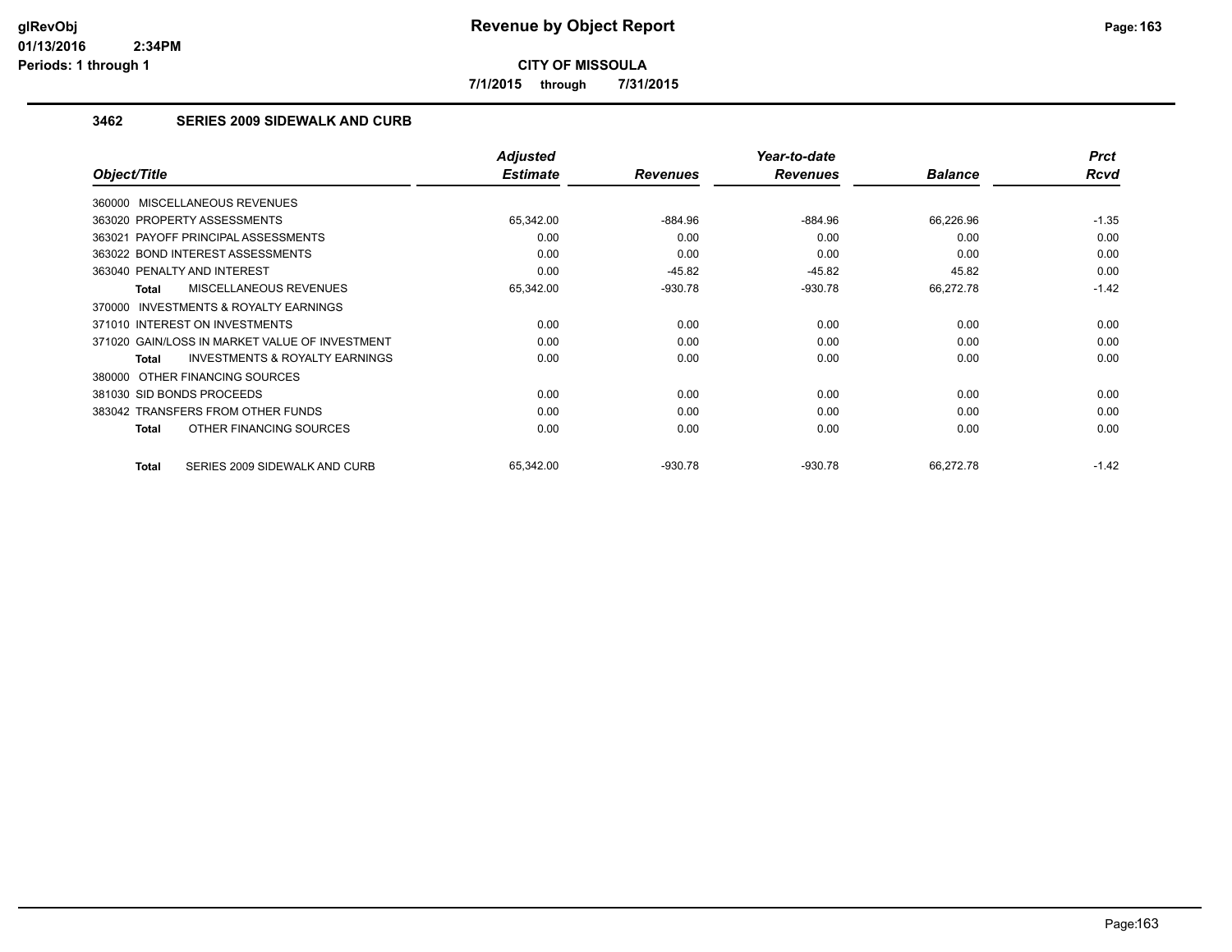# Revenue by Object Report

**CITY OF MISSOULA**

**7/1/2015 through 7/31/2015**

### 3462 SERIES 2009 SIDEWALK AND CURB

| Object/Title | Adjusted Estimate | Revenues | Year-to-date Revenues | Balance | Prct Rcvd |
|---|---|---|---|---|---|
| 360000 MISCELLANEOUS REVENUES | | | | | |
| 363020 PROPERTY ASSESSMENTS | 65,342.00 | -884.96 | -884.96 | 66,226.96 | -1.35 |
| 363021 PAYOFF PRINCIPAL ASSESSMENTS | 0.00 | 0.00 | 0.00 | 0.00 | 0.00 |
| 363022 BOND INTEREST ASSESSMENTS | 0.00 | 0.00 | 0.00 | 0.00 | 0.00 |
| 363040 PENALTY AND INTEREST | 0.00 | -45.82 | -45.82 | 45.82 | 0.00 |
| **Total** MISCELLANEOUS REVENUES | 65,342.00 | -930.78 | -930.78 | 66,272.78 | -1.42 |
| 370000 INVESTMENTS & ROYALTY EARNINGS | | | | | |
| 371010 INTEREST ON INVESTMENTS | 0.00 | 0.00 | 0.00 | 0.00 | 0.00 |
| 371020 GAIN/LOSS IN MARKET VALUE OF INVESTMENT | 0.00 | 0.00 | 0.00 | 0.00 | 0.00 |
| **Total** INVESTMENTS & ROYALTY EARNINGS | 0.00 | 0.00 | 0.00 | 0.00 | 0.00 |
| 380000 OTHER FINANCING SOURCES | | | | | |
| 381030 SID BONDS PROCEEDS | 0.00 | 0.00 | 0.00 | 0.00 | 0.00 |
| 383042 TRANSFERS FROM OTHER FUNDS | 0.00 | 0.00 | 0.00 | 0.00 | 0.00 |
| **Total** OTHER FINANCING SOURCES | 0.00 | 0.00 | 0.00 | 0.00 | 0.00 |
| **Total** SERIES 2009 SIDEWALK AND CURB | 65,342.00 | -930.78 | -930.78 | 66,272.78 | -1.42 |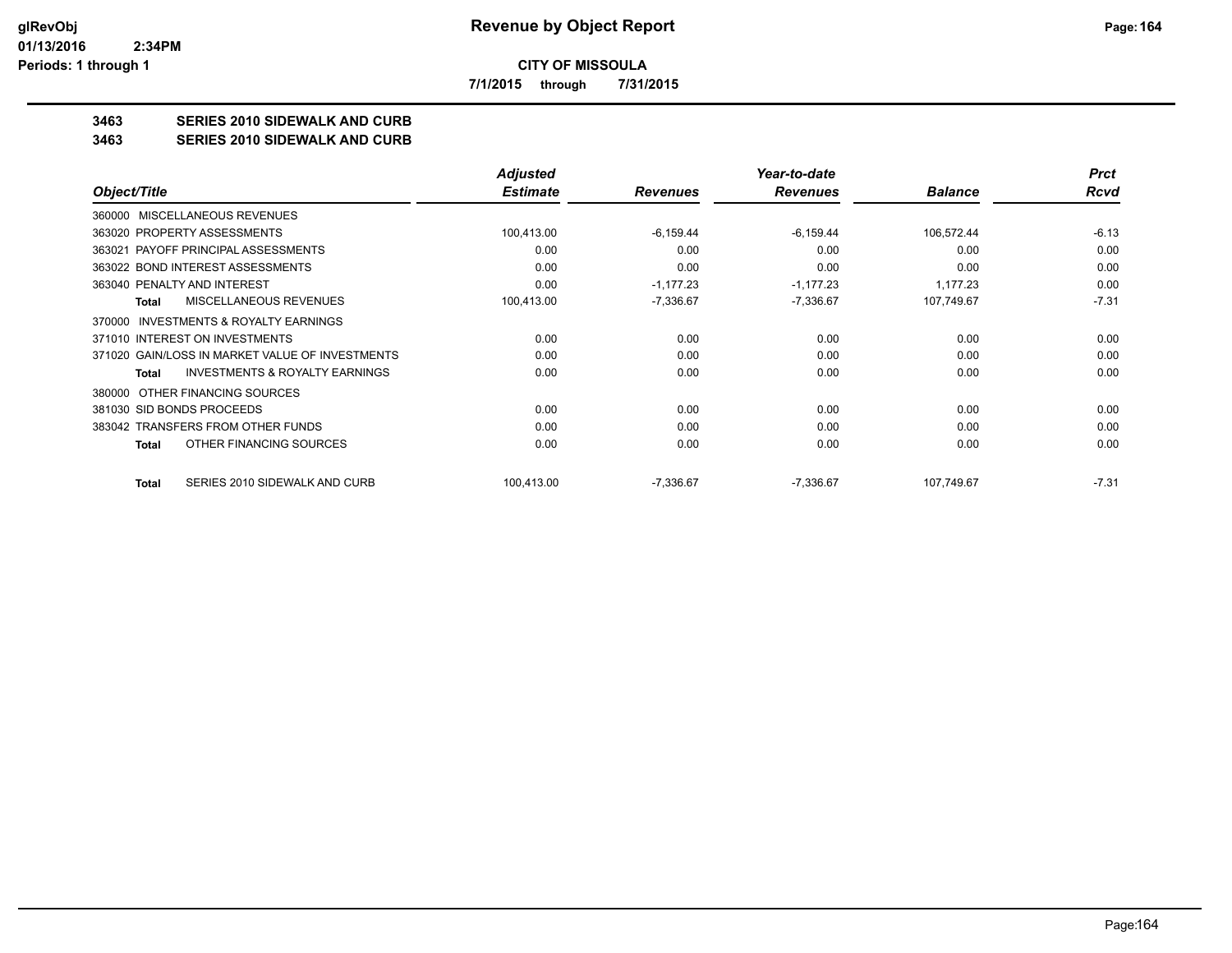**CITY OF MISSOULA**

**7/1/2015 through 7/31/2015**

**3463 SERIES 2010 SIDEWALK AND CURB**

**3463 SERIES 2010 SIDEWALK AND CURB**

| Object/Title | Adjusted Estimate | Revenues | Year-to-date Revenues | Balance | Prct Rcvd |
|---|---|---|---|---|---|
| 360000 MISCELLANEOUS REVENUES | | | | | |
| 363020 PROPERTY ASSESSMENTS | 100,413.00 | -6,159.44 | -6,159.44 | 106,572.44 | -6.13 |
| 363021 PAYOFF PRINCIPAL ASSESSMENTS | 0.00 | 0.00 | 0.00 | 0.00 | 0.00 |
| 363022 BOND INTEREST ASSESSMENTS | 0.00 | 0.00 | 0.00 | 0.00 | 0.00 |
| 363040 PENALTY AND INTEREST | 0.00 | -1,177.23 | -1,177.23 | 1,177.23 | 0.00 |
| **Total** MISCELLANEOUS REVENUES | 100,413.00 | -7,336.67 | -7,336.67 | 107,749.67 | -7.31 |
| 370000 INVESTMENTS & ROYALTY EARNINGS | | | | | |
| 371010 INTEREST ON INVESTMENTS | 0.00 | 0.00 | 0.00 | 0.00 | 0.00 |
| 371020 GAIN/LOSS IN MARKET VALUE OF INVESTMENTS | 0.00 | 0.00 | 0.00 | 0.00 | 0.00 |
| **Total** INVESTMENTS & ROYALTY EARNINGS | 0.00 | 0.00 | 0.00 | 0.00 | 0.00 |
| 380000 OTHER FINANCING SOURCES | | | | | |
| 381030 SID BONDS PROCEEDS | 0.00 | 0.00 | 0.00 | 0.00 | 0.00 |
| 383042 TRANSFERS FROM OTHER FUNDS | 0.00 | 0.00 | 0.00 | 0.00 | 0.00 |
| **Total** OTHER FINANCING SOURCES | 0.00 | 0.00 | 0.00 | 0.00 | 0.00 |
| **Total** SERIES 2010 SIDEWALK AND CURB | 100,413.00 | -7,336.67 | -7,336.67 | 107,749.67 | -7.31 |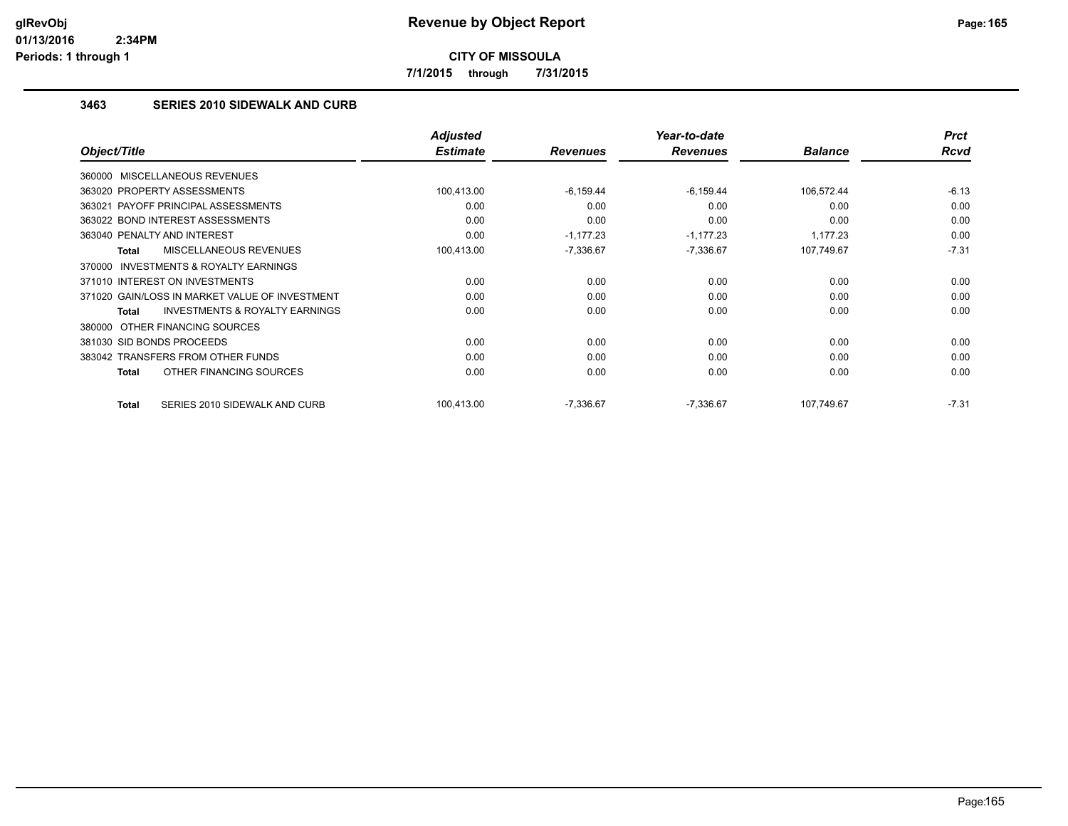# Revenue by Object Report

glRevObj
01/13/2016 2:34PM
Periods: 1 through 1

**CITY OF MISSOULA**

7/1/2015 through 7/31/2015

### 3463 SERIES 2010 SIDEWALK AND CURB

| Object/Title | Adjusted Estimate | Revenues | Year-to-date Revenues | Balance | Prct Rcvd |
|---|---|---|---|---|---|
| 360000 MISCELLANEOUS REVENUES | | | | | |
| 363020 PROPERTY ASSESSMENTS | 100,413.00 | -6,159.44 | -6,159.44 | 106,572.44 | -6.13 |
| 363021 PAYOFF PRINCIPAL ASSESSMENTS | 0.00 | 0.00 | 0.00 | 0.00 | 0.00 |
| 363022 BOND INTEREST ASSESSMENTS | 0.00 | 0.00 | 0.00 | 0.00 | 0.00 |
| 363040 PENALTY AND INTEREST | 0.00 | -1,177.23 | -1,177.23 | 1,177.23 | 0.00 |
| **Total** MISCELLANEOUS REVENUES | 100,413.00 | -7,336.67 | -7,336.67 | 107,749.67 | -7.31 |
| 370000 INVESTMENTS & ROYALTY EARNINGS | | | | | |
| 371010 INTEREST ON INVESTMENTS | 0.00 | 0.00 | 0.00 | 0.00 | 0.00 |
| 371020 GAIN/LOSS IN MARKET VALUE OF INVESTMENT | 0.00 | 0.00 | 0.00 | 0.00 | 0.00 |
| **Total** INVESTMENTS & ROYALTY EARNINGS | 0.00 | 0.00 | 0.00 | 0.00 | 0.00 |
| 380000 OTHER FINANCING SOURCES | | | | | |
| 381030 SID BONDS PROCEEDS | 0.00 | 0.00 | 0.00 | 0.00 | 0.00 |
| 383042 TRANSFERS FROM OTHER FUNDS | 0.00 | 0.00 | 0.00 | 0.00 | 0.00 |
| **Total** OTHER FINANCING SOURCES | 0.00 | 0.00 | 0.00 | 0.00 | 0.00 |
| **Total** SERIES 2010 SIDEWALK AND CURB | 100,413.00 | -7,336.67 | -7,336.67 | 107,749.67 | -7.31 |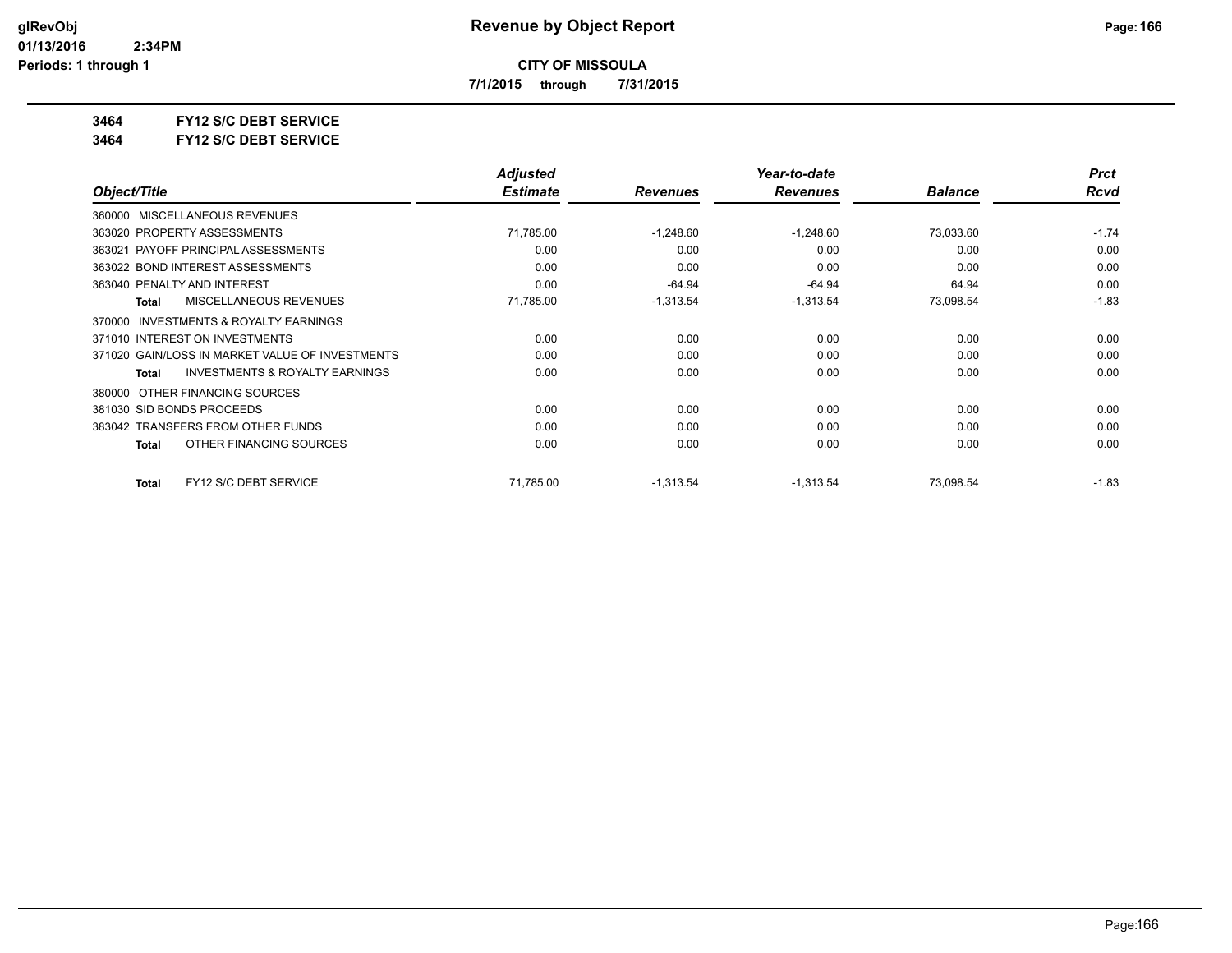**CITY OF MISSOULA**

**7/1/2015 through 7/31/2015**

**3464 FY12 S/C DEBT SERVICE**

**3464 FY12 S/C DEBT SERVICE**

| Object/Title | Adjusted Estimate | Revenues | Year-to-date Revenues | Balance | Prct Rcvd |
|---|---|---|---|---|---|
| 360000 MISCELLANEOUS REVENUES | | | | | |
| 363020 PROPERTY ASSESSMENTS | 71,785.00 | -1,248.60 | -1,248.60 | 73,033.60 | -1.74 |
| 363021 PAYOFF PRINCIPAL ASSESSMENTS | 0.00 | 0.00 | 0.00 | 0.00 | 0.00 |
| 363022 BOND INTEREST ASSESSMENTS | 0.00 | 0.00 | 0.00 | 0.00 | 0.00 |
| 363040 PENALTY AND INTEREST | 0.00 | -64.94 | -64.94 | 64.94 | 0.00 |
| **Total** MISCELLANEOUS REVENUES | 71,785.00 | -1,313.54 | -1,313.54 | 73,098.54 | -1.83 |
| 370000 INVESTMENTS & ROYALTY EARNINGS | | | | | |
| 371010 INTEREST ON INVESTMENTS | 0.00 | 0.00 | 0.00 | 0.00 | 0.00 |
| 371020 GAIN/LOSS IN MARKET VALUE OF INVESTMENTS | 0.00 | 0.00 | 0.00 | 0.00 | 0.00 |
| **Total** INVESTMENTS & ROYALTY EARNINGS | 0.00 | 0.00 | 0.00 | 0.00 | 0.00 |
| 380000 OTHER FINANCING SOURCES | | | | | |
| 381030 SID BONDS PROCEEDS | 0.00 | 0.00 | 0.00 | 0.00 | 0.00 |
| 383042 TRANSFERS FROM OTHER FUNDS | 0.00 | 0.00 | 0.00 | 0.00 | 0.00 |
| **Total** OTHER FINANCING SOURCES | 0.00 | 0.00 | 0.00 | 0.00 | 0.00 |
| **Total** FY12 S/C DEBT SERVICE | 71,785.00 | -1,313.54 | -1,313.54 | 73,098.54 | -1.83 |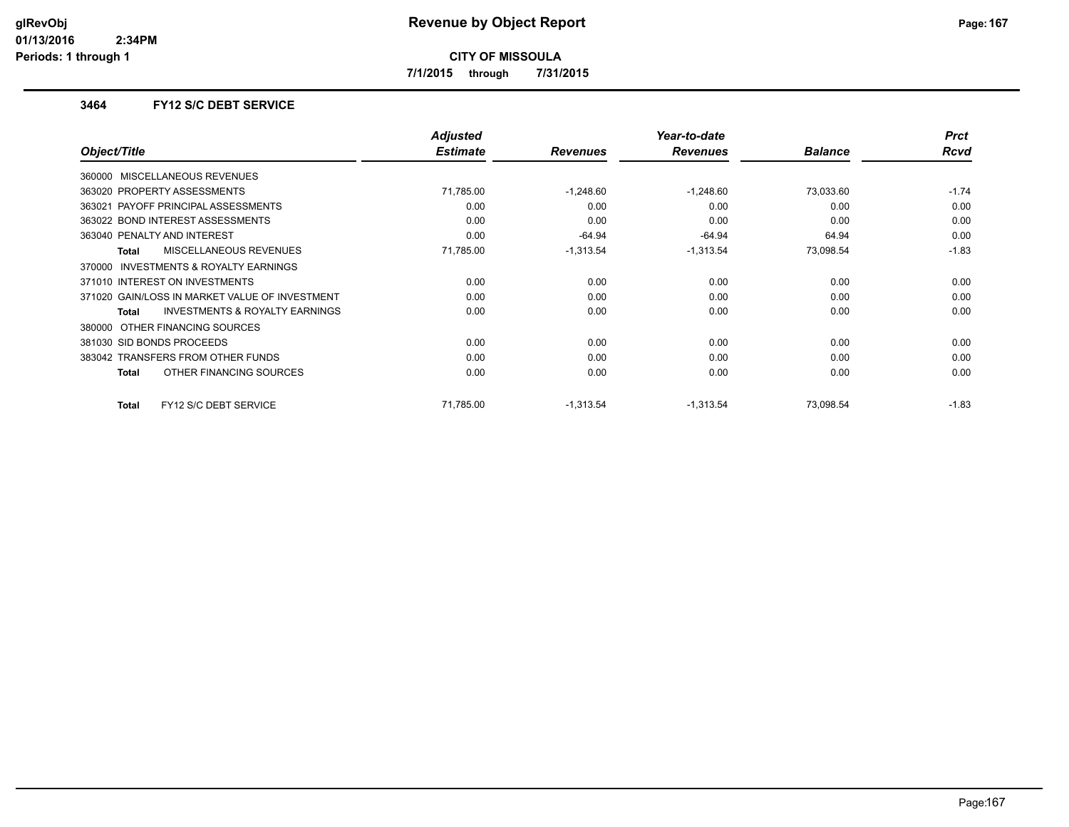**CITY OF MISSOULA**

**7/1/2015 through 7/31/2015**

### 3464 FY12 S/C DEBT SERVICE

| Object/Title | Adjusted Estimate | Revenues | Year-to-date Revenues | Balance | Prct Rcvd |
|---|---|---|---|---|---|
| 360000 MISCELLANEOUS REVENUES | | | | | |
| 363020 PROPERTY ASSESSMENTS | 71,785.00 | -1,248.60 | -1,248.60 | 73,033.60 | -1.74 |
| 363021 PAYOFF PRINCIPAL ASSESSMENTS | 0.00 | 0.00 | 0.00 | 0.00 | 0.00 |
| 363022 BOND INTEREST ASSESSMENTS | 0.00 | 0.00 | 0.00 | 0.00 | 0.00 |
| 363040 PENALTY AND INTEREST | 0.00 | -64.94 | -64.94 | 64.94 | 0.00 |
| **Total** MISCELLANEOUS REVENUES | 71,785.00 | -1,313.54 | -1,313.54 | 73,098.54 | -1.83 |
| 370000 INVESTMENTS & ROYALTY EARNINGS | | | | | |
| 371010 INTEREST ON INVESTMENTS | 0.00 | 0.00 | 0.00 | 0.00 | 0.00 |
| 371020 GAIN/LOSS IN MARKET VALUE OF INVESTMENT | 0.00 | 0.00 | 0.00 | 0.00 | 0.00 |
| **Total** INVESTMENTS & ROYALTY EARNINGS | 0.00 | 0.00 | 0.00 | 0.00 | 0.00 |
| 380000 OTHER FINANCING SOURCES | | | | | |
| 381030 SID BONDS PROCEEDS | 0.00 | 0.00 | 0.00 | 0.00 | 0.00 |
| 383042 TRANSFERS FROM OTHER FUNDS | 0.00 | 0.00 | 0.00 | 0.00 | 0.00 |
| **Total** OTHER FINANCING SOURCES | 0.00 | 0.00 | 0.00 | 0.00 | 0.00 |
| **Total** FY12 S/C DEBT SERVICE | 71,785.00 | -1,313.54 | -1,313.54 | 73,098.54 | -1.83 |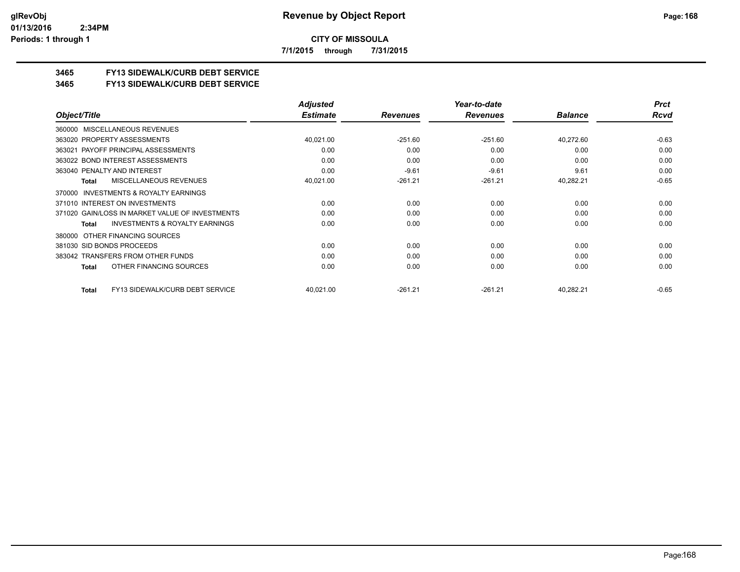**CITY OF MISSOULA**

**7/1/2015 through 7/31/2015**

## 3465 FY13 SIDEWALK/CURB DEBT SERVICE
## 3465 FY13 SIDEWALK/CURB DEBT SERVICE

| Object/Title | Adjusted Estimate | Revenues | Year-to-date Revenues | Balance | Prct Rcvd |
|---|---|---|---|---|---|
| 360000 MISCELLANEOUS REVENUES | | | | | |
| 363020 PROPERTY ASSESSMENTS | 40,021.00 | -251.60 | -251.60 | 40,272.60 | -0.63 |
| 363021 PAYOFF PRINCIPAL ASSESSMENTS | 0.00 | 0.00 | 0.00 | 0.00 | 0.00 |
| 363022 BOND INTEREST ASSESSMENTS | 0.00 | 0.00 | 0.00 | 0.00 | 0.00 |
| 363040 PENALTY AND INTEREST | 0.00 | -9.61 | -9.61 | 9.61 | 0.00 |
| **Total** MISCELLANEOUS REVENUES | 40,021.00 | -261.21 | -261.21 | 40,282.21 | -0.65 |
| 370000 INVESTMENTS & ROYALTY EARNINGS | | | | | |
| 371010 INTEREST ON INVESTMENTS | 0.00 | 0.00 | 0.00 | 0.00 | 0.00 |
| 371020 GAIN/LOSS IN MARKET VALUE OF INVESTMENTS | 0.00 | 0.00 | 0.00 | 0.00 | 0.00 |
| **Total** INVESTMENTS & ROYALTY EARNINGS | 0.00 | 0.00 | 0.00 | 0.00 | 0.00 |
| 380000 OTHER FINANCING SOURCES | | | | | |
| 381030 SID BONDS PROCEEDS | 0.00 | 0.00 | 0.00 | 0.00 | 0.00 |
| 383042 TRANSFERS FROM OTHER FUNDS | 0.00 | 0.00 | 0.00 | 0.00 | 0.00 |
| **Total** OTHER FINANCING SOURCES | 0.00 | 0.00 | 0.00 | 0.00 | 0.00 |
| **Total** FY13 SIDEWALK/CURB DEBT SERVICE | 40,021.00 | -261.21 | -261.21 | 40,282.21 | -0.65 |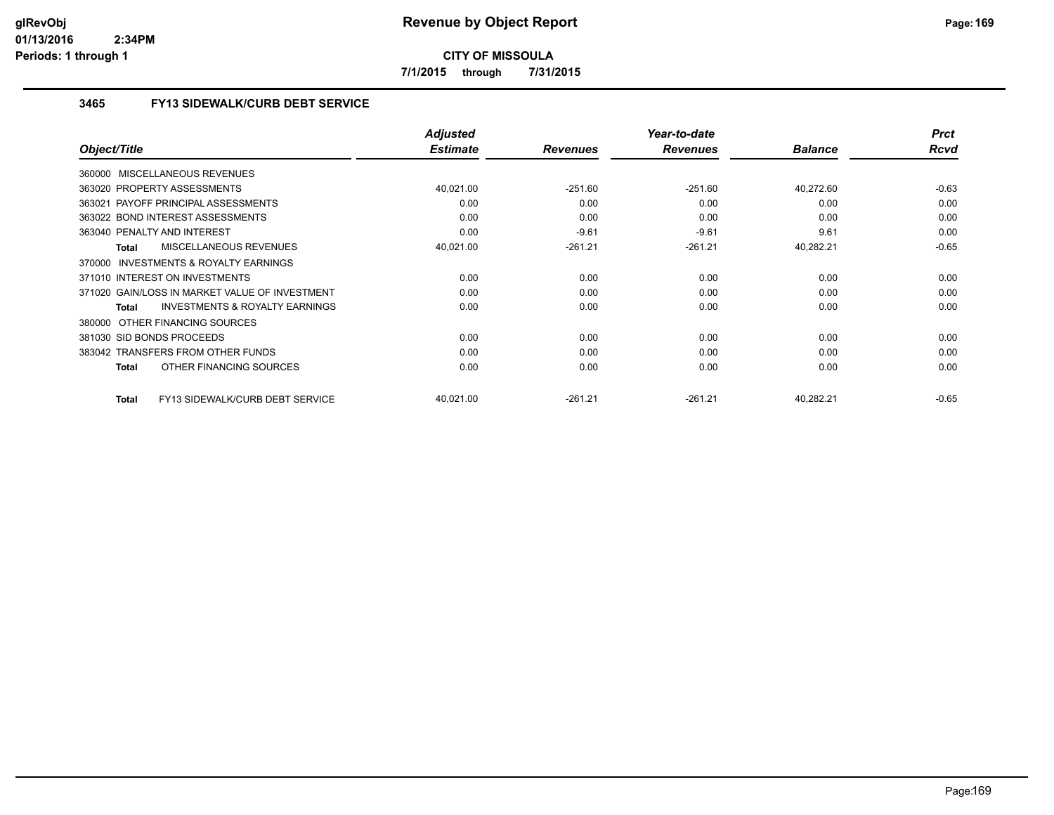# Revenue by Object Report

**CITY OF MISSOULA**

**7/1/2015 through 7/31/2015**

glRevObj
01/13/2016 2:34PM
Periods: 1 through 1

### 3465 FY13 SIDEWALK/CURB DEBT SERVICE

| Object/Title | Adjusted Estimate | Revenues | Year-to-date Revenues | Balance | Prct Rcvd |
|---|---|---|---|---|---|
| 360000 MISCELLANEOUS REVENUES | | | | | |
| 363020 PROPERTY ASSESSMENTS | 40,021.00 | -251.60 | -251.60 | 40,272.60 | -0.63 |
| 363021 PAYOFF PRINCIPAL ASSESSMENTS | 0.00 | 0.00 | 0.00 | 0.00 | 0.00 |
| 363022 BOND INTEREST ASSESSMENTS | 0.00 | 0.00 | 0.00 | 0.00 | 0.00 |
| 363040 PENALTY AND INTEREST | 0.00 | -9.61 | -9.61 | 9.61 | 0.00 |
| Total MISCELLANEOUS REVENUES | 40,021.00 | -261.21 | -261.21 | 40,282.21 | -0.65 |
| 370000 INVESTMENTS & ROYALTY EARNINGS | | | | | |
| 371010 INTEREST ON INVESTMENTS | 0.00 | 0.00 | 0.00 | 0.00 | 0.00 |
| 371020 GAIN/LOSS IN MARKET VALUE OF INVESTMENT | 0.00 | 0.00 | 0.00 | 0.00 | 0.00 |
| Total INVESTMENTS & ROYALTY EARNINGS | 0.00 | 0.00 | 0.00 | 0.00 | 0.00 |
| 380000 OTHER FINANCING SOURCES | | | | | |
| 381030 SID BONDS PROCEEDS | 0.00 | 0.00 | 0.00 | 0.00 | 0.00 |
| 383042 TRANSFERS FROM OTHER FUNDS | 0.00 | 0.00 | 0.00 | 0.00 | 0.00 |
| Total OTHER FINANCING SOURCES | 0.00 | 0.00 | 0.00 | 0.00 | 0.00 |
| Total FY13 SIDEWALK/CURB DEBT SERVICE | 40,021.00 | -261.21 | -261.21 | 40,282.21 | -0.65 |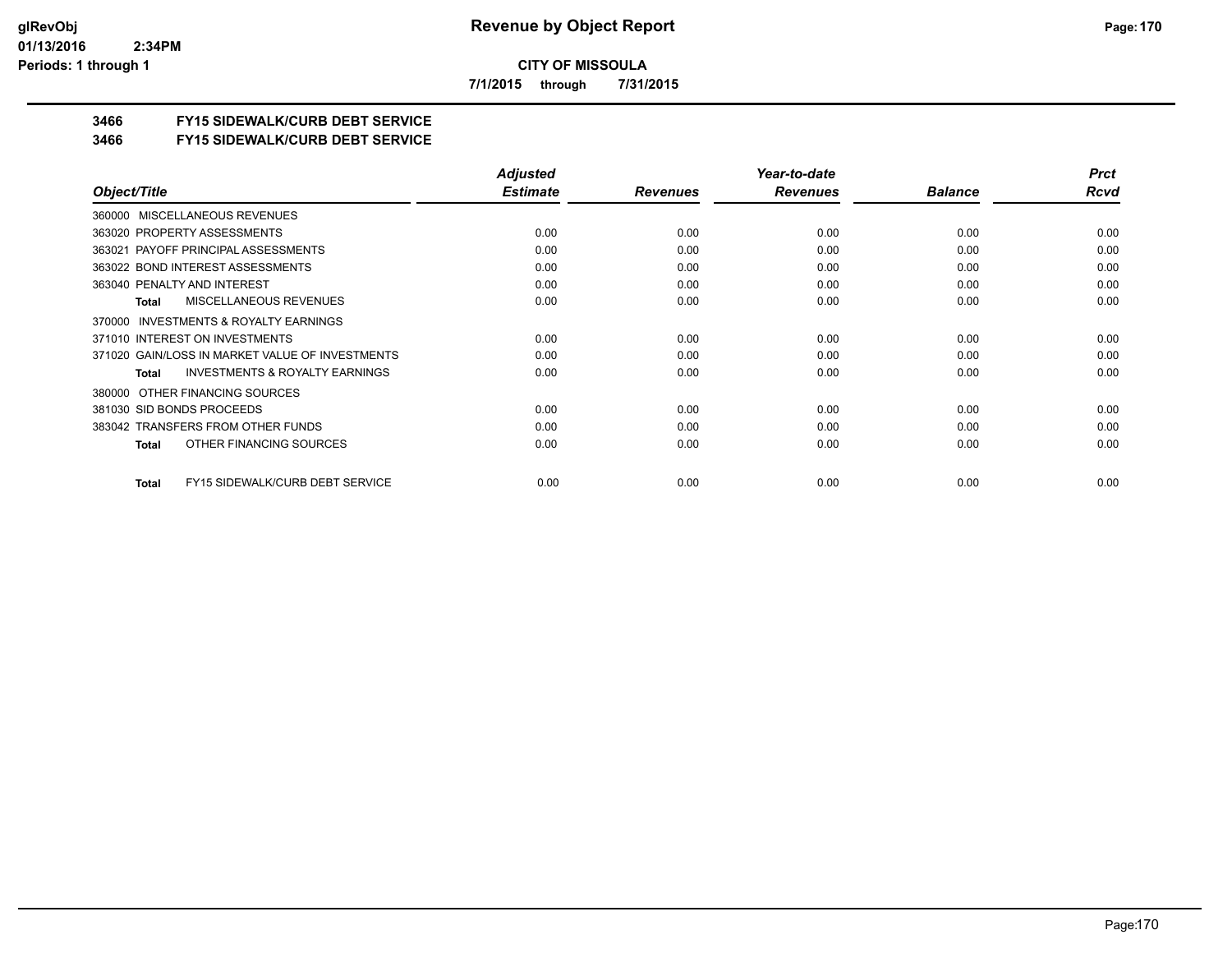**CITY OF MISSOULA**

**7/1/2015 through 7/31/2015**

## 3466 FY15 SIDEWALK/CURB DEBT SERVICE

## 3466 FY15 SIDEWALK/CURB DEBT SERVICE

| Object/Title | Adjusted Estimate | Revenues | Year-to-date Revenues | Balance | Prct Rcvd |
|---|---|---|---|---|---|
| 360000 MISCELLANEOUS REVENUES | | | | | |
| 363020 PROPERTY ASSESSMENTS | 0.00 | 0.00 | 0.00 | 0.00 | 0.00 |
| 363021 PAYOFF PRINCIPAL ASSESSMENTS | 0.00 | 0.00 | 0.00 | 0.00 | 0.00 |
| 363022 BOND INTEREST ASSESSMENTS | 0.00 | 0.00 | 0.00 | 0.00 | 0.00 |
| 363040 PENALTY AND INTEREST | 0.00 | 0.00 | 0.00 | 0.00 | 0.00 |
| **Total** MISCELLANEOUS REVENUES | 0.00 | 0.00 | 0.00 | 0.00 | 0.00 |
| 370000 INVESTMENTS & ROYALTY EARNINGS | | | | | |
| 371010 INTEREST ON INVESTMENTS | 0.00 | 0.00 | 0.00 | 0.00 | 0.00 |
| 371020 GAIN/LOSS IN MARKET VALUE OF INVESTMENTS | 0.00 | 0.00 | 0.00 | 0.00 | 0.00 |
| **Total** INVESTMENTS & ROYALTY EARNINGS | 0.00 | 0.00 | 0.00 | 0.00 | 0.00 |
| 380000 OTHER FINANCING SOURCES | | | | | |
| 381030 SID BONDS PROCEEDS | 0.00 | 0.00 | 0.00 | 0.00 | 0.00 |
| 383042 TRANSFERS FROM OTHER FUNDS | 0.00 | 0.00 | 0.00 | 0.00 | 0.00 |
| **Total** OTHER FINANCING SOURCES | 0.00 | 0.00 | 0.00 | 0.00 | 0.00 |
| **Total** FY15 SIDEWALK/CURB DEBT SERVICE | 0.00 | 0.00 | 0.00 | 0.00 | 0.00 |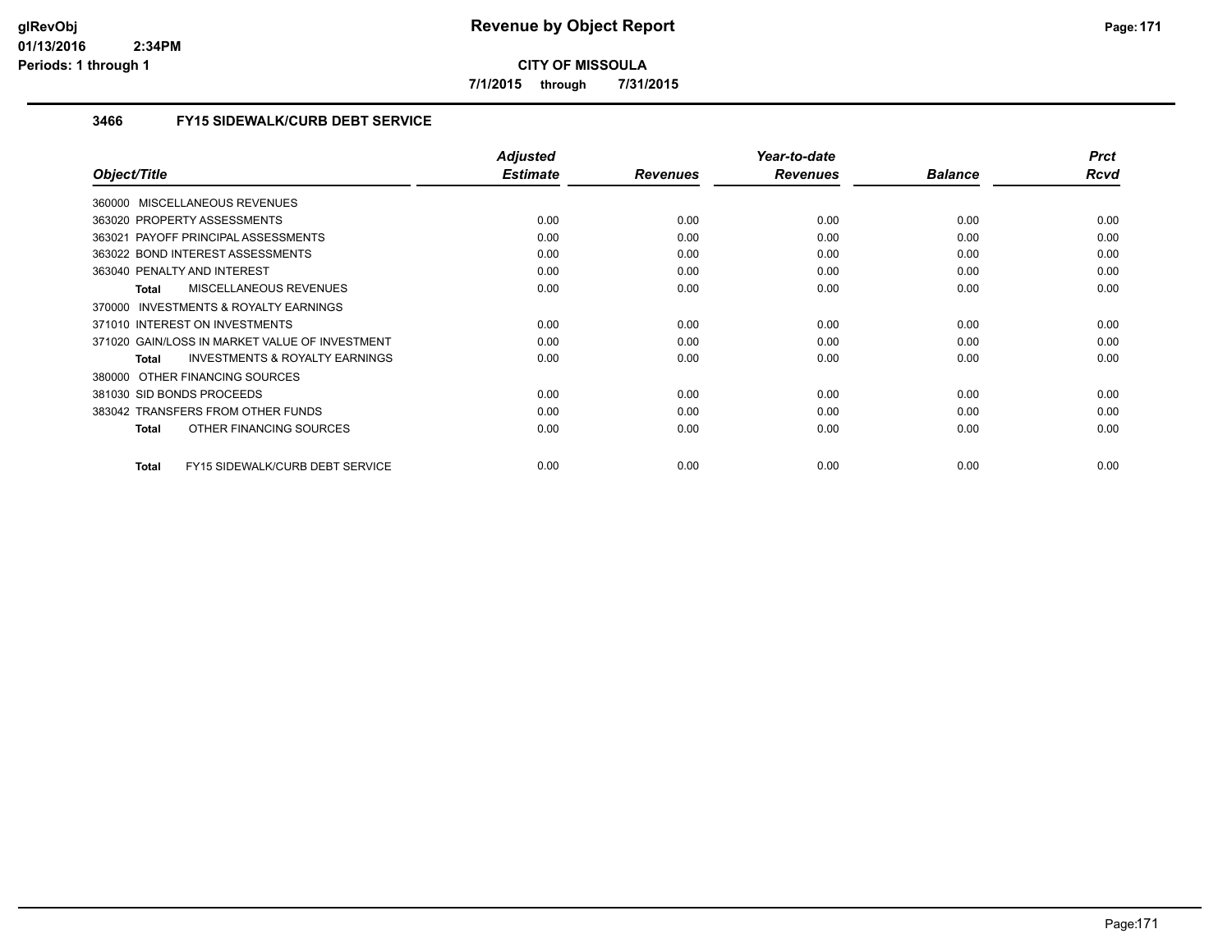# Revenue by Object Report

**CITY OF MISSOULA**

**7/1/2015 through 7/31/2015**

### 3466 FY15 SIDEWALK/CURB DEBT SERVICE

| Object/Title | Adjusted Estimate | Revenues | Year-to-date Revenues | Balance | Prct Rcvd |
|---|---|---|---|---|---|
| 360000 MISCELLANEOUS REVENUES | | | | | |
| 363020 PROPERTY ASSESSMENTS | 0.00 | 0.00 | 0.00 | 0.00 | 0.00 |
| 363021 PAYOFF PRINCIPAL ASSESSMENTS | 0.00 | 0.00 | 0.00 | 0.00 | 0.00 |
| 363022 BOND INTEREST ASSESSMENTS | 0.00 | 0.00 | 0.00 | 0.00 | 0.00 |
| 363040 PENALTY AND INTEREST | 0.00 | 0.00 | 0.00 | 0.00 | 0.00 |
| **Total** MISCELLANEOUS REVENUES | 0.00 | 0.00 | 0.00 | 0.00 | 0.00 |
| 370000 INVESTMENTS & ROYALTY EARNINGS | | | | | |
| 371010 INTEREST ON INVESTMENTS | 0.00 | 0.00 | 0.00 | 0.00 | 0.00 |
| 371020 GAIN/LOSS IN MARKET VALUE OF INVESTMENT | 0.00 | 0.00 | 0.00 | 0.00 | 0.00 |
| **Total** INVESTMENTS & ROYALTY EARNINGS | 0.00 | 0.00 | 0.00 | 0.00 | 0.00 |
| 380000 OTHER FINANCING SOURCES | | | | | |
| 381030 SID BONDS PROCEEDS | 0.00 | 0.00 | 0.00 | 0.00 | 0.00 |
| 383042 TRANSFERS FROM OTHER FUNDS | 0.00 | 0.00 | 0.00 | 0.00 | 0.00 |
| **Total** OTHER FINANCING SOURCES | 0.00 | 0.00 | 0.00 | 0.00 | 0.00 |
| **Total** FY15 SIDEWALK/CURB DEBT SERVICE | 0.00 | 0.00 | 0.00 | 0.00 | 0.00 |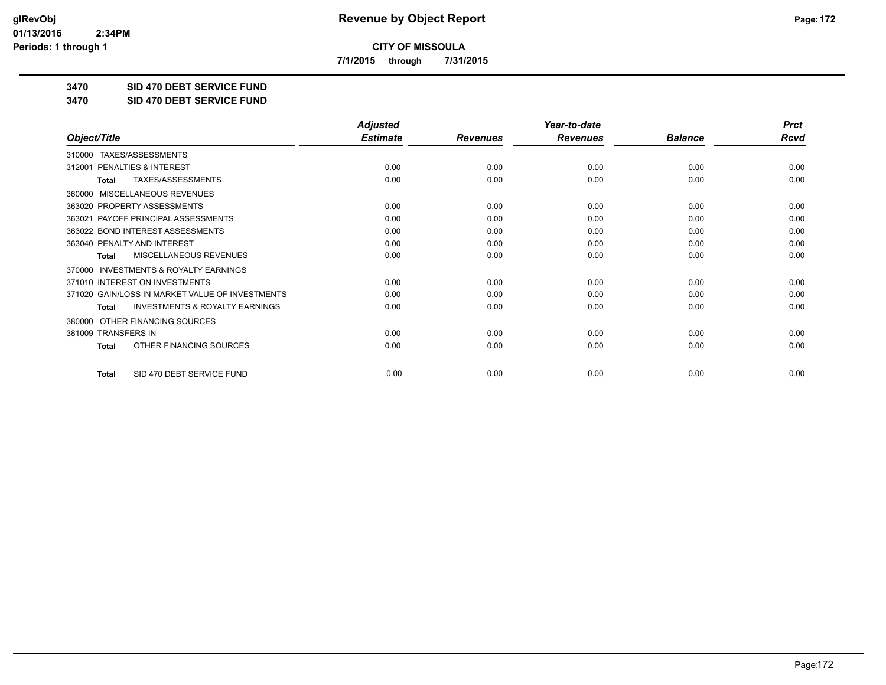# Revenue by Object Report

**CITY OF MISSOULA**

**7/1/2015 through 7/31/2015**

glRevObj
01/13/2016 2:34PM
Periods: 1 through 1

## 3470 SID 470 DEBT SERVICE FUND
## 3470 SID 470 DEBT SERVICE FUND

| Object/Title | Adjusted Estimate | Revenues | Year-to-date Revenues | Balance | Prct Rcvd |
|---|---|---|---|---|---|
| 310000 TAXES/ASSESSMENTS | | | | | |
| 312001 PENALTIES & INTEREST | 0.00 | 0.00 | 0.00 | 0.00 | 0.00 |
| **Total** TAXES/ASSESSMENTS | 0.00 | 0.00 | 0.00 | 0.00 | 0.00 |
| 360000 MISCELLANEOUS REVENUES | | | | | |
| 363020 PROPERTY ASSESSMENTS | 0.00 | 0.00 | 0.00 | 0.00 | 0.00 |
| 363021 PAYOFF PRINCIPAL ASSESSMENTS | 0.00 | 0.00 | 0.00 | 0.00 | 0.00 |
| 363022 BOND INTEREST ASSESSMENTS | 0.00 | 0.00 | 0.00 | 0.00 | 0.00 |
| 363040 PENALTY AND INTEREST | 0.00 | 0.00 | 0.00 | 0.00 | 0.00 |
| **Total** MISCELLANEOUS REVENUES | 0.00 | 0.00 | 0.00 | 0.00 | 0.00 |
| 370000 INVESTMENTS & ROYALTY EARNINGS | | | | | |
| 371010 INTEREST ON INVESTMENTS | 0.00 | 0.00 | 0.00 | 0.00 | 0.00 |
| 371020 GAIN/LOSS IN MARKET VALUE OF INVESTMENTS | 0.00 | 0.00 | 0.00 | 0.00 | 0.00 |
| **Total** INVESTMENTS & ROYALTY EARNINGS | 0.00 | 0.00 | 0.00 | 0.00 | 0.00 |
| 380000 OTHER FINANCING SOURCES | | | | | |
| 381009 TRANSFERS IN | 0.00 | 0.00 | 0.00 | 0.00 | 0.00 |
| **Total** OTHER FINANCING SOURCES | 0.00 | 0.00 | 0.00 | 0.00 | 0.00 |
| **Total** SID 470 DEBT SERVICE FUND | 0.00 | 0.00 | 0.00 | 0.00 | 0.00 |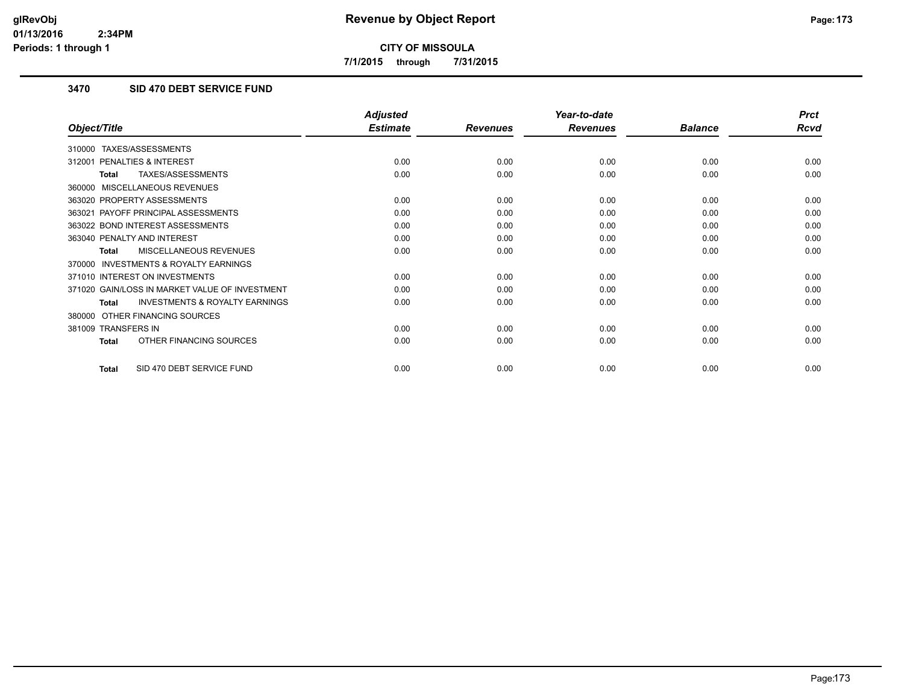**CITY OF MISSOULA**

**7/1/2015 through 7/31/2015**

### 3470 SID 470 DEBT SERVICE FUND

| Object/Title | Adjusted Estimate | Revenues | Year-to-date Revenues | Balance | Prct Rcvd |
|---|---|---|---|---|---|
| 310000 TAXES/ASSESSMENTS | | | | | |
| 312001 PENALTIES & INTEREST | 0.00 | 0.00 | 0.00 | 0.00 | 0.00 |
| **Total** TAXES/ASSESSMENTS | 0.00 | 0.00 | 0.00 | 0.00 | 0.00 |
| 360000 MISCELLANEOUS REVENUES | | | | | |
| 363020 PROPERTY ASSESSMENTS | 0.00 | 0.00 | 0.00 | 0.00 | 0.00 |
| 363021 PAYOFF PRINCIPAL ASSESSMENTS | 0.00 | 0.00 | 0.00 | 0.00 | 0.00 |
| 363022 BOND INTEREST ASSESSMENTS | 0.00 | 0.00 | 0.00 | 0.00 | 0.00 |
| 363040 PENALTY AND INTEREST | 0.00 | 0.00 | 0.00 | 0.00 | 0.00 |
| **Total** MISCELLANEOUS REVENUES | 0.00 | 0.00 | 0.00 | 0.00 | 0.00 |
| 370000 INVESTMENTS & ROYALTY EARNINGS | | | | | |
| 371010 INTEREST ON INVESTMENTS | 0.00 | 0.00 | 0.00 | 0.00 | 0.00 |
| 371020 GAIN/LOSS IN MARKET VALUE OF INVESTMENT | 0.00 | 0.00 | 0.00 | 0.00 | 0.00 |
| **Total** INVESTMENTS & ROYALTY EARNINGS | 0.00 | 0.00 | 0.00 | 0.00 | 0.00 |
| 380000 OTHER FINANCING SOURCES | | | | | |
| 381009 TRANSFERS IN | 0.00 | 0.00 | 0.00 | 0.00 | 0.00 |
| **Total** OTHER FINANCING SOURCES | 0.00 | 0.00 | 0.00 | 0.00 | 0.00 |
| **Total** SID 470 DEBT SERVICE FUND | 0.00 | 0.00 | 0.00 | 0.00 | 0.00 |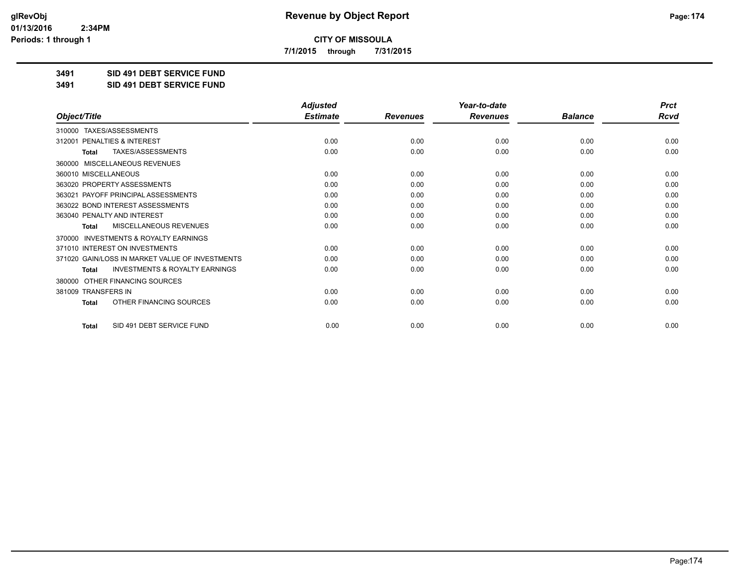# Revenue by Object Report

**CITY OF MISSOULA**

**7/1/2015 through 7/31/2015**

**3491 SID 491 DEBT SERVICE FUND**

**3491 SID 491 DEBT SERVICE FUND**

| Object/Title | Adjusted Estimate | Revenues | Year-to-date Revenues | Balance | Prct Rcvd |
|---|---|---|---|---|---|
| 310000 TAXES/ASSESSMENTS | | | | | |
| 312001 PENALTIES & INTEREST | 0.00 | 0.00 | 0.00 | 0.00 | 0.00 |
| **Total** TAXES/ASSESSMENTS | 0.00 | 0.00 | 0.00 | 0.00 | 0.00 |
| 360000 MISCELLANEOUS REVENUES | | | | | |
| 360010 MISCELLANEOUS | 0.00 | 0.00 | 0.00 | 0.00 | 0.00 |
| 363020 PROPERTY ASSESSMENTS | 0.00 | 0.00 | 0.00 | 0.00 | 0.00 |
| 363021 PAYOFF PRINCIPAL ASSESSMENTS | 0.00 | 0.00 | 0.00 | 0.00 | 0.00 |
| 363022 BOND INTEREST ASSESSMENTS | 0.00 | 0.00 | 0.00 | 0.00 | 0.00 |
| 363040 PENALTY AND INTEREST | 0.00 | 0.00 | 0.00 | 0.00 | 0.00 |
| **Total** MISCELLANEOUS REVENUES | 0.00 | 0.00 | 0.00 | 0.00 | 0.00 |
| 370000 INVESTMENTS & ROYALTY EARNINGS | | | | | |
| 371010 INTEREST ON INVESTMENTS | 0.00 | 0.00 | 0.00 | 0.00 | 0.00 |
| 371020 GAIN/LOSS IN MARKET VALUE OF INVESTMENTS | 0.00 | 0.00 | 0.00 | 0.00 | 0.00 |
| **Total** INVESTMENTS & ROYALTY EARNINGS | 0.00 | 0.00 | 0.00 | 0.00 | 0.00 |
| 380000 OTHER FINANCING SOURCES | | | | | |
| 381009 TRANSFERS IN | 0.00 | 0.00 | 0.00 | 0.00 | 0.00 |
| **Total** OTHER FINANCING SOURCES | 0.00 | 0.00 | 0.00 | 0.00 | 0.00 |
| **Total** SID 491 DEBT SERVICE FUND | 0.00 | 0.00 | 0.00 | 0.00 | 0.00 |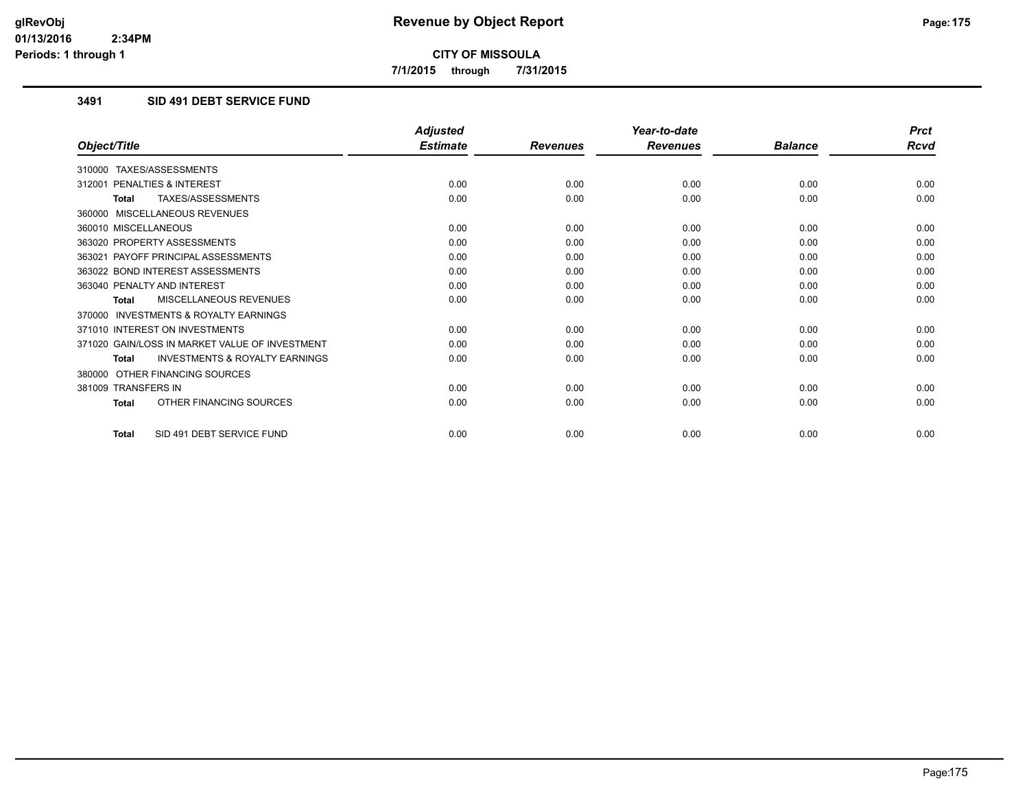# Revenue by Object Report

**CITY OF MISSOULA**

**7/1/2015 through 7/31/2015**

glRevObj
01/13/2016 2:34PM
Periods: 1 through 1

### 3491 SID 491 DEBT SERVICE FUND

| Object/Title | Adjusted Estimate | Revenues | Year-to-date Revenues | Balance | Prct Rcvd |
|---|---|---|---|---|---|
| 310000 TAXES/ASSESSMENTS | | | | | |
| 312001 PENALTIES & INTEREST | 0.00 | 0.00 | 0.00 | 0.00 | 0.00 |
| **Total** TAXES/ASSESSMENTS | 0.00 | 0.00 | 0.00 | 0.00 | 0.00 |
| 360000 MISCELLANEOUS REVENUES | | | | | |
| 360010 MISCELLANEOUS | 0.00 | 0.00 | 0.00 | 0.00 | 0.00 |
| 363020 PROPERTY ASSESSMENTS | 0.00 | 0.00 | 0.00 | 0.00 | 0.00 |
| 363021 PAYOFF PRINCIPAL ASSESSMENTS | 0.00 | 0.00 | 0.00 | 0.00 | 0.00 |
| 363022 BOND INTEREST ASSESSMENTS | 0.00 | 0.00 | 0.00 | 0.00 | 0.00 |
| 363040 PENALTY AND INTEREST | 0.00 | 0.00 | 0.00 | 0.00 | 0.00 |
| **Total** MISCELLANEOUS REVENUES | 0.00 | 0.00 | 0.00 | 0.00 | 0.00 |
| 370000 INVESTMENTS & ROYALTY EARNINGS | | | | | |
| 371010 INTEREST ON INVESTMENTS | 0.00 | 0.00 | 0.00 | 0.00 | 0.00 |
| 371020 GAIN/LOSS IN MARKET VALUE OF INVESTMENT | 0.00 | 0.00 | 0.00 | 0.00 | 0.00 |
| **Total** INVESTMENTS & ROYALTY EARNINGS | 0.00 | 0.00 | 0.00 | 0.00 | 0.00 |
| 380000 OTHER FINANCING SOURCES | | | | | |
| 381009 TRANSFERS IN | 0.00 | 0.00 | 0.00 | 0.00 | 0.00 |
| **Total** OTHER FINANCING SOURCES | 0.00 | 0.00 | 0.00 | 0.00 | 0.00 |
| **Total** SID 491 DEBT SERVICE FUND | 0.00 | 0.00 | 0.00 | 0.00 | 0.00 |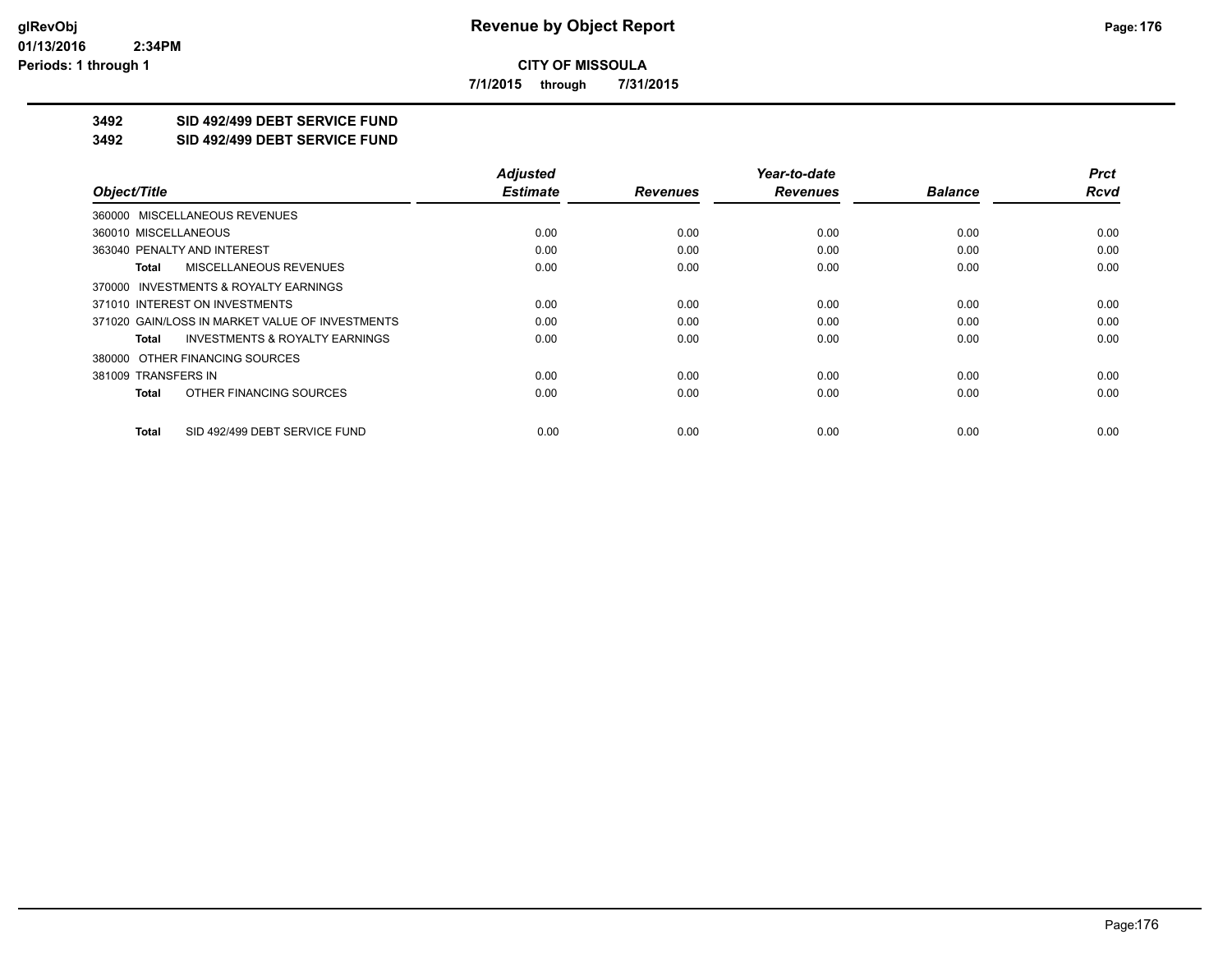**CITY OF MISSOULA**

**7/1/2015 through 7/31/2015**

## 3492 SID 492/499 DEBT SERVICE FUND

## 3492 SID 492/499 DEBT SERVICE FUND

| Object/Title | Adjusted Estimate | Revenues | Year-to-date Revenues | Balance | Prct Rcvd |
|---|---|---|---|---|---|
| 360000 MISCELLANEOUS REVENUES | | | | | |
| 360010 MISCELLANEOUS | 0.00 | 0.00 | 0.00 | 0.00 | 0.00 |
| 363040 PENALTY AND INTEREST | 0.00 | 0.00 | 0.00 | 0.00 | 0.00 |
| **Total** MISCELLANEOUS REVENUES | 0.00 | 0.00 | 0.00 | 0.00 | 0.00 |
| 370000 INVESTMENTS & ROYALTY EARNINGS | | | | | |
| 371010 INTEREST ON INVESTMENTS | 0.00 | 0.00 | 0.00 | 0.00 | 0.00 |
| 371020 GAIN/LOSS IN MARKET VALUE OF INVESTMENTS | 0.00 | 0.00 | 0.00 | 0.00 | 0.00 |
| **Total** INVESTMENTS & ROYALTY EARNINGS | 0.00 | 0.00 | 0.00 | 0.00 | 0.00 |
| 380000 OTHER FINANCING SOURCES | | | | | |
| 381009 TRANSFERS IN | 0.00 | 0.00 | 0.00 | 0.00 | 0.00 |
| **Total** OTHER FINANCING SOURCES | 0.00 | 0.00 | 0.00 | 0.00 | 0.00 |
| **Total** SID 492/499 DEBT SERVICE FUND | 0.00 | 0.00 | 0.00 | 0.00 | 0.00 |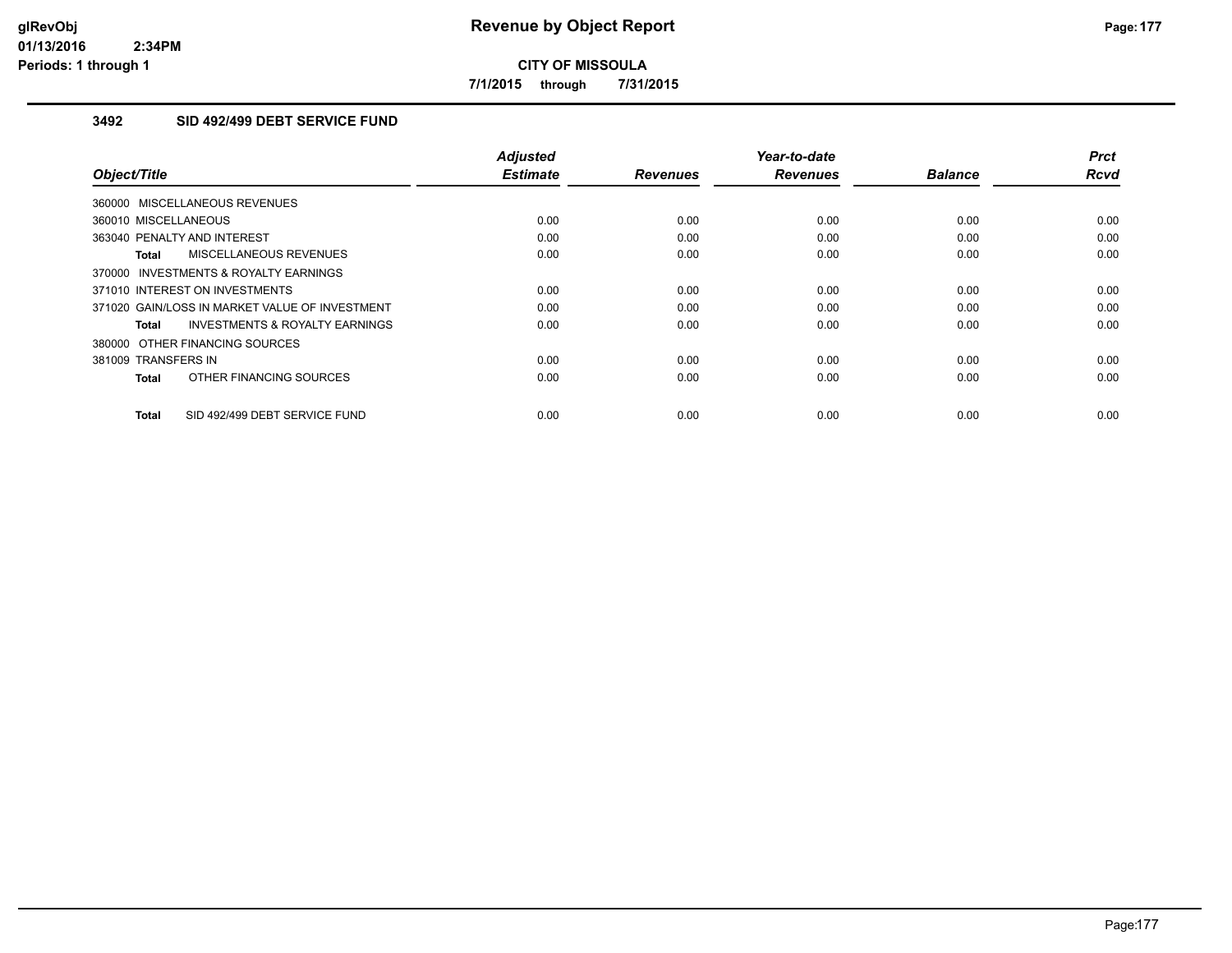# Revenue by Object Report

**CITY OF MISSOULA**

**7/1/2015 through 7/31/2015**

### 3492 SID 492/499 DEBT SERVICE FUND

| Object/Title | Adjusted Estimate | Revenues | Year-to-date Revenues | Balance | Prct Rcvd |
|---|---|---|---|---|---|
| 360000 MISCELLANEOUS REVENUES | | | | | |
| 360010 MISCELLANEOUS | 0.00 | 0.00 | 0.00 | 0.00 | 0.00 |
| 363040 PENALTY AND INTEREST | 0.00 | 0.00 | 0.00 | 0.00 | 0.00 |
| **Total** MISCELLANEOUS REVENUES | 0.00 | 0.00 | 0.00 | 0.00 | 0.00 |
| 370000 INVESTMENTS & ROYALTY EARNINGS | | | | | |
| 371010 INTEREST ON INVESTMENTS | 0.00 | 0.00 | 0.00 | 0.00 | 0.00 |
| 371020 GAIN/LOSS IN MARKET VALUE OF INVESTMENT | 0.00 | 0.00 | 0.00 | 0.00 | 0.00 |
| **Total** INVESTMENTS & ROYALTY EARNINGS | 0.00 | 0.00 | 0.00 | 0.00 | 0.00 |
| 380000 OTHER FINANCING SOURCES | | | | | |
| 381009 TRANSFERS IN | 0.00 | 0.00 | 0.00 | 0.00 | 0.00 |
| **Total** OTHER FINANCING SOURCES | 0.00 | 0.00 | 0.00 | 0.00 | 0.00 |
| **Total** SID 492/499 DEBT SERVICE FUND | 0.00 | 0.00 | 0.00 | 0.00 | 0.00 |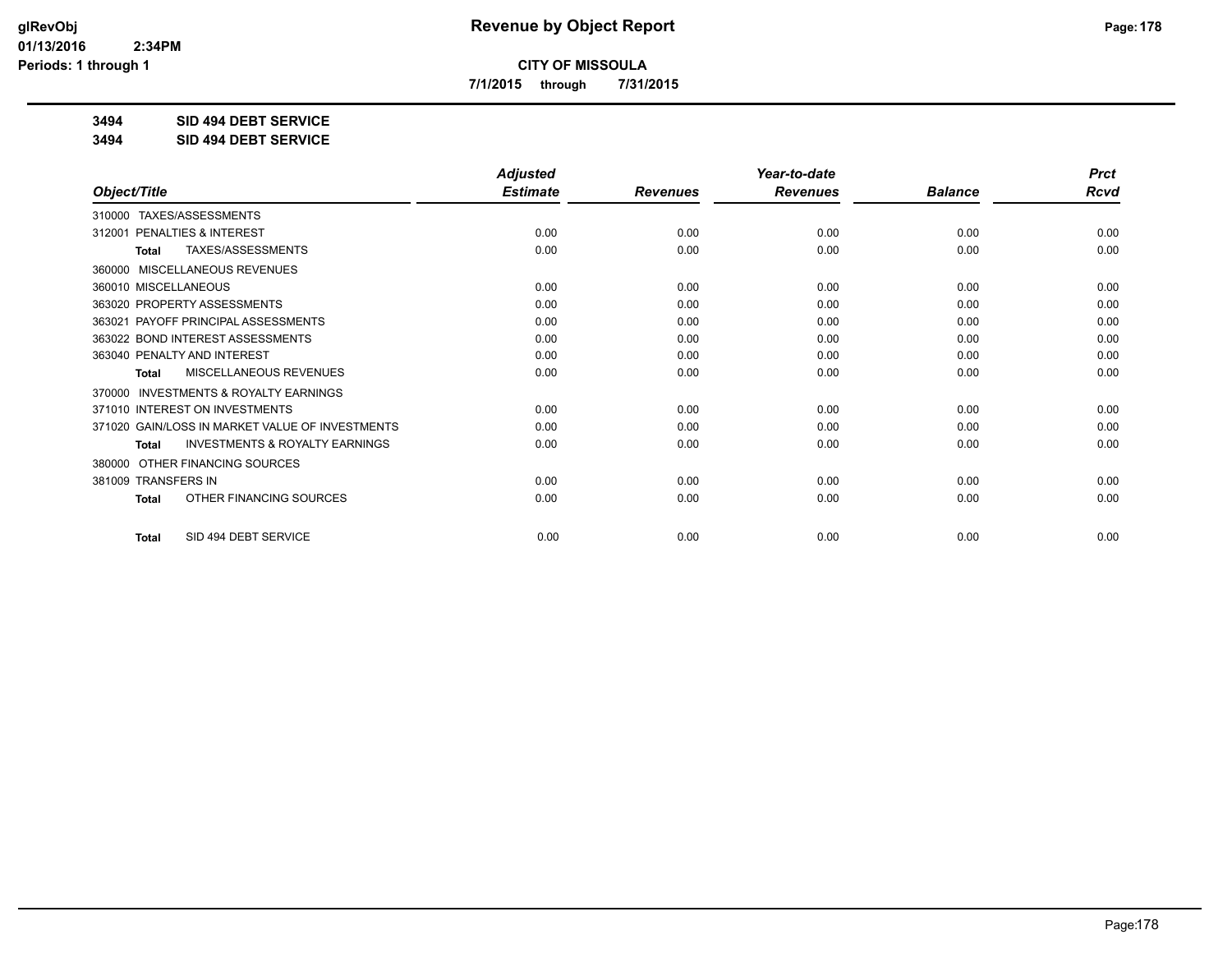**CITY OF MISSOULA**

**7/1/2015 through 7/31/2015**

**3494 SID 494 DEBT SERVICE**

**3494 SID 494 DEBT SERVICE**

| Object/Title | Adjusted Estimate | Revenues | Year-to-date Revenues | Balance | Prct Rcvd |
|---|---|---|---|---|---|
| 310000 TAXES/ASSESSMENTS | | | | | |
| 312001 PENALTIES & INTEREST | 0.00 | 0.00 | 0.00 | 0.00 | 0.00 |
| Total TAXES/ASSESSMENTS | 0.00 | 0.00 | 0.00 | 0.00 | 0.00 |
| 360000 MISCELLANEOUS REVENUES | | | | | |
| 360010 MISCELLANEOUS | 0.00 | 0.00 | 0.00 | 0.00 | 0.00 |
| 363020 PROPERTY ASSESSMENTS | 0.00 | 0.00 | 0.00 | 0.00 | 0.00 |
| 363021 PAYOFF PRINCIPAL ASSESSMENTS | 0.00 | 0.00 | 0.00 | 0.00 | 0.00 |
| 363022 BOND INTEREST ASSESSMENTS | 0.00 | 0.00 | 0.00 | 0.00 | 0.00 |
| 363040 PENALTY AND INTEREST | 0.00 | 0.00 | 0.00 | 0.00 | 0.00 |
| Total MISCELLANEOUS REVENUES | 0.00 | 0.00 | 0.00 | 0.00 | 0.00 |
| 370000 INVESTMENTS & ROYALTY EARNINGS | | | | | |
| 371010 INTEREST ON INVESTMENTS | 0.00 | 0.00 | 0.00 | 0.00 | 0.00 |
| 371020 GAIN/LOSS IN MARKET VALUE OF INVESTMENTS | 0.00 | 0.00 | 0.00 | 0.00 | 0.00 |
| Total INVESTMENTS & ROYALTY EARNINGS | 0.00 | 0.00 | 0.00 | 0.00 | 0.00 |
| 380000 OTHER FINANCING SOURCES | | | | | |
| 381009 TRANSFERS IN | 0.00 | 0.00 | 0.00 | 0.00 | 0.00 |
| Total OTHER FINANCING SOURCES | 0.00 | 0.00 | 0.00 | 0.00 | 0.00 |
| Total SID 494 DEBT SERVICE | 0.00 | 0.00 | 0.00 | 0.00 | 0.00 |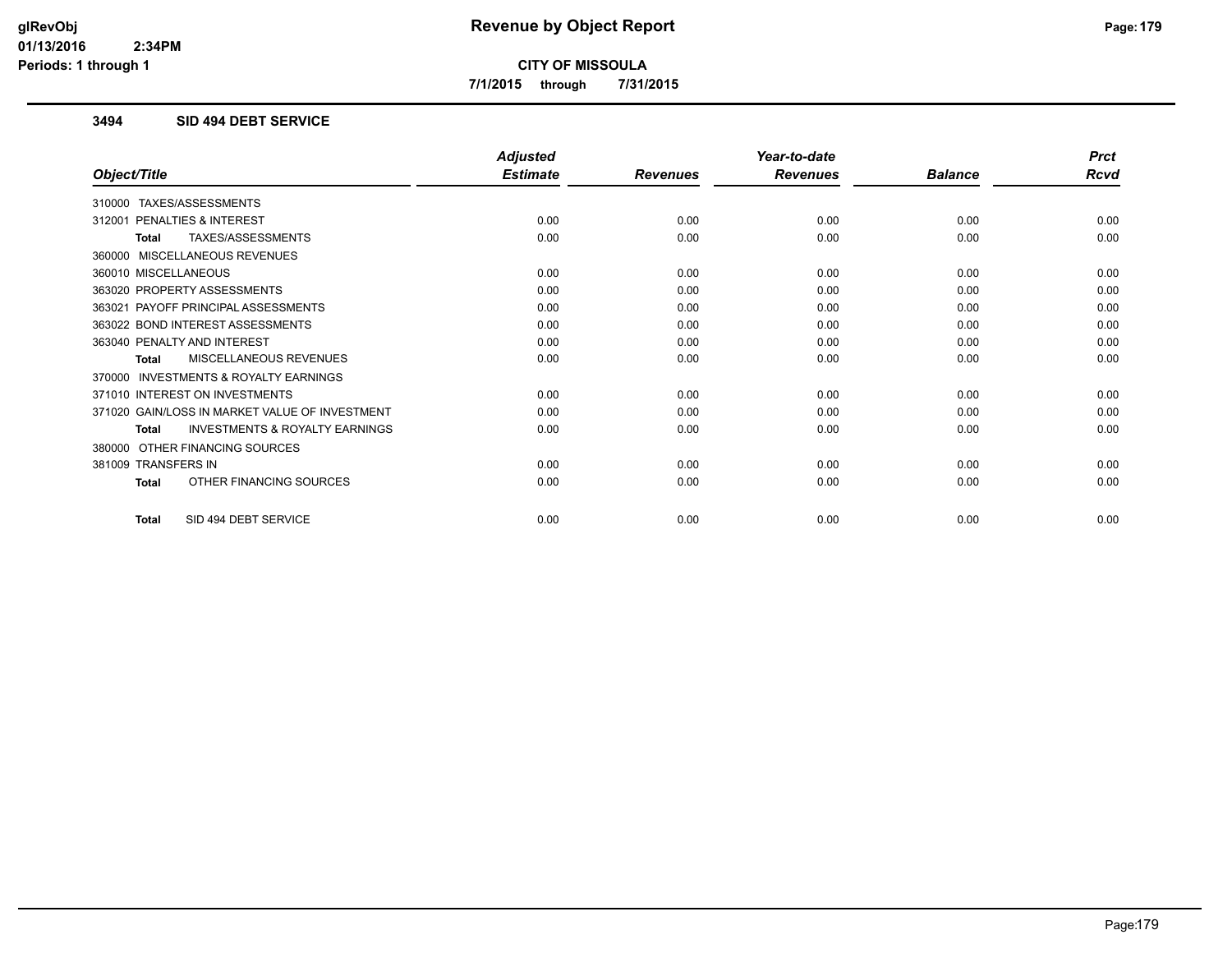# Revenue by Object Report

**CITY OF MISSOULA**

**7/1/2015 through 7/31/2015**

glRevObj
01/13/2016 2:34PM
Periods: 1 through 1

### 3494 SID 494 DEBT SERVICE

| Object/Title | Adjusted Estimate | Revenues | Year-to-date Revenues | Balance | Prct Rcvd |
|---|---|---|---|---|---|
| 310000 TAXES/ASSESSMENTS | | | | | |
| 312001 PENALTIES & INTEREST | 0.00 | 0.00 | 0.00 | 0.00 | 0.00 |
| **Total** TAXES/ASSESSMENTS | 0.00 | 0.00 | 0.00 | 0.00 | 0.00 |
| 360000 MISCELLANEOUS REVENUES | | | | | |
| 360010 MISCELLANEOUS | 0.00 | 0.00 | 0.00 | 0.00 | 0.00 |
| 363020 PROPERTY ASSESSMENTS | 0.00 | 0.00 | 0.00 | 0.00 | 0.00 |
| 363021 PAYOFF PRINCIPAL ASSESSMENTS | 0.00 | 0.00 | 0.00 | 0.00 | 0.00 |
| 363022 BOND INTEREST ASSESSMENTS | 0.00 | 0.00 | 0.00 | 0.00 | 0.00 |
| 363040 PENALTY AND INTEREST | 0.00 | 0.00 | 0.00 | 0.00 | 0.00 |
| **Total** MISCELLANEOUS REVENUES | 0.00 | 0.00 | 0.00 | 0.00 | 0.00 |
| 370000 INVESTMENTS & ROYALTY EARNINGS | | | | | |
| 371010 INTEREST ON INVESTMENTS | 0.00 | 0.00 | 0.00 | 0.00 | 0.00 |
| 371020 GAIN/LOSS IN MARKET VALUE OF INVESTMENT | 0.00 | 0.00 | 0.00 | 0.00 | 0.00 |
| **Total** INVESTMENTS & ROYALTY EARNINGS | 0.00 | 0.00 | 0.00 | 0.00 | 0.00 |
| 380000 OTHER FINANCING SOURCES | | | | | |
| 381009 TRANSFERS IN | 0.00 | 0.00 | 0.00 | 0.00 | 0.00 |
| **Total** OTHER FINANCING SOURCES | 0.00 | 0.00 | 0.00 | 0.00 | 0.00 |
| **Total** SID 494 DEBT SERVICE | 0.00 | 0.00 | 0.00 | 0.00 | 0.00 |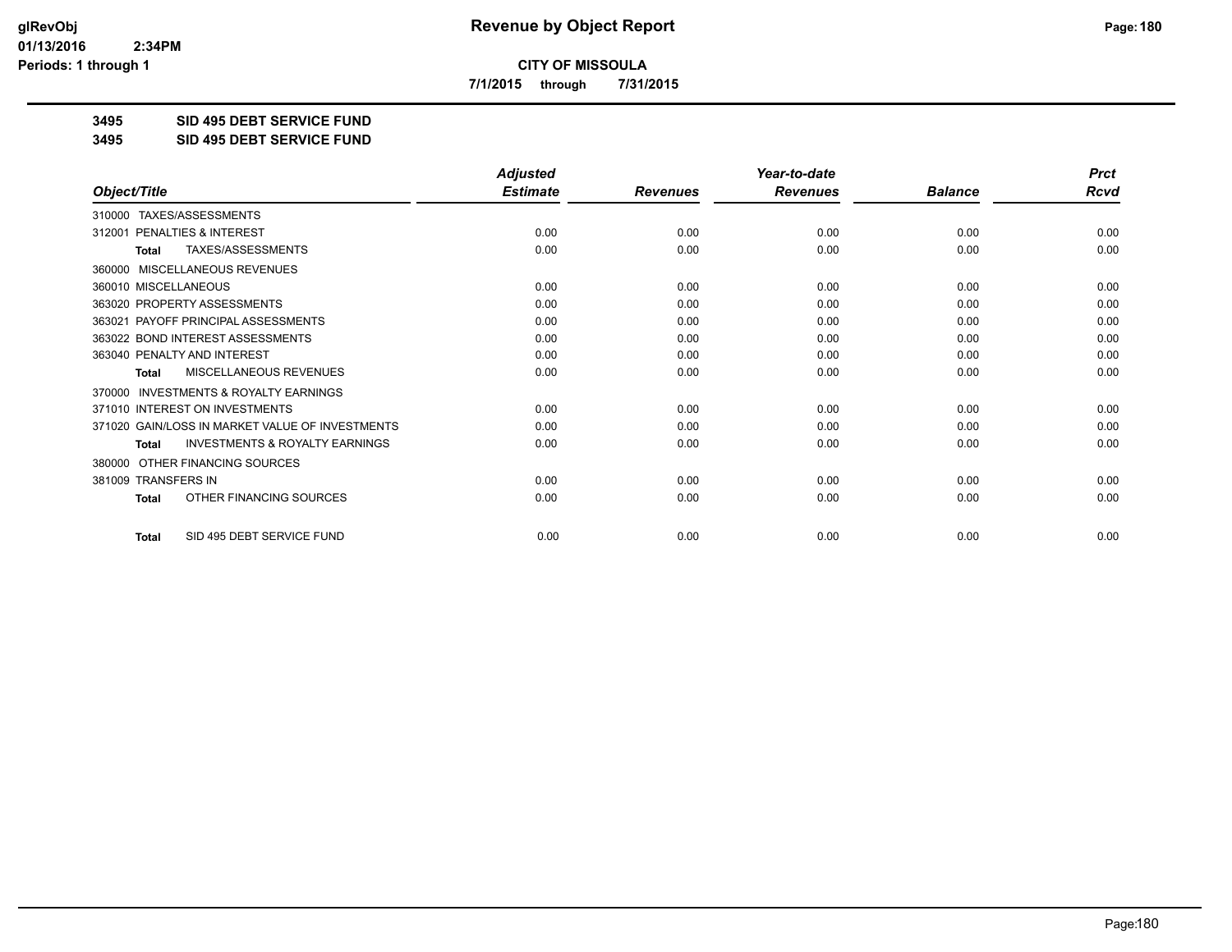**CITY OF MISSOULA**

**7/1/2015 through 7/31/2015**

**3495 SID 495 DEBT SERVICE FUND**

**3495 SID 495 DEBT SERVICE FUND**

| Object/Title | Adjusted Estimate | Revenues | Year-to-date Revenues | Balance | Prct Rcvd |
|---|---|---|---|---|---|
| 310000 TAXES/ASSESSMENTS | | | | | |
| 312001 PENALTIES & INTEREST | 0.00 | 0.00 | 0.00 | 0.00 | 0.00 |
| **Total** TAXES/ASSESSMENTS | 0.00 | 0.00 | 0.00 | 0.00 | 0.00 |
| 360000 MISCELLANEOUS REVENUES | | | | | |
| 360010 MISCELLANEOUS | 0.00 | 0.00 | 0.00 | 0.00 | 0.00 |
| 363020 PROPERTY ASSESSMENTS | 0.00 | 0.00 | 0.00 | 0.00 | 0.00 |
| 363021 PAYOFF PRINCIPAL ASSESSMENTS | 0.00 | 0.00 | 0.00 | 0.00 | 0.00 |
| 363022 BOND INTEREST ASSESSMENTS | 0.00 | 0.00 | 0.00 | 0.00 | 0.00 |
| 363040 PENALTY AND INTEREST | 0.00 | 0.00 | 0.00 | 0.00 | 0.00 |
| **Total** MISCELLANEOUS REVENUES | 0.00 | 0.00 | 0.00 | 0.00 | 0.00 |
| 370000 INVESTMENTS & ROYALTY EARNINGS | | | | | |
| 371010 INTEREST ON INVESTMENTS | 0.00 | 0.00 | 0.00 | 0.00 | 0.00 |
| 371020 GAIN/LOSS IN MARKET VALUE OF INVESTMENTS | 0.00 | 0.00 | 0.00 | 0.00 | 0.00 |
| **Total** INVESTMENTS & ROYALTY EARNINGS | 0.00 | 0.00 | 0.00 | 0.00 | 0.00 |
| 380000 OTHER FINANCING SOURCES | | | | | |
| 381009 TRANSFERS IN | 0.00 | 0.00 | 0.00 | 0.00 | 0.00 |
| **Total** OTHER FINANCING SOURCES | 0.00 | 0.00 | 0.00 | 0.00 | 0.00 |
| **Total** SID 495 DEBT SERVICE FUND | 0.00 | 0.00 | 0.00 | 0.00 | 0.00 |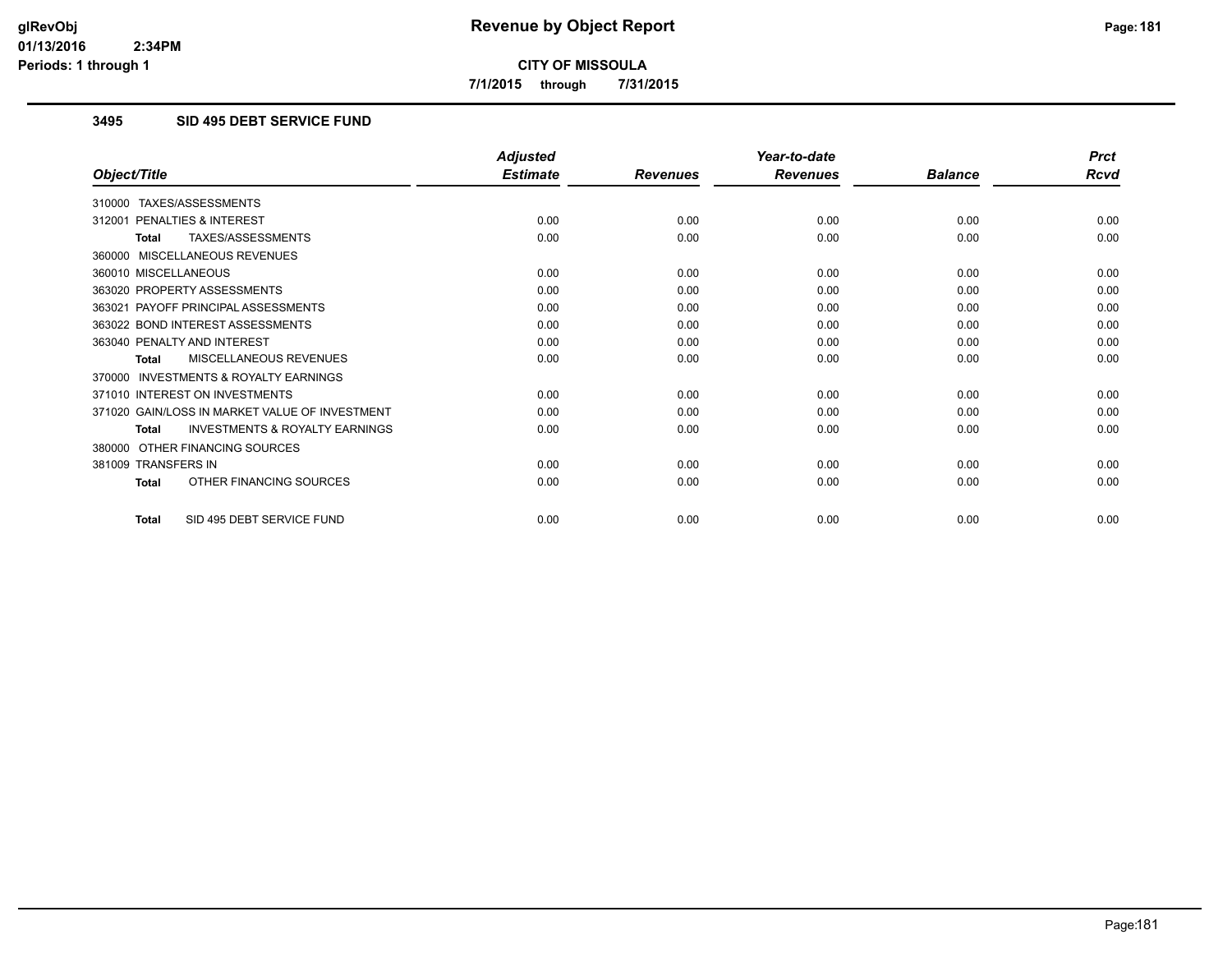**CITY OF MISSOULA**

**7/1/2015 through 7/31/2015**

### 3495 SID 495 DEBT SERVICE FUND

| Object/Title | Adjusted Estimate | Revenues | Year-to-date Revenues | Balance | Prct Rcvd |
|---|---|---|---|---|---|
| 310000 TAXES/ASSESSMENTS | | | | | |
| 312001 PENALTIES & INTEREST | 0.00 | 0.00 | 0.00 | 0.00 | 0.00 |
| **Total** TAXES/ASSESSMENTS | 0.00 | 0.00 | 0.00 | 0.00 | 0.00 |
| 360000 MISCELLANEOUS REVENUES | | | | | |
| 360010 MISCELLANEOUS | 0.00 | 0.00 | 0.00 | 0.00 | 0.00 |
| 363020 PROPERTY ASSESSMENTS | 0.00 | 0.00 | 0.00 | 0.00 | 0.00 |
| 363021 PAYOFF PRINCIPAL ASSESSMENTS | 0.00 | 0.00 | 0.00 | 0.00 | 0.00 |
| 363022 BOND INTEREST ASSESSMENTS | 0.00 | 0.00 | 0.00 | 0.00 | 0.00 |
| 363040 PENALTY AND INTEREST | 0.00 | 0.00 | 0.00 | 0.00 | 0.00 |
| **Total** MISCELLANEOUS REVENUES | 0.00 | 0.00 | 0.00 | 0.00 | 0.00 |
| 370000 INVESTMENTS & ROYALTY EARNINGS | | | | | |
| 371010 INTEREST ON INVESTMENTS | 0.00 | 0.00 | 0.00 | 0.00 | 0.00 |
| 371020 GAIN/LOSS IN MARKET VALUE OF INVESTMENT | 0.00 | 0.00 | 0.00 | 0.00 | 0.00 |
| **Total** INVESTMENTS & ROYALTY EARNINGS | 0.00 | 0.00 | 0.00 | 0.00 | 0.00 |
| 380000 OTHER FINANCING SOURCES | | | | | |
| 381009 TRANSFERS IN | 0.00 | 0.00 | 0.00 | 0.00 | 0.00 |
| **Total** OTHER FINANCING SOURCES | 0.00 | 0.00 | 0.00 | 0.00 | 0.00 |
| **Total** SID 495 DEBT SERVICE FUND | 0.00 | 0.00 | 0.00 | 0.00 | 0.00 |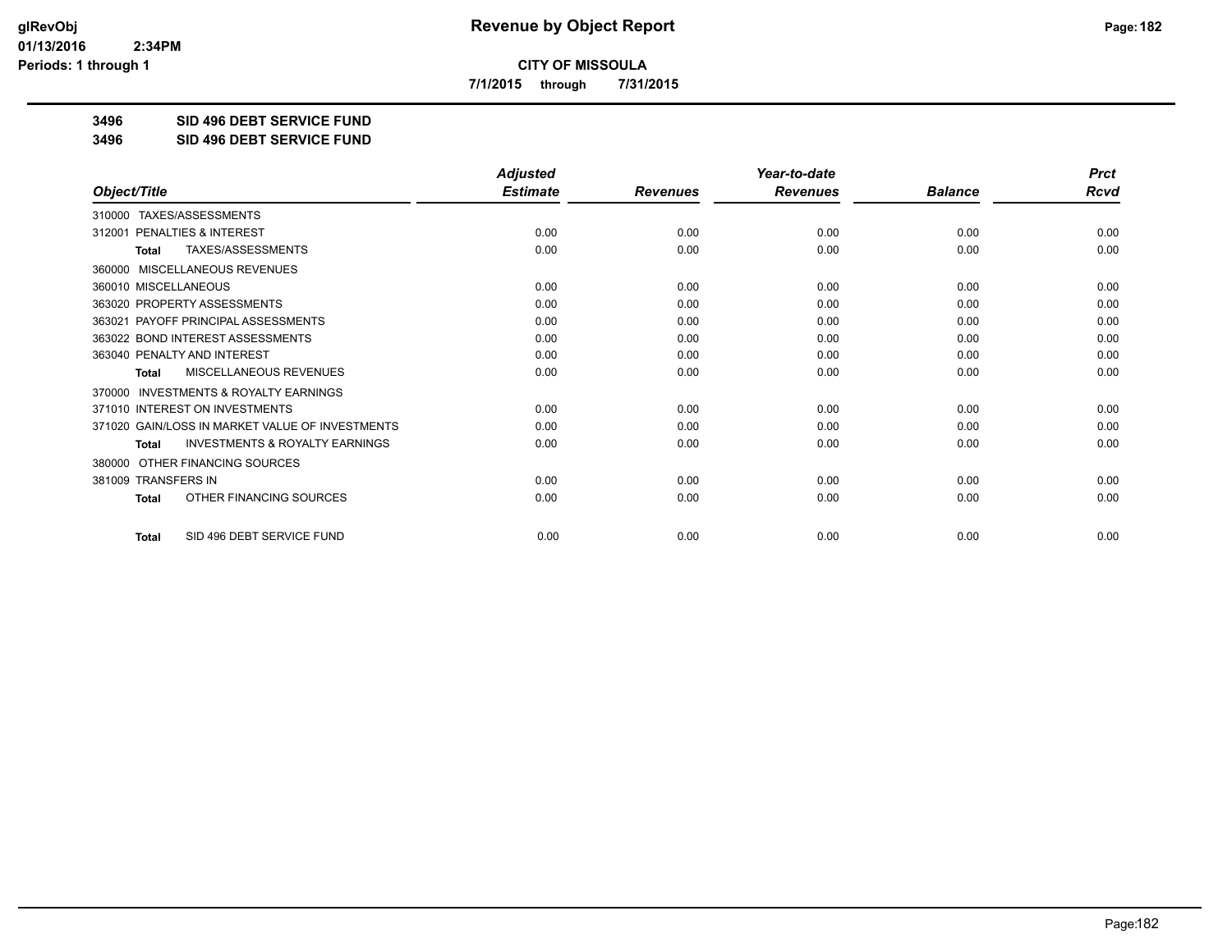# Revenue by Object Report

**CITY OF MISSOULA**

**7/1/2015 through 7/31/2015**

**3496 SID 496 DEBT SERVICE FUND**

**3496 SID 496 DEBT SERVICE FUND**

| Object/Title | Adjusted Estimate | Revenues | Year-to-date Revenues | Balance | Prct Rcvd |
|---|---|---|---|---|---|
| 310000 TAXES/ASSESSMENTS | | | | | |
| 312001 PENALTIES & INTEREST | 0.00 | 0.00 | 0.00 | 0.00 | 0.00 |
| **Total** TAXES/ASSESSMENTS | 0.00 | 0.00 | 0.00 | 0.00 | 0.00 |
| 360000 MISCELLANEOUS REVENUES | | | | | |
| 360010 MISCELLANEOUS | 0.00 | 0.00 | 0.00 | 0.00 | 0.00 |
| 363020 PROPERTY ASSESSMENTS | 0.00 | 0.00 | 0.00 | 0.00 | 0.00 |
| 363021 PAYOFF PRINCIPAL ASSESSMENTS | 0.00 | 0.00 | 0.00 | 0.00 | 0.00 |
| 363022 BOND INTEREST ASSESSMENTS | 0.00 | 0.00 | 0.00 | 0.00 | 0.00 |
| 363040 PENALTY AND INTEREST | 0.00 | 0.00 | 0.00 | 0.00 | 0.00 |
| **Total** MISCELLANEOUS REVENUES | 0.00 | 0.00 | 0.00 | 0.00 | 0.00 |
| 370000 INVESTMENTS & ROYALTY EARNINGS | | | | | |
| 371010 INTEREST ON INVESTMENTS | 0.00 | 0.00 | 0.00 | 0.00 | 0.00 |
| 371020 GAIN/LOSS IN MARKET VALUE OF INVESTMENTS | 0.00 | 0.00 | 0.00 | 0.00 | 0.00 |
| **Total** INVESTMENTS & ROYALTY EARNINGS | 0.00 | 0.00 | 0.00 | 0.00 | 0.00 |
| 380000 OTHER FINANCING SOURCES | | | | | |
| 381009 TRANSFERS IN | 0.00 | 0.00 | 0.00 | 0.00 | 0.00 |
| **Total** OTHER FINANCING SOURCES | 0.00 | 0.00 | 0.00 | 0.00 | 0.00 |
| **Total** SID 496 DEBT SERVICE FUND | 0.00 | 0.00 | 0.00 | 0.00 | 0.00 |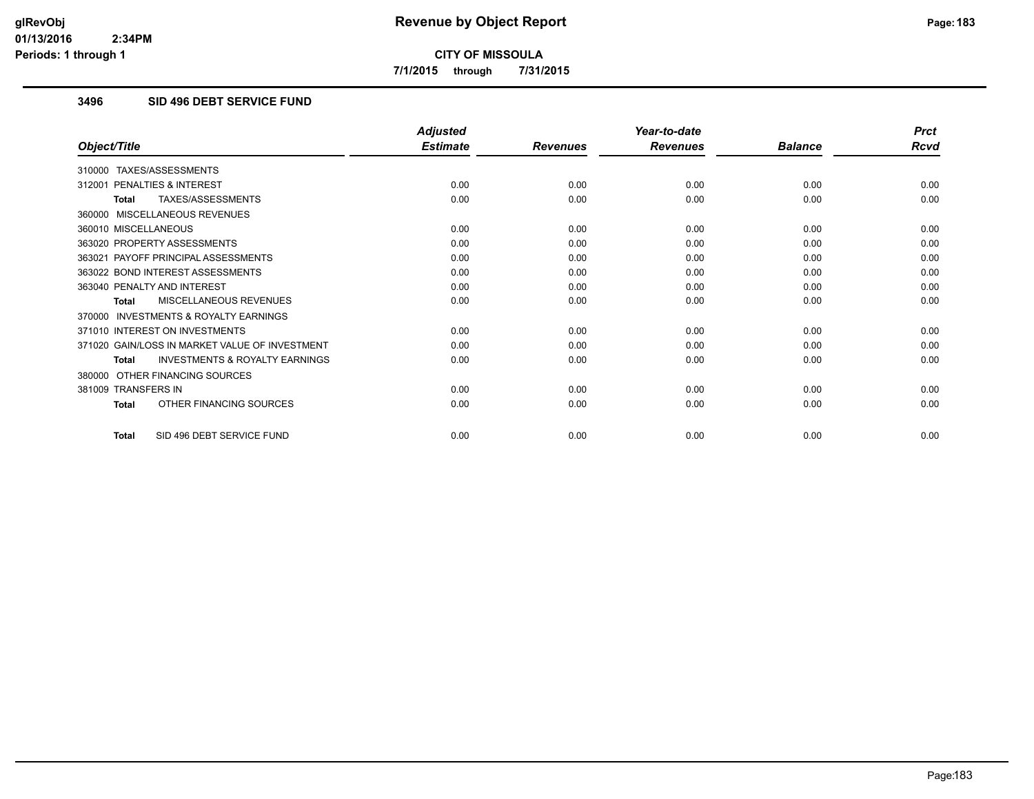# Revenue by Object Report

**CITY OF MISSOULA**

**7/1/2015 through 7/31/2015**

glRevObj
01/13/2016 2:34PM
Periods: 1 through 1

### 3496 SID 496 DEBT SERVICE FUND

| Object/Title | Adjusted Estimate | Revenues | Year-to-date Revenues | Balance | Prct Rcvd |
|---|---|---|---|---|---|
| 310000 TAXES/ASSESSMENTS | | | | | |
| 312001 PENALTIES & INTEREST | 0.00 | 0.00 | 0.00 | 0.00 | 0.00 |
| **Total** TAXES/ASSESSMENTS | 0.00 | 0.00 | 0.00 | 0.00 | 0.00 |
| 360000 MISCELLANEOUS REVENUES | | | | | |
| 360010 MISCELLANEOUS | 0.00 | 0.00 | 0.00 | 0.00 | 0.00 |
| 363020 PROPERTY ASSESSMENTS | 0.00 | 0.00 | 0.00 | 0.00 | 0.00 |
| 363021 PAYOFF PRINCIPAL ASSESSMENTS | 0.00 | 0.00 | 0.00 | 0.00 | 0.00 |
| 363022 BOND INTEREST ASSESSMENTS | 0.00 | 0.00 | 0.00 | 0.00 | 0.00 |
| 363040 PENALTY AND INTEREST | 0.00 | 0.00 | 0.00 | 0.00 | 0.00 |
| **Total** MISCELLANEOUS REVENUES | 0.00 | 0.00 | 0.00 | 0.00 | 0.00 |
| 370000 INVESTMENTS & ROYALTY EARNINGS | | | | | |
| 371010 INTEREST ON INVESTMENTS | 0.00 | 0.00 | 0.00 | 0.00 | 0.00 |
| 371020 GAIN/LOSS IN MARKET VALUE OF INVESTMENT | 0.00 | 0.00 | 0.00 | 0.00 | 0.00 |
| **Total** INVESTMENTS & ROYALTY EARNINGS | 0.00 | 0.00 | 0.00 | 0.00 | 0.00 |
| 380000 OTHER FINANCING SOURCES | | | | | |
| 381009 TRANSFERS IN | 0.00 | 0.00 | 0.00 | 0.00 | 0.00 |
| **Total** OTHER FINANCING SOURCES | 0.00 | 0.00 | 0.00 | 0.00 | 0.00 |
| **Total** SID 496 DEBT SERVICE FUND | 0.00 | 0.00 | 0.00 | 0.00 | 0.00 |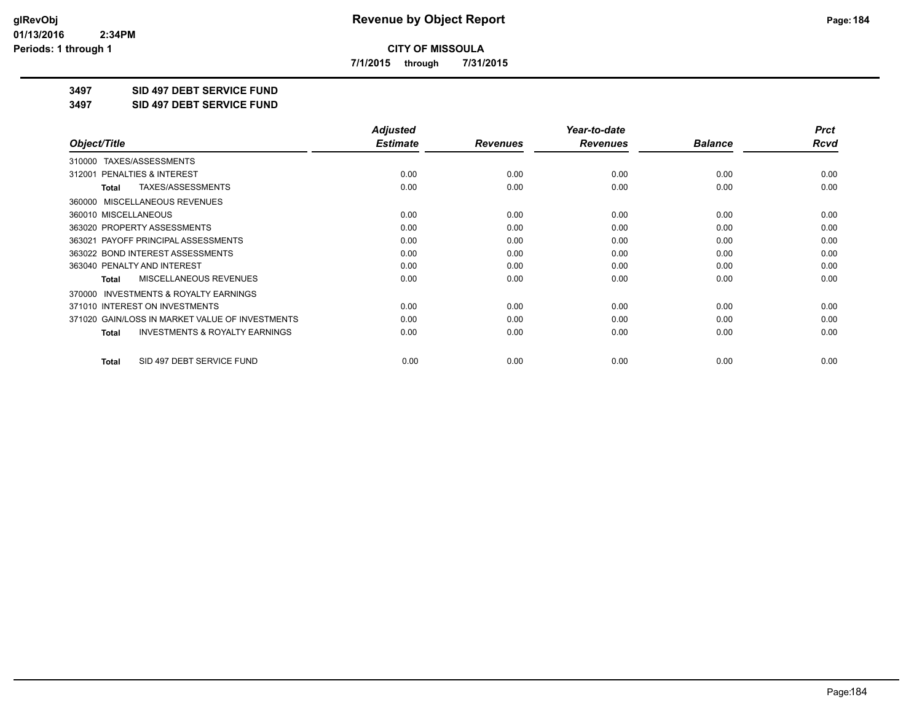**CITY OF MISSOULA**

**7/1/2015 through 7/31/2015**

## 3497 SID 497 DEBT SERVICE FUND

## 3497 SID 497 DEBT SERVICE FUND

| Object/Title | Adjusted Estimate | Revenues | Year-to-date Revenues | Balance | Prct Rcvd |
|---|---|---|---|---|---|
| 310000 TAXES/ASSESSMENTS | | | | | |
| 312001 PENALTIES & INTEREST | 0.00 | 0.00 | 0.00 | 0.00 | 0.00 |
| **Total** TAXES/ASSESSMENTS | 0.00 | 0.00 | 0.00 | 0.00 | 0.00 |
| 360000 MISCELLANEOUS REVENUES | | | | | |
| 360010 MISCELLANEOUS | 0.00 | 0.00 | 0.00 | 0.00 | 0.00 |
| 363020 PROPERTY ASSESSMENTS | 0.00 | 0.00 | 0.00 | 0.00 | 0.00 |
| 363021 PAYOFF PRINCIPAL ASSESSMENTS | 0.00 | 0.00 | 0.00 | 0.00 | 0.00 |
| 363022 BOND INTEREST ASSESSMENTS | 0.00 | 0.00 | 0.00 | 0.00 | 0.00 |
| 363040 PENALTY AND INTEREST | 0.00 | 0.00 | 0.00 | 0.00 | 0.00 |
| **Total** MISCELLANEOUS REVENUES | 0.00 | 0.00 | 0.00 | 0.00 | 0.00 |
| 370000 INVESTMENTS & ROYALTY EARNINGS | | | | | |
| 371010 INTEREST ON INVESTMENTS | 0.00 | 0.00 | 0.00 | 0.00 | 0.00 |
| 371020 GAIN/LOSS IN MARKET VALUE OF INVESTMENTS | 0.00 | 0.00 | 0.00 | 0.00 | 0.00 |
| **Total** INVESTMENTS & ROYALTY EARNINGS | 0.00 | 0.00 | 0.00 | 0.00 | 0.00 |
| **Total** SID 497 DEBT SERVICE FUND | 0.00 | 0.00 | 0.00 | 0.00 | 0.00 |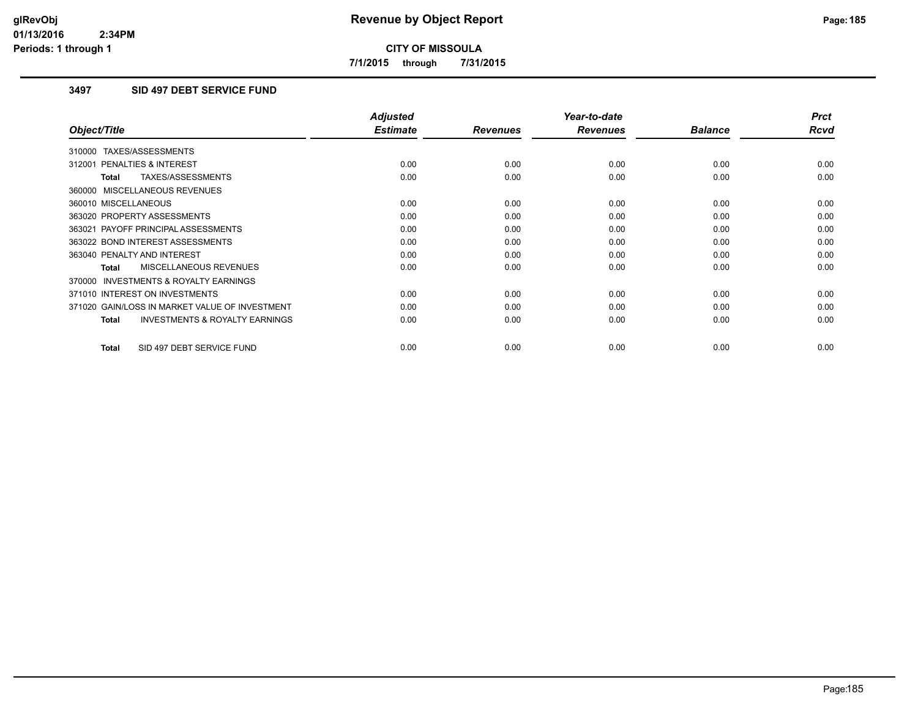**CITY OF MISSOULA**

**7/1/2015 through 7/31/2015**

### 3497 SID 497 DEBT SERVICE FUND

| Object/Title | Adjusted Estimate | Revenues | Year-to-date Revenues | Balance | Prct Rcvd |
|---|---|---|---|---|---|
| 310000 TAXES/ASSESSMENTS | | | | | |
| 312001 PENALTIES & INTEREST | 0.00 | 0.00 | 0.00 | 0.00 | 0.00 |
| **Total** TAXES/ASSESSMENTS | 0.00 | 0.00 | 0.00 | 0.00 | 0.00 |
| 360000 MISCELLANEOUS REVENUES | | | | | |
| 360010 MISCELLANEOUS | 0.00 | 0.00 | 0.00 | 0.00 | 0.00 |
| 363020 PROPERTY ASSESSMENTS | 0.00 | 0.00 | 0.00 | 0.00 | 0.00 |
| 363021 PAYOFF PRINCIPAL ASSESSMENTS | 0.00 | 0.00 | 0.00 | 0.00 | 0.00 |
| 363022 BOND INTEREST ASSESSMENTS | 0.00 | 0.00 | 0.00 | 0.00 | 0.00 |
| 363040 PENALTY AND INTEREST | 0.00 | 0.00 | 0.00 | 0.00 | 0.00 |
| **Total** MISCELLANEOUS REVENUES | 0.00 | 0.00 | 0.00 | 0.00 | 0.00 |
| 370000 INVESTMENTS & ROYALTY EARNINGS | | | | | |
| 371010 INTEREST ON INVESTMENTS | 0.00 | 0.00 | 0.00 | 0.00 | 0.00 |
| 371020 GAIN/LOSS IN MARKET VALUE OF INVESTMENT | 0.00 | 0.00 | 0.00 | 0.00 | 0.00 |
| **Total** INVESTMENTS & ROYALTY EARNINGS | 0.00 | 0.00 | 0.00 | 0.00 | 0.00 |
| **Total** SID 497 DEBT SERVICE FUND | 0.00 | 0.00 | 0.00 | 0.00 | 0.00 |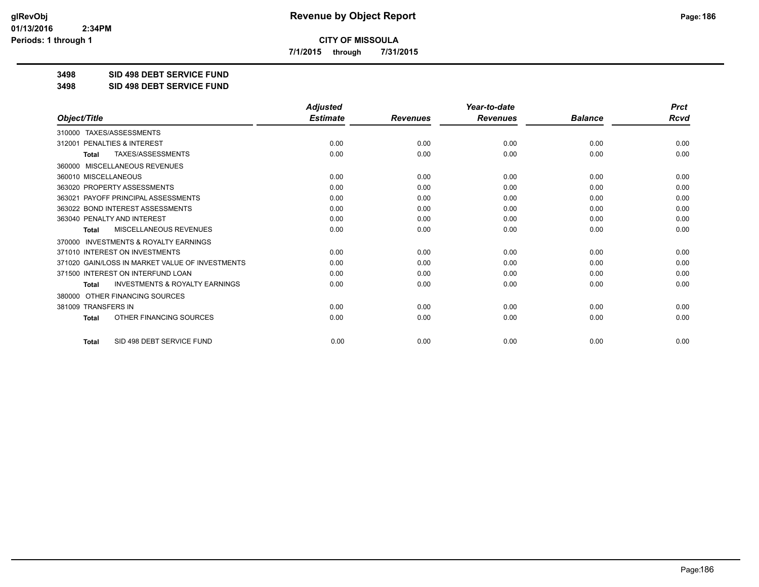**CITY OF MISSOULA**

**7/1/2015 through 7/31/2015**

**3498 SID 498 DEBT SERVICE FUND**

**3498 SID 498 DEBT SERVICE FUND**

| Object/Title | Adjusted Estimate | Revenues | Year-to-date Revenues | Balance | Prct Rcvd |
|---|---|---|---|---|---|
| 310000 TAXES/ASSESSMENTS | | | | | |
| 312001 PENALTIES & INTEREST | 0.00 | 0.00 | 0.00 | 0.00 | 0.00 |
| **Total** TAXES/ASSESSMENTS | 0.00 | 0.00 | 0.00 | 0.00 | 0.00 |
| 360000 MISCELLANEOUS REVENUES | | | | | |
| 360010 MISCELLANEOUS | 0.00 | 0.00 | 0.00 | 0.00 | 0.00 |
| 363020 PROPERTY ASSESSMENTS | 0.00 | 0.00 | 0.00 | 0.00 | 0.00 |
| 363021 PAYOFF PRINCIPAL ASSESSMENTS | 0.00 | 0.00 | 0.00 | 0.00 | 0.00 |
| 363022 BOND INTEREST ASSESSMENTS | 0.00 | 0.00 | 0.00 | 0.00 | 0.00 |
| 363040 PENALTY AND INTEREST | 0.00 | 0.00 | 0.00 | 0.00 | 0.00 |
| **Total** MISCELLANEOUS REVENUES | 0.00 | 0.00 | 0.00 | 0.00 | 0.00 |
| 370000 INVESTMENTS & ROYALTY EARNINGS | | | | | |
| 371010 INTEREST ON INVESTMENTS | 0.00 | 0.00 | 0.00 | 0.00 | 0.00 |
| 371020 GAIN/LOSS IN MARKET VALUE OF INVESTMENTS | 0.00 | 0.00 | 0.00 | 0.00 | 0.00 |
| 371500 INTEREST ON INTERFUND LOAN | 0.00 | 0.00 | 0.00 | 0.00 | 0.00 |
| **Total** INVESTMENTS & ROYALTY EARNINGS | 0.00 | 0.00 | 0.00 | 0.00 | 0.00 |
| 380000 OTHER FINANCING SOURCES | | | | | |
| 381009 TRANSFERS IN | 0.00 | 0.00 | 0.00 | 0.00 | 0.00 |
| **Total** OTHER FINANCING SOURCES | 0.00 | 0.00 | 0.00 | 0.00 | 0.00 |
| **Total** SID 498 DEBT SERVICE FUND | 0.00 | 0.00 | 0.00 | 0.00 | 0.00 |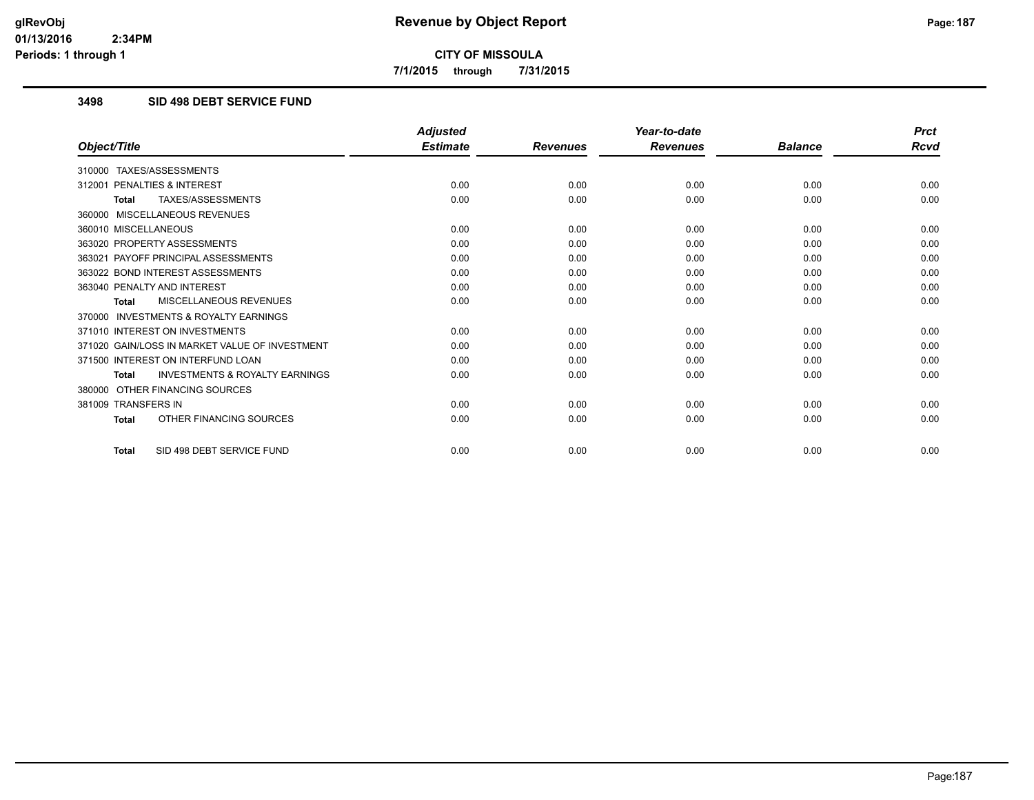# Revenue by Object Report

**CITY OF MISSOULA**

**7/1/2015 through 7/31/2015**

glRevObj
01/13/2016 2:34PM
Periods: 1 through 1

## 3498 SID 498 DEBT SERVICE FUND

| Object/Title | Adjusted Estimate | Revenues | Year-to-date Revenues | Balance | Prct Rcvd |
|---|---|---|---|---|---|
| 310000 TAXES/ASSESSMENTS | | | | | |
| 312001 PENALTIES & INTEREST | 0.00 | 0.00 | 0.00 | 0.00 | 0.00 |
| **Total** TAXES/ASSESSMENTS | 0.00 | 0.00 | 0.00 | 0.00 | 0.00 |
| 360000 MISCELLANEOUS REVENUES | | | | | |
| 360010 MISCELLANEOUS | 0.00 | 0.00 | 0.00 | 0.00 | 0.00 |
| 363020 PROPERTY ASSESSMENTS | 0.00 | 0.00 | 0.00 | 0.00 | 0.00 |
| 363021 PAYOFF PRINCIPAL ASSESSMENTS | 0.00 | 0.00 | 0.00 | 0.00 | 0.00 |
| 363022 BOND INTEREST ASSESSMENTS | 0.00 | 0.00 | 0.00 | 0.00 | 0.00 |
| 363040 PENALTY AND INTEREST | 0.00 | 0.00 | 0.00 | 0.00 | 0.00 |
| **Total** MISCELLANEOUS REVENUES | 0.00 | 0.00 | 0.00 | 0.00 | 0.00 |
| 370000 INVESTMENTS & ROYALTY EARNINGS | | | | | |
| 371010 INTEREST ON INVESTMENTS | 0.00 | 0.00 | 0.00 | 0.00 | 0.00 |
| 371020 GAIN/LOSS IN MARKET VALUE OF INVESTMENT | 0.00 | 0.00 | 0.00 | 0.00 | 0.00 |
| 371500 INTEREST ON INTERFUND LOAN | 0.00 | 0.00 | 0.00 | 0.00 | 0.00 |
| **Total** INVESTMENTS & ROYALTY EARNINGS | 0.00 | 0.00 | 0.00 | 0.00 | 0.00 |
| 380000 OTHER FINANCING SOURCES | | | | | |
| 381009 TRANSFERS IN | 0.00 | 0.00 | 0.00 | 0.00 | 0.00 |
| **Total** OTHER FINANCING SOURCES | 0.00 | 0.00 | 0.00 | 0.00 | 0.00 |
| **Total** SID 498 DEBT SERVICE FUND | 0.00 | 0.00 | 0.00 | 0.00 | 0.00 |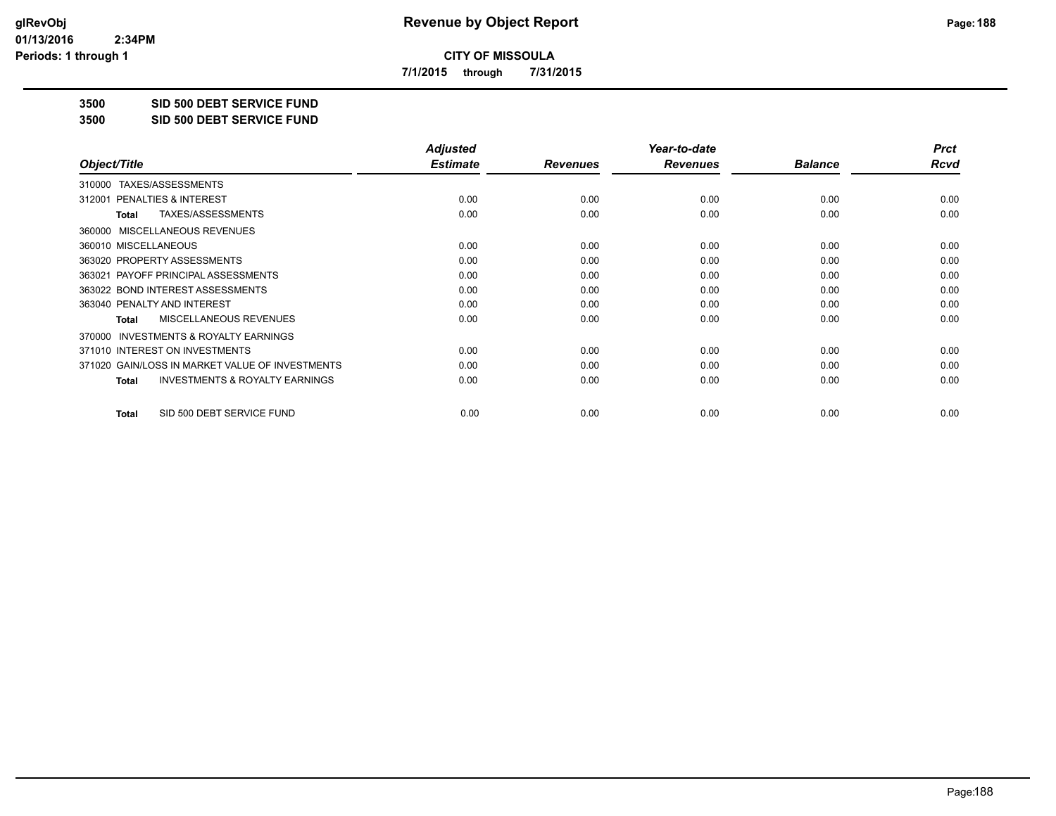# Revenue by Object Report

**CITY OF MISSOULA**

**7/1/2015 through 7/31/2015**

**3500 SID 500 DEBT SERVICE FUND**

**3500 SID 500 DEBT SERVICE FUND**

| Object/Title | Adjusted Estimate | Revenues | Year-to-date Revenues | Balance | Prct Rcvd |
|---|---|---|---|---|---|
| 310000 TAXES/ASSESSMENTS | | | | | |
| 312001 PENALTIES & INTEREST | 0.00 | 0.00 | 0.00 | 0.00 | 0.00 |
| **Total** TAXES/ASSESSMENTS | 0.00 | 0.00 | 0.00 | 0.00 | 0.00 |
| 360000 MISCELLANEOUS REVENUES | | | | | |
| 360010 MISCELLANEOUS | 0.00 | 0.00 | 0.00 | 0.00 | 0.00 |
| 363020 PROPERTY ASSESSMENTS | 0.00 | 0.00 | 0.00 | 0.00 | 0.00 |
| 363021 PAYOFF PRINCIPAL ASSESSMENTS | 0.00 | 0.00 | 0.00 | 0.00 | 0.00 |
| 363022 BOND INTEREST ASSESSMENTS | 0.00 | 0.00 | 0.00 | 0.00 | 0.00 |
| 363040 PENALTY AND INTEREST | 0.00 | 0.00 | 0.00 | 0.00 | 0.00 |
| **Total** MISCELLANEOUS REVENUES | 0.00 | 0.00 | 0.00 | 0.00 | 0.00 |
| 370000 INVESTMENTS & ROYALTY EARNINGS | | | | | |
| 371010 INTEREST ON INVESTMENTS | 0.00 | 0.00 | 0.00 | 0.00 | 0.00 |
| 371020 GAIN/LOSS IN MARKET VALUE OF INVESTMENTS | 0.00 | 0.00 | 0.00 | 0.00 | 0.00 |
| **Total** INVESTMENTS & ROYALTY EARNINGS | 0.00 | 0.00 | 0.00 | 0.00 | 0.00 |
| **Total** SID 500 DEBT SERVICE FUND | 0.00 | 0.00 | 0.00 | 0.00 | 0.00 |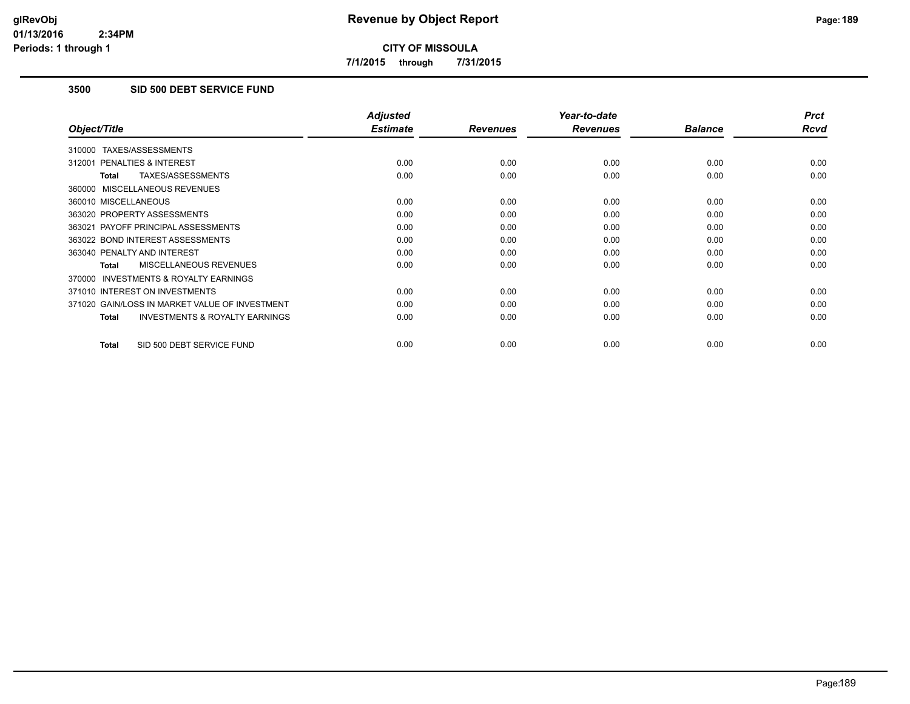# Revenue by Object Report

**CITY OF MISSOULA**

**7/1/2015 through 7/31/2015**

glRevObj
01/13/2016 2:34PM
Periods: 1 through 1

## 3500 SID 500 DEBT SERVICE FUND

| Object/Title | Adjusted Estimate | Revenues | Year-to-date Revenues | Balance | Prct Rcvd |
|---|---|---|---|---|---|
| 310000 TAXES/ASSESSMENTS | | | | | |
| 312001 PENALTIES & INTEREST | 0.00 | 0.00 | 0.00 | 0.00 | 0.00 |
| **Total** TAXES/ASSESSMENTS | 0.00 | 0.00 | 0.00 | 0.00 | 0.00 |
| 360000 MISCELLANEOUS REVENUES | | | | | |
| 360010 MISCELLANEOUS | 0.00 | 0.00 | 0.00 | 0.00 | 0.00 |
| 363020 PROPERTY ASSESSMENTS | 0.00 | 0.00 | 0.00 | 0.00 | 0.00 |
| 363021 PAYOFF PRINCIPAL ASSESSMENTS | 0.00 | 0.00 | 0.00 | 0.00 | 0.00 |
| 363022 BOND INTEREST ASSESSMENTS | 0.00 | 0.00 | 0.00 | 0.00 | 0.00 |
| 363040 PENALTY AND INTEREST | 0.00 | 0.00 | 0.00 | 0.00 | 0.00 |
| **Total** MISCELLANEOUS REVENUES | 0.00 | 0.00 | 0.00 | 0.00 | 0.00 |
| 370000 INVESTMENTS & ROYALTY EARNINGS | | | | | |
| 371010 INTEREST ON INVESTMENTS | 0.00 | 0.00 | 0.00 | 0.00 | 0.00 |
| 371020 GAIN/LOSS IN MARKET VALUE OF INVESTMENT | 0.00 | 0.00 | 0.00 | 0.00 | 0.00 |
| **Total** INVESTMENTS & ROYALTY EARNINGS | 0.00 | 0.00 | 0.00 | 0.00 | 0.00 |
| **Total** SID 500 DEBT SERVICE FUND | 0.00 | 0.00 | 0.00 | 0.00 | 0.00 |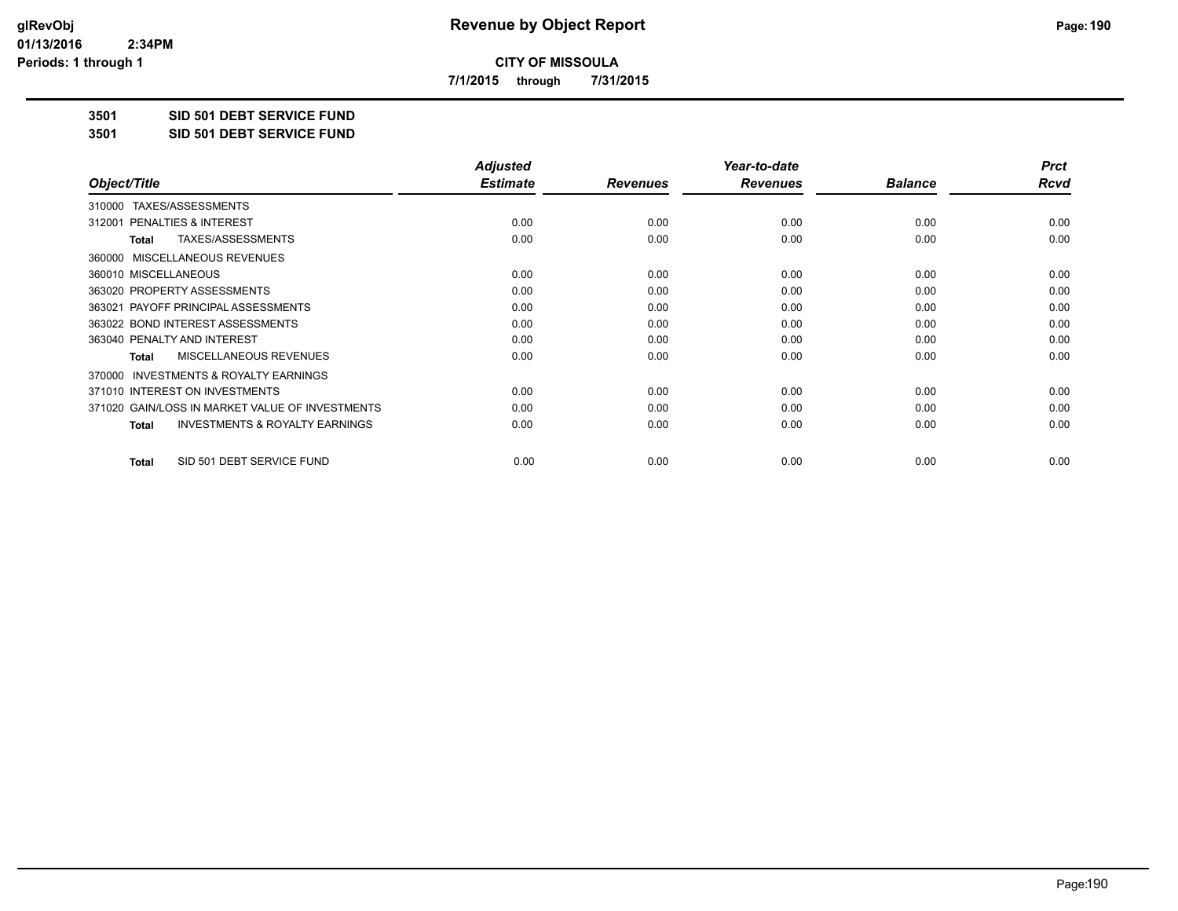**CITY OF MISSOULA**

**7/1/2015 through 7/31/2015**

**3501 SID 501 DEBT SERVICE FUND**

**3501 SID 501 DEBT SERVICE FUND**

| Object/Title | Adjusted Estimate | Revenues | Year-to-date Revenues | Balance | Prct Rcvd |
|---|---|---|---|---|---|
| 310000 TAXES/ASSESSMENTS | | | | | |
| 312001 PENALTIES & INTEREST | 0.00 | 0.00 | 0.00 | 0.00 | 0.00 |
| **Total** TAXES/ASSESSMENTS | 0.00 | 0.00 | 0.00 | 0.00 | 0.00 |
| 360000 MISCELLANEOUS REVENUES | | | | | |
| 360010 MISCELLANEOUS | 0.00 | 0.00 | 0.00 | 0.00 | 0.00 |
| 363020 PROPERTY ASSESSMENTS | 0.00 | 0.00 | 0.00 | 0.00 | 0.00 |
| 363021 PAYOFF PRINCIPAL ASSESSMENTS | 0.00 | 0.00 | 0.00 | 0.00 | 0.00 |
| 363022 BOND INTEREST ASSESSMENTS | 0.00 | 0.00 | 0.00 | 0.00 | 0.00 |
| 363040 PENALTY AND INTEREST | 0.00 | 0.00 | 0.00 | 0.00 | 0.00 |
| **Total** MISCELLANEOUS REVENUES | 0.00 | 0.00 | 0.00 | 0.00 | 0.00 |
| 370000 INVESTMENTS & ROYALTY EARNINGS | | | | | |
| 371010 INTEREST ON INVESTMENTS | 0.00 | 0.00 | 0.00 | 0.00 | 0.00 |
| 371020 GAIN/LOSS IN MARKET VALUE OF INVESTMENTS | 0.00 | 0.00 | 0.00 | 0.00 | 0.00 |
| **Total** INVESTMENTS & ROYALTY EARNINGS | 0.00 | 0.00 | 0.00 | 0.00 | 0.00 |
| **Total** SID 501 DEBT SERVICE FUND | 0.00 | 0.00 | 0.00 | 0.00 | 0.00 |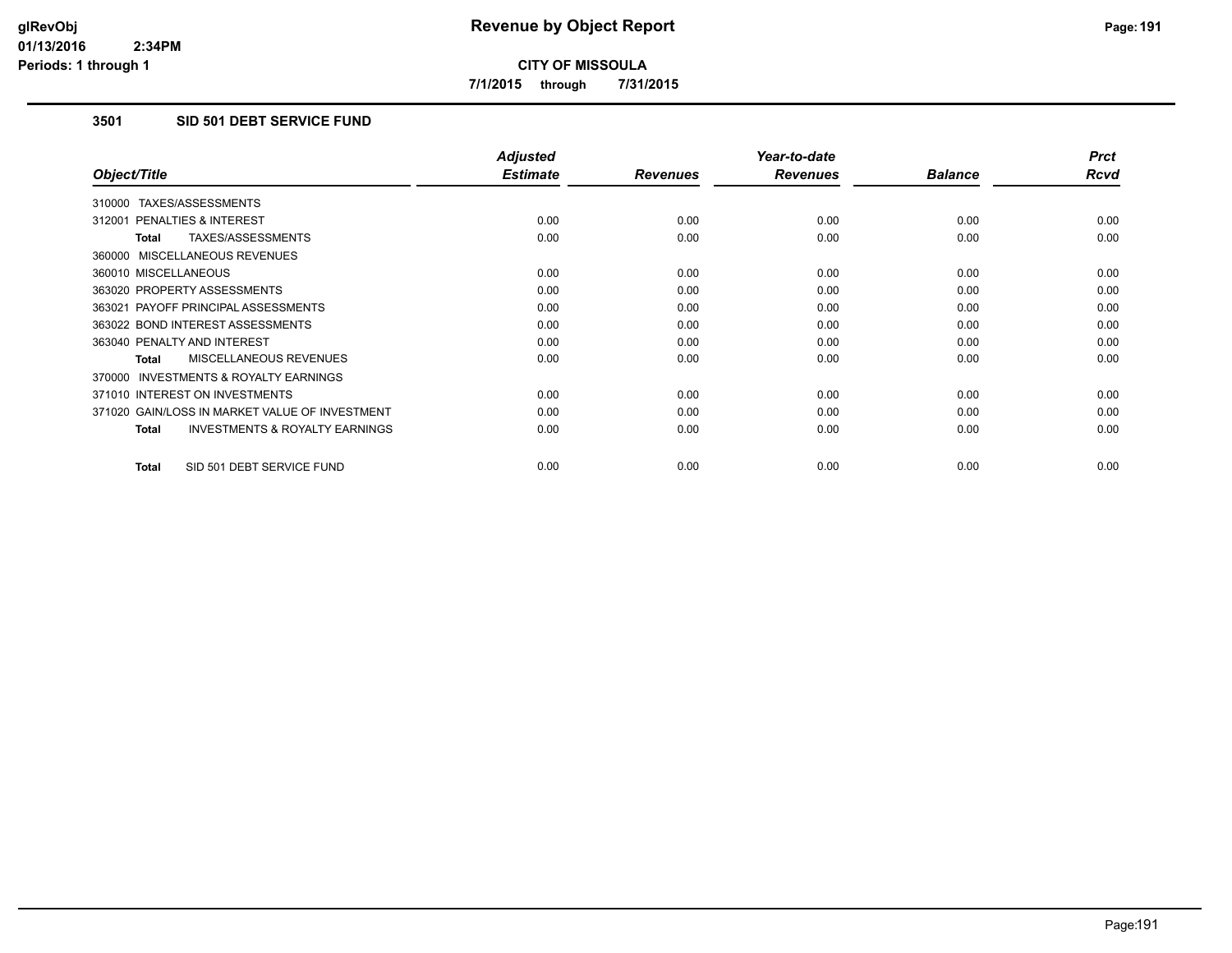**CITY OF MISSOULA**

**7/1/2015 through 7/31/2015**

### 3501 SID 501 DEBT SERVICE FUND

| Object/Title | Adjusted Estimate | Revenues | Year-to-date Revenues | Balance | Prct Rcvd |
|---|---|---|---|---|---|
| 310000 TAXES/ASSESSMENTS | | | | | |
| 312001 PENALTIES & INTEREST | 0.00 | 0.00 | 0.00 | 0.00 | 0.00 |
| **Total** TAXES/ASSESSMENTS | 0.00 | 0.00 | 0.00 | 0.00 | 0.00 |
| 360000 MISCELLANEOUS REVENUES | | | | | |
| 360010 MISCELLANEOUS | 0.00 | 0.00 | 0.00 | 0.00 | 0.00 |
| 363020 PROPERTY ASSESSMENTS | 0.00 | 0.00 | 0.00 | 0.00 | 0.00 |
| 363021 PAYOFF PRINCIPAL ASSESSMENTS | 0.00 | 0.00 | 0.00 | 0.00 | 0.00 |
| 363022 BOND INTEREST ASSESSMENTS | 0.00 | 0.00 | 0.00 | 0.00 | 0.00 |
| 363040 PENALTY AND INTEREST | 0.00 | 0.00 | 0.00 | 0.00 | 0.00 |
| **Total** MISCELLANEOUS REVENUES | 0.00 | 0.00 | 0.00 | 0.00 | 0.00 |
| 370000 INVESTMENTS & ROYALTY EARNINGS | | | | | |
| 371010 INTEREST ON INVESTMENTS | 0.00 | 0.00 | 0.00 | 0.00 | 0.00 |
| 371020 GAIN/LOSS IN MARKET VALUE OF INVESTMENT | 0.00 | 0.00 | 0.00 | 0.00 | 0.00 |
| **Total** INVESTMENTS & ROYALTY EARNINGS | 0.00 | 0.00 | 0.00 | 0.00 | 0.00 |
| **Total** SID 501 DEBT SERVICE FUND | 0.00 | 0.00 | 0.00 | 0.00 | 0.00 |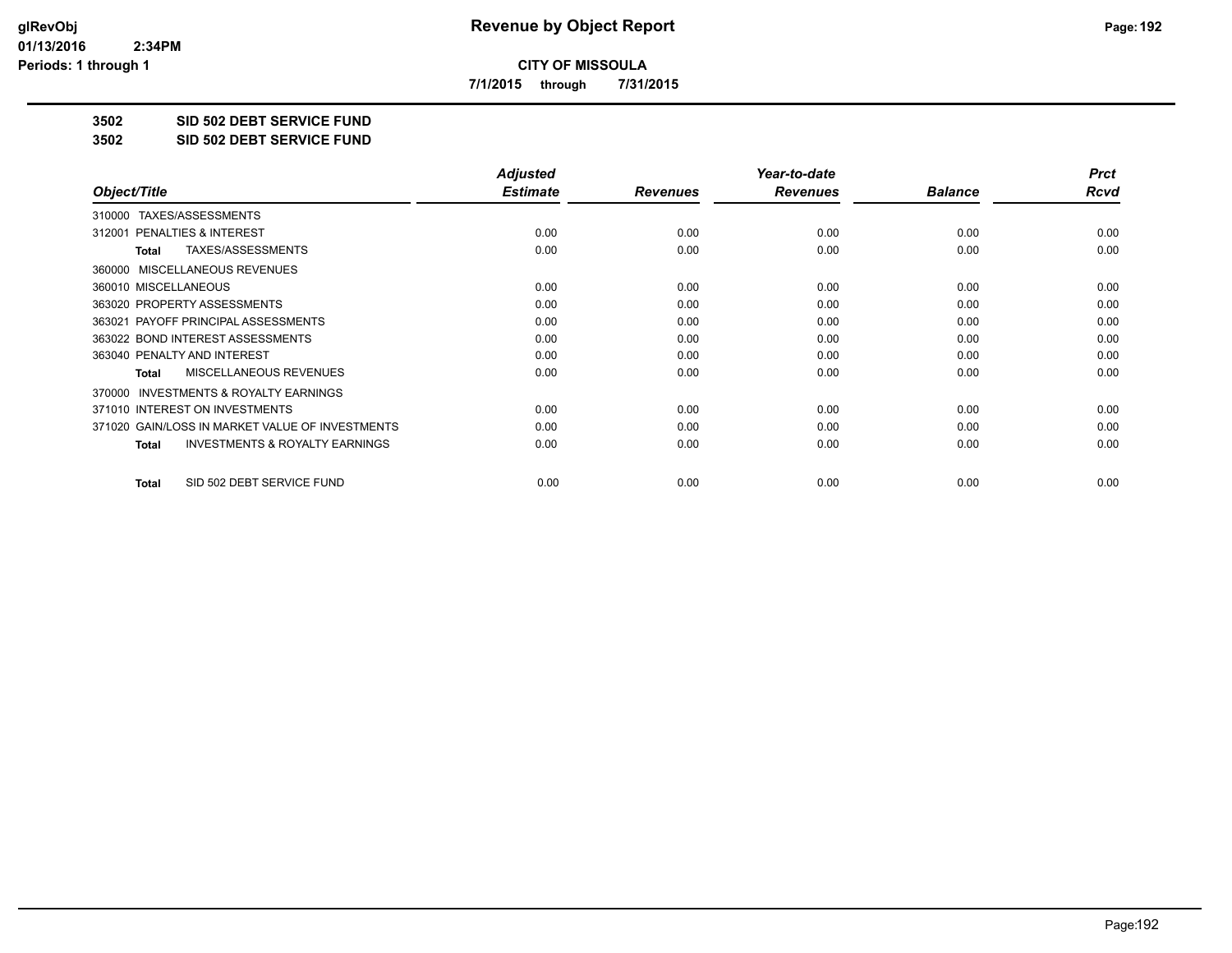# Revenue by Object Report

**CITY OF MISSOULA**

**7/1/2015 through 7/31/2015**

glRevObj
01/13/2016 2:34PM
Periods: 1 through 1

**3502 SID 502 DEBT SERVICE FUND**

**3502 SID 502 DEBT SERVICE FUND**

| Object/Title | Adjusted Estimate | Revenues | Year-to-date Revenues | Balance | Prct Rcvd |
|---|---|---|---|---|---|
| 310000 TAXES/ASSESSMENTS | | | | | |
| 312001 PENALTIES & INTEREST | 0.00 | 0.00 | 0.00 | 0.00 | 0.00 |
| **Total** TAXES/ASSESSMENTS | 0.00 | 0.00 | 0.00 | 0.00 | 0.00 |
| 360000 MISCELLANEOUS REVENUES | | | | | |
| 360010 MISCELLANEOUS | 0.00 | 0.00 | 0.00 | 0.00 | 0.00 |
| 363020 PROPERTY ASSESSMENTS | 0.00 | 0.00 | 0.00 | 0.00 | 0.00 |
| 363021 PAYOFF PRINCIPAL ASSESSMENTS | 0.00 | 0.00 | 0.00 | 0.00 | 0.00 |
| 363022 BOND INTEREST ASSESSMENTS | 0.00 | 0.00 | 0.00 | 0.00 | 0.00 |
| 363040 PENALTY AND INTEREST | 0.00 | 0.00 | 0.00 | 0.00 | 0.00 |
| **Total** MISCELLANEOUS REVENUES | 0.00 | 0.00 | 0.00 | 0.00 | 0.00 |
| 370000 INVESTMENTS & ROYALTY EARNINGS | | | | | |
| 371010 INTEREST ON INVESTMENTS | 0.00 | 0.00 | 0.00 | 0.00 | 0.00 |
| 371020 GAIN/LOSS IN MARKET VALUE OF INVESTMENTS | 0.00 | 0.00 | 0.00 | 0.00 | 0.00 |
| **Total** INVESTMENTS & ROYALTY EARNINGS | 0.00 | 0.00 | 0.00 | 0.00 | 0.00 |
| **Total** SID 502 DEBT SERVICE FUND | 0.00 | 0.00 | 0.00 | 0.00 | 0.00 |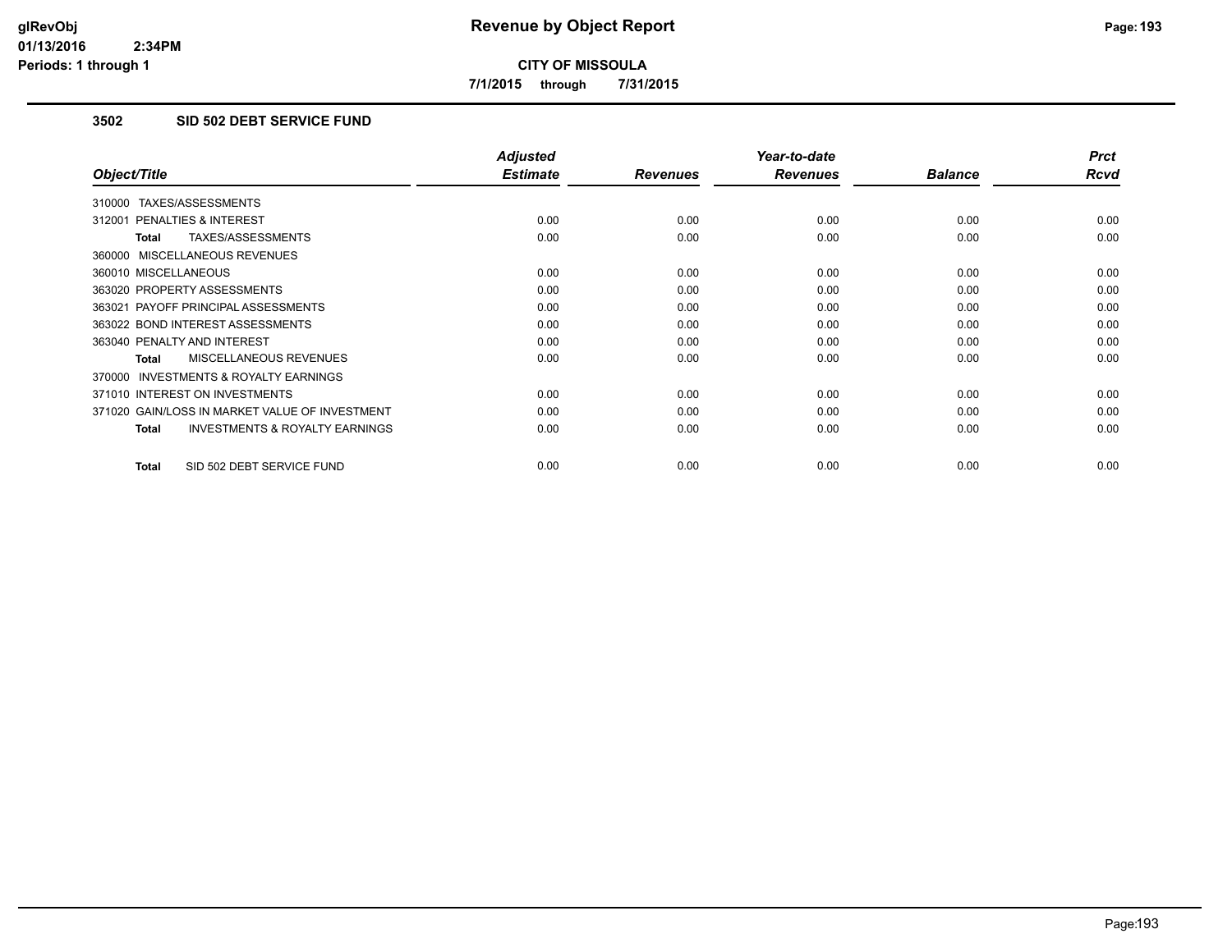# Revenue by Object Report

**CITY OF MISSOULA**

**7/1/2015 through 7/31/2015**

## 3502 SID 502 DEBT SERVICE FUND

| Object/Title | Adjusted Estimate | Revenues | Year-to-date Revenues | Balance | Prct Rcvd |
|---|---|---|---|---|---|
| 310000 TAXES/ASSESSMENTS | | | | | |
| 312001 PENALTIES & INTEREST | 0.00 | 0.00 | 0.00 | 0.00 | 0.00 |
| **Total** TAXES/ASSESSMENTS | 0.00 | 0.00 | 0.00 | 0.00 | 0.00 |
| 360000 MISCELLANEOUS REVENUES | | | | | |
| 360010 MISCELLANEOUS | 0.00 | 0.00 | 0.00 | 0.00 | 0.00 |
| 363020 PROPERTY ASSESSMENTS | 0.00 | 0.00 | 0.00 | 0.00 | 0.00 |
| 363021 PAYOFF PRINCIPAL ASSESSMENTS | 0.00 | 0.00 | 0.00 | 0.00 | 0.00 |
| 363022 BOND INTEREST ASSESSMENTS | 0.00 | 0.00 | 0.00 | 0.00 | 0.00 |
| 363040 PENALTY AND INTEREST | 0.00 | 0.00 | 0.00 | 0.00 | 0.00 |
| **Total** MISCELLANEOUS REVENUES | 0.00 | 0.00 | 0.00 | 0.00 | 0.00 |
| 370000 INVESTMENTS & ROYALTY EARNINGS | | | | | |
| 371010 INTEREST ON INVESTMENTS | 0.00 | 0.00 | 0.00 | 0.00 | 0.00 |
| 371020 GAIN/LOSS IN MARKET VALUE OF INVESTMENT | 0.00 | 0.00 | 0.00 | 0.00 | 0.00 |
| **Total** INVESTMENTS & ROYALTY EARNINGS | 0.00 | 0.00 | 0.00 | 0.00 | 0.00 |
| **Total** SID 502 DEBT SERVICE FUND | 0.00 | 0.00 | 0.00 | 0.00 | 0.00 |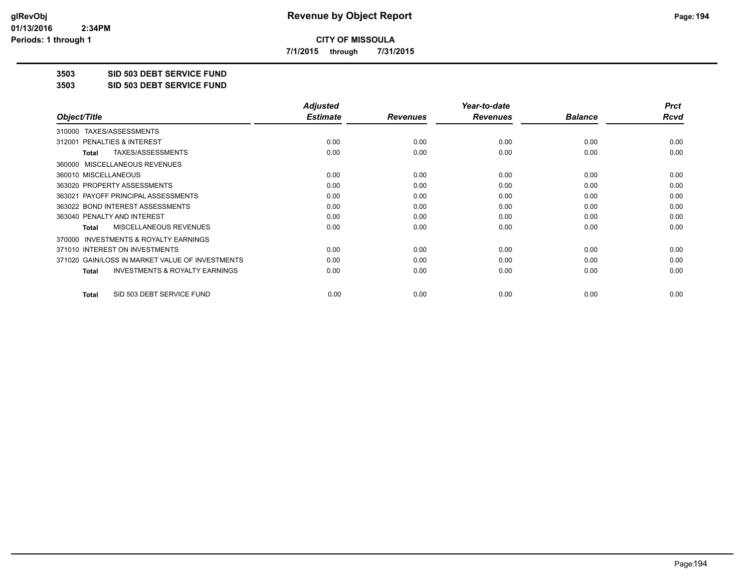# CITY OF MISSOULA

**7/1/2015 through 7/31/2015**

**3503 SID 503 DEBT SERVICE FUND**

**3503 SID 503 DEBT SERVICE FUND**

| Object/Title | Adjusted Estimate | Revenues | Year-to-date Revenues | Balance | Prct Rcvd |
|---|---|---|---|---|---|
| 310000 TAXES/ASSESSMENTS | | | | | |
| 312001 PENALTIES & INTEREST | 0.00 | 0.00 | 0.00 | 0.00 | 0.00 |
| **Total** TAXES/ASSESSMENTS | 0.00 | 0.00 | 0.00 | 0.00 | 0.00 |
| 360000 MISCELLANEOUS REVENUES | | | | | |
| 360010 MISCELLANEOUS | 0.00 | 0.00 | 0.00 | 0.00 | 0.00 |
| 363020 PROPERTY ASSESSMENTS | 0.00 | 0.00 | 0.00 | 0.00 | 0.00 |
| 363021 PAYOFF PRINCIPAL ASSESSMENTS | 0.00 | 0.00 | 0.00 | 0.00 | 0.00 |
| 363022 BOND INTEREST ASSESSMENTS | 0.00 | 0.00 | 0.00 | 0.00 | 0.00 |
| 363040 PENALTY AND INTEREST | 0.00 | 0.00 | 0.00 | 0.00 | 0.00 |
| **Total** MISCELLANEOUS REVENUES | 0.00 | 0.00 | 0.00 | 0.00 | 0.00 |
| 370000 INVESTMENTS & ROYALTY EARNINGS | | | | | |
| 371010 INTEREST ON INVESTMENTS | 0.00 | 0.00 | 0.00 | 0.00 | 0.00 |
| 371020 GAIN/LOSS IN MARKET VALUE OF INVESTMENTS | 0.00 | 0.00 | 0.00 | 0.00 | 0.00 |
| **Total** INVESTMENTS & ROYALTY EARNINGS | 0.00 | 0.00 | 0.00 | 0.00 | 0.00 |
| **Total** SID 503 DEBT SERVICE FUND | 0.00 | 0.00 | 0.00 | 0.00 | 0.00 |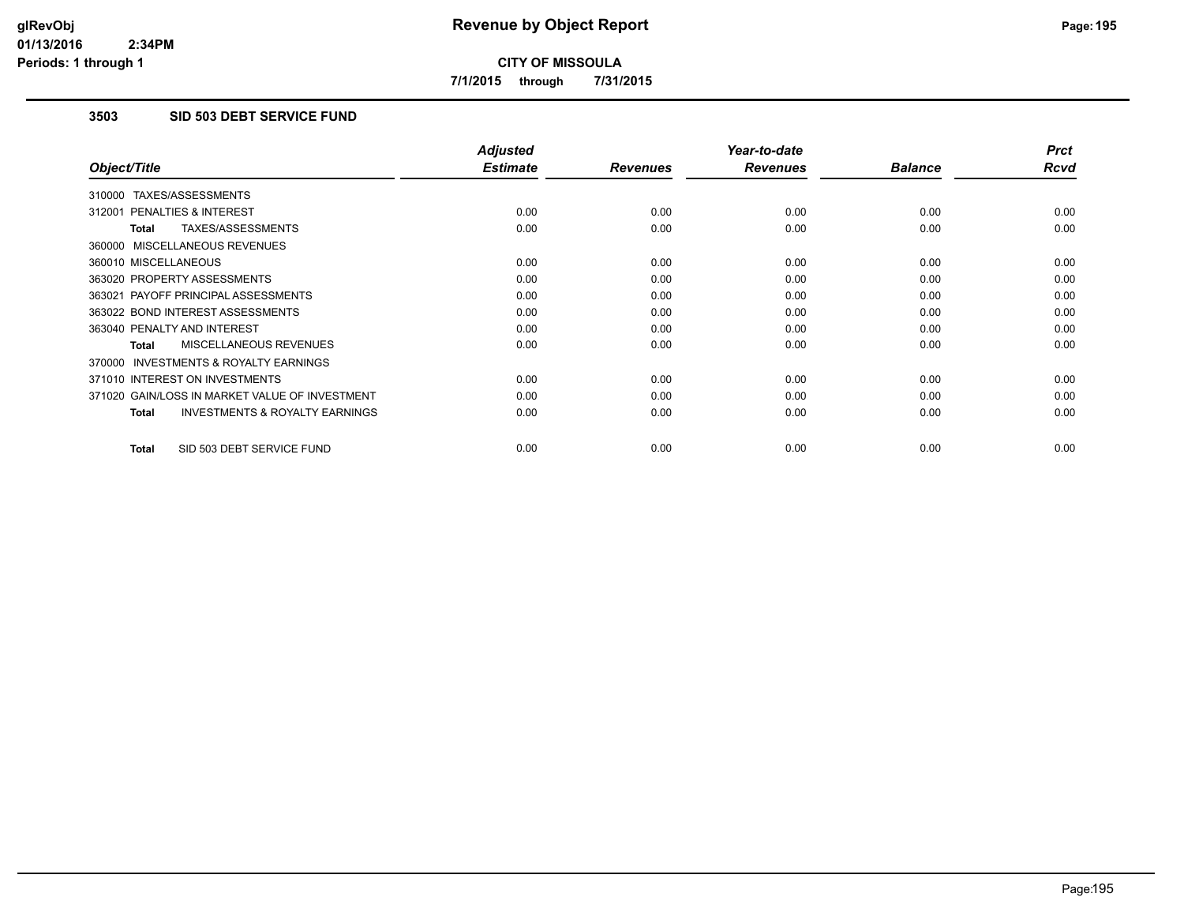# Revenue by Object Report

**CITY OF MISSOULA**

7/1/2015 through 7/31/2015

glRevObj
01/13/2016 2:34PM
Periods: 1 through 1

## 3503 SID 503 DEBT SERVICE FUND

| Object/Title | Adjusted Estimate | Revenues | Year-to-date Revenues | Balance | Prct Rcvd |
|---|---|---|---|---|---|
| 310000 TAXES/ASSESSMENTS | | | | | |
| 312001 PENALTIES & INTEREST | 0.00 | 0.00 | 0.00 | 0.00 | 0.00 |
| **Total** TAXES/ASSESSMENTS | 0.00 | 0.00 | 0.00 | 0.00 | 0.00 |
| 360000 MISCELLANEOUS REVENUES | | | | | |
| 360010 MISCELLANEOUS | 0.00 | 0.00 | 0.00 | 0.00 | 0.00 |
| 363020 PROPERTY ASSESSMENTS | 0.00 | 0.00 | 0.00 | 0.00 | 0.00 |
| 363021 PAYOFF PRINCIPAL ASSESSMENTS | 0.00 | 0.00 | 0.00 | 0.00 | 0.00 |
| 363022 BOND INTEREST ASSESSMENTS | 0.00 | 0.00 | 0.00 | 0.00 | 0.00 |
| 363040 PENALTY AND INTEREST | 0.00 | 0.00 | 0.00 | 0.00 | 0.00 |
| **Total** MISCELLANEOUS REVENUES | 0.00 | 0.00 | 0.00 | 0.00 | 0.00 |
| 370000 INVESTMENTS & ROYALTY EARNINGS | | | | | |
| 371010 INTEREST ON INVESTMENTS | 0.00 | 0.00 | 0.00 | 0.00 | 0.00 |
| 371020 GAIN/LOSS IN MARKET VALUE OF INVESTMENT | 0.00 | 0.00 | 0.00 | 0.00 | 0.00 |
| **Total** INVESTMENTS & ROYALTY EARNINGS | 0.00 | 0.00 | 0.00 | 0.00 | 0.00 |
| **Total** SID 503 DEBT SERVICE FUND | 0.00 | 0.00 | 0.00 | 0.00 | 0.00 |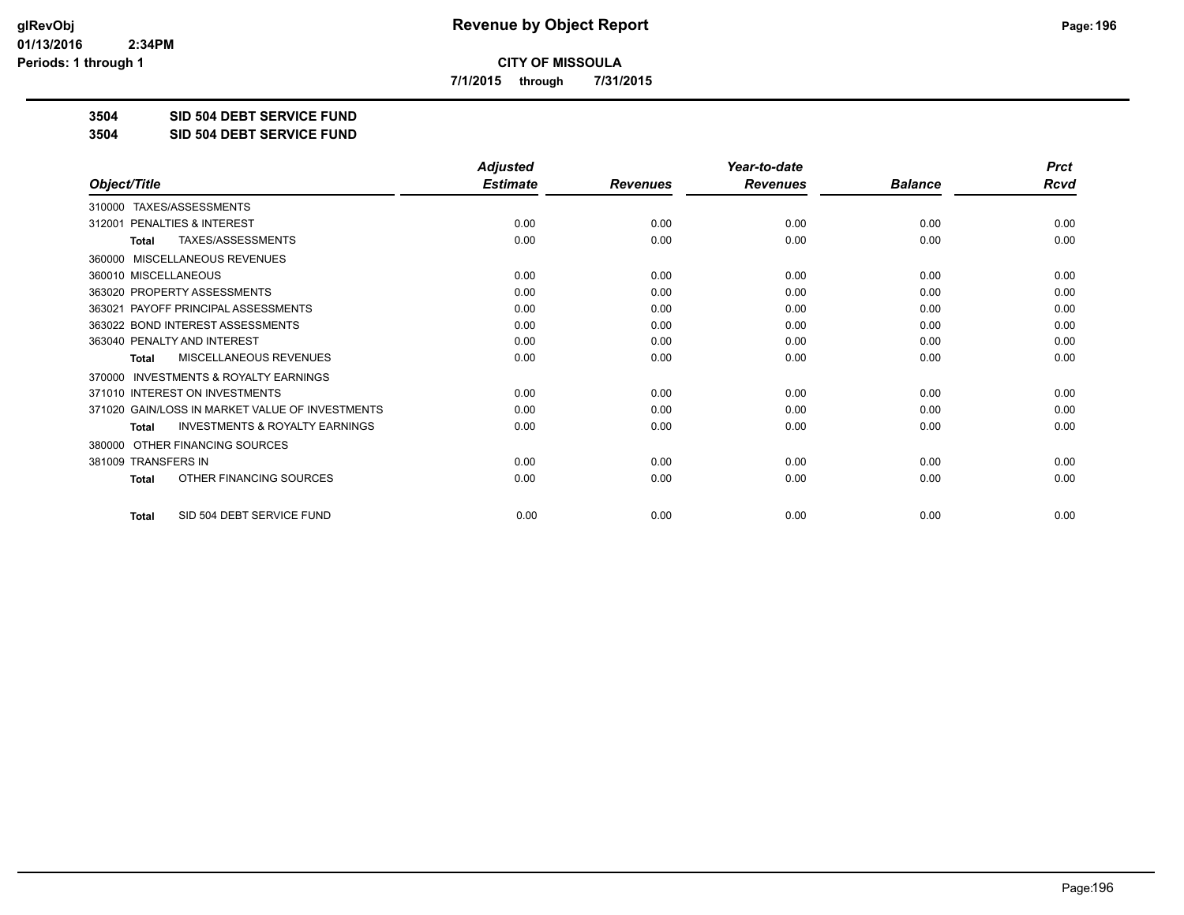# Revenue by Object Report

**CITY OF MISSOULA**

**7/1/2015 through 7/31/2015**

**3504 SID 504 DEBT SERVICE FUND**

**3504 SID 504 DEBT SERVICE FUND**

| Object/Title | Adjusted Estimate | Revenues | Year-to-date Revenues | Balance | Prct Rcvd |
|---|---|---|---|---|---|
| 310000 TAXES/ASSESSMENTS | | | | | |
| 312001 PENALTIES & INTEREST | 0.00 | 0.00 | 0.00 | 0.00 | 0.00 |
| **Total** TAXES/ASSESSMENTS | 0.00 | 0.00 | 0.00 | 0.00 | 0.00 |
| 360000 MISCELLANEOUS REVENUES | | | | | |
| 360010 MISCELLANEOUS | 0.00 | 0.00 | 0.00 | 0.00 | 0.00 |
| 363020 PROPERTY ASSESSMENTS | 0.00 | 0.00 | 0.00 | 0.00 | 0.00 |
| 363021 PAYOFF PRINCIPAL ASSESSMENTS | 0.00 | 0.00 | 0.00 | 0.00 | 0.00 |
| 363022 BOND INTEREST ASSESSMENTS | 0.00 | 0.00 | 0.00 | 0.00 | 0.00 |
| 363040 PENALTY AND INTEREST | 0.00 | 0.00 | 0.00 | 0.00 | 0.00 |
| **Total** MISCELLANEOUS REVENUES | 0.00 | 0.00 | 0.00 | 0.00 | 0.00 |
| 370000 INVESTMENTS & ROYALTY EARNINGS | | | | | |
| 371010 INTEREST ON INVESTMENTS | 0.00 | 0.00 | 0.00 | 0.00 | 0.00 |
| 371020 GAIN/LOSS IN MARKET VALUE OF INVESTMENTS | 0.00 | 0.00 | 0.00 | 0.00 | 0.00 |
| **Total** INVESTMENTS & ROYALTY EARNINGS | 0.00 | 0.00 | 0.00 | 0.00 | 0.00 |
| 380000 OTHER FINANCING SOURCES | | | | | |
| 381009 TRANSFERS IN | 0.00 | 0.00 | 0.00 | 0.00 | 0.00 |
| **Total** OTHER FINANCING SOURCES | 0.00 | 0.00 | 0.00 | 0.00 | 0.00 |
| **Total** SID 504 DEBT SERVICE FUND | 0.00 | 0.00 | 0.00 | 0.00 | 0.00 |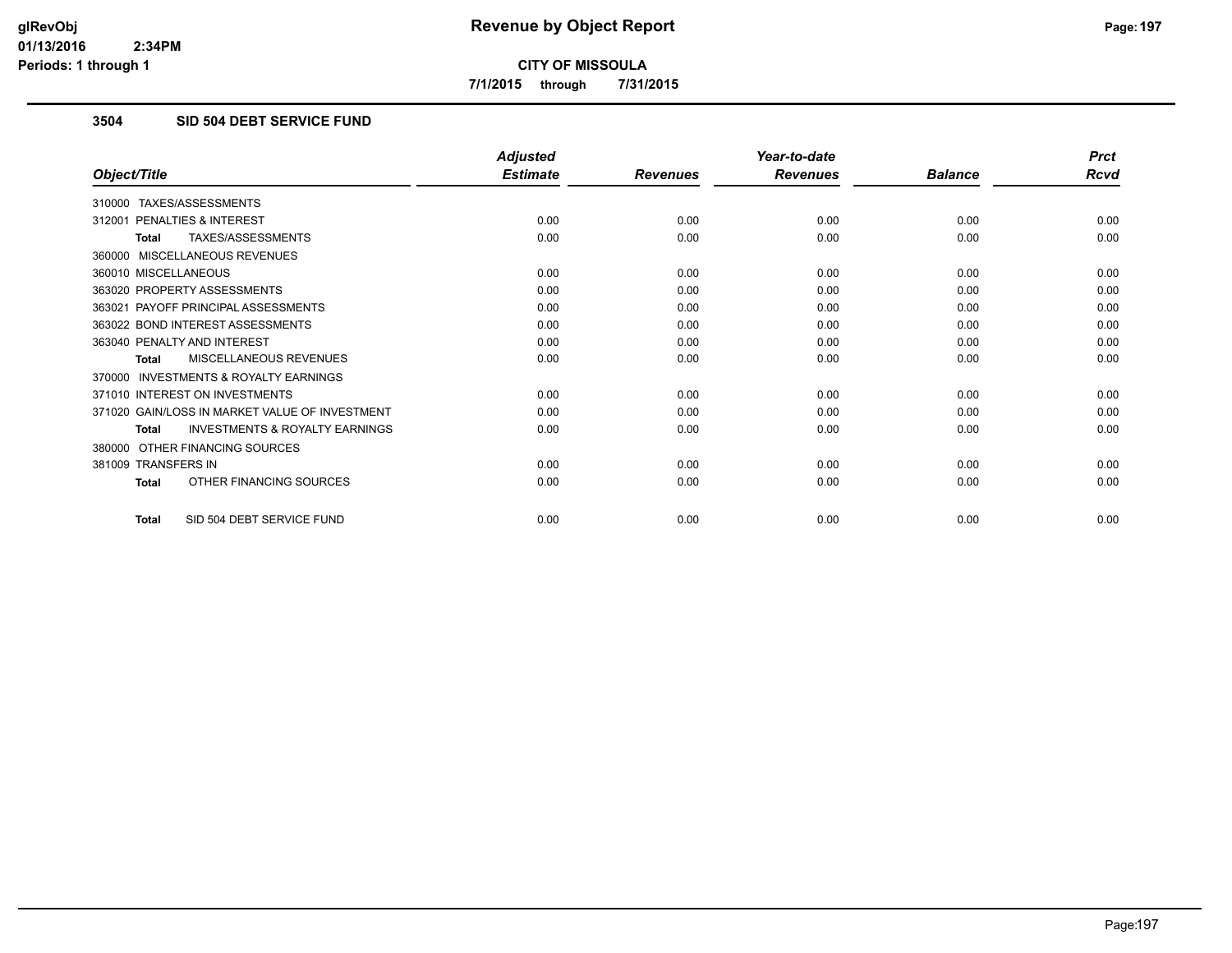**CITY OF MISSOULA**

**7/1/2015 through 7/31/2015**

### 3504 SID 504 DEBT SERVICE FUND

| Object/Title | Adjusted Estimate | Revenues | Year-to-date Revenues | Balance | Prct Rcvd |
|---|---|---|---|---|---|
| 310000 TAXES/ASSESSMENTS | | | | | |
| 312001 PENALTIES & INTEREST | 0.00 | 0.00 | 0.00 | 0.00 | 0.00 |
| **Total** TAXES/ASSESSMENTS | 0.00 | 0.00 | 0.00 | 0.00 | 0.00 |
| 360000 MISCELLANEOUS REVENUES | | | | | |
| 360010 MISCELLANEOUS | 0.00 | 0.00 | 0.00 | 0.00 | 0.00 |
| 363020 PROPERTY ASSESSMENTS | 0.00 | 0.00 | 0.00 | 0.00 | 0.00 |
| 363021 PAYOFF PRINCIPAL ASSESSMENTS | 0.00 | 0.00 | 0.00 | 0.00 | 0.00 |
| 363022 BOND INTEREST ASSESSMENTS | 0.00 | 0.00 | 0.00 | 0.00 | 0.00 |
| 363040 PENALTY AND INTEREST | 0.00 | 0.00 | 0.00 | 0.00 | 0.00 |
| **Total** MISCELLANEOUS REVENUES | 0.00 | 0.00 | 0.00 | 0.00 | 0.00 |
| 370000 INVESTMENTS & ROYALTY EARNINGS | | | | | |
| 371010 INTEREST ON INVESTMENTS | 0.00 | 0.00 | 0.00 | 0.00 | 0.00 |
| 371020 GAIN/LOSS IN MARKET VALUE OF INVESTMENT | 0.00 | 0.00 | 0.00 | 0.00 | 0.00 |
| **Total** INVESTMENTS & ROYALTY EARNINGS | 0.00 | 0.00 | 0.00 | 0.00 | 0.00 |
| 380000 OTHER FINANCING SOURCES | | | | | |
| 381009 TRANSFERS IN | 0.00 | 0.00 | 0.00 | 0.00 | 0.00 |
| **Total** OTHER FINANCING SOURCES | 0.00 | 0.00 | 0.00 | 0.00 | 0.00 |
| **Total** SID 504 DEBT SERVICE FUND | 0.00 | 0.00 | 0.00 | 0.00 | 0.00 |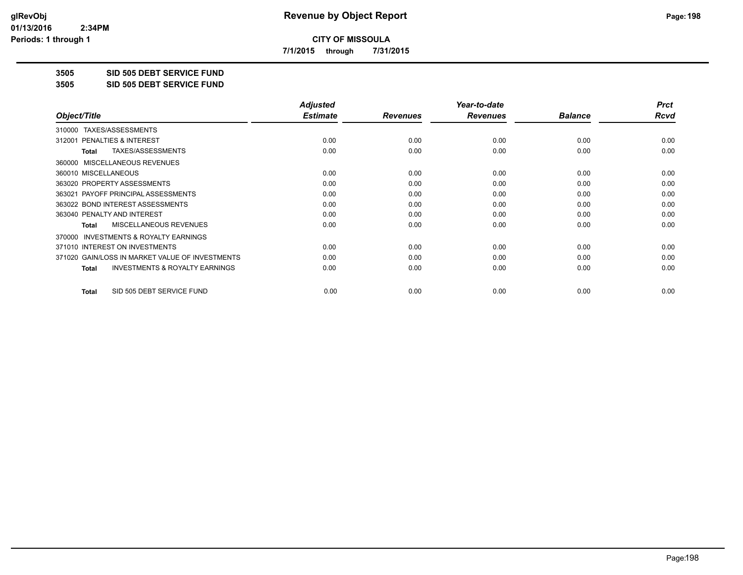# Revenue by Object Report

**CITY OF MISSOULA**

**7/1/2015 through 7/31/2015**

glRevObj
01/13/2016 2:34PM
Periods: 1 through 1

## 3505 SID 505 DEBT SERVICE FUND
## 3505 SID 505 DEBT SERVICE FUND

| Object/Title | Adjusted Estimate | Revenues | Year-to-date Revenues | Balance | Prct Rcvd |
|---|---|---|---|---|---|
| 310000 TAXES/ASSESSMENTS | | | | | |
| 312001 PENALTIES & INTEREST | 0.00 | 0.00 | 0.00 | 0.00 | 0.00 |
| **Total** TAXES/ASSESSMENTS | 0.00 | 0.00 | 0.00 | 0.00 | 0.00 |
| 360000 MISCELLANEOUS REVENUES | | | | | |
| 360010 MISCELLANEOUS | 0.00 | 0.00 | 0.00 | 0.00 | 0.00 |
| 363020 PROPERTY ASSESSMENTS | 0.00 | 0.00 | 0.00 | 0.00 | 0.00 |
| 363021 PAYOFF PRINCIPAL ASSESSMENTS | 0.00 | 0.00 | 0.00 | 0.00 | 0.00 |
| 363022 BOND INTEREST ASSESSMENTS | 0.00 | 0.00 | 0.00 | 0.00 | 0.00 |
| 363040 PENALTY AND INTEREST | 0.00 | 0.00 | 0.00 | 0.00 | 0.00 |
| **Total** MISCELLANEOUS REVENUES | 0.00 | 0.00 | 0.00 | 0.00 | 0.00 |
| 370000 INVESTMENTS & ROYALTY EARNINGS | | | | | |
| 371010 INTEREST ON INVESTMENTS | 0.00 | 0.00 | 0.00 | 0.00 | 0.00 |
| 371020 GAIN/LOSS IN MARKET VALUE OF INVESTMENTS | 0.00 | 0.00 | 0.00 | 0.00 | 0.00 |
| **Total** INVESTMENTS & ROYALTY EARNINGS | 0.00 | 0.00 | 0.00 | 0.00 | 0.00 |
| **Total** SID 505 DEBT SERVICE FUND | 0.00 | 0.00 | 0.00 | 0.00 | 0.00 |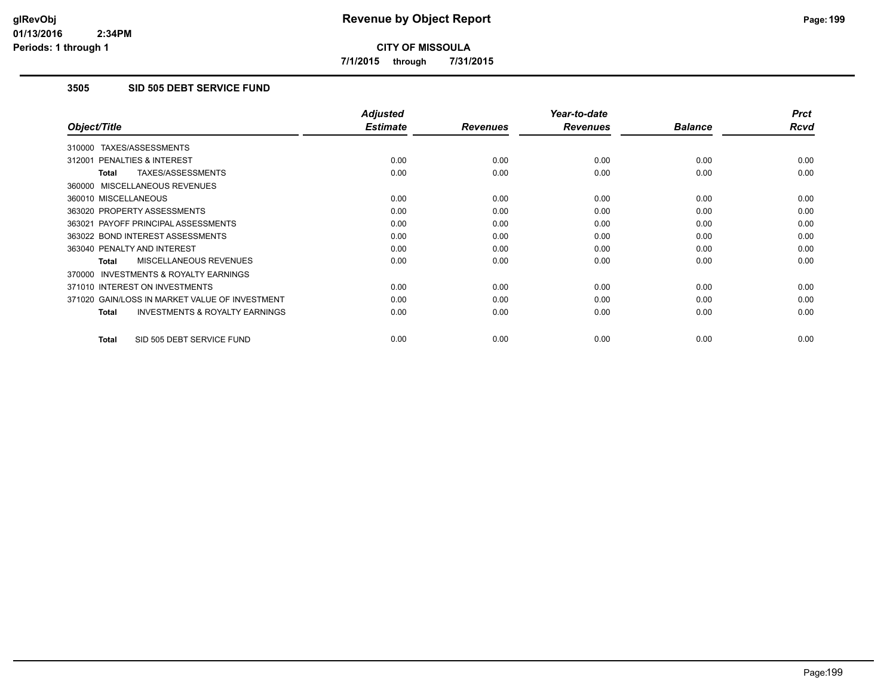## CITY OF MISSOULA

**7/1/2015 through 7/31/2015**

### 3505 SID 505 DEBT SERVICE FUND

| Object/Title | Adjusted Estimate | Revenues | Year-to-date Revenues | Balance | Prct Rcvd |
|---|---|---|---|---|---|
| 310000 TAXES/ASSESSMENTS | | | | | |
| 312001 PENALTIES & INTEREST | 0.00 | 0.00 | 0.00 | 0.00 | 0.00 |
| **Total** TAXES/ASSESSMENTS | 0.00 | 0.00 | 0.00 | 0.00 | 0.00 |
| 360000 MISCELLANEOUS REVENUES | | | | | |
| 360010 MISCELLANEOUS | 0.00 | 0.00 | 0.00 | 0.00 | 0.00 |
| 363020 PROPERTY ASSESSMENTS | 0.00 | 0.00 | 0.00 | 0.00 | 0.00 |
| 363021 PAYOFF PRINCIPAL ASSESSMENTS | 0.00 | 0.00 | 0.00 | 0.00 | 0.00 |
| 363022 BOND INTEREST ASSESSMENTS | 0.00 | 0.00 | 0.00 | 0.00 | 0.00 |
| 363040 PENALTY AND INTEREST | 0.00 | 0.00 | 0.00 | 0.00 | 0.00 |
| **Total** MISCELLANEOUS REVENUES | 0.00 | 0.00 | 0.00 | 0.00 | 0.00 |
| 370000 INVESTMENTS & ROYALTY EARNINGS | | | | | |
| 371010 INTEREST ON INVESTMENTS | 0.00 | 0.00 | 0.00 | 0.00 | 0.00 |
| 371020 GAIN/LOSS IN MARKET VALUE OF INVESTMENT | 0.00 | 0.00 | 0.00 | 0.00 | 0.00 |
| **Total** INVESTMENTS & ROYALTY EARNINGS | 0.00 | 0.00 | 0.00 | 0.00 | 0.00 |
| **Total** SID 505 DEBT SERVICE FUND | 0.00 | 0.00 | 0.00 | 0.00 | 0.00 |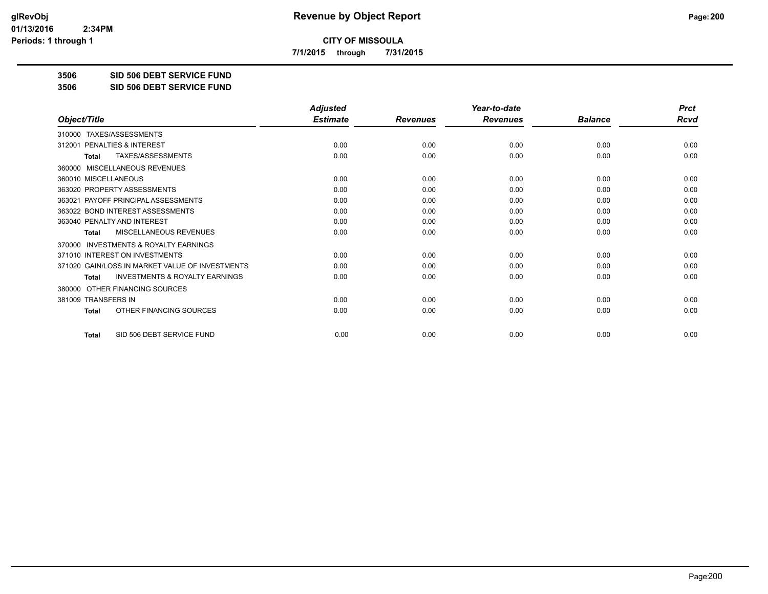**CITY OF MISSOULA**

**7/1/2015 through 7/31/2015**

**3506 SID 506 DEBT SERVICE FUND**

**3506 SID 506 DEBT SERVICE FUND**

| Object/Title | Adjusted Estimate | Revenues | Year-to-date Revenues | Balance | Prct Rcvd |
|---|---|---|---|---|---|
| 310000 TAXES/ASSESSMENTS | | | | | |
| 312001 PENALTIES & INTEREST | 0.00 | 0.00 | 0.00 | 0.00 | 0.00 |
| **Total** TAXES/ASSESSMENTS | 0.00 | 0.00 | 0.00 | 0.00 | 0.00 |
| 360000 MISCELLANEOUS REVENUES | | | | | |
| 360010 MISCELLANEOUS | 0.00 | 0.00 | 0.00 | 0.00 | 0.00 |
| 363020 PROPERTY ASSESSMENTS | 0.00 | 0.00 | 0.00 | 0.00 | 0.00 |
| 363021 PAYOFF PRINCIPAL ASSESSMENTS | 0.00 | 0.00 | 0.00 | 0.00 | 0.00 |
| 363022 BOND INTEREST ASSESSMENTS | 0.00 | 0.00 | 0.00 | 0.00 | 0.00 |
| 363040 PENALTY AND INTEREST | 0.00 | 0.00 | 0.00 | 0.00 | 0.00 |
| **Total** MISCELLANEOUS REVENUES | 0.00 | 0.00 | 0.00 | 0.00 | 0.00 |
| 370000 INVESTMENTS & ROYALTY EARNINGS | | | | | |
| 371010 INTEREST ON INVESTMENTS | 0.00 | 0.00 | 0.00 | 0.00 | 0.00 |
| 371020 GAIN/LOSS IN MARKET VALUE OF INVESTMENTS | 0.00 | 0.00 | 0.00 | 0.00 | 0.00 |
| **Total** INVESTMENTS & ROYALTY EARNINGS | 0.00 | 0.00 | 0.00 | 0.00 | 0.00 |
| 380000 OTHER FINANCING SOURCES | | | | | |
| 381009 TRANSFERS IN | 0.00 | 0.00 | 0.00 | 0.00 | 0.00 |
| **Total** OTHER FINANCING SOURCES | 0.00 | 0.00 | 0.00 | 0.00 | 0.00 |
| **Total** SID 506 DEBT SERVICE FUND | 0.00 | 0.00 | 0.00 | 0.00 | 0.00 |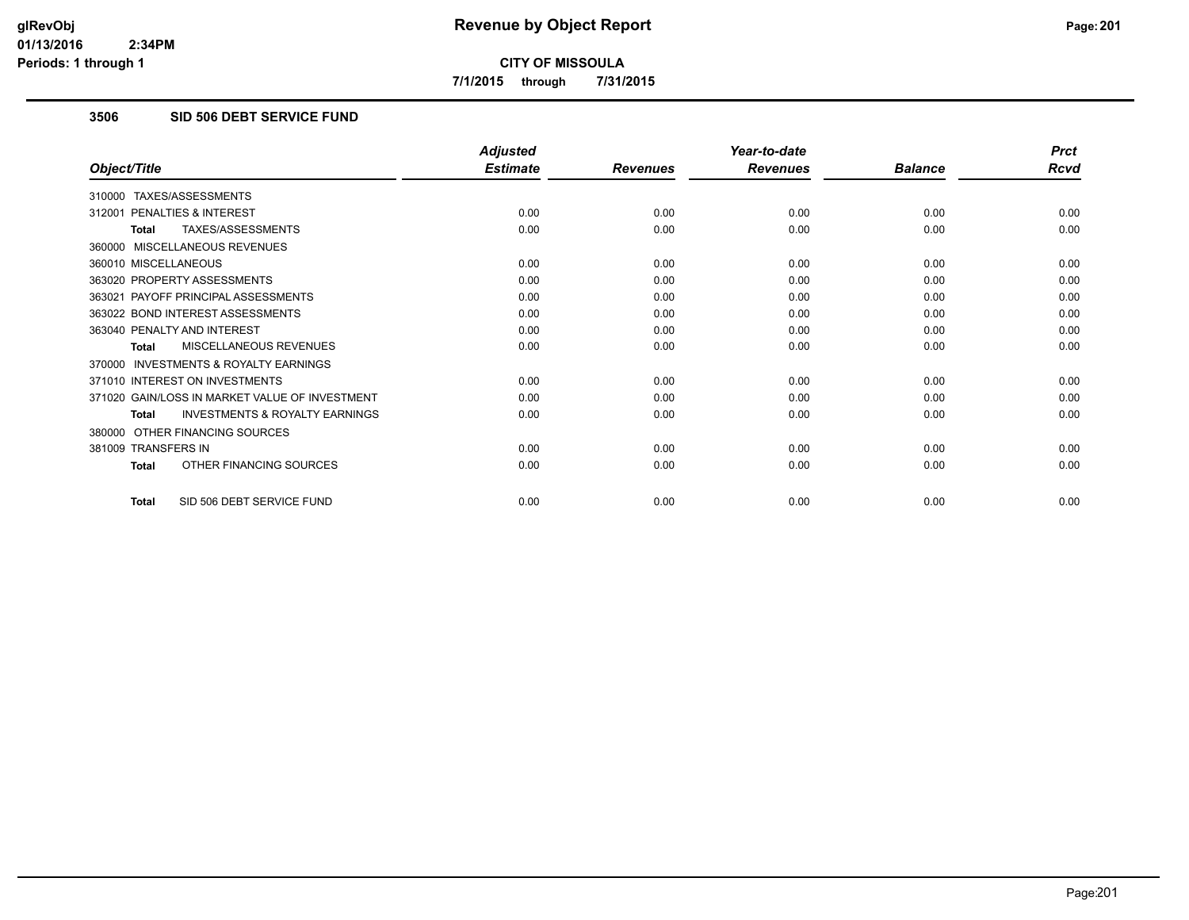**CITY OF MISSOULA**

**7/1/2015 through 7/31/2015**

## 3506 SID 506 DEBT SERVICE FUND

| Object/Title | Adjusted Estimate | Revenues | Year-to-date Revenues | Balance | Prct Rcvd |
|---|---|---|---|---|---|
| 310000 TAXES/ASSESSMENTS | | | | | |
| 312001 PENALTIES & INTEREST | 0.00 | 0.00 | 0.00 | 0.00 | 0.00 |
| **Total** TAXES/ASSESSMENTS | 0.00 | 0.00 | 0.00 | 0.00 | 0.00 |
| 360000 MISCELLANEOUS REVENUES | | | | | |
| 360010 MISCELLANEOUS | 0.00 | 0.00 | 0.00 | 0.00 | 0.00 |
| 363020 PROPERTY ASSESSMENTS | 0.00 | 0.00 | 0.00 | 0.00 | 0.00 |
| 363021 PAYOFF PRINCIPAL ASSESSMENTS | 0.00 | 0.00 | 0.00 | 0.00 | 0.00 |
| 363022 BOND INTEREST ASSESSMENTS | 0.00 | 0.00 | 0.00 | 0.00 | 0.00 |
| 363040 PENALTY AND INTEREST | 0.00 | 0.00 | 0.00 | 0.00 | 0.00 |
| **Total** MISCELLANEOUS REVENUES | 0.00 | 0.00 | 0.00 | 0.00 | 0.00 |
| 370000 INVESTMENTS & ROYALTY EARNINGS | | | | | |
| 371010 INTEREST ON INVESTMENTS | 0.00 | 0.00 | 0.00 | 0.00 | 0.00 |
| 371020 GAIN/LOSS IN MARKET VALUE OF INVESTMENT | 0.00 | 0.00 | 0.00 | 0.00 | 0.00 |
| **Total** INVESTMENTS & ROYALTY EARNINGS | 0.00 | 0.00 | 0.00 | 0.00 | 0.00 |
| 380000 OTHER FINANCING SOURCES | | | | | |
| 381009 TRANSFERS IN | 0.00 | 0.00 | 0.00 | 0.00 | 0.00 |
| **Total** OTHER FINANCING SOURCES | 0.00 | 0.00 | 0.00 | 0.00 | 0.00 |
| **Total** SID 506 DEBT SERVICE FUND | 0.00 | 0.00 | 0.00 | 0.00 | 0.00 |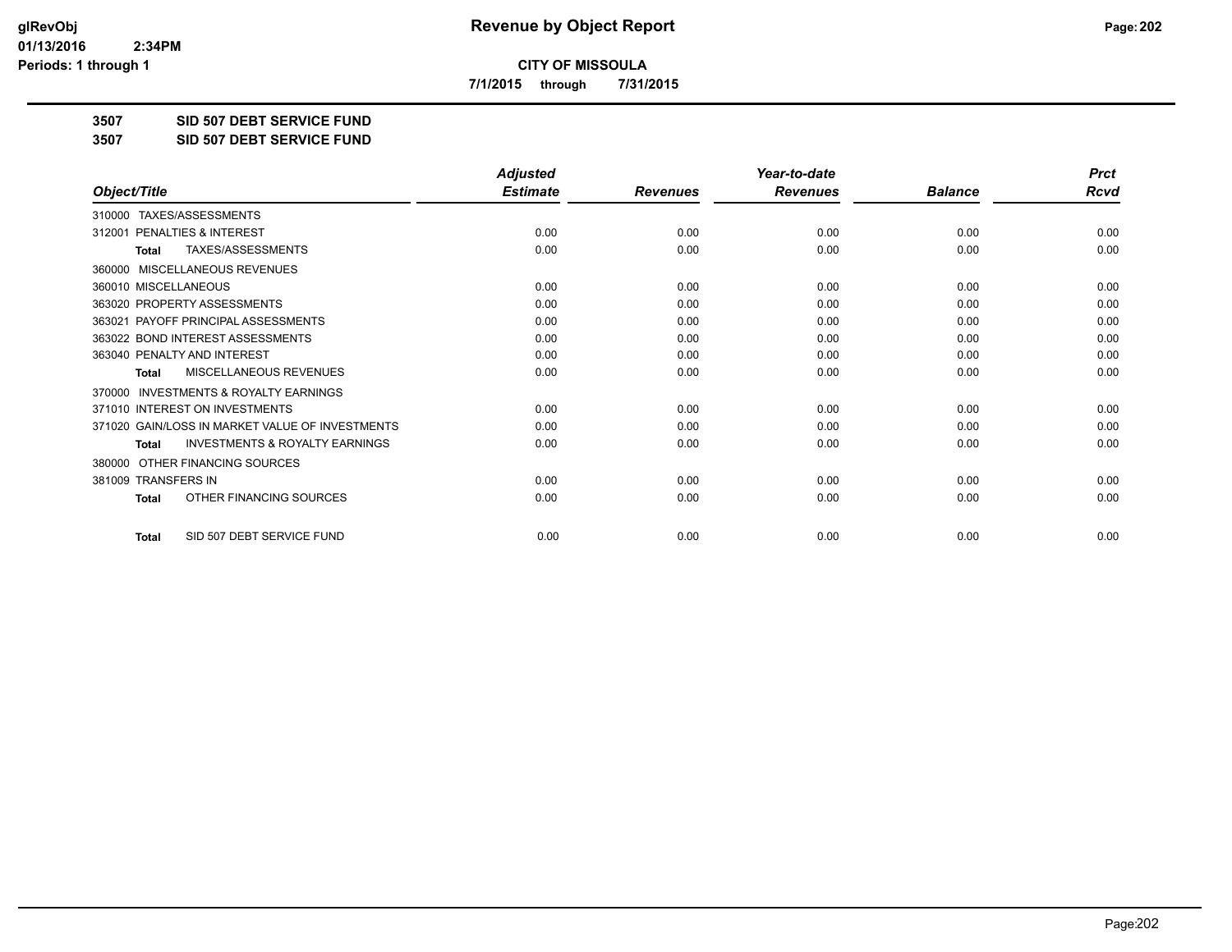# CITY OF MISSOULA

7/1/2015 through 7/31/2015

## 3507 SID 507 DEBT SERVICE FUND

## 3507 SID 507 DEBT SERVICE FUND

| Object/Title | Adjusted Estimate | Revenues | Year-to-date Revenues | Balance | Prct Rcvd |
|---|---|---|---|---|---|
| 310000 TAXES/ASSESSMENTS | | | | | |
| 312001 PENALTIES & INTEREST | 0.00 | 0.00 | 0.00 | 0.00 | 0.00 |
| Total TAXES/ASSESSMENTS | 0.00 | 0.00 | 0.00 | 0.00 | 0.00 |
| 360000 MISCELLANEOUS REVENUES | | | | | |
| 360010 MISCELLANEOUS | 0.00 | 0.00 | 0.00 | 0.00 | 0.00 |
| 363020 PROPERTY ASSESSMENTS | 0.00 | 0.00 | 0.00 | 0.00 | 0.00 |
| 363021 PAYOFF PRINCIPAL ASSESSMENTS | 0.00 | 0.00 | 0.00 | 0.00 | 0.00 |
| 363022 BOND INTEREST ASSESSMENTS | 0.00 | 0.00 | 0.00 | 0.00 | 0.00 |
| 363040 PENALTY AND INTEREST | 0.00 | 0.00 | 0.00 | 0.00 | 0.00 |
| Total MISCELLANEOUS REVENUES | 0.00 | 0.00 | 0.00 | 0.00 | 0.00 |
| 370000 INVESTMENTS & ROYALTY EARNINGS | | | | | |
| 371010 INTEREST ON INVESTMENTS | 0.00 | 0.00 | 0.00 | 0.00 | 0.00 |
| 371020 GAIN/LOSS IN MARKET VALUE OF INVESTMENTS | 0.00 | 0.00 | 0.00 | 0.00 | 0.00 |
| Total INVESTMENTS & ROYALTY EARNINGS | 0.00 | 0.00 | 0.00 | 0.00 | 0.00 |
| 380000 OTHER FINANCING SOURCES | | | | | |
| 381009 TRANSFERS IN | 0.00 | 0.00 | 0.00 | 0.00 | 0.00 |
| Total OTHER FINANCING SOURCES | 0.00 | 0.00 | 0.00 | 0.00 | 0.00 |
| Total SID 507 DEBT SERVICE FUND | 0.00 | 0.00 | 0.00 | 0.00 | 0.00 |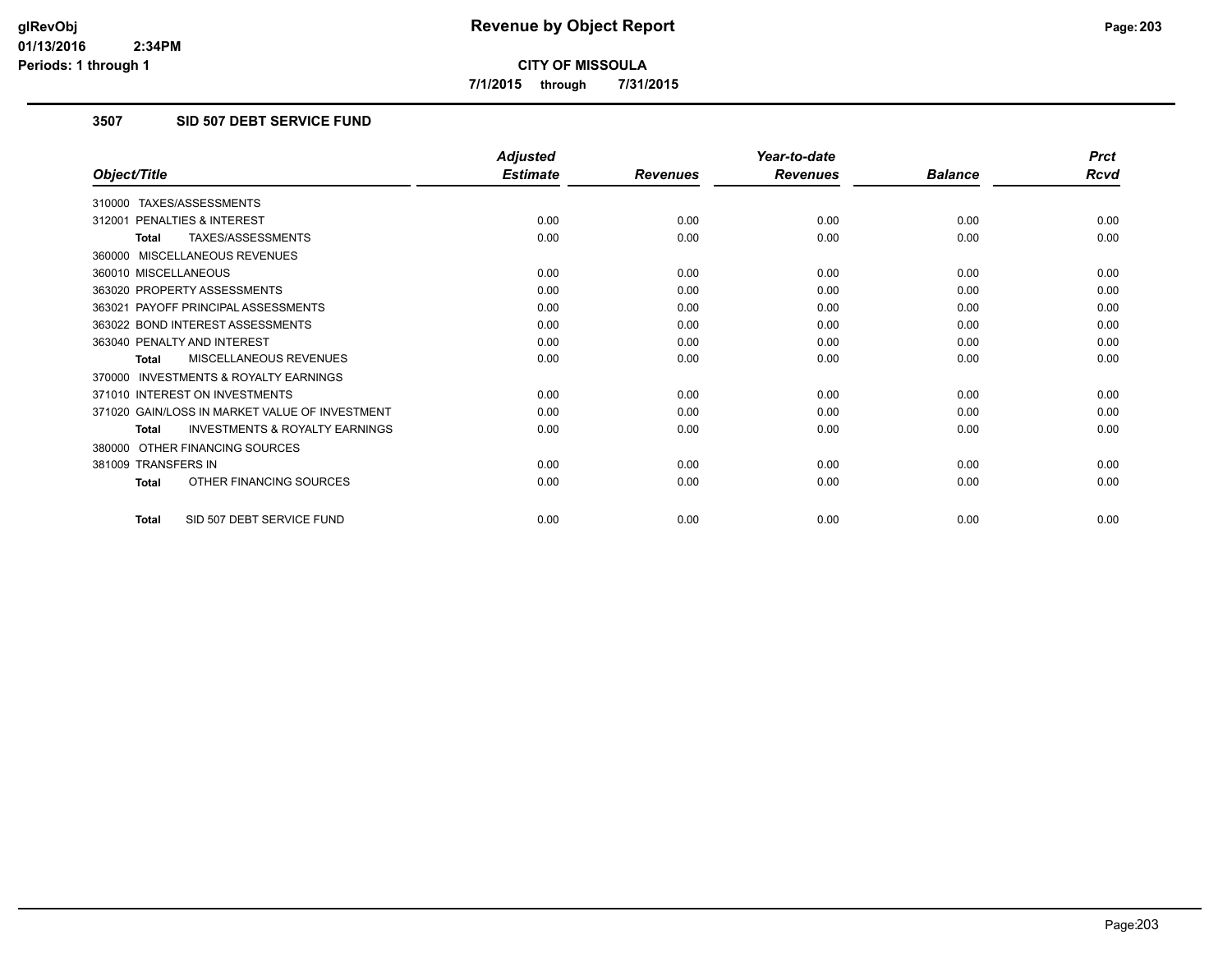**CITY OF MISSOULA**

**7/1/2015 through 7/31/2015**

### 3507 SID 507 DEBT SERVICE FUND

| Object/Title | Adjusted Estimate | Revenues | Year-to-date Revenues | Balance | Prct Rcvd |
|---|---|---|---|---|---|
| 310000 TAXES/ASSESSMENTS | | | | | |
| 312001 PENALTIES & INTEREST | 0.00 | 0.00 | 0.00 | 0.00 | 0.00 |
| **Total** TAXES/ASSESSMENTS | 0.00 | 0.00 | 0.00 | 0.00 | 0.00 |
| 360000 MISCELLANEOUS REVENUES | | | | | |
| 360010 MISCELLANEOUS | 0.00 | 0.00 | 0.00 | 0.00 | 0.00 |
| 363020 PROPERTY ASSESSMENTS | 0.00 | 0.00 | 0.00 | 0.00 | 0.00 |
| 363021 PAYOFF PRINCIPAL ASSESSMENTS | 0.00 | 0.00 | 0.00 | 0.00 | 0.00 |
| 363022 BOND INTEREST ASSESSMENTS | 0.00 | 0.00 | 0.00 | 0.00 | 0.00 |
| 363040 PENALTY AND INTEREST | 0.00 | 0.00 | 0.00 | 0.00 | 0.00 |
| **Total** MISCELLANEOUS REVENUES | 0.00 | 0.00 | 0.00 | 0.00 | 0.00 |
| 370000 INVESTMENTS & ROYALTY EARNINGS | | | | | |
| 371010 INTEREST ON INVESTMENTS | 0.00 | 0.00 | 0.00 | 0.00 | 0.00 |
| 371020 GAIN/LOSS IN MARKET VALUE OF INVESTMENT | 0.00 | 0.00 | 0.00 | 0.00 | 0.00 |
| **Total** INVESTMENTS & ROYALTY EARNINGS | 0.00 | 0.00 | 0.00 | 0.00 | 0.00 |
| 380000 OTHER FINANCING SOURCES | | | | | |
| 381009 TRANSFERS IN | 0.00 | 0.00 | 0.00 | 0.00 | 0.00 |
| **Total** OTHER FINANCING SOURCES | 0.00 | 0.00 | 0.00 | 0.00 | 0.00 |
| **Total** SID 507 DEBT SERVICE FUND | 0.00 | 0.00 | 0.00 | 0.00 | 0.00 |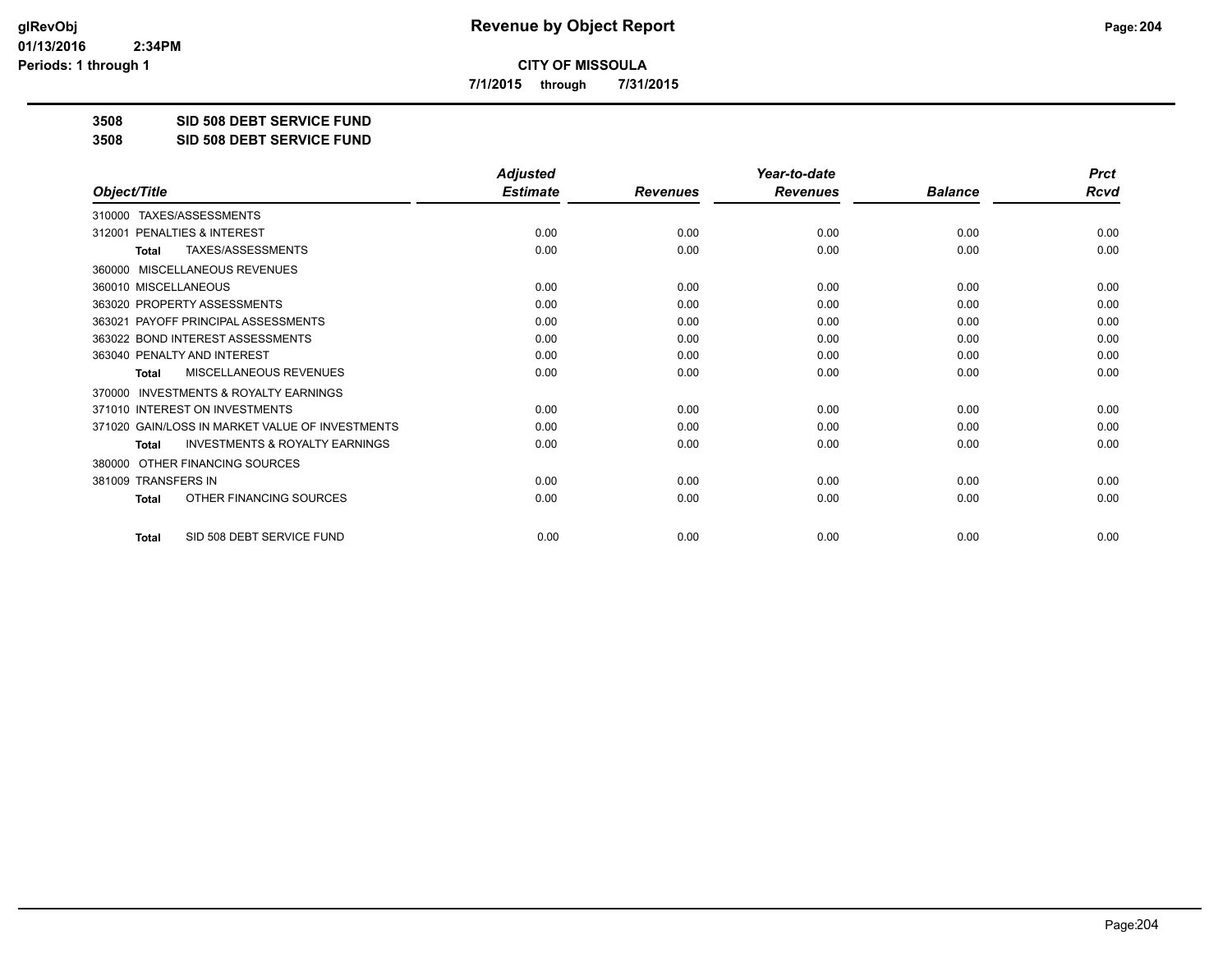# CITY OF MISSOULA

**7/1/2015 through 7/31/2015**

## 3508 SID 508 DEBT SERVICE FUND

## 3508 SID 508 DEBT SERVICE FUND

| Object/Title | Adjusted Estimate | Revenues | Year-to-date Revenues | Balance | Prct Rcvd |
|---|---|---|---|---|---|
| 310000 TAXES/ASSESSMENTS | | | | | |
| 312001 PENALTIES & INTEREST | 0.00 | 0.00 | 0.00 | 0.00 | 0.00 |
| **Total** TAXES/ASSESSMENTS | 0.00 | 0.00 | 0.00 | 0.00 | 0.00 |
| 360000 MISCELLANEOUS REVENUES | | | | | |
| 360010 MISCELLANEOUS | 0.00 | 0.00 | 0.00 | 0.00 | 0.00 |
| 363020 PROPERTY ASSESSMENTS | 0.00 | 0.00 | 0.00 | 0.00 | 0.00 |
| 363021 PAYOFF PRINCIPAL ASSESSMENTS | 0.00 | 0.00 | 0.00 | 0.00 | 0.00 |
| 363022 BOND INTEREST ASSESSMENTS | 0.00 | 0.00 | 0.00 | 0.00 | 0.00 |
| 363040 PENALTY AND INTEREST | 0.00 | 0.00 | 0.00 | 0.00 | 0.00 |
| **Total** MISCELLANEOUS REVENUES | 0.00 | 0.00 | 0.00 | 0.00 | 0.00 |
| 370000 INVESTMENTS & ROYALTY EARNINGS | | | | | |
| 371010 INTEREST ON INVESTMENTS | 0.00 | 0.00 | 0.00 | 0.00 | 0.00 |
| 371020 GAIN/LOSS IN MARKET VALUE OF INVESTMENTS | 0.00 | 0.00 | 0.00 | 0.00 | 0.00 |
| **Total** INVESTMENTS & ROYALTY EARNINGS | 0.00 | 0.00 | 0.00 | 0.00 | 0.00 |
| 380000 OTHER FINANCING SOURCES | | | | | |
| 381009 TRANSFERS IN | 0.00 | 0.00 | 0.00 | 0.00 | 0.00 |
| **Total** OTHER FINANCING SOURCES | 0.00 | 0.00 | 0.00 | 0.00 | 0.00 |
| **Total** SID 508 DEBT SERVICE FUND | 0.00 | 0.00 | 0.00 | 0.00 | 0.00 |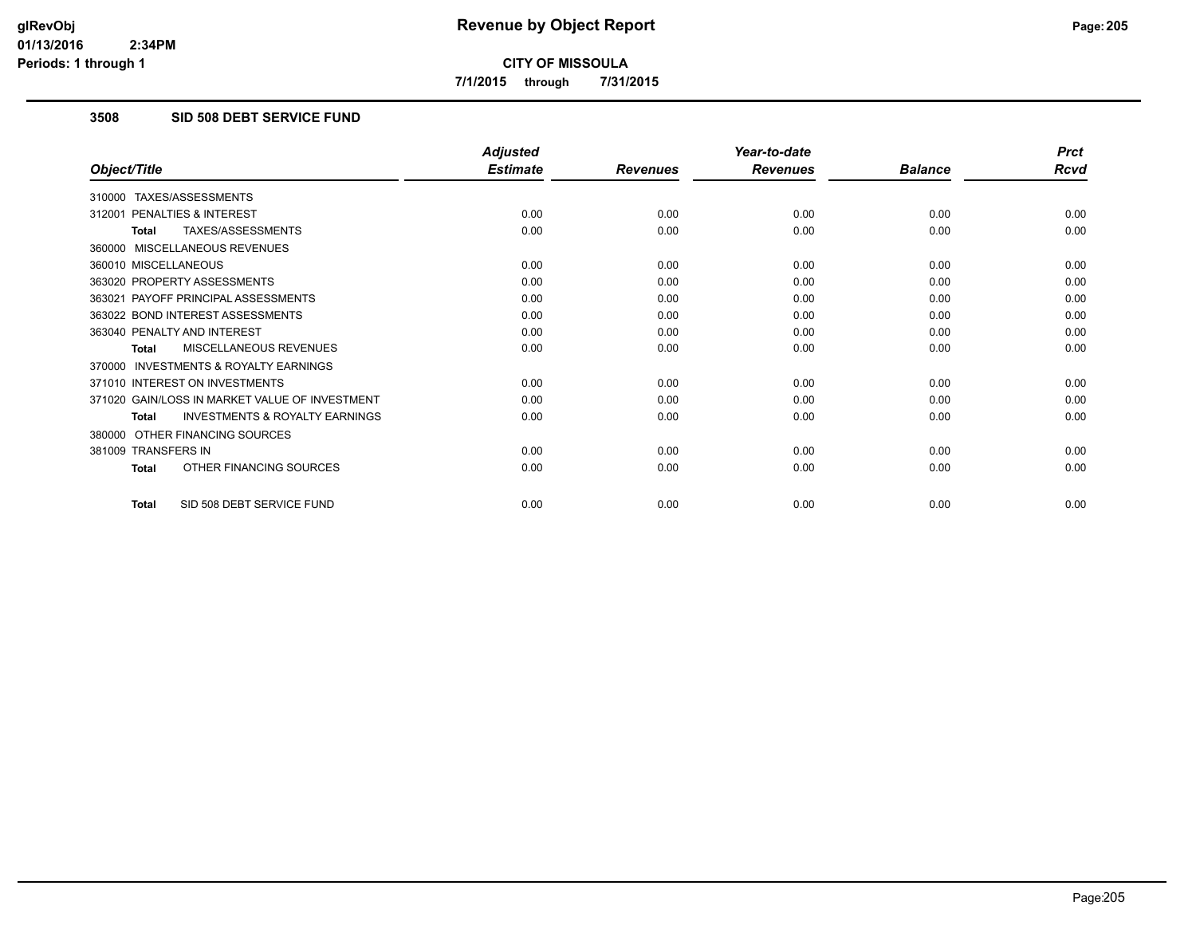# CITY OF MISSOULA

**7/1/2015 through 7/31/2015**

## 3508 SID 508 DEBT SERVICE FUND

| Object/Title | Adjusted Estimate | Revenues | Year-to-date Revenues | Balance | Prct Rcvd |
|---|---|---|---|---|---|
| 310000 TAXES/ASSESSMENTS | | | | | |
| 312001 PENALTIES & INTEREST | 0.00 | 0.00 | 0.00 | 0.00 | 0.00 |
| **Total** TAXES/ASSESSMENTS | 0.00 | 0.00 | 0.00 | 0.00 | 0.00 |
| 360000 MISCELLANEOUS REVENUES | | | | | |
| 360010 MISCELLANEOUS | 0.00 | 0.00 | 0.00 | 0.00 | 0.00 |
| 363020 PROPERTY ASSESSMENTS | 0.00 | 0.00 | 0.00 | 0.00 | 0.00 |
| 363021 PAYOFF PRINCIPAL ASSESSMENTS | 0.00 | 0.00 | 0.00 | 0.00 | 0.00 |
| 363022 BOND INTEREST ASSESSMENTS | 0.00 | 0.00 | 0.00 | 0.00 | 0.00 |
| 363040 PENALTY AND INTEREST | 0.00 | 0.00 | 0.00 | 0.00 | 0.00 |
| **Total** MISCELLANEOUS REVENUES | 0.00 | 0.00 | 0.00 | 0.00 | 0.00 |
| 370000 INVESTMENTS & ROYALTY EARNINGS | | | | | |
| 371010 INTEREST ON INVESTMENTS | 0.00 | 0.00 | 0.00 | 0.00 | 0.00 |
| 371020 GAIN/LOSS IN MARKET VALUE OF INVESTMENT | 0.00 | 0.00 | 0.00 | 0.00 | 0.00 |
| **Total** INVESTMENTS & ROYALTY EARNINGS | 0.00 | 0.00 | 0.00 | 0.00 | 0.00 |
| 380000 OTHER FINANCING SOURCES | | | | | |
| 381009 TRANSFERS IN | 0.00 | 0.00 | 0.00 | 0.00 | 0.00 |
| **Total** OTHER FINANCING SOURCES | 0.00 | 0.00 | 0.00 | 0.00 | 0.00 |
| **Total** SID 508 DEBT SERVICE FUND | 0.00 | 0.00 | 0.00 | 0.00 | 0.00 |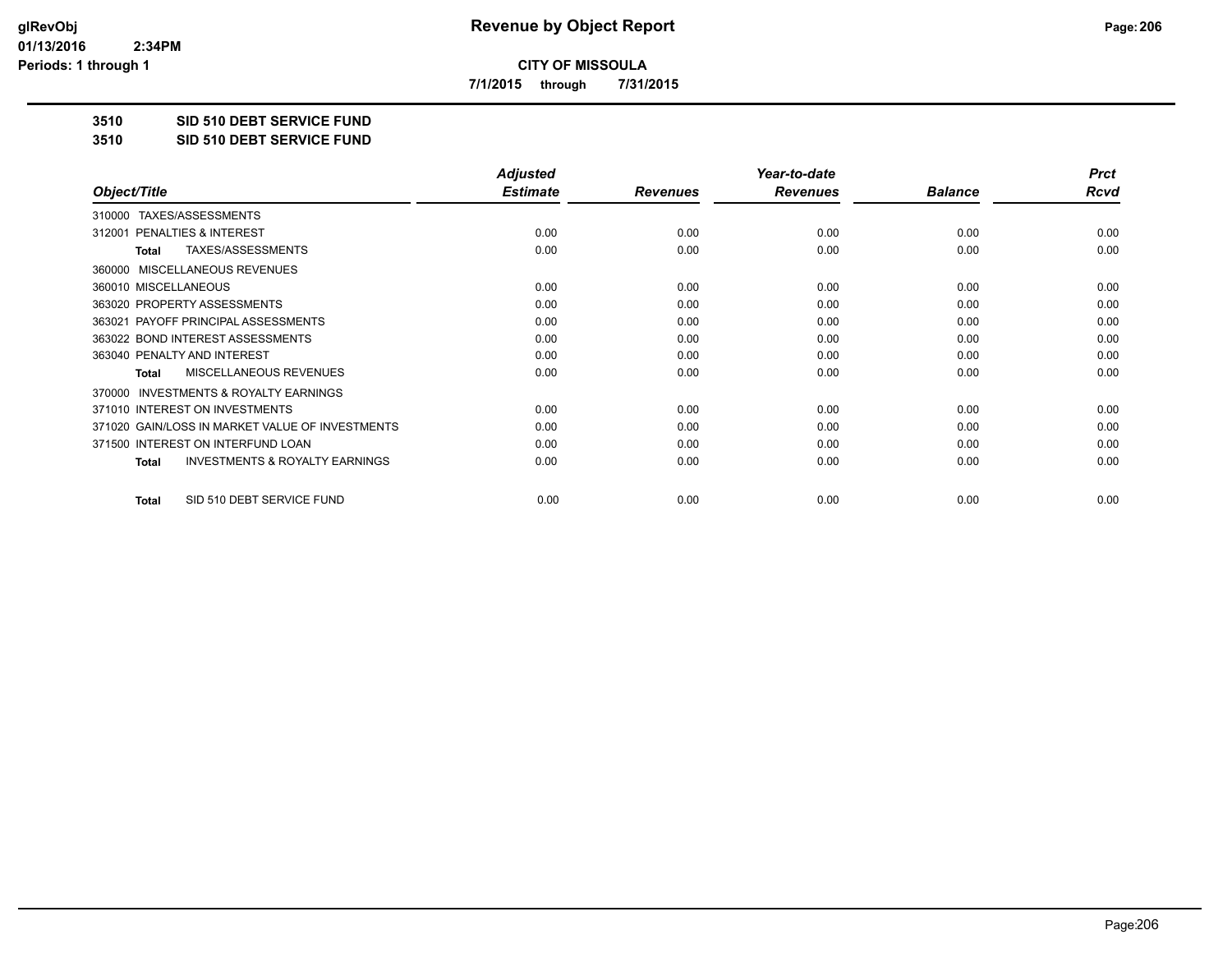**CITY OF MISSOULA**

**7/1/2015 through 7/31/2015**

**3510 SID 510 DEBT SERVICE FUND**

**3510 SID 510 DEBT SERVICE FUND**

| Object/Title | Adjusted Estimate | Revenues | Year-to-date Revenues | Balance | Prct Rcvd |
|---|---|---|---|---|---|
| 310000 TAXES/ASSESSMENTS | | | | | |
| 312001 PENALTIES & INTEREST | 0.00 | 0.00 | 0.00 | 0.00 | 0.00 |
| **Total** TAXES/ASSESSMENTS | 0.00 | 0.00 | 0.00 | 0.00 | 0.00 |
| 360000 MISCELLANEOUS REVENUES | | | | | |
| 360010 MISCELLANEOUS | 0.00 | 0.00 | 0.00 | 0.00 | 0.00 |
| 363020 PROPERTY ASSESSMENTS | 0.00 | 0.00 | 0.00 | 0.00 | 0.00 |
| 363021 PAYOFF PRINCIPAL ASSESSMENTS | 0.00 | 0.00 | 0.00 | 0.00 | 0.00 |
| 363022 BOND INTEREST ASSESSMENTS | 0.00 | 0.00 | 0.00 | 0.00 | 0.00 |
| 363040 PENALTY AND INTEREST | 0.00 | 0.00 | 0.00 | 0.00 | 0.00 |
| **Total** MISCELLANEOUS REVENUES | 0.00 | 0.00 | 0.00 | 0.00 | 0.00 |
| 370000 INVESTMENTS & ROYALTY EARNINGS | | | | | |
| 371010 INTEREST ON INVESTMENTS | 0.00 | 0.00 | 0.00 | 0.00 | 0.00 |
| 371020 GAIN/LOSS IN MARKET VALUE OF INVESTMENTS | 0.00 | 0.00 | 0.00 | 0.00 | 0.00 |
| 371500 INTEREST ON INTERFUND LOAN | 0.00 | 0.00 | 0.00 | 0.00 | 0.00 |
| **Total** INVESTMENTS & ROYALTY EARNINGS | 0.00 | 0.00 | 0.00 | 0.00 | 0.00 |
| **Total** SID 510 DEBT SERVICE FUND | 0.00 | 0.00 | 0.00 | 0.00 | 0.00 |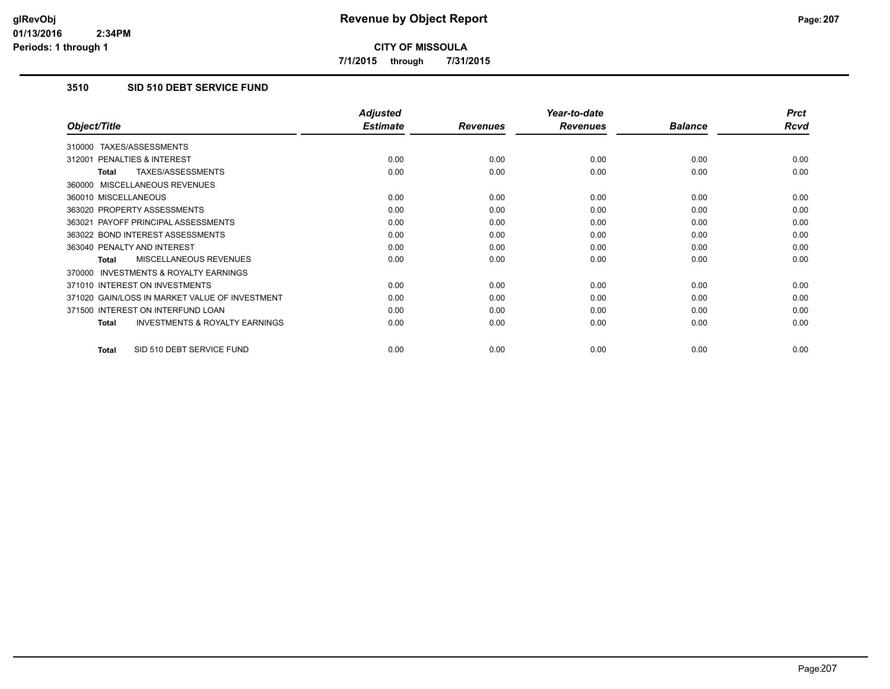# Revenue by Object Report

**CITY OF MISSOULA**

**7/1/2015 through 7/31/2015**

### 3510 SID 510 DEBT SERVICE FUND

| Object/Title | Adjusted Estimate | Revenues | Year-to-date Revenues | Balance | Prct Rcvd |
|---|---|---|---|---|---|
| 310000 TAXES/ASSESSMENTS | | | | | |
| 312001 PENALTIES & INTEREST | 0.00 | 0.00 | 0.00 | 0.00 | 0.00 |
| **Total** TAXES/ASSESSMENTS | 0.00 | 0.00 | 0.00 | 0.00 | 0.00 |
| 360000 MISCELLANEOUS REVENUES | | | | | |
| 360010 MISCELLANEOUS | 0.00 | 0.00 | 0.00 | 0.00 | 0.00 |
| 363020 PROPERTY ASSESSMENTS | 0.00 | 0.00 | 0.00 | 0.00 | 0.00 |
| 363021 PAYOFF PRINCIPAL ASSESSMENTS | 0.00 | 0.00 | 0.00 | 0.00 | 0.00 |
| 363022 BOND INTEREST ASSESSMENTS | 0.00 | 0.00 | 0.00 | 0.00 | 0.00 |
| 363040 PENALTY AND INTEREST | 0.00 | 0.00 | 0.00 | 0.00 | 0.00 |
| **Total** MISCELLANEOUS REVENUES | 0.00 | 0.00 | 0.00 | 0.00 | 0.00 |
| 370000 INVESTMENTS & ROYALTY EARNINGS | | | | | |
| 371010 INTEREST ON INVESTMENTS | 0.00 | 0.00 | 0.00 | 0.00 | 0.00 |
| 371020 GAIN/LOSS IN MARKET VALUE OF INVESTMENT | 0.00 | 0.00 | 0.00 | 0.00 | 0.00 |
| 371500 INTEREST ON INTERFUND LOAN | 0.00 | 0.00 | 0.00 | 0.00 | 0.00 |
| **Total** INVESTMENTS & ROYALTY EARNINGS | 0.00 | 0.00 | 0.00 | 0.00 | 0.00 |
| **Total** SID 510 DEBT SERVICE FUND | 0.00 | 0.00 | 0.00 | 0.00 | 0.00 |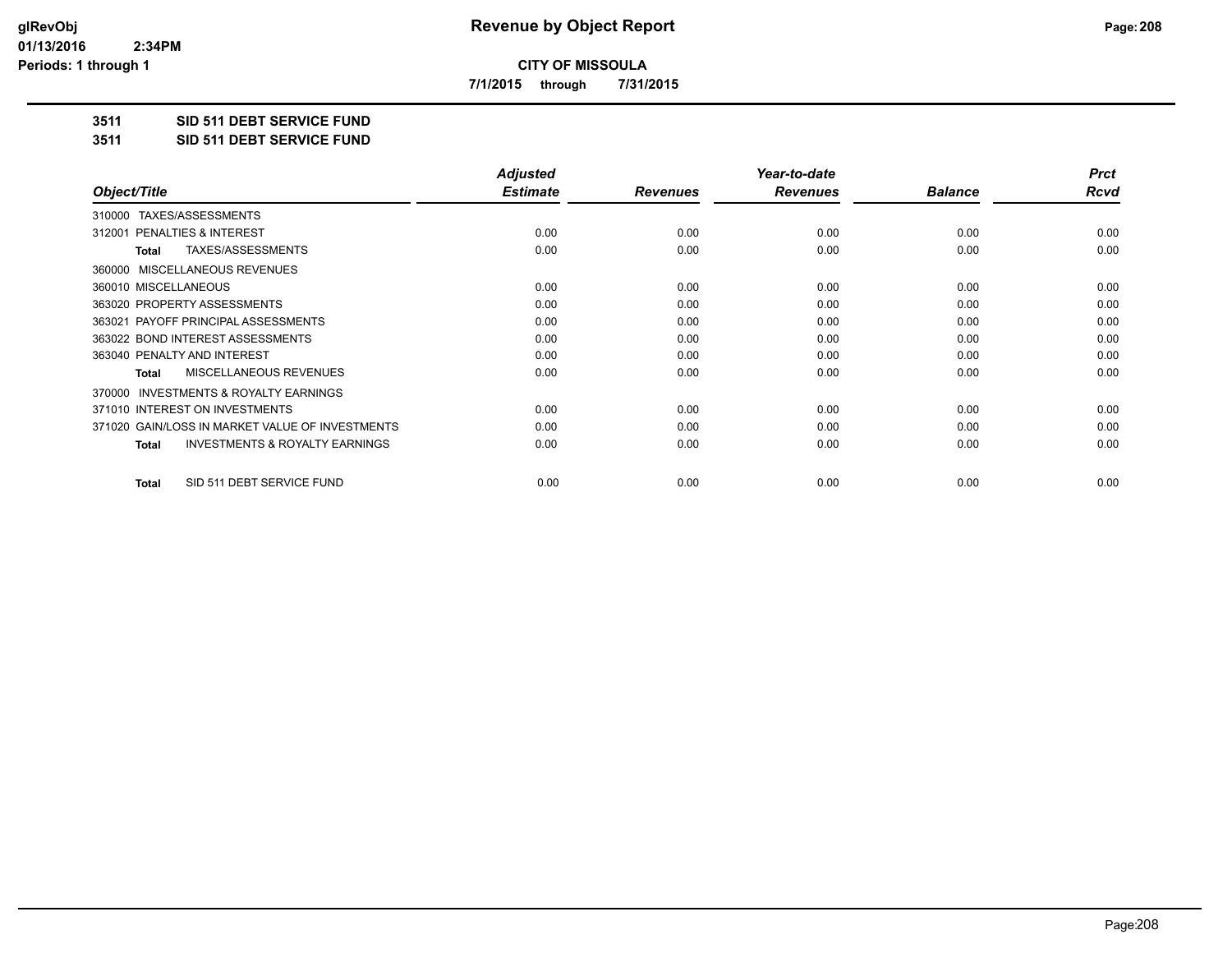**CITY OF MISSOULA**

**7/1/2015 through 7/31/2015**

## 3511 SID 511 DEBT SERVICE FUND

## 3511 SID 511 DEBT SERVICE FUND

| Object/Title | Adjusted Estimate | Revenues | Year-to-date Revenues | Balance | Prct Rcvd |
|---|---|---|---|---|---|
| 310000 TAXES/ASSESSMENTS | | | | | |
| 312001 PENALTIES & INTEREST | 0.00 | 0.00 | 0.00 | 0.00 | 0.00 |
| **Total** TAXES/ASSESSMENTS | 0.00 | 0.00 | 0.00 | 0.00 | 0.00 |
| 360000 MISCELLANEOUS REVENUES | | | | | |
| 360010 MISCELLANEOUS | 0.00 | 0.00 | 0.00 | 0.00 | 0.00 |
| 363020 PROPERTY ASSESSMENTS | 0.00 | 0.00 | 0.00 | 0.00 | 0.00 |
| 363021 PAYOFF PRINCIPAL ASSESSMENTS | 0.00 | 0.00 | 0.00 | 0.00 | 0.00 |
| 363022 BOND INTEREST ASSESSMENTS | 0.00 | 0.00 | 0.00 | 0.00 | 0.00 |
| 363040 PENALTY AND INTEREST | 0.00 | 0.00 | 0.00 | 0.00 | 0.00 |
| **Total** MISCELLANEOUS REVENUES | 0.00 | 0.00 | 0.00 | 0.00 | 0.00 |
| 370000 INVESTMENTS & ROYALTY EARNINGS | | | | | |
| 371010 INTEREST ON INVESTMENTS | 0.00 | 0.00 | 0.00 | 0.00 | 0.00 |
| 371020 GAIN/LOSS IN MARKET VALUE OF INVESTMENTS | 0.00 | 0.00 | 0.00 | 0.00 | 0.00 |
| **Total** INVESTMENTS & ROYALTY EARNINGS | 0.00 | 0.00 | 0.00 | 0.00 | 0.00 |
| **Total** SID 511 DEBT SERVICE FUND | 0.00 | 0.00 | 0.00 | 0.00 | 0.00 |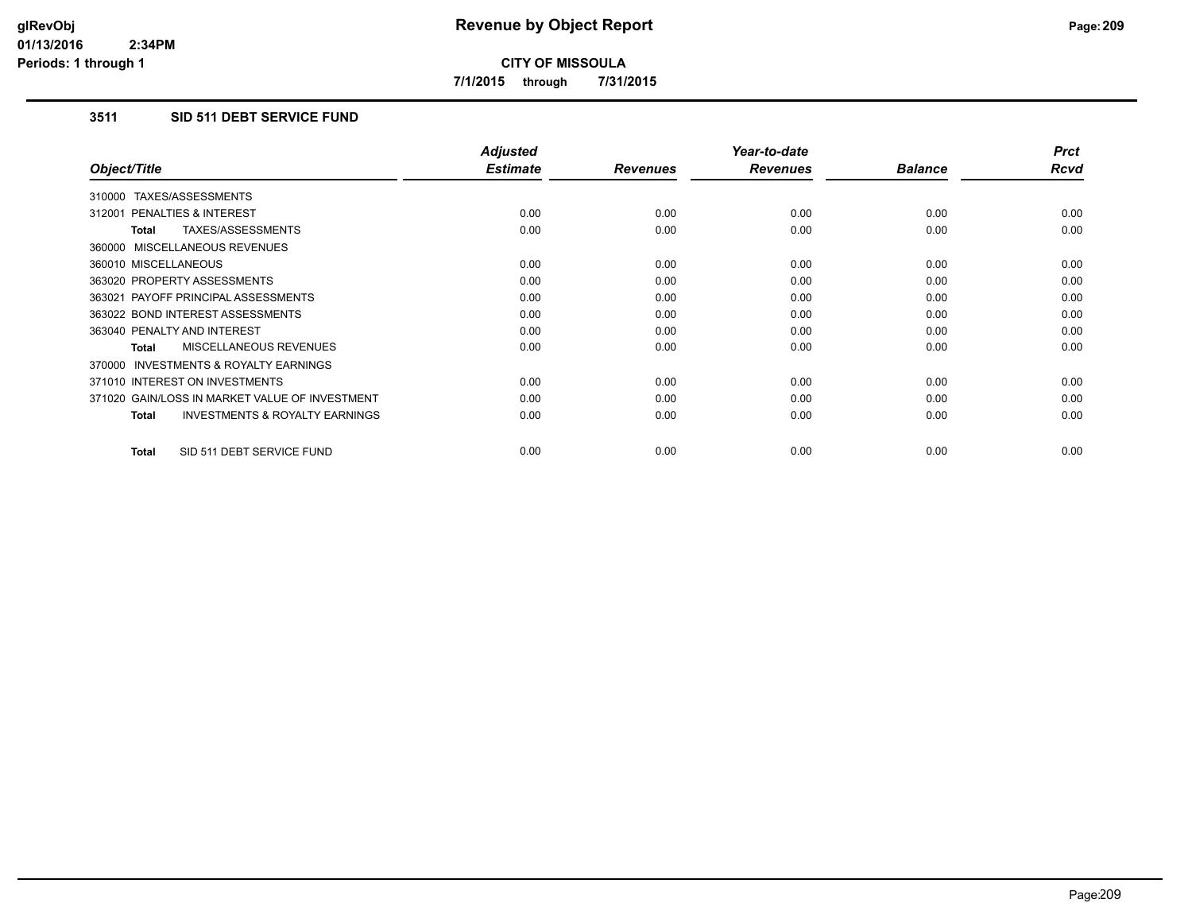# Revenue by Object Report

**CITY OF MISSOULA**

**7/1/2015 through 7/31/2015**

glRevObj
01/13/2016 2:34PM
Periods: 1 through 1

## 3511 SID 511 DEBT SERVICE FUND

| Object/Title | Adjusted Estimate | Revenues | Year-to-date Revenues | Balance | Prct Rcvd |
|---|---|---|---|---|---|
| 310000 TAXES/ASSESSMENTS | | | | | |
| 312001 PENALTIES & INTEREST | 0.00 | 0.00 | 0.00 | 0.00 | 0.00 |
| **Total** TAXES/ASSESSMENTS | 0.00 | 0.00 | 0.00 | 0.00 | 0.00 |
| 360000 MISCELLANEOUS REVENUES | | | | | |
| 360010 MISCELLANEOUS | 0.00 | 0.00 | 0.00 | 0.00 | 0.00 |
| 363020 PROPERTY ASSESSMENTS | 0.00 | 0.00 | 0.00 | 0.00 | 0.00 |
| 363021 PAYOFF PRINCIPAL ASSESSMENTS | 0.00 | 0.00 | 0.00 | 0.00 | 0.00 |
| 363022 BOND INTEREST ASSESSMENTS | 0.00 | 0.00 | 0.00 | 0.00 | 0.00 |
| 363040 PENALTY AND INTEREST | 0.00 | 0.00 | 0.00 | 0.00 | 0.00 |
| **Total** MISCELLANEOUS REVENUES | 0.00 | 0.00 | 0.00 | 0.00 | 0.00 |
| 370000 INVESTMENTS & ROYALTY EARNINGS | | | | | |
| 371010 INTEREST ON INVESTMENTS | 0.00 | 0.00 | 0.00 | 0.00 | 0.00 |
| 371020 GAIN/LOSS IN MARKET VALUE OF INVESTMENT | 0.00 | 0.00 | 0.00 | 0.00 | 0.00 |
| **Total** INVESTMENTS & ROYALTY EARNINGS | 0.00 | 0.00 | 0.00 | 0.00 | 0.00 |
| **Total** SID 511 DEBT SERVICE FUND | 0.00 | 0.00 | 0.00 | 0.00 | 0.00 |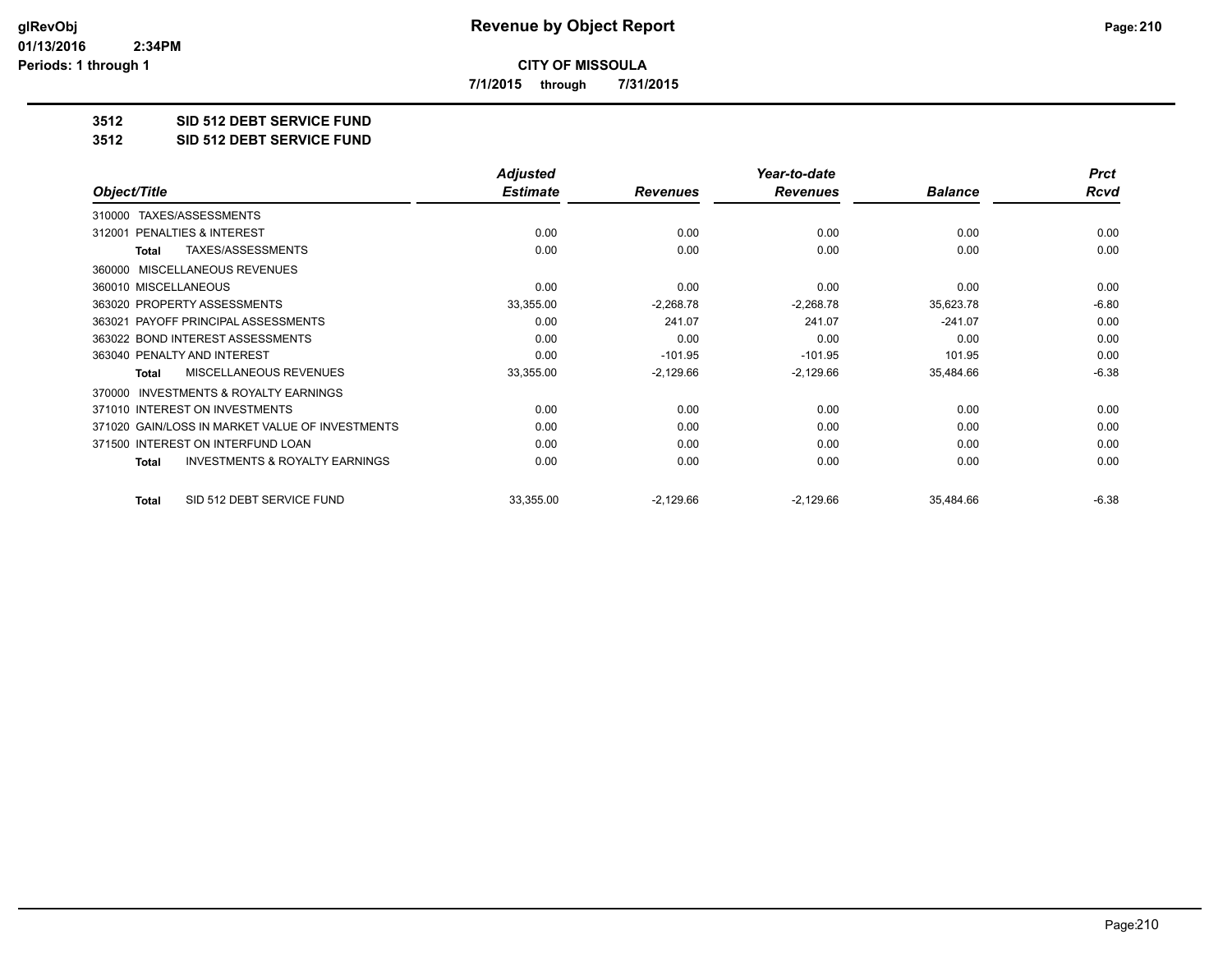**CITY OF MISSOULA**

**7/1/2015 through 7/31/2015**

## 3512 SID 512 DEBT SERVICE FUND

## 3512 SID 512 DEBT SERVICE FUND

| Object/Title | Adjusted Estimate | Revenues | Year-to-date Revenues | Balance | Prct Rcvd |
|---|---|---|---|---|---|
| 310000 TAXES/ASSESSMENTS | | | | | |
| 312001 PENALTIES & INTEREST | 0.00 | 0.00 | 0.00 | 0.00 | 0.00 |
| **Total** TAXES/ASSESSMENTS | 0.00 | 0.00 | 0.00 | 0.00 | 0.00 |
| 360000 MISCELLANEOUS REVENUES | | | | | |
| 360010 MISCELLANEOUS | 0.00 | 0.00 | 0.00 | 0.00 | 0.00 |
| 363020 PROPERTY ASSESSMENTS | 33,355.00 | -2,268.78 | -2,268.78 | 35,623.78 | -6.80 |
| 363021 PAYOFF PRINCIPAL ASSESSMENTS | 0.00 | 241.07 | 241.07 | -241.07 | 0.00 |
| 363022 BOND INTEREST ASSESSMENTS | 0.00 | 0.00 | 0.00 | 0.00 | 0.00 |
| 363040 PENALTY AND INTEREST | 0.00 | -101.95 | -101.95 | 101.95 | 0.00 |
| **Total** MISCELLANEOUS REVENUES | 33,355.00 | -2,129.66 | -2,129.66 | 35,484.66 | -6.38 |
| 370000 INVESTMENTS & ROYALTY EARNINGS | | | | | |
| 371010 INTEREST ON INVESTMENTS | 0.00 | 0.00 | 0.00 | 0.00 | 0.00 |
| 371020 GAIN/LOSS IN MARKET VALUE OF INVESTMENTS | 0.00 | 0.00 | 0.00 | 0.00 | 0.00 |
| 371500 INTEREST ON INTERFUND LOAN | 0.00 | 0.00 | 0.00 | 0.00 | 0.00 |
| **Total** INVESTMENTS & ROYALTY EARNINGS | 0.00 | 0.00 | 0.00 | 0.00 | 0.00 |
| **Total** SID 512 DEBT SERVICE FUND | 33,355.00 | -2,129.66 | -2,129.66 | 35,484.66 | -6.38 |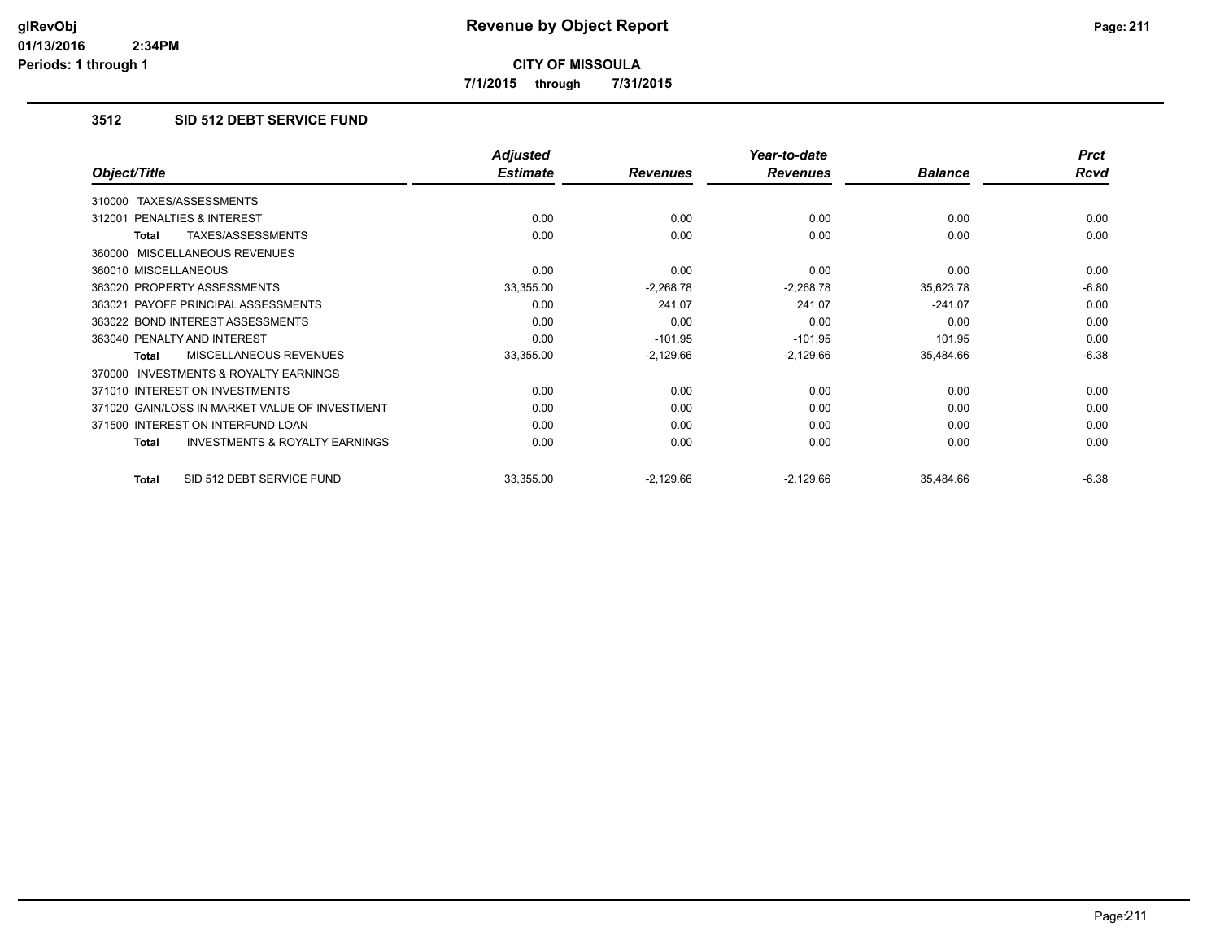# Revenue by Object Report

**CITY OF MISSOULA**

**7/1/2015 through 7/31/2015**

### 3512 SID 512 DEBT SERVICE FUND

| Object/Title | Adjusted Estimate | Revenues | Year-to-date Revenues | Balance | Prct Rcvd |
|---|---|---|---|---|---|
| 310000 TAXES/ASSESSMENTS | | | | | |
| 312001 PENALTIES & INTEREST | 0.00 | 0.00 | 0.00 | 0.00 | 0.00 |
| **Total** TAXES/ASSESSMENTS | 0.00 | 0.00 | 0.00 | 0.00 | 0.00 |
| 360000 MISCELLANEOUS REVENUES | | | | | |
| 360010 MISCELLANEOUS | 0.00 | 0.00 | 0.00 | 0.00 | 0.00 |
| 363020 PROPERTY ASSESSMENTS | 33,355.00 | -2,268.78 | -2,268.78 | 35,623.78 | -6.80 |
| 363021 PAYOFF PRINCIPAL ASSESSMENTS | 0.00 | 241.07 | 241.07 | -241.07 | 0.00 |
| 363022 BOND INTEREST ASSESSMENTS | 0.00 | 0.00 | 0.00 | 0.00 | 0.00 |
| 363040 PENALTY AND INTEREST | 0.00 | -101.95 | -101.95 | 101.95 | 0.00 |
| **Total** MISCELLANEOUS REVENUES | 33,355.00 | -2,129.66 | -2,129.66 | 35,484.66 | -6.38 |
| 370000 INVESTMENTS & ROYALTY EARNINGS | | | | | |
| 371010 INTEREST ON INVESTMENTS | 0.00 | 0.00 | 0.00 | 0.00 | 0.00 |
| 371020 GAIN/LOSS IN MARKET VALUE OF INVESTMENT | 0.00 | 0.00 | 0.00 | 0.00 | 0.00 |
| 371500 INTEREST ON INTERFUND LOAN | 0.00 | 0.00 | 0.00 | 0.00 | 0.00 |
| **Total** INVESTMENTS & ROYALTY EARNINGS | 0.00 | 0.00 | 0.00 | 0.00 | 0.00 |
| **Total** SID 512 DEBT SERVICE FUND | 33,355.00 | -2,129.66 | -2,129.66 | 35,484.66 | -6.38 |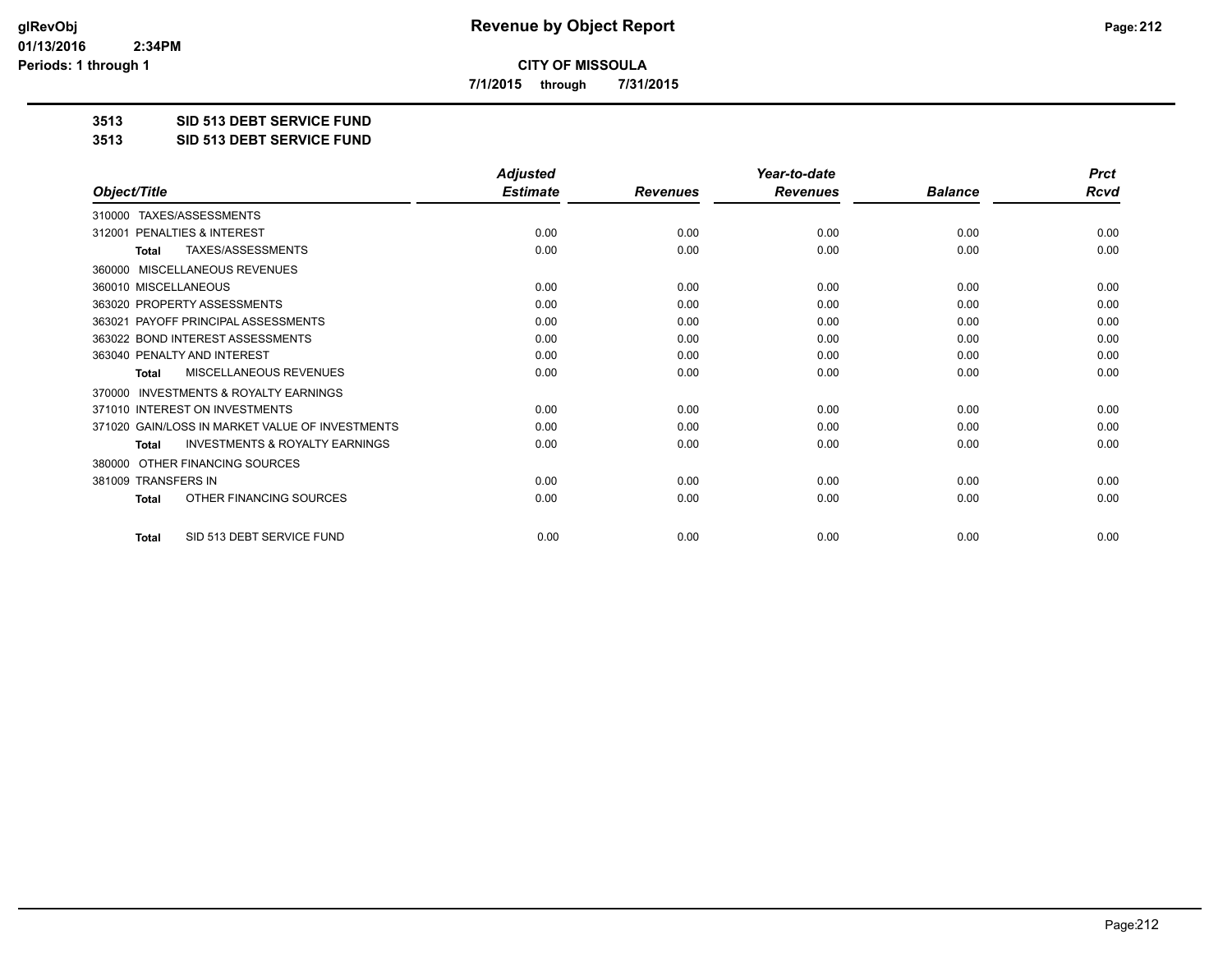**CITY OF MISSOULA**

**7/1/2015 through 7/31/2015**

**3513 SID 513 DEBT SERVICE FUND**

**3513 SID 513 DEBT SERVICE FUND**

| Object/Title | Adjusted Estimate | Revenues | Year-to-date Revenues | Balance | Prct Rcvd |
|---|---|---|---|---|---|
| 310000 TAXES/ASSESSMENTS | | | | | |
| 312001 PENALTIES & INTEREST | 0.00 | 0.00 | 0.00 | 0.00 | 0.00 |
| **Total** TAXES/ASSESSMENTS | 0.00 | 0.00 | 0.00 | 0.00 | 0.00 |
| 360000 MISCELLANEOUS REVENUES | | | | | |
| 360010 MISCELLANEOUS | 0.00 | 0.00 | 0.00 | 0.00 | 0.00 |
| 363020 PROPERTY ASSESSMENTS | 0.00 | 0.00 | 0.00 | 0.00 | 0.00 |
| 363021 PAYOFF PRINCIPAL ASSESSMENTS | 0.00 | 0.00 | 0.00 | 0.00 | 0.00 |
| 363022 BOND INTEREST ASSESSMENTS | 0.00 | 0.00 | 0.00 | 0.00 | 0.00 |
| 363040 PENALTY AND INTEREST | 0.00 | 0.00 | 0.00 | 0.00 | 0.00 |
| **Total** MISCELLANEOUS REVENUES | 0.00 | 0.00 | 0.00 | 0.00 | 0.00 |
| 370000 INVESTMENTS & ROYALTY EARNINGS | | | | | |
| 371010 INTEREST ON INVESTMENTS | 0.00 | 0.00 | 0.00 | 0.00 | 0.00 |
| 371020 GAIN/LOSS IN MARKET VALUE OF INVESTMENTS | 0.00 | 0.00 | 0.00 | 0.00 | 0.00 |
| **Total** INVESTMENTS & ROYALTY EARNINGS | 0.00 | 0.00 | 0.00 | 0.00 | 0.00 |
| 380000 OTHER FINANCING SOURCES | | | | | |
| 381009 TRANSFERS IN | 0.00 | 0.00 | 0.00 | 0.00 | 0.00 |
| **Total** OTHER FINANCING SOURCES | 0.00 | 0.00 | 0.00 | 0.00 | 0.00 |
| **Total** SID 513 DEBT SERVICE FUND | 0.00 | 0.00 | 0.00 | 0.00 | 0.00 |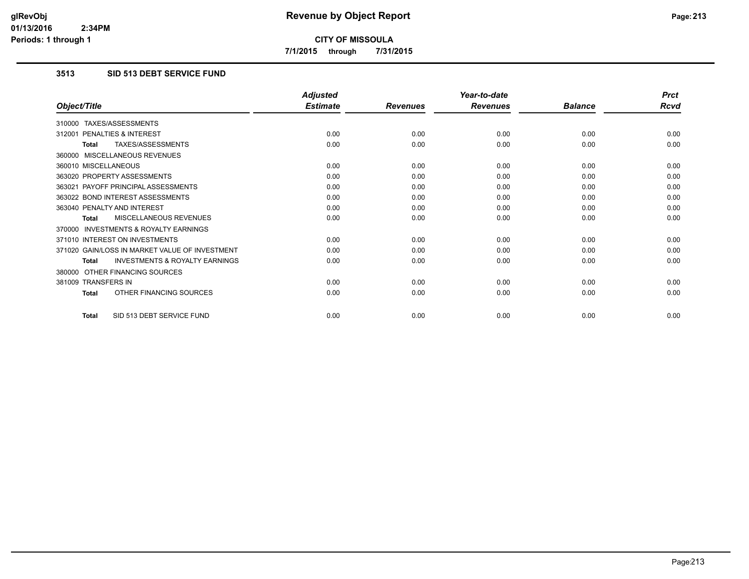# Revenue by Object Report

**CITY OF MISSOULA**

**7/1/2015 through 7/31/2015**

### 3513 SID 513 DEBT SERVICE FUND

| Object/Title | Adjusted Estimate | Revenues | Year-to-date Revenues | Balance | Prct Rcvd |
|---|---|---|---|---|---|
| 310000 TAXES/ASSESSMENTS | | | | | |
| 312001 PENALTIES & INTEREST | 0.00 | 0.00 | 0.00 | 0.00 | 0.00 |
| **Total** TAXES/ASSESSMENTS | 0.00 | 0.00 | 0.00 | 0.00 | 0.00 |
| 360000 MISCELLANEOUS REVENUES | | | | | |
| 360010 MISCELLANEOUS | 0.00 | 0.00 | 0.00 | 0.00 | 0.00 |
| 363020 PROPERTY ASSESSMENTS | 0.00 | 0.00 | 0.00 | 0.00 | 0.00 |
| 363021 PAYOFF PRINCIPAL ASSESSMENTS | 0.00 | 0.00 | 0.00 | 0.00 | 0.00 |
| 363022 BOND INTEREST ASSESSMENTS | 0.00 | 0.00 | 0.00 | 0.00 | 0.00 |
| 363040 PENALTY AND INTEREST | 0.00 | 0.00 | 0.00 | 0.00 | 0.00 |
| **Total** MISCELLANEOUS REVENUES | 0.00 | 0.00 | 0.00 | 0.00 | 0.00 |
| 370000 INVESTMENTS & ROYALTY EARNINGS | | | | | |
| 371010 INTEREST ON INVESTMENTS | 0.00 | 0.00 | 0.00 | 0.00 | 0.00 |
| 371020 GAIN/LOSS IN MARKET VALUE OF INVESTMENT | 0.00 | 0.00 | 0.00 | 0.00 | 0.00 |
| **Total** INVESTMENTS & ROYALTY EARNINGS | 0.00 | 0.00 | 0.00 | 0.00 | 0.00 |
| 380000 OTHER FINANCING SOURCES | | | | | |
| 381009 TRANSFERS IN | 0.00 | 0.00 | 0.00 | 0.00 | 0.00 |
| **Total** OTHER FINANCING SOURCES | 0.00 | 0.00 | 0.00 | 0.00 | 0.00 |
| **Total** SID 513 DEBT SERVICE FUND | 0.00 | 0.00 | 0.00 | 0.00 | 0.00 |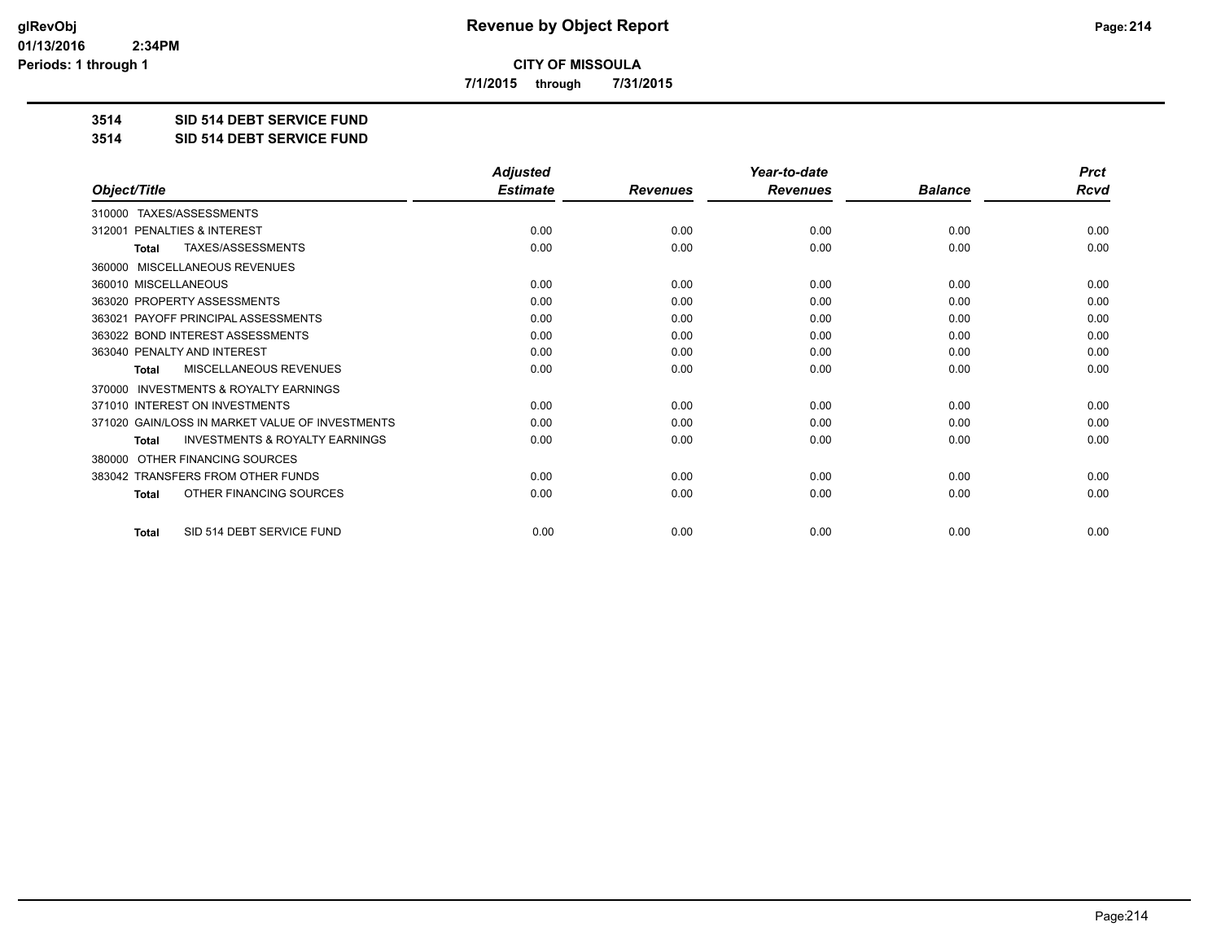# Revenue by Object Report

**CITY OF MISSOULA**

**7/1/2015 through 7/31/2015**

**3514 SID 514 DEBT SERVICE FUND**

**3514 SID 514 DEBT SERVICE FUND**

| Object/Title | Adjusted Estimate | Revenues | Year-to-date Revenues | Balance | Prct Rcvd |
|---|---|---|---|---|---|
| 310000 TAXES/ASSESSMENTS | | | | | |
| 312001 PENALTIES & INTEREST | 0.00 | 0.00 | 0.00 | 0.00 | 0.00 |
| **Total** TAXES/ASSESSMENTS | 0.00 | 0.00 | 0.00 | 0.00 | 0.00 |
| 360000 MISCELLANEOUS REVENUES | | | | | |
| 360010 MISCELLANEOUS | 0.00 | 0.00 | 0.00 | 0.00 | 0.00 |
| 363020 PROPERTY ASSESSMENTS | 0.00 | 0.00 | 0.00 | 0.00 | 0.00 |
| 363021 PAYOFF PRINCIPAL ASSESSMENTS | 0.00 | 0.00 | 0.00 | 0.00 | 0.00 |
| 363022 BOND INTEREST ASSESSMENTS | 0.00 | 0.00 | 0.00 | 0.00 | 0.00 |
| 363040 PENALTY AND INTEREST | 0.00 | 0.00 | 0.00 | 0.00 | 0.00 |
| **Total** MISCELLANEOUS REVENUES | 0.00 | 0.00 | 0.00 | 0.00 | 0.00 |
| 370000 INVESTMENTS & ROYALTY EARNINGS | | | | | |
| 371010 INTEREST ON INVESTMENTS | 0.00 | 0.00 | 0.00 | 0.00 | 0.00 |
| 371020 GAIN/LOSS IN MARKET VALUE OF INVESTMENTS | 0.00 | 0.00 | 0.00 | 0.00 | 0.00 |
| **Total** INVESTMENTS & ROYALTY EARNINGS | 0.00 | 0.00 | 0.00 | 0.00 | 0.00 |
| 380000 OTHER FINANCING SOURCES | | | | | |
| 383042 TRANSFERS FROM OTHER FUNDS | 0.00 | 0.00 | 0.00 | 0.00 | 0.00 |
| **Total** OTHER FINANCING SOURCES | 0.00 | 0.00 | 0.00 | 0.00 | 0.00 |
| **Total** SID 514 DEBT SERVICE FUND | 0.00 | 0.00 | 0.00 | 0.00 | 0.00 |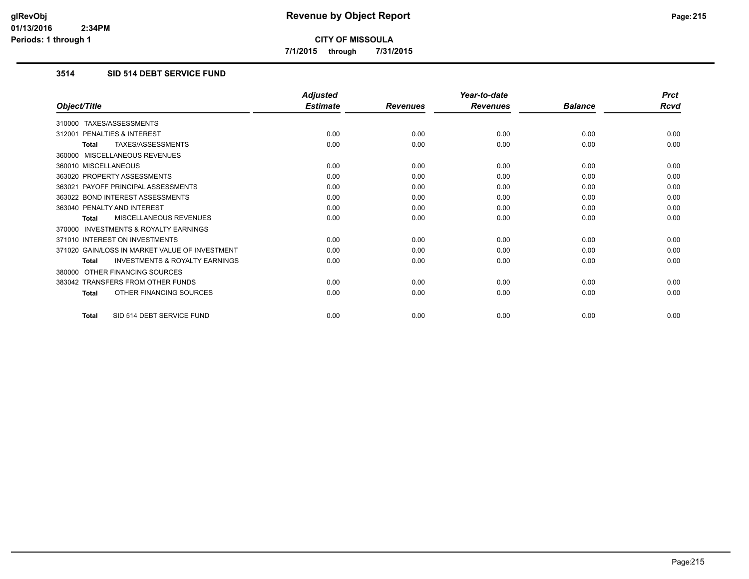**CITY OF MISSOULA**

**7/1/2015 through 7/31/2015**

### 3514 SID 514 DEBT SERVICE FUND

| Object/Title | Adjusted Estimate | Revenues | Year-to-date Revenues | Balance | Prct Rcvd |
|---|---|---|---|---|---|
| 310000 TAXES/ASSESSMENTS | | | | | |
| 312001 PENALTIES & INTEREST | 0.00 | 0.00 | 0.00 | 0.00 | 0.00 |
| **Total** TAXES/ASSESSMENTS | 0.00 | 0.00 | 0.00 | 0.00 | 0.00 |
| 360000 MISCELLANEOUS REVENUES | | | | | |
| 360010 MISCELLANEOUS | 0.00 | 0.00 | 0.00 | 0.00 | 0.00 |
| 363020 PROPERTY ASSESSMENTS | 0.00 | 0.00 | 0.00 | 0.00 | 0.00 |
| 363021 PAYOFF PRINCIPAL ASSESSMENTS | 0.00 | 0.00 | 0.00 | 0.00 | 0.00 |
| 363022 BOND INTEREST ASSESSMENTS | 0.00 | 0.00 | 0.00 | 0.00 | 0.00 |
| 363040 PENALTY AND INTEREST | 0.00 | 0.00 | 0.00 | 0.00 | 0.00 |
| **Total** MISCELLANEOUS REVENUES | 0.00 | 0.00 | 0.00 | 0.00 | 0.00 |
| 370000 INVESTMENTS & ROYALTY EARNINGS | | | | | |
| 371010 INTEREST ON INVESTMENTS | 0.00 | 0.00 | 0.00 | 0.00 | 0.00 |
| 371020 GAIN/LOSS IN MARKET VALUE OF INVESTMENT | 0.00 | 0.00 | 0.00 | 0.00 | 0.00 |
| **Total** INVESTMENTS & ROYALTY EARNINGS | 0.00 | 0.00 | 0.00 | 0.00 | 0.00 |
| 380000 OTHER FINANCING SOURCES | | | | | |
| 383042 TRANSFERS FROM OTHER FUNDS | 0.00 | 0.00 | 0.00 | 0.00 | 0.00 |
| **Total** OTHER FINANCING SOURCES | 0.00 | 0.00 | 0.00 | 0.00 | 0.00 |
| **Total** SID 514 DEBT SERVICE FUND | 0.00 | 0.00 | 0.00 | 0.00 | 0.00 |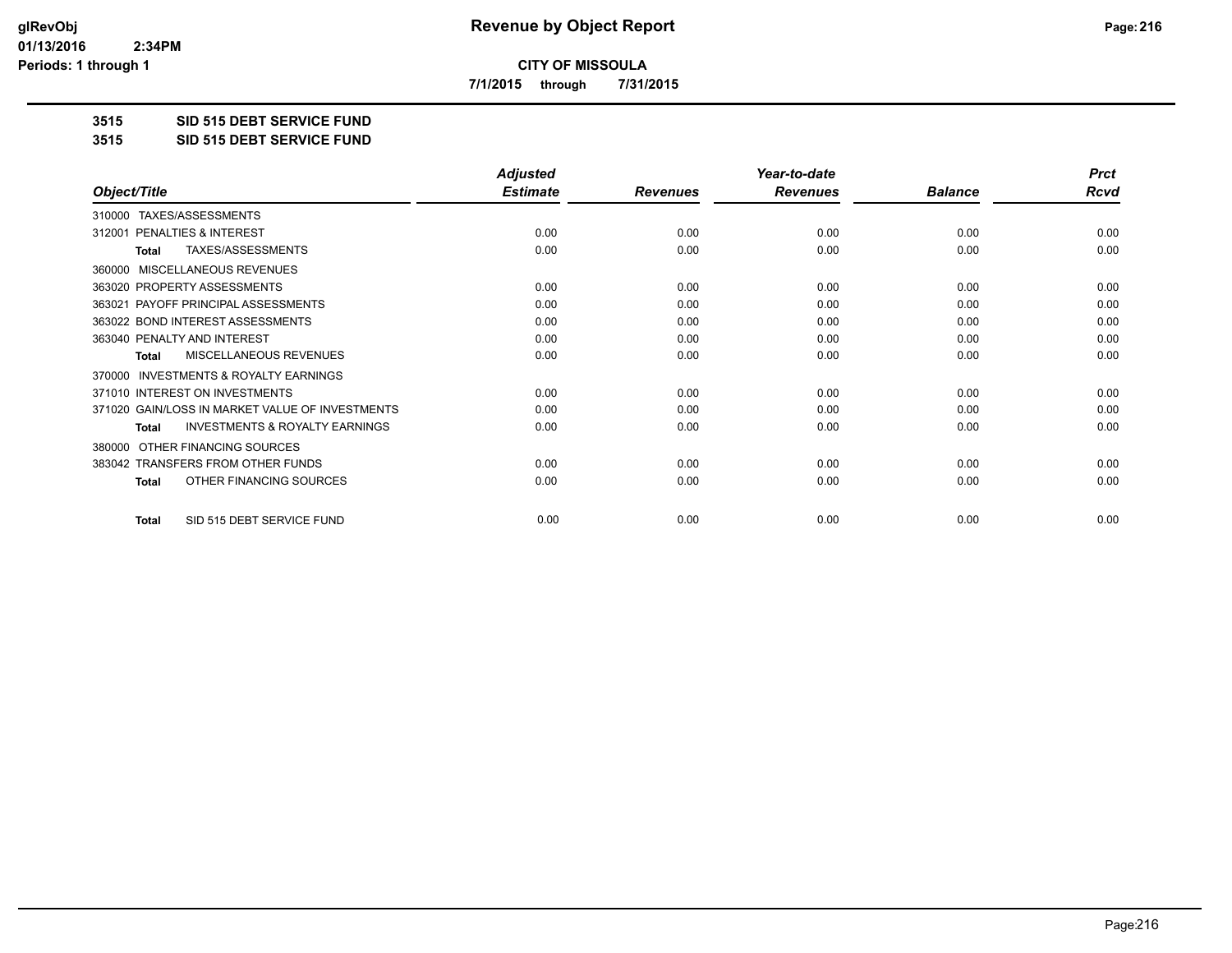# Revenue by Object Report

glRevObj
01/13/2016 2:34PM
Periods: 1 through 1

**CITY OF MISSOULA**

7/1/2015 through 7/31/2015

**3515 SID 515 DEBT SERVICE FUND**

**3515 SID 515 DEBT SERVICE FUND**

| Object/Title | Adjusted Estimate | Revenues | Year-to-date Revenues | Balance | Prct Rcvd |
|---|---|---|---|---|---|
| 310000 TAXES/ASSESSMENTS | | | | | |
| 312001 PENALTIES & INTEREST | 0.00 | 0.00 | 0.00 | 0.00 | 0.00 |
| **Total** TAXES/ASSESSMENTS | 0.00 | 0.00 | 0.00 | 0.00 | 0.00 |
| 360000 MISCELLANEOUS REVENUES | | | | | |
| 363020 PROPERTY ASSESSMENTS | 0.00 | 0.00 | 0.00 | 0.00 | 0.00 |
| 363021 PAYOFF PRINCIPAL ASSESSMENTS | 0.00 | 0.00 | 0.00 | 0.00 | 0.00 |
| 363022 BOND INTEREST ASSESSMENTS | 0.00 | 0.00 | 0.00 | 0.00 | 0.00 |
| 363040 PENALTY AND INTEREST | 0.00 | 0.00 | 0.00 | 0.00 | 0.00 |
| **Total** MISCELLANEOUS REVENUES | 0.00 | 0.00 | 0.00 | 0.00 | 0.00 |
| 370000 INVESTMENTS & ROYALTY EARNINGS | | | | | |
| 371010 INTEREST ON INVESTMENTS | 0.00 | 0.00 | 0.00 | 0.00 | 0.00 |
| 371020 GAIN/LOSS IN MARKET VALUE OF INVESTMENTS | 0.00 | 0.00 | 0.00 | 0.00 | 0.00 |
| **Total** INVESTMENTS & ROYALTY EARNINGS | 0.00 | 0.00 | 0.00 | 0.00 | 0.00 |
| 380000 OTHER FINANCING SOURCES | | | | | |
| 383042 TRANSFERS FROM OTHER FUNDS | 0.00 | 0.00 | 0.00 | 0.00 | 0.00 |
| **Total** OTHER FINANCING SOURCES | 0.00 | 0.00 | 0.00 | 0.00 | 0.00 |
| **Total** SID 515 DEBT SERVICE FUND | 0.00 | 0.00 | 0.00 | 0.00 | 0.00 |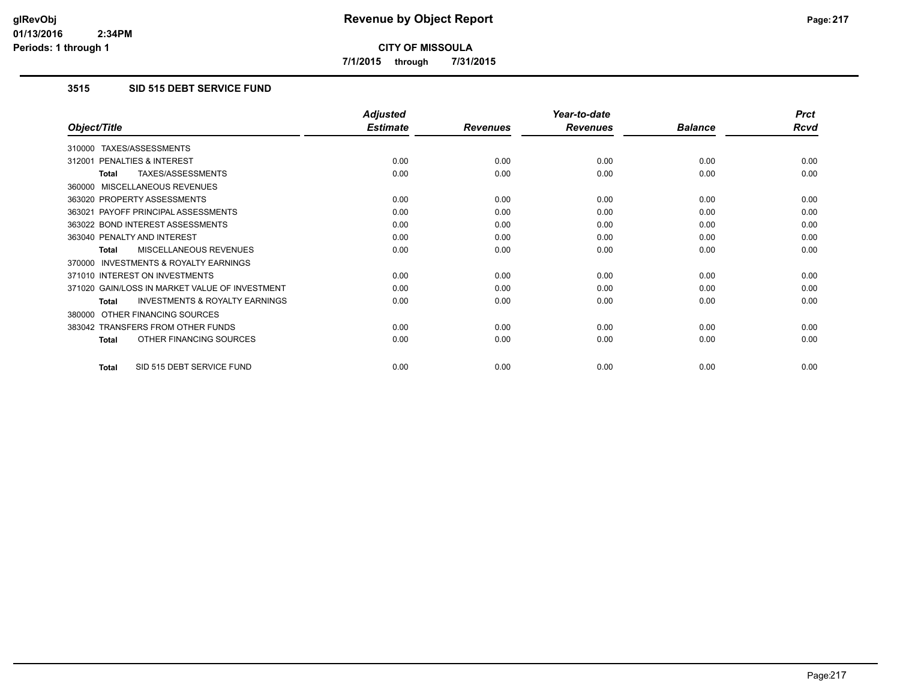**CITY OF MISSOULA**

**7/1/2015 through 7/31/2015**

### 3515 SID 515 DEBT SERVICE FUND

| Object/Title | Adjusted Estimate | Revenues | Year-to-date Revenues | Balance | Prct Rcvd |
|---|---|---|---|---|---|
| 310000 TAXES/ASSESSMENTS | | | | | |
| 312001 PENALTIES & INTEREST | 0.00 | 0.00 | 0.00 | 0.00 | 0.00 |
| **Total** TAXES/ASSESSMENTS | 0.00 | 0.00 | 0.00 | 0.00 | 0.00 |
| 360000 MISCELLANEOUS REVENUES | | | | | |
| 363020 PROPERTY ASSESSMENTS | 0.00 | 0.00 | 0.00 | 0.00 | 0.00 |
| 363021 PAYOFF PRINCIPAL ASSESSMENTS | 0.00 | 0.00 | 0.00 | 0.00 | 0.00 |
| 363022 BOND INTEREST ASSESSMENTS | 0.00 | 0.00 | 0.00 | 0.00 | 0.00 |
| 363040 PENALTY AND INTEREST | 0.00 | 0.00 | 0.00 | 0.00 | 0.00 |
| **Total** MISCELLANEOUS REVENUES | 0.00 | 0.00 | 0.00 | 0.00 | 0.00 |
| 370000 INVESTMENTS & ROYALTY EARNINGS | | | | | |
| 371010 INTEREST ON INVESTMENTS | 0.00 | 0.00 | 0.00 | 0.00 | 0.00 |
| 371020 GAIN/LOSS IN MARKET VALUE OF INVESTMENT | 0.00 | 0.00 | 0.00 | 0.00 | 0.00 |
| **Total** INVESTMENTS & ROYALTY EARNINGS | 0.00 | 0.00 | 0.00 | 0.00 | 0.00 |
| 380000 OTHER FINANCING SOURCES | | | | | |
| 383042 TRANSFERS FROM OTHER FUNDS | 0.00 | 0.00 | 0.00 | 0.00 | 0.00 |
| **Total** OTHER FINANCING SOURCES | 0.00 | 0.00 | 0.00 | 0.00 | 0.00 |
| **Total** SID 515 DEBT SERVICE FUND | 0.00 | 0.00 | 0.00 | 0.00 | 0.00 |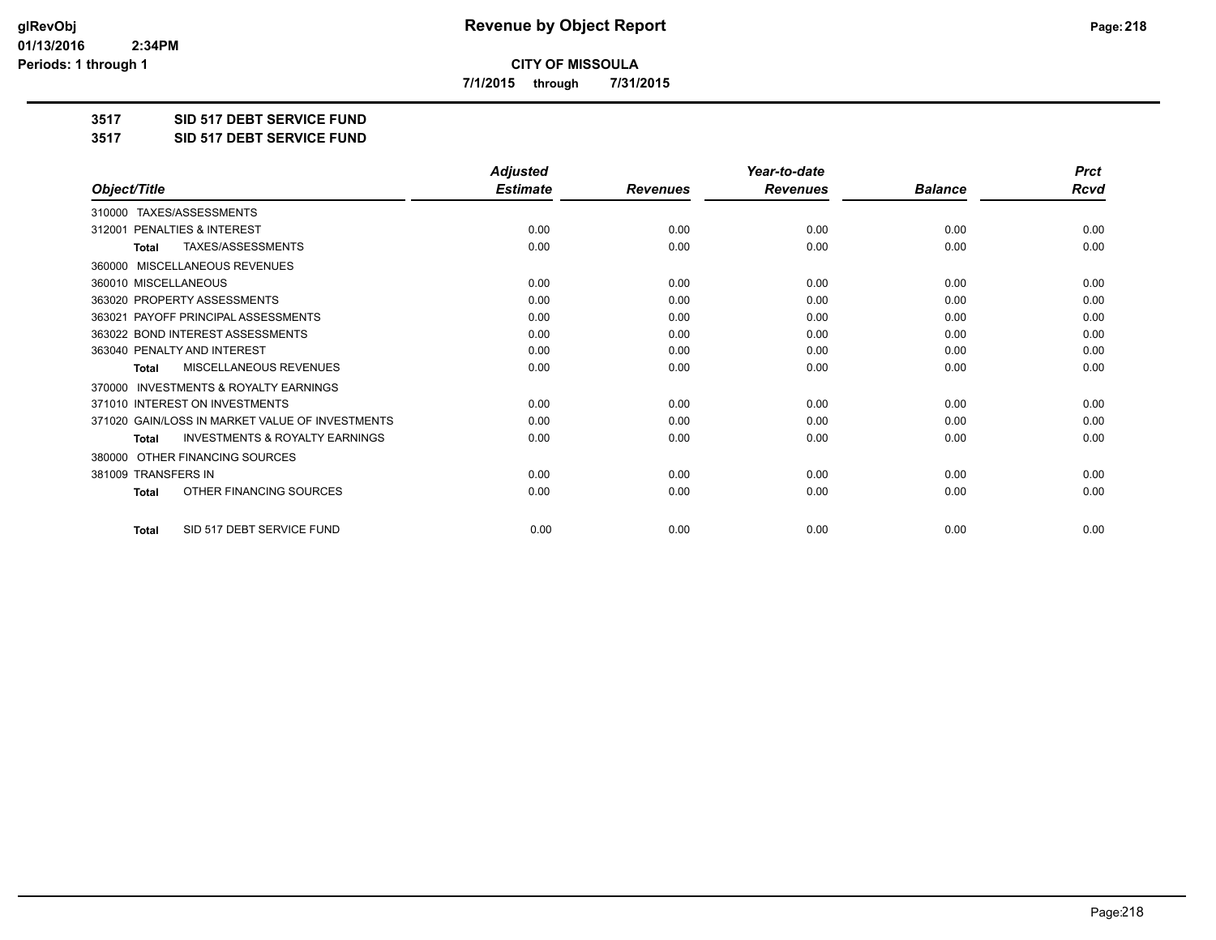**CITY OF MISSOULA**

**7/1/2015 through 7/31/2015**

**3517 SID 517 DEBT SERVICE FUND**

**3517 SID 517 DEBT SERVICE FUND**

| Object/Title | Adjusted Estimate | Revenues | Year-to-date Revenues | Balance | Prct Rcvd |
|---|---|---|---|---|---|
| 310000 TAXES/ASSESSMENTS | | | | | |
| 312001 PENALTIES & INTEREST | 0.00 | 0.00 | 0.00 | 0.00 | 0.00 |
| **Total** TAXES/ASSESSMENTS | 0.00 | 0.00 | 0.00 | 0.00 | 0.00 |
| 360000 MISCELLANEOUS REVENUES | | | | | |
| 360010 MISCELLANEOUS | 0.00 | 0.00 | 0.00 | 0.00 | 0.00 |
| 363020 PROPERTY ASSESSMENTS | 0.00 | 0.00 | 0.00 | 0.00 | 0.00 |
| 363021 PAYOFF PRINCIPAL ASSESSMENTS | 0.00 | 0.00 | 0.00 | 0.00 | 0.00 |
| 363022 BOND INTEREST ASSESSMENTS | 0.00 | 0.00 | 0.00 | 0.00 | 0.00 |
| 363040 PENALTY AND INTEREST | 0.00 | 0.00 | 0.00 | 0.00 | 0.00 |
| **Total** MISCELLANEOUS REVENUES | 0.00 | 0.00 | 0.00 | 0.00 | 0.00 |
| 370000 INVESTMENTS & ROYALTY EARNINGS | | | | | |
| 371010 INTEREST ON INVESTMENTS | 0.00 | 0.00 | 0.00 | 0.00 | 0.00 |
| 371020 GAIN/LOSS IN MARKET VALUE OF INVESTMENTS | 0.00 | 0.00 | 0.00 | 0.00 | 0.00 |
| **Total** INVESTMENTS & ROYALTY EARNINGS | 0.00 | 0.00 | 0.00 | 0.00 | 0.00 |
| 380000 OTHER FINANCING SOURCES | | | | | |
| 381009 TRANSFERS IN | 0.00 | 0.00 | 0.00 | 0.00 | 0.00 |
| **Total** OTHER FINANCING SOURCES | 0.00 | 0.00 | 0.00 | 0.00 | 0.00 |
| **Total** SID 517 DEBT SERVICE FUND | 0.00 | 0.00 | 0.00 | 0.00 | 0.00 |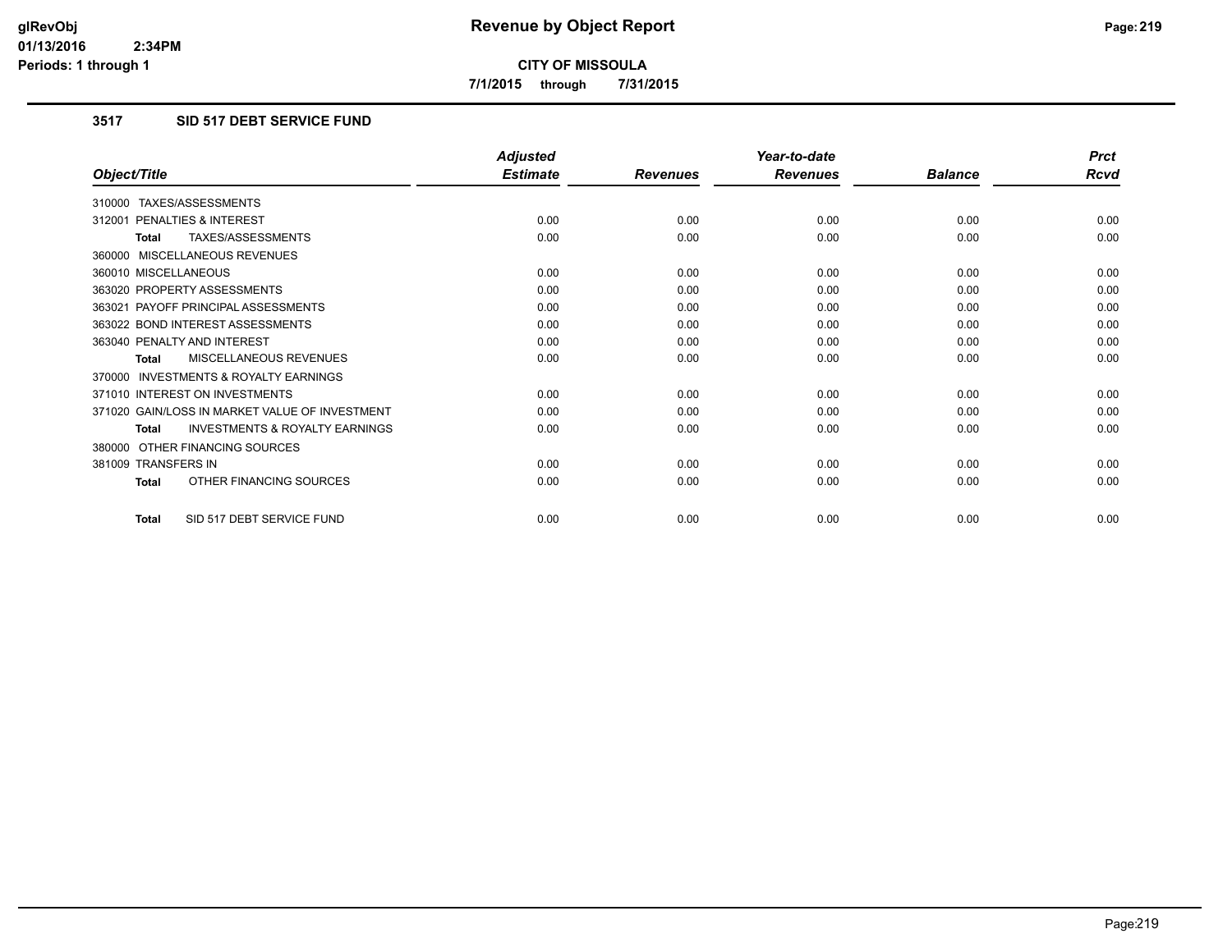**CITY OF MISSOULA**

**7/1/2015 through 7/31/2015**

### 3517 SID 517 DEBT SERVICE FUND

| Object/Title | Adjusted Estimate | Revenues | Year-to-date Revenues | Balance | Prct Rcvd |
|---|---|---|---|---|---|
| 310000 TAXES/ASSESSMENTS | | | | | |
| 312001 PENALTIES & INTEREST | 0.00 | 0.00 | 0.00 | 0.00 | 0.00 |
| **Total** TAXES/ASSESSMENTS | 0.00 | 0.00 | 0.00 | 0.00 | 0.00 |
| 360000 MISCELLANEOUS REVENUES | | | | | |
| 360010 MISCELLANEOUS | 0.00 | 0.00 | 0.00 | 0.00 | 0.00 |
| 363020 PROPERTY ASSESSMENTS | 0.00 | 0.00 | 0.00 | 0.00 | 0.00 |
| 363021 PAYOFF PRINCIPAL ASSESSMENTS | 0.00 | 0.00 | 0.00 | 0.00 | 0.00 |
| 363022 BOND INTEREST ASSESSMENTS | 0.00 | 0.00 | 0.00 | 0.00 | 0.00 |
| 363040 PENALTY AND INTEREST | 0.00 | 0.00 | 0.00 | 0.00 | 0.00 |
| **Total** MISCELLANEOUS REVENUES | 0.00 | 0.00 | 0.00 | 0.00 | 0.00 |
| 370000 INVESTMENTS & ROYALTY EARNINGS | | | | | |
| 371010 INTEREST ON INVESTMENTS | 0.00 | 0.00 | 0.00 | 0.00 | 0.00 |
| 371020 GAIN/LOSS IN MARKET VALUE OF INVESTMENT | 0.00 | 0.00 | 0.00 | 0.00 | 0.00 |
| **Total** INVESTMENTS & ROYALTY EARNINGS | 0.00 | 0.00 | 0.00 | 0.00 | 0.00 |
| 380000 OTHER FINANCING SOURCES | | | | | |
| 381009 TRANSFERS IN | 0.00 | 0.00 | 0.00 | 0.00 | 0.00 |
| **Total** OTHER FINANCING SOURCES | 0.00 | 0.00 | 0.00 | 0.00 | 0.00 |
| **Total** SID 517 DEBT SERVICE FUND | 0.00 | 0.00 | 0.00 | 0.00 | 0.00 |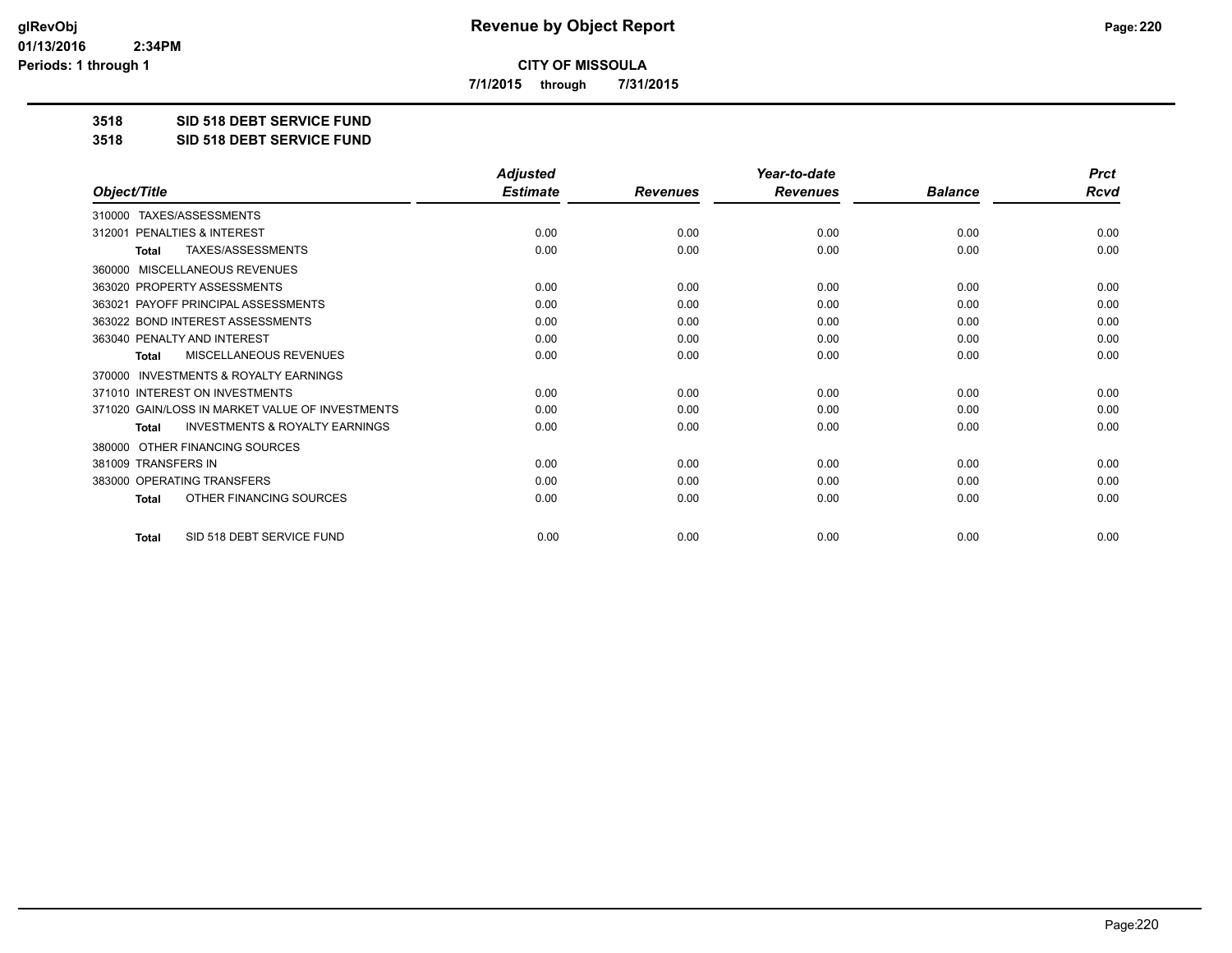**CITY OF MISSOULA**

**7/1/2015 through 7/31/2015**

**3518 SID 518 DEBT SERVICE FUND**

**3518 SID 518 DEBT SERVICE FUND**

| Object/Title | Adjusted Estimate | Revenues | Year-to-date Revenues | Balance | Prct Rcvd |
|---|---|---|---|---|---|
| 310000 TAXES/ASSESSMENTS | | | | | |
| 312001 PENALTIES & INTEREST | 0.00 | 0.00 | 0.00 | 0.00 | 0.00 |
| **Total** TAXES/ASSESSMENTS | 0.00 | 0.00 | 0.00 | 0.00 | 0.00 |
| 360000 MISCELLANEOUS REVENUES | | | | | |
| 363020 PROPERTY ASSESSMENTS | 0.00 | 0.00 | 0.00 | 0.00 | 0.00 |
| 363021 PAYOFF PRINCIPAL ASSESSMENTS | 0.00 | 0.00 | 0.00 | 0.00 | 0.00 |
| 363022 BOND INTEREST ASSESSMENTS | 0.00 | 0.00 | 0.00 | 0.00 | 0.00 |
| 363040 PENALTY AND INTEREST | 0.00 | 0.00 | 0.00 | 0.00 | 0.00 |
| **Total** MISCELLANEOUS REVENUES | 0.00 | 0.00 | 0.00 | 0.00 | 0.00 |
| 370000 INVESTMENTS & ROYALTY EARNINGS | | | | | |
| 371010 INTEREST ON INVESTMENTS | 0.00 | 0.00 | 0.00 | 0.00 | 0.00 |
| 371020 GAIN/LOSS IN MARKET VALUE OF INVESTMENTS | 0.00 | 0.00 | 0.00 | 0.00 | 0.00 |
| **Total** INVESTMENTS & ROYALTY EARNINGS | 0.00 | 0.00 | 0.00 | 0.00 | 0.00 |
| 380000 OTHER FINANCING SOURCES | | | | | |
| 381009 TRANSFERS IN | 0.00 | 0.00 | 0.00 | 0.00 | 0.00 |
| 383000 OPERATING TRANSFERS | 0.00 | 0.00 | 0.00 | 0.00 | 0.00 |
| **Total** OTHER FINANCING SOURCES | 0.00 | 0.00 | 0.00 | 0.00 | 0.00 |
| **Total** SID 518 DEBT SERVICE FUND | 0.00 | 0.00 | 0.00 | 0.00 | 0.00 |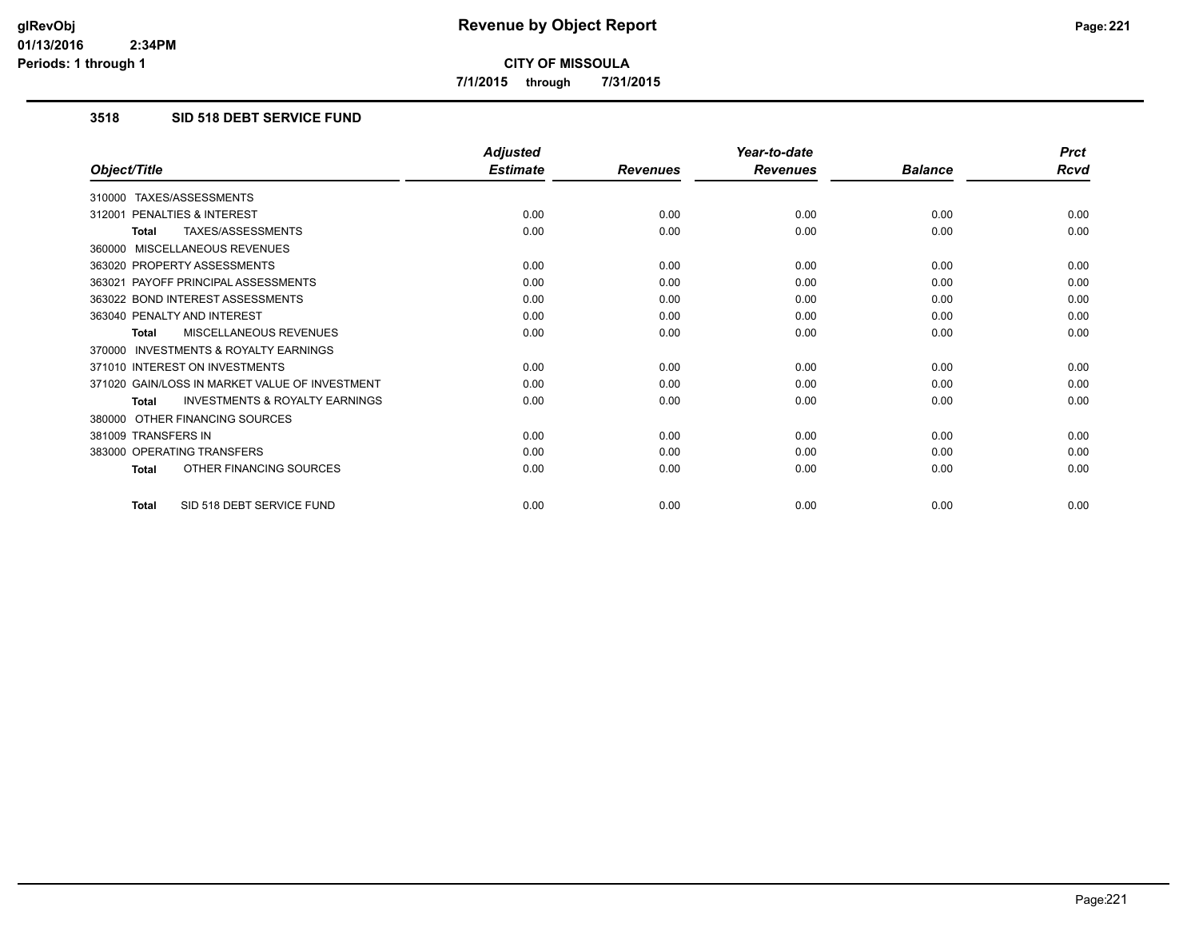**CITY OF MISSOULA**

**7/1/2015 through 7/31/2015**

### 3518 SID 518 DEBT SERVICE FUND

| Object/Title | Adjusted Estimate | Revenues | Year-to-date Revenues | Balance | Prct Rcvd |
|---|---|---|---|---|---|
| 310000 TAXES/ASSESSMENTS | | | | | |
| 312001 PENALTIES & INTEREST | 0.00 | 0.00 | 0.00 | 0.00 | 0.00 |
| **Total** TAXES/ASSESSMENTS | 0.00 | 0.00 | 0.00 | 0.00 | 0.00 |
| 360000 MISCELLANEOUS REVENUES | | | | | |
| 363020 PROPERTY ASSESSMENTS | 0.00 | 0.00 | 0.00 | 0.00 | 0.00 |
| 363021 PAYOFF PRINCIPAL ASSESSMENTS | 0.00 | 0.00 | 0.00 | 0.00 | 0.00 |
| 363022 BOND INTEREST ASSESSMENTS | 0.00 | 0.00 | 0.00 | 0.00 | 0.00 |
| 363040 PENALTY AND INTEREST | 0.00 | 0.00 | 0.00 | 0.00 | 0.00 |
| **Total** MISCELLANEOUS REVENUES | 0.00 | 0.00 | 0.00 | 0.00 | 0.00 |
| 370000 INVESTMENTS & ROYALTY EARNINGS | | | | | |
| 371010 INTEREST ON INVESTMENTS | 0.00 | 0.00 | 0.00 | 0.00 | 0.00 |
| 371020 GAIN/LOSS IN MARKET VALUE OF INVESTMENT | 0.00 | 0.00 | 0.00 | 0.00 | 0.00 |
| **Total** INVESTMENTS & ROYALTY EARNINGS | 0.00 | 0.00 | 0.00 | 0.00 | 0.00 |
| 380000 OTHER FINANCING SOURCES | | | | | |
| 381009 TRANSFERS IN | 0.00 | 0.00 | 0.00 | 0.00 | 0.00 |
| 383000 OPERATING TRANSFERS | 0.00 | 0.00 | 0.00 | 0.00 | 0.00 |
| **Total** OTHER FINANCING SOURCES | 0.00 | 0.00 | 0.00 | 0.00 | 0.00 |
| **Total** SID 518 DEBT SERVICE FUND | 0.00 | 0.00 | 0.00 | 0.00 | 0.00 |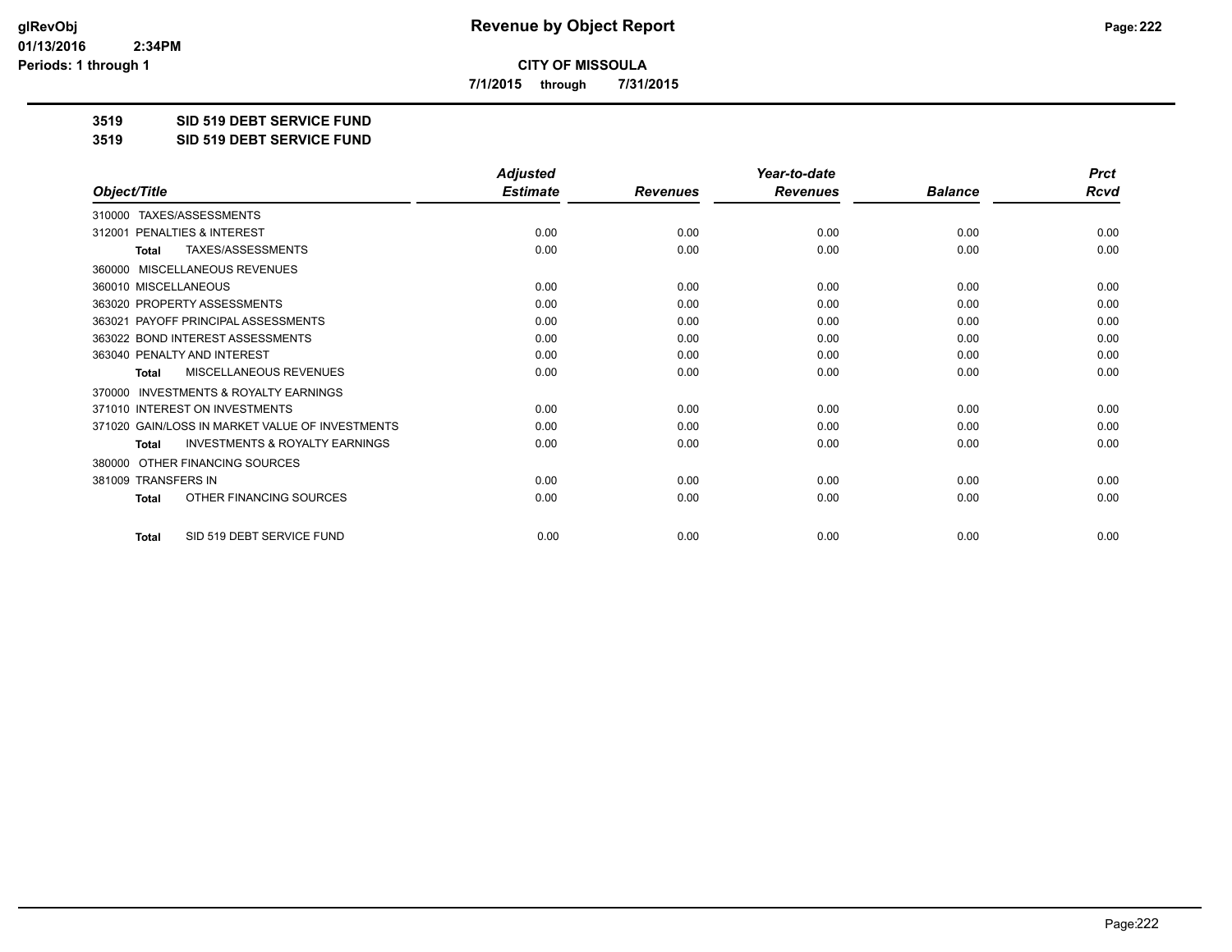**CITY OF MISSOULA**

**7/1/2015 through 7/31/2015**

**3519 SID 519 DEBT SERVICE FUND**

**3519 SID 519 DEBT SERVICE FUND**

| Object/Title | Adjusted Estimate | Revenues | Year-to-date Revenues | Balance | Prct Rcvd |
|---|---|---|---|---|---|
| 310000 TAXES/ASSESSMENTS | | | | | |
| 312001 PENALTIES & INTEREST | 0.00 | 0.00 | 0.00 | 0.00 | 0.00 |
| **Total** TAXES/ASSESSMENTS | 0.00 | 0.00 | 0.00 | 0.00 | 0.00 |
| 360000 MISCELLANEOUS REVENUES | | | | | |
| 360010 MISCELLANEOUS | 0.00 | 0.00 | 0.00 | 0.00 | 0.00 |
| 363020 PROPERTY ASSESSMENTS | 0.00 | 0.00 | 0.00 | 0.00 | 0.00 |
| 363021 PAYOFF PRINCIPAL ASSESSMENTS | 0.00 | 0.00 | 0.00 | 0.00 | 0.00 |
| 363022 BOND INTEREST ASSESSMENTS | 0.00 | 0.00 | 0.00 | 0.00 | 0.00 |
| 363040 PENALTY AND INTEREST | 0.00 | 0.00 | 0.00 | 0.00 | 0.00 |
| **Total** MISCELLANEOUS REVENUES | 0.00 | 0.00 | 0.00 | 0.00 | 0.00 |
| 370000 INVESTMENTS & ROYALTY EARNINGS | | | | | |
| 371010 INTEREST ON INVESTMENTS | 0.00 | 0.00 | 0.00 | 0.00 | 0.00 |
| 371020 GAIN/LOSS IN MARKET VALUE OF INVESTMENTS | 0.00 | 0.00 | 0.00 | 0.00 | 0.00 |
| **Total** INVESTMENTS & ROYALTY EARNINGS | 0.00 | 0.00 | 0.00 | 0.00 | 0.00 |
| 380000 OTHER FINANCING SOURCES | | | | | |
| 381009 TRANSFERS IN | 0.00 | 0.00 | 0.00 | 0.00 | 0.00 |
| **Total** OTHER FINANCING SOURCES | 0.00 | 0.00 | 0.00 | 0.00 | 0.00 |
| **Total** SID 519 DEBT SERVICE FUND | 0.00 | 0.00 | 0.00 | 0.00 | 0.00 |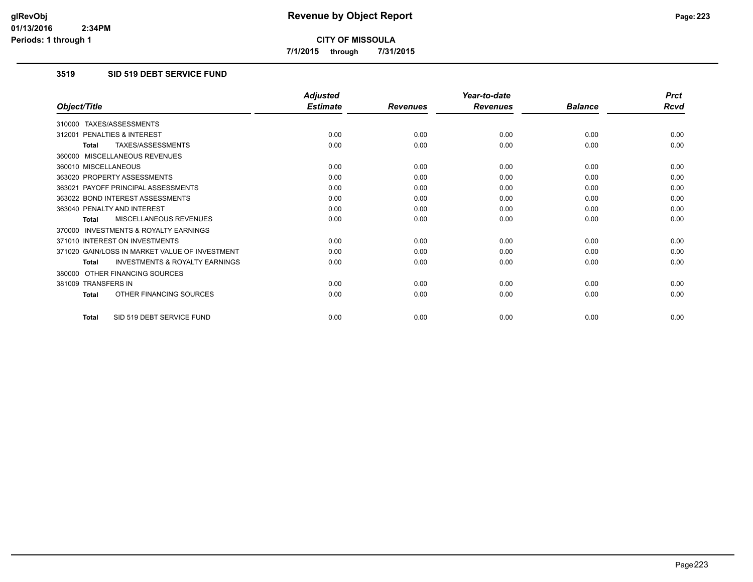**CITY OF MISSOULA**

**7/1/2015 through 7/31/2015**

### 3519 SID 519 DEBT SERVICE FUND

| Object/Title | Adjusted Estimate | Revenues | Year-to-date Revenues | Balance | Prct Rcvd |
|---|---|---|---|---|---|
| 310000 TAXES/ASSESSMENTS | | | | | |
| 312001 PENALTIES & INTEREST | 0.00 | 0.00 | 0.00 | 0.00 | 0.00 |
| **Total** TAXES/ASSESSMENTS | 0.00 | 0.00 | 0.00 | 0.00 | 0.00 |
| 360000 MISCELLANEOUS REVENUES | | | | | |
| 360010 MISCELLANEOUS | 0.00 | 0.00 | 0.00 | 0.00 | 0.00 |
| 363020 PROPERTY ASSESSMENTS | 0.00 | 0.00 | 0.00 | 0.00 | 0.00 |
| 363021 PAYOFF PRINCIPAL ASSESSMENTS | 0.00 | 0.00 | 0.00 | 0.00 | 0.00 |
| 363022 BOND INTEREST ASSESSMENTS | 0.00 | 0.00 | 0.00 | 0.00 | 0.00 |
| 363040 PENALTY AND INTEREST | 0.00 | 0.00 | 0.00 | 0.00 | 0.00 |
| **Total** MISCELLANEOUS REVENUES | 0.00 | 0.00 | 0.00 | 0.00 | 0.00 |
| 370000 INVESTMENTS & ROYALTY EARNINGS | | | | | |
| 371010 INTEREST ON INVESTMENTS | 0.00 | 0.00 | 0.00 | 0.00 | 0.00 |
| 371020 GAIN/LOSS IN MARKET VALUE OF INVESTMENT | 0.00 | 0.00 | 0.00 | 0.00 | 0.00 |
| **Total** INVESTMENTS & ROYALTY EARNINGS | 0.00 | 0.00 | 0.00 | 0.00 | 0.00 |
| 380000 OTHER FINANCING SOURCES | | | | | |
| 381009 TRANSFERS IN | 0.00 | 0.00 | 0.00 | 0.00 | 0.00 |
| **Total** OTHER FINANCING SOURCES | 0.00 | 0.00 | 0.00 | 0.00 | 0.00 |
| **Total** SID 519 DEBT SERVICE FUND | 0.00 | 0.00 | 0.00 | 0.00 | 0.00 |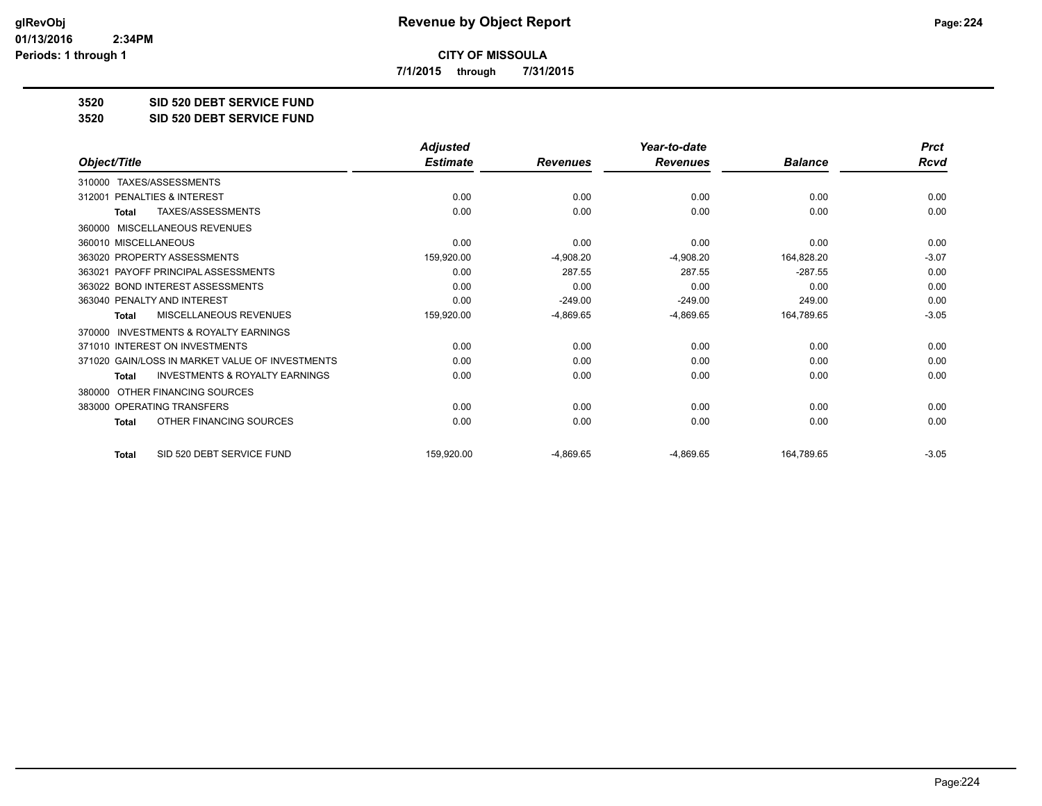# Revenue by Object Report

**CITY OF MISSOULA**

**7/1/2015 through 7/31/2015**

**3520 SID 520 DEBT SERVICE FUND**

**3520 SID 520 DEBT SERVICE FUND**

| Object/Title | Adjusted Estimate | Revenues | Year-to-date Revenues | Balance | Prct Rcvd |
|---|---|---|---|---|---|
| 310000 TAXES/ASSESSMENTS | | | | | |
| 312001 PENALTIES & INTEREST | 0.00 | 0.00 | 0.00 | 0.00 | 0.00 |
| **Total** TAXES/ASSESSMENTS | 0.00 | 0.00 | 0.00 | 0.00 | 0.00 |
| 360000 MISCELLANEOUS REVENUES | | | | | |
| 360010 MISCELLANEOUS | 0.00 | 0.00 | 0.00 | 0.00 | 0.00 |
| 363020 PROPERTY ASSESSMENTS | 159,920.00 | -4,908.20 | -4,908.20 | 164,828.20 | -3.07 |
| 363021 PAYOFF PRINCIPAL ASSESSMENTS | 0.00 | 287.55 | 287.55 | -287.55 | 0.00 |
| 363022 BOND INTEREST ASSESSMENTS | 0.00 | 0.00 | 0.00 | 0.00 | 0.00 |
| 363040 PENALTY AND INTEREST | 0.00 | -249.00 | -249.00 | 249.00 | 0.00 |
| **Total** MISCELLANEOUS REVENUES | 159,920.00 | -4,869.65 | -4,869.65 | 164,789.65 | -3.05 |
| 370000 INVESTMENTS & ROYALTY EARNINGS | | | | | |
| 371010 INTEREST ON INVESTMENTS | 0.00 | 0.00 | 0.00 | 0.00 | 0.00 |
| 371020 GAIN/LOSS IN MARKET VALUE OF INVESTMENTS | 0.00 | 0.00 | 0.00 | 0.00 | 0.00 |
| **Total** INVESTMENTS & ROYALTY EARNINGS | 0.00 | 0.00 | 0.00 | 0.00 | 0.00 |
| 380000 OTHER FINANCING SOURCES | | | | | |
| 383000 OPERATING TRANSFERS | 0.00 | 0.00 | 0.00 | 0.00 | 0.00 |
| **Total** OTHER FINANCING SOURCES | 0.00 | 0.00 | 0.00 | 0.00 | 0.00 |
| **Total** SID 520 DEBT SERVICE FUND | 159,920.00 | -4,869.65 | -4,869.65 | 164,789.65 | -3.05 |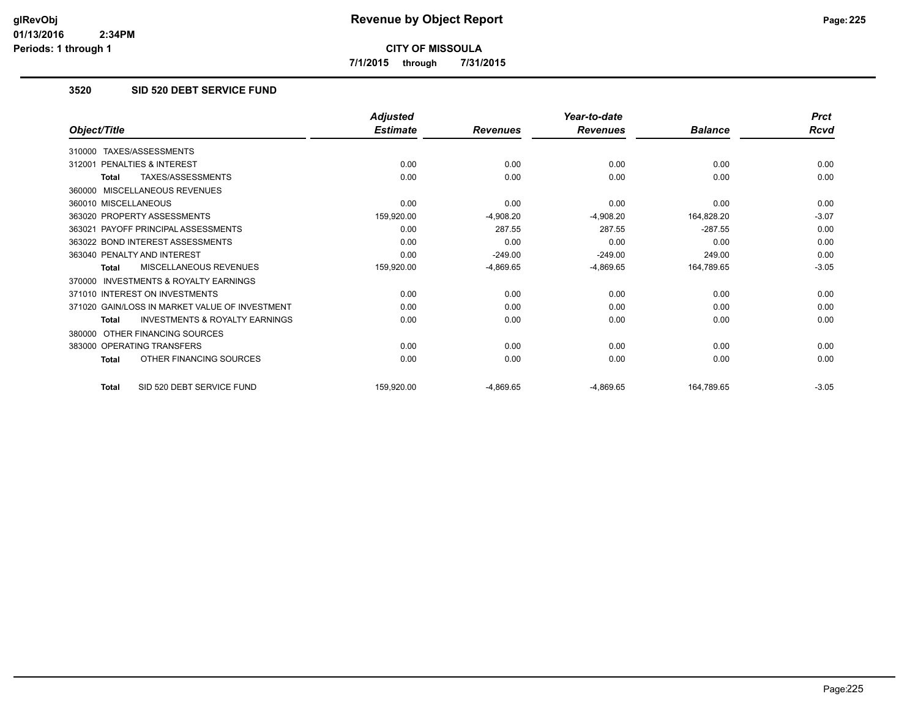# Revenue by Object Report

**CITY OF MISSOULA**

**7/1/2015 through 7/31/2015**

glRevObj
01/13/2016 2:34PM
Periods: 1 through 1

### 3520 SID 520 DEBT SERVICE FUND

| Object/Title | Adjusted Estimate | Revenues | Year-to-date Revenues | Balance | Prct Rcvd |
|---|---|---|---|---|---|
| 310000 TAXES/ASSESSMENTS | | | | | |
| 312001 PENALTIES & INTEREST | 0.00 | 0.00 | 0.00 | 0.00 | 0.00 |
| **Total** TAXES/ASSESSMENTS | 0.00 | 0.00 | 0.00 | 0.00 | 0.00 |
| 360000 MISCELLANEOUS REVENUES | | | | | |
| 360010 MISCELLANEOUS | 0.00 | 0.00 | 0.00 | 0.00 | 0.00 |
| 363020 PROPERTY ASSESSMENTS | 159,920.00 | -4,908.20 | -4,908.20 | 164,828.20 | -3.07 |
| 363021 PAYOFF PRINCIPAL ASSESSMENTS | 0.00 | 287.55 | 287.55 | -287.55 | 0.00 |
| 363022 BOND INTEREST ASSESSMENTS | 0.00 | 0.00 | 0.00 | 0.00 | 0.00 |
| 363040 PENALTY AND INTEREST | 0.00 | -249.00 | -249.00 | 249.00 | 0.00 |
| **Total** MISCELLANEOUS REVENUES | 159,920.00 | -4,869.65 | -4,869.65 | 164,789.65 | -3.05 |
| 370000 INVESTMENTS & ROYALTY EARNINGS | | | | | |
| 371010 INTEREST ON INVESTMENTS | 0.00 | 0.00 | 0.00 | 0.00 | 0.00 |
| 371020 GAIN/LOSS IN MARKET VALUE OF INVESTMENT | 0.00 | 0.00 | 0.00 | 0.00 | 0.00 |
| **Total** INVESTMENTS & ROYALTY EARNINGS | 0.00 | 0.00 | 0.00 | 0.00 | 0.00 |
| 380000 OTHER FINANCING SOURCES | | | | | |
| 383000 OPERATING TRANSFERS | 0.00 | 0.00 | 0.00 | 0.00 | 0.00 |
| **Total** OTHER FINANCING SOURCES | 0.00 | 0.00 | 0.00 | 0.00 | 0.00 |
| **Total** SID 520 DEBT SERVICE FUND | 159,920.00 | -4,869.65 | -4,869.65 | 164,789.65 | -3.05 |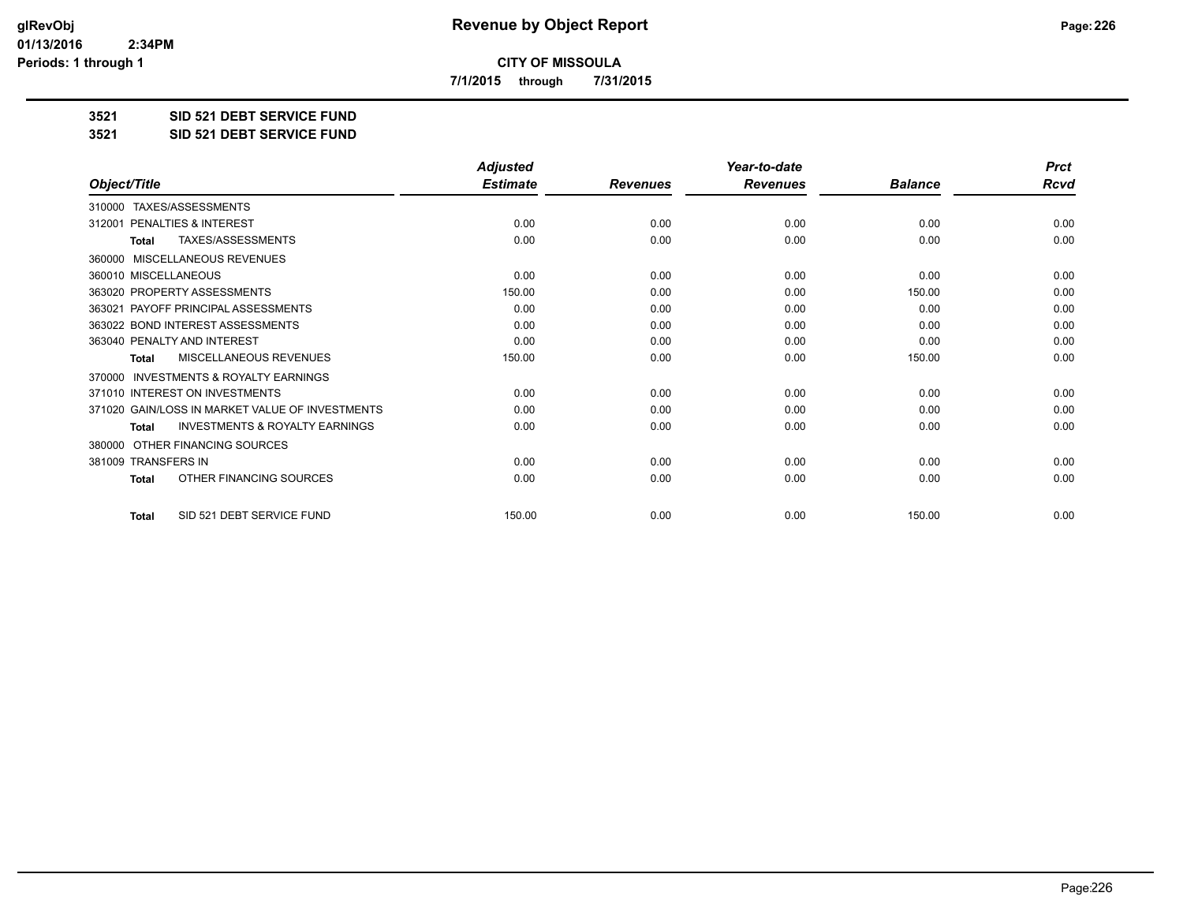# CITY OF MISSOULA

**7/1/2015 through 7/31/2015**

## 3521 SID 521 DEBT SERVICE FUND

## 3521 SID 521 DEBT SERVICE FUND

| Object/Title | Adjusted Estimate | Revenues | Year-to-date Revenues | Balance | Prct Rcvd |
|---|---|---|---|---|---|
| 310000 TAXES/ASSESSMENTS | | | | | |
| 312001 PENALTIES & INTEREST | 0.00 | 0.00 | 0.00 | 0.00 | 0.00 |
| **Total** TAXES/ASSESSMENTS | 0.00 | 0.00 | 0.00 | 0.00 | 0.00 |
| 360000 MISCELLANEOUS REVENUES | | | | | |
| 360010 MISCELLANEOUS | 0.00 | 0.00 | 0.00 | 0.00 | 0.00 |
| 363020 PROPERTY ASSESSMENTS | 150.00 | 0.00 | 0.00 | 150.00 | 0.00 |
| 363021 PAYOFF PRINCIPAL ASSESSMENTS | 0.00 | 0.00 | 0.00 | 0.00 | 0.00 |
| 363022 BOND INTEREST ASSESSMENTS | 0.00 | 0.00 | 0.00 | 0.00 | 0.00 |
| 363040 PENALTY AND INTEREST | 0.00 | 0.00 | 0.00 | 0.00 | 0.00 |
| **Total** MISCELLANEOUS REVENUES | 150.00 | 0.00 | 0.00 | 150.00 | 0.00 |
| 370000 INVESTMENTS & ROYALTY EARNINGS | | | | | |
| 371010 INTEREST ON INVESTMENTS | 0.00 | 0.00 | 0.00 | 0.00 | 0.00 |
| 371020 GAIN/LOSS IN MARKET VALUE OF INVESTMENTS | 0.00 | 0.00 | 0.00 | 0.00 | 0.00 |
| **Total** INVESTMENTS & ROYALTY EARNINGS | 0.00 | 0.00 | 0.00 | 0.00 | 0.00 |
| 380000 OTHER FINANCING SOURCES | | | | | |
| 381009 TRANSFERS IN | 0.00 | 0.00 | 0.00 | 0.00 | 0.00 |
| **Total** OTHER FINANCING SOURCES | 0.00 | 0.00 | 0.00 | 0.00 | 0.00 |
| **Total** SID 521 DEBT SERVICE FUND | 150.00 | 0.00 | 0.00 | 150.00 | 0.00 |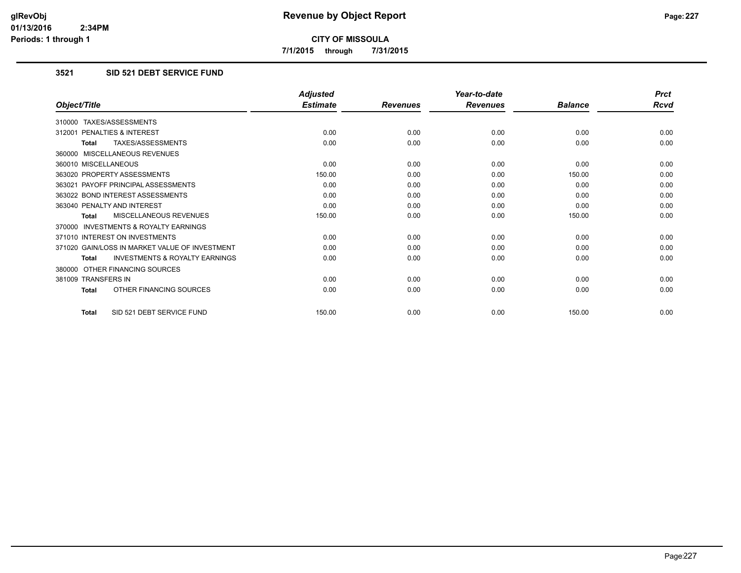**CITY OF MISSOULA**

**7/1/2015 through 7/31/2015**

### 3521 SID 521 DEBT SERVICE FUND

| Object/Title | Adjusted Estimate | Revenues | Year-to-date Revenues | Balance | Prct Rcvd |
|---|---|---|---|---|---|
| 310000 TAXES/ASSESSMENTS | | | | | |
| 312001 PENALTIES & INTEREST | 0.00 | 0.00 | 0.00 | 0.00 | 0.00 |
| **Total** TAXES/ASSESSMENTS | 0.00 | 0.00 | 0.00 | 0.00 | 0.00 |
| 360000 MISCELLANEOUS REVENUES | | | | | |
| 360010 MISCELLANEOUS | 0.00 | 0.00 | 0.00 | 0.00 | 0.00 |
| 363020 PROPERTY ASSESSMENTS | 150.00 | 0.00 | 0.00 | 150.00 | 0.00 |
| 363021 PAYOFF PRINCIPAL ASSESSMENTS | 0.00 | 0.00 | 0.00 | 0.00 | 0.00 |
| 363022 BOND INTEREST ASSESSMENTS | 0.00 | 0.00 | 0.00 | 0.00 | 0.00 |
| 363040 PENALTY AND INTEREST | 0.00 | 0.00 | 0.00 | 0.00 | 0.00 |
| **Total** MISCELLANEOUS REVENUES | 150.00 | 0.00 | 0.00 | 150.00 | 0.00 |
| 370000 INVESTMENTS & ROYALTY EARNINGS | | | | | |
| 371010 INTEREST ON INVESTMENTS | 0.00 | 0.00 | 0.00 | 0.00 | 0.00 |
| 371020 GAIN/LOSS IN MARKET VALUE OF INVESTMENT | 0.00 | 0.00 | 0.00 | 0.00 | 0.00 |
| **Total** INVESTMENTS & ROYALTY EARNINGS | 0.00 | 0.00 | 0.00 | 0.00 | 0.00 |
| 380000 OTHER FINANCING SOURCES | | | | | |
| 381009 TRANSFERS IN | 0.00 | 0.00 | 0.00 | 0.00 | 0.00 |
| **Total** OTHER FINANCING SOURCES | 0.00 | 0.00 | 0.00 | 0.00 | 0.00 |
| **Total** SID 521 DEBT SERVICE FUND | 150.00 | 0.00 | 0.00 | 150.00 | 0.00 |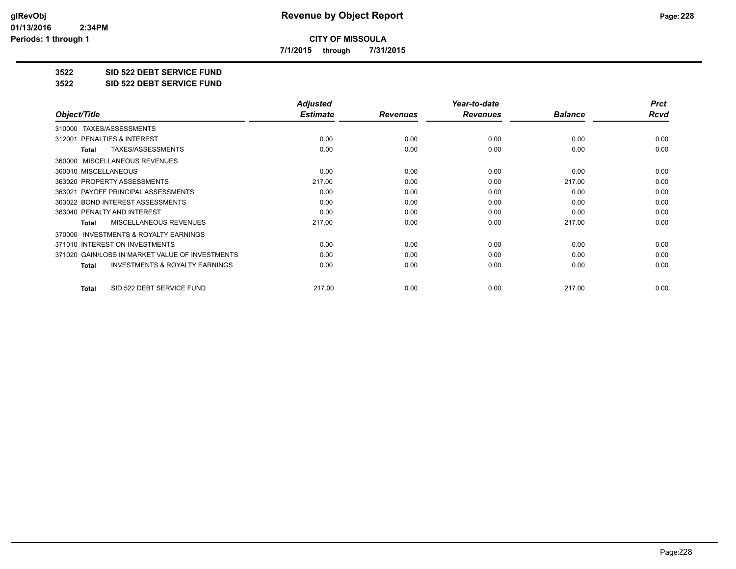# Revenue by Object Report

**CITY OF MISSOULA**

**7/1/2015 through 7/31/2015**

glRevObj
01/13/2016 2:34PM
Periods: 1 through 1

## 3522 SID 522 DEBT SERVICE FUND
## 3522 SID 522 DEBT SERVICE FUND

| Object/Title | Adjusted Estimate | Revenues | Year-to-date Revenues | Balance | Prct Rcvd |
|---|---|---|---|---|---|
| 310000 TAXES/ASSESSMENTS | | | | | |
| 312001 PENALTIES & INTEREST | 0.00 | 0.00 | 0.00 | 0.00 | 0.00 |
| **Total** TAXES/ASSESSMENTS | 0.00 | 0.00 | 0.00 | 0.00 | 0.00 |
| 360000 MISCELLANEOUS REVENUES | | | | | |
| 360010 MISCELLANEOUS | 0.00 | 0.00 | 0.00 | 0.00 | 0.00 |
| 363020 PROPERTY ASSESSMENTS | 217.00 | 0.00 | 0.00 | 217.00 | 0.00 |
| 363021 PAYOFF PRINCIPAL ASSESSMENTS | 0.00 | 0.00 | 0.00 | 0.00 | 0.00 |
| 363022 BOND INTEREST ASSESSMENTS | 0.00 | 0.00 | 0.00 | 0.00 | 0.00 |
| 363040 PENALTY AND INTEREST | 0.00 | 0.00 | 0.00 | 0.00 | 0.00 |
| **Total** MISCELLANEOUS REVENUES | 217.00 | 0.00 | 0.00 | 217.00 | 0.00 |
| 370000 INVESTMENTS & ROYALTY EARNINGS | | | | | |
| 371010 INTEREST ON INVESTMENTS | 0.00 | 0.00 | 0.00 | 0.00 | 0.00 |
| 371020 GAIN/LOSS IN MARKET VALUE OF INVESTMENTS | 0.00 | 0.00 | 0.00 | 0.00 | 0.00 |
| **Total** INVESTMENTS & ROYALTY EARNINGS | 0.00 | 0.00 | 0.00 | 0.00 | 0.00 |
| **Total** SID 522 DEBT SERVICE FUND | 217.00 | 0.00 | 0.00 | 217.00 | 0.00 |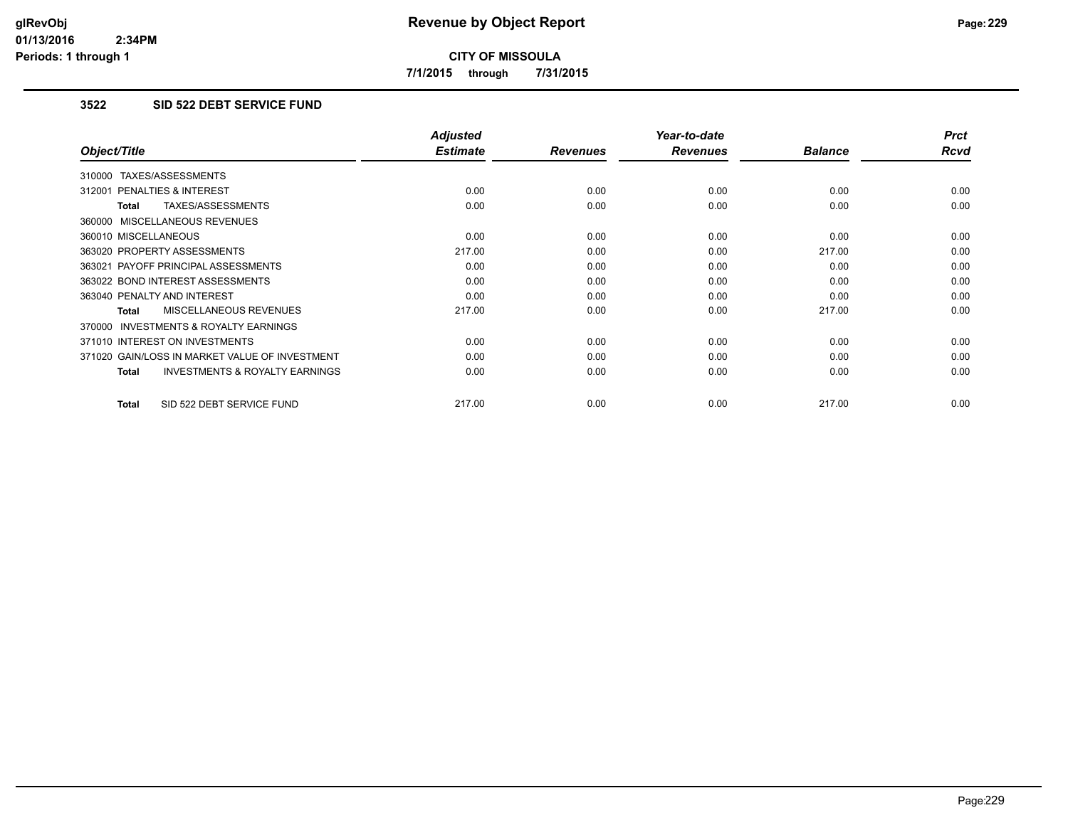# Revenue by Object Report

**CITY OF MISSOULA**

**7/1/2015 through 7/31/2015**

glRevObj
01/13/2016 2:34PM
Periods: 1 through 1

### 3522 SID 522 DEBT SERVICE FUND

| Object/Title | Adjusted Estimate | Revenues | Year-to-date Revenues | Balance | Prct Rcvd |
|---|---|---|---|---|---|
| 310000 TAXES/ASSESSMENTS | | | | | |
| 312001 PENALTIES & INTEREST | 0.00 | 0.00 | 0.00 | 0.00 | 0.00 |
| **Total** TAXES/ASSESSMENTS | 0.00 | 0.00 | 0.00 | 0.00 | 0.00 |
| 360000 MISCELLANEOUS REVENUES | | | | | |
| 360010 MISCELLANEOUS | 0.00 | 0.00 | 0.00 | 0.00 | 0.00 |
| 363020 PROPERTY ASSESSMENTS | 217.00 | 0.00 | 0.00 | 217.00 | 0.00 |
| 363021 PAYOFF PRINCIPAL ASSESSMENTS | 0.00 | 0.00 | 0.00 | 0.00 | 0.00 |
| 363022 BOND INTEREST ASSESSMENTS | 0.00 | 0.00 | 0.00 | 0.00 | 0.00 |
| 363040 PENALTY AND INTEREST | 0.00 | 0.00 | 0.00 | 0.00 | 0.00 |
| **Total** MISCELLANEOUS REVENUES | 217.00 | 0.00 | 0.00 | 217.00 | 0.00 |
| 370000 INVESTMENTS & ROYALTY EARNINGS | | | | | |
| 371010 INTEREST ON INVESTMENTS | 0.00 | 0.00 | 0.00 | 0.00 | 0.00 |
| 371020 GAIN/LOSS IN MARKET VALUE OF INVESTMENT | 0.00 | 0.00 | 0.00 | 0.00 | 0.00 |
| **Total** INVESTMENTS & ROYALTY EARNINGS | 0.00 | 0.00 | 0.00 | 0.00 | 0.00 |
| **Total** SID 522 DEBT SERVICE FUND | 217.00 | 0.00 | 0.00 | 217.00 | 0.00 |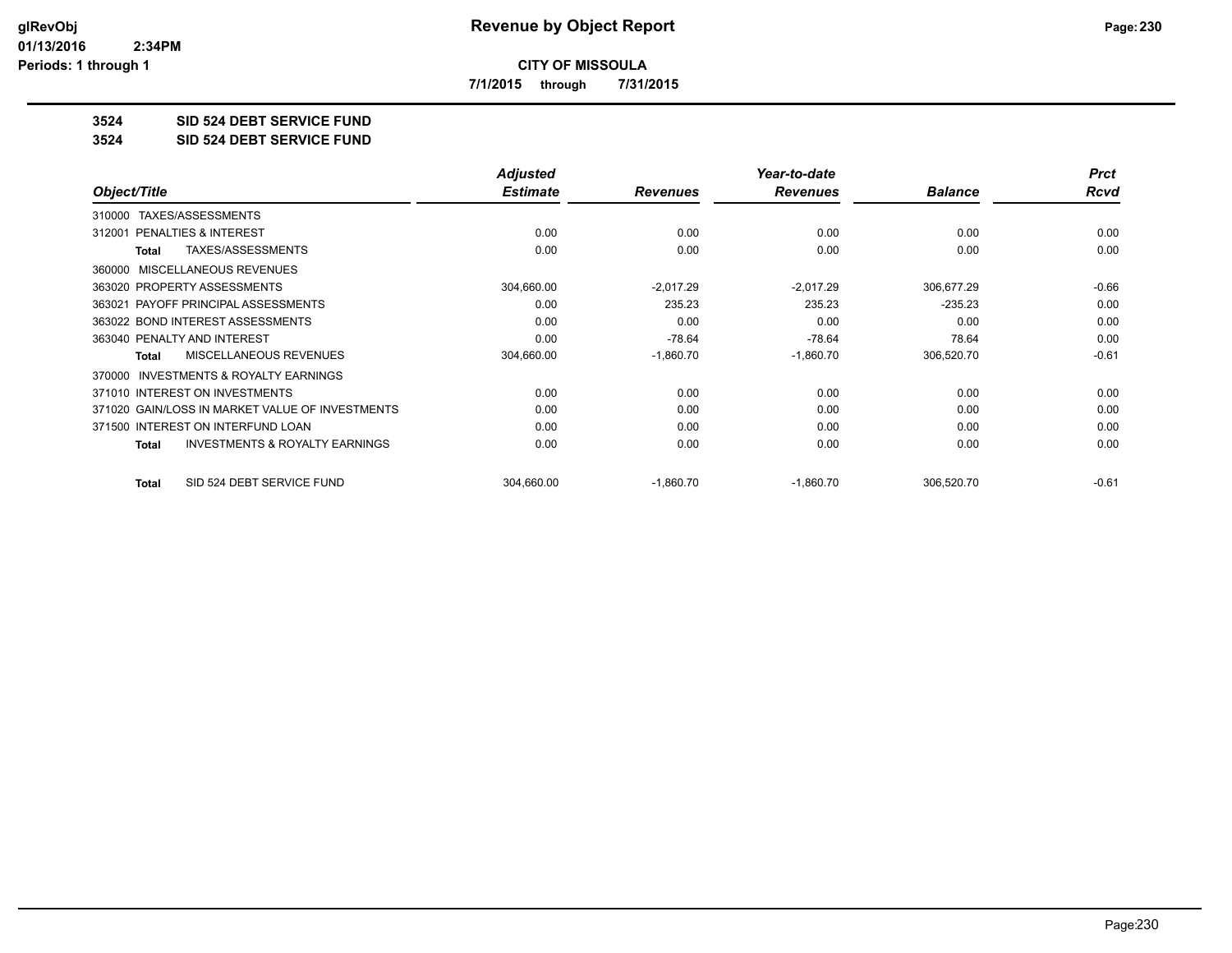**CITY OF MISSOULA**

**7/1/2015 through 7/31/2015**

**3524 SID 524 DEBT SERVICE FUND**

**3524 SID 524 DEBT SERVICE FUND**

| Object/Title | Adjusted Estimate | Revenues | Year-to-date Revenues | Balance | Prct Rcvd |
|---|---|---|---|---|---|
| 310000 TAXES/ASSESSMENTS | | | | | |
| 312001 PENALTIES & INTEREST | 0.00 | 0.00 | 0.00 | 0.00 | 0.00 |
| **Total** TAXES/ASSESSMENTS | 0.00 | 0.00 | 0.00 | 0.00 | 0.00 |
| 360000 MISCELLANEOUS REVENUES | | | | | |
| 363020 PROPERTY ASSESSMENTS | 304,660.00 | -2,017.29 | -2,017.29 | 306,677.29 | -0.66 |
| 363021 PAYOFF PRINCIPAL ASSESSMENTS | 0.00 | 235.23 | 235.23 | -235.23 | 0.00 |
| 363022 BOND INTEREST ASSESSMENTS | 0.00 | 0.00 | 0.00 | 0.00 | 0.00 |
| 363040 PENALTY AND INTEREST | 0.00 | -78.64 | -78.64 | 78.64 | 0.00 |
| **Total** MISCELLANEOUS REVENUES | 304,660.00 | -1,860.70 | -1,860.70 | 306,520.70 | -0.61 |
| 370000 INVESTMENTS & ROYALTY EARNINGS | | | | | |
| 371010 INTEREST ON INVESTMENTS | 0.00 | 0.00 | 0.00 | 0.00 | 0.00 |
| 371020 GAIN/LOSS IN MARKET VALUE OF INVESTMENTS | 0.00 | 0.00 | 0.00 | 0.00 | 0.00 |
| 371500 INTEREST ON INTERFUND LOAN | 0.00 | 0.00 | 0.00 | 0.00 | 0.00 |
| **Total** INVESTMENTS & ROYALTY EARNINGS | 0.00 | 0.00 | 0.00 | 0.00 | 0.00 |
| **Total** SID 524 DEBT SERVICE FUND | 304,660.00 | -1,860.70 | -1,860.70 | 306,520.70 | -0.61 |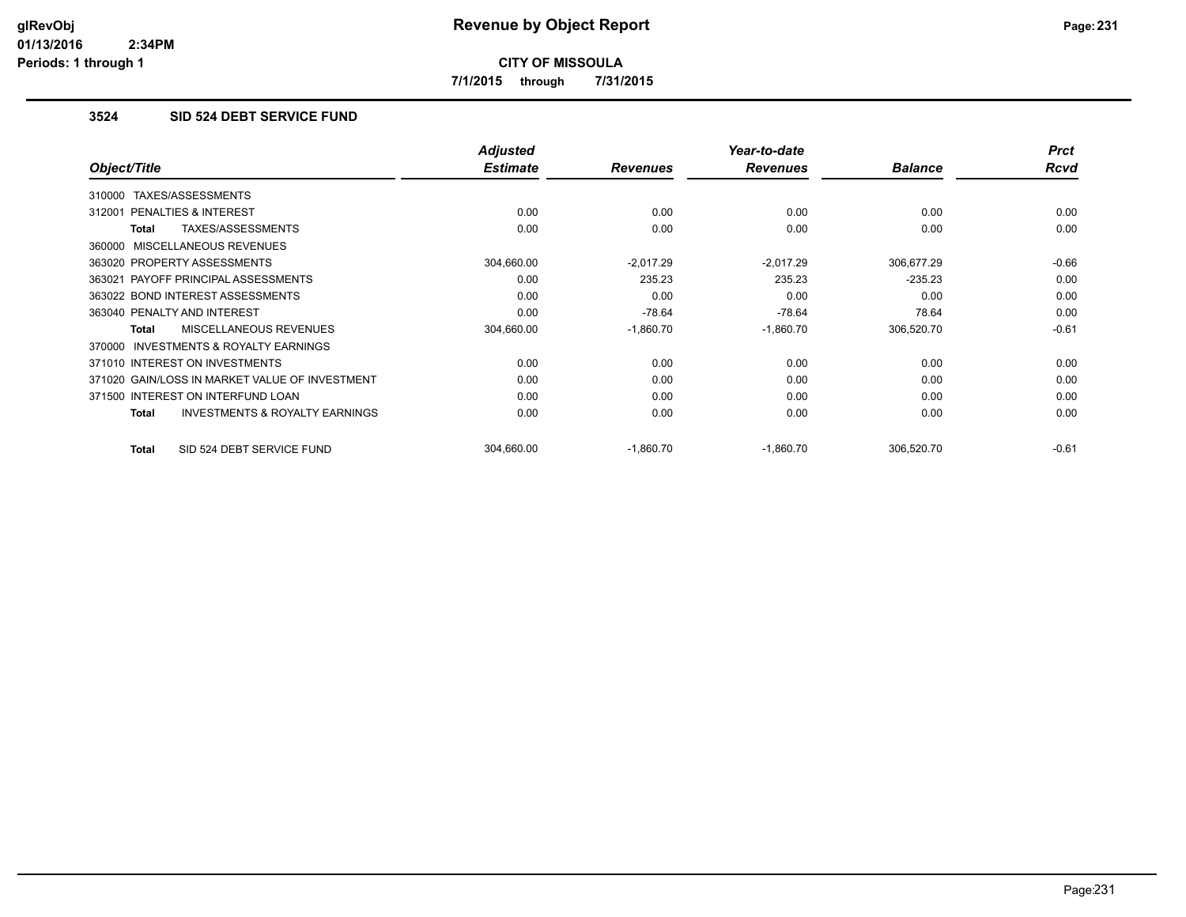# Revenue by Object Report

**CITY OF MISSOULA**

**7/1/2015 through 7/31/2015**

glRevObj
01/13/2016 2:34PM
Periods: 1 through 1

### 3524 SID 524 DEBT SERVICE FUND

| Object/Title | Adjusted Estimate | Revenues | Year-to-date Revenues | Balance | Prct Rcvd |
|---|---|---|---|---|---|
| 310000 TAXES/ASSESSMENTS | | | | | |
| 312001 PENALTIES & INTEREST | 0.00 | 0.00 | 0.00 | 0.00 | 0.00 |
| **Total** TAXES/ASSESSMENTS | 0.00 | 0.00 | 0.00 | 0.00 | 0.00 |
| 360000 MISCELLANEOUS REVENUES | | | | | |
| 363020 PROPERTY ASSESSMENTS | 304,660.00 | -2,017.29 | -2,017.29 | 306,677.29 | -0.66 |
| 363021 PAYOFF PRINCIPAL ASSESSMENTS | 0.00 | 235.23 | 235.23 | -235.23 | 0.00 |
| 363022 BOND INTEREST ASSESSMENTS | 0.00 | 0.00 | 0.00 | 0.00 | 0.00 |
| 363040 PENALTY AND INTEREST | 0.00 | -78.64 | -78.64 | 78.64 | 0.00 |
| **Total** MISCELLANEOUS REVENUES | 304,660.00 | -1,860.70 | -1,860.70 | 306,520.70 | -0.61 |
| 370000 INVESTMENTS & ROYALTY EARNINGS | | | | | |
| 371010 INTEREST ON INVESTMENTS | 0.00 | 0.00 | 0.00 | 0.00 | 0.00 |
| 371020 GAIN/LOSS IN MARKET VALUE OF INVESTMENT | 0.00 | 0.00 | 0.00 | 0.00 | 0.00 |
| 371500 INTEREST ON INTERFUND LOAN | 0.00 | 0.00 | 0.00 | 0.00 | 0.00 |
| **Total** INVESTMENTS & ROYALTY EARNINGS | 0.00 | 0.00 | 0.00 | 0.00 | 0.00 |
| **Total** SID 524 DEBT SERVICE FUND | 304,660.00 | -1,860.70 | -1,860.70 | 306,520.70 | -0.61 |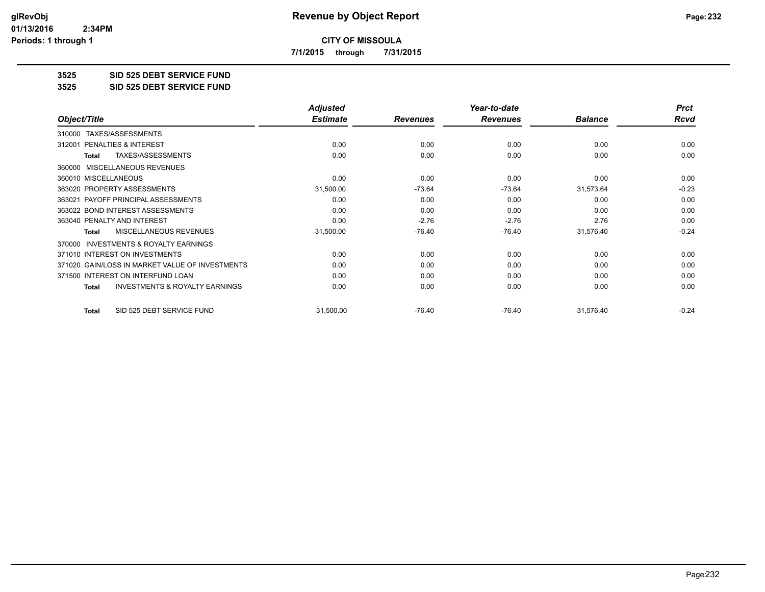**CITY OF MISSOULA**

**7/1/2015 through 7/31/2015**

**3525 SID 525 DEBT SERVICE FUND**

**3525 SID 525 DEBT SERVICE FUND**

| Object/Title | Adjusted Estimate | Revenues | Year-to-date Revenues | Balance | Prct Rcvd |
|---|---|---|---|---|---|
| 310000 TAXES/ASSESSMENTS | | | | | |
| 312001 PENALTIES & INTEREST | 0.00 | 0.00 | 0.00 | 0.00 | 0.00 |
| Total TAXES/ASSESSMENTS | 0.00 | 0.00 | 0.00 | 0.00 | 0.00 |
| 360000 MISCELLANEOUS REVENUES | | | | | |
| 360010 MISCELLANEOUS | 0.00 | 0.00 | 0.00 | 0.00 | 0.00 |
| 363020 PROPERTY ASSESSMENTS | 31,500.00 | -73.64 | -73.64 | 31,573.64 | -0.23 |
| 363021 PAYOFF PRINCIPAL ASSESSMENTS | 0.00 | 0.00 | 0.00 | 0.00 | 0.00 |
| 363022 BOND INTEREST ASSESSMENTS | 0.00 | 0.00 | 0.00 | 0.00 | 0.00 |
| 363040 PENALTY AND INTEREST | 0.00 | -2.76 | -2.76 | 2.76 | 0.00 |
| Total MISCELLANEOUS REVENUES | 31,500.00 | -76.40 | -76.40 | 31,576.40 | -0.24 |
| 370000 INVESTMENTS & ROYALTY EARNINGS | | | | | |
| 371010 INTEREST ON INVESTMENTS | 0.00 | 0.00 | 0.00 | 0.00 | 0.00 |
| 371020 GAIN/LOSS IN MARKET VALUE OF INVESTMENTS | 0.00 | 0.00 | 0.00 | 0.00 | 0.00 |
| 371500 INTEREST ON INTERFUND LOAN | 0.00 | 0.00 | 0.00 | 0.00 | 0.00 |
| Total INVESTMENTS & ROYALTY EARNINGS | 0.00 | 0.00 | 0.00 | 0.00 | 0.00 |
| Total SID 525 DEBT SERVICE FUND | 31,500.00 | -76.40 | -76.40 | 31,576.40 | -0.24 |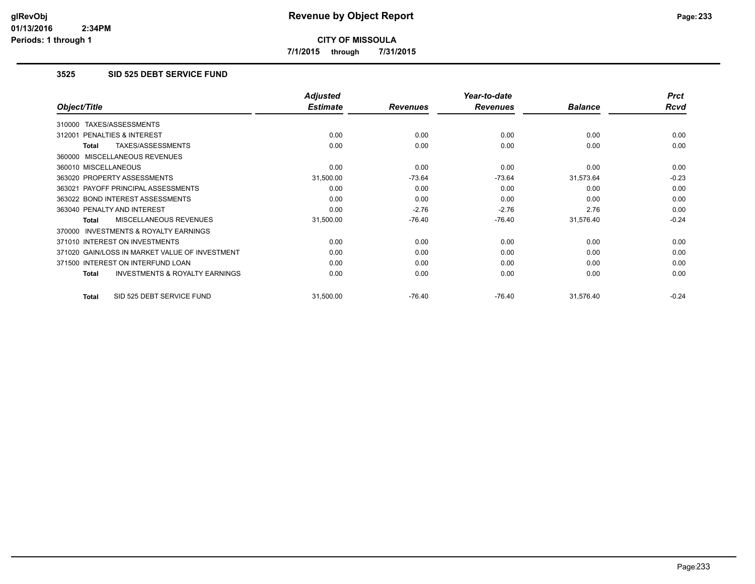**CITY OF MISSOULA**

**7/1/2015 through 7/31/2015**

### 3525 SID 525 DEBT SERVICE FUND

| Object/Title | Adjusted Estimate | Revenues | Year-to-date Revenues | Balance | Prct Rcvd |
|---|---|---|---|---|---|
| 310000 TAXES/ASSESSMENTS | | | | | |
| 312001 PENALTIES & INTEREST | 0.00 | 0.00 | 0.00 | 0.00 | 0.00 |
| **Total** TAXES/ASSESSMENTS | 0.00 | 0.00 | 0.00 | 0.00 | 0.00 |
| 360000 MISCELLANEOUS REVENUES | | | | | |
| 360010 MISCELLANEOUS | 0.00 | 0.00 | 0.00 | 0.00 | 0.00 |
| 363020 PROPERTY ASSESSMENTS | 31,500.00 | -73.64 | -73.64 | 31,573.64 | -0.23 |
| 363021 PAYOFF PRINCIPAL ASSESSMENTS | 0.00 | 0.00 | 0.00 | 0.00 | 0.00 |
| 363022 BOND INTEREST ASSESSMENTS | 0.00 | 0.00 | 0.00 | 0.00 | 0.00 |
| 363040 PENALTY AND INTEREST | 0.00 | -2.76 | -2.76 | 2.76 | 0.00 |
| **Total** MISCELLANEOUS REVENUES | 31,500.00 | -76.40 | -76.40 | 31,576.40 | -0.24 |
| 370000 INVESTMENTS & ROYALTY EARNINGS | | | | | |
| 371010 INTEREST ON INVESTMENTS | 0.00 | 0.00 | 0.00 | 0.00 | 0.00 |
| 371020 GAIN/LOSS IN MARKET VALUE OF INVESTMENT | 0.00 | 0.00 | 0.00 | 0.00 | 0.00 |
| 371500 INTEREST ON INTERFUND LOAN | 0.00 | 0.00 | 0.00 | 0.00 | 0.00 |
| **Total** INVESTMENTS & ROYALTY EARNINGS | 0.00 | 0.00 | 0.00 | 0.00 | 0.00 |
| **Total** SID 525 DEBT SERVICE FUND | 31,500.00 | -76.40 | -76.40 | 31,576.40 | -0.24 |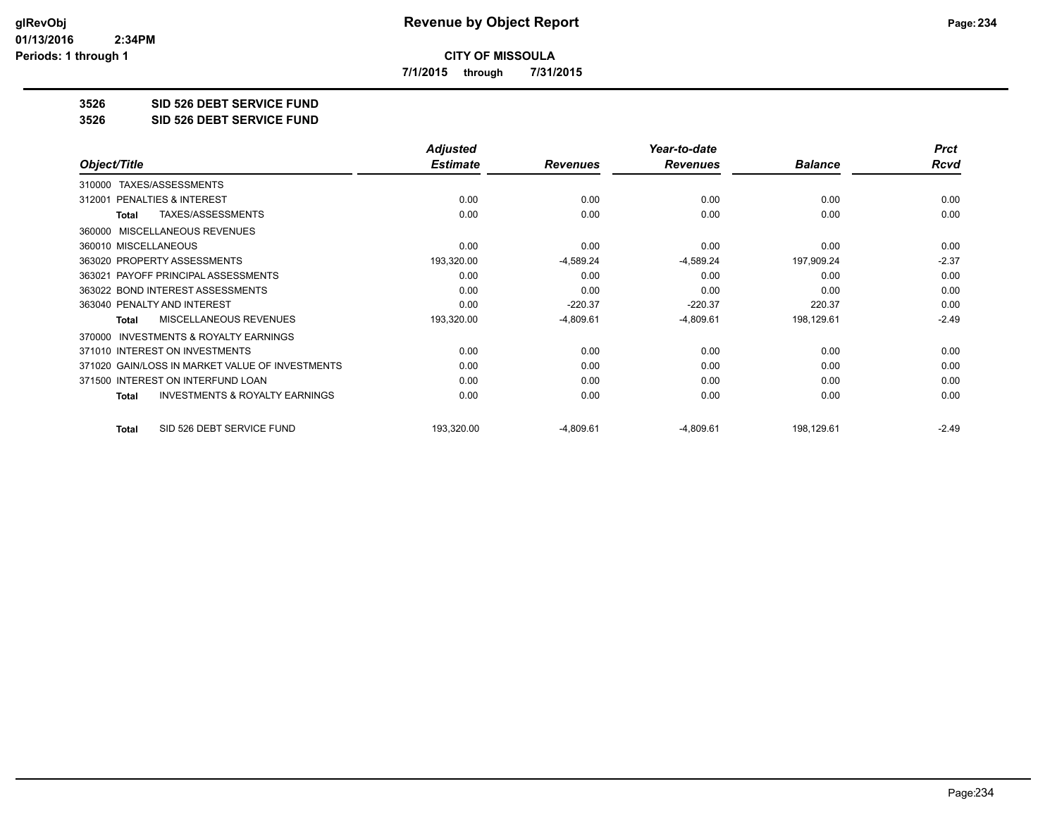**CITY OF MISSOULA**

**7/1/2015 through 7/31/2015**

# Revenue by Object Report

glRevObj
01/13/2016 2:34PM
Periods: 1 through 1

**3526 SID 526 DEBT SERVICE FUND**

**3526 SID 526 DEBT SERVICE FUND**

| Object/Title | Adjusted Estimate | Revenues | Year-to-date Revenues | Balance | Prct Rcvd |
|---|---|---|---|---|---|
| 310000 TAXES/ASSESSMENTS | | | | | |
| 312001 PENALTIES & INTEREST | 0.00 | 0.00 | 0.00 | 0.00 | 0.00 |
| **Total** TAXES/ASSESSMENTS | 0.00 | 0.00 | 0.00 | 0.00 | 0.00 |
| 360000 MISCELLANEOUS REVENUES | | | | | |
| 360010 MISCELLANEOUS | 0.00 | 0.00 | 0.00 | 0.00 | 0.00 |
| 363020 PROPERTY ASSESSMENTS | 193,320.00 | -4,589.24 | -4,589.24 | 197,909.24 | -2.37 |
| 363021 PAYOFF PRINCIPAL ASSESSMENTS | 0.00 | 0.00 | 0.00 | 0.00 | 0.00 |
| 363022 BOND INTEREST ASSESSMENTS | 0.00 | 0.00 | 0.00 | 0.00 | 0.00 |
| 363040 PENALTY AND INTEREST | 0.00 | -220.37 | -220.37 | 220.37 | 0.00 |
| **Total** MISCELLANEOUS REVENUES | 193,320.00 | -4,809.61 | -4,809.61 | 198,129.61 | -2.49 |
| 370000 INVESTMENTS & ROYALTY EARNINGS | | | | | |
| 371010 INTEREST ON INVESTMENTS | 0.00 | 0.00 | 0.00 | 0.00 | 0.00 |
| 371020 GAIN/LOSS IN MARKET VALUE OF INVESTMENTS | 0.00 | 0.00 | 0.00 | 0.00 | 0.00 |
| 371500 INTEREST ON INTERFUND LOAN | 0.00 | 0.00 | 0.00 | 0.00 | 0.00 |
| **Total** INVESTMENTS & ROYALTY EARNINGS | 0.00 | 0.00 | 0.00 | 0.00 | 0.00 |
| **Total** SID 526 DEBT SERVICE FUND | 193,320.00 | -4,809.61 | -4,809.61 | 198,129.61 | -2.49 |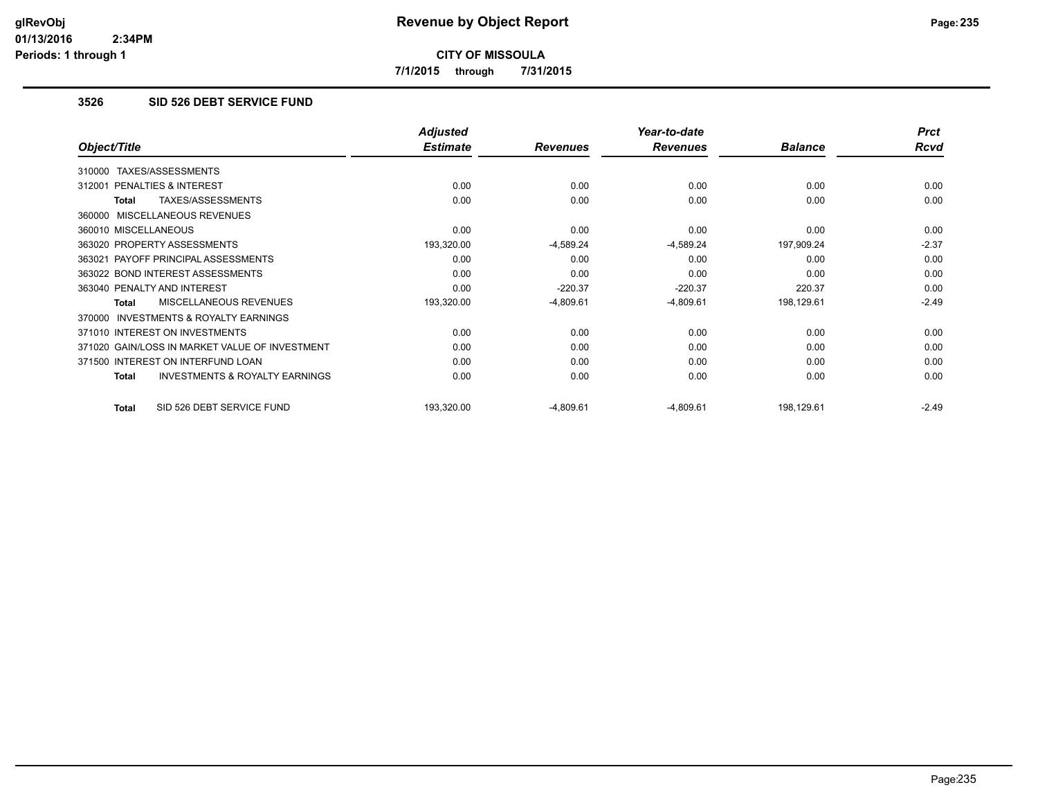## Revenue by Object Report

**CITY OF MISSOULA**

**7/1/2015 through 7/31/2015**

### 3526 SID 526 DEBT SERVICE FUND

| Object/Title | Adjusted Estimate | Revenues | Year-to-date Revenues | Balance | Prct Rcvd |
|---|---|---|---|---|---|
| 310000 TAXES/ASSESSMENTS | | | | | |
| 312001 PENALTIES & INTEREST | 0.00 | 0.00 | 0.00 | 0.00 | 0.00 |
| **Total** TAXES/ASSESSMENTS | 0.00 | 0.00 | 0.00 | 0.00 | 0.00 |
| 360000 MISCELLANEOUS REVENUES | | | | | |
| 360010 MISCELLANEOUS | 0.00 | 0.00 | 0.00 | 0.00 | 0.00 |
| 363020 PROPERTY ASSESSMENTS | 193,320.00 | -4,589.24 | -4,589.24 | 197,909.24 | -2.37 |
| 363021 PAYOFF PRINCIPAL ASSESSMENTS | 0.00 | 0.00 | 0.00 | 0.00 | 0.00 |
| 363022 BOND INTEREST ASSESSMENTS | 0.00 | 0.00 | 0.00 | 0.00 | 0.00 |
| 363040 PENALTY AND INTEREST | 0.00 | -220.37 | -220.37 | 220.37 | 0.00 |
| **Total** MISCELLANEOUS REVENUES | 193,320.00 | -4,809.61 | -4,809.61 | 198,129.61 | -2.49 |
| 370000 INVESTMENTS & ROYALTY EARNINGS | | | | | |
| 371010 INTEREST ON INVESTMENTS | 0.00 | 0.00 | 0.00 | 0.00 | 0.00 |
| 371020 GAIN/LOSS IN MARKET VALUE OF INVESTMENT | 0.00 | 0.00 | 0.00 | 0.00 | 0.00 |
| 371500 INTEREST ON INTERFUND LOAN | 0.00 | 0.00 | 0.00 | 0.00 | 0.00 |
| **Total** INVESTMENTS & ROYALTY EARNINGS | 0.00 | 0.00 | 0.00 | 0.00 | 0.00 |
| **Total** SID 526 DEBT SERVICE FUND | 193,320.00 | -4,809.61 | -4,809.61 | 198,129.61 | -2.49 |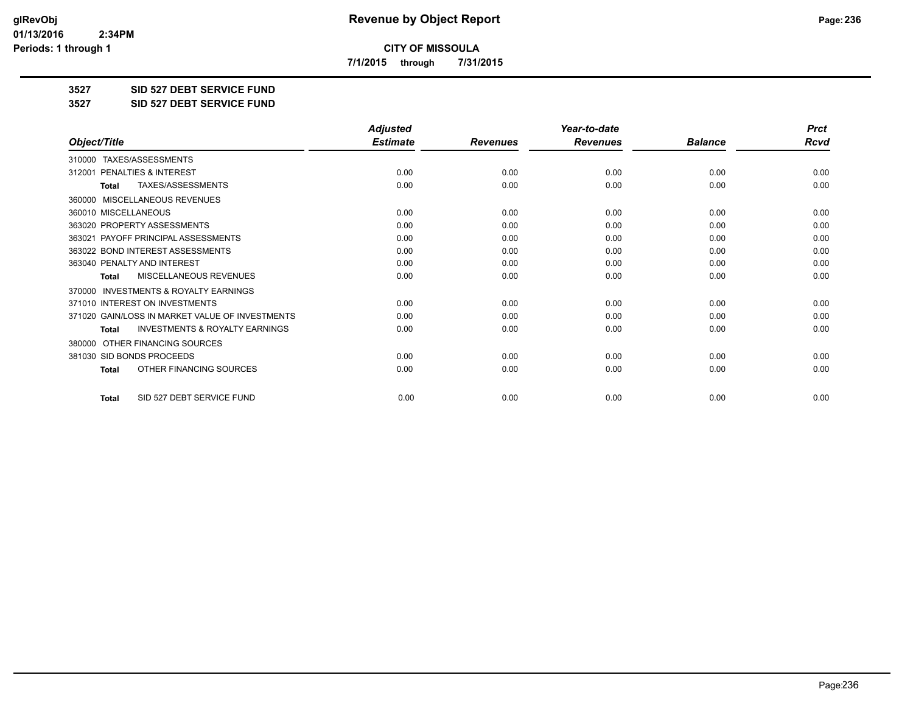# Revenue by Object Report

**CITY OF MISSOULA**

**7/1/2015 through 7/31/2015**

glRevObj
01/13/2016 2:34PM
Periods: 1 through 1

**3527 SID 527 DEBT SERVICE FUND**

**3527 SID 527 DEBT SERVICE FUND**

| Object/Title | Adjusted Estimate | Revenues | Year-to-date Revenues | Balance | Prct Rcvd |
|---|---|---|---|---|---|
| 310000 TAXES/ASSESSMENTS | | | | | |
| 312001 PENALTIES & INTEREST | 0.00 | 0.00 | 0.00 | 0.00 | 0.00 |
| **Total** TAXES/ASSESSMENTS | 0.00 | 0.00 | 0.00 | 0.00 | 0.00 |
| 360000 MISCELLANEOUS REVENUES | | | | | |
| 360010 MISCELLANEOUS | 0.00 | 0.00 | 0.00 | 0.00 | 0.00 |
| 363020 PROPERTY ASSESSMENTS | 0.00 | 0.00 | 0.00 | 0.00 | 0.00 |
| 363021 PAYOFF PRINCIPAL ASSESSMENTS | 0.00 | 0.00 | 0.00 | 0.00 | 0.00 |
| 363022 BOND INTEREST ASSESSMENTS | 0.00 | 0.00 | 0.00 | 0.00 | 0.00 |
| 363040 PENALTY AND INTEREST | 0.00 | 0.00 | 0.00 | 0.00 | 0.00 |
| **Total** MISCELLANEOUS REVENUES | 0.00 | 0.00 | 0.00 | 0.00 | 0.00 |
| 370000 INVESTMENTS & ROYALTY EARNINGS | | | | | |
| 371010 INTEREST ON INVESTMENTS | 0.00 | 0.00 | 0.00 | 0.00 | 0.00 |
| 371020 GAIN/LOSS IN MARKET VALUE OF INVESTMENTS | 0.00 | 0.00 | 0.00 | 0.00 | 0.00 |
| **Total** INVESTMENTS & ROYALTY EARNINGS | 0.00 | 0.00 | 0.00 | 0.00 | 0.00 |
| 380000 OTHER FINANCING SOURCES | | | | | |
| 381030 SID BONDS PROCEEDS | 0.00 | 0.00 | 0.00 | 0.00 | 0.00 |
| **Total** OTHER FINANCING SOURCES | 0.00 | 0.00 | 0.00 | 0.00 | 0.00 |
| **Total** SID 527 DEBT SERVICE FUND | 0.00 | 0.00 | 0.00 | 0.00 | 0.00 |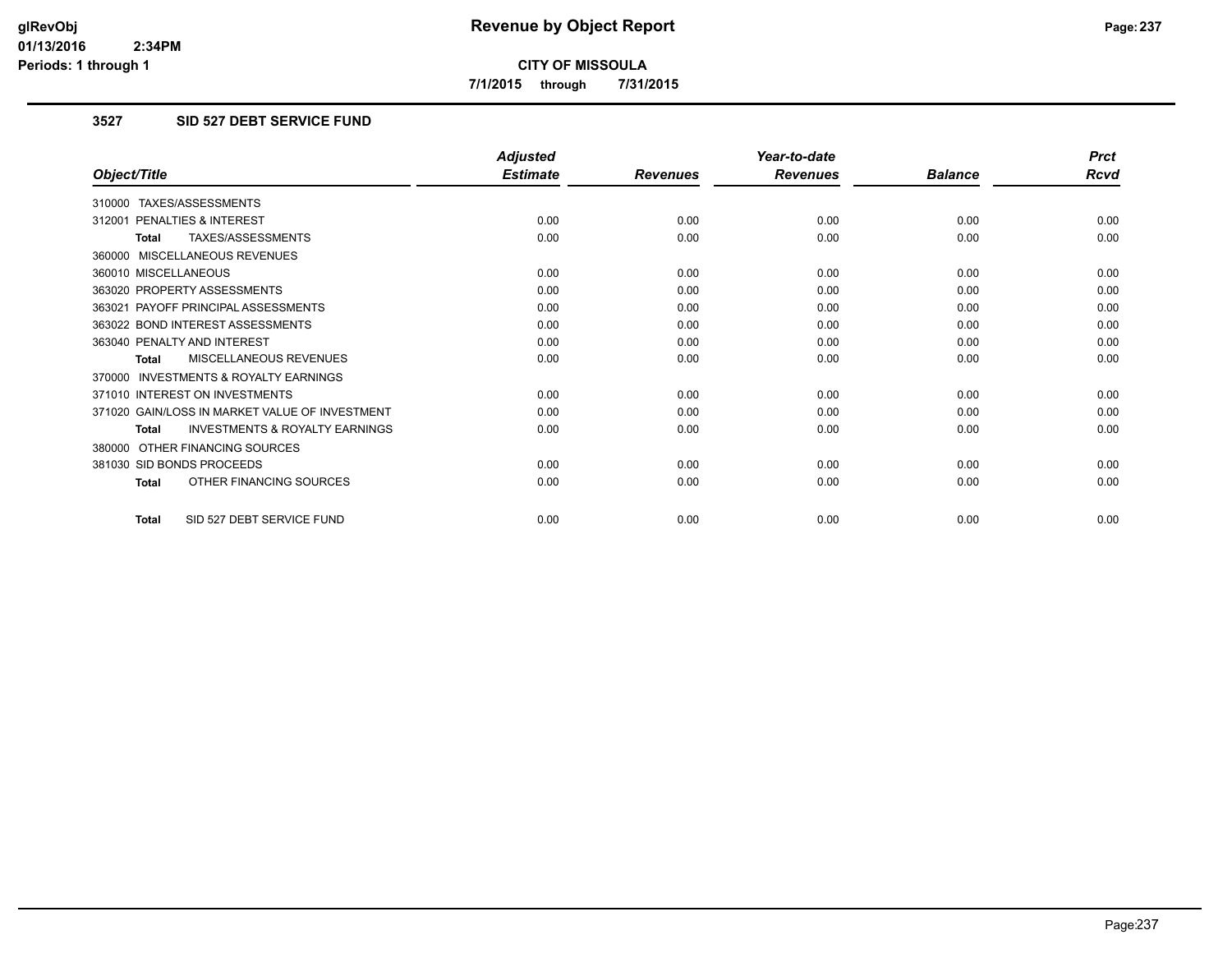# Revenue by Object Report

**CITY OF MISSOULA**

**7/1/2015 through 7/31/2015**

### 3527 SID 527 DEBT SERVICE FUND

| Object/Title | Adjusted Estimate | Revenues | Year-to-date Revenues | Balance | Prct Rcvd |
|---|---|---|---|---|---|
| 310000 TAXES/ASSESSMENTS | | | | | |
| 312001 PENALTIES & INTEREST | 0.00 | 0.00 | 0.00 | 0.00 | 0.00 |
| **Total** TAXES/ASSESSMENTS | 0.00 | 0.00 | 0.00 | 0.00 | 0.00 |
| 360000 MISCELLANEOUS REVENUES | | | | | |
| 360010 MISCELLANEOUS | 0.00 | 0.00 | 0.00 | 0.00 | 0.00 |
| 363020 PROPERTY ASSESSMENTS | 0.00 | 0.00 | 0.00 | 0.00 | 0.00 |
| 363021 PAYOFF PRINCIPAL ASSESSMENTS | 0.00 | 0.00 | 0.00 | 0.00 | 0.00 |
| 363022 BOND INTEREST ASSESSMENTS | 0.00 | 0.00 | 0.00 | 0.00 | 0.00 |
| 363040 PENALTY AND INTEREST | 0.00 | 0.00 | 0.00 | 0.00 | 0.00 |
| **Total** MISCELLANEOUS REVENUES | 0.00 | 0.00 | 0.00 | 0.00 | 0.00 |
| 370000 INVESTMENTS & ROYALTY EARNINGS | | | | | |
| 371010 INTEREST ON INVESTMENTS | 0.00 | 0.00 | 0.00 | 0.00 | 0.00 |
| 371020 GAIN/LOSS IN MARKET VALUE OF INVESTMENT | 0.00 | 0.00 | 0.00 | 0.00 | 0.00 |
| **Total** INVESTMENTS & ROYALTY EARNINGS | 0.00 | 0.00 | 0.00 | 0.00 | 0.00 |
| 380000 OTHER FINANCING SOURCES | | | | | |
| 381030 SID BONDS PROCEEDS | 0.00 | 0.00 | 0.00 | 0.00 | 0.00 |
| **Total** OTHER FINANCING SOURCES | 0.00 | 0.00 | 0.00 | 0.00 | 0.00 |
| **Total** SID 527 DEBT SERVICE FUND | 0.00 | 0.00 | 0.00 | 0.00 | 0.00 |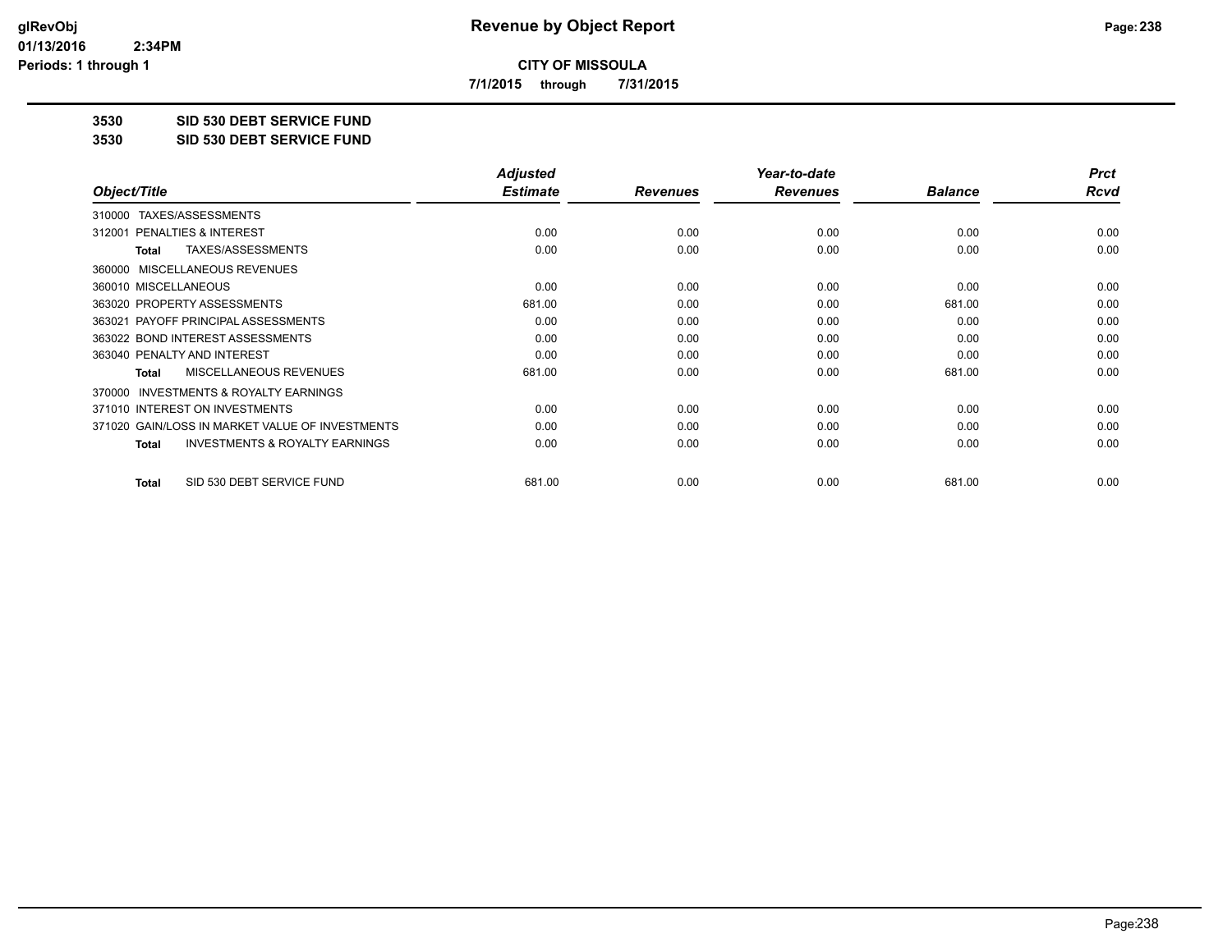# Revenue by Object Report

**CITY OF MISSOULA**

**7/1/2015 through 7/31/2015**

glRevObj
01/13/2016 2:34PM
Periods: 1 through 1

## 3530 SID 530 DEBT SERVICE FUND
## 3530 SID 530 DEBT SERVICE FUND

| Object/Title | Adjusted Estimate | Revenues | Year-to-date Revenues | Balance | Prct Rcvd |
|---|---|---|---|---|---|
| 310000 TAXES/ASSESSMENTS | | | | | |
| 312001 PENALTIES & INTEREST | 0.00 | 0.00 | 0.00 | 0.00 | 0.00 |
| **Total** TAXES/ASSESSMENTS | 0.00 | 0.00 | 0.00 | 0.00 | 0.00 |
| 360000 MISCELLANEOUS REVENUES | | | | | |
| 360010 MISCELLANEOUS | 0.00 | 0.00 | 0.00 | 0.00 | 0.00 |
| 363020 PROPERTY ASSESSMENTS | 681.00 | 0.00 | 0.00 | 681.00 | 0.00 |
| 363021 PAYOFF PRINCIPAL ASSESSMENTS | 0.00 | 0.00 | 0.00 | 0.00 | 0.00 |
| 363022 BOND INTEREST ASSESSMENTS | 0.00 | 0.00 | 0.00 | 0.00 | 0.00 |
| 363040 PENALTY AND INTEREST | 0.00 | 0.00 | 0.00 | 0.00 | 0.00 |
| **Total** MISCELLANEOUS REVENUES | 681.00 | 0.00 | 0.00 | 681.00 | 0.00 |
| 370000 INVESTMENTS & ROYALTY EARNINGS | | | | | |
| 371010 INTEREST ON INVESTMENTS | 0.00 | 0.00 | 0.00 | 0.00 | 0.00 |
| 371020 GAIN/LOSS IN MARKET VALUE OF INVESTMENTS | 0.00 | 0.00 | 0.00 | 0.00 | 0.00 |
| **Total** INVESTMENTS & ROYALTY EARNINGS | 0.00 | 0.00 | 0.00 | 0.00 | 0.00 |
| **Total** SID 530 DEBT SERVICE FUND | 681.00 | 0.00 | 0.00 | 681.00 | 0.00 |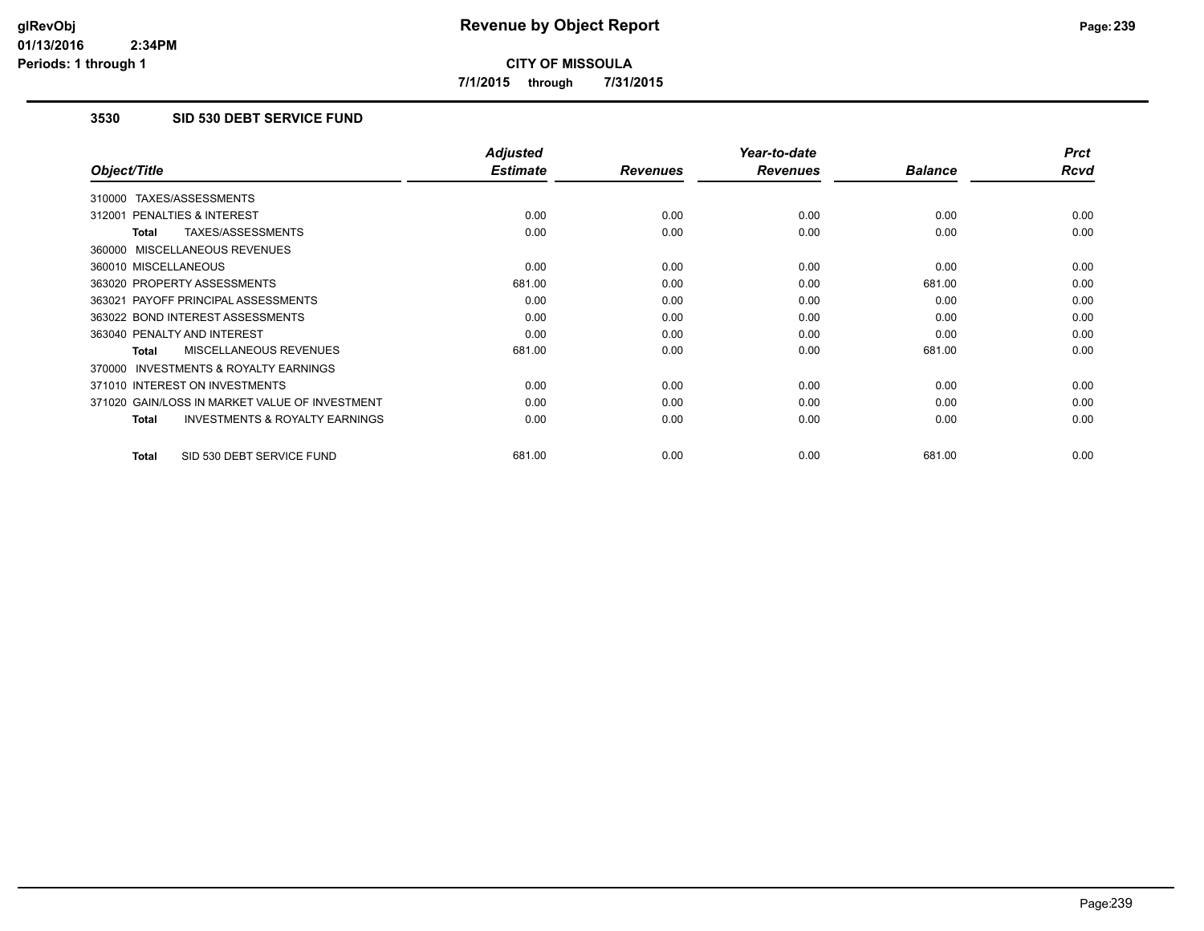# Revenue by Object Report

**CITY OF MISSOULA**

**7/1/2015 through 7/31/2015**

glRevObj
01/13/2016 2:34PM
Periods: 1 through 1

### 3530 SID 530 DEBT SERVICE FUND

| Object/Title | Adjusted Estimate | Revenues | Year-to-date Revenues | Balance | Prct Rcvd |
|---|---|---|---|---|---|
| 310000 TAXES/ASSESSMENTS | | | | | |
| 312001 PENALTIES & INTEREST | 0.00 | 0.00 | 0.00 | 0.00 | 0.00 |
| **Total** TAXES/ASSESSMENTS | 0.00 | 0.00 | 0.00 | 0.00 | 0.00 |
| 360000 MISCELLANEOUS REVENUES | | | | | |
| 360010 MISCELLANEOUS | 0.00 | 0.00 | 0.00 | 0.00 | 0.00 |
| 363020 PROPERTY ASSESSMENTS | 681.00 | 0.00 | 0.00 | 681.00 | 0.00 |
| 363021 PAYOFF PRINCIPAL ASSESSMENTS | 0.00 | 0.00 | 0.00 | 0.00 | 0.00 |
| 363022 BOND INTEREST ASSESSMENTS | 0.00 | 0.00 | 0.00 | 0.00 | 0.00 |
| 363040 PENALTY AND INTEREST | 0.00 | 0.00 | 0.00 | 0.00 | 0.00 |
| **Total** MISCELLANEOUS REVENUES | 681.00 | 0.00 | 0.00 | 681.00 | 0.00 |
| 370000 INVESTMENTS & ROYALTY EARNINGS | | | | | |
| 371010 INTEREST ON INVESTMENTS | 0.00 | 0.00 | 0.00 | 0.00 | 0.00 |
| 371020 GAIN/LOSS IN MARKET VALUE OF INVESTMENT | 0.00 | 0.00 | 0.00 | 0.00 | 0.00 |
| **Total** INVESTMENTS & ROYALTY EARNINGS | 0.00 | 0.00 | 0.00 | 0.00 | 0.00 |
| **Total** SID 530 DEBT SERVICE FUND | 681.00 | 0.00 | 0.00 | 681.00 | 0.00 |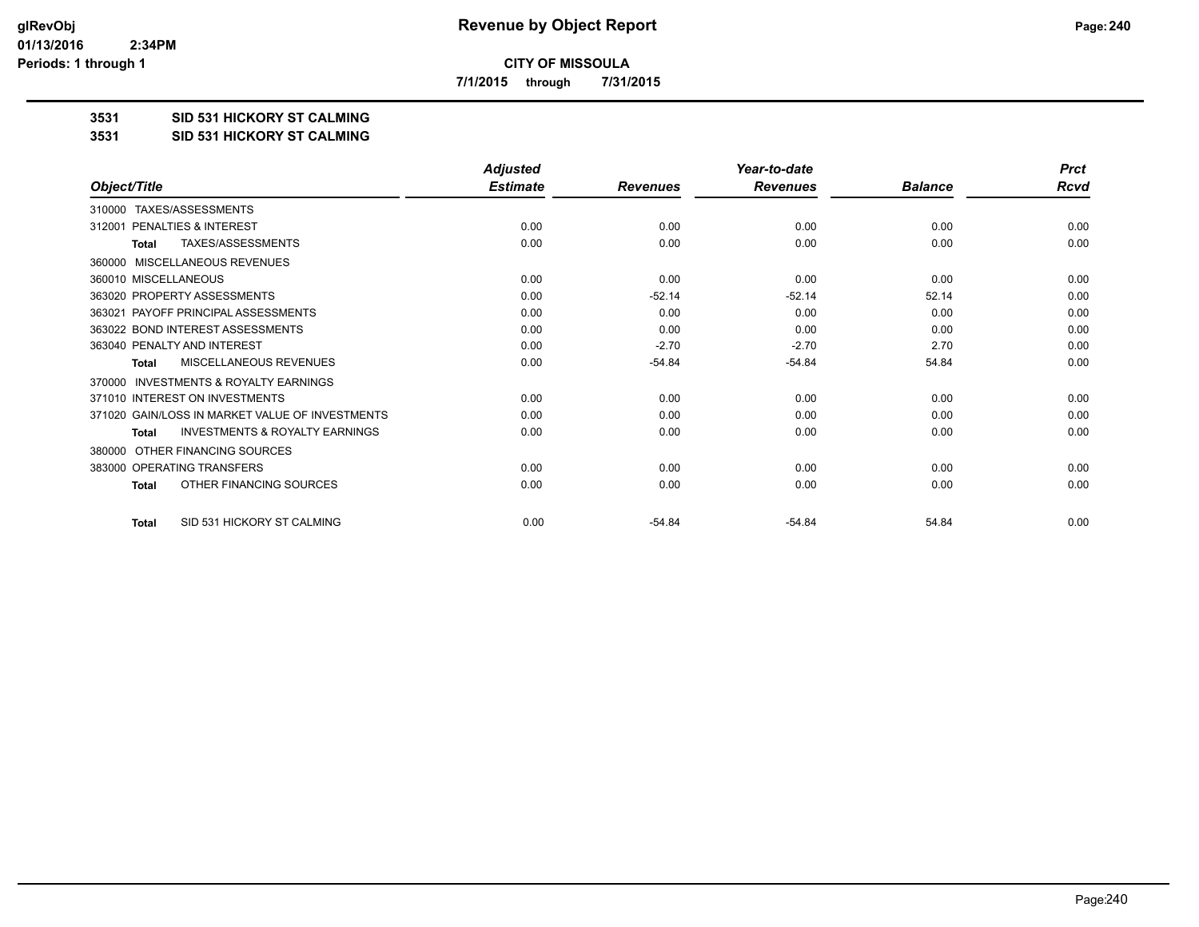**CITY OF MISSOULA**

**7/1/2015 through 7/31/2015**

**3531 SID 531 HICKORY ST CALMING**

**3531 SID 531 HICKORY ST CALMING**

| Object/Title | Adjusted Estimate | Revenues | Year-to-date Revenues | Balance | Prct Rcvd |
|---|---|---|---|---|---|
| 310000 TAXES/ASSESSMENTS | | | | | |
| 312001 PENALTIES & INTEREST | 0.00 | 0.00 | 0.00 | 0.00 | 0.00 |
| **Total** TAXES/ASSESSMENTS | 0.00 | 0.00 | 0.00 | 0.00 | 0.00 |
| 360000 MISCELLANEOUS REVENUES | | | | | |
| 360010 MISCELLANEOUS | 0.00 | 0.00 | 0.00 | 0.00 | 0.00 |
| 363020 PROPERTY ASSESSMENTS | 0.00 | -52.14 | -52.14 | 52.14 | 0.00 |
| 363021 PAYOFF PRINCIPAL ASSESSMENTS | 0.00 | 0.00 | 0.00 | 0.00 | 0.00 |
| 363022 BOND INTEREST ASSESSMENTS | 0.00 | 0.00 | 0.00 | 0.00 | 0.00 |
| 363040 PENALTY AND INTEREST | 0.00 | -2.70 | -2.70 | 2.70 | 0.00 |
| **Total** MISCELLANEOUS REVENUES | 0.00 | -54.84 | -54.84 | 54.84 | 0.00 |
| 370000 INVESTMENTS & ROYALTY EARNINGS | | | | | |
| 371010 INTEREST ON INVESTMENTS | 0.00 | 0.00 | 0.00 | 0.00 | 0.00 |
| 371020 GAIN/LOSS IN MARKET VALUE OF INVESTMENTS | 0.00 | 0.00 | 0.00 | 0.00 | 0.00 |
| **Total** INVESTMENTS & ROYALTY EARNINGS | 0.00 | 0.00 | 0.00 | 0.00 | 0.00 |
| 380000 OTHER FINANCING SOURCES | | | | | |
| 383000 OPERATING TRANSFERS | 0.00 | 0.00 | 0.00 | 0.00 | 0.00 |
| **Total** OTHER FINANCING SOURCES | 0.00 | 0.00 | 0.00 | 0.00 | 0.00 |
| **Total** SID 531 HICKORY ST CALMING | 0.00 | -54.84 | -54.84 | 54.84 | 0.00 |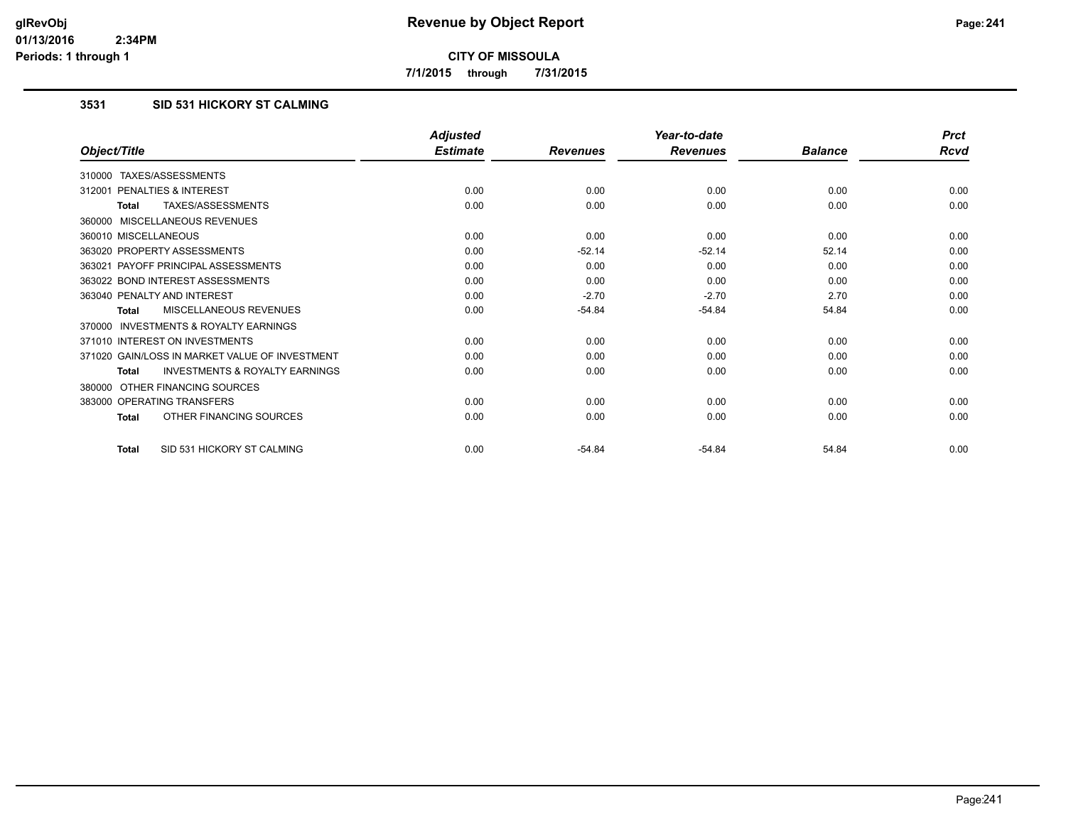**CITY OF MISSOULA**

**7/1/2015 through 7/31/2015**

### 3531 SID 531 HICKORY ST CALMING

| Object/Title | Adjusted Estimate | Revenues | Year-to-date Revenues | Balance | Prct Rcvd |
|---|---|---|---|---|---|
| 310000 TAXES/ASSESSMENTS | | | | | |
| 312001 PENALTIES & INTEREST | 0.00 | 0.00 | 0.00 | 0.00 | 0.00 |
| **Total** TAXES/ASSESSMENTS | 0.00 | 0.00 | 0.00 | 0.00 | 0.00 |
| 360000 MISCELLANEOUS REVENUES | | | | | |
| 360010 MISCELLANEOUS | 0.00 | 0.00 | 0.00 | 0.00 | 0.00 |
| 363020 PROPERTY ASSESSMENTS | 0.00 | -52.14 | -52.14 | 52.14 | 0.00 |
| 363021 PAYOFF PRINCIPAL ASSESSMENTS | 0.00 | 0.00 | 0.00 | 0.00 | 0.00 |
| 363022 BOND INTEREST ASSESSMENTS | 0.00 | 0.00 | 0.00 | 0.00 | 0.00 |
| 363040 PENALTY AND INTEREST | 0.00 | -2.70 | -2.70 | 2.70 | 0.00 |
| **Total** MISCELLANEOUS REVENUES | 0.00 | -54.84 | -54.84 | 54.84 | 0.00 |
| 370000 INVESTMENTS & ROYALTY EARNINGS | | | | | |
| 371010 INTEREST ON INVESTMENTS | 0.00 | 0.00 | 0.00 | 0.00 | 0.00 |
| 371020 GAIN/LOSS IN MARKET VALUE OF INVESTMENT | 0.00 | 0.00 | 0.00 | 0.00 | 0.00 |
| **Total** INVESTMENTS & ROYALTY EARNINGS | 0.00 | 0.00 | 0.00 | 0.00 | 0.00 |
| 380000 OTHER FINANCING SOURCES | | | | | |
| 383000 OPERATING TRANSFERS | 0.00 | 0.00 | 0.00 | 0.00 | 0.00 |
| **Total** OTHER FINANCING SOURCES | 0.00 | 0.00 | 0.00 | 0.00 | 0.00 |
| **Total** SID 531 HICKORY ST CALMING | 0.00 | -54.84 | -54.84 | 54.84 | 0.00 |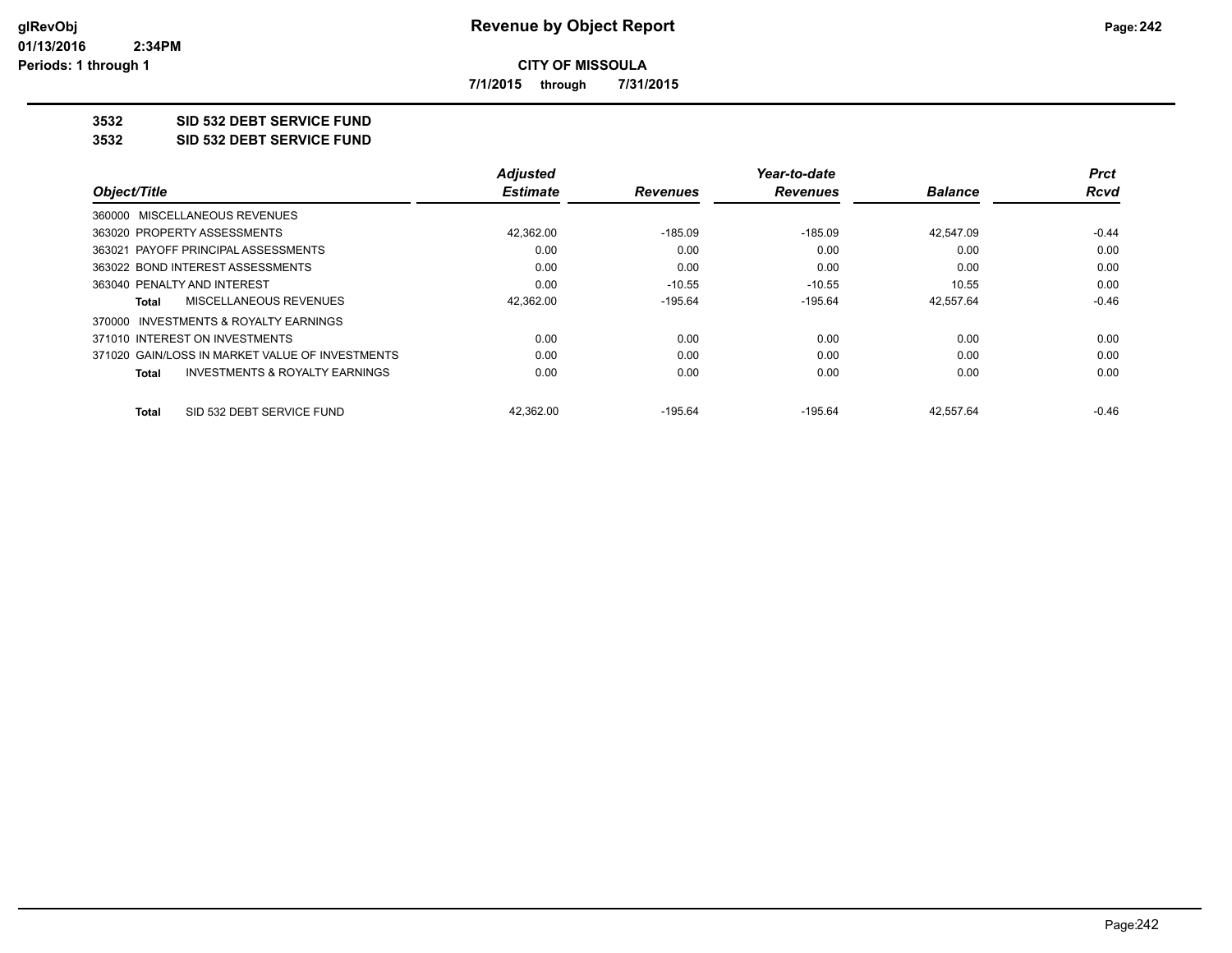# Revenue by Object Report

**CITY OF MISSOULA**

**7/1/2015 through 7/31/2015**

glRevObj
01/13/2016 2:34PM
Periods: 1 through 1

## 3532 SID 532 DEBT SERVICE FUND
## 3532 SID 532 DEBT SERVICE FUND

| Object/Title | Adjusted Estimate | Revenues | Year-to-date Revenues | Balance | Prct Rcvd |
|---|---|---|---|---|---|
| 360000 MISCELLANEOUS REVENUES | | | | | |
| 363020 PROPERTY ASSESSMENTS | 42,362.00 | -185.09 | -185.09 | 42,547.09 | -0.44 |
| 363021 PAYOFF PRINCIPAL ASSESSMENTS | 0.00 | 0.00 | 0.00 | 0.00 | 0.00 |
| 363022 BOND INTEREST ASSESSMENTS | 0.00 | 0.00 | 0.00 | 0.00 | 0.00 |
| 363040 PENALTY AND INTEREST | 0.00 | -10.55 | -10.55 | 10.55 | 0.00 |
| **Total** MISCELLANEOUS REVENUES | 42,362.00 | -195.64 | -195.64 | 42,557.64 | -0.46 |
| 370000 INVESTMENTS & ROYALTY EARNINGS | | | | | |
| 371010 INTEREST ON INVESTMENTS | 0.00 | 0.00 | 0.00 | 0.00 | 0.00 |
| 371020 GAIN/LOSS IN MARKET VALUE OF INVESTMENTS | 0.00 | 0.00 | 0.00 | 0.00 | 0.00 |
| **Total** INVESTMENTS & ROYALTY EARNINGS | 0.00 | 0.00 | 0.00 | 0.00 | 0.00 |
| **Total** SID 532 DEBT SERVICE FUND | 42,362.00 | -195.64 | -195.64 | 42,557.64 | -0.46 |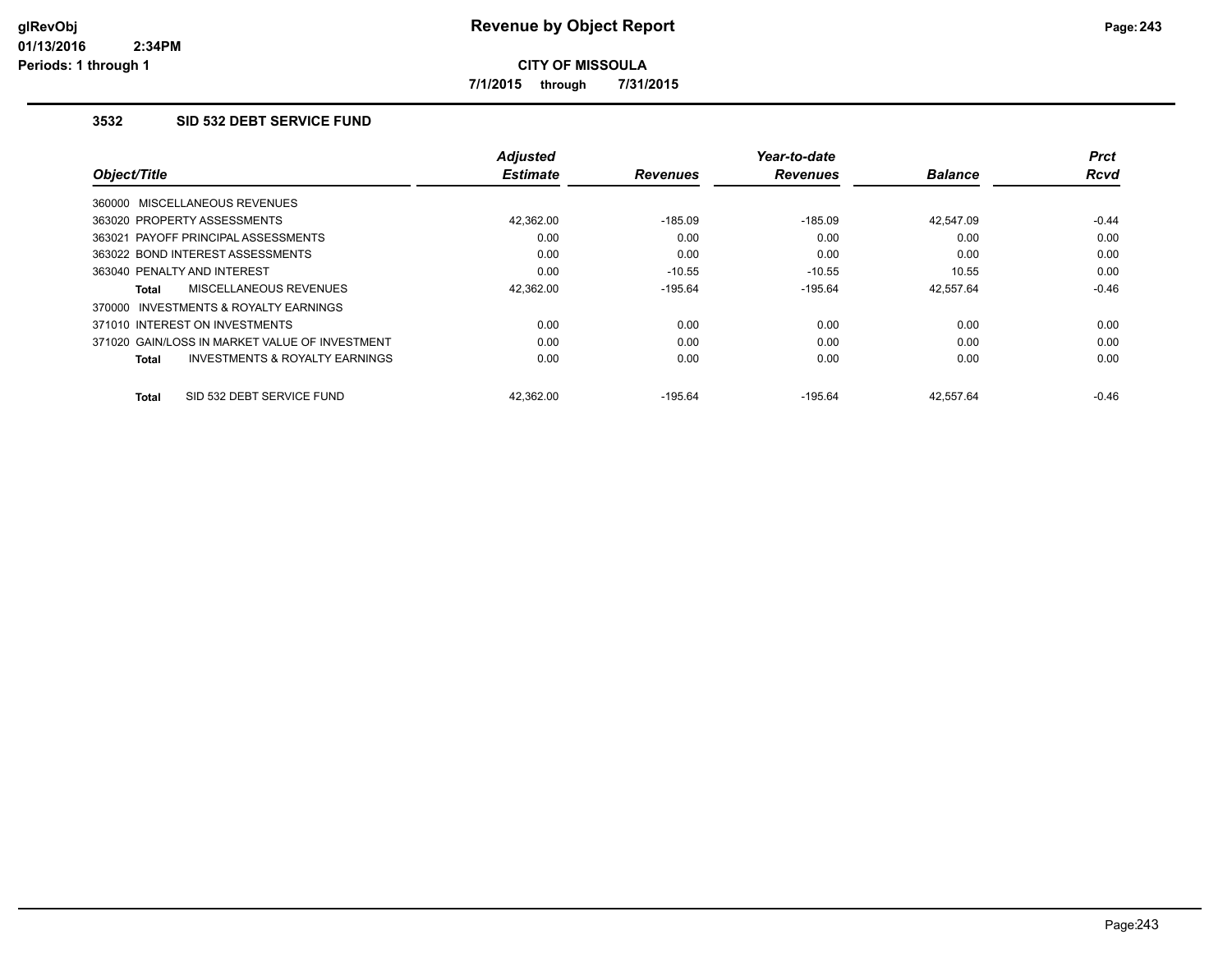**glRevObj**
**01/13/2016 2:34PM**
**Periods: 1 through 1**

# Revenue by Object Report

**CITY OF MISSOULA**

**7/1/2015 through 7/31/2015**

### 3532 SID 532 DEBT SERVICE FUND

| Object/Title | Adjusted Estimate | Revenues | Year-to-date Revenues | Balance | Prct Rcvd |
|---|---|---|---|---|---|
| 360000 MISCELLANEOUS REVENUES | | | | | |
| 363020 PROPERTY ASSESSMENTS | 42,362.00 | -185.09 | -185.09 | 42,547.09 | -0.44 |
| 363021 PAYOFF PRINCIPAL ASSESSMENTS | 0.00 | 0.00 | 0.00 | 0.00 | 0.00 |
| 363022 BOND INTEREST ASSESSMENTS | 0.00 | 0.00 | 0.00 | 0.00 | 0.00 |
| 363040 PENALTY AND INTEREST | 0.00 | -10.55 | -10.55 | 10.55 | 0.00 |
| **Total** MISCELLANEOUS REVENUES | 42,362.00 | -195.64 | -195.64 | 42,557.64 | -0.46 |
| 370000 INVESTMENTS & ROYALTY EARNINGS | | | | | |
| 371010 INTEREST ON INVESTMENTS | 0.00 | 0.00 | 0.00 | 0.00 | 0.00 |
| 371020 GAIN/LOSS IN MARKET VALUE OF INVESTMENT | 0.00 | 0.00 | 0.00 | 0.00 | 0.00 |
| **Total** INVESTMENTS & ROYALTY EARNINGS | 0.00 | 0.00 | 0.00 | 0.00 | 0.00 |
| **Total** SID 532 DEBT SERVICE FUND | 42,362.00 | -195.64 | -195.64 | 42,557.64 | -0.46 |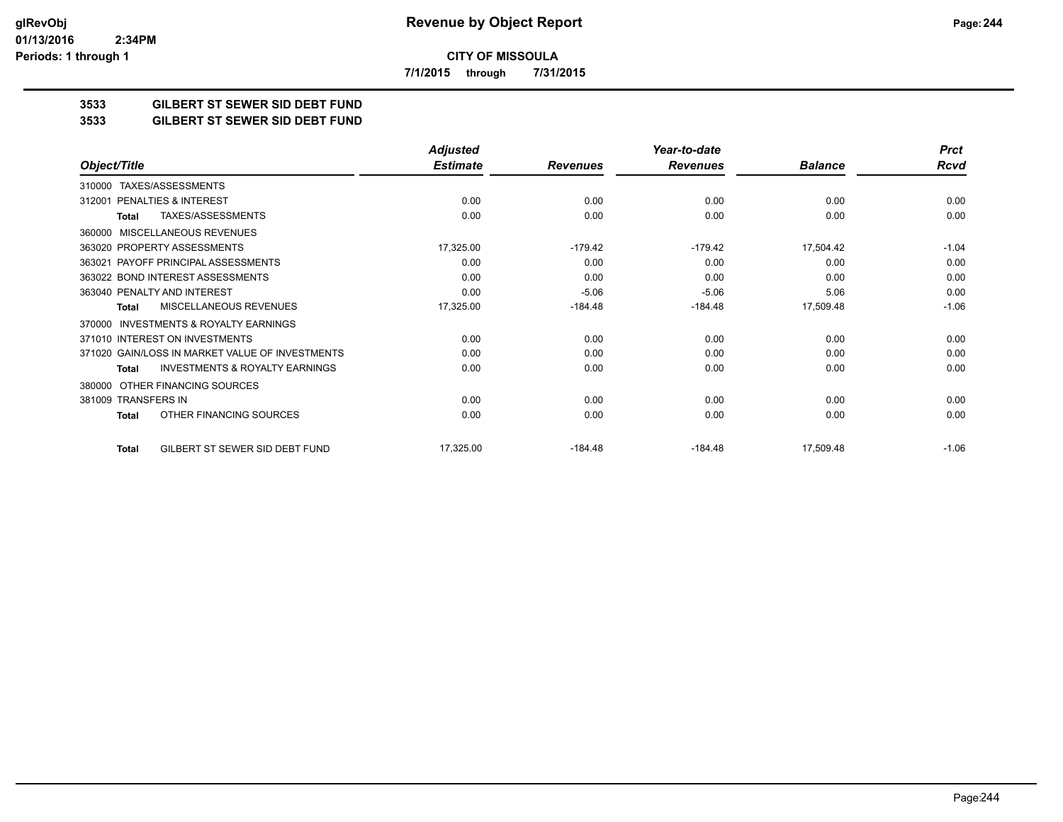# Revenue by Object Report

**CITY OF MISSOULA**

**7/1/2015 through 7/31/2015**

glRevObj
01/13/2016 2:34PM
Periods: 1 through 1

## 3533 GILBERT ST SEWER SID DEBT FUND
## 3533 GILBERT ST SEWER SID DEBT FUND

| Object/Title | Adjusted Estimate | Revenues | Year-to-date Revenues | Balance | Prct Rcvd |
|---|---|---|---|---|---|
| 310000 TAXES/ASSESSMENTS | | | | | |
| 312001 PENALTIES & INTEREST | 0.00 | 0.00 | 0.00 | 0.00 | 0.00 |
| **Total** TAXES/ASSESSMENTS | 0.00 | 0.00 | 0.00 | 0.00 | 0.00 |
| 360000 MISCELLANEOUS REVENUES | | | | | |
| 363020 PROPERTY ASSESSMENTS | 17,325.00 | -179.42 | -179.42 | 17,504.42 | -1.04 |
| 363021 PAYOFF PRINCIPAL ASSESSMENTS | 0.00 | 0.00 | 0.00 | 0.00 | 0.00 |
| 363022 BOND INTEREST ASSESSMENTS | 0.00 | 0.00 | 0.00 | 0.00 | 0.00 |
| 363040 PENALTY AND INTEREST | 0.00 | -5.06 | -5.06 | 5.06 | 0.00 |
| **Total** MISCELLANEOUS REVENUES | 17,325.00 | -184.48 | -184.48 | 17,509.48 | -1.06 |
| 370000 INVESTMENTS & ROYALTY EARNINGS | | | | | |
| 371010 INTEREST ON INVESTMENTS | 0.00 | 0.00 | 0.00 | 0.00 | 0.00 |
| 371020 GAIN/LOSS IN MARKET VALUE OF INVESTMENTS | 0.00 | 0.00 | 0.00 | 0.00 | 0.00 |
| **Total** INVESTMENTS & ROYALTY EARNINGS | 0.00 | 0.00 | 0.00 | 0.00 | 0.00 |
| 380000 OTHER FINANCING SOURCES | | | | | |
| 381009 TRANSFERS IN | 0.00 | 0.00 | 0.00 | 0.00 | 0.00 |
| **Total** OTHER FINANCING SOURCES | 0.00 | 0.00 | 0.00 | 0.00 | 0.00 |
| **Total** GILBERT ST SEWER SID DEBT FUND | 17,325.00 | -184.48 | -184.48 | 17,509.48 | -1.06 |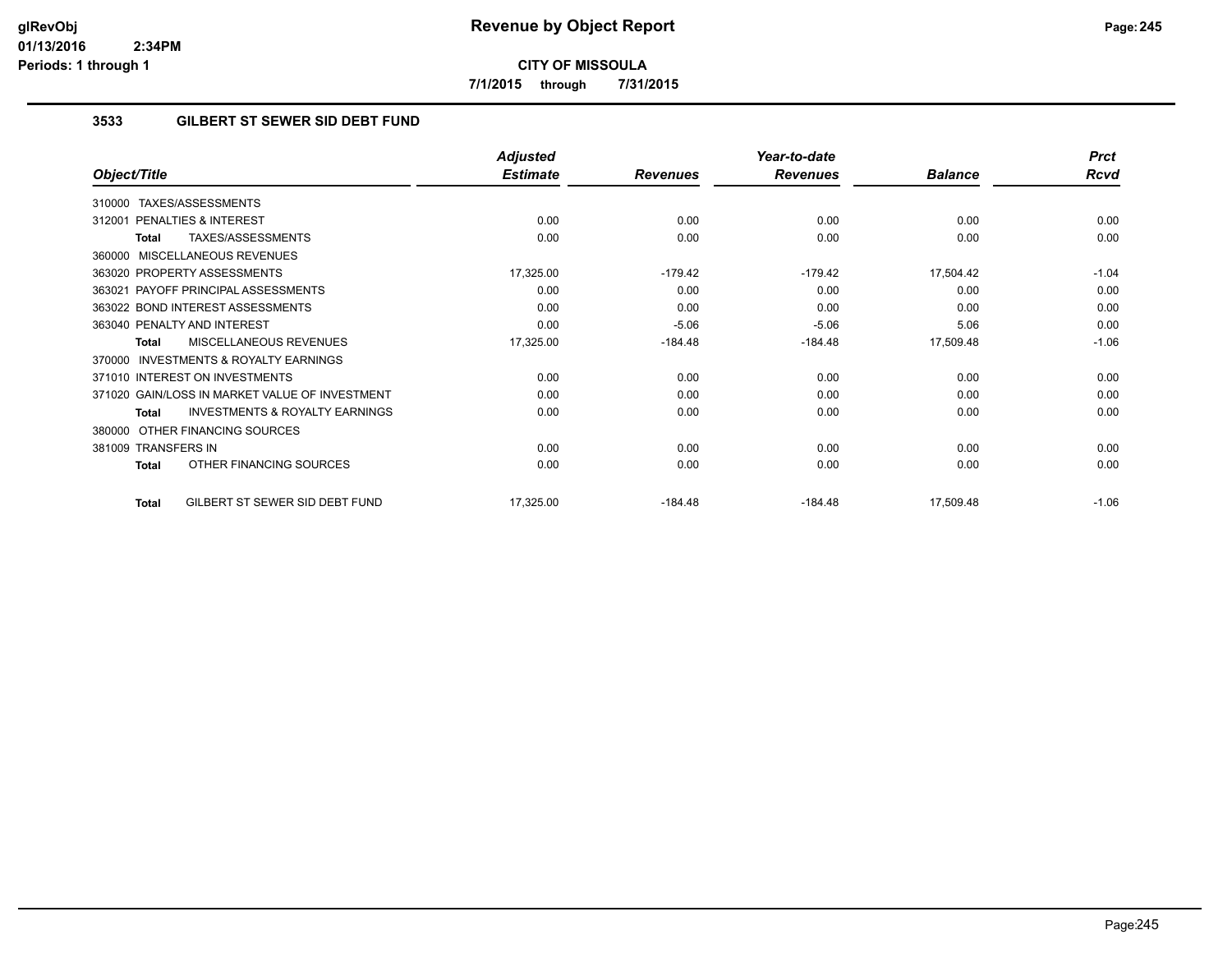# Revenue by Object Report

**CITY OF MISSOULA**

**7/1/2015 through 7/31/2015**

glRevObj
01/13/2016 2:34PM
Periods: 1 through 1

## 3533 GILBERT ST SEWER SID DEBT FUND

| Object/Title | Adjusted Estimate | Revenues | Year-to-date Revenues | Balance | Prct Rcvd |
|---|---|---|---|---|---|
| 310000 TAXES/ASSESSMENTS | | | | | |
| 312001 PENALTIES & INTEREST | 0.00 | 0.00 | 0.00 | 0.00 | 0.00 |
| **Total** TAXES/ASSESSMENTS | 0.00 | 0.00 | 0.00 | 0.00 | 0.00 |
| 360000 MISCELLANEOUS REVENUES | | | | | |
| 363020 PROPERTY ASSESSMENTS | 17,325.00 | -179.42 | -179.42 | 17,504.42 | -1.04 |
| 363021 PAYOFF PRINCIPAL ASSESSMENTS | 0.00 | 0.00 | 0.00 | 0.00 | 0.00 |
| 363022 BOND INTEREST ASSESSMENTS | 0.00 | 0.00 | 0.00 | 0.00 | 0.00 |
| 363040 PENALTY AND INTEREST | 0.00 | -5.06 | -5.06 | 5.06 | 0.00 |
| **Total** MISCELLANEOUS REVENUES | 17,325.00 | -184.48 | -184.48 | 17,509.48 | -1.06 |
| 370000 INVESTMENTS & ROYALTY EARNINGS | | | | | |
| 371010 INTEREST ON INVESTMENTS | 0.00 | 0.00 | 0.00 | 0.00 | 0.00 |
| 371020 GAIN/LOSS IN MARKET VALUE OF INVESTMENT | 0.00 | 0.00 | 0.00 | 0.00 | 0.00 |
| **Total** INVESTMENTS & ROYALTY EARNINGS | 0.00 | 0.00 | 0.00 | 0.00 | 0.00 |
| 380000 OTHER FINANCING SOURCES | | | | | |
| 381009 TRANSFERS IN | 0.00 | 0.00 | 0.00 | 0.00 | 0.00 |
| **Total** OTHER FINANCING SOURCES | 0.00 | 0.00 | 0.00 | 0.00 | 0.00 |
| **Total** GILBERT ST SEWER SID DEBT FUND | 17,325.00 | -184.48 | -184.48 | 17,509.48 | -1.06 |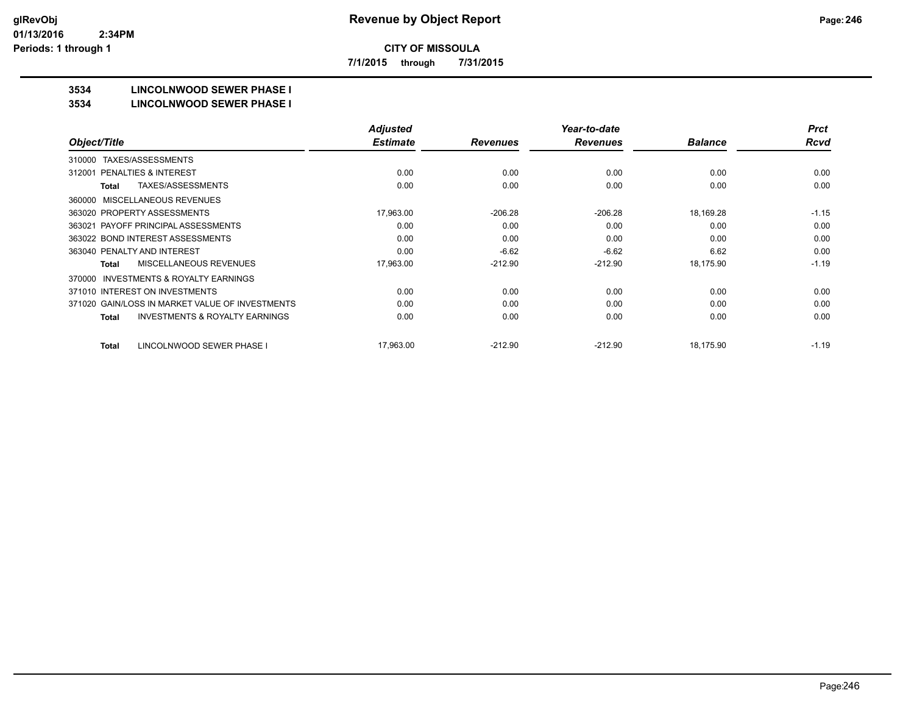# Revenue by Object Report

**CITY OF MISSOULA**

**7/1/2015 through 7/31/2015**

glRevObj
01/13/2016 2:34PM
Periods: 1 through 1

## 3534 LINCOLNWOOD SEWER PHASE I
## 3534 LINCOLNWOOD SEWER PHASE I

| Object/Title | Adjusted Estimate | Revenues | Year-to-date Revenues | Balance | Prct Rcvd |
|---|---|---|---|---|---|
| 310000 TAXES/ASSESSMENTS | | | | | |
| 312001 PENALTIES & INTEREST | 0.00 | 0.00 | 0.00 | 0.00 | 0.00 |
| **Total** TAXES/ASSESSMENTS | 0.00 | 0.00 | 0.00 | 0.00 | 0.00 |
| 360000 MISCELLANEOUS REVENUES | | | | | |
| 363020 PROPERTY ASSESSMENTS | 17,963.00 | -206.28 | -206.28 | 18,169.28 | -1.15 |
| 363021 PAYOFF PRINCIPAL ASSESSMENTS | 0.00 | 0.00 | 0.00 | 0.00 | 0.00 |
| 363022 BOND INTEREST ASSESSMENTS | 0.00 | 0.00 | 0.00 | 0.00 | 0.00 |
| 363040 PENALTY AND INTEREST | 0.00 | -6.62 | -6.62 | 6.62 | 0.00 |
| **Total** MISCELLANEOUS REVENUES | 17,963.00 | -212.90 | -212.90 | 18,175.90 | -1.19 |
| 370000 INVESTMENTS & ROYALTY EARNINGS | | | | | |
| 371010 INTEREST ON INVESTMENTS | 0.00 | 0.00 | 0.00 | 0.00 | 0.00 |
| 371020 GAIN/LOSS IN MARKET VALUE OF INVESTMENTS | 0.00 | 0.00 | 0.00 | 0.00 | 0.00 |
| **Total** INVESTMENTS & ROYALTY EARNINGS | 0.00 | 0.00 | 0.00 | 0.00 | 0.00 |
| **Total** LINCOLNWOOD SEWER PHASE I | 17,963.00 | -212.90 | -212.90 | 18,175.90 | -1.19 |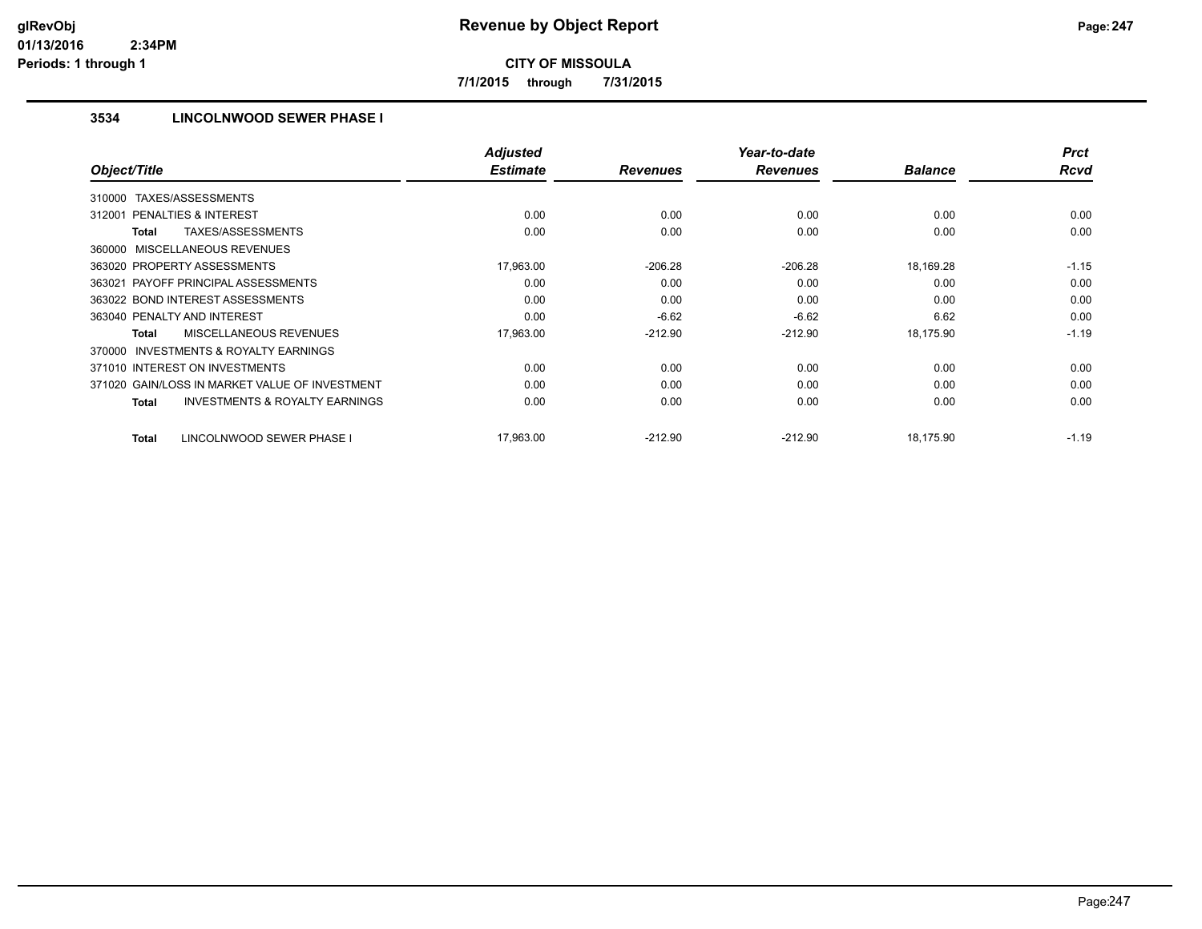# Revenue by Object Report

**CITY OF MISSOULA**

**7/1/2015 through 7/31/2015**

glRevObj
01/13/2016 2:34PM
Periods: 1 through 1

## 3534 LINCOLNWOOD SEWER PHASE I

| Object/Title | Adjusted Estimate | Revenues | Year-to-date Revenues | Balance | Prct Rcvd |
|---|---|---|---|---|---|
| 310000 TAXES/ASSESSMENTS | | | | | |
| 312001 PENALTIES & INTEREST | 0.00 | 0.00 | 0.00 | 0.00 | 0.00 |
| **Total** TAXES/ASSESSMENTS | 0.00 | 0.00 | 0.00 | 0.00 | 0.00 |
| 360000 MISCELLANEOUS REVENUES | | | | | |
| 363020 PROPERTY ASSESSMENTS | 17,963.00 | -206.28 | -206.28 | 18,169.28 | -1.15 |
| 363021 PAYOFF PRINCIPAL ASSESSMENTS | 0.00 | 0.00 | 0.00 | 0.00 | 0.00 |
| 363022 BOND INTEREST ASSESSMENTS | 0.00 | 0.00 | 0.00 | 0.00 | 0.00 |
| 363040 PENALTY AND INTEREST | 0.00 | -6.62 | -6.62 | 6.62 | 0.00 |
| **Total** MISCELLANEOUS REVENUES | 17,963.00 | -212.90 | -212.90 | 18,175.90 | -1.19 |
| 370000 INVESTMENTS & ROYALTY EARNINGS | | | | | |
| 371010 INTEREST ON INVESTMENTS | 0.00 | 0.00 | 0.00 | 0.00 | 0.00 |
| 371020 GAIN/LOSS IN MARKET VALUE OF INVESTMENT | 0.00 | 0.00 | 0.00 | 0.00 | 0.00 |
| **Total** INVESTMENTS & ROYALTY EARNINGS | 0.00 | 0.00 | 0.00 | 0.00 | 0.00 |
| **Total** LINCOLNWOOD SEWER PHASE I | 17,963.00 | -212.90 | -212.90 | 18,175.90 | -1.19 |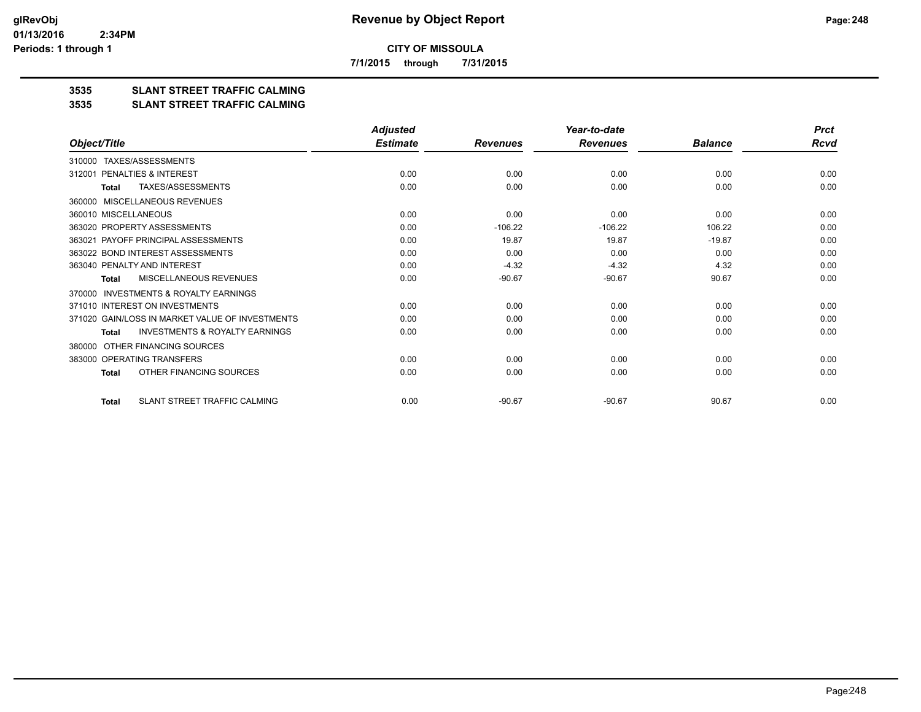# Revenue by Object Report

**CITY OF MISSOULA**

**7/1/2015 through 7/31/2015**

**3535 SLANT STREET TRAFFIC CALMING**

**3535 SLANT STREET TRAFFIC CALMING**

| Object/Title | Adjusted Estimate | Revenues | Year-to-date Revenues | Balance | Prct Rcvd |
|---|---|---|---|---|---|
| 310000 TAXES/ASSESSMENTS | | | | | |
| 312001 PENALTIES & INTEREST | 0.00 | 0.00 | 0.00 | 0.00 | 0.00 |
| **Total** TAXES/ASSESSMENTS | 0.00 | 0.00 | 0.00 | 0.00 | 0.00 |
| 360000 MISCELLANEOUS REVENUES | | | | | |
| 360010 MISCELLANEOUS | 0.00 | 0.00 | 0.00 | 0.00 | 0.00 |
| 363020 PROPERTY ASSESSMENTS | 0.00 | -106.22 | -106.22 | 106.22 | 0.00 |
| 363021 PAYOFF PRINCIPAL ASSESSMENTS | 0.00 | 19.87 | 19.87 | -19.87 | 0.00 |
| 363022 BOND INTEREST ASSESSMENTS | 0.00 | 0.00 | 0.00 | 0.00 | 0.00 |
| 363040 PENALTY AND INTEREST | 0.00 | -4.32 | -4.32 | 4.32 | 0.00 |
| **Total** MISCELLANEOUS REVENUES | 0.00 | -90.67 | -90.67 | 90.67 | 0.00 |
| 370000 INVESTMENTS & ROYALTY EARNINGS | | | | | |
| 371010 INTEREST ON INVESTMENTS | 0.00 | 0.00 | 0.00 | 0.00 | 0.00 |
| 371020 GAIN/LOSS IN MARKET VALUE OF INVESTMENTS | 0.00 | 0.00 | 0.00 | 0.00 | 0.00 |
| **Total** INVESTMENTS & ROYALTY EARNINGS | 0.00 | 0.00 | 0.00 | 0.00 | 0.00 |
| 380000 OTHER FINANCING SOURCES | | | | | |
| 383000 OPERATING TRANSFERS | 0.00 | 0.00 | 0.00 | 0.00 | 0.00 |
| **Total** OTHER FINANCING SOURCES | 0.00 | 0.00 | 0.00 | 0.00 | 0.00 |
| **Total** SLANT STREET TRAFFIC CALMING | 0.00 | -90.67 | -90.67 | 90.67 | 0.00 |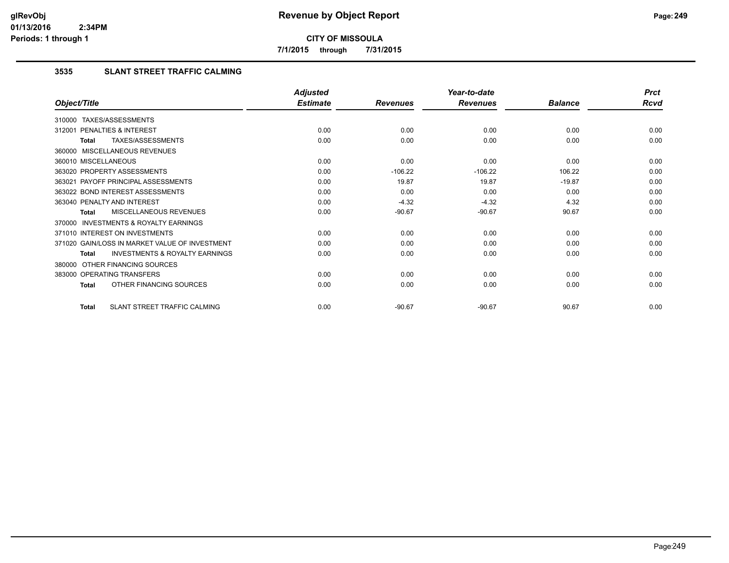# Revenue by Object Report

**CITY OF MISSOULA**

**7/1/2015 through 7/31/2015**

### 3535 SLANT STREET TRAFFIC CALMING

| Object/Title | Adjusted Estimate | Revenues | Year-to-date Revenues | Balance | Prct Rcvd |
|---|---|---|---|---|---|
| 310000 TAXES/ASSESSMENTS | | | | | |
| 312001 PENALTIES & INTEREST | 0.00 | 0.00 | 0.00 | 0.00 | 0.00 |
| **Total** TAXES/ASSESSMENTS | 0.00 | 0.00 | 0.00 | 0.00 | 0.00 |
| 360000 MISCELLANEOUS REVENUES | | | | | |
| 360010 MISCELLANEOUS | 0.00 | 0.00 | 0.00 | 0.00 | 0.00 |
| 363020 PROPERTY ASSESSMENTS | 0.00 | -106.22 | -106.22 | 106.22 | 0.00 |
| 363021 PAYOFF PRINCIPAL ASSESSMENTS | 0.00 | 19.87 | 19.87 | -19.87 | 0.00 |
| 363022 BOND INTEREST ASSESSMENTS | 0.00 | 0.00 | 0.00 | 0.00 | 0.00 |
| 363040 PENALTY AND INTEREST | 0.00 | -4.32 | -4.32 | 4.32 | 0.00 |
| **Total** MISCELLANEOUS REVENUES | 0.00 | -90.67 | -90.67 | 90.67 | 0.00 |
| 370000 INVESTMENTS & ROYALTY EARNINGS | | | | | |
| 371010 INTEREST ON INVESTMENTS | 0.00 | 0.00 | 0.00 | 0.00 | 0.00 |
| 371020 GAIN/LOSS IN MARKET VALUE OF INVESTMENT | 0.00 | 0.00 | 0.00 | 0.00 | 0.00 |
| **Total** INVESTMENTS & ROYALTY EARNINGS | 0.00 | 0.00 | 0.00 | 0.00 | 0.00 |
| 380000 OTHER FINANCING SOURCES | | | | | |
| 383000 OPERATING TRANSFERS | 0.00 | 0.00 | 0.00 | 0.00 | 0.00 |
| **Total** OTHER FINANCING SOURCES | 0.00 | 0.00 | 0.00 | 0.00 | 0.00 |
| **Total** SLANT STREET TRAFFIC CALMING | 0.00 | -90.67 | -90.67 | 90.67 | 0.00 |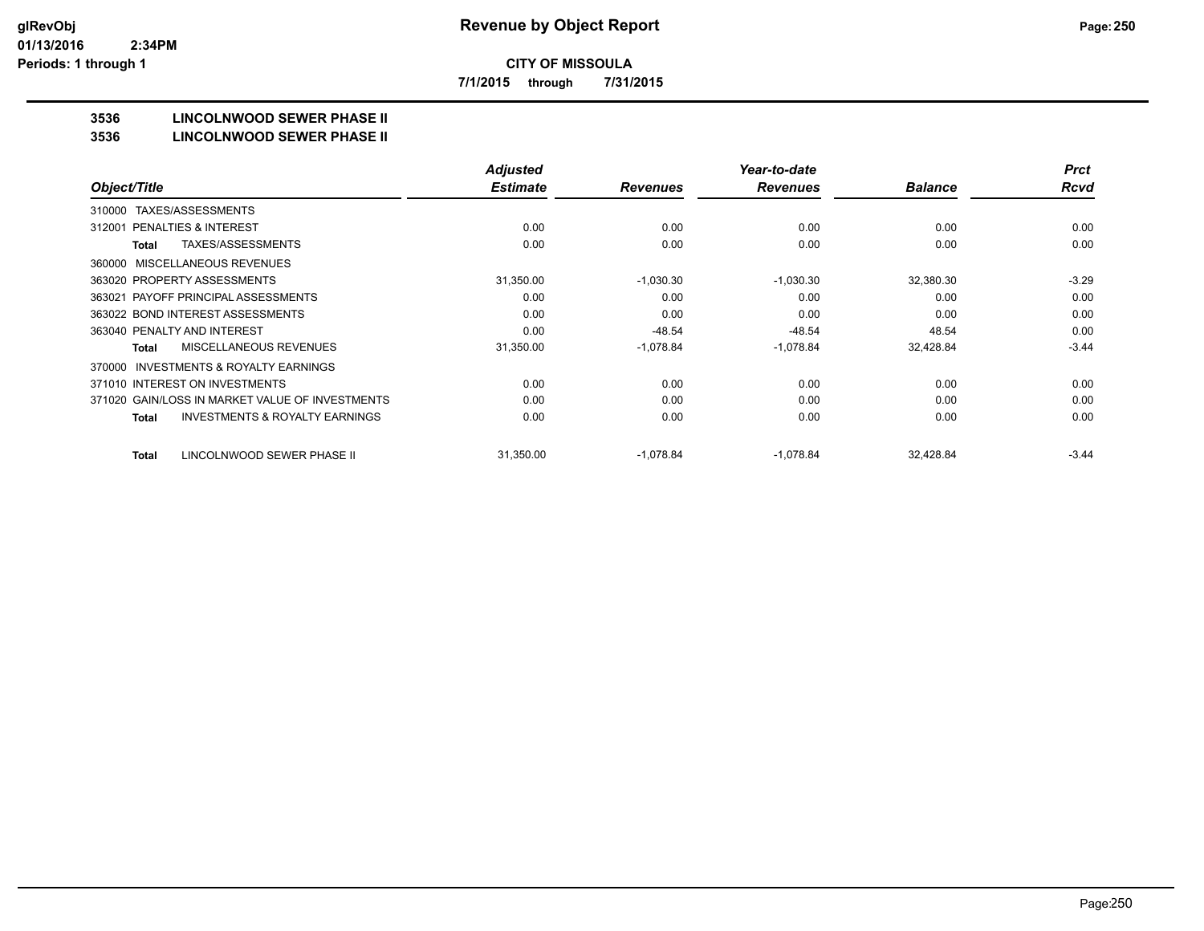# Revenue by Object Report

**CITY OF MISSOULA**

**7/1/2015 through 7/31/2015**

glRevObj
01/13/2016 2:34PM
Periods: 1 through 1

## 3536 LINCOLNWOOD SEWER PHASE II
## 3536 LINCOLNWOOD SEWER PHASE II

| Object/Title | Adjusted Estimate | Revenues | Year-to-date Revenues | Balance | Prct Rcvd |
|---|---|---|---|---|---|
| 310000 TAXES/ASSESSMENTS | | | | | |
| 312001 PENALTIES & INTEREST | 0.00 | 0.00 | 0.00 | 0.00 | 0.00 |
| **Total** TAXES/ASSESSMENTS | 0.00 | 0.00 | 0.00 | 0.00 | 0.00 |
| 360000 MISCELLANEOUS REVENUES | | | | | |
| 363020 PROPERTY ASSESSMENTS | 31,350.00 | -1,030.30 | -1,030.30 | 32,380.30 | -3.29 |
| 363021 PAYOFF PRINCIPAL ASSESSMENTS | 0.00 | 0.00 | 0.00 | 0.00 | 0.00 |
| 363022 BOND INTEREST ASSESSMENTS | 0.00 | 0.00 | 0.00 | 0.00 | 0.00 |
| 363040 PENALTY AND INTEREST | 0.00 | -48.54 | -48.54 | 48.54 | 0.00 |
| **Total** MISCELLANEOUS REVENUES | 31,350.00 | -1,078.84 | -1,078.84 | 32,428.84 | -3.44 |
| 370000 INVESTMENTS & ROYALTY EARNINGS | | | | | |
| 371010 INTEREST ON INVESTMENTS | 0.00 | 0.00 | 0.00 | 0.00 | 0.00 |
| 371020 GAIN/LOSS IN MARKET VALUE OF INVESTMENTS | 0.00 | 0.00 | 0.00 | 0.00 | 0.00 |
| **Total** INVESTMENTS & ROYALTY EARNINGS | 0.00 | 0.00 | 0.00 | 0.00 | 0.00 |
| **Total** LINCOLNWOOD SEWER PHASE II | 31,350.00 | -1,078.84 | -1,078.84 | 32,428.84 | -3.44 |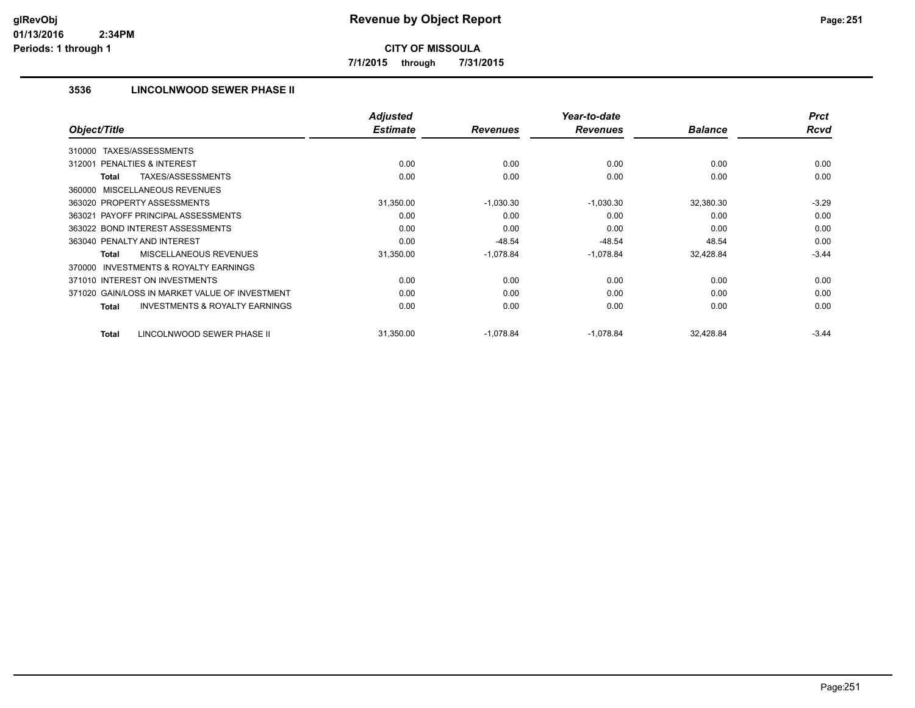**CITY OF MISSOULA**

**7/1/2015 through 7/31/2015**

### 3536 LINCOLNWOOD SEWER PHASE II

| Object/Title | Adjusted Estimate | Revenues | Year-to-date Revenues | Balance | Prct Rcvd |
|---|---|---|---|---|---|
| 310000 TAXES/ASSESSMENTS | | | | | |
| 312001 PENALTIES & INTEREST | 0.00 | 0.00 | 0.00 | 0.00 | 0.00 |
| **Total** TAXES/ASSESSMENTS | 0.00 | 0.00 | 0.00 | 0.00 | 0.00 |
| 360000 MISCELLANEOUS REVENUES | | | | | |
| 363020 PROPERTY ASSESSMENTS | 31,350.00 | -1,030.30 | -1,030.30 | 32,380.30 | -3.29 |
| 363021 PAYOFF PRINCIPAL ASSESSMENTS | 0.00 | 0.00 | 0.00 | 0.00 | 0.00 |
| 363022 BOND INTEREST ASSESSMENTS | 0.00 | 0.00 | 0.00 | 0.00 | 0.00 |
| 363040 PENALTY AND INTEREST | 0.00 | -48.54 | -48.54 | 48.54 | 0.00 |
| **Total** MISCELLANEOUS REVENUES | 31,350.00 | -1,078.84 | -1,078.84 | 32,428.84 | -3.44 |
| 370000 INVESTMENTS & ROYALTY EARNINGS | | | | | |
| 371010 INTEREST ON INVESTMENTS | 0.00 | 0.00 | 0.00 | 0.00 | 0.00 |
| 371020 GAIN/LOSS IN MARKET VALUE OF INVESTMENT | 0.00 | 0.00 | 0.00 | 0.00 | 0.00 |
| **Total** INVESTMENTS & ROYALTY EARNINGS | 0.00 | 0.00 | 0.00 | 0.00 | 0.00 |
| **Total** LINCOLNWOOD SEWER PHASE II | 31,350.00 | -1,078.84 | -1,078.84 | 32,428.84 | -3.44 |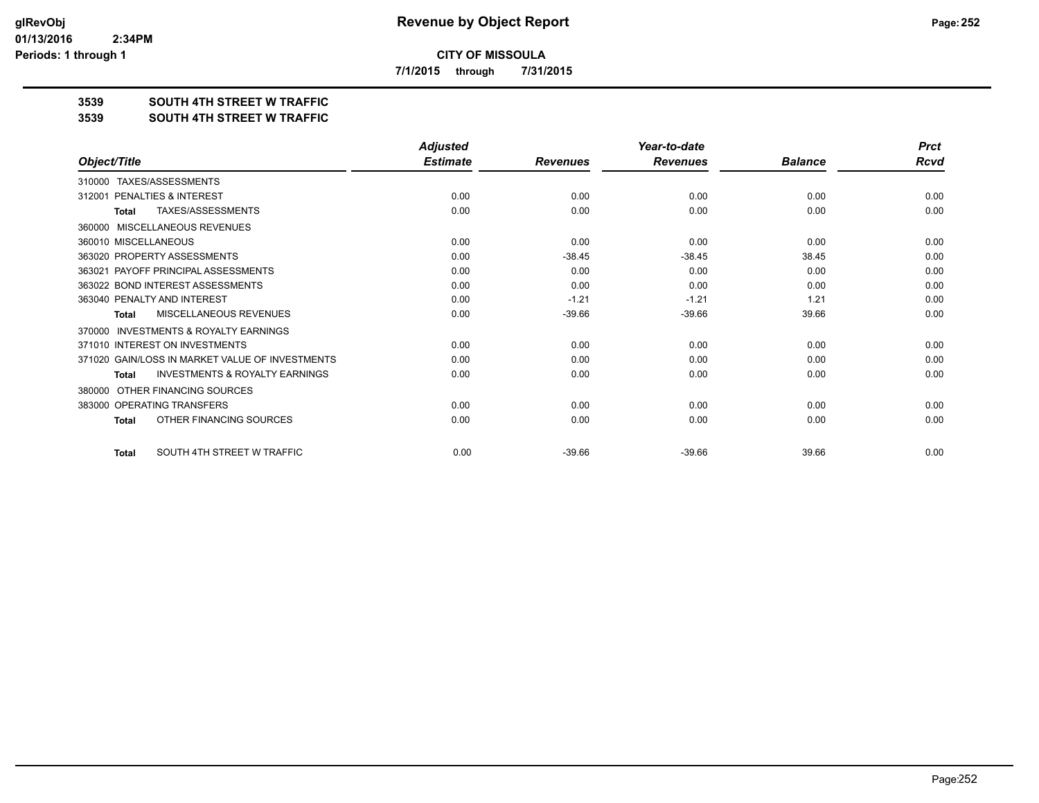**CITY OF MISSOULA**

**7/1/2015 through 7/31/2015**

## 3539 SOUTH 4TH STREET W TRAFFIC

## 3539 SOUTH 4TH STREET W TRAFFIC

| Object/Title | Adjusted Estimate | Revenues | Year-to-date Revenues | Balance | Prct Rcvd |
|---|---|---|---|---|---|
| 310000 TAXES/ASSESSMENTS | | | | | |
| 312001 PENALTIES & INTEREST | 0.00 | 0.00 | 0.00 | 0.00 | 0.00 |
| Total TAXES/ASSESSMENTS | 0.00 | 0.00 | 0.00 | 0.00 | 0.00 |
| 360000 MISCELLANEOUS REVENUES | | | | | |
| 360010 MISCELLANEOUS | 0.00 | 0.00 | 0.00 | 0.00 | 0.00 |
| 363020 PROPERTY ASSESSMENTS | 0.00 | -38.45 | -38.45 | 38.45 | 0.00 |
| 363021 PAYOFF PRINCIPAL ASSESSMENTS | 0.00 | 0.00 | 0.00 | 0.00 | 0.00 |
| 363022 BOND INTEREST ASSESSMENTS | 0.00 | 0.00 | 0.00 | 0.00 | 0.00 |
| 363040 PENALTY AND INTEREST | 0.00 | -1.21 | -1.21 | 1.21 | 0.00 |
| Total MISCELLANEOUS REVENUES | 0.00 | -39.66 | -39.66 | 39.66 | 0.00 |
| 370000 INVESTMENTS & ROYALTY EARNINGS | | | | | |
| 371010 INTEREST ON INVESTMENTS | 0.00 | 0.00 | 0.00 | 0.00 | 0.00 |
| 371020 GAIN/LOSS IN MARKET VALUE OF INVESTMENTS | 0.00 | 0.00 | 0.00 | 0.00 | 0.00 |
| Total INVESTMENTS & ROYALTY EARNINGS | 0.00 | 0.00 | 0.00 | 0.00 | 0.00 |
| 380000 OTHER FINANCING SOURCES | | | | | |
| 383000 OPERATING TRANSFERS | 0.00 | 0.00 | 0.00 | 0.00 | 0.00 |
| Total OTHER FINANCING SOURCES | 0.00 | 0.00 | 0.00 | 0.00 | 0.00 |
| Total SOUTH 4TH STREET W TRAFFIC | 0.00 | -39.66 | -39.66 | 39.66 | 0.00 |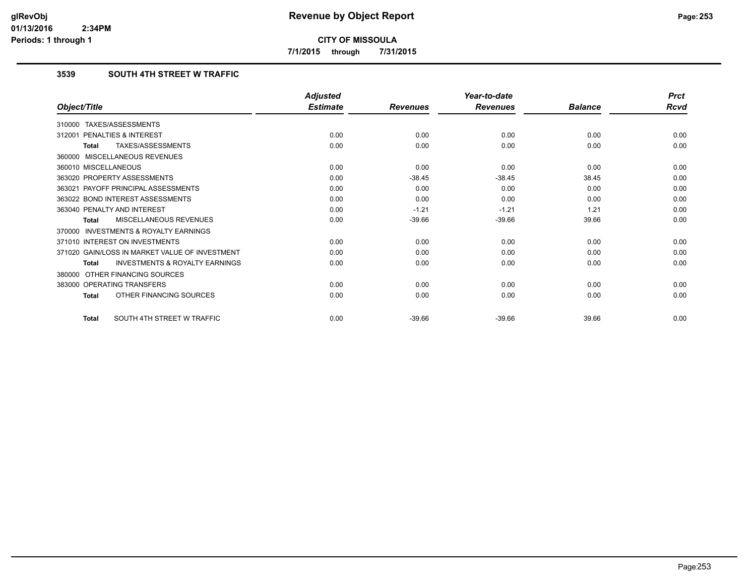**glRevObj**
**01/13/2016 2:34PM**
**Periods: 1 through 1**

# Revenue by Object Report

**CITY OF MISSOULA**

**7/1/2015 through 7/31/2015**

## 3539 SOUTH 4TH STREET W TRAFFIC

| Object/Title | Adjusted Estimate | Revenues | Year-to-date Revenues | Balance | Prct Rcvd |
|---|---|---|---|---|---|
| 310000 TAXES/ASSESSMENTS | | | | | |
| 312001 PENALTIES & INTEREST | 0.00 | 0.00 | 0.00 | 0.00 | 0.00 |
| **Total** TAXES/ASSESSMENTS | 0.00 | 0.00 | 0.00 | 0.00 | 0.00 |
| 360000 MISCELLANEOUS REVENUES | | | | | |
| 360010 MISCELLANEOUS | 0.00 | 0.00 | 0.00 | 0.00 | 0.00 |
| 363020 PROPERTY ASSESSMENTS | 0.00 | -38.45 | -38.45 | 38.45 | 0.00 |
| 363021 PAYOFF PRINCIPAL ASSESSMENTS | 0.00 | 0.00 | 0.00 | 0.00 | 0.00 |
| 363022 BOND INTEREST ASSESSMENTS | 0.00 | 0.00 | 0.00 | 0.00 | 0.00 |
| 363040 PENALTY AND INTEREST | 0.00 | -1.21 | -1.21 | 1.21 | 0.00 |
| **Total** MISCELLANEOUS REVENUES | 0.00 | -39.66 | -39.66 | 39.66 | 0.00 |
| 370000 INVESTMENTS & ROYALTY EARNINGS | | | | | |
| 371010 INTEREST ON INVESTMENTS | 0.00 | 0.00 | 0.00 | 0.00 | 0.00 |
| 371020 GAIN/LOSS IN MARKET VALUE OF INVESTMENT | 0.00 | 0.00 | 0.00 | 0.00 | 0.00 |
| **Total** INVESTMENTS & ROYALTY EARNINGS | 0.00 | 0.00 | 0.00 | 0.00 | 0.00 |
| 380000 OTHER FINANCING SOURCES | | | | | |
| 383000 OPERATING TRANSFERS | 0.00 | 0.00 | 0.00 | 0.00 | 0.00 |
| **Total** OTHER FINANCING SOURCES | 0.00 | 0.00 | 0.00 | 0.00 | 0.00 |
| **Total** SOUTH 4TH STREET W TRAFFIC | 0.00 | -39.66 | -39.66 | 39.66 | 0.00 |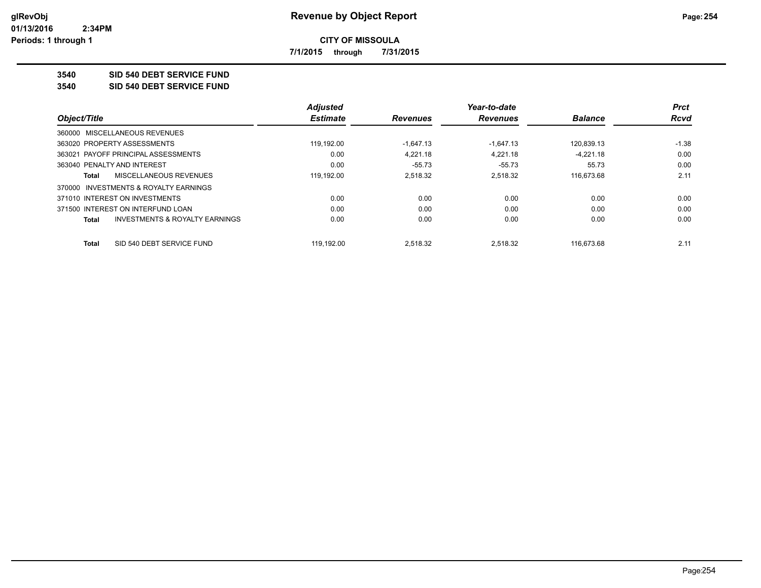**CITY OF MISSOULA**

**7/1/2015 through 7/31/2015**

**3540 SID 540 DEBT SERVICE FUND**

**3540 SID 540 DEBT SERVICE FUND**

| Object/Title | Adjusted Estimate | Revenues | Year-to-date Revenues | Balance | Prct Rcvd |
|---|---|---|---|---|---|
| 360000 MISCELLANEOUS REVENUES | | | | | |
| 363020 PROPERTY ASSESSMENTS | 119,192.00 | -1,647.13 | -1,647.13 | 120,839.13 | -1.38 |
| 363021 PAYOFF PRINCIPAL ASSESSMENTS | 0.00 | 4,221.18 | 4,221.18 | -4,221.18 | 0.00 |
| 363040 PENALTY AND INTEREST | 0.00 | -55.73 | -55.73 | 55.73 | 0.00 |
| **Total** MISCELLANEOUS REVENUES | 119,192.00 | 2,518.32 | 2,518.32 | 116,673.68 | 2.11 |
| 370000 INVESTMENTS & ROYALTY EARNINGS | | | | | |
| 371010 INTEREST ON INVESTMENTS | 0.00 | 0.00 | 0.00 | 0.00 | 0.00 |
| 371500 INTEREST ON INTERFUND LOAN | 0.00 | 0.00 | 0.00 | 0.00 | 0.00 |
| **Total** INVESTMENTS & ROYALTY EARNINGS | 0.00 | 0.00 | 0.00 | 0.00 | 0.00 |
| **Total** SID 540 DEBT SERVICE FUND | 119,192.00 | 2,518.32 | 2,518.32 | 116,673.68 | 2.11 |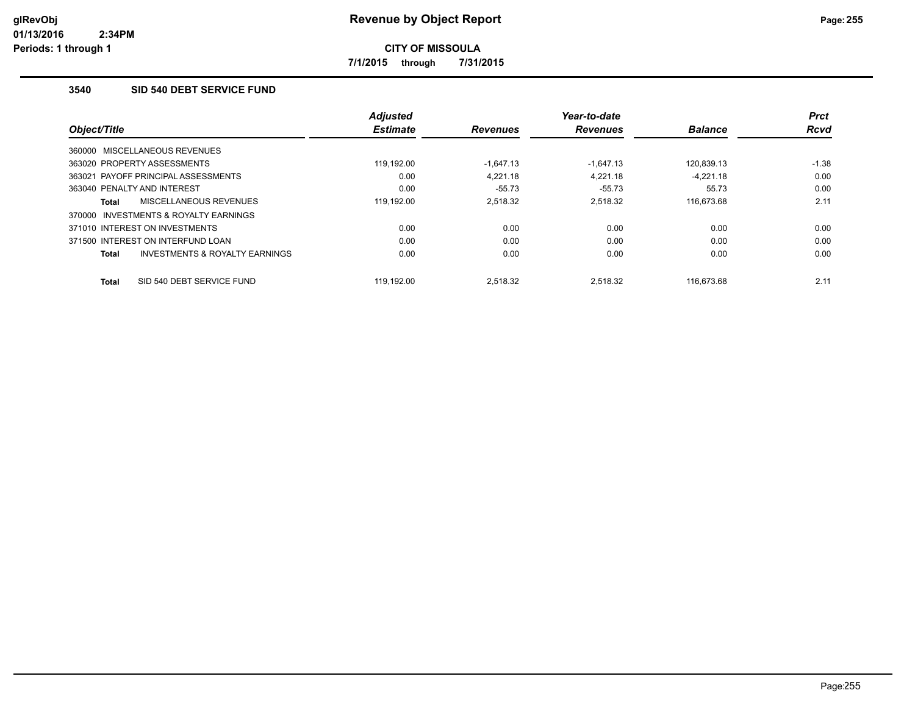**Revenue by Object Report**

**CITY OF MISSOULA**

**7/1/2015 through 7/31/2015**

glRevObj
01/13/2016 2:34PM
Periods: 1 through 1

### 3540 SID 540 DEBT SERVICE FUND

| Object/Title | Adjusted Estimate | Revenues | Year-to-date Revenues | Balance | Prct Rcvd |
|---|---|---|---|---|---|
| 360000 MISCELLANEOUS REVENUES | | | | | |
| 363020 PROPERTY ASSESSMENTS | 119,192.00 | -1,647.13 | -1,647.13 | 120,839.13 | -1.38 |
| 363021 PAYOFF PRINCIPAL ASSESSMENTS | 0.00 | 4,221.18 | 4,221.18 | -4,221.18 | 0.00 |
| 363040 PENALTY AND INTEREST | 0.00 | -55.73 | -55.73 | 55.73 | 0.00 |
| **Total** MISCELLANEOUS REVENUES | 119,192.00 | 2,518.32 | 2,518.32 | 116,673.68 | 2.11 |
| 370000 INVESTMENTS & ROYALTY EARNINGS | | | | | |
| 371010 INTEREST ON INVESTMENTS | 0.00 | 0.00 | 0.00 | 0.00 | 0.00 |
| 371500 INTEREST ON INTERFUND LOAN | 0.00 | 0.00 | 0.00 | 0.00 | 0.00 |
| **Total** INVESTMENTS & ROYALTY EARNINGS | 0.00 | 0.00 | 0.00 | 0.00 | 0.00 |
| **Total** SID 540 DEBT SERVICE FUND | 119,192.00 | 2,518.32 | 2,518.32 | 116,673.68 | 2.11 |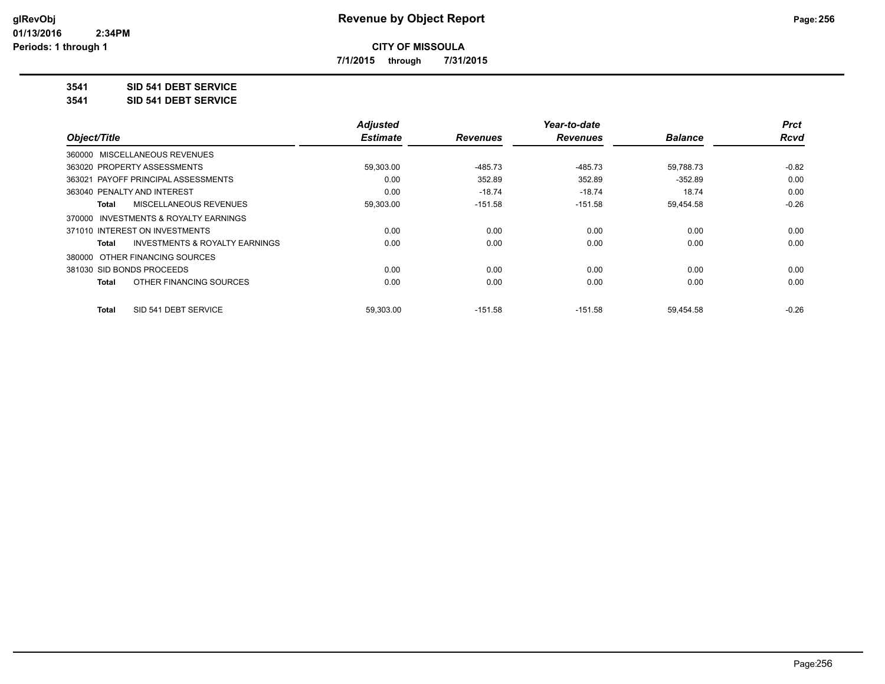**glRevObj**
**01/13/2016 2:34PM**
**Periods: 1 through 1**

# Revenue by Object Report

**CITY OF MISSOULA**

**7/1/2015 through 7/31/2015**

**3541 SID 541 DEBT SERVICE**

**3541 SID 541 DEBT SERVICE**

| Object/Title | Adjusted Estimate | Revenues | Year-to-date Revenues | Balance | Prct Rcvd |
|---|---|---|---|---|---|
| 360000 MISCELLANEOUS REVENUES | | | | | |
| 363020 PROPERTY ASSESSMENTS | 59,303.00 | -485.73 | -485.73 | 59,788.73 | -0.82 |
| 363021 PAYOFF PRINCIPAL ASSESSMENTS | 0.00 | 352.89 | 352.89 | -352.89 | 0.00 |
| 363040 PENALTY AND INTEREST | 0.00 | -18.74 | -18.74 | 18.74 | 0.00 |
| **Total** MISCELLANEOUS REVENUES | 59,303.00 | -151.58 | -151.58 | 59,454.58 | -0.26 |
| 370000 INVESTMENTS & ROYALTY EARNINGS | | | | | |
| 371010 INTEREST ON INVESTMENTS | 0.00 | 0.00 | 0.00 | 0.00 | 0.00 |
| **Total** INVESTMENTS & ROYALTY EARNINGS | 0.00 | 0.00 | 0.00 | 0.00 | 0.00 |
| 380000 OTHER FINANCING SOURCES | | | | | |
| 381030 SID BONDS PROCEEDS | 0.00 | 0.00 | 0.00 | 0.00 | 0.00 |
| **Total** OTHER FINANCING SOURCES | 0.00 | 0.00 | 0.00 | 0.00 | 0.00 |
| **Total** SID 541 DEBT SERVICE | 59,303.00 | -151.58 | -151.58 | 59,454.58 | -0.26 |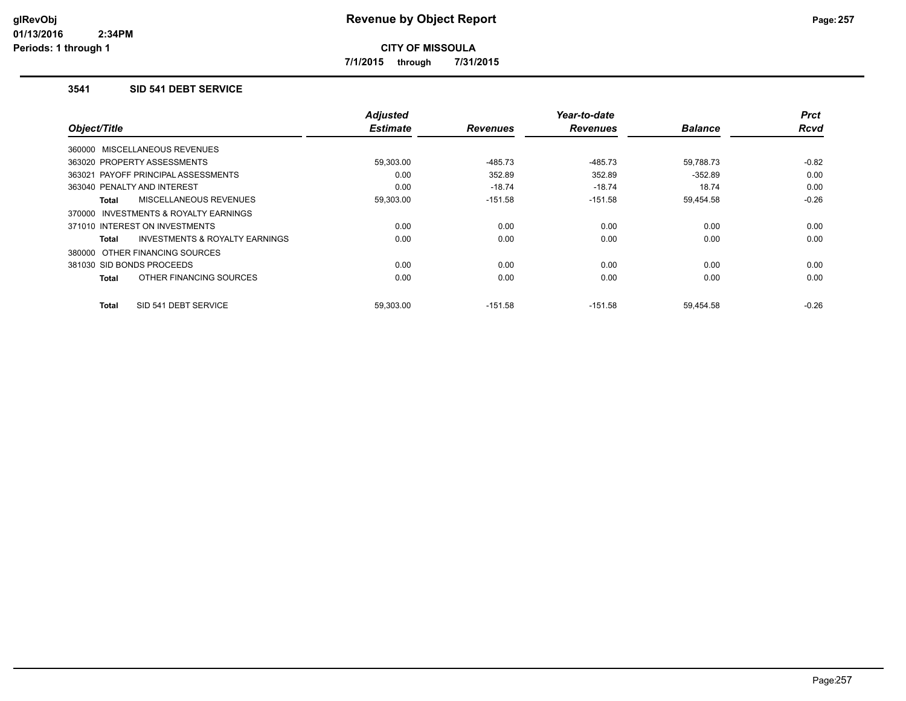**CITY OF MISSOULA**

**7/1/2015 through 7/31/2015**

### 3541 SID 541 DEBT SERVICE

| Object/Title | | Adjusted Estimate | Revenues | Year-to-date Revenues | Balance | Prct Rcvd |
|---|---|---|---|---|---|---|
| 360000 MISCELLANEOUS REVENUES | | | | | | |
| 363020 PROPERTY ASSESSMENTS | | 59,303.00 | -485.73 | -485.73 | 59,788.73 | -0.82 |
| 363021 PAYOFF PRINCIPAL ASSESSMENTS | | 0.00 | 352.89 | 352.89 | -352.89 | 0.00 |
| 363040 PENALTY AND INTEREST | | 0.00 | -18.74 | -18.74 | 18.74 | 0.00 |
| **Total** | MISCELLANEOUS REVENUES | 59,303.00 | -151.58 | -151.58 | 59,454.58 | -0.26 |
| 370000 INVESTMENTS & ROYALTY EARNINGS | | | | | | |
| 371010 INTEREST ON INVESTMENTS | | 0.00 | 0.00 | 0.00 | 0.00 | 0.00 |
| **Total** | INVESTMENTS & ROYALTY EARNINGS | 0.00 | 0.00 | 0.00 | 0.00 | 0.00 |
| 380000 OTHER FINANCING SOURCES | | | | | | |
| 381030 SID BONDS PROCEEDS | | 0.00 | 0.00 | 0.00 | 0.00 | 0.00 |
| **Total** | OTHER FINANCING SOURCES | 0.00 | 0.00 | 0.00 | 0.00 | 0.00 |
| **Total** | SID 541 DEBT SERVICE | 59,303.00 | -151.58 | -151.58 | 59,454.58 | -0.26 |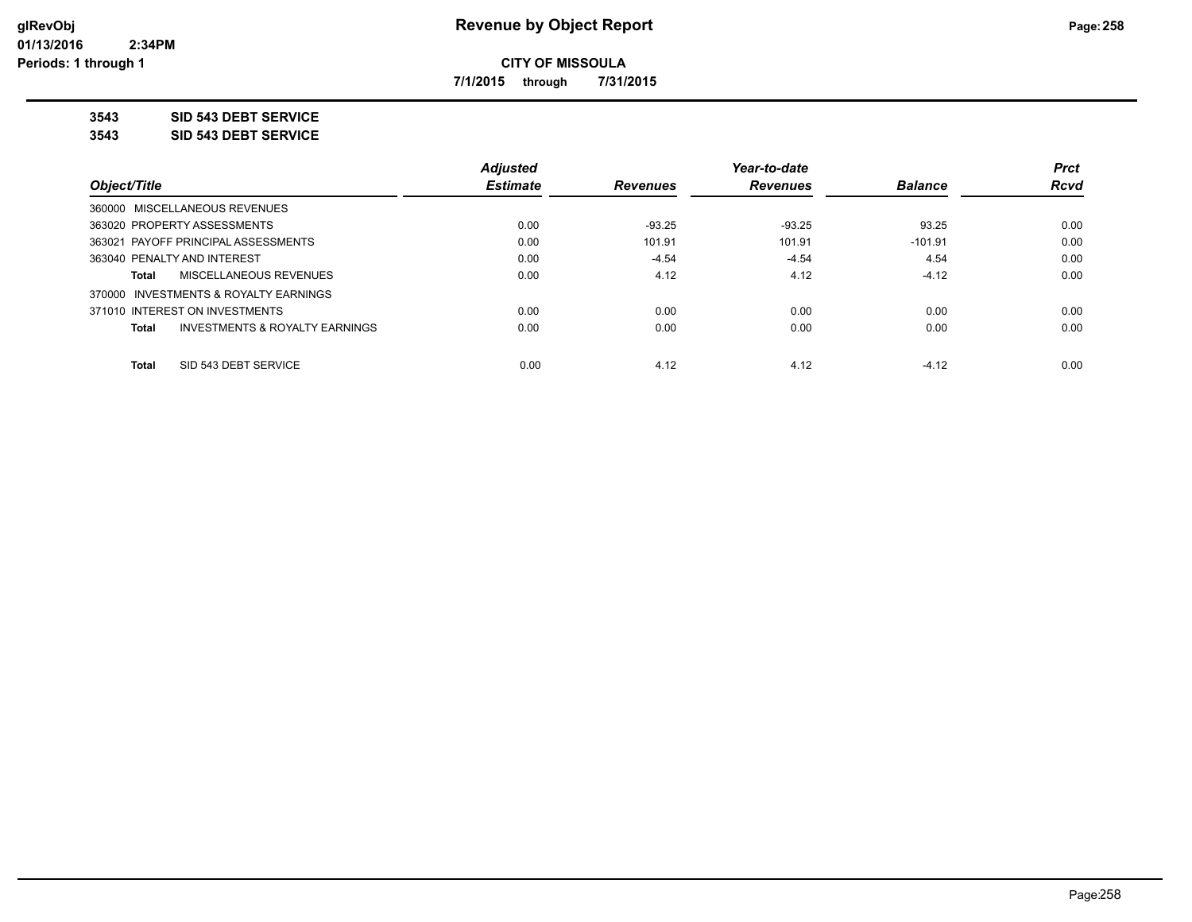**glRevObj**
**01/13/2016 2:34PM**
**Periods: 1 through 1**

# Revenue by Object Report

**CITY OF MISSOULA**

**7/1/2015 through 7/31/2015**

**3543 SID 543 DEBT SERVICE**

**3543 SID 543 DEBT SERVICE**

| Object/Title | Adjusted Estimate | Revenues | Year-to-date Revenues | Balance | Prct Rcvd |
|---|---|---|---|---|---|
| 360000 MISCELLANEOUS REVENUES | | | | | |
| 363020 PROPERTY ASSESSMENTS | 0.00 | -93.25 | -93.25 | 93.25 | 0.00 |
| 363021 PAYOFF PRINCIPAL ASSESSMENTS | 0.00 | 101.91 | 101.91 | -101.91 | 0.00 |
| 363040 PENALTY AND INTEREST | 0.00 | -4.54 | -4.54 | 4.54 | 0.00 |
| **Total** MISCELLANEOUS REVENUES | 0.00 | 4.12 | 4.12 | -4.12 | 0.00 |
| 370000 INVESTMENTS & ROYALTY EARNINGS | | | | | |
| 371010 INTEREST ON INVESTMENTS | 0.00 | 0.00 | 0.00 | 0.00 | 0.00 |
| **Total** INVESTMENTS & ROYALTY EARNINGS | 0.00 | 0.00 | 0.00 | 0.00 | 0.00 |
| **Total** SID 543 DEBT SERVICE | 0.00 | 4.12 | 4.12 | -4.12 | 0.00 |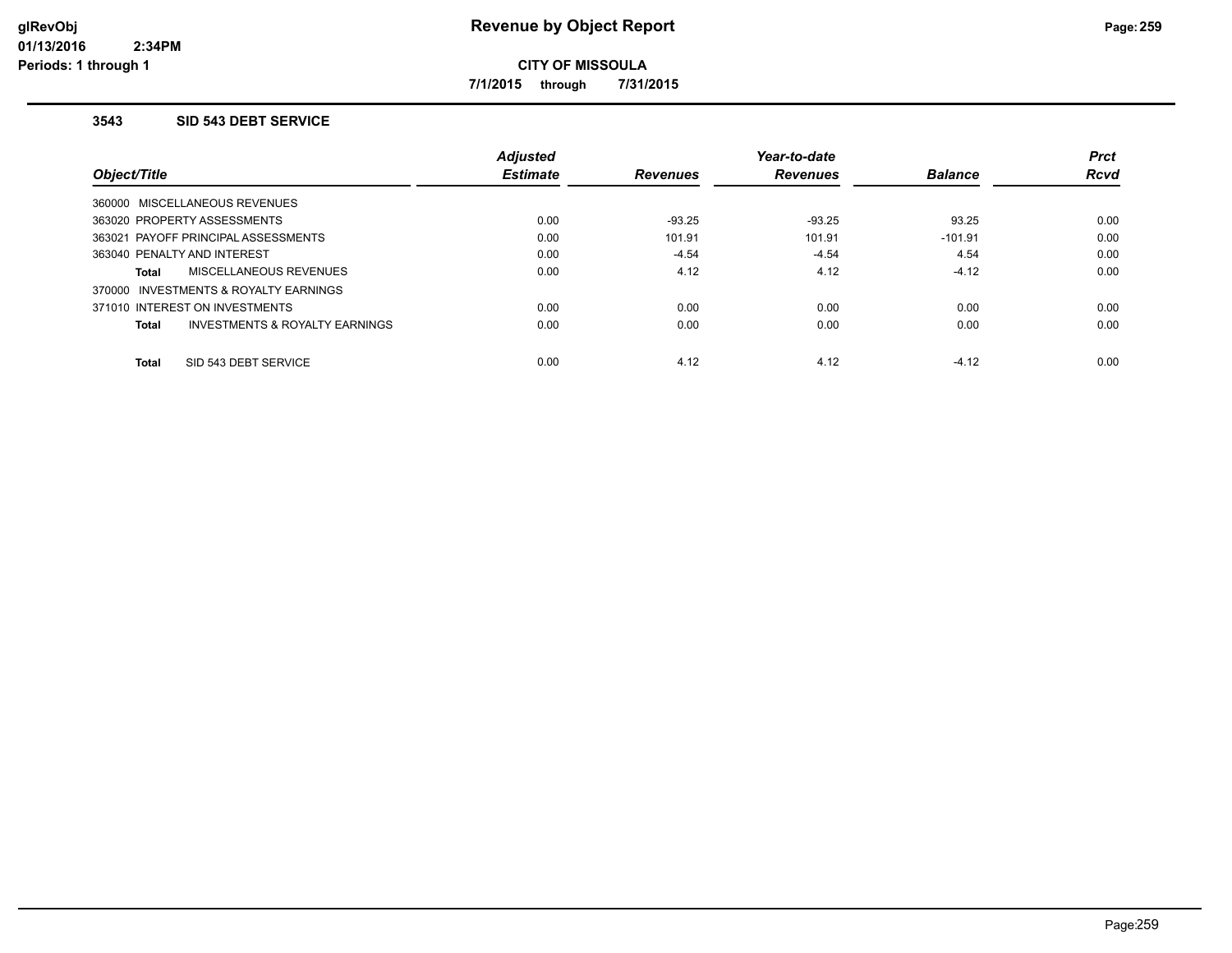# Revenue by Object Report

**CITY OF MISSOULA**

**7/1/2015 through 7/31/2015**

glRevObj
01/13/2016 2:34PM
Periods: 1 through 1

### 3543 SID 543 DEBT SERVICE

| Object/Title | Adjusted Estimate | Revenues | Year-to-date Revenues | Balance | Prct Rcvd |
|---|---|---|---|---|---|
| 360000 MISCELLANEOUS REVENUES | | | | | |
| 363020 PROPERTY ASSESSMENTS | 0.00 | -93.25 | -93.25 | 93.25 | 0.00 |
| 363021 PAYOFF PRINCIPAL ASSESSMENTS | 0.00 | 101.91 | 101.91 | -101.91 | 0.00 |
| 363040 PENALTY AND INTEREST | 0.00 | -4.54 | -4.54 | 4.54 | 0.00 |
| **Total** MISCELLANEOUS REVENUES | 0.00 | 4.12 | 4.12 | -4.12 | 0.00 |
| 370000 INVESTMENTS & ROYALTY EARNINGS | | | | | |
| 371010 INTEREST ON INVESTMENTS | 0.00 | 0.00 | 0.00 | 0.00 | 0.00 |
| **Total** INVESTMENTS & ROYALTY EARNINGS | 0.00 | 0.00 | 0.00 | 0.00 | 0.00 |
| **Total** SID 543 DEBT SERVICE | 0.00 | 4.12 | 4.12 | -4.12 | 0.00 |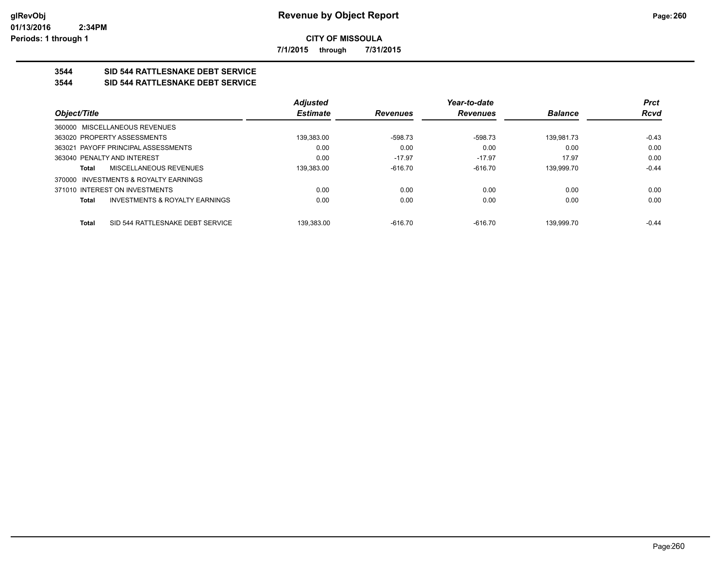# Revenue by Object Report

**CITY OF MISSOULA**

**7/1/2015 through 7/31/2015**

glRevObj
01/13/2016 2:34PM
Periods: 1 through 1

## 3544 SID 544 RATTLESNAKE DEBT SERVICE

### 3544 SID 544 RATTLESNAKE DEBT SERVICE

| Object/Title | | Adjusted Estimate | Revenues | Year-to-date Revenues | Balance | Prct Rcvd |
|---|---|---|---|---|---|---|
| 360000 MISCELLANEOUS REVENUES | | | | | | |
| 363020 PROPERTY ASSESSMENTS | | 139,383.00 | -598.73 | -598.73 | 139,981.73 | -0.43 |
| 363021 PAYOFF PRINCIPAL ASSESSMENTS | | 0.00 | 0.00 | 0.00 | 0.00 | 0.00 |
| 363040 PENALTY AND INTEREST | | 0.00 | -17.97 | -17.97 | 17.97 | 0.00 |
| Total | MISCELLANEOUS REVENUES | 139,383.00 | -616.70 | -616.70 | 139,999.70 | -0.44 |
| 370000 INVESTMENTS & ROYALTY EARNINGS | | | | | | |
| 371010 INTEREST ON INVESTMENTS | | 0.00 | 0.00 | 0.00 | 0.00 | 0.00 |
| Total | INVESTMENTS & ROYALTY EARNINGS | 0.00 | 0.00 | 0.00 | 0.00 | 0.00 |
| Total | SID 544 RATTLESNAKE DEBT SERVICE | 139,383.00 | -616.70 | -616.70 | 139,999.70 | -0.44 |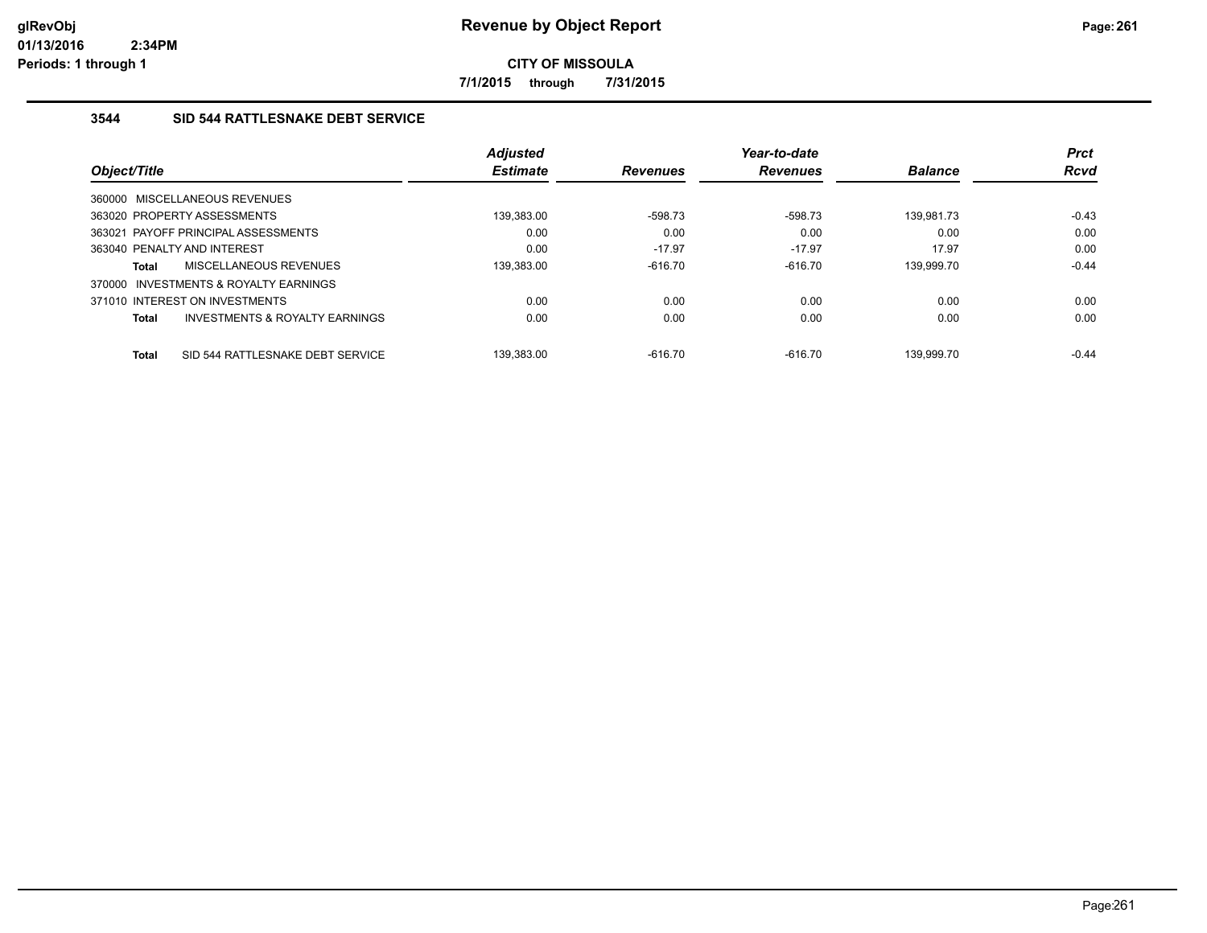# Revenue by Object Report

**CITY OF MISSOULA**

**7/1/2015 through 7/31/2015**

### 3544 SID 544 RATTLESNAKE DEBT SERVICE

| Object/Title | Adjusted Estimate | Revenues | Year-to-date Revenues | Balance | Prct Rcvd |
|---|---|---|---|---|---|
| 360000 MISCELLANEOUS REVENUES | | | | | |
| 363020 PROPERTY ASSESSMENTS | 139,383.00 | -598.73 | -598.73 | 139,981.73 | -0.43 |
| 363021 PAYOFF PRINCIPAL ASSESSMENTS | 0.00 | 0.00 | 0.00 | 0.00 | 0.00 |
| 363040 PENALTY AND INTEREST | 0.00 | -17.97 | -17.97 | 17.97 | 0.00 |
| **Total** MISCELLANEOUS REVENUES | 139,383.00 | -616.70 | -616.70 | 139,999.70 | -0.44 |
| 370000 INVESTMENTS & ROYALTY EARNINGS | | | | | |
| 371010 INTEREST ON INVESTMENTS | 0.00 | 0.00 | 0.00 | 0.00 | 0.00 |
| **Total** INVESTMENTS & ROYALTY EARNINGS | 0.00 | 0.00 | 0.00 | 0.00 | 0.00 |
| **Total** SID 544 RATTLESNAKE DEBT SERVICE | 139,383.00 | -616.70 | -616.70 | 139,999.70 | -0.44 |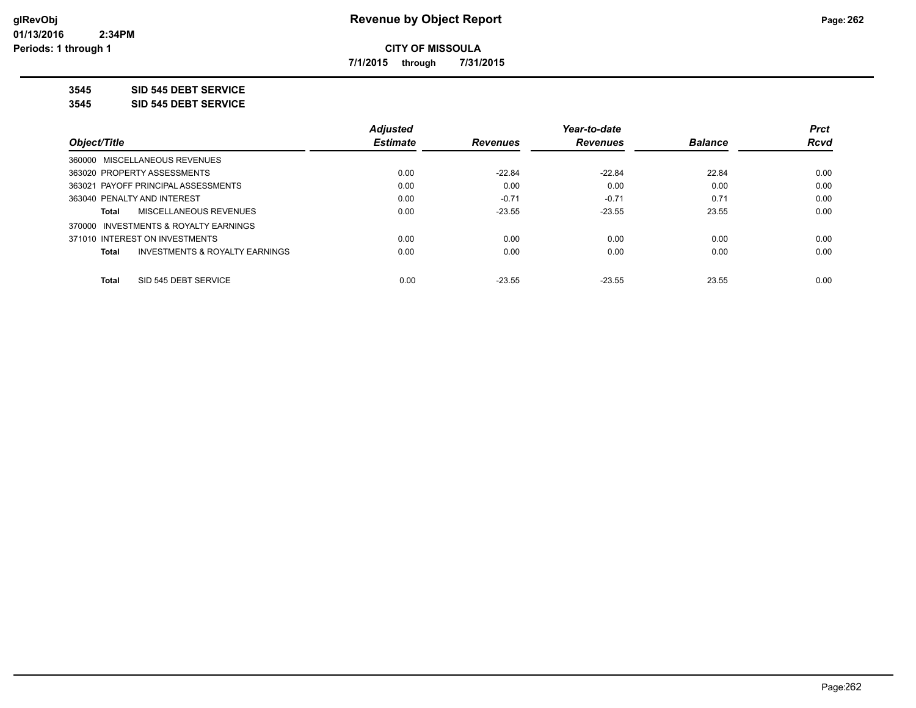**CITY OF MISSOULA**

**7/1/2015 through 7/31/2015**

**3545 SID 545 DEBT SERVICE**

**3545 SID 545 DEBT SERVICE**

| Object/Title | | Adjusted Estimate | Revenues | Year-to-date Revenues | Balance | Prct Rcvd |
|---|---|---|---|---|---|---|
| 360000 MISCELLANEOUS REVENUES | | | | | | |
| 363020 PROPERTY ASSESSMENTS | | 0.00 | -22.84 | -22.84 | 22.84 | 0.00 |
| 363021 PAYOFF PRINCIPAL ASSESSMENTS | | 0.00 | 0.00 | 0.00 | 0.00 | 0.00 |
| 363040 PENALTY AND INTEREST | | 0.00 | -0.71 | -0.71 | 0.71 | 0.00 |
| Total | MISCELLANEOUS REVENUES | 0.00 | -23.55 | -23.55 | 23.55 | 0.00 |
| 370000 INVESTMENTS & ROYALTY EARNINGS | | | | | | |
| 371010 INTEREST ON INVESTMENTS | | 0.00 | 0.00 | 0.00 | 0.00 | 0.00 |
| Total | INVESTMENTS & ROYALTY EARNINGS | 0.00 | 0.00 | 0.00 | 0.00 | 0.00 |
| Total | SID 545 DEBT SERVICE | 0.00 | -23.55 | -23.55 | 23.55 | 0.00 |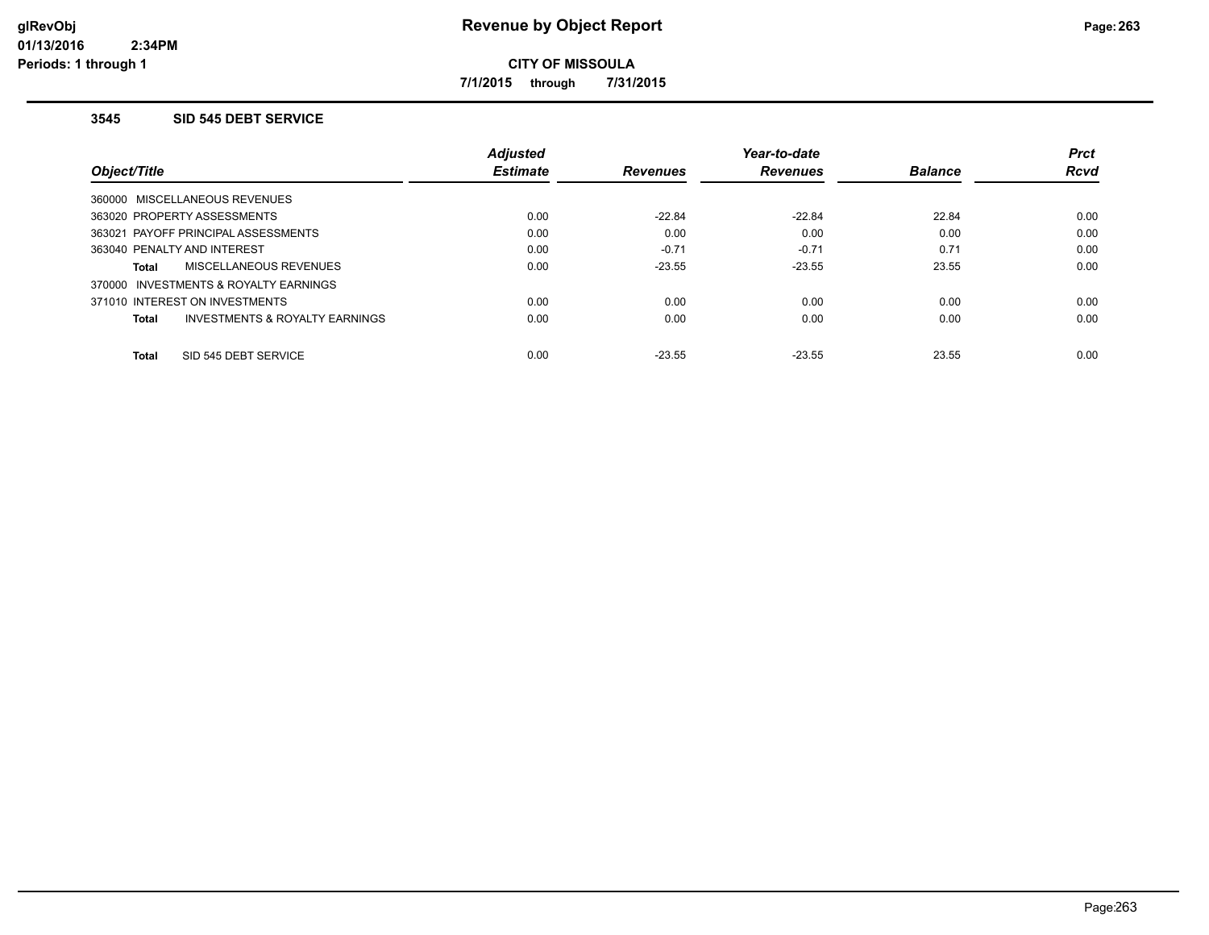# Revenue by Object Report

**CITY OF MISSOULA**

**7/1/2015 through 7/31/2015**

glRevObj
01/13/2016 2:34PM
Periods: 1 through 1

### 3545 SID 545 DEBT SERVICE

| Object/Title | Adjusted Estimate | Revenues | Year-to-date Revenues | Balance | Prct Rcvd |
|---|---|---|---|---|---|
| 360000 MISCELLANEOUS REVENUES | | | | | |
| 363020 PROPERTY ASSESSMENTS | 0.00 | -22.84 | -22.84 | 22.84 | 0.00 |
| 363021 PAYOFF PRINCIPAL ASSESSMENTS | 0.00 | 0.00 | 0.00 | 0.00 | 0.00 |
| 363040 PENALTY AND INTEREST | 0.00 | -0.71 | -0.71 | 0.71 | 0.00 |
| **Total** MISCELLANEOUS REVENUES | 0.00 | -23.55 | -23.55 | 23.55 | 0.00 |
| 370000 INVESTMENTS & ROYALTY EARNINGS | | | | | |
| 371010 INTEREST ON INVESTMENTS | 0.00 | 0.00 | 0.00 | 0.00 | 0.00 |
| **Total** INVESTMENTS & ROYALTY EARNINGS | 0.00 | 0.00 | 0.00 | 0.00 | 0.00 |
| **Total** SID 545 DEBT SERVICE | 0.00 | -23.55 | -23.55 | 23.55 | 0.00 |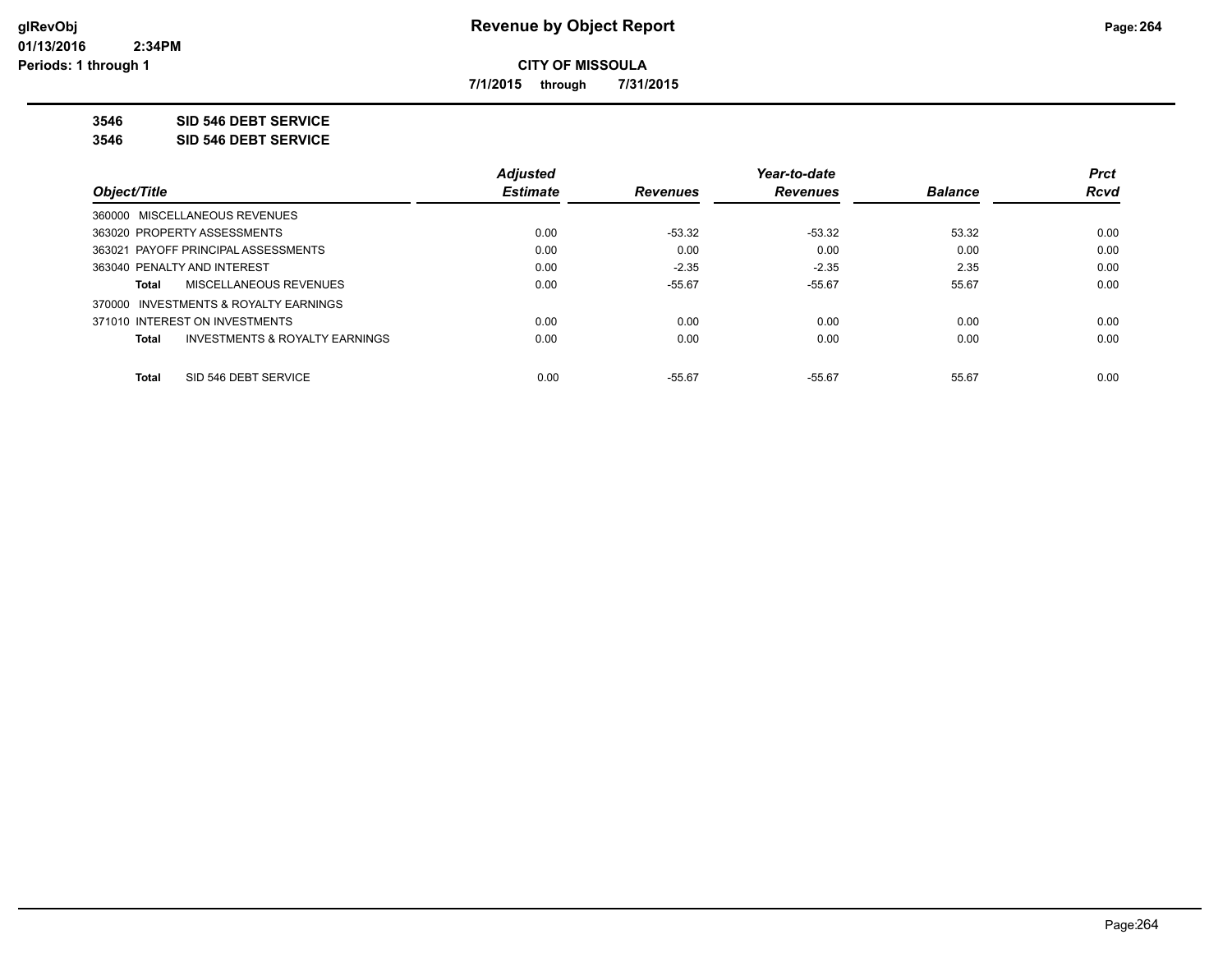# Revenue by Object Report

**CITY OF MISSOULA**

**7/1/2015 through 7/31/2015**

**3546 SID 546 DEBT SERVICE**

**3546 SID 546 DEBT SERVICE**

| Object/Title | Adjusted Estimate | Revenues | Year-to-date Revenues | Balance | Prct Rcvd |
|---|---|---|---|---|---|
| 360000 MISCELLANEOUS REVENUES | | | | | |
| 363020 PROPERTY ASSESSMENTS | 0.00 | -53.32 | -53.32 | 53.32 | 0.00 |
| 363021 PAYOFF PRINCIPAL ASSESSMENTS | 0.00 | 0.00 | 0.00 | 0.00 | 0.00 |
| 363040 PENALTY AND INTEREST | 0.00 | -2.35 | -2.35 | 2.35 | 0.00 |
| **Total** MISCELLANEOUS REVENUES | 0.00 | -55.67 | -55.67 | 55.67 | 0.00 |
| 370000 INVESTMENTS & ROYALTY EARNINGS | | | | | |
| 371010 INTEREST ON INVESTMENTS | 0.00 | 0.00 | 0.00 | 0.00 | 0.00 |
| **Total** INVESTMENTS & ROYALTY EARNINGS | 0.00 | 0.00 | 0.00 | 0.00 | 0.00 |
| **Total** SID 546 DEBT SERVICE | 0.00 | -55.67 | -55.67 | 55.67 | 0.00 |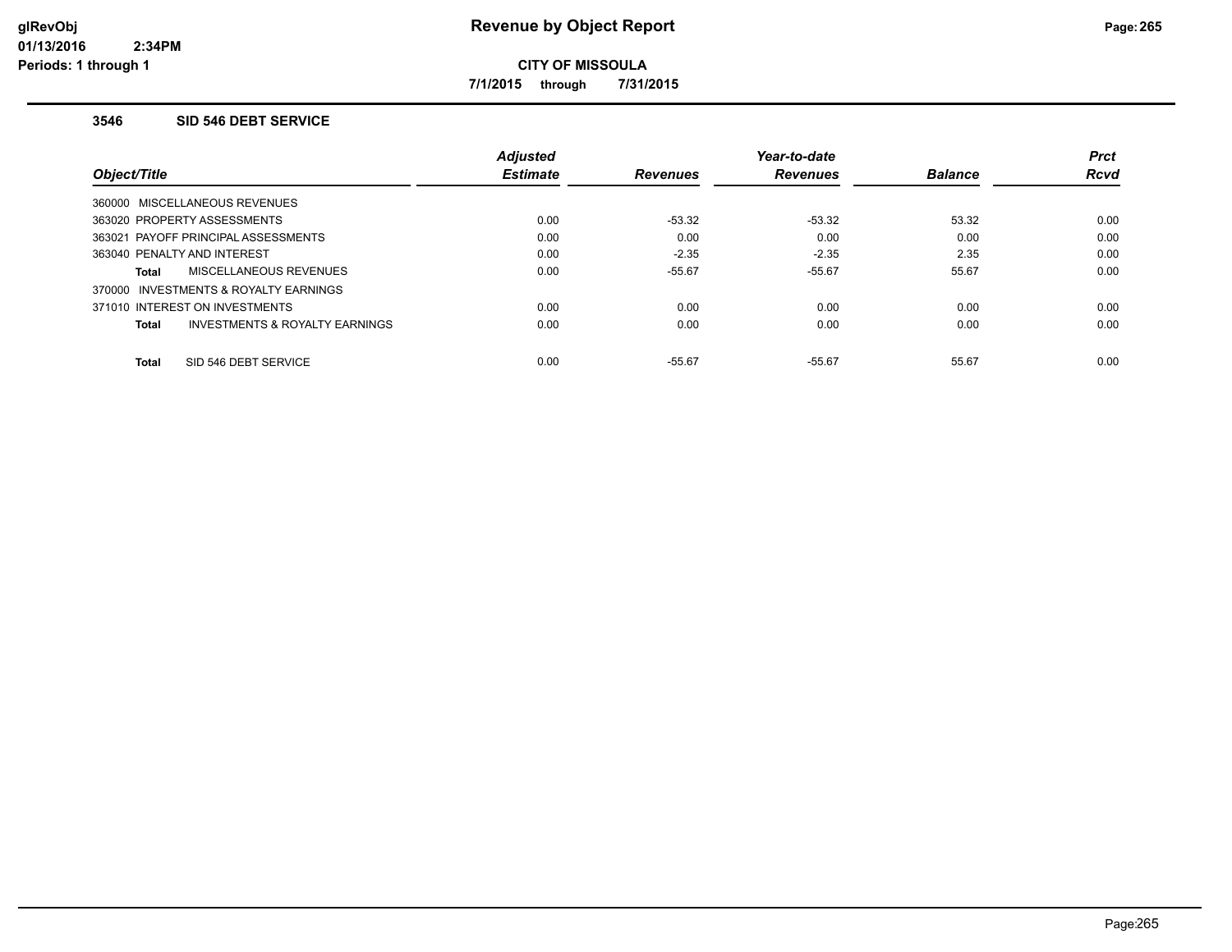# Revenue by Object Report

**CITY OF MISSOULA**

**7/1/2015 through 7/31/2015**

glRevObj
01/13/2016 2:34PM
Periods: 1 through 1

### 3546 SID 546 DEBT SERVICE

| Object/Title | | Adjusted Estimate | Revenues | Year-to-date Revenues | Balance | Prct Rcvd |
|---|---|---|---|---|---|---|
| 360000 MISCELLANEOUS REVENUES | | | | | | |
| 363020 PROPERTY ASSESSMENTS | | 0.00 | -53.32 | -53.32 | 53.32 | 0.00 |
| 363021 PAYOFF PRINCIPAL ASSESSMENTS | | 0.00 | 0.00 | 0.00 | 0.00 | 0.00 |
| 363040 PENALTY AND INTEREST | | 0.00 | -2.35 | -2.35 | 2.35 | 0.00 |
| **Total** | MISCELLANEOUS REVENUES | 0.00 | -55.67 | -55.67 | 55.67 | 0.00 |
| 370000 INVESTMENTS & ROYALTY EARNINGS | | | | | | |
| 371010 INTEREST ON INVESTMENTS | | 0.00 | 0.00 | 0.00 | 0.00 | 0.00 |
| **Total** | INVESTMENTS & ROYALTY EARNINGS | 0.00 | 0.00 | 0.00 | 0.00 | 0.00 |
| **Total** | SID 546 DEBT SERVICE | 0.00 | -55.67 | -55.67 | 55.67 | 0.00 |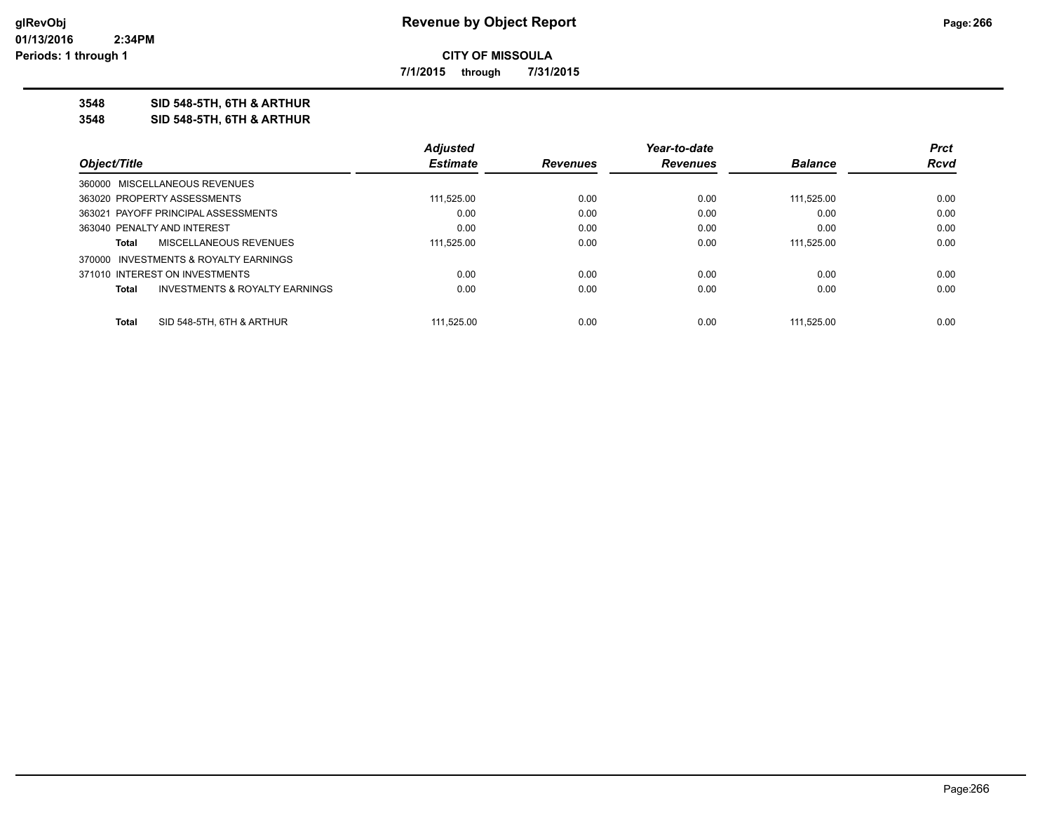# Revenue by Object Report

**CITY OF MISSOULA**

**7/1/2015 through 7/31/2015**

glRevObj
01/13/2016 2:34PM
Periods: 1 through 1

**3548 SID 548-5TH, 6TH & ARTHUR**
**3548 SID 548-5TH, 6TH & ARTHUR**

| Object/Title | Adjusted Estimate | Revenues | Year-to-date Revenues | Balance | Prct Rcvd |
|---|---|---|---|---|---|
| 360000 MISCELLANEOUS REVENUES | | | | | |
| 363020 PROPERTY ASSESSMENTS | 111,525.00 | 0.00 | 0.00 | 111,525.00 | 0.00 |
| 363021 PAYOFF PRINCIPAL ASSESSMENTS | 0.00 | 0.00 | 0.00 | 0.00 | 0.00 |
| 363040 PENALTY AND INTEREST | 0.00 | 0.00 | 0.00 | 0.00 | 0.00 |
| **Total** MISCELLANEOUS REVENUES | 111,525.00 | 0.00 | 0.00 | 111,525.00 | 0.00 |
| 370000 INVESTMENTS & ROYALTY EARNINGS | | | | | |
| 371010 INTEREST ON INVESTMENTS | 0.00 | 0.00 | 0.00 | 0.00 | 0.00 |
| **Total** INVESTMENTS & ROYALTY EARNINGS | 0.00 | 0.00 | 0.00 | 0.00 | 0.00 |
| **Total** SID 548-5TH, 6TH & ARTHUR | 111,525.00 | 0.00 | 0.00 | 111,525.00 | 0.00 |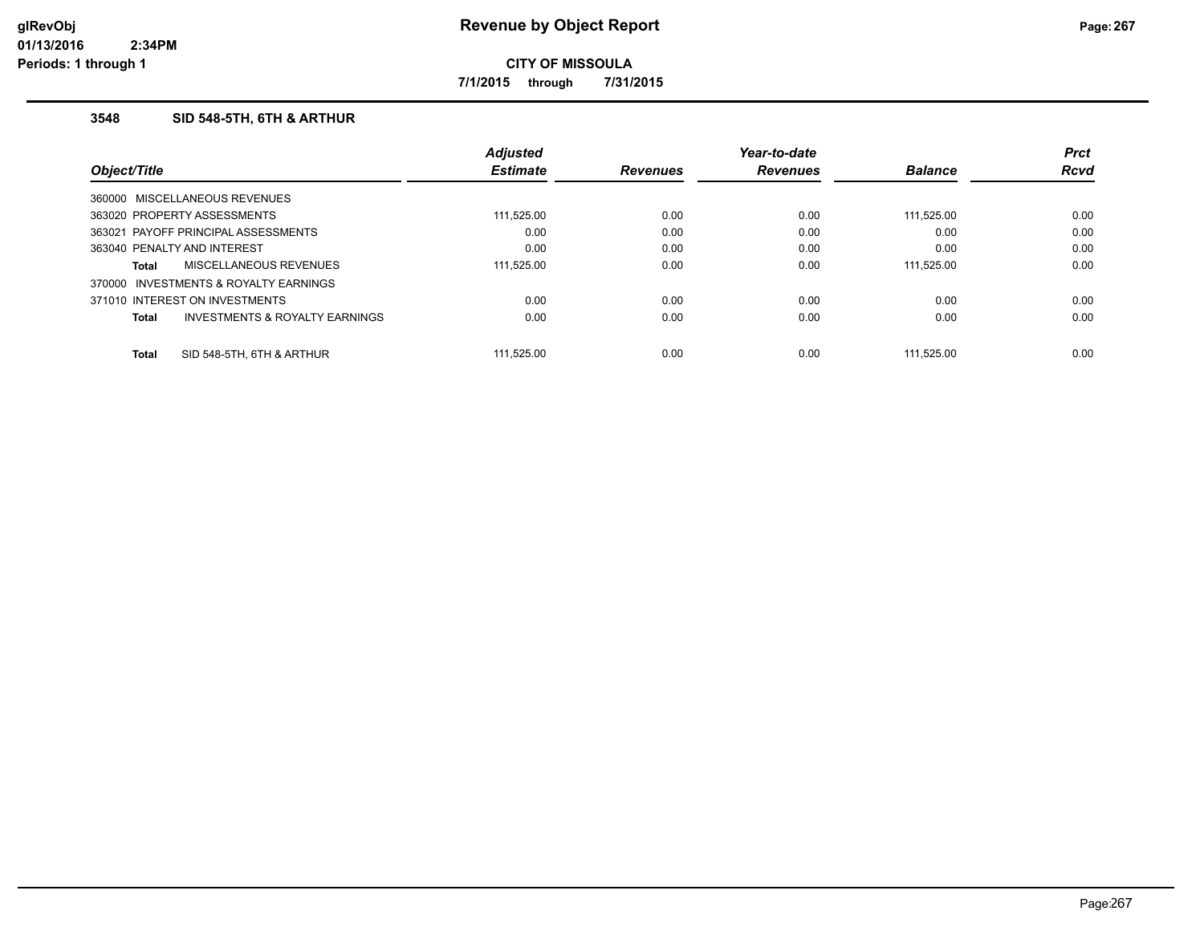# Revenue by Object Report

**CITY OF MISSOULA**

**7/1/2015 through 7/31/2015**

glRevObj
01/13/2016 2:34PM
Periods: 1 through 1

### 3548 SID 548-5TH, 6TH & ARTHUR

| Object/Title | Adjusted Estimate | Revenues | Year-to-date Revenues | Balance | Prct Rcvd |
|---|---|---|---|---|---|
| 360000 MISCELLANEOUS REVENUES | | | | | |
| 363020 PROPERTY ASSESSMENTS | 111,525.00 | 0.00 | 0.00 | 111,525.00 | 0.00 |
| 363021 PAYOFF PRINCIPAL ASSESSMENTS | 0.00 | 0.00 | 0.00 | 0.00 | 0.00 |
| 363040 PENALTY AND INTEREST | 0.00 | 0.00 | 0.00 | 0.00 | 0.00 |
| **Total** MISCELLANEOUS REVENUES | 111,525.00 | 0.00 | 0.00 | 111,525.00 | 0.00 |
| 370000 INVESTMENTS & ROYALTY EARNINGS | | | | | |
| 371010 INTEREST ON INVESTMENTS | 0.00 | 0.00 | 0.00 | 0.00 | 0.00 |
| **Total** INVESTMENTS & ROYALTY EARNINGS | 0.00 | 0.00 | 0.00 | 0.00 | 0.00 |
| **Total** SID 548-5TH, 6TH & ARTHUR | 111,525.00 | 0.00 | 0.00 | 111,525.00 | 0.00 |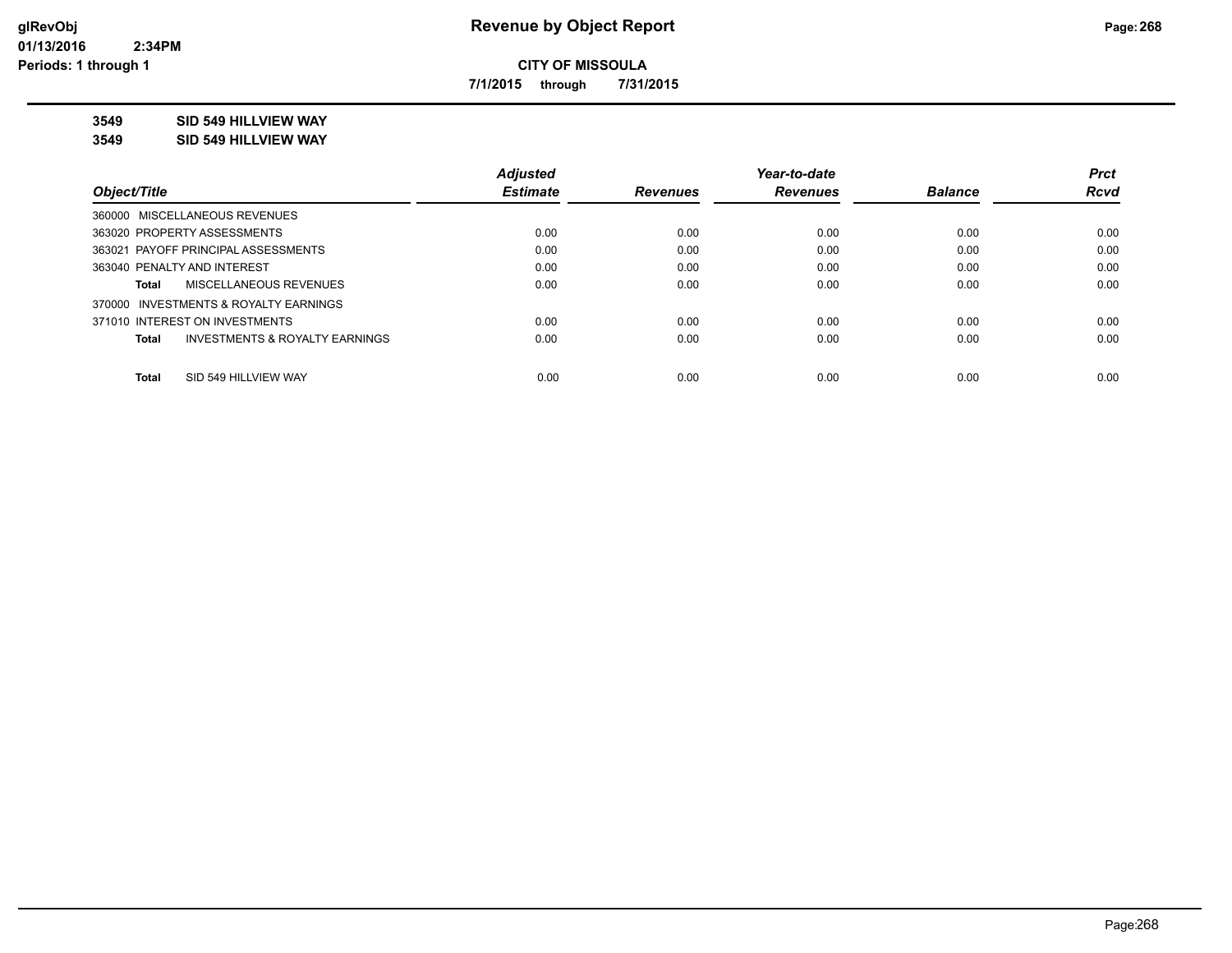**glRevObj**
**01/13/2016 2:34PM**
**Periods: 1 through 1**

# Revenue by Object Report

**CITY OF MISSOULA**

**7/1/2015 through 7/31/2015**

**3549 SID 549 HILLVIEW WAY**

**3549 SID 549 HILLVIEW WAY**

| Object/Title | Adjusted Estimate | Revenues | Year-to-date Revenues | Balance | Prct Rcvd |
|---|---|---|---|---|---|
| 360000 MISCELLANEOUS REVENUES | | | | | |
| 363020 PROPERTY ASSESSMENTS | 0.00 | 0.00 | 0.00 | 0.00 | 0.00 |
| 363021 PAYOFF PRINCIPAL ASSESSMENTS | 0.00 | 0.00 | 0.00 | 0.00 | 0.00 |
| 363040 PENALTY AND INTEREST | 0.00 | 0.00 | 0.00 | 0.00 | 0.00 |
| **Total** MISCELLANEOUS REVENUES | 0.00 | 0.00 | 0.00 | 0.00 | 0.00 |
| 370000 INVESTMENTS & ROYALTY EARNINGS | | | | | |
| 371010 INTEREST ON INVESTMENTS | 0.00 | 0.00 | 0.00 | 0.00 | 0.00 |
| **Total** INVESTMENTS & ROYALTY EARNINGS | 0.00 | 0.00 | 0.00 | 0.00 | 0.00 |
| **Total** SID 549 HILLVIEW WAY | 0.00 | 0.00 | 0.00 | 0.00 | 0.00 |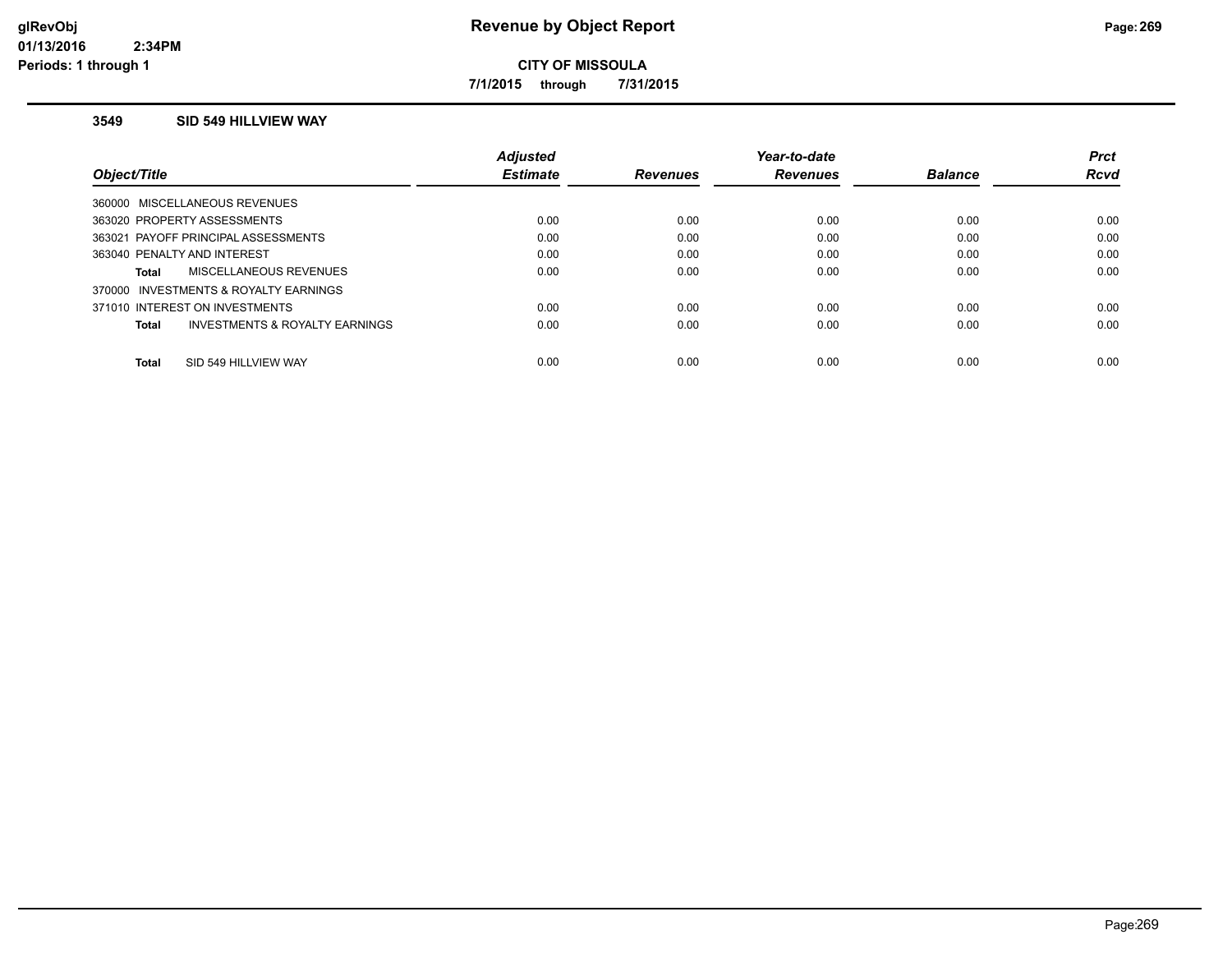**glRevObj**
**01/13/2016 2:34PM**
**Periods: 1 through 1**

# Revenue by Object Report

**CITY OF MISSOULA**

**7/1/2015 through 7/31/2015**

### 3549 SID 549 HILLVIEW WAY

| Object/Title | Adjusted Estimate | Revenues | Year-to-date Revenues | Balance | Prct Rcvd |
|---|---|---|---|---|---|
| 360000 MISCELLANEOUS REVENUES | | | | | |
| 363020 PROPERTY ASSESSMENTS | 0.00 | 0.00 | 0.00 | 0.00 | 0.00 |
| 363021 PAYOFF PRINCIPAL ASSESSMENTS | 0.00 | 0.00 | 0.00 | 0.00 | 0.00 |
| 363040 PENALTY AND INTEREST | 0.00 | 0.00 | 0.00 | 0.00 | 0.00 |
| **Total** MISCELLANEOUS REVENUES | 0.00 | 0.00 | 0.00 | 0.00 | 0.00 |
| 370000 INVESTMENTS & ROYALTY EARNINGS | | | | | |
| 371010 INTEREST ON INVESTMENTS | 0.00 | 0.00 | 0.00 | 0.00 | 0.00 |
| **Total** INVESTMENTS & ROYALTY EARNINGS | 0.00 | 0.00 | 0.00 | 0.00 | 0.00 |
| **Total** SID 549 HILLVIEW WAY | 0.00 | 0.00 | 0.00 | 0.00 | 0.00 |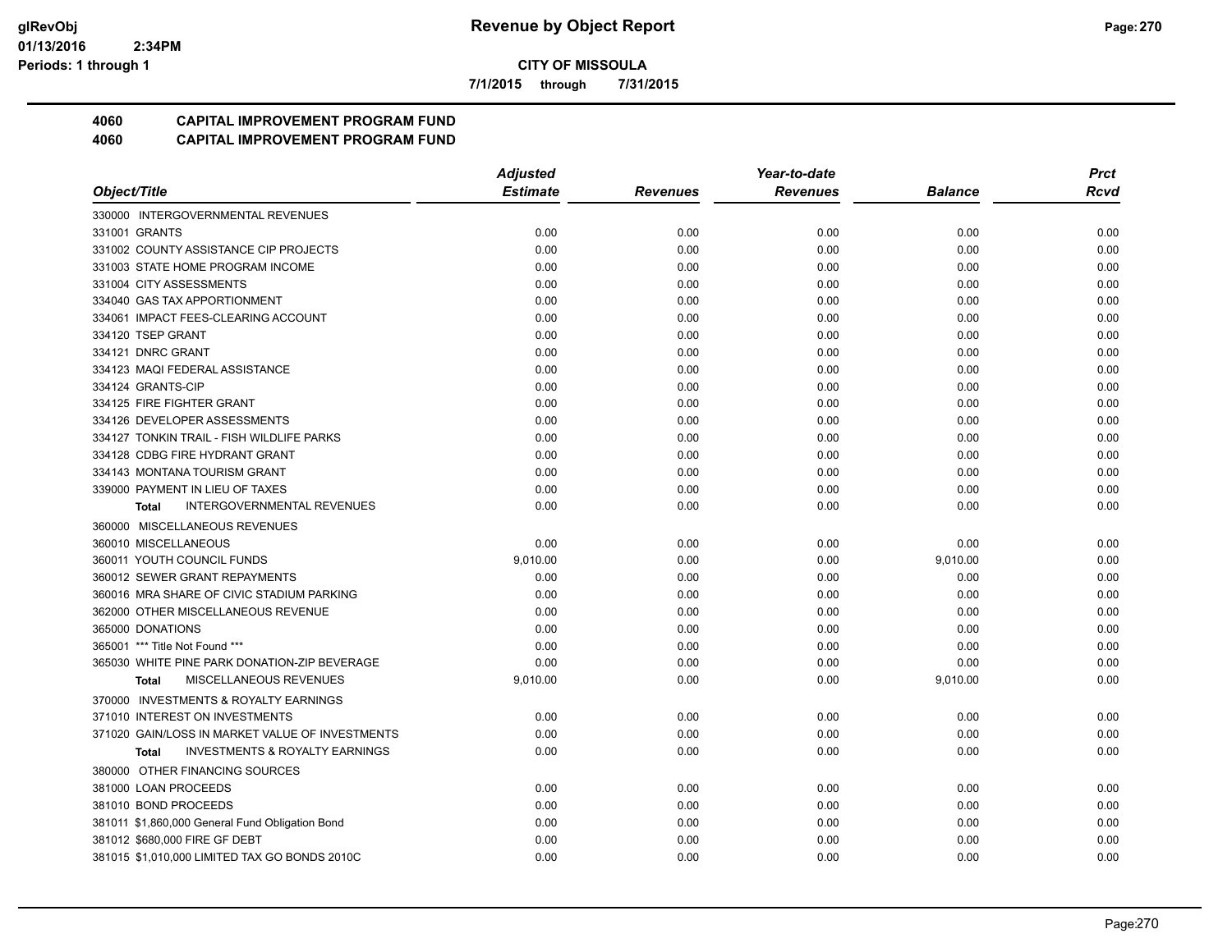**CITY OF MISSOULA**

**7/1/2015 through 7/31/2015**

**Revenue by Object Report**

# 4060 CAPITAL IMPROVEMENT PROGRAM FUND

## 4060 CAPITAL IMPROVEMENT PROGRAM FUND

| Object/Title | Adjusted Estimate | Revenues | Year-to-date Revenues | Balance | Prct Rcvd |
|---|---|---|---|---|---|
| 330000 INTERGOVERNMENTAL REVENUES | | | | | |
| 331001 GRANTS | 0.00 | 0.00 | 0.00 | 0.00 | 0.00 |
| 331002 COUNTY ASSISTANCE CIP PROJECTS | 0.00 | 0.00 | 0.00 | 0.00 | 0.00 |
| 331003 STATE HOME PROGRAM INCOME | 0.00 | 0.00 | 0.00 | 0.00 | 0.00 |
| 331004 CITY ASSESSMENTS | 0.00 | 0.00 | 0.00 | 0.00 | 0.00 |
| 334040 GAS TAX APPORTIONMENT | 0.00 | 0.00 | 0.00 | 0.00 | 0.00 |
| 334061 IMPACT FEES-CLEARING ACCOUNT | 0.00 | 0.00 | 0.00 | 0.00 | 0.00 |
| 334120 TSEP GRANT | 0.00 | 0.00 | 0.00 | 0.00 | 0.00 |
| 334121 DNRC GRANT | 0.00 | 0.00 | 0.00 | 0.00 | 0.00 |
| 334123 MAQI FEDERAL ASSISTANCE | 0.00 | 0.00 | 0.00 | 0.00 | 0.00 |
| 334124 GRANTS-CIP | 0.00 | 0.00 | 0.00 | 0.00 | 0.00 |
| 334125 FIRE FIGHTER GRANT | 0.00 | 0.00 | 0.00 | 0.00 | 0.00 |
| 334126 DEVELOPER ASSESSMENTS | 0.00 | 0.00 | 0.00 | 0.00 | 0.00 |
| 334127 TONKIN TRAIL - FISH WILDLIFE PARKS | 0.00 | 0.00 | 0.00 | 0.00 | 0.00 |
| 334128 CDBG FIRE HYDRANT GRANT | 0.00 | 0.00 | 0.00 | 0.00 | 0.00 |
| 334143 MONTANA TOURISM GRANT | 0.00 | 0.00 | 0.00 | 0.00 | 0.00 |
| 339000 PAYMENT IN LIEU OF TAXES | 0.00 | 0.00 | 0.00 | 0.00 | 0.00 |
| **Total** INTERGOVERNMENTAL REVENUES | 0.00 | 0.00 | 0.00 | 0.00 | 0.00 |
| 360000 MISCELLANEOUS REVENUES | | | | | |
| 360010 MISCELLANEOUS | 0.00 | 0.00 | 0.00 | 0.00 | 0.00 |
| 360011 YOUTH COUNCIL FUNDS | 9,010.00 | 0.00 | 0.00 | 9,010.00 | 0.00 |
| 360012 SEWER GRANT REPAYMENTS | 0.00 | 0.00 | 0.00 | 0.00 | 0.00 |
| 360016 MRA SHARE OF CIVIC STADIUM PARKING | 0.00 | 0.00 | 0.00 | 0.00 | 0.00 |
| 362000 OTHER MISCELLANEOUS REVENUE | 0.00 | 0.00 | 0.00 | 0.00 | 0.00 |
| 365000 DONATIONS | 0.00 | 0.00 | 0.00 | 0.00 | 0.00 |
| 365001 *** Title Not Found *** | 0.00 | 0.00 | 0.00 | 0.00 | 0.00 |
| 365030 WHITE PINE PARK DONATION-ZIP BEVERAGE | 0.00 | 0.00 | 0.00 | 0.00 | 0.00 |
| **Total** MISCELLANEOUS REVENUES | 9,010.00 | 0.00 | 0.00 | 9,010.00 | 0.00 |
| 370000 INVESTMENTS & ROYALTY EARNINGS | | | | | |
| 371010 INTEREST ON INVESTMENTS | 0.00 | 0.00 | 0.00 | 0.00 | 0.00 |
| 371020 GAIN/LOSS IN MARKET VALUE OF INVESTMENTS | 0.00 | 0.00 | 0.00 | 0.00 | 0.00 |
| **Total** INVESTMENTS & ROYALTY EARNINGS | 0.00 | 0.00 | 0.00 | 0.00 | 0.00 |
| 380000 OTHER FINANCING SOURCES | | | | | |
| 381000 LOAN PROCEEDS | 0.00 | 0.00 | 0.00 | 0.00 | 0.00 |
| 381010 BOND PROCEEDS | 0.00 | 0.00 | 0.00 | 0.00 | 0.00 |
| 381011 $1,860,000 General Fund Obligation Bond | 0.00 | 0.00 | 0.00 | 0.00 | 0.00 |
| 381012 $680,000 FIRE GF DEBT | 0.00 | 0.00 | 0.00 | 0.00 | 0.00 |
| 381015 $1,010,000 LIMITED TAX GO BONDS 2010C | 0.00 | 0.00 | 0.00 | 0.00 | 0.00 |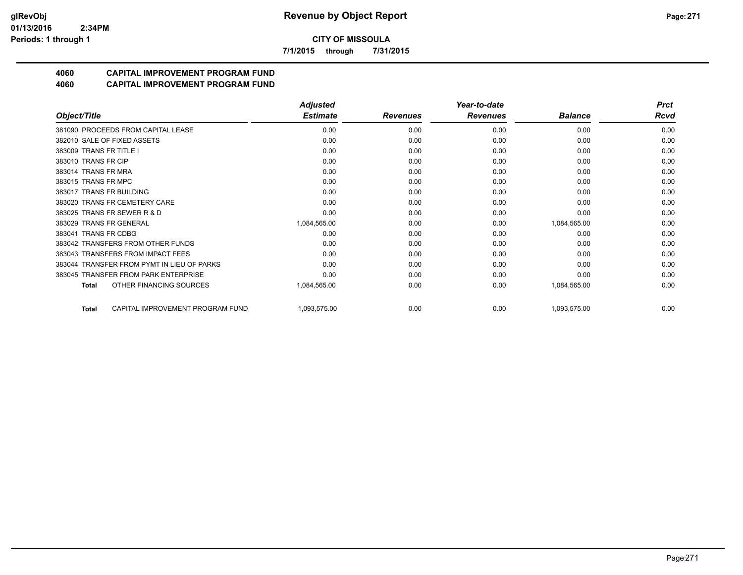**CITY OF MISSOULA**

**7/1/2015 through 7/31/2015**

# 4060 CAPITAL IMPROVEMENT PROGRAM FUND

## 4060 CAPITAL IMPROVEMENT PROGRAM FUND

| Object/Title | Adjusted Estimate | Revenues | Year-to-date Revenues | Balance | Prct Rcvd |
|---|---|---|---|---|---|
| 381090 PROCEEDS FROM CAPITAL LEASE | 0.00 | 0.00 | 0.00 | 0.00 | 0.00 |
| 382010 SALE OF FIXED ASSETS | 0.00 | 0.00 | 0.00 | 0.00 | 0.00 |
| 383009 TRANS FR TITLE I | 0.00 | 0.00 | 0.00 | 0.00 | 0.00 |
| 383010 TRANS FR CIP | 0.00 | 0.00 | 0.00 | 0.00 | 0.00 |
| 383014 TRANS FR MRA | 0.00 | 0.00 | 0.00 | 0.00 | 0.00 |
| 383015 TRANS FR MPC | 0.00 | 0.00 | 0.00 | 0.00 | 0.00 |
| 383017 TRANS FR BUILDING | 0.00 | 0.00 | 0.00 | 0.00 | 0.00 |
| 383020 TRANS FR CEMETERY CARE | 0.00 | 0.00 | 0.00 | 0.00 | 0.00 |
| 383025 TRANS FR SEWER R & D | 0.00 | 0.00 | 0.00 | 0.00 | 0.00 |
| 383029 TRANS FR GENERAL | 1,084,565.00 | 0.00 | 0.00 | 1,084,565.00 | 0.00 |
| 383041 TRANS FR CDBG | 0.00 | 0.00 | 0.00 | 0.00 | 0.00 |
| 383042 TRANSFERS FROM OTHER FUNDS | 0.00 | 0.00 | 0.00 | 0.00 | 0.00 |
| 383043 TRANSFERS FROM IMPACT FEES | 0.00 | 0.00 | 0.00 | 0.00 | 0.00 |
| 383044 TRANSFER FROM PYMT IN LIEU OF PARKS | 0.00 | 0.00 | 0.00 | 0.00 | 0.00 |
| 383045 TRANSFER FROM PARK ENTERPRISE | 0.00 | 0.00 | 0.00 | 0.00 | 0.00 |
| **Total** OTHER FINANCING SOURCES | 1,084,565.00 | 0.00 | 0.00 | 1,084,565.00 | 0.00 |
| **Total** CAPITAL IMPROVEMENT PROGRAM FUND | 1,093,575.00 | 0.00 | 0.00 | 1,093,575.00 | 0.00 |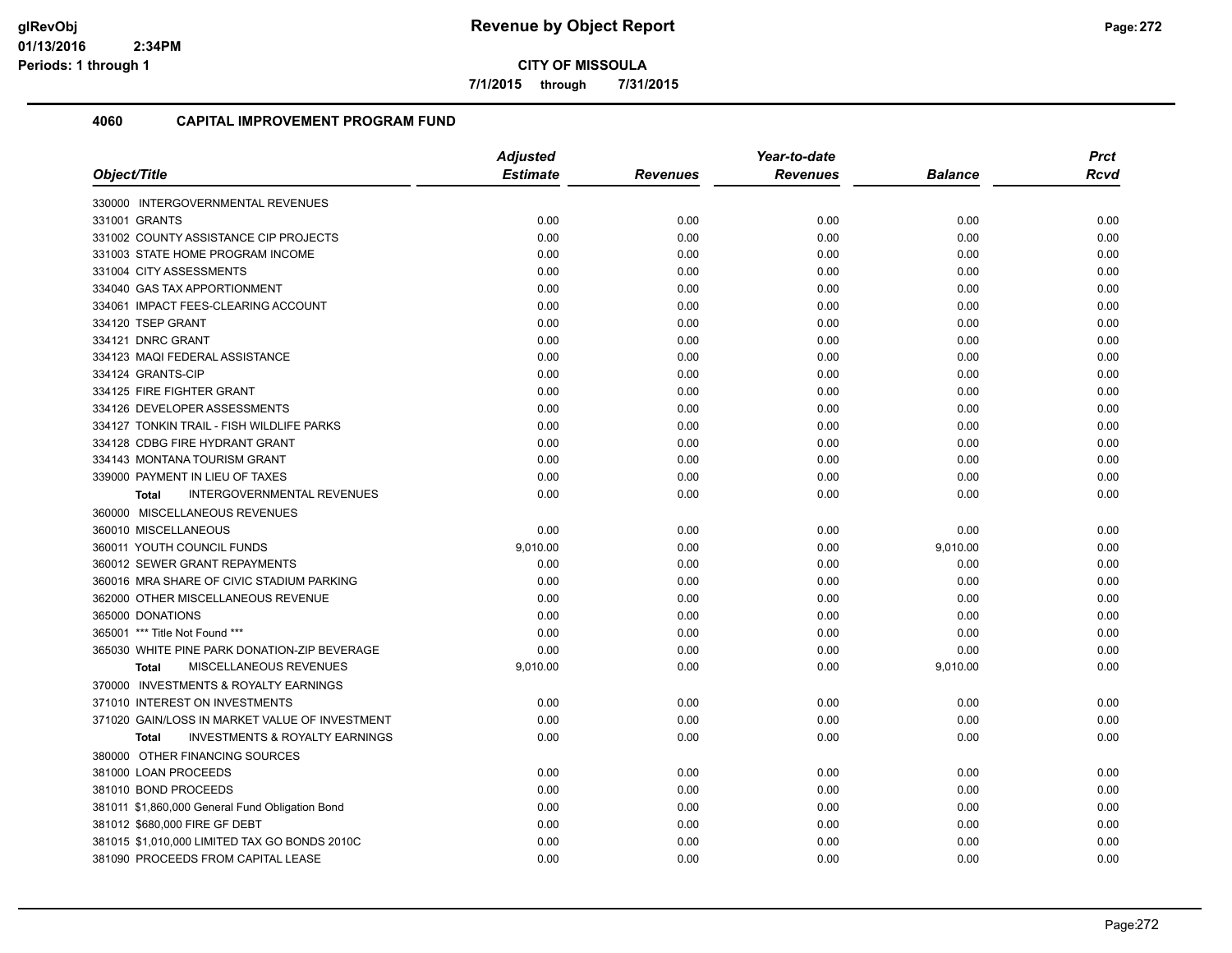**CITY OF MISSOULA**

**7/1/2015 through 7/31/2015**

## 4060 CAPITAL IMPROVEMENT PROGRAM FUND

| Object/Title | Adjusted Estimate | Revenues | Year-to-date Revenues | Balance | Prct Rcvd |
|---|---|---|---|---|---|
| 330000 INTERGOVERNMENTAL REVENUES | | | | | |
| 331001 GRANTS | 0.00 | 0.00 | 0.00 | 0.00 | 0.00 |
| 331002 COUNTY ASSISTANCE CIP PROJECTS | 0.00 | 0.00 | 0.00 | 0.00 | 0.00 |
| 331003 STATE HOME PROGRAM INCOME | 0.00 | 0.00 | 0.00 | 0.00 | 0.00 |
| 331004 CITY ASSESSMENTS | 0.00 | 0.00 | 0.00 | 0.00 | 0.00 |
| 334040 GAS TAX APPORTIONMENT | 0.00 | 0.00 | 0.00 | 0.00 | 0.00 |
| 334061 IMPACT FEES-CLEARING ACCOUNT | 0.00 | 0.00 | 0.00 | 0.00 | 0.00 |
| 334120 TSEP GRANT | 0.00 | 0.00 | 0.00 | 0.00 | 0.00 |
| 334121 DNRC GRANT | 0.00 | 0.00 | 0.00 | 0.00 | 0.00 |
| 334123 MAQI FEDERAL ASSISTANCE | 0.00 | 0.00 | 0.00 | 0.00 | 0.00 |
| 334124 GRANTS-CIP | 0.00 | 0.00 | 0.00 | 0.00 | 0.00 |
| 334125 FIRE FIGHTER GRANT | 0.00 | 0.00 | 0.00 | 0.00 | 0.00 |
| 334126 DEVELOPER ASSESSMENTS | 0.00 | 0.00 | 0.00 | 0.00 | 0.00 |
| 334127 TONKIN TRAIL - FISH WILDLIFE PARKS | 0.00 | 0.00 | 0.00 | 0.00 | 0.00 |
| 334128 CDBG FIRE HYDRANT GRANT | 0.00 | 0.00 | 0.00 | 0.00 | 0.00 |
| 334143 MONTANA TOURISM GRANT | 0.00 | 0.00 | 0.00 | 0.00 | 0.00 |
| 339000 PAYMENT IN LIEU OF TAXES | 0.00 | 0.00 | 0.00 | 0.00 | 0.00 |
| **Total** INTERGOVERNMENTAL REVENUES | 0.00 | 0.00 | 0.00 | 0.00 | 0.00 |
| 360000 MISCELLANEOUS REVENUES | | | | | |
| 360010 MISCELLANEOUS | 0.00 | 0.00 | 0.00 | 0.00 | 0.00 |
| 360011 YOUTH COUNCIL FUNDS | 9,010.00 | 0.00 | 0.00 | 9,010.00 | 0.00 |
| 360012 SEWER GRANT REPAYMENTS | 0.00 | 0.00 | 0.00 | 0.00 | 0.00 |
| 360016 MRA SHARE OF CIVIC STADIUM PARKING | 0.00 | 0.00 | 0.00 | 0.00 | 0.00 |
| 362000 OTHER MISCELLANEOUS REVENUE | 0.00 | 0.00 | 0.00 | 0.00 | 0.00 |
| 365000 DONATIONS | 0.00 | 0.00 | 0.00 | 0.00 | 0.00 |
| 365001 *** Title Not Found *** | 0.00 | 0.00 | 0.00 | 0.00 | 0.00 |
| 365030 WHITE PINE PARK DONATION-ZIP BEVERAGE | 0.00 | 0.00 | 0.00 | 0.00 | 0.00 |
| **Total** MISCELLANEOUS REVENUES | 9,010.00 | 0.00 | 0.00 | 9,010.00 | 0.00 |
| 370000 INVESTMENTS & ROYALTY EARNINGS | | | | | |
| 371010 INTEREST ON INVESTMENTS | 0.00 | 0.00 | 0.00 | 0.00 | 0.00 |
| 371020 GAIN/LOSS IN MARKET VALUE OF INVESTMENT | 0.00 | 0.00 | 0.00 | 0.00 | 0.00 |
| **Total** INVESTMENTS & ROYALTY EARNINGS | 0.00 | 0.00 | 0.00 | 0.00 | 0.00 |
| 380000 OTHER FINANCING SOURCES | | | | | |
| 381000 LOAN PROCEEDS | 0.00 | 0.00 | 0.00 | 0.00 | 0.00 |
| 381010 BOND PROCEEDS | 0.00 | 0.00 | 0.00 | 0.00 | 0.00 |
| 381011 $1,860,000 General Fund Obligation Bond | 0.00 | 0.00 | 0.00 | 0.00 | 0.00 |
| 381012 $680,000 FIRE GF DEBT | 0.00 | 0.00 | 0.00 | 0.00 | 0.00 |
| 381015 $1,010,000 LIMITED TAX GO BONDS 2010C | 0.00 | 0.00 | 0.00 | 0.00 | 0.00 |
| 381090 PROCEEDS FROM CAPITAL LEASE | 0.00 | 0.00 | 0.00 | 0.00 | 0.00 |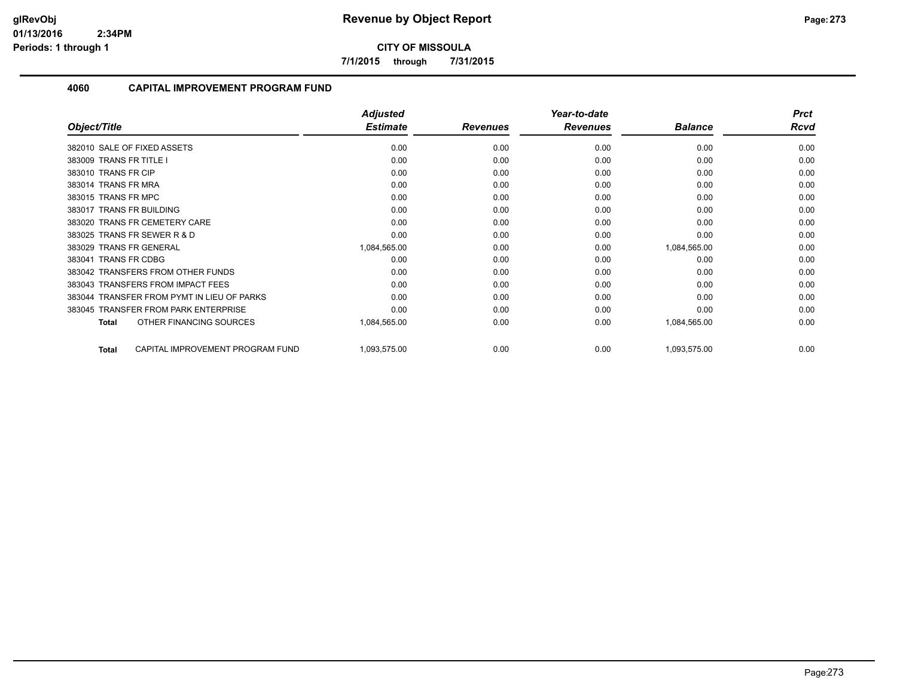**CITY OF MISSOULA**

**7/1/2015 through 7/31/2015**

## 4060 CAPITAL IMPROVEMENT PROGRAM FUND

| Object/Title | Adjusted Estimate | Revenues | Year-to-date Revenues | Balance | Prct Rcvd |
|---|---|---|---|---|---|
| 382010 SALE OF FIXED ASSETS | 0.00 | 0.00 | 0.00 | 0.00 | 0.00 |
| 383009 TRANS FR TITLE I | 0.00 | 0.00 | 0.00 | 0.00 | 0.00 |
| 383010 TRANS FR CIP | 0.00 | 0.00 | 0.00 | 0.00 | 0.00 |
| 383014 TRANS FR MRA | 0.00 | 0.00 | 0.00 | 0.00 | 0.00 |
| 383015 TRANS FR MPC | 0.00 | 0.00 | 0.00 | 0.00 | 0.00 |
| 383017 TRANS FR BUILDING | 0.00 | 0.00 | 0.00 | 0.00 | 0.00 |
| 383020 TRANS FR CEMETERY CARE | 0.00 | 0.00 | 0.00 | 0.00 | 0.00 |
| 383025 TRANS FR SEWER R & D | 0.00 | 0.00 | 0.00 | 0.00 | 0.00 |
| 383029 TRANS FR GENERAL | 1,084,565.00 | 0.00 | 0.00 | 1,084,565.00 | 0.00 |
| 383041 TRANS FR CDBG | 0.00 | 0.00 | 0.00 | 0.00 | 0.00 |
| 383042 TRANSFERS FROM OTHER FUNDS | 0.00 | 0.00 | 0.00 | 0.00 | 0.00 |
| 383043 TRANSFERS FROM IMPACT FEES | 0.00 | 0.00 | 0.00 | 0.00 | 0.00 |
| 383044 TRANSFER FROM PYMT IN LIEU OF PARKS | 0.00 | 0.00 | 0.00 | 0.00 | 0.00 |
| 383045 TRANSFER FROM PARK ENTERPRISE | 0.00 | 0.00 | 0.00 | 0.00 | 0.00 |
| **Total** OTHER FINANCING SOURCES | 1,084,565.00 | 0.00 | 0.00 | 1,084,565.00 | 0.00 |
| **Total** CAPITAL IMPROVEMENT PROGRAM FUND | 1,093,575.00 | 0.00 | 0.00 | 1,093,575.00 | 0.00 |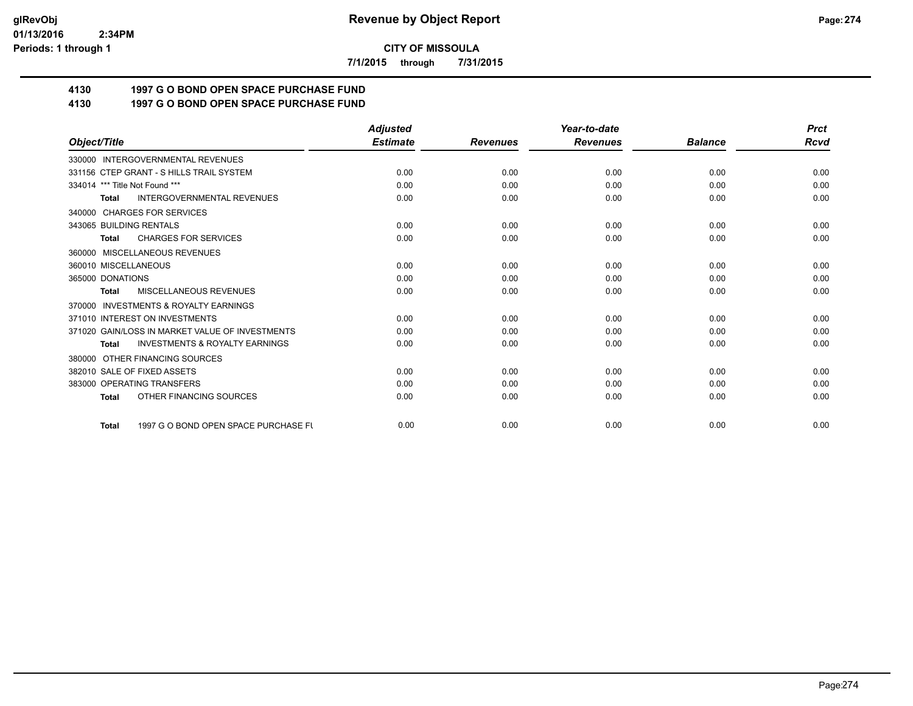**CITY OF MISSOULA**

**7/1/2015 through 7/31/2015**

## 4130 1997 G O BOND OPEN SPACE PURCHASE FUND
## 4130 1997 G O BOND OPEN SPACE PURCHASE FUND

| Object/Title | Adjusted Estimate | Revenues | Year-to-date Revenues | Balance | Prct Rcvd |
|---|---|---|---|---|---|
| 330000 INTERGOVERNMENTAL REVENUES | | | | | |
| 331156 CTEP GRANT - S HILLS TRAIL SYSTEM | 0.00 | 0.00 | 0.00 | 0.00 | 0.00 |
| 334014 *** Title Not Found *** | 0.00 | 0.00 | 0.00 | 0.00 | 0.00 |
| **Total** INTERGOVERNMENTAL REVENUES | 0.00 | 0.00 | 0.00 | 0.00 | 0.00 |
| 340000 CHARGES FOR SERVICES | | | | | |
| 343065 BUILDING RENTALS | 0.00 | 0.00 | 0.00 | 0.00 | 0.00 |
| **Total** CHARGES FOR SERVICES | 0.00 | 0.00 | 0.00 | 0.00 | 0.00 |
| 360000 MISCELLANEOUS REVENUES | | | | | |
| 360010 MISCELLANEOUS | 0.00 | 0.00 | 0.00 | 0.00 | 0.00 |
| 365000 DONATIONS | 0.00 | 0.00 | 0.00 | 0.00 | 0.00 |
| **Total** MISCELLANEOUS REVENUES | 0.00 | 0.00 | 0.00 | 0.00 | 0.00 |
| 370000 INVESTMENTS & ROYALTY EARNINGS | | | | | |
| 371010 INTEREST ON INVESTMENTS | 0.00 | 0.00 | 0.00 | 0.00 | 0.00 |
| 371020 GAIN/LOSS IN MARKET VALUE OF INVESTMENTS | 0.00 | 0.00 | 0.00 | 0.00 | 0.00 |
| **Total** INVESTMENTS & ROYALTY EARNINGS | 0.00 | 0.00 | 0.00 | 0.00 | 0.00 |
| 380000 OTHER FINANCING SOURCES | | | | | |
| 382010 SALE OF FIXED ASSETS | 0.00 | 0.00 | 0.00 | 0.00 | 0.00 |
| 383000 OPERATING TRANSFERS | 0.00 | 0.00 | 0.00 | 0.00 | 0.00 |
| **Total** OTHER FINANCING SOURCES | 0.00 | 0.00 | 0.00 | 0.00 | 0.00 |
| **Total** 1997 G O BOND OPEN SPACE PURCHASE FU | 0.00 | 0.00 | 0.00 | 0.00 | 0.00 |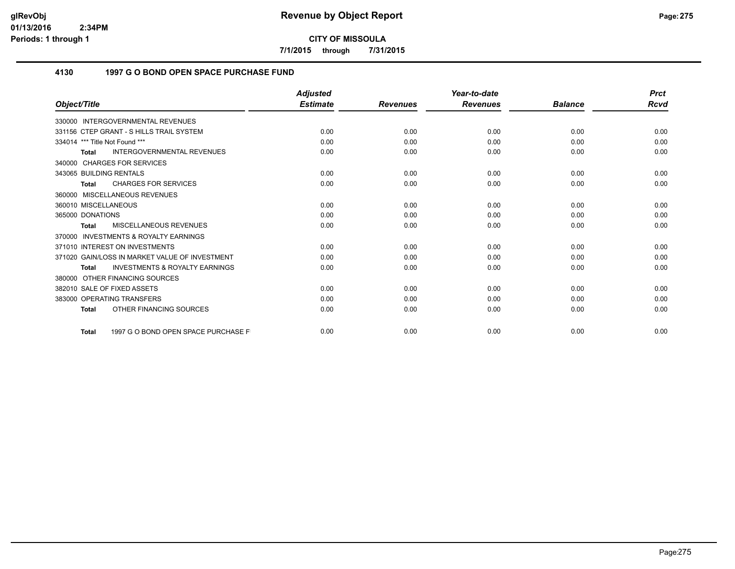**CITY OF MISSOULA**

**7/1/2015 through 7/31/2015**

### 4130 1997 G O BOND OPEN SPACE PURCHASE FUND

| Object/Title | Adjusted Estimate | Revenues | Year-to-date Revenues | Balance | Prct Rcvd |
|---|---|---|---|---|---|
| 330000 INTERGOVERNMENTAL REVENUES | | | | | |
| 331156 CTEP GRANT - S HILLS TRAIL SYSTEM | 0.00 | 0.00 | 0.00 | 0.00 | 0.00 |
| 334014 *** Title Not Found *** | 0.00 | 0.00 | 0.00 | 0.00 | 0.00 |
| **Total** INTERGOVERNMENTAL REVENUES | 0.00 | 0.00 | 0.00 | 0.00 | 0.00 |
| 340000 CHARGES FOR SERVICES | | | | | |
| 343065 BUILDING RENTALS | 0.00 | 0.00 | 0.00 | 0.00 | 0.00 |
| **Total** CHARGES FOR SERVICES | 0.00 | 0.00 | 0.00 | 0.00 | 0.00 |
| 360000 MISCELLANEOUS REVENUES | | | | | |
| 360010 MISCELLANEOUS | 0.00 | 0.00 | 0.00 | 0.00 | 0.00 |
| 365000 DONATIONS | 0.00 | 0.00 | 0.00 | 0.00 | 0.00 |
| **Total** MISCELLANEOUS REVENUES | 0.00 | 0.00 | 0.00 | 0.00 | 0.00 |
| 370000 INVESTMENTS & ROYALTY EARNINGS | | | | | |
| 371010 INTEREST ON INVESTMENTS | 0.00 | 0.00 | 0.00 | 0.00 | 0.00 |
| 371020 GAIN/LOSS IN MARKET VALUE OF INVESTMENT | 0.00 | 0.00 | 0.00 | 0.00 | 0.00 |
| **Total** INVESTMENTS & ROYALTY EARNINGS | 0.00 | 0.00 | 0.00 | 0.00 | 0.00 |
| 380000 OTHER FINANCING SOURCES | | | | | |
| 382010 SALE OF FIXED ASSETS | 0.00 | 0.00 | 0.00 | 0.00 | 0.00 |
| 383000 OPERATING TRANSFERS | 0.00 | 0.00 | 0.00 | 0.00 | 0.00 |
| **Total** OTHER FINANCING SOURCES | 0.00 | 0.00 | 0.00 | 0.00 | 0.00 |
| **Total** 1997 G O BOND OPEN SPACE PURCHASE F | 0.00 | 0.00 | 0.00 | 0.00 | 0.00 |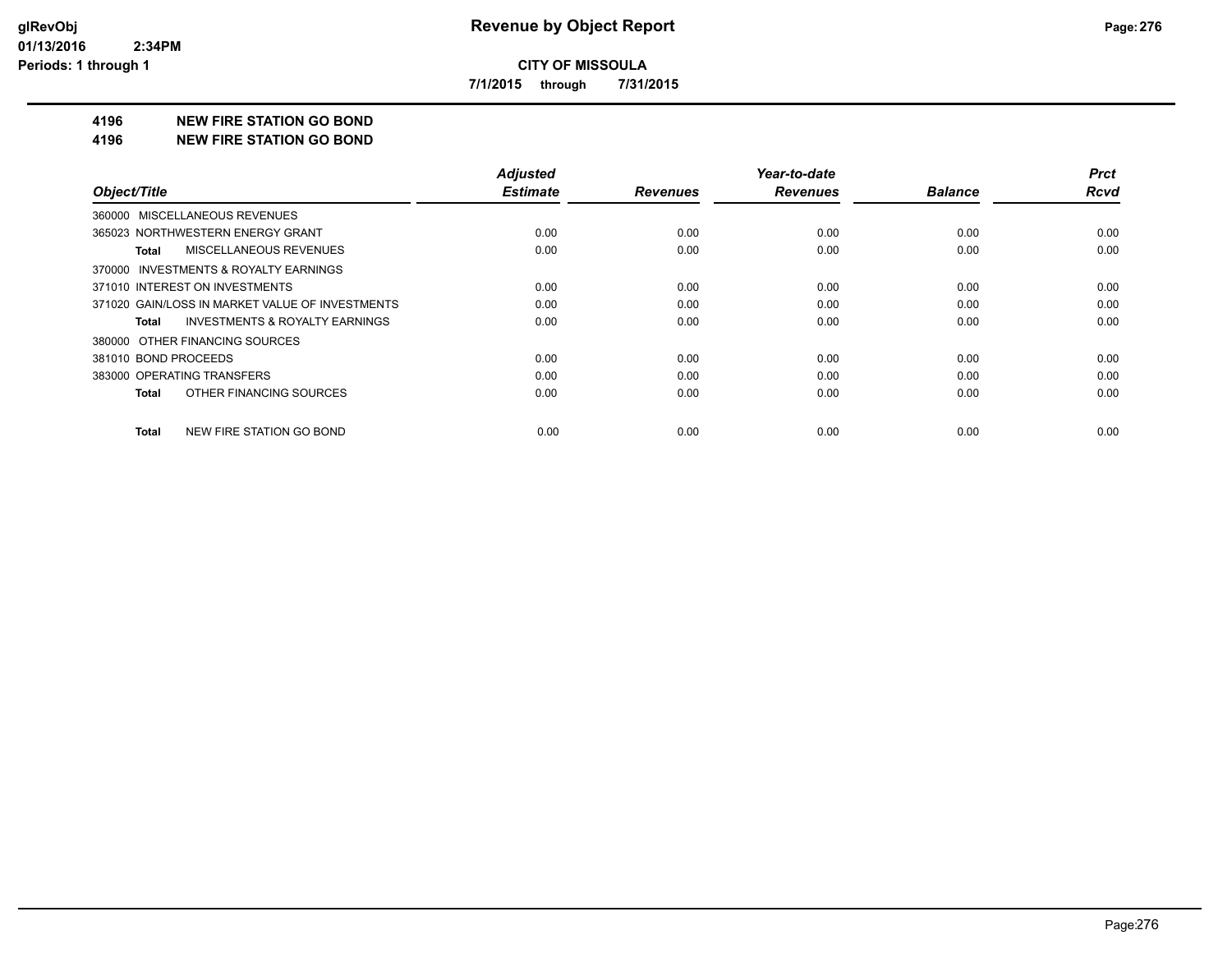**CITY OF MISSOULA**

**7/1/2015 through 7/31/2015**

**4196 NEW FIRE STATION GO BOND**

**4196 NEW FIRE STATION GO BOND**

| Object/Title | Adjusted Estimate | Revenues | Year-to-date Revenues | Balance | Prct Rcvd |
|---|---|---|---|---|---|
| 360000 MISCELLANEOUS REVENUES | | | | | |
| 365023 NORTHWESTERN ENERGY GRANT | 0.00 | 0.00 | 0.00 | 0.00 | 0.00 |
| **Total** MISCELLANEOUS REVENUES | 0.00 | 0.00 | 0.00 | 0.00 | 0.00 |
| 370000 INVESTMENTS & ROYALTY EARNINGS | | | | | |
| 371010 INTEREST ON INVESTMENTS | 0.00 | 0.00 | 0.00 | 0.00 | 0.00 |
| 371020 GAIN/LOSS IN MARKET VALUE OF INVESTMENTS | 0.00 | 0.00 | 0.00 | 0.00 | 0.00 |
| **Total** INVESTMENTS & ROYALTY EARNINGS | 0.00 | 0.00 | 0.00 | 0.00 | 0.00 |
| 380000 OTHER FINANCING SOURCES | | | | | |
| 381010 BOND PROCEEDS | 0.00 | 0.00 | 0.00 | 0.00 | 0.00 |
| 383000 OPERATING TRANSFERS | 0.00 | 0.00 | 0.00 | 0.00 | 0.00 |
| **Total** OTHER FINANCING SOURCES | 0.00 | 0.00 | 0.00 | 0.00 | 0.00 |
| **Total** NEW FIRE STATION GO BOND | 0.00 | 0.00 | 0.00 | 0.00 | 0.00 |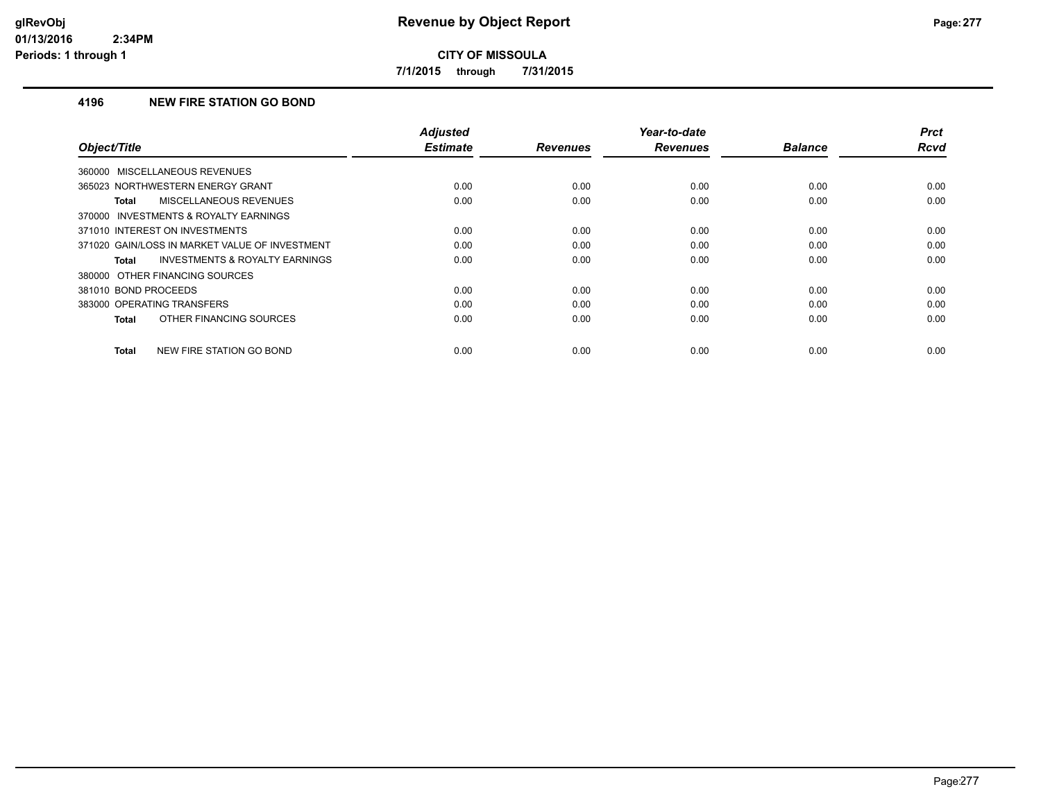# Revenue by Object Report

**CITY OF MISSOULA**

**7/1/2015 through 7/31/2015**

### 4196 NEW FIRE STATION GO BOND

| Object/Title | Adjusted Estimate | Revenues | Year-to-date Revenues | Balance | Prct Rcvd |
|---|---|---|---|---|---|
| 360000 MISCELLANEOUS REVENUES | | | | | |
| 365023 NORTHWESTERN ENERGY GRANT | 0.00 | 0.00 | 0.00 | 0.00 | 0.00 |
| **Total** MISCELLANEOUS REVENUES | 0.00 | 0.00 | 0.00 | 0.00 | 0.00 |
| 370000 INVESTMENTS & ROYALTY EARNINGS | | | | | |
| 371010 INTEREST ON INVESTMENTS | 0.00 | 0.00 | 0.00 | 0.00 | 0.00 |
| 371020 GAIN/LOSS IN MARKET VALUE OF INVESTMENT | 0.00 | 0.00 | 0.00 | 0.00 | 0.00 |
| **Total** INVESTMENTS & ROYALTY EARNINGS | 0.00 | 0.00 | 0.00 | 0.00 | 0.00 |
| 380000 OTHER FINANCING SOURCES | | | | | |
| 381010 BOND PROCEEDS | 0.00 | 0.00 | 0.00 | 0.00 | 0.00 |
| 383000 OPERATING TRANSFERS | 0.00 | 0.00 | 0.00 | 0.00 | 0.00 |
| **Total** OTHER FINANCING SOURCES | 0.00 | 0.00 | 0.00 | 0.00 | 0.00 |
| **Total** NEW FIRE STATION GO BOND | 0.00 | 0.00 | 0.00 | 0.00 | 0.00 |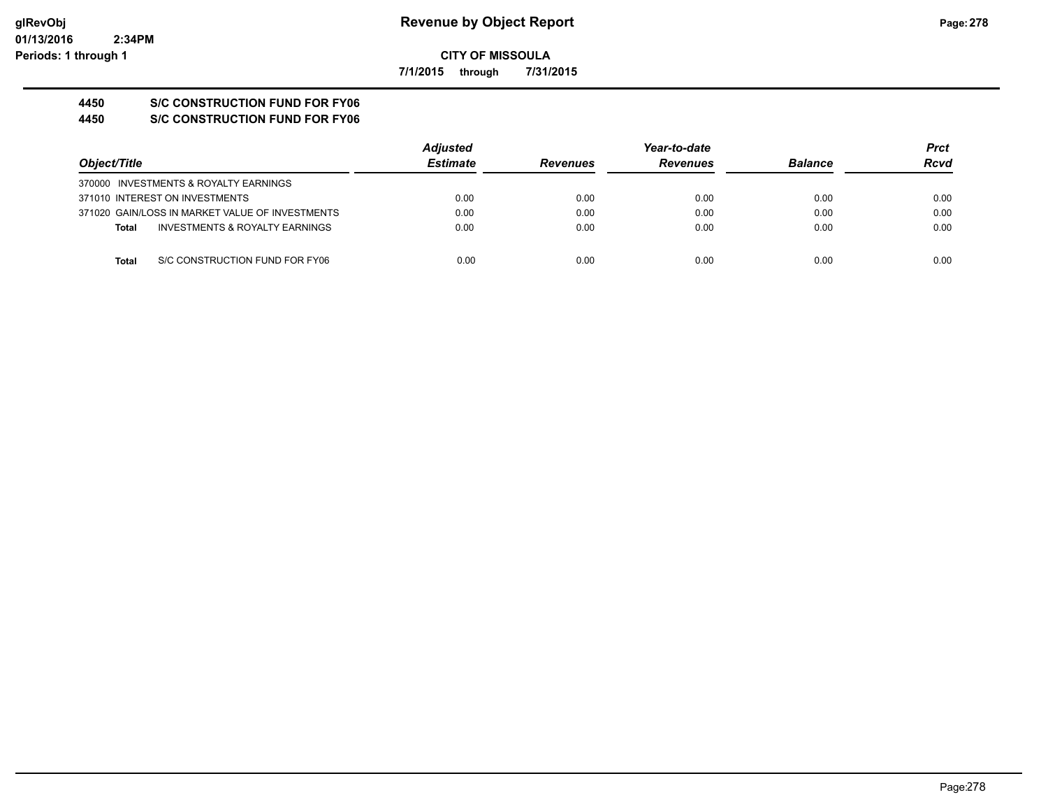# Revenue by Object Report

glRevObj
01/13/2016 2:34PM
Periods: 1 through 1

**CITY OF MISSOULA**

**7/1/2015 through 7/31/2015**

**4450 S/C CONSTRUCTION FUND FOR FY06**
**4450 S/C CONSTRUCTION FUND FOR FY06**

| Object/Title | Adjusted Estimate | Revenues | Year-to-date Revenues | Balance | Prct Rcvd |
|---|---|---|---|---|---|
| 370000 INVESTMENTS & ROYALTY EARNINGS | | | | | |
| 371010 INTEREST ON INVESTMENTS | 0.00 | 0.00 | 0.00 | 0.00 | 0.00 |
| 371020 GAIN/LOSS IN MARKET VALUE OF INVESTMENTS | 0.00 | 0.00 | 0.00 | 0.00 | 0.00 |
| **Total** INVESTMENTS & ROYALTY EARNINGS | 0.00 | 0.00 | 0.00 | 0.00 | 0.00 |
| **Total** S/C CONSTRUCTION FUND FOR FY06 | 0.00 | 0.00 | 0.00 | 0.00 | 0.00 |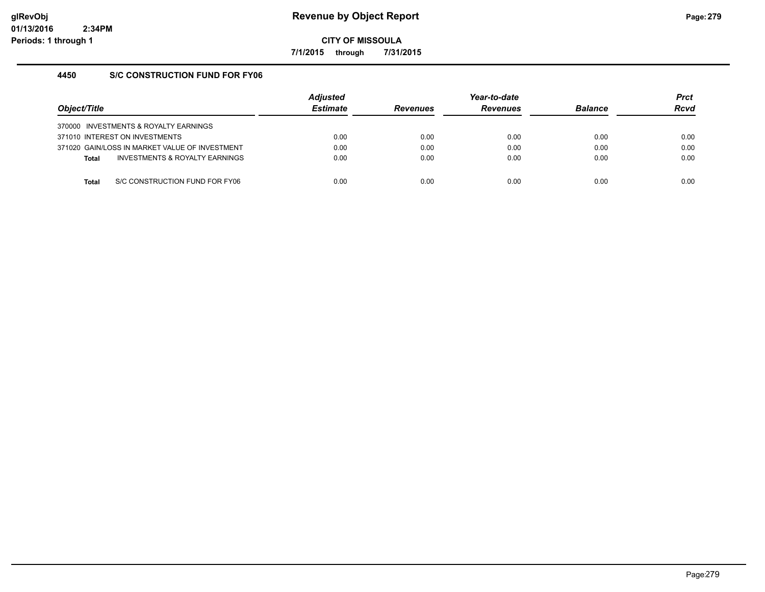# Revenue by Object Report

**CITY OF MISSOULA**

**7/1/2015 through 7/31/2015**

## 4450 S/C CONSTRUCTION FUND FOR FY06

| Object/Title | Adjusted Estimate | Revenues | Year-to-date Revenues | Balance | Prct Rcvd |
|---|---|---|---|---|---|
| 370000 INVESTMENTS & ROYALTY EARNINGS | | | | | |
| 371010 INTEREST ON INVESTMENTS | 0.00 | 0.00 | 0.00 | 0.00 | 0.00 |
| 371020 GAIN/LOSS IN MARKET VALUE OF INVESTMENT | 0.00 | 0.00 | 0.00 | 0.00 | 0.00 |
| **Total** INVESTMENTS & ROYALTY EARNINGS | 0.00 | 0.00 | 0.00 | 0.00 | 0.00 |
| **Total** S/C CONSTRUCTION FUND FOR FY06 | 0.00 | 0.00 | 0.00 | 0.00 | 0.00 |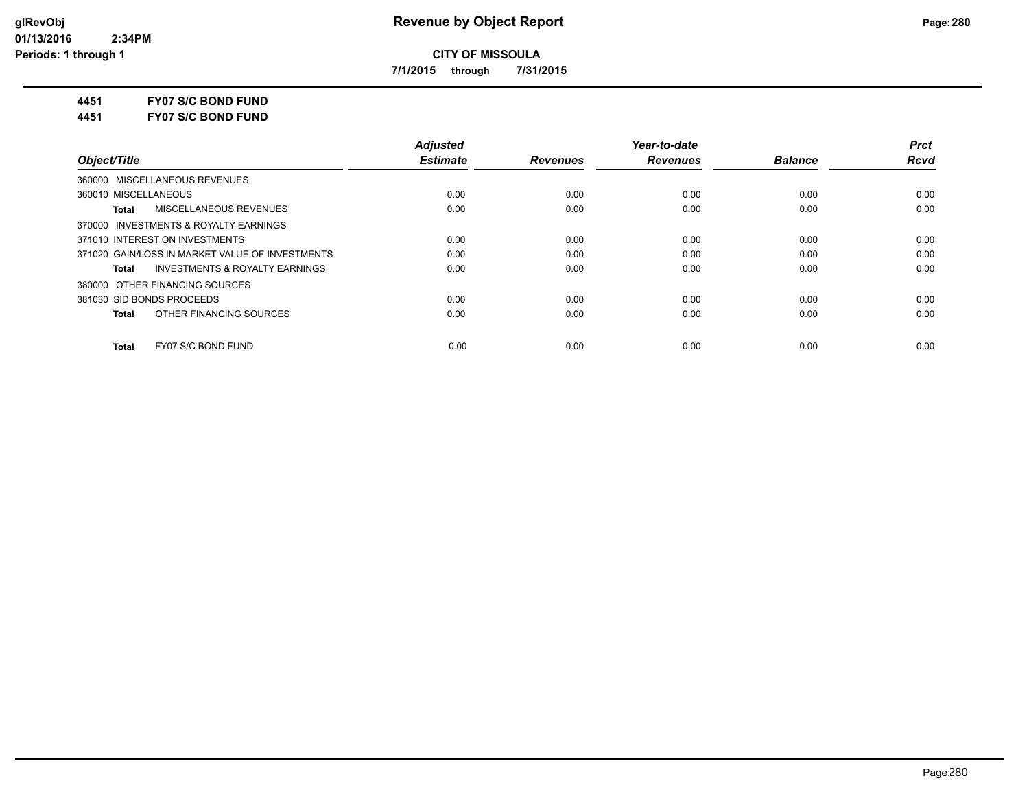**CITY OF MISSOULA**

**7/1/2015 through 7/31/2015**

**4451 FY07 S/C BOND FUND**

**4451 FY07 S/C BOND FUND**

| Object/Title | Adjusted Estimate | Revenues | Year-to-date Revenues | Balance | Prct Rcvd |
|---|---|---|---|---|---|
| 360000 MISCELLANEOUS REVENUES | | | | | |
| 360010 MISCELLANEOUS | 0.00 | 0.00 | 0.00 | 0.00 | 0.00 |
| **Total** MISCELLANEOUS REVENUES | 0.00 | 0.00 | 0.00 | 0.00 | 0.00 |
| 370000 INVESTMENTS & ROYALTY EARNINGS | | | | | |
| 371010 INTEREST ON INVESTMENTS | 0.00 | 0.00 | 0.00 | 0.00 | 0.00 |
| 371020 GAIN/LOSS IN MARKET VALUE OF INVESTMENTS | 0.00 | 0.00 | 0.00 | 0.00 | 0.00 |
| **Total** INVESTMENTS & ROYALTY EARNINGS | 0.00 | 0.00 | 0.00 | 0.00 | 0.00 |
| 380000 OTHER FINANCING SOURCES | | | | | |
| 381030 SID BONDS PROCEEDS | 0.00 | 0.00 | 0.00 | 0.00 | 0.00 |
| **Total** OTHER FINANCING SOURCES | 0.00 | 0.00 | 0.00 | 0.00 | 0.00 |
| **Total** FY07 S/C BOND FUND | 0.00 | 0.00 | 0.00 | 0.00 | 0.00 |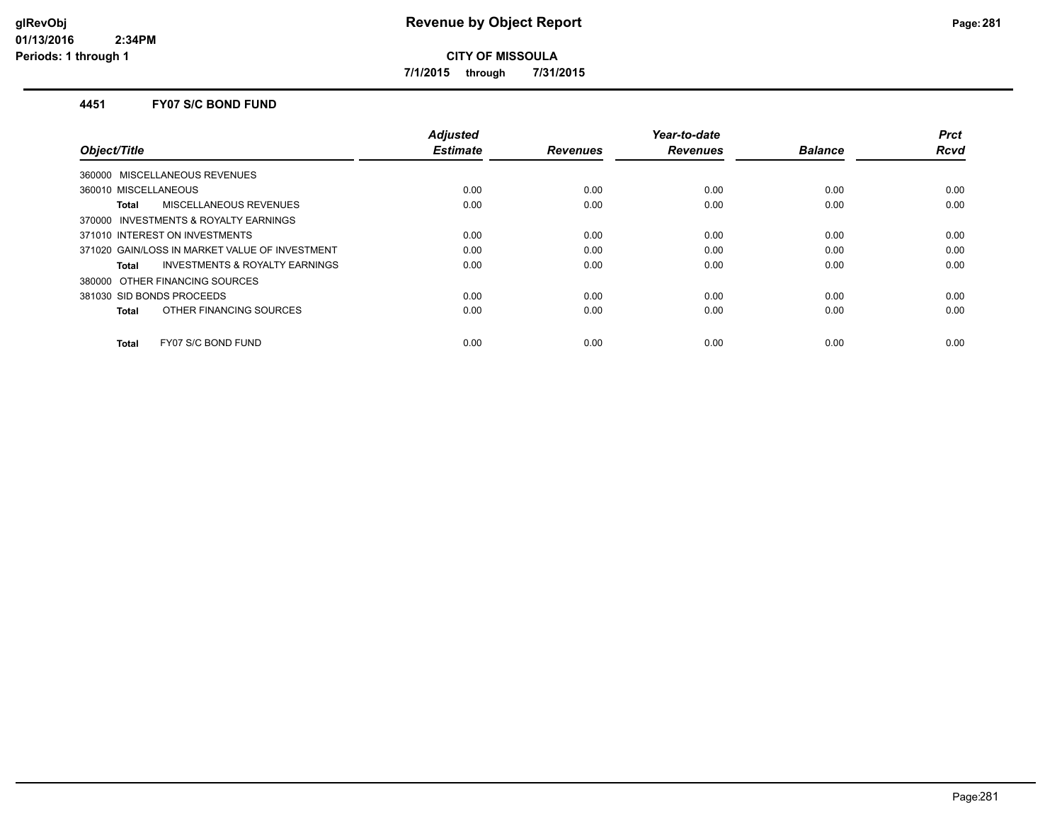**CITY OF MISSOULA**

**7/1/2015 through 7/31/2015**

### 4451 FY07 S/C BOND FUND

| Object/Title | Adjusted Estimate | Revenues | Year-to-date Revenues | Balance | Prct Rcvd |
|---|---|---|---|---|---|
| 360000 MISCELLANEOUS REVENUES | | | | | |
| 360010 MISCELLANEOUS | 0.00 | 0.00 | 0.00 | 0.00 | 0.00 |
| **Total** MISCELLANEOUS REVENUES | 0.00 | 0.00 | 0.00 | 0.00 | 0.00 |
| 370000 INVESTMENTS & ROYALTY EARNINGS | | | | | |
| 371010 INTEREST ON INVESTMENTS | 0.00 | 0.00 | 0.00 | 0.00 | 0.00 |
| 371020 GAIN/LOSS IN MARKET VALUE OF INVESTMENT | 0.00 | 0.00 | 0.00 | 0.00 | 0.00 |
| **Total** INVESTMENTS & ROYALTY EARNINGS | 0.00 | 0.00 | 0.00 | 0.00 | 0.00 |
| 380000 OTHER FINANCING SOURCES | | | | | |
| 381030 SID BONDS PROCEEDS | 0.00 | 0.00 | 0.00 | 0.00 | 0.00 |
| **Total** OTHER FINANCING SOURCES | 0.00 | 0.00 | 0.00 | 0.00 | 0.00 |
| **Total** FY07 S/C BOND FUND | 0.00 | 0.00 | 0.00 | 0.00 | 0.00 |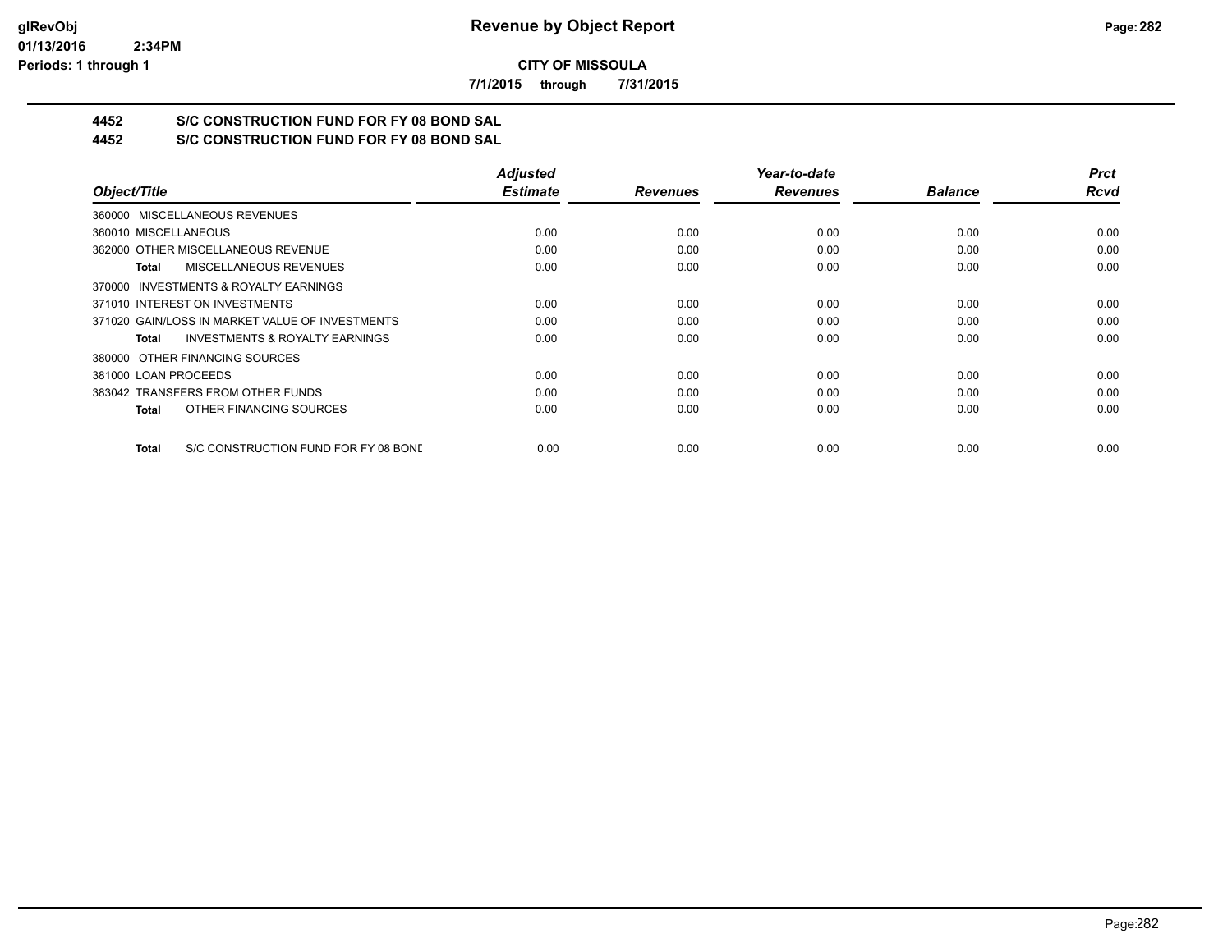# Revenue by Object Report

glRevObj
01/13/2016 2:34PM
Periods: 1 through 1

**CITY OF MISSOULA**

**7/1/2015 through 7/31/2015**

## 4452 S/C CONSTRUCTION FUND FOR FY 08 BOND SAL
## 4452 S/C CONSTRUCTION FUND FOR FY 08 BOND SAL

| Object/Title | Adjusted Estimate | Revenues | Year-to-date Revenues | Balance | Prct Rcvd |
|---|---|---|---|---|---|
| 360000 MISCELLANEOUS REVENUES | | | | | |
| 360010 MISCELLANEOUS | 0.00 | 0.00 | 0.00 | 0.00 | 0.00 |
| 362000 OTHER MISCELLANEOUS REVENUE | 0.00 | 0.00 | 0.00 | 0.00 | 0.00 |
| **Total** MISCELLANEOUS REVENUES | 0.00 | 0.00 | 0.00 | 0.00 | 0.00 |
| 370000 INVESTMENTS & ROYALTY EARNINGS | | | | | |
| 371010 INTEREST ON INVESTMENTS | 0.00 | 0.00 | 0.00 | 0.00 | 0.00 |
| 371020 GAIN/LOSS IN MARKET VALUE OF INVESTMENTS | 0.00 | 0.00 | 0.00 | 0.00 | 0.00 |
| **Total** INVESTMENTS & ROYALTY EARNINGS | 0.00 | 0.00 | 0.00 | 0.00 | 0.00 |
| 380000 OTHER FINANCING SOURCES | | | | | |
| 381000 LOAN PROCEEDS | 0.00 | 0.00 | 0.00 | 0.00 | 0.00 |
| 383042 TRANSFERS FROM OTHER FUNDS | 0.00 | 0.00 | 0.00 | 0.00 | 0.00 |
| **Total** OTHER FINANCING SOURCES | 0.00 | 0.00 | 0.00 | 0.00 | 0.00 |
| **Total** S/C CONSTRUCTION FUND FOR FY 08 BOND | 0.00 | 0.00 | 0.00 | 0.00 | 0.00 |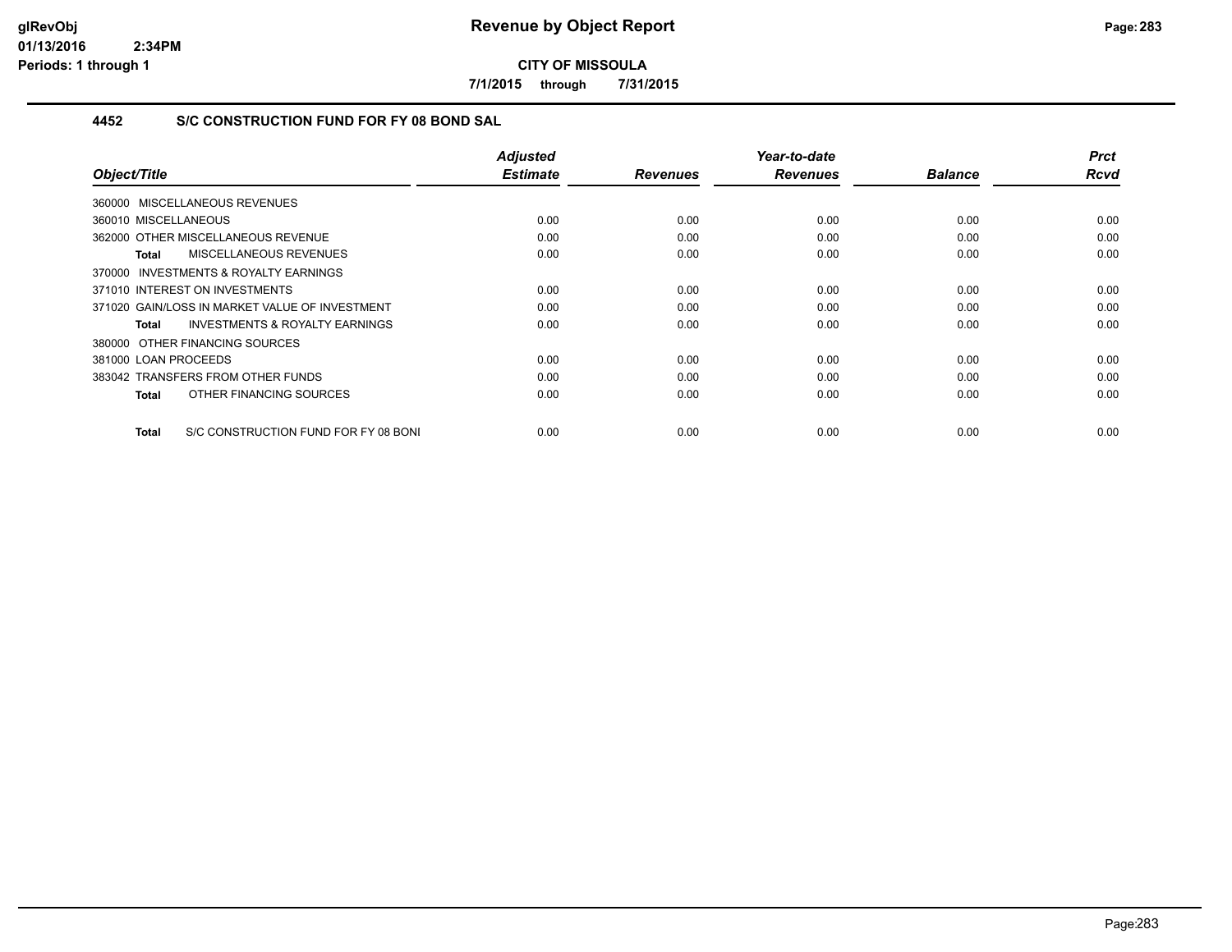**CITY OF MISSOULA**

**7/1/2015 through 7/31/2015**

### 4452 S/C CONSTRUCTION FUND FOR FY 08 BOND SAL

| Object/Title | Adjusted Estimate | Revenues | Year-to-date Revenues | Balance | Prct Rcvd |
|---|---|---|---|---|---|
| 360000 MISCELLANEOUS REVENUES | | | | | |
| 360010 MISCELLANEOUS | 0.00 | 0.00 | 0.00 | 0.00 | 0.00 |
| 362000 OTHER MISCELLANEOUS REVENUE | 0.00 | 0.00 | 0.00 | 0.00 | 0.00 |
| **Total** MISCELLANEOUS REVENUES | 0.00 | 0.00 | 0.00 | 0.00 | 0.00 |
| 370000 INVESTMENTS & ROYALTY EARNINGS | | | | | |
| 371010 INTEREST ON INVESTMENTS | 0.00 | 0.00 | 0.00 | 0.00 | 0.00 |
| 371020 GAIN/LOSS IN MARKET VALUE OF INVESTMENT | 0.00 | 0.00 | 0.00 | 0.00 | 0.00 |
| **Total** INVESTMENTS & ROYALTY EARNINGS | 0.00 | 0.00 | 0.00 | 0.00 | 0.00 |
| 380000 OTHER FINANCING SOURCES | | | | | |
| 381000 LOAN PROCEEDS | 0.00 | 0.00 | 0.00 | 0.00 | 0.00 |
| 383042 TRANSFERS FROM OTHER FUNDS | 0.00 | 0.00 | 0.00 | 0.00 | 0.00 |
| **Total** OTHER FINANCING SOURCES | 0.00 | 0.00 | 0.00 | 0.00 | 0.00 |
| **Total** S/C CONSTRUCTION FUND FOR FY 08 BONI | 0.00 | 0.00 | 0.00 | 0.00 | 0.00 |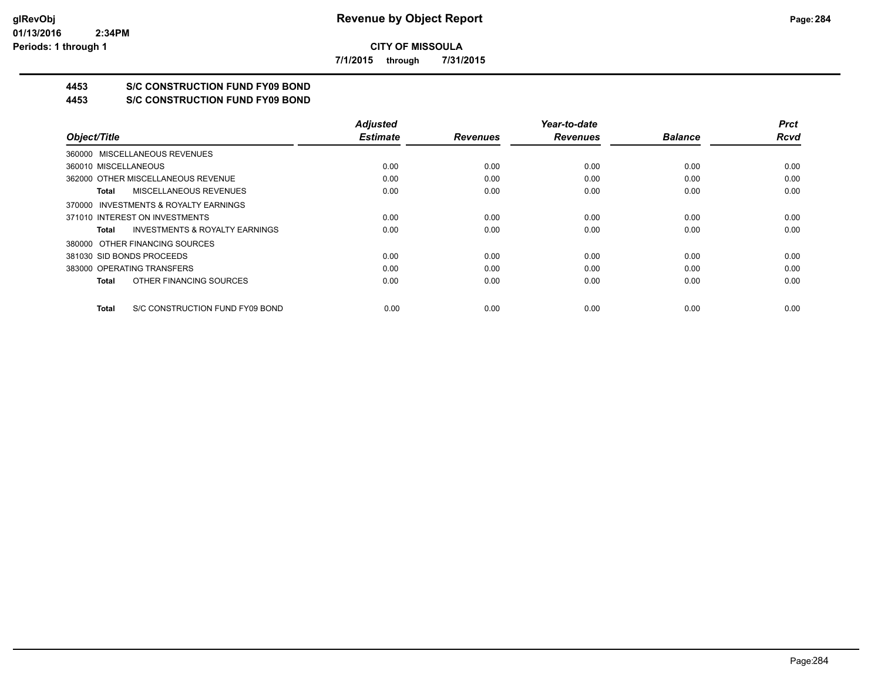**CITY OF MISSOULA**

**7/1/2015 through 7/31/2015**

## 4453 S/C CONSTRUCTION FUND FY09 BOND

## 4453 S/C CONSTRUCTION FUND FY09 BOND

| Object/Title | Adjusted Estimate | Revenues | Year-to-date Revenues | Balance | Prct Rcvd |
|---|---|---|---|---|---|
| 360000 MISCELLANEOUS REVENUES | | | | | |
| 360010 MISCELLANEOUS | 0.00 | 0.00 | 0.00 | 0.00 | 0.00 |
| 362000 OTHER MISCELLANEOUS REVENUE | 0.00 | 0.00 | 0.00 | 0.00 | 0.00 |
| **Total** MISCELLANEOUS REVENUES | 0.00 | 0.00 | 0.00 | 0.00 | 0.00 |
| 370000 INVESTMENTS & ROYALTY EARNINGS | | | | | |
| 371010 INTEREST ON INVESTMENTS | 0.00 | 0.00 | 0.00 | 0.00 | 0.00 |
| **Total** INVESTMENTS & ROYALTY EARNINGS | 0.00 | 0.00 | 0.00 | 0.00 | 0.00 |
| 380000 OTHER FINANCING SOURCES | | | | | |
| 381030 SID BONDS PROCEEDS | 0.00 | 0.00 | 0.00 | 0.00 | 0.00 |
| 383000 OPERATING TRANSFERS | 0.00 | 0.00 | 0.00 | 0.00 | 0.00 |
| **Total** OTHER FINANCING SOURCES | 0.00 | 0.00 | 0.00 | 0.00 | 0.00 |
| **Total** S/C CONSTRUCTION FUND FY09 BOND | 0.00 | 0.00 | 0.00 | 0.00 | 0.00 |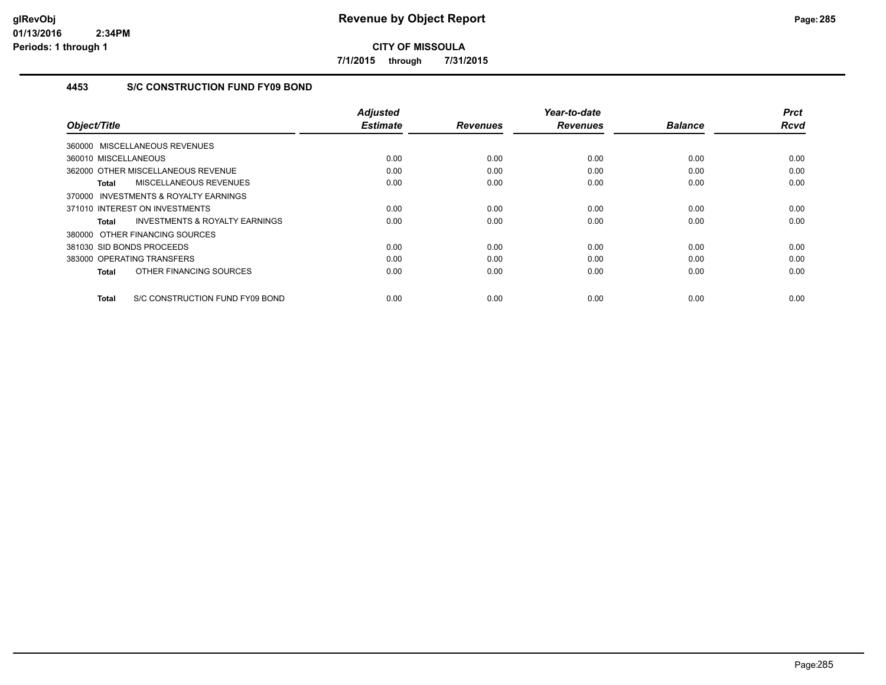## CITY OF MISSOULA

**7/1/2015 through 7/31/2015**

### 4453 S/C CONSTRUCTION FUND FY09 BOND

| Object/Title | Adjusted Estimate | Revenues | Year-to-date Revenues | Balance | Prct Rcvd |
|---|---|---|---|---|---|
| 360000 MISCELLANEOUS REVENUES | | | | | |
| 360010 MISCELLANEOUS | 0.00 | 0.00 | 0.00 | 0.00 | 0.00 |
| 362000 OTHER MISCELLANEOUS REVENUE | 0.00 | 0.00 | 0.00 | 0.00 | 0.00 |
| **Total** MISCELLANEOUS REVENUES | 0.00 | 0.00 | 0.00 | 0.00 | 0.00 |
| 370000 INVESTMENTS & ROYALTY EARNINGS | | | | | |
| 371010 INTEREST ON INVESTMENTS | 0.00 | 0.00 | 0.00 | 0.00 | 0.00 |
| **Total** INVESTMENTS & ROYALTY EARNINGS | 0.00 | 0.00 | 0.00 | 0.00 | 0.00 |
| 380000 OTHER FINANCING SOURCES | | | | | |
| 381030 SID BONDS PROCEEDS | 0.00 | 0.00 | 0.00 | 0.00 | 0.00 |
| 383000 OPERATING TRANSFERS | 0.00 | 0.00 | 0.00 | 0.00 | 0.00 |
| **Total** OTHER FINANCING SOURCES | 0.00 | 0.00 | 0.00 | 0.00 | 0.00 |
| **Total** S/C CONSTRUCTION FUND FY09 BOND | 0.00 | 0.00 | 0.00 | 0.00 | 0.00 |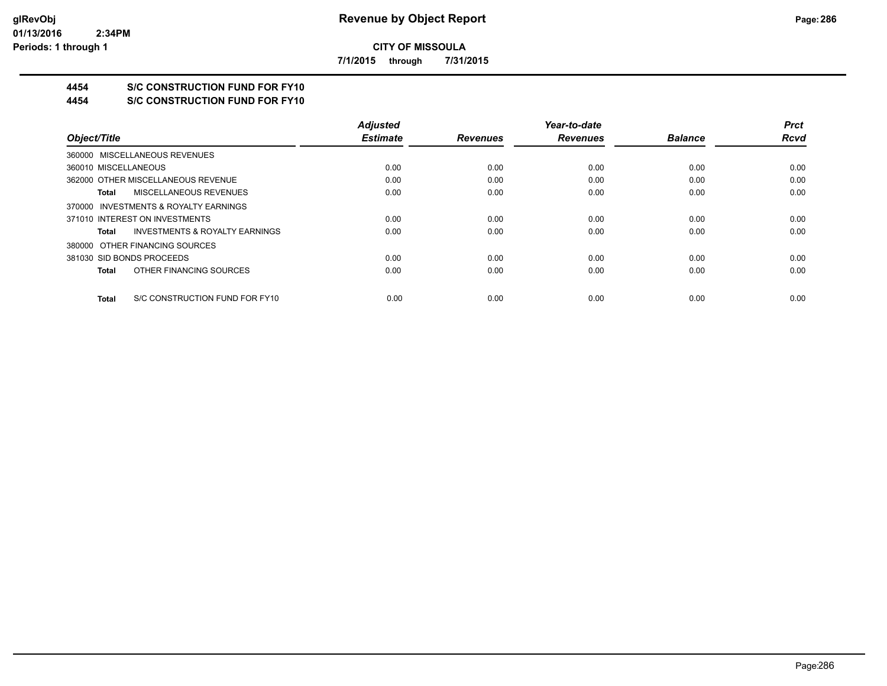**CITY OF MISSOULA**

**7/1/2015 through 7/31/2015**

# 4454 S/C CONSTRUCTION FUND FOR FY10

## 4454 S/C CONSTRUCTION FUND FOR FY10

| Object/Title | Adjusted Estimate | Revenues | Year-to-date Revenues | Balance | Prct Rcvd |
|---|---|---|---|---|---|
| 360000 MISCELLANEOUS REVENUES | | | | | |
| 360010 MISCELLANEOUS | 0.00 | 0.00 | 0.00 | 0.00 | 0.00 |
| 362000 OTHER MISCELLANEOUS REVENUE | 0.00 | 0.00 | 0.00 | 0.00 | 0.00 |
| **Total** MISCELLANEOUS REVENUES | 0.00 | 0.00 | 0.00 | 0.00 | 0.00 |
| 370000 INVESTMENTS & ROYALTY EARNINGS | | | | | |
| 371010 INTEREST ON INVESTMENTS | 0.00 | 0.00 | 0.00 | 0.00 | 0.00 |
| **Total** INVESTMENTS & ROYALTY EARNINGS | 0.00 | 0.00 | 0.00 | 0.00 | 0.00 |
| 380000 OTHER FINANCING SOURCES | | | | | |
| 381030 SID BONDS PROCEEDS | 0.00 | 0.00 | 0.00 | 0.00 | 0.00 |
| **Total** OTHER FINANCING SOURCES | 0.00 | 0.00 | 0.00 | 0.00 | 0.00 |
| **Total** S/C CONSTRUCTION FUND FOR FY10 | 0.00 | 0.00 | 0.00 | 0.00 | 0.00 |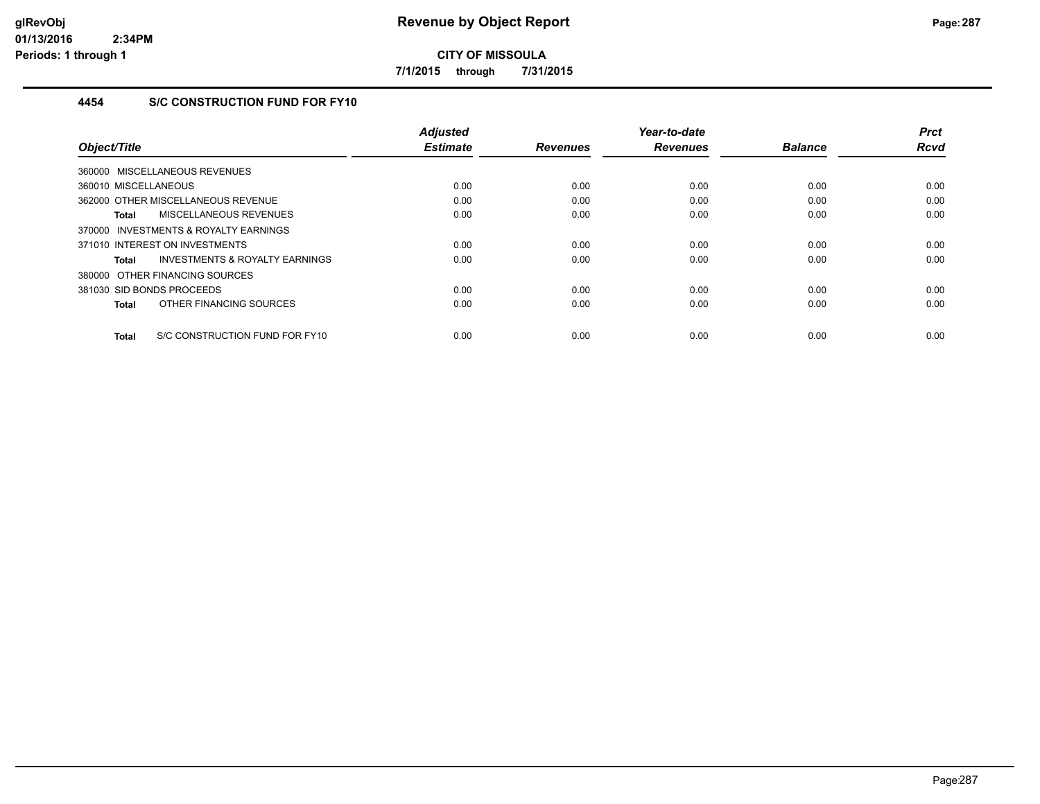**CITY OF MISSOULA**

**7/1/2015 through 7/31/2015**

### 4454 S/C CONSTRUCTION FUND FOR FY10

| Object/Title | Adjusted Estimate | Revenues | Year-to-date Revenues | Balance | Prct Rcvd |
|---|---|---|---|---|---|
| 360000 MISCELLANEOUS REVENUES | | | | | |
| 360010 MISCELLANEOUS | 0.00 | 0.00 | 0.00 | 0.00 | 0.00 |
| 362000 OTHER MISCELLANEOUS REVENUE | 0.00 | 0.00 | 0.00 | 0.00 | 0.00 |
| **Total** MISCELLANEOUS REVENUES | 0.00 | 0.00 | 0.00 | 0.00 | 0.00 |
| 370000 INVESTMENTS & ROYALTY EARNINGS | | | | | |
| 371010 INTEREST ON INVESTMENTS | 0.00 | 0.00 | 0.00 | 0.00 | 0.00 |
| **Total** INVESTMENTS & ROYALTY EARNINGS | 0.00 | 0.00 | 0.00 | 0.00 | 0.00 |
| 380000 OTHER FINANCING SOURCES | | | | | |
| 381030 SID BONDS PROCEEDS | 0.00 | 0.00 | 0.00 | 0.00 | 0.00 |
| **Total** OTHER FINANCING SOURCES | 0.00 | 0.00 | 0.00 | 0.00 | 0.00 |
| **Total** S/C CONSTRUCTION FUND FOR FY10 | 0.00 | 0.00 | 0.00 | 0.00 | 0.00 |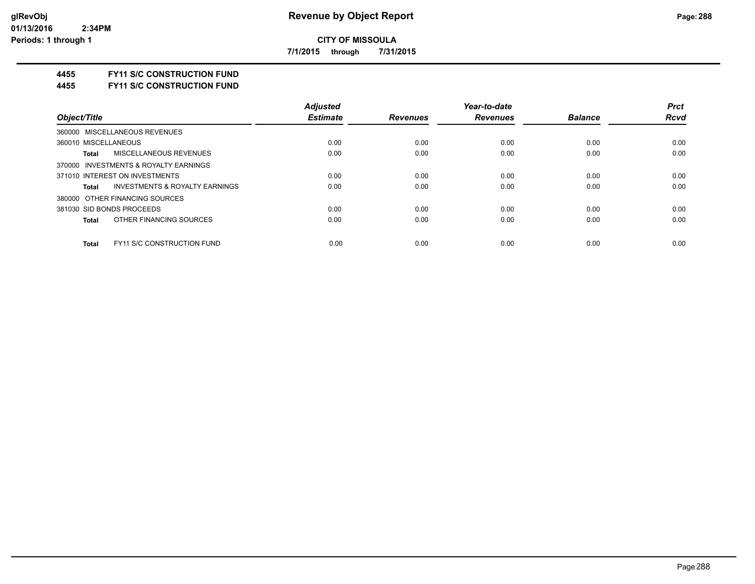# Revenue by Object Report

**CITY OF MISSOULA**

**7/1/2015 through 7/31/2015**

glRevObj
01/13/2016 2:34PM
Periods: 1 through 1

**4455 FY11 S/C CONSTRUCTION FUND**

**4455 FY11 S/C CONSTRUCTION FUND**

| Object/Title | Adjusted Estimate | Revenues | Year-to-date Revenues | Balance | Prct Rcvd |
|---|---|---|---|---|---|
| 360000 MISCELLANEOUS REVENUES | | | | | |
| 360010 MISCELLANEOUS | 0.00 | 0.00 | 0.00 | 0.00 | 0.00 |
| **Total** MISCELLANEOUS REVENUES | 0.00 | 0.00 | 0.00 | 0.00 | 0.00 |
| 370000 INVESTMENTS & ROYALTY EARNINGS | | | | | |
| 371010 INTEREST ON INVESTMENTS | 0.00 | 0.00 | 0.00 | 0.00 | 0.00 |
| **Total** INVESTMENTS & ROYALTY EARNINGS | 0.00 | 0.00 | 0.00 | 0.00 | 0.00 |
| 380000 OTHER FINANCING SOURCES | | | | | |
| 381030 SID BONDS PROCEEDS | 0.00 | 0.00 | 0.00 | 0.00 | 0.00 |
| **Total** OTHER FINANCING SOURCES | 0.00 | 0.00 | 0.00 | 0.00 | 0.00 |
| **Total** FY11 S/C CONSTRUCTION FUND | 0.00 | 0.00 | 0.00 | 0.00 | 0.00 |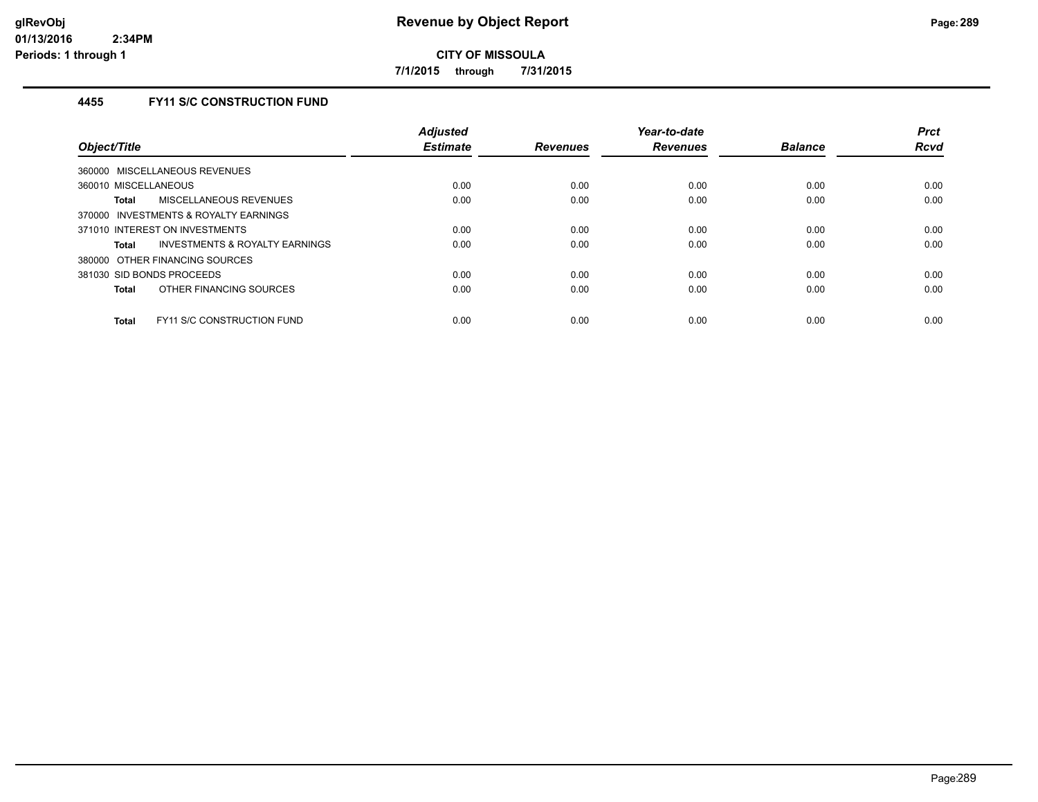# Revenue by Object Report

**CITY OF MISSOULA**

**7/1/2015 through 7/31/2015**

## 4455 FY11 S/C CONSTRUCTION FUND

| Object/Title | Adjusted Estimate | Revenues | Year-to-date Revenues | Balance | Prct Rcvd |
|---|---|---|---|---|---|
| 360000 MISCELLANEOUS REVENUES | | | | | |
| 360010 MISCELLANEOUS | 0.00 | 0.00 | 0.00 | 0.00 | 0.00 |
| **Total** MISCELLANEOUS REVENUES | 0.00 | 0.00 | 0.00 | 0.00 | 0.00 |
| 370000 INVESTMENTS & ROYALTY EARNINGS | | | | | |
| 371010 INTEREST ON INVESTMENTS | 0.00 | 0.00 | 0.00 | 0.00 | 0.00 |
| **Total** INVESTMENTS & ROYALTY EARNINGS | 0.00 | 0.00 | 0.00 | 0.00 | 0.00 |
| 380000 OTHER FINANCING SOURCES | | | | | |
| 381030 SID BONDS PROCEEDS | 0.00 | 0.00 | 0.00 | 0.00 | 0.00 |
| **Total** OTHER FINANCING SOURCES | 0.00 | 0.00 | 0.00 | 0.00 | 0.00 |
| **Total** FY11 S/C CONSTRUCTION FUND | 0.00 | 0.00 | 0.00 | 0.00 | 0.00 |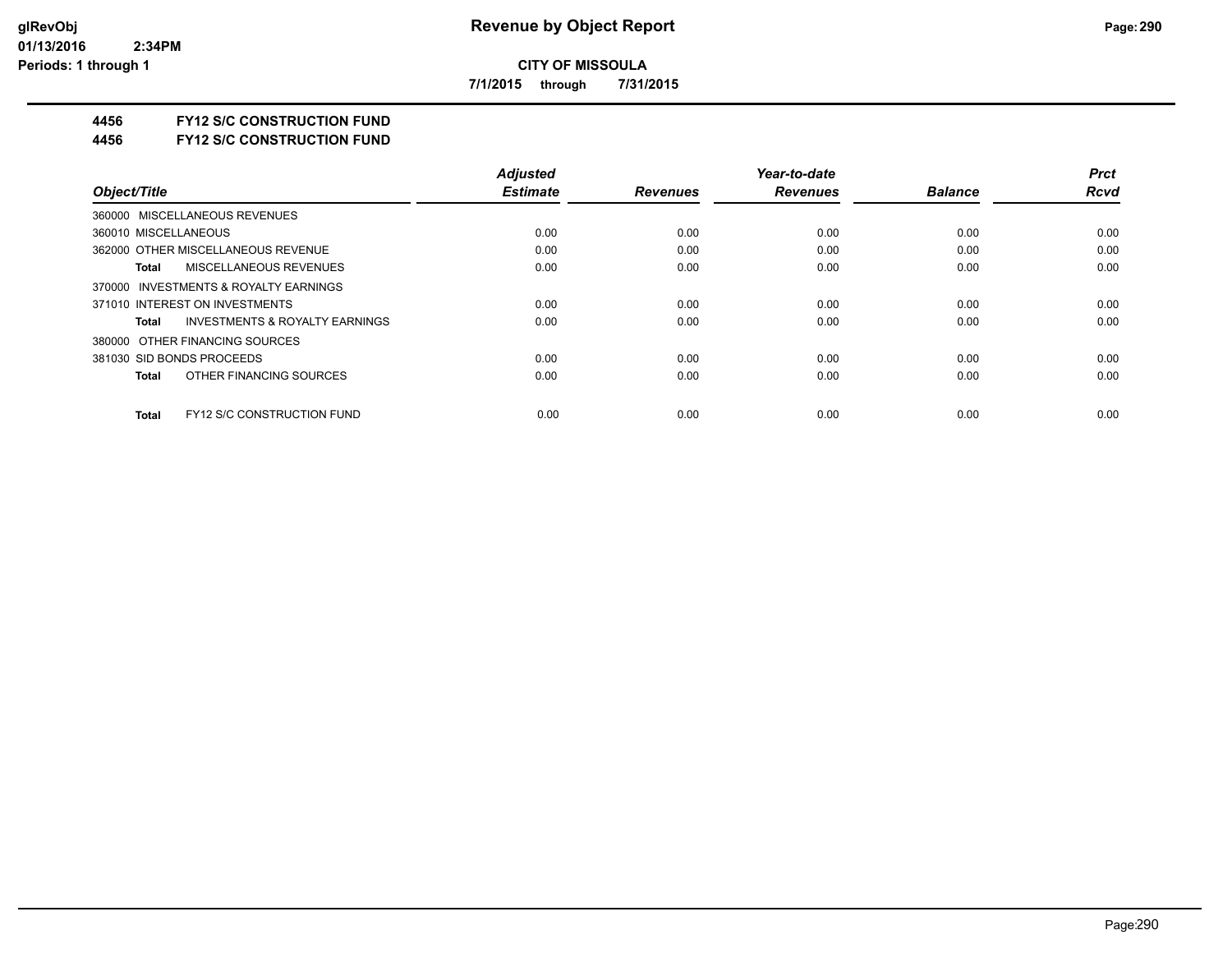**CITY OF MISSOULA**

**7/1/2015 through 7/31/2015**

**4456 FY12 S/C CONSTRUCTION FUND**

**4456 FY12 S/C CONSTRUCTION FUND**

| Object/Title | | Adjusted Estimate | Revenues | Year-to-date Revenues | Balance | Prct Rcvd |
|---|---|---|---|---|---|---|
| 360000 MISCELLANEOUS REVENUES | | | | | | |
| 360010 MISCELLANEOUS | | 0.00 | 0.00 | 0.00 | 0.00 | 0.00 |
| 362000 OTHER MISCELLANEOUS REVENUE | | 0.00 | 0.00 | 0.00 | 0.00 | 0.00 |
| **Total** | MISCELLANEOUS REVENUES | 0.00 | 0.00 | 0.00 | 0.00 | 0.00 |
| 370000 INVESTMENTS & ROYALTY EARNINGS | | | | | | |
| 371010 INTEREST ON INVESTMENTS | | 0.00 | 0.00 | 0.00 | 0.00 | 0.00 |
| **Total** | INVESTMENTS & ROYALTY EARNINGS | 0.00 | 0.00 | 0.00 | 0.00 | 0.00 |
| 380000 OTHER FINANCING SOURCES | | | | | | |
| 381030 SID BONDS PROCEEDS | | 0.00 | 0.00 | 0.00 | 0.00 | 0.00 |
| **Total** | OTHER FINANCING SOURCES | 0.00 | 0.00 | 0.00 | 0.00 | 0.00 |
| **Total** | FY12 S/C CONSTRUCTION FUND | 0.00 | 0.00 | 0.00 | 0.00 | 0.00 |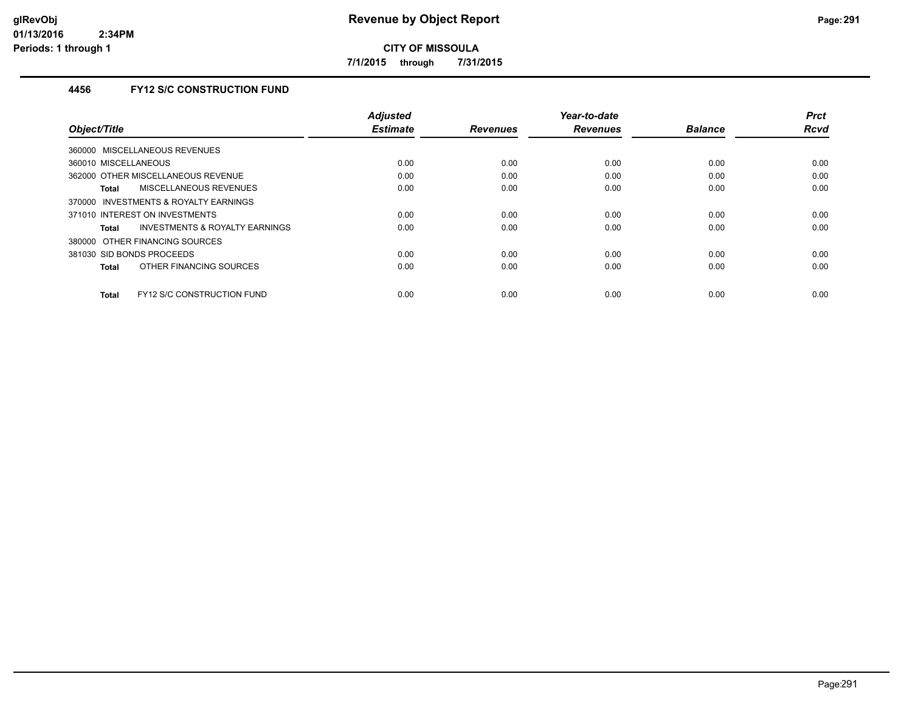**CITY OF MISSOULA**

**7/1/2015 through 7/31/2015**

### 4456 FY12 S/C CONSTRUCTION FUND

| Object/Title | Adjusted Estimate | Revenues | Year-to-date Revenues | Balance | Prct Rcvd |
|---|---|---|---|---|---|
| 360000 MISCELLANEOUS REVENUES | | | | | |
| 360010 MISCELLANEOUS | 0.00 | 0.00 | 0.00 | 0.00 | 0.00 |
| 362000 OTHER MISCELLANEOUS REVENUE | 0.00 | 0.00 | 0.00 | 0.00 | 0.00 |
| **Total** MISCELLANEOUS REVENUES | 0.00 | 0.00 | 0.00 | 0.00 | 0.00 |
| 370000 INVESTMENTS & ROYALTY EARNINGS | | | | | |
| 371010 INTEREST ON INVESTMENTS | 0.00 | 0.00 | 0.00 | 0.00 | 0.00 |
| **Total** INVESTMENTS & ROYALTY EARNINGS | 0.00 | 0.00 | 0.00 | 0.00 | 0.00 |
| 380000 OTHER FINANCING SOURCES | | | | | |
| 381030 SID BONDS PROCEEDS | 0.00 | 0.00 | 0.00 | 0.00 | 0.00 |
| **Total** OTHER FINANCING SOURCES | 0.00 | 0.00 | 0.00 | 0.00 | 0.00 |
| **Total** FY12 S/C CONSTRUCTION FUND | 0.00 | 0.00 | 0.00 | 0.00 | 0.00 |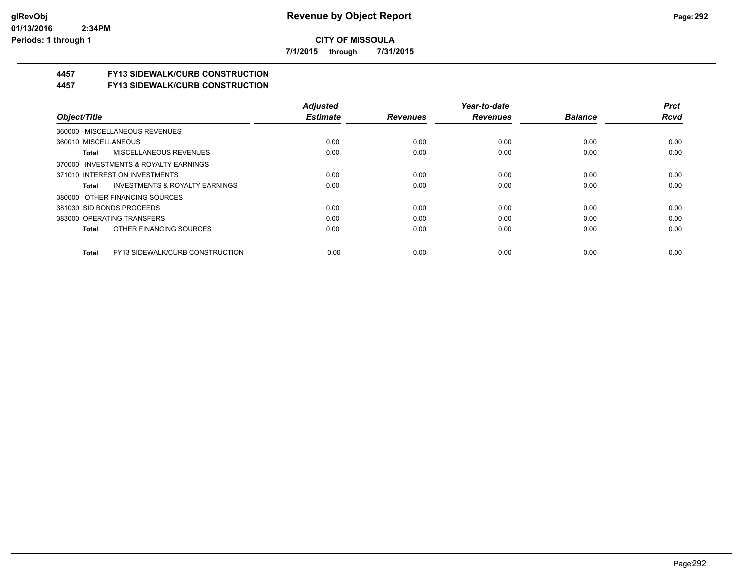**CITY OF MISSOULA**

**7/1/2015 through 7/31/2015**

## 4457 FY13 SIDEWALK/CURB CONSTRUCTION

## 4457 FY13 SIDEWALK/CURB CONSTRUCTION

| Object/Title | Adjusted Estimate | Revenues | Year-to-date Revenues | Balance | Prct Rcvd |
|---|---|---|---|---|---|
| 360000 MISCELLANEOUS REVENUES | | | | | |
| 360010 MISCELLANEOUS | 0.00 | 0.00 | 0.00 | 0.00 | 0.00 |
| **Total** MISCELLANEOUS REVENUES | 0.00 | 0.00 | 0.00 | 0.00 | 0.00 |
| 370000 INVESTMENTS & ROYALTY EARNINGS | | | | | |
| 371010 INTEREST ON INVESTMENTS | 0.00 | 0.00 | 0.00 | 0.00 | 0.00 |
| **Total** INVESTMENTS & ROYALTY EARNINGS | 0.00 | 0.00 | 0.00 | 0.00 | 0.00 |
| 380000 OTHER FINANCING SOURCES | | | | | |
| 381030 SID BONDS PROCEEDS | 0.00 | 0.00 | 0.00 | 0.00 | 0.00 |
| 383000 OPERATING TRANSFERS | 0.00 | 0.00 | 0.00 | 0.00 | 0.00 |
| **Total** OTHER FINANCING SOURCES | 0.00 | 0.00 | 0.00 | 0.00 | 0.00 |
| **Total** FY13 SIDEWALK/CURB CONSTRUCTION | 0.00 | 0.00 | 0.00 | 0.00 | 0.00 |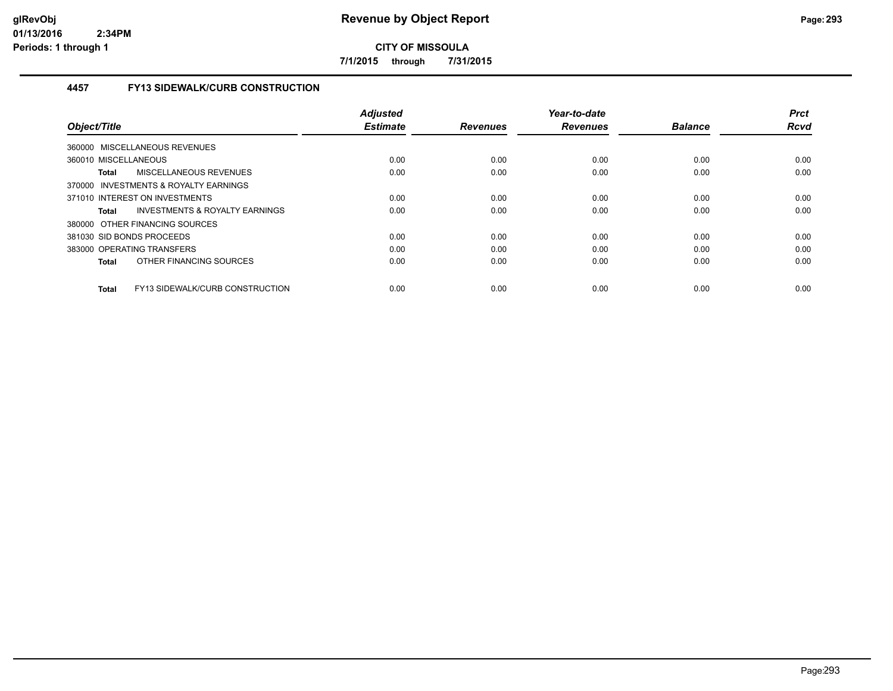# Revenue by Object Report

**CITY OF MISSOULA**

**7/1/2015 through 7/31/2015**

### 4457 FY13 SIDEWALK/CURB CONSTRUCTION

| Object/Title | Adjusted Estimate | Revenues | Year-to-date Revenues | Balance | Prct Rcvd |
|---|---|---|---|---|---|
| 360000 MISCELLANEOUS REVENUES | | | | | |
| 360010 MISCELLANEOUS | 0.00 | 0.00 | 0.00 | 0.00 | 0.00 |
| **Total** MISCELLANEOUS REVENUES | 0.00 | 0.00 | 0.00 | 0.00 | 0.00 |
| 370000 INVESTMENTS & ROYALTY EARNINGS | | | | | |
| 371010 INTEREST ON INVESTMENTS | 0.00 | 0.00 | 0.00 | 0.00 | 0.00 |
| **Total** INVESTMENTS & ROYALTY EARNINGS | 0.00 | 0.00 | 0.00 | 0.00 | 0.00 |
| 380000 OTHER FINANCING SOURCES | | | | | |
| 381030 SID BONDS PROCEEDS | 0.00 | 0.00 | 0.00 | 0.00 | 0.00 |
| 383000 OPERATING TRANSFERS | 0.00 | 0.00 | 0.00 | 0.00 | 0.00 |
| **Total** OTHER FINANCING SOURCES | 0.00 | 0.00 | 0.00 | 0.00 | 0.00 |
| **Total** FY13 SIDEWALK/CURB CONSTRUCTION | 0.00 | 0.00 | 0.00 | 0.00 | 0.00 |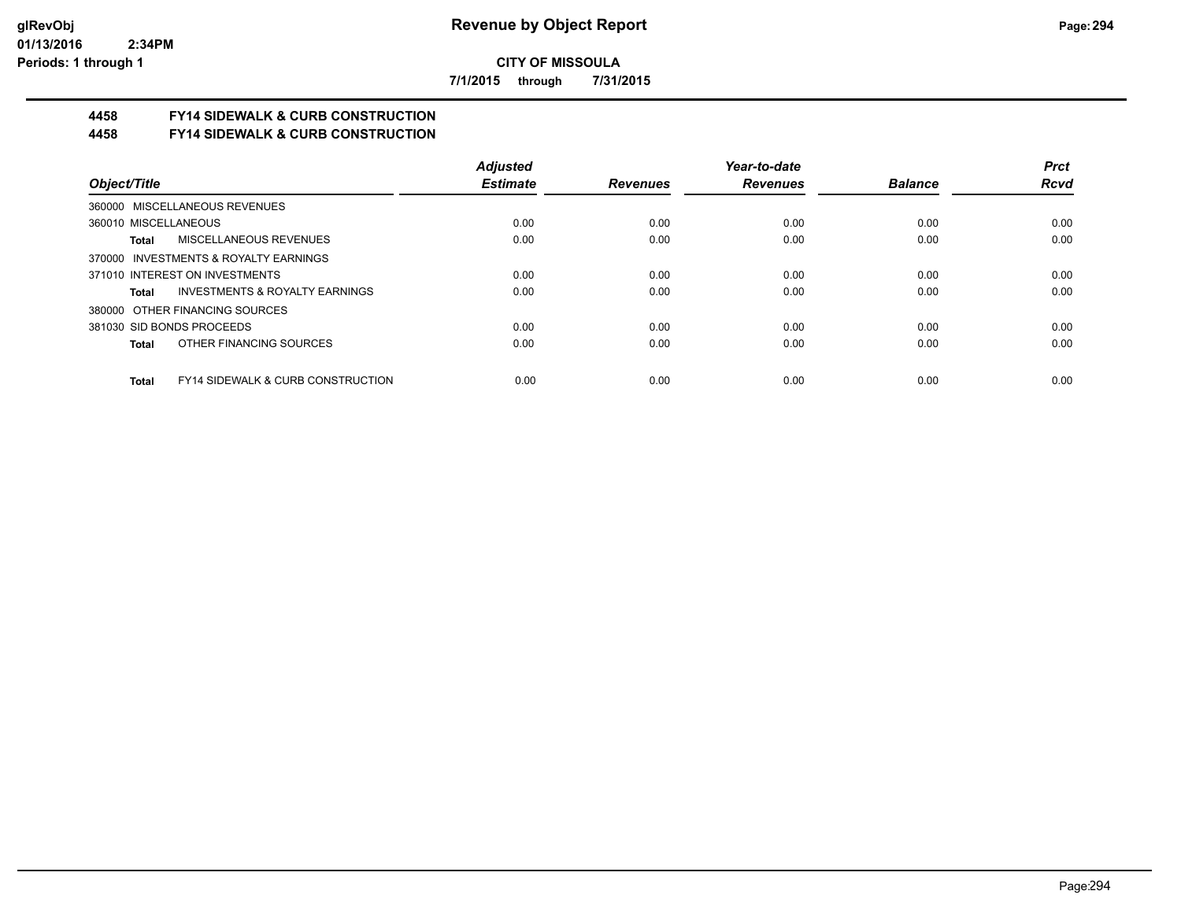**CITY OF MISSOULA**

**7/1/2015 through 7/31/2015**

## 4458 FY14 SIDEWALK & CURB CONSTRUCTION
## 4458 FY14 SIDEWALK & CURB CONSTRUCTION

| Object/Title | | Adjusted Estimate | Revenues | Year-to-date Revenues | Balance | Prct Rcvd |
|---|---|---|---|---|---|---|
| 360000 MISCELLANEOUS REVENUES | | | | | | |
| 360010 MISCELLANEOUS | | 0.00 | 0.00 | 0.00 | 0.00 | 0.00 |
| Total | MISCELLANEOUS REVENUES | 0.00 | 0.00 | 0.00 | 0.00 | 0.00 |
| 370000 INVESTMENTS & ROYALTY EARNINGS | | | | | | |
| 371010 INTEREST ON INVESTMENTS | | 0.00 | 0.00 | 0.00 | 0.00 | 0.00 |
| Total | INVESTMENTS & ROYALTY EARNINGS | 0.00 | 0.00 | 0.00 | 0.00 | 0.00 |
| 380000 OTHER FINANCING SOURCES | | | | | | |
| 381030 SID BONDS PROCEEDS | | 0.00 | 0.00 | 0.00 | 0.00 | 0.00 |
| Total | OTHER FINANCING SOURCES | 0.00 | 0.00 | 0.00 | 0.00 | 0.00 |
| Total | FY14 SIDEWALK & CURB CONSTRUCTION | 0.00 | 0.00 | 0.00 | 0.00 | 0.00 |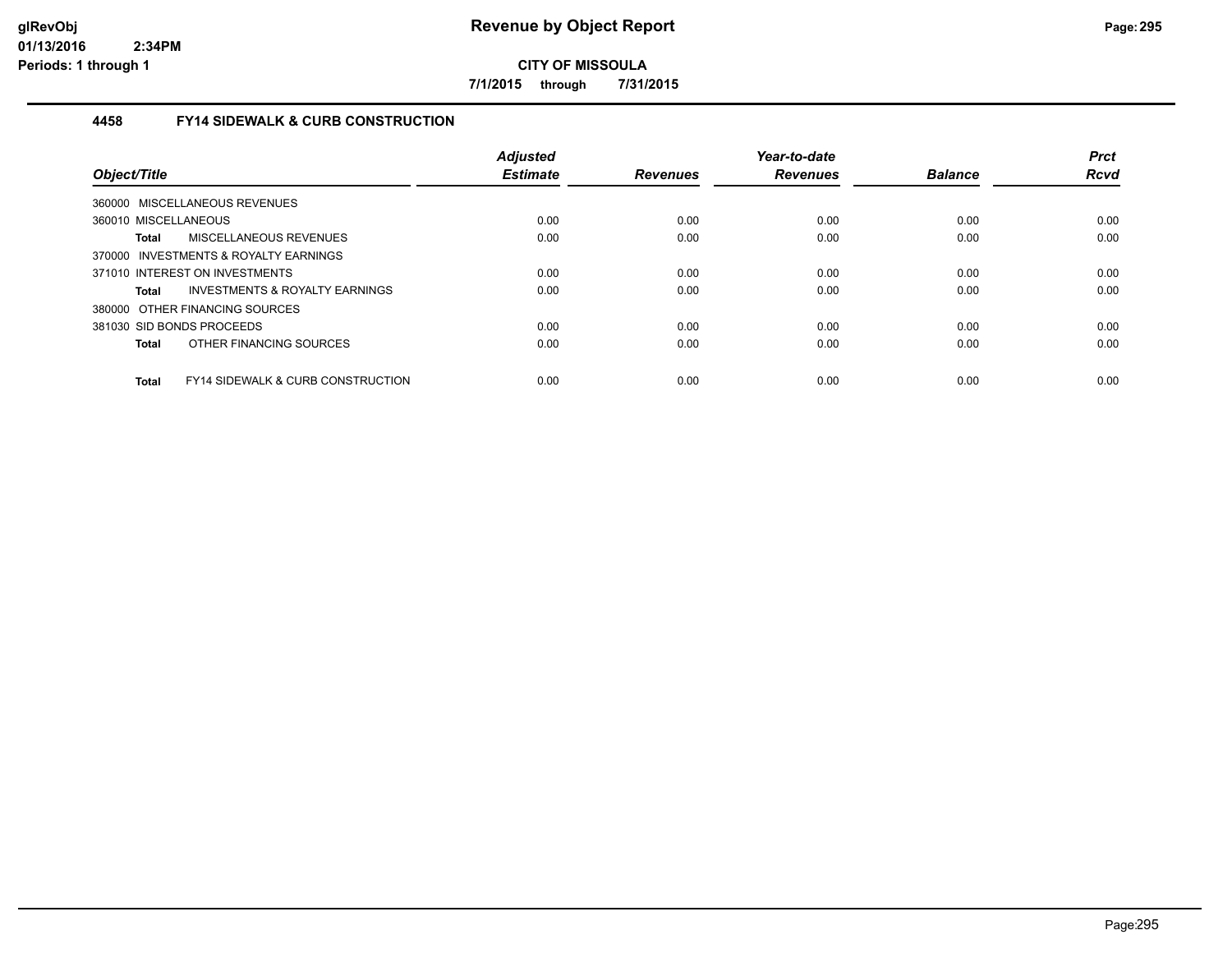**CITY OF MISSOULA**

**7/1/2015 through 7/31/2015**

### 4458 FY14 SIDEWALK & CURB CONSTRUCTION

| Object/Title | Adjusted Estimate | Revenues | Year-to-date Revenues | Balance | Prct Rcvd |
|---|---|---|---|---|---|
| 360000 MISCELLANEOUS REVENUES | | | | | |
| 360010 MISCELLANEOUS | 0.00 | 0.00 | 0.00 | 0.00 | 0.00 |
| **Total** MISCELLANEOUS REVENUES | 0.00 | 0.00 | 0.00 | 0.00 | 0.00 |
| 370000 INVESTMENTS & ROYALTY EARNINGS | | | | | |
| 371010 INTEREST ON INVESTMENTS | 0.00 | 0.00 | 0.00 | 0.00 | 0.00 |
| **Total** INVESTMENTS & ROYALTY EARNINGS | 0.00 | 0.00 | 0.00 | 0.00 | 0.00 |
| 380000 OTHER FINANCING SOURCES | | | | | |
| 381030 SID BONDS PROCEEDS | 0.00 | 0.00 | 0.00 | 0.00 | 0.00 |
| **Total** OTHER FINANCING SOURCES | 0.00 | 0.00 | 0.00 | 0.00 | 0.00 |
| **Total** FY14 SIDEWALK & CURB CONSTRUCTION | 0.00 | 0.00 | 0.00 | 0.00 | 0.00 |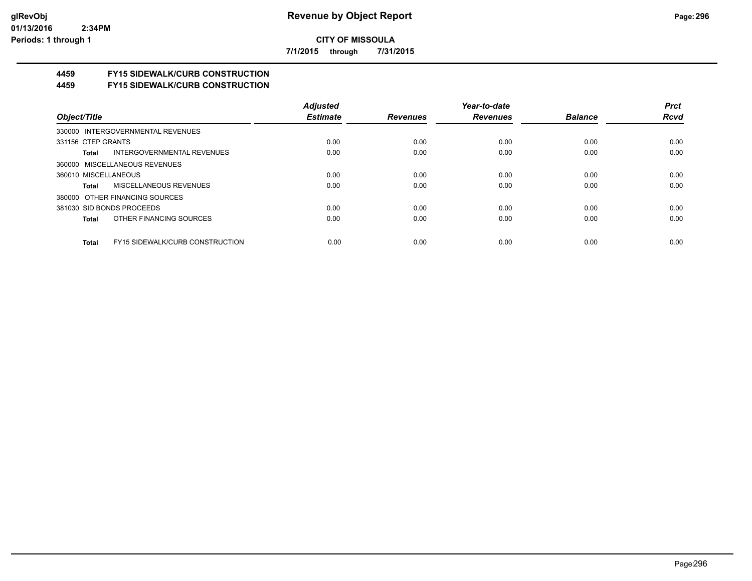**CITY OF MISSOULA**

**7/1/2015 through 7/31/2015**

## 4459 FY15 SIDEWALK/CURB CONSTRUCTION
## 4459 FY15 SIDEWALK/CURB CONSTRUCTION

| Object/Title | Adjusted Estimate | Revenues | Year-to-date Revenues | Balance | Prct Rcvd |
|---|---|---|---|---|---|
| 330000 INTERGOVERNMENTAL REVENUES | | | | | |
| 331156 CTEP GRANTS | 0.00 | 0.00 | 0.00 | 0.00 | 0.00 |
| **Total** INTERGOVERNMENTAL REVENUES | 0.00 | 0.00 | 0.00 | 0.00 | 0.00 |
| 360000 MISCELLANEOUS REVENUES | | | | | |
| 360010 MISCELLANEOUS | 0.00 | 0.00 | 0.00 | 0.00 | 0.00 |
| **Total** MISCELLANEOUS REVENUES | 0.00 | 0.00 | 0.00 | 0.00 | 0.00 |
| 380000 OTHER FINANCING SOURCES | | | | | |
| 381030 SID BONDS PROCEEDS | 0.00 | 0.00 | 0.00 | 0.00 | 0.00 |
| **Total** OTHER FINANCING SOURCES | 0.00 | 0.00 | 0.00 | 0.00 | 0.00 |
| **Total** FY15 SIDEWALK/CURB CONSTRUCTION | 0.00 | 0.00 | 0.00 | 0.00 | 0.00 |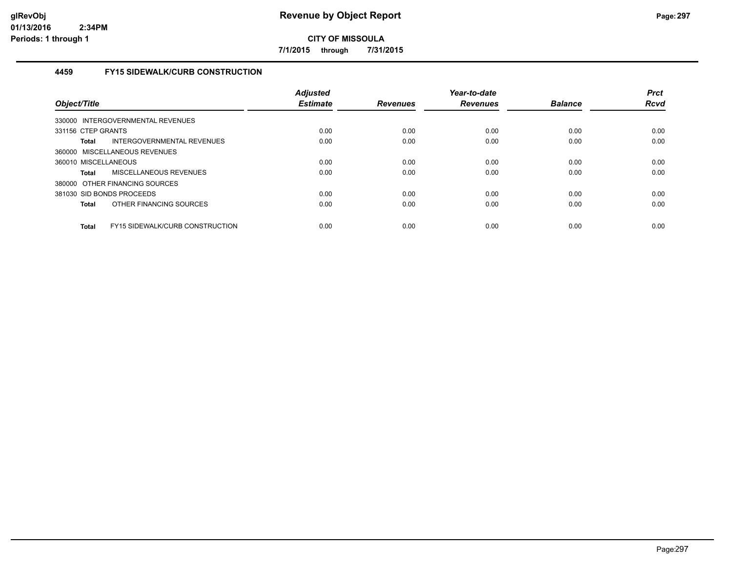**CITY OF MISSOULA**

**7/1/2015 through 7/31/2015**

### 4459 FY15 SIDEWALK/CURB CONSTRUCTION

| Object/Title | Adjusted Estimate | Revenues | Year-to-date Revenues | Balance | Prct Rcvd |
|---|---|---|---|---|---|
| 330000 INTERGOVERNMENTAL REVENUES | | | | | |
| 331156 CTEP GRANTS | 0.00 | 0.00 | 0.00 | 0.00 | 0.00 |
| **Total** INTERGOVERNMENTAL REVENUES | 0.00 | 0.00 | 0.00 | 0.00 | 0.00 |
| 360000 MISCELLANEOUS REVENUES | | | | | |
| 360010 MISCELLANEOUS | 0.00 | 0.00 | 0.00 | 0.00 | 0.00 |
| **Total** MISCELLANEOUS REVENUES | 0.00 | 0.00 | 0.00 | 0.00 | 0.00 |
| 380000 OTHER FINANCING SOURCES | | | | | |
| 381030 SID BONDS PROCEEDS | 0.00 | 0.00 | 0.00 | 0.00 | 0.00 |
| **Total** OTHER FINANCING SOURCES | 0.00 | 0.00 | 0.00 | 0.00 | 0.00 |
| **Total** FY15 SIDEWALK/CURB CONSTRUCTION | 0.00 | 0.00 | 0.00 | 0.00 | 0.00 |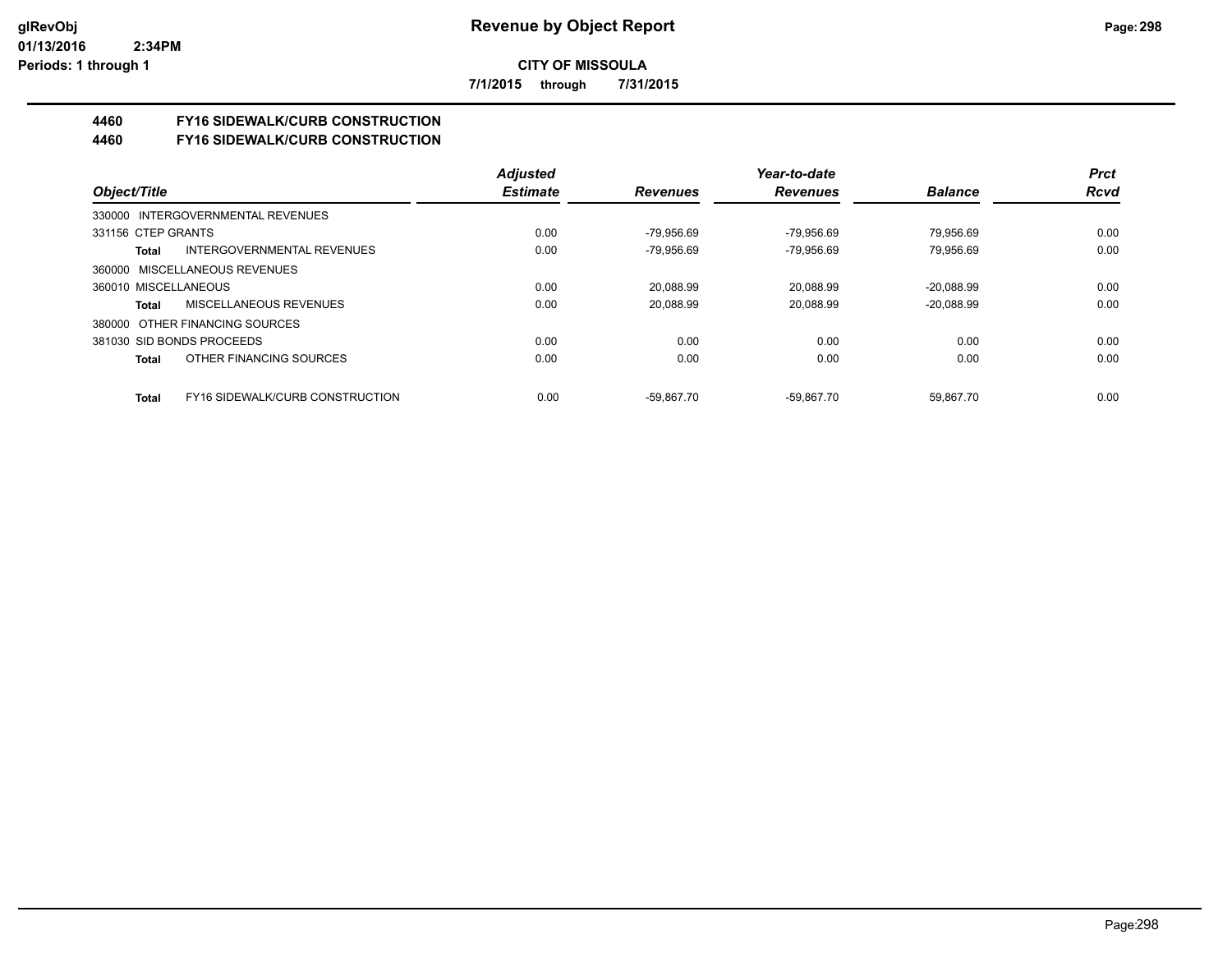# CITY OF MISSOULA

**7/1/2015 through 7/31/2015**

## 4460 FY16 SIDEWALK/CURB CONSTRUCTION
## 4460 FY16 SIDEWALK/CURB CONSTRUCTION

| Object/Title | | Adjusted Estimate | Revenues | Year-to-date Revenues | Balance | Prct Rcvd |
|---|---|---|---|---|---|---|
| 330000 INTERGOVERNMENTAL REVENUES | | | | | | |
| 331156 CTEP GRANTS | | 0.00 | -79,956.69 | -79,956.69 | 79,956.69 | 0.00 |
| Total | INTERGOVERNMENTAL REVENUES | 0.00 | -79,956.69 | -79,956.69 | 79,956.69 | 0.00 |
| 360000 MISCELLANEOUS REVENUES | | | | | | |
| 360010 MISCELLANEOUS | | 0.00 | 20,088.99 | 20,088.99 | -20,088.99 | 0.00 |
| Total | MISCELLANEOUS REVENUES | 0.00 | 20,088.99 | 20,088.99 | -20,088.99 | 0.00 |
| 380000 OTHER FINANCING SOURCES | | | | | | |
| 381030 SID BONDS PROCEEDS | | 0.00 | 0.00 | 0.00 | 0.00 | 0.00 |
| Total | OTHER FINANCING SOURCES | 0.00 | 0.00 | 0.00 | 0.00 | 0.00 |
| Total | FY16 SIDEWALK/CURB CONSTRUCTION | 0.00 | -59,867.70 | -59,867.70 | 59,867.70 | 0.00 |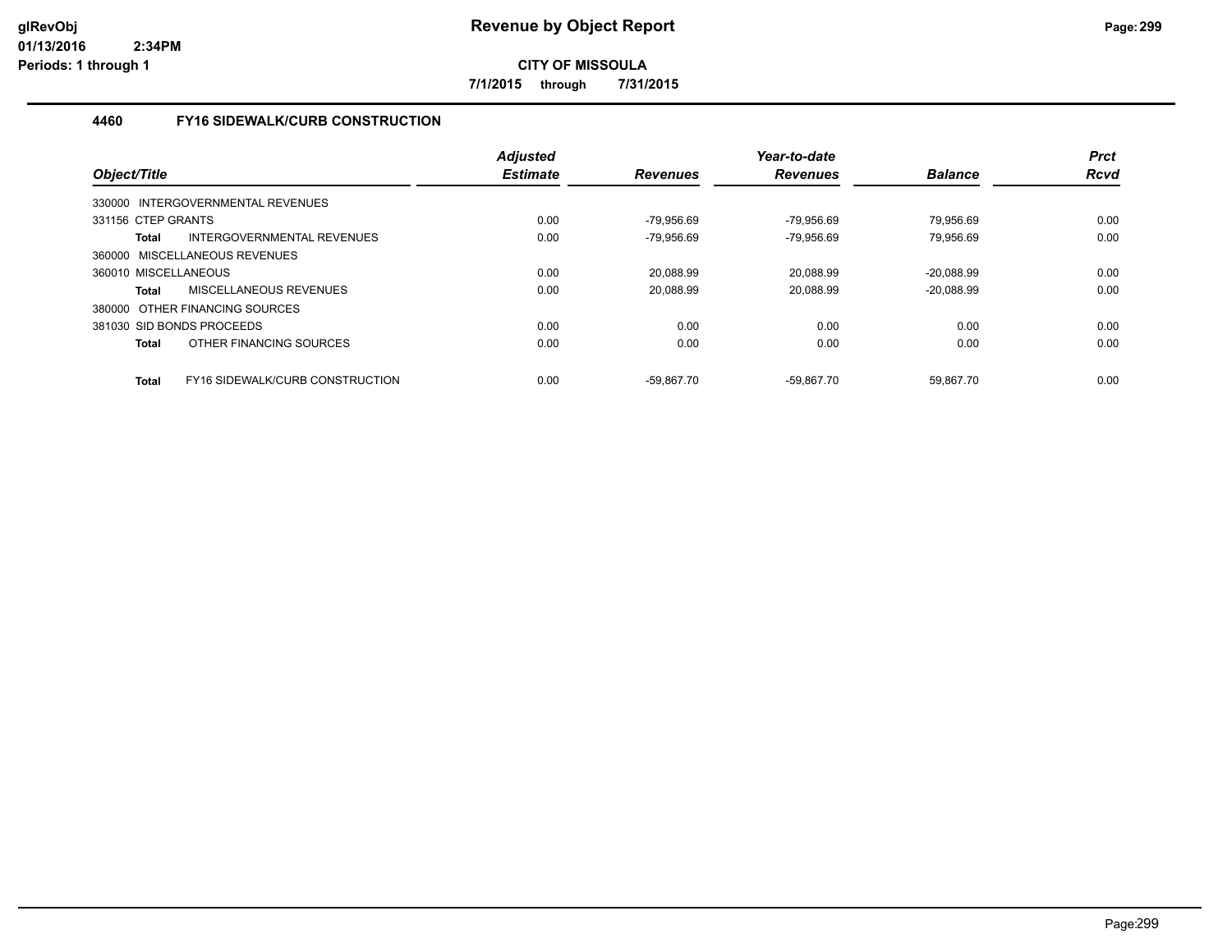# Revenue by Object Report

**CITY OF MISSOULA**

**7/1/2015 through 7/31/2015**

## 4460 FY16 SIDEWALK/CURB CONSTRUCTION

| Object/Title | | Adjusted Estimate | Revenues | Year-to-date Revenues | Balance | Prct Rcvd |
|---|---|---|---|---|---|---|
| 330000 INTERGOVERNMENTAL REVENUES | | | | | | |
| 331156 CTEP GRANTS | | 0.00 | -79,956.69 | -79,956.69 | 79,956.69 | 0.00 |
| **Total** | INTERGOVERNMENTAL REVENUES | 0.00 | -79,956.69 | -79,956.69 | 79,956.69 | 0.00 |
| 360000 MISCELLANEOUS REVENUES | | | | | | |
| 360010 MISCELLANEOUS | | 0.00 | 20,088.99 | 20,088.99 | -20,088.99 | 0.00 |
| **Total** | MISCELLANEOUS REVENUES | 0.00 | 20,088.99 | 20,088.99 | -20,088.99 | 0.00 |
| 380000 OTHER FINANCING SOURCES | | | | | | |
| 381030 SID BONDS PROCEEDS | | 0.00 | 0.00 | 0.00 | 0.00 | 0.00 |
| **Total** | OTHER FINANCING SOURCES | 0.00 | 0.00 | 0.00 | 0.00 | 0.00 |
| **Total** | FY16 SIDEWALK/CURB CONSTRUCTION | 0.00 | -59,867.70 | -59,867.70 | 59,867.70 | 0.00 |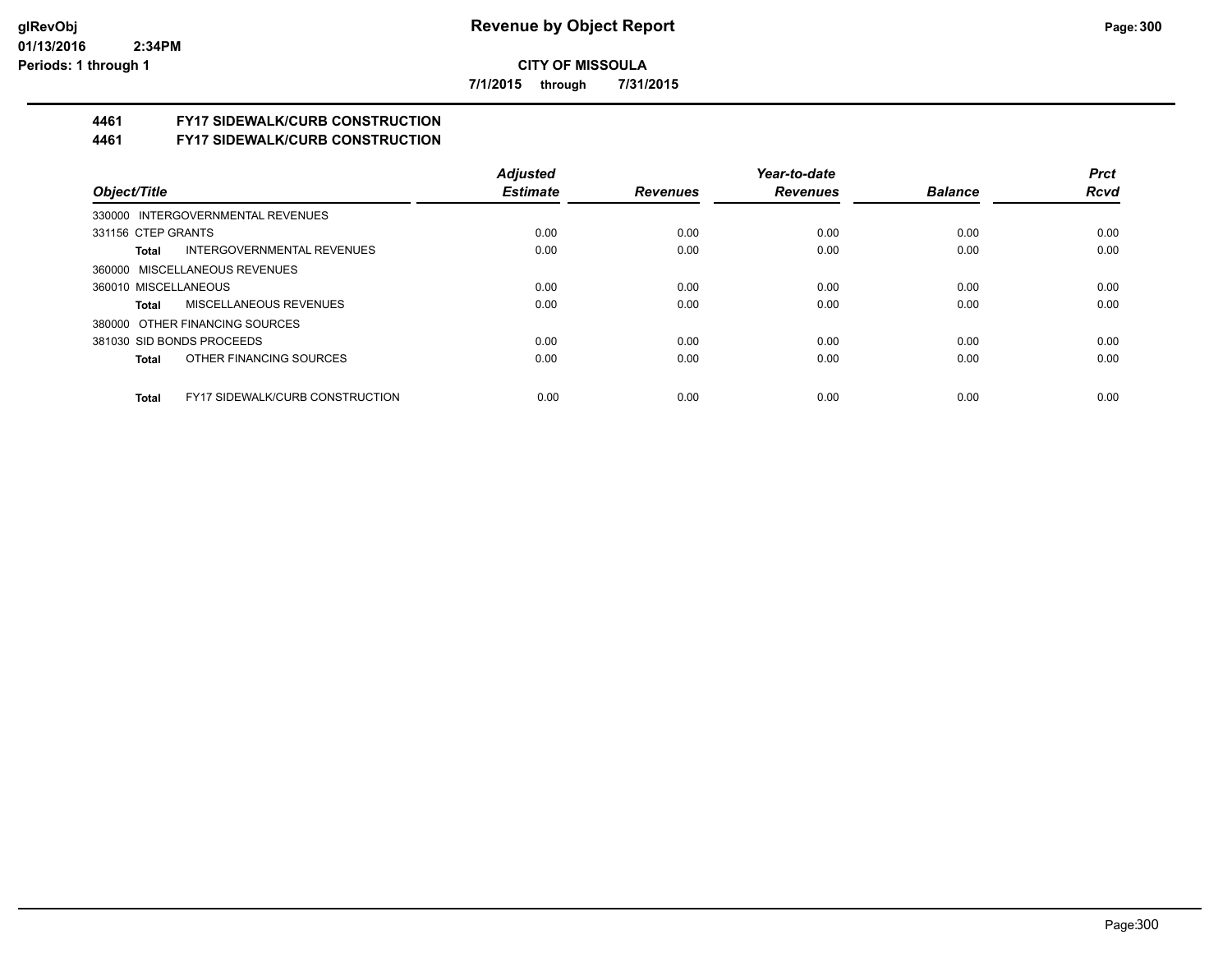**CITY OF MISSOULA**

**7/1/2015 through 7/31/2015**

**Revenue by Object Report**

**4461 FY17 SIDEWALK/CURB CONSTRUCTION**

**4461 FY17 SIDEWALK/CURB CONSTRUCTION**

| Object/Title | Adjusted Estimate | Revenues | Year-to-date Revenues | Balance | Prct Rcvd |
|---|---|---|---|---|---|
| 330000 INTERGOVERNMENTAL REVENUES | | | | | |
| 331156 CTEP GRANTS | 0.00 | 0.00 | 0.00 | 0.00 | 0.00 |
| **Total** INTERGOVERNMENTAL REVENUES | 0.00 | 0.00 | 0.00 | 0.00 | 0.00 |
| 360000 MISCELLANEOUS REVENUES | | | | | |
| 360010 MISCELLANEOUS | 0.00 | 0.00 | 0.00 | 0.00 | 0.00 |
| **Total** MISCELLANEOUS REVENUES | 0.00 | 0.00 | 0.00 | 0.00 | 0.00 |
| 380000 OTHER FINANCING SOURCES | | | | | |
| 381030 SID BONDS PROCEEDS | 0.00 | 0.00 | 0.00 | 0.00 | 0.00 |
| **Total** OTHER FINANCING SOURCES | 0.00 | 0.00 | 0.00 | 0.00 | 0.00 |
| **Total** FY17 SIDEWALK/CURB CONSTRUCTION | 0.00 | 0.00 | 0.00 | 0.00 | 0.00 |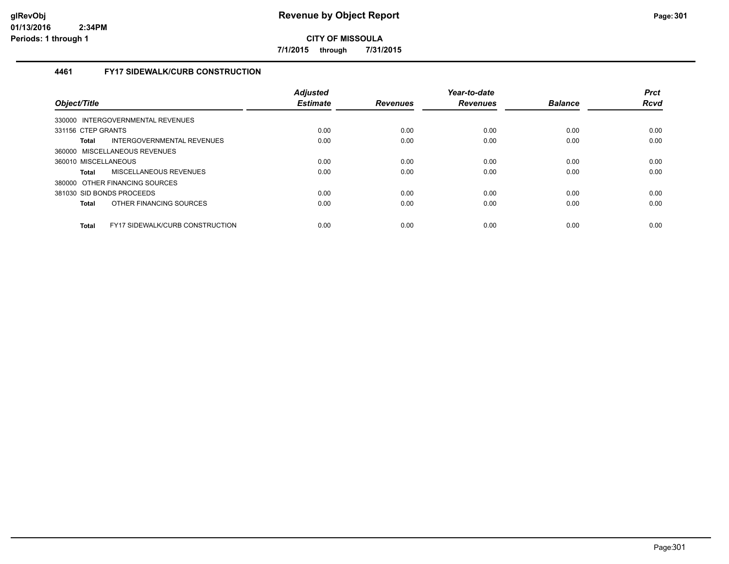**Revenue by Object Report**

**CITY OF MISSOULA**

**7/1/2015 through 7/31/2015**

### 4461 FY17 SIDEWALK/CURB CONSTRUCTION

| Object/Title | Adjusted Estimate | Revenues | Year-to-date Revenues | Balance | Prct Rcvd |
|---|---|---|---|---|---|
| 330000 INTERGOVERNMENTAL REVENUES | | | | | |
| 331156 CTEP GRANTS | 0.00 | 0.00 | 0.00 | 0.00 | 0.00 |
| **Total** INTERGOVERNMENTAL REVENUES | 0.00 | 0.00 | 0.00 | 0.00 | 0.00 |
| 360000 MISCELLANEOUS REVENUES | | | | | |
| 360010 MISCELLANEOUS | 0.00 | 0.00 | 0.00 | 0.00 | 0.00 |
| **Total** MISCELLANEOUS REVENUES | 0.00 | 0.00 | 0.00 | 0.00 | 0.00 |
| 380000 OTHER FINANCING SOURCES | | | | | |
| 381030 SID BONDS PROCEEDS | 0.00 | 0.00 | 0.00 | 0.00 | 0.00 |
| **Total** OTHER FINANCING SOURCES | 0.00 | 0.00 | 0.00 | 0.00 | 0.00 |
| **Total** FY17 SIDEWALK/CURB CONSTRUCTION | 0.00 | 0.00 | 0.00 | 0.00 | 0.00 |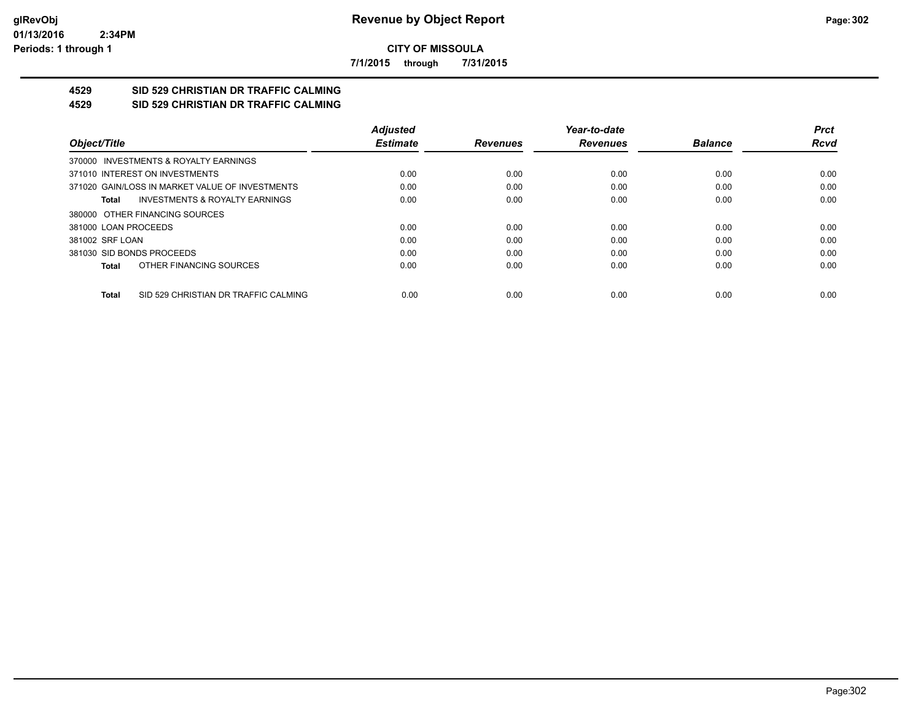**CITY OF MISSOULA**

**7/1/2015 through 7/31/2015**

## 4529 SID 529 CHRISTIAN DR TRAFFIC CALMING
## 4529 SID 529 CHRISTIAN DR TRAFFIC CALMING

| Object/Title | Adjusted Estimate | Revenues | Year-to-date Revenues | Balance | Prct Rcvd |
|---|---|---|---|---|---|
| 370000 INVESTMENTS & ROYALTY EARNINGS | | | | | |
| 371010 INTEREST ON INVESTMENTS | 0.00 | 0.00 | 0.00 | 0.00 | 0.00 |
| 371020 GAIN/LOSS IN MARKET VALUE OF INVESTMENTS | 0.00 | 0.00 | 0.00 | 0.00 | 0.00 |
| **Total** INVESTMENTS & ROYALTY EARNINGS | 0.00 | 0.00 | 0.00 | 0.00 | 0.00 |
| 380000 OTHER FINANCING SOURCES | | | | | |
| 381000 LOAN PROCEEDS | 0.00 | 0.00 | 0.00 | 0.00 | 0.00 |
| 381002 SRF LOAN | 0.00 | 0.00 | 0.00 | 0.00 | 0.00 |
| 381030 SID BONDS PROCEEDS | 0.00 | 0.00 | 0.00 | 0.00 | 0.00 |
| **Total** OTHER FINANCING SOURCES | 0.00 | 0.00 | 0.00 | 0.00 | 0.00 |
| **Total** SID 529 CHRISTIAN DR TRAFFIC CALMING | 0.00 | 0.00 | 0.00 | 0.00 | 0.00 |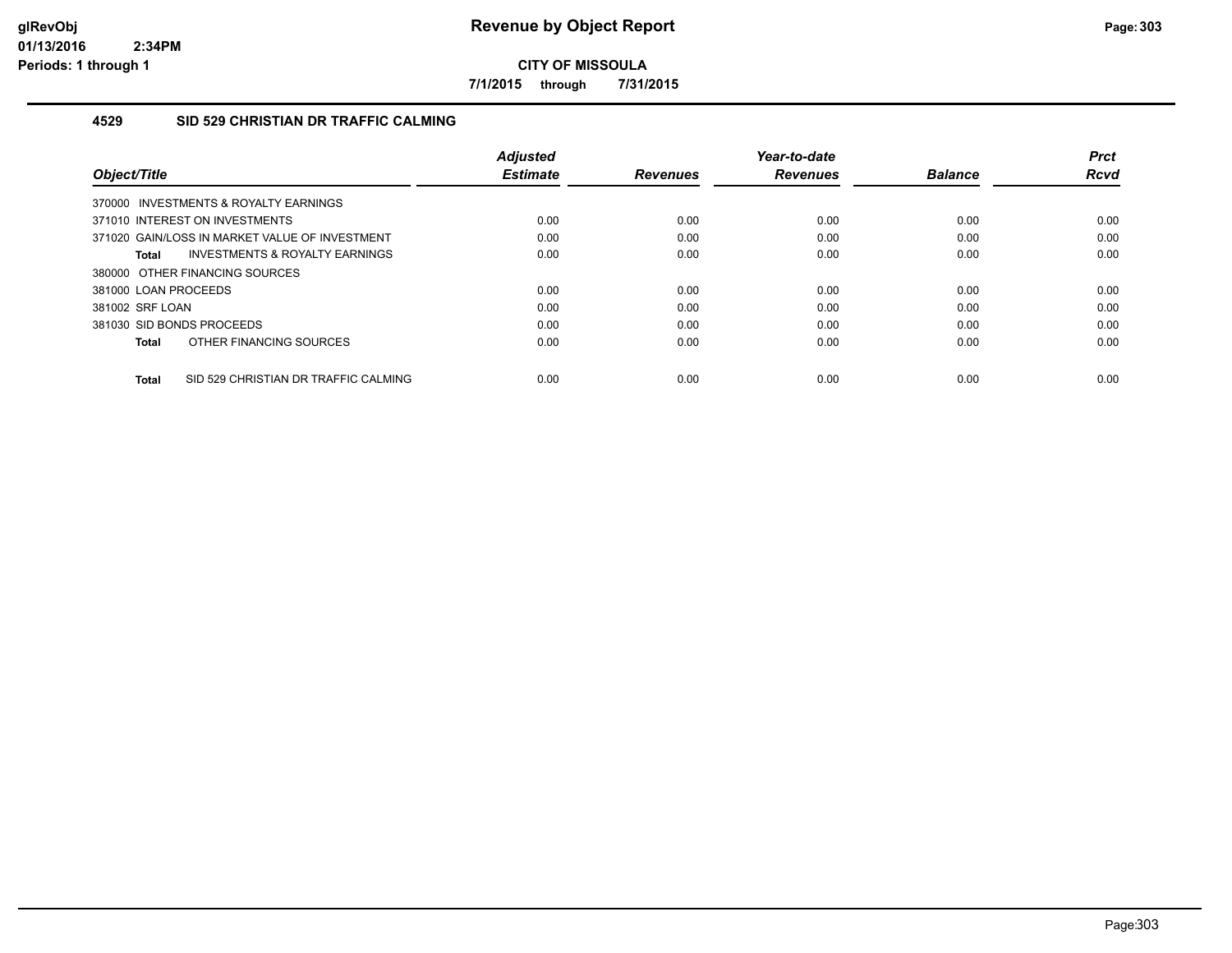**Revenue by Object Report**

**CITY OF MISSOULA**

**7/1/2015 through 7/31/2015**

glRevObj
01/13/2016 2:34PM
Periods: 1 through 1

## 4529 SID 529 CHRISTIAN DR TRAFFIC CALMING

| Object/Title | Adjusted Estimate | Revenues | Year-to-date Revenues | Balance | Prct Rcvd |
|---|---|---|---|---|---|
| 370000 INVESTMENTS & ROYALTY EARNINGS | | | | | |
| 371010 INTEREST ON INVESTMENTS | 0.00 | 0.00 | 0.00 | 0.00 | 0.00 |
| 371020 GAIN/LOSS IN MARKET VALUE OF INVESTMENT | 0.00 | 0.00 | 0.00 | 0.00 | 0.00 |
| **Total** INVESTMENTS & ROYALTY EARNINGS | 0.00 | 0.00 | 0.00 | 0.00 | 0.00 |
| 380000 OTHER FINANCING SOURCES | | | | | |
| 381000 LOAN PROCEEDS | 0.00 | 0.00 | 0.00 | 0.00 | 0.00 |
| 381002 SRF LOAN | 0.00 | 0.00 | 0.00 | 0.00 | 0.00 |
| 381030 SID BONDS PROCEEDS | 0.00 | 0.00 | 0.00 | 0.00 | 0.00 |
| **Total** OTHER FINANCING SOURCES | 0.00 | 0.00 | 0.00 | 0.00 | 0.00 |
| **Total** SID 529 CHRISTIAN DR TRAFFIC CALMING | 0.00 | 0.00 | 0.00 | 0.00 | 0.00 |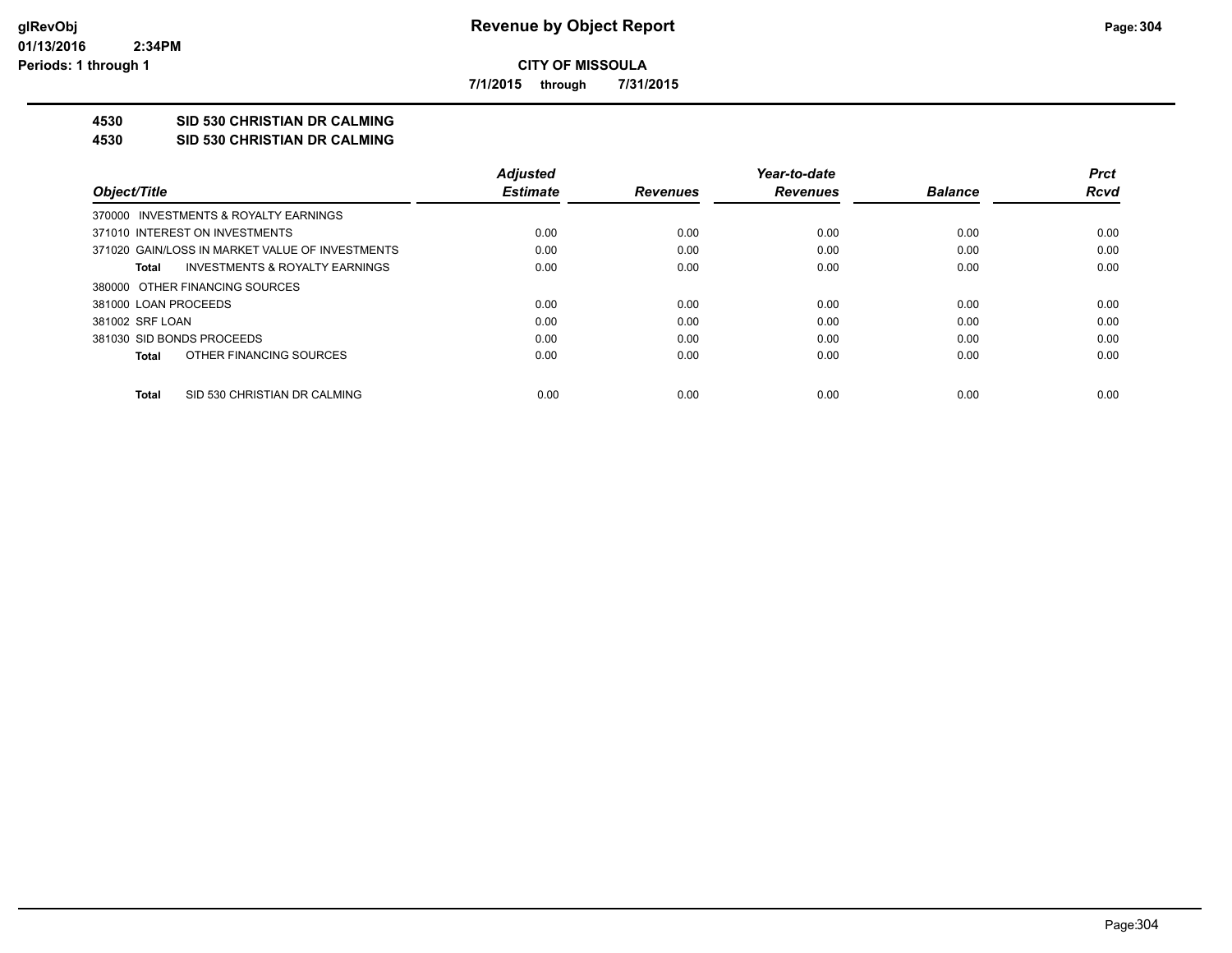# Revenue by Object Report

**CITY OF MISSOULA**

**7/1/2015 through 7/31/2015**

glRevObj
01/13/2016 2:34PM
Periods: 1 through 1

## 4530 SID 530 CHRISTIAN DR CALMING
## 4530 SID 530 CHRISTIAN DR CALMING

| Object/Title | Adjusted Estimate | Revenues | Year-to-date Revenues | Balance | Prct Rcvd |
|---|---|---|---|---|---|
| 370000 INVESTMENTS & ROYALTY EARNINGS | | | | | |
| 371010 INTEREST ON INVESTMENTS | 0.00 | 0.00 | 0.00 | 0.00 | 0.00 |
| 371020 GAIN/LOSS IN MARKET VALUE OF INVESTMENTS | 0.00 | 0.00 | 0.00 | 0.00 | 0.00 |
| **Total** INVESTMENTS & ROYALTY EARNINGS | 0.00 | 0.00 | 0.00 | 0.00 | 0.00 |
| 380000 OTHER FINANCING SOURCES | | | | | |
| 381000 LOAN PROCEEDS | 0.00 | 0.00 | 0.00 | 0.00 | 0.00 |
| 381002 SRF LOAN | 0.00 | 0.00 | 0.00 | 0.00 | 0.00 |
| 381030 SID BONDS PROCEEDS | 0.00 | 0.00 | 0.00 | 0.00 | 0.00 |
| **Total** OTHER FINANCING SOURCES | 0.00 | 0.00 | 0.00 | 0.00 | 0.00 |
| **Total** SID 530 CHRISTIAN DR CALMING | 0.00 | 0.00 | 0.00 | 0.00 | 0.00 |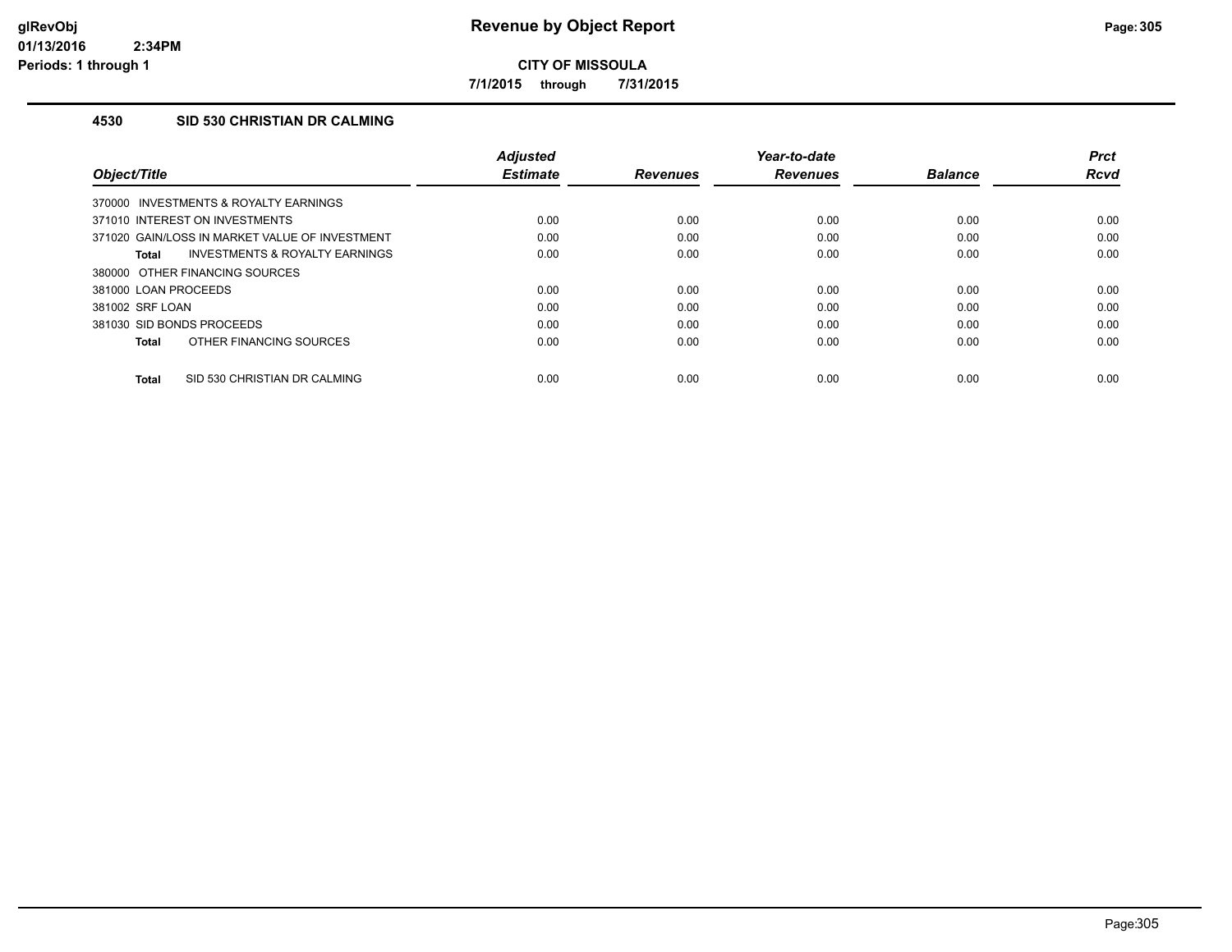**glRevObj**
**01/13/2016 2:34PM**
**Periods: 1 through 1**

# Revenue by Object Report

**CITY OF MISSOULA**

**7/1/2015 through 7/31/2015**

### 4530 SID 530 CHRISTIAN DR CALMING

| *Object/Title* | *Adjusted Estimate* | *Revenues* | *Year-to-date Revenues* | *Balance* | *Prct Rcvd* |
|---|---|---|---|---|---|
| 370000 INVESTMENTS & ROYALTY EARNINGS | | | | | |
| 371010 INTEREST ON INVESTMENTS | 0.00 | 0.00 | 0.00 | 0.00 | 0.00 |
| 371020 GAIN/LOSS IN MARKET VALUE OF INVESTMENT | 0.00 | 0.00 | 0.00 | 0.00 | 0.00 |
| **Total** INVESTMENTS & ROYALTY EARNINGS | 0.00 | 0.00 | 0.00 | 0.00 | 0.00 |
| 380000 OTHER FINANCING SOURCES | | | | | |
| 381000 LOAN PROCEEDS | 0.00 | 0.00 | 0.00 | 0.00 | 0.00 |
| 381002 SRF LOAN | 0.00 | 0.00 | 0.00 | 0.00 | 0.00 |
| 381030 SID BONDS PROCEEDS | 0.00 | 0.00 | 0.00 | 0.00 | 0.00 |
| **Total** OTHER FINANCING SOURCES | 0.00 | 0.00 | 0.00 | 0.00 | 0.00 |
| **Total** SID 530 CHRISTIAN DR CALMING | 0.00 | 0.00 | 0.00 | 0.00 | 0.00 |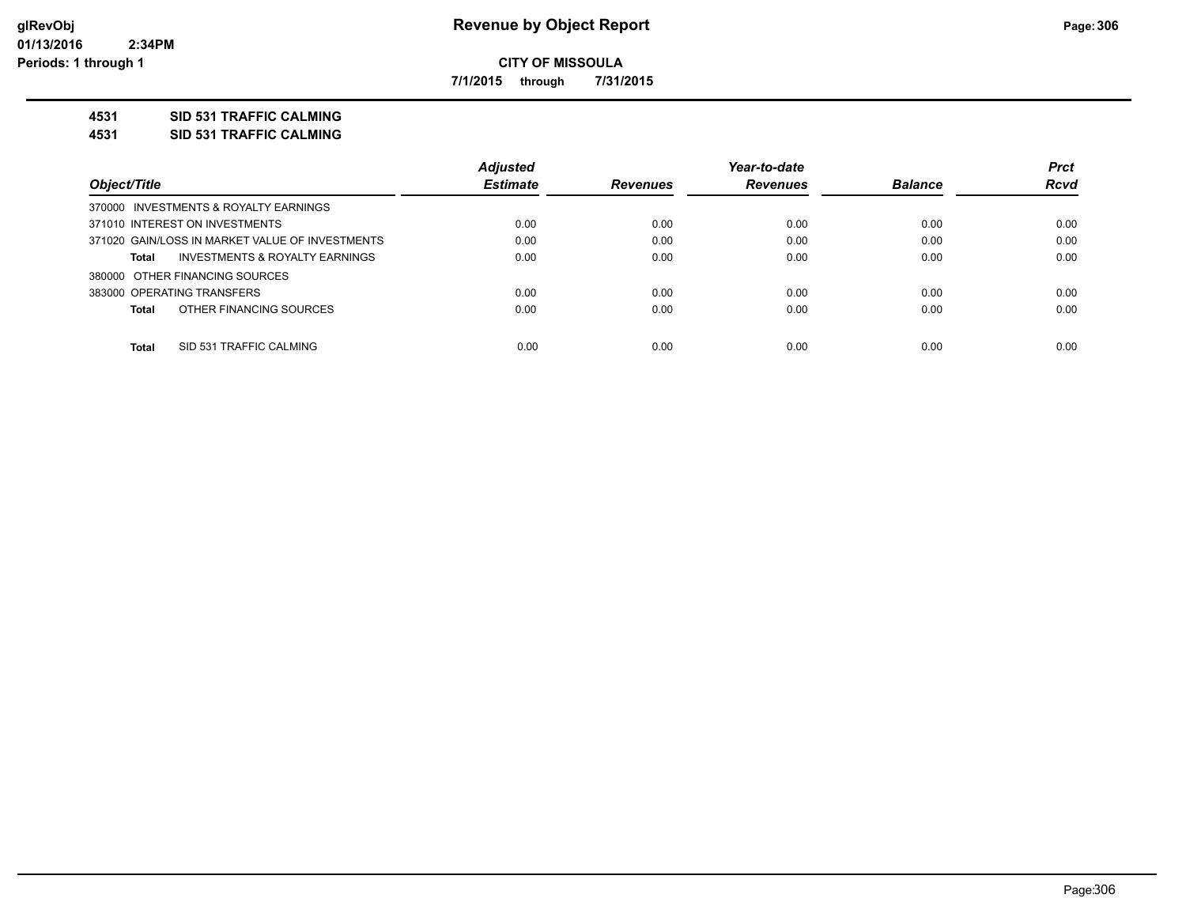# Revenue by Object Report

glRevObj
01/13/2016 2:34PM
Periods: 1 through 1

**CITY OF MISSOULA**

**7/1/2015 through 7/31/2015**

**4531 SID 531 TRAFFIC CALMING**

**4531 SID 531 TRAFFIC CALMING**

| Object/Title | Adjusted Estimate | Revenues | Year-to-date Revenues | Balance | Prct Rcvd |
|---|---|---|---|---|---|
| 370000 INVESTMENTS & ROYALTY EARNINGS | | | | | |
| 371010 INTEREST ON INVESTMENTS | 0.00 | 0.00 | 0.00 | 0.00 | 0.00 |
| 371020 GAIN/LOSS IN MARKET VALUE OF INVESTMENTS | 0.00 | 0.00 | 0.00 | 0.00 | 0.00 |
| **Total** INVESTMENTS & ROYALTY EARNINGS | 0.00 | 0.00 | 0.00 | 0.00 | 0.00 |
| 380000 OTHER FINANCING SOURCES | | | | | |
| 383000 OPERATING TRANSFERS | 0.00 | 0.00 | 0.00 | 0.00 | 0.00 |
| **Total** OTHER FINANCING SOURCES | 0.00 | 0.00 | 0.00 | 0.00 | 0.00 |
| **Total** SID 531 TRAFFIC CALMING | 0.00 | 0.00 | 0.00 | 0.00 | 0.00 |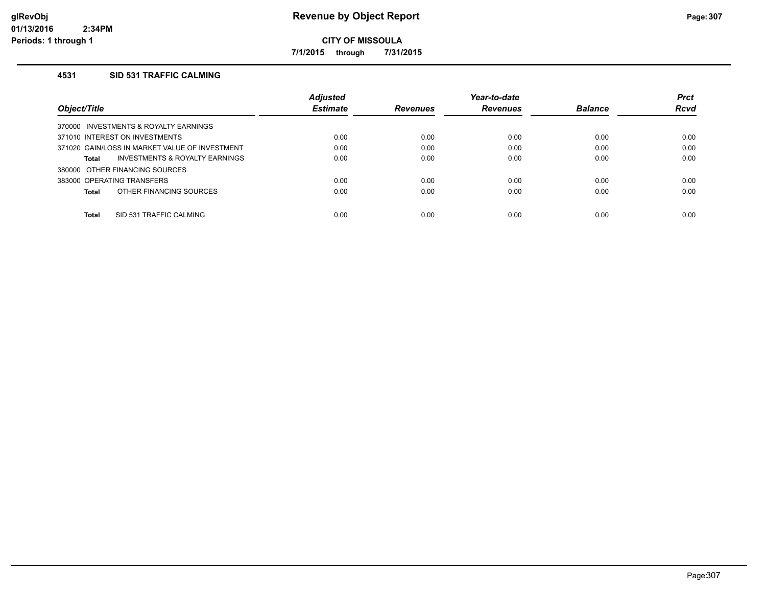# Revenue by Object Report

**CITY OF MISSOULA**

**7/1/2015 through 7/31/2015**

glRevObj
01/13/2016 2:34PM
Periods: 1 through 1

### 4531 SID 531 TRAFFIC CALMING

| Object/Title | Adjusted Estimate | Revenues | Year-to-date Revenues | Balance | Prct Rcvd |
|---|---|---|---|---|---|
| 370000 INVESTMENTS & ROYALTY EARNINGS | | | | | |
| 371010 INTEREST ON INVESTMENTS | 0.00 | 0.00 | 0.00 | 0.00 | 0.00 |
| 371020 GAIN/LOSS IN MARKET VALUE OF INVESTMENT | 0.00 | 0.00 | 0.00 | 0.00 | 0.00 |
| **Total** INVESTMENTS & ROYALTY EARNINGS | 0.00 | 0.00 | 0.00 | 0.00 | 0.00 |
| 380000 OTHER FINANCING SOURCES | | | | | |
| 383000 OPERATING TRANSFERS | 0.00 | 0.00 | 0.00 | 0.00 | 0.00 |
| **Total** OTHER FINANCING SOURCES | 0.00 | 0.00 | 0.00 | 0.00 | 0.00 |
| **Total** SID 531 TRAFFIC CALMING | 0.00 | 0.00 | 0.00 | 0.00 | 0.00 |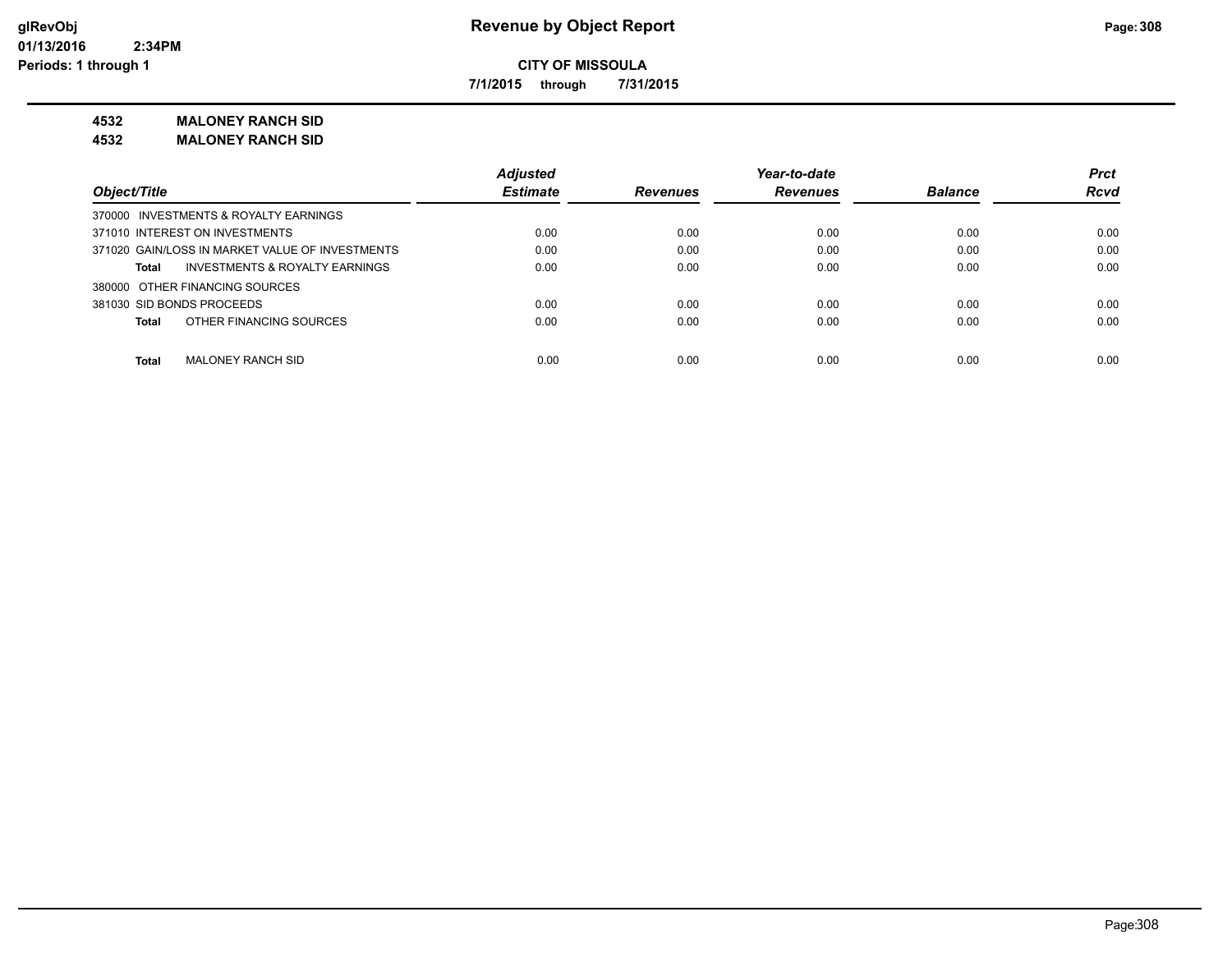# CITY OF MISSOULA

**7/1/2015 through 7/31/2015**

## 4532 MALONEY RANCH SID
## 4532 MALONEY RANCH SID

| Object/Title | Adjusted Estimate | Revenues | Year-to-date Revenues | Balance | Prct Rcvd |
|---|---|---|---|---|---|
| 370000 INVESTMENTS & ROYALTY EARNINGS | | | | | |
| 371010 INTEREST ON INVESTMENTS | 0.00 | 0.00 | 0.00 | 0.00 | 0.00 |
| 371020 GAIN/LOSS IN MARKET VALUE OF INVESTMENTS | 0.00 | 0.00 | 0.00 | 0.00 | 0.00 |
| **Total** INVESTMENTS & ROYALTY EARNINGS | 0.00 | 0.00 | 0.00 | 0.00 | 0.00 |
| 380000 OTHER FINANCING SOURCES | | | | | |
| 381030 SID BONDS PROCEEDS | 0.00 | 0.00 | 0.00 | 0.00 | 0.00 |
| **Total** OTHER FINANCING SOURCES | 0.00 | 0.00 | 0.00 | 0.00 | 0.00 |
| **Total** MALONEY RANCH SID | 0.00 | 0.00 | 0.00 | 0.00 | 0.00 |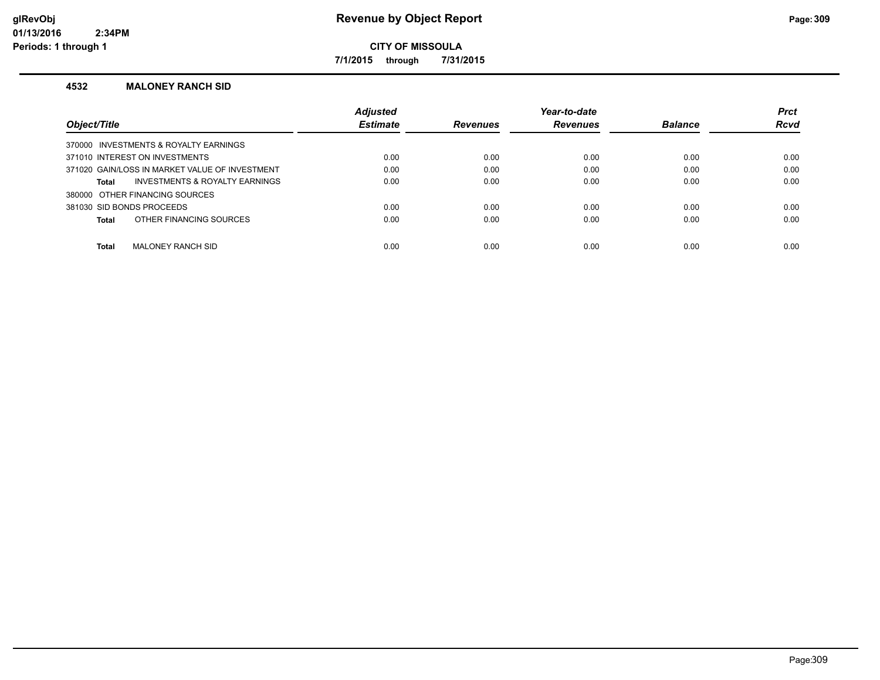# Revenue by Object Report

**CITY OF MISSOULA**

**7/1/2015 through 7/31/2015**

### 4532 MALONEY RANCH SID

| Object/Title | Adjusted Estimate | Revenues | Year-to-date Revenues | Balance | Prct Rcvd |
|---|---|---|---|---|---|
| 370000 INVESTMENTS & ROYALTY EARNINGS | | | | | |
| 371010 INTEREST ON INVESTMENTS | 0.00 | 0.00 | 0.00 | 0.00 | 0.00 |
| 371020 GAIN/LOSS IN MARKET VALUE OF INVESTMENT | 0.00 | 0.00 | 0.00 | 0.00 | 0.00 |
| **Total** INVESTMENTS & ROYALTY EARNINGS | 0.00 | 0.00 | 0.00 | 0.00 | 0.00 |
| 380000 OTHER FINANCING SOURCES | | | | | |
| 381030 SID BONDS PROCEEDS | 0.00 | 0.00 | 0.00 | 0.00 | 0.00 |
| **Total** OTHER FINANCING SOURCES | 0.00 | 0.00 | 0.00 | 0.00 | 0.00 |
| **Total** MALONEY RANCH SID | 0.00 | 0.00 | 0.00 | 0.00 | 0.00 |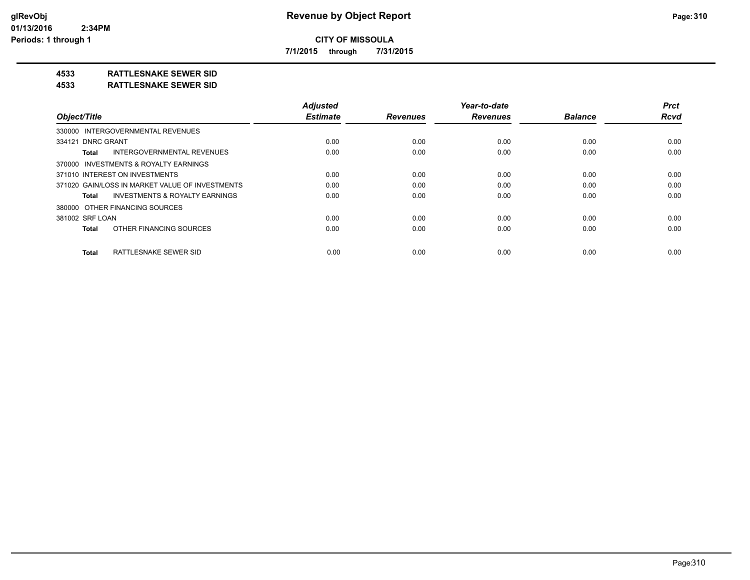**CITY OF MISSOULA**

**7/1/2015 through 7/31/2015**

**4533 RATTLESNAKE SEWER SID**

**4533 RATTLESNAKE SEWER SID**

| Object/Title | Adjusted Estimate | Revenues | Year-to-date Revenues | Balance | Prct Rcvd |
|---|---|---|---|---|---|
| 330000 INTERGOVERNMENTAL REVENUES | | | | | |
| 334121 DNRC GRANT | 0.00 | 0.00 | 0.00 | 0.00 | 0.00 |
| **Total** INTERGOVERNMENTAL REVENUES | 0.00 | 0.00 | 0.00 | 0.00 | 0.00 |
| 370000 INVESTMENTS & ROYALTY EARNINGS | | | | | |
| 371010 INTEREST ON INVESTMENTS | 0.00 | 0.00 | 0.00 | 0.00 | 0.00 |
| 371020 GAIN/LOSS IN MARKET VALUE OF INVESTMENTS | 0.00 | 0.00 | 0.00 | 0.00 | 0.00 |
| **Total** INVESTMENTS & ROYALTY EARNINGS | 0.00 | 0.00 | 0.00 | 0.00 | 0.00 |
| 380000 OTHER FINANCING SOURCES | | | | | |
| 381002 SRF LOAN | 0.00 | 0.00 | 0.00 | 0.00 | 0.00 |
| **Total** OTHER FINANCING SOURCES | 0.00 | 0.00 | 0.00 | 0.00 | 0.00 |
| **Total** RATTLESNAKE SEWER SID | 0.00 | 0.00 | 0.00 | 0.00 | 0.00 |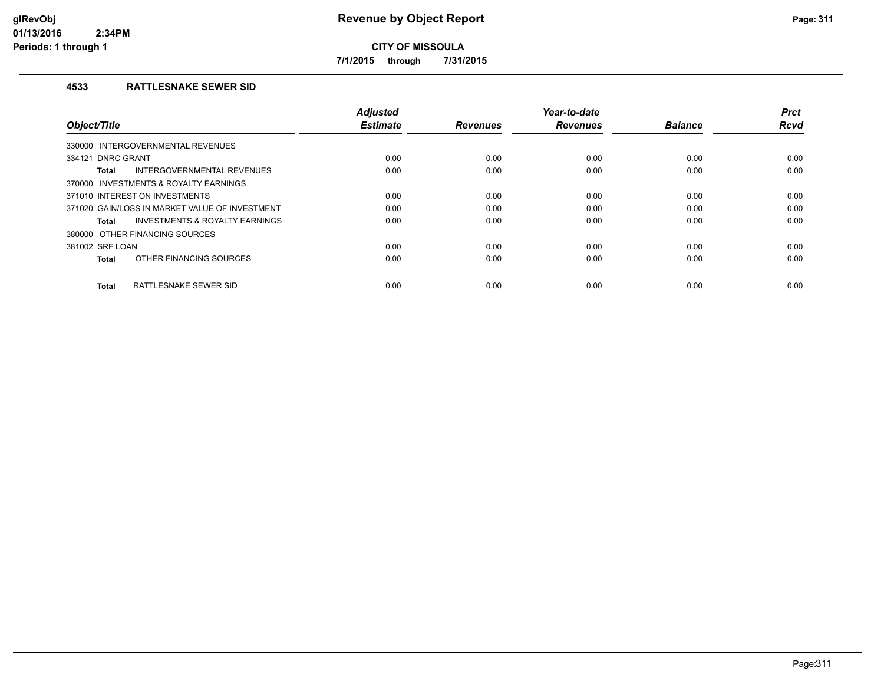# Revenue by Object Report

**CITY OF MISSOULA**

**7/1/2015 through 7/31/2015**

glRevObj
01/13/2016 2:34PM
Periods: 1 through 1

## 4533 RATTLESNAKE SEWER SID

| Object/Title | Adjusted Estimate | Revenues | Year-to-date Revenues | Balance | Prct Rcvd |
|---|---|---|---|---|---|
| 330000 INTERGOVERNMENTAL REVENUES | | | | | |
| 334121 DNRC GRANT | 0.00 | 0.00 | 0.00 | 0.00 | 0.00 |
| **Total** INTERGOVERNMENTAL REVENUES | 0.00 | 0.00 | 0.00 | 0.00 | 0.00 |
| 370000 INVESTMENTS & ROYALTY EARNINGS | | | | | |
| 371010 INTEREST ON INVESTMENTS | 0.00 | 0.00 | 0.00 | 0.00 | 0.00 |
| 371020 GAIN/LOSS IN MARKET VALUE OF INVESTMENT | 0.00 | 0.00 | 0.00 | 0.00 | 0.00 |
| **Total** INVESTMENTS & ROYALTY EARNINGS | 0.00 | 0.00 | 0.00 | 0.00 | 0.00 |
| 380000 OTHER FINANCING SOURCES | | | | | |
| 381002 SRF LOAN | 0.00 | 0.00 | 0.00 | 0.00 | 0.00 |
| **Total** OTHER FINANCING SOURCES | 0.00 | 0.00 | 0.00 | 0.00 | 0.00 |
| **Total** RATTLESNAKE SEWER SID | 0.00 | 0.00 | 0.00 | 0.00 | 0.00 |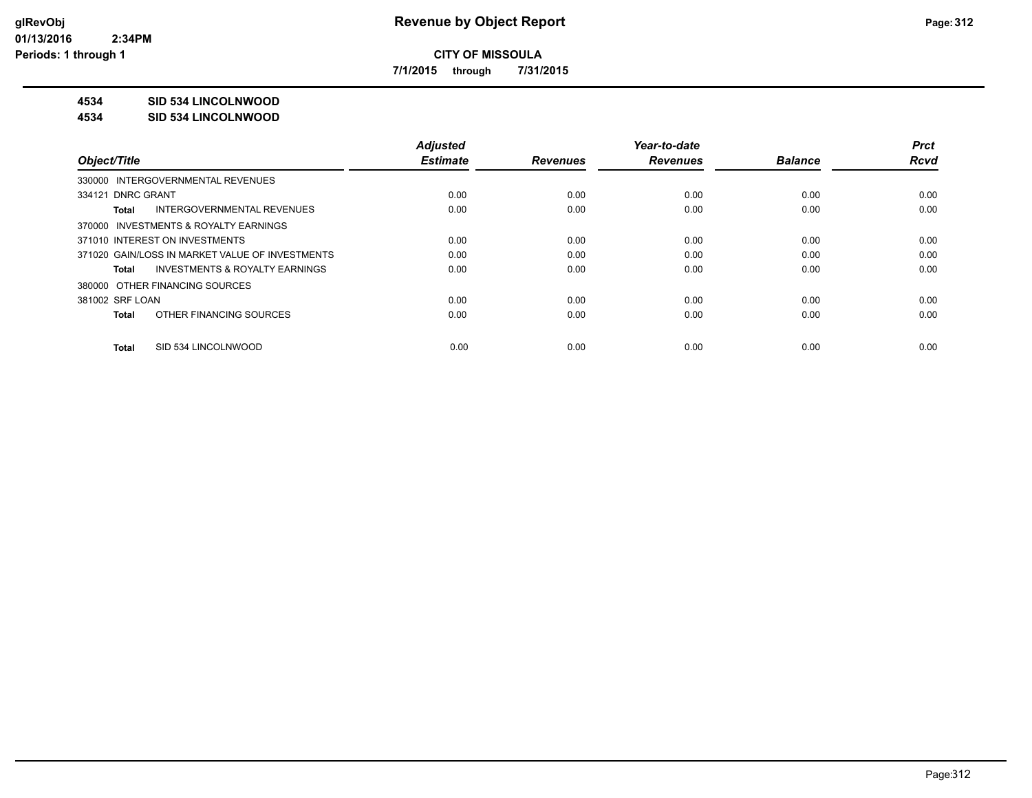**CITY OF MISSOULA**

**7/1/2015 through 7/31/2015**

**4534 SID 534 LINCOLNWOOD**

**4534 SID 534 LINCOLNWOOD**

| Object/Title | Adjusted Estimate | Revenues | Year-to-date Revenues | Balance | Prct Rcvd |
|---|---|---|---|---|---|
| 330000 INTERGOVERNMENTAL REVENUES | | | | | |
| 334121 DNRC GRANT | 0.00 | 0.00 | 0.00 | 0.00 | 0.00 |
| **Total** INTERGOVERNMENTAL REVENUES | 0.00 | 0.00 | 0.00 | 0.00 | 0.00 |
| 370000 INVESTMENTS & ROYALTY EARNINGS | | | | | |
| 371010 INTEREST ON INVESTMENTS | 0.00 | 0.00 | 0.00 | 0.00 | 0.00 |
| 371020 GAIN/LOSS IN MARKET VALUE OF INVESTMENTS | 0.00 | 0.00 | 0.00 | 0.00 | 0.00 |
| **Total** INVESTMENTS & ROYALTY EARNINGS | 0.00 | 0.00 | 0.00 | 0.00 | 0.00 |
| 380000 OTHER FINANCING SOURCES | | | | | |
| 381002 SRF LOAN | 0.00 | 0.00 | 0.00 | 0.00 | 0.00 |
| **Total** OTHER FINANCING SOURCES | 0.00 | 0.00 | 0.00 | 0.00 | 0.00 |
| **Total** SID 534 LINCOLNWOOD | 0.00 | 0.00 | 0.00 | 0.00 | 0.00 |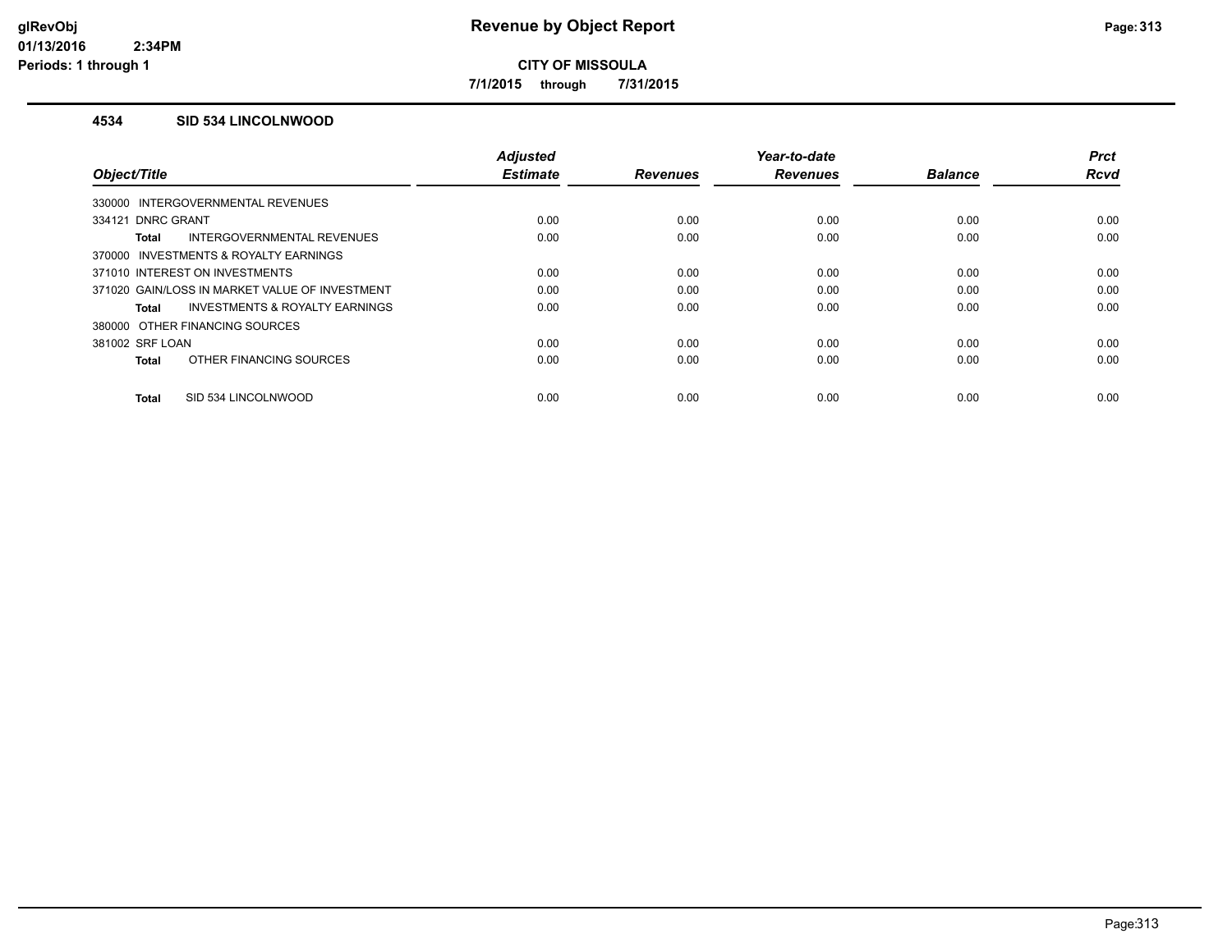**CITY OF MISSOULA**

**7/1/2015 through 7/31/2015**

## 4534 SID 534 LINCOLNWOOD

| Object/Title | Adjusted Estimate | Revenues | Year-to-date Revenues | Balance | Prct Rcvd |
|---|---|---|---|---|---|
| 330000 INTERGOVERNMENTAL REVENUES | | | | | |
| 334121 DNRC GRANT | 0.00 | 0.00 | 0.00 | 0.00 | 0.00 |
| **Total** INTERGOVERNMENTAL REVENUES | 0.00 | 0.00 | 0.00 | 0.00 | 0.00 |
| 370000 INVESTMENTS & ROYALTY EARNINGS | | | | | |
| 371010 INTEREST ON INVESTMENTS | 0.00 | 0.00 | 0.00 | 0.00 | 0.00 |
| 371020 GAIN/LOSS IN MARKET VALUE OF INVESTMENT | 0.00 | 0.00 | 0.00 | 0.00 | 0.00 |
| **Total** INVESTMENTS & ROYALTY EARNINGS | 0.00 | 0.00 | 0.00 | 0.00 | 0.00 |
| 380000 OTHER FINANCING SOURCES | | | | | |
| 381002 SRF LOAN | 0.00 | 0.00 | 0.00 | 0.00 | 0.00 |
| **Total** OTHER FINANCING SOURCES | 0.00 | 0.00 | 0.00 | 0.00 | 0.00 |
| **Total** SID 534 LINCOLNWOOD | 0.00 | 0.00 | 0.00 | 0.00 | 0.00 |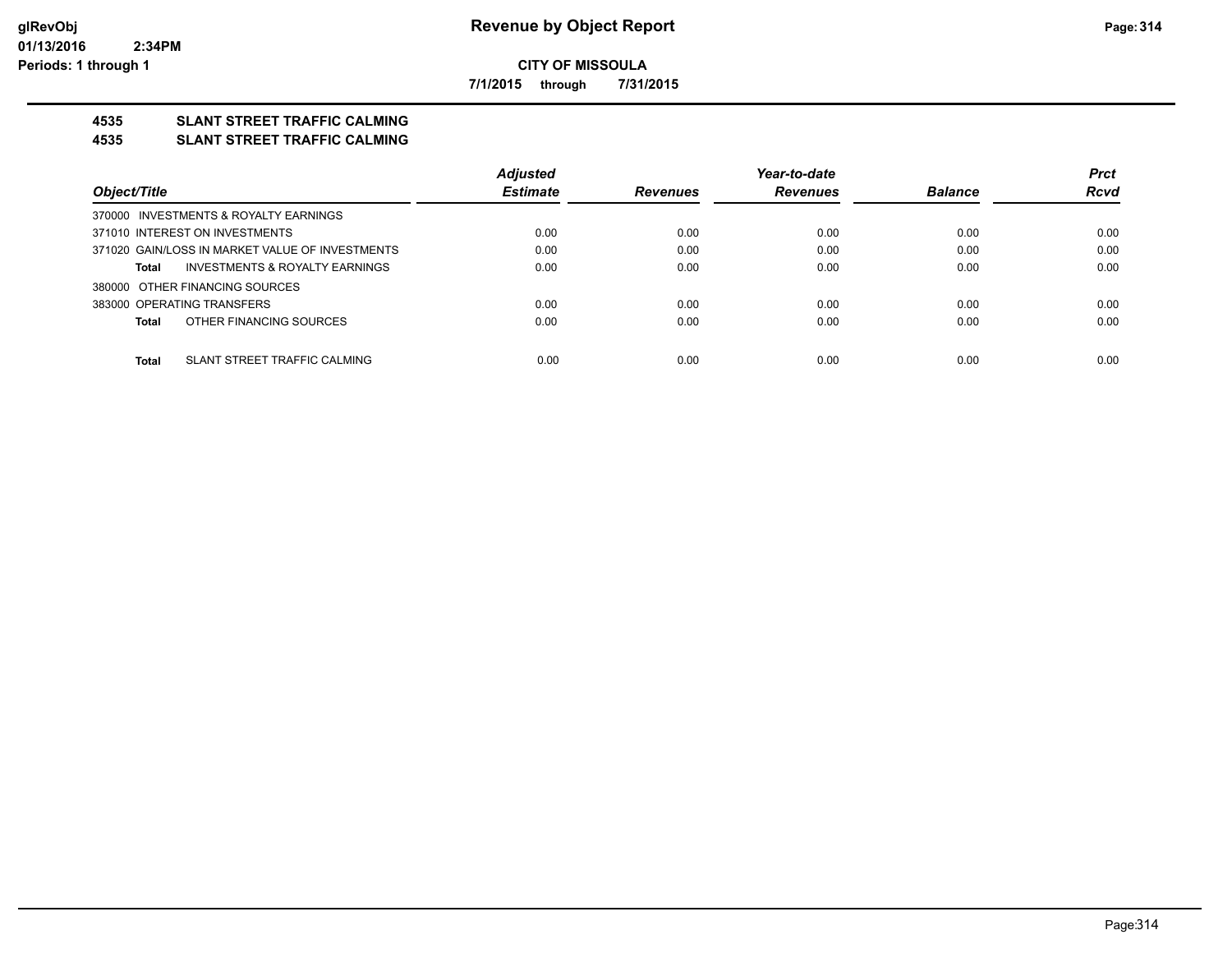**CITY OF MISSOULA**

**7/1/2015 through 7/31/2015**

**4535 SLANT STREET TRAFFIC CALMING**

**4535 SLANT STREET TRAFFIC CALMING**

| Object/Title | Adjusted Estimate | Revenues | Year-to-date Revenues | Balance | Prct Rcvd |
|---|---|---|---|---|---|
| 370000 INVESTMENTS & ROYALTY EARNINGS | | | | | |
| 371010 INTEREST ON INVESTMENTS | 0.00 | 0.00 | 0.00 | 0.00 | 0.00 |
| 371020 GAIN/LOSS IN MARKET VALUE OF INVESTMENTS | 0.00 | 0.00 | 0.00 | 0.00 | 0.00 |
| **Total** INVESTMENTS & ROYALTY EARNINGS | 0.00 | 0.00 | 0.00 | 0.00 | 0.00 |
| 380000 OTHER FINANCING SOURCES | | | | | |
| 383000 OPERATING TRANSFERS | 0.00 | 0.00 | 0.00 | 0.00 | 0.00 |
| **Total** OTHER FINANCING SOURCES | 0.00 | 0.00 | 0.00 | 0.00 | 0.00 |
| **Total** SLANT STREET TRAFFIC CALMING | 0.00 | 0.00 | 0.00 | 0.00 | 0.00 |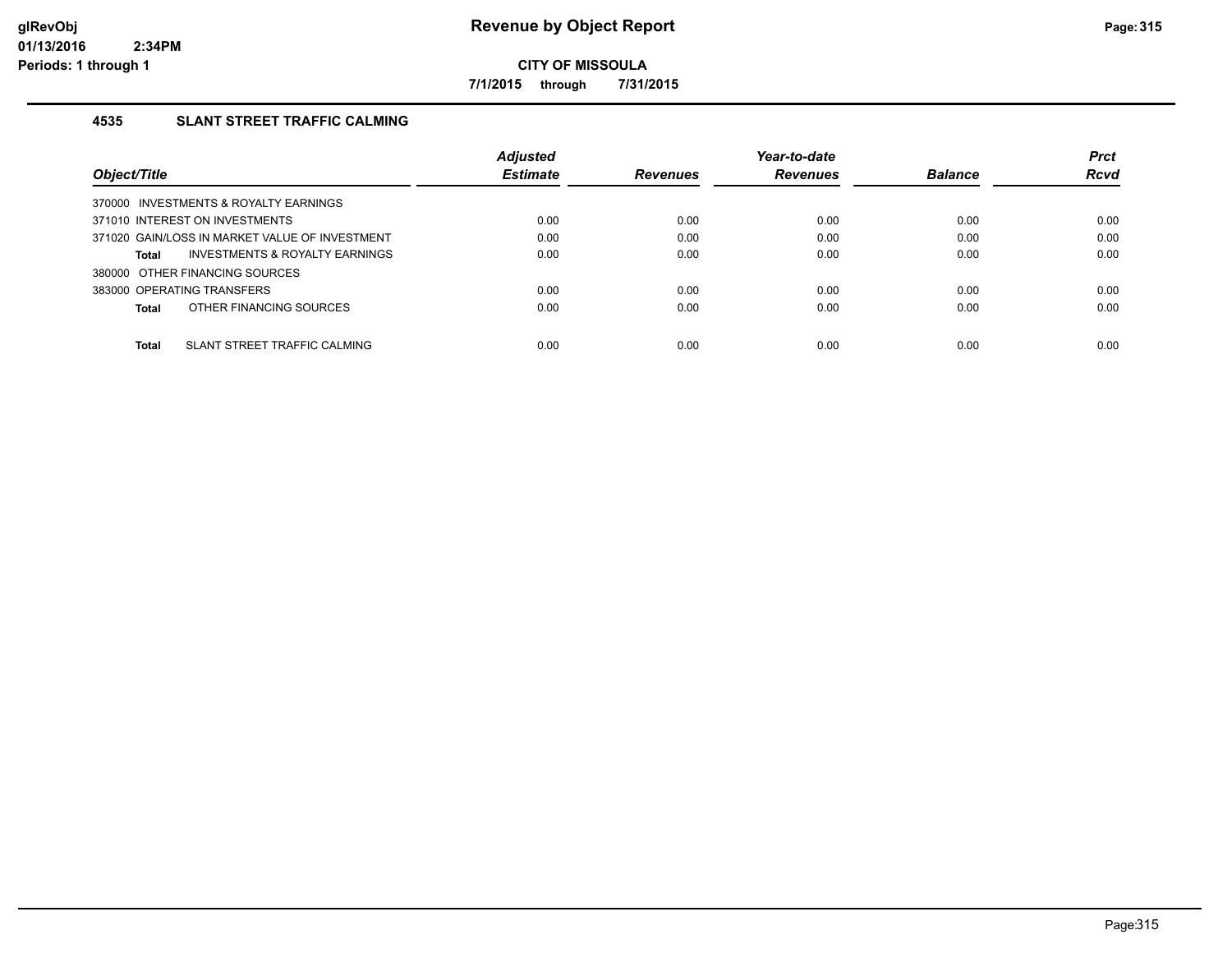# Revenue by Object Report

**CITY OF MISSOULA**

**7/1/2015 through 7/31/2015**

## 4535 SLANT STREET TRAFFIC CALMING

| Object/Title | Adjusted Estimate | Revenues | Year-to-date Revenues | Balance | Prct Rcvd |
|---|---|---|---|---|---|
| 370000 INVESTMENTS & ROYALTY EARNINGS | | | | | |
| 371010 INTEREST ON INVESTMENTS | 0.00 | 0.00 | 0.00 | 0.00 | 0.00 |
| 371020 GAIN/LOSS IN MARKET VALUE OF INVESTMENT | 0.00 | 0.00 | 0.00 | 0.00 | 0.00 |
| **Total** INVESTMENTS & ROYALTY EARNINGS | 0.00 | 0.00 | 0.00 | 0.00 | 0.00 |
| 380000 OTHER FINANCING SOURCES | | | | | |
| 383000 OPERATING TRANSFERS | 0.00 | 0.00 | 0.00 | 0.00 | 0.00 |
| **Total** OTHER FINANCING SOURCES | 0.00 | 0.00 | 0.00 | 0.00 | 0.00 |
| **Total** SLANT STREET TRAFFIC CALMING | 0.00 | 0.00 | 0.00 | 0.00 | 0.00 |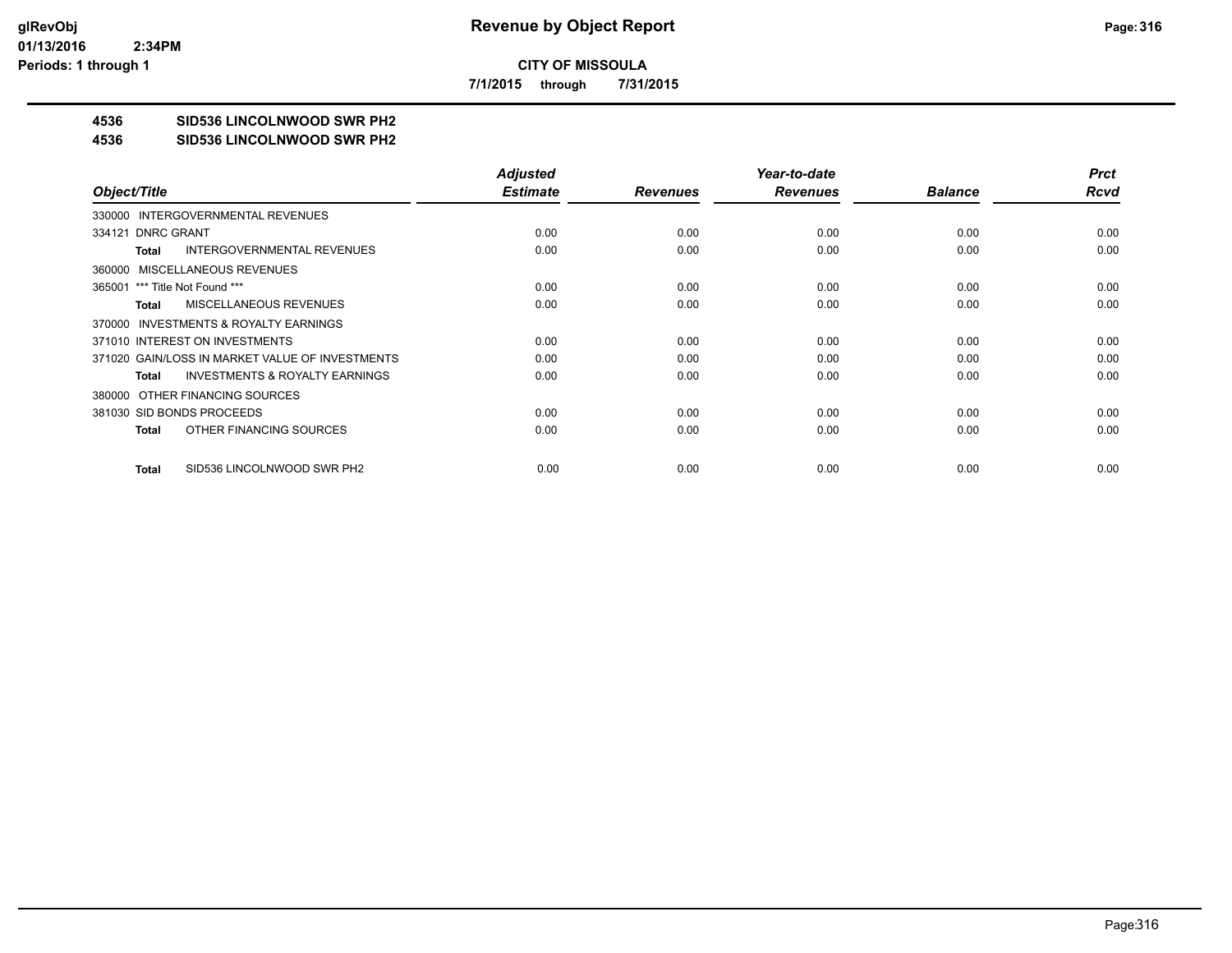# Revenue by Object Report

glRevObj
01/13/2016 2:34PM
Periods: 1 through 1

**CITY OF MISSOULA**

**7/1/2015 through 7/31/2015**

**4536 SID536 LINCOLNWOOD SWR PH2**

**4536 SID536 LINCOLNWOOD SWR PH2**

| Object/Title | Adjusted Estimate | Revenues | Year-to-date Revenues | Balance | Prct Rcvd |
|---|---|---|---|---|---|
| 330000 INTERGOVERNMENTAL REVENUES | | | | | |
| 334121 DNRC GRANT | 0.00 | 0.00 | 0.00 | 0.00 | 0.00 |
| **Total** INTERGOVERNMENTAL REVENUES | 0.00 | 0.00 | 0.00 | 0.00 | 0.00 |
| 360000 MISCELLANEOUS REVENUES | | | | | |
| 365001 *** Title Not Found *** | 0.00 | 0.00 | 0.00 | 0.00 | 0.00 |
| **Total** MISCELLANEOUS REVENUES | 0.00 | 0.00 | 0.00 | 0.00 | 0.00 |
| 370000 INVESTMENTS & ROYALTY EARNINGS | | | | | |
| 371010 INTEREST ON INVESTMENTS | 0.00 | 0.00 | 0.00 | 0.00 | 0.00 |
| 371020 GAIN/LOSS IN MARKET VALUE OF INVESTMENTS | 0.00 | 0.00 | 0.00 | 0.00 | 0.00 |
| **Total** INVESTMENTS & ROYALTY EARNINGS | 0.00 | 0.00 | 0.00 | 0.00 | 0.00 |
| 380000 OTHER FINANCING SOURCES | | | | | |
| 381030 SID BONDS PROCEEDS | 0.00 | 0.00 | 0.00 | 0.00 | 0.00 |
| **Total** OTHER FINANCING SOURCES | 0.00 | 0.00 | 0.00 | 0.00 | 0.00 |
| **Total** SID536 LINCOLNWOOD SWR PH2 | 0.00 | 0.00 | 0.00 | 0.00 | 0.00 |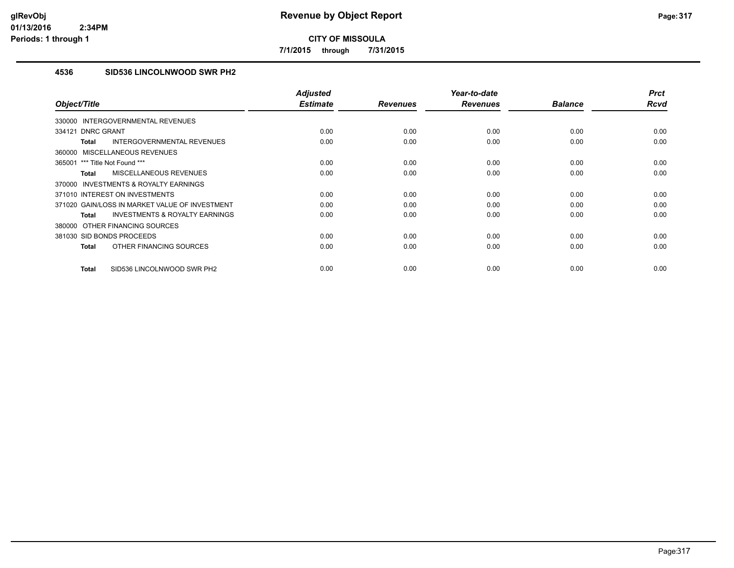**CITY OF MISSOULA**

**7/1/2015 through 7/31/2015**

## 4536 SID536 LINCOLNWOOD SWR PH2

| Object/Title | Adjusted Estimate | Revenues | Year-to-date Revenues | Balance | Prct Rcvd |
|---|---|---|---|---|---|
| 330000 INTERGOVERNMENTAL REVENUES | | | | | |
| 334121 DNRC GRANT | 0.00 | 0.00 | 0.00 | 0.00 | 0.00 |
| **Total** INTERGOVERNMENTAL REVENUES | 0.00 | 0.00 | 0.00 | 0.00 | 0.00 |
| 360000 MISCELLANEOUS REVENUES | | | | | |
| 365001 *** Title Not Found *** | 0.00 | 0.00 | 0.00 | 0.00 | 0.00 |
| **Total** MISCELLANEOUS REVENUES | 0.00 | 0.00 | 0.00 | 0.00 | 0.00 |
| 370000 INVESTMENTS & ROYALTY EARNINGS | | | | | |
| 371010 INTEREST ON INVESTMENTS | 0.00 | 0.00 | 0.00 | 0.00 | 0.00 |
| 371020 GAIN/LOSS IN MARKET VALUE OF INVESTMENT | 0.00 | 0.00 | 0.00 | 0.00 | 0.00 |
| **Total** INVESTMENTS & ROYALTY EARNINGS | 0.00 | 0.00 | 0.00 | 0.00 | 0.00 |
| 380000 OTHER FINANCING SOURCES | | | | | |
| 381030 SID BONDS PROCEEDS | 0.00 | 0.00 | 0.00 | 0.00 | 0.00 |
| **Total** OTHER FINANCING SOURCES | 0.00 | 0.00 | 0.00 | 0.00 | 0.00 |
| **Total** SID536 LINCOLNWOOD SWR PH2 | 0.00 | 0.00 | 0.00 | 0.00 | 0.00 |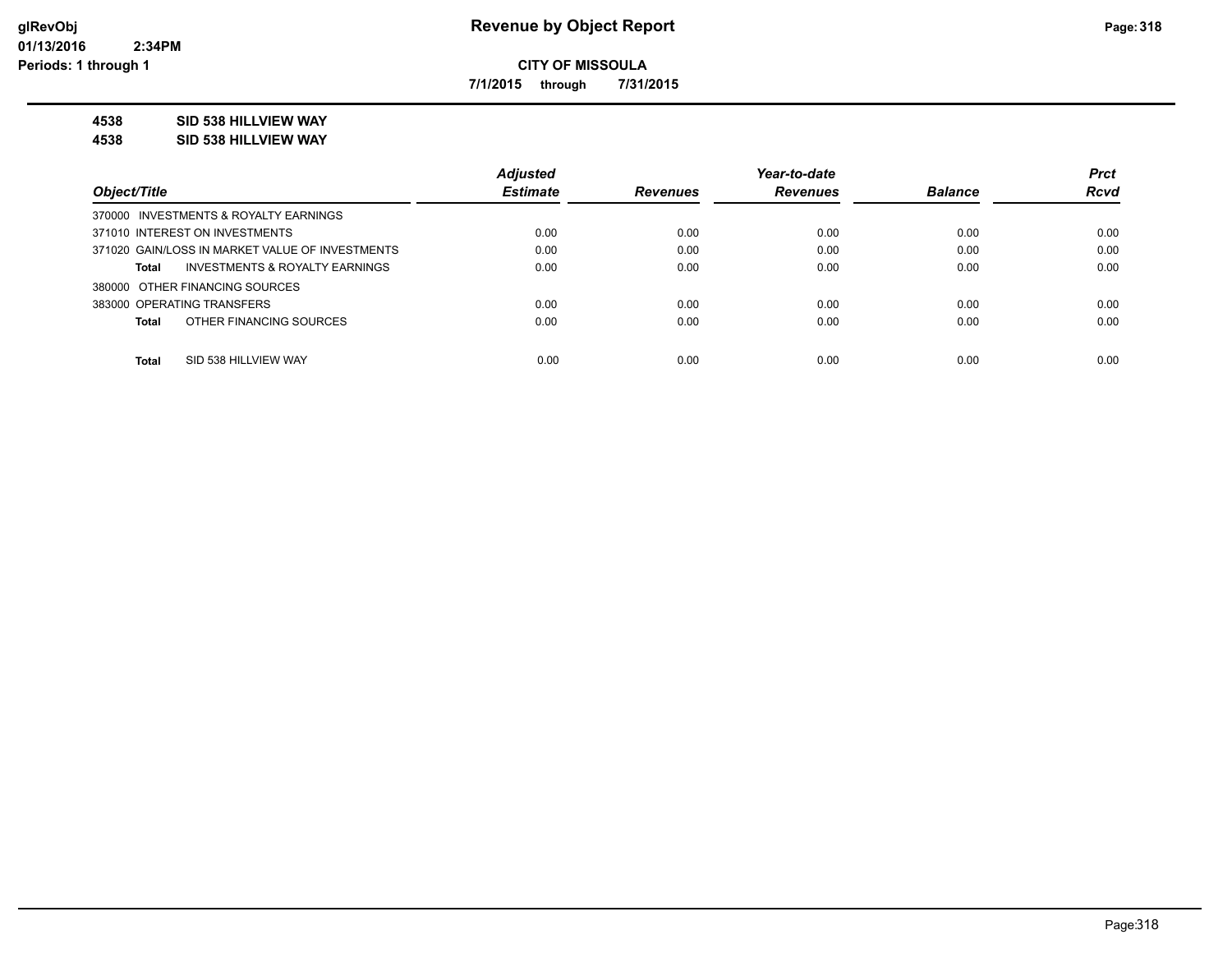**CITY OF MISSOULA**

**7/1/2015 through 7/31/2015**

**4538 SID 538 HILLVIEW WAY**

**4538 SID 538 HILLVIEW WAY**

| Object/Title | Adjusted Estimate | Revenues | Year-to-date Revenues | Balance | Prct Rcvd |
|---|---|---|---|---|---|
| 370000 INVESTMENTS & ROYALTY EARNINGS | | | | | |
| 371010 INTEREST ON INVESTMENTS | 0.00 | 0.00 | 0.00 | 0.00 | 0.00 |
| 371020 GAIN/LOSS IN MARKET VALUE OF INVESTMENTS | 0.00 | 0.00 | 0.00 | 0.00 | 0.00 |
| **Total** INVESTMENTS & ROYALTY EARNINGS | 0.00 | 0.00 | 0.00 | 0.00 | 0.00 |
| 380000 OTHER FINANCING SOURCES | | | | | |
| 383000 OPERATING TRANSFERS | 0.00 | 0.00 | 0.00 | 0.00 | 0.00 |
| **Total** OTHER FINANCING SOURCES | 0.00 | 0.00 | 0.00 | 0.00 | 0.00 |
| **Total** SID 538 HILLVIEW WAY | 0.00 | 0.00 | 0.00 | 0.00 | 0.00 |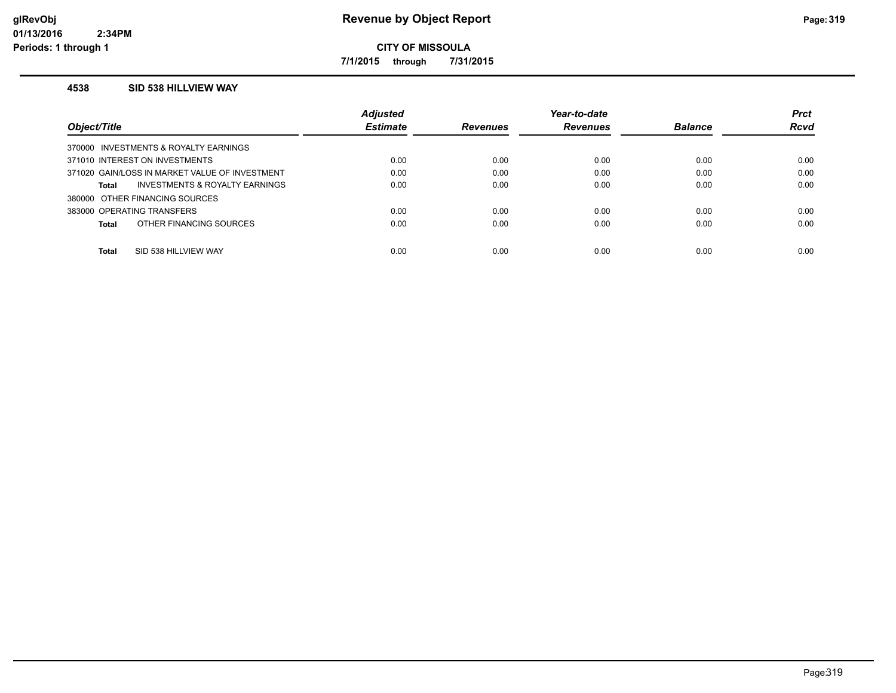# Revenue by Object Report

**CITY OF MISSOULA**

**7/1/2015 through 7/31/2015**

glRevObj
01/13/2016 2:34PM
Periods: 1 through 1

### 4538 SID 538 HILLVIEW WAY

| Object/Title | Adjusted Estimate | Revenues | Year-to-date Revenues | Balance | Prct Rcvd |
|---|---|---|---|---|---|
| 370000 INVESTMENTS & ROYALTY EARNINGS | | | | | |
| 371010 INTEREST ON INVESTMENTS | 0.00 | 0.00 | 0.00 | 0.00 | 0.00 |
| 371020 GAIN/LOSS IN MARKET VALUE OF INVESTMENT | 0.00 | 0.00 | 0.00 | 0.00 | 0.00 |
| **Total** INVESTMENTS & ROYALTY EARNINGS | 0.00 | 0.00 | 0.00 | 0.00 | 0.00 |
| 380000 OTHER FINANCING SOURCES | | | | | |
| 383000 OPERATING TRANSFERS | 0.00 | 0.00 | 0.00 | 0.00 | 0.00 |
| **Total** OTHER FINANCING SOURCES | 0.00 | 0.00 | 0.00 | 0.00 | 0.00 |
| **Total** SID 538 HILLVIEW WAY | 0.00 | 0.00 | 0.00 | 0.00 | 0.00 |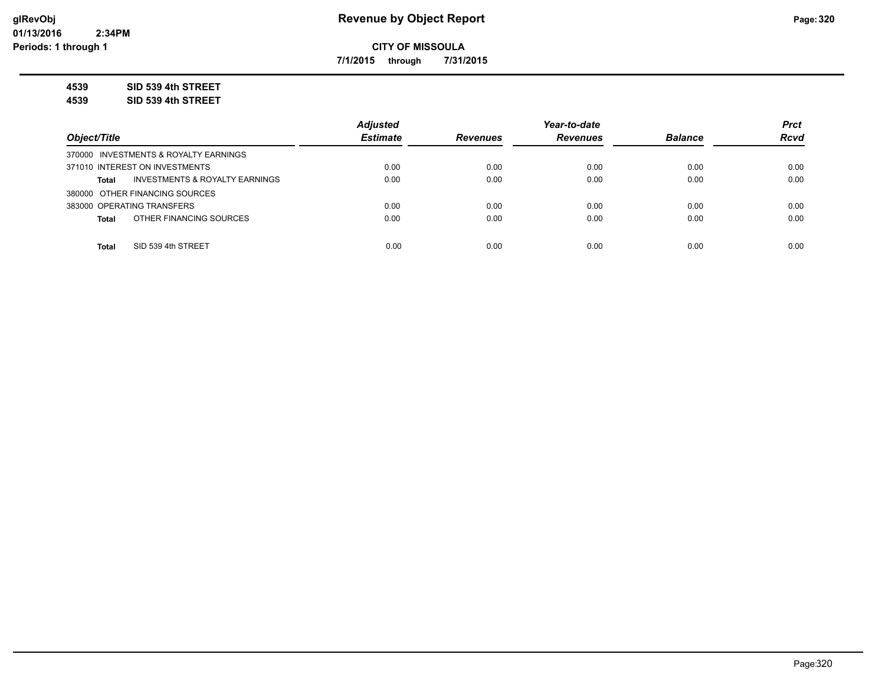**Revenue by Object Report**

**CITY OF MISSOULA**

**7/1/2015 through 7/31/2015**

glRevObj
01/13/2016 2:34PM
Periods: 1 through 1

**4539 SID 539 4th STREET**

**4539 SID 539 4th STREET**

| Object/Title | Adjusted Estimate | Revenues | Year-to-date Revenues | Balance | Prct Rcvd |
|---|---|---|---|---|---|
| 370000 INVESTMENTS & ROYALTY EARNINGS | | | | | |
| 371010 INTEREST ON INVESTMENTS | 0.00 | 0.00 | 0.00 | 0.00 | 0.00 |
| **Total** INVESTMENTS & ROYALTY EARNINGS | 0.00 | 0.00 | 0.00 | 0.00 | 0.00 |
| 380000 OTHER FINANCING SOURCES | | | | | |
| 383000 OPERATING TRANSFERS | 0.00 | 0.00 | 0.00 | 0.00 | 0.00 |
| **Total** OTHER FINANCING SOURCES | 0.00 | 0.00 | 0.00 | 0.00 | 0.00 |
| **Total** SID 539 4th STREET | 0.00 | 0.00 | 0.00 | 0.00 | 0.00 |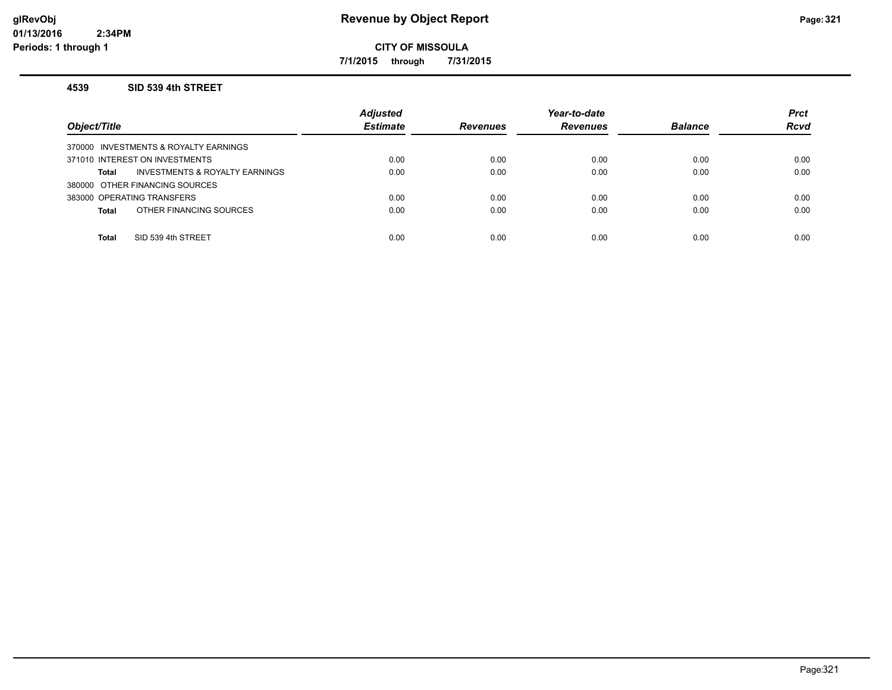# Revenue by Object Report

**CITY OF MISSOULA**

**7/1/2015 through 7/31/2015**

glRevObj
01/13/2016 2:34PM
Periods: 1 through 1

### 4539 SID 539 4th STREET

| Object/Title | Adjusted Estimate | Revenues | Year-to-date Revenues | Balance | Prct Rcvd |
|---|---|---|---|---|---|
| 370000 INVESTMENTS & ROYALTY EARNINGS | | | | | |
| 371010 INTEREST ON INVESTMENTS | 0.00 | 0.00 | 0.00 | 0.00 | 0.00 |
| **Total** INVESTMENTS & ROYALTY EARNINGS | 0.00 | 0.00 | 0.00 | 0.00 | 0.00 |
| 380000 OTHER FINANCING SOURCES | | | | | |
| 383000 OPERATING TRANSFERS | 0.00 | 0.00 | 0.00 | 0.00 | 0.00 |
| **Total** OTHER FINANCING SOURCES | 0.00 | 0.00 | 0.00 | 0.00 | 0.00 |
| **Total** SID 539 4th STREET | 0.00 | 0.00 | 0.00 | 0.00 | 0.00 |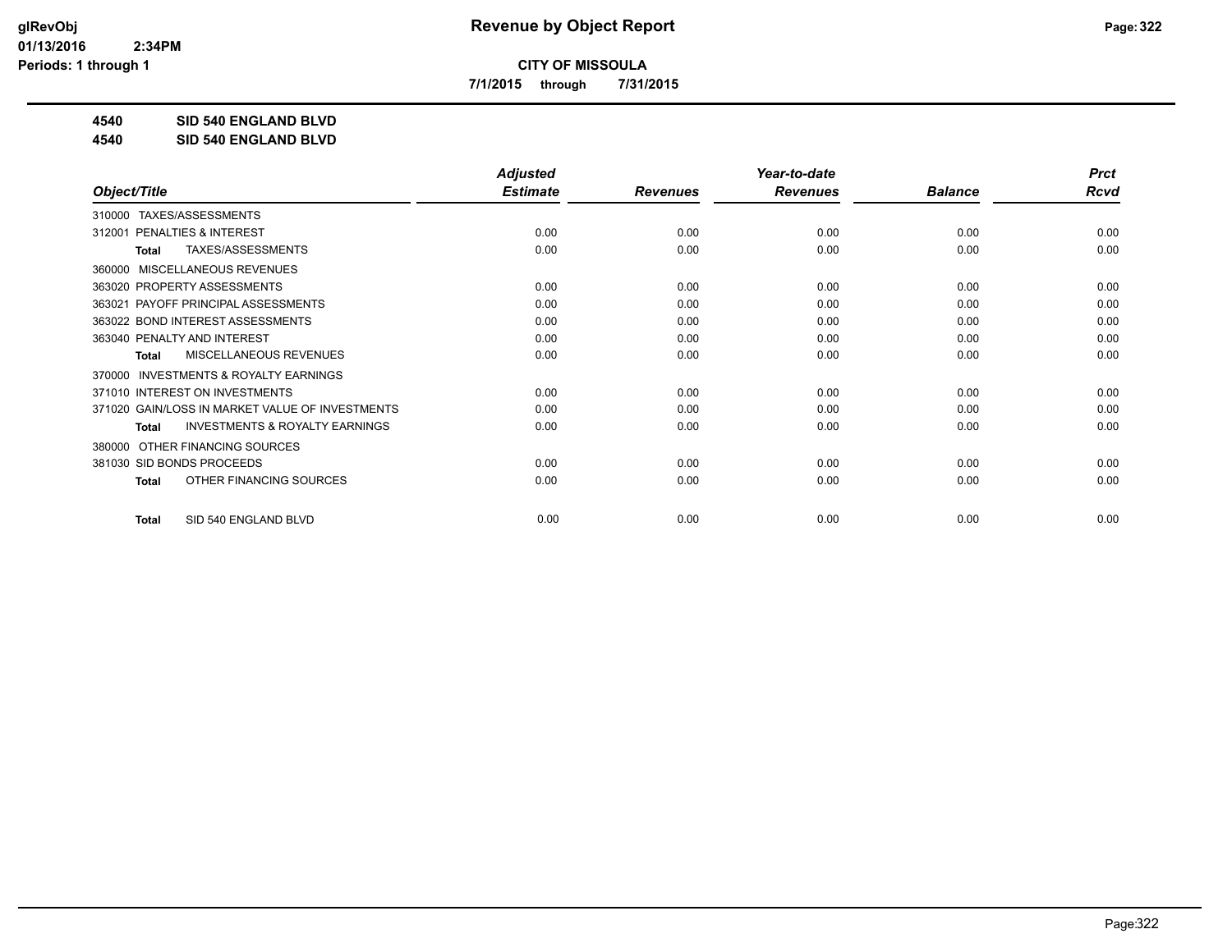**CITY OF MISSOULA**

**7/1/2015 through 7/31/2015**

**4540 SID 540 ENGLAND BLVD**

**4540 SID 540 ENGLAND BLVD**

| Object/Title | Adjusted Estimate | Revenues | Year-to-date Revenues | Balance | Prct Rcvd |
|---|---|---|---|---|---|
| 310000 TAXES/ASSESSMENTS | | | | | |
| 312001 PENALTIES & INTEREST | 0.00 | 0.00 | 0.00 | 0.00 | 0.00 |
| **Total** TAXES/ASSESSMENTS | 0.00 | 0.00 | 0.00 | 0.00 | 0.00 |
| 360000 MISCELLANEOUS REVENUES | | | | | |
| 363020 PROPERTY ASSESSMENTS | 0.00 | 0.00 | 0.00 | 0.00 | 0.00 |
| 363021 PAYOFF PRINCIPAL ASSESSMENTS | 0.00 | 0.00 | 0.00 | 0.00 | 0.00 |
| 363022 BOND INTEREST ASSESSMENTS | 0.00 | 0.00 | 0.00 | 0.00 | 0.00 |
| 363040 PENALTY AND INTEREST | 0.00 | 0.00 | 0.00 | 0.00 | 0.00 |
| **Total** MISCELLANEOUS REVENUES | 0.00 | 0.00 | 0.00 | 0.00 | 0.00 |
| 370000 INVESTMENTS & ROYALTY EARNINGS | | | | | |
| 371010 INTEREST ON INVESTMENTS | 0.00 | 0.00 | 0.00 | 0.00 | 0.00 |
| 371020 GAIN/LOSS IN MARKET VALUE OF INVESTMENTS | 0.00 | 0.00 | 0.00 | 0.00 | 0.00 |
| **Total** INVESTMENTS & ROYALTY EARNINGS | 0.00 | 0.00 | 0.00 | 0.00 | 0.00 |
| 380000 OTHER FINANCING SOURCES | | | | | |
| 381030 SID BONDS PROCEEDS | 0.00 | 0.00 | 0.00 | 0.00 | 0.00 |
| **Total** OTHER FINANCING SOURCES | 0.00 | 0.00 | 0.00 | 0.00 | 0.00 |
| **Total** SID 540 ENGLAND BLVD | 0.00 | 0.00 | 0.00 | 0.00 | 0.00 |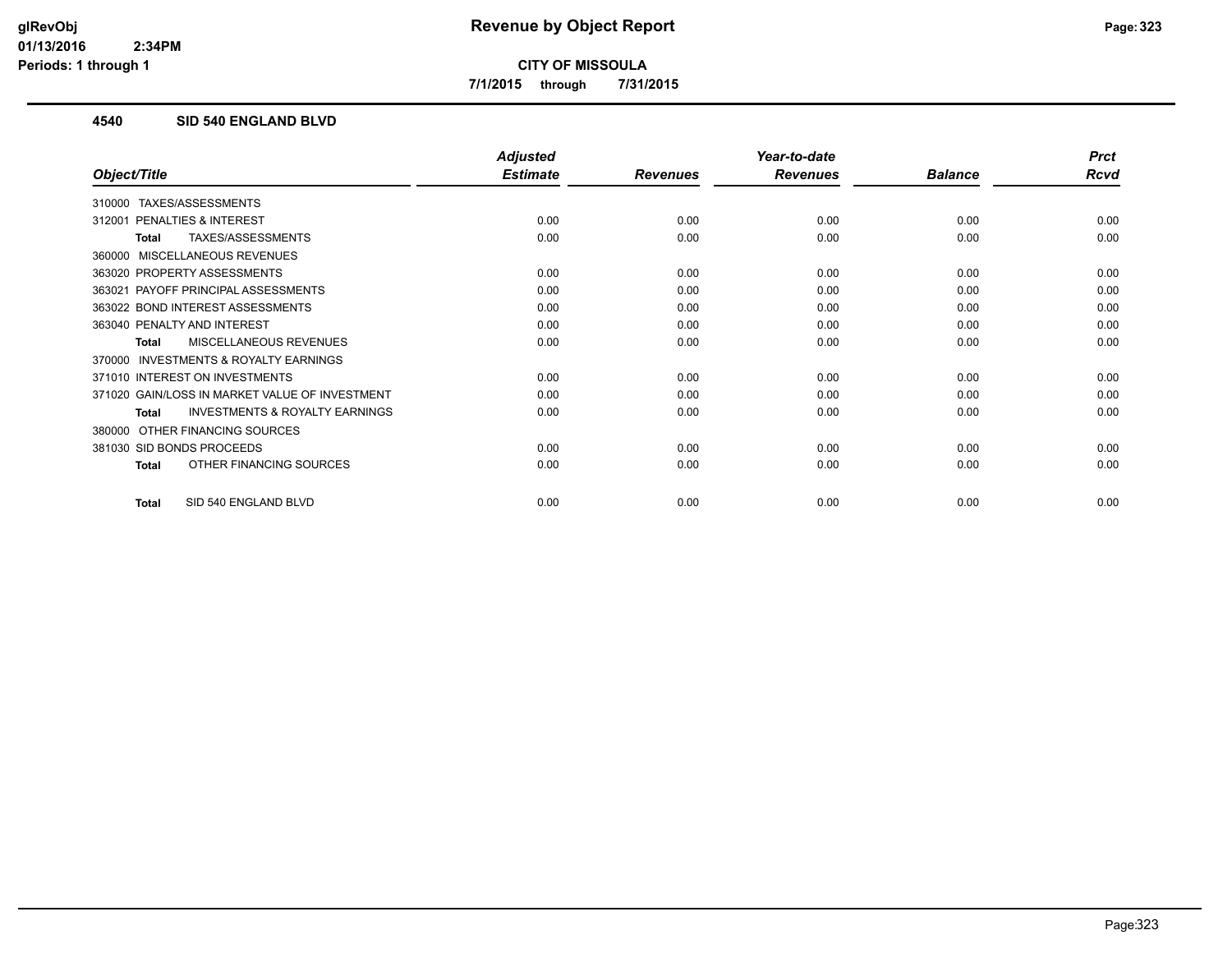# Revenue by Object Report

**CITY OF MISSOULA**

**7/1/2015 through 7/31/2015**

glRevObj
01/13/2016 2:34PM
Periods: 1 through 1

## 4540 SID 540 ENGLAND BLVD

| Object/Title | Adjusted Estimate | Revenues | Year-to-date Revenues | Balance | Prct Rcvd |
|---|---|---|---|---|---|
| 310000 TAXES/ASSESSMENTS | | | | | |
| 312001 PENALTIES & INTEREST | 0.00 | 0.00 | 0.00 | 0.00 | 0.00 |
| **Total** TAXES/ASSESSMENTS | 0.00 | 0.00 | 0.00 | 0.00 | 0.00 |
| 360000 MISCELLANEOUS REVENUES | | | | | |
| 363020 PROPERTY ASSESSMENTS | 0.00 | 0.00 | 0.00 | 0.00 | 0.00 |
| 363021 PAYOFF PRINCIPAL ASSESSMENTS | 0.00 | 0.00 | 0.00 | 0.00 | 0.00 |
| 363022 BOND INTEREST ASSESSMENTS | 0.00 | 0.00 | 0.00 | 0.00 | 0.00 |
| 363040 PENALTY AND INTEREST | 0.00 | 0.00 | 0.00 | 0.00 | 0.00 |
| **Total** MISCELLANEOUS REVENUES | 0.00 | 0.00 | 0.00 | 0.00 | 0.00 |
| 370000 INVESTMENTS & ROYALTY EARNINGS | | | | | |
| 371010 INTEREST ON INVESTMENTS | 0.00 | 0.00 | 0.00 | 0.00 | 0.00 |
| 371020 GAIN/LOSS IN MARKET VALUE OF INVESTMENT | 0.00 | 0.00 | 0.00 | 0.00 | 0.00 |
| **Total** INVESTMENTS & ROYALTY EARNINGS | 0.00 | 0.00 | 0.00 | 0.00 | 0.00 |
| 380000 OTHER FINANCING SOURCES | | | | | |
| 381030 SID BONDS PROCEEDS | 0.00 | 0.00 | 0.00 | 0.00 | 0.00 |
| **Total** OTHER FINANCING SOURCES | 0.00 | 0.00 | 0.00 | 0.00 | 0.00 |
| **Total** SID 540 ENGLAND BLVD | 0.00 | 0.00 | 0.00 | 0.00 | 0.00 |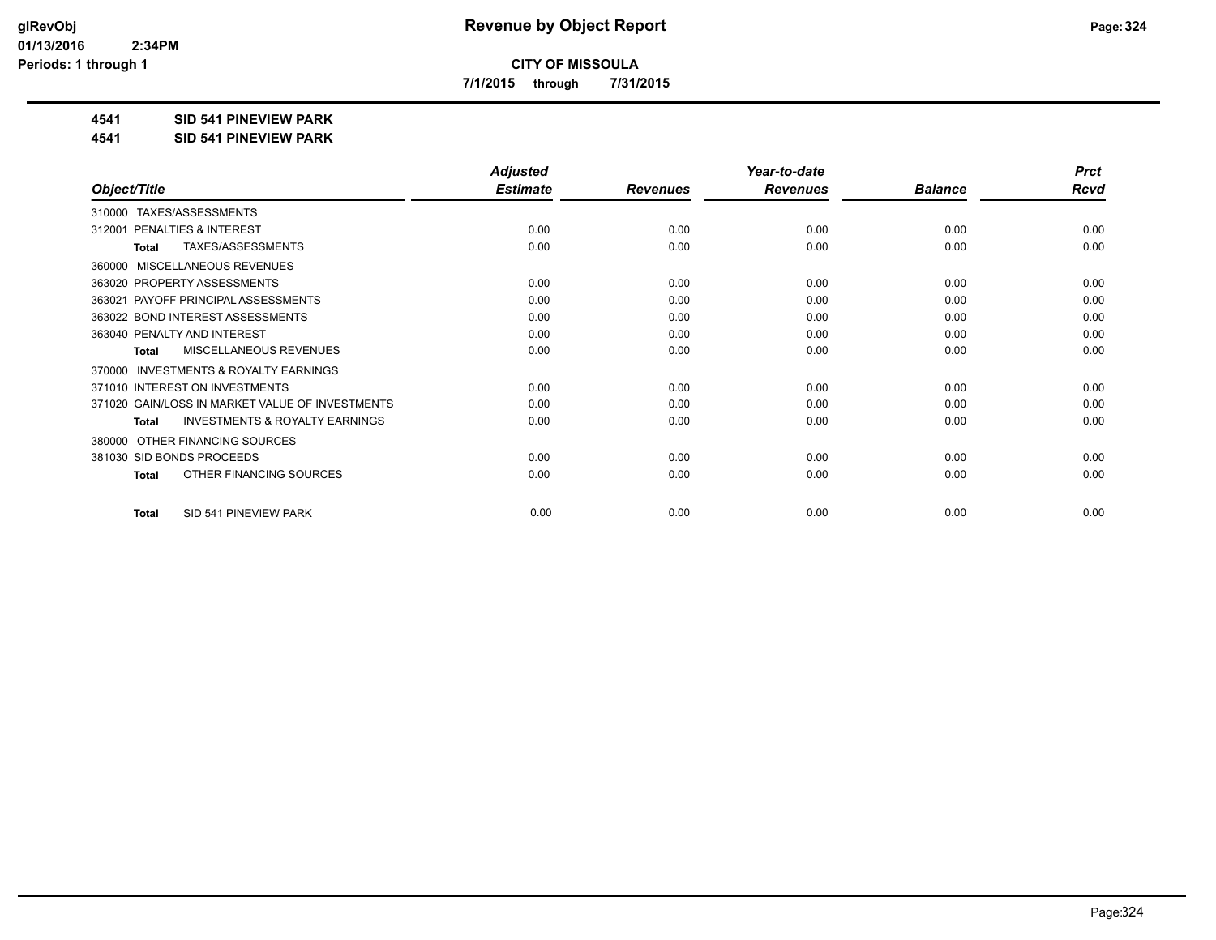**glRevObj**
**01/13/2016 2:34PM**
**Periods: 1 through 1**

# Revenue by Object Report

**CITY OF MISSOULA**

**7/1/2015 through 7/31/2015**

## 4541 SID 541 PINEVIEW PARK

## 4541 SID 541 PINEVIEW PARK

| Object/Title | Adjusted Estimate | Revenues | Year-to-date Revenues | Balance | Prct Rcvd |
|---|---|---|---|---|---|
| 310000 TAXES/ASSESSMENTS | | | | | |
| 312001 PENALTIES & INTEREST | 0.00 | 0.00 | 0.00 | 0.00 | 0.00 |
| **Total** TAXES/ASSESSMENTS | 0.00 | 0.00 | 0.00 | 0.00 | 0.00 |
| 360000 MISCELLANEOUS REVENUES | | | | | |
| 363020 PROPERTY ASSESSMENTS | 0.00 | 0.00 | 0.00 | 0.00 | 0.00 |
| 363021 PAYOFF PRINCIPAL ASSESSMENTS | 0.00 | 0.00 | 0.00 | 0.00 | 0.00 |
| 363022 BOND INTEREST ASSESSMENTS | 0.00 | 0.00 | 0.00 | 0.00 | 0.00 |
| 363040 PENALTY AND INTEREST | 0.00 | 0.00 | 0.00 | 0.00 | 0.00 |
| **Total** MISCELLANEOUS REVENUES | 0.00 | 0.00 | 0.00 | 0.00 | 0.00 |
| 370000 INVESTMENTS & ROYALTY EARNINGS | | | | | |
| 371010 INTEREST ON INVESTMENTS | 0.00 | 0.00 | 0.00 | 0.00 | 0.00 |
| 371020 GAIN/LOSS IN MARKET VALUE OF INVESTMENTS | 0.00 | 0.00 | 0.00 | 0.00 | 0.00 |
| **Total** INVESTMENTS & ROYALTY EARNINGS | 0.00 | 0.00 | 0.00 | 0.00 | 0.00 |
| 380000 OTHER FINANCING SOURCES | | | | | |
| 381030 SID BONDS PROCEEDS | 0.00 | 0.00 | 0.00 | 0.00 | 0.00 |
| **Total** OTHER FINANCING SOURCES | 0.00 | 0.00 | 0.00 | 0.00 | 0.00 |
| **Total** SID 541 PINEVIEW PARK | 0.00 | 0.00 | 0.00 | 0.00 | 0.00 |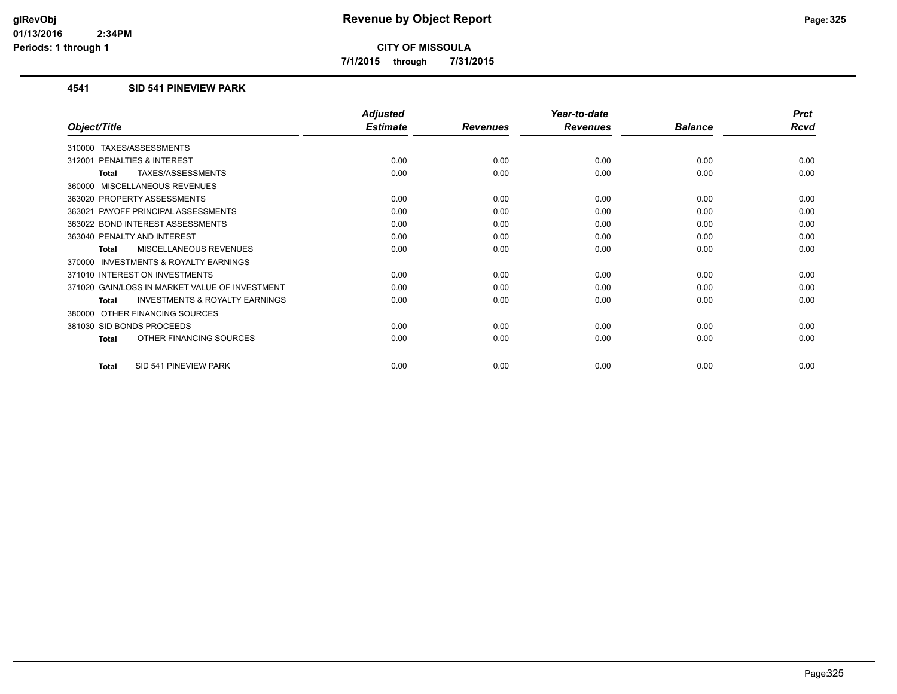# Revenue by Object Report

**CITY OF MISSOULA**

**7/1/2015 through 7/31/2015**

glRevObj
01/13/2016 2:34PM
Periods: 1 through 1

### 4541 SID 541 PINEVIEW PARK

| Object/Title | Adjusted Estimate | Revenues | Year-to-date Revenues | Balance | Prct Rcvd |
|---|---|---|---|---|---|
| 310000 TAXES/ASSESSMENTS | | | | | |
| 312001 PENALTIES & INTEREST | 0.00 | 0.00 | 0.00 | 0.00 | 0.00 |
| **Total** TAXES/ASSESSMENTS | 0.00 | 0.00 | 0.00 | 0.00 | 0.00 |
| 360000 MISCELLANEOUS REVENUES | | | | | |
| 363020 PROPERTY ASSESSMENTS | 0.00 | 0.00 | 0.00 | 0.00 | 0.00 |
| 363021 PAYOFF PRINCIPAL ASSESSMENTS | 0.00 | 0.00 | 0.00 | 0.00 | 0.00 |
| 363022 BOND INTEREST ASSESSMENTS | 0.00 | 0.00 | 0.00 | 0.00 | 0.00 |
| 363040 PENALTY AND INTEREST | 0.00 | 0.00 | 0.00 | 0.00 | 0.00 |
| **Total** MISCELLANEOUS REVENUES | 0.00 | 0.00 | 0.00 | 0.00 | 0.00 |
| 370000 INVESTMENTS & ROYALTY EARNINGS | | | | | |
| 371010 INTEREST ON INVESTMENTS | 0.00 | 0.00 | 0.00 | 0.00 | 0.00 |
| 371020 GAIN/LOSS IN MARKET VALUE OF INVESTMENT | 0.00 | 0.00 | 0.00 | 0.00 | 0.00 |
| **Total** INVESTMENTS & ROYALTY EARNINGS | 0.00 | 0.00 | 0.00 | 0.00 | 0.00 |
| 380000 OTHER FINANCING SOURCES | | | | | |
| 381030 SID BONDS PROCEEDS | 0.00 | 0.00 | 0.00 | 0.00 | 0.00 |
| **Total** OTHER FINANCING SOURCES | 0.00 | 0.00 | 0.00 | 0.00 | 0.00 |
| **Total** SID 541 PINEVIEW PARK | 0.00 | 0.00 | 0.00 | 0.00 | 0.00 |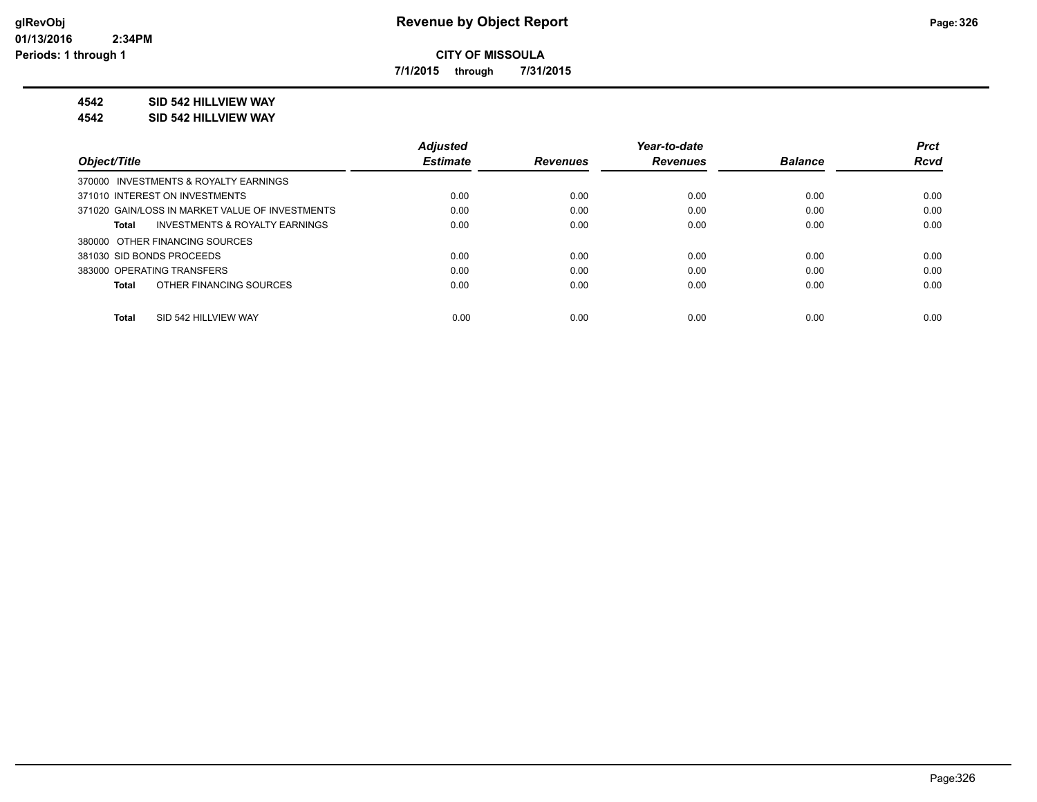# Revenue by Object Report

**CITY OF MISSOULA**

**7/1/2015 through 7/31/2015**

glRevObj
01/13/2016 2:34PM
Periods: 1 through 1

**4542 SID 542 HILLVIEW WAY**

**4542 SID 542 HILLVIEW WAY**

| Object/Title | Adjusted Estimate | Revenues | Year-to-date Revenues | Balance | Prct Rcvd |
|---|---|---|---|---|---|
| 370000 INVESTMENTS & ROYALTY EARNINGS | | | | | |
| 371010 INTEREST ON INVESTMENTS | 0.00 | 0.00 | 0.00 | 0.00 | 0.00 |
| 371020 GAIN/LOSS IN MARKET VALUE OF INVESTMENTS | 0.00 | 0.00 | 0.00 | 0.00 | 0.00 |
| **Total** INVESTMENTS & ROYALTY EARNINGS | 0.00 | 0.00 | 0.00 | 0.00 | 0.00 |
| 380000 OTHER FINANCING SOURCES | | | | | |
| 381030 SID BONDS PROCEEDS | 0.00 | 0.00 | 0.00 | 0.00 | 0.00 |
| 383000 OPERATING TRANSFERS | 0.00 | 0.00 | 0.00 | 0.00 | 0.00 |
| **Total** OTHER FINANCING SOURCES | 0.00 | 0.00 | 0.00 | 0.00 | 0.00 |
| **Total** SID 542 HILLVIEW WAY | 0.00 | 0.00 | 0.00 | 0.00 | 0.00 |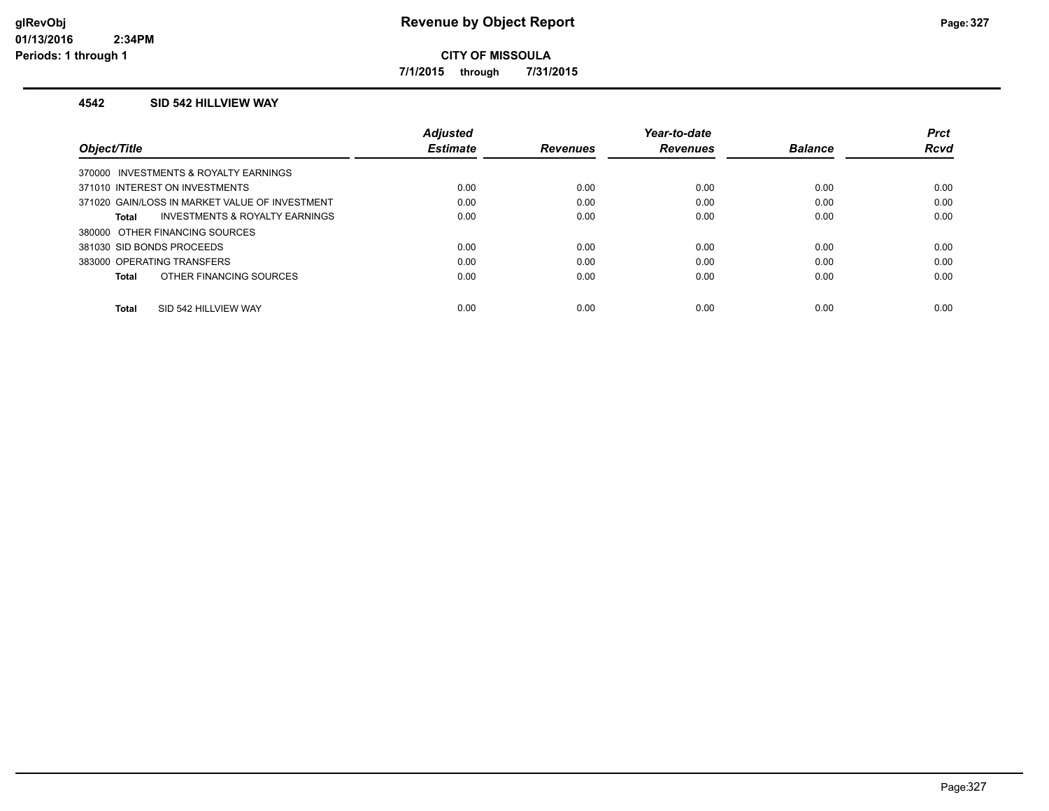# Revenue by Object Report

**CITY OF MISSOULA**

**7/1/2015 through 7/31/2015**

glRevObj
01/13/2016 2:34PM
Periods: 1 through 1

### 4542 SID 542 HILLVIEW WAY

| Object/Title | Adjusted Estimate | Revenues | Year-to-date Revenues | Balance | Prct Rcvd |
|---|---|---|---|---|---|
| 370000 INVESTMENTS & ROYALTY EARNINGS | | | | | |
| 371010 INTEREST ON INVESTMENTS | 0.00 | 0.00 | 0.00 | 0.00 | 0.00 |
| 371020 GAIN/LOSS IN MARKET VALUE OF INVESTMENT | 0.00 | 0.00 | 0.00 | 0.00 | 0.00 |
| **Total** INVESTMENTS & ROYALTY EARNINGS | 0.00 | 0.00 | 0.00 | 0.00 | 0.00 |
| 380000 OTHER FINANCING SOURCES | | | | | |
| 381030 SID BONDS PROCEEDS | 0.00 | 0.00 | 0.00 | 0.00 | 0.00 |
| 383000 OPERATING TRANSFERS | 0.00 | 0.00 | 0.00 | 0.00 | 0.00 |
| **Total** OTHER FINANCING SOURCES | 0.00 | 0.00 | 0.00 | 0.00 | 0.00 |
| **Total** SID 542 HILLVIEW WAY | 0.00 | 0.00 | 0.00 | 0.00 | 0.00 |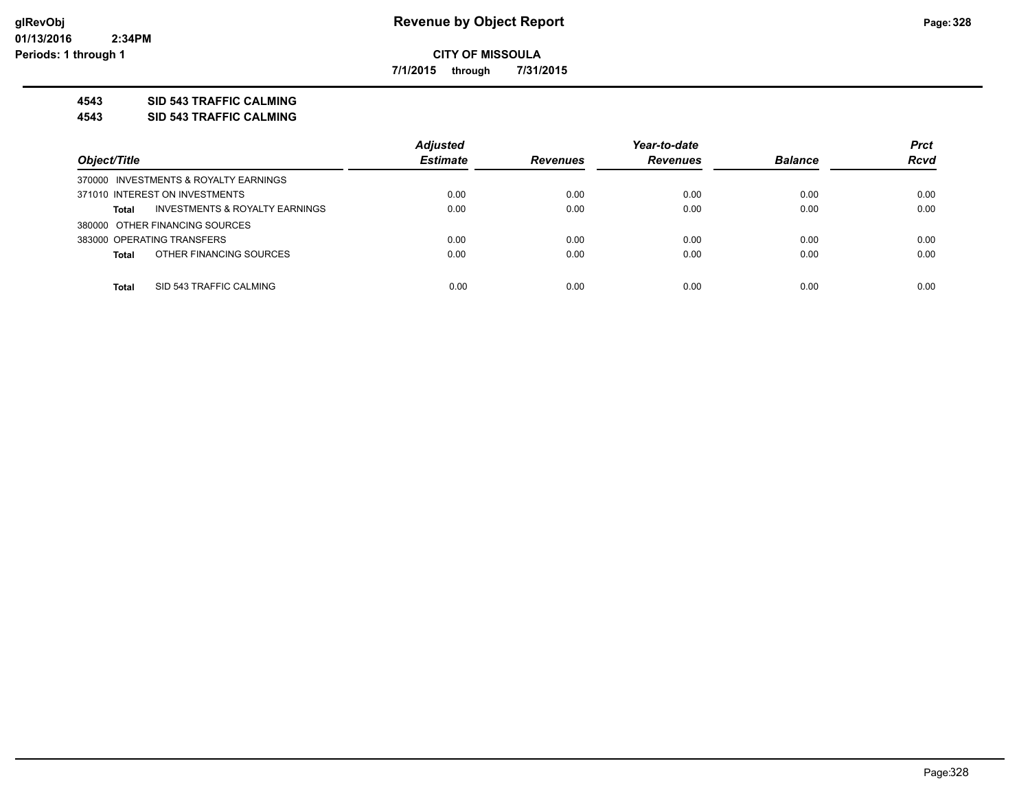# Revenue by Object Report

glRevObj
01/13/2016 2:34PM
Periods: 1 through 1

**CITY OF MISSOULA**

**7/1/2015 through 7/31/2015**

**4543 SID 543 TRAFFIC CALMING**

**4543 SID 543 TRAFFIC CALMING**

| Object/Title | Adjusted Estimate | Revenues | Year-to-date Revenues | Balance | Prct Rcvd |
|---|---|---|---|---|---|
| 370000 INVESTMENTS & ROYALTY EARNINGS | | | | | |
| 371010 INTEREST ON INVESTMENTS | 0.00 | 0.00 | 0.00 | 0.00 | 0.00 |
| **Total** INVESTMENTS & ROYALTY EARNINGS | 0.00 | 0.00 | 0.00 | 0.00 | 0.00 |
| 380000 OTHER FINANCING SOURCES | | | | | |
| 383000 OPERATING TRANSFERS | 0.00 | 0.00 | 0.00 | 0.00 | 0.00 |
| **Total** OTHER FINANCING SOURCES | 0.00 | 0.00 | 0.00 | 0.00 | 0.00 |
| **Total** SID 543 TRAFFIC CALMING | 0.00 | 0.00 | 0.00 | 0.00 | 0.00 |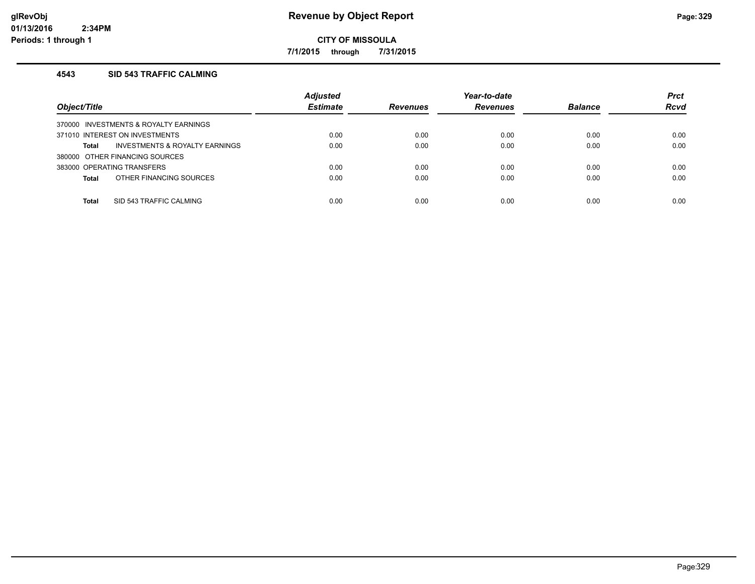# Revenue by Object Report

**CITY OF MISSOULA**

**7/1/2015 through 7/31/2015**

### 4543 SID 543 TRAFFIC CALMING

| Object/Title | Adjusted Estimate | Revenues | Year-to-date Revenues | Balance | Prct Rcvd |
|---|---|---|---|---|---|
| 370000 INVESTMENTS & ROYALTY EARNINGS | | | | | |
| 371010 INTEREST ON INVESTMENTS | 0.00 | 0.00 | 0.00 | 0.00 | 0.00 |
| **Total** INVESTMENTS & ROYALTY EARNINGS | 0.00 | 0.00 | 0.00 | 0.00 | 0.00 |
| 380000 OTHER FINANCING SOURCES | | | | | |
| 383000 OPERATING TRANSFERS | 0.00 | 0.00 | 0.00 | 0.00 | 0.00 |
| **Total** OTHER FINANCING SOURCES | 0.00 | 0.00 | 0.00 | 0.00 | 0.00 |
| **Total** SID 543 TRAFFIC CALMING | 0.00 | 0.00 | 0.00 | 0.00 | 0.00 |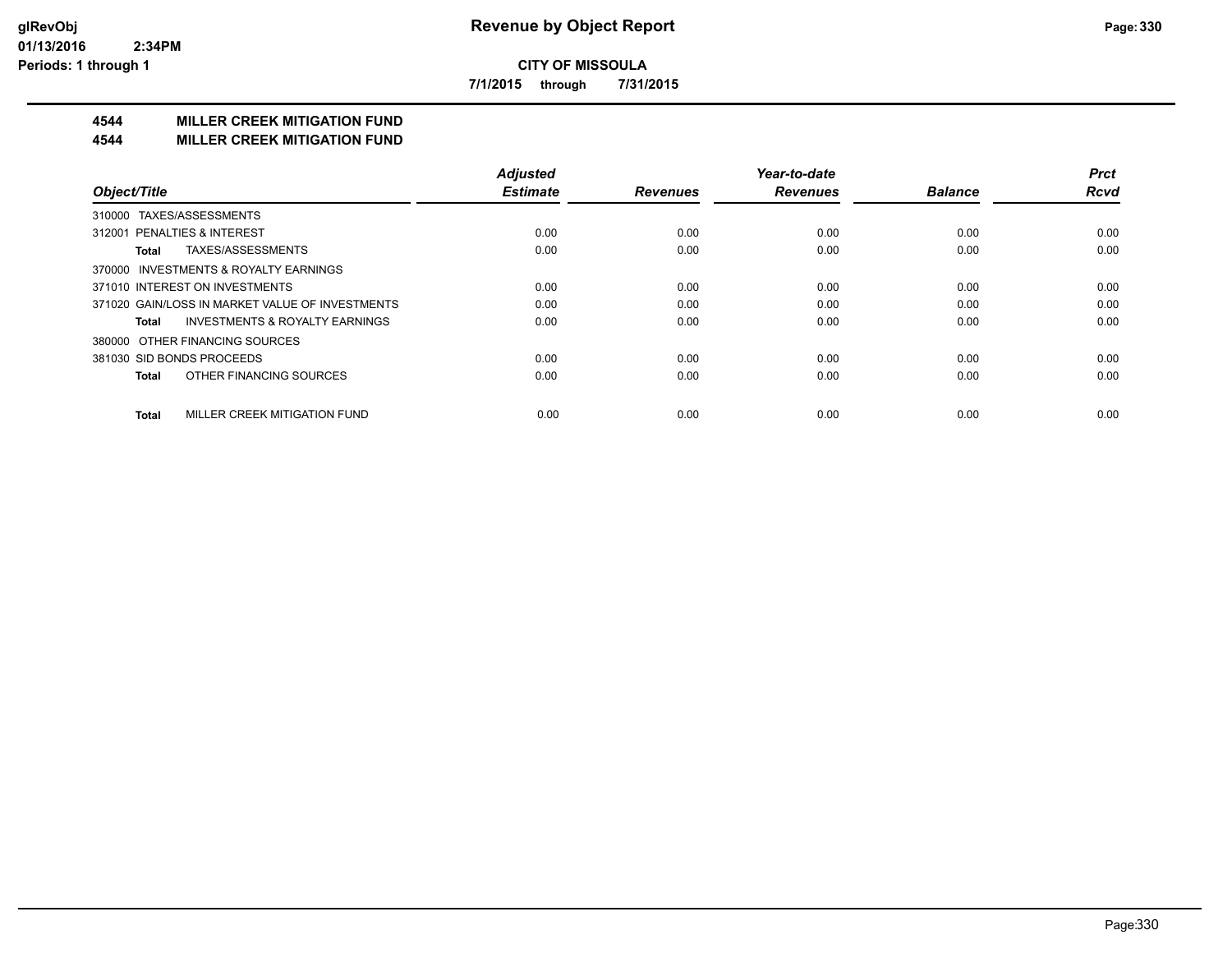**CITY OF MISSOULA**

**7/1/2015 through 7/31/2015**

**4544 MILLER CREEK MITIGATION FUND**

**4544 MILLER CREEK MITIGATION FUND**

| Object/Title | Adjusted Estimate | Revenues | Year-to-date Revenues | Balance | Prct Rcvd |
|---|---|---|---|---|---|
| 310000 TAXES/ASSESSMENTS | | | | | |
| 312001 PENALTIES & INTEREST | 0.00 | 0.00 | 0.00 | 0.00 | 0.00 |
| **Total** TAXES/ASSESSMENTS | 0.00 | 0.00 | 0.00 | 0.00 | 0.00 |
| 370000 INVESTMENTS & ROYALTY EARNINGS | | | | | |
| 371010 INTEREST ON INVESTMENTS | 0.00 | 0.00 | 0.00 | 0.00 | 0.00 |
| 371020 GAIN/LOSS IN MARKET VALUE OF INVESTMENTS | 0.00 | 0.00 | 0.00 | 0.00 | 0.00 |
| **Total** INVESTMENTS & ROYALTY EARNINGS | 0.00 | 0.00 | 0.00 | 0.00 | 0.00 |
| 380000 OTHER FINANCING SOURCES | | | | | |
| 381030 SID BONDS PROCEEDS | 0.00 | 0.00 | 0.00 | 0.00 | 0.00 |
| **Total** OTHER FINANCING SOURCES | 0.00 | 0.00 | 0.00 | 0.00 | 0.00 |
| **Total** MILLER CREEK MITIGATION FUND | 0.00 | 0.00 | 0.00 | 0.00 | 0.00 |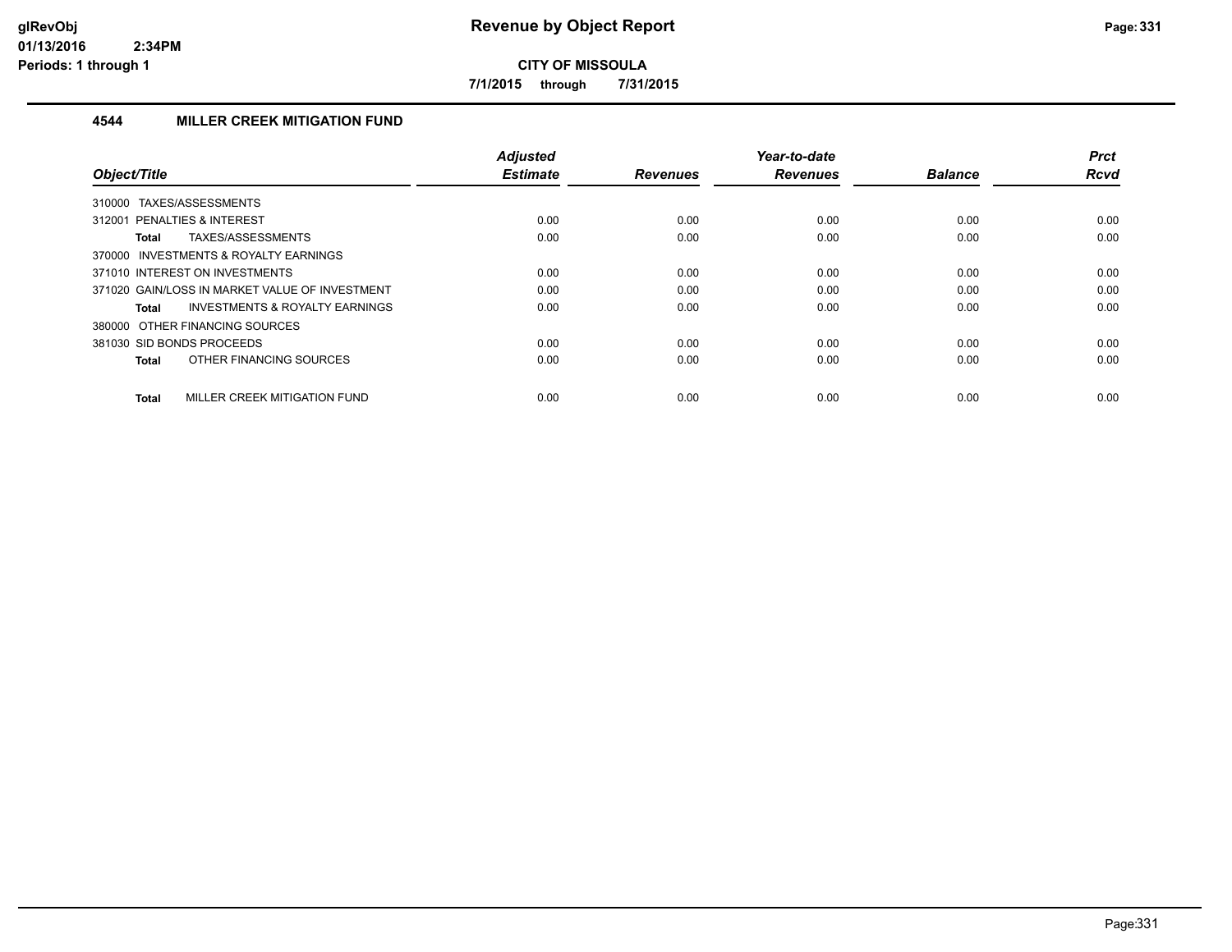# CITY OF MISSOULA

**Revenue by Object Report**

7/1/2015 through 7/31/2015

glRevObj
01/13/2016 2:34PM
Periods: 1 through 1

## 4544 MILLER CREEK MITIGATION FUND

| Object/Title | Adjusted Estimate | Revenues | Year-to-date Revenues | Balance | Prct Rcvd |
|---|---|---|---|---|---|
| 310000 TAXES/ASSESSMENTS | | | | | |
| 312001 PENALTIES & INTEREST | 0.00 | 0.00 | 0.00 | 0.00 | 0.00 |
| **Total** TAXES/ASSESSMENTS | 0.00 | 0.00 | 0.00 | 0.00 | 0.00 |
| 370000 INVESTMENTS & ROYALTY EARNINGS | | | | | |
| 371010 INTEREST ON INVESTMENTS | 0.00 | 0.00 | 0.00 | 0.00 | 0.00 |
| 371020 GAIN/LOSS IN MARKET VALUE OF INVESTMENT | 0.00 | 0.00 | 0.00 | 0.00 | 0.00 |
| **Total** INVESTMENTS & ROYALTY EARNINGS | 0.00 | 0.00 | 0.00 | 0.00 | 0.00 |
| 380000 OTHER FINANCING SOURCES | | | | | |
| 381030 SID BONDS PROCEEDS | 0.00 | 0.00 | 0.00 | 0.00 | 0.00 |
| **Total** OTHER FINANCING SOURCES | 0.00 | 0.00 | 0.00 | 0.00 | 0.00 |
| **Total** MILLER CREEK MITIGATION FUND | 0.00 | 0.00 | 0.00 | 0.00 | 0.00 |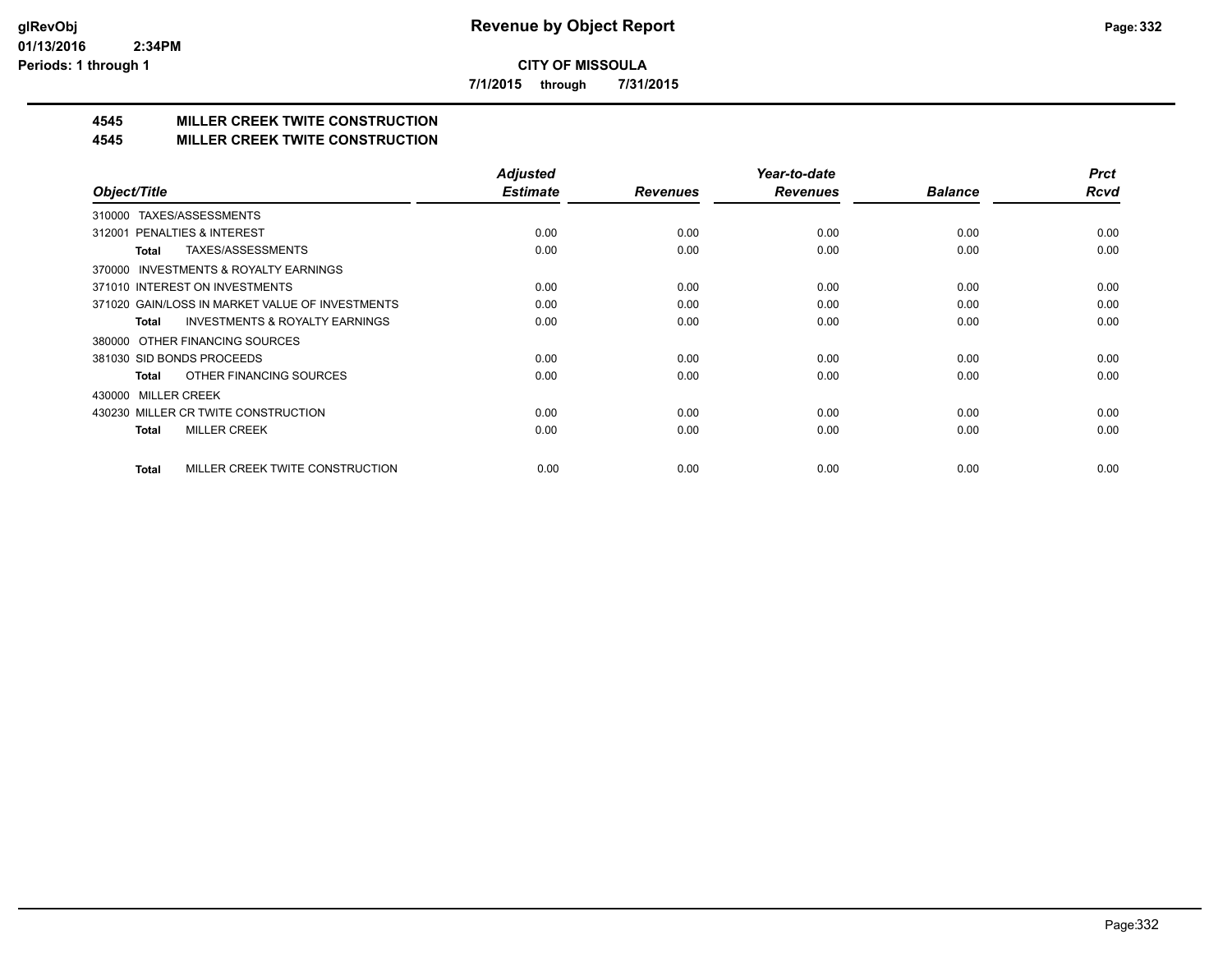**CITY OF MISSOULA**

**7/1/2015 through 7/31/2015**

# 4545 MILLER CREEK TWITE CONSTRUCTION

## 4545 MILLER CREEK TWITE CONSTRUCTION

| Object/Title | Adjusted Estimate | Revenues | Year-to-date Revenues | Balance | Prct Rcvd |
|---|---|---|---|---|---|
| 310000 TAXES/ASSESSMENTS | | | | | |
| 312001 PENALTIES & INTEREST | 0.00 | 0.00 | 0.00 | 0.00 | 0.00 |
| **Total** TAXES/ASSESSMENTS | 0.00 | 0.00 | 0.00 | 0.00 | 0.00 |
| 370000 INVESTMENTS & ROYALTY EARNINGS | | | | | |
| 371010 INTEREST ON INVESTMENTS | 0.00 | 0.00 | 0.00 | 0.00 | 0.00 |
| 371020 GAIN/LOSS IN MARKET VALUE OF INVESTMENTS | 0.00 | 0.00 | 0.00 | 0.00 | 0.00 |
| **Total** INVESTMENTS & ROYALTY EARNINGS | 0.00 | 0.00 | 0.00 | 0.00 | 0.00 |
| 380000 OTHER FINANCING SOURCES | | | | | |
| 381030 SID BONDS PROCEEDS | 0.00 | 0.00 | 0.00 | 0.00 | 0.00 |
| **Total** OTHER FINANCING SOURCES | 0.00 | 0.00 | 0.00 | 0.00 | 0.00 |
| 430000 MILLER CREEK | | | | | |
| 430230 MILLER CR TWITE CONSTRUCTION | 0.00 | 0.00 | 0.00 | 0.00 | 0.00 |
| **Total** MILLER CREEK | 0.00 | 0.00 | 0.00 | 0.00 | 0.00 |
| **Total** MILLER CREEK TWITE CONSTRUCTION | 0.00 | 0.00 | 0.00 | 0.00 | 0.00 |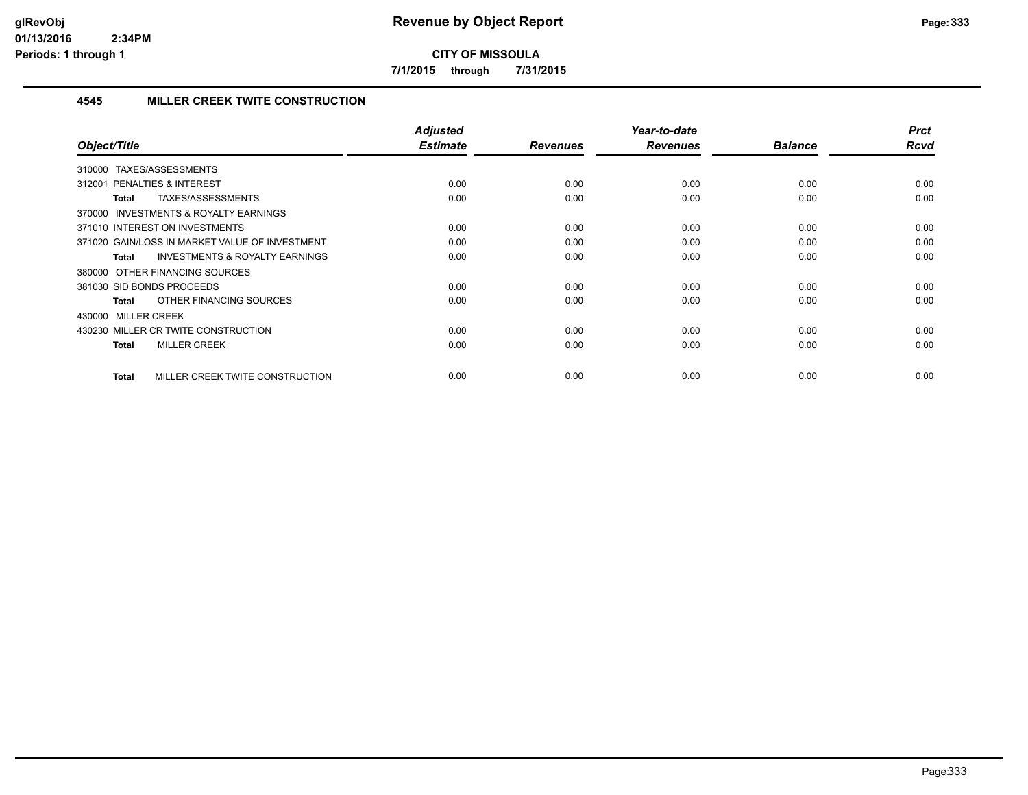# Revenue by Object Report

**CITY OF MISSOULA**

**7/1/2015 through 7/31/2015**

glRevObj
01/13/2016 2:34PM
Periods: 1 through 1

## 4545 MILLER CREEK TWITE CONSTRUCTION

| Object/Title | Adjusted Estimate | Revenues | Year-to-date Revenues | Balance | Prct Rcvd |
|---|---|---|---|---|---|
| 310000 TAXES/ASSESSMENTS | | | | | |
| 312001 PENALTIES & INTEREST | 0.00 | 0.00 | 0.00 | 0.00 | 0.00 |
| **Total** TAXES/ASSESSMENTS | 0.00 | 0.00 | 0.00 | 0.00 | 0.00 |
| 370000 INVESTMENTS & ROYALTY EARNINGS | | | | | |
| 371010 INTEREST ON INVESTMENTS | 0.00 | 0.00 | 0.00 | 0.00 | 0.00 |
| 371020 GAIN/LOSS IN MARKET VALUE OF INVESTMENT | 0.00 | 0.00 | 0.00 | 0.00 | 0.00 |
| **Total** INVESTMENTS & ROYALTY EARNINGS | 0.00 | 0.00 | 0.00 | 0.00 | 0.00 |
| 380000 OTHER FINANCING SOURCES | | | | | |
| 381030 SID BONDS PROCEEDS | 0.00 | 0.00 | 0.00 | 0.00 | 0.00 |
| **Total** OTHER FINANCING SOURCES | 0.00 | 0.00 | 0.00 | 0.00 | 0.00 |
| 430000 MILLER CREEK | | | | | |
| 430230 MILLER CR TWITE CONSTRUCTION | 0.00 | 0.00 | 0.00 | 0.00 | 0.00 |
| **Total** MILLER CREEK | 0.00 | 0.00 | 0.00 | 0.00 | 0.00 |
| **Total** MILLER CREEK TWITE CONSTRUCTION | 0.00 | 0.00 | 0.00 | 0.00 | 0.00 |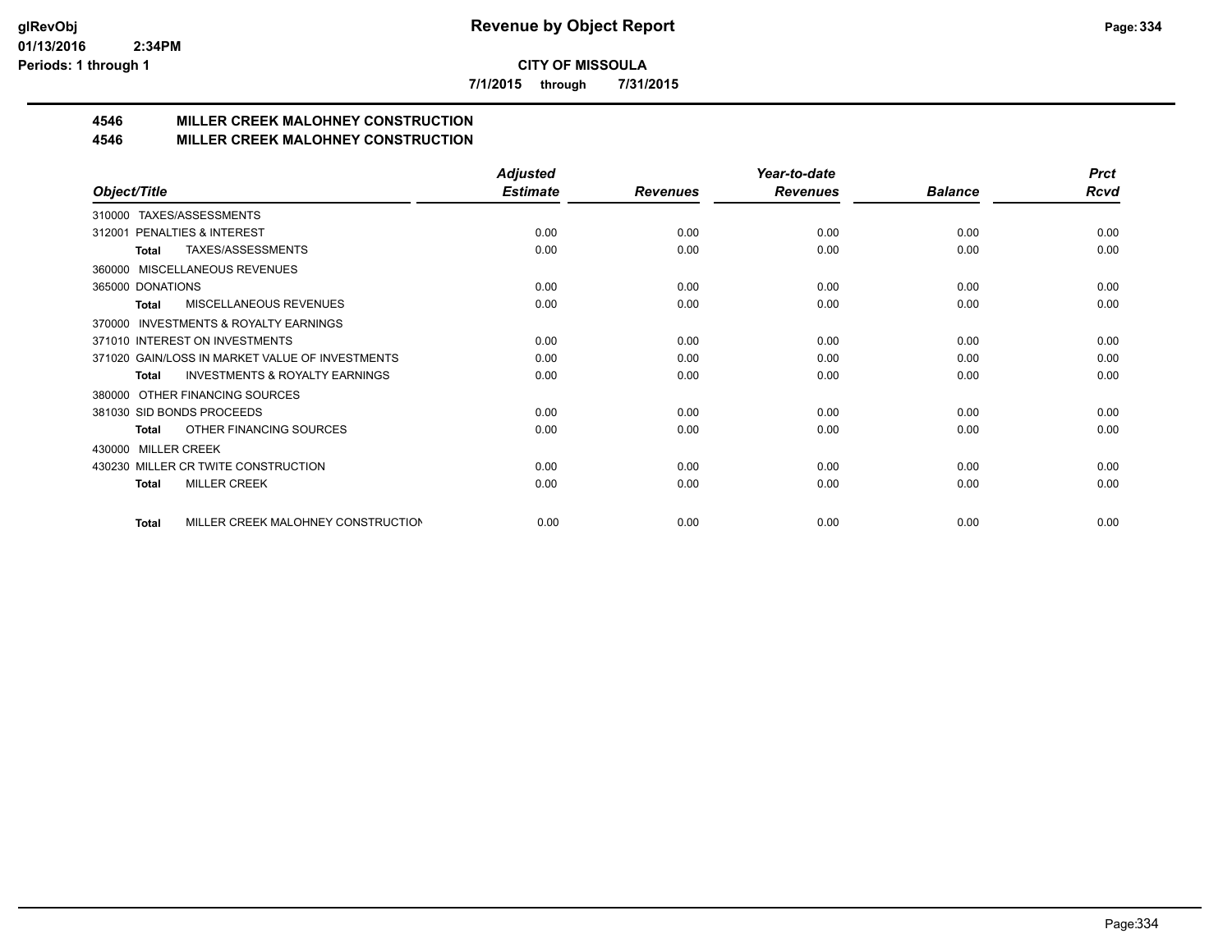**CITY OF MISSOULA**

**7/1/2015 through 7/31/2015**

## 4546 MILLER CREEK MALOHNEY CONSTRUCTION
## 4546 MILLER CREEK MALOHNEY CONSTRUCTION

| Object/Title | Adjusted Estimate | Revenues | Year-to-date Revenues | Balance | Prct Rcvd |
|---|---|---|---|---|---|
| 310000 TAXES/ASSESSMENTS | | | | | |
| 312001 PENALTIES & INTEREST | 0.00 | 0.00 | 0.00 | 0.00 | 0.00 |
| **Total** TAXES/ASSESSMENTS | 0.00 | 0.00 | 0.00 | 0.00 | 0.00 |
| 360000 MISCELLANEOUS REVENUES | | | | | |
| 365000 DONATIONS | 0.00 | 0.00 | 0.00 | 0.00 | 0.00 |
| **Total** MISCELLANEOUS REVENUES | 0.00 | 0.00 | 0.00 | 0.00 | 0.00 |
| 370000 INVESTMENTS & ROYALTY EARNINGS | | | | | |
| 371010 INTEREST ON INVESTMENTS | 0.00 | 0.00 | 0.00 | 0.00 | 0.00 |
| 371020 GAIN/LOSS IN MARKET VALUE OF INVESTMENTS | 0.00 | 0.00 | 0.00 | 0.00 | 0.00 |
| **Total** INVESTMENTS & ROYALTY EARNINGS | 0.00 | 0.00 | 0.00 | 0.00 | 0.00 |
| 380000 OTHER FINANCING SOURCES | | | | | |
| 381030 SID BONDS PROCEEDS | 0.00 | 0.00 | 0.00 | 0.00 | 0.00 |
| **Total** OTHER FINANCING SOURCES | 0.00 | 0.00 | 0.00 | 0.00 | 0.00 |
| 430000 MILLER CREEK | | | | | |
| 430230 MILLER CR TWITE CONSTRUCTION | 0.00 | 0.00 | 0.00 | 0.00 | 0.00 |
| **Total** MILLER CREEK | 0.00 | 0.00 | 0.00 | 0.00 | 0.00 |
| **Total** MILLER CREEK MALOHNEY CONSTRUCTION | 0.00 | 0.00 | 0.00 | 0.00 | 0.00 |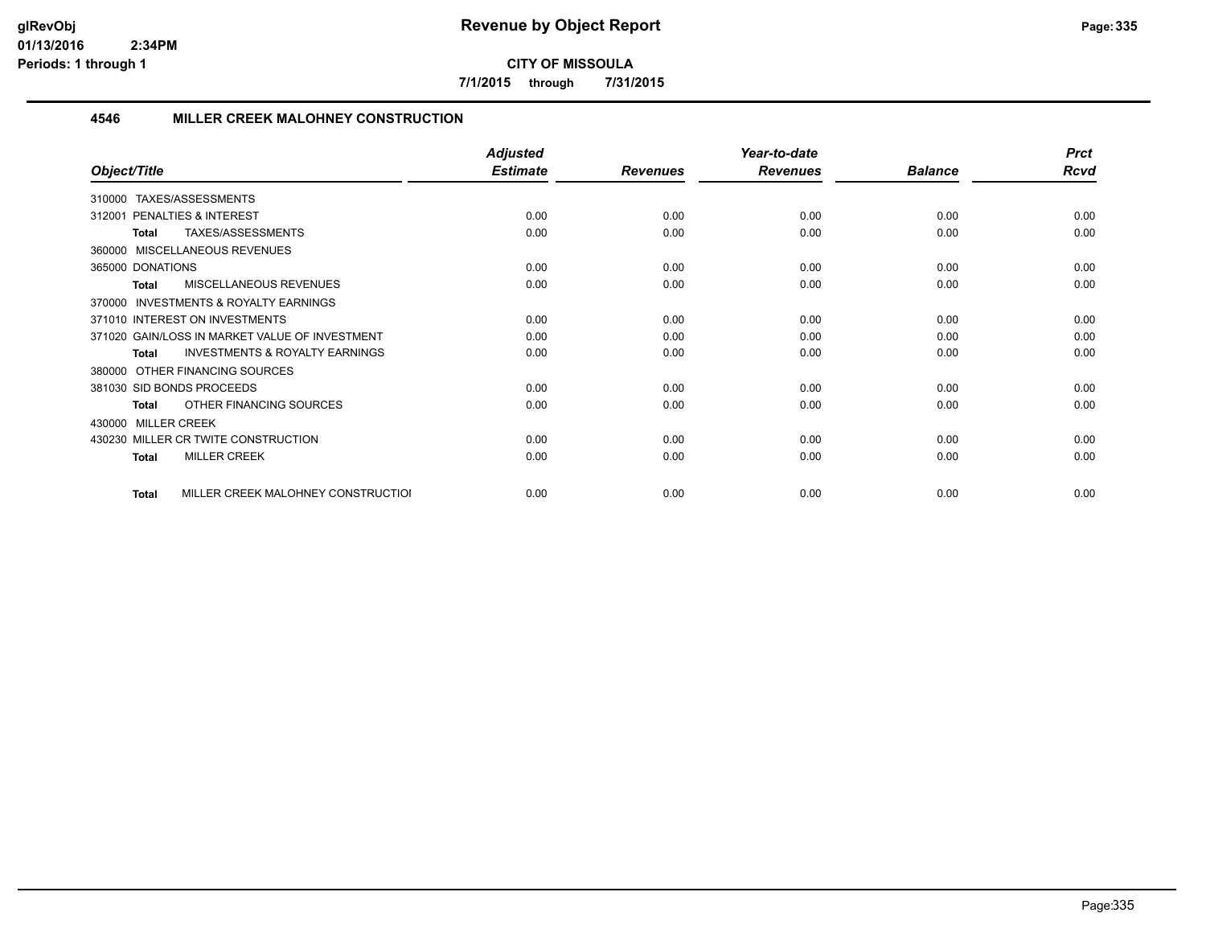**CITY OF MISSOULA**

**7/1/2015 through 7/31/2015**

### 4546 MILLER CREEK MALOHNEY CONSTRUCTION

| Object/Title | Adjusted Estimate | Revenues | Year-to-date Revenues | Balance | Prct Rcvd |
|---|---|---|---|---|---|
| 310000 TAXES/ASSESSMENTS | | | | | |
| 312001 PENALTIES & INTEREST | 0.00 | 0.00 | 0.00 | 0.00 | 0.00 |
| **Total** TAXES/ASSESSMENTS | 0.00 | 0.00 | 0.00 | 0.00 | 0.00 |
| 360000 MISCELLANEOUS REVENUES | | | | | |
| 365000 DONATIONS | 0.00 | 0.00 | 0.00 | 0.00 | 0.00 |
| **Total** MISCELLANEOUS REVENUES | 0.00 | 0.00 | 0.00 | 0.00 | 0.00 |
| 370000 INVESTMENTS & ROYALTY EARNINGS | | | | | |
| 371010 INTEREST ON INVESTMENTS | 0.00 | 0.00 | 0.00 | 0.00 | 0.00 |
| 371020 GAIN/LOSS IN MARKET VALUE OF INVESTMENT | 0.00 | 0.00 | 0.00 | 0.00 | 0.00 |
| **Total** INVESTMENTS & ROYALTY EARNINGS | 0.00 | 0.00 | 0.00 | 0.00 | 0.00 |
| 380000 OTHER FINANCING SOURCES | | | | | |
| 381030 SID BONDS PROCEEDS | 0.00 | 0.00 | 0.00 | 0.00 | 0.00 |
| **Total** OTHER FINANCING SOURCES | 0.00 | 0.00 | 0.00 | 0.00 | 0.00 |
| 430000 MILLER CREEK | | | | | |
| 430230 MILLER CR TWITE CONSTRUCTION | 0.00 | 0.00 | 0.00 | 0.00 | 0.00 |
| **Total** MILLER CREEK | 0.00 | 0.00 | 0.00 | 0.00 | 0.00 |
| **Total** MILLER CREEK MALOHNEY CONSTRUCTIOI | 0.00 | 0.00 | 0.00 | 0.00 | 0.00 |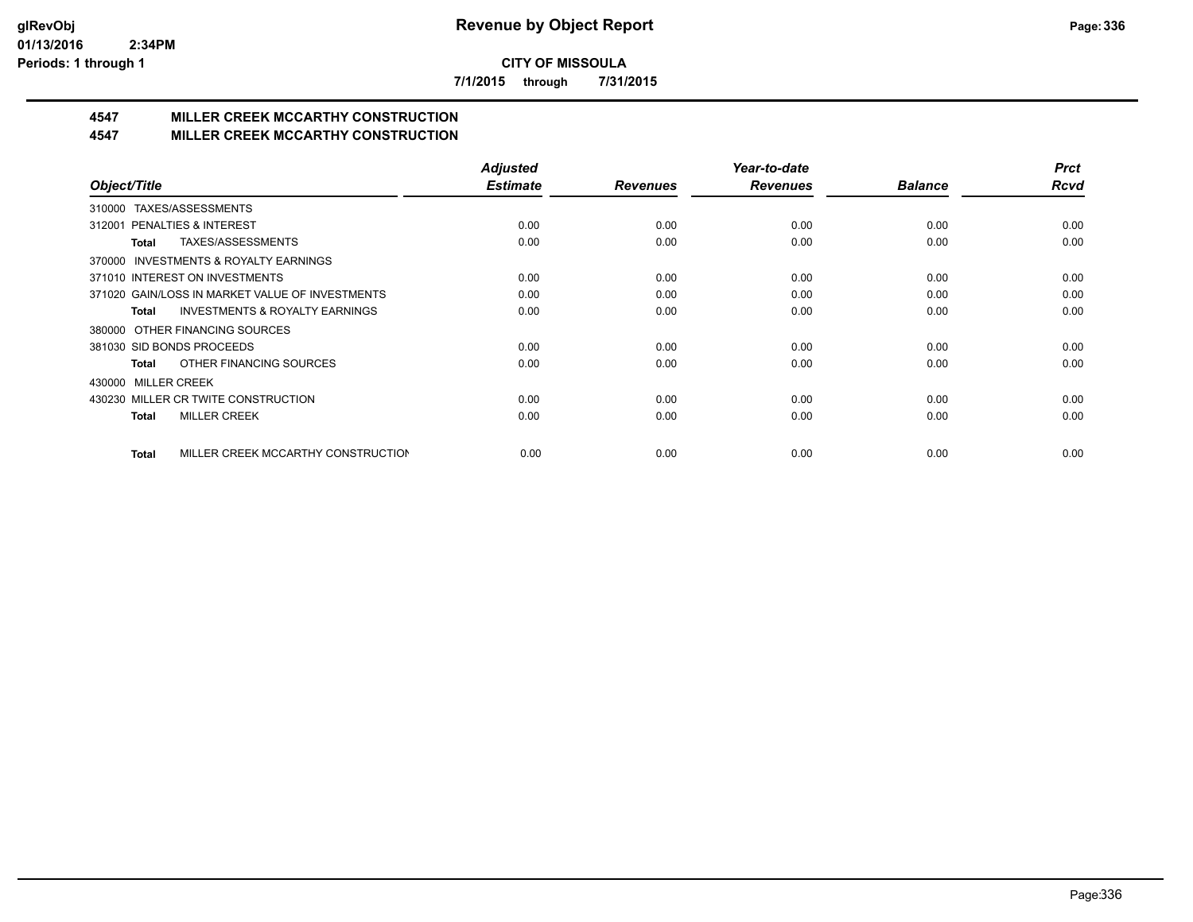# Revenue by Object Report

**CITY OF MISSOULA**

**7/1/2015 through 7/31/2015**

## 4547 MILLER CREEK MCCARTHY CONSTRUCTION
## 4547 MILLER CREEK MCCARTHY CONSTRUCTION

| Object/Title | Adjusted Estimate | Revenues | Year-to-date Revenues | Balance | Prct Rcvd |
|---|---|---|---|---|---|
| 310000 TAXES/ASSESSMENTS | | | | | |
| 312001 PENALTIES & INTEREST | 0.00 | 0.00 | 0.00 | 0.00 | 0.00 |
| **Total** TAXES/ASSESSMENTS | 0.00 | 0.00 | 0.00 | 0.00 | 0.00 |
| 370000 INVESTMENTS & ROYALTY EARNINGS | | | | | |
| 371010 INTEREST ON INVESTMENTS | 0.00 | 0.00 | 0.00 | 0.00 | 0.00 |
| 371020 GAIN/LOSS IN MARKET VALUE OF INVESTMENTS | 0.00 | 0.00 | 0.00 | 0.00 | 0.00 |
| **Total** INVESTMENTS & ROYALTY EARNINGS | 0.00 | 0.00 | 0.00 | 0.00 | 0.00 |
| 380000 OTHER FINANCING SOURCES | | | | | |
| 381030 SID BONDS PROCEEDS | 0.00 | 0.00 | 0.00 | 0.00 | 0.00 |
| **Total** OTHER FINANCING SOURCES | 0.00 | 0.00 | 0.00 | 0.00 | 0.00 |
| 430000 MILLER CREEK | | | | | |
| 430230 MILLER CR TWITE CONSTRUCTION | 0.00 | 0.00 | 0.00 | 0.00 | 0.00 |
| **Total** MILLER CREEK | 0.00 | 0.00 | 0.00 | 0.00 | 0.00 |
| **Total** MILLER CREEK MCCARTHY CONSTRUCTION | 0.00 | 0.00 | 0.00 | 0.00 | 0.00 |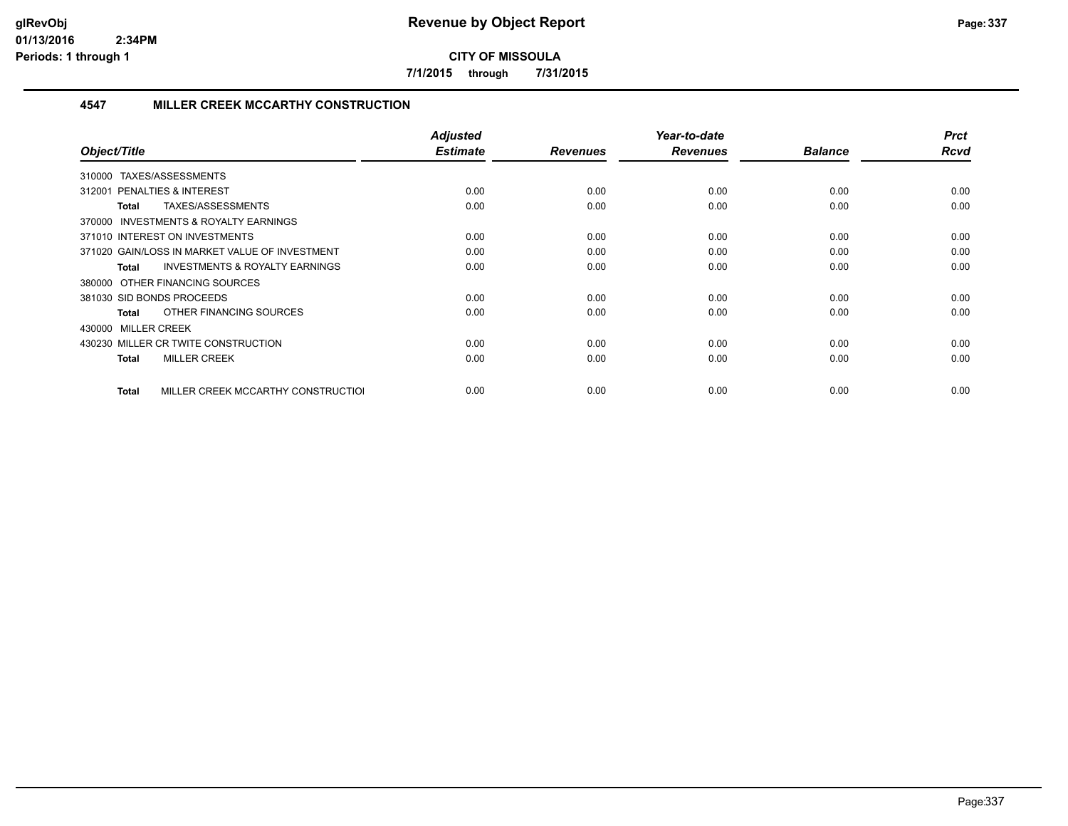**CITY OF MISSOULA**

**7/1/2015 through 7/31/2015**

### 4547 MILLER CREEK MCCARTHY CONSTRUCTION

| Object/Title | Adjusted Estimate | Revenues | Year-to-date Revenues | Balance | Prct Rcvd |
|---|---|---|---|---|---|
| 310000 TAXES/ASSESSMENTS | | | | | |
| 312001 PENALTIES & INTEREST | 0.00 | 0.00 | 0.00 | 0.00 | 0.00 |
| **Total** TAXES/ASSESSMENTS | 0.00 | 0.00 | 0.00 | 0.00 | 0.00 |
| 370000 INVESTMENTS & ROYALTY EARNINGS | | | | | |
| 371010 INTEREST ON INVESTMENTS | 0.00 | 0.00 | 0.00 | 0.00 | 0.00 |
| 371020 GAIN/LOSS IN MARKET VALUE OF INVESTMENT | 0.00 | 0.00 | 0.00 | 0.00 | 0.00 |
| **Total** INVESTMENTS & ROYALTY EARNINGS | 0.00 | 0.00 | 0.00 | 0.00 | 0.00 |
| 380000 OTHER FINANCING SOURCES | | | | | |
| 381030 SID BONDS PROCEEDS | 0.00 | 0.00 | 0.00 | 0.00 | 0.00 |
| **Total** OTHER FINANCING SOURCES | 0.00 | 0.00 | 0.00 | 0.00 | 0.00 |
| 430000 MILLER CREEK | | | | | |
| 430230 MILLER CR TWITE CONSTRUCTION | 0.00 | 0.00 | 0.00 | 0.00 | 0.00 |
| **Total** MILLER CREEK | 0.00 | 0.00 | 0.00 | 0.00 | 0.00 |
| **Total** MILLER CREEK MCCARTHY CONSTRUCTIOI | 0.00 | 0.00 | 0.00 | 0.00 | 0.00 |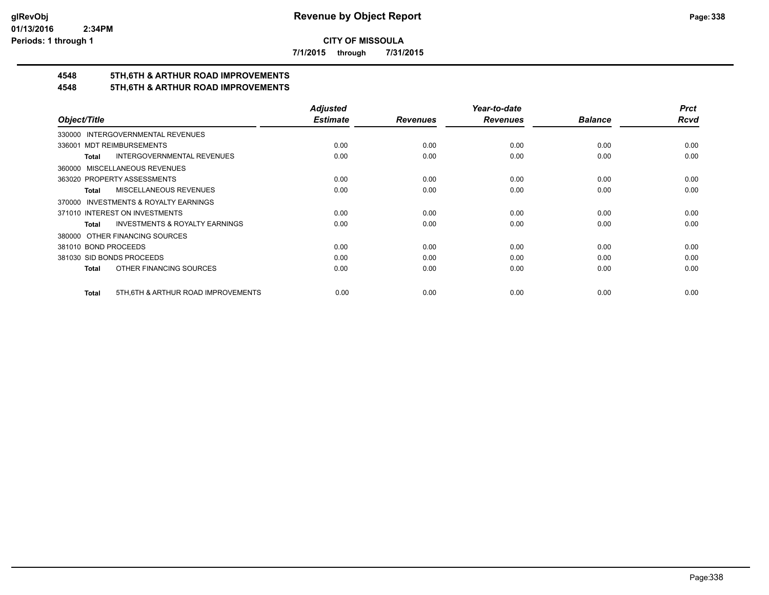# Revenue by Object Report

**CITY OF MISSOULA**

**7/1/2015 through 7/31/2015**

glRevObj
01/13/2016 2:34PM
Periods: 1 through 1

## 4548 5TH,6TH & ARTHUR ROAD IMPROVEMENTS
## 4548 5TH,6TH & ARTHUR ROAD IMPROVEMENTS

| Object/Title | Adjusted Estimate | Revenues | Year-to-date Revenues | Balance | Prct Rcvd |
|---|---|---|---|---|---|
| 330000 INTERGOVERNMENTAL REVENUES | | | | | |
| 336001 MDT REIMBURSEMENTS | 0.00 | 0.00 | 0.00 | 0.00 | 0.00 |
| **Total** INTERGOVERNMENTAL REVENUES | 0.00 | 0.00 | 0.00 | 0.00 | 0.00 |
| 360000 MISCELLANEOUS REVENUES | | | | | |
| 363020 PROPERTY ASSESSMENTS | 0.00 | 0.00 | 0.00 | 0.00 | 0.00 |
| **Total** MISCELLANEOUS REVENUES | 0.00 | 0.00 | 0.00 | 0.00 | 0.00 |
| 370000 INVESTMENTS & ROYALTY EARNINGS | | | | | |
| 371010 INTEREST ON INVESTMENTS | 0.00 | 0.00 | 0.00 | 0.00 | 0.00 |
| **Total** INVESTMENTS & ROYALTY EARNINGS | 0.00 | 0.00 | 0.00 | 0.00 | 0.00 |
| 380000 OTHER FINANCING SOURCES | | | | | |
| 381010 BOND PROCEEDS | 0.00 | 0.00 | 0.00 | 0.00 | 0.00 |
| 381030 SID BONDS PROCEEDS | 0.00 | 0.00 | 0.00 | 0.00 | 0.00 |
| **Total** OTHER FINANCING SOURCES | 0.00 | 0.00 | 0.00 | 0.00 | 0.00 |
| **Total** 5TH,6TH & ARTHUR ROAD IMPROVEMENTS | 0.00 | 0.00 | 0.00 | 0.00 | 0.00 |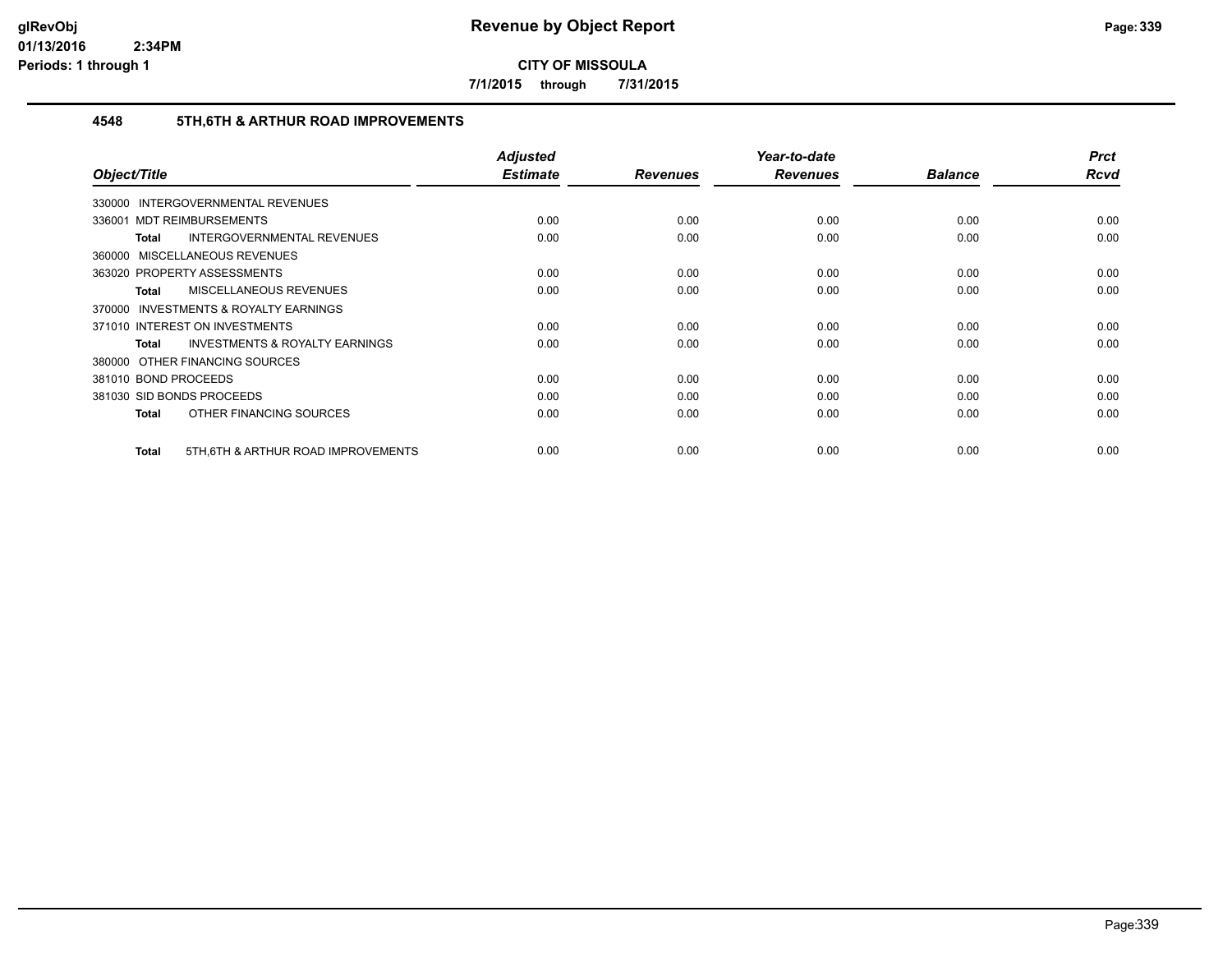**CITY OF MISSOULA**

**7/1/2015 through 7/31/2015**

## 4548 5TH,6TH & ARTHUR ROAD IMPROVEMENTS

| Object/Title | Adjusted Estimate | Revenues | Year-to-date Revenues | Balance | Prct Rcvd |
|---|---|---|---|---|---|
| 330000 INTERGOVERNMENTAL REVENUES | | | | | |
| 336001 MDT REIMBURSEMENTS | 0.00 | 0.00 | 0.00 | 0.00 | 0.00 |
| **Total** INTERGOVERNMENTAL REVENUES | 0.00 | 0.00 | 0.00 | 0.00 | 0.00 |
| 360000 MISCELLANEOUS REVENUES | | | | | |
| 363020 PROPERTY ASSESSMENTS | 0.00 | 0.00 | 0.00 | 0.00 | 0.00 |
| **Total** MISCELLANEOUS REVENUES | 0.00 | 0.00 | 0.00 | 0.00 | 0.00 |
| 370000 INVESTMENTS & ROYALTY EARNINGS | | | | | |
| 371010 INTEREST ON INVESTMENTS | 0.00 | 0.00 | 0.00 | 0.00 | 0.00 |
| **Total** INVESTMENTS & ROYALTY EARNINGS | 0.00 | 0.00 | 0.00 | 0.00 | 0.00 |
| 380000 OTHER FINANCING SOURCES | | | | | |
| 381010 BOND PROCEEDS | 0.00 | 0.00 | 0.00 | 0.00 | 0.00 |
| 381030 SID BONDS PROCEEDS | 0.00 | 0.00 | 0.00 | 0.00 | 0.00 |
| **Total** OTHER FINANCING SOURCES | 0.00 | 0.00 | 0.00 | 0.00 | 0.00 |
| **Total** 5TH,6TH & ARTHUR ROAD IMPROVEMENTS | 0.00 | 0.00 | 0.00 | 0.00 | 0.00 |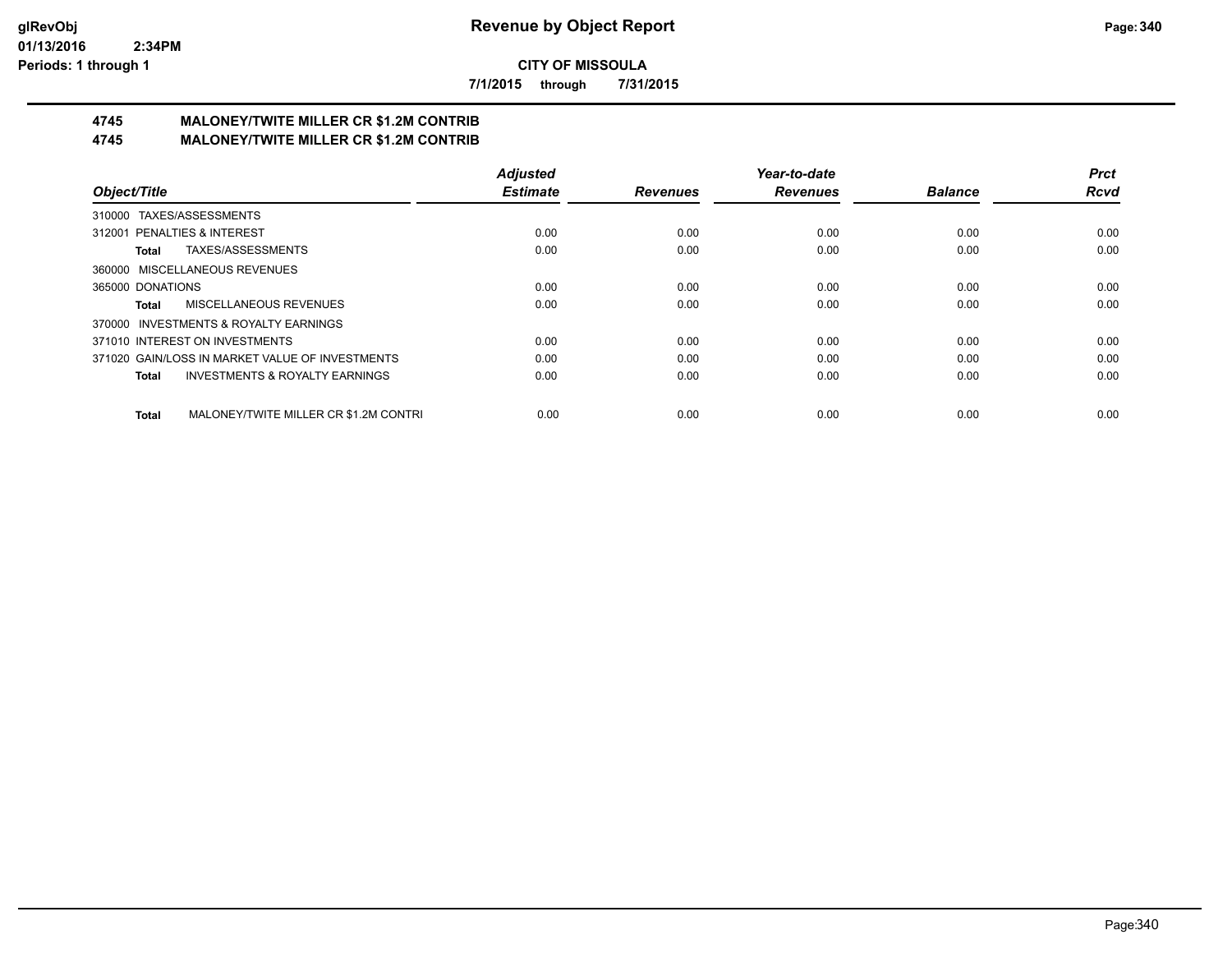**CITY OF MISSOULA**

**7/1/2015 through 7/31/2015**

## 4745 MALONEY/TWITE MILLER CR $1.2M CONTRIB
## 4745 MALONEY/TWITE MILLER CR $1.2M CONTRIB

| Object/Title | Adjusted Estimate | Revenues | Year-to-date Revenues | Balance | Prct Rcvd |
|---|---|---|---|---|---|
| 310000 TAXES/ASSESSMENTS | | | | | |
| 312001 PENALTIES & INTEREST | 0.00 | 0.00 | 0.00 | 0.00 | 0.00 |
| **Total** TAXES/ASSESSMENTS | 0.00 | 0.00 | 0.00 | 0.00 | 0.00 |
| 360000 MISCELLANEOUS REVENUES | | | | | |
| 365000 DONATIONS | 0.00 | 0.00 | 0.00 | 0.00 | 0.00 |
| **Total** MISCELLANEOUS REVENUES | 0.00 | 0.00 | 0.00 | 0.00 | 0.00 |
| 370000 INVESTMENTS & ROYALTY EARNINGS | | | | | |
| 371010 INTEREST ON INVESTMENTS | 0.00 | 0.00 | 0.00 | 0.00 | 0.00 |
| 371020 GAIN/LOSS IN MARKET VALUE OF INVESTMENTS | 0.00 | 0.00 | 0.00 | 0.00 | 0.00 |
| **Total** INVESTMENTS & ROYALTY EARNINGS | 0.00 | 0.00 | 0.00 | 0.00 | 0.00 |
| **Total** MALONEY/TWITE MILLER CR $1.2M CONTRI | 0.00 | 0.00 | 0.00 | 0.00 | 0.00 |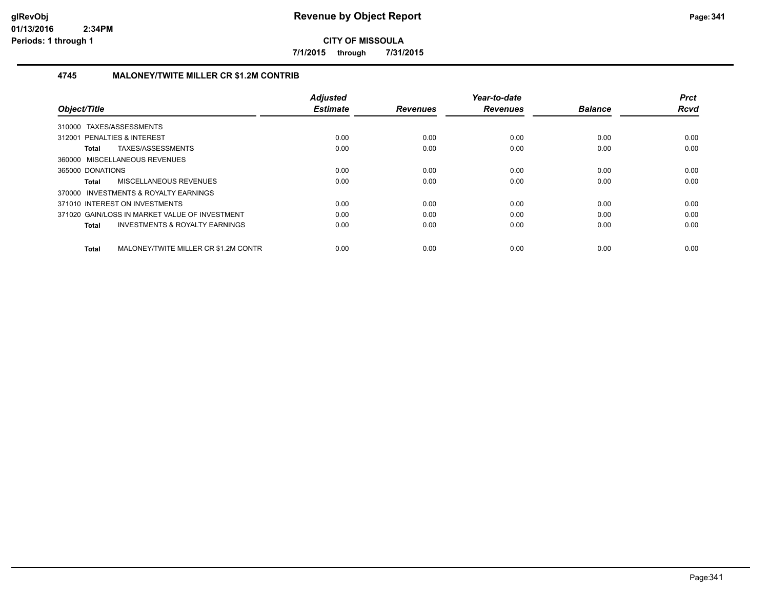# Revenue by Object Report

**CITY OF MISSOULA**

**7/1/2015 through 7/31/2015**

glRevObj
01/13/2016 2:34PM
Periods: 1 through 1

### 4745 MALONEY/TWITE MILLER CR $1.2M CONTRIB

| Object/Title | Adjusted Estimate | Revenues | Year-to-date Revenues | Balance | Prct Rcvd |
|---|---|---|---|---|---|
| 310000 TAXES/ASSESSMENTS | | | | | |
| 312001 PENALTIES & INTEREST | 0.00 | 0.00 | 0.00 | 0.00 | 0.00 |
| **Total** TAXES/ASSESSMENTS | 0.00 | 0.00 | 0.00 | 0.00 | 0.00 |
| 360000 MISCELLANEOUS REVENUES | | | | | |
| 365000 DONATIONS | 0.00 | 0.00 | 0.00 | 0.00 | 0.00 |
| **Total** MISCELLANEOUS REVENUES | 0.00 | 0.00 | 0.00 | 0.00 | 0.00 |
| 370000 INVESTMENTS & ROYALTY EARNINGS | | | | | |
| 371010 INTEREST ON INVESTMENTS | 0.00 | 0.00 | 0.00 | 0.00 | 0.00 |
| 371020 GAIN/LOSS IN MARKET VALUE OF INVESTMENT | 0.00 | 0.00 | 0.00 | 0.00 | 0.00 |
| **Total** INVESTMENTS & ROYALTY EARNINGS | 0.00 | 0.00 | 0.00 | 0.00 | 0.00 |
| **Total** MALONEY/TWITE MILLER CR $1.2M CONTR | 0.00 | 0.00 | 0.00 | 0.00 | 0.00 |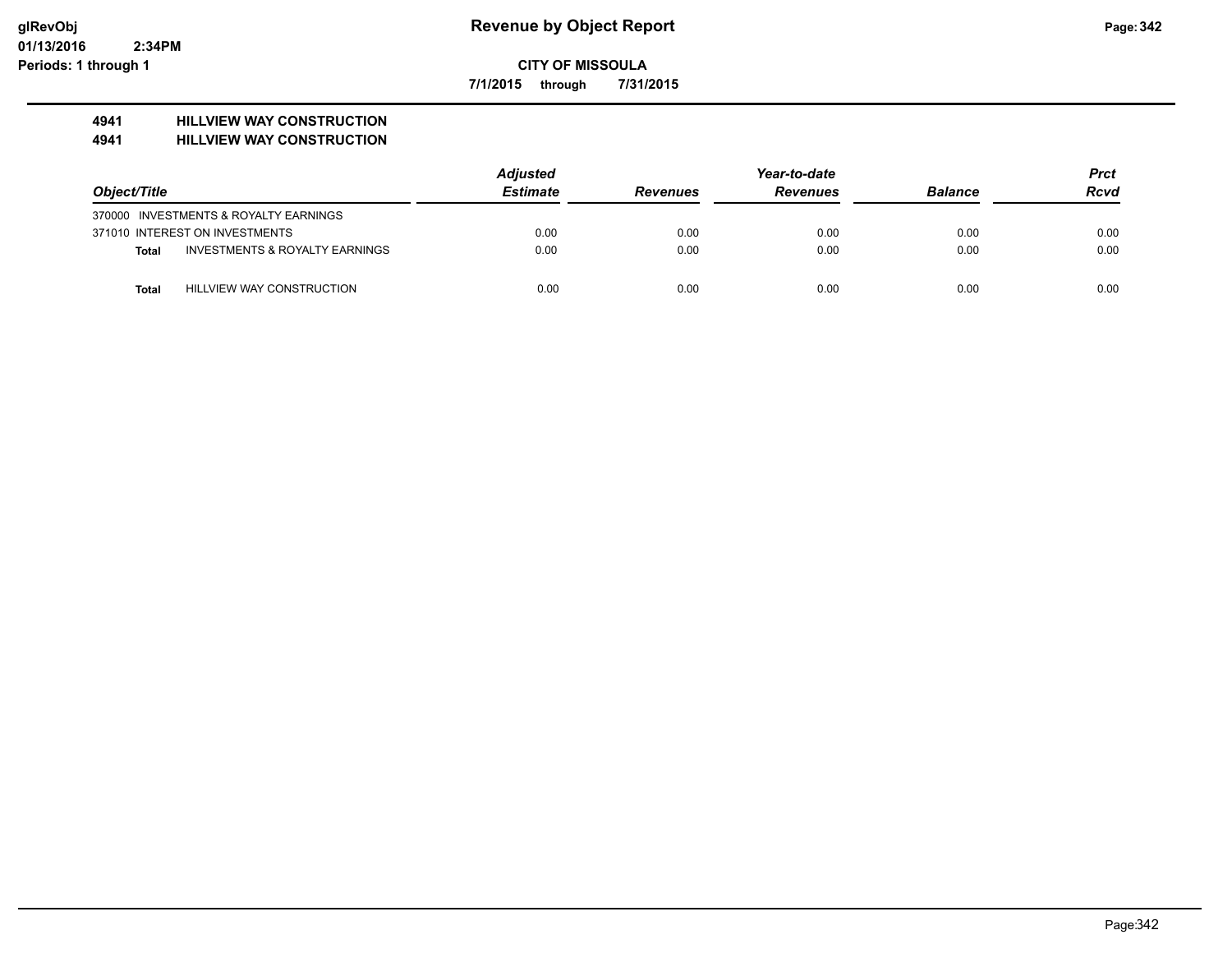# Revenue by Object Report

**CITY OF MISSOULA**

**7/1/2015 through 7/31/2015**

**glRevObj**
**01/13/2016 2:34PM**
**Periods: 1 through 1**

## 4941 HILLVIEW WAY CONSTRUCTION
## 4941 HILLVIEW WAY CONSTRUCTION

| Object/Title | Adjusted Estimate | Revenues | Year-to-date Revenues | Balance | Prct Rcvd |
|---|---|---|---|---|---|
| 370000 INVESTMENTS & ROYALTY EARNINGS | | | | | |
| 371010 INTEREST ON INVESTMENTS | 0.00 | 0.00 | 0.00 | 0.00 | 0.00 |
| **Total** INVESTMENTS & ROYALTY EARNINGS | 0.00 | 0.00 | 0.00 | 0.00 | 0.00 |
| **Total** HILLVIEW WAY CONSTRUCTION | 0.00 | 0.00 | 0.00 | 0.00 | 0.00 |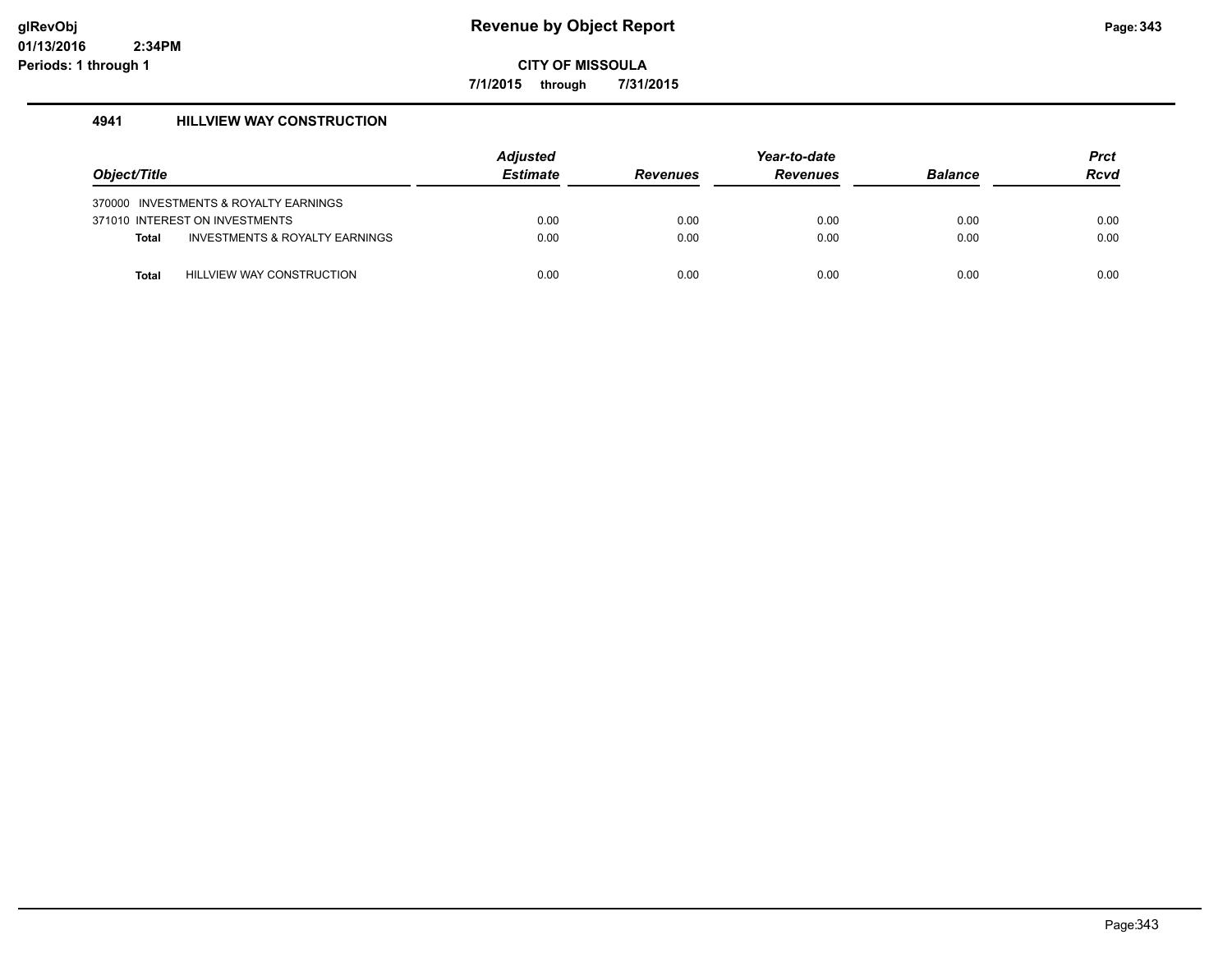# Revenue by Object Report

**CITY OF MISSOULA**

**7/1/2015 through 7/31/2015**

glRevObj
01/13/2016 2:34PM
Periods: 1 through 1

### 4941 HILLVIEW WAY CONSTRUCTION

| Object/Title | Adjusted Estimate | Revenues | Year-to-date Revenues | Balance | Prct Rcvd |
|---|---|---|---|---|---|
| 370000 INVESTMENTS & ROYALTY EARNINGS | | | | | |
| 371010 INTEREST ON INVESTMENTS | 0.00 | 0.00 | 0.00 | 0.00 | 0.00 |
| **Total** INVESTMENTS & ROYALTY EARNINGS | 0.00 | 0.00 | 0.00 | 0.00 | 0.00 |
| **Total** HILLVIEW WAY CONSTRUCTION | 0.00 | 0.00 | 0.00 | 0.00 | 0.00 |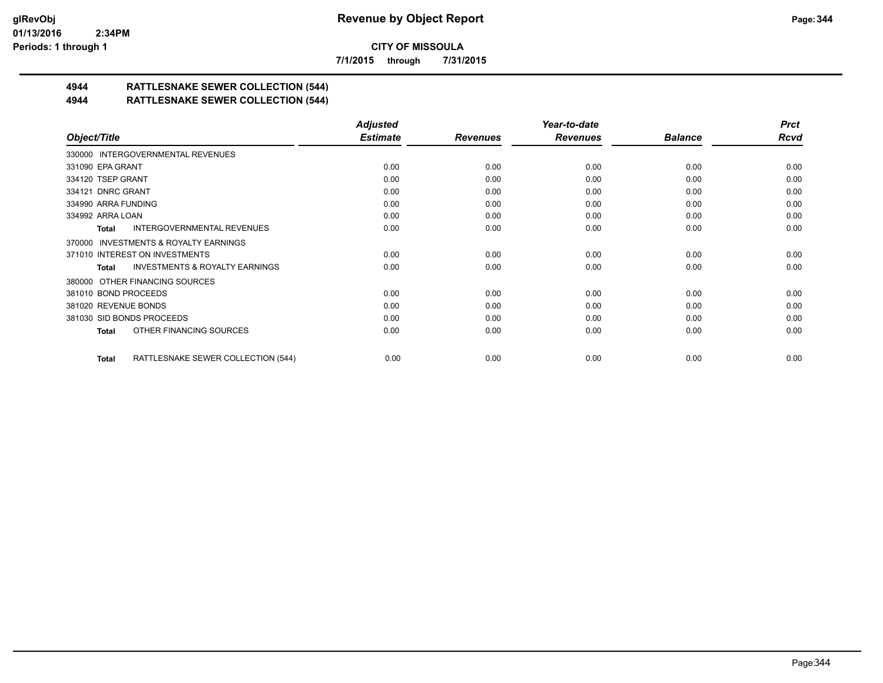**CITY OF MISSOULA**

**7/1/2015 through 7/31/2015**

## 4944 RATTLESNAKE SEWER COLLECTION (544)

## 4944 RATTLESNAKE SEWER COLLECTION (544)

| Object/Title | Adjusted Estimate | Revenues | Year-to-date Revenues | Balance | Prct Rcvd |
|---|---|---|---|---|---|
| 330000 INTERGOVERNMENTAL REVENUES | | | | | |
| 331090 EPA GRANT | 0.00 | 0.00 | 0.00 | 0.00 | 0.00 |
| 334120 TSEP GRANT | 0.00 | 0.00 | 0.00 | 0.00 | 0.00 |
| 334121 DNRC GRANT | 0.00 | 0.00 | 0.00 | 0.00 | 0.00 |
| 334990 ARRA FUNDING | 0.00 | 0.00 | 0.00 | 0.00 | 0.00 |
| 334992 ARRA LOAN | 0.00 | 0.00 | 0.00 | 0.00 | 0.00 |
| **Total** INTERGOVERNMENTAL REVENUES | 0.00 | 0.00 | 0.00 | 0.00 | 0.00 |
| 370000 INVESTMENTS & ROYALTY EARNINGS | | | | | |
| 371010 INTEREST ON INVESTMENTS | 0.00 | 0.00 | 0.00 | 0.00 | 0.00 |
| **Total** INVESTMENTS & ROYALTY EARNINGS | 0.00 | 0.00 | 0.00 | 0.00 | 0.00 |
| 380000 OTHER FINANCING SOURCES | | | | | |
| 381010 BOND PROCEEDS | 0.00 | 0.00 | 0.00 | 0.00 | 0.00 |
| 381020 REVENUE BONDS | 0.00 | 0.00 | 0.00 | 0.00 | 0.00 |
| 381030 SID BONDS PROCEEDS | 0.00 | 0.00 | 0.00 | 0.00 | 0.00 |
| **Total** OTHER FINANCING SOURCES | 0.00 | 0.00 | 0.00 | 0.00 | 0.00 |
| **Total** RATTLESNAKE SEWER COLLECTION (544) | 0.00 | 0.00 | 0.00 | 0.00 | 0.00 |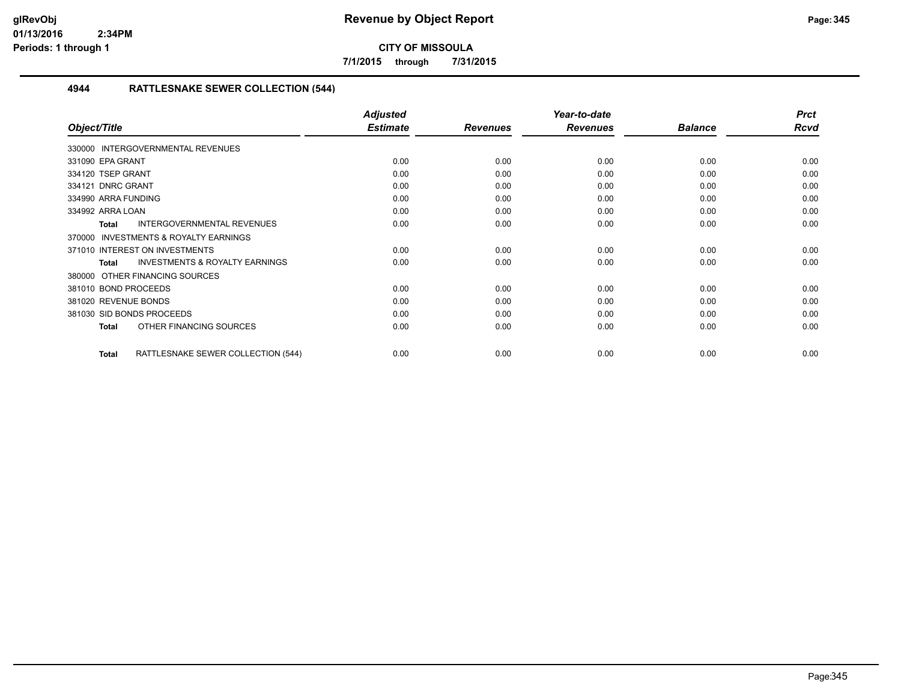**glRevObj**
**01/13/2016 2:34PM**
**Periods: 1 through 1**

# Revenue by Object Report

**CITY OF MISSOULA**

**7/1/2015 through 7/31/2015**

## 4944 RATTLESNAKE SEWER COLLECTION (544)

| Object/Title | Adjusted Estimate | Revenues | Year-to-date Revenues | Balance | Prct Rcvd |
|---|---|---|---|---|---|
| 330000 INTERGOVERNMENTAL REVENUES | | | | | |
| 331090 EPA GRANT | 0.00 | 0.00 | 0.00 | 0.00 | 0.00 |
| 334120 TSEP GRANT | 0.00 | 0.00 | 0.00 | 0.00 | 0.00 |
| 334121 DNRC GRANT | 0.00 | 0.00 | 0.00 | 0.00 | 0.00 |
| 334990 ARRA FUNDING | 0.00 | 0.00 | 0.00 | 0.00 | 0.00 |
| 334992 ARRA LOAN | 0.00 | 0.00 | 0.00 | 0.00 | 0.00 |
| **Total** INTERGOVERNMENTAL REVENUES | 0.00 | 0.00 | 0.00 | 0.00 | 0.00 |
| 370000 INVESTMENTS & ROYALTY EARNINGS | | | | | |
| 371010 INTEREST ON INVESTMENTS | 0.00 | 0.00 | 0.00 | 0.00 | 0.00 |
| **Total** INVESTMENTS & ROYALTY EARNINGS | 0.00 | 0.00 | 0.00 | 0.00 | 0.00 |
| 380000 OTHER FINANCING SOURCES | | | | | |
| 381010 BOND PROCEEDS | 0.00 | 0.00 | 0.00 | 0.00 | 0.00 |
| 381020 REVENUE BONDS | 0.00 | 0.00 | 0.00 | 0.00 | 0.00 |
| 381030 SID BONDS PROCEEDS | 0.00 | 0.00 | 0.00 | 0.00 | 0.00 |
| **Total** OTHER FINANCING SOURCES | 0.00 | 0.00 | 0.00 | 0.00 | 0.00 |
| **Total** RATTLESNAKE SEWER COLLECTION (544) | 0.00 | 0.00 | 0.00 | 0.00 | 0.00 |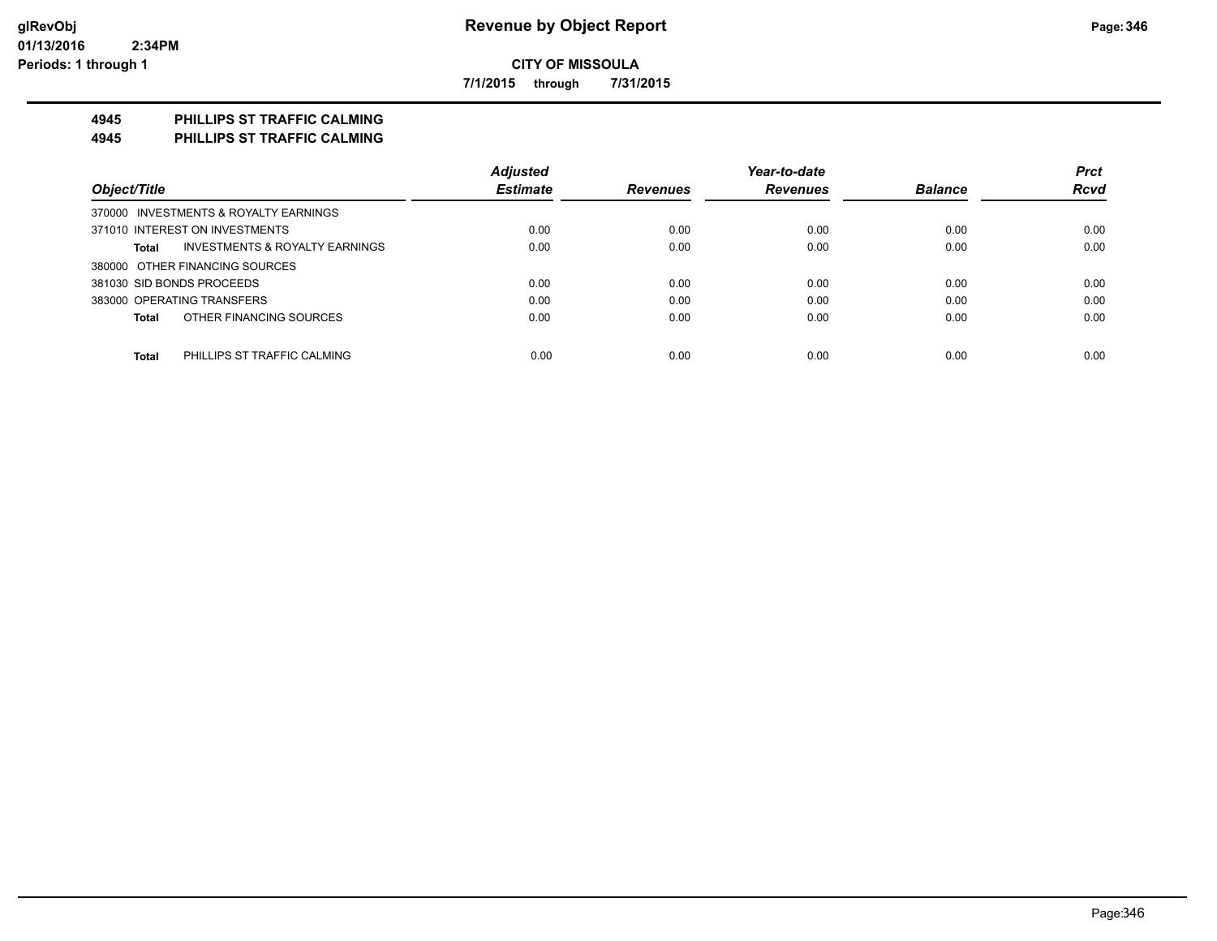**CITY OF MISSOULA**

**7/1/2015 through 7/31/2015**

**4945 PHILLIPS ST TRAFFIC CALMING**

**4945 PHILLIPS ST TRAFFIC CALMING**

| Object/Title | Adjusted Estimate | Revenues | Year-to-date Revenues | Balance | Prct Rcvd |
|---|---|---|---|---|---|
| 370000 INVESTMENTS & ROYALTY EARNINGS | | | | | |
| 371010 INTEREST ON INVESTMENTS | 0.00 | 0.00 | 0.00 | 0.00 | 0.00 |
| **Total** INVESTMENTS & ROYALTY EARNINGS | 0.00 | 0.00 | 0.00 | 0.00 | 0.00 |
| 380000 OTHER FINANCING SOURCES | | | | | |
| 381030 SID BONDS PROCEEDS | 0.00 | 0.00 | 0.00 | 0.00 | 0.00 |
| 383000 OPERATING TRANSFERS | 0.00 | 0.00 | 0.00 | 0.00 | 0.00 |
| **Total** OTHER FINANCING SOURCES | 0.00 | 0.00 | 0.00 | 0.00 | 0.00 |
| **Total** PHILLIPS ST TRAFFIC CALMING | 0.00 | 0.00 | 0.00 | 0.00 | 0.00 |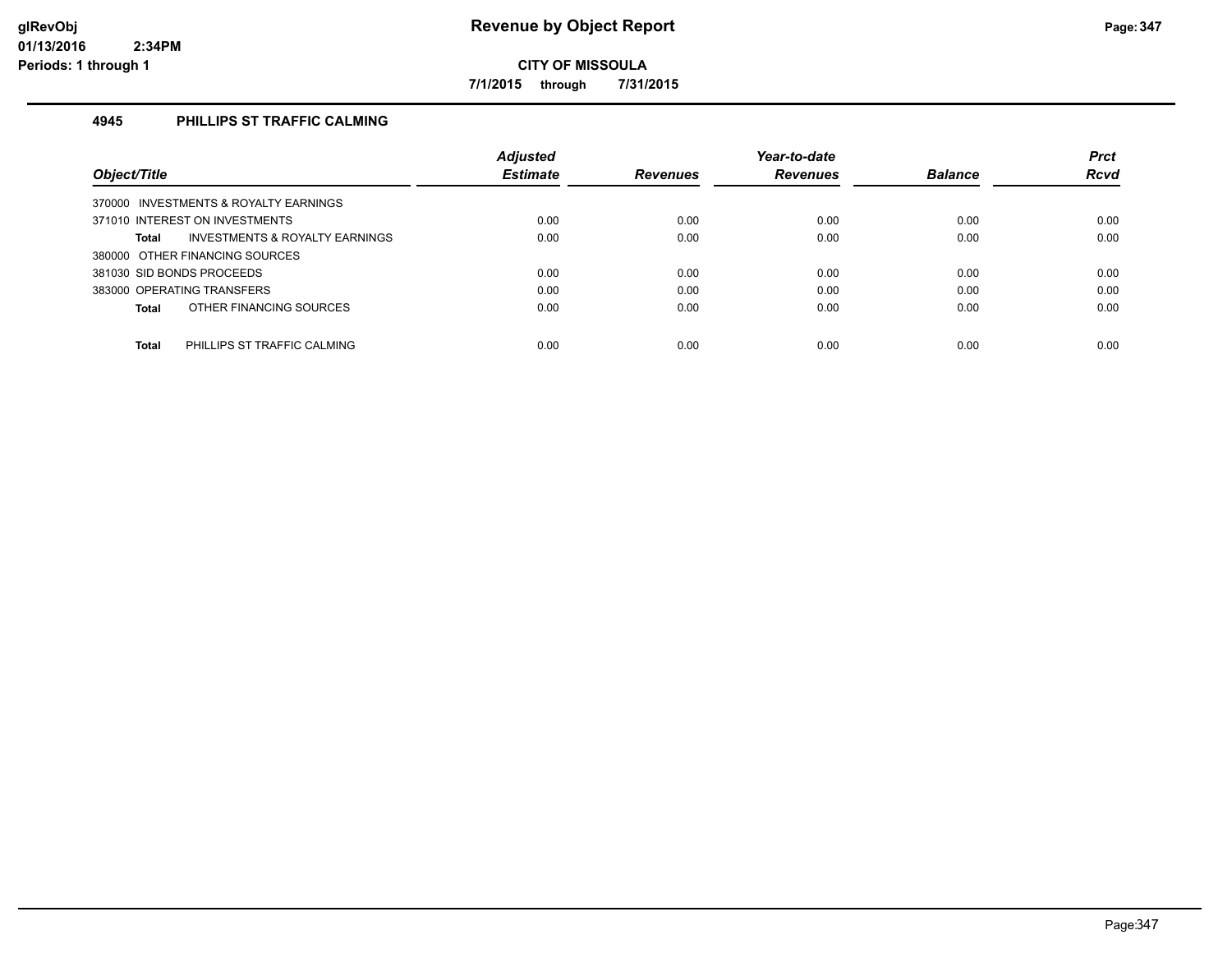# Revenue by Object Report

**CITY OF MISSOULA**

**7/1/2015 through 7/31/2015**

glRevObj
01/13/2016 2:34PM
Periods: 1 through 1

### 4945 PHILLIPS ST TRAFFIC CALMING

| Object/Title | Adjusted Estimate | Revenues | Year-to-date Revenues | Balance | Prct Rcvd |
|---|---|---|---|---|---|
| 370000 INVESTMENTS & ROYALTY EARNINGS | | | | | |
| 371010 INTEREST ON INVESTMENTS | 0.00 | 0.00 | 0.00 | 0.00 | 0.00 |
| **Total** INVESTMENTS & ROYALTY EARNINGS | 0.00 | 0.00 | 0.00 | 0.00 | 0.00 |
| 380000 OTHER FINANCING SOURCES | | | | | |
| 381030 SID BONDS PROCEEDS | 0.00 | 0.00 | 0.00 | 0.00 | 0.00 |
| 383000 OPERATING TRANSFERS | 0.00 | 0.00 | 0.00 | 0.00 | 0.00 |
| **Total** OTHER FINANCING SOURCES | 0.00 | 0.00 | 0.00 | 0.00 | 0.00 |
| **Total** PHILLIPS ST TRAFFIC CALMING | 0.00 | 0.00 | 0.00 | 0.00 | 0.00 |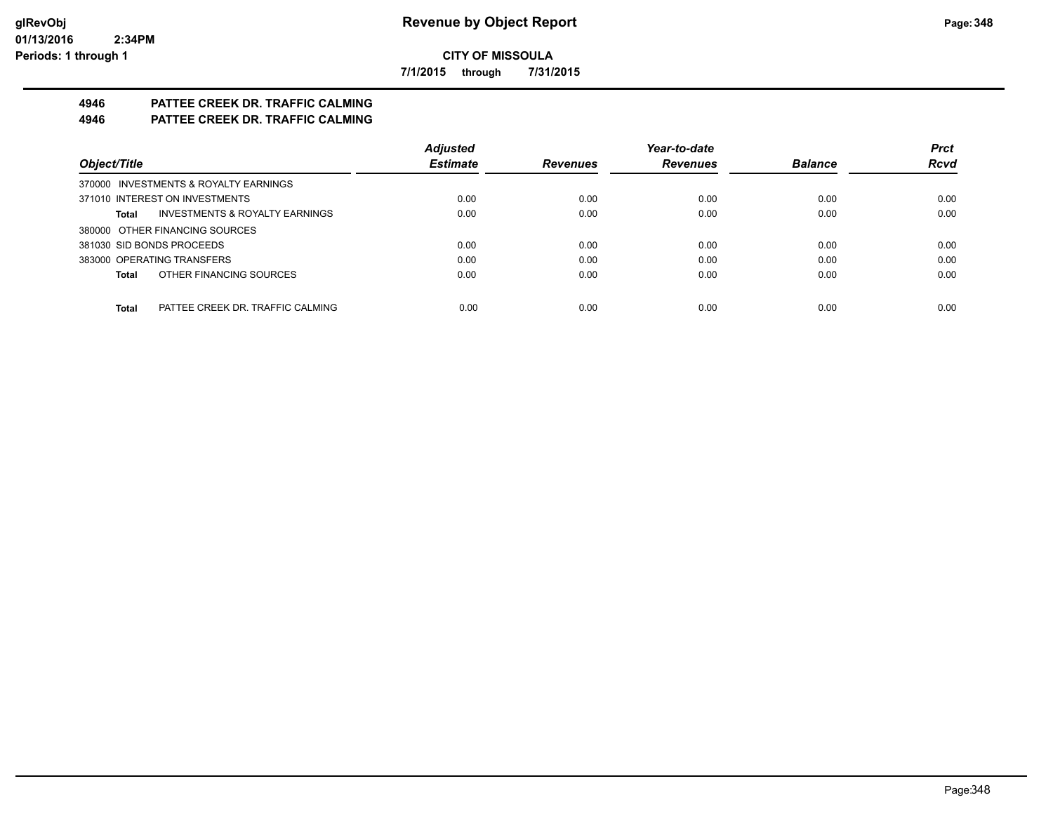# Revenue by Object Report

glRevObj
01/13/2016 2:34PM
Periods: 1 through 1

**CITY OF MISSOULA**

**7/1/2015 through 7/31/2015**

## 4946 PATTEE CREEK DR. TRAFFIC CALMING
## 4946 PATTEE CREEK DR. TRAFFIC CALMING

| Object/Title | Adjusted Estimate | Revenues | Year-to-date Revenues | Balance | Prct Rcvd |
|---|---|---|---|---|---|
| 370000 INVESTMENTS & ROYALTY EARNINGS | | | | | |
| 371010 INTEREST ON INVESTMENTS | 0.00 | 0.00 | 0.00 | 0.00 | 0.00 |
| **Total** INVESTMENTS & ROYALTY EARNINGS | 0.00 | 0.00 | 0.00 | 0.00 | 0.00 |
| 380000 OTHER FINANCING SOURCES | | | | | |
| 381030 SID BONDS PROCEEDS | 0.00 | 0.00 | 0.00 | 0.00 | 0.00 |
| 383000 OPERATING TRANSFERS | 0.00 | 0.00 | 0.00 | 0.00 | 0.00 |
| **Total** OTHER FINANCING SOURCES | 0.00 | 0.00 | 0.00 | 0.00 | 0.00 |
| **Total** PATTEE CREEK DR. TRAFFIC CALMING | 0.00 | 0.00 | 0.00 | 0.00 | 0.00 |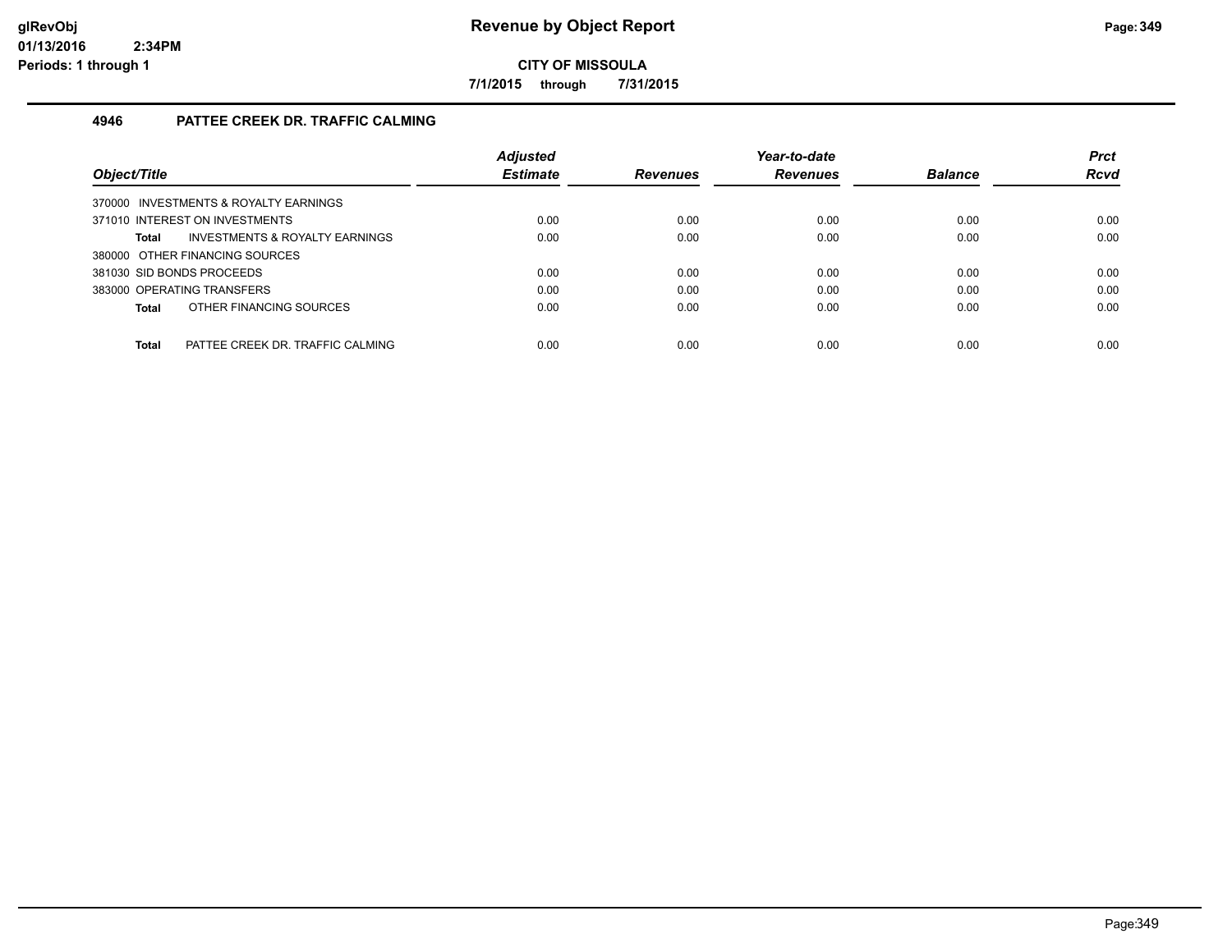# Revenue by Object Report

glRevObj
01/13/2016 2:34PM
Periods: 1 through 1

**CITY OF MISSOULA**

**7/1/2015 through 7/31/2015**

## 4946 PATTEE CREEK DR. TRAFFIC CALMING

| Object/Title | Adjusted Estimate | Revenues | Year-to-date Revenues | Balance | Prct Rcvd |
|---|---|---|---|---|---|
| 370000 INVESTMENTS & ROYALTY EARNINGS | | | | | |
| 371010 INTEREST ON INVESTMENTS | 0.00 | 0.00 | 0.00 | 0.00 | 0.00 |
| **Total** INVESTMENTS & ROYALTY EARNINGS | 0.00 | 0.00 | 0.00 | 0.00 | 0.00 |
| 380000 OTHER FINANCING SOURCES | | | | | |
| 381030 SID BONDS PROCEEDS | 0.00 | 0.00 | 0.00 | 0.00 | 0.00 |
| 383000 OPERATING TRANSFERS | 0.00 | 0.00 | 0.00 | 0.00 | 0.00 |
| **Total** OTHER FINANCING SOURCES | 0.00 | 0.00 | 0.00 | 0.00 | 0.00 |
| **Total** PATTEE CREEK DR. TRAFFIC CALMING | 0.00 | 0.00 | 0.00 | 0.00 | 0.00 |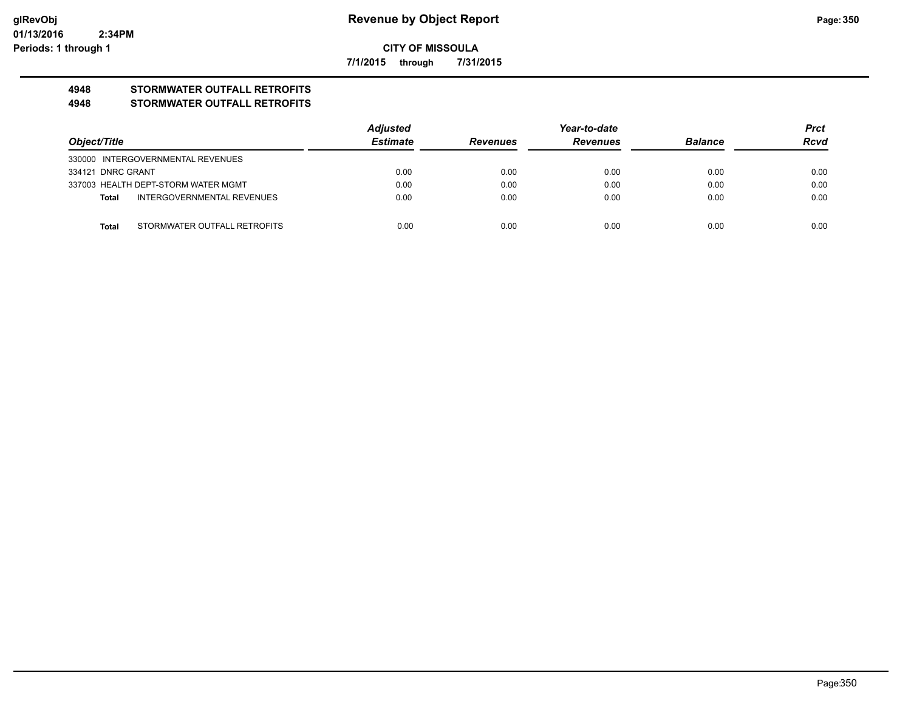# Revenue by Object Report

**CITY OF MISSOULA**

**7/1/2015 through 7/31/2015**

glRevObj
01/13/2016 2:34PM
Periods: 1 through 1

## 4948 STORMWATER OUTFALL RETROFITS
## 4948 STORMWATER OUTFALL RETROFITS

| Object/Title | Adjusted Estimate | Revenues | Year-to-date Revenues | Balance | Prct Rcvd |
|---|---|---|---|---|---|
| 330000 INTERGOVERNMENTAL REVENUES | | | | | |
| 334121 DNRC GRANT | 0.00 | 0.00 | 0.00 | 0.00 | 0.00 |
| 337003 HEALTH DEPT-STORM WATER MGMT | 0.00 | 0.00 | 0.00 | 0.00 | 0.00 |
| **Total** INTERGOVERNMENTAL REVENUES | 0.00 | 0.00 | 0.00 | 0.00 | 0.00 |
| **Total** STORMWATER OUTFALL RETROFITS | 0.00 | 0.00 | 0.00 | 0.00 | 0.00 |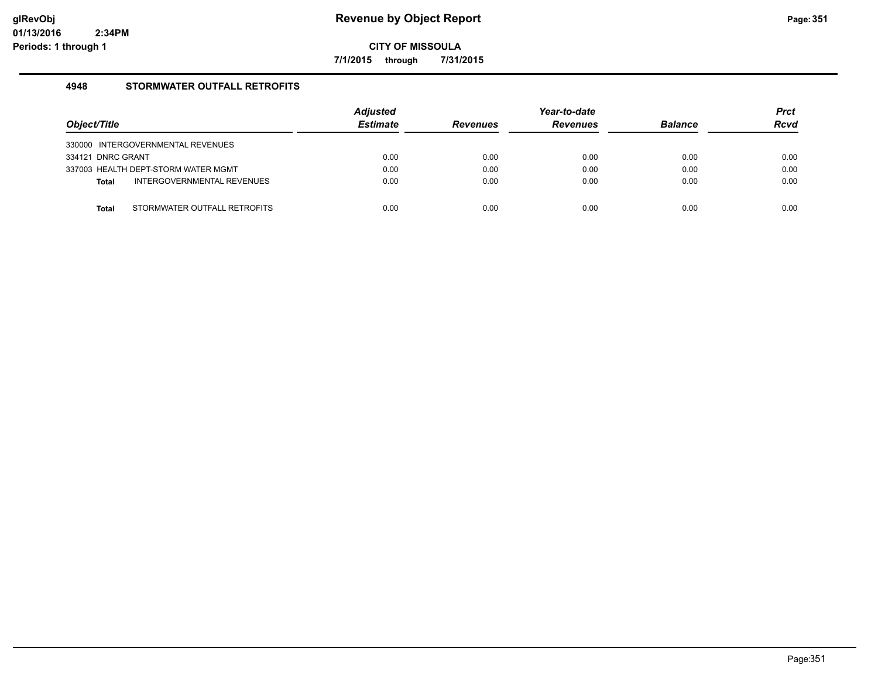# Revenue by Object Report

**CITY OF MISSOULA**

**7/1/2015 through 7/31/2015**

glRevObj
01/13/2016 2:34PM
Periods: 1 through 1

## 4948 STORMWATER OUTFALL RETROFITS

| Object/Title | Adjusted Estimate | Revenues | Year-to-date Revenues | Balance | Prct Rcvd |
|---|---|---|---|---|---|
| 330000 INTERGOVERNMENTAL REVENUES | | | | | |
| 334121 DNRC GRANT | 0.00 | 0.00 | 0.00 | 0.00 | 0.00 |
| 337003 HEALTH DEPT-STORM WATER MGMT | 0.00 | 0.00 | 0.00 | 0.00 | 0.00 |
| **Total** INTERGOVERNMENTAL REVENUES | 0.00 | 0.00 | 0.00 | 0.00 | 0.00 |
| **Total** STORMWATER OUTFALL RETROFITS | 0.00 | 0.00 | 0.00 | 0.00 | 0.00 |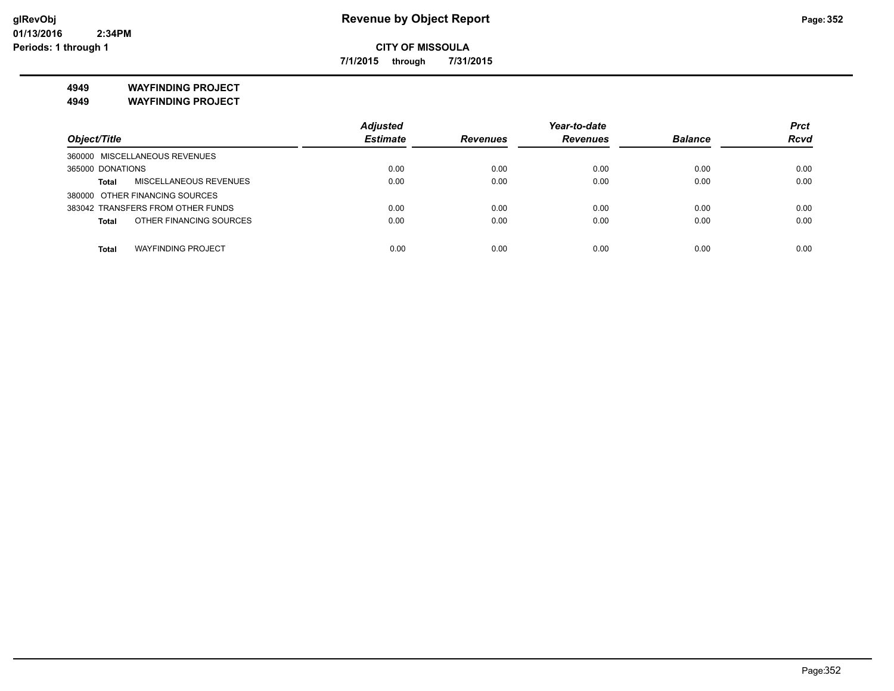# Revenue by Object Report

**CITY OF MISSOULA**

**7/1/2015 through 7/31/2015**

glRevObj
01/13/2016 2:34PM
Periods: 1 through 1

**4949 WAYFINDING PROJECT**
**4949 WAYFINDING PROJECT**

| Object/Title | | Adjusted Estimate | Revenues | Year-to-date Revenues | Balance | Prct Rcvd |
|---|---|---|---|---|---|---|
| 360000 MISCELLANEOUS REVENUES | | | | | | |
| 365000 DONATIONS | | 0.00 | 0.00 | 0.00 | 0.00 | 0.00 |
| Total | MISCELLANEOUS REVENUES | 0.00 | 0.00 | 0.00 | 0.00 | 0.00 |
| 380000 OTHER FINANCING SOURCES | | | | | | |
| 383042 TRANSFERS FROM OTHER FUNDS | | 0.00 | 0.00 | 0.00 | 0.00 | 0.00 |
| Total | OTHER FINANCING SOURCES | 0.00 | 0.00 | 0.00 | 0.00 | 0.00 |
| Total | WAYFINDING PROJECT | 0.00 | 0.00 | 0.00 | 0.00 | 0.00 |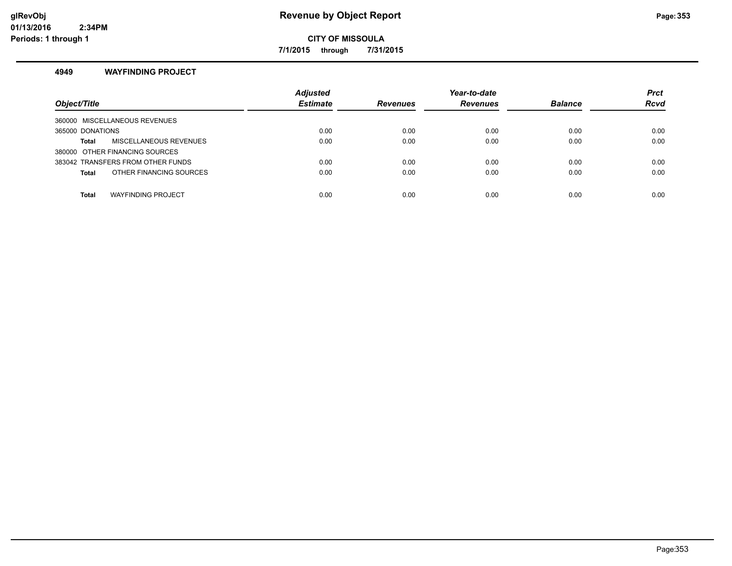**CITY OF MISSOULA**

**7/1/2015 through 7/31/2015**

### 4949 WAYFINDING PROJECT

| Object/Title | Adjusted Estimate | Revenues | Year-to-date Revenues | Balance | Prct Rcvd |
|---|---|---|---|---|---|
| 360000 MISCELLANEOUS REVENUES | | | | | |
| 365000 DONATIONS | 0.00 | 0.00 | 0.00 | 0.00 | 0.00 |
| **Total** MISCELLANEOUS REVENUES | 0.00 | 0.00 | 0.00 | 0.00 | 0.00 |
| 380000 OTHER FINANCING SOURCES | | | | | |
| 383042 TRANSFERS FROM OTHER FUNDS | 0.00 | 0.00 | 0.00 | 0.00 | 0.00 |
| **Total** OTHER FINANCING SOURCES | 0.00 | 0.00 | 0.00 | 0.00 | 0.00 |
| **Total** WAYFINDING PROJECT | 0.00 | 0.00 | 0.00 | 0.00 | 0.00 |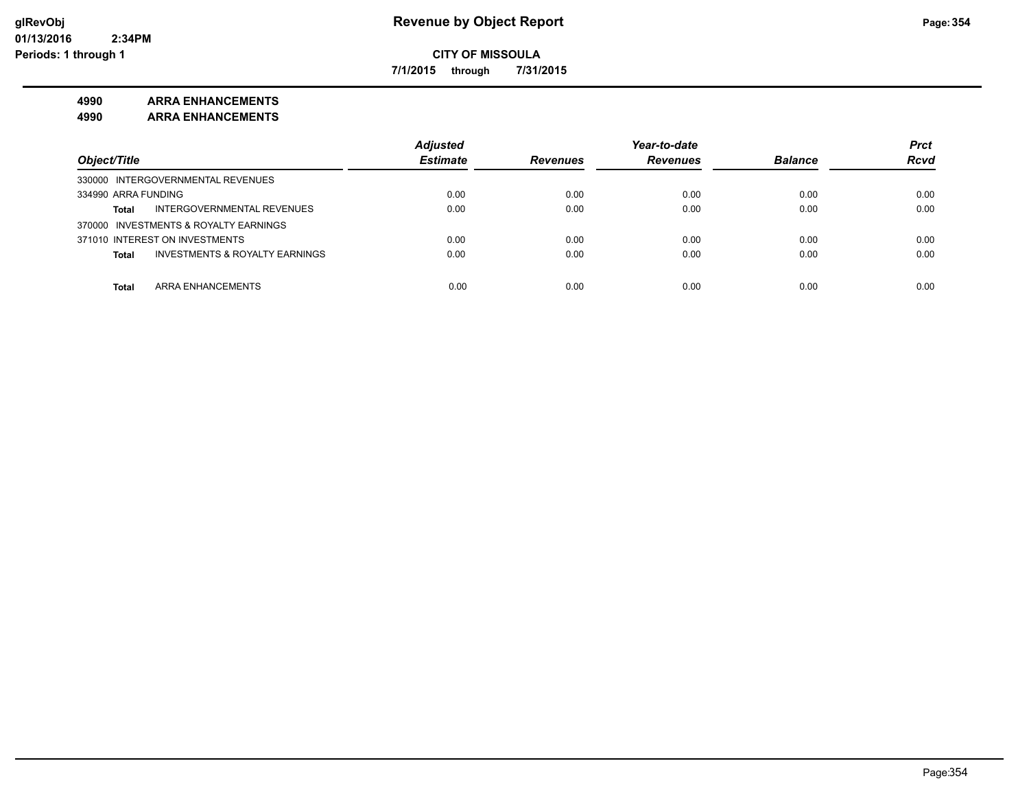**CITY OF MISSOULA**

**7/1/2015 through 7/31/2015**

**4990 ARRA ENHANCEMENTS**

**4990 ARRA ENHANCEMENTS**

| Object/Title | Adjusted Estimate | Revenues | Year-to-date Revenues | Balance | Prct Rcvd |
|---|---|---|---|---|---|
| 330000 INTERGOVERNMENTAL REVENUES | | | | | |
| 334990 ARRA FUNDING | 0.00 | 0.00 | 0.00 | 0.00 | 0.00 |
| **Total** INTERGOVERNMENTAL REVENUES | 0.00 | 0.00 | 0.00 | 0.00 | 0.00 |
| 370000 INVESTMENTS & ROYALTY EARNINGS | | | | | |
| 371010 INTEREST ON INVESTMENTS | 0.00 | 0.00 | 0.00 | 0.00 | 0.00 |
| **Total** INVESTMENTS & ROYALTY EARNINGS | 0.00 | 0.00 | 0.00 | 0.00 | 0.00 |
| **Total** ARRA ENHANCEMENTS | 0.00 | 0.00 | 0.00 | 0.00 | 0.00 |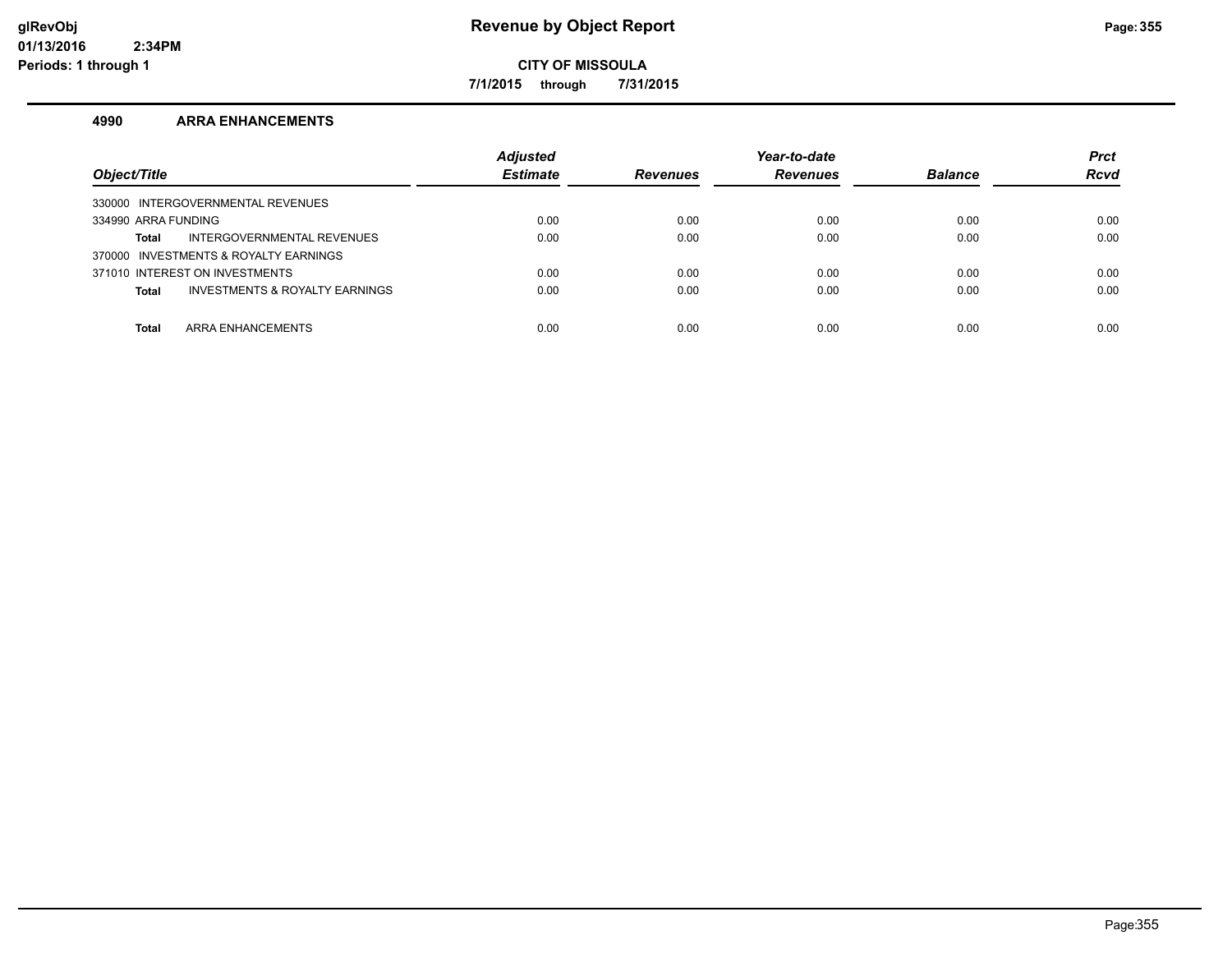# Revenue by Object Report

**CITY OF MISSOULA**

**7/1/2015 through 7/31/2015**

glRevObj
01/13/2016 2:34PM
Periods: 1 through 1

## 4990 ARRA ENHANCEMENTS

| Object/Title | Adjusted Estimate | Revenues | Year-to-date Revenues | Balance | Prct Rcvd |
|---|---|---|---|---|---|
| 330000 INTERGOVERNMENTAL REVENUES | | | | | |
| 334990 ARRA FUNDING | 0.00 | 0.00 | 0.00 | 0.00 | 0.00 |
| **Total** INTERGOVERNMENTAL REVENUES | 0.00 | 0.00 | 0.00 | 0.00 | 0.00 |
| 370000 INVESTMENTS & ROYALTY EARNINGS | | | | | |
| 371010 INTEREST ON INVESTMENTS | 0.00 | 0.00 | 0.00 | 0.00 | 0.00 |
| **Total** INVESTMENTS & ROYALTY EARNINGS | 0.00 | 0.00 | 0.00 | 0.00 | 0.00 |
| **Total** ARRA ENHANCEMENTS | 0.00 | 0.00 | 0.00 | 0.00 | 0.00 |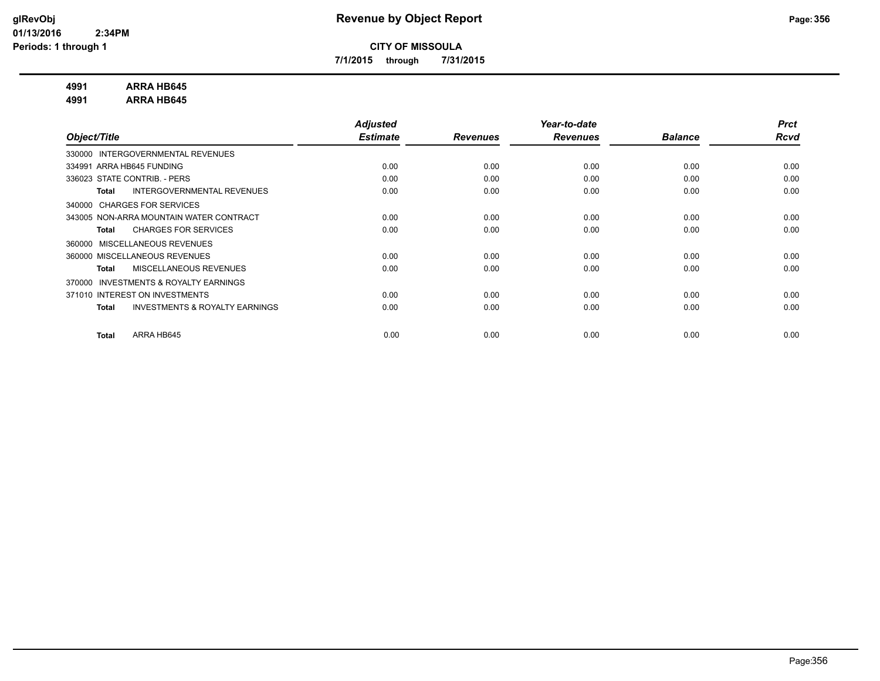**CITY OF MISSOULA**

**7/1/2015 through 7/31/2015**

**4991 ARRA HB645**

**4991 ARRA HB645**

| Object/Title | Adjusted Estimate | Revenues | Year-to-date Revenues | Balance | Prct Rcvd |
|---|---|---|---|---|---|
| 330000 INTERGOVERNMENTAL REVENUES | | | | | |
| 334991 ARRA HB645 FUNDING | 0.00 | 0.00 | 0.00 | 0.00 | 0.00 |
| 336023 STATE CONTRIB. - PERS | 0.00 | 0.00 | 0.00 | 0.00 | 0.00 |
| **Total** INTERGOVERNMENTAL REVENUES | 0.00 | 0.00 | 0.00 | 0.00 | 0.00 |
| 340000 CHARGES FOR SERVICES | | | | | |
| 343005 NON-ARRA MOUNTAIN WATER CONTRACT | 0.00 | 0.00 | 0.00 | 0.00 | 0.00 |
| **Total** CHARGES FOR SERVICES | 0.00 | 0.00 | 0.00 | 0.00 | 0.00 |
| 360000 MISCELLANEOUS REVENUES | | | | | |
| 360000 MISCELLANEOUS REVENUES | 0.00 | 0.00 | 0.00 | 0.00 | 0.00 |
| **Total** MISCELLANEOUS REVENUES | 0.00 | 0.00 | 0.00 | 0.00 | 0.00 |
| 370000 INVESTMENTS & ROYALTY EARNINGS | | | | | |
| 371010 INTEREST ON INVESTMENTS | 0.00 | 0.00 | 0.00 | 0.00 | 0.00 |
| **Total** INVESTMENTS & ROYALTY EARNINGS | 0.00 | 0.00 | 0.00 | 0.00 | 0.00 |
| **Total** ARRA HB645 | 0.00 | 0.00 | 0.00 | 0.00 | 0.00 |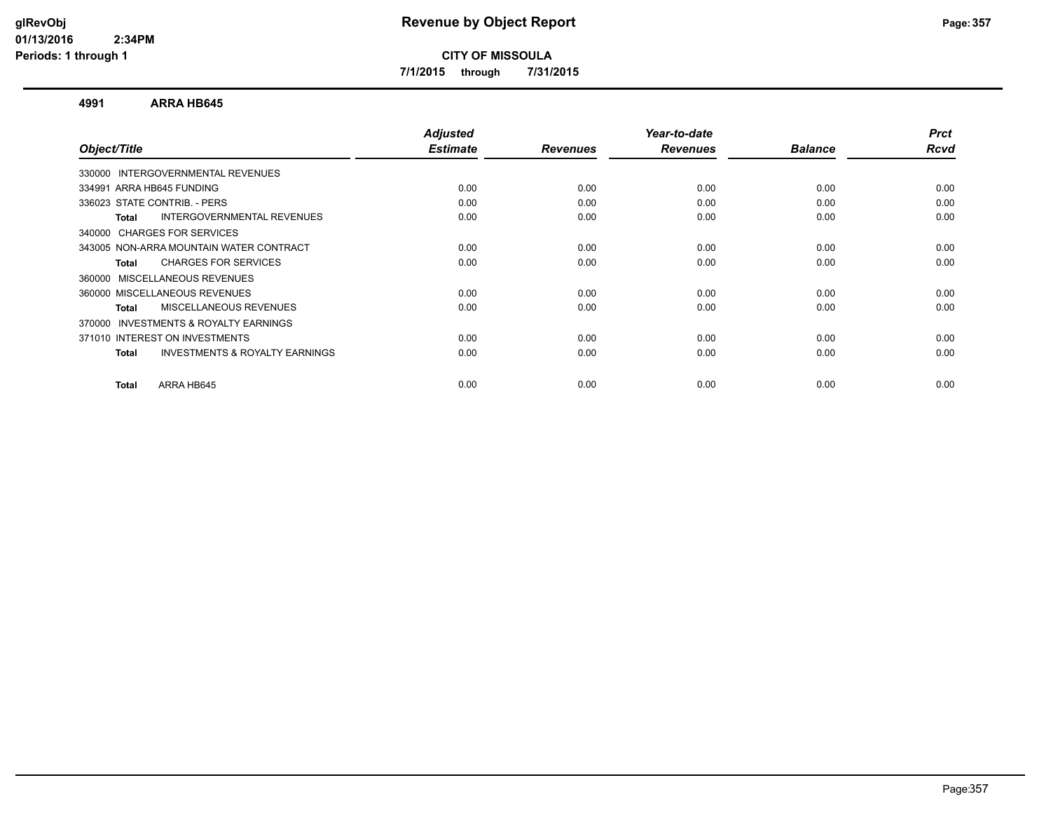**CITY OF MISSOULA**

**7/1/2015 through 7/31/2015**

## 4991 ARRA HB645

| Object/Title | Adjusted Estimate | Revenues | Year-to-date Revenues | Balance | Prct Rcvd |
|---|---|---|---|---|---|
| 330000 INTERGOVERNMENTAL REVENUES | | | | | |
| 334991 ARRA HB645 FUNDING | 0.00 | 0.00 | 0.00 | 0.00 | 0.00 |
| 336023 STATE CONTRIB. - PERS | 0.00 | 0.00 | 0.00 | 0.00 | 0.00 |
| **Total** INTERGOVERNMENTAL REVENUES | 0.00 | 0.00 | 0.00 | 0.00 | 0.00 |
| 340000 CHARGES FOR SERVICES | | | | | |
| 343005 NON-ARRA MOUNTAIN WATER CONTRACT | 0.00 | 0.00 | 0.00 | 0.00 | 0.00 |
| **Total** CHARGES FOR SERVICES | 0.00 | 0.00 | 0.00 | 0.00 | 0.00 |
| 360000 MISCELLANEOUS REVENUES | | | | | |
| 360000 MISCELLANEOUS REVENUES | 0.00 | 0.00 | 0.00 | 0.00 | 0.00 |
| **Total** MISCELLANEOUS REVENUES | 0.00 | 0.00 | 0.00 | 0.00 | 0.00 |
| 370000 INVESTMENTS & ROYALTY EARNINGS | | | | | |
| 371010 INTEREST ON INVESTMENTS | 0.00 | 0.00 | 0.00 | 0.00 | 0.00 |
| **Total** INVESTMENTS & ROYALTY EARNINGS | 0.00 | 0.00 | 0.00 | 0.00 | 0.00 |
| **Total** ARRA HB645 | 0.00 | 0.00 | 0.00 | 0.00 | 0.00 |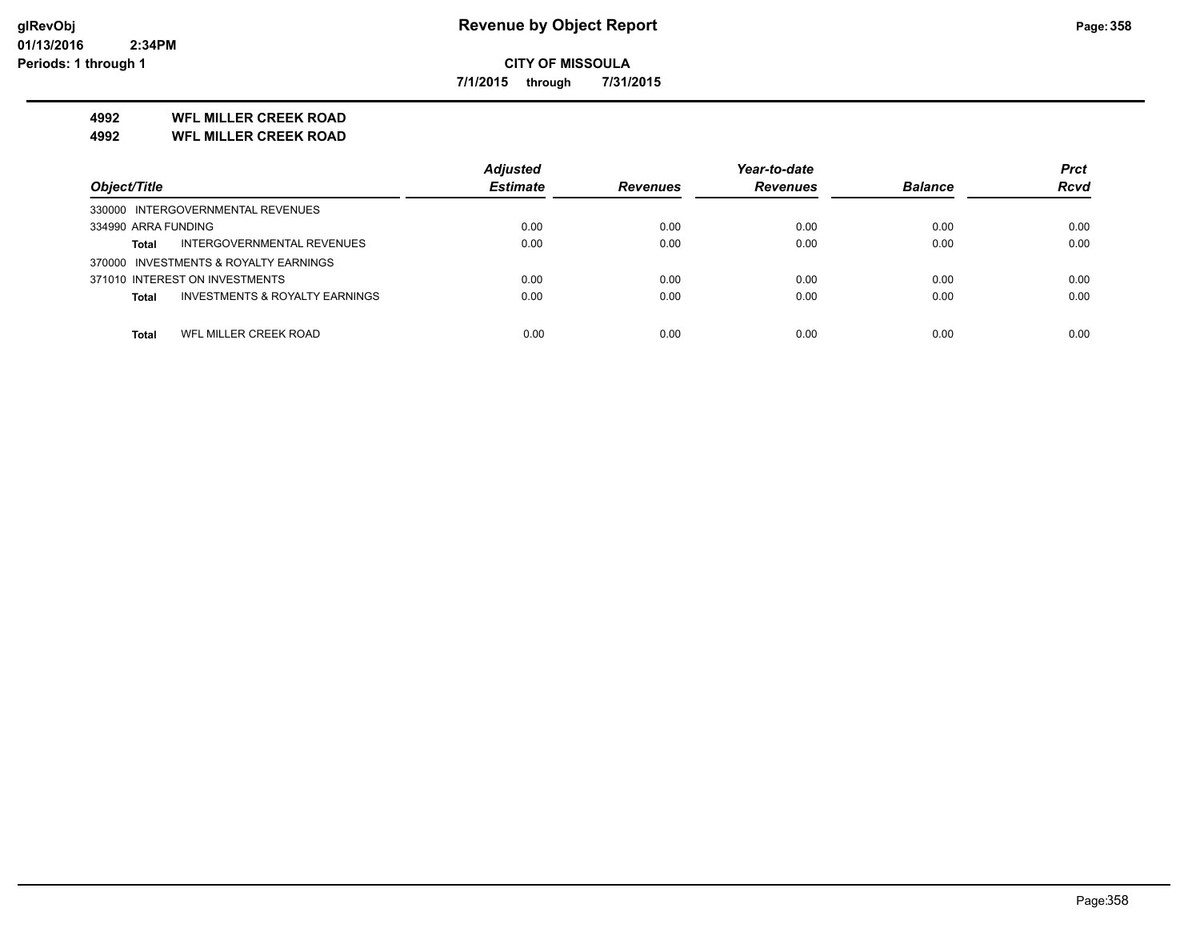# Revenue by Object Report

**CITY OF MISSOULA**

**7/1/2015 through 7/31/2015**

glRevObj
01/13/2016 2:34PM
Periods: 1 through 1

## 4992 WFL MILLER CREEK ROAD
## 4992 WFL MILLER CREEK ROAD

| Object/Title | Adjusted Estimate | Revenues | Year-to-date Revenues | Balance | Prct Rcvd |
|---|---|---|---|---|---|
| 330000 INTERGOVERNMENTAL REVENUES | | | | | |
| 334990 ARRA FUNDING | 0.00 | 0.00 | 0.00 | 0.00 | 0.00 |
| **Total** INTERGOVERNMENTAL REVENUES | 0.00 | 0.00 | 0.00 | 0.00 | 0.00 |
| 370000 INVESTMENTS & ROYALTY EARNINGS | | | | | |
| 371010 INTEREST ON INVESTMENTS | 0.00 | 0.00 | 0.00 | 0.00 | 0.00 |
| **Total** INVESTMENTS & ROYALTY EARNINGS | 0.00 | 0.00 | 0.00 | 0.00 | 0.00 |
| **Total** WFL MILLER CREEK ROAD | 0.00 | 0.00 | 0.00 | 0.00 | 0.00 |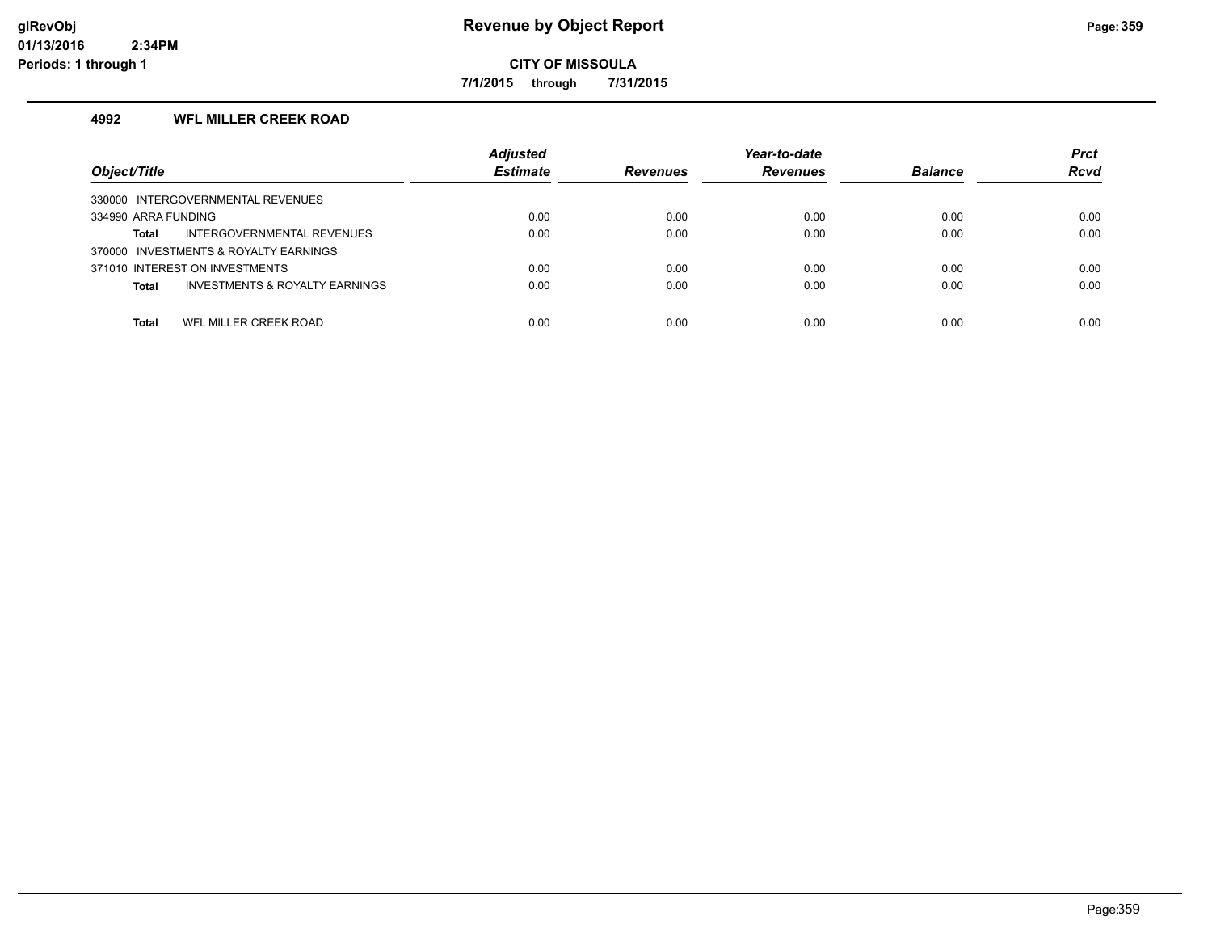**Revenue by Object Report**

**CITY OF MISSOULA**

**7/1/2015 through 7/31/2015**

glRevObj
01/13/2016 2:34PM
Periods: 1 through 1

### 4992 WFL MILLER CREEK ROAD

| Object/Title | Adjusted Estimate | Revenues | Year-to-date Revenues | Balance | Prct Rcvd |
|---|---|---|---|---|---|
| 330000 INTERGOVERNMENTAL REVENUES | | | | | |
| 334990 ARRA FUNDING | 0.00 | 0.00 | 0.00 | 0.00 | 0.00 |
| **Total** INTERGOVERNMENTAL REVENUES | 0.00 | 0.00 | 0.00 | 0.00 | 0.00 |
| 370000 INVESTMENTS & ROYALTY EARNINGS | | | | | |
| 371010 INTEREST ON INVESTMENTS | 0.00 | 0.00 | 0.00 | 0.00 | 0.00 |
| **Total** INVESTMENTS & ROYALTY EARNINGS | 0.00 | 0.00 | 0.00 | 0.00 | 0.00 |
| **Total** WFL MILLER CREEK ROAD | 0.00 | 0.00 | 0.00 | 0.00 | 0.00 |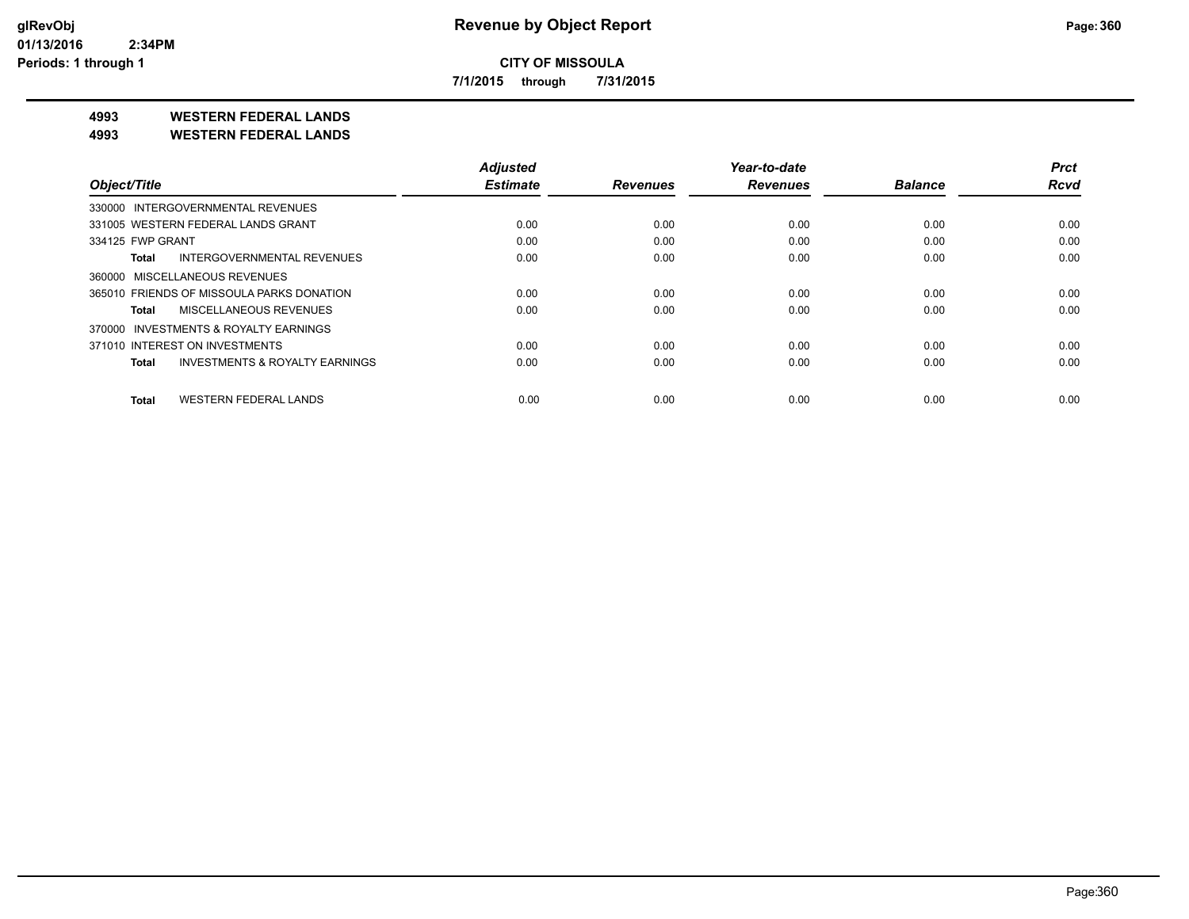**glRevObj**
**01/13/2016 2:34PM**
**Periods: 1 through 1**

# Revenue by Object Report

**CITY OF MISSOULA**

**7/1/2015 through 7/31/2015**

## 4993 WESTERN FEDERAL LANDS
## 4993 WESTERN FEDERAL LANDS

| Object/Title | Adjusted Estimate | Revenues | Year-to-date Revenues | Balance | Prct Rcvd |
|---|---|---|---|---|---|
| 330000 INTERGOVERNMENTAL REVENUES | | | | | |
| 331005 WESTERN FEDERAL LANDS GRANT | 0.00 | 0.00 | 0.00 | 0.00 | 0.00 |
| 334125 FWP GRANT | 0.00 | 0.00 | 0.00 | 0.00 | 0.00 |
| **Total** INTERGOVERNMENTAL REVENUES | 0.00 | 0.00 | 0.00 | 0.00 | 0.00 |
| 360000 MISCELLANEOUS REVENUES | | | | | |
| 365010 FRIENDS OF MISSOULA PARKS DONATION | 0.00 | 0.00 | 0.00 | 0.00 | 0.00 |
| **Total** MISCELLANEOUS REVENUES | 0.00 | 0.00 | 0.00 | 0.00 | 0.00 |
| 370000 INVESTMENTS & ROYALTY EARNINGS | | | | | |
| 371010 INTEREST ON INVESTMENTS | 0.00 | 0.00 | 0.00 | 0.00 | 0.00 |
| **Total** INVESTMENTS & ROYALTY EARNINGS | 0.00 | 0.00 | 0.00 | 0.00 | 0.00 |
| **Total** WESTERN FEDERAL LANDS | 0.00 | 0.00 | 0.00 | 0.00 | 0.00 |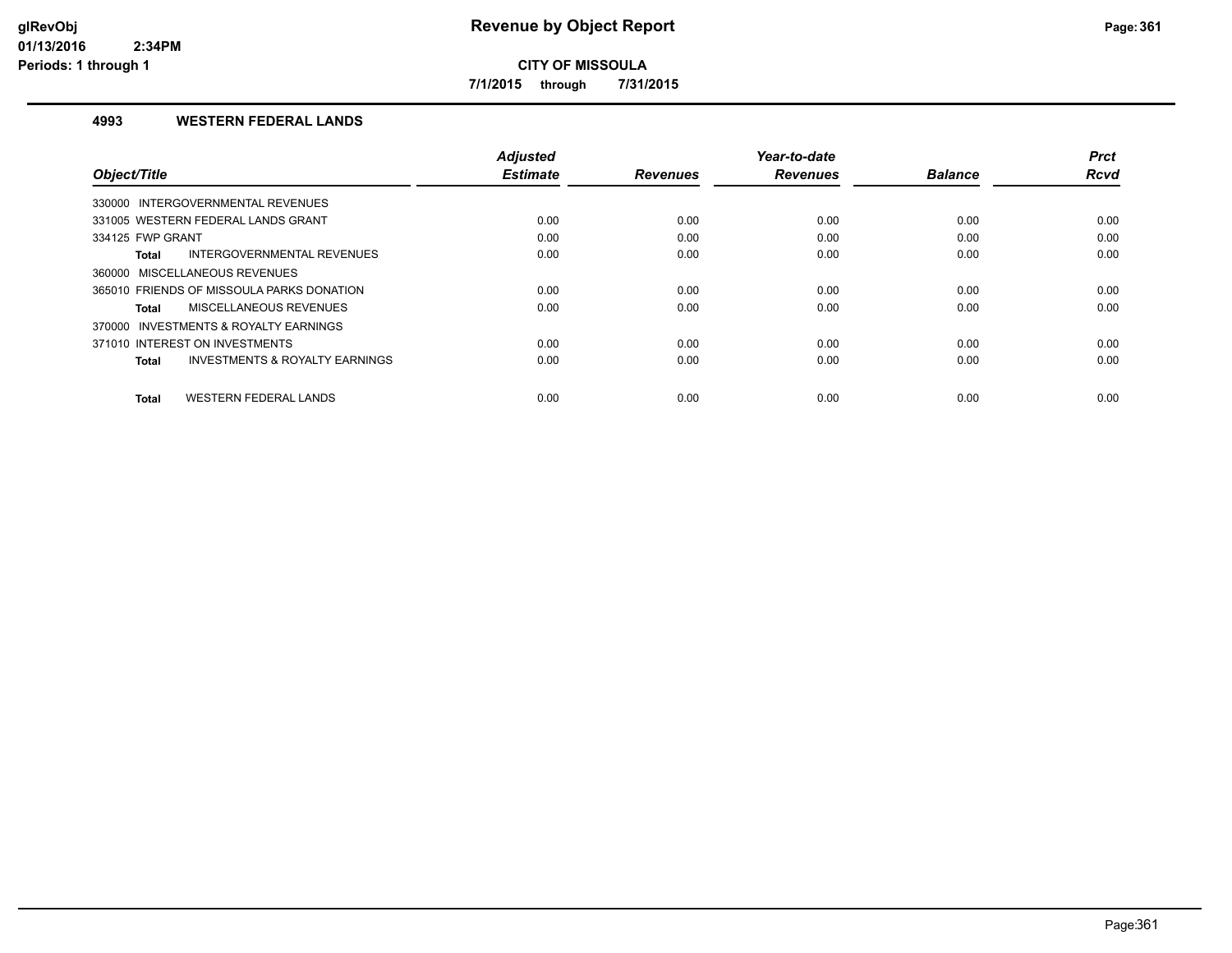# Revenue by Object Report

**CITY OF MISSOULA**

**7/1/2015 through 7/31/2015**

glRevObj
01/13/2016 2:34PM
Periods: 1 through 1

### 4993 WESTERN FEDERAL LANDS

| Object/Title | Adjusted Estimate | Revenues | Year-to-date Revenues | Balance | Prct Rcvd |
|---|---|---|---|---|---|
| 330000 INTERGOVERNMENTAL REVENUES | | | | | |
| 331005 WESTERN FEDERAL LANDS GRANT | 0.00 | 0.00 | 0.00 | 0.00 | 0.00 |
| 334125 FWP GRANT | 0.00 | 0.00 | 0.00 | 0.00 | 0.00 |
| **Total** INTERGOVERNMENTAL REVENUES | 0.00 | 0.00 | 0.00 | 0.00 | 0.00 |
| 360000 MISCELLANEOUS REVENUES | | | | | |
| 365010 FRIENDS OF MISSOULA PARKS DONATION | 0.00 | 0.00 | 0.00 | 0.00 | 0.00 |
| **Total** MISCELLANEOUS REVENUES | 0.00 | 0.00 | 0.00 | 0.00 | 0.00 |
| 370000 INVESTMENTS & ROYALTY EARNINGS | | | | | |
| 371010 INTEREST ON INVESTMENTS | 0.00 | 0.00 | 0.00 | 0.00 | 0.00 |
| **Total** INVESTMENTS & ROYALTY EARNINGS | 0.00 | 0.00 | 0.00 | 0.00 | 0.00 |
| **Total** WESTERN FEDERAL LANDS | 0.00 | 0.00 | 0.00 | 0.00 | 0.00 |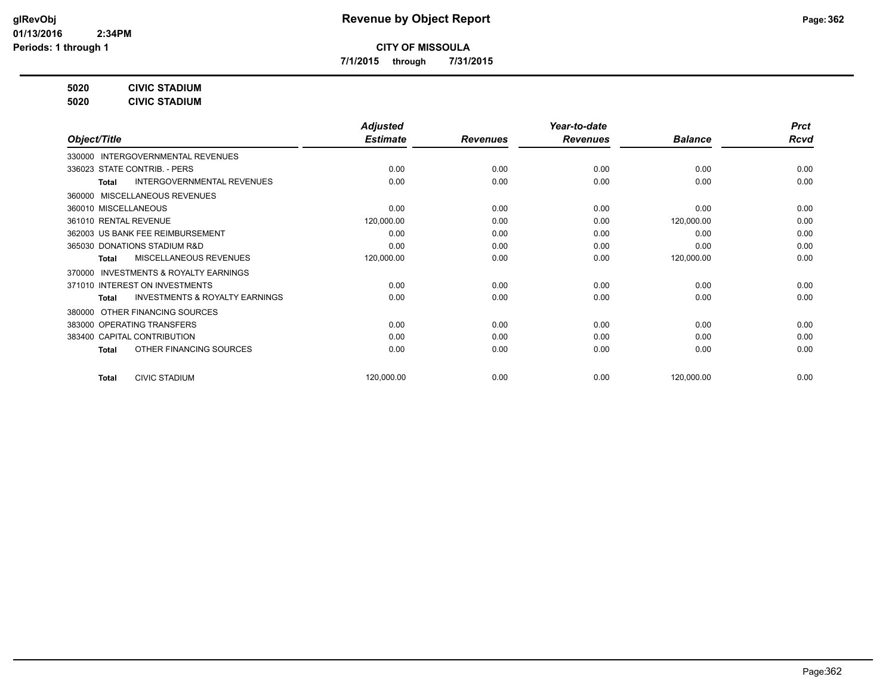**CITY OF MISSOULA**

**7/1/2015 through 7/31/2015**

**5020 CIVIC STADIUM**

**5020 CIVIC STADIUM**

| Object/Title | Adjusted Estimate | Revenues | Year-to-date Revenues | Balance | Prct Rcvd |
|---|---|---|---|---|---|
| 330000 INTERGOVERNMENTAL REVENUES | | | | | |
| 336023 STATE CONTRIB. - PERS | 0.00 | 0.00 | 0.00 | 0.00 | 0.00 |
| **Total** INTERGOVERNMENTAL REVENUES | 0.00 | 0.00 | 0.00 | 0.00 | 0.00 |
| 360000 MISCELLANEOUS REVENUES | | | | | |
| 360010 MISCELLANEOUS | 0.00 | 0.00 | 0.00 | 0.00 | 0.00 |
| 361010 RENTAL REVENUE | 120,000.00 | 0.00 | 0.00 | 120,000.00 | 0.00 |
| 362003 US BANK FEE REIMBURSEMENT | 0.00 | 0.00 | 0.00 | 0.00 | 0.00 |
| 365030 DONATIONS STADIUM R&D | 0.00 | 0.00 | 0.00 | 0.00 | 0.00 |
| **Total** MISCELLANEOUS REVENUES | 120,000.00 | 0.00 | 0.00 | 120,000.00 | 0.00 |
| 370000 INVESTMENTS & ROYALTY EARNINGS | | | | | |
| 371010 INTEREST ON INVESTMENTS | 0.00 | 0.00 | 0.00 | 0.00 | 0.00 |
| **Total** INVESTMENTS & ROYALTY EARNINGS | 0.00 | 0.00 | 0.00 | 0.00 | 0.00 |
| 380000 OTHER FINANCING SOURCES | | | | | |
| 383000 OPERATING TRANSFERS | 0.00 | 0.00 | 0.00 | 0.00 | 0.00 |
| 383400 CAPITAL CONTRIBUTION | 0.00 | 0.00 | 0.00 | 0.00 | 0.00 |
| **Total** OTHER FINANCING SOURCES | 0.00 | 0.00 | 0.00 | 0.00 | 0.00 |
| **Total** CIVIC STADIUM | 120,000.00 | 0.00 | 0.00 | 120,000.00 | 0.00 |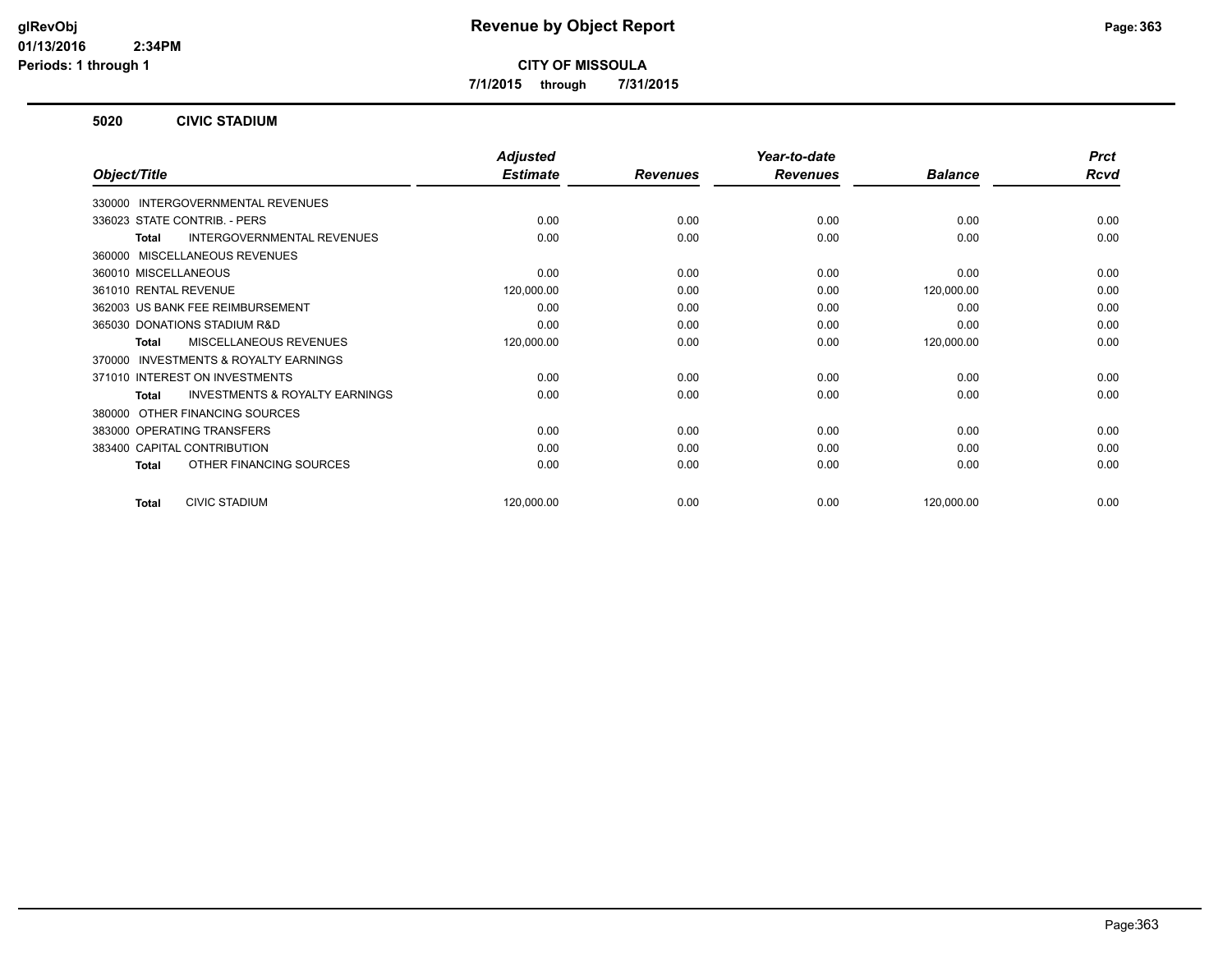# Revenue by Object Report

**CITY OF MISSOULA**

**7/1/2015 through 7/31/2015**

glRevObj
01/13/2016 2:34PM
Periods: 1 through 1

## 5020 CIVIC STADIUM

| Object/Title | Adjusted Estimate | Revenues | Year-to-date Revenues | Balance | Prct Rcvd |
|---|---|---|---|---|---|
| 330000 INTERGOVERNMENTAL REVENUES | | | | | |
| 336023 STATE CONTRIB. - PERS | 0.00 | 0.00 | 0.00 | 0.00 | 0.00 |
| **Total** INTERGOVERNMENTAL REVENUES | 0.00 | 0.00 | 0.00 | 0.00 | 0.00 |
| 360000 MISCELLANEOUS REVENUES | | | | | |
| 360010 MISCELLANEOUS | 0.00 | 0.00 | 0.00 | 0.00 | 0.00 |
| 361010 RENTAL REVENUE | 120,000.00 | 0.00 | 0.00 | 120,000.00 | 0.00 |
| 362003 US BANK FEE REIMBURSEMENT | 0.00 | 0.00 | 0.00 | 0.00 | 0.00 |
| 365030 DONATIONS STADIUM R&D | 0.00 | 0.00 | 0.00 | 0.00 | 0.00 |
| **Total** MISCELLANEOUS REVENUES | 120,000.00 | 0.00 | 0.00 | 120,000.00 | 0.00 |
| 370000 INVESTMENTS & ROYALTY EARNINGS | | | | | |
| 371010 INTEREST ON INVESTMENTS | 0.00 | 0.00 | 0.00 | 0.00 | 0.00 |
| **Total** INVESTMENTS & ROYALTY EARNINGS | 0.00 | 0.00 | 0.00 | 0.00 | 0.00 |
| 380000 OTHER FINANCING SOURCES | | | | | |
| 383000 OPERATING TRANSFERS | 0.00 | 0.00 | 0.00 | 0.00 | 0.00 |
| 383400 CAPITAL CONTRIBUTION | 0.00 | 0.00 | 0.00 | 0.00 | 0.00 |
| **Total** OTHER FINANCING SOURCES | 0.00 | 0.00 | 0.00 | 0.00 | 0.00 |
| **Total** CIVIC STADIUM | 120,000.00 | 0.00 | 0.00 | 120,000.00 | 0.00 |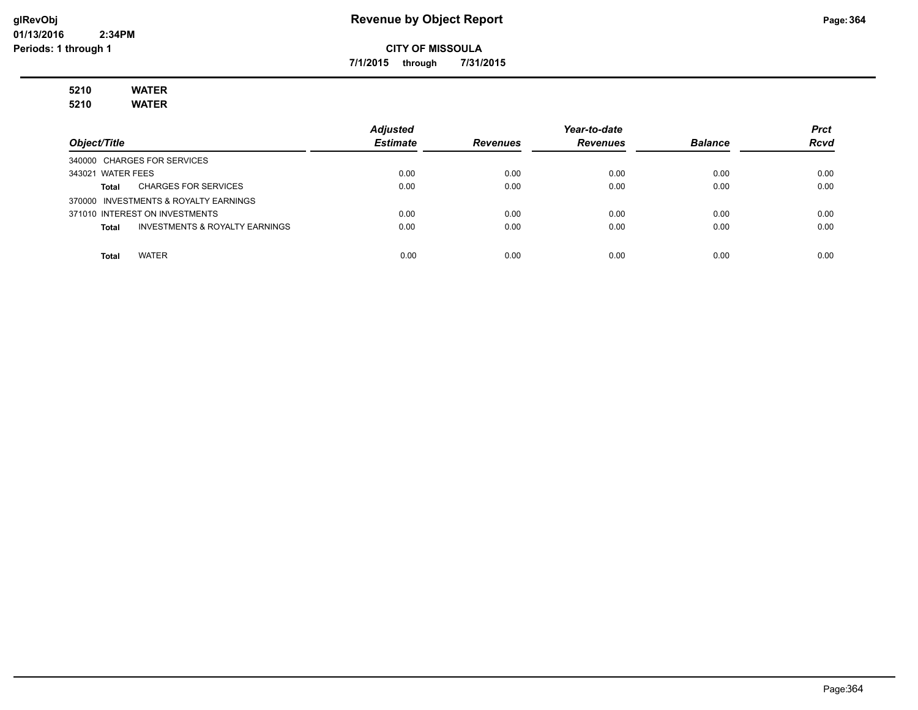# Revenue by Object Report

**CITY OF MISSOULA**

**7/1/2015 through 7/31/2015**

glRevObj
01/13/2016 2:34PM
Periods: 1 through 1

**5210 WATER**
**5210 WATER**

| Object/Title | Adjusted Estimate | Revenues | Year-to-date Revenues | Balance | Prct Rcvd |
|---|---|---|---|---|---|
| 340000 CHARGES FOR SERVICES | | | | | |
| 343021 WATER FEES | 0.00 | 0.00 | 0.00 | 0.00 | 0.00 |
| **Total** CHARGES FOR SERVICES | 0.00 | 0.00 | 0.00 | 0.00 | 0.00 |
| 370000 INVESTMENTS & ROYALTY EARNINGS | | | | | |
| 371010 INTEREST ON INVESTMENTS | 0.00 | 0.00 | 0.00 | 0.00 | 0.00 |
| **Total** INVESTMENTS & ROYALTY EARNINGS | 0.00 | 0.00 | 0.00 | 0.00 | 0.00 |
| **Total** WATER | 0.00 | 0.00 | 0.00 | 0.00 | 0.00 |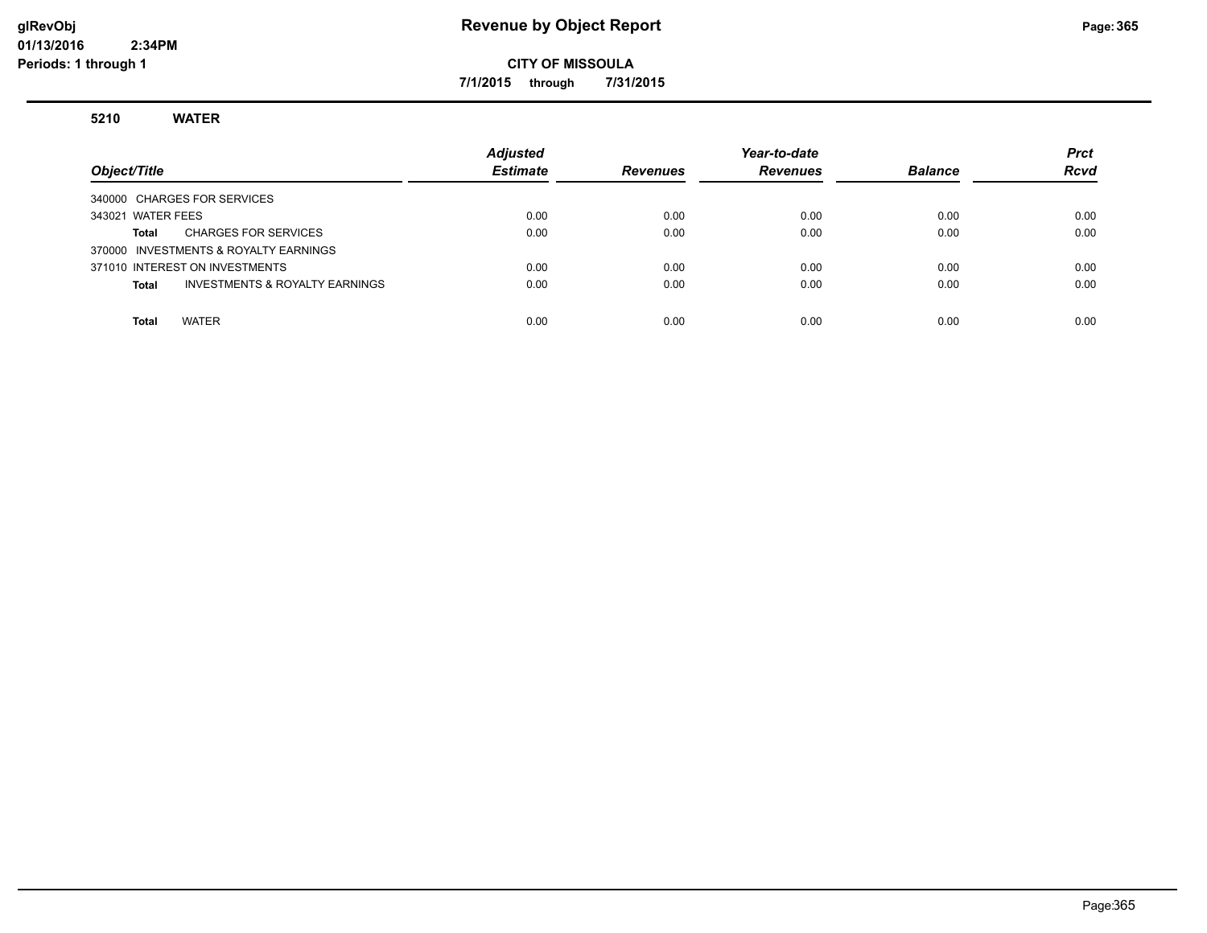# Revenue by Object Report

glRevObj
01/13/2016 2:34PM
Periods: 1 through 1

**CITY OF MISSOULA**

**7/1/2015 through 7/31/2015**

### 5210 WATER

| Object/Title | Adjusted Estimate | Revenues | Year-to-date Revenues | Balance | Prct Rcvd |
|---|---|---|---|---|---|
| 340000 CHARGES FOR SERVICES | | | | | |
| 343021 WATER FEES | 0.00 | 0.00 | 0.00 | 0.00 | 0.00 |
| **Total** CHARGES FOR SERVICES | 0.00 | 0.00 | 0.00 | 0.00 | 0.00 |
| 370000 INVESTMENTS & ROYALTY EARNINGS | | | | | |
| 371010 INTEREST ON INVESTMENTS | 0.00 | 0.00 | 0.00 | 0.00 | 0.00 |
| **Total** INVESTMENTS & ROYALTY EARNINGS | 0.00 | 0.00 | 0.00 | 0.00 | 0.00 |
| **Total** WATER | 0.00 | 0.00 | 0.00 | 0.00 | 0.00 |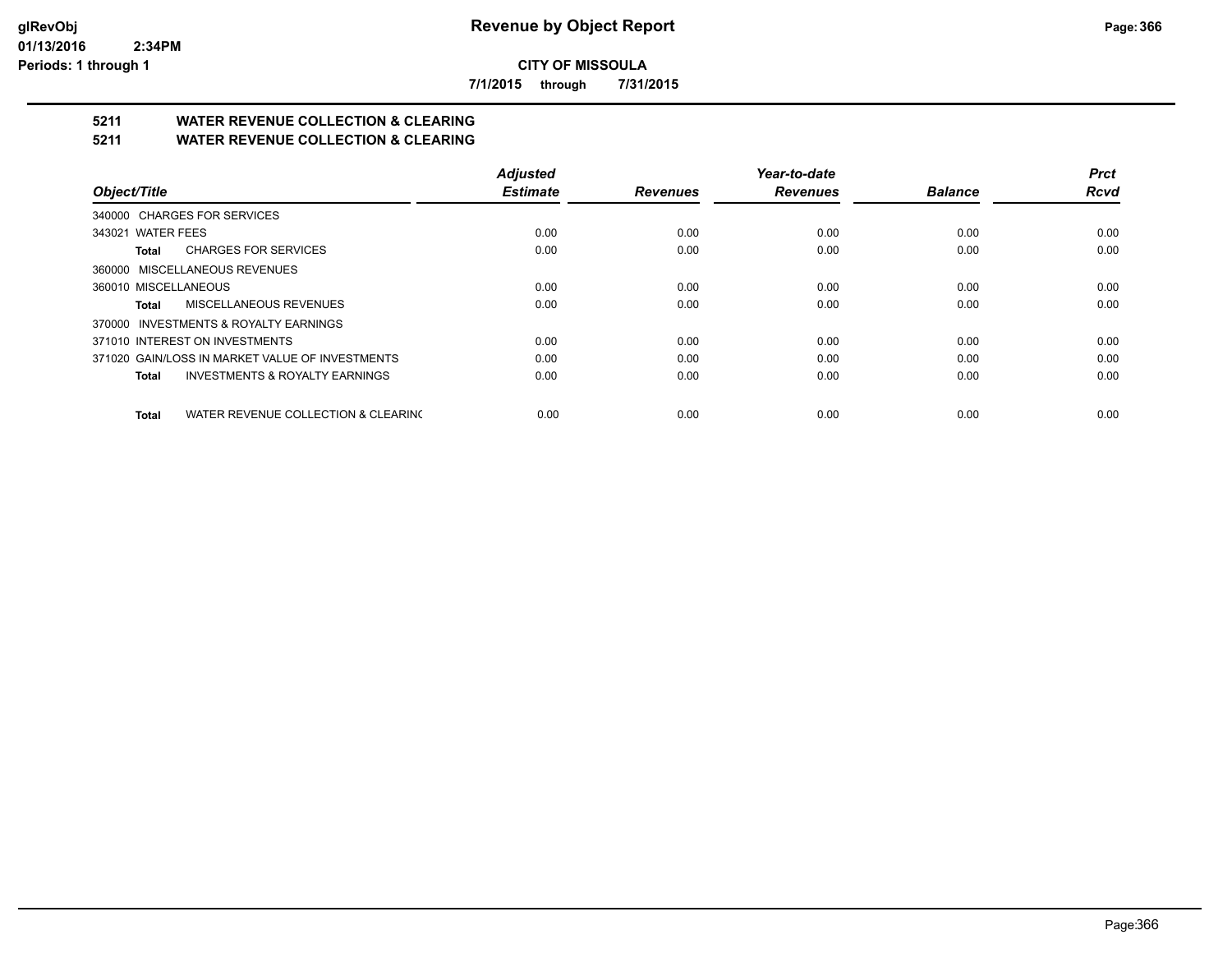**CITY OF MISSOULA**

**7/1/2015 through 7/31/2015**

## 5211 WATER REVENUE COLLECTION & CLEARING
## 5211 WATER REVENUE COLLECTION & CLEARING

| Object/Title | Adjusted Estimate | Revenues | Year-to-date Revenues | Balance | Prct Rcvd |
|---|---|---|---|---|---|
| 340000 CHARGES FOR SERVICES | | | | | |
| 343021 WATER FEES | 0.00 | 0.00 | 0.00 | 0.00 | 0.00 |
| **Total** CHARGES FOR SERVICES | 0.00 | 0.00 | 0.00 | 0.00 | 0.00 |
| 360000 MISCELLANEOUS REVENUES | | | | | |
| 360010 MISCELLANEOUS | 0.00 | 0.00 | 0.00 | 0.00 | 0.00 |
| **Total** MISCELLANEOUS REVENUES | 0.00 | 0.00 | 0.00 | 0.00 | 0.00 |
| 370000 INVESTMENTS & ROYALTY EARNINGS | | | | | |
| 371010 INTEREST ON INVESTMENTS | 0.00 | 0.00 | 0.00 | 0.00 | 0.00 |
| 371020 GAIN/LOSS IN MARKET VALUE OF INVESTMENTS | 0.00 | 0.00 | 0.00 | 0.00 | 0.00 |
| **Total** INVESTMENTS & ROYALTY EARNINGS | 0.00 | 0.00 | 0.00 | 0.00 | 0.00 |
| **Total** WATER REVENUE COLLECTION & CLEARINC | 0.00 | 0.00 | 0.00 | 0.00 | 0.00 |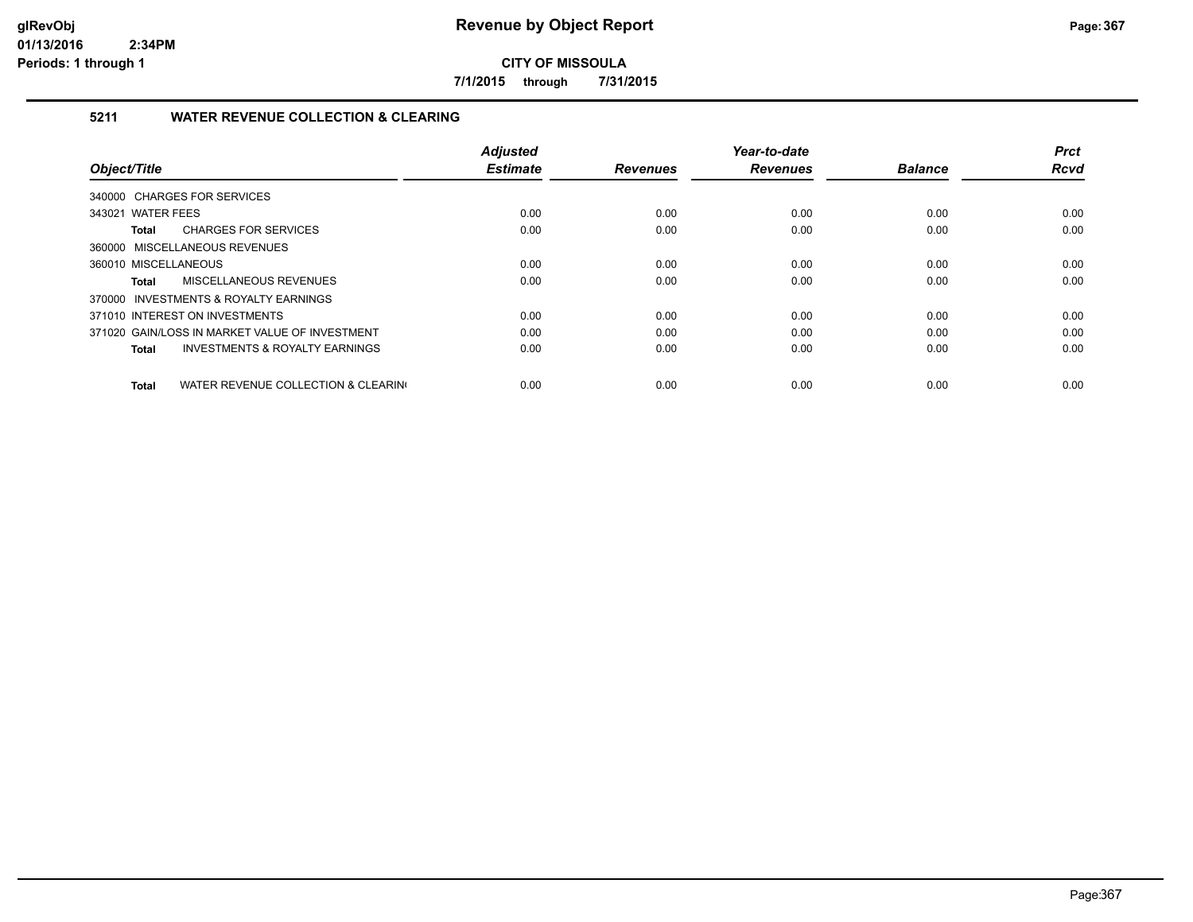# Revenue by Object Report

**CITY OF MISSOULA**

**7/1/2015 through 7/31/2015**

glRevObj
01/13/2016 2:34PM
Periods: 1 through 1

## 5211 WATER REVENUE COLLECTION & CLEARING

| Object/Title | Adjusted Estimate | Revenues | Year-to-date Revenues | Balance | Prct Rcvd |
|---|---|---|---|---|---|
| 340000 CHARGES FOR SERVICES | | | | | |
| 343021 WATER FEES | 0.00 | 0.00 | 0.00 | 0.00 | 0.00 |
| **Total** CHARGES FOR SERVICES | 0.00 | 0.00 | 0.00 | 0.00 | 0.00 |
| 360000 MISCELLANEOUS REVENUES | | | | | |
| 360010 MISCELLANEOUS | 0.00 | 0.00 | 0.00 | 0.00 | 0.00 |
| **Total** MISCELLANEOUS REVENUES | 0.00 | 0.00 | 0.00 | 0.00 | 0.00 |
| 370000 INVESTMENTS & ROYALTY EARNINGS | | | | | |
| 371010 INTEREST ON INVESTMENTS | 0.00 | 0.00 | 0.00 | 0.00 | 0.00 |
| 371020 GAIN/LOSS IN MARKET VALUE OF INVESTMENT | 0.00 | 0.00 | 0.00 | 0.00 | 0.00 |
| **Total** INVESTMENTS & ROYALTY EARNINGS | 0.00 | 0.00 | 0.00 | 0.00 | 0.00 |
| **Total** WATER REVENUE COLLECTION & CLEARIN( | 0.00 | 0.00 | 0.00 | 0.00 | 0.00 |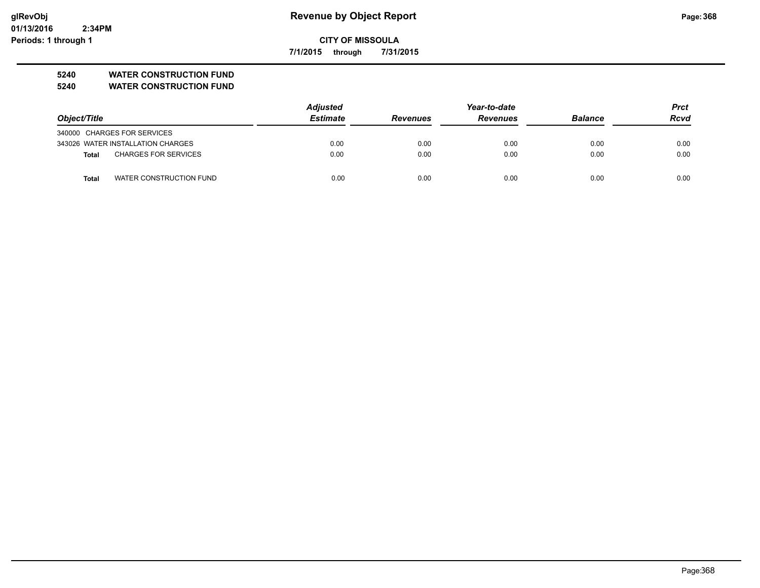# Revenue by Object Report

**CITY OF MISSOULA**

**7/1/2015 through 7/31/2015**

glRevObj
01/13/2016 2:34PM
Periods: 1 through 1

## 5240 WATER CONSTRUCTION FUND
## 5240 WATER CONSTRUCTION FUND

| Object/Title | Adjusted Estimate | Revenues | Year-to-date Revenues | Balance | Prct Rcvd |
|---|---|---|---|---|---|
| 340000 CHARGES FOR SERVICES | | | | | |
| 343026 WATER INSTALLATION CHARGES | 0.00 | 0.00 | 0.00 | 0.00 | 0.00 |
| **Total** CHARGES FOR SERVICES | 0.00 | 0.00 | 0.00 | 0.00 | 0.00 |
| **Total** WATER CONSTRUCTION FUND | 0.00 | 0.00 | 0.00 | 0.00 | 0.00 |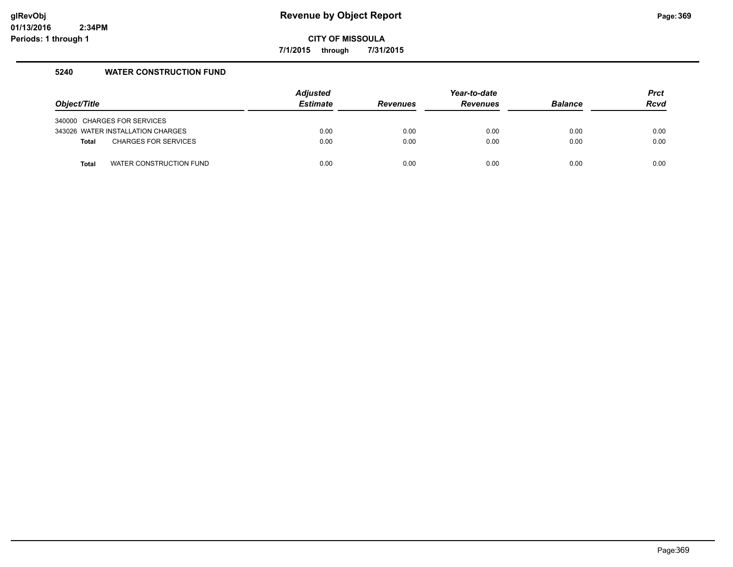# Revenue by Object Report

**CITY OF MISSOULA**

**7/1/2015 through 7/31/2015**

glRevObj
01/13/2016 2:34PM
Periods: 1 through 1

## 5240 WATER CONSTRUCTION FUND

| Object/Title | Adjusted Estimate | Revenues | Year-to-date Revenues | Balance | Prct Rcvd |
|---|---|---|---|---|---|
| 340000 CHARGES FOR SERVICES | | | | | |
| 343026 WATER INSTALLATION CHARGES | 0.00 | 0.00 | 0.00 | 0.00 | 0.00 |
| **Total** CHARGES FOR SERVICES | 0.00 | 0.00 | 0.00 | 0.00 | 0.00 |
| **Total** WATER CONSTRUCTION FUND | 0.00 | 0.00 | 0.00 | 0.00 | 0.00 |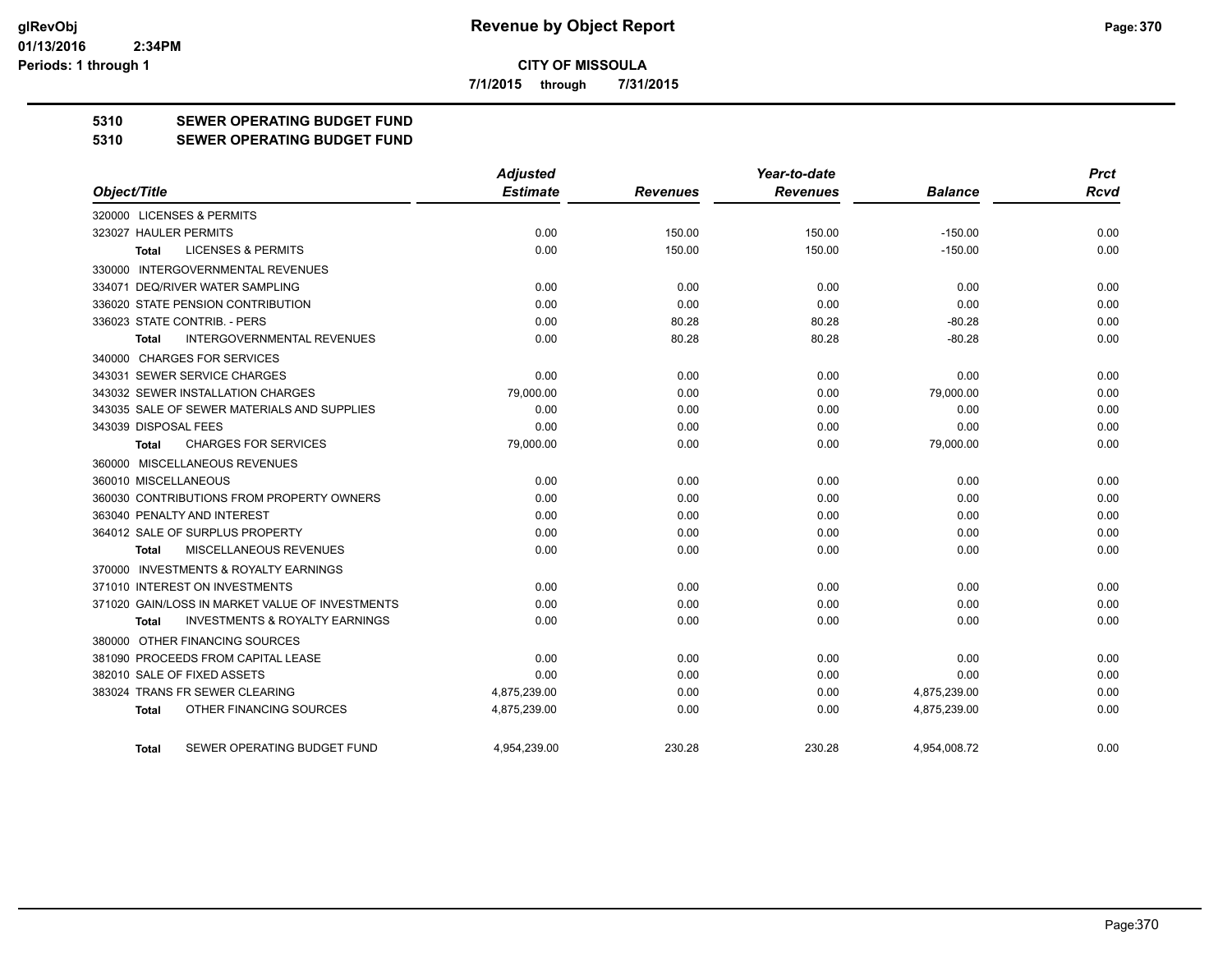# Revenue by Object Report

**CITY OF MISSOULA**

7/1/2015 through 7/31/2015

glRevObj
01/13/2016 2:34PM
Periods: 1 through 1

## 5310 SEWER OPERATING BUDGET FUND
## 5310 SEWER OPERATING BUDGET FUND

| Object/Title | Adjusted Estimate | Revenues | Year-to-date Revenues | Balance | Prct Rcvd |
|---|---|---|---|---|---|
| 320000 LICENSES & PERMITS | | | | | |
| 323027 HAULER PERMITS | 0.00 | 150.00 | 150.00 | -150.00 | 0.00 |
| **Total** LICENSES & PERMITS | 0.00 | 150.00 | 150.00 | -150.00 | 0.00 |
| 330000 INTERGOVERNMENTAL REVENUES | | | | | |
| 334071 DEQ/RIVER WATER SAMPLING | 0.00 | 0.00 | 0.00 | 0.00 | 0.00 |
| 336020 STATE PENSION CONTRIBUTION | 0.00 | 0.00 | 0.00 | 0.00 | 0.00 |
| 336023 STATE CONTRIB. - PERS | 0.00 | 80.28 | 80.28 | -80.28 | 0.00 |
| **Total** INTERGOVERNMENTAL REVENUES | 0.00 | 80.28 | 80.28 | -80.28 | 0.00 |
| 340000 CHARGES FOR SERVICES | | | | | |
| 343031 SEWER SERVICE CHARGES | 0.00 | 0.00 | 0.00 | 0.00 | 0.00 |
| 343032 SEWER INSTALLATION CHARGES | 79,000.00 | 0.00 | 0.00 | 79,000.00 | 0.00 |
| 343035 SALE OF SEWER MATERIALS AND SUPPLIES | 0.00 | 0.00 | 0.00 | 0.00 | 0.00 |
| 343039 DISPOSAL FEES | 0.00 | 0.00 | 0.00 | 0.00 | 0.00 |
| **Total** CHARGES FOR SERVICES | 79,000.00 | 0.00 | 0.00 | 79,000.00 | 0.00 |
| 360000 MISCELLANEOUS REVENUES | | | | | |
| 360010 MISCELLANEOUS | 0.00 | 0.00 | 0.00 | 0.00 | 0.00 |
| 360030 CONTRIBUTIONS FROM PROPERTY OWNERS | 0.00 | 0.00 | 0.00 | 0.00 | 0.00 |
| 363040 PENALTY AND INTEREST | 0.00 | 0.00 | 0.00 | 0.00 | 0.00 |
| 364012 SALE OF SURPLUS PROPERTY | 0.00 | 0.00 | 0.00 | 0.00 | 0.00 |
| **Total** MISCELLANEOUS REVENUES | 0.00 | 0.00 | 0.00 | 0.00 | 0.00 |
| 370000 INVESTMENTS & ROYALTY EARNINGS | | | | | |
| 371010 INTEREST ON INVESTMENTS | 0.00 | 0.00 | 0.00 | 0.00 | 0.00 |
| 371020 GAIN/LOSS IN MARKET VALUE OF INVESTMENTS | 0.00 | 0.00 | 0.00 | 0.00 | 0.00 |
| **Total** INVESTMENTS & ROYALTY EARNINGS | 0.00 | 0.00 | 0.00 | 0.00 | 0.00 |
| 380000 OTHER FINANCING SOURCES | | | | | |
| 381090 PROCEEDS FROM CAPITAL LEASE | 0.00 | 0.00 | 0.00 | 0.00 | 0.00 |
| 382010 SALE OF FIXED ASSETS | 0.00 | 0.00 | 0.00 | 0.00 | 0.00 |
| 383024 TRANS FR SEWER CLEARING | 4,875,239.00 | 0.00 | 0.00 | 4,875,239.00 | 0.00 |
| **Total** OTHER FINANCING SOURCES | 4,875,239.00 | 0.00 | 0.00 | 4,875,239.00 | 0.00 |
| **Total** SEWER OPERATING BUDGET FUND | 4,954,239.00 | 230.28 | 230.28 | 4,954,008.72 | 0.00 |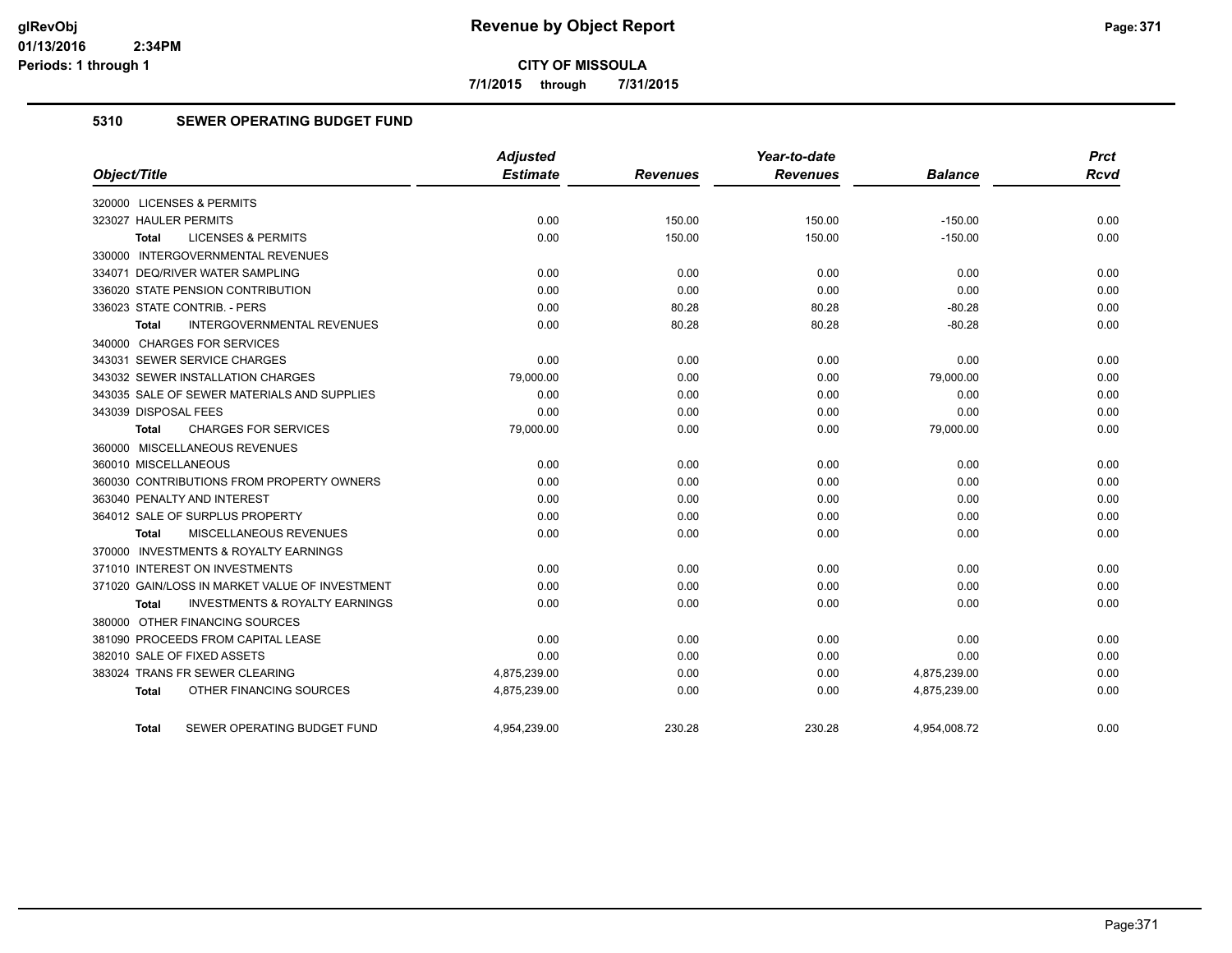**CITY OF MISSOULA**

**7/1/2015 through 7/31/2015**

**glRevObj**
**01/13/2016 2:34PM**
**Periods: 1 through 1**

# Revenue by Object Report

## 5310 SEWER OPERATING BUDGET FUND

| Object/Title | Adjusted Estimate | Revenues | Year-to-date Revenues | Balance | Prct Rcvd |
|---|---|---|---|---|---|
| 320000 LICENSES & PERMITS | | | | | |
| 323027 HAULER PERMITS | 0.00 | 150.00 | 150.00 | -150.00 | 0.00 |
| **Total** LICENSES & PERMITS | 0.00 | 150.00 | 150.00 | -150.00 | 0.00 |
| 330000 INTERGOVERNMENTAL REVENUES | | | | | |
| 334071 DEQ/RIVER WATER SAMPLING | 0.00 | 0.00 | 0.00 | 0.00 | 0.00 |
| 336020 STATE PENSION CONTRIBUTION | 0.00 | 0.00 | 0.00 | 0.00 | 0.00 |
| 336023 STATE CONTRIB. - PERS | 0.00 | 80.28 | 80.28 | -80.28 | 0.00 |
| **Total** INTERGOVERNMENTAL REVENUES | 0.00 | 80.28 | 80.28 | -80.28 | 0.00 |
| 340000 CHARGES FOR SERVICES | | | | | |
| 343031 SEWER SERVICE CHARGES | 0.00 | 0.00 | 0.00 | 0.00 | 0.00 |
| 343032 SEWER INSTALLATION CHARGES | 79,000.00 | 0.00 | 0.00 | 79,000.00 | 0.00 |
| 343035 SALE OF SEWER MATERIALS AND SUPPLIES | 0.00 | 0.00 | 0.00 | 0.00 | 0.00 |
| 343039 DISPOSAL FEES | 0.00 | 0.00 | 0.00 | 0.00 | 0.00 |
| **Total** CHARGES FOR SERVICES | 79,000.00 | 0.00 | 0.00 | 79,000.00 | 0.00 |
| 360000 MISCELLANEOUS REVENUES | | | | | |
| 360010 MISCELLANEOUS | 0.00 | 0.00 | 0.00 | 0.00 | 0.00 |
| 360030 CONTRIBUTIONS FROM PROPERTY OWNERS | 0.00 | 0.00 | 0.00 | 0.00 | 0.00 |
| 363040 PENALTY AND INTEREST | 0.00 | 0.00 | 0.00 | 0.00 | 0.00 |
| 364012 SALE OF SURPLUS PROPERTY | 0.00 | 0.00 | 0.00 | 0.00 | 0.00 |
| **Total** MISCELLANEOUS REVENUES | 0.00 | 0.00 | 0.00 | 0.00 | 0.00 |
| 370000 INVESTMENTS & ROYALTY EARNINGS | | | | | |
| 371010 INTEREST ON INVESTMENTS | 0.00 | 0.00 | 0.00 | 0.00 | 0.00 |
| 371020 GAIN/LOSS IN MARKET VALUE OF INVESTMENT | 0.00 | 0.00 | 0.00 | 0.00 | 0.00 |
| **Total** INVESTMENTS & ROYALTY EARNINGS | 0.00 | 0.00 | 0.00 | 0.00 | 0.00 |
| 380000 OTHER FINANCING SOURCES | | | | | |
| 381090 PROCEEDS FROM CAPITAL LEASE | 0.00 | 0.00 | 0.00 | 0.00 | 0.00 |
| 382010 SALE OF FIXED ASSETS | 0.00 | 0.00 | 0.00 | 0.00 | 0.00 |
| 383024 TRANS FR SEWER CLEARING | 4,875,239.00 | 0.00 | 0.00 | 4,875,239.00 | 0.00 |
| **Total** OTHER FINANCING SOURCES | 4,875,239.00 | 0.00 | 0.00 | 4,875,239.00 | 0.00 |
| **Total** SEWER OPERATING BUDGET FUND | 4,954,239.00 | 230.28 | 230.28 | 4,954,008.72 | 0.00 |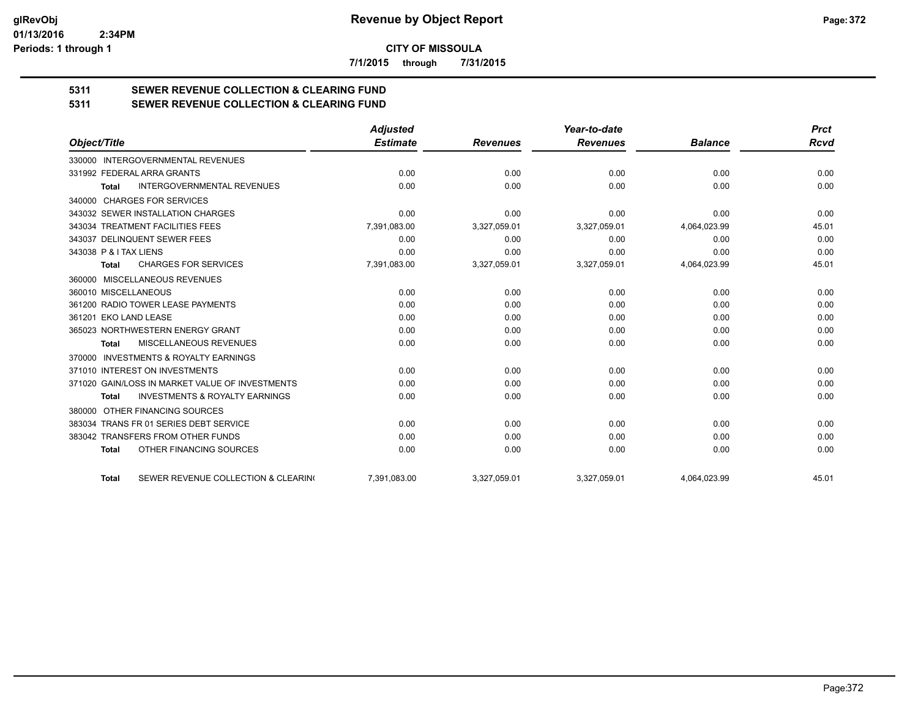**CITY OF MISSOULA**

**7/1/2015 through 7/31/2015**

## 5311 SEWER REVENUE COLLECTION & CLEARING FUND

## 5311 SEWER REVENUE COLLECTION & CLEARING FUND

| Object/Title | Adjusted Estimate | Revenues | Year-to-date Revenues | Balance | Prct Rcvd |
|---|---|---|---|---|---|
| 330000 INTERGOVERNMENTAL REVENUES | | | | | |
| 331992 FEDERAL ARRA GRANTS | 0.00 | 0.00 | 0.00 | 0.00 | 0.00 |
| **Total** INTERGOVERNMENTAL REVENUES | 0.00 | 0.00 | 0.00 | 0.00 | 0.00 |
| 340000 CHARGES FOR SERVICES | | | | | |
| 343032 SEWER INSTALLATION CHARGES | 0.00 | 0.00 | 0.00 | 0.00 | 0.00 |
| 343034 TREATMENT FACILITIES FEES | 7,391,083.00 | 3,327,059.01 | 3,327,059.01 | 4,064,023.99 | 45.01 |
| 343037 DELINQUENT SEWER FEES | 0.00 | 0.00 | 0.00 | 0.00 | 0.00 |
| 343038 P & I TAX LIENS | 0.00 | 0.00 | 0.00 | 0.00 | 0.00 |
| **Total** CHARGES FOR SERVICES | 7,391,083.00 | 3,327,059.01 | 3,327,059.01 | 4,064,023.99 | 45.01 |
| 360000 MISCELLANEOUS REVENUES | | | | | |
| 360010 MISCELLANEOUS | 0.00 | 0.00 | 0.00 | 0.00 | 0.00 |
| 361200 RADIO TOWER LEASE PAYMENTS | 0.00 | 0.00 | 0.00 | 0.00 | 0.00 |
| 361201 EKO LAND LEASE | 0.00 | 0.00 | 0.00 | 0.00 | 0.00 |
| 365023 NORTHWESTERN ENERGY GRANT | 0.00 | 0.00 | 0.00 | 0.00 | 0.00 |
| **Total** MISCELLANEOUS REVENUES | 0.00 | 0.00 | 0.00 | 0.00 | 0.00 |
| 370000 INVESTMENTS & ROYALTY EARNINGS | | | | | |
| 371010 INTEREST ON INVESTMENTS | 0.00 | 0.00 | 0.00 | 0.00 | 0.00 |
| 371020 GAIN/LOSS IN MARKET VALUE OF INVESTMENTS | 0.00 | 0.00 | 0.00 | 0.00 | 0.00 |
| **Total** INVESTMENTS & ROYALTY EARNINGS | 0.00 | 0.00 | 0.00 | 0.00 | 0.00 |
| 380000 OTHER FINANCING SOURCES | | | | | |
| 383034 TRANS FR 01 SERIES DEBT SERVICE | 0.00 | 0.00 | 0.00 | 0.00 | 0.00 |
| 383042 TRANSFERS FROM OTHER FUNDS | 0.00 | 0.00 | 0.00 | 0.00 | 0.00 |
| **Total** OTHER FINANCING SOURCES | 0.00 | 0.00 | 0.00 | 0.00 | 0.00 |
| **Total** SEWER REVENUE COLLECTION & CLEARIN( | 7,391,083.00 | 3,327,059.01 | 3,327,059.01 | 4,064,023.99 | 45.01 |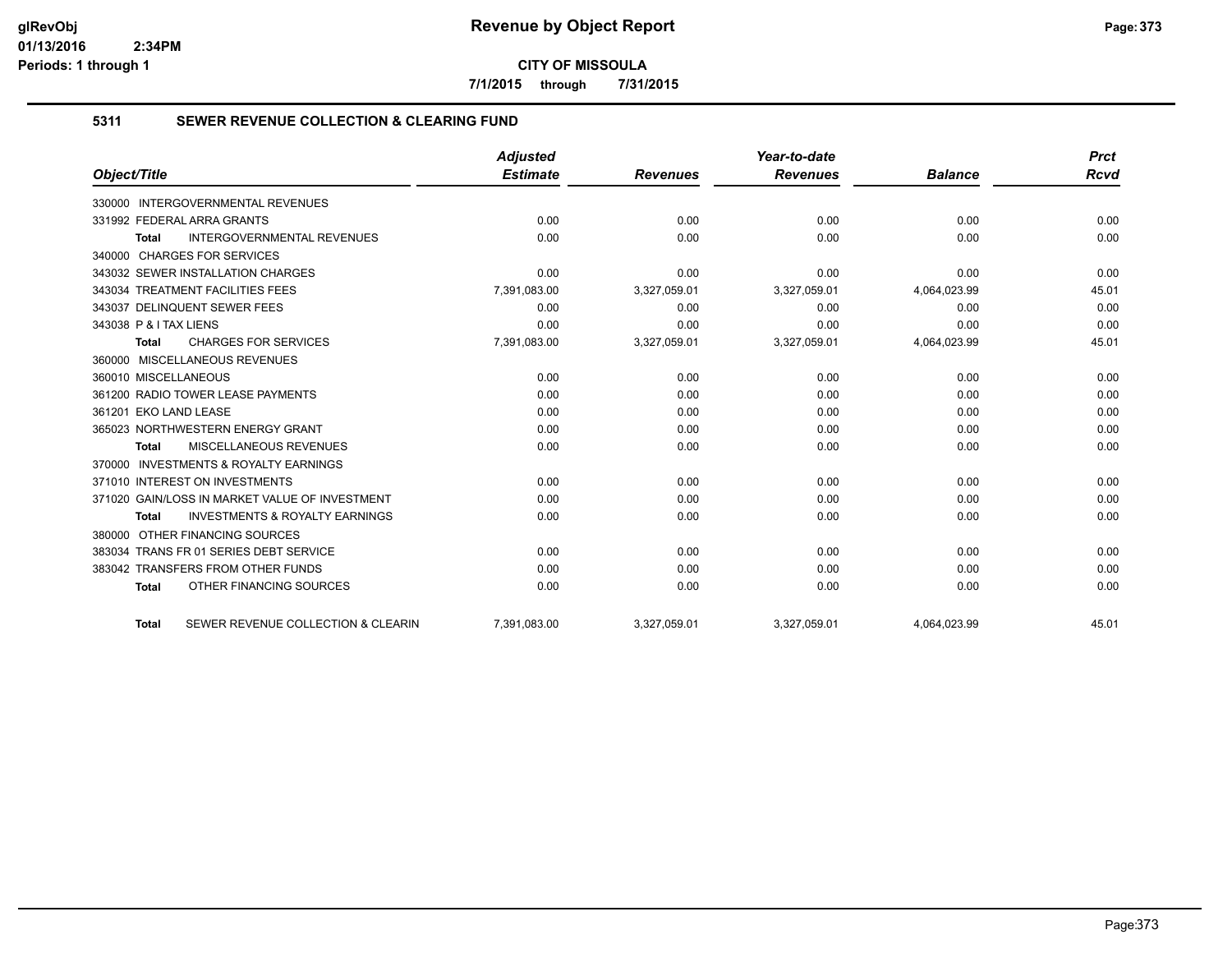**Revenue by Object Report**

**CITY OF MISSOULA**

**7/1/2015 through 7/31/2015**

glRevObj
01/13/2016 2:34PM
Periods: 1 through 1

## 5311 SEWER REVENUE COLLECTION & CLEARING FUND

| Object/Title | Adjusted Estimate | Revenues | Year-to-date Revenues | Balance | Prct Rcvd |
|---|---|---|---|---|---|
| 330000 INTERGOVERNMENTAL REVENUES | | | | | |
| 331992 FEDERAL ARRA GRANTS | 0.00 | 0.00 | 0.00 | 0.00 | 0.00 |
| **Total** INTERGOVERNMENTAL REVENUES | 0.00 | 0.00 | 0.00 | 0.00 | 0.00 |
| 340000 CHARGES FOR SERVICES | | | | | |
| 343032 SEWER INSTALLATION CHARGES | 0.00 | 0.00 | 0.00 | 0.00 | 0.00 |
| 343034 TREATMENT FACILITIES FEES | 7,391,083.00 | 3,327,059.01 | 3,327,059.01 | 4,064,023.99 | 45.01 |
| 343037 DELINQUENT SEWER FEES | 0.00 | 0.00 | 0.00 | 0.00 | 0.00 |
| 343038 P & I TAX LIENS | 0.00 | 0.00 | 0.00 | 0.00 | 0.00 |
| **Total** CHARGES FOR SERVICES | 7,391,083.00 | 3,327,059.01 | 3,327,059.01 | 4,064,023.99 | 45.01 |
| 360000 MISCELLANEOUS REVENUES | | | | | |
| 360010 MISCELLANEOUS | 0.00 | 0.00 | 0.00 | 0.00 | 0.00 |
| 361200 RADIO TOWER LEASE PAYMENTS | 0.00 | 0.00 | 0.00 | 0.00 | 0.00 |
| 361201 EKO LAND LEASE | 0.00 | 0.00 | 0.00 | 0.00 | 0.00 |
| 365023 NORTHWESTERN ENERGY GRANT | 0.00 | 0.00 | 0.00 | 0.00 | 0.00 |
| **Total** MISCELLANEOUS REVENUES | 0.00 | 0.00 | 0.00 | 0.00 | 0.00 |
| 370000 INVESTMENTS & ROYALTY EARNINGS | | | | | |
| 371010 INTEREST ON INVESTMENTS | 0.00 | 0.00 | 0.00 | 0.00 | 0.00 |
| 371020 GAIN/LOSS IN MARKET VALUE OF INVESTMENT | 0.00 | 0.00 | 0.00 | 0.00 | 0.00 |
| **Total** INVESTMENTS & ROYALTY EARNINGS | 0.00 | 0.00 | 0.00 | 0.00 | 0.00 |
| 380000 OTHER FINANCING SOURCES | | | | | |
| 383034 TRANS FR 01 SERIES DEBT SERVICE | 0.00 | 0.00 | 0.00 | 0.00 | 0.00 |
| 383042 TRANSFERS FROM OTHER FUNDS | 0.00 | 0.00 | 0.00 | 0.00 | 0.00 |
| **Total** OTHER FINANCING SOURCES | 0.00 | 0.00 | 0.00 | 0.00 | 0.00 |
| **Total** SEWER REVENUE COLLECTION & CLEARIN | 7,391,083.00 | 3,327,059.01 | 3,327,059.01 | 4,064,023.99 | 45.01 |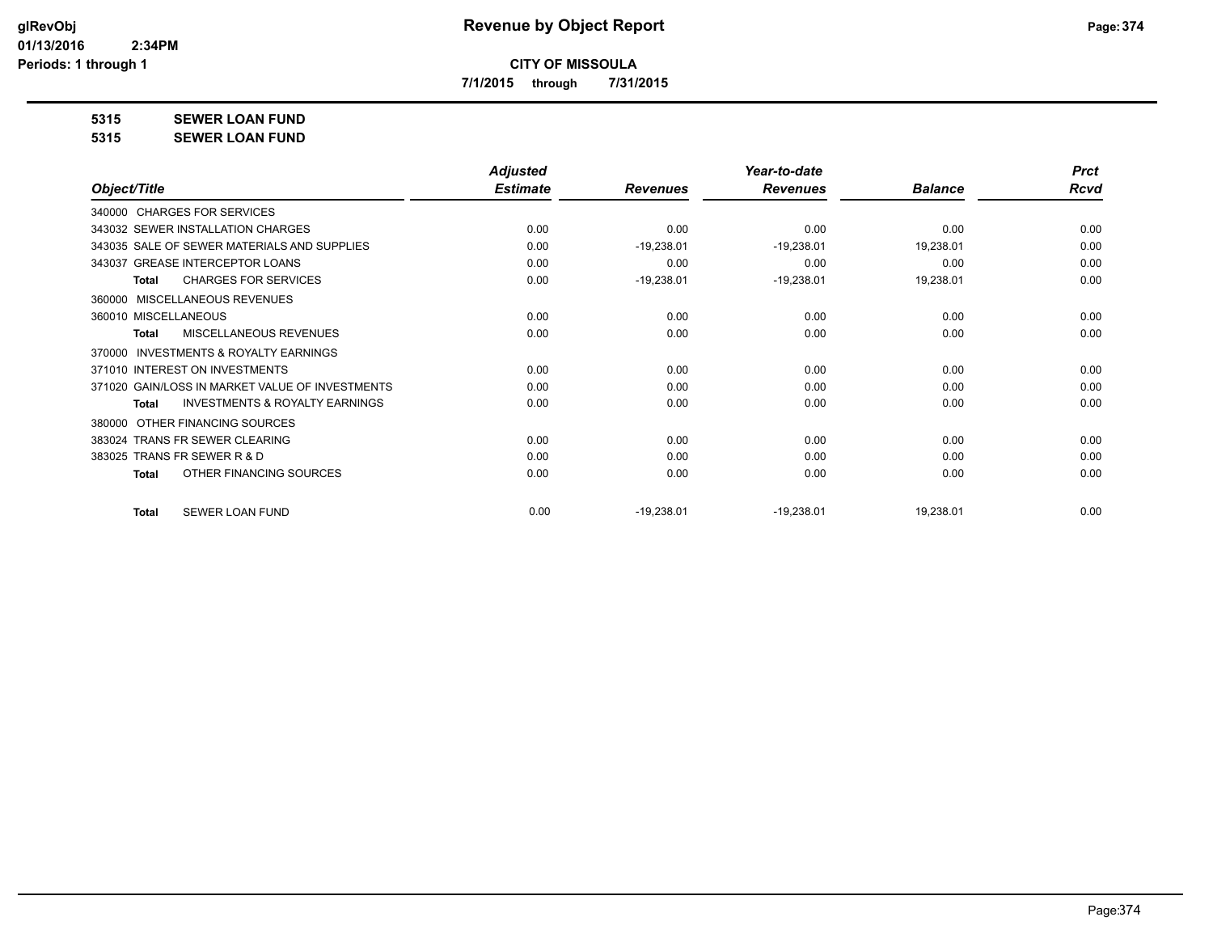**CITY OF MISSOULA**

**7/1/2015 through 7/31/2015**

**5315 SEWER LOAN FUND**

**5315 SEWER LOAN FUND**

| Object/Title | Adjusted Estimate | Revenues | Year-to-date Revenues | Balance | Prct Rcvd |
|---|---|---|---|---|---|
| 340000 CHARGES FOR SERVICES | | | | | |
| 343032 SEWER INSTALLATION CHARGES | 0.00 | 0.00 | 0.00 | 0.00 | 0.00 |
| 343035 SALE OF SEWER MATERIALS AND SUPPLIES | 0.00 | -19,238.01 | -19,238.01 | 19,238.01 | 0.00 |
| 343037 GREASE INTERCEPTOR LOANS | 0.00 | 0.00 | 0.00 | 0.00 | 0.00 |
| **Total** CHARGES FOR SERVICES | 0.00 | -19,238.01 | -19,238.01 | 19,238.01 | 0.00 |
| 360000 MISCELLANEOUS REVENUES | | | | | |
| 360010 MISCELLANEOUS | 0.00 | 0.00 | 0.00 | 0.00 | 0.00 |
| **Total** MISCELLANEOUS REVENUES | 0.00 | 0.00 | 0.00 | 0.00 | 0.00 |
| 370000 INVESTMENTS & ROYALTY EARNINGS | | | | | |
| 371010 INTEREST ON INVESTMENTS | 0.00 | 0.00 | 0.00 | 0.00 | 0.00 |
| 371020 GAIN/LOSS IN MARKET VALUE OF INVESTMENTS | 0.00 | 0.00 | 0.00 | 0.00 | 0.00 |
| **Total** INVESTMENTS & ROYALTY EARNINGS | 0.00 | 0.00 | 0.00 | 0.00 | 0.00 |
| 380000 OTHER FINANCING SOURCES | | | | | |
| 383024 TRANS FR SEWER CLEARING | 0.00 | 0.00 | 0.00 | 0.00 | 0.00 |
| 383025 TRANS FR SEWER R & D | 0.00 | 0.00 | 0.00 | 0.00 | 0.00 |
| **Total** OTHER FINANCING SOURCES | 0.00 | 0.00 | 0.00 | 0.00 | 0.00 |
| **Total** SEWER LOAN FUND | 0.00 | -19,238.01 | -19,238.01 | 19,238.01 | 0.00 |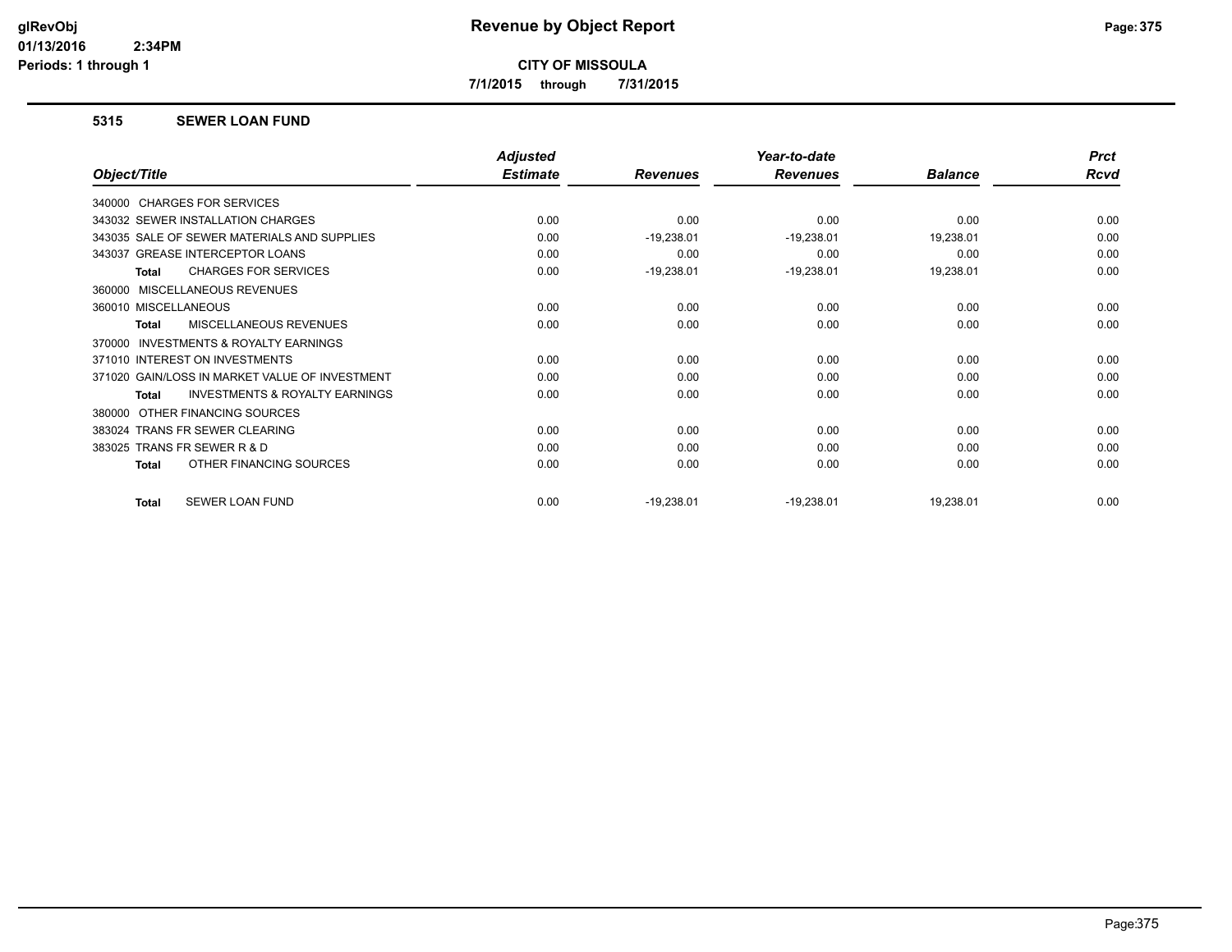# Revenue by Object Report

**CITY OF MISSOULA**

**7/1/2015 through 7/31/2015**

## 5315 SEWER LOAN FUND

| Object/Title | Adjusted Estimate | Revenues | Year-to-date Revenues | Balance | Prct Rcvd |
|---|---|---|---|---|---|
| 340000 CHARGES FOR SERVICES | | | | | |
| 343032 SEWER INSTALLATION CHARGES | 0.00 | 0.00 | 0.00 | 0.00 | 0.00 |
| 343035 SALE OF SEWER MATERIALS AND SUPPLIES | 0.00 | -19,238.01 | -19,238.01 | 19,238.01 | 0.00 |
| 343037 GREASE INTERCEPTOR LOANS | 0.00 | 0.00 | 0.00 | 0.00 | 0.00 |
| **Total** CHARGES FOR SERVICES | 0.00 | -19,238.01 | -19,238.01 | 19,238.01 | 0.00 |
| 360000 MISCELLANEOUS REVENUES | | | | | |
| 360010 MISCELLANEOUS | 0.00 | 0.00 | 0.00 | 0.00 | 0.00 |
| **Total** MISCELLANEOUS REVENUES | 0.00 | 0.00 | 0.00 | 0.00 | 0.00 |
| 370000 INVESTMENTS & ROYALTY EARNINGS | | | | | |
| 371010 INTEREST ON INVESTMENTS | 0.00 | 0.00 | 0.00 | 0.00 | 0.00 |
| 371020 GAIN/LOSS IN MARKET VALUE OF INVESTMENT | 0.00 | 0.00 | 0.00 | 0.00 | 0.00 |
| **Total** INVESTMENTS & ROYALTY EARNINGS | 0.00 | 0.00 | 0.00 | 0.00 | 0.00 |
| 380000 OTHER FINANCING SOURCES | | | | | |
| 383024 TRANS FR SEWER CLEARING | 0.00 | 0.00 | 0.00 | 0.00 | 0.00 |
| 383025 TRANS FR SEWER R & D | 0.00 | 0.00 | 0.00 | 0.00 | 0.00 |
| **Total** OTHER FINANCING SOURCES | 0.00 | 0.00 | 0.00 | 0.00 | 0.00 |
| **Total** SEWER LOAN FUND | 0.00 | -19,238.01 | -19,238.01 | 19,238.01 | 0.00 |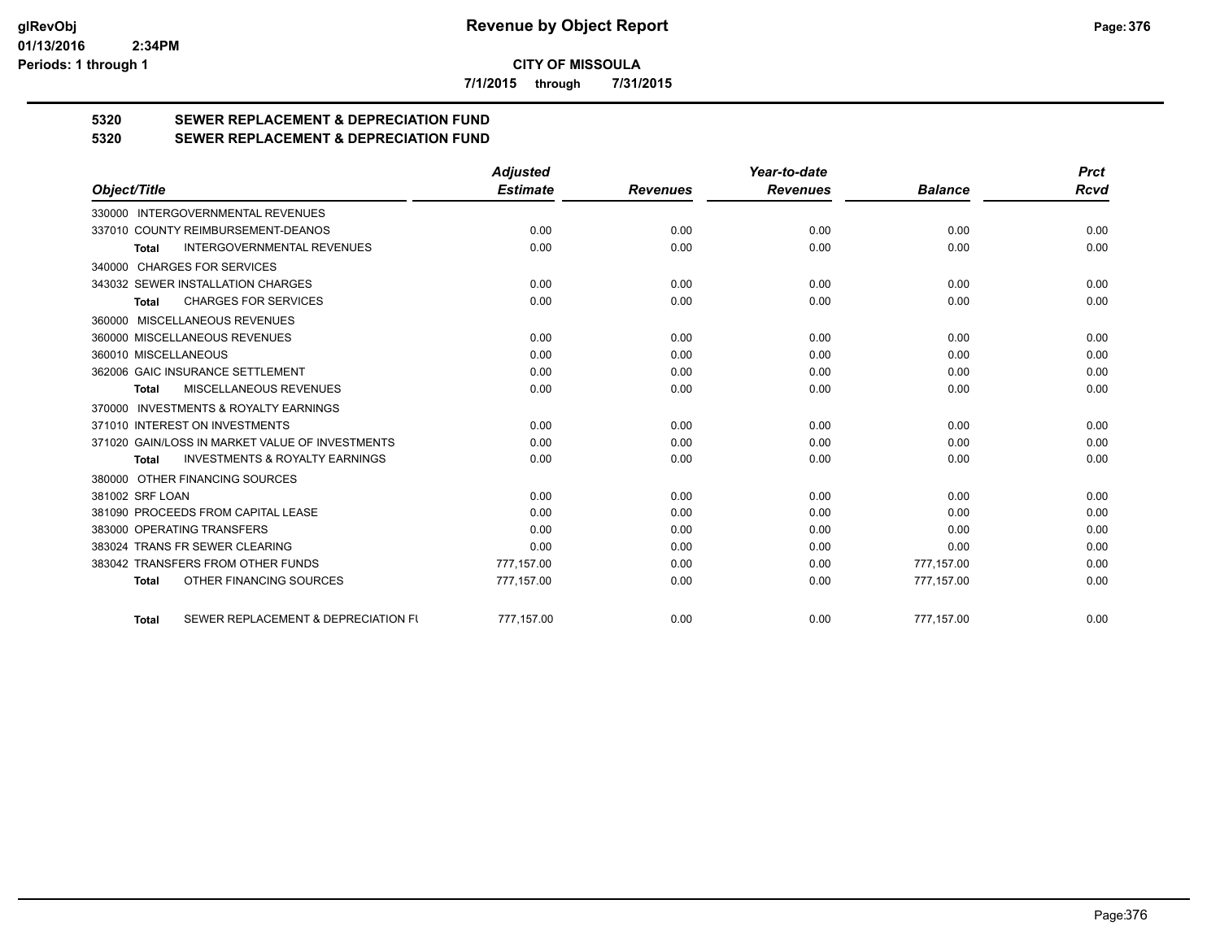**CITY OF MISSOULA**

**7/1/2015 through 7/31/2015**

## 5320 SEWER REPLACEMENT & DEPRECIATION FUND
## 5320 SEWER REPLACEMENT & DEPRECIATION FUND

| Object/Title | Adjusted Estimate | Revenues | Year-to-date Revenues | Balance | Prct Rcvd |
|---|---|---|---|---|---|
| 330000 INTERGOVERNMENTAL REVENUES | | | | | |
| 337010 COUNTY REIMBURSEMENT-DEANOS | 0.00 | 0.00 | 0.00 | 0.00 | 0.00 |
| **Total** INTERGOVERNMENTAL REVENUES | 0.00 | 0.00 | 0.00 | 0.00 | 0.00 |
| 340000 CHARGES FOR SERVICES | | | | | |
| 343032 SEWER INSTALLATION CHARGES | 0.00 | 0.00 | 0.00 | 0.00 | 0.00 |
| **Total** CHARGES FOR SERVICES | 0.00 | 0.00 | 0.00 | 0.00 | 0.00 |
| 360000 MISCELLANEOUS REVENUES | | | | | |
| 360000 MISCELLANEOUS REVENUES | 0.00 | 0.00 | 0.00 | 0.00 | 0.00 |
| 360010 MISCELLANEOUS | 0.00 | 0.00 | 0.00 | 0.00 | 0.00 |
| 362006 GAIC INSURANCE SETTLEMENT | 0.00 | 0.00 | 0.00 | 0.00 | 0.00 |
| **Total** MISCELLANEOUS REVENUES | 0.00 | 0.00 | 0.00 | 0.00 | 0.00 |
| 370000 INVESTMENTS & ROYALTY EARNINGS | | | | | |
| 371010 INTEREST ON INVESTMENTS | 0.00 | 0.00 | 0.00 | 0.00 | 0.00 |
| 371020 GAIN/LOSS IN MARKET VALUE OF INVESTMENTS | 0.00 | 0.00 | 0.00 | 0.00 | 0.00 |
| **Total** INVESTMENTS & ROYALTY EARNINGS | 0.00 | 0.00 | 0.00 | 0.00 | 0.00 |
| 380000 OTHER FINANCING SOURCES | | | | | |
| 381002 SRF LOAN | 0.00 | 0.00 | 0.00 | 0.00 | 0.00 |
| 381090 PROCEEDS FROM CAPITAL LEASE | 0.00 | 0.00 | 0.00 | 0.00 | 0.00 |
| 383000 OPERATING TRANSFERS | 0.00 | 0.00 | 0.00 | 0.00 | 0.00 |
| 383024 TRANS FR SEWER CLEARING | 0.00 | 0.00 | 0.00 | 0.00 | 0.00 |
| 383042 TRANSFERS FROM OTHER FUNDS | 777,157.00 | 0.00 | 0.00 | 777,157.00 | 0.00 |
| **Total** OTHER FINANCING SOURCES | 777,157.00 | 0.00 | 0.00 | 777,157.00 | 0.00 |
| **Total** SEWER REPLACEMENT & DEPRECIATION FU | 777,157.00 | 0.00 | 0.00 | 777,157.00 | 0.00 |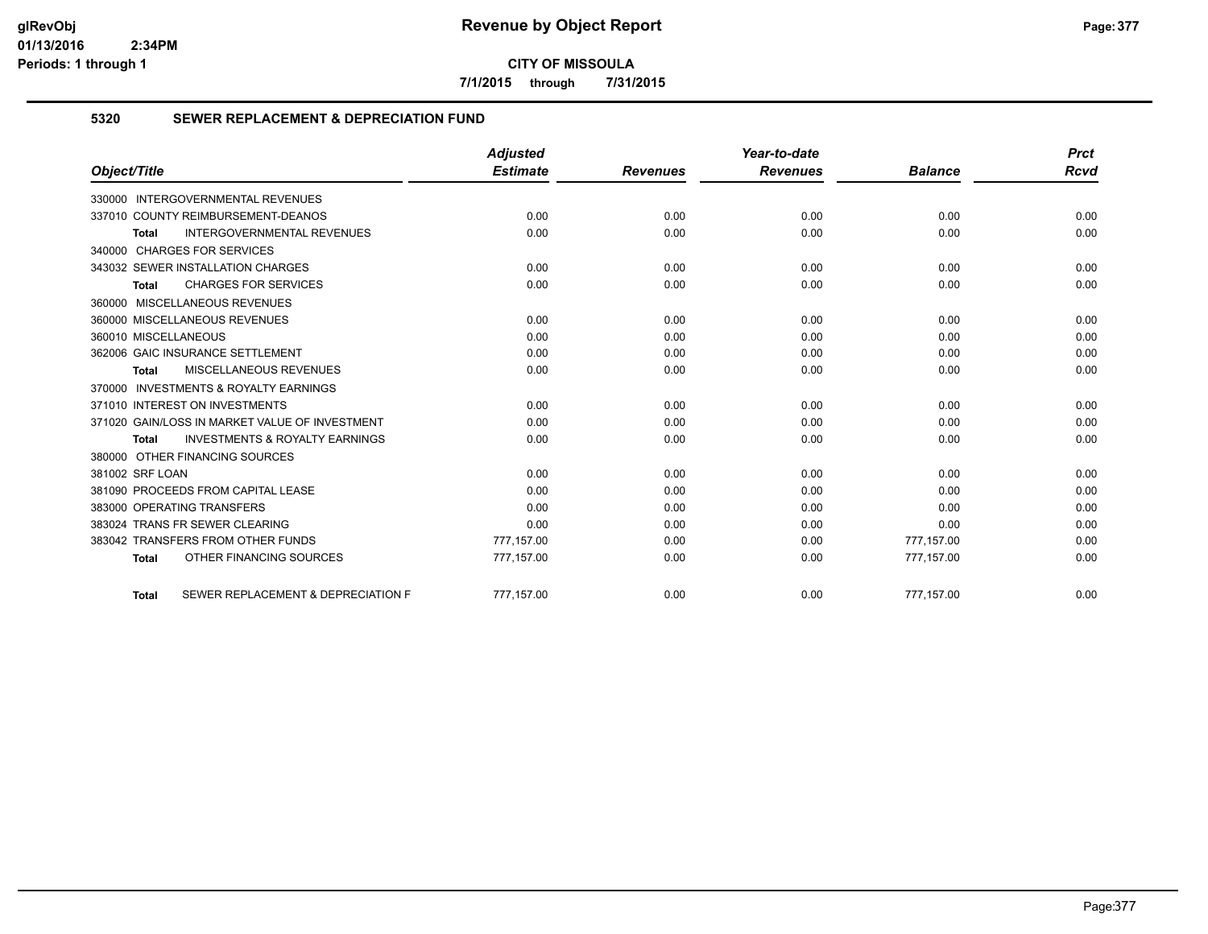# Revenue by Object Report

**CITY OF MISSOULA**

**7/1/2015 through 7/31/2015**

glRevObj
01/13/2016 2:34PM
Periods: 1 through 1

## 5320 SEWER REPLACEMENT & DEPRECIATION FUND

| Object/Title | Adjusted Estimate | Revenues | Year-to-date Revenues | Balance | Prct Rcvd |
|---|---|---|---|---|---|
| 330000 INTERGOVERNMENTAL REVENUES | | | | | |
| 337010 COUNTY REIMBURSEMENT-DEANOS | 0.00 | 0.00 | 0.00 | 0.00 | 0.00 |
| **Total** INTERGOVERNMENTAL REVENUES | 0.00 | 0.00 | 0.00 | 0.00 | 0.00 |
| 340000 CHARGES FOR SERVICES | | | | | |
| 343032 SEWER INSTALLATION CHARGES | 0.00 | 0.00 | 0.00 | 0.00 | 0.00 |
| **Total** CHARGES FOR SERVICES | 0.00 | 0.00 | 0.00 | 0.00 | 0.00 |
| 360000 MISCELLANEOUS REVENUES | | | | | |
| 360000 MISCELLANEOUS REVENUES | 0.00 | 0.00 | 0.00 | 0.00 | 0.00 |
| 360010 MISCELLANEOUS | 0.00 | 0.00 | 0.00 | 0.00 | 0.00 |
| 362006 GAIC INSURANCE SETTLEMENT | 0.00 | 0.00 | 0.00 | 0.00 | 0.00 |
| **Total** MISCELLANEOUS REVENUES | 0.00 | 0.00 | 0.00 | 0.00 | 0.00 |
| 370000 INVESTMENTS & ROYALTY EARNINGS | | | | | |
| 371010 INTEREST ON INVESTMENTS | 0.00 | 0.00 | 0.00 | 0.00 | 0.00 |
| 371020 GAIN/LOSS IN MARKET VALUE OF INVESTMENT | 0.00 | 0.00 | 0.00 | 0.00 | 0.00 |
| **Total** INVESTMENTS & ROYALTY EARNINGS | 0.00 | 0.00 | 0.00 | 0.00 | 0.00 |
| 380000 OTHER FINANCING SOURCES | | | | | |
| 381002 SRF LOAN | 0.00 | 0.00 | 0.00 | 0.00 | 0.00 |
| 381090 PROCEEDS FROM CAPITAL LEASE | 0.00 | 0.00 | 0.00 | 0.00 | 0.00 |
| 383000 OPERATING TRANSFERS | 0.00 | 0.00 | 0.00 | 0.00 | 0.00 |
| 383024 TRANS FR SEWER CLEARING | 0.00 | 0.00 | 0.00 | 0.00 | 0.00 |
| 383042 TRANSFERS FROM OTHER FUNDS | 777,157.00 | 0.00 | 0.00 | 777,157.00 | 0.00 |
| **Total** OTHER FINANCING SOURCES | 777,157.00 | 0.00 | 0.00 | 777,157.00 | 0.00 |
| **Total** SEWER REPLACEMENT & DEPRECIATION F | 777,157.00 | 0.00 | 0.00 | 777,157.00 | 0.00 |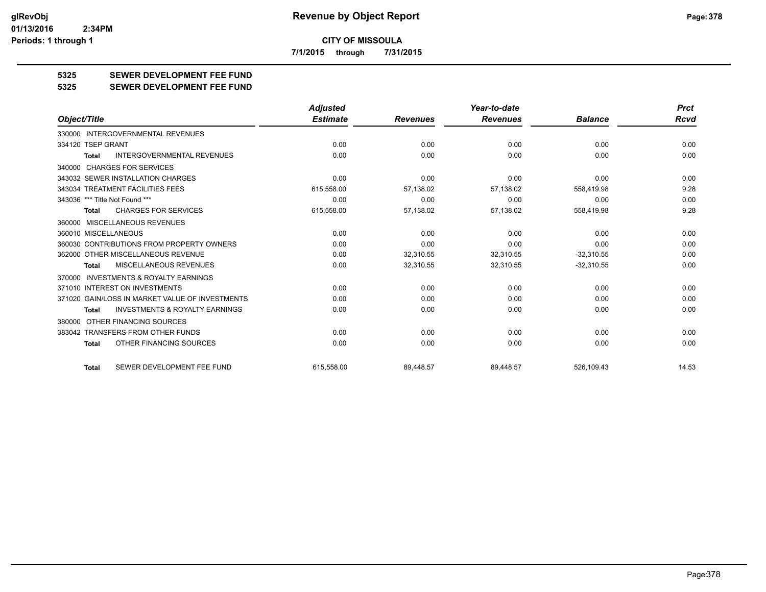**Revenue by Object Report**

**CITY OF MISSOULA**

**7/1/2015 through 7/31/2015**

glRevObj
01/13/2016 2:34PM
Periods: 1 through 1

# 5325 SEWER DEVELOPMENT FEE FUND
## 5325 SEWER DEVELOPMENT FEE FUND

| Object/Title | Adjusted Estimate | Revenues | Year-to-date Revenues | Balance | Prct Rcvd |
|---|---|---|---|---|---|
| 330000 INTERGOVERNMENTAL REVENUES | | | | | |
| 334120 TSEP GRANT | 0.00 | 0.00 | 0.00 | 0.00 | 0.00 |
| **Total** INTERGOVERNMENTAL REVENUES | 0.00 | 0.00 | 0.00 | 0.00 | 0.00 |
| 340000 CHARGES FOR SERVICES | | | | | |
| 343032 SEWER INSTALLATION CHARGES | 0.00 | 0.00 | 0.00 | 0.00 | 0.00 |
| 343034 TREATMENT FACILITIES FEES | 615,558.00 | 57,138.02 | 57,138.02 | 558,419.98 | 9.28 |
| 343036 *** Title Not Found *** | 0.00 | 0.00 | 0.00 | 0.00 | 0.00 |
| **Total** CHARGES FOR SERVICES | 615,558.00 | 57,138.02 | 57,138.02 | 558,419.98 | 9.28 |
| 360000 MISCELLANEOUS REVENUES | | | | | |
| 360010 MISCELLANEOUS | 0.00 | 0.00 | 0.00 | 0.00 | 0.00 |
| 360030 CONTRIBUTIONS FROM PROPERTY OWNERS | 0.00 | 0.00 | 0.00 | 0.00 | 0.00 |
| 362000 OTHER MISCELLANEOUS REVENUE | 0.00 | 32,310.55 | 32,310.55 | -32,310.55 | 0.00 |
| **Total** MISCELLANEOUS REVENUES | 0.00 | 32,310.55 | 32,310.55 | -32,310.55 | 0.00 |
| 370000 INVESTMENTS & ROYALTY EARNINGS | | | | | |
| 371010 INTEREST ON INVESTMENTS | 0.00 | 0.00 | 0.00 | 0.00 | 0.00 |
| 371020 GAIN/LOSS IN MARKET VALUE OF INVESTMENTS | 0.00 | 0.00 | 0.00 | 0.00 | 0.00 |
| **Total** INVESTMENTS & ROYALTY EARNINGS | 0.00 | 0.00 | 0.00 | 0.00 | 0.00 |
| 380000 OTHER FINANCING SOURCES | | | | | |
| 383042 TRANSFERS FROM OTHER FUNDS | 0.00 | 0.00 | 0.00 | 0.00 | 0.00 |
| **Total** OTHER FINANCING SOURCES | 0.00 | 0.00 | 0.00 | 0.00 | 0.00 |
| **Total** SEWER DEVELOPMENT FEE FUND | 615,558.00 | 89,448.57 | 89,448.57 | 526,109.43 | 14.53 |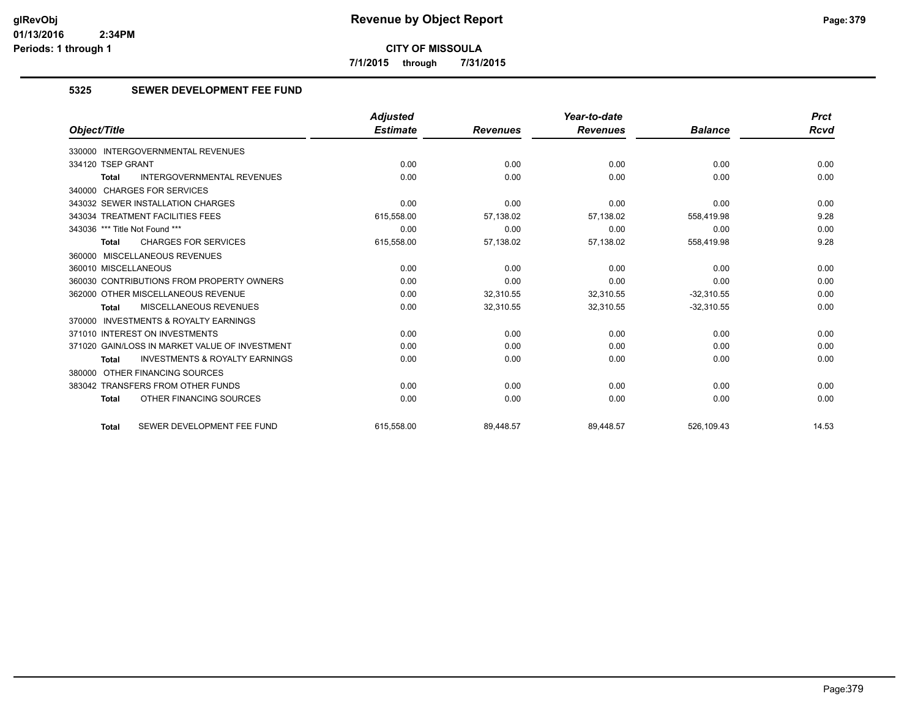# Revenue by Object Report

**CITY OF MISSOULA**

**7/1/2015 through 7/31/2015**

## 5325 SEWER DEVELOPMENT FEE FUND

| Object/Title | Adjusted Estimate | Revenues | Year-to-date Revenues | Balance | Prct Rcvd |
|---|---|---|---|---|---|
| 330000 INTERGOVERNMENTAL REVENUES | | | | | |
| 334120 TSEP GRANT | 0.00 | 0.00 | 0.00 | 0.00 | 0.00 |
| **Total** INTERGOVERNMENTAL REVENUES | 0.00 | 0.00 | 0.00 | 0.00 | 0.00 |
| 340000 CHARGES FOR SERVICES | | | | | |
| 343032 SEWER INSTALLATION CHARGES | 0.00 | 0.00 | 0.00 | 0.00 | 0.00 |
| 343034 TREATMENT FACILITIES FEES | 615,558.00 | 57,138.02 | 57,138.02 | 558,419.98 | 9.28 |
| 343036 *** Title Not Found *** | 0.00 | 0.00 | 0.00 | 0.00 | 0.00 |
| **Total** CHARGES FOR SERVICES | 615,558.00 | 57,138.02 | 57,138.02 | 558,419.98 | 9.28 |
| 360000 MISCELLANEOUS REVENUES | | | | | |
| 360010 MISCELLANEOUS | 0.00 | 0.00 | 0.00 | 0.00 | 0.00 |
| 360030 CONTRIBUTIONS FROM PROPERTY OWNERS | 0.00 | 0.00 | 0.00 | 0.00 | 0.00 |
| 362000 OTHER MISCELLANEOUS REVENUE | 0.00 | 32,310.55 | 32,310.55 | -32,310.55 | 0.00 |
| **Total** MISCELLANEOUS REVENUES | 0.00 | 32,310.55 | 32,310.55 | -32,310.55 | 0.00 |
| 370000 INVESTMENTS & ROYALTY EARNINGS | | | | | |
| 371010 INTEREST ON INVESTMENTS | 0.00 | 0.00 | 0.00 | 0.00 | 0.00 |
| 371020 GAIN/LOSS IN MARKET VALUE OF INVESTMENT | 0.00 | 0.00 | 0.00 | 0.00 | 0.00 |
| **Total** INVESTMENTS & ROYALTY EARNINGS | 0.00 | 0.00 | 0.00 | 0.00 | 0.00 |
| 380000 OTHER FINANCING SOURCES | | | | | |
| 383042 TRANSFERS FROM OTHER FUNDS | 0.00 | 0.00 | 0.00 | 0.00 | 0.00 |
| **Total** OTHER FINANCING SOURCES | 0.00 | 0.00 | 0.00 | 0.00 | 0.00 |
| **Total** SEWER DEVELOPMENT FEE FUND | 615,558.00 | 89,448.57 | 89,448.57 | 526,109.43 | 14.53 |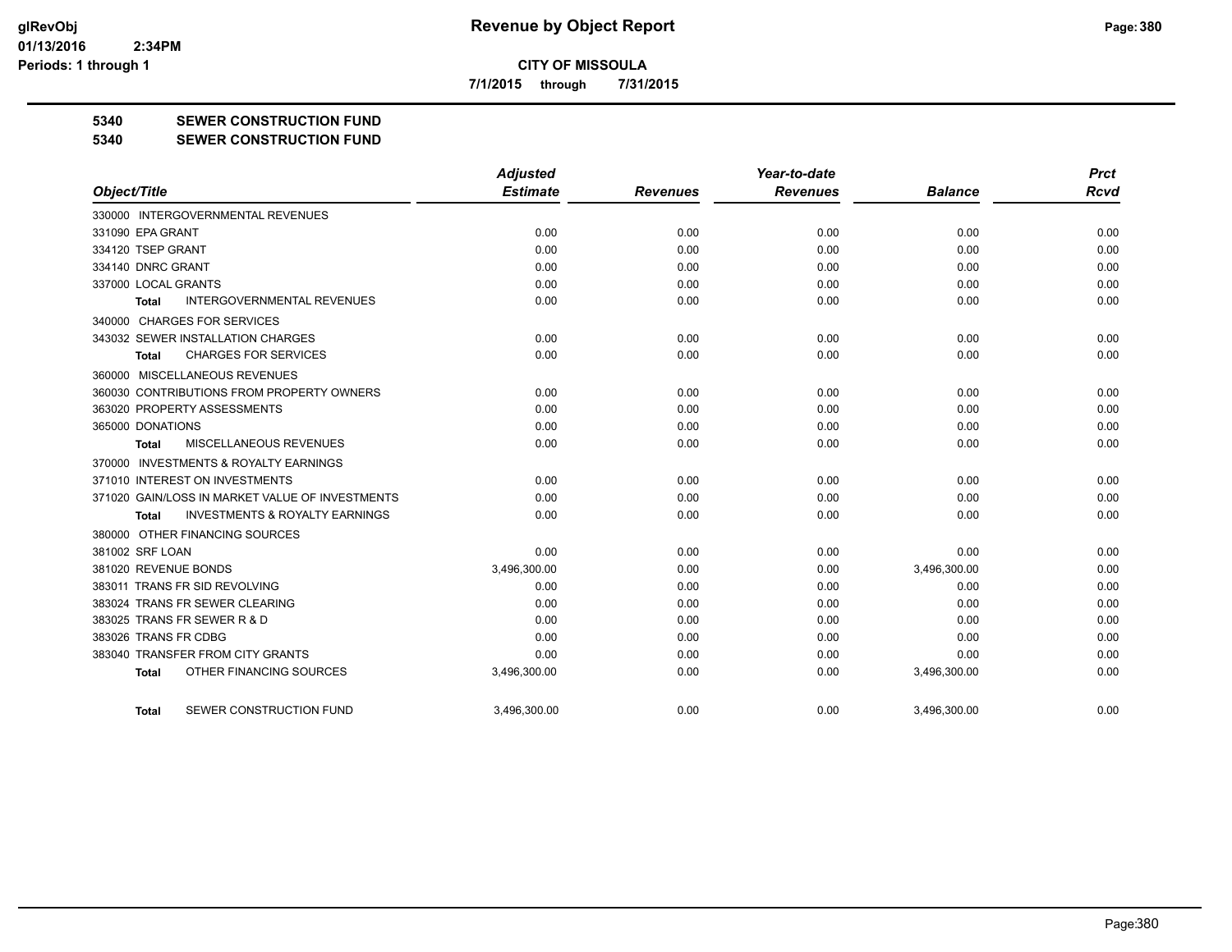# Revenue by Object Report

**CITY OF MISSOULA**

**7/1/2015 through 7/31/2015**

## 5340 SEWER CONSTRUCTION FUND

## 5340 SEWER CONSTRUCTION FUND

| Object/Title | Adjusted Estimate | Revenues | Year-to-date Revenues | Balance | Prct Rcvd |
|---|---|---|---|---|---|
| 330000 INTERGOVERNMENTAL REVENUES | | | | | |
| 331090 EPA GRANT | 0.00 | 0.00 | 0.00 | 0.00 | 0.00 |
| 334120 TSEP GRANT | 0.00 | 0.00 | 0.00 | 0.00 | 0.00 |
| 334140 DNRC GRANT | 0.00 | 0.00 | 0.00 | 0.00 | 0.00 |
| 337000 LOCAL GRANTS | 0.00 | 0.00 | 0.00 | 0.00 | 0.00 |
| **Total** INTERGOVERNMENTAL REVENUES | 0.00 | 0.00 | 0.00 | 0.00 | 0.00 |
| 340000 CHARGES FOR SERVICES | | | | | |
| 343032 SEWER INSTALLATION CHARGES | 0.00 | 0.00 | 0.00 | 0.00 | 0.00 |
| **Total** CHARGES FOR SERVICES | 0.00 | 0.00 | 0.00 | 0.00 | 0.00 |
| 360000 MISCELLANEOUS REVENUES | | | | | |
| 360030 CONTRIBUTIONS FROM PROPERTY OWNERS | 0.00 | 0.00 | 0.00 | 0.00 | 0.00 |
| 363020 PROPERTY ASSESSMENTS | 0.00 | 0.00 | 0.00 | 0.00 | 0.00 |
| 365000 DONATIONS | 0.00 | 0.00 | 0.00 | 0.00 | 0.00 |
| **Total** MISCELLANEOUS REVENUES | 0.00 | 0.00 | 0.00 | 0.00 | 0.00 |
| 370000 INVESTMENTS & ROYALTY EARNINGS | | | | | |
| 371010 INTEREST ON INVESTMENTS | 0.00 | 0.00 | 0.00 | 0.00 | 0.00 |
| 371020 GAIN/LOSS IN MARKET VALUE OF INVESTMENTS | 0.00 | 0.00 | 0.00 | 0.00 | 0.00 |
| **Total** INVESTMENTS & ROYALTY EARNINGS | 0.00 | 0.00 | 0.00 | 0.00 | 0.00 |
| 380000 OTHER FINANCING SOURCES | | | | | |
| 381002 SRF LOAN | 0.00 | 0.00 | 0.00 | 0.00 | 0.00 |
| 381020 REVENUE BONDS | 3,496,300.00 | 0.00 | 0.00 | 3,496,300.00 | 0.00 |
| 383011 TRANS FR SID REVOLVING | 0.00 | 0.00 | 0.00 | 0.00 | 0.00 |
| 383024 TRANS FR SEWER CLEARING | 0.00 | 0.00 | 0.00 | 0.00 | 0.00 |
| 383025 TRANS FR SEWER R & D | 0.00 | 0.00 | 0.00 | 0.00 | 0.00 |
| 383026 TRANS FR CDBG | 0.00 | 0.00 | 0.00 | 0.00 | 0.00 |
| 383040 TRANSFER FROM CITY GRANTS | 0.00 | 0.00 | 0.00 | 0.00 | 0.00 |
| **Total** OTHER FINANCING SOURCES | 3,496,300.00 | 0.00 | 0.00 | 3,496,300.00 | 0.00 |
| **Total** SEWER CONSTRUCTION FUND | 3,496,300.00 | 0.00 | 0.00 | 3,496,300.00 | 0.00 |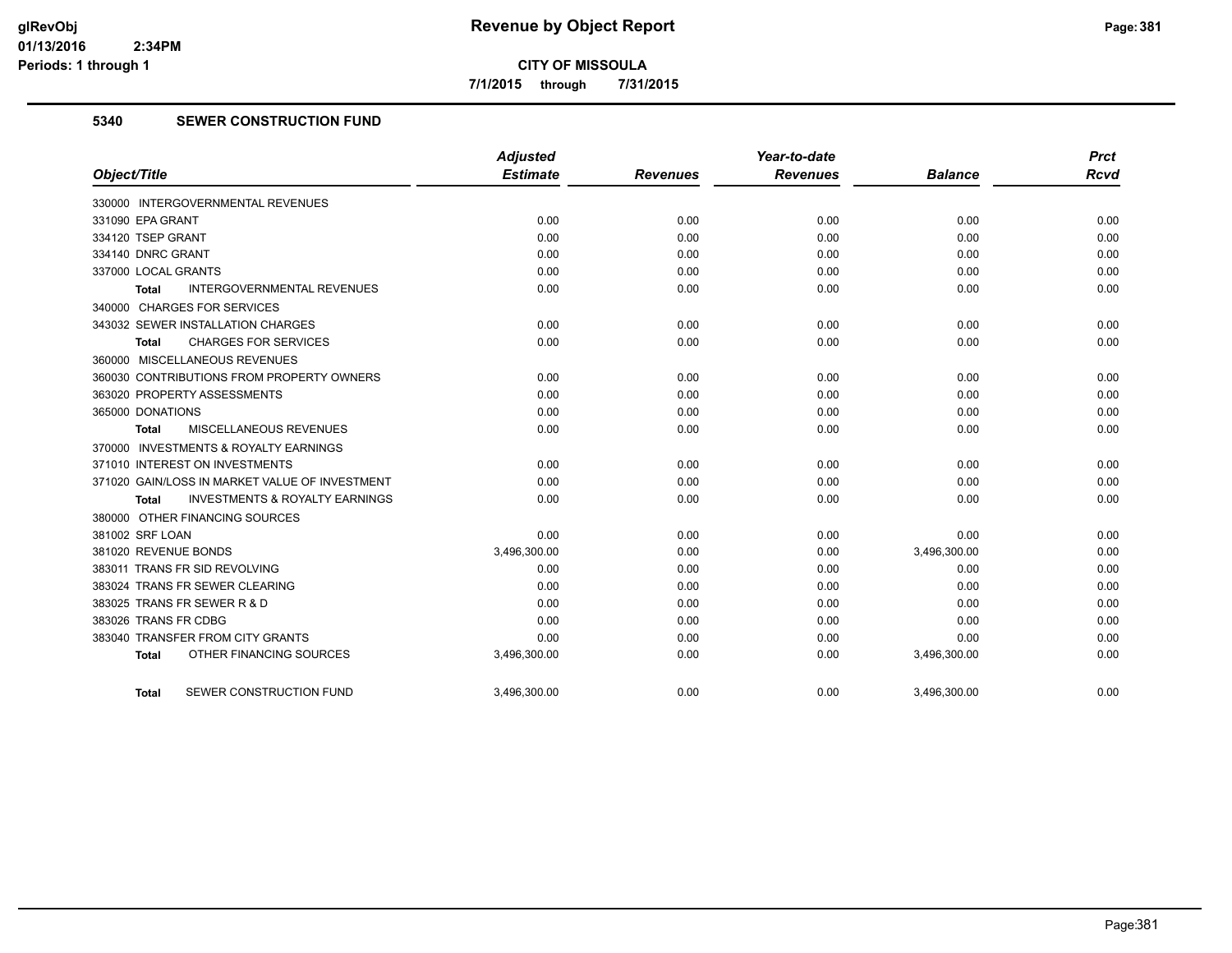**CITY OF MISSOULA**

**7/1/2015 through 7/31/2015**

## 5340 SEWER CONSTRUCTION FUND

| Object/Title | Adjusted Estimate | Revenues | Year-to-date Revenues | Balance | Prct Rcvd |
|---|---|---|---|---|---|
| 330000 INTERGOVERNMENTAL REVENUES | | | | | |
| 331090 EPA GRANT | 0.00 | 0.00 | 0.00 | 0.00 | 0.00 |
| 334120 TSEP GRANT | 0.00 | 0.00 | 0.00 | 0.00 | 0.00 |
| 334140 DNRC GRANT | 0.00 | 0.00 | 0.00 | 0.00 | 0.00 |
| 337000 LOCAL GRANTS | 0.00 | 0.00 | 0.00 | 0.00 | 0.00 |
| **Total** INTERGOVERNMENTAL REVENUES | 0.00 | 0.00 | 0.00 | 0.00 | 0.00 |
| 340000 CHARGES FOR SERVICES | | | | | |
| 343032 SEWER INSTALLATION CHARGES | 0.00 | 0.00 | 0.00 | 0.00 | 0.00 |
| **Total** CHARGES FOR SERVICES | 0.00 | 0.00 | 0.00 | 0.00 | 0.00 |
| 360000 MISCELLANEOUS REVENUES | | | | | |
| 360030 CONTRIBUTIONS FROM PROPERTY OWNERS | 0.00 | 0.00 | 0.00 | 0.00 | 0.00 |
| 363020 PROPERTY ASSESSMENTS | 0.00 | 0.00 | 0.00 | 0.00 | 0.00 |
| 365000 DONATIONS | 0.00 | 0.00 | 0.00 | 0.00 | 0.00 |
| **Total** MISCELLANEOUS REVENUES | 0.00 | 0.00 | 0.00 | 0.00 | 0.00 |
| 370000 INVESTMENTS & ROYALTY EARNINGS | | | | | |
| 371010 INTEREST ON INVESTMENTS | 0.00 | 0.00 | 0.00 | 0.00 | 0.00 |
| 371020 GAIN/LOSS IN MARKET VALUE OF INVESTMENT | 0.00 | 0.00 | 0.00 | 0.00 | 0.00 |
| **Total** INVESTMENTS & ROYALTY EARNINGS | 0.00 | 0.00 | 0.00 | 0.00 | 0.00 |
| 380000 OTHER FINANCING SOURCES | | | | | |
| 381002 SRF LOAN | 0.00 | 0.00 | 0.00 | 0.00 | 0.00 |
| 381020 REVENUE BONDS | 3,496,300.00 | 0.00 | 0.00 | 3,496,300.00 | 0.00 |
| 383011 TRANS FR SID REVOLVING | 0.00 | 0.00 | 0.00 | 0.00 | 0.00 |
| 383024 TRANS FR SEWER CLEARING | 0.00 | 0.00 | 0.00 | 0.00 | 0.00 |
| 383025 TRANS FR SEWER R & D | 0.00 | 0.00 | 0.00 | 0.00 | 0.00 |
| 383026 TRANS FR CDBG | 0.00 | 0.00 | 0.00 | 0.00 | 0.00 |
| 383040 TRANSFER FROM CITY GRANTS | 0.00 | 0.00 | 0.00 | 0.00 | 0.00 |
| **Total** OTHER FINANCING SOURCES | 3,496,300.00 | 0.00 | 0.00 | 3,496,300.00 | 0.00 |
| **Total** SEWER CONSTRUCTION FUND | 3,496,300.00 | 0.00 | 0.00 | 3,496,300.00 | 0.00 |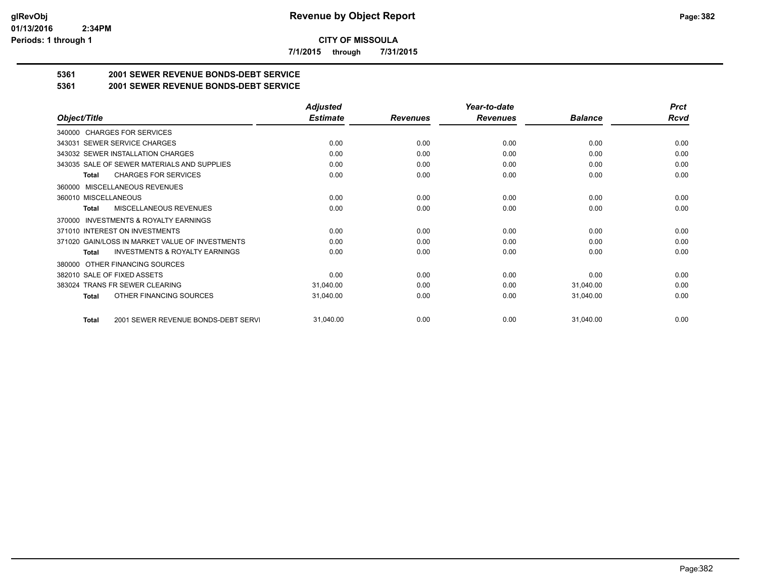**CITY OF MISSOULA**

**7/1/2015 through 7/31/2015**

## 5361 2001 SEWER REVENUE BONDS-DEBT SERVICE

## 5361 2001 SEWER REVENUE BONDS-DEBT SERVICE

| Object/Title | Adjusted Estimate | Revenues | Year-to-date Revenues | Balance | Prct Rcvd |
|---|---|---|---|---|---|
| 340000 CHARGES FOR SERVICES | | | | | |
| 343031 SEWER SERVICE CHARGES | 0.00 | 0.00 | 0.00 | 0.00 | 0.00 |
| 343032 SEWER INSTALLATION CHARGES | 0.00 | 0.00 | 0.00 | 0.00 | 0.00 |
| 343035 SALE OF SEWER MATERIALS AND SUPPLIES | 0.00 | 0.00 | 0.00 | 0.00 | 0.00 |
| **Total** CHARGES FOR SERVICES | 0.00 | 0.00 | 0.00 | 0.00 | 0.00 |
| 360000 MISCELLANEOUS REVENUES | | | | | |
| 360010 MISCELLANEOUS | 0.00 | 0.00 | 0.00 | 0.00 | 0.00 |
| **Total** MISCELLANEOUS REVENUES | 0.00 | 0.00 | 0.00 | 0.00 | 0.00 |
| 370000 INVESTMENTS & ROYALTY EARNINGS | | | | | |
| 371010 INTEREST ON INVESTMENTS | 0.00 | 0.00 | 0.00 | 0.00 | 0.00 |
| 371020 GAIN/LOSS IN MARKET VALUE OF INVESTMENTS | 0.00 | 0.00 | 0.00 | 0.00 | 0.00 |
| **Total** INVESTMENTS & ROYALTY EARNINGS | 0.00 | 0.00 | 0.00 | 0.00 | 0.00 |
| 380000 OTHER FINANCING SOURCES | | | | | |
| 382010 SALE OF FIXED ASSETS | 0.00 | 0.00 | 0.00 | 0.00 | 0.00 |
| 383024 TRANS FR SEWER CLEARING | 31,040.00 | 0.00 | 0.00 | 31,040.00 | 0.00 |
| **Total** OTHER FINANCING SOURCES | 31,040.00 | 0.00 | 0.00 | 31,040.00 | 0.00 |
| **Total** 2001 SEWER REVENUE BONDS-DEBT SERVI | 31,040.00 | 0.00 | 0.00 | 31,040.00 | 0.00 |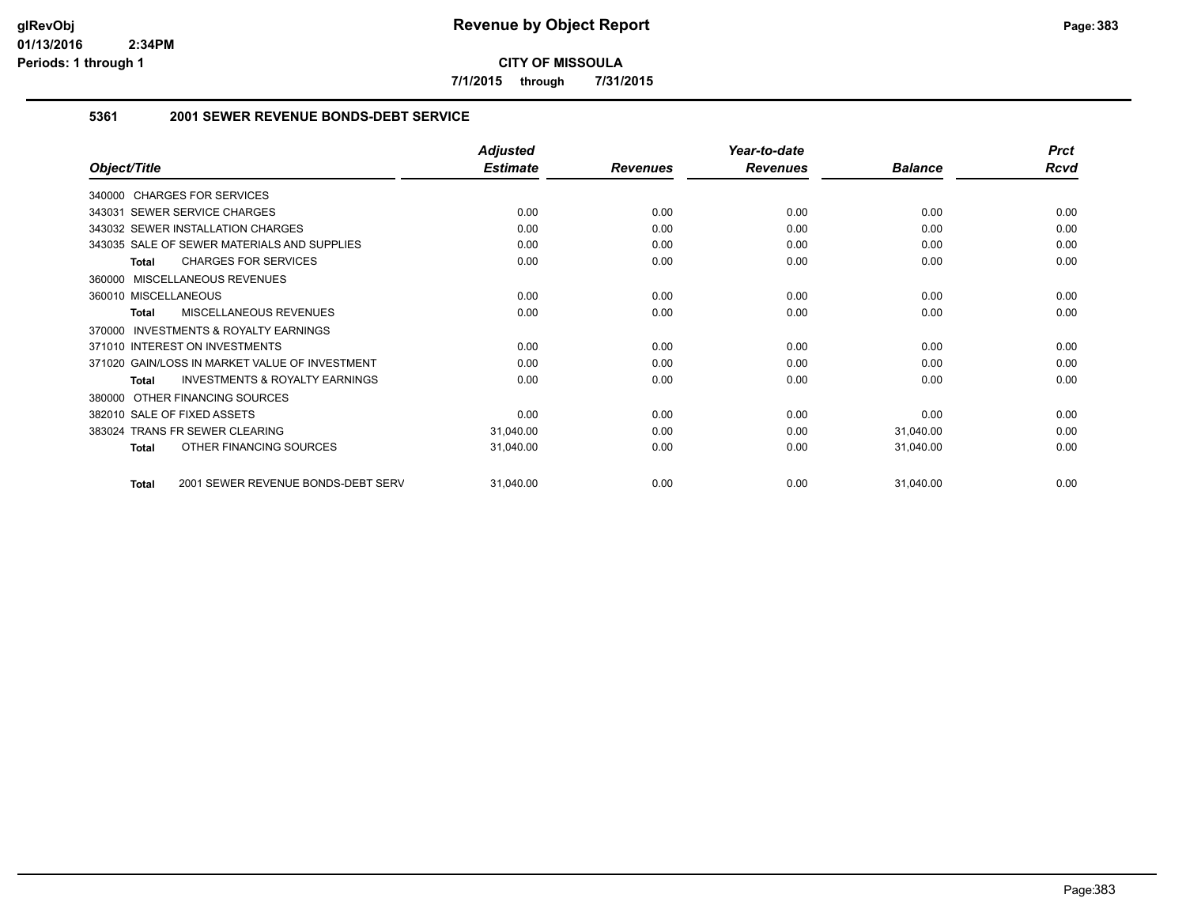# CITY OF MISSOULA

**7/1/2015 through 7/31/2015**

## 5361 2001 SEWER REVENUE BONDS-DEBT SERVICE

| Object/Title | Adjusted Estimate | Revenues | Year-to-date Revenues | Balance | Prct Rcvd |
|---|---|---|---|---|---|
| 340000 CHARGES FOR SERVICES | | | | | |
| 343031 SEWER SERVICE CHARGES | 0.00 | 0.00 | 0.00 | 0.00 | 0.00 |
| 343032 SEWER INSTALLATION CHARGES | 0.00 | 0.00 | 0.00 | 0.00 | 0.00 |
| 343035 SALE OF SEWER MATERIALS AND SUPPLIES | 0.00 | 0.00 | 0.00 | 0.00 | 0.00 |
| **Total** CHARGES FOR SERVICES | 0.00 | 0.00 | 0.00 | 0.00 | 0.00 |
| 360000 MISCELLANEOUS REVENUES | | | | | |
| 360010 MISCELLANEOUS | 0.00 | 0.00 | 0.00 | 0.00 | 0.00 |
| **Total** MISCELLANEOUS REVENUES | 0.00 | 0.00 | 0.00 | 0.00 | 0.00 |
| 370000 INVESTMENTS & ROYALTY EARNINGS | | | | | |
| 371010 INTEREST ON INVESTMENTS | 0.00 | 0.00 | 0.00 | 0.00 | 0.00 |
| 371020 GAIN/LOSS IN MARKET VALUE OF INVESTMENT | 0.00 | 0.00 | 0.00 | 0.00 | 0.00 |
| **Total** INVESTMENTS & ROYALTY EARNINGS | 0.00 | 0.00 | 0.00 | 0.00 | 0.00 |
| 380000 OTHER FINANCING SOURCES | | | | | |
| 382010 SALE OF FIXED ASSETS | 0.00 | 0.00 | 0.00 | 0.00 | 0.00 |
| 383024 TRANS FR SEWER CLEARING | 31,040.00 | 0.00 | 0.00 | 31,040.00 | 0.00 |
| **Total** OTHER FINANCING SOURCES | 31,040.00 | 0.00 | 0.00 | 31,040.00 | 0.00 |
| **Total** 2001 SEWER REVENUE BONDS-DEBT SERV | 31,040.00 | 0.00 | 0.00 | 31,040.00 | 0.00 |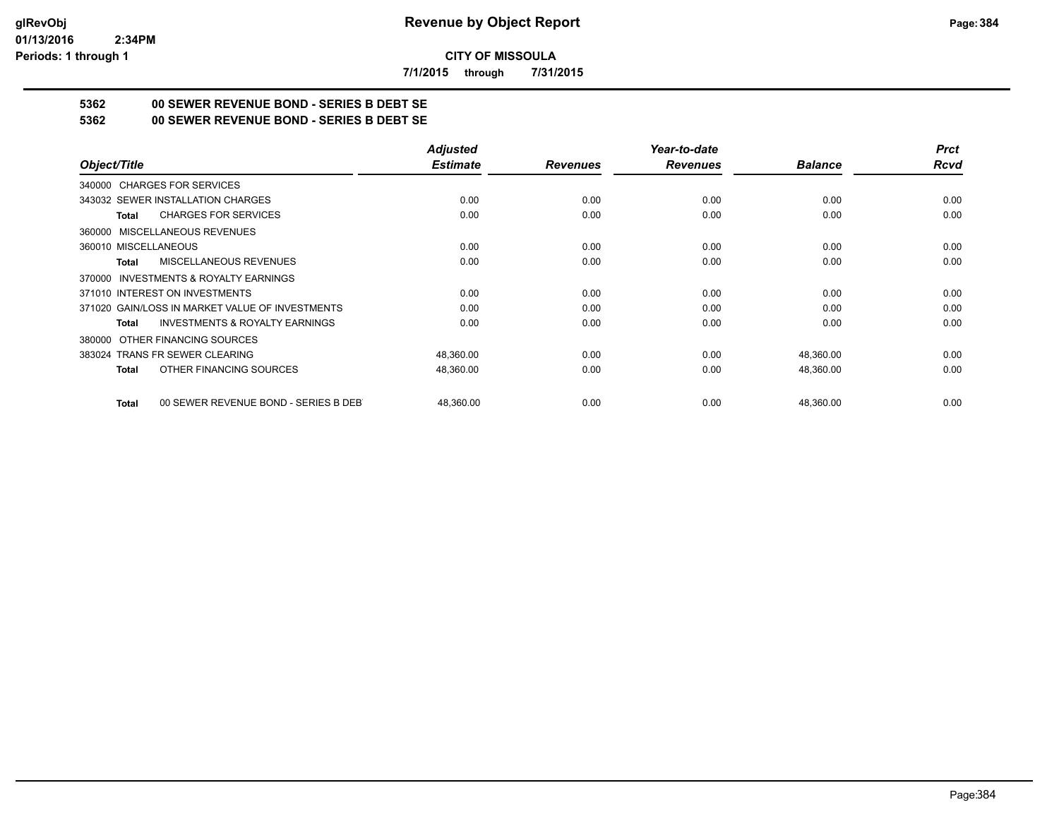**CITY OF MISSOULA**

**7/1/2015 through 7/31/2015**

**5362 00 SEWER REVENUE BOND - SERIES B DEBT SE**

**5362 00 SEWER REVENUE BOND - SERIES B DEBT SE**

| Object/Title | Adjusted Estimate | Revenues | Year-to-date Revenues | Balance | Prct Rcvd |
|---|---|---|---|---|---|
| 340000 CHARGES FOR SERVICES | | | | | |
| 343032 SEWER INSTALLATION CHARGES | 0.00 | 0.00 | 0.00 | 0.00 | 0.00 |
| **Total** CHARGES FOR SERVICES | 0.00 | 0.00 | 0.00 | 0.00 | 0.00 |
| 360000 MISCELLANEOUS REVENUES | | | | | |
| 360010 MISCELLANEOUS | 0.00 | 0.00 | 0.00 | 0.00 | 0.00 |
| **Total** MISCELLANEOUS REVENUES | 0.00 | 0.00 | 0.00 | 0.00 | 0.00 |
| 370000 INVESTMENTS & ROYALTY EARNINGS | | | | | |
| 371010 INTEREST ON INVESTMENTS | 0.00 | 0.00 | 0.00 | 0.00 | 0.00 |
| 371020 GAIN/LOSS IN MARKET VALUE OF INVESTMENTS | 0.00 | 0.00 | 0.00 | 0.00 | 0.00 |
| **Total** INVESTMENTS & ROYALTY EARNINGS | 0.00 | 0.00 | 0.00 | 0.00 | 0.00 |
| 380000 OTHER FINANCING SOURCES | | | | | |
| 383024 TRANS FR SEWER CLEARING | 48,360.00 | 0.00 | 0.00 | 48,360.00 | 0.00 |
| **Total** OTHER FINANCING SOURCES | 48,360.00 | 0.00 | 0.00 | 48,360.00 | 0.00 |
| **Total** 00 SEWER REVENUE BOND - SERIES B DEB | 48,360.00 | 0.00 | 0.00 | 48,360.00 | 0.00 |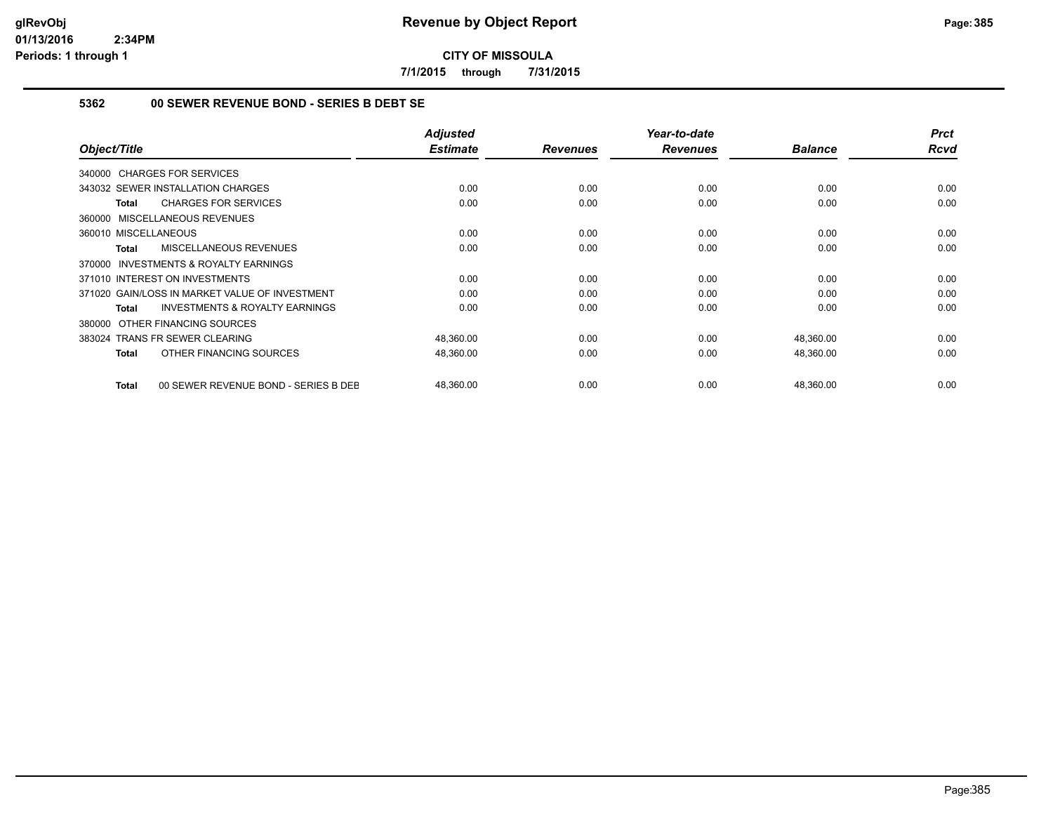# Revenue by Object Report

**CITY OF MISSOULA**

**7/1/2015 through 7/31/2015**

### 5362 00 SEWER REVENUE BOND - SERIES B DEBT SE

| Object/Title | Adjusted Estimate | Revenues | Year-to-date Revenues | Balance | Prct Rcvd |
|---|---|---|---|---|---|
| 340000 CHARGES FOR SERVICES | | | | | |
| 343032 SEWER INSTALLATION CHARGES | 0.00 | 0.00 | 0.00 | 0.00 | 0.00 |
| **Total** CHARGES FOR SERVICES | 0.00 | 0.00 | 0.00 | 0.00 | 0.00 |
| 360000 MISCELLANEOUS REVENUES | | | | | |
| 360010 MISCELLANEOUS | 0.00 | 0.00 | 0.00 | 0.00 | 0.00 |
| **Total** MISCELLANEOUS REVENUES | 0.00 | 0.00 | 0.00 | 0.00 | 0.00 |
| 370000 INVESTMENTS & ROYALTY EARNINGS | | | | | |
| 371010 INTEREST ON INVESTMENTS | 0.00 | 0.00 | 0.00 | 0.00 | 0.00 |
| 371020 GAIN/LOSS IN MARKET VALUE OF INVESTMENT | 0.00 | 0.00 | 0.00 | 0.00 | 0.00 |
| **Total** INVESTMENTS & ROYALTY EARNINGS | 0.00 | 0.00 | 0.00 | 0.00 | 0.00 |
| 380000 OTHER FINANCING SOURCES | | | | | |
| 383024 TRANS FR SEWER CLEARING | 48,360.00 | 0.00 | 0.00 | 48,360.00 | 0.00 |
| **Total** OTHER FINANCING SOURCES | 48,360.00 | 0.00 | 0.00 | 48,360.00 | 0.00 |
| **Total** 00 SEWER REVENUE BOND - SERIES B DEB | 48,360.00 | 0.00 | 0.00 | 48,360.00 | 0.00 |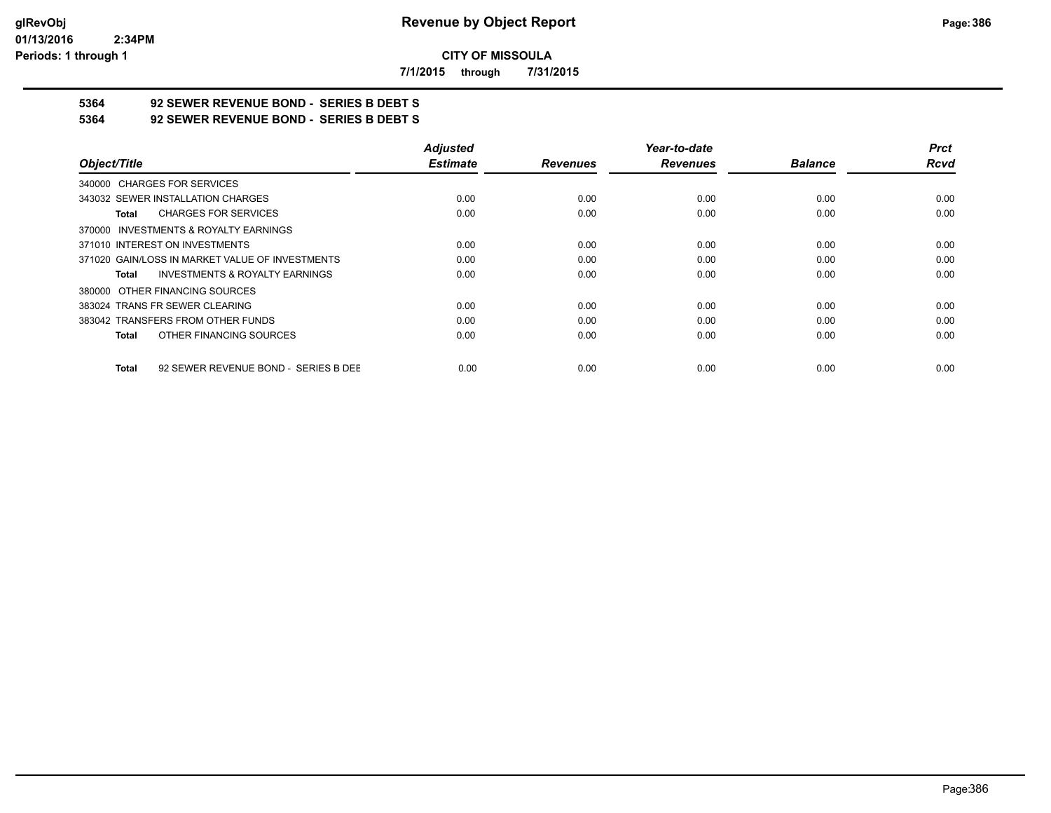# Revenue by Object Report

**CITY OF MISSOULA**

**7/1/2015 through 7/31/2015**

glRevObj
01/13/2016 2:34PM
Periods: 1 through 1

**5364 92 SEWER REVENUE BOND - SERIES B DEBT S**

**5364 92 SEWER REVENUE BOND - SERIES B DEBT S**

| Object/Title | Adjusted Estimate | Revenues | Year-to-date Revenues | Balance | Prct Rcvd |
|---|---|---|---|---|---|
| 340000 CHARGES FOR SERVICES | | | | | |
| 343032 SEWER INSTALLATION CHARGES | 0.00 | 0.00 | 0.00 | 0.00 | 0.00 |
| **Total** CHARGES FOR SERVICES | 0.00 | 0.00 | 0.00 | 0.00 | 0.00 |
| 370000 INVESTMENTS & ROYALTY EARNINGS | | | | | |
| 371010 INTEREST ON INVESTMENTS | 0.00 | 0.00 | 0.00 | 0.00 | 0.00 |
| 371020 GAIN/LOSS IN MARKET VALUE OF INVESTMENTS | 0.00 | 0.00 | 0.00 | 0.00 | 0.00 |
| **Total** INVESTMENTS & ROYALTY EARNINGS | 0.00 | 0.00 | 0.00 | 0.00 | 0.00 |
| 380000 OTHER FINANCING SOURCES | | | | | |
| 383024 TRANS FR SEWER CLEARING | 0.00 | 0.00 | 0.00 | 0.00 | 0.00 |
| 383042 TRANSFERS FROM OTHER FUNDS | 0.00 | 0.00 | 0.00 | 0.00 | 0.00 |
| **Total** OTHER FINANCING SOURCES | 0.00 | 0.00 | 0.00 | 0.00 | 0.00 |
| **Total** 92 SEWER REVENUE BOND - SERIES B DEE | 0.00 | 0.00 | 0.00 | 0.00 | 0.00 |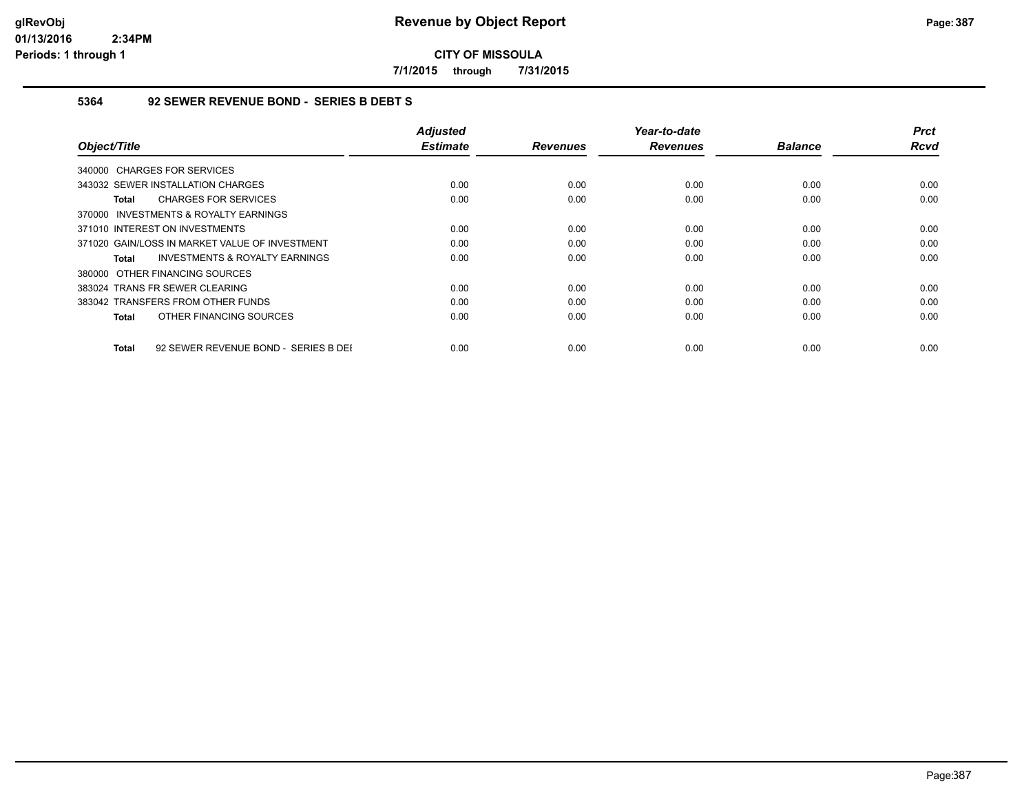**CITY OF MISSOULA**

**7/1/2015 through 7/31/2015**

### 5364 92 SEWER REVENUE BOND - SERIES B DEBT S

| Object/Title | Adjusted Estimate | Revenues | Year-to-date Revenues | Balance | Prct Rcvd |
|---|---|---|---|---|---|
| 340000 CHARGES FOR SERVICES | | | | | |
| 343032 SEWER INSTALLATION CHARGES | 0.00 | 0.00 | 0.00 | 0.00 | 0.00 |
| **Total** CHARGES FOR SERVICES | 0.00 | 0.00 | 0.00 | 0.00 | 0.00 |
| 370000 INVESTMENTS & ROYALTY EARNINGS | | | | | |
| 371010 INTEREST ON INVESTMENTS | 0.00 | 0.00 | 0.00 | 0.00 | 0.00 |
| 371020 GAIN/LOSS IN MARKET VALUE OF INVESTMENT | 0.00 | 0.00 | 0.00 | 0.00 | 0.00 |
| **Total** INVESTMENTS & ROYALTY EARNINGS | 0.00 | 0.00 | 0.00 | 0.00 | 0.00 |
| 380000 OTHER FINANCING SOURCES | | | | | |
| 383024 TRANS FR SEWER CLEARING | 0.00 | 0.00 | 0.00 | 0.00 | 0.00 |
| 383042 TRANSFERS FROM OTHER FUNDS | 0.00 | 0.00 | 0.00 | 0.00 | 0.00 |
| **Total** OTHER FINANCING SOURCES | 0.00 | 0.00 | 0.00 | 0.00 | 0.00 |
| **Total** 92 SEWER REVENUE BOND - SERIES B DEI | 0.00 | 0.00 | 0.00 | 0.00 | 0.00 |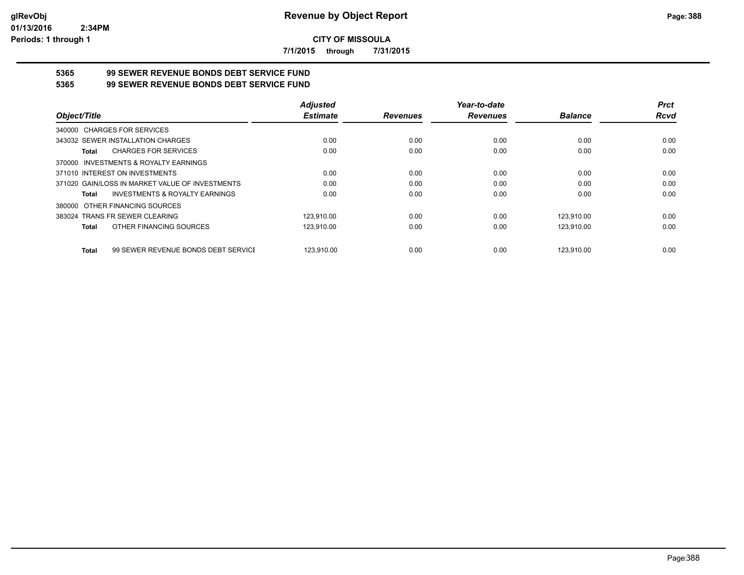**CITY OF MISSOULA**

**7/1/2015 through 7/31/2015**

**5365 99 SEWER REVENUE BONDS DEBT SERVICE FUND**

**5365 99 SEWER REVENUE BONDS DEBT SERVICE FUND**

| Object/Title | Adjusted Estimate | Revenues | Year-to-date Revenues | Balance | Prct Rcvd |
|---|---|---|---|---|---|
| 340000 CHARGES FOR SERVICES | | | | | |
| 343032 SEWER INSTALLATION CHARGES | 0.00 | 0.00 | 0.00 | 0.00 | 0.00 |
| **Total** CHARGES FOR SERVICES | 0.00 | 0.00 | 0.00 | 0.00 | 0.00 |
| 370000 INVESTMENTS & ROYALTY EARNINGS | | | | | |
| 371010 INTEREST ON INVESTMENTS | 0.00 | 0.00 | 0.00 | 0.00 | 0.00 |
| 371020 GAIN/LOSS IN MARKET VALUE OF INVESTMENTS | 0.00 | 0.00 | 0.00 | 0.00 | 0.00 |
| **Total** INVESTMENTS & ROYALTY EARNINGS | 0.00 | 0.00 | 0.00 | 0.00 | 0.00 |
| 380000 OTHER FINANCING SOURCES | | | | | |
| 383024 TRANS FR SEWER CLEARING | 123,910.00 | 0.00 | 0.00 | 123,910.00 | 0.00 |
| **Total** OTHER FINANCING SOURCES | 123,910.00 | 0.00 | 0.00 | 123,910.00 | 0.00 |
| **Total** 99 SEWER REVENUE BONDS DEBT SERVICE | 123,910.00 | 0.00 | 0.00 | 123,910.00 | 0.00 |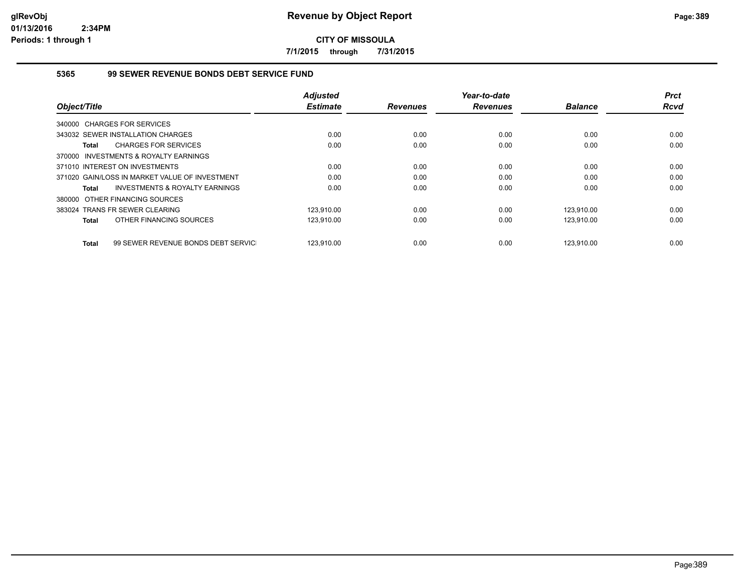# Revenue by Object Report

**CITY OF MISSOULA**

**7/1/2015 through 7/31/2015**

glRevObj
01/13/2016 2:34PM
Periods: 1 through 1

## 5365 99 SEWER REVENUE BONDS DEBT SERVICE FUND

| Object/Title | Adjusted Estimate | Revenues | Year-to-date Revenues | Balance | Prct Rcvd |
|---|---|---|---|---|---|
| 340000 CHARGES FOR SERVICES | | | | | |
| 343032 SEWER INSTALLATION CHARGES | 0.00 | 0.00 | 0.00 | 0.00 | 0.00 |
| **Total** CHARGES FOR SERVICES | 0.00 | 0.00 | 0.00 | 0.00 | 0.00 |
| 370000 INVESTMENTS & ROYALTY EARNINGS | | | | | |
| 371010 INTEREST ON INVESTMENTS | 0.00 | 0.00 | 0.00 | 0.00 | 0.00 |
| 371020 GAIN/LOSS IN MARKET VALUE OF INVESTMENT | 0.00 | 0.00 | 0.00 | 0.00 | 0.00 |
| **Total** INVESTMENTS & ROYALTY EARNINGS | 0.00 | 0.00 | 0.00 | 0.00 | 0.00 |
| 380000 OTHER FINANCING SOURCES | | | | | |
| 383024 TRANS FR SEWER CLEARING | 123,910.00 | 0.00 | 0.00 | 123,910.00 | 0.00 |
| **Total** OTHER FINANCING SOURCES | 123,910.00 | 0.00 | 0.00 | 123,910.00 | 0.00 |
| **Total** 99 SEWER REVENUE BONDS DEBT SERVIC | 123,910.00 | 0.00 | 0.00 | 123,910.00 | 0.00 |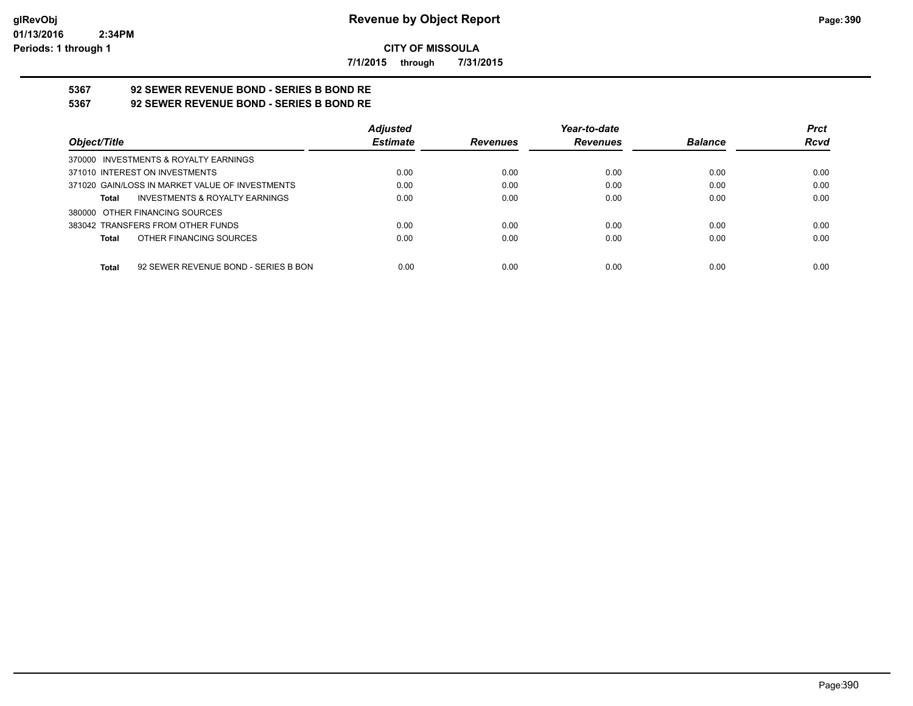**CITY OF MISSOULA**

**7/1/2015 through 7/31/2015**

**5367 92 SEWER REVENUE BOND - SERIES B BOND RE**

**5367 92 SEWER REVENUE BOND - SERIES B BOND RE**

| Object/Title | Adjusted Estimate | Revenues | Year-to-date Revenues | Balance | Prct Rcvd |
|---|---|---|---|---|---|
| 370000 INVESTMENTS & ROYALTY EARNINGS | | | | | |
| 371010 INTEREST ON INVESTMENTS | 0.00 | 0.00 | 0.00 | 0.00 | 0.00 |
| 371020 GAIN/LOSS IN MARKET VALUE OF INVESTMENTS | 0.00 | 0.00 | 0.00 | 0.00 | 0.00 |
| **Total** INVESTMENTS & ROYALTY EARNINGS | 0.00 | 0.00 | 0.00 | 0.00 | 0.00 |
| 380000 OTHER FINANCING SOURCES | | | | | |
| 383042 TRANSFERS FROM OTHER FUNDS | 0.00 | 0.00 | 0.00 | 0.00 | 0.00 |
| **Total** OTHER FINANCING SOURCES | 0.00 | 0.00 | 0.00 | 0.00 | 0.00 |
| **Total** 92 SEWER REVENUE BOND - SERIES B BON | 0.00 | 0.00 | 0.00 | 0.00 | 0.00 |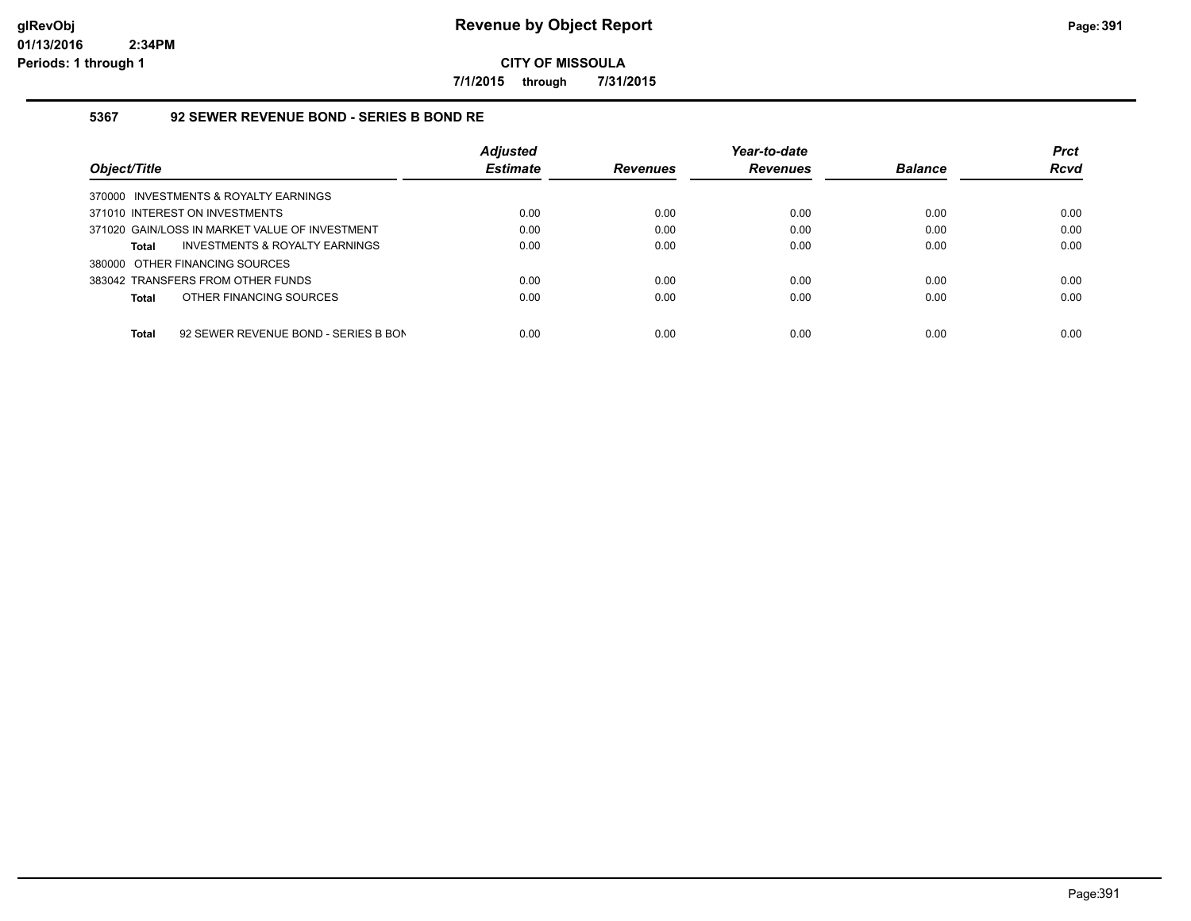**CITY OF MISSOULA**

**7/1/2015 through 7/31/2015**

### 5367 92 SEWER REVENUE BOND - SERIES B BOND RE

| Object/Title | Adjusted Estimate | Revenues | Year-to-date Revenues | Balance | Prct Rcvd |
|---|---|---|---|---|---|
| 370000 INVESTMENTS & ROYALTY EARNINGS | | | | | |
| 371010 INTEREST ON INVESTMENTS | 0.00 | 0.00 | 0.00 | 0.00 | 0.00 |
| 371020 GAIN/LOSS IN MARKET VALUE OF INVESTMENT | 0.00 | 0.00 | 0.00 | 0.00 | 0.00 |
| **Total** INVESTMENTS & ROYALTY EARNINGS | 0.00 | 0.00 | 0.00 | 0.00 | 0.00 |
| 380000 OTHER FINANCING SOURCES | | | | | |
| 383042 TRANSFERS FROM OTHER FUNDS | 0.00 | 0.00 | 0.00 | 0.00 | 0.00 |
| **Total** OTHER FINANCING SOURCES | 0.00 | 0.00 | 0.00 | 0.00 | 0.00 |
| **Total** 92 SEWER REVENUE BOND - SERIES B BON | 0.00 | 0.00 | 0.00 | 0.00 | 0.00 |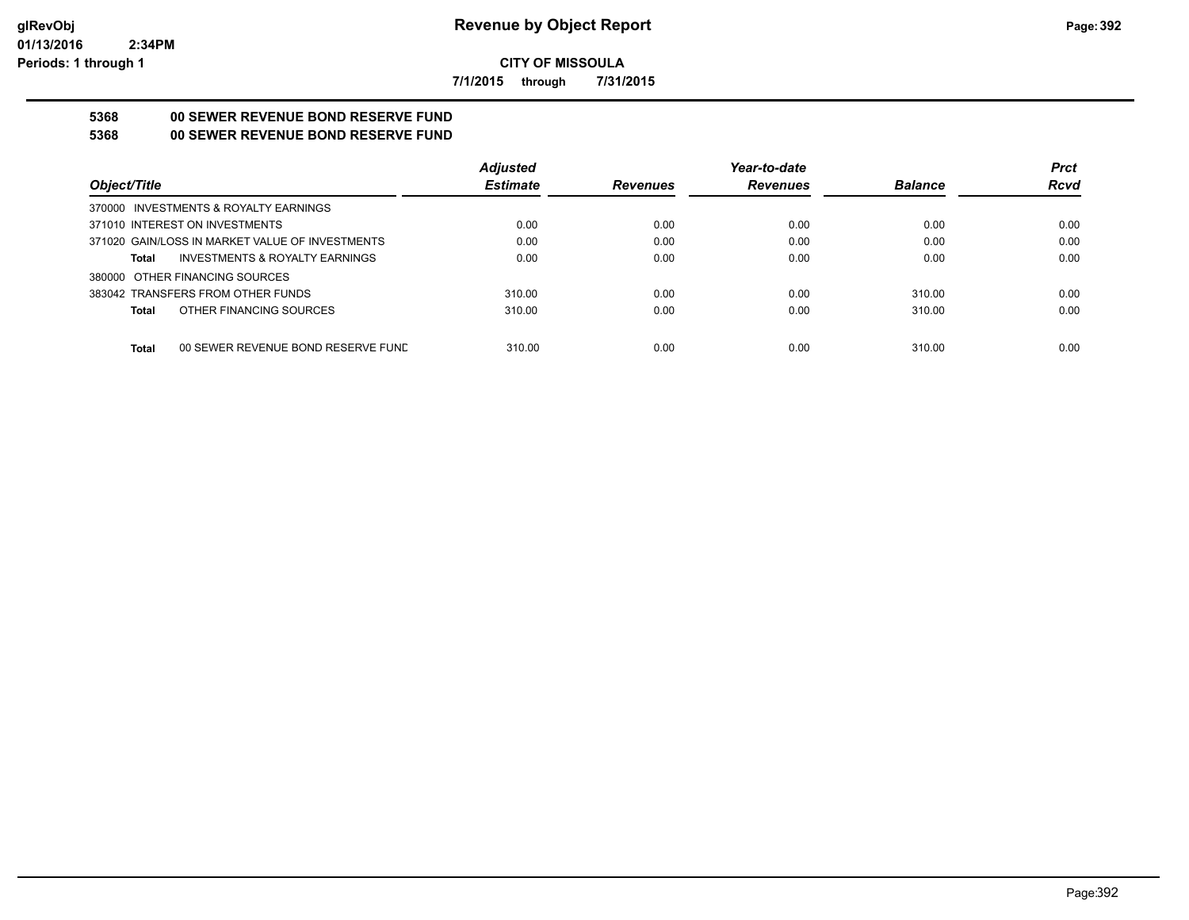**CITY OF MISSOULA**

**7/1/2015 through 7/31/2015**

**5368 00 SEWER REVENUE BOND RESERVE FUND**

**5368 00 SEWER REVENUE BOND RESERVE FUND**

| Object/Title | Adjusted Estimate | Revenues | Year-to-date Revenues | Balance | Prct Rcvd |
|---|---|---|---|---|---|
| 370000 INVESTMENTS & ROYALTY EARNINGS | | | | | |
| 371010 INTEREST ON INVESTMENTS | 0.00 | 0.00 | 0.00 | 0.00 | 0.00 |
| 371020 GAIN/LOSS IN MARKET VALUE OF INVESTMENTS | 0.00 | 0.00 | 0.00 | 0.00 | 0.00 |
| **Total** INVESTMENTS & ROYALTY EARNINGS | 0.00 | 0.00 | 0.00 | 0.00 | 0.00 |
| 380000 OTHER FINANCING SOURCES | | | | | |
| 383042 TRANSFERS FROM OTHER FUNDS | 310.00 | 0.00 | 0.00 | 310.00 | 0.00 |
| **Total** OTHER FINANCING SOURCES | 310.00 | 0.00 | 0.00 | 310.00 | 0.00 |
| **Total** 00 SEWER REVENUE BOND RESERVE FUND | 310.00 | 0.00 | 0.00 | 310.00 | 0.00 |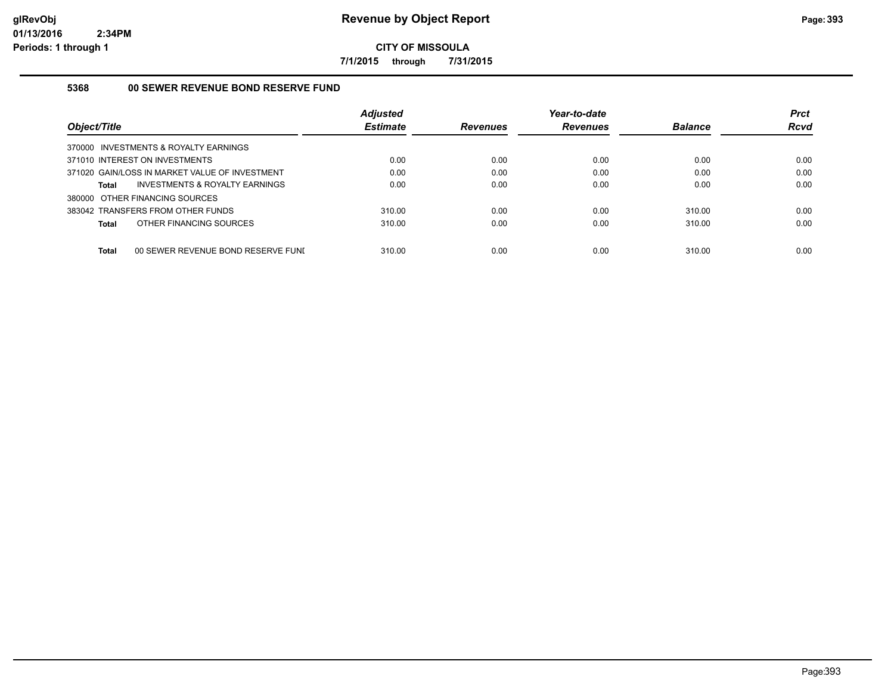# Revenue by Object Report

**CITY OF MISSOULA**

**7/1/2015 through 7/31/2015**

glRevObj
01/13/2016 2:34PM
Periods: 1 through 1

### 5368 00 SEWER REVENUE BOND RESERVE FUND

| Object/Title | Adjusted Estimate | Revenues | Year-to-date Revenues | Balance | Prct Rcvd |
|---|---|---|---|---|---|
| 370000 INVESTMENTS & ROYALTY EARNINGS | | | | | |
| 371010 INTEREST ON INVESTMENTS | 0.00 | 0.00 | 0.00 | 0.00 | 0.00 |
| 371020 GAIN/LOSS IN MARKET VALUE OF INVESTMENT | 0.00 | 0.00 | 0.00 | 0.00 | 0.00 |
| **Total** INVESTMENTS & ROYALTY EARNINGS | 0.00 | 0.00 | 0.00 | 0.00 | 0.00 |
| 380000 OTHER FINANCING SOURCES | | | | | |
| 383042 TRANSFERS FROM OTHER FUNDS | 310.00 | 0.00 | 0.00 | 310.00 | 0.00 |
| **Total** OTHER FINANCING SOURCES | 310.00 | 0.00 | 0.00 | 310.00 | 0.00 |
| **Total** 00 SEWER REVENUE BOND RESERVE FUNI | 310.00 | 0.00 | 0.00 | 310.00 | 0.00 |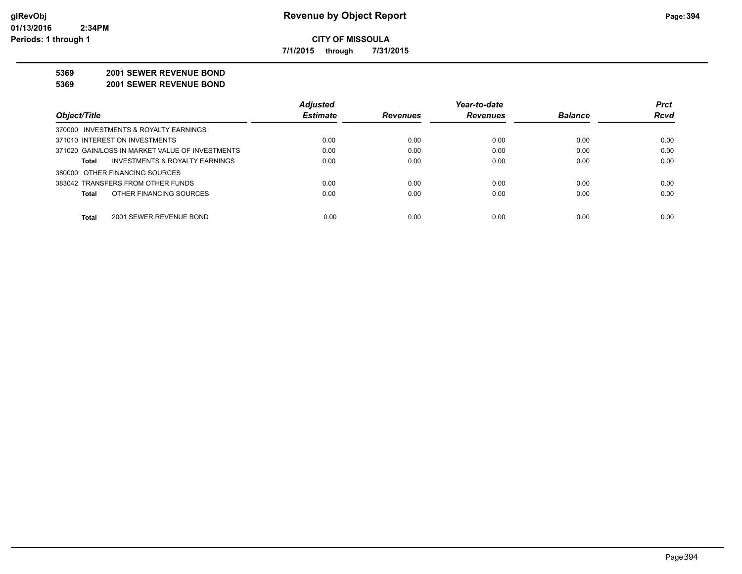# Revenue by Object Report

**CITY OF MISSOULA**

**7/1/2015 through 7/31/2015**

**5369 2001 SEWER REVENUE BOND**

**5369 2001 SEWER REVENUE BOND**

| Object/Title | Adjusted Estimate | Revenues | Year-to-date Revenues | Balance | Prct Rcvd |
|---|---|---|---|---|---|
| 370000 INVESTMENTS & ROYALTY EARNINGS | | | | | |
| 371010 INTEREST ON INVESTMENTS | 0.00 | 0.00 | 0.00 | 0.00 | 0.00 |
| 371020 GAIN/LOSS IN MARKET VALUE OF INVESTMENTS | 0.00 | 0.00 | 0.00 | 0.00 | 0.00 |
| **Total** INVESTMENTS & ROYALTY EARNINGS | 0.00 | 0.00 | 0.00 | 0.00 | 0.00 |
| 380000 OTHER FINANCING SOURCES | | | | | |
| 383042 TRANSFERS FROM OTHER FUNDS | 0.00 | 0.00 | 0.00 | 0.00 | 0.00 |
| **Total** OTHER FINANCING SOURCES | 0.00 | 0.00 | 0.00 | 0.00 | 0.00 |
| **Total** 2001 SEWER REVENUE BOND | 0.00 | 0.00 | 0.00 | 0.00 | 0.00 |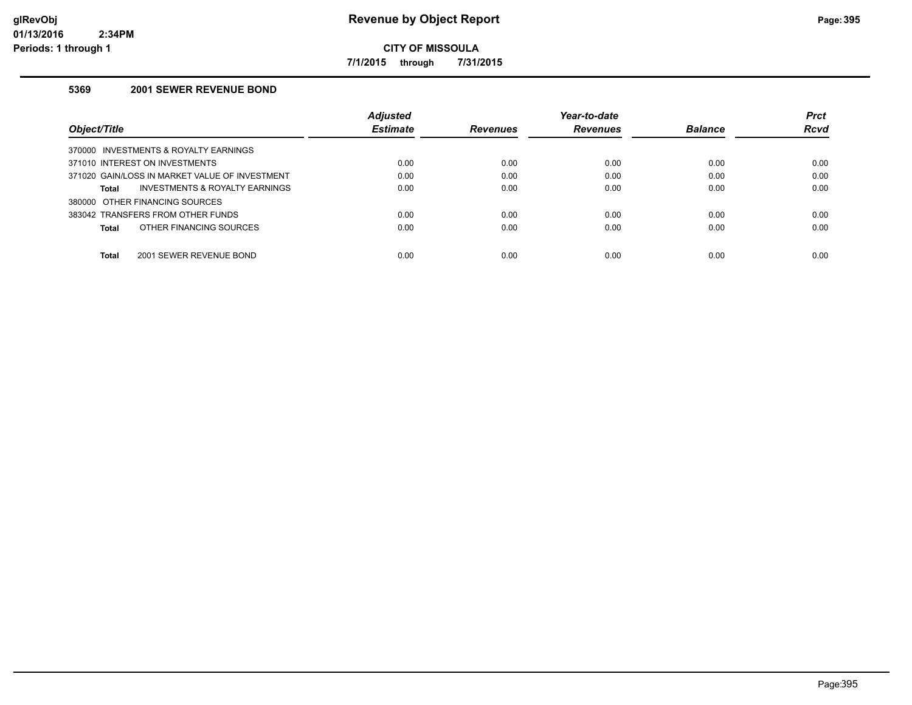# Revenue by Object Report

**CITY OF MISSOULA**

**7/1/2015 through 7/31/2015**

glRevObj
01/13/2016 2:34PM
Periods: 1 through 1

## 5369 2001 SEWER REVENUE BOND

| Object/Title | Adjusted Estimate | Revenues | Year-to-date Revenues | Balance | Prct Rcvd |
|---|---|---|---|---|---|
| 370000 INVESTMENTS & ROYALTY EARNINGS | | | | | |
| 371010 INTEREST ON INVESTMENTS | 0.00 | 0.00 | 0.00 | 0.00 | 0.00 |
| 371020 GAIN/LOSS IN MARKET VALUE OF INVESTMENT | 0.00 | 0.00 | 0.00 | 0.00 | 0.00 |
| **Total** INVESTMENTS & ROYALTY EARNINGS | 0.00 | 0.00 | 0.00 | 0.00 | 0.00 |
| 380000 OTHER FINANCING SOURCES | | | | | |
| 383042 TRANSFERS FROM OTHER FUNDS | 0.00 | 0.00 | 0.00 | 0.00 | 0.00 |
| **Total** OTHER FINANCING SOURCES | 0.00 | 0.00 | 0.00 | 0.00 | 0.00 |
| **Total** 2001 SEWER REVENUE BOND | 0.00 | 0.00 | 0.00 | 0.00 | 0.00 |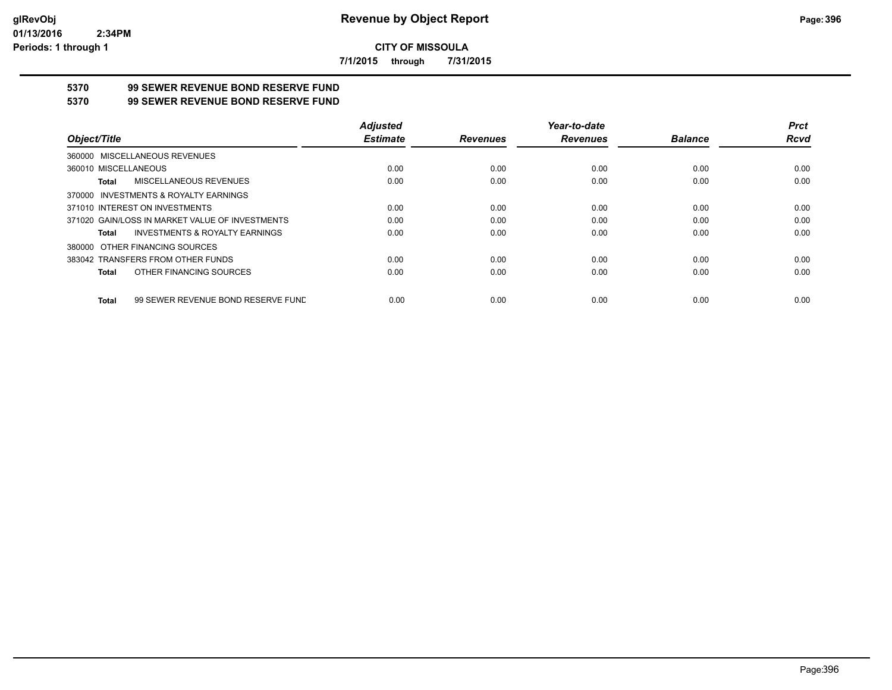**CITY OF MISSOULA**

**7/1/2015 through 7/31/2015**

**5370 99 SEWER REVENUE BOND RESERVE FUND**

**5370 99 SEWER REVENUE BOND RESERVE FUND**

| Object/Title | Adjusted Estimate | Revenues | Year-to-date Revenues | Balance | Prct Rcvd |
|---|---|---|---|---|---|
| 360000 MISCELLANEOUS REVENUES | | | | | |
| 360010 MISCELLANEOUS | 0.00 | 0.00 | 0.00 | 0.00 | 0.00 |
| **Total** MISCELLANEOUS REVENUES | 0.00 | 0.00 | 0.00 | 0.00 | 0.00 |
| 370000 INVESTMENTS & ROYALTY EARNINGS | | | | | |
| 371010 INTEREST ON INVESTMENTS | 0.00 | 0.00 | 0.00 | 0.00 | 0.00 |
| 371020 GAIN/LOSS IN MARKET VALUE OF INVESTMENTS | 0.00 | 0.00 | 0.00 | 0.00 | 0.00 |
| **Total** INVESTMENTS & ROYALTY EARNINGS | 0.00 | 0.00 | 0.00 | 0.00 | 0.00 |
| 380000 OTHER FINANCING SOURCES | | | | | |
| 383042 TRANSFERS FROM OTHER FUNDS | 0.00 | 0.00 | 0.00 | 0.00 | 0.00 |
| **Total** OTHER FINANCING SOURCES | 0.00 | 0.00 | 0.00 | 0.00 | 0.00 |
| **Total** 99 SEWER REVENUE BOND RESERVE FUND | 0.00 | 0.00 | 0.00 | 0.00 | 0.00 |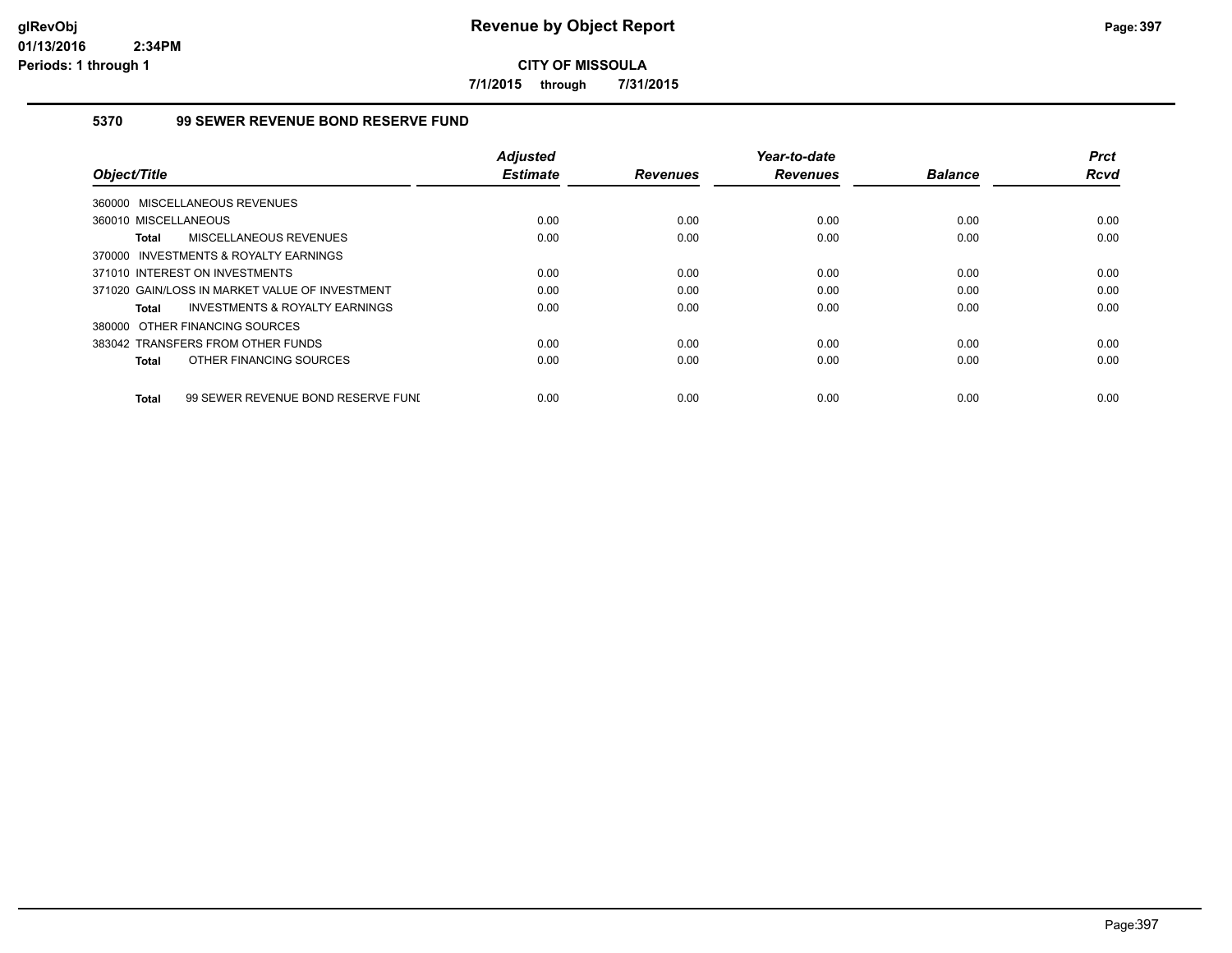# CITY OF MISSOULA

**7/1/2015 through 7/31/2015**

## 5370 99 SEWER REVENUE BOND RESERVE FUND

| Object/Title | Adjusted Estimate | Revenues | Year-to-date Revenues | Balance | Prct Rcvd |
|---|---|---|---|---|---|
| 360000 MISCELLANEOUS REVENUES | | | | | |
| 360010 MISCELLANEOUS | 0.00 | 0.00 | 0.00 | 0.00 | 0.00 |
| **Total** MISCELLANEOUS REVENUES | 0.00 | 0.00 | 0.00 | 0.00 | 0.00 |
| 370000 INVESTMENTS & ROYALTY EARNINGS | | | | | |
| 371010 INTEREST ON INVESTMENTS | 0.00 | 0.00 | 0.00 | 0.00 | 0.00 |
| 371020 GAIN/LOSS IN MARKET VALUE OF INVESTMENT | 0.00 | 0.00 | 0.00 | 0.00 | 0.00 |
| **Total** INVESTMENTS & ROYALTY EARNINGS | 0.00 | 0.00 | 0.00 | 0.00 | 0.00 |
| 380000 OTHER FINANCING SOURCES | | | | | |
| 383042 TRANSFERS FROM OTHER FUNDS | 0.00 | 0.00 | 0.00 | 0.00 | 0.00 |
| **Total** OTHER FINANCING SOURCES | 0.00 | 0.00 | 0.00 | 0.00 | 0.00 |
| **Total** 99 SEWER REVENUE BOND RESERVE FUNI | 0.00 | 0.00 | 0.00 | 0.00 | 0.00 |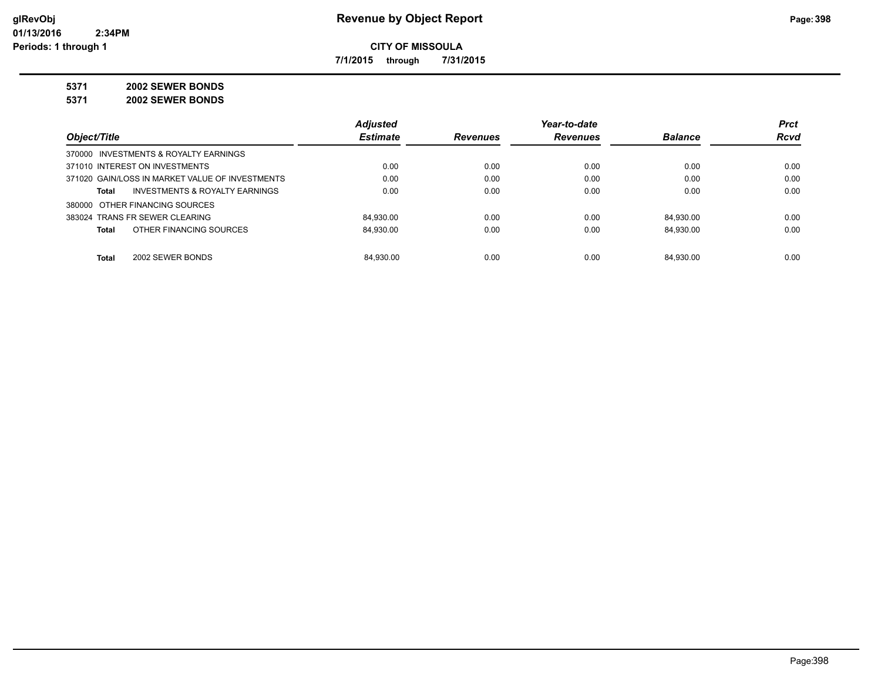**CITY OF MISSOULA**

**7/1/2015 through 7/31/2015**

**5371 2002 SEWER BONDS**

**5371 2002 SEWER BONDS**

| Object/Title | Adjusted Estimate | Revenues | Year-to-date Revenues | Balance | Prct Rcvd |
|---|---|---|---|---|---|
| 370000 INVESTMENTS & ROYALTY EARNINGS | | | | | |
| 371010 INTEREST ON INVESTMENTS | 0.00 | 0.00 | 0.00 | 0.00 | 0.00 |
| 371020 GAIN/LOSS IN MARKET VALUE OF INVESTMENTS | 0.00 | 0.00 | 0.00 | 0.00 | 0.00 |
| **Total** INVESTMENTS & ROYALTY EARNINGS | 0.00 | 0.00 | 0.00 | 0.00 | 0.00 |
| 380000 OTHER FINANCING SOURCES | | | | | |
| 383024 TRANS FR SEWER CLEARING | 84,930.00 | 0.00 | 0.00 | 84,930.00 | 0.00 |
| **Total** OTHER FINANCING SOURCES | 84,930.00 | 0.00 | 0.00 | 84,930.00 | 0.00 |
| **Total** 2002 SEWER BONDS | 84,930.00 | 0.00 | 0.00 | 84,930.00 | 0.00 |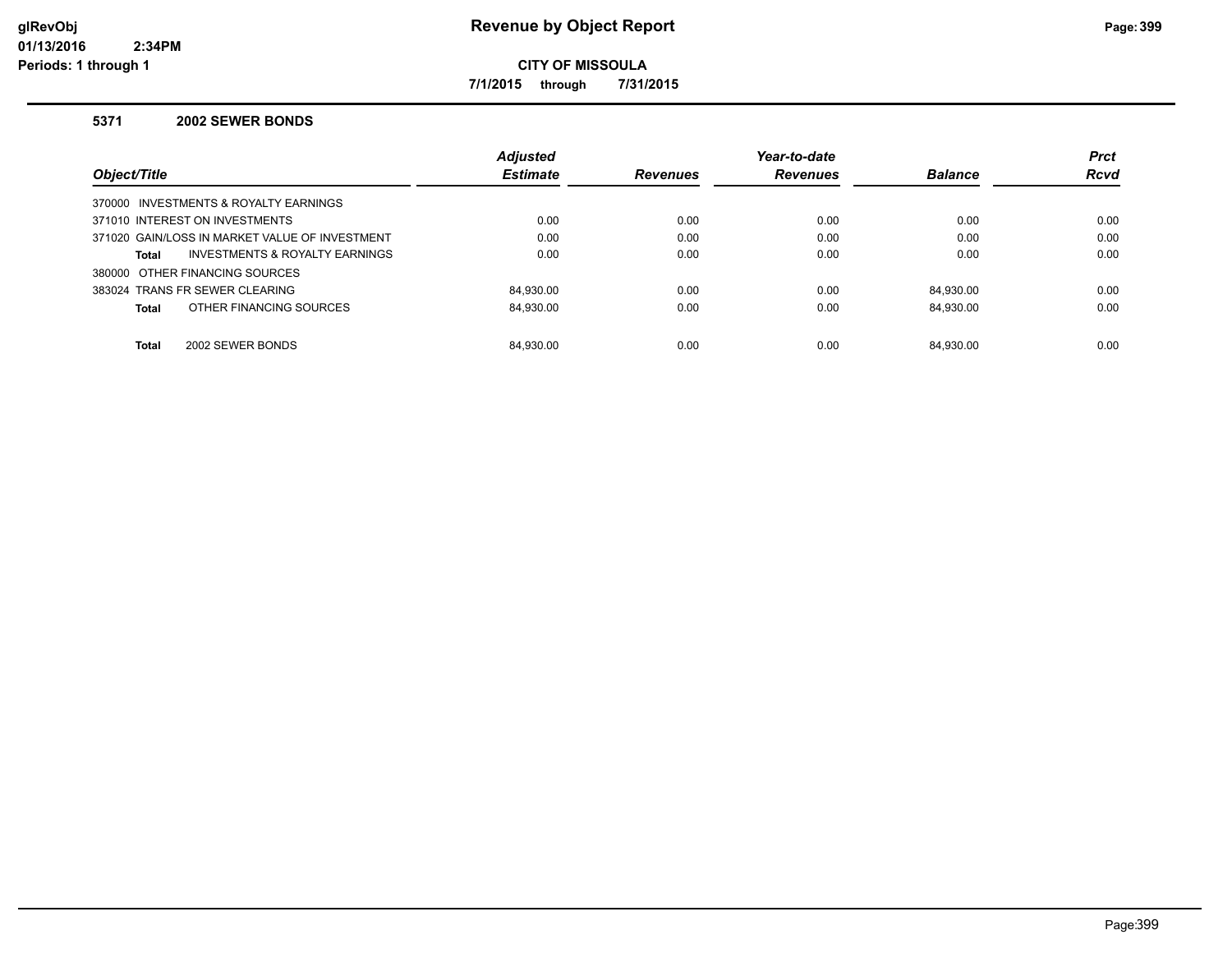# Revenue by Object Report

**CITY OF MISSOULA**

**7/1/2015 through 7/31/2015**

glRevObj
01/13/2016 2:34PM
Periods: 1 through 1

### 5371 2002 SEWER BONDS

| Object/Title | Adjusted Estimate | Revenues | Year-to-date Revenues | Balance | Prct Rcvd |
|---|---|---|---|---|---|
| 370000 INVESTMENTS & ROYALTY EARNINGS | | | | | |
| 371010 INTEREST ON INVESTMENTS | 0.00 | 0.00 | 0.00 | 0.00 | 0.00 |
| 371020 GAIN/LOSS IN MARKET VALUE OF INVESTMENT | 0.00 | 0.00 | 0.00 | 0.00 | 0.00 |
| **Total** INVESTMENTS & ROYALTY EARNINGS | 0.00 | 0.00 | 0.00 | 0.00 | 0.00 |
| 380000 OTHER FINANCING SOURCES | | | | | |
| 383024 TRANS FR SEWER CLEARING | 84,930.00 | 0.00 | 0.00 | 84,930.00 | 0.00 |
| **Total** OTHER FINANCING SOURCES | 84,930.00 | 0.00 | 0.00 | 84,930.00 | 0.00 |
| **Total** 2002 SEWER BONDS | 84,930.00 | 0.00 | 0.00 | 84,930.00 | 0.00 |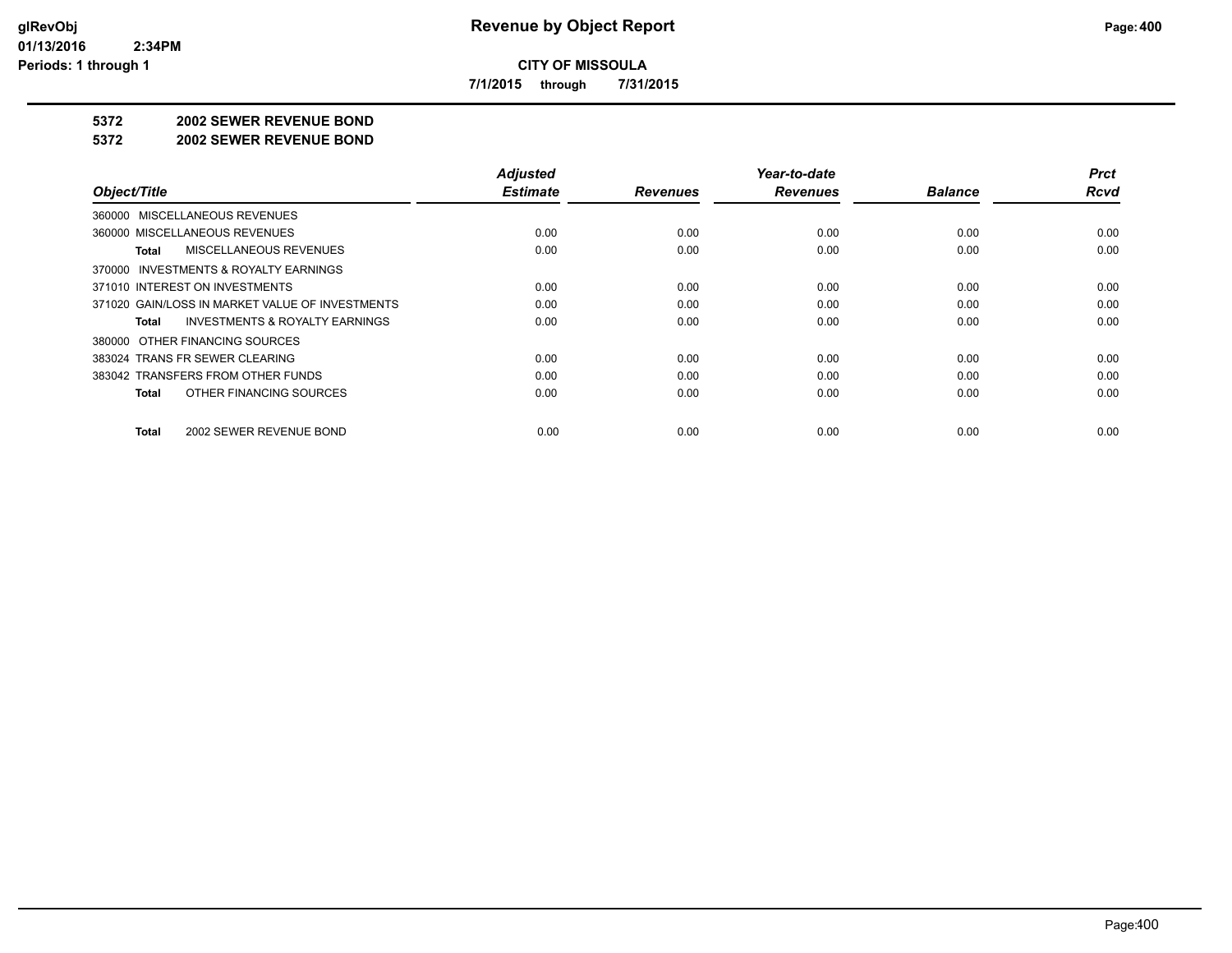**CITY OF MISSOULA**

**7/1/2015 through 7/31/2015**

## 5372 2002 SEWER REVENUE BOND

## 5372 2002 SEWER REVENUE BOND

| Object/Title | Adjusted Estimate | Revenues | Year-to-date Revenues | Balance | Prct Rcvd |
|---|---|---|---|---|---|
| 360000 MISCELLANEOUS REVENUES | | | | | |
| 360000 MISCELLANEOUS REVENUES | 0.00 | 0.00 | 0.00 | 0.00 | 0.00 |
| **Total** MISCELLANEOUS REVENUES | 0.00 | 0.00 | 0.00 | 0.00 | 0.00 |
| 370000 INVESTMENTS & ROYALTY EARNINGS | | | | | |
| 371010 INTEREST ON INVESTMENTS | 0.00 | 0.00 | 0.00 | 0.00 | 0.00 |
| 371020 GAIN/LOSS IN MARKET VALUE OF INVESTMENTS | 0.00 | 0.00 | 0.00 | 0.00 | 0.00 |
| **Total** INVESTMENTS & ROYALTY EARNINGS | 0.00 | 0.00 | 0.00 | 0.00 | 0.00 |
| 380000 OTHER FINANCING SOURCES | | | | | |
| 383024 TRANS FR SEWER CLEARING | 0.00 | 0.00 | 0.00 | 0.00 | 0.00 |
| 383042 TRANSFERS FROM OTHER FUNDS | 0.00 | 0.00 | 0.00 | 0.00 | 0.00 |
| **Total** OTHER FINANCING SOURCES | 0.00 | 0.00 | 0.00 | 0.00 | 0.00 |
| **Total** 2002 SEWER REVENUE BOND | 0.00 | 0.00 | 0.00 | 0.00 | 0.00 |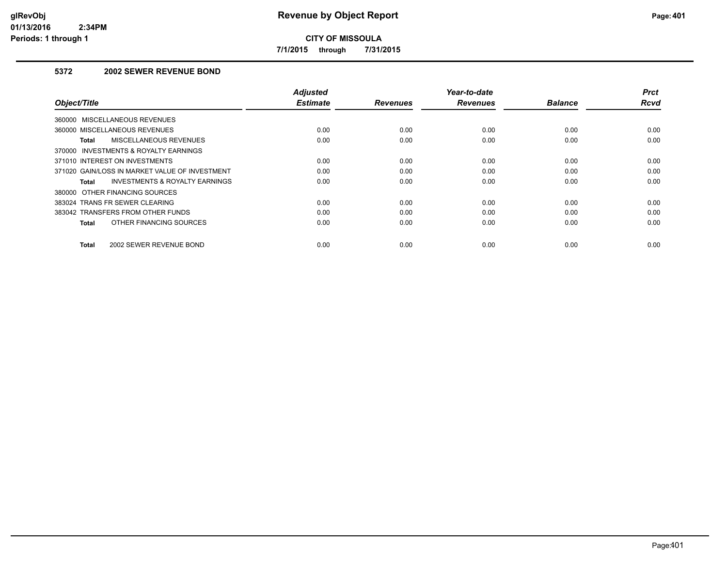# Revenue by Object Report

**CITY OF MISSOULA**

**7/1/2015 through 7/31/2015**

glRevObj
01/13/2016 2:34PM
Periods: 1 through 1

### 5372 2002 SEWER REVENUE BOND

| Object/Title | Adjusted Estimate | Revenues | Year-to-date Revenues | Balance | Prct Rcvd |
|---|---|---|---|---|---|
| 360000 MISCELLANEOUS REVENUES | | | | | |
| 360000 MISCELLANEOUS REVENUES | 0.00 | 0.00 | 0.00 | 0.00 | 0.00 |
| **Total** MISCELLANEOUS REVENUES | 0.00 | 0.00 | 0.00 | 0.00 | 0.00 |
| 370000 INVESTMENTS & ROYALTY EARNINGS | | | | | |
| 371010 INTEREST ON INVESTMENTS | 0.00 | 0.00 | 0.00 | 0.00 | 0.00 |
| 371020 GAIN/LOSS IN MARKET VALUE OF INVESTMENT | 0.00 | 0.00 | 0.00 | 0.00 | 0.00 |
| **Total** INVESTMENTS & ROYALTY EARNINGS | 0.00 | 0.00 | 0.00 | 0.00 | 0.00 |
| 380000 OTHER FINANCING SOURCES | | | | | |
| 383024 TRANS FR SEWER CLEARING | 0.00 | 0.00 | 0.00 | 0.00 | 0.00 |
| 383042 TRANSFERS FROM OTHER FUNDS | 0.00 | 0.00 | 0.00 | 0.00 | 0.00 |
| **Total** OTHER FINANCING SOURCES | 0.00 | 0.00 | 0.00 | 0.00 | 0.00 |
| **Total** 2002 SEWER REVENUE BOND | 0.00 | 0.00 | 0.00 | 0.00 | 0.00 |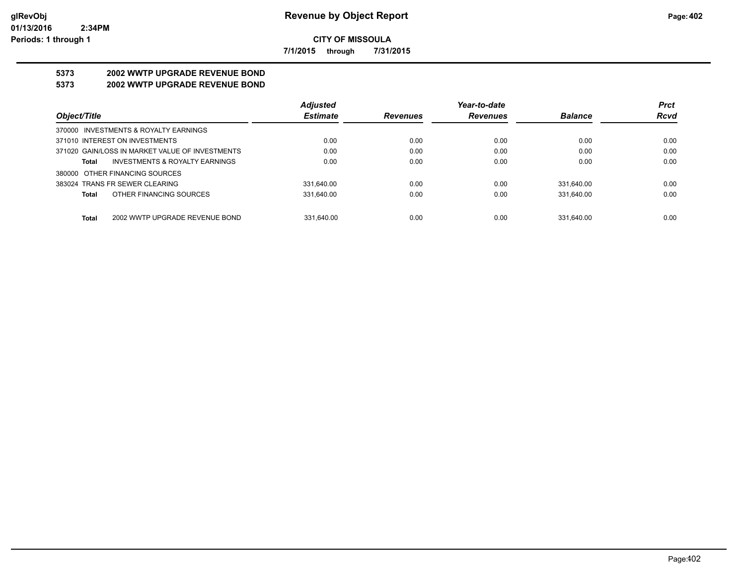glRevObj
01/13/2016 2:34PM
Periods: 1 through 1

# Revenue by Object Report

**CITY OF MISSOULA**

**7/1/2015 through 7/31/2015**

**5373 2002 WWTP UPGRADE REVENUE BOND**
**5373 2002 WWTP UPGRADE REVENUE BOND**

| Object/Title | Adjusted Estimate | Revenues | Year-to-date Revenues | Balance | Prct Rcvd |
|---|---|---|---|---|---|
| 370000 INVESTMENTS & ROYALTY EARNINGS | | | | | |
| 371010 INTEREST ON INVESTMENTS | 0.00 | 0.00 | 0.00 | 0.00 | 0.00 |
| 371020 GAIN/LOSS IN MARKET VALUE OF INVESTMENTS | 0.00 | 0.00 | 0.00 | 0.00 | 0.00 |
| **Total** INVESTMENTS & ROYALTY EARNINGS | 0.00 | 0.00 | 0.00 | 0.00 | 0.00 |
| 380000 OTHER FINANCING SOURCES | | | | | |
| 383024 TRANS FR SEWER CLEARING | 331,640.00 | 0.00 | 0.00 | 331,640.00 | 0.00 |
| **Total** OTHER FINANCING SOURCES | 331,640.00 | 0.00 | 0.00 | 331,640.00 | 0.00 |
| **Total** 2002 WWTP UPGRADE REVENUE BOND | 331,640.00 | 0.00 | 0.00 | 331,640.00 | 0.00 |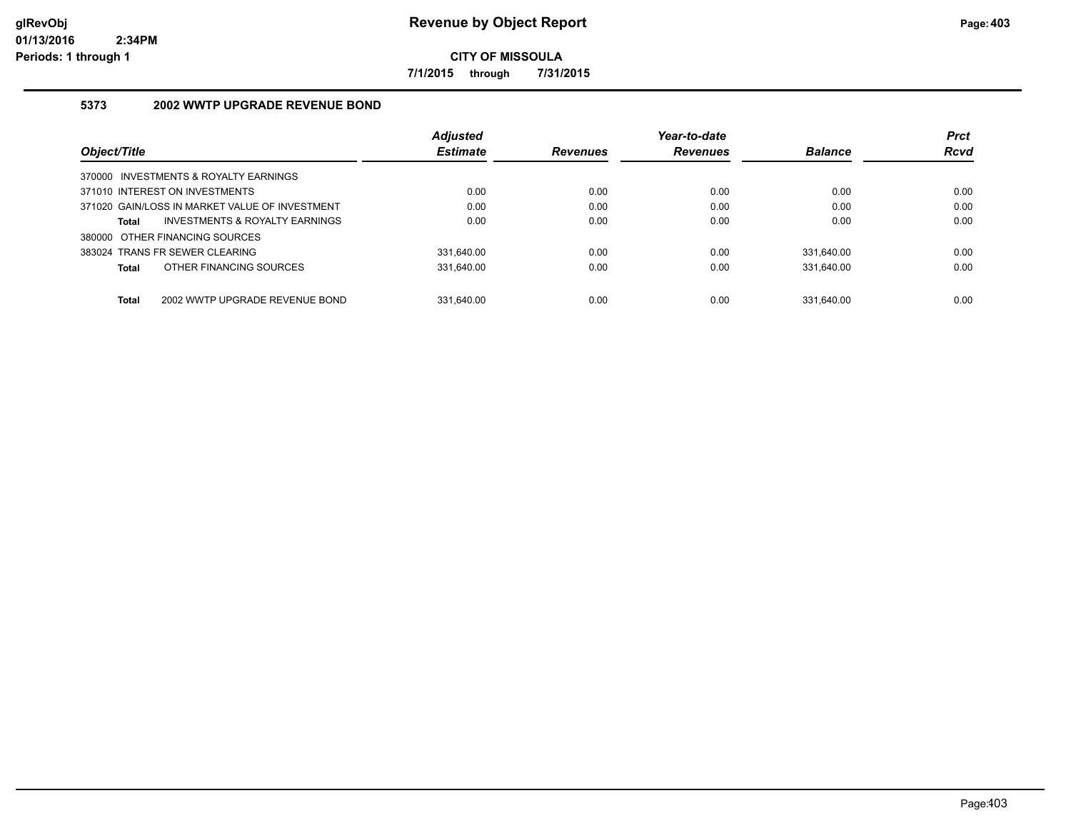# Revenue by Object Report

**CITY OF MISSOULA**

**7/1/2015 through 7/31/2015**

glRevObj
01/13/2016 2:34PM
Periods: 1 through 1

## 5373 2002 WWTP UPGRADE REVENUE BOND

| Object/Title | Adjusted Estimate | Revenues | Year-to-date Revenues | Balance | Prct Rcvd |
|---|---|---|---|---|---|
| 370000 INVESTMENTS & ROYALTY EARNINGS | | | | | |
| 371010 INTEREST ON INVESTMENTS | 0.00 | 0.00 | 0.00 | 0.00 | 0.00 |
| 371020 GAIN/LOSS IN MARKET VALUE OF INVESTMENT | 0.00 | 0.00 | 0.00 | 0.00 | 0.00 |
| **Total** INVESTMENTS & ROYALTY EARNINGS | 0.00 | 0.00 | 0.00 | 0.00 | 0.00 |
| 380000 OTHER FINANCING SOURCES | | | | | |
| 383024 TRANS FR SEWER CLEARING | 331,640.00 | 0.00 | 0.00 | 331,640.00 | 0.00 |
| **Total** OTHER FINANCING SOURCES | 331,640.00 | 0.00 | 0.00 | 331,640.00 | 0.00 |
| **Total** 2002 WWTP UPGRADE REVENUE BOND | 331,640.00 | 0.00 | 0.00 | 331,640.00 | 0.00 |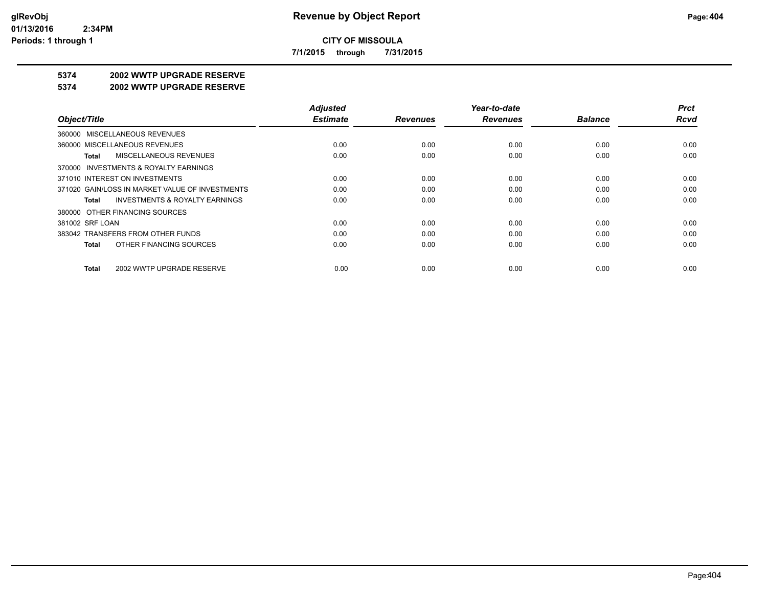# Revenue by Object Report

**CITY OF MISSOULA**

**7/1/2015 through 7/31/2015**

**5374 2002 WWTP UPGRADE RESERVE**

**5374 2002 WWTP UPGRADE RESERVE**

| Object/Title | Adjusted Estimate | Revenues | Year-to-date Revenues | Balance | Prct Rcvd |
|---|---|---|---|---|---|
| 360000 MISCELLANEOUS REVENUES | | | | | |
| 360000 MISCELLANEOUS REVENUES | 0.00 | 0.00 | 0.00 | 0.00 | 0.00 |
| **Total** MISCELLANEOUS REVENUES | 0.00 | 0.00 | 0.00 | 0.00 | 0.00 |
| 370000 INVESTMENTS & ROYALTY EARNINGS | | | | | |
| 371010 INTEREST ON INVESTMENTS | 0.00 | 0.00 | 0.00 | 0.00 | 0.00 |
| 371020 GAIN/LOSS IN MARKET VALUE OF INVESTMENTS | 0.00 | 0.00 | 0.00 | 0.00 | 0.00 |
| **Total** INVESTMENTS & ROYALTY EARNINGS | 0.00 | 0.00 | 0.00 | 0.00 | 0.00 |
| 380000 OTHER FINANCING SOURCES | | | | | |
| 381002 SRF LOAN | 0.00 | 0.00 | 0.00 | 0.00 | 0.00 |
| 383042 TRANSFERS FROM OTHER FUNDS | 0.00 | 0.00 | 0.00 | 0.00 | 0.00 |
| **Total** OTHER FINANCING SOURCES | 0.00 | 0.00 | 0.00 | 0.00 | 0.00 |
| **Total** 2002 WWTP UPGRADE RESERVE | 0.00 | 0.00 | 0.00 | 0.00 | 0.00 |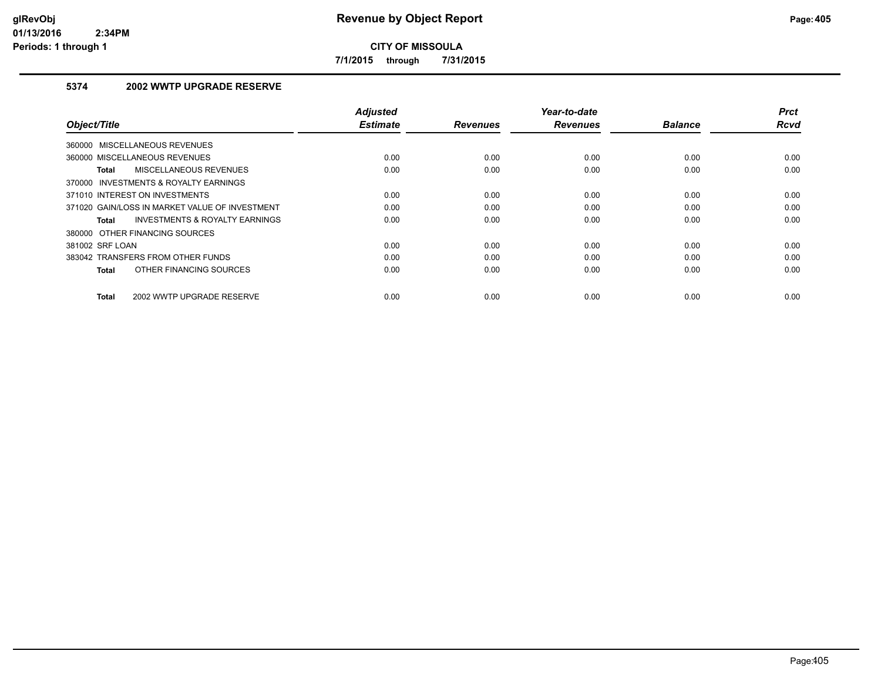# Revenue by Object Report

glRevObj
01/13/2016 2:34PM
Periods: 1 through 1

**CITY OF MISSOULA**

**7/1/2015 through 7/31/2015**

## 5374 2002 WWTP UPGRADE RESERVE

| Object/Title | Adjusted Estimate | Revenues | Year-to-date Revenues | Balance | Prct Rcvd |
|---|---|---|---|---|---|
| 360000 MISCELLANEOUS REVENUES | | | | | |
| 360000 MISCELLANEOUS REVENUES | 0.00 | 0.00 | 0.00 | 0.00 | 0.00 |
| **Total** MISCELLANEOUS REVENUES | 0.00 | 0.00 | 0.00 | 0.00 | 0.00 |
| 370000 INVESTMENTS & ROYALTY EARNINGS | | | | | |
| 371010 INTEREST ON INVESTMENTS | 0.00 | 0.00 | 0.00 | 0.00 | 0.00 |
| 371020 GAIN/LOSS IN MARKET VALUE OF INVESTMENT | 0.00 | 0.00 | 0.00 | 0.00 | 0.00 |
| **Total** INVESTMENTS & ROYALTY EARNINGS | 0.00 | 0.00 | 0.00 | 0.00 | 0.00 |
| 380000 OTHER FINANCING SOURCES | | | | | |
| 381002 SRF LOAN | 0.00 | 0.00 | 0.00 | 0.00 | 0.00 |
| 383042 TRANSFERS FROM OTHER FUNDS | 0.00 | 0.00 | 0.00 | 0.00 | 0.00 |
| **Total** OTHER FINANCING SOURCES | 0.00 | 0.00 | 0.00 | 0.00 | 0.00 |
| **Total** 2002 WWTP UPGRADE RESERVE | 0.00 | 0.00 | 0.00 | 0.00 | 0.00 |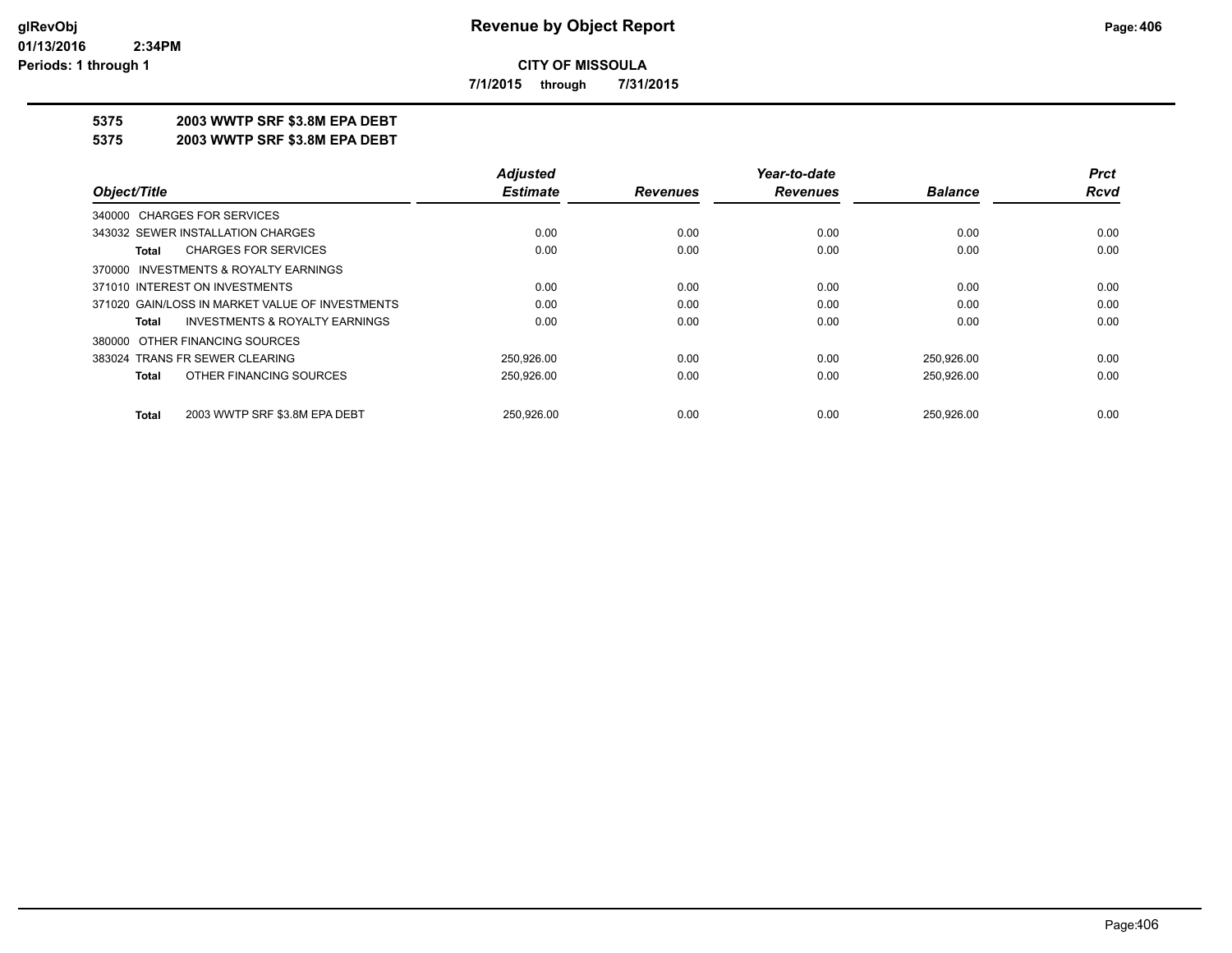# Revenue by Object Report

**CITY OF MISSOULA**

**7/1/2015 through 7/31/2015**

**5375 2003 WWTP SRF $3.8M EPA DEBT**

**5375 2003 WWTP SRF $3.8M EPA DEBT**

| Object/Title | Adjusted Estimate | Revenues | Year-to-date Revenues | Balance | Prct Rcvd |
|---|---|---|---|---|---|
| 340000 CHARGES FOR SERVICES | | | | | |
| 343032 SEWER INSTALLATION CHARGES | 0.00 | 0.00 | 0.00 | 0.00 | 0.00 |
| **Total** CHARGES FOR SERVICES | 0.00 | 0.00 | 0.00 | 0.00 | 0.00 |
| 370000 INVESTMENTS & ROYALTY EARNINGS | | | | | |
| 371010 INTEREST ON INVESTMENTS | 0.00 | 0.00 | 0.00 | 0.00 | 0.00 |
| 371020 GAIN/LOSS IN MARKET VALUE OF INVESTMENTS | 0.00 | 0.00 | 0.00 | 0.00 | 0.00 |
| **Total** INVESTMENTS & ROYALTY EARNINGS | 0.00 | 0.00 | 0.00 | 0.00 | 0.00 |
| 380000 OTHER FINANCING SOURCES | | | | | |
| 383024 TRANS FR SEWER CLEARING | 250,926.00 | 0.00 | 0.00 | 250,926.00 | 0.00 |
| **Total** OTHER FINANCING SOURCES | 250,926.00 | 0.00 | 0.00 | 250,926.00 | 0.00 |
| **Total** 2003 WWTP SRF $3.8M EPA DEBT | 250,926.00 | 0.00 | 0.00 | 250,926.00 | 0.00 |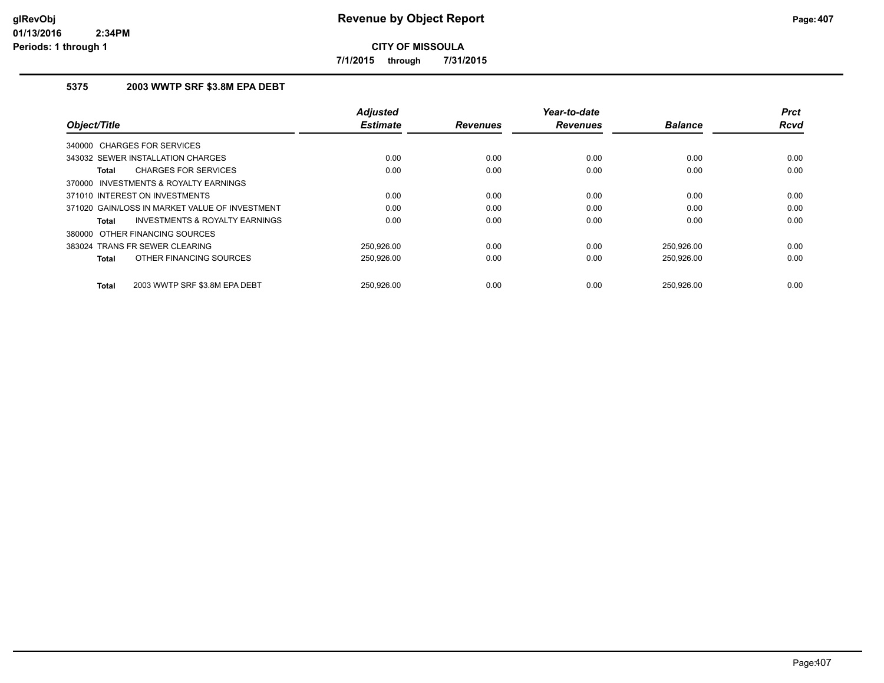# Revenue by Object Report

**CITY OF MISSOULA**

**7/1/2015 through 7/31/2015**

glRevObj
01/13/2016 2:34PM
Periods: 1 through 1

### 5375 2003 WWTP SRF $3.8M EPA DEBT

| Object/Title | Adjusted Estimate | Revenues | Year-to-date Revenues | Balance | Prct Rcvd |
|---|---|---|---|---|---|
| 340000 CHARGES FOR SERVICES | | | | | |
| 343032 SEWER INSTALLATION CHARGES | 0.00 | 0.00 | 0.00 | 0.00 | 0.00 |
| **Total** CHARGES FOR SERVICES | 0.00 | 0.00 | 0.00 | 0.00 | 0.00 |
| 370000 INVESTMENTS & ROYALTY EARNINGS | | | | | |
| 371010 INTEREST ON INVESTMENTS | 0.00 | 0.00 | 0.00 | 0.00 | 0.00 |
| 371020 GAIN/LOSS IN MARKET VALUE OF INVESTMENT | 0.00 | 0.00 | 0.00 | 0.00 | 0.00 |
| **Total** INVESTMENTS & ROYALTY EARNINGS | 0.00 | 0.00 | 0.00 | 0.00 | 0.00 |
| 380000 OTHER FINANCING SOURCES | | | | | |
| 383024 TRANS FR SEWER CLEARING | 250,926.00 | 0.00 | 0.00 | 250,926.00 | 0.00 |
| **Total** OTHER FINANCING SOURCES | 250,926.00 | 0.00 | 0.00 | 250,926.00 | 0.00 |
| **Total** 2003 WWTP SRF $3.8M EPA DEBT | 250,926.00 | 0.00 | 0.00 | 250,926.00 | 0.00 |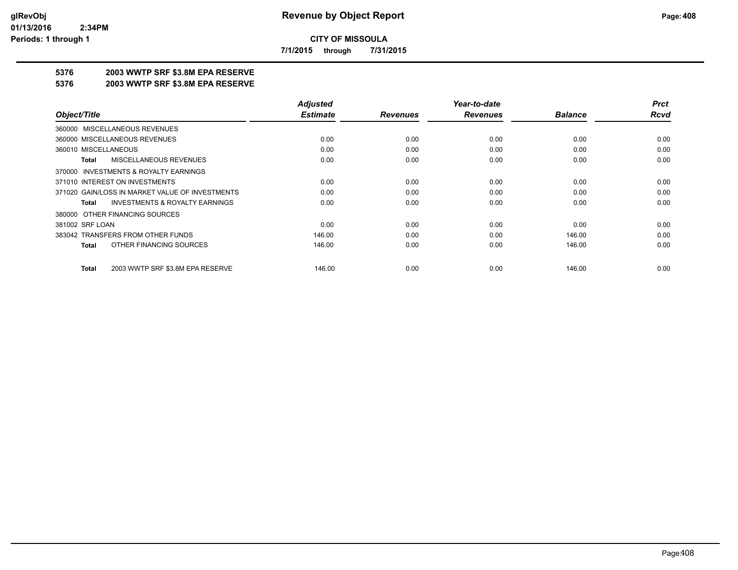**CITY OF MISSOULA**

**7/1/2015 through 7/31/2015**

## 5376 2003 WWTP SRF $3.8M EPA RESERVE

## 5376 2003 WWTP SRF $3.8M EPA RESERVE

| Object/Title | Adjusted Estimate | Revenues | Year-to-date Revenues | Balance | Prct Rcvd |
|---|---|---|---|---|---|
| 360000 MISCELLANEOUS REVENUES | | | | | |
| 360000 MISCELLANEOUS REVENUES | 0.00 | 0.00 | 0.00 | 0.00 | 0.00 |
| 360010 MISCELLANEOUS | 0.00 | 0.00 | 0.00 | 0.00 | 0.00 |
| **Total** MISCELLANEOUS REVENUES | 0.00 | 0.00 | 0.00 | 0.00 | 0.00 |
| 370000 INVESTMENTS & ROYALTY EARNINGS | | | | | |
| 371010 INTEREST ON INVESTMENTS | 0.00 | 0.00 | 0.00 | 0.00 | 0.00 |
| 371020 GAIN/LOSS IN MARKET VALUE OF INVESTMENTS | 0.00 | 0.00 | 0.00 | 0.00 | 0.00 |
| **Total** INVESTMENTS & ROYALTY EARNINGS | 0.00 | 0.00 | 0.00 | 0.00 | 0.00 |
| 380000 OTHER FINANCING SOURCES | | | | | |
| 381002 SRF LOAN | 0.00 | 0.00 | 0.00 | 0.00 | 0.00 |
| 383042 TRANSFERS FROM OTHER FUNDS | 146.00 | 0.00 | 0.00 | 146.00 | 0.00 |
| **Total** OTHER FINANCING SOURCES | 146.00 | 0.00 | 0.00 | 146.00 | 0.00 |
| **Total** 2003 WWTP SRF $3.8M EPA RESERVE | 146.00 | 0.00 | 0.00 | 146.00 | 0.00 |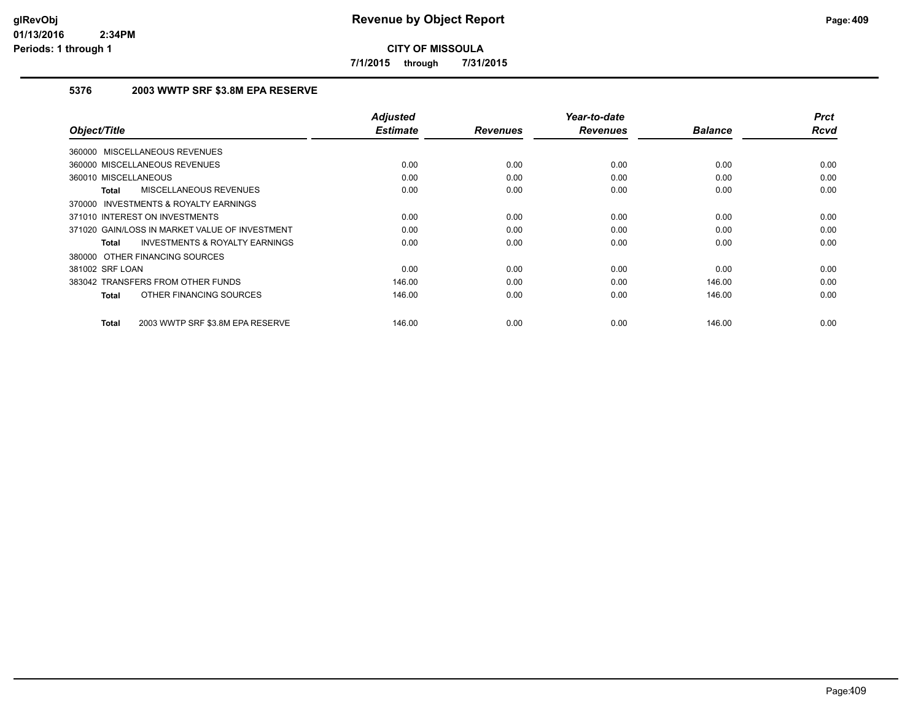# CITY OF MISSOULA

**7/1/2015 through 7/31/2015**

## 5376 2003 WWTP SRF $3.8M EPA RESERVE

| Object/Title | Adjusted Estimate | Revenues | Year-to-date Revenues | Balance | Prct Rcvd |
|---|---|---|---|---|---|
| 360000 MISCELLANEOUS REVENUES | | | | | |
| 360000 MISCELLANEOUS REVENUES | 0.00 | 0.00 | 0.00 | 0.00 | 0.00 |
| 360010 MISCELLANEOUS | 0.00 | 0.00 | 0.00 | 0.00 | 0.00 |
| **Total** MISCELLANEOUS REVENUES | 0.00 | 0.00 | 0.00 | 0.00 | 0.00 |
| 370000 INVESTMENTS & ROYALTY EARNINGS | | | | | |
| 371010 INTEREST ON INVESTMENTS | 0.00 | 0.00 | 0.00 | 0.00 | 0.00 |
| 371020 GAIN/LOSS IN MARKET VALUE OF INVESTMENT | 0.00 | 0.00 | 0.00 | 0.00 | 0.00 |
| **Total** INVESTMENTS & ROYALTY EARNINGS | 0.00 | 0.00 | 0.00 | 0.00 | 0.00 |
| 380000 OTHER FINANCING SOURCES | | | | | |
| 381002 SRF LOAN | 0.00 | 0.00 | 0.00 | 0.00 | 0.00 |
| 383042 TRANSFERS FROM OTHER FUNDS | 146.00 | 0.00 | 0.00 | 146.00 | 0.00 |
| **Total** OTHER FINANCING SOURCES | 146.00 | 0.00 | 0.00 | 146.00 | 0.00 |
| **Total** 2003 WWTP SRF $3.8M EPA RESERVE | 146.00 | 0.00 | 0.00 | 146.00 | 0.00 |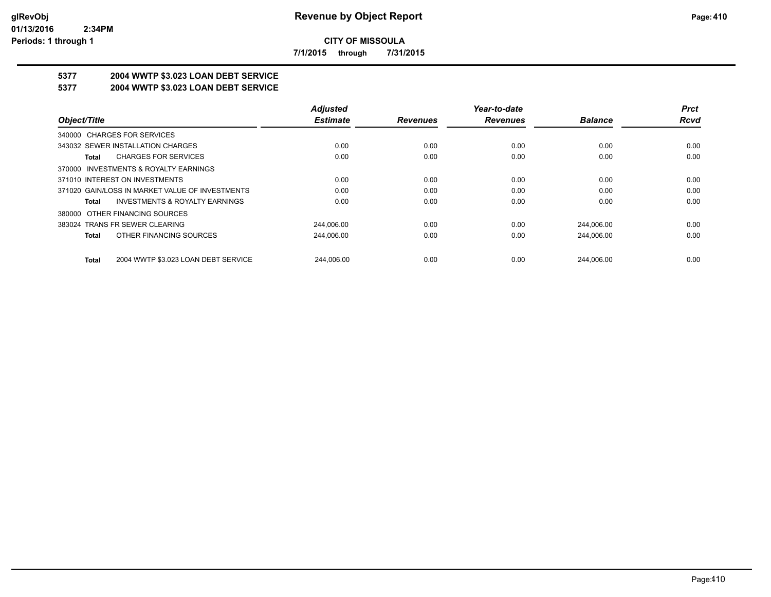**CITY OF MISSOULA**

**7/1/2015 through 7/31/2015**

**5377 2004 WWTP $3.023 LOAN DEBT SERVICE**

**5377 2004 WWTP $3.023 LOAN DEBT SERVICE**

| Object/Title | Adjusted Estimate | Revenues | Year-to-date Revenues | Balance | Prct Rcvd |
|---|---|---|---|---|---|
| 340000 CHARGES FOR SERVICES | | | | | |
| 343032 SEWER INSTALLATION CHARGES | 0.00 | 0.00 | 0.00 | 0.00 | 0.00 |
| **Total** CHARGES FOR SERVICES | 0.00 | 0.00 | 0.00 | 0.00 | 0.00 |
| 370000 INVESTMENTS & ROYALTY EARNINGS | | | | | |
| 371010 INTEREST ON INVESTMENTS | 0.00 | 0.00 | 0.00 | 0.00 | 0.00 |
| 371020 GAIN/LOSS IN MARKET VALUE OF INVESTMENTS | 0.00 | 0.00 | 0.00 | 0.00 | 0.00 |
| **Total** INVESTMENTS & ROYALTY EARNINGS | 0.00 | 0.00 | 0.00 | 0.00 | 0.00 |
| 380000 OTHER FINANCING SOURCES | | | | | |
| 383024 TRANS FR SEWER CLEARING | 244,006.00 | 0.00 | 0.00 | 244,006.00 | 0.00 |
| **Total** OTHER FINANCING SOURCES | 244,006.00 | 0.00 | 0.00 | 244,006.00 | 0.00 |
| **Total** 2004 WWTP $3.023 LOAN DEBT SERVICE | 244,006.00 | 0.00 | 0.00 | 244,006.00 | 0.00 |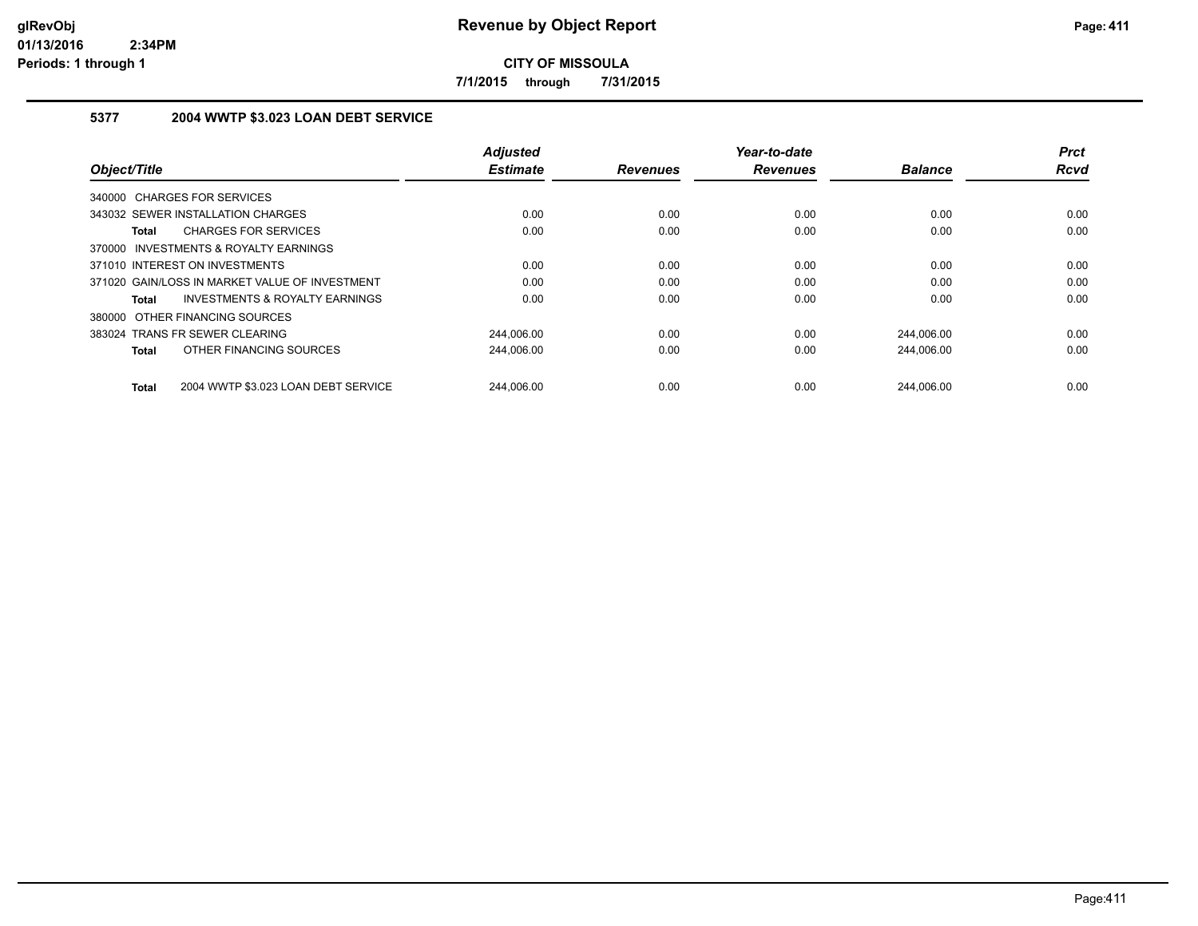# Revenue by Object Report

**CITY OF MISSOULA**

**7/1/2015 through 7/31/2015**

### 5377 2004 WWTP $3.023 LOAN DEBT SERVICE

| Object/Title | Adjusted Estimate | Revenues | Year-to-date Revenues | Balance | Prct Rcvd |
|---|---|---|---|---|---|
| 340000 CHARGES FOR SERVICES | | | | | |
| 343032 SEWER INSTALLATION CHARGES | 0.00 | 0.00 | 0.00 | 0.00 | 0.00 |
| **Total** CHARGES FOR SERVICES | 0.00 | 0.00 | 0.00 | 0.00 | 0.00 |
| 370000 INVESTMENTS & ROYALTY EARNINGS | | | | | |
| 371010 INTEREST ON INVESTMENTS | 0.00 | 0.00 | 0.00 | 0.00 | 0.00 |
| 371020 GAIN/LOSS IN MARKET VALUE OF INVESTMENT | 0.00 | 0.00 | 0.00 | 0.00 | 0.00 |
| **Total** INVESTMENTS & ROYALTY EARNINGS | 0.00 | 0.00 | 0.00 | 0.00 | 0.00 |
| 380000 OTHER FINANCING SOURCES | | | | | |
| 383024 TRANS FR SEWER CLEARING | 244,006.00 | 0.00 | 0.00 | 244,006.00 | 0.00 |
| **Total** OTHER FINANCING SOURCES | 244,006.00 | 0.00 | 0.00 | 244,006.00 | 0.00 |
| **Total** 2004 WWTP $3.023 LOAN DEBT SERVICE | 244,006.00 | 0.00 | 0.00 | 244,006.00 | 0.00 |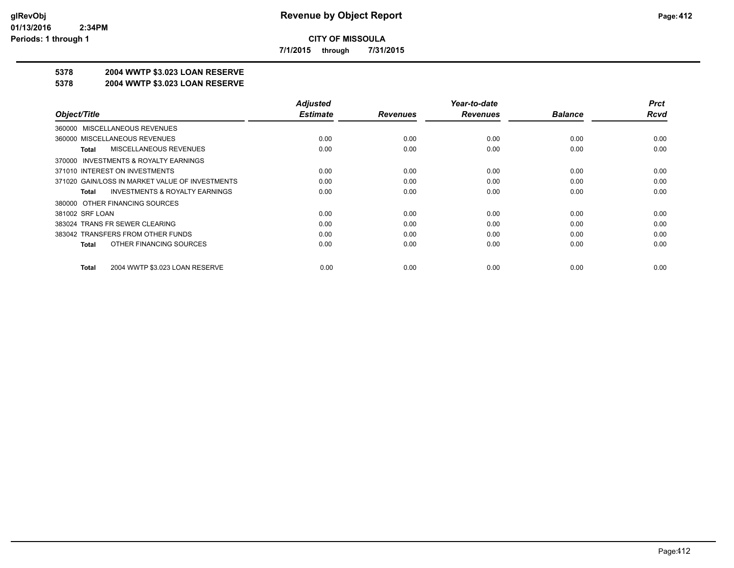**CITY OF MISSOULA**

**7/1/2015 through 7/31/2015**

# Revenue by Object Report

**5378 2004 WWTP $3.023 LOAN RESERVE**

**5378 2004 WWTP $3.023 LOAN RESERVE**

| Object/Title | Adjusted Estimate | Revenues | Year-to-date Revenues | Balance | Prct Rcvd |
|---|---|---|---|---|---|
| 360000 MISCELLANEOUS REVENUES | | | | | |
| 360000 MISCELLANEOUS REVENUES | 0.00 | 0.00 | 0.00 | 0.00 | 0.00 |
| **Total** MISCELLANEOUS REVENUES | 0.00 | 0.00 | 0.00 | 0.00 | 0.00 |
| 370000 INVESTMENTS & ROYALTY EARNINGS | | | | | |
| 371010 INTEREST ON INVESTMENTS | 0.00 | 0.00 | 0.00 | 0.00 | 0.00 |
| 371020 GAIN/LOSS IN MARKET VALUE OF INVESTMENTS | 0.00 | 0.00 | 0.00 | 0.00 | 0.00 |
| **Total** INVESTMENTS & ROYALTY EARNINGS | 0.00 | 0.00 | 0.00 | 0.00 | 0.00 |
| 380000 OTHER FINANCING SOURCES | | | | | |
| 381002 SRF LOAN | 0.00 | 0.00 | 0.00 | 0.00 | 0.00 |
| 383024 TRANS FR SEWER CLEARING | 0.00 | 0.00 | 0.00 | 0.00 | 0.00 |
| 383042 TRANSFERS FROM OTHER FUNDS | 0.00 | 0.00 | 0.00 | 0.00 | 0.00 |
| **Total** OTHER FINANCING SOURCES | 0.00 | 0.00 | 0.00 | 0.00 | 0.00 |
| **Total** 2004 WWTP $3.023 LOAN RESERVE | 0.00 | 0.00 | 0.00 | 0.00 | 0.00 |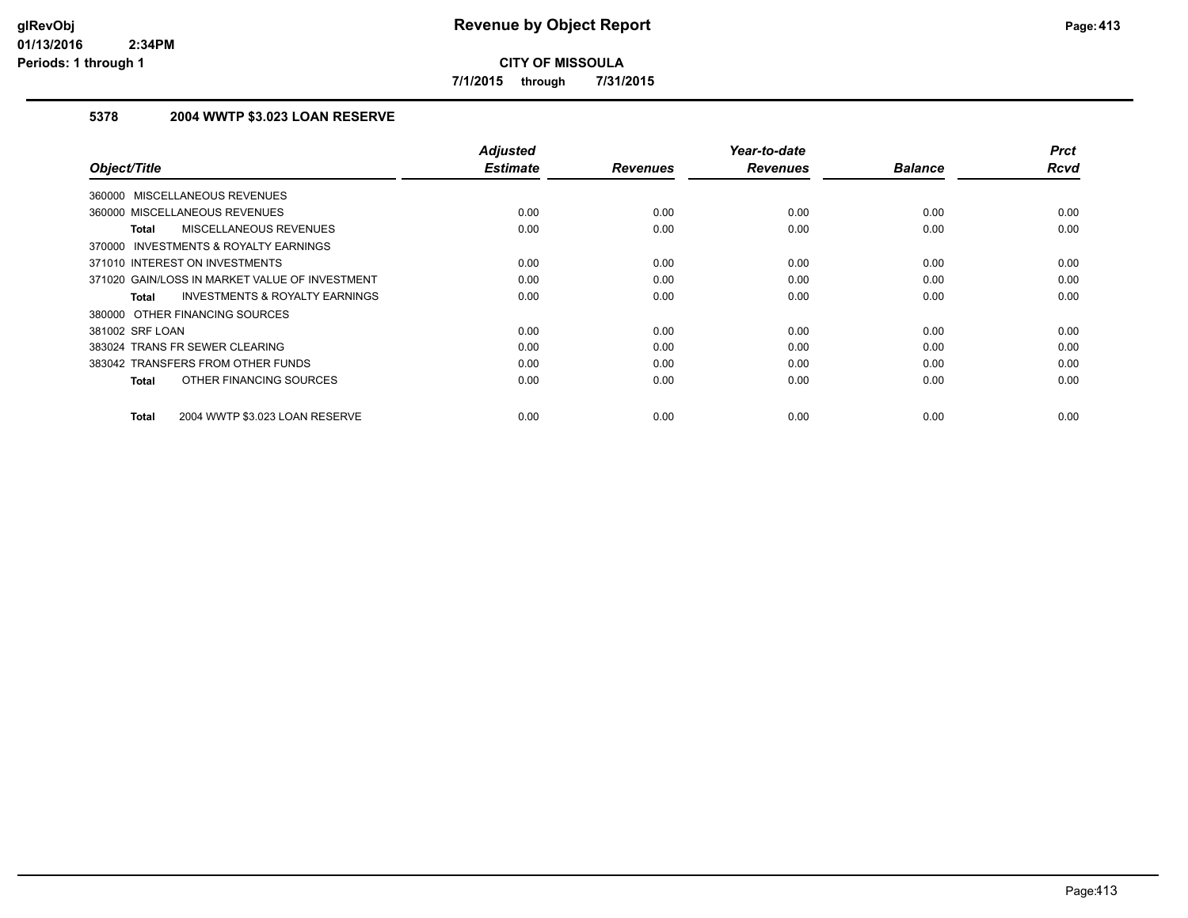# Revenue by Object Report

**CITY OF MISSOULA**

**7/1/2015 through 7/31/2015**

### 5378 2004 WWTP $3.023 LOAN RESERVE

| Object/Title | Adjusted Estimate | Revenues | Year-to-date Revenues | Balance | Prct Rcvd |
|---|---|---|---|---|---|
| 360000 MISCELLANEOUS REVENUES | | | | | |
| 360000 MISCELLANEOUS REVENUES | 0.00 | 0.00 | 0.00 | 0.00 | 0.00 |
| **Total** MISCELLANEOUS REVENUES | 0.00 | 0.00 | 0.00 | 0.00 | 0.00 |
| 370000 INVESTMENTS & ROYALTY EARNINGS | | | | | |
| 371010 INTEREST ON INVESTMENTS | 0.00 | 0.00 | 0.00 | 0.00 | 0.00 |
| 371020 GAIN/LOSS IN MARKET VALUE OF INVESTMENT | 0.00 | 0.00 | 0.00 | 0.00 | 0.00 |
| **Total** INVESTMENTS & ROYALTY EARNINGS | 0.00 | 0.00 | 0.00 | 0.00 | 0.00 |
| 380000 OTHER FINANCING SOURCES | | | | | |
| 381002 SRF LOAN | 0.00 | 0.00 | 0.00 | 0.00 | 0.00 |
| 383024 TRANS FR SEWER CLEARING | 0.00 | 0.00 | 0.00 | 0.00 | 0.00 |
| 383042 TRANSFERS FROM OTHER FUNDS | 0.00 | 0.00 | 0.00 | 0.00 | 0.00 |
| **Total** OTHER FINANCING SOURCES | 0.00 | 0.00 | 0.00 | 0.00 | 0.00 |
| **Total** 2004 WWTP $3.023 LOAN RESERVE | 0.00 | 0.00 | 0.00 | 0.00 | 0.00 |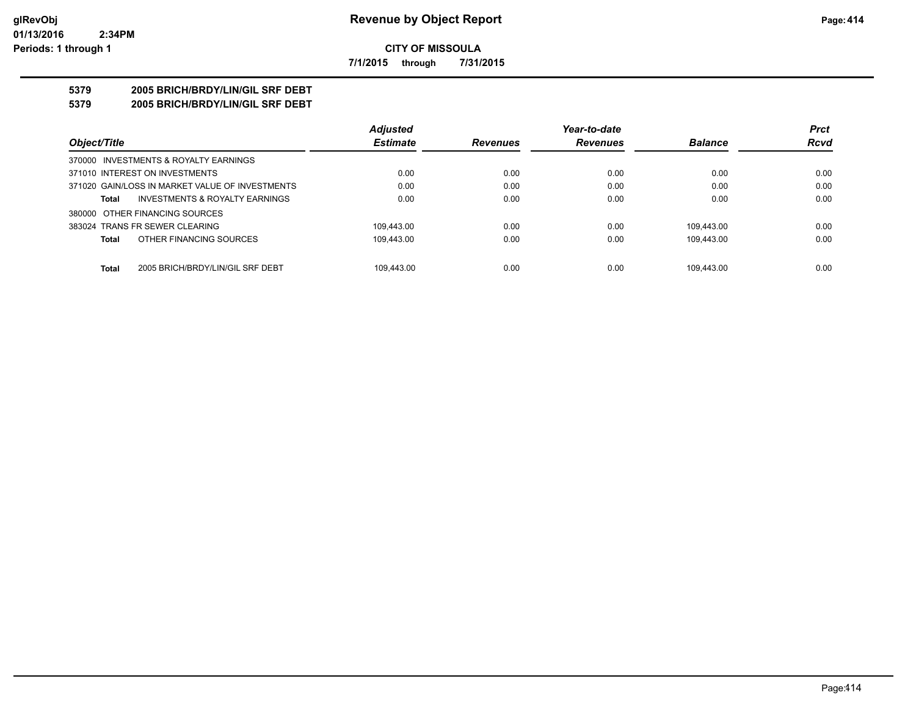# Revenue by Object Report

**CITY OF MISSOULA**

**7/1/2015 through 7/31/2015**

glRevObj
01/13/2016 2:34PM
Periods: 1 through 1

## 5379 2005 BRICH/BRDY/LIN/GIL SRF DEBT
## 5379 2005 BRICH/BRDY/LIN/GIL SRF DEBT

| Object/Title | Adjusted Estimate | Revenues | Year-to-date Revenues | Balance | Prct Rcvd |
|---|---|---|---|---|---|
| 370000 INVESTMENTS & ROYALTY EARNINGS | | | | | |
| 371010 INTEREST ON INVESTMENTS | 0.00 | 0.00 | 0.00 | 0.00 | 0.00 |
| 371020 GAIN/LOSS IN MARKET VALUE OF INVESTMENTS | 0.00 | 0.00 | 0.00 | 0.00 | 0.00 |
| **Total** INVESTMENTS & ROYALTY EARNINGS | 0.00 | 0.00 | 0.00 | 0.00 | 0.00 |
| 380000 OTHER FINANCING SOURCES | | | | | |
| 383024 TRANS FR SEWER CLEARING | 109,443.00 | 0.00 | 0.00 | 109,443.00 | 0.00 |
| **Total** OTHER FINANCING SOURCES | 109,443.00 | 0.00 | 0.00 | 109,443.00 | 0.00 |
| **Total** 2005 BRICH/BRDY/LIN/GIL SRF DEBT | 109,443.00 | 0.00 | 0.00 | 109,443.00 | 0.00 |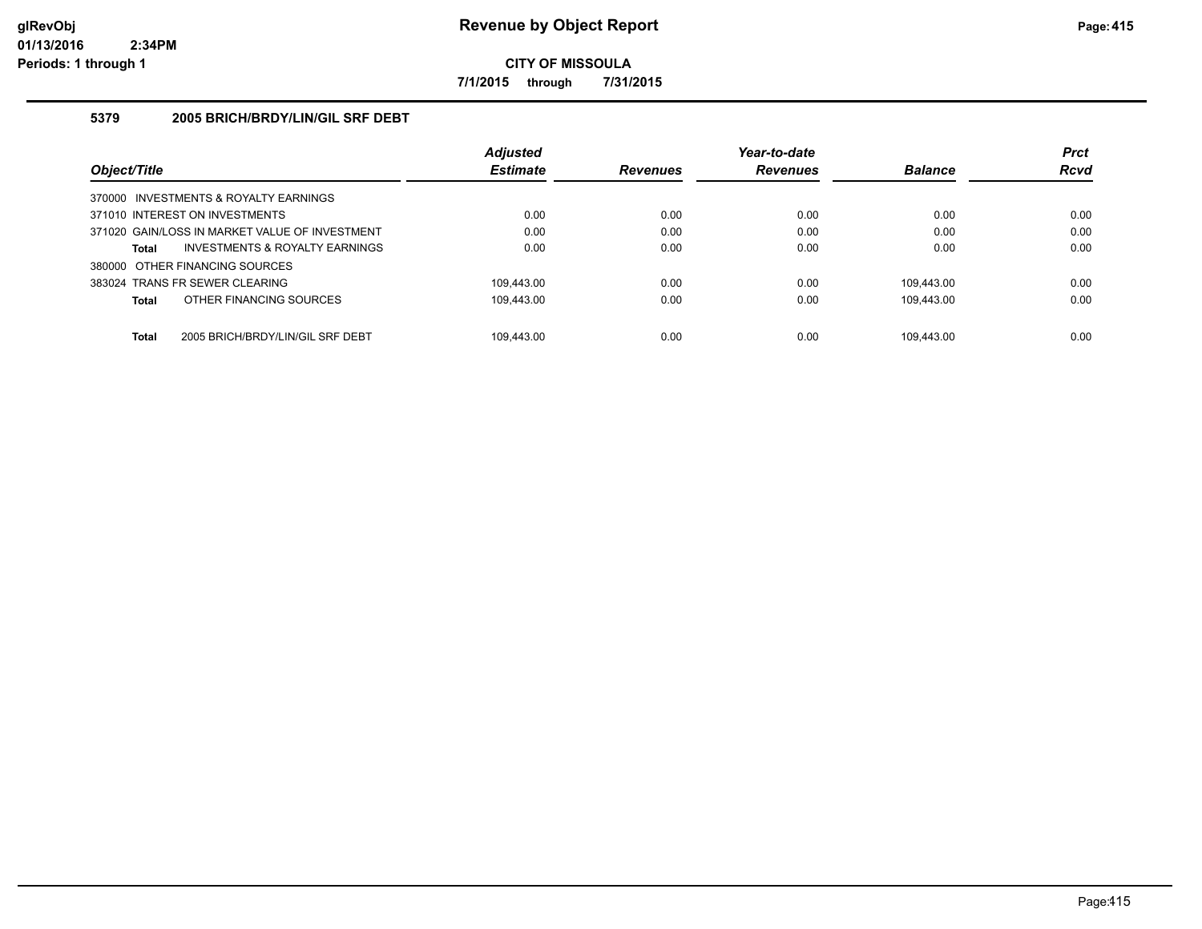# Revenue by Object Report

**CITY OF MISSOULA**

**7/1/2015 through 7/31/2015**

glRevObj
01/13/2016 2:34PM
Periods: 1 through 1

## 5379 2005 BRICH/BRDY/LIN/GIL SRF DEBT

| Object/Title | Adjusted Estimate | Revenues | Year-to-date Revenues | Balance | Prct Rcvd |
|---|---|---|---|---|---|
| 370000 INVESTMENTS & ROYALTY EARNINGS | | | | | |
| 371010 INTEREST ON INVESTMENTS | 0.00 | 0.00 | 0.00 | 0.00 | 0.00 |
| 371020 GAIN/LOSS IN MARKET VALUE OF INVESTMENT | 0.00 | 0.00 | 0.00 | 0.00 | 0.00 |
| **Total** INVESTMENTS & ROYALTY EARNINGS | 0.00 | 0.00 | 0.00 | 0.00 | 0.00 |
| 380000 OTHER FINANCING SOURCES | | | | | |
| 383024 TRANS FR SEWER CLEARING | 109,443.00 | 0.00 | 0.00 | 109,443.00 | 0.00 |
| **Total** OTHER FINANCING SOURCES | 109,443.00 | 0.00 | 0.00 | 109,443.00 | 0.00 |
| **Total** 2005 BRICH/BRDY/LIN/GIL SRF DEBT | 109,443.00 | 0.00 | 0.00 | 109,443.00 | 0.00 |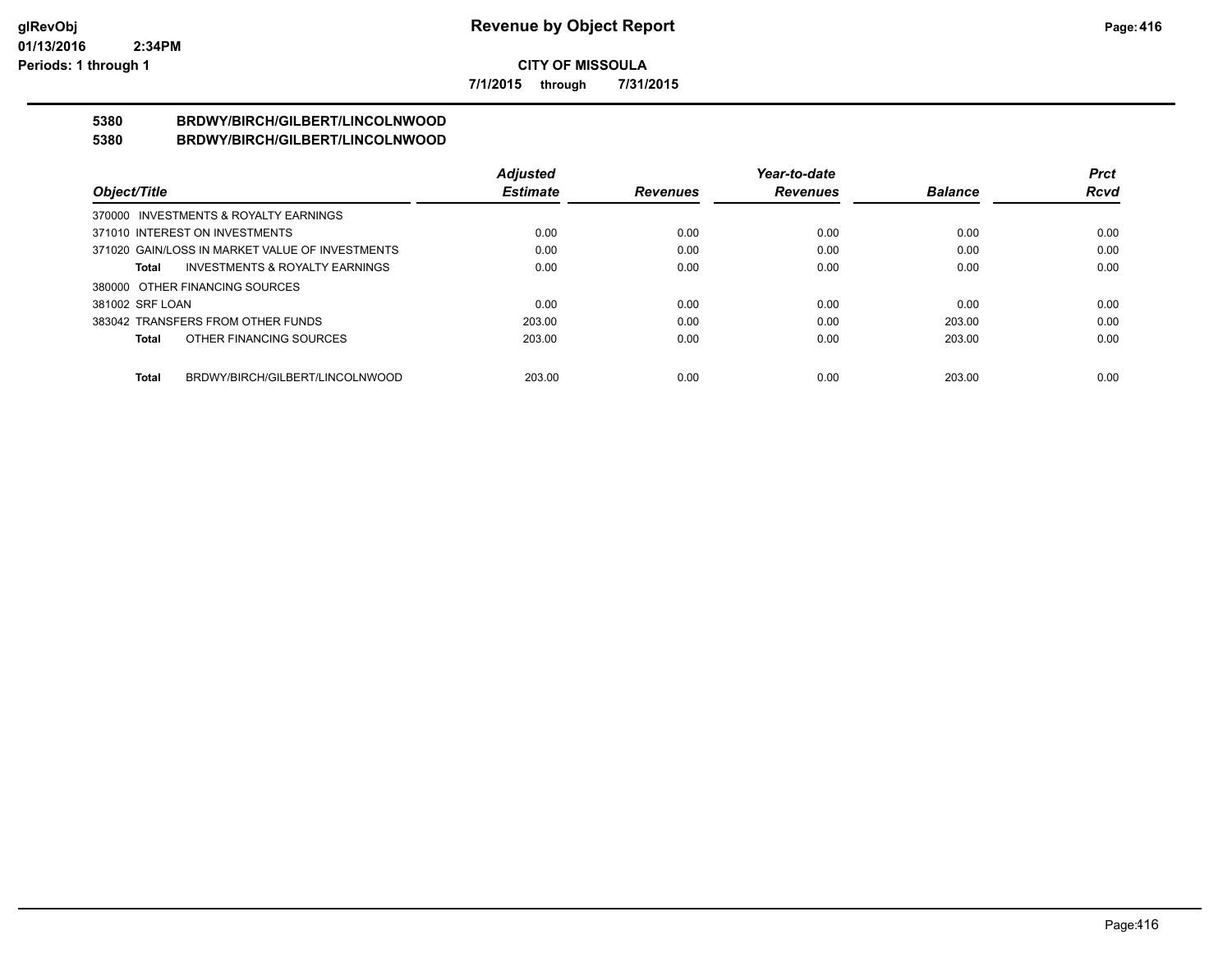**CITY OF MISSOULA**

**7/1/2015 through 7/31/2015**

## 5380 BRDWY/BIRCH/GILBERT/LINCOLNWOOD
## 5380 BRDWY/BIRCH/GILBERT/LINCOLNWOOD

| Object/Title | Adjusted Estimate | Revenues | Year-to-date Revenues | Balance | Prct Rcvd |
|---|---|---|---|---|---|
| 370000 INVESTMENTS & ROYALTY EARNINGS | | | | | |
| 371010 INTEREST ON INVESTMENTS | 0.00 | 0.00 | 0.00 | 0.00 | 0.00 |
| 371020 GAIN/LOSS IN MARKET VALUE OF INVESTMENTS | 0.00 | 0.00 | 0.00 | 0.00 | 0.00 |
| **Total** INVESTMENTS & ROYALTY EARNINGS | 0.00 | 0.00 | 0.00 | 0.00 | 0.00 |
| 380000 OTHER FINANCING SOURCES | | | | | |
| 381002 SRF LOAN | 0.00 | 0.00 | 0.00 | 0.00 | 0.00 |
| 383042 TRANSFERS FROM OTHER FUNDS | 203.00 | 0.00 | 0.00 | 203.00 | 0.00 |
| **Total** OTHER FINANCING SOURCES | 203.00 | 0.00 | 0.00 | 203.00 | 0.00 |
| **Total** BRDWY/BIRCH/GILBERT/LINCOLNWOOD | 203.00 | 0.00 | 0.00 | 203.00 | 0.00 |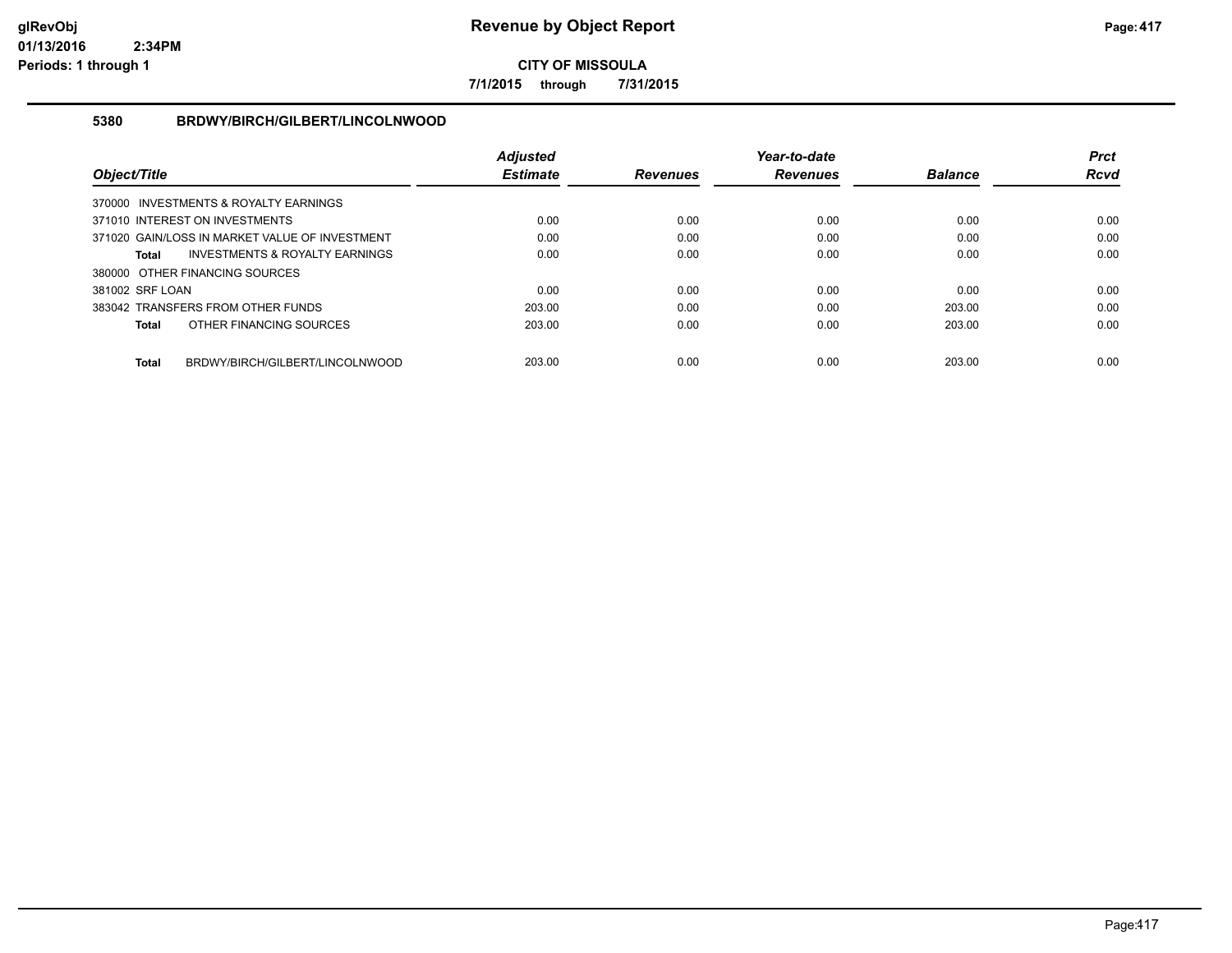# Revenue by Object Report

**CITY OF MISSOULA**

**7/1/2015 through 7/31/2015**

glRevObj
01/13/2016 2:34PM
Periods: 1 through 1

### 5380 BRDWY/BIRCH/GILBERT/LINCOLNWOOD

| Object/Title | Adjusted Estimate | Revenues | Year-to-date Revenues | Balance | Prct Rcvd |
|---|---|---|---|---|---|
| 370000 INVESTMENTS & ROYALTY EARNINGS | | | | | |
| 371010 INTEREST ON INVESTMENTS | 0.00 | 0.00 | 0.00 | 0.00 | 0.00 |
| 371020 GAIN/LOSS IN MARKET VALUE OF INVESTMENT | 0.00 | 0.00 | 0.00 | 0.00 | 0.00 |
| **Total** INVESTMENTS & ROYALTY EARNINGS | 0.00 | 0.00 | 0.00 | 0.00 | 0.00 |
| 380000 OTHER FINANCING SOURCES | | | | | |
| 381002 SRF LOAN | 0.00 | 0.00 | 0.00 | 0.00 | 0.00 |
| 383042 TRANSFERS FROM OTHER FUNDS | 203.00 | 0.00 | 0.00 | 203.00 | 0.00 |
| **Total** OTHER FINANCING SOURCES | 203.00 | 0.00 | 0.00 | 203.00 | 0.00 |
| **Total** BRDWY/BIRCH/GILBERT/LINCOLNWOOD | 203.00 | 0.00 | 0.00 | 203.00 | 0.00 |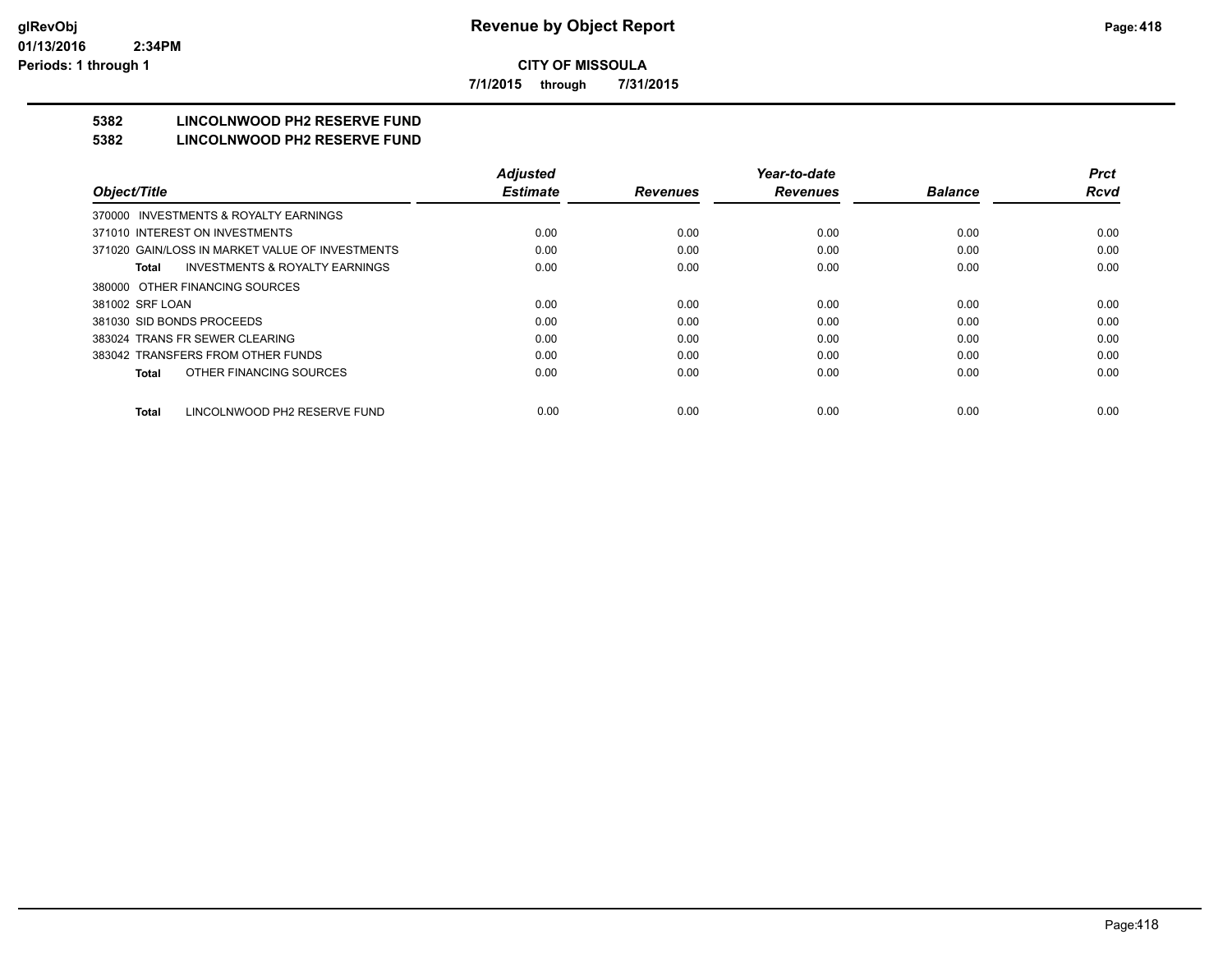**CITY OF MISSOULA**

**7/1/2015 through 7/31/2015**

## 5382 LINCOLNWOOD PH2 RESERVE FUND
## 5382 LINCOLNWOOD PH2 RESERVE FUND

| Object/Title | Adjusted Estimate | Revenues | Year-to-date Revenues | Balance | Prct Rcvd |
|---|---|---|---|---|---|
| 370000 INVESTMENTS & ROYALTY EARNINGS | | | | | |
| 371010 INTEREST ON INVESTMENTS | 0.00 | 0.00 | 0.00 | 0.00 | 0.00 |
| 371020 GAIN/LOSS IN MARKET VALUE OF INVESTMENTS | 0.00 | 0.00 | 0.00 | 0.00 | 0.00 |
| **Total** INVESTMENTS & ROYALTY EARNINGS | 0.00 | 0.00 | 0.00 | 0.00 | 0.00 |
| 380000 OTHER FINANCING SOURCES | | | | | |
| 381002 SRF LOAN | 0.00 | 0.00 | 0.00 | 0.00 | 0.00 |
| 381030 SID BONDS PROCEEDS | 0.00 | 0.00 | 0.00 | 0.00 | 0.00 |
| 383024 TRANS FR SEWER CLEARING | 0.00 | 0.00 | 0.00 | 0.00 | 0.00 |
| 383042 TRANSFERS FROM OTHER FUNDS | 0.00 | 0.00 | 0.00 | 0.00 | 0.00 |
| **Total** OTHER FINANCING SOURCES | 0.00 | 0.00 | 0.00 | 0.00 | 0.00 |
| **Total** LINCOLNWOOD PH2 RESERVE FUND | 0.00 | 0.00 | 0.00 | 0.00 | 0.00 |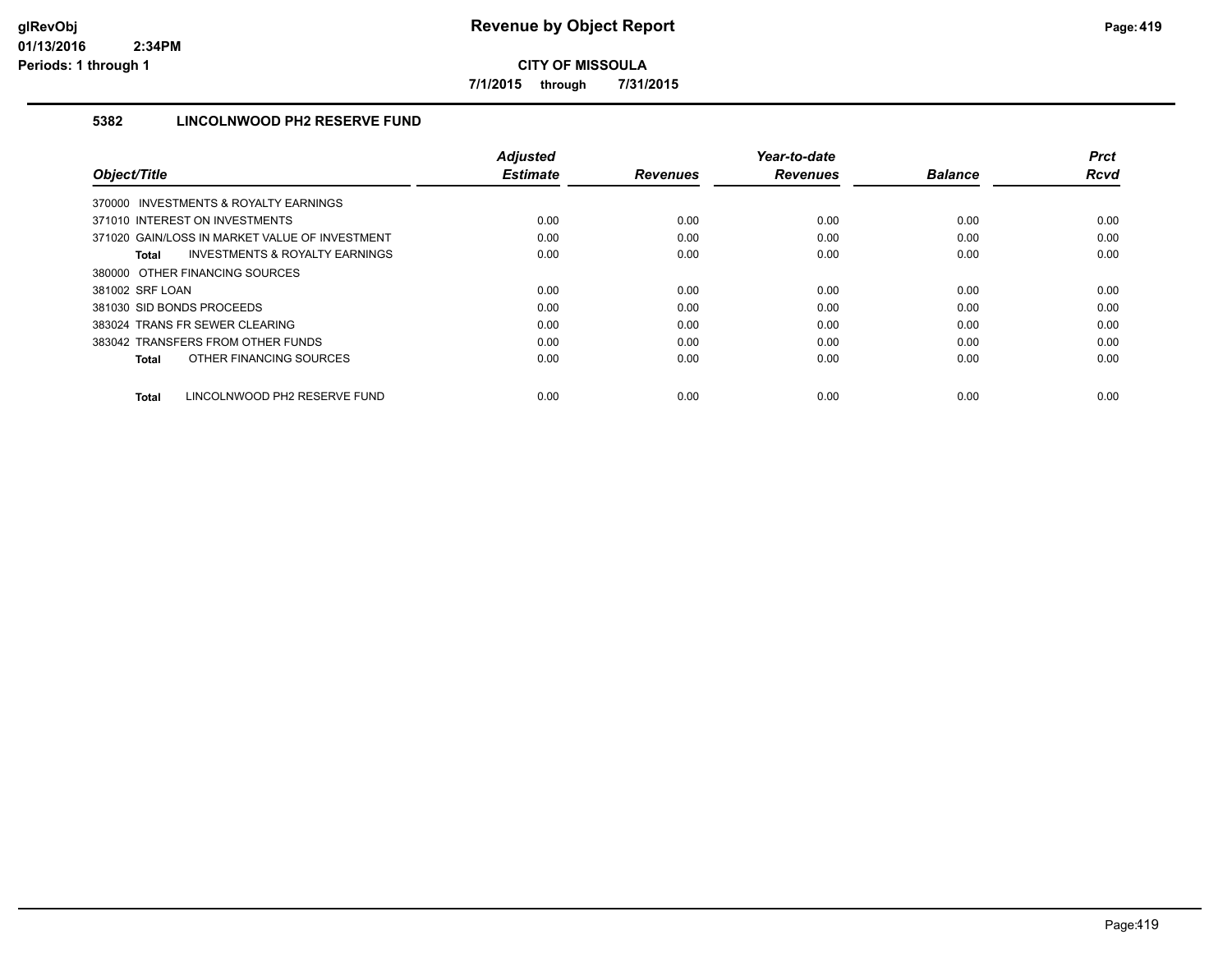**CITY OF MISSOULA**

**7/1/2015 through 7/31/2015**

### 5382 LINCOLNWOOD PH2 RESERVE FUND

| Object/Title | Adjusted Estimate | Revenues | Year-to-date Revenues | Balance | Prct Rcvd |
|---|---|---|---|---|---|
| 370000 INVESTMENTS & ROYALTY EARNINGS | | | | | |
| 371010 INTEREST ON INVESTMENTS | 0.00 | 0.00 | 0.00 | 0.00 | 0.00 |
| 371020 GAIN/LOSS IN MARKET VALUE OF INVESTMENT | 0.00 | 0.00 | 0.00 | 0.00 | 0.00 |
| **Total** INVESTMENTS & ROYALTY EARNINGS | 0.00 | 0.00 | 0.00 | 0.00 | 0.00 |
| 380000 OTHER FINANCING SOURCES | | | | | |
| 381002 SRF LOAN | 0.00 | 0.00 | 0.00 | 0.00 | 0.00 |
| 381030 SID BONDS PROCEEDS | 0.00 | 0.00 | 0.00 | 0.00 | 0.00 |
| 383024 TRANS FR SEWER CLEARING | 0.00 | 0.00 | 0.00 | 0.00 | 0.00 |
| 383042 TRANSFERS FROM OTHER FUNDS | 0.00 | 0.00 | 0.00 | 0.00 | 0.00 |
| **Total** OTHER FINANCING SOURCES | 0.00 | 0.00 | 0.00 | 0.00 | 0.00 |
| **Total** LINCOLNWOOD PH2 RESERVE FUND | 0.00 | 0.00 | 0.00 | 0.00 | 0.00 |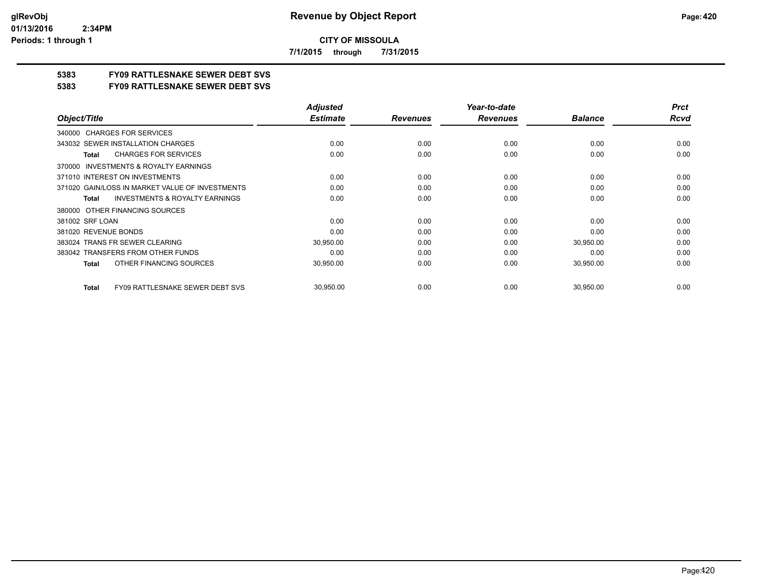**CITY OF MISSOULA**

**7/1/2015 through 7/31/2015**

**5383 FY09 RATTLESNAKE SEWER DEBT SVS**

**5383 FY09 RATTLESNAKE SEWER DEBT SVS**

| Object/Title | | Adjusted Estimate | Revenues | Year-to-date Revenues | Balance | Prct Rcvd |
|---|---|---|---|---|---|---|
| 340000 CHARGES FOR SERVICES | | | | | | |
| 343032 SEWER INSTALLATION CHARGES | | 0.00 | 0.00 | 0.00 | 0.00 | 0.00 |
| Total | CHARGES FOR SERVICES | 0.00 | 0.00 | 0.00 | 0.00 | 0.00 |
| 370000 INVESTMENTS & ROYALTY EARNINGS | | | | | | |
| 371010 INTEREST ON INVESTMENTS | | 0.00 | 0.00 | 0.00 | 0.00 | 0.00 |
| 371020 GAIN/LOSS IN MARKET VALUE OF INVESTMENTS | | 0.00 | 0.00 | 0.00 | 0.00 | 0.00 |
| Total | INVESTMENTS & ROYALTY EARNINGS | 0.00 | 0.00 | 0.00 | 0.00 | 0.00 |
| 380000 OTHER FINANCING SOURCES | | | | | | |
| 381002 SRF LOAN | | 0.00 | 0.00 | 0.00 | 0.00 | 0.00 |
| 381020 REVENUE BONDS | | 0.00 | 0.00 | 0.00 | 0.00 | 0.00 |
| 383024 TRANS FR SEWER CLEARING | | 30,950.00 | 0.00 | 0.00 | 30,950.00 | 0.00 |
| 383042 TRANSFERS FROM OTHER FUNDS | | 0.00 | 0.00 | 0.00 | 0.00 | 0.00 |
| Total | OTHER FINANCING SOURCES | 30,950.00 | 0.00 | 0.00 | 30,950.00 | 0.00 |
| Total | FY09 RATTLESNAKE SEWER DEBT SVS | 30,950.00 | 0.00 | 0.00 | 30,950.00 | 0.00 |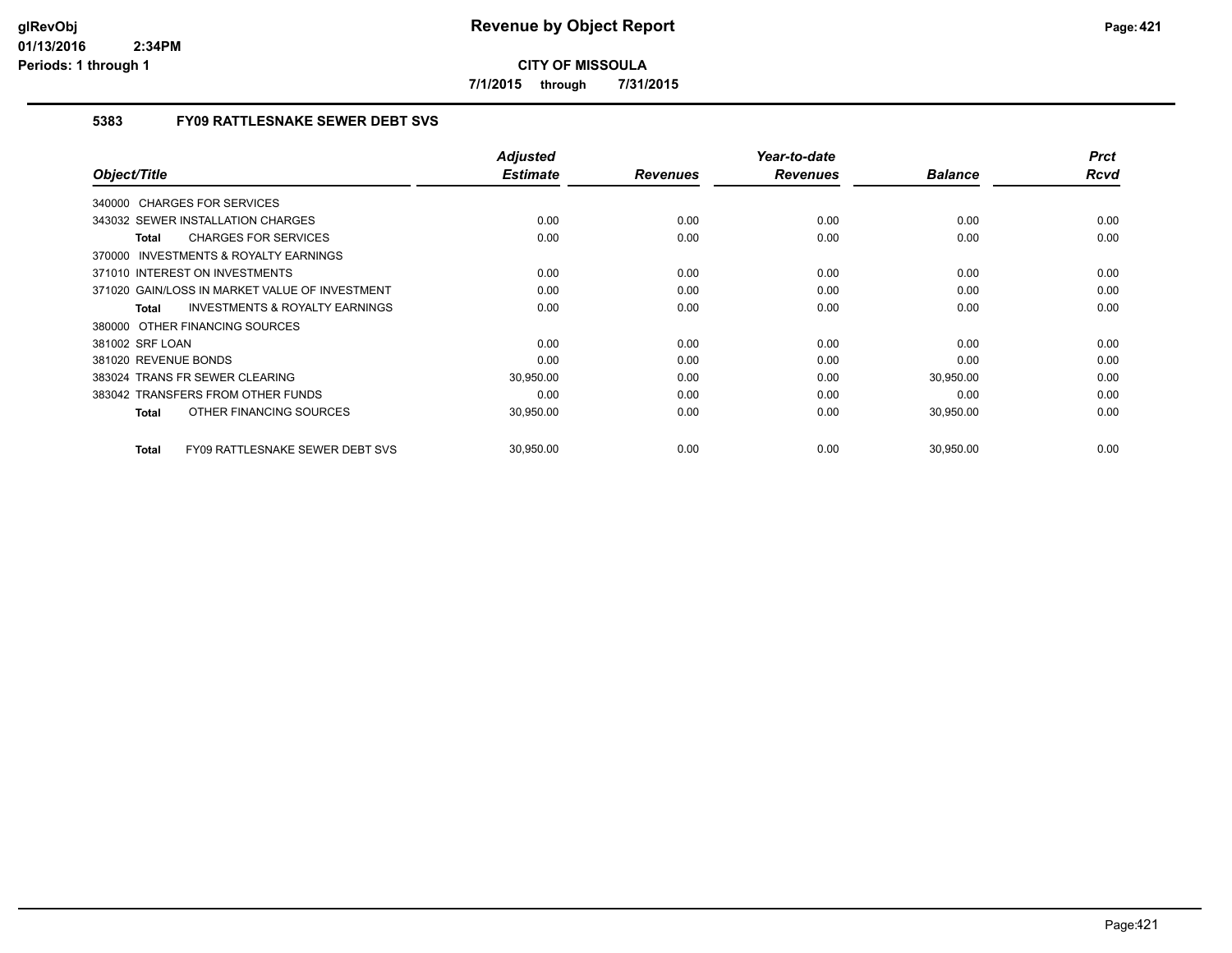**CITY OF MISSOULA**

**7/1/2015 through 7/31/2015**

### 5383 FY09 RATTLESNAKE SEWER DEBT SVS

| Object/Title | Adjusted Estimate | Revenues | Year-to-date Revenues | Balance | Prct Rcvd |
|---|---|---|---|---|---|
| 340000 CHARGES FOR SERVICES | | | | | |
| 343032 SEWER INSTALLATION CHARGES | 0.00 | 0.00 | 0.00 | 0.00 | 0.00 |
| **Total** CHARGES FOR SERVICES | 0.00 | 0.00 | 0.00 | 0.00 | 0.00 |
| 370000 INVESTMENTS & ROYALTY EARNINGS | | | | | |
| 371010 INTEREST ON INVESTMENTS | 0.00 | 0.00 | 0.00 | 0.00 | 0.00 |
| 371020 GAIN/LOSS IN MARKET VALUE OF INVESTMENT | 0.00 | 0.00 | 0.00 | 0.00 | 0.00 |
| **Total** INVESTMENTS & ROYALTY EARNINGS | 0.00 | 0.00 | 0.00 | 0.00 | 0.00 |
| 380000 OTHER FINANCING SOURCES | | | | | |
| 381002 SRF LOAN | 0.00 | 0.00 | 0.00 | 0.00 | 0.00 |
| 381020 REVENUE BONDS | 0.00 | 0.00 | 0.00 | 0.00 | 0.00 |
| 383024 TRANS FR SEWER CLEARING | 30,950.00 | 0.00 | 0.00 | 30,950.00 | 0.00 |
| 383042 TRANSFERS FROM OTHER FUNDS | 0.00 | 0.00 | 0.00 | 0.00 | 0.00 |
| **Total** OTHER FINANCING SOURCES | 30,950.00 | 0.00 | 0.00 | 30,950.00 | 0.00 |
| **Total** FY09 RATTLESNAKE SEWER DEBT SVS | 30,950.00 | 0.00 | 0.00 | 30,950.00 | 0.00 |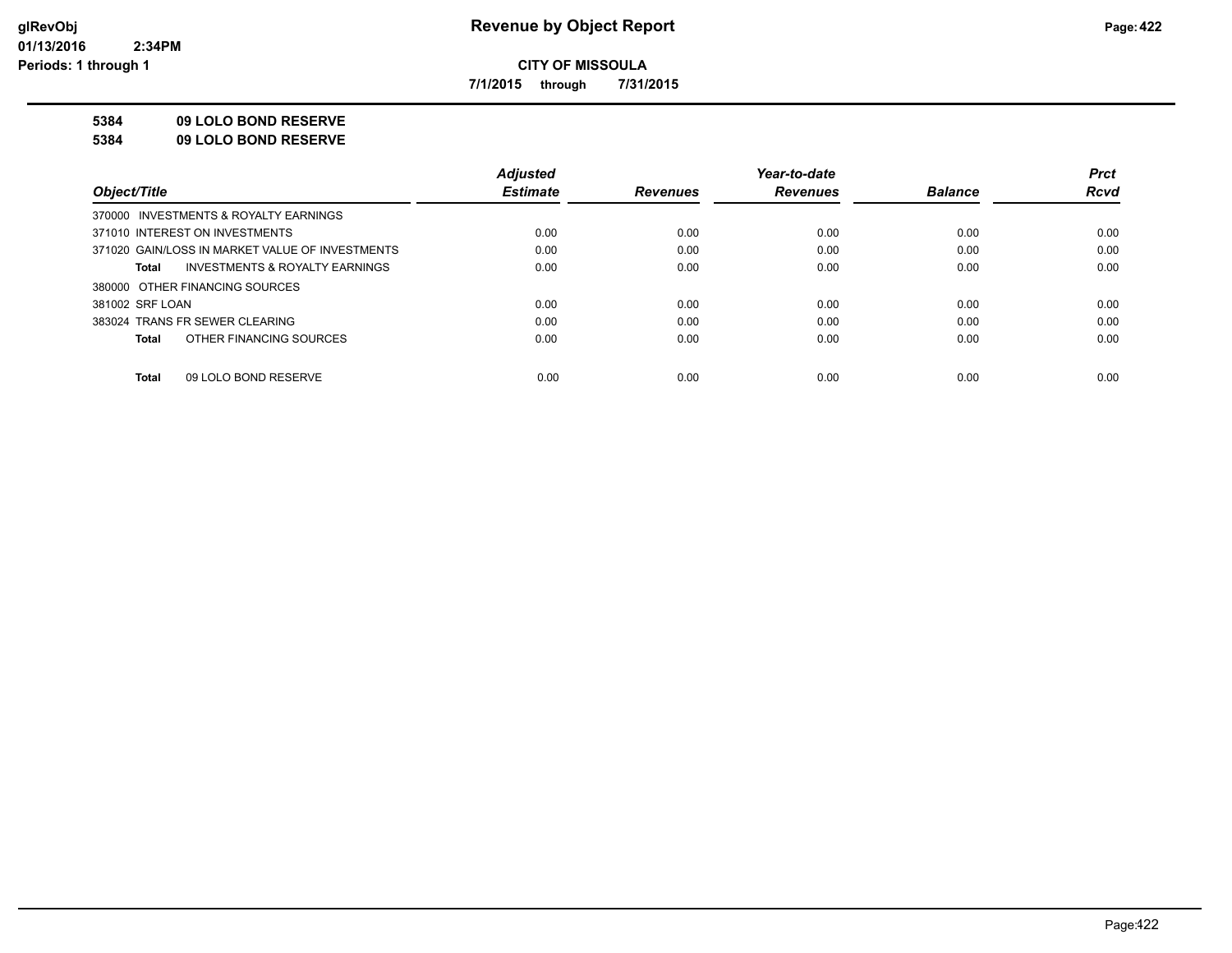**CITY OF MISSOULA**

**7/1/2015 through 7/31/2015**

**5384 09 LOLO BOND RESERVE**

**5384 09 LOLO BOND RESERVE**

| Object/Title | Adjusted Estimate | Revenues | Year-to-date Revenues | Balance | Prct Rcvd |
|---|---|---|---|---|---|
| 370000 INVESTMENTS & ROYALTY EARNINGS | | | | | |
| 371010 INTEREST ON INVESTMENTS | 0.00 | 0.00 | 0.00 | 0.00 | 0.00 |
| 371020 GAIN/LOSS IN MARKET VALUE OF INVESTMENTS | 0.00 | 0.00 | 0.00 | 0.00 | 0.00 |
| **Total** INVESTMENTS & ROYALTY EARNINGS | 0.00 | 0.00 | 0.00 | 0.00 | 0.00 |
| 380000 OTHER FINANCING SOURCES | | | | | |
| 381002 SRF LOAN | 0.00 | 0.00 | 0.00 | 0.00 | 0.00 |
| 383024 TRANS FR SEWER CLEARING | 0.00 | 0.00 | 0.00 | 0.00 | 0.00 |
| **Total** OTHER FINANCING SOURCES | 0.00 | 0.00 | 0.00 | 0.00 | 0.00 |
| **Total** 09 LOLO BOND RESERVE | 0.00 | 0.00 | 0.00 | 0.00 | 0.00 |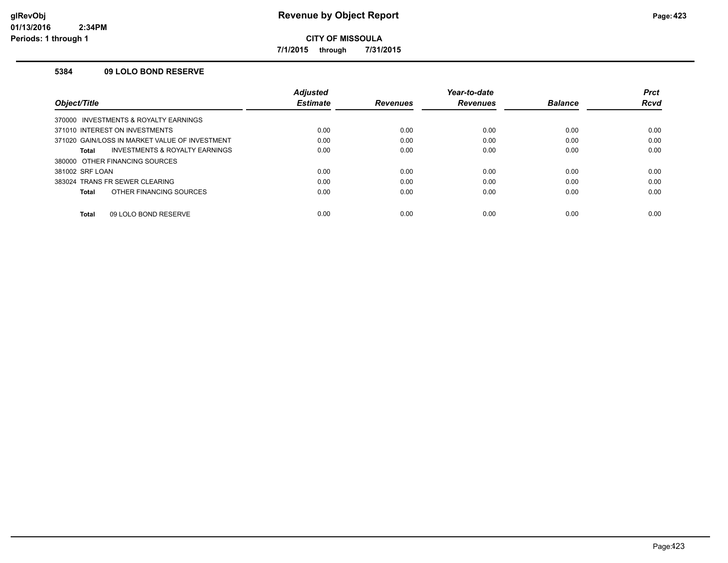# Revenue by Object Report

glRevObj
01/13/2016 2:34PM
Periods: 1 through 1

**CITY OF MISSOULA**

**7/1/2015 through 7/31/2015**

### 5384 09 LOLO BOND RESERVE

| Object/Title | Adjusted Estimate | Revenues | Year-to-date Revenues | Balance | Prct Rcvd |
|---|---|---|---|---|---|
| 370000 INVESTMENTS & ROYALTY EARNINGS | | | | | |
| 371010 INTEREST ON INVESTMENTS | 0.00 | 0.00 | 0.00 | 0.00 | 0.00 |
| 371020 GAIN/LOSS IN MARKET VALUE OF INVESTMENT | 0.00 | 0.00 | 0.00 | 0.00 | 0.00 |
| **Total** INVESTMENTS & ROYALTY EARNINGS | 0.00 | 0.00 | 0.00 | 0.00 | 0.00 |
| 380000 OTHER FINANCING SOURCES | | | | | |
| 381002 SRF LOAN | 0.00 | 0.00 | 0.00 | 0.00 | 0.00 |
| 383024 TRANS FR SEWER CLEARING | 0.00 | 0.00 | 0.00 | 0.00 | 0.00 |
| **Total** OTHER FINANCING SOURCES | 0.00 | 0.00 | 0.00 | 0.00 | 0.00 |
| **Total** 09 LOLO BOND RESERVE | 0.00 | 0.00 | 0.00 | 0.00 | 0.00 |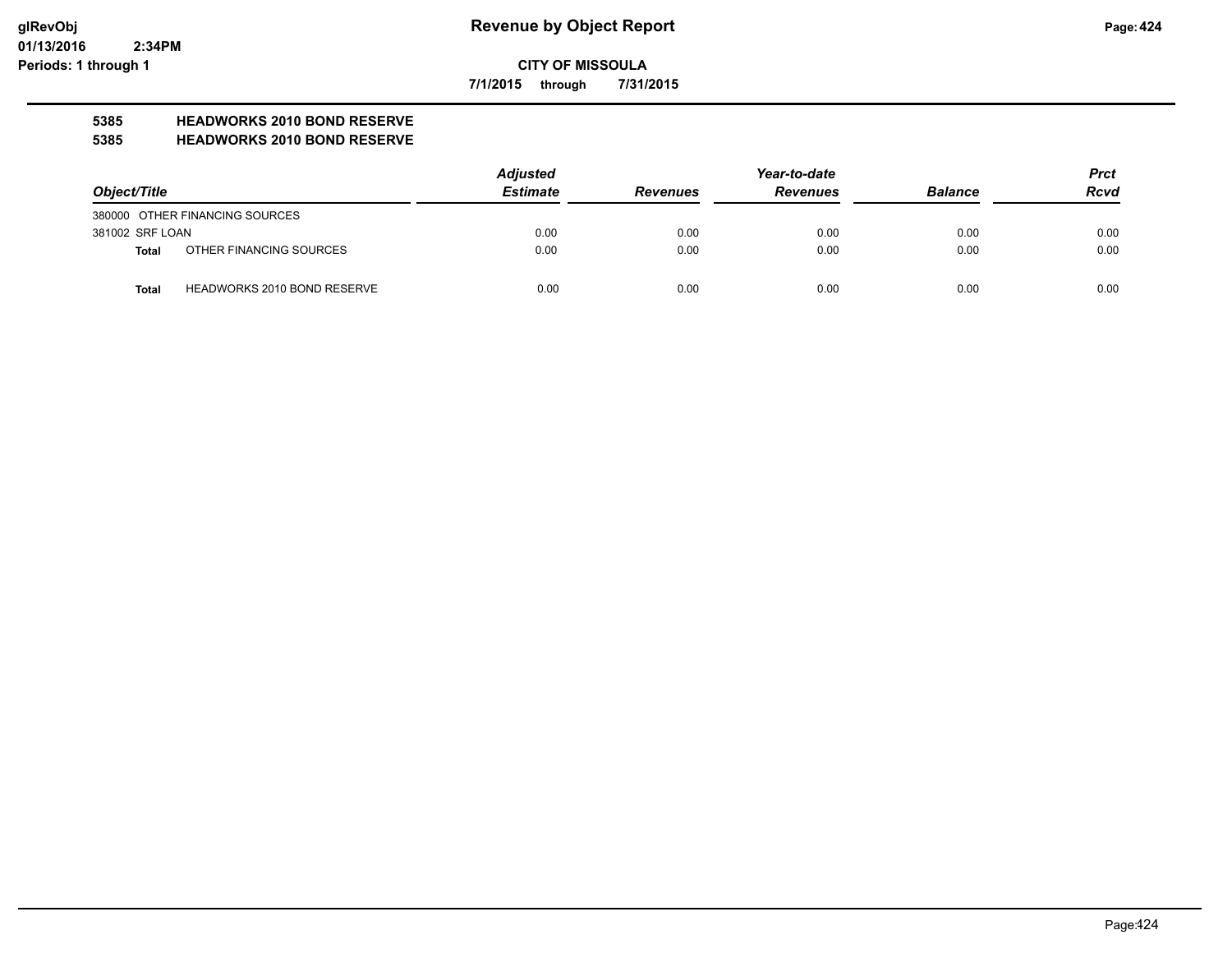**Revenue by Object Report**

**CITY OF MISSOULA**

**7/1/2015 through 7/31/2015**

glRevObj
01/13/2016 2:34PM
Periods: 1 through 1

**5385 HEADWORKS 2010 BOND RESERVE**

**5385 HEADWORKS 2010 BOND RESERVE**

| *Object/Title* | *Adjusted Estimate* | *Revenues* | *Year-to-date Revenues* | *Balance* | *Prct Rcvd* |
|---|---|---|---|---|---|
| 380000 OTHER FINANCING SOURCES | | | | | |
| 381002 SRF LOAN | 0.00 | 0.00 | 0.00 | 0.00 | 0.00 |
| **Total** OTHER FINANCING SOURCES | 0.00 | 0.00 | 0.00 | 0.00 | 0.00 |
| **Total** HEADWORKS 2010 BOND RESERVE | 0.00 | 0.00 | 0.00 | 0.00 | 0.00 |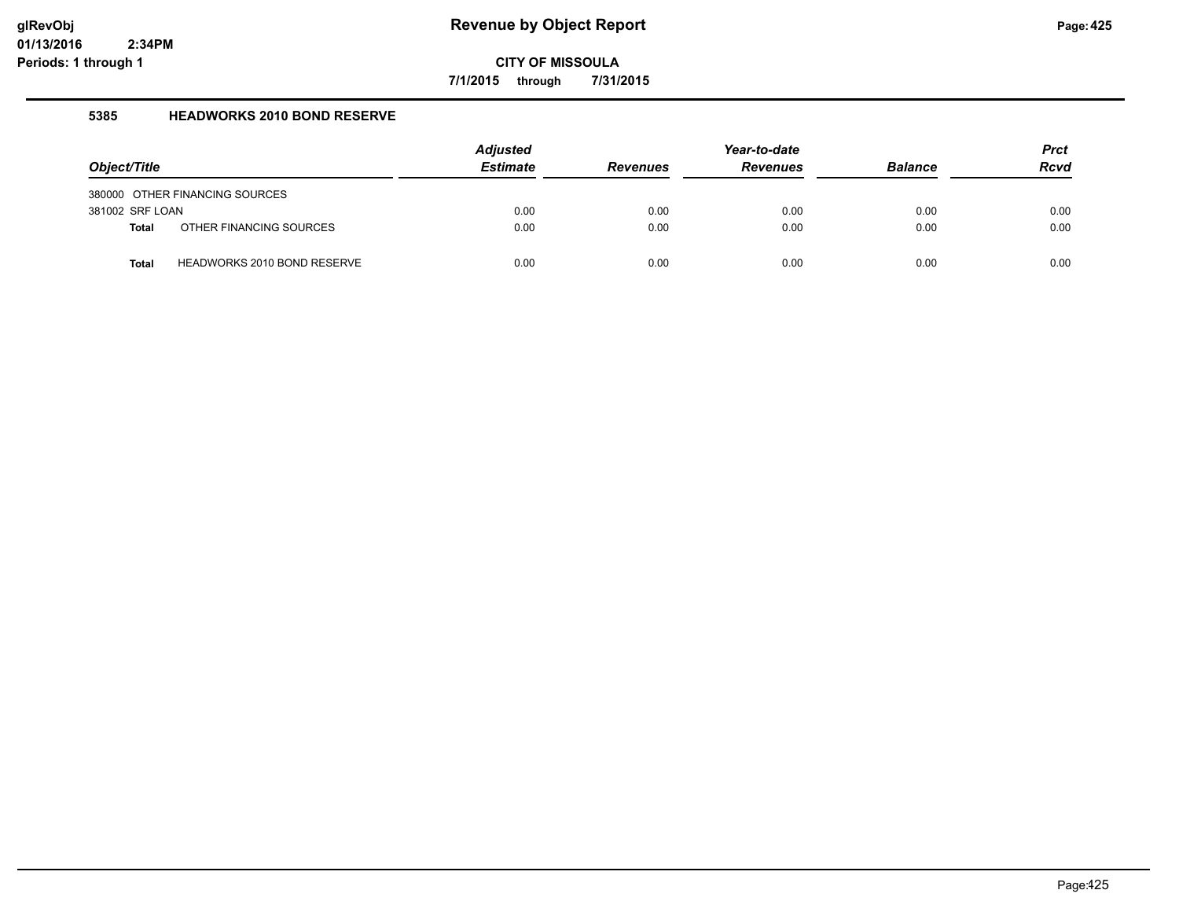# Revenue by Object Report

**CITY OF MISSOULA**

**7/1/2015 through 7/31/2015**

glRevObj
01/13/2016 2:34PM
Periods: 1 through 1

### 5385 HEADWORKS 2010 BOND RESERVE

| Object/Title | | Adjusted Estimate | Revenues | Year-to-date Revenues | Balance | Prct Rcvd |
|---|---|---|---|---|---|---|
| 380000 OTHER FINANCING SOURCES | | | | | | |
| 381002 SRF LOAN | | 0.00 | 0.00 | 0.00 | 0.00 | 0.00 |
| **Total** | OTHER FINANCING SOURCES | 0.00 | 0.00 | 0.00 | 0.00 | 0.00 |
| **Total** | HEADWORKS 2010 BOND RESERVE | 0.00 | 0.00 | 0.00 | 0.00 | 0.00 |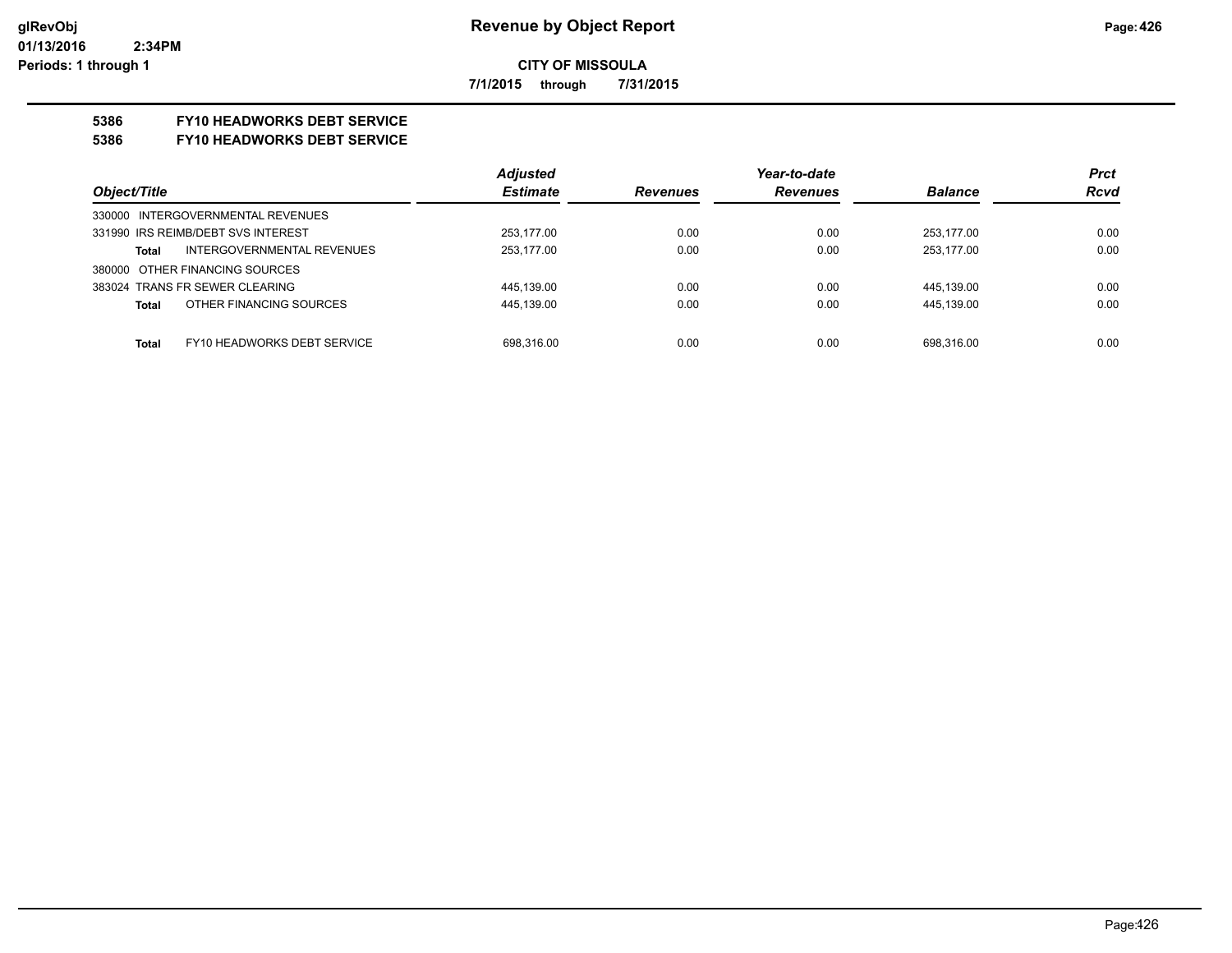**CITY OF MISSOULA**

**7/1/2015 through 7/31/2015**

**5386 FY10 HEADWORKS DEBT SERVICE**

**5386 FY10 HEADWORKS DEBT SERVICE**

| Object/Title | Adjusted Estimate | Revenues | Year-to-date Revenues | Balance | Prct Rcvd |
|---|---|---|---|---|---|
| 330000 INTERGOVERNMENTAL REVENUES | | | | | |
| 331990 IRS REIMB/DEBT SVS INTEREST | 253,177.00 | 0.00 | 0.00 | 253,177.00 | 0.00 |
| **Total** INTERGOVERNMENTAL REVENUES | 253,177.00 | 0.00 | 0.00 | 253,177.00 | 0.00 |
| 380000 OTHER FINANCING SOURCES | | | | | |
| 383024 TRANS FR SEWER CLEARING | 445,139.00 | 0.00 | 0.00 | 445,139.00 | 0.00 |
| **Total** OTHER FINANCING SOURCES | 445,139.00 | 0.00 | 0.00 | 445,139.00 | 0.00 |
| **Total** FY10 HEADWORKS DEBT SERVICE | 698,316.00 | 0.00 | 0.00 | 698,316.00 | 0.00 |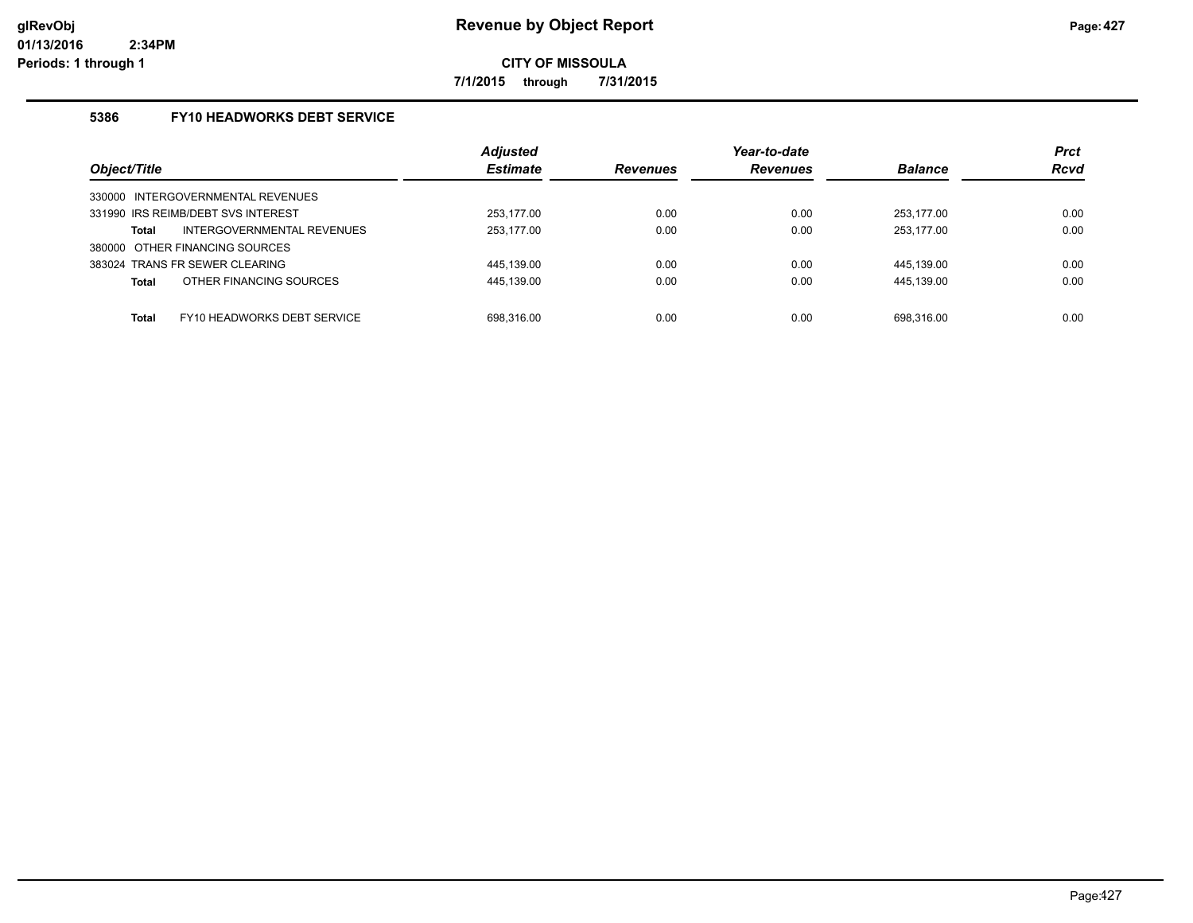# Revenue by Object Report

**CITY OF MISSOULA**

**7/1/2015 through 7/31/2015**

glRevObj
01/13/2016 2:34PM
Periods: 1 through 1

## 5386 FY10 HEADWORKS DEBT SERVICE

| Object/Title | Adjusted Estimate | Revenues | Year-to-date Revenues | Balance | Prct Rcvd |
|---|---|---|---|---|---|
| 330000 INTERGOVERNMENTAL REVENUES | | | | | |
| 331990 IRS REIMB/DEBT SVS INTEREST | 253,177.00 | 0.00 | 0.00 | 253,177.00 | 0.00 |
| **Total** INTERGOVERNMENTAL REVENUES | 253,177.00 | 0.00 | 0.00 | 253,177.00 | 0.00 |
| 380000 OTHER FINANCING SOURCES | | | | | |
| 383024 TRANS FR SEWER CLEARING | 445,139.00 | 0.00 | 0.00 | 445,139.00 | 0.00 |
| **Total** OTHER FINANCING SOURCES | 445,139.00 | 0.00 | 0.00 | 445,139.00 | 0.00 |
| **Total** FY10 HEADWORKS DEBT SERVICE | 698,316.00 | 0.00 | 0.00 | 698,316.00 | 0.00 |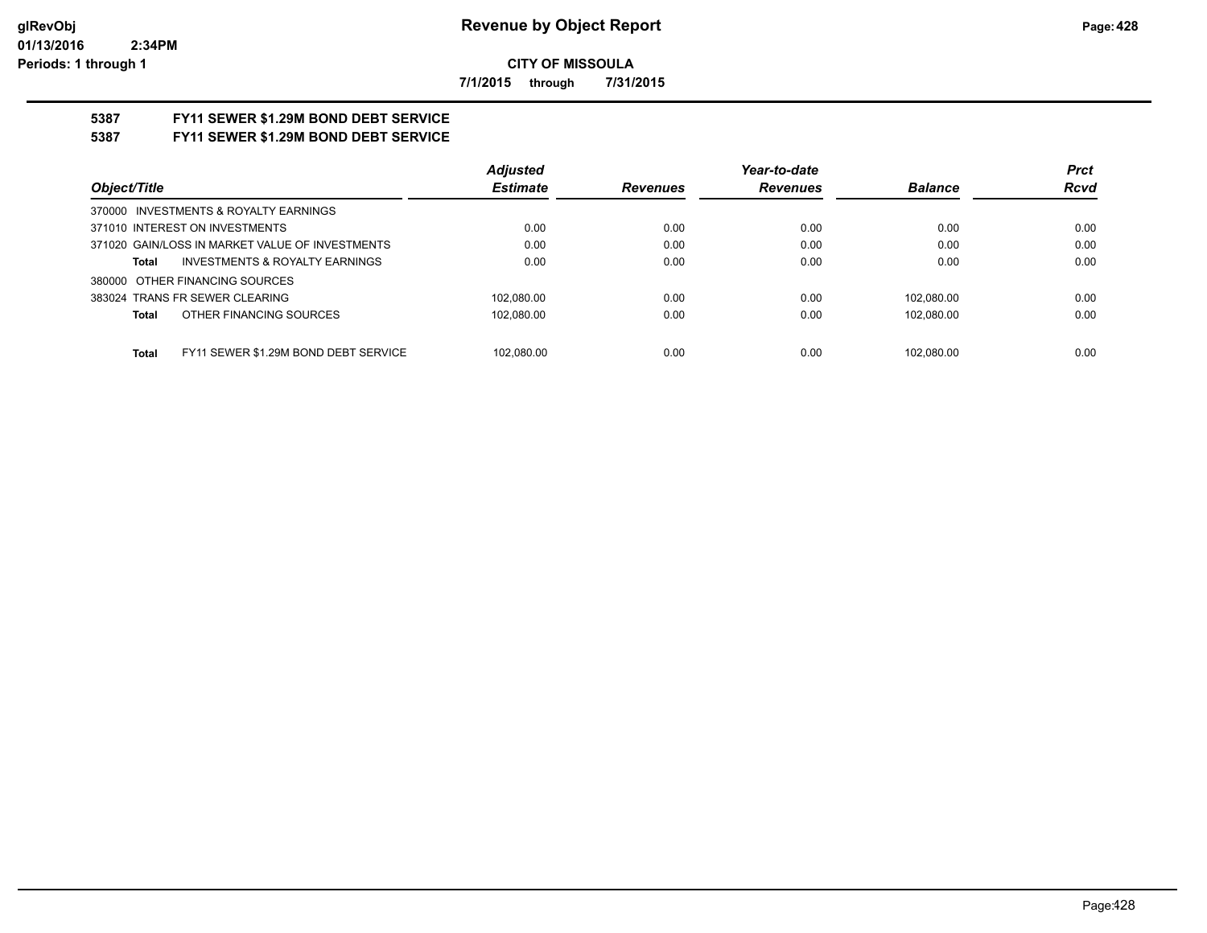**CITY OF MISSOULA**

**7/1/2015 through 7/31/2015**

## 5387 FY11 SEWER $1.29M BOND DEBT SERVICE
## 5387 FY11 SEWER $1.29M BOND DEBT SERVICE

| Object/Title | Adjusted Estimate | Revenues | Year-to-date Revenues | Balance | Prct Rcvd |
|---|---|---|---|---|---|
| 370000 INVESTMENTS & ROYALTY EARNINGS | | | | | |
| 371010 INTEREST ON INVESTMENTS | 0.00 | 0.00 | 0.00 | 0.00 | 0.00 |
| 371020 GAIN/LOSS IN MARKET VALUE OF INVESTMENTS | 0.00 | 0.00 | 0.00 | 0.00 | 0.00 |
| **Total** INVESTMENTS & ROYALTY EARNINGS | 0.00 | 0.00 | 0.00 | 0.00 | 0.00 |
| 380000 OTHER FINANCING SOURCES | | | | | |
| 383024 TRANS FR SEWER CLEARING | 102,080.00 | 0.00 | 0.00 | 102,080.00 | 0.00 |
| **Total** OTHER FINANCING SOURCES | 102,080.00 | 0.00 | 0.00 | 102,080.00 | 0.00 |
| **Total** FY11 SEWER $1.29M BOND DEBT SERVICE | 102,080.00 | 0.00 | 0.00 | 102,080.00 | 0.00 |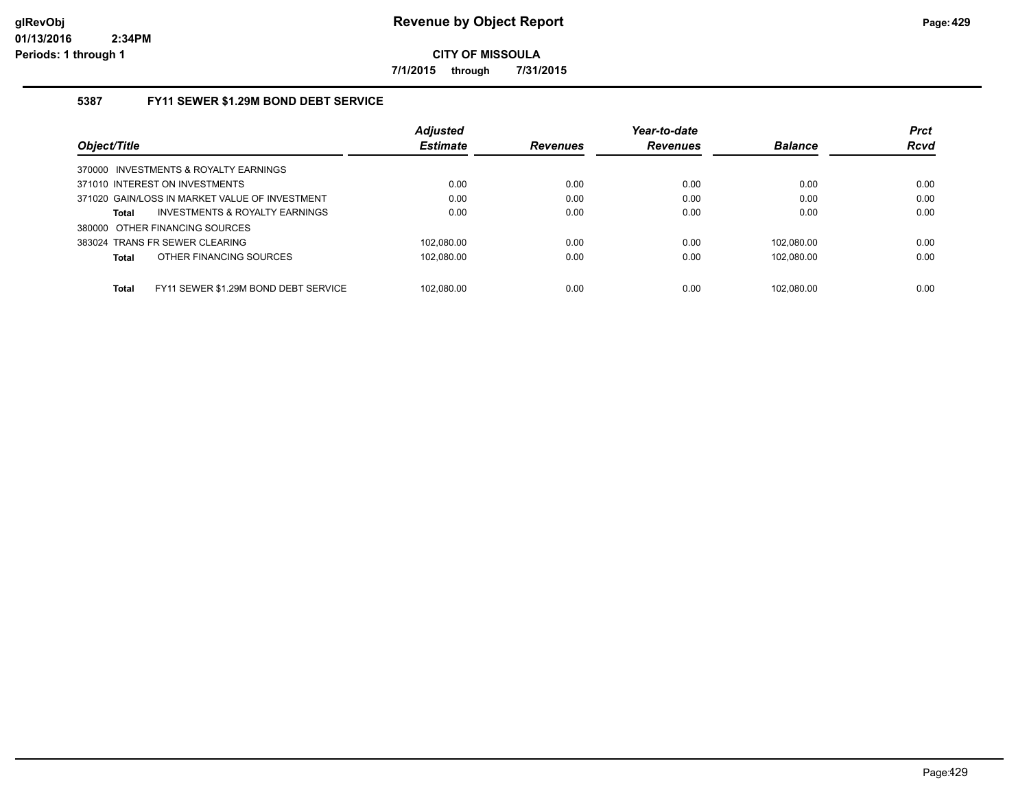# Revenue by Object Report

**CITY OF MISSOULA**

**7/1/2015 through 7/31/2015**

glRevObj
01/13/2016 2:34PM
Periods: 1 through 1

### 5387 FY11 SEWER $1.29M BOND DEBT SERVICE

| Object/Title | Adjusted Estimate | Revenues | Year-to-date Revenues | Balance | Prct Rcvd |
|---|---|---|---|---|---|
| 370000 INVESTMENTS & ROYALTY EARNINGS | | | | | |
| 371010 INTEREST ON INVESTMENTS | 0.00 | 0.00 | 0.00 | 0.00 | 0.00 |
| 371020 GAIN/LOSS IN MARKET VALUE OF INVESTMENT | 0.00 | 0.00 | 0.00 | 0.00 | 0.00 |
| **Total** INVESTMENTS & ROYALTY EARNINGS | 0.00 | 0.00 | 0.00 | 0.00 | 0.00 |
| 380000 OTHER FINANCING SOURCES | | | | | |
| 383024 TRANS FR SEWER CLEARING | 102,080.00 | 0.00 | 0.00 | 102,080.00 | 0.00 |
| **Total** OTHER FINANCING SOURCES | 102,080.00 | 0.00 | 0.00 | 102,080.00 | 0.00 |
| **Total** FY11 SEWER $1.29M BOND DEBT SERVICE | 102,080.00 | 0.00 | 0.00 | 102,080.00 | 0.00 |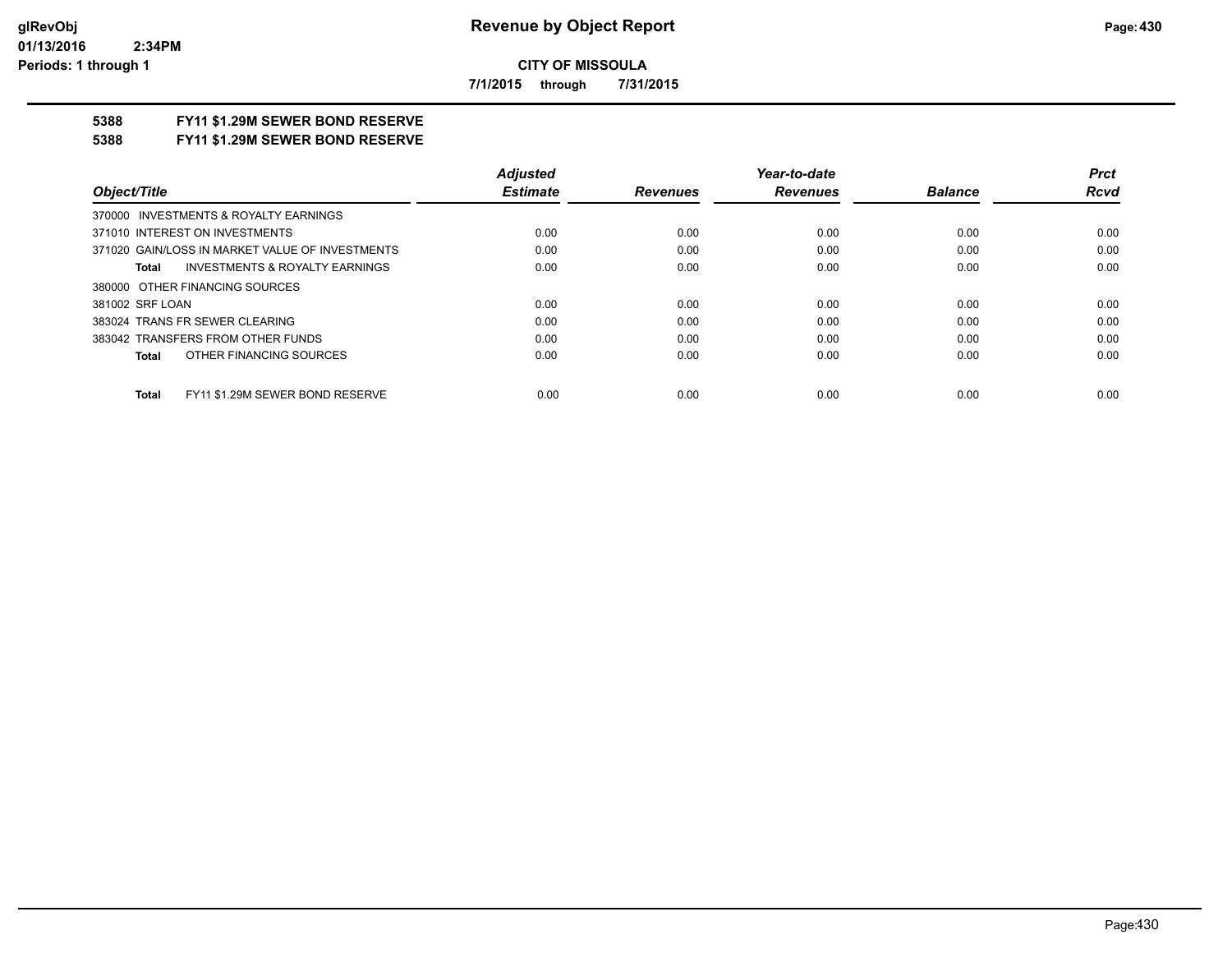**CITY OF MISSOULA**

**7/1/2015 through 7/31/2015**

## 5388 FY11 $1.29M SEWER BOND RESERVE
## 5388 FY11 $1.29M SEWER BOND RESERVE

| Object/Title | Adjusted Estimate | Revenues | Year-to-date Revenues | Balance | Prct Rcvd |
|---|---|---|---|---|---|
| 370000 INVESTMENTS & ROYALTY EARNINGS | | | | | |
| 371010 INTEREST ON INVESTMENTS | 0.00 | 0.00 | 0.00 | 0.00 | 0.00 |
| 371020 GAIN/LOSS IN MARKET VALUE OF INVESTMENTS | 0.00 | 0.00 | 0.00 | 0.00 | 0.00 |
| **Total** INVESTMENTS & ROYALTY EARNINGS | 0.00 | 0.00 | 0.00 | 0.00 | 0.00 |
| 380000 OTHER FINANCING SOURCES | | | | | |
| 381002 SRF LOAN | 0.00 | 0.00 | 0.00 | 0.00 | 0.00 |
| 383024 TRANS FR SEWER CLEARING | 0.00 | 0.00 | 0.00 | 0.00 | 0.00 |
| 383042 TRANSFERS FROM OTHER FUNDS | 0.00 | 0.00 | 0.00 | 0.00 | 0.00 |
| **Total** OTHER FINANCING SOURCES | 0.00 | 0.00 | 0.00 | 0.00 | 0.00 |
| **Total** FY11 $1.29M SEWER BOND RESERVE | 0.00 | 0.00 | 0.00 | 0.00 | 0.00 |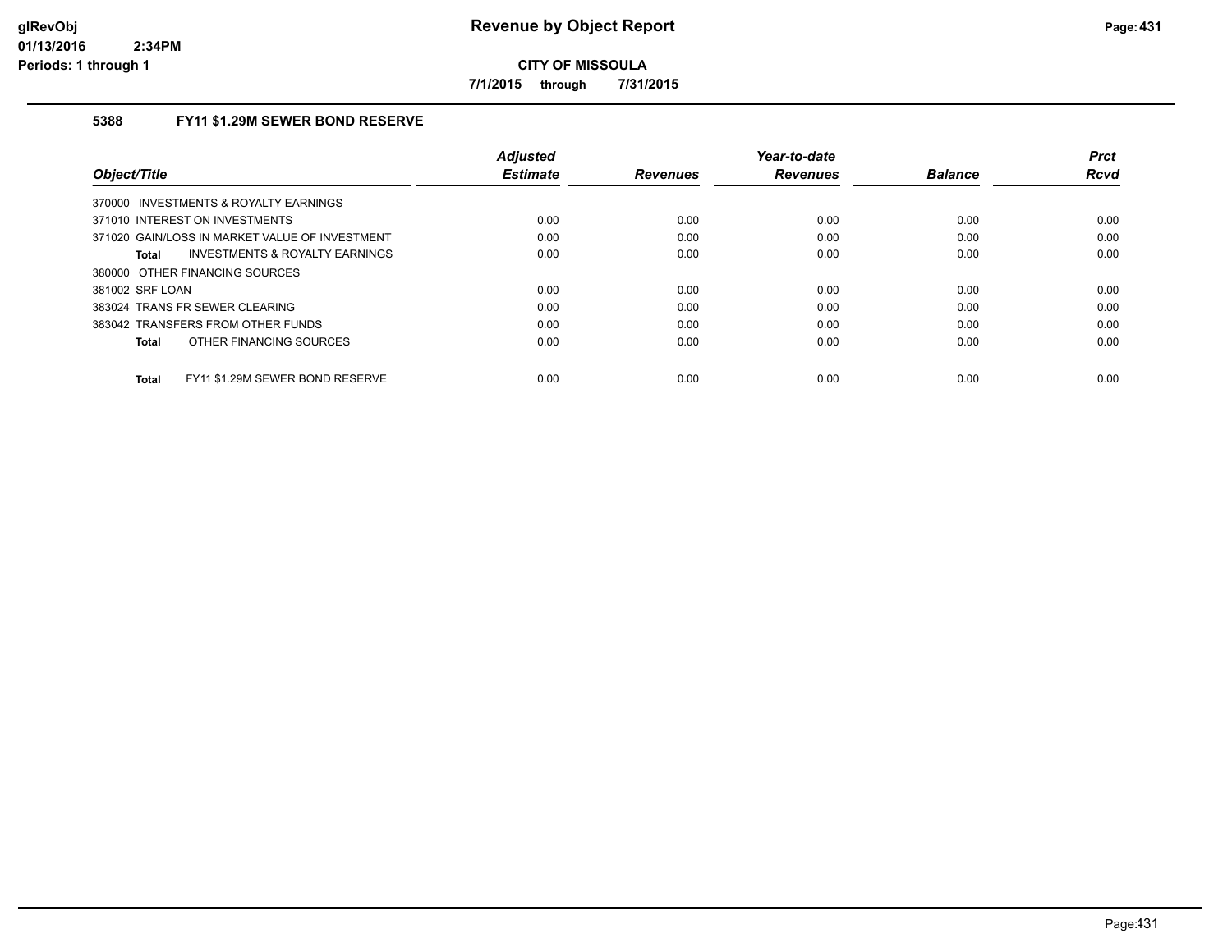# Revenue by Object Report

**CITY OF MISSOULA**

**7/1/2015 through 7/31/2015**

glRevObj
01/13/2016 2:34PM
Periods: 1 through 1

### 5388 FY11 $1.29M SEWER BOND RESERVE

| Object/Title | Adjusted Estimate | Revenues | Year-to-date Revenues | Balance | Prct Rcvd |
|---|---|---|---|---|---|
| 370000 INVESTMENTS & ROYALTY EARNINGS | | | | | |
| 371010 INTEREST ON INVESTMENTS | 0.00 | 0.00 | 0.00 | 0.00 | 0.00 |
| 371020 GAIN/LOSS IN MARKET VALUE OF INVESTMENT | 0.00 | 0.00 | 0.00 | 0.00 | 0.00 |
| **Total** INVESTMENTS & ROYALTY EARNINGS | 0.00 | 0.00 | 0.00 | 0.00 | 0.00 |
| 380000 OTHER FINANCING SOURCES | | | | | |
| 381002 SRF LOAN | 0.00 | 0.00 | 0.00 | 0.00 | 0.00 |
| 383024 TRANS FR SEWER CLEARING | 0.00 | 0.00 | 0.00 | 0.00 | 0.00 |
| 383042 TRANSFERS FROM OTHER FUNDS | 0.00 | 0.00 | 0.00 | 0.00 | 0.00 |
| **Total** OTHER FINANCING SOURCES | 0.00 | 0.00 | 0.00 | 0.00 | 0.00 |
| **Total** FY11 $1.29M SEWER BOND RESERVE | 0.00 | 0.00 | 0.00 | 0.00 | 0.00 |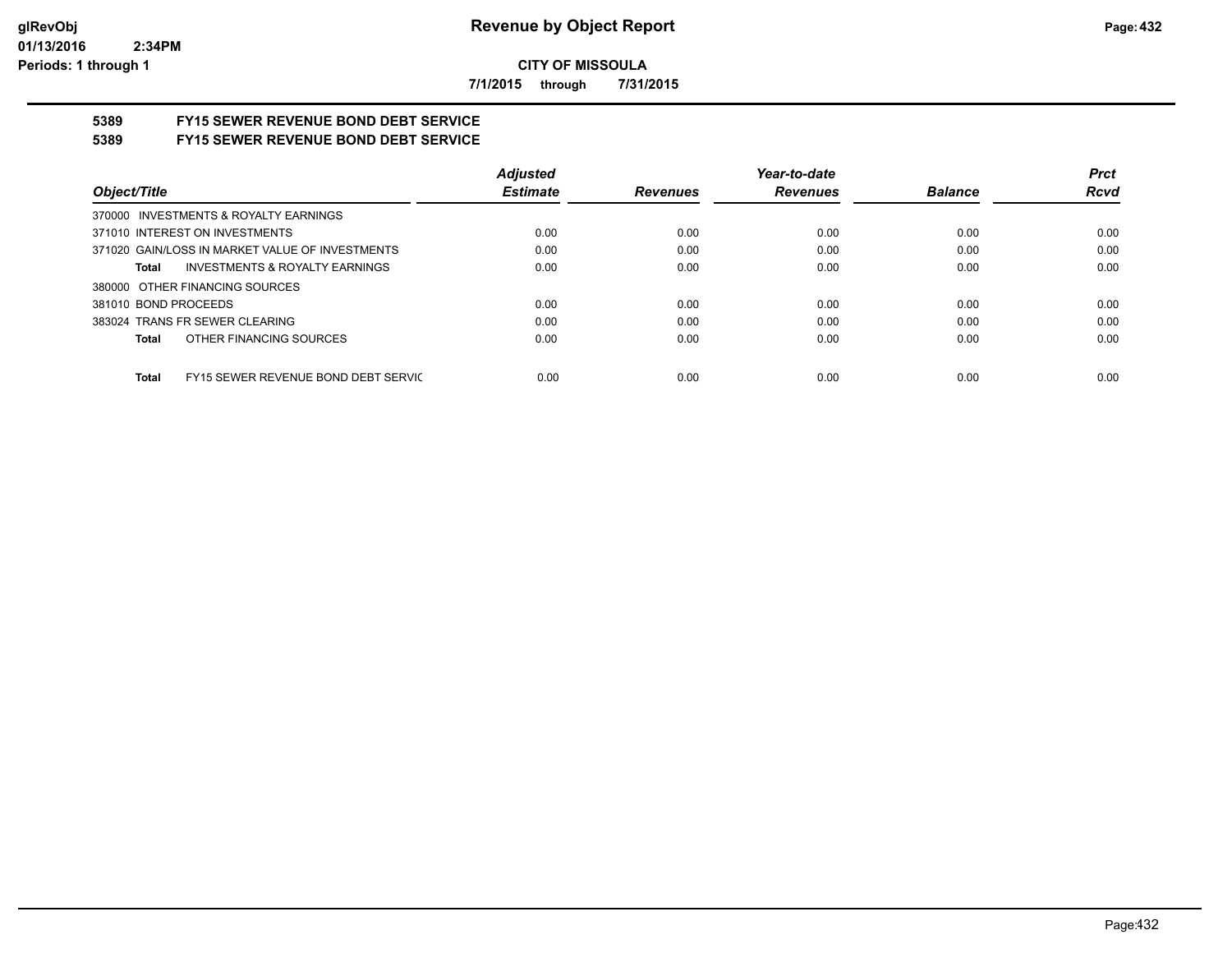**CITY OF MISSOULA**

**7/1/2015 through 7/31/2015**

## 5389 FY15 SEWER REVENUE BOND DEBT SERVICE
## 5389 FY15 SEWER REVENUE BOND DEBT SERVICE

| Object/Title | Adjusted Estimate | Revenues | Year-to-date Revenues | Balance | Prct Rcvd |
|---|---|---|---|---|---|
| 370000 INVESTMENTS & ROYALTY EARNINGS | | | | | |
| 371010 INTEREST ON INVESTMENTS | 0.00 | 0.00 | 0.00 | 0.00 | 0.00 |
| 371020 GAIN/LOSS IN MARKET VALUE OF INVESTMENTS | 0.00 | 0.00 | 0.00 | 0.00 | 0.00 |
| **Total** INVESTMENTS & ROYALTY EARNINGS | 0.00 | 0.00 | 0.00 | 0.00 | 0.00 |
| 380000 OTHER FINANCING SOURCES | | | | | |
| 381010 BOND PROCEEDS | 0.00 | 0.00 | 0.00 | 0.00 | 0.00 |
| 383024 TRANS FR SEWER CLEARING | 0.00 | 0.00 | 0.00 | 0.00 | 0.00 |
| **Total** OTHER FINANCING SOURCES | 0.00 | 0.00 | 0.00 | 0.00 | 0.00 |
| **Total** FY15 SEWER REVENUE BOND DEBT SERVIC | 0.00 | 0.00 | 0.00 | 0.00 | 0.00 |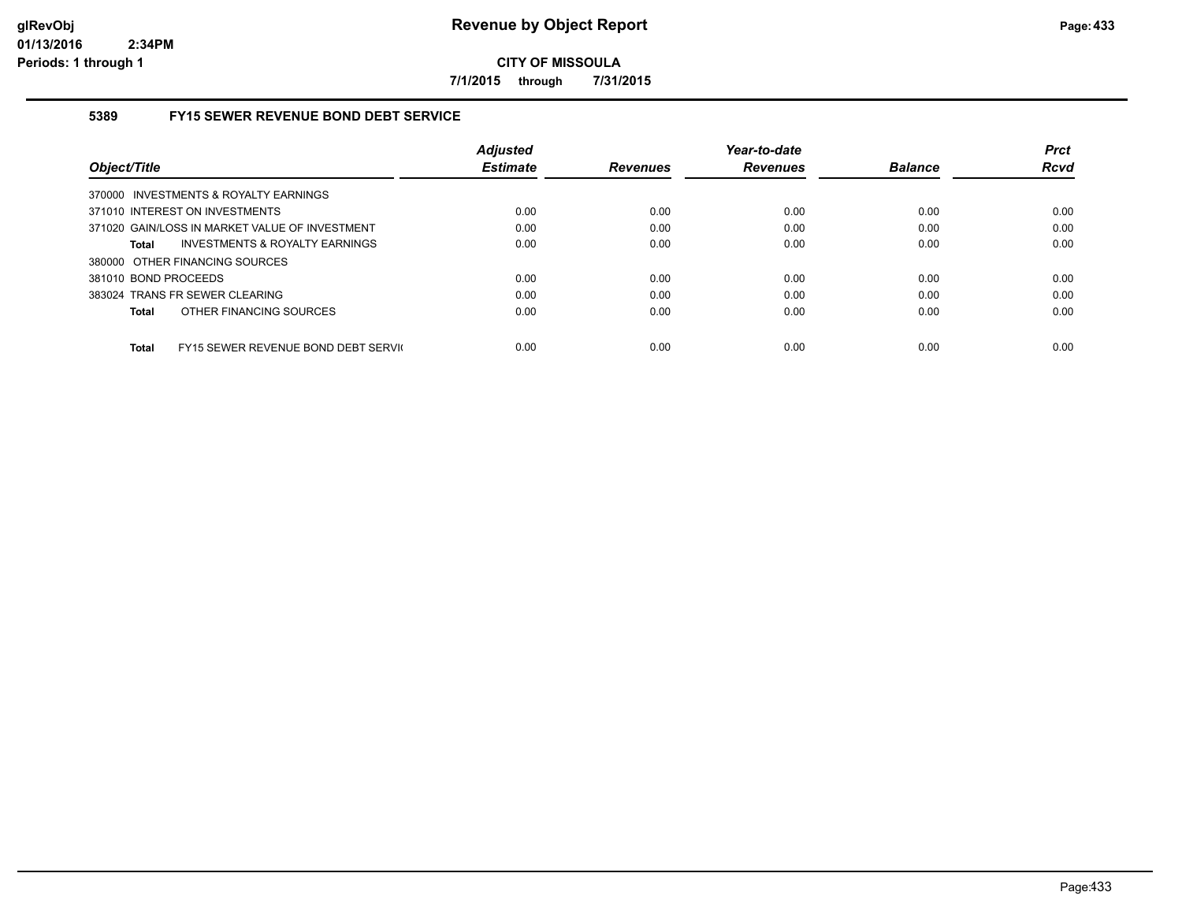# Revenue by Object Report

**CITY OF MISSOULA**

**7/1/2015 through 7/31/2015**

## 5389 FY15 SEWER REVENUE BOND DEBT SERVICE

| Object/Title | Adjusted Estimate | Revenues | Year-to-date Revenues | Balance | Prct Rcvd |
|---|---|---|---|---|---|
| 370000 INVESTMENTS & ROYALTY EARNINGS | | | | | |
| 371010 INTEREST ON INVESTMENTS | 0.00 | 0.00 | 0.00 | 0.00 | 0.00 |
| 371020 GAIN/LOSS IN MARKET VALUE OF INVESTMENT | 0.00 | 0.00 | 0.00 | 0.00 | 0.00 |
| **Total** INVESTMENTS & ROYALTY EARNINGS | 0.00 | 0.00 | 0.00 | 0.00 | 0.00 |
| 380000 OTHER FINANCING SOURCES | | | | | |
| 381010 BOND PROCEEDS | 0.00 | 0.00 | 0.00 | 0.00 | 0.00 |
| 383024 TRANS FR SEWER CLEARING | 0.00 | 0.00 | 0.00 | 0.00 | 0.00 |
| **Total** OTHER FINANCING SOURCES | 0.00 | 0.00 | 0.00 | 0.00 | 0.00 |
| **Total** FY15 SEWER REVENUE BOND DEBT SERVI( | 0.00 | 0.00 | 0.00 | 0.00 | 0.00 |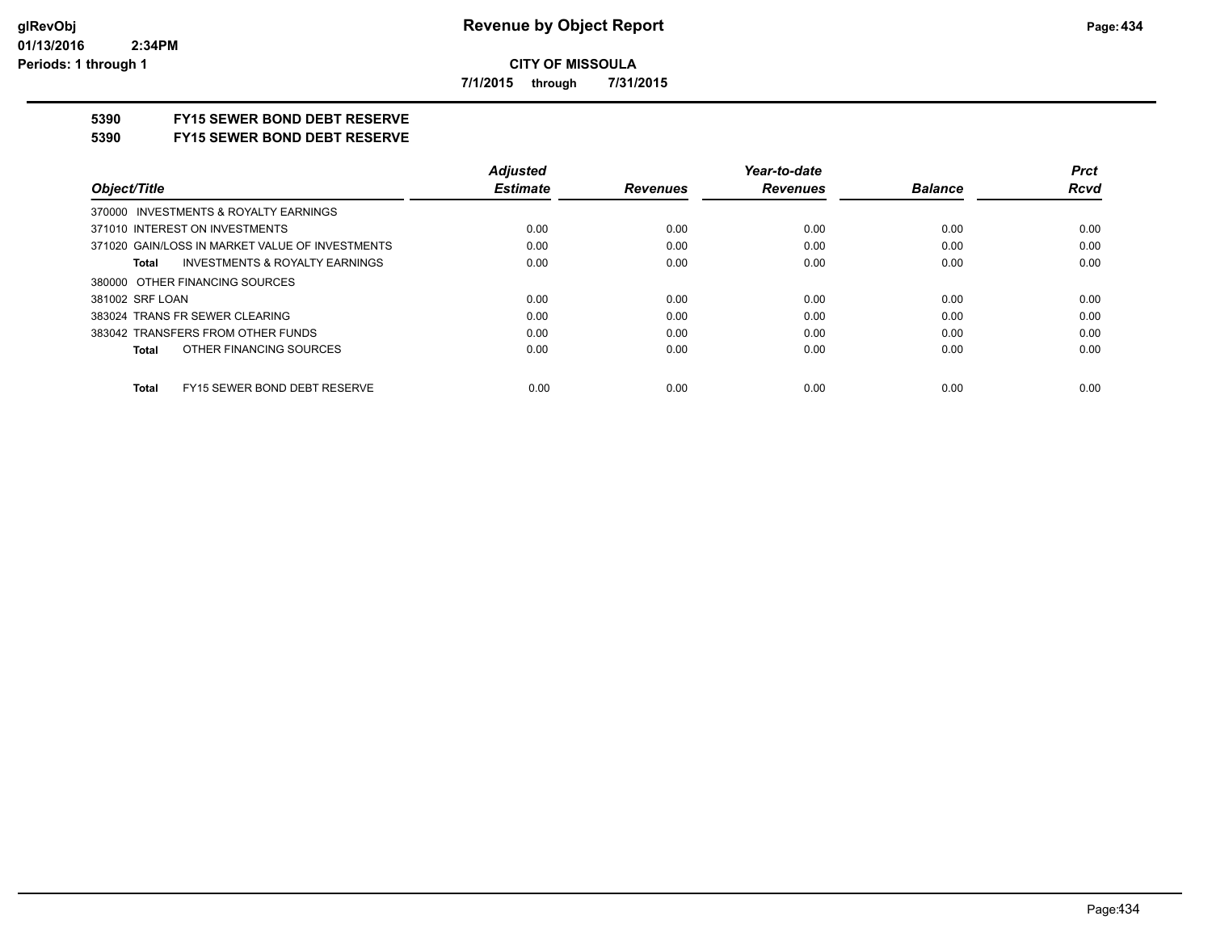**CITY OF MISSOULA**

**7/1/2015 through 7/31/2015**

**5390 FY15 SEWER BOND DEBT RESERVE**

**5390 FY15 SEWER BOND DEBT RESERVE**

| Object/Title | Adjusted Estimate | Revenues | Year-to-date Revenues | Balance | Prct Rcvd |
|---|---|---|---|---|---|
| 370000 INVESTMENTS & ROYALTY EARNINGS | | | | | |
| 371010 INTEREST ON INVESTMENTS | 0.00 | 0.00 | 0.00 | 0.00 | 0.00 |
| 371020 GAIN/LOSS IN MARKET VALUE OF INVESTMENTS | 0.00 | 0.00 | 0.00 | 0.00 | 0.00 |
| **Total** INVESTMENTS & ROYALTY EARNINGS | 0.00 | 0.00 | 0.00 | 0.00 | 0.00 |
| 380000 OTHER FINANCING SOURCES | | | | | |
| 381002 SRF LOAN | 0.00 | 0.00 | 0.00 | 0.00 | 0.00 |
| 383024 TRANS FR SEWER CLEARING | 0.00 | 0.00 | 0.00 | 0.00 | 0.00 |
| 383042 TRANSFERS FROM OTHER FUNDS | 0.00 | 0.00 | 0.00 | 0.00 | 0.00 |
| **Total** OTHER FINANCING SOURCES | 0.00 | 0.00 | 0.00 | 0.00 | 0.00 |
| **Total** FY15 SEWER BOND DEBT RESERVE | 0.00 | 0.00 | 0.00 | 0.00 | 0.00 |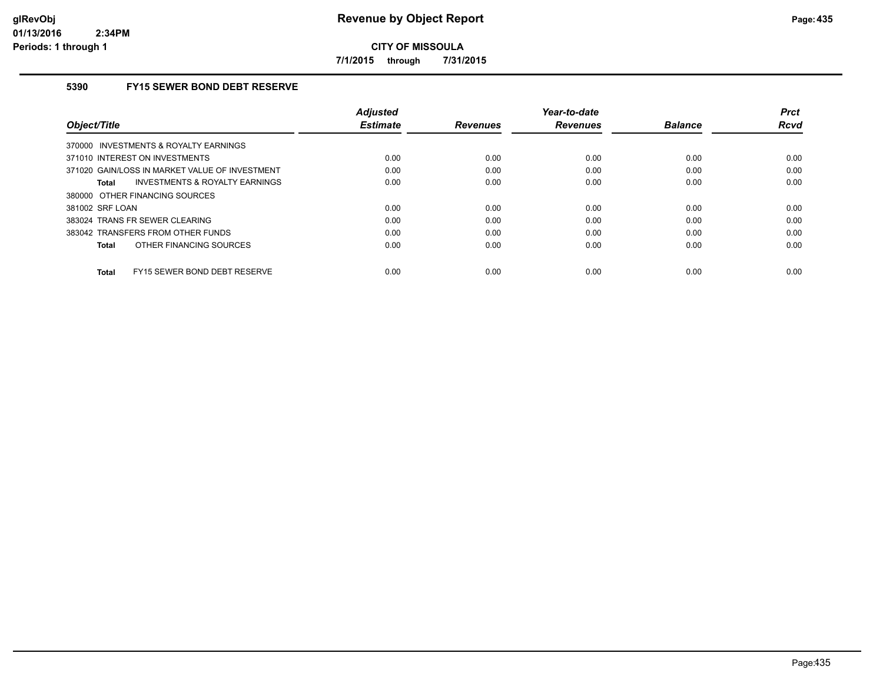# Revenue by Object Report

**CITY OF MISSOULA**

**7/1/2015 through 7/31/2015**

glRevObj
01/13/2016 2:34PM
Periods: 1 through 1

## 5390 FY15 SEWER BOND DEBT RESERVE

| Object/Title | Adjusted Estimate | Revenues | Year-to-date Revenues | Balance | Prct Rcvd |
|---|---|---|---|---|---|
| 370000 INVESTMENTS & ROYALTY EARNINGS | | | | | |
| 371010 INTEREST ON INVESTMENTS | 0.00 | 0.00 | 0.00 | 0.00 | 0.00 |
| 371020 GAIN/LOSS IN MARKET VALUE OF INVESTMENT | 0.00 | 0.00 | 0.00 | 0.00 | 0.00 |
| **Total** INVESTMENTS & ROYALTY EARNINGS | 0.00 | 0.00 | 0.00 | 0.00 | 0.00 |
| 380000 OTHER FINANCING SOURCES | | | | | |
| 381002 SRF LOAN | 0.00 | 0.00 | 0.00 | 0.00 | 0.00 |
| 383024 TRANS FR SEWER CLEARING | 0.00 | 0.00 | 0.00 | 0.00 | 0.00 |
| 383042 TRANSFERS FROM OTHER FUNDS | 0.00 | 0.00 | 0.00 | 0.00 | 0.00 |
| **Total** OTHER FINANCING SOURCES | 0.00 | 0.00 | 0.00 | 0.00 | 0.00 |
| **Total** FY15 SEWER BOND DEBT RESERVE | 0.00 | 0.00 | 0.00 | 0.00 | 0.00 |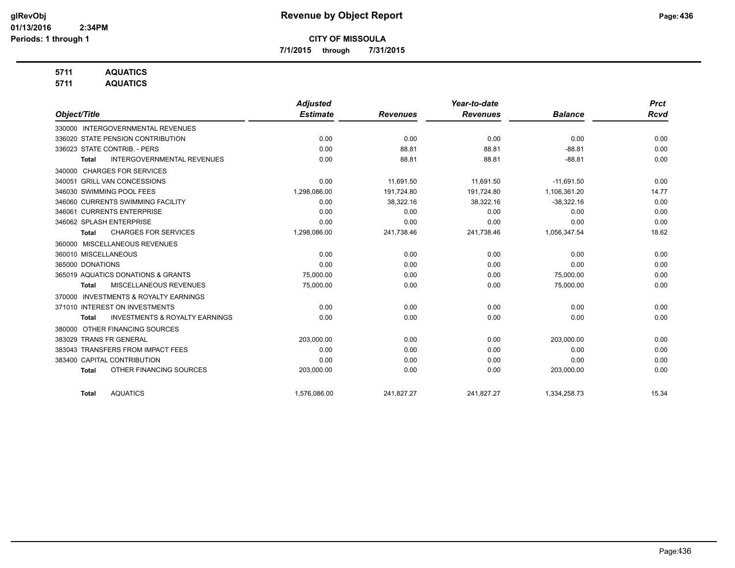**CITY OF MISSOULA**

**7/1/2015 through 7/31/2015**

**5711 AQUATICS**

**5711 AQUATICS**

| Object/Title | Adjusted Estimate | Revenues | Year-to-date Revenues | Balance | Prct Rcvd |
|---|---|---|---|---|---|
| 330000 INTERGOVERNMENTAL REVENUES | | | | | |
| 336020 STATE PENSION CONTRIBUTION | 0.00 | 0.00 | 0.00 | 0.00 | 0.00 |
| 336023 STATE CONTRIB. - PERS | 0.00 | 88.81 | 88.81 | -88.81 | 0.00 |
| **Total** INTERGOVERNMENTAL REVENUES | 0.00 | 88.81 | 88.81 | -88.81 | 0.00 |
| 340000 CHARGES FOR SERVICES | | | | | |
| 340051 GRILL VAN CONCESSIONS | 0.00 | 11,691.50 | 11,691.50 | -11,691.50 | 0.00 |
| 346030 SWIMMING POOL FEES | 1,298,086.00 | 191,724.80 | 191,724.80 | 1,106,361.20 | 14.77 |
| 346060 CURRENTS SWIMMING FACILITY | 0.00 | 38,322.16 | 38,322.16 | -38,322.16 | 0.00 |
| 346061 CURRENTS ENTERPRISE | 0.00 | 0.00 | 0.00 | 0.00 | 0.00 |
| 346062 SPLASH ENTERPRISE | 0.00 | 0.00 | 0.00 | 0.00 | 0.00 |
| **Total** CHARGES FOR SERVICES | 1,298,086.00 | 241,738.46 | 241,738.46 | 1,056,347.54 | 18.62 |
| 360000 MISCELLANEOUS REVENUES | | | | | |
| 360010 MISCELLANEOUS | 0.00 | 0.00 | 0.00 | 0.00 | 0.00 |
| 365000 DONATIONS | 0.00 | 0.00 | 0.00 | 0.00 | 0.00 |
| 365019 AQUATICS DONATIONS & GRANTS | 75,000.00 | 0.00 | 0.00 | 75,000.00 | 0.00 |
| **Total** MISCELLANEOUS REVENUES | 75,000.00 | 0.00 | 0.00 | 75,000.00 | 0.00 |
| 370000 INVESTMENTS & ROYALTY EARNINGS | | | | | |
| 371010 INTEREST ON INVESTMENTS | 0.00 | 0.00 | 0.00 | 0.00 | 0.00 |
| **Total** INVESTMENTS & ROYALTY EARNINGS | 0.00 | 0.00 | 0.00 | 0.00 | 0.00 |
| 380000 OTHER FINANCING SOURCES | | | | | |
| 383029 TRANS FR GENERAL | 203,000.00 | 0.00 | 0.00 | 203,000.00 | 0.00 |
| 383043 TRANSFERS FROM IMPACT FEES | 0.00 | 0.00 | 0.00 | 0.00 | 0.00 |
| 383400 CAPITAL CONTRIBUTION | 0.00 | 0.00 | 0.00 | 0.00 | 0.00 |
| **Total** OTHER FINANCING SOURCES | 203,000.00 | 0.00 | 0.00 | 203,000.00 | 0.00 |
| **Total** AQUATICS | 1,576,086.00 | 241,827.27 | 241,827.27 | 1,334,258.73 | 15.34 |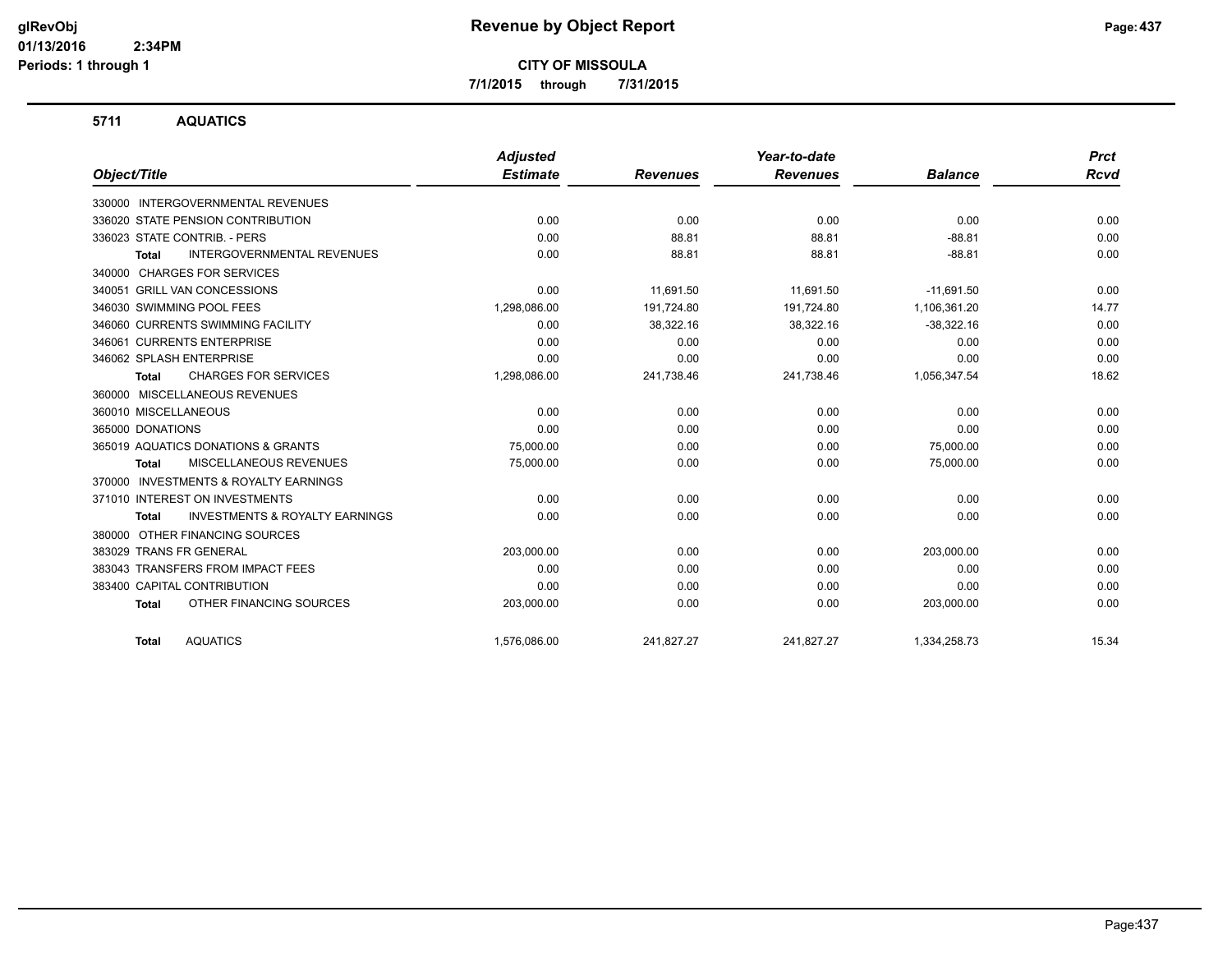# Revenue by Object Report

**CITY OF MISSOULA**

**7/1/2015 through 7/31/2015**

glRevObj
01/13/2016 2:34PM
Periods: 1 through 1

## 5711 AQUATICS

| Object/Title | Adjusted Estimate | Revenues | Year-to-date Revenues | Balance | Prct Rcvd |
|---|---|---|---|---|---|
| 330000 INTERGOVERNMENTAL REVENUES | | | | | |
| 336020 STATE PENSION CONTRIBUTION | 0.00 | 0.00 | 0.00 | 0.00 | 0.00 |
| 336023 STATE CONTRIB. - PERS | 0.00 | 88.81 | 88.81 | -88.81 | 0.00 |
| **Total** INTERGOVERNMENTAL REVENUES | 0.00 | 88.81 | 88.81 | -88.81 | 0.00 |
| 340000 CHARGES FOR SERVICES | | | | | |
| 340051 GRILL VAN CONCESSIONS | 0.00 | 11,691.50 | 11,691.50 | -11,691.50 | 0.00 |
| 346030 SWIMMING POOL FEES | 1,298,086.00 | 191,724.80 | 191,724.80 | 1,106,361.20 | 14.77 |
| 346060 CURRENTS SWIMMING FACILITY | 0.00 | 38,322.16 | 38,322.16 | -38,322.16 | 0.00 |
| 346061 CURRENTS ENTERPRISE | 0.00 | 0.00 | 0.00 | 0.00 | 0.00 |
| 346062 SPLASH ENTERPRISE | 0.00 | 0.00 | 0.00 | 0.00 | 0.00 |
| **Total** CHARGES FOR SERVICES | 1,298,086.00 | 241,738.46 | 241,738.46 | 1,056,347.54 | 18.62 |
| 360000 MISCELLANEOUS REVENUES | | | | | |
| 360010 MISCELLANEOUS | 0.00 | 0.00 | 0.00 | 0.00 | 0.00 |
| 365000 DONATIONS | 0.00 | 0.00 | 0.00 | 0.00 | 0.00 |
| 365019 AQUATICS DONATIONS & GRANTS | 75,000.00 | 0.00 | 0.00 | 75,000.00 | 0.00 |
| **Total** MISCELLANEOUS REVENUES | 75,000.00 | 0.00 | 0.00 | 75,000.00 | 0.00 |
| 370000 INVESTMENTS & ROYALTY EARNINGS | | | | | |
| 371010 INTEREST ON INVESTMENTS | 0.00 | 0.00 | 0.00 | 0.00 | 0.00 |
| **Total** INVESTMENTS & ROYALTY EARNINGS | 0.00 | 0.00 | 0.00 | 0.00 | 0.00 |
| 380000 OTHER FINANCING SOURCES | | | | | |
| 383029 TRANS FR GENERAL | 203,000.00 | 0.00 | 0.00 | 203,000.00 | 0.00 |
| 383043 TRANSFERS FROM IMPACT FEES | 0.00 | 0.00 | 0.00 | 0.00 | 0.00 |
| 383400 CAPITAL CONTRIBUTION | 0.00 | 0.00 | 0.00 | 0.00 | 0.00 |
| **Total** OTHER FINANCING SOURCES | 203,000.00 | 0.00 | 0.00 | 203,000.00 | 0.00 |
| **Total** AQUATICS | 1,576,086.00 | 241,827.27 | 241,827.27 | 1,334,258.73 | 15.34 |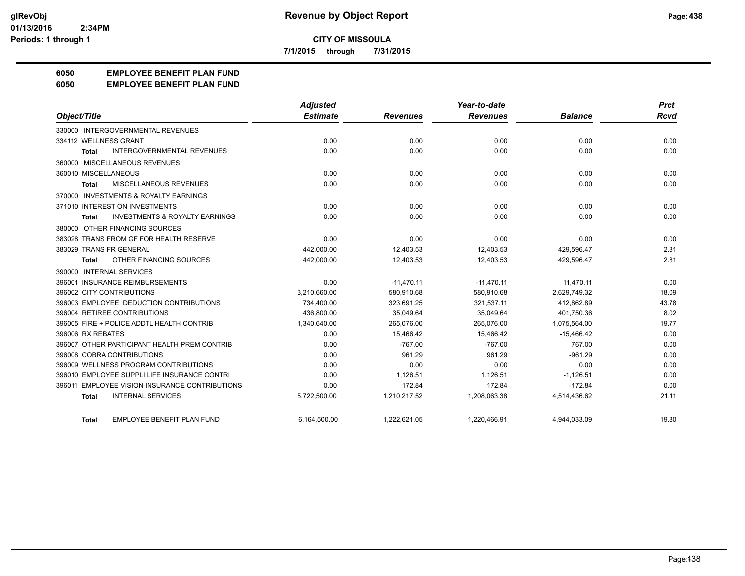**CITY OF MISSOULA**

**7/1/2015 through 7/31/2015**

**Revenue by Object Report**

glRevObj
01/13/2016 2:34PM
Periods: 1 through 1

## 6050 EMPLOYEE BENEFIT PLAN FUND
## 6050 EMPLOYEE BENEFIT PLAN FUND

| Object/Title | Adjusted Estimate | Revenues | Year-to-date Revenues | Balance | Prct Rcvd |
|---|---|---|---|---|---|
| 330000 INTERGOVERNMENTAL REVENUES | | | | | |
| 334112 WELLNESS GRANT | 0.00 | 0.00 | 0.00 | 0.00 | 0.00 |
| **Total** INTERGOVERNMENTAL REVENUES | 0.00 | 0.00 | 0.00 | 0.00 | 0.00 |
| 360000 MISCELLANEOUS REVENUES | | | | | |
| 360010 MISCELLANEOUS | 0.00 | 0.00 | 0.00 | 0.00 | 0.00 |
| **Total** MISCELLANEOUS REVENUES | 0.00 | 0.00 | 0.00 | 0.00 | 0.00 |
| 370000 INVESTMENTS & ROYALTY EARNINGS | | | | | |
| 371010 INTEREST ON INVESTMENTS | 0.00 | 0.00 | 0.00 | 0.00 | 0.00 |
| **Total** INVESTMENTS & ROYALTY EARNINGS | 0.00 | 0.00 | 0.00 | 0.00 | 0.00 |
| 380000 OTHER FINANCING SOURCES | | | | | |
| 383028 TRANS FROM GF FOR HEALTH RESERVE | 0.00 | 0.00 | 0.00 | 0.00 | 0.00 |
| 383029 TRANS FR GENERAL | 442,000.00 | 12,403.53 | 12,403.53 | 429,596.47 | 2.81 |
| **Total** OTHER FINANCING SOURCES | 442,000.00 | 12,403.53 | 12,403.53 | 429,596.47 | 2.81 |
| 390000 INTERNAL SERVICES | | | | | |
| 396001 INSURANCE REIMBURSEMENTS | 0.00 | -11,470.11 | -11,470.11 | 11,470.11 | 0.00 |
| 396002 CITY CONTRIBUTIONS | 3,210,660.00 | 580,910.68 | 580,910.68 | 2,629,749.32 | 18.09 |
| 396003 EMPLOYEE DEDUCTION CONTRIBUTIONS | 734,400.00 | 323,691.25 | 321,537.11 | 412,862.89 | 43.78 |
| 396004 RETIREE CONTRIBUTIONS | 436,800.00 | 35,049.64 | 35,049.64 | 401,750.36 | 8.02 |
| 396005 FIRE + POLICE ADDTL HEALTH CONTRIB | 1,340,640.00 | 265,076.00 | 265,076.00 | 1,075,564.00 | 19.77 |
| 396006 RX REBATES | 0.00 | 15,466.42 | 15,466.42 | -15,466.42 | 0.00 |
| 396007 OTHER PARTICIPANT HEALTH PREM CONTRIB | 0.00 | -767.00 | -767.00 | 767.00 | 0.00 |
| 396008 COBRA CONTRIBUTIONS | 0.00 | 961.29 | 961.29 | -961.29 | 0.00 |
| 396009 WELLNESS PROGRAM CONTRIBUTIONS | 0.00 | 0.00 | 0.00 | 0.00 | 0.00 |
| 396010 EMPLOYEE SUPPLI LIFE INSURANCE CONTRI | 0.00 | 1,126.51 | 1,126.51 | -1,126.51 | 0.00 |
| 396011 EMPLOYEE VISION INSURANCE CONTRIBUTIONS | 0.00 | 172.84 | 172.84 | -172.84 | 0.00 |
| **Total** INTERNAL SERVICES | 5,722,500.00 | 1,210,217.52 | 1,208,063.38 | 4,514,436.62 | 21.11 |
| **Total** EMPLOYEE BENEFIT PLAN FUND | 6,164,500.00 | 1,222,621.05 | 1,220,466.91 | 4,944,033.09 | 19.80 |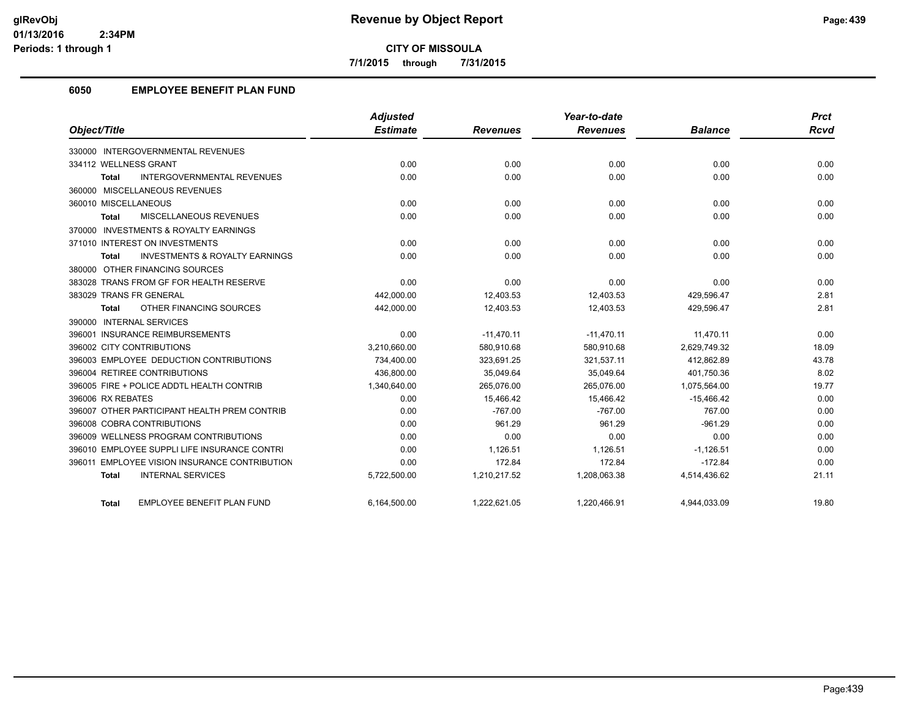# Revenue by Object Report

**CITY OF MISSOULA**

**7/1/2015 through 7/31/2015**

glRevObj
01/13/2016 2:34PM
Periods: 1 through 1

## 6050 EMPLOYEE BENEFIT PLAN FUND

| Object/Title | Adjusted Estimate | Revenues | Year-to-date Revenues | Balance | Prct Rcvd |
|---|---|---|---|---|---|
| 330000 INTERGOVERNMENTAL REVENUES | | | | | |
| 334112 WELLNESS GRANT | 0.00 | 0.00 | 0.00 | 0.00 | 0.00 |
| **Total** INTERGOVERNMENTAL REVENUES | 0.00 | 0.00 | 0.00 | 0.00 | 0.00 |
| 360000 MISCELLANEOUS REVENUES | | | | | |
| 360010 MISCELLANEOUS | 0.00 | 0.00 | 0.00 | 0.00 | 0.00 |
| **Total** MISCELLANEOUS REVENUES | 0.00 | 0.00 | 0.00 | 0.00 | 0.00 |
| 370000 INVESTMENTS & ROYALTY EARNINGS | | | | | |
| 371010 INTEREST ON INVESTMENTS | 0.00 | 0.00 | 0.00 | 0.00 | 0.00 |
| **Total** INVESTMENTS & ROYALTY EARNINGS | 0.00 | 0.00 | 0.00 | 0.00 | 0.00 |
| 380000 OTHER FINANCING SOURCES | | | | | |
| 383028 TRANS FROM GF FOR HEALTH RESERVE | 0.00 | 0.00 | 0.00 | 0.00 | 0.00 |
| 383029 TRANS FR GENERAL | 442,000.00 | 12,403.53 | 12,403.53 | 429,596.47 | 2.81 |
| **Total** OTHER FINANCING SOURCES | 442,000.00 | 12,403.53 | 12,403.53 | 429,596.47 | 2.81 |
| 390000 INTERNAL SERVICES | | | | | |
| 396001 INSURANCE REIMBURSEMENTS | 0.00 | -11,470.11 | -11,470.11 | 11,470.11 | 0.00 |
| 396002 CITY CONTRIBUTIONS | 3,210,660.00 | 580,910.68 | 580,910.68 | 2,629,749.32 | 18.09 |
| 396003 EMPLOYEE DEDUCTION CONTRIBUTIONS | 734,400.00 | 323,691.25 | 321,537.11 | 412,862.89 | 43.78 |
| 396004 RETIREE CONTRIBUTIONS | 436,800.00 | 35,049.64 | 35,049.64 | 401,750.36 | 8.02 |
| 396005 FIRE + POLICE ADDTL HEALTH CONTRIB | 1,340,640.00 | 265,076.00 | 265,076.00 | 1,075,564.00 | 19.77 |
| 396006 RX REBATES | 0.00 | 15,466.42 | 15,466.42 | -15,466.42 | 0.00 |
| 396007 OTHER PARTICIPANT HEALTH PREM CONTRIB | 0.00 | -767.00 | -767.00 | 767.00 | 0.00 |
| 396008 COBRA CONTRIBUTIONS | 0.00 | 961.29 | 961.29 | -961.29 | 0.00 |
| 396009 WELLNESS PROGRAM CONTRIBUTIONS | 0.00 | 0.00 | 0.00 | 0.00 | 0.00 |
| 396010 EMPLOYEE SUPPLI LIFE INSURANCE CONTRI | 0.00 | 1,126.51 | 1,126.51 | -1,126.51 | 0.00 |
| 396011 EMPLOYEE VISION INSURANCE CONTRIBUTION | 0.00 | 172.84 | 172.84 | -172.84 | 0.00 |
| **Total** INTERNAL SERVICES | 5,722,500.00 | 1,210,217.52 | 1,208,063.38 | 4,514,436.62 | 21.11 |
| **Total** EMPLOYEE BENEFIT PLAN FUND | 6,164,500.00 | 1,222,621.05 | 1,220,466.91 | 4,944,033.09 | 19.80 |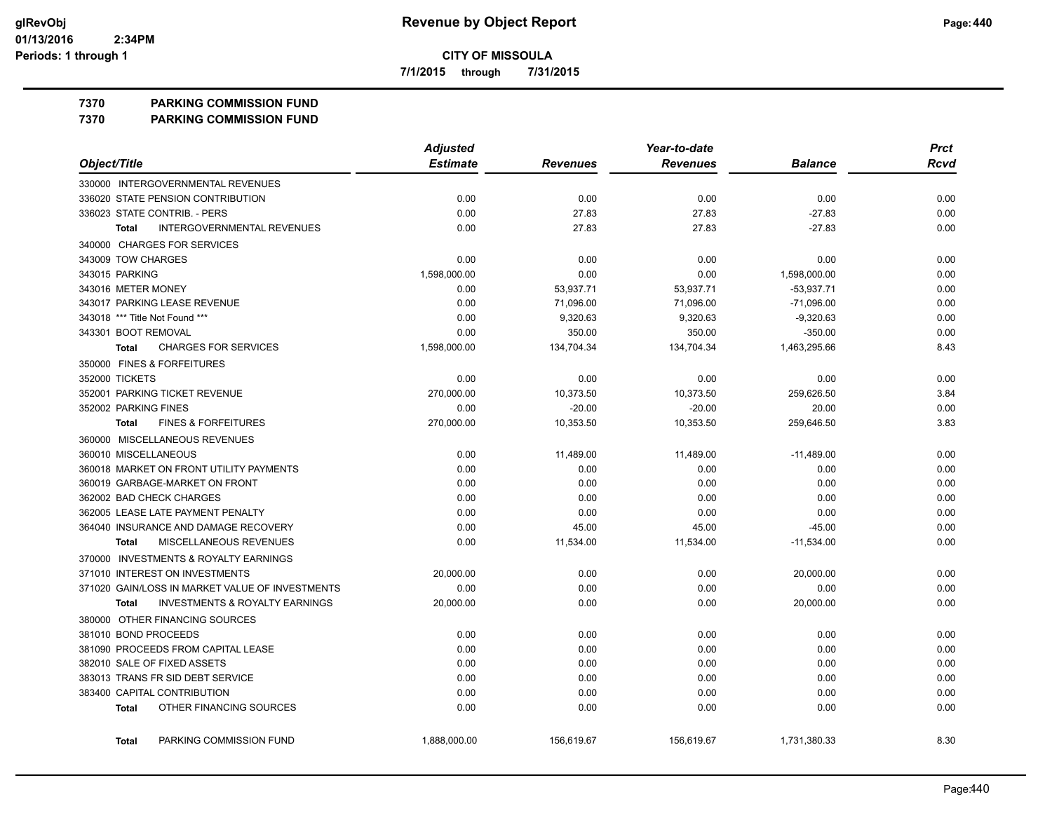# CITY OF MISSOULA

**7/1/2015 through 7/31/2015**

## 7370 PARKING COMMISSION FUND
## 7370 PARKING COMMISSION FUND

| Object/Title | Adjusted Estimate | Revenues | Year-to-date Revenues | Balance | Prct Rcvd |
|---|---|---|---|---|---|
| 330000 INTERGOVERNMENTAL REVENUES | | | | | |
| 336020 STATE PENSION CONTRIBUTION | 0.00 | 0.00 | 0.00 | 0.00 | 0.00 |
| 336023 STATE CONTRIB. - PERS | 0.00 | 27.83 | 27.83 | -27.83 | 0.00 |
| **Total** INTERGOVERNMENTAL REVENUES | 0.00 | 27.83 | 27.83 | -27.83 | 0.00 |
| 340000 CHARGES FOR SERVICES | | | | | |
| 343009 TOW CHARGES | 0.00 | 0.00 | 0.00 | 0.00 | 0.00 |
| 343015 PARKING | 1,598,000.00 | 0.00 | 0.00 | 1,598,000.00 | 0.00 |
| 343016 METER MONEY | 0.00 | 53,937.71 | 53,937.71 | -53,937.71 | 0.00 |
| 343017 PARKING LEASE REVENUE | 0.00 | 71,096.00 | 71,096.00 | -71,096.00 | 0.00 |
| 343018 *** Title Not Found *** | 0.00 | 9,320.63 | 9,320.63 | -9,320.63 | 0.00 |
| 343301 BOOT REMOVAL | 0.00 | 350.00 | 350.00 | -350.00 | 0.00 |
| **Total** CHARGES FOR SERVICES | 1,598,000.00 | 134,704.34 | 134,704.34 | 1,463,295.66 | 8.43 |
| 350000 FINES & FORFEITURES | | | | | |
| 352000 TICKETS | 0.00 | 0.00 | 0.00 | 0.00 | 0.00 |
| 352001 PARKING TICKET REVENUE | 270,000.00 | 10,373.50 | 10,373.50 | 259,626.50 | 3.84 |
| 352002 PARKING FINES | 0.00 | -20.00 | -20.00 | 20.00 | 0.00 |
| **Total** FINES & FORFEITURES | 270,000.00 | 10,353.50 | 10,353.50 | 259,646.50 | 3.83 |
| 360000 MISCELLANEOUS REVENUES | | | | | |
| 360010 MISCELLANEOUS | 0.00 | 11,489.00 | 11,489.00 | -11,489.00 | 0.00 |
| 360018 MARKET ON FRONT UTILITY PAYMENTS | 0.00 | 0.00 | 0.00 | 0.00 | 0.00 |
| 360019 GARBAGE-MARKET ON FRONT | 0.00 | 0.00 | 0.00 | 0.00 | 0.00 |
| 362002 BAD CHECK CHARGES | 0.00 | 0.00 | 0.00 | 0.00 | 0.00 |
| 362005 LEASE LATE PAYMENT PENALTY | 0.00 | 0.00 | 0.00 | 0.00 | 0.00 |
| 364040 INSURANCE AND DAMAGE RECOVERY | 0.00 | 45.00 | 45.00 | -45.00 | 0.00 |
| **Total** MISCELLANEOUS REVENUES | 0.00 | 11,534.00 | 11,534.00 | -11,534.00 | 0.00 |
| 370000 INVESTMENTS & ROYALTY EARNINGS | | | | | |
| 371010 INTEREST ON INVESTMENTS | 20,000.00 | 0.00 | 0.00 | 20,000.00 | 0.00 |
| 371020 GAIN/LOSS IN MARKET VALUE OF INVESTMENTS | 0.00 | 0.00 | 0.00 | 0.00 | 0.00 |
| **Total** INVESTMENTS & ROYALTY EARNINGS | 20,000.00 | 0.00 | 0.00 | 20,000.00 | 0.00 |
| 380000 OTHER FINANCING SOURCES | | | | | |
| 381010 BOND PROCEEDS | 0.00 | 0.00 | 0.00 | 0.00 | 0.00 |
| 381090 PROCEEDS FROM CAPITAL LEASE | 0.00 | 0.00 | 0.00 | 0.00 | 0.00 |
| 382010 SALE OF FIXED ASSETS | 0.00 | 0.00 | 0.00 | 0.00 | 0.00 |
| 383013 TRANS FR SID DEBT SERVICE | 0.00 | 0.00 | 0.00 | 0.00 | 0.00 |
| 383400 CAPITAL CONTRIBUTION | 0.00 | 0.00 | 0.00 | 0.00 | 0.00 |
| **Total** OTHER FINANCING SOURCES | 0.00 | 0.00 | 0.00 | 0.00 | 0.00 |
| **Total** PARKING COMMISSION FUND | 1,888,000.00 | 156,619.67 | 156,619.67 | 1,731,380.33 | 8.30 |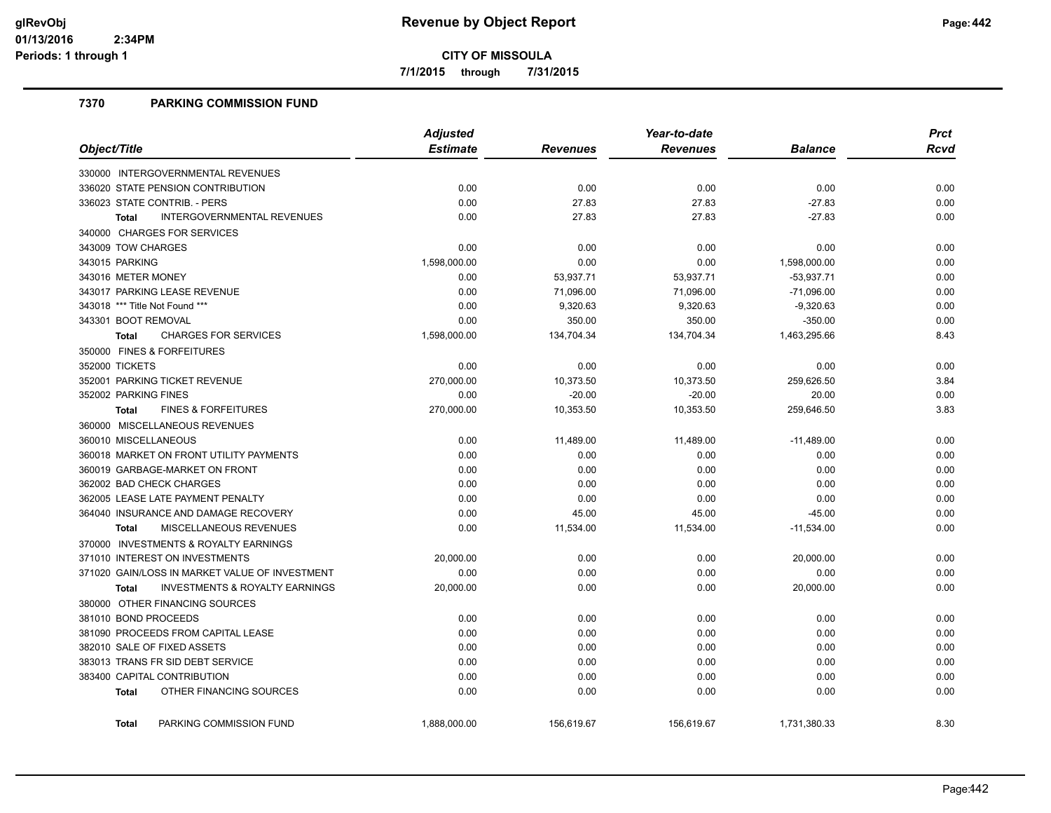# Revenue by Object Report

**CITY OF MISSOULA**

**7/1/2015 through 7/31/2015**

glRevObj
01/13/2016 2:34PM
Periods: 1 through 1

## 7370 PARKING COMMISSION FUND

| Object/Title | Adjusted Estimate | Revenues | Year-to-date Revenues | Balance | Prct Rcvd |
|---|---|---|---|---|---|
| 330000 INTERGOVERNMENTAL REVENUES | | | | | |
| 336020 STATE PENSION CONTRIBUTION | 0.00 | 0.00 | 0.00 | 0.00 | 0.00 |
| 336023 STATE CONTRIB. - PERS | 0.00 | 27.83 | 27.83 | -27.83 | 0.00 |
| **Total** INTERGOVERNMENTAL REVENUES | 0.00 | 27.83 | 27.83 | -27.83 | 0.00 |
| 340000 CHARGES FOR SERVICES | | | | | |
| 343009 TOW CHARGES | 0.00 | 0.00 | 0.00 | 0.00 | 0.00 |
| 343015 PARKING | 1,598,000.00 | 0.00 | 0.00 | 1,598,000.00 | 0.00 |
| 343016 METER MONEY | 0.00 | 53,937.71 | 53,937.71 | -53,937.71 | 0.00 |
| 343017 PARKING LEASE REVENUE | 0.00 | 71,096.00 | 71,096.00 | -71,096.00 | 0.00 |
| 343018 *** Title Not Found *** | 0.00 | 9,320.63 | 9,320.63 | -9,320.63 | 0.00 |
| 343301 BOOT REMOVAL | 0.00 | 350.00 | 350.00 | -350.00 | 0.00 |
| **Total** CHARGES FOR SERVICES | 1,598,000.00 | 134,704.34 | 134,704.34 | 1,463,295.66 | 8.43 |
| 350000 FINES & FORFEITURES | | | | | |
| 352000 TICKETS | 0.00 | 0.00 | 0.00 | 0.00 | 0.00 |
| 352001 PARKING TICKET REVENUE | 270,000.00 | 10,373.50 | 10,373.50 | 259,626.50 | 3.84 |
| 352002 PARKING FINES | 0.00 | -20.00 | -20.00 | 20.00 | 0.00 |
| **Total** FINES & FORFEITURES | 270,000.00 | 10,353.50 | 10,353.50 | 259,646.50 | 3.83 |
| 360000 MISCELLANEOUS REVENUES | | | | | |
| 360010 MISCELLANEOUS | 0.00 | 11,489.00 | 11,489.00 | -11,489.00 | 0.00 |
| 360018 MARKET ON FRONT UTILITY PAYMENTS | 0.00 | 0.00 | 0.00 | 0.00 | 0.00 |
| 360019 GARBAGE-MARKET ON FRONT | 0.00 | 0.00 | 0.00 | 0.00 | 0.00 |
| 362002 BAD CHECK CHARGES | 0.00 | 0.00 | 0.00 | 0.00 | 0.00 |
| 362005 LEASE LATE PAYMENT PENALTY | 0.00 | 0.00 | 0.00 | 0.00 | 0.00 |
| 364040 INSURANCE AND DAMAGE RECOVERY | 0.00 | 45.00 | 45.00 | -45.00 | 0.00 |
| **Total** MISCELLANEOUS REVENUES | 0.00 | 11,534.00 | 11,534.00 | -11,534.00 | 0.00 |
| 370000 INVESTMENTS & ROYALTY EARNINGS | | | | | |
| 371010 INTEREST ON INVESTMENTS | 20,000.00 | 0.00 | 0.00 | 20,000.00 | 0.00 |
| 371020 GAIN/LOSS IN MARKET VALUE OF INVESTMENT | 0.00 | 0.00 | 0.00 | 0.00 | 0.00 |
| **Total** INVESTMENTS & ROYALTY EARNINGS | 20,000.00 | 0.00 | 0.00 | 20,000.00 | 0.00 |
| 380000 OTHER FINANCING SOURCES | | | | | |
| 381010 BOND PROCEEDS | 0.00 | 0.00 | 0.00 | 0.00 | 0.00 |
| 381090 PROCEEDS FROM CAPITAL LEASE | 0.00 | 0.00 | 0.00 | 0.00 | 0.00 |
| 382010 SALE OF FIXED ASSETS | 0.00 | 0.00 | 0.00 | 0.00 | 0.00 |
| 383013 TRANS FR SID DEBT SERVICE | 0.00 | 0.00 | 0.00 | 0.00 | 0.00 |
| 383400 CAPITAL CONTRIBUTION | 0.00 | 0.00 | 0.00 | 0.00 | 0.00 |
| **Total** OTHER FINANCING SOURCES | 0.00 | 0.00 | 0.00 | 0.00 | 0.00 |
| **Total** PARKING COMMISSION FUND | 1,888,000.00 | 156,619.67 | 156,619.67 | 1,731,380.33 | 8.30 |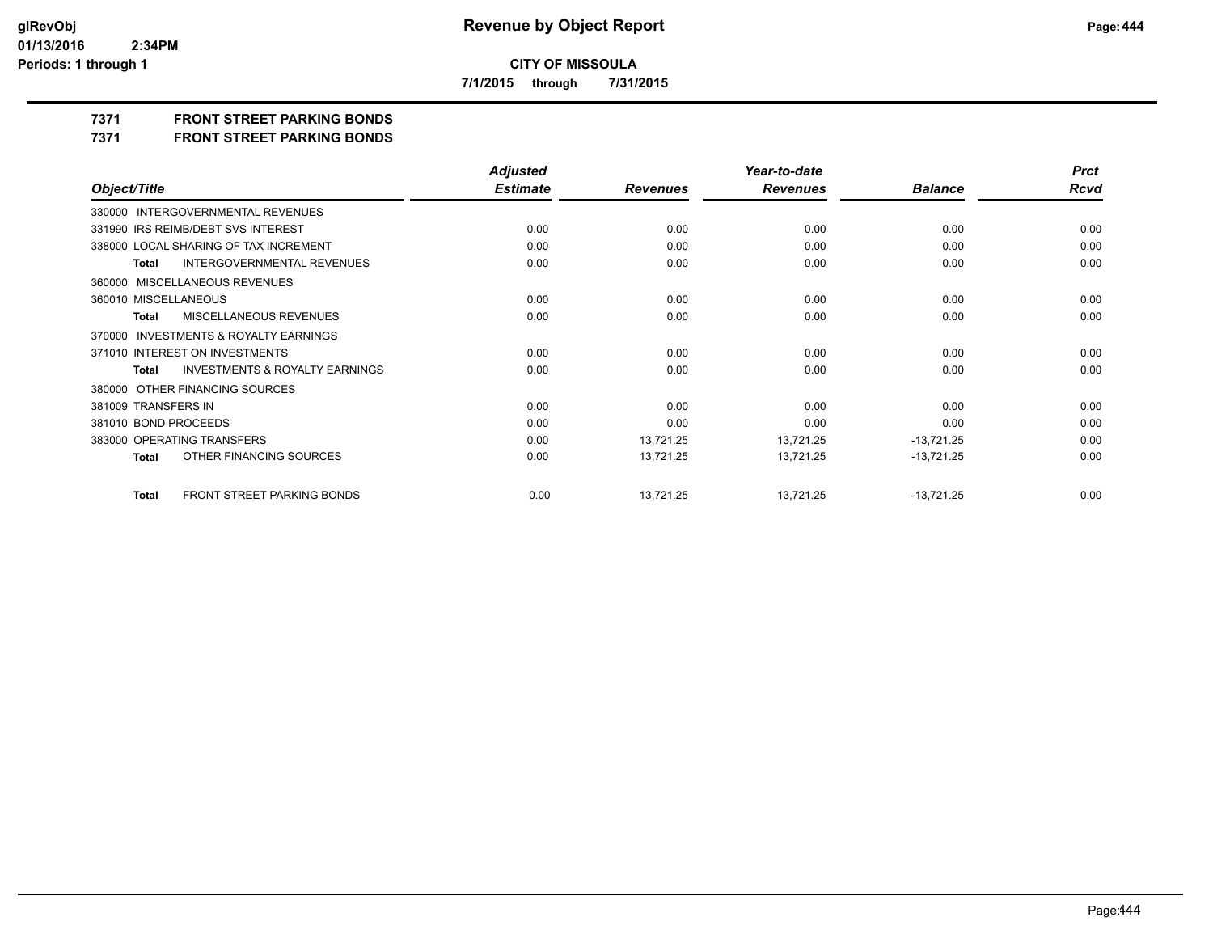**CITY OF MISSOULA**

**7/1/2015 through 7/31/2015**

# 7371 FRONT STREET PARKING BONDS

## 7371 FRONT STREET PARKING BONDS

| Object/Title | Adjusted Estimate | Revenues | Year-to-date Revenues | Balance | Prct Rcvd |
|---|---|---|---|---|---|
| 330000 INTERGOVERNMENTAL REVENUES | | | | | |
| 331990 IRS REIMB/DEBT SVS INTEREST | 0.00 | 0.00 | 0.00 | 0.00 | 0.00 |
| 338000 LOCAL SHARING OF TAX INCREMENT | 0.00 | 0.00 | 0.00 | 0.00 | 0.00 |
| **Total** INTERGOVERNMENTAL REVENUES | 0.00 | 0.00 | 0.00 | 0.00 | 0.00 |
| 360000 MISCELLANEOUS REVENUES | | | | | |
| 360010 MISCELLANEOUS | 0.00 | 0.00 | 0.00 | 0.00 | 0.00 |
| **Total** MISCELLANEOUS REVENUES | 0.00 | 0.00 | 0.00 | 0.00 | 0.00 |
| 370000 INVESTMENTS & ROYALTY EARNINGS | | | | | |
| 371010 INTEREST ON INVESTMENTS | 0.00 | 0.00 | 0.00 | 0.00 | 0.00 |
| **Total** INVESTMENTS & ROYALTY EARNINGS | 0.00 | 0.00 | 0.00 | 0.00 | 0.00 |
| 380000 OTHER FINANCING SOURCES | | | | | |
| 381009 TRANSFERS IN | 0.00 | 0.00 | 0.00 | 0.00 | 0.00 |
| 381010 BOND PROCEEDS | 0.00 | 0.00 | 0.00 | 0.00 | 0.00 |
| 383000 OPERATING TRANSFERS | 0.00 | 13,721.25 | 13,721.25 | -13,721.25 | 0.00 |
| **Total** OTHER FINANCING SOURCES | 0.00 | 13,721.25 | 13,721.25 | -13,721.25 | 0.00 |
| **Total** FRONT STREET PARKING BONDS | 0.00 | 13,721.25 | 13,721.25 | -13,721.25 | 0.00 |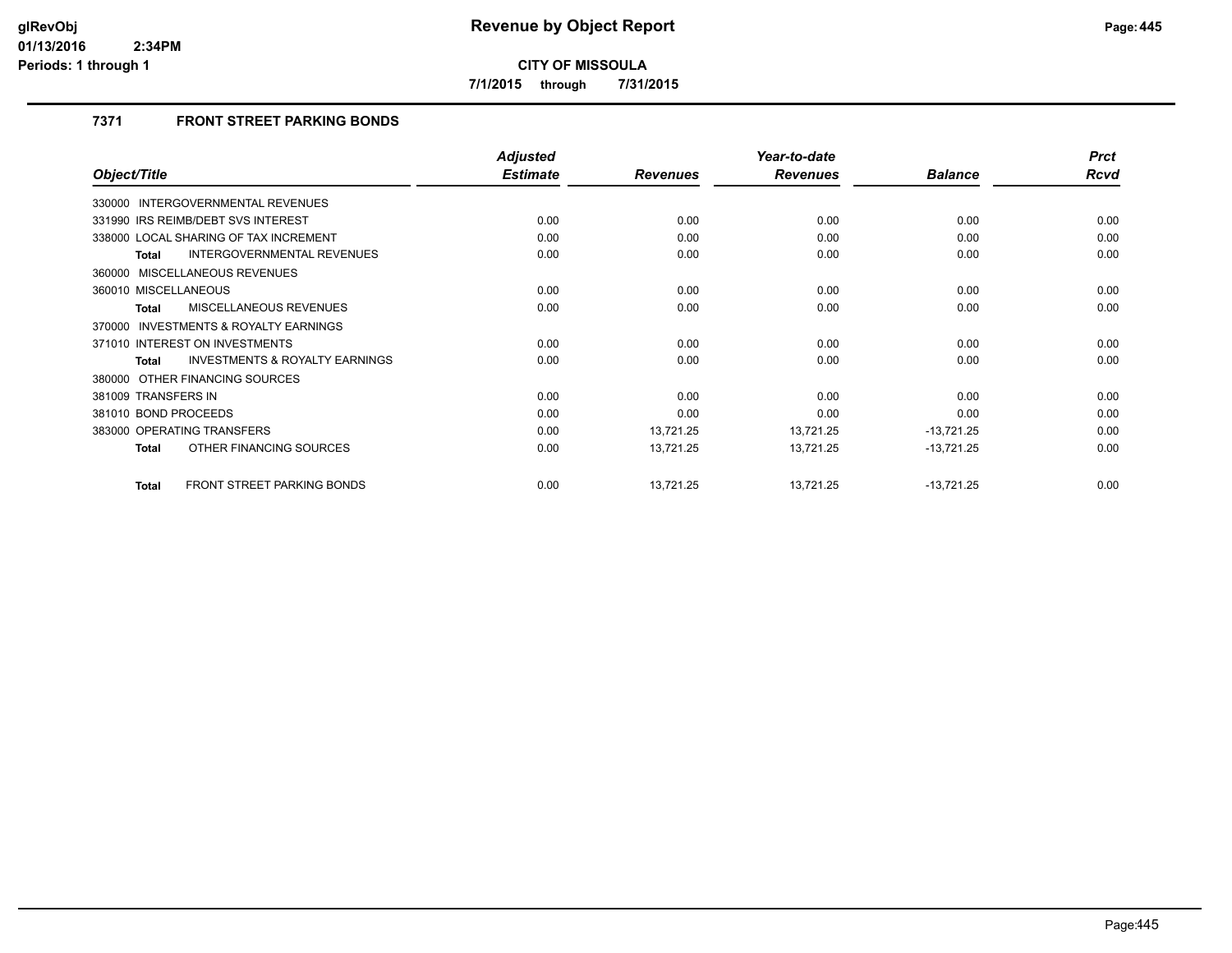**CITY OF MISSOULA**

**7/1/2015 through 7/31/2015**

### 7371 FRONT STREET PARKING BONDS

| Object/Title | Adjusted Estimate | Revenues | Year-to-date Revenues | Balance | Prct Rcvd |
|---|---|---|---|---|---|
| 330000 INTERGOVERNMENTAL REVENUES | | | | | |
| 331990 IRS REIMB/DEBT SVS INTEREST | 0.00 | 0.00 | 0.00 | 0.00 | 0.00 |
| 338000 LOCAL SHARING OF TAX INCREMENT | 0.00 | 0.00 | 0.00 | 0.00 | 0.00 |
| **Total** INTERGOVERNMENTAL REVENUES | 0.00 | 0.00 | 0.00 | 0.00 | 0.00 |
| 360000 MISCELLANEOUS REVENUES | | | | | |
| 360010 MISCELLANEOUS | 0.00 | 0.00 | 0.00 | 0.00 | 0.00 |
| **Total** MISCELLANEOUS REVENUES | 0.00 | 0.00 | 0.00 | 0.00 | 0.00 |
| 370000 INVESTMENTS & ROYALTY EARNINGS | | | | | |
| 371010 INTEREST ON INVESTMENTS | 0.00 | 0.00 | 0.00 | 0.00 | 0.00 |
| **Total** INVESTMENTS & ROYALTY EARNINGS | 0.00 | 0.00 | 0.00 | 0.00 | 0.00 |
| 380000 OTHER FINANCING SOURCES | | | | | |
| 381009 TRANSFERS IN | 0.00 | 0.00 | 0.00 | 0.00 | 0.00 |
| 381010 BOND PROCEEDS | 0.00 | 0.00 | 0.00 | 0.00 | 0.00 |
| 383000 OPERATING TRANSFERS | 0.00 | 13,721.25 | 13,721.25 | -13,721.25 | 0.00 |
| **Total** OTHER FINANCING SOURCES | 0.00 | 13,721.25 | 13,721.25 | -13,721.25 | 0.00 |
| **Total** FRONT STREET PARKING BONDS | 0.00 | 13,721.25 | 13,721.25 | -13,721.25 | 0.00 |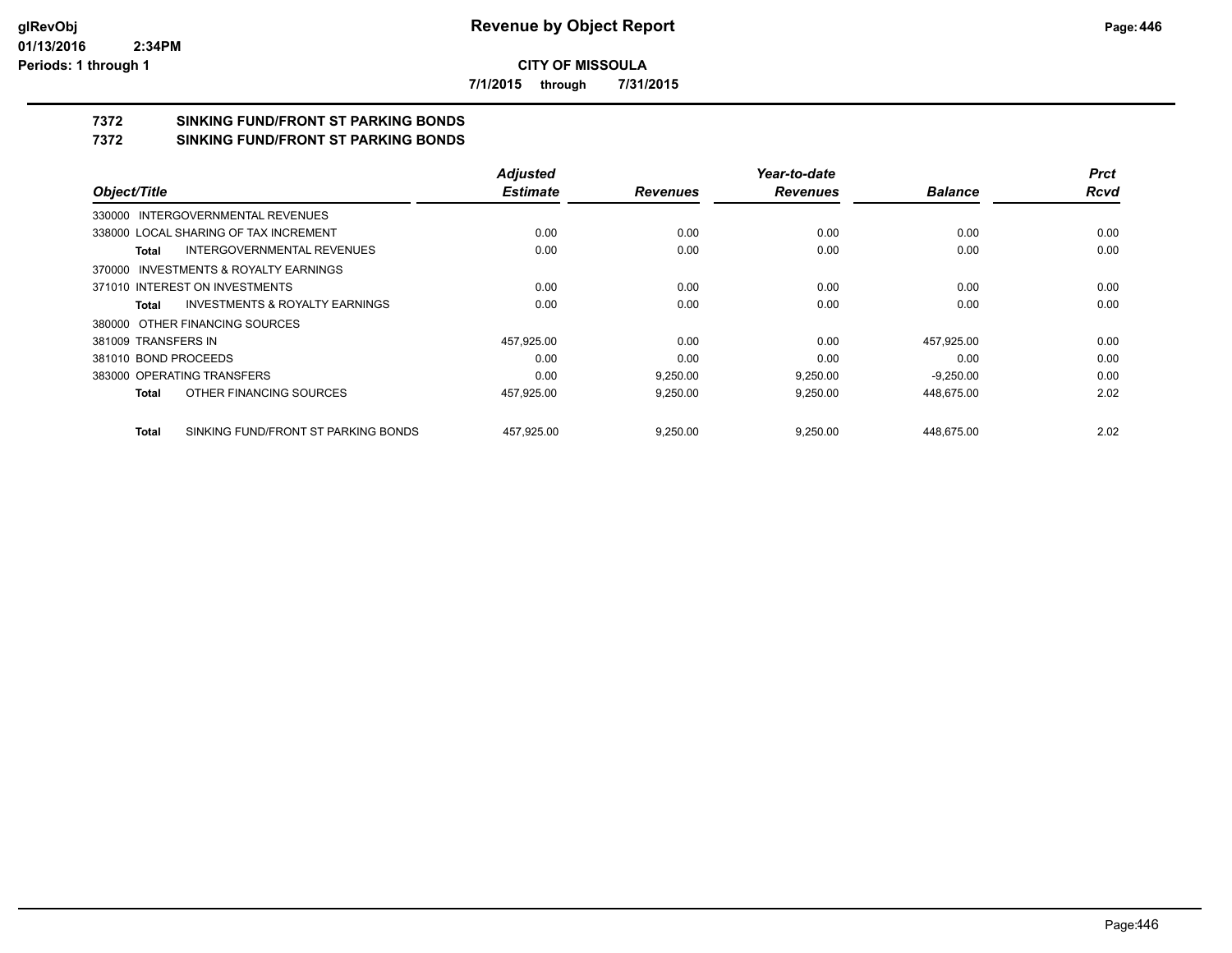# Revenue by Object Report

**CITY OF MISSOULA**

**7/1/2015 through 7/31/2015**

## 7372 SINKING FUND/FRONT ST PARKING BONDS
## 7372 SINKING FUND/FRONT ST PARKING BONDS

| Object/Title | | Adjusted Estimate | Revenues | Year-to-date Revenues | Balance | Prct Rcvd |
|---|---|---|---|---|---|---|
| 330000 INTERGOVERNMENTAL REVENUES | | | | | | |
| 338000 LOCAL SHARING OF TAX INCREMENT | | 0.00 | 0.00 | 0.00 | 0.00 | 0.00 |
| Total | INTERGOVERNMENTAL REVENUES | 0.00 | 0.00 | 0.00 | 0.00 | 0.00 |
| 370000 INVESTMENTS & ROYALTY EARNINGS | | | | | | |
| 371010 INTEREST ON INVESTMENTS | | 0.00 | 0.00 | 0.00 | 0.00 | 0.00 |
| Total | INVESTMENTS & ROYALTY EARNINGS | 0.00 | 0.00 | 0.00 | 0.00 | 0.00 |
| 380000 OTHER FINANCING SOURCES | | | | | | |
| 381009 TRANSFERS IN | | 457,925.00 | 0.00 | 0.00 | 457,925.00 | 0.00 |
| 381010 BOND PROCEEDS | | 0.00 | 0.00 | 0.00 | 0.00 | 0.00 |
| 383000 OPERATING TRANSFERS | | 0.00 | 9,250.00 | 9,250.00 | -9,250.00 | 0.00 |
| Total | OTHER FINANCING SOURCES | 457,925.00 | 9,250.00 | 9,250.00 | 448,675.00 | 2.02 |
| Total | SINKING FUND/FRONT ST PARKING BONDS | 457,925.00 | 9,250.00 | 9,250.00 | 448,675.00 | 2.02 |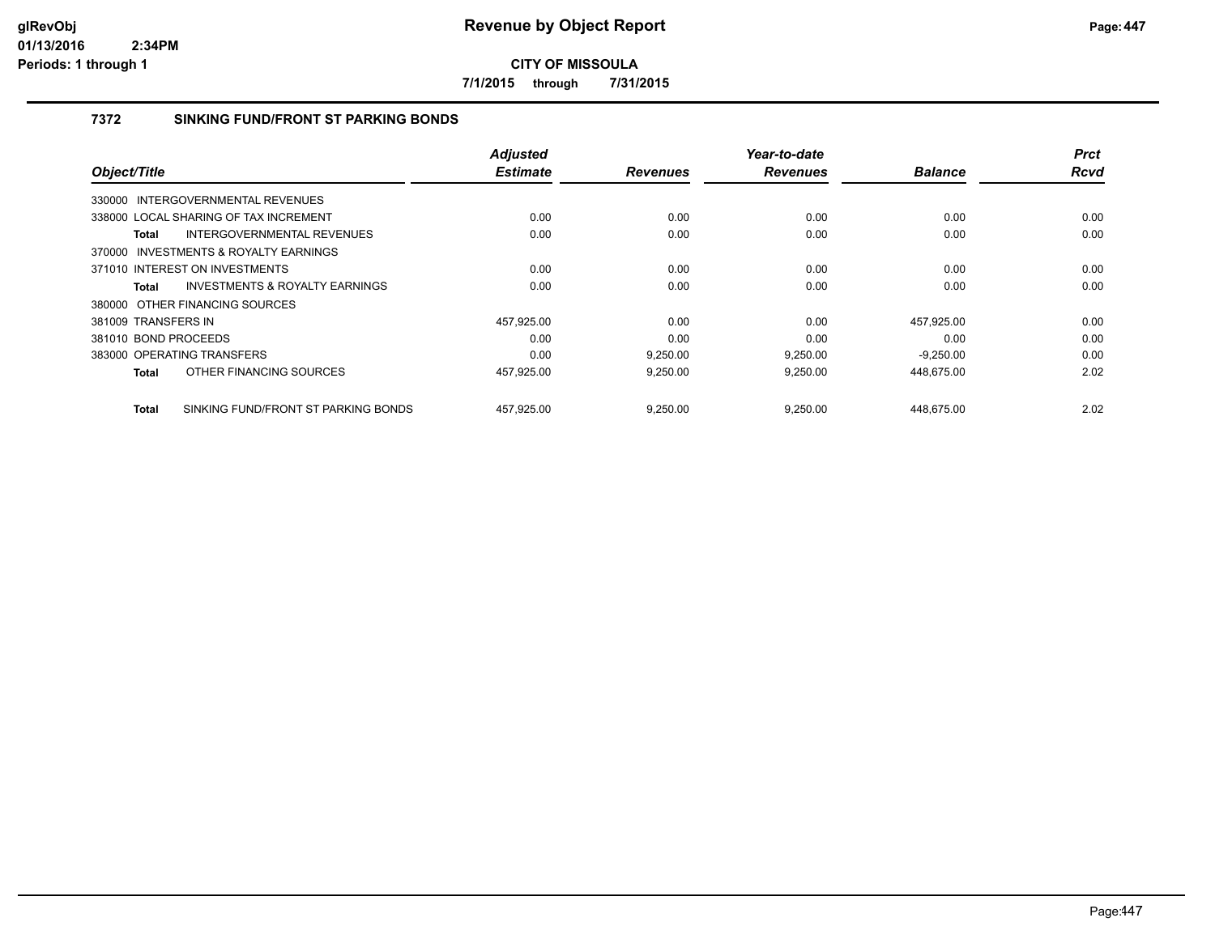# Revenue by Object Report

**CITY OF MISSOULA**

**7/1/2015 through 7/31/2015**

glRevObj
01/13/2016 2:34PM
Periods: 1 through 1

## 7372 SINKING FUND/FRONT ST PARKING BONDS

| Object/Title | Adjusted Estimate | Revenues | Year-to-date Revenues | Balance | Prct Rcvd |
|---|---|---|---|---|---|
| 330000 INTERGOVERNMENTAL REVENUES | | | | | |
| 338000 LOCAL SHARING OF TAX INCREMENT | 0.00 | 0.00 | 0.00 | 0.00 | 0.00 |
| **Total** INTERGOVERNMENTAL REVENUES | 0.00 | 0.00 | 0.00 | 0.00 | 0.00 |
| 370000 INVESTMENTS & ROYALTY EARNINGS | | | | | |
| 371010 INTEREST ON INVESTMENTS | 0.00 | 0.00 | 0.00 | 0.00 | 0.00 |
| **Total** INVESTMENTS & ROYALTY EARNINGS | 0.00 | 0.00 | 0.00 | 0.00 | 0.00 |
| 380000 OTHER FINANCING SOURCES | | | | | |
| 381009 TRANSFERS IN | 457,925.00 | 0.00 | 0.00 | 457,925.00 | 0.00 |
| 381010 BOND PROCEEDS | 0.00 | 0.00 | 0.00 | 0.00 | 0.00 |
| 383000 OPERATING TRANSFERS | 0.00 | 9,250.00 | 9,250.00 | -9,250.00 | 0.00 |
| **Total** OTHER FINANCING SOURCES | 457,925.00 | 9,250.00 | 9,250.00 | 448,675.00 | 2.02 |
| **Total** SINKING FUND/FRONT ST PARKING BONDS | 457,925.00 | 9,250.00 | 9,250.00 | 448,675.00 | 2.02 |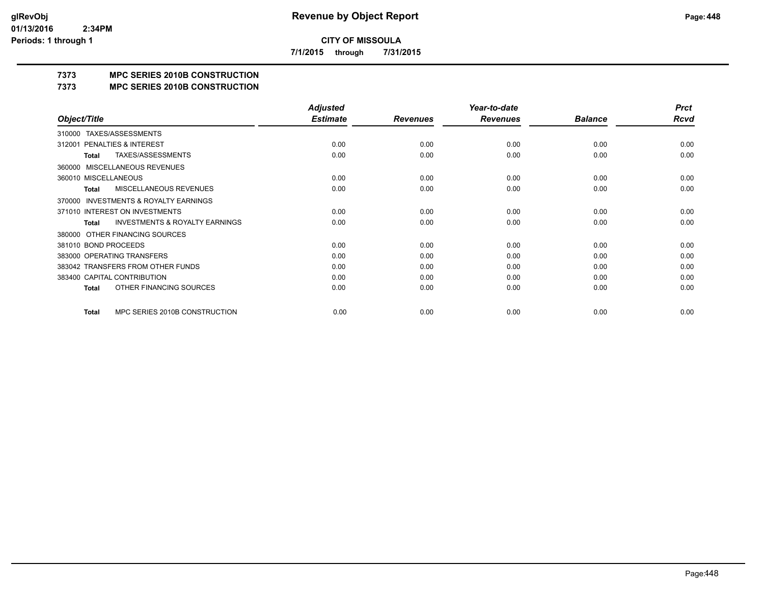**CITY OF MISSOULA**

**7/1/2015 through 7/31/2015**

## 7373 MPC SERIES 2010B CONSTRUCTION

## 7373 MPC SERIES 2010B CONSTRUCTION

| Object/Title | Adjusted Estimate | Revenues | Year-to-date Revenues | Balance | Prct Rcvd |
|---|---|---|---|---|---|
| 310000 TAXES/ASSESSMENTS | | | | | |
| 312001 PENALTIES & INTEREST | 0.00 | 0.00 | 0.00 | 0.00 | 0.00 |
| **Total** TAXES/ASSESSMENTS | 0.00 | 0.00 | 0.00 | 0.00 | 0.00 |
| 360000 MISCELLANEOUS REVENUES | | | | | |
| 360010 MISCELLANEOUS | 0.00 | 0.00 | 0.00 | 0.00 | 0.00 |
| **Total** MISCELLANEOUS REVENUES | 0.00 | 0.00 | 0.00 | 0.00 | 0.00 |
| 370000 INVESTMENTS & ROYALTY EARNINGS | | | | | |
| 371010 INTEREST ON INVESTMENTS | 0.00 | 0.00 | 0.00 | 0.00 | 0.00 |
| **Total** INVESTMENTS & ROYALTY EARNINGS | 0.00 | 0.00 | 0.00 | 0.00 | 0.00 |
| 380000 OTHER FINANCING SOURCES | | | | | |
| 381010 BOND PROCEEDS | 0.00 | 0.00 | 0.00 | 0.00 | 0.00 |
| 383000 OPERATING TRANSFERS | 0.00 | 0.00 | 0.00 | 0.00 | 0.00 |
| 383042 TRANSFERS FROM OTHER FUNDS | 0.00 | 0.00 | 0.00 | 0.00 | 0.00 |
| 383400 CAPITAL CONTRIBUTION | 0.00 | 0.00 | 0.00 | 0.00 | 0.00 |
| **Total** OTHER FINANCING SOURCES | 0.00 | 0.00 | 0.00 | 0.00 | 0.00 |
| **Total** MPC SERIES 2010B CONSTRUCTION | 0.00 | 0.00 | 0.00 | 0.00 | 0.00 |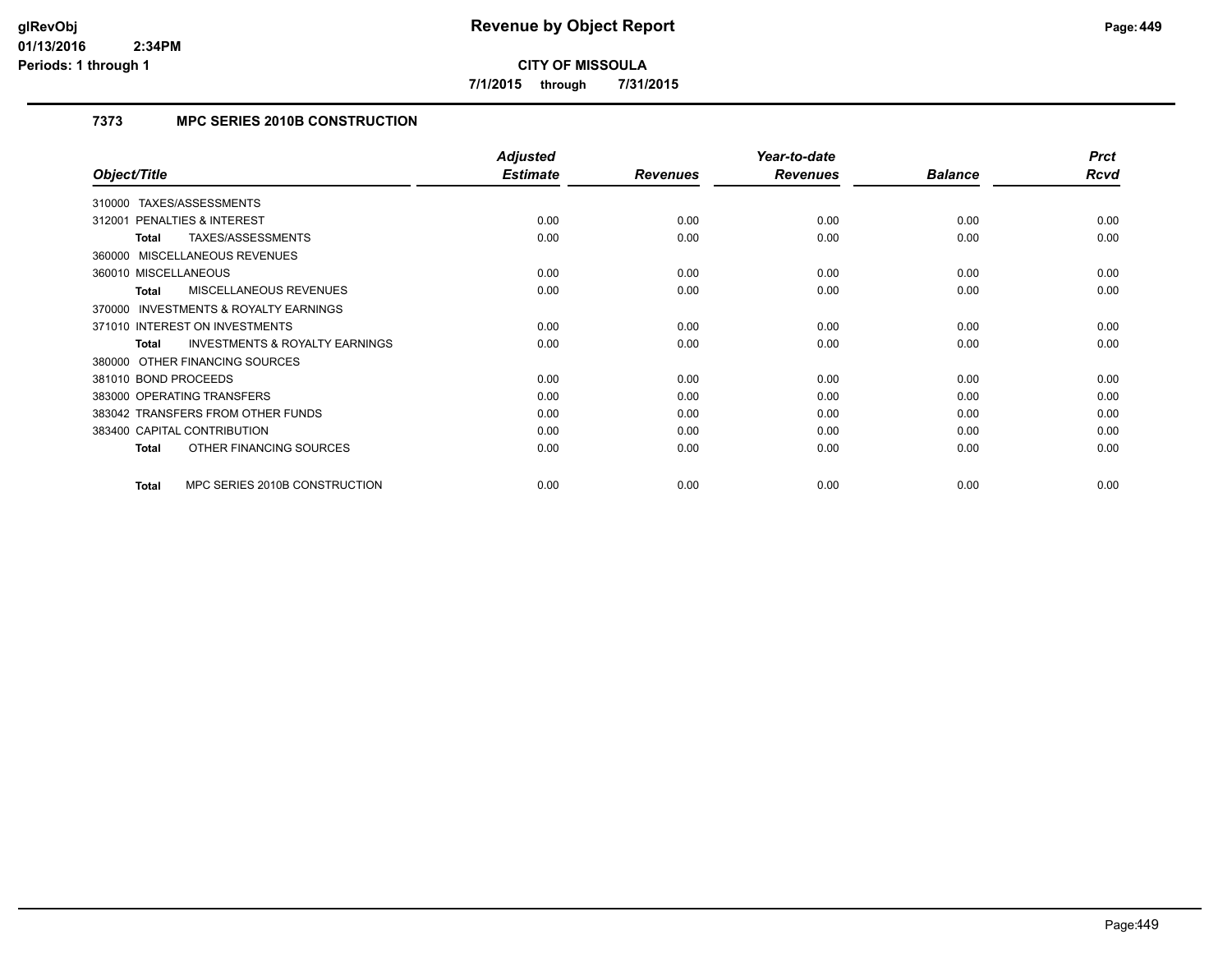# Revenue by Object Report

**CITY OF MISSOULA**

**7/1/2015 through 7/31/2015**

### 7373 MPC SERIES 2010B CONSTRUCTION

| Object/Title | Adjusted Estimate | Revenues | Year-to-date Revenues | Balance | Prct Rcvd |
|---|---|---|---|---|---|
| 310000 TAXES/ASSESSMENTS | | | | | |
| 312001 PENALTIES & INTEREST | 0.00 | 0.00 | 0.00 | 0.00 | 0.00 |
| **Total** TAXES/ASSESSMENTS | 0.00 | 0.00 | 0.00 | 0.00 | 0.00 |
| 360000 MISCELLANEOUS REVENUES | | | | | |
| 360010 MISCELLANEOUS | 0.00 | 0.00 | 0.00 | 0.00 | 0.00 |
| **Total** MISCELLANEOUS REVENUES | 0.00 | 0.00 | 0.00 | 0.00 | 0.00 |
| 370000 INVESTMENTS & ROYALTY EARNINGS | | | | | |
| 371010 INTEREST ON INVESTMENTS | 0.00 | 0.00 | 0.00 | 0.00 | 0.00 |
| **Total** INVESTMENTS & ROYALTY EARNINGS | 0.00 | 0.00 | 0.00 | 0.00 | 0.00 |
| 380000 OTHER FINANCING SOURCES | | | | | |
| 381010 BOND PROCEEDS | 0.00 | 0.00 | 0.00 | 0.00 | 0.00 |
| 383000 OPERATING TRANSFERS | 0.00 | 0.00 | 0.00 | 0.00 | 0.00 |
| 383042 TRANSFERS FROM OTHER FUNDS | 0.00 | 0.00 | 0.00 | 0.00 | 0.00 |
| 383400 CAPITAL CONTRIBUTION | 0.00 | 0.00 | 0.00 | 0.00 | 0.00 |
| **Total** OTHER FINANCING SOURCES | 0.00 | 0.00 | 0.00 | 0.00 | 0.00 |
| **Total** MPC SERIES 2010B CONSTRUCTION | 0.00 | 0.00 | 0.00 | 0.00 | 0.00 |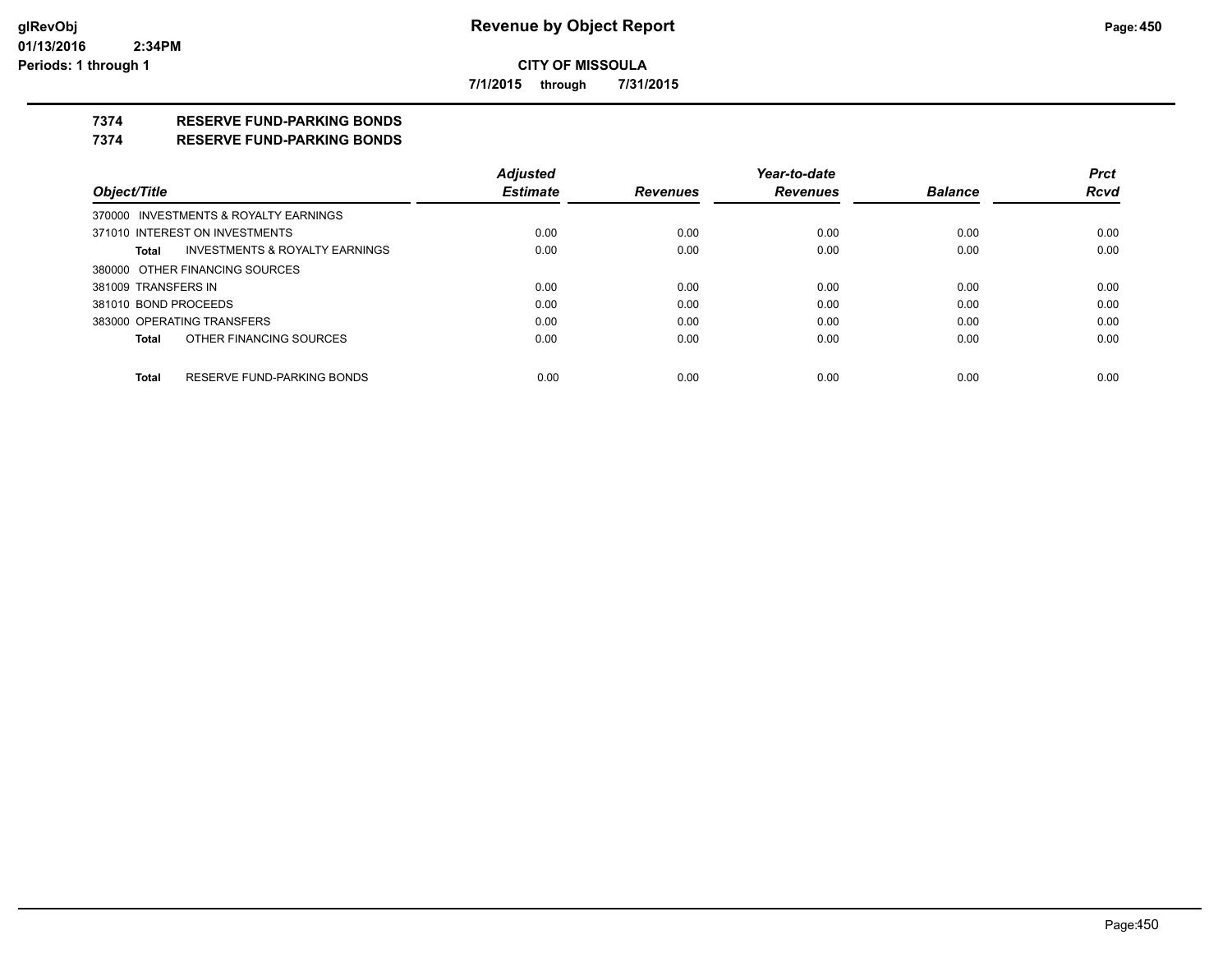**CITY OF MISSOULA**

**7/1/2015 through 7/31/2015**

**7374 RESERVE FUND-PARKING BONDS**

**7374 RESERVE FUND-PARKING BONDS**

| Object/Title | Adjusted Estimate | Revenues | Year-to-date Revenues | Balance | Prct Rcvd |
|---|---|---|---|---|---|
| 370000 INVESTMENTS & ROYALTY EARNINGS | | | | | |
| 371010 INTEREST ON INVESTMENTS | 0.00 | 0.00 | 0.00 | 0.00 | 0.00 |
| **Total** INVESTMENTS & ROYALTY EARNINGS | 0.00 | 0.00 | 0.00 | 0.00 | 0.00 |
| 380000 OTHER FINANCING SOURCES | | | | | |
| 381009 TRANSFERS IN | 0.00 | 0.00 | 0.00 | 0.00 | 0.00 |
| 381010 BOND PROCEEDS | 0.00 | 0.00 | 0.00 | 0.00 | 0.00 |
| 383000 OPERATING TRANSFERS | 0.00 | 0.00 | 0.00 | 0.00 | 0.00 |
| **Total** OTHER FINANCING SOURCES | 0.00 | 0.00 | 0.00 | 0.00 | 0.00 |
| **Total** RESERVE FUND-PARKING BONDS | 0.00 | 0.00 | 0.00 | 0.00 | 0.00 |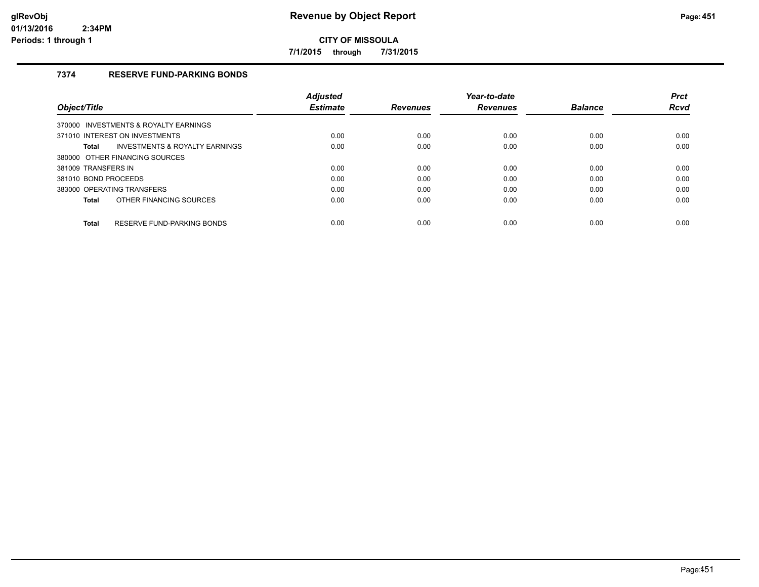# Revenue by Object Report

**CITY OF MISSOULA**

**7/1/2015 through 7/31/2015**

### 7374 RESERVE FUND-PARKING BONDS

| Object/Title | Adjusted Estimate | Revenues | Year-to-date Revenues | Balance | Prct Rcvd |
|---|---|---|---|---|---|
| 370000 INVESTMENTS & ROYALTY EARNINGS | | | | | |
| 371010 INTEREST ON INVESTMENTS | 0.00 | 0.00 | 0.00 | 0.00 | 0.00 |
| **Total** INVESTMENTS & ROYALTY EARNINGS | 0.00 | 0.00 | 0.00 | 0.00 | 0.00 |
| 380000 OTHER FINANCING SOURCES | | | | | |
| 381009 TRANSFERS IN | 0.00 | 0.00 | 0.00 | 0.00 | 0.00 |
| 381010 BOND PROCEEDS | 0.00 | 0.00 | 0.00 | 0.00 | 0.00 |
| 383000 OPERATING TRANSFERS | 0.00 | 0.00 | 0.00 | 0.00 | 0.00 |
| **Total** OTHER FINANCING SOURCES | 0.00 | 0.00 | 0.00 | 0.00 | 0.00 |
| **Total** RESERVE FUND-PARKING BONDS | 0.00 | 0.00 | 0.00 | 0.00 | 0.00 |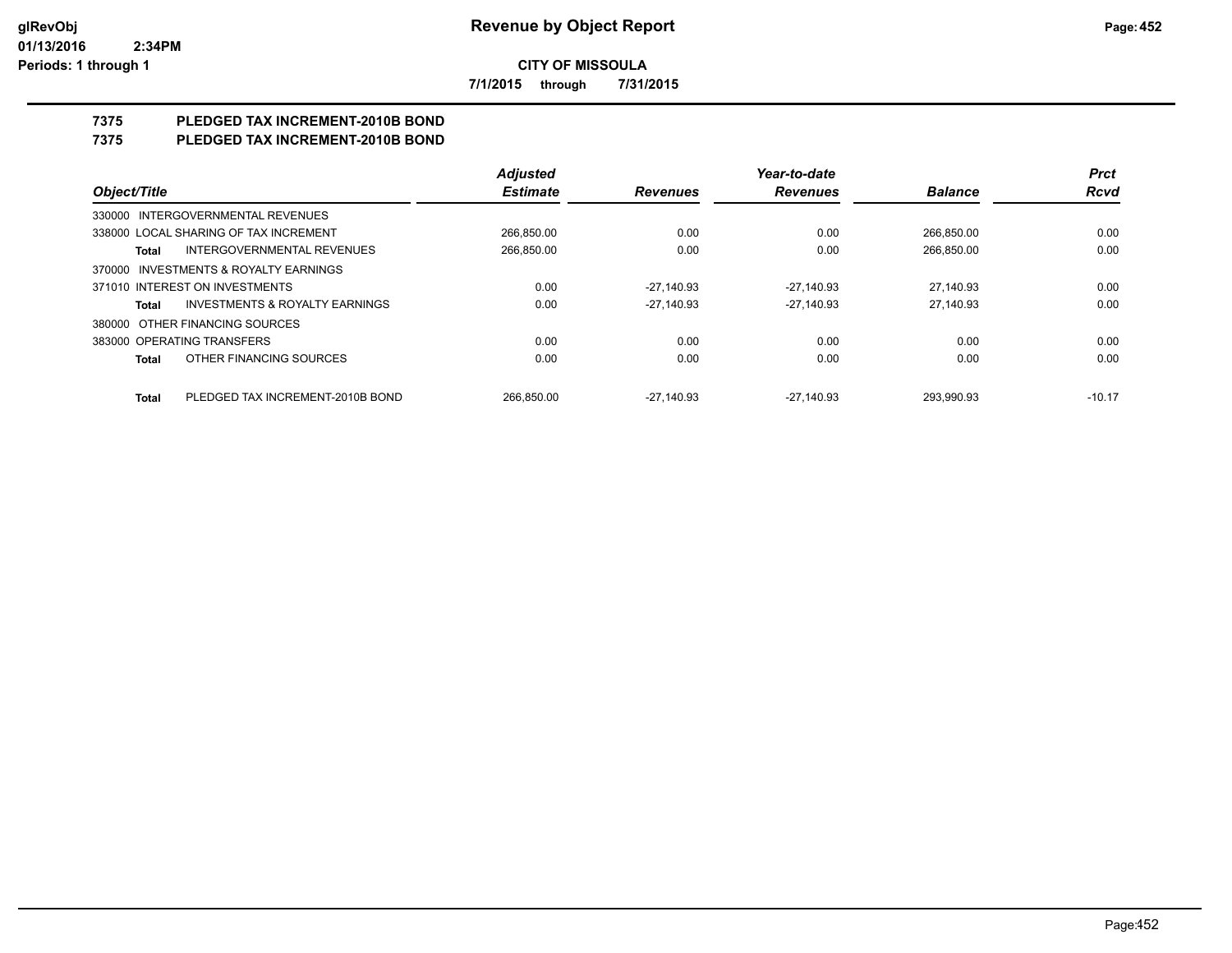# Revenue by Object Report

**CITY OF MISSOULA**

**7/1/2015 through 7/31/2015**

glRevObj
01/13/2016 2:34PM
Periods: 1 through 1

## 7375 PLEDGED TAX INCREMENT-2010B BOND

## 7375 PLEDGED TAX INCREMENT-2010B BOND

| Object/Title | | Adjusted Estimate | Revenues | Year-to-date Revenues | Balance | Prct Rcvd |
|---|---|---|---|---|---|---|
| 330000 INTERGOVERNMENTAL REVENUES | | | | | | |
| 338000 LOCAL SHARING OF TAX INCREMENT | | 266,850.00 | 0.00 | 0.00 | 266,850.00 | 0.00 |
| **Total** | INTERGOVERNMENTAL REVENUES | 266,850.00 | 0.00 | 0.00 | 266,850.00 | 0.00 |
| 370000 INVESTMENTS & ROYALTY EARNINGS | | | | | | |
| 371010 INTEREST ON INVESTMENTS | | 0.00 | -27,140.93 | -27,140.93 | 27,140.93 | 0.00 |
| **Total** | INVESTMENTS & ROYALTY EARNINGS | 0.00 | -27,140.93 | -27,140.93 | 27,140.93 | 0.00 |
| 380000 OTHER FINANCING SOURCES | | | | | | |
| 383000 OPERATING TRANSFERS | | 0.00 | 0.00 | 0.00 | 0.00 | 0.00 |
| **Total** | OTHER FINANCING SOURCES | 0.00 | 0.00 | 0.00 | 0.00 | 0.00 |
| **Total** | PLEDGED TAX INCREMENT-2010B BOND | 266,850.00 | -27,140.93 | -27,140.93 | 293,990.93 | -10.17 |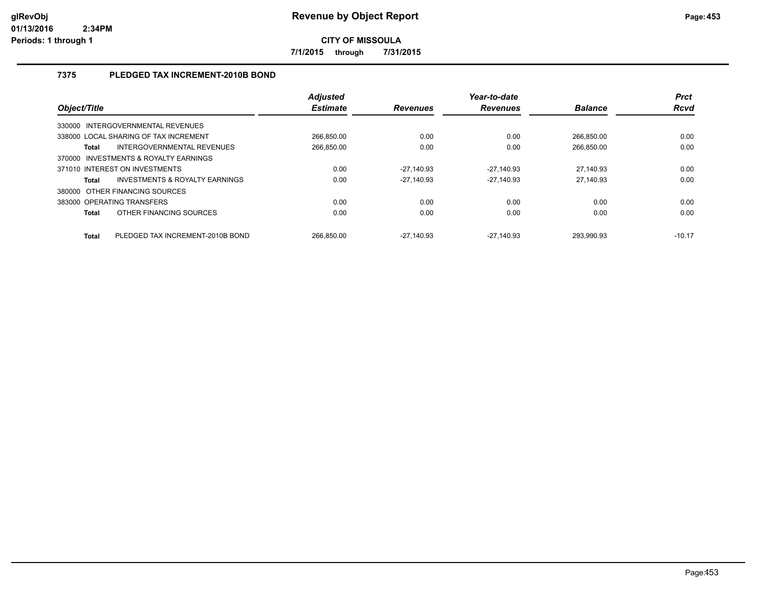# Revenue by Object Report

**CITY OF MISSOULA**

**7/1/2015 through 7/31/2015**

## 7375 PLEDGED TAX INCREMENT-2010B BOND

| Object/Title | Adjusted Estimate | Revenues | Year-to-date Revenues | Balance | Prct Rcvd |
|---|---|---|---|---|---|
| 330000 INTERGOVERNMENTAL REVENUES | | | | | |
| 338000 LOCAL SHARING OF TAX INCREMENT | 266,850.00 | 0.00 | 0.00 | 266,850.00 | 0.00 |
| **Total** INTERGOVERNMENTAL REVENUES | 266,850.00 | 0.00 | 0.00 | 266,850.00 | 0.00 |
| 370000 INVESTMENTS & ROYALTY EARNINGS | | | | | |
| 371010 INTEREST ON INVESTMENTS | 0.00 | -27,140.93 | -27,140.93 | 27,140.93 | 0.00 |
| **Total** INVESTMENTS & ROYALTY EARNINGS | 0.00 | -27,140.93 | -27,140.93 | 27,140.93 | 0.00 |
| 380000 OTHER FINANCING SOURCES | | | | | |
| 383000 OPERATING TRANSFERS | 0.00 | 0.00 | 0.00 | 0.00 | 0.00 |
| **Total** OTHER FINANCING SOURCES | 0.00 | 0.00 | 0.00 | 0.00 | 0.00 |
| **Total** PLEDGED TAX INCREMENT-2010B BOND | 266,850.00 | -27,140.93 | -27,140.93 | 293,990.93 | -10.17 |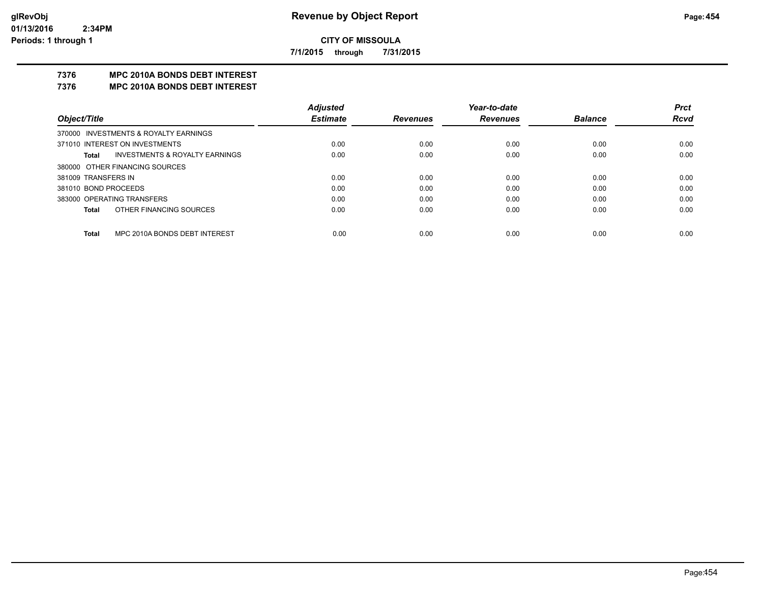**CITY OF MISSOULA**

**7/1/2015 through 7/31/2015**

## 7376 MPC 2010A BONDS DEBT INTEREST

## 7376 MPC 2010A BONDS DEBT INTEREST

| Object/Title | Adjusted Estimate | Revenues | Year-to-date Revenues | Balance | Prct Rcvd |
|---|---|---|---|---|---|
| 370000 INVESTMENTS & ROYALTY EARNINGS | | | | | |
| 371010 INTEREST ON INVESTMENTS | 0.00 | 0.00 | 0.00 | 0.00 | 0.00 |
| **Total** INVESTMENTS & ROYALTY EARNINGS | 0.00 | 0.00 | 0.00 | 0.00 | 0.00 |
| 380000 OTHER FINANCING SOURCES | | | | | |
| 381009 TRANSFERS IN | 0.00 | 0.00 | 0.00 | 0.00 | 0.00 |
| 381010 BOND PROCEEDS | 0.00 | 0.00 | 0.00 | 0.00 | 0.00 |
| 383000 OPERATING TRANSFERS | 0.00 | 0.00 | 0.00 | 0.00 | 0.00 |
| **Total** OTHER FINANCING SOURCES | 0.00 | 0.00 | 0.00 | 0.00 | 0.00 |
| **Total** MPC 2010A BONDS DEBT INTEREST | 0.00 | 0.00 | 0.00 | 0.00 | 0.00 |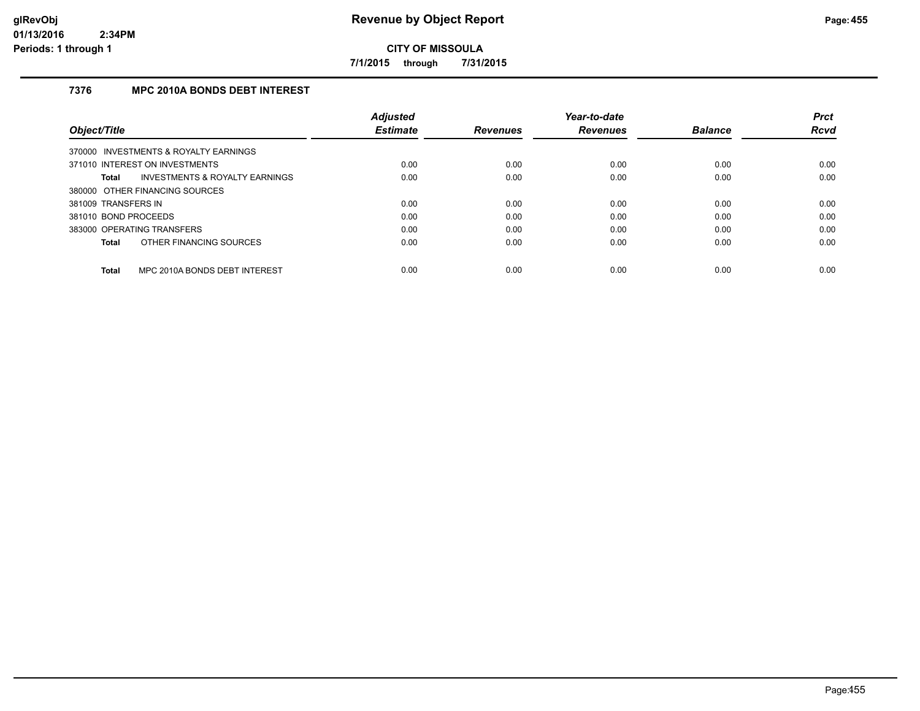# Revenue by Object Report

**CITY OF MISSOULA**

**7/1/2015 through 7/31/2015**

glRevObj
01/13/2016 2:34PM
Periods: 1 through 1

## 7376 MPC 2010A BONDS DEBT INTEREST

| Object/Title | Adjusted Estimate | Revenues | Year-to-date Revenues | Balance | Prct Rcvd |
|---|---|---|---|---|---|
| 370000 INVESTMENTS & ROYALTY EARNINGS | | | | | |
| 371010 INTEREST ON INVESTMENTS | 0.00 | 0.00 | 0.00 | 0.00 | 0.00 |
| **Total** INVESTMENTS & ROYALTY EARNINGS | 0.00 | 0.00 | 0.00 | 0.00 | 0.00 |
| 380000 OTHER FINANCING SOURCES | | | | | |
| 381009 TRANSFERS IN | 0.00 | 0.00 | 0.00 | 0.00 | 0.00 |
| 381010 BOND PROCEEDS | 0.00 | 0.00 | 0.00 | 0.00 | 0.00 |
| 383000 OPERATING TRANSFERS | 0.00 | 0.00 | 0.00 | 0.00 | 0.00 |
| **Total** OTHER FINANCING SOURCES | 0.00 | 0.00 | 0.00 | 0.00 | 0.00 |
| **Total** MPC 2010A BONDS DEBT INTEREST | 0.00 | 0.00 | 0.00 | 0.00 | 0.00 |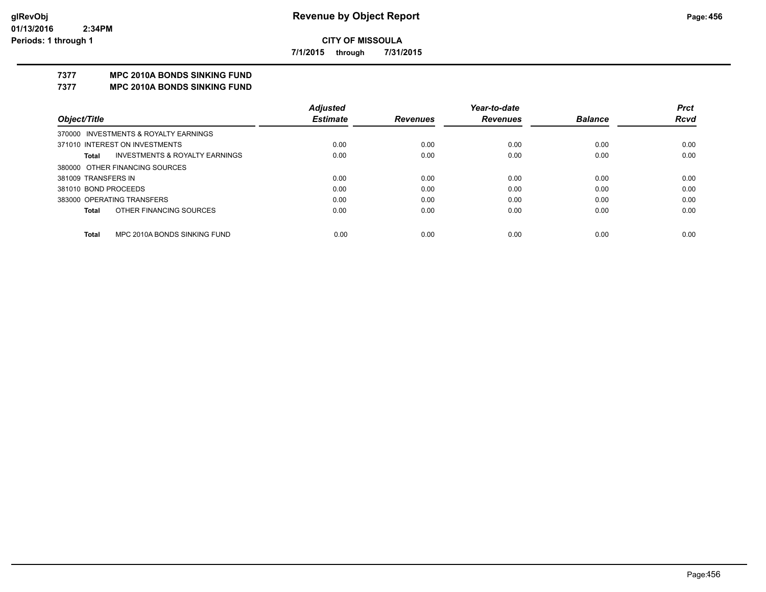**glRevObj**
**01/13/2016 2:34PM**
**Periods: 1 through 1**

# Revenue by Object Report

**CITY OF MISSOULA**

**7/1/2015 through 7/31/2015**

## 7377 MPC 2010A BONDS SINKING FUND
## 7377 MPC 2010A BONDS SINKING FUND

| Object/Title | Adjusted Estimate | Revenues | Year-to-date Revenues | Balance | Prct Rcvd |
|---|---|---|---|---|---|
| 370000 INVESTMENTS & ROYALTY EARNINGS | | | | | |
| 371010 INTEREST ON INVESTMENTS | 0.00 | 0.00 | 0.00 | 0.00 | 0.00 |
| **Total** INVESTMENTS & ROYALTY EARNINGS | 0.00 | 0.00 | 0.00 | 0.00 | 0.00 |
| 380000 OTHER FINANCING SOURCES | | | | | |
| 381009 TRANSFERS IN | 0.00 | 0.00 | 0.00 | 0.00 | 0.00 |
| 381010 BOND PROCEEDS | 0.00 | 0.00 | 0.00 | 0.00 | 0.00 |
| 383000 OPERATING TRANSFERS | 0.00 | 0.00 | 0.00 | 0.00 | 0.00 |
| **Total** OTHER FINANCING SOURCES | 0.00 | 0.00 | 0.00 | 0.00 | 0.00 |
| **Total** MPC 2010A BONDS SINKING FUND | 0.00 | 0.00 | 0.00 | 0.00 | 0.00 |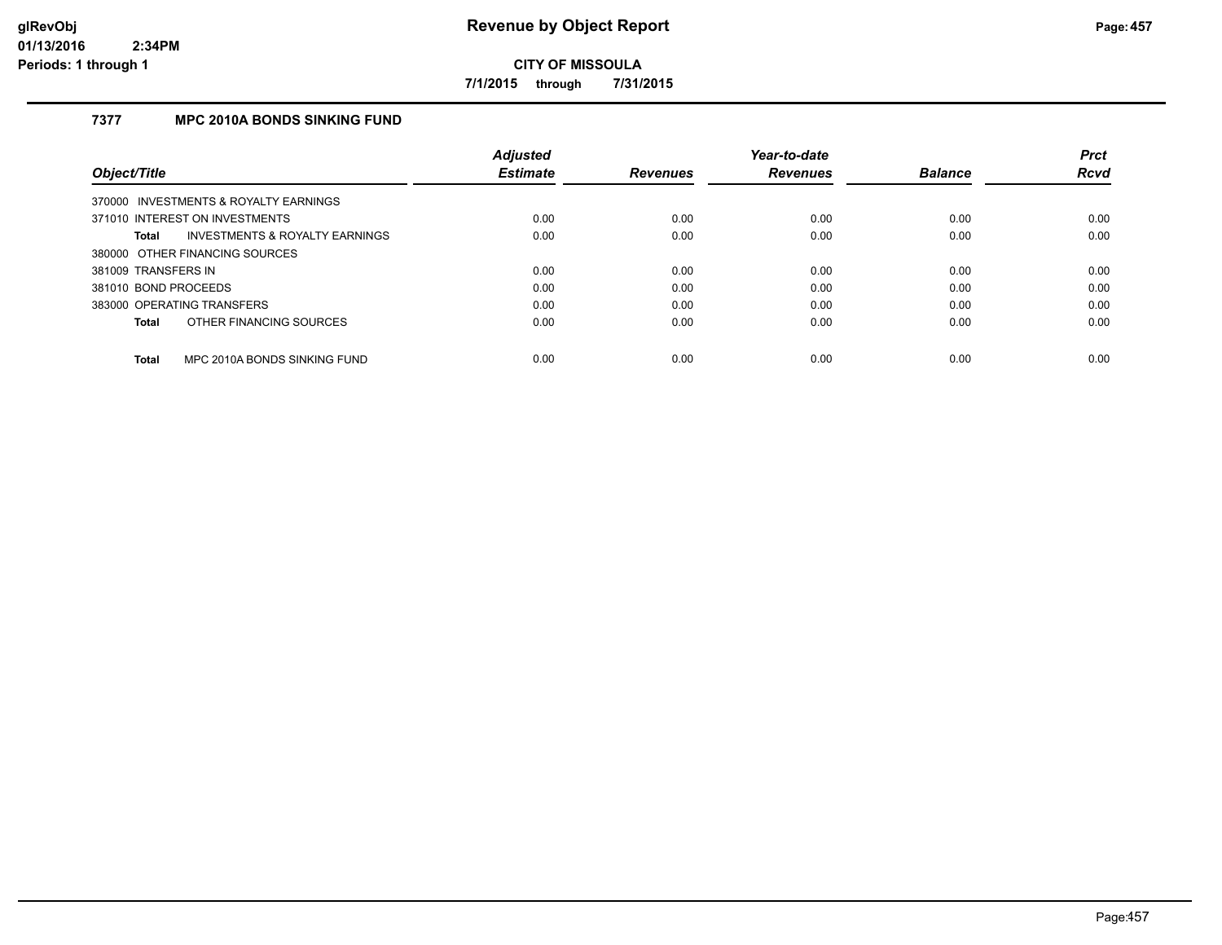**CITY OF MISSOULA**

**7/1/2015 through 7/31/2015**

## 7377 MPC 2010A BONDS SINKING FUND

| Object/Title | Adjusted Estimate | Revenues | Year-to-date Revenues | Balance | Prct Rcvd |
|---|---|---|---|---|---|
| 370000 INVESTMENTS & ROYALTY EARNINGS | | | | | |
| 371010 INTEREST ON INVESTMENTS | 0.00 | 0.00 | 0.00 | 0.00 | 0.00 |
| **Total** INVESTMENTS & ROYALTY EARNINGS | 0.00 | 0.00 | 0.00 | 0.00 | 0.00 |
| 380000 OTHER FINANCING SOURCES | | | | | |
| 381009 TRANSFERS IN | 0.00 | 0.00 | 0.00 | 0.00 | 0.00 |
| 381010 BOND PROCEEDS | 0.00 | 0.00 | 0.00 | 0.00 | 0.00 |
| 383000 OPERATING TRANSFERS | 0.00 | 0.00 | 0.00 | 0.00 | 0.00 |
| **Total** OTHER FINANCING SOURCES | 0.00 | 0.00 | 0.00 | 0.00 | 0.00 |
| **Total** MPC 2010A BONDS SINKING FUND | 0.00 | 0.00 | 0.00 | 0.00 | 0.00 |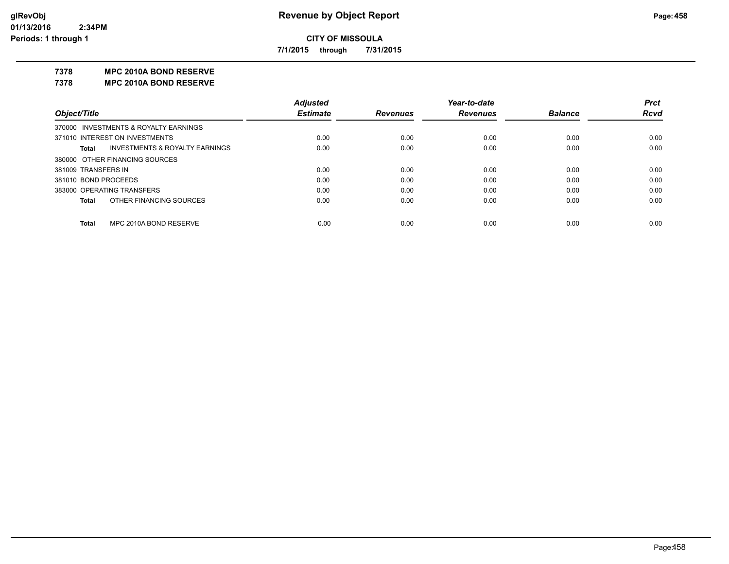**Revenue by Object Report**

**CITY OF MISSOULA**

**7/1/2015 through 7/31/2015**

glRevObj
01/13/2016 2:34PM
Periods: 1 through 1

## 7378 MPC 2010A BOND RESERVE

## 7378 MPC 2010A BOND RESERVE

| Object/Title | Adjusted Estimate | Revenues | Year-to-date Revenues | Balance | Prct Rcvd |
|---|---|---|---|---|---|
| 370000 INVESTMENTS & ROYALTY EARNINGS | | | | | |
| 371010 INTEREST ON INVESTMENTS | 0.00 | 0.00 | 0.00 | 0.00 | 0.00 |
| **Total** INVESTMENTS & ROYALTY EARNINGS | 0.00 | 0.00 | 0.00 | 0.00 | 0.00 |
| 380000 OTHER FINANCING SOURCES | | | | | |
| 381009 TRANSFERS IN | 0.00 | 0.00 | 0.00 | 0.00 | 0.00 |
| 381010 BOND PROCEEDS | 0.00 | 0.00 | 0.00 | 0.00 | 0.00 |
| 383000 OPERATING TRANSFERS | 0.00 | 0.00 | 0.00 | 0.00 | 0.00 |
| **Total** OTHER FINANCING SOURCES | 0.00 | 0.00 | 0.00 | 0.00 | 0.00 |
| **Total** MPC 2010A BOND RESERVE | 0.00 | 0.00 | 0.00 | 0.00 | 0.00 |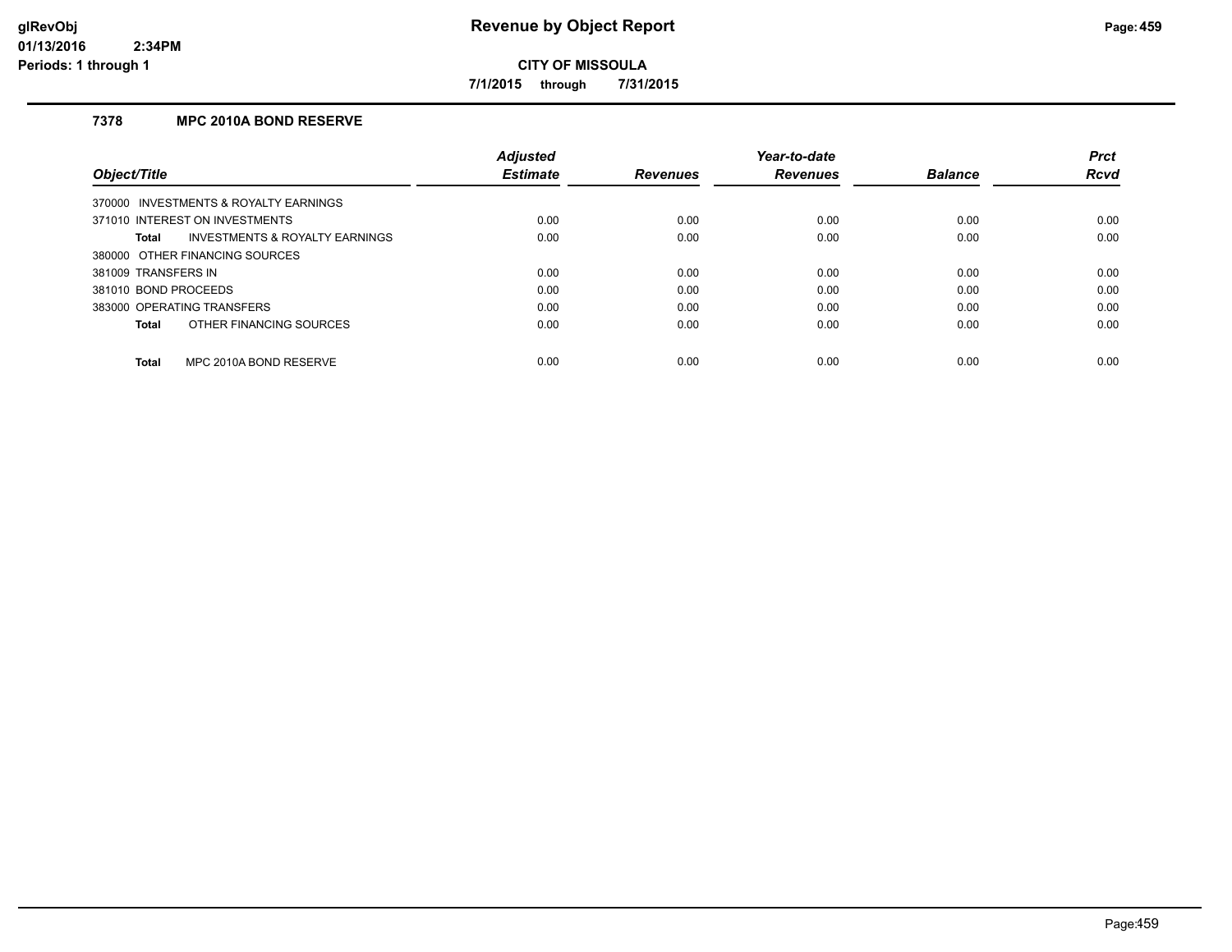**CITY OF MISSOULA**

**7/1/2015 through 7/31/2015**

### 7378 MPC 2010A BOND RESERVE

| Object/Title | Adjusted Estimate | Revenues | Year-to-date Revenues | Balance | Prct Rcvd |
|---|---|---|---|---|---|
| 370000 INVESTMENTS & ROYALTY EARNINGS | | | | | |
| 371010 INTEREST ON INVESTMENTS | 0.00 | 0.00 | 0.00 | 0.00 | 0.00 |
| **Total** INVESTMENTS & ROYALTY EARNINGS | 0.00 | 0.00 | 0.00 | 0.00 | 0.00 |
| 380000 OTHER FINANCING SOURCES | | | | | |
| 381009 TRANSFERS IN | 0.00 | 0.00 | 0.00 | 0.00 | 0.00 |
| 381010 BOND PROCEEDS | 0.00 | 0.00 | 0.00 | 0.00 | 0.00 |
| 383000 OPERATING TRANSFERS | 0.00 | 0.00 | 0.00 | 0.00 | 0.00 |
| **Total** OTHER FINANCING SOURCES | 0.00 | 0.00 | 0.00 | 0.00 | 0.00 |
| **Total** MPC 2010A BOND RESERVE | 0.00 | 0.00 | 0.00 | 0.00 | 0.00 |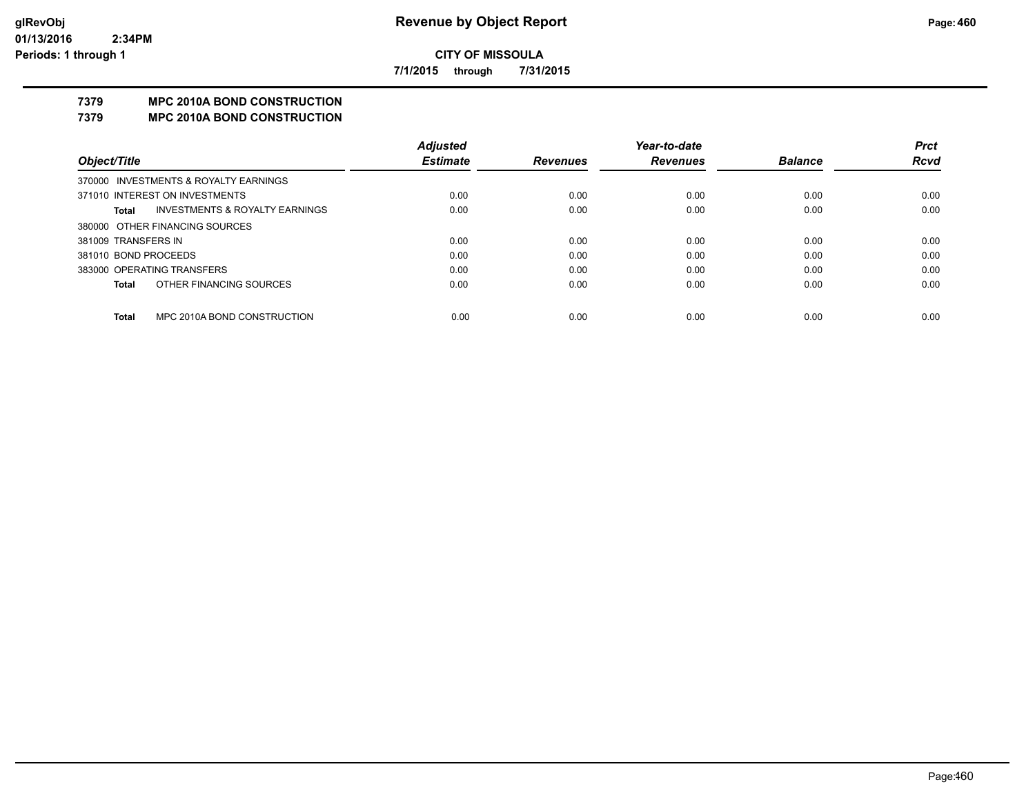**Revenue by Object Report**

**CITY OF MISSOULA**

**7/1/2015 through 7/31/2015**

glRevObj
01/13/2016 2:34PM
Periods: 1 through 1

## 7379 MPC 2010A BOND CONSTRUCTION
## 7379 MPC 2010A BOND CONSTRUCTION

| Object/Title | Adjusted Estimate | Revenues | Year-to-date Revenues | Balance | Prct Rcvd |
|---|---|---|---|---|---|
| 370000 INVESTMENTS & ROYALTY EARNINGS | | | | | |
| 371010 INTEREST ON INVESTMENTS | 0.00 | 0.00 | 0.00 | 0.00 | 0.00 |
| **Total** INVESTMENTS & ROYALTY EARNINGS | 0.00 | 0.00 | 0.00 | 0.00 | 0.00 |
| 380000 OTHER FINANCING SOURCES | | | | | |
| 381009 TRANSFERS IN | 0.00 | 0.00 | 0.00 | 0.00 | 0.00 |
| 381010 BOND PROCEEDS | 0.00 | 0.00 | 0.00 | 0.00 | 0.00 |
| 383000 OPERATING TRANSFERS | 0.00 | 0.00 | 0.00 | 0.00 | 0.00 |
| **Total** OTHER FINANCING SOURCES | 0.00 | 0.00 | 0.00 | 0.00 | 0.00 |
| **Total** MPC 2010A BOND CONSTRUCTION | 0.00 | 0.00 | 0.00 | 0.00 | 0.00 |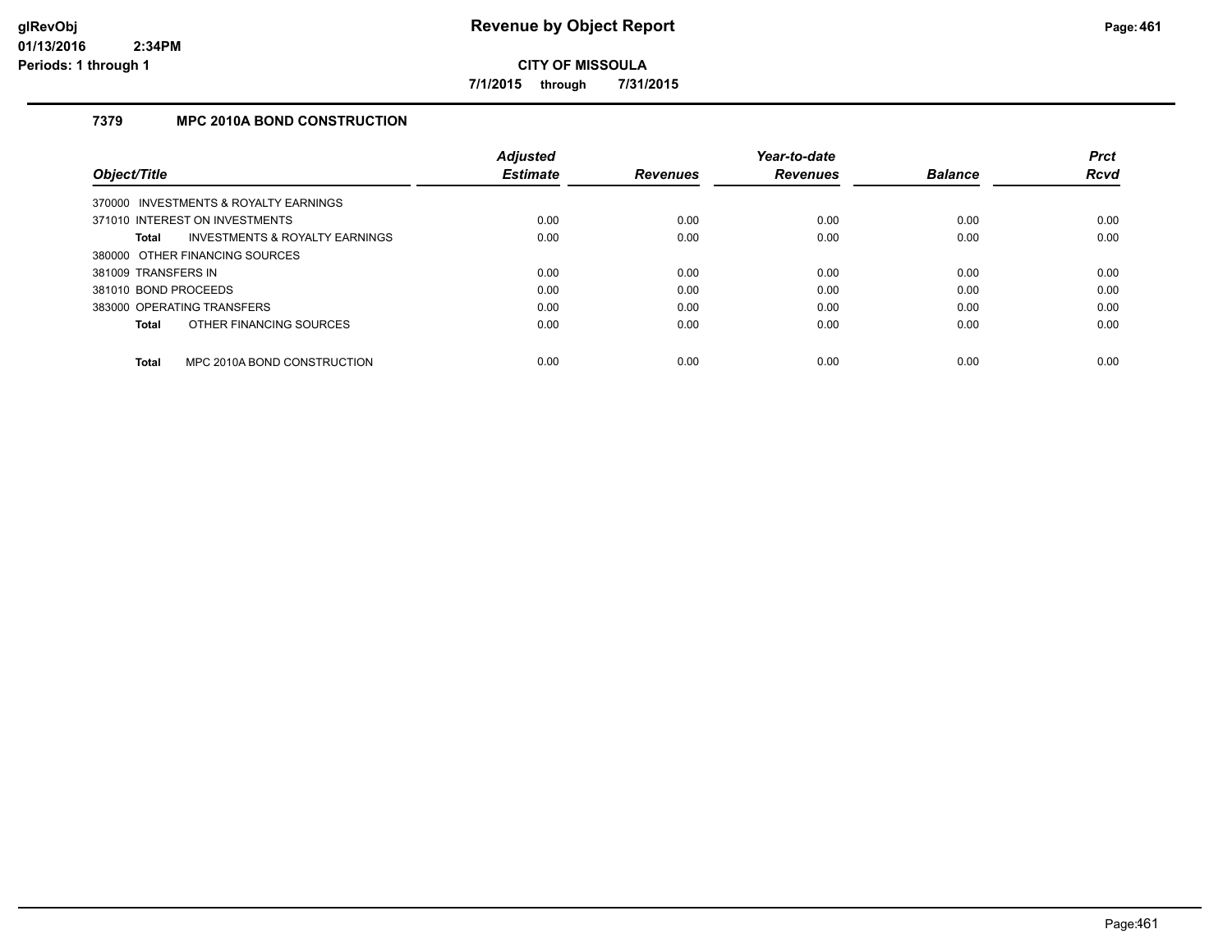**Revenue by Object Report**

**CITY OF MISSOULA**

**7/1/2015 through 7/31/2015**

glRevObj
01/13/2016 2:34PM
Periods: 1 through 1

### 7379 MPC 2010A BOND CONSTRUCTION

| Object/Title | Adjusted Estimate | Revenues | Year-to-date Revenues | Balance | Prct Rcvd |
|---|---|---|---|---|---|
| 370000 INVESTMENTS & ROYALTY EARNINGS | | | | | |
| 371010 INTEREST ON INVESTMENTS | 0.00 | 0.00 | 0.00 | 0.00 | 0.00 |
| **Total** INVESTMENTS & ROYALTY EARNINGS | 0.00 | 0.00 | 0.00 | 0.00 | 0.00 |
| 380000 OTHER FINANCING SOURCES | | | | | |
| 381009 TRANSFERS IN | 0.00 | 0.00 | 0.00 | 0.00 | 0.00 |
| 381010 BOND PROCEEDS | 0.00 | 0.00 | 0.00 | 0.00 | 0.00 |
| 383000 OPERATING TRANSFERS | 0.00 | 0.00 | 0.00 | 0.00 | 0.00 |
| **Total** OTHER FINANCING SOURCES | 0.00 | 0.00 | 0.00 | 0.00 | 0.00 |
| **Total** MPC 2010A BOND CONSTRUCTION | 0.00 | 0.00 | 0.00 | 0.00 | 0.00 |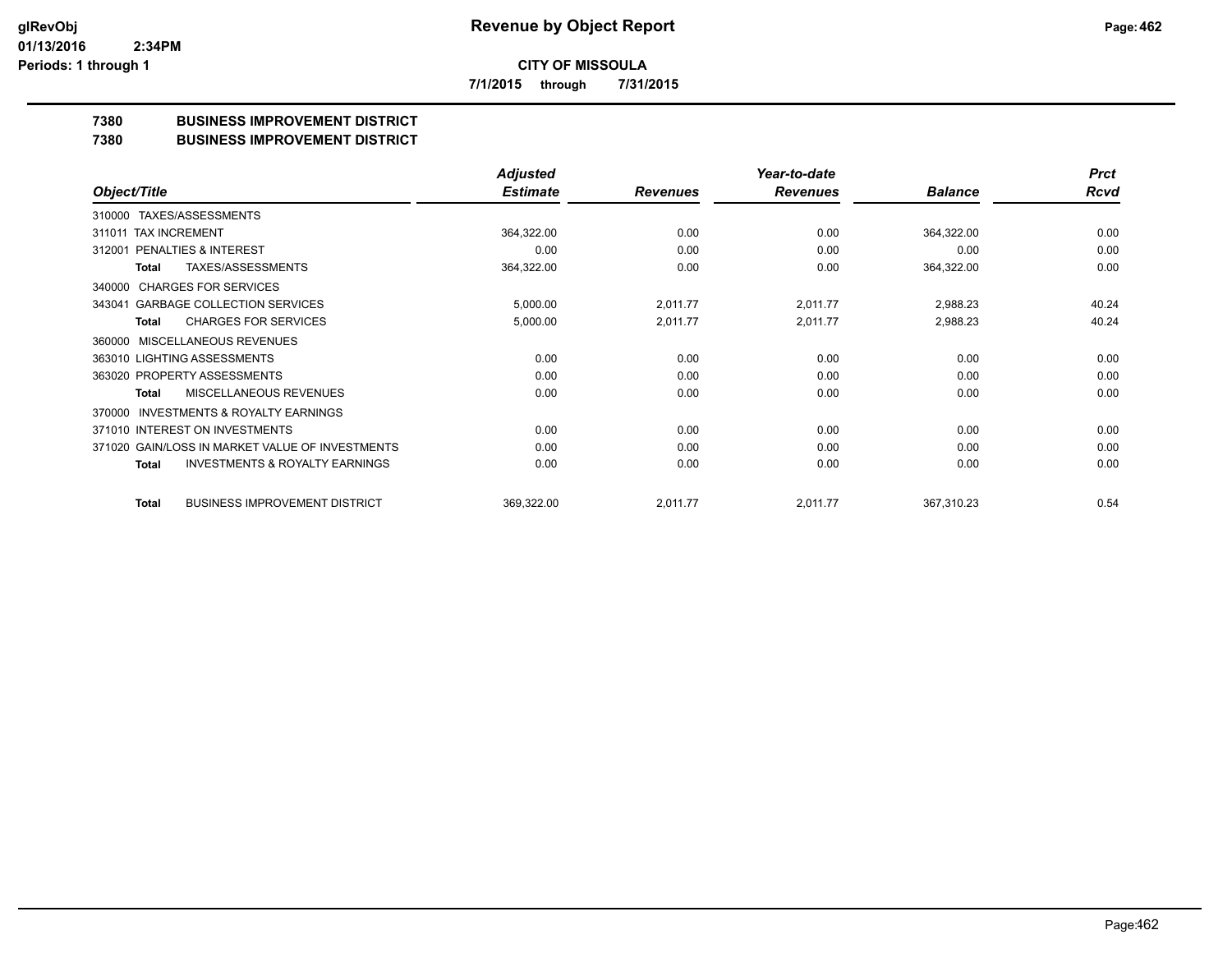# Revenue by Object Report

**CITY OF MISSOULA**

**7/1/2015 through 7/31/2015**

glRevObj
01/13/2016 2:34PM
Periods: 1 through 1

## 7380 BUSINESS IMPROVEMENT DISTRICT
## 7380 BUSINESS IMPROVEMENT DISTRICT

| Object/Title | Adjusted Estimate | Revenues | Year-to-date Revenues | Balance | Prct Rcvd |
|---|---|---|---|---|---|
| 310000 TAXES/ASSESSMENTS | | | | | |
| 311011 TAX INCREMENT | 364,322.00 | 0.00 | 0.00 | 364,322.00 | 0.00 |
| 312001 PENALTIES & INTEREST | 0.00 | 0.00 | 0.00 | 0.00 | 0.00 |
| **Total** TAXES/ASSESSMENTS | 364,322.00 | 0.00 | 0.00 | 364,322.00 | 0.00 |
| 340000 CHARGES FOR SERVICES | | | | | |
| 343041 GARBAGE COLLECTION SERVICES | 5,000.00 | 2,011.77 | 2,011.77 | 2,988.23 | 40.24 |
| **Total** CHARGES FOR SERVICES | 5,000.00 | 2,011.77 | 2,011.77 | 2,988.23 | 40.24 |
| 360000 MISCELLANEOUS REVENUES | | | | | |
| 363010 LIGHTING ASSESSMENTS | 0.00 | 0.00 | 0.00 | 0.00 | 0.00 |
| 363020 PROPERTY ASSESSMENTS | 0.00 | 0.00 | 0.00 | 0.00 | 0.00 |
| **Total** MISCELLANEOUS REVENUES | 0.00 | 0.00 | 0.00 | 0.00 | 0.00 |
| 370000 INVESTMENTS & ROYALTY EARNINGS | | | | | |
| 371010 INTEREST ON INVESTMENTS | 0.00 | 0.00 | 0.00 | 0.00 | 0.00 |
| 371020 GAIN/LOSS IN MARKET VALUE OF INVESTMENTS | 0.00 | 0.00 | 0.00 | 0.00 | 0.00 |
| **Total** INVESTMENTS & ROYALTY EARNINGS | 0.00 | 0.00 | 0.00 | 0.00 | 0.00 |
| **Total** BUSINESS IMPROVEMENT DISTRICT | 369,322.00 | 2,011.77 | 2,011.77 | 367,310.23 | 0.54 |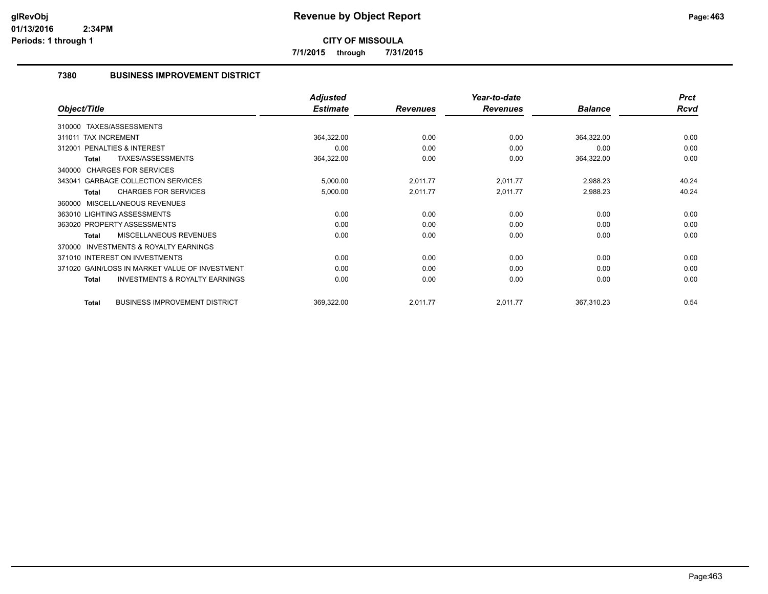# Revenue by Object Report

**CITY OF MISSOULA**

**7/1/2015 through 7/31/2015**

## 7380 BUSINESS IMPROVEMENT DISTRICT

| Object/Title | Adjusted Estimate | Revenues | Year-to-date Revenues | Balance | Prct Rcvd |
|---|---|---|---|---|---|
| 310000 TAXES/ASSESSMENTS | | | | | |
| 311011 TAX INCREMENT | 364,322.00 | 0.00 | 0.00 | 364,322.00 | 0.00 |
| 312001 PENALTIES & INTEREST | 0.00 | 0.00 | 0.00 | 0.00 | 0.00 |
| **Total** TAXES/ASSESSMENTS | 364,322.00 | 0.00 | 0.00 | 364,322.00 | 0.00 |
| 340000 CHARGES FOR SERVICES | | | | | |
| 343041 GARBAGE COLLECTION SERVICES | 5,000.00 | 2,011.77 | 2,011.77 | 2,988.23 | 40.24 |
| **Total** CHARGES FOR SERVICES | 5,000.00 | 2,011.77 | 2,011.77 | 2,988.23 | 40.24 |
| 360000 MISCELLANEOUS REVENUES | | | | | |
| 363010 LIGHTING ASSESSMENTS | 0.00 | 0.00 | 0.00 | 0.00 | 0.00 |
| 363020 PROPERTY ASSESSMENTS | 0.00 | 0.00 | 0.00 | 0.00 | 0.00 |
| **Total** MISCELLANEOUS REVENUES | 0.00 | 0.00 | 0.00 | 0.00 | 0.00 |
| 370000 INVESTMENTS & ROYALTY EARNINGS | | | | | |
| 371010 INTEREST ON INVESTMENTS | 0.00 | 0.00 | 0.00 | 0.00 | 0.00 |
| 371020 GAIN/LOSS IN MARKET VALUE OF INVESTMENT | 0.00 | 0.00 | 0.00 | 0.00 | 0.00 |
| **Total** INVESTMENTS & ROYALTY EARNINGS | 0.00 | 0.00 | 0.00 | 0.00 | 0.00 |
| **Total** BUSINESS IMPROVEMENT DISTRICT | 369,322.00 | 2,011.77 | 2,011.77 | 367,310.23 | 0.54 |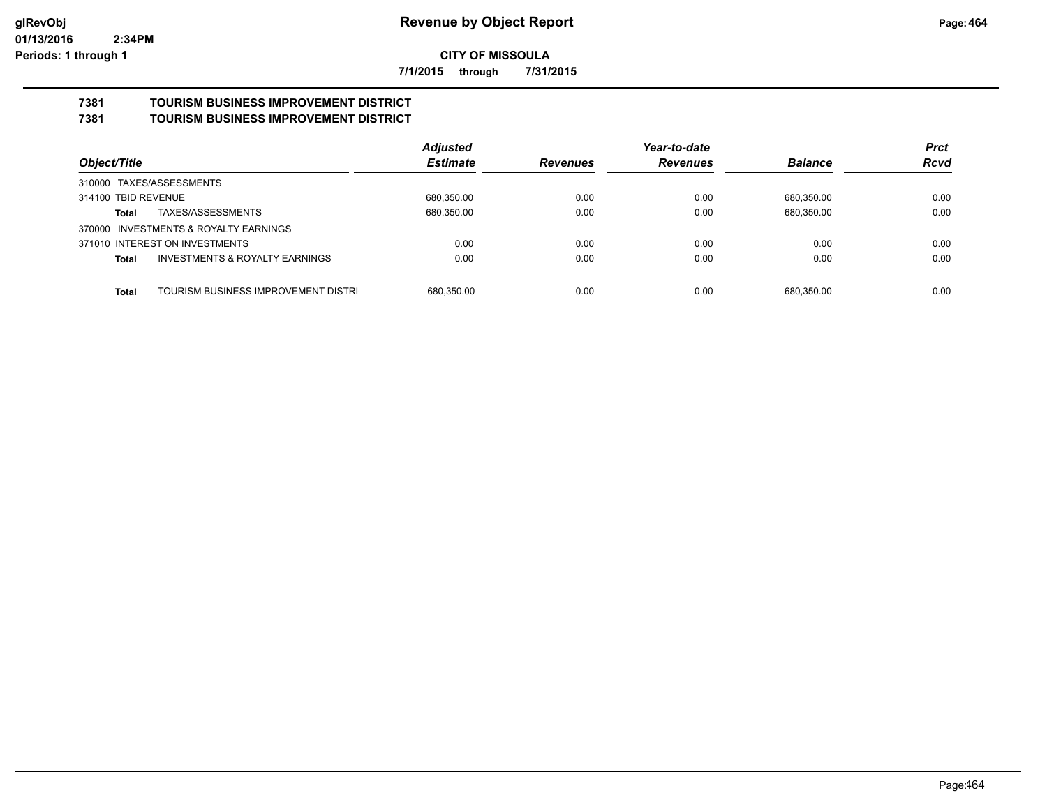# CITY OF MISSOULA

**7/1/2015 through 7/31/2015**

## 7381 TOURISM BUSINESS IMPROVEMENT DISTRICT
## 7381 TOURISM BUSINESS IMPROVEMENT DISTRICT

| Object/Title | | Adjusted Estimate | Revenues | Year-to-date Revenues | Balance | Prct Rcvd |
|---|---|---|---|---|---|---|
| 310000 TAXES/ASSESSMENTS | | | | | | |
| 314100 TBID REVENUE | | 680,350.00 | 0.00 | 0.00 | 680,350.00 | 0.00 |
| **Total** | TAXES/ASSESSMENTS | 680,350.00 | 0.00 | 0.00 | 680,350.00 | 0.00 |
| 370000 INVESTMENTS & ROYALTY EARNINGS | | | | | | |
| 371010 INTEREST ON INVESTMENTS | | 0.00 | 0.00 | 0.00 | 0.00 | 0.00 |
| **Total** | INVESTMENTS & ROYALTY EARNINGS | 0.00 | 0.00 | 0.00 | 0.00 | 0.00 |
| **Total** | TOURISM BUSINESS IMPROVEMENT DISTRI | 680,350.00 | 0.00 | 0.00 | 680,350.00 | 0.00 |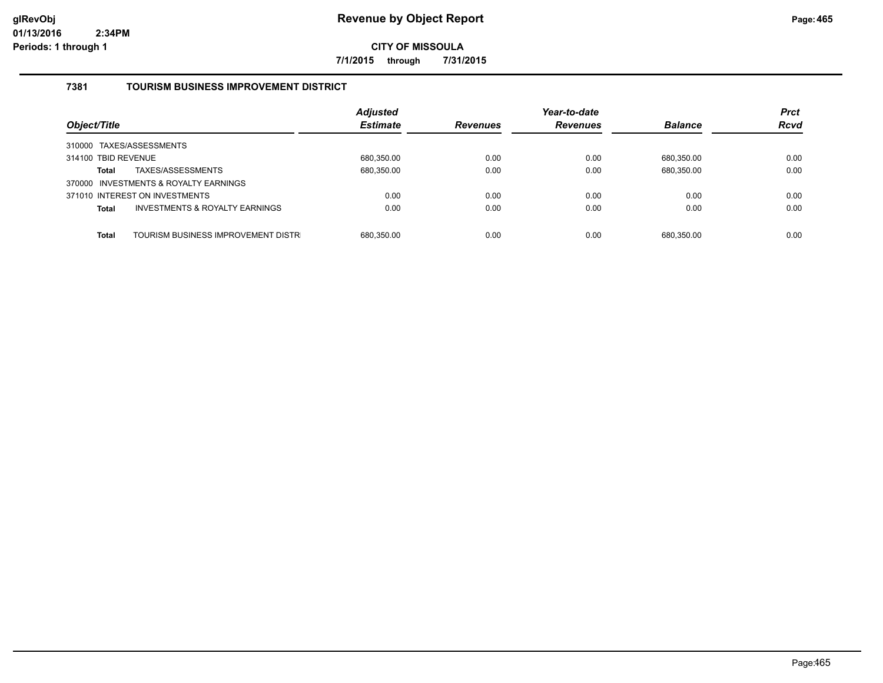**CITY OF MISSOULA**

**7/1/2015 through 7/31/2015**

### 7381 TOURISM BUSINESS IMPROVEMENT DISTRICT

| Object/Title | | Adjusted Estimate | Revenues | Year-to-date Revenues | Balance | Prct Rcvd |
|---|---|---|---|---|---|---|
| 310000 TAXES/ASSESSMENTS | | | | | | |
| 314100 TBID REVENUE | | 680,350.00 | 0.00 | 0.00 | 680,350.00 | 0.00 |
| **Total** | TAXES/ASSESSMENTS | 680,350.00 | 0.00 | 0.00 | 680,350.00 | 0.00 |
| 370000 INVESTMENTS & ROYALTY EARNINGS | | | | | | |
| 371010 INTEREST ON INVESTMENTS | | 0.00 | 0.00 | 0.00 | 0.00 | 0.00 |
| **Total** | INVESTMENTS & ROYALTY EARNINGS | 0.00 | 0.00 | 0.00 | 0.00 | 0.00 |
| **Total** | TOURISM BUSINESS IMPROVEMENT DISTR | 680,350.00 | 0.00 | 0.00 | 680,350.00 | 0.00 |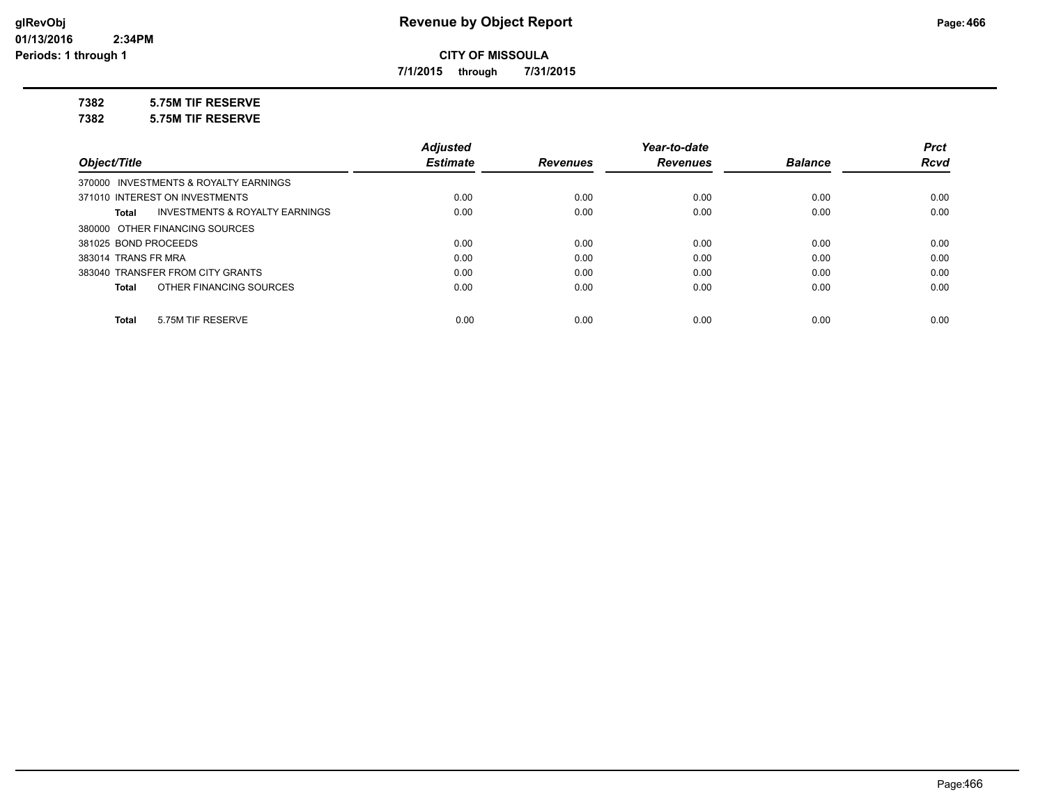# Revenue by Object Report

**CITY OF MISSOULA**

**7/1/2015 through 7/31/2015**

glRevObj
01/13/2016 2:34PM
Periods: 1 through 1

**7382 5.75M TIF RESERVE**

**7382 5.75M TIF RESERVE**

| Object/Title | Adjusted Estimate | Revenues | Year-to-date Revenues | Balance | Prct Rcvd |
|---|---|---|---|---|---|
| 370000 INVESTMENTS & ROYALTY EARNINGS | | | | | |
| 371010 INTEREST ON INVESTMENTS | 0.00 | 0.00 | 0.00 | 0.00 | 0.00 |
| **Total** INVESTMENTS & ROYALTY EARNINGS | 0.00 | 0.00 | 0.00 | 0.00 | 0.00 |
| 380000 OTHER FINANCING SOURCES | | | | | |
| 381025 BOND PROCEEDS | 0.00 | 0.00 | 0.00 | 0.00 | 0.00 |
| 383014 TRANS FR MRA | 0.00 | 0.00 | 0.00 | 0.00 | 0.00 |
| 383040 TRANSFER FROM CITY GRANTS | 0.00 | 0.00 | 0.00 | 0.00 | 0.00 |
| **Total** OTHER FINANCING SOURCES | 0.00 | 0.00 | 0.00 | 0.00 | 0.00 |
| **Total** 5.75M TIF RESERVE | 0.00 | 0.00 | 0.00 | 0.00 | 0.00 |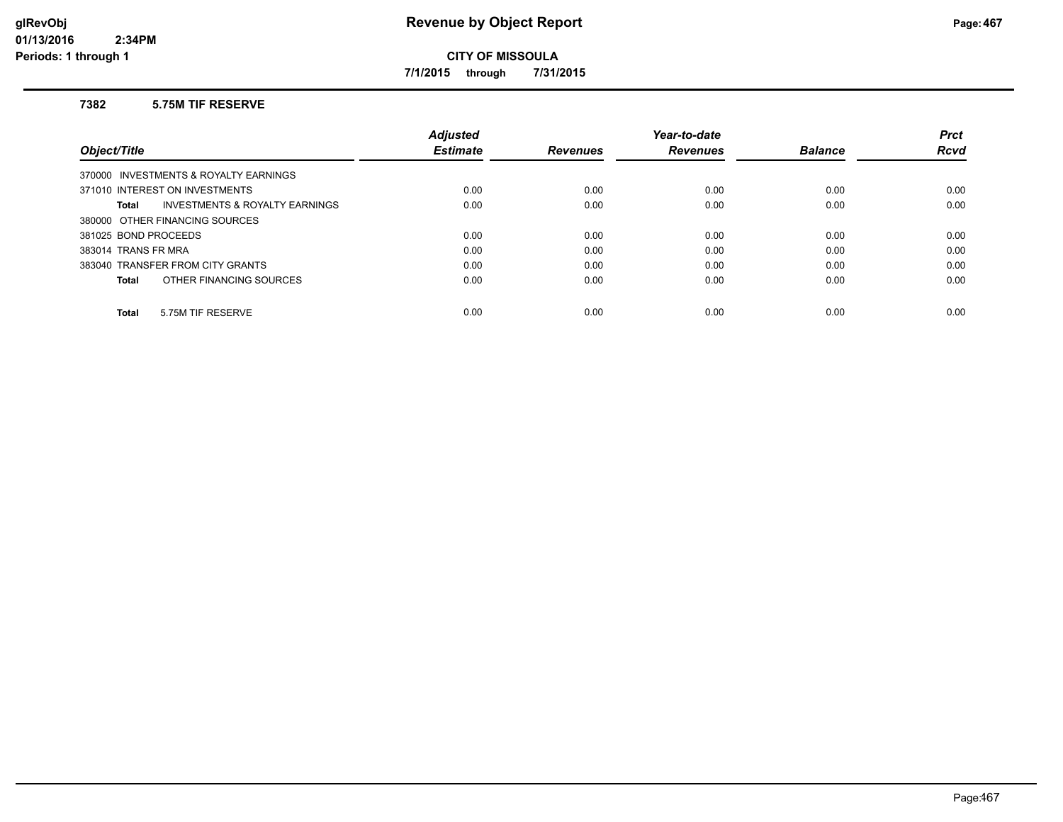# Revenue by Object Report

**CITY OF MISSOULA**

**7/1/2015 through 7/31/2015**

glRevObj
01/13/2016 2:34PM
Periods: 1 through 1

## 7382 5.75M TIF RESERVE

| Object/Title | Adjusted Estimate | Revenues | Year-to-date Revenues | Balance | Prct Rcvd |
|---|---|---|---|---|---|
| 370000 INVESTMENTS & ROYALTY EARNINGS | | | | | |
| 371010 INTEREST ON INVESTMENTS | 0.00 | 0.00 | 0.00 | 0.00 | 0.00 |
| **Total** INVESTMENTS & ROYALTY EARNINGS | 0.00 | 0.00 | 0.00 | 0.00 | 0.00 |
| 380000 OTHER FINANCING SOURCES | | | | | |
| 381025 BOND PROCEEDS | 0.00 | 0.00 | 0.00 | 0.00 | 0.00 |
| 383014 TRANS FR MRA | 0.00 | 0.00 | 0.00 | 0.00 | 0.00 |
| 383040 TRANSFER FROM CITY GRANTS | 0.00 | 0.00 | 0.00 | 0.00 | 0.00 |
| **Total** OTHER FINANCING SOURCES | 0.00 | 0.00 | 0.00 | 0.00 | 0.00 |
| **Total** 5.75M TIF RESERVE | 0.00 | 0.00 | 0.00 | 0.00 | 0.00 |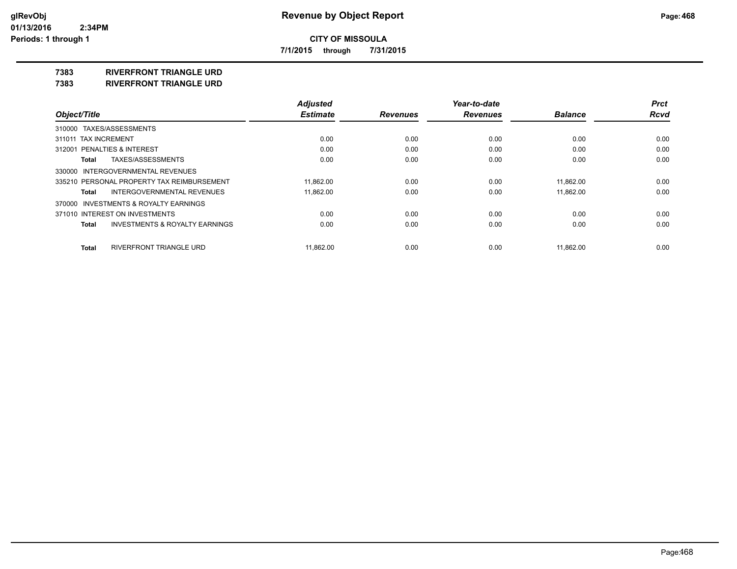# CITY OF MISSOULA

**7/1/2015 through 7/31/2015**

## 7383 RIVERFRONT TRIANGLE URD
## 7383 RIVERFRONT TRIANGLE URD

| Object/Title | Adjusted Estimate | Revenues | Year-to-date Revenues | Balance | Prct Rcvd |
|---|---|---|---|---|---|
| 310000 TAXES/ASSESSMENTS | | | | | |
| 311011 TAX INCREMENT | 0.00 | 0.00 | 0.00 | 0.00 | 0.00 |
| 312001 PENALTIES & INTEREST | 0.00 | 0.00 | 0.00 | 0.00 | 0.00 |
| **Total** TAXES/ASSESSMENTS | 0.00 | 0.00 | 0.00 | 0.00 | 0.00 |
| 330000 INTERGOVERNMENTAL REVENUES | | | | | |
| 335210 PERSONAL PROPERTY TAX REIMBURSEMENT | 11,862.00 | 0.00 | 0.00 | 11,862.00 | 0.00 |
| **Total** INTERGOVERNMENTAL REVENUES | 11,862.00 | 0.00 | 0.00 | 11,862.00 | 0.00 |
| 370000 INVESTMENTS & ROYALTY EARNINGS | | | | | |
| 371010 INTEREST ON INVESTMENTS | 0.00 | 0.00 | 0.00 | 0.00 | 0.00 |
| **Total** INVESTMENTS & ROYALTY EARNINGS | 0.00 | 0.00 | 0.00 | 0.00 | 0.00 |
| **Total** RIVERFRONT TRIANGLE URD | 11,862.00 | 0.00 | 0.00 | 11,862.00 | 0.00 |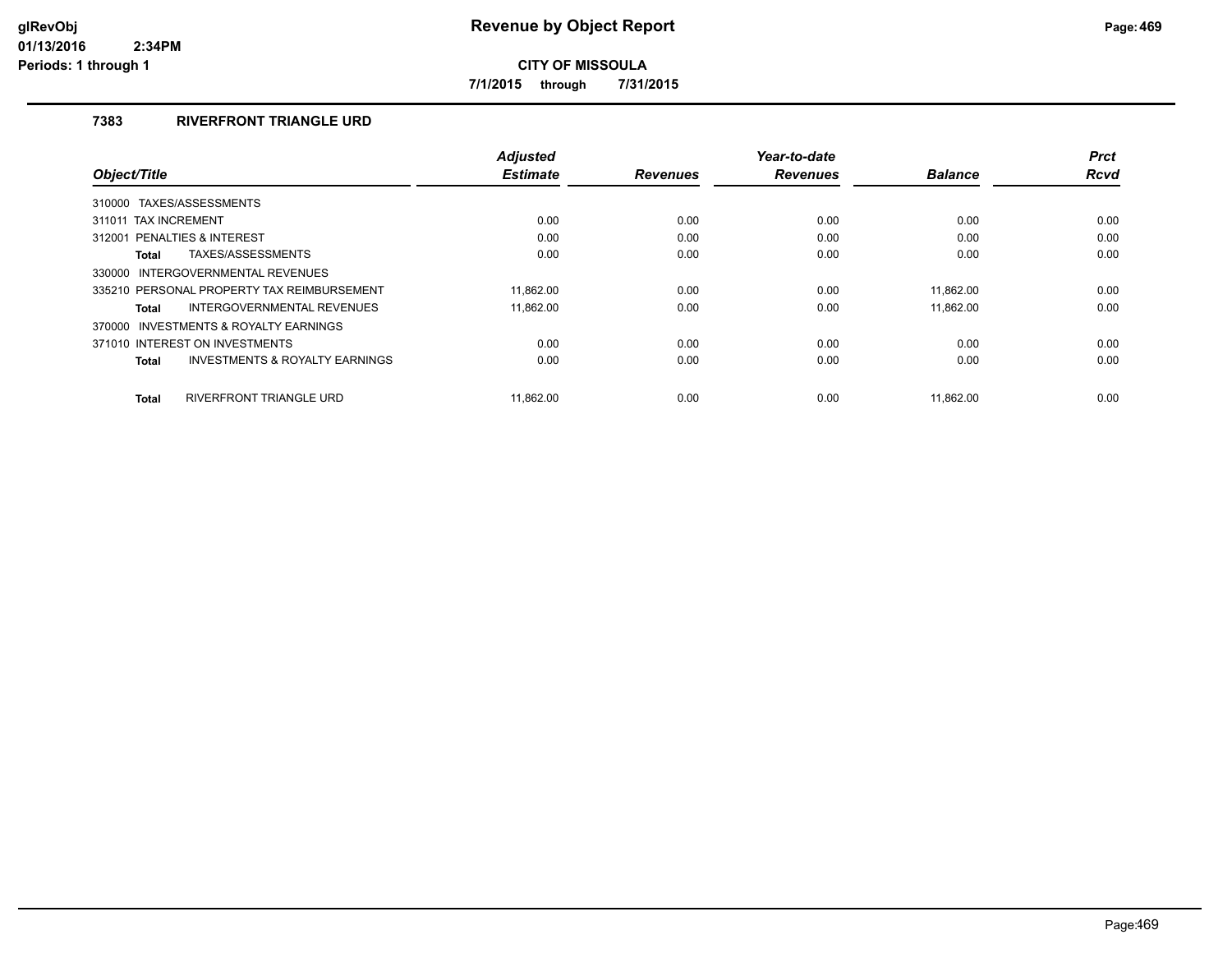# Revenue by Object Report

**CITY OF MISSOULA**

**7/1/2015 through 7/31/2015**

glRevObj
01/13/2016 2:34PM
Periods: 1 through 1

### 7383 RIVERFRONT TRIANGLE URD

| Object/Title | Adjusted Estimate | Revenues | Year-to-date Revenues | Balance | Prct Rcvd |
|---|---|---|---|---|---|
| 310000 TAXES/ASSESSMENTS | | | | | |
| 311011 TAX INCREMENT | 0.00 | 0.00 | 0.00 | 0.00 | 0.00 |
| 312001 PENALTIES & INTEREST | 0.00 | 0.00 | 0.00 | 0.00 | 0.00 |
| **Total** TAXES/ASSESSMENTS | 0.00 | 0.00 | 0.00 | 0.00 | 0.00 |
| 330000 INTERGOVERNMENTAL REVENUES | | | | | |
| 335210 PERSONAL PROPERTY TAX REIMBURSEMENT | 11,862.00 | 0.00 | 0.00 | 11,862.00 | 0.00 |
| **Total** INTERGOVERNMENTAL REVENUES | 11,862.00 | 0.00 | 0.00 | 11,862.00 | 0.00 |
| 370000 INVESTMENTS & ROYALTY EARNINGS | | | | | |
| 371010 INTEREST ON INVESTMENTS | 0.00 | 0.00 | 0.00 | 0.00 | 0.00 |
| **Total** INVESTMENTS & ROYALTY EARNINGS | 0.00 | 0.00 | 0.00 | 0.00 | 0.00 |
| **Total** RIVERFRONT TRIANGLE URD | 11,862.00 | 0.00 | 0.00 | 11,862.00 | 0.00 |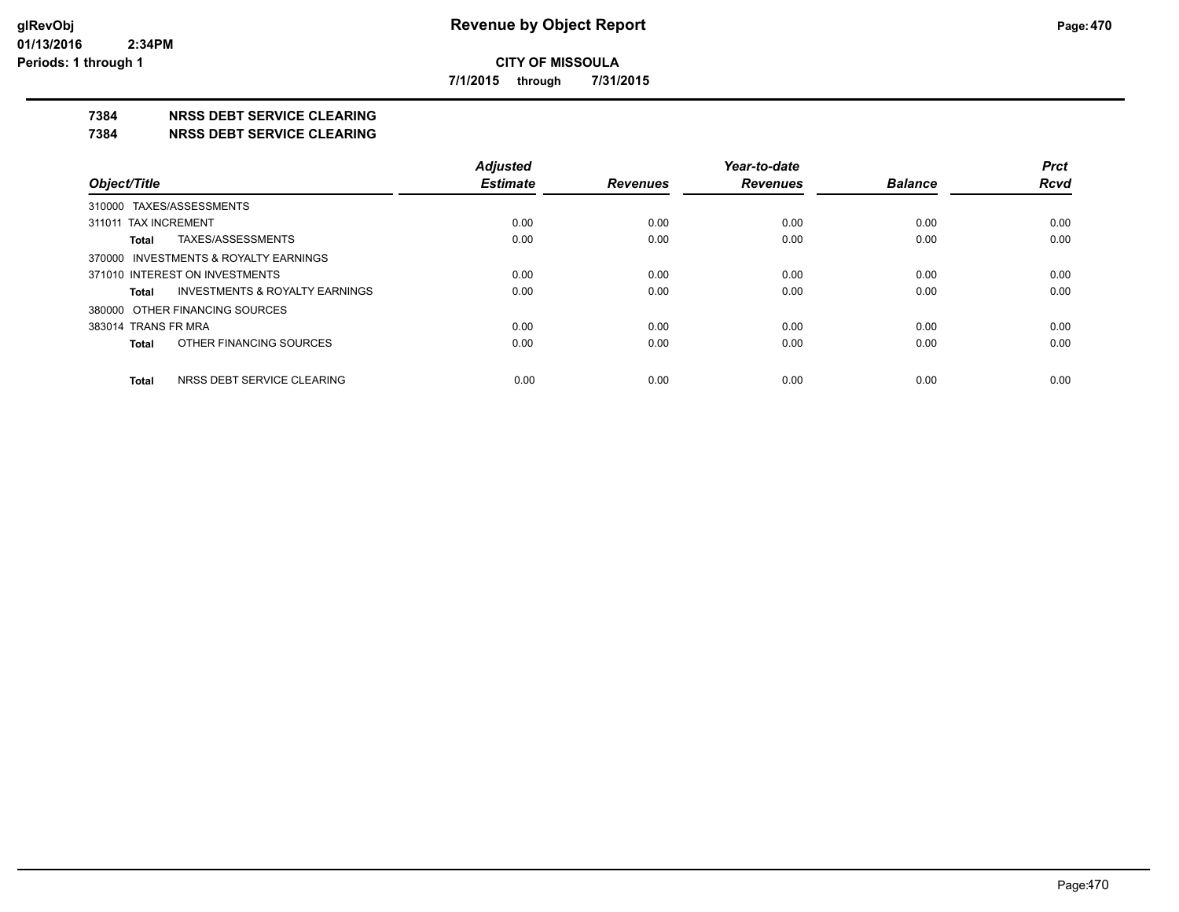**CITY OF MISSOULA**

**7/1/2015 through 7/31/2015**

## 7384 NRSS DEBT SERVICE CLEARING

## 7384 NRSS DEBT SERVICE CLEARING

| Object/Title | Adjusted Estimate | Revenues | Year-to-date Revenues | Balance | Prct Rcvd |
|---|---|---|---|---|---|
| 310000 TAXES/ASSESSMENTS | | | | | |
| 311011 TAX INCREMENT | 0.00 | 0.00 | 0.00 | 0.00 | 0.00 |
| **Total** TAXES/ASSESSMENTS | 0.00 | 0.00 | 0.00 | 0.00 | 0.00 |
| 370000 INVESTMENTS & ROYALTY EARNINGS | | | | | |
| 371010 INTEREST ON INVESTMENTS | 0.00 | 0.00 | 0.00 | 0.00 | 0.00 |
| **Total** INVESTMENTS & ROYALTY EARNINGS | 0.00 | 0.00 | 0.00 | 0.00 | 0.00 |
| 380000 OTHER FINANCING SOURCES | | | | | |
| 383014 TRANS FR MRA | 0.00 | 0.00 | 0.00 | 0.00 | 0.00 |
| **Total** OTHER FINANCING SOURCES | 0.00 | 0.00 | 0.00 | 0.00 | 0.00 |
| **Total** NRSS DEBT SERVICE CLEARING | 0.00 | 0.00 | 0.00 | 0.00 | 0.00 |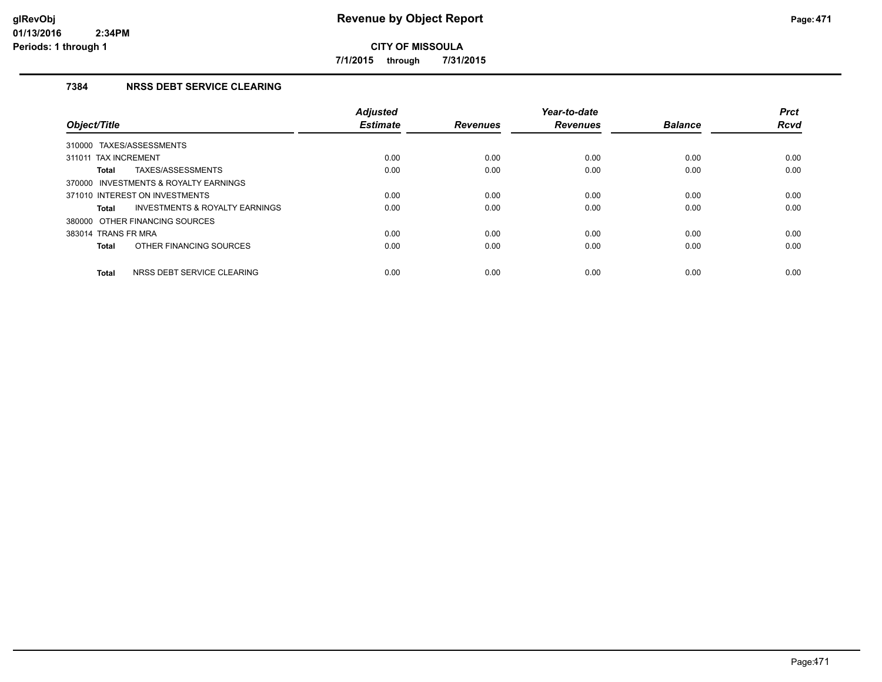# Revenue by Object Report

**CITY OF MISSOULA**

**7/1/2015 through 7/31/2015**

### 7384 NRSS DEBT SERVICE CLEARING

| Object/Title | Adjusted Estimate | Revenues | Year-to-date Revenues | Balance | Prct Rcvd |
|---|---|---|---|---|---|
| 310000 TAXES/ASSESSMENTS | | | | | |
| 311011 TAX INCREMENT | 0.00 | 0.00 | 0.00 | 0.00 | 0.00 |
| **Total** TAXES/ASSESSMENTS | 0.00 | 0.00 | 0.00 | 0.00 | 0.00 |
| 370000 INVESTMENTS & ROYALTY EARNINGS | | | | | |
| 371010 INTEREST ON INVESTMENTS | 0.00 | 0.00 | 0.00 | 0.00 | 0.00 |
| **Total** INVESTMENTS & ROYALTY EARNINGS | 0.00 | 0.00 | 0.00 | 0.00 | 0.00 |
| 380000 OTHER FINANCING SOURCES | | | | | |
| 383014 TRANS FR MRA | 0.00 | 0.00 | 0.00 | 0.00 | 0.00 |
| **Total** OTHER FINANCING SOURCES | 0.00 | 0.00 | 0.00 | 0.00 | 0.00 |
| **Total** NRSS DEBT SERVICE CLEARING | 0.00 | 0.00 | 0.00 | 0.00 | 0.00 |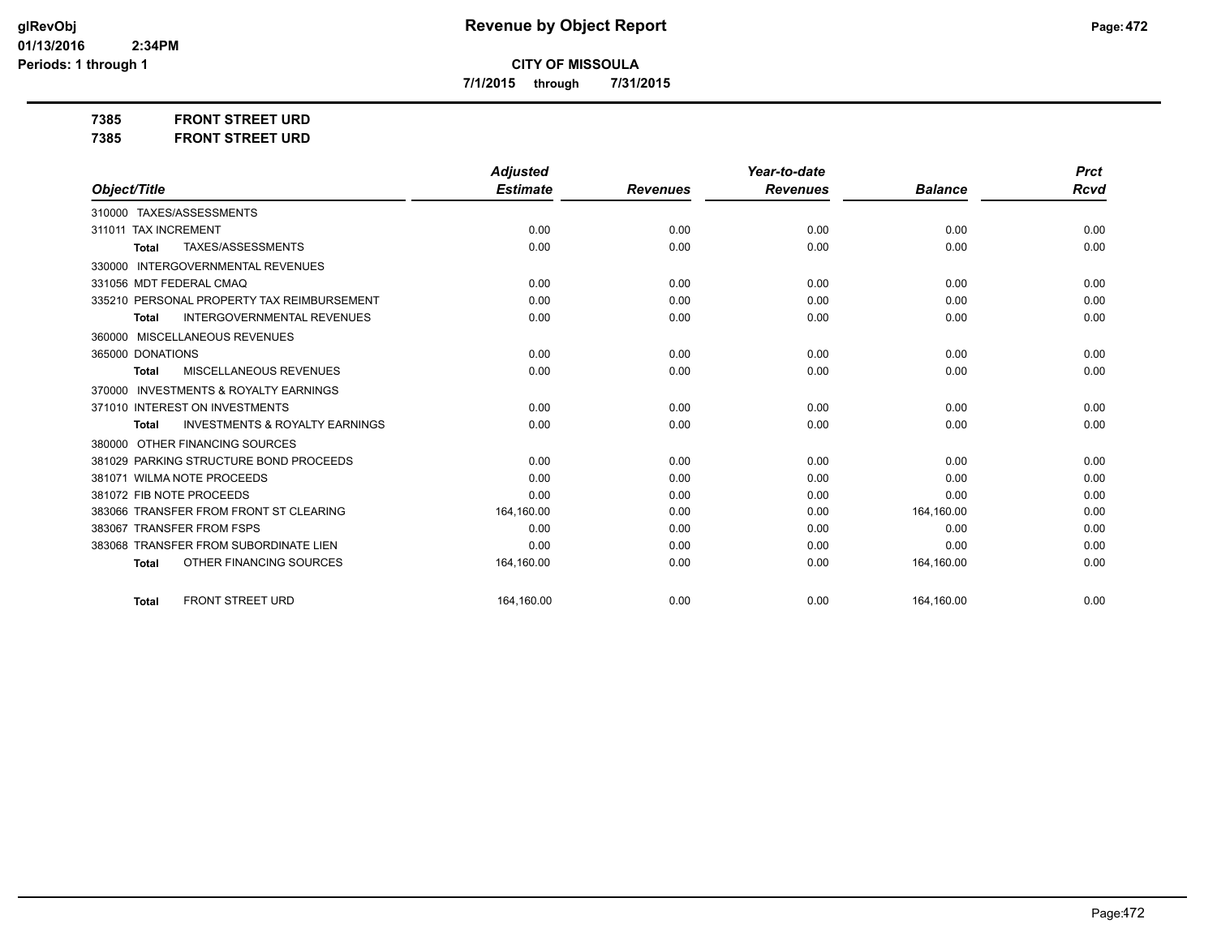# Revenue by Object Report

**CITY OF MISSOULA**

**7/1/2015 through 7/31/2015**

glRevObj
01/13/2016 2:34PM
Periods: 1 through 1

**7385 FRONT STREET URD**

**7385 FRONT STREET URD**

| Object/Title | Adjusted Estimate | Revenues | Year-to-date Revenues | Balance | Prct Rcvd |
|---|---|---|---|---|---|
| 310000 TAXES/ASSESSMENTS | | | | | |
| 311011 TAX INCREMENT | 0.00 | 0.00 | 0.00 | 0.00 | 0.00 |
| **Total** TAXES/ASSESSMENTS | 0.00 | 0.00 | 0.00 | 0.00 | 0.00 |
| 330000 INTERGOVERNMENTAL REVENUES | | | | | |
| 331056 MDT FEDERAL CMAQ | 0.00 | 0.00 | 0.00 | 0.00 | 0.00 |
| 335210 PERSONAL PROPERTY TAX REIMBURSEMENT | 0.00 | 0.00 | 0.00 | 0.00 | 0.00 |
| **Total** INTERGOVERNMENTAL REVENUES | 0.00 | 0.00 | 0.00 | 0.00 | 0.00 |
| 360000 MISCELLANEOUS REVENUES | | | | | |
| 365000 DONATIONS | 0.00 | 0.00 | 0.00 | 0.00 | 0.00 |
| **Total** MISCELLANEOUS REVENUES | 0.00 | 0.00 | 0.00 | 0.00 | 0.00 |
| 370000 INVESTMENTS & ROYALTY EARNINGS | | | | | |
| 371010 INTEREST ON INVESTMENTS | 0.00 | 0.00 | 0.00 | 0.00 | 0.00 |
| **Total** INVESTMENTS & ROYALTY EARNINGS | 0.00 | 0.00 | 0.00 | 0.00 | 0.00 |
| 380000 OTHER FINANCING SOURCES | | | | | |
| 381029 PARKING STRUCTURE BOND PROCEEDS | 0.00 | 0.00 | 0.00 | 0.00 | 0.00 |
| 381071 WILMA NOTE PROCEEDS | 0.00 | 0.00 | 0.00 | 0.00 | 0.00 |
| 381072 FIB NOTE PROCEEDS | 0.00 | 0.00 | 0.00 | 0.00 | 0.00 |
| 383066 TRANSFER FROM FRONT ST CLEARING | 164,160.00 | 0.00 | 0.00 | 164,160.00 | 0.00 |
| 383067 TRANSFER FROM FSPS | 0.00 | 0.00 | 0.00 | 0.00 | 0.00 |
| 383068 TRANSFER FROM SUBORDINATE LIEN | 0.00 | 0.00 | 0.00 | 0.00 | 0.00 |
| **Total** OTHER FINANCING SOURCES | 164,160.00 | 0.00 | 0.00 | 164,160.00 | 0.00 |
| **Total** FRONT STREET URD | 164,160.00 | 0.00 | 0.00 | 164,160.00 | 0.00 |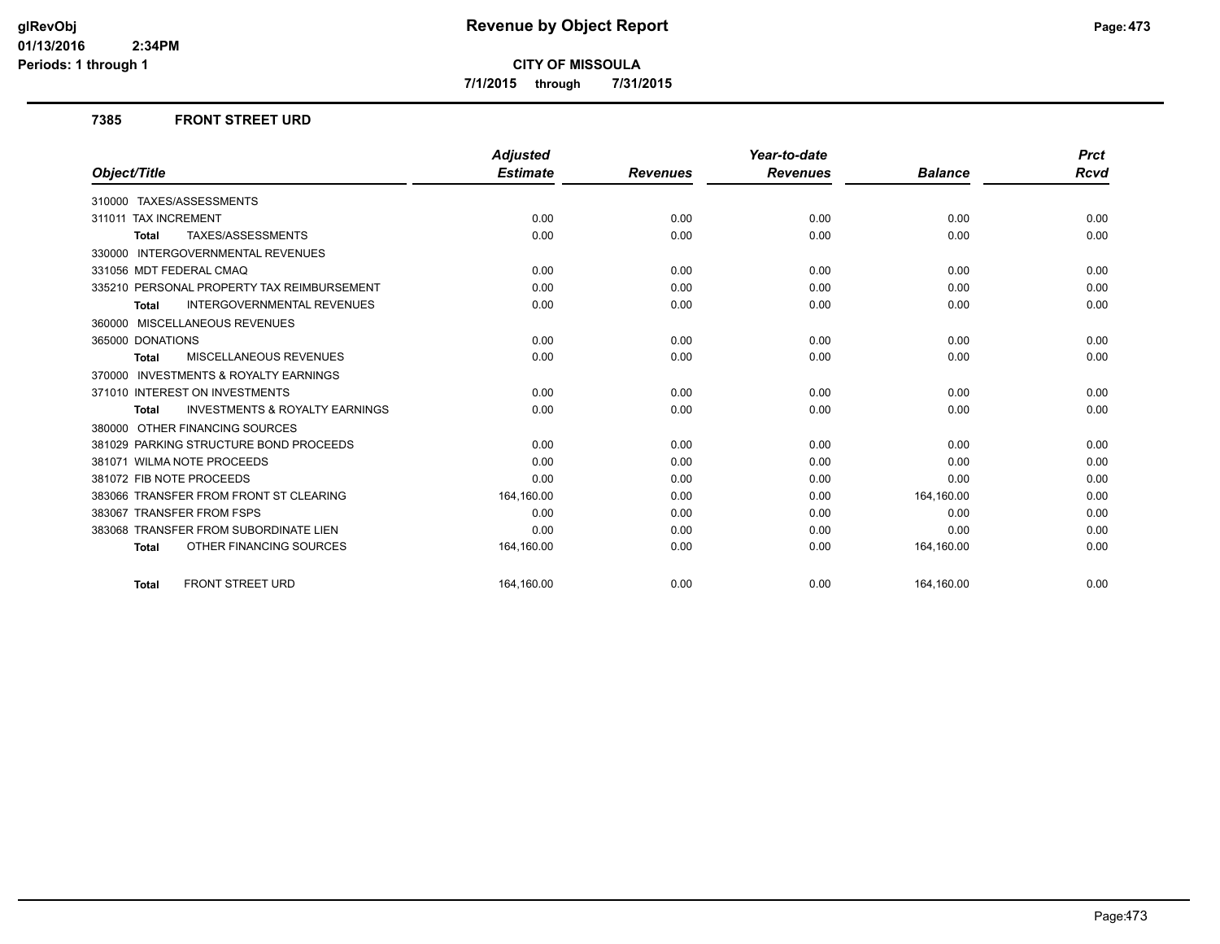# Revenue by Object Report

**CITY OF MISSOULA**

**7/1/2015 through 7/31/2015**

glRevObj
01/13/2016 2:34PM
Periods: 1 through 1

### 7385 FRONT STREET URD

| Object/Title | Adjusted Estimate | Revenues | Year-to-date Revenues | Balance | Prct Rcvd |
|---|---|---|---|---|---|
| 310000 TAXES/ASSESSMENTS | | | | | |
| 311011 TAX INCREMENT | 0.00 | 0.00 | 0.00 | 0.00 | 0.00 |
| **Total** TAXES/ASSESSMENTS | 0.00 | 0.00 | 0.00 | 0.00 | 0.00 |
| 330000 INTERGOVERNMENTAL REVENUES | | | | | |
| 331056 MDT FEDERAL CMAQ | 0.00 | 0.00 | 0.00 | 0.00 | 0.00 |
| 335210 PERSONAL PROPERTY TAX REIMBURSEMENT | 0.00 | 0.00 | 0.00 | 0.00 | 0.00 |
| **Total** INTERGOVERNMENTAL REVENUES | 0.00 | 0.00 | 0.00 | 0.00 | 0.00 |
| 360000 MISCELLANEOUS REVENUES | | | | | |
| 365000 DONATIONS | 0.00 | 0.00 | 0.00 | 0.00 | 0.00 |
| **Total** MISCELLANEOUS REVENUES | 0.00 | 0.00 | 0.00 | 0.00 | 0.00 |
| 370000 INVESTMENTS & ROYALTY EARNINGS | | | | | |
| 371010 INTEREST ON INVESTMENTS | 0.00 | 0.00 | 0.00 | 0.00 | 0.00 |
| **Total** INVESTMENTS & ROYALTY EARNINGS | 0.00 | 0.00 | 0.00 | 0.00 | 0.00 |
| 380000 OTHER FINANCING SOURCES | | | | | |
| 381029 PARKING STRUCTURE BOND PROCEEDS | 0.00 | 0.00 | 0.00 | 0.00 | 0.00 |
| 381071 WILMA NOTE PROCEEDS | 0.00 | 0.00 | 0.00 | 0.00 | 0.00 |
| 381072 FIB NOTE PROCEEDS | 0.00 | 0.00 | 0.00 | 0.00 | 0.00 |
| 383066 TRANSFER FROM FRONT ST CLEARING | 164,160.00 | 0.00 | 0.00 | 164,160.00 | 0.00 |
| 383067 TRANSFER FROM FSPS | 0.00 | 0.00 | 0.00 | 0.00 | 0.00 |
| 383068 TRANSFER FROM SUBORDINATE LIEN | 0.00 | 0.00 | 0.00 | 0.00 | 0.00 |
| **Total** OTHER FINANCING SOURCES | 164,160.00 | 0.00 | 0.00 | 164,160.00 | 0.00 |
| **Total** FRONT STREET URD | 164,160.00 | 0.00 | 0.00 | 164,160.00 | 0.00 |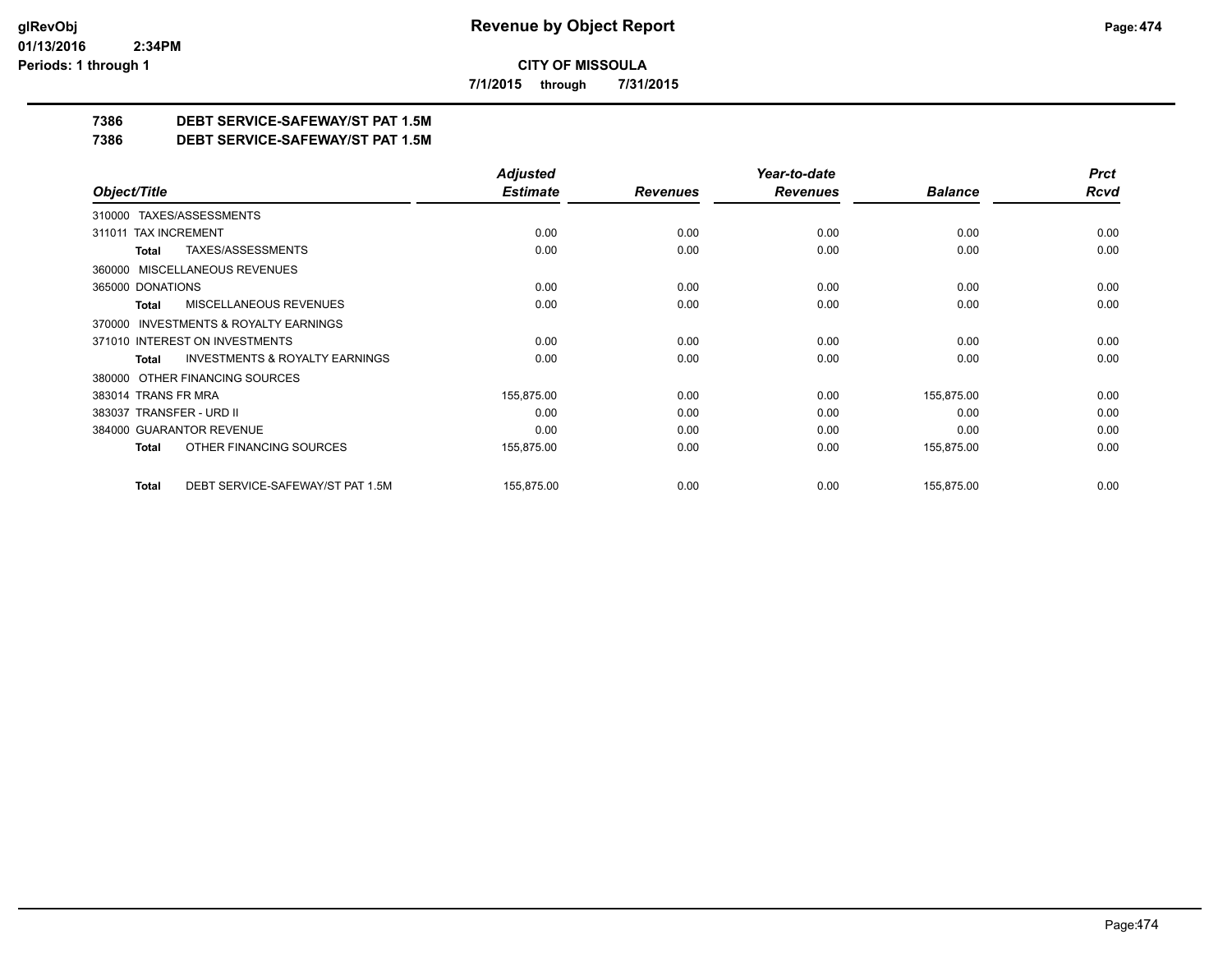**CITY OF MISSOULA**

**7/1/2015 through 7/31/2015**

**7386 DEBT SERVICE-SAFEWAY/ST PAT 1.5M**

**7386 DEBT SERVICE-SAFEWAY/ST PAT 1.5M**

| Object/Title | Adjusted Estimate | Revenues | Year-to-date Revenues | Balance | Prct Rcvd |
|---|---|---|---|---|---|
| 310000 TAXES/ASSESSMENTS | | | | | |
| 311011 TAX INCREMENT | 0.00 | 0.00 | 0.00 | 0.00 | 0.00 |
| **Total** TAXES/ASSESSMENTS | 0.00 | 0.00 | 0.00 | 0.00 | 0.00 |
| 360000 MISCELLANEOUS REVENUES | | | | | |
| 365000 DONATIONS | 0.00 | 0.00 | 0.00 | 0.00 | 0.00 |
| **Total** MISCELLANEOUS REVENUES | 0.00 | 0.00 | 0.00 | 0.00 | 0.00 |
| 370000 INVESTMENTS & ROYALTY EARNINGS | | | | | |
| 371010 INTEREST ON INVESTMENTS | 0.00 | 0.00 | 0.00 | 0.00 | 0.00 |
| **Total** INVESTMENTS & ROYALTY EARNINGS | 0.00 | 0.00 | 0.00 | 0.00 | 0.00 |
| 380000 OTHER FINANCING SOURCES | | | | | |
| 383014 TRANS FR MRA | 155,875.00 | 0.00 | 0.00 | 155,875.00 | 0.00 |
| 383037 TRANSFER - URD II | 0.00 | 0.00 | 0.00 | 0.00 | 0.00 |
| 384000 GUARANTOR REVENUE | 0.00 | 0.00 | 0.00 | 0.00 | 0.00 |
| **Total** OTHER FINANCING SOURCES | 155,875.00 | 0.00 | 0.00 | 155,875.00 | 0.00 |
| **Total** DEBT SERVICE-SAFEWAY/ST PAT 1.5M | 155,875.00 | 0.00 | 0.00 | 155,875.00 | 0.00 |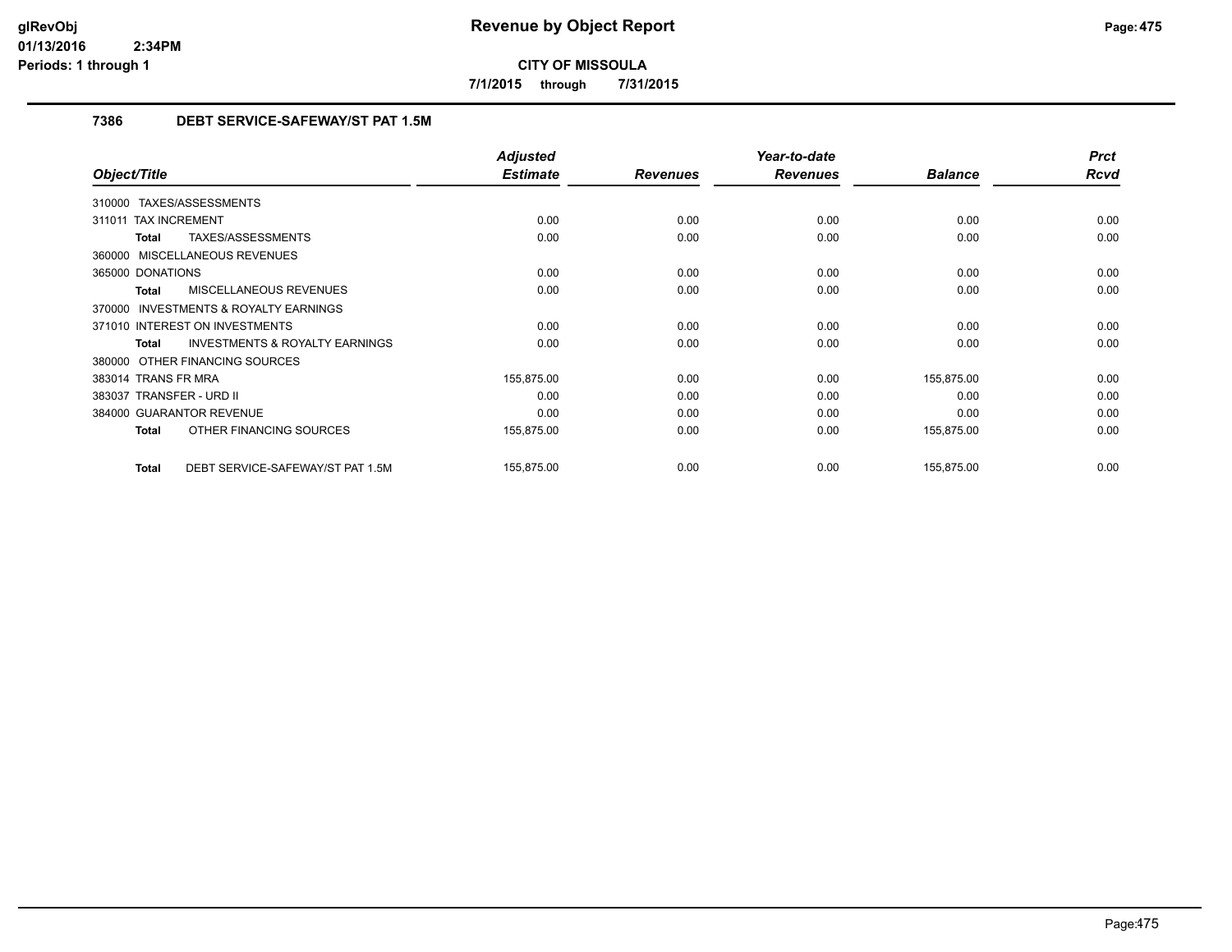**CITY OF MISSOULA**

**7/1/2015 through 7/31/2015**

## 7386 DEBT SERVICE-SAFEWAY/ST PAT 1.5M

| Object/Title | Adjusted Estimate | Revenues | Year-to-date Revenues | Balance | Prct Rcvd |
|---|---|---|---|---|---|
| 310000 TAXES/ASSESSMENTS | | | | | |
| 311011 TAX INCREMENT | 0.00 | 0.00 | 0.00 | 0.00 | 0.00 |
| **Total** TAXES/ASSESSMENTS | 0.00 | 0.00 | 0.00 | 0.00 | 0.00 |
| 360000 MISCELLANEOUS REVENUES | | | | | |
| 365000 DONATIONS | 0.00 | 0.00 | 0.00 | 0.00 | 0.00 |
| **Total** MISCELLANEOUS REVENUES | 0.00 | 0.00 | 0.00 | 0.00 | 0.00 |
| 370000 INVESTMENTS & ROYALTY EARNINGS | | | | | |
| 371010 INTEREST ON INVESTMENTS | 0.00 | 0.00 | 0.00 | 0.00 | 0.00 |
| **Total** INVESTMENTS & ROYALTY EARNINGS | 0.00 | 0.00 | 0.00 | 0.00 | 0.00 |
| 380000 OTHER FINANCING SOURCES | | | | | |
| 383014 TRANS FR MRA | 155,875.00 | 0.00 | 0.00 | 155,875.00 | 0.00 |
| 383037 TRANSFER - URD II | 0.00 | 0.00 | 0.00 | 0.00 | 0.00 |
| 384000 GUARANTOR REVENUE | 0.00 | 0.00 | 0.00 | 0.00 | 0.00 |
| **Total** OTHER FINANCING SOURCES | 155,875.00 | 0.00 | 0.00 | 155,875.00 | 0.00 |
| **Total** DEBT SERVICE-SAFEWAY/ST PAT 1.5M | 155,875.00 | 0.00 | 0.00 | 155,875.00 | 0.00 |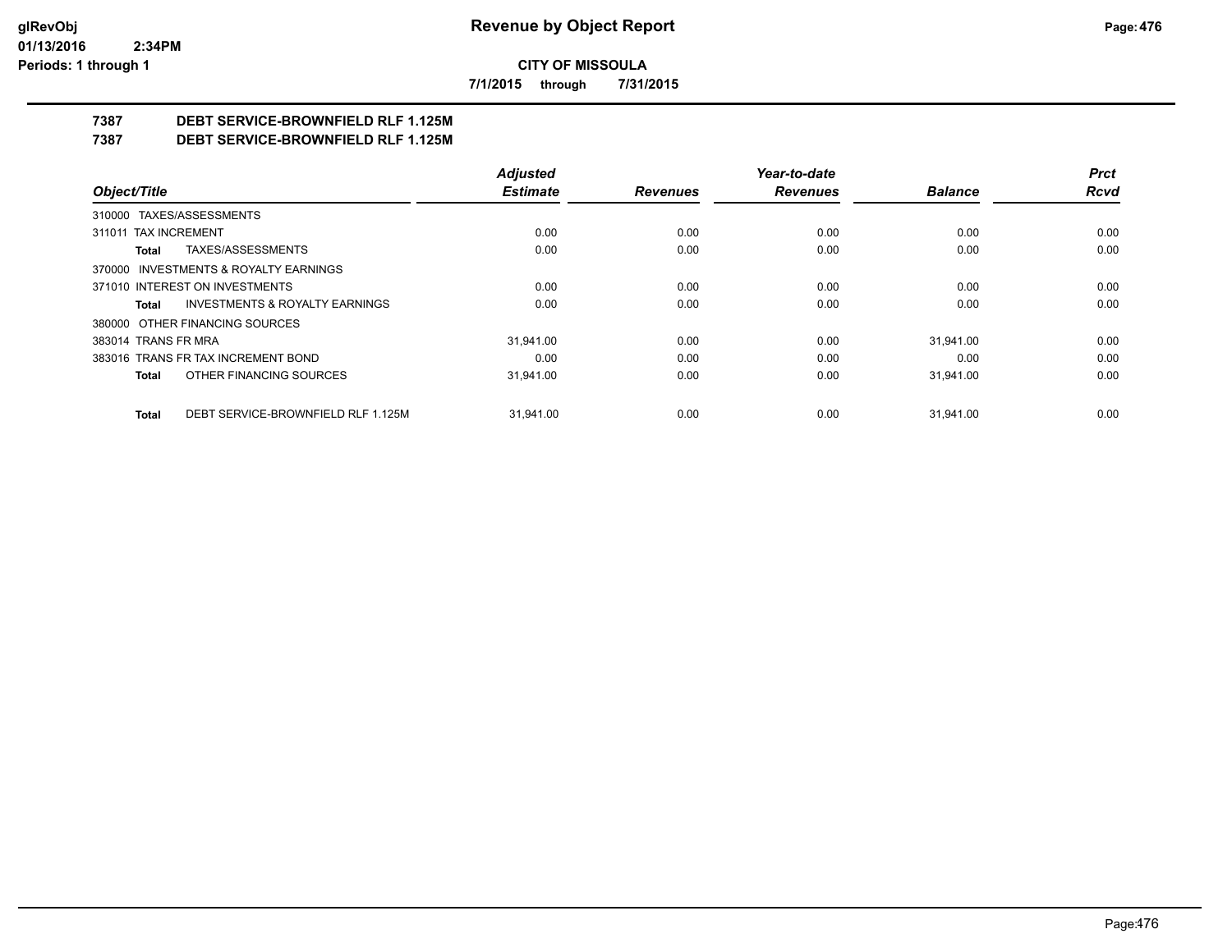**CITY OF MISSOULA**

**7/1/2015 through 7/31/2015**

## 7387 DEBT SERVICE-BROWNFIELD RLF 1.125M
## 7387 DEBT SERVICE-BROWNFIELD RLF 1.125M

| Object/Title | Adjusted Estimate | Revenues | Year-to-date Revenues | Balance | Prct Rcvd |
|---|---|---|---|---|---|
| 310000 TAXES/ASSESSMENTS | | | | | |
| 311011 TAX INCREMENT | 0.00 | 0.00 | 0.00 | 0.00 | 0.00 |
| **Total** TAXES/ASSESSMENTS | 0.00 | 0.00 | 0.00 | 0.00 | 0.00 |
| 370000 INVESTMENTS & ROYALTY EARNINGS | | | | | |
| 371010 INTEREST ON INVESTMENTS | 0.00 | 0.00 | 0.00 | 0.00 | 0.00 |
| **Total** INVESTMENTS & ROYALTY EARNINGS | 0.00 | 0.00 | 0.00 | 0.00 | 0.00 |
| 380000 OTHER FINANCING SOURCES | | | | | |
| 383014 TRANS FR MRA | 31,941.00 | 0.00 | 0.00 | 31,941.00 | 0.00 |
| 383016 TRANS FR TAX INCREMENT BOND | 0.00 | 0.00 | 0.00 | 0.00 | 0.00 |
| **Total** OTHER FINANCING SOURCES | 31,941.00 | 0.00 | 0.00 | 31,941.00 | 0.00 |
| **Total** DEBT SERVICE-BROWNFIELD RLF 1.125M | 31,941.00 | 0.00 | 0.00 | 31,941.00 | 0.00 |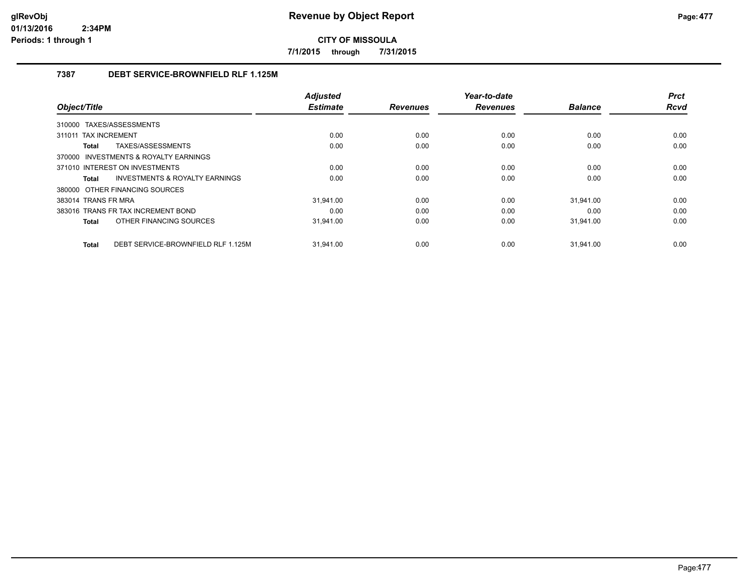**CITY OF MISSOULA**

**7/1/2015 through 7/31/2015**

## 7387 DEBT SERVICE-BROWNFIELD RLF 1.125M

| Object/Title | Adjusted Estimate | Revenues | Year-to-date Revenues | Balance | Prct Rcvd |
|---|---|---|---|---|---|
| 310000 TAXES/ASSESSMENTS | | | | | |
| 311011 TAX INCREMENT | 0.00 | 0.00 | 0.00 | 0.00 | 0.00 |
| **Total** TAXES/ASSESSMENTS | 0.00 | 0.00 | 0.00 | 0.00 | 0.00 |
| 370000 INVESTMENTS & ROYALTY EARNINGS | | | | | |
| 371010 INTEREST ON INVESTMENTS | 0.00 | 0.00 | 0.00 | 0.00 | 0.00 |
| **Total** INVESTMENTS & ROYALTY EARNINGS | 0.00 | 0.00 | 0.00 | 0.00 | 0.00 |
| 380000 OTHER FINANCING SOURCES | | | | | |
| 383014 TRANS FR MRA | 31,941.00 | 0.00 | 0.00 | 31,941.00 | 0.00 |
| 383016 TRANS FR TAX INCREMENT BOND | 0.00 | 0.00 | 0.00 | 0.00 | 0.00 |
| **Total** OTHER FINANCING SOURCES | 31,941.00 | 0.00 | 0.00 | 31,941.00 | 0.00 |
| **Total** DEBT SERVICE-BROWNFIELD RLF 1.125M | 31,941.00 | 0.00 | 0.00 | 31,941.00 | 0.00 |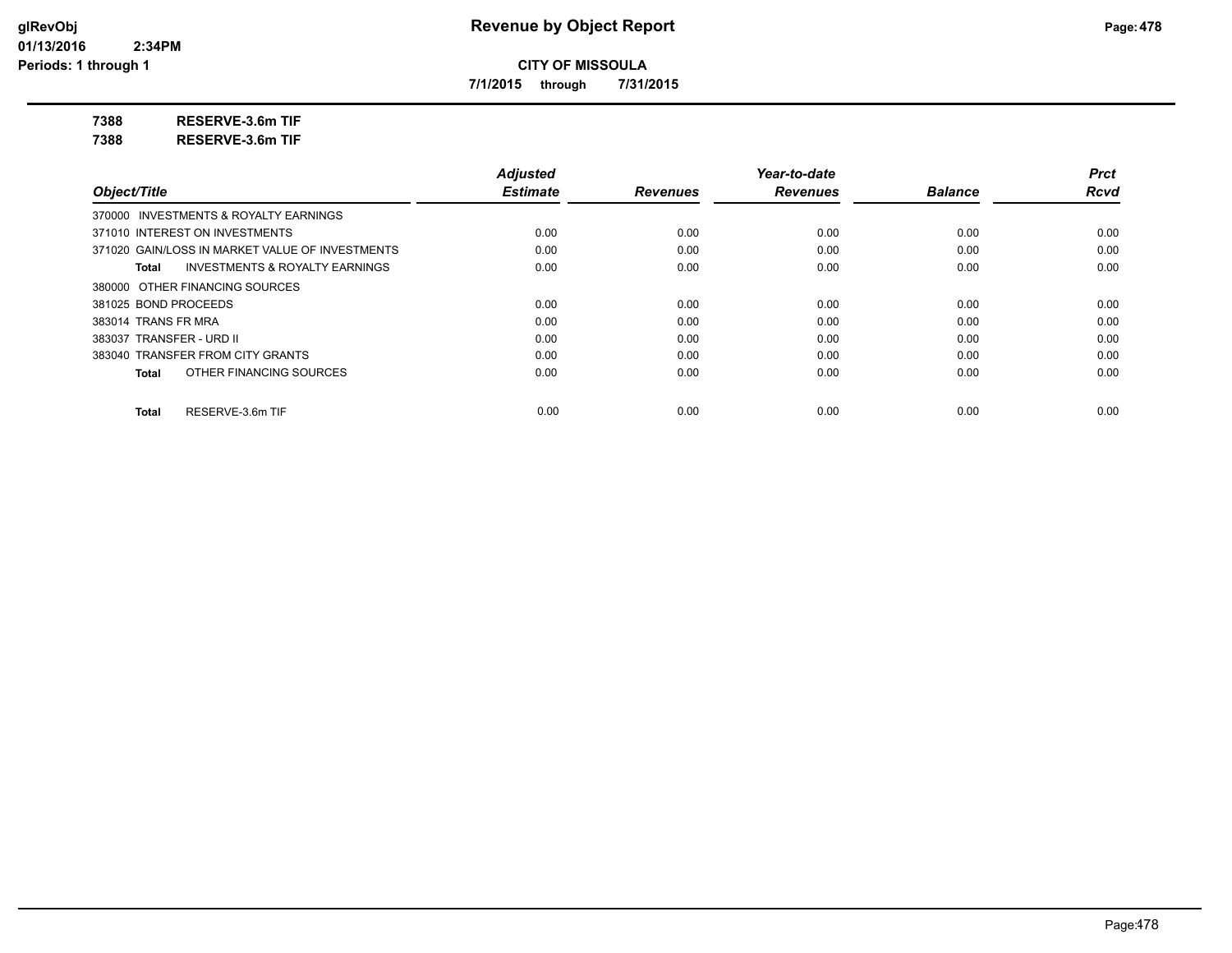**CITY OF MISSOULA**

**7/1/2015 through 7/31/2015**

**7388 RESERVE-3.6m TIF**

**7388 RESERVE-3.6m TIF**

| *Object/Title* | *Adjusted Estimate* | *Revenues* | *Year-to-date Revenues* | *Balance* | *Prct Rcvd* |
|---|---|---|---|---|---|
| 370000 INVESTMENTS & ROYALTY EARNINGS | | | | | |
| 371010 INTEREST ON INVESTMENTS | 0.00 | 0.00 | 0.00 | 0.00 | 0.00 |
| 371020 GAIN/LOSS IN MARKET VALUE OF INVESTMENTS | 0.00 | 0.00 | 0.00 | 0.00 | 0.00 |
| **Total** INVESTMENTS & ROYALTY EARNINGS | 0.00 | 0.00 | 0.00 | 0.00 | 0.00 |
| 380000 OTHER FINANCING SOURCES | | | | | |
| 381025 BOND PROCEEDS | 0.00 | 0.00 | 0.00 | 0.00 | 0.00 |
| 383014 TRANS FR MRA | 0.00 | 0.00 | 0.00 | 0.00 | 0.00 |
| 383037 TRANSFER - URD II | 0.00 | 0.00 | 0.00 | 0.00 | 0.00 |
| 383040 TRANSFER FROM CITY GRANTS | 0.00 | 0.00 | 0.00 | 0.00 | 0.00 |
| **Total** OTHER FINANCING SOURCES | 0.00 | 0.00 | 0.00 | 0.00 | 0.00 |
| **Total** RESERVE-3.6m TIF | 0.00 | 0.00 | 0.00 | 0.00 | 0.00 |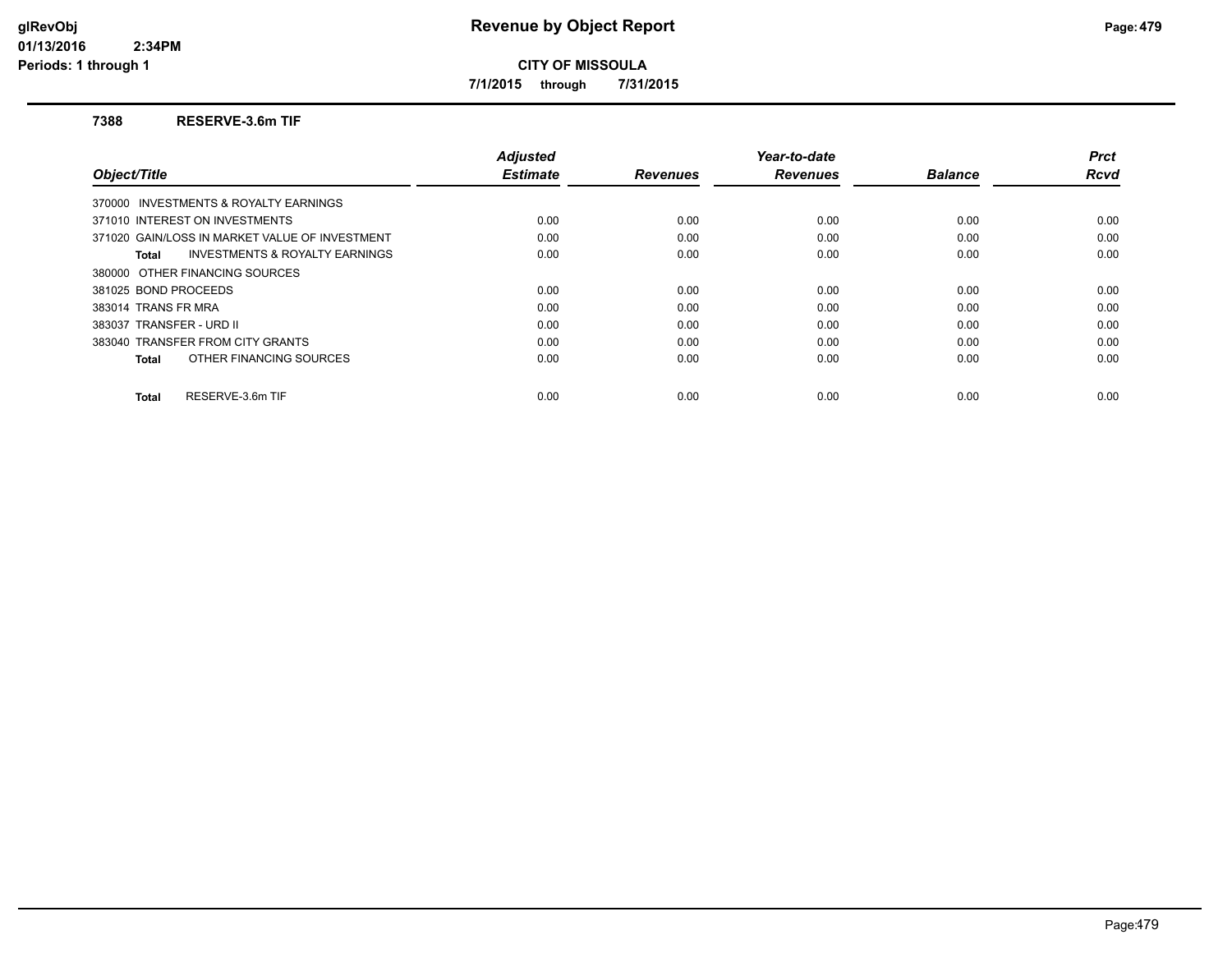# Revenue by Object Report

**CITY OF MISSOULA**

**7/1/2015 through 7/31/2015**

glRevObj
01/13/2016 2:34PM
Periods: 1 through 1

### 7388 RESERVE-3.6m TIF

| Object/Title | Adjusted Estimate | Revenues | Year-to-date Revenues | Balance | Prct Rcvd |
|---|---|---|---|---|---|
| 370000 INVESTMENTS & ROYALTY EARNINGS | | | | | |
| 371010 INTEREST ON INVESTMENTS | 0.00 | 0.00 | 0.00 | 0.00 | 0.00 |
| 371020 GAIN/LOSS IN MARKET VALUE OF INVESTMENT | 0.00 | 0.00 | 0.00 | 0.00 | 0.00 |
| **Total** INVESTMENTS & ROYALTY EARNINGS | 0.00 | 0.00 | 0.00 | 0.00 | 0.00 |
| 380000 OTHER FINANCING SOURCES | | | | | |
| 381025 BOND PROCEEDS | 0.00 | 0.00 | 0.00 | 0.00 | 0.00 |
| 383014 TRANS FR MRA | 0.00 | 0.00 | 0.00 | 0.00 | 0.00 |
| 383037 TRANSFER - URD II | 0.00 | 0.00 | 0.00 | 0.00 | 0.00 |
| 383040 TRANSFER FROM CITY GRANTS | 0.00 | 0.00 | 0.00 | 0.00 | 0.00 |
| **Total** OTHER FINANCING SOURCES | 0.00 | 0.00 | 0.00 | 0.00 | 0.00 |
| **Total** RESERVE-3.6m TIF | 0.00 | 0.00 | 0.00 | 0.00 | 0.00 |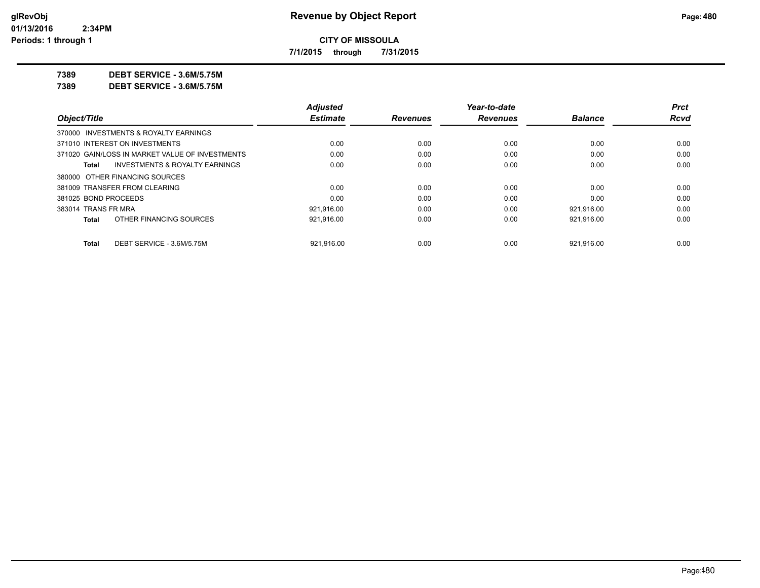# Revenue by Object Report

**CITY OF MISSOULA**

**7/1/2015 through 7/31/2015**

glRevObj
01/13/2016 2:34PM
Periods: 1 through 1

**7389 DEBT SERVICE - 3.6M/5.75M**

**7389 DEBT SERVICE - 3.6M/5.75M**

| Object/Title | Adjusted Estimate | Revenues | Year-to-date Revenues | Balance | Prct Rcvd |
|---|---|---|---|---|---|
| 370000 INVESTMENTS & ROYALTY EARNINGS | | | | | |
| 371010 INTEREST ON INVESTMENTS | 0.00 | 0.00 | 0.00 | 0.00 | 0.00 |
| 371020 GAIN/LOSS IN MARKET VALUE OF INVESTMENTS | 0.00 | 0.00 | 0.00 | 0.00 | 0.00 |
| **Total** INVESTMENTS & ROYALTY EARNINGS | 0.00 | 0.00 | 0.00 | 0.00 | 0.00 |
| 380000 OTHER FINANCING SOURCES | | | | | |
| 381009 TRANSFER FROM CLEARING | 0.00 | 0.00 | 0.00 | 0.00 | 0.00 |
| 381025 BOND PROCEEDS | 0.00 | 0.00 | 0.00 | 0.00 | 0.00 |
| 383014 TRANS FR MRA | 921,916.00 | 0.00 | 0.00 | 921,916.00 | 0.00 |
| **Total** OTHER FINANCING SOURCES | 921,916.00 | 0.00 | 0.00 | 921,916.00 | 0.00 |
| **Total** DEBT SERVICE - 3.6M/5.75M | 921,916.00 | 0.00 | 0.00 | 921,916.00 | 0.00 |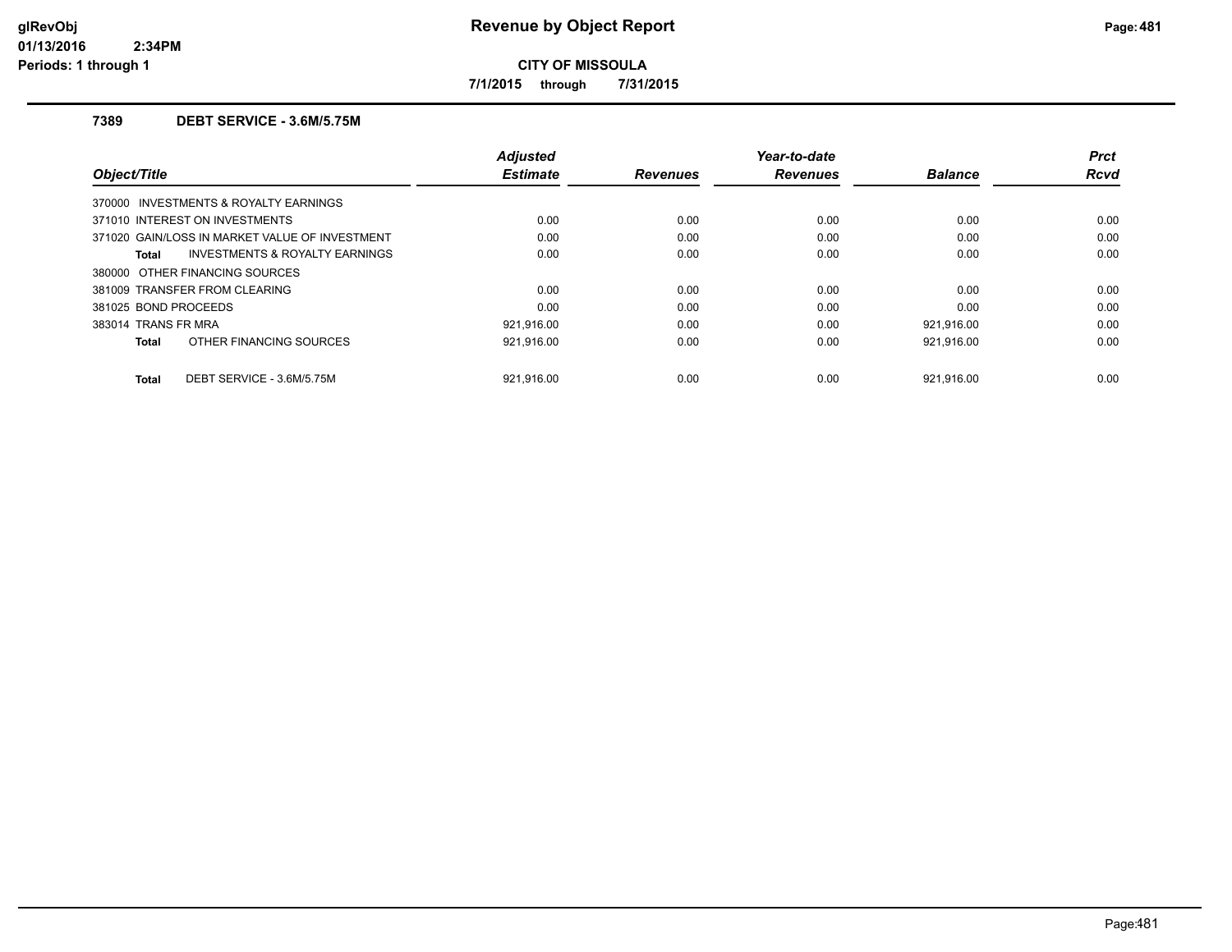# Revenue by Object Report

**CITY OF MISSOULA**

**7/1/2015 through 7/31/2015**

### 7389 DEBT SERVICE - 3.6M/5.75M

| Object/Title | Adjusted Estimate | Revenues | Year-to-date Revenues | Balance | Prct Rcvd |
|---|---|---|---|---|---|
| 370000 INVESTMENTS & ROYALTY EARNINGS | | | | | |
| 371010 INTEREST ON INVESTMENTS | 0.00 | 0.00 | 0.00 | 0.00 | 0.00 |
| 371020 GAIN/LOSS IN MARKET VALUE OF INVESTMENT | 0.00 | 0.00 | 0.00 | 0.00 | 0.00 |
| **Total** INVESTMENTS & ROYALTY EARNINGS | 0.00 | 0.00 | 0.00 | 0.00 | 0.00 |
| 380000 OTHER FINANCING SOURCES | | | | | |
| 381009 TRANSFER FROM CLEARING | 0.00 | 0.00 | 0.00 | 0.00 | 0.00 |
| 381025 BOND PROCEEDS | 0.00 | 0.00 | 0.00 | 0.00 | 0.00 |
| 383014 TRANS FR MRA | 921,916.00 | 0.00 | 0.00 | 921,916.00 | 0.00 |
| **Total** OTHER FINANCING SOURCES | 921,916.00 | 0.00 | 0.00 | 921,916.00 | 0.00 |
| **Total** DEBT SERVICE - 3.6M/5.75M | 921,916.00 | 0.00 | 0.00 | 921,916.00 | 0.00 |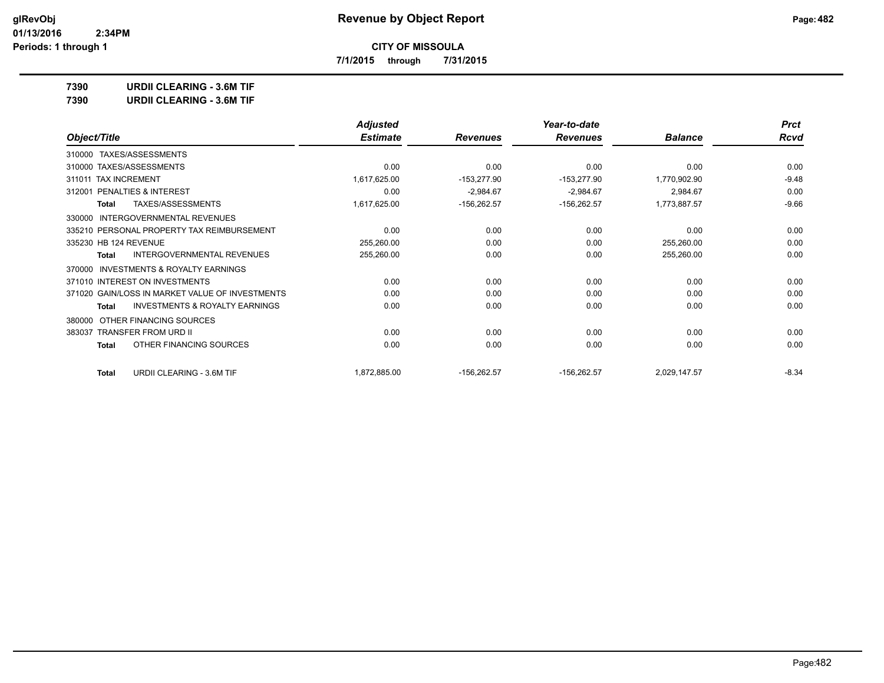# Revenue by Object Report

**CITY OF MISSOULA**

**7/1/2015 through 7/31/2015**

glRevObj
01/13/2016 2:34PM
Periods: 1 through 1

**7390 URDII CLEARING - 3.6M TIF**

**7390 URDII CLEARING - 3.6M TIF**

| Object/Title | Adjusted Estimate | Revenues | Year-to-date Revenues | Balance | Prct Rcvd |
|---|---|---|---|---|---|
| 310000 TAXES/ASSESSMENTS | | | | | |
| 310000 TAXES/ASSESSMENTS | 0.00 | 0.00 | 0.00 | 0.00 | 0.00 |
| 311011 TAX INCREMENT | 1,617,625.00 | -153,277.90 | -153,277.90 | 1,770,902.90 | -9.48 |
| 312001 PENALTIES & INTEREST | 0.00 | -2,984.67 | -2,984.67 | 2,984.67 | 0.00 |
| **Total** TAXES/ASSESSMENTS | 1,617,625.00 | -156,262.57 | -156,262.57 | 1,773,887.57 | -9.66 |
| 330000 INTERGOVERNMENTAL REVENUES | | | | | |
| 335210 PERSONAL PROPERTY TAX REIMBURSEMENT | 0.00 | 0.00 | 0.00 | 0.00 | 0.00 |
| 335230 HB 124 REVENUE | 255,260.00 | 0.00 | 0.00 | 255,260.00 | 0.00 |
| **Total** INTERGOVERNMENTAL REVENUES | 255,260.00 | 0.00 | 0.00 | 255,260.00 | 0.00 |
| 370000 INVESTMENTS & ROYALTY EARNINGS | | | | | |
| 371010 INTEREST ON INVESTMENTS | 0.00 | 0.00 | 0.00 | 0.00 | 0.00 |
| 371020 GAIN/LOSS IN MARKET VALUE OF INVESTMENTS | 0.00 | 0.00 | 0.00 | 0.00 | 0.00 |
| **Total** INVESTMENTS & ROYALTY EARNINGS | 0.00 | 0.00 | 0.00 | 0.00 | 0.00 |
| 380000 OTHER FINANCING SOURCES | | | | | |
| 383037 TRANSFER FROM URD II | 0.00 | 0.00 | 0.00 | 0.00 | 0.00 |
| **Total** OTHER FINANCING SOURCES | 0.00 | 0.00 | 0.00 | 0.00 | 0.00 |
| **Total** URDII CLEARING - 3.6M TIF | 1,872,885.00 | -156,262.57 | -156,262.57 | 2,029,147.57 | -8.34 |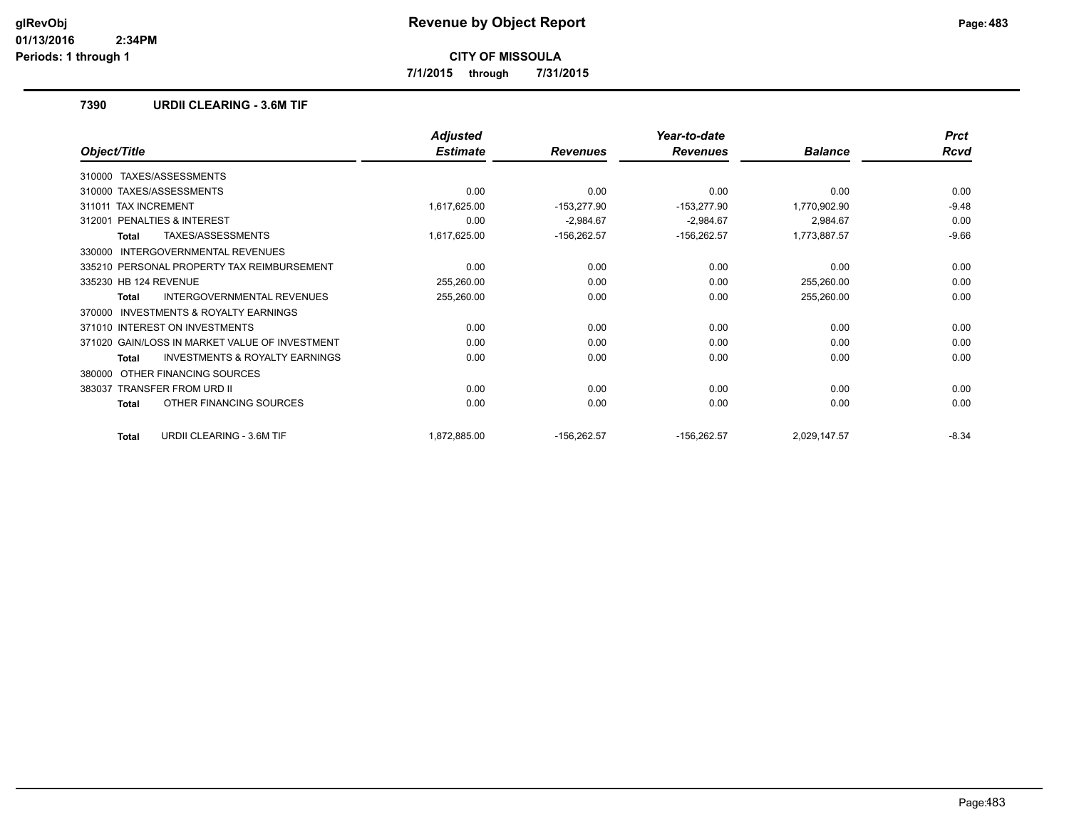# Revenue by Object Report

glRevObj
01/13/2016 2:34PM
Periods: 1 through 1

**CITY OF MISSOULA**

**7/1/2015 through 7/31/2015**

## 7390 URDII CLEARING - 3.6M TIF

| Object/Title | Adjusted Estimate | Revenues | Year-to-date Revenues | Balance | Prct Rcvd |
|---|---|---|---|---|---|
| 310000 TAXES/ASSESSMENTS | | | | | |
| 310000 TAXES/ASSESSMENTS | 0.00 | 0.00 | 0.00 | 0.00 | 0.00 |
| 311011 TAX INCREMENT | 1,617,625.00 | -153,277.90 | -153,277.90 | 1,770,902.90 | -9.48 |
| 312001 PENALTIES & INTEREST | 0.00 | -2,984.67 | -2,984.67 | 2,984.67 | 0.00 |
| **Total** TAXES/ASSESSMENTS | 1,617,625.00 | -156,262.57 | -156,262.57 | 1,773,887.57 | -9.66 |
| 330000 INTERGOVERNMENTAL REVENUES | | | | | |
| 335210 PERSONAL PROPERTY TAX REIMBURSEMENT | 0.00 | 0.00 | 0.00 | 0.00 | 0.00 |
| 335230 HB 124 REVENUE | 255,260.00 | 0.00 | 0.00 | 255,260.00 | 0.00 |
| **Total** INTERGOVERNMENTAL REVENUES | 255,260.00 | 0.00 | 0.00 | 255,260.00 | 0.00 |
| 370000 INVESTMENTS & ROYALTY EARNINGS | | | | | |
| 371010 INTEREST ON INVESTMENTS | 0.00 | 0.00 | 0.00 | 0.00 | 0.00 |
| 371020 GAIN/LOSS IN MARKET VALUE OF INVESTMENT | 0.00 | 0.00 | 0.00 | 0.00 | 0.00 |
| **Total** INVESTMENTS & ROYALTY EARNINGS | 0.00 | 0.00 | 0.00 | 0.00 | 0.00 |
| 380000 OTHER FINANCING SOURCES | | | | | |
| 383037 TRANSFER FROM URD II | 0.00 | 0.00 | 0.00 | 0.00 | 0.00 |
| **Total** OTHER FINANCING SOURCES | 0.00 | 0.00 | 0.00 | 0.00 | 0.00 |
| **Total** URDII CLEARING - 3.6M TIF | 1,872,885.00 | -156,262.57 | -156,262.57 | 2,029,147.57 | -8.34 |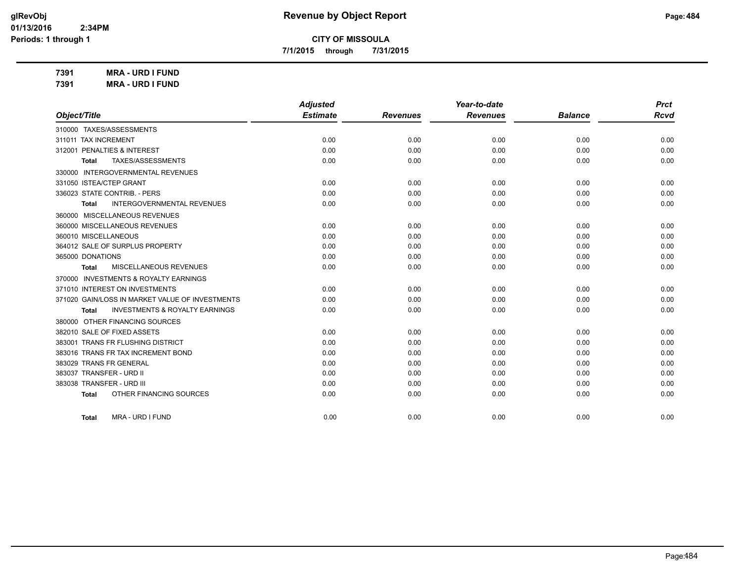**CITY OF MISSOULA**

**7/1/2015 through 7/31/2015**

**7391 MRA - URD I FUND**

**7391 MRA - URD I FUND**

| Object/Title | Adjusted Estimate | Revenues | Year-to-date Revenues | Balance | Prct Rcvd |
|---|---|---|---|---|---|
| 310000 TAXES/ASSESSMENTS | | | | | |
| 311011 TAX INCREMENT | 0.00 | 0.00 | 0.00 | 0.00 | 0.00 |
| 312001 PENALTIES & INTEREST | 0.00 | 0.00 | 0.00 | 0.00 | 0.00 |
| **Total** TAXES/ASSESSMENTS | 0.00 | 0.00 | 0.00 | 0.00 | 0.00 |
| 330000 INTERGOVERNMENTAL REVENUES | | | | | |
| 331050 ISTEA/CTEP GRANT | 0.00 | 0.00 | 0.00 | 0.00 | 0.00 |
| 336023 STATE CONTRIB. - PERS | 0.00 | 0.00 | 0.00 | 0.00 | 0.00 |
| **Total** INTERGOVERNMENTAL REVENUES | 0.00 | 0.00 | 0.00 | 0.00 | 0.00 |
| 360000 MISCELLANEOUS REVENUES | | | | | |
| 360000 MISCELLANEOUS REVENUES | 0.00 | 0.00 | 0.00 | 0.00 | 0.00 |
| 360010 MISCELLANEOUS | 0.00 | 0.00 | 0.00 | 0.00 | 0.00 |
| 364012 SALE OF SURPLUS PROPERTY | 0.00 | 0.00 | 0.00 | 0.00 | 0.00 |
| 365000 DONATIONS | 0.00 | 0.00 | 0.00 | 0.00 | 0.00 |
| **Total** MISCELLANEOUS REVENUES | 0.00 | 0.00 | 0.00 | 0.00 | 0.00 |
| 370000 INVESTMENTS & ROYALTY EARNINGS | | | | | |
| 371010 INTEREST ON INVESTMENTS | 0.00 | 0.00 | 0.00 | 0.00 | 0.00 |
| 371020 GAIN/LOSS IN MARKET VALUE OF INVESTMENTS | 0.00 | 0.00 | 0.00 | 0.00 | 0.00 |
| **Total** INVESTMENTS & ROYALTY EARNINGS | 0.00 | 0.00 | 0.00 | 0.00 | 0.00 |
| 380000 OTHER FINANCING SOURCES | | | | | |
| 382010 SALE OF FIXED ASSETS | 0.00 | 0.00 | 0.00 | 0.00 | 0.00 |
| 383001 TRANS FR FLUSHING DISTRICT | 0.00 | 0.00 | 0.00 | 0.00 | 0.00 |
| 383016 TRANS FR TAX INCREMENT BOND | 0.00 | 0.00 | 0.00 | 0.00 | 0.00 |
| 383029 TRANS FR GENERAL | 0.00 | 0.00 | 0.00 | 0.00 | 0.00 |
| 383037 TRANSFER - URD II | 0.00 | 0.00 | 0.00 | 0.00 | 0.00 |
| 383038 TRANSFER - URD III | 0.00 | 0.00 | 0.00 | 0.00 | 0.00 |
| **Total** OTHER FINANCING SOURCES | 0.00 | 0.00 | 0.00 | 0.00 | 0.00 |
| **Total** MRA - URD I FUND | 0.00 | 0.00 | 0.00 | 0.00 | 0.00 |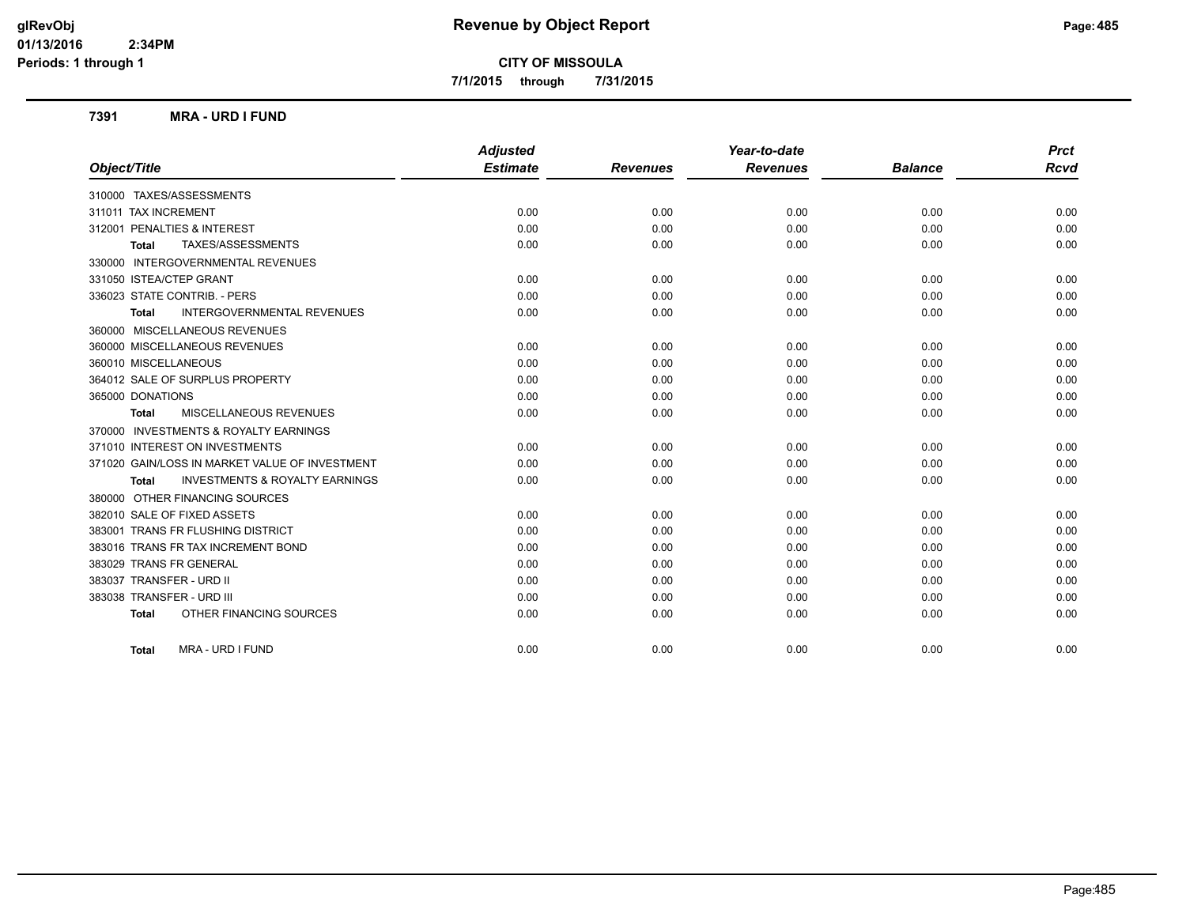**CITY OF MISSOULA**

**7/1/2015 through 7/31/2015**

## 7391 MRA - URD I FUND

| Object/Title | Adjusted Estimate | Revenues | Year-to-date Revenues | Balance | Prct Rcvd |
|---|---|---|---|---|---|
| 310000 TAXES/ASSESSMENTS | | | | | |
| 311011 TAX INCREMENT | 0.00 | 0.00 | 0.00 | 0.00 | 0.00 |
| 312001 PENALTIES & INTEREST | 0.00 | 0.00 | 0.00 | 0.00 | 0.00 |
| **Total** TAXES/ASSESSMENTS | 0.00 | 0.00 | 0.00 | 0.00 | 0.00 |
| 330000 INTERGOVERNMENTAL REVENUES | | | | | |
| 331050 ISTEA/CTEP GRANT | 0.00 | 0.00 | 0.00 | 0.00 | 0.00 |
| 336023 STATE CONTRIB. - PERS | 0.00 | 0.00 | 0.00 | 0.00 | 0.00 |
| **Total** INTERGOVERNMENTAL REVENUES | 0.00 | 0.00 | 0.00 | 0.00 | 0.00 |
| 360000 MISCELLANEOUS REVENUES | | | | | |
| 360000 MISCELLANEOUS REVENUES | 0.00 | 0.00 | 0.00 | 0.00 | 0.00 |
| 360010 MISCELLANEOUS | 0.00 | 0.00 | 0.00 | 0.00 | 0.00 |
| 364012 SALE OF SURPLUS PROPERTY | 0.00 | 0.00 | 0.00 | 0.00 | 0.00 |
| 365000 DONATIONS | 0.00 | 0.00 | 0.00 | 0.00 | 0.00 |
| **Total** MISCELLANEOUS REVENUES | 0.00 | 0.00 | 0.00 | 0.00 | 0.00 |
| 370000 INVESTMENTS & ROYALTY EARNINGS | | | | | |
| 371010 INTEREST ON INVESTMENTS | 0.00 | 0.00 | 0.00 | 0.00 | 0.00 |
| 371020 GAIN/LOSS IN MARKET VALUE OF INVESTMENT | 0.00 | 0.00 | 0.00 | 0.00 | 0.00 |
| **Total** INVESTMENTS & ROYALTY EARNINGS | 0.00 | 0.00 | 0.00 | 0.00 | 0.00 |
| 380000 OTHER FINANCING SOURCES | | | | | |
| 382010 SALE OF FIXED ASSETS | 0.00 | 0.00 | 0.00 | 0.00 | 0.00 |
| 383001 TRANS FR FLUSHING DISTRICT | 0.00 | 0.00 | 0.00 | 0.00 | 0.00 |
| 383016 TRANS FR TAX INCREMENT BOND | 0.00 | 0.00 | 0.00 | 0.00 | 0.00 |
| 383029 TRANS FR GENERAL | 0.00 | 0.00 | 0.00 | 0.00 | 0.00 |
| 383037 TRANSFER - URD II | 0.00 | 0.00 | 0.00 | 0.00 | 0.00 |
| 383038 TRANSFER - URD III | 0.00 | 0.00 | 0.00 | 0.00 | 0.00 |
| **Total** OTHER FINANCING SOURCES | 0.00 | 0.00 | 0.00 | 0.00 | 0.00 |
| **Total** MRA - URD I FUND | 0.00 | 0.00 | 0.00 | 0.00 | 0.00 |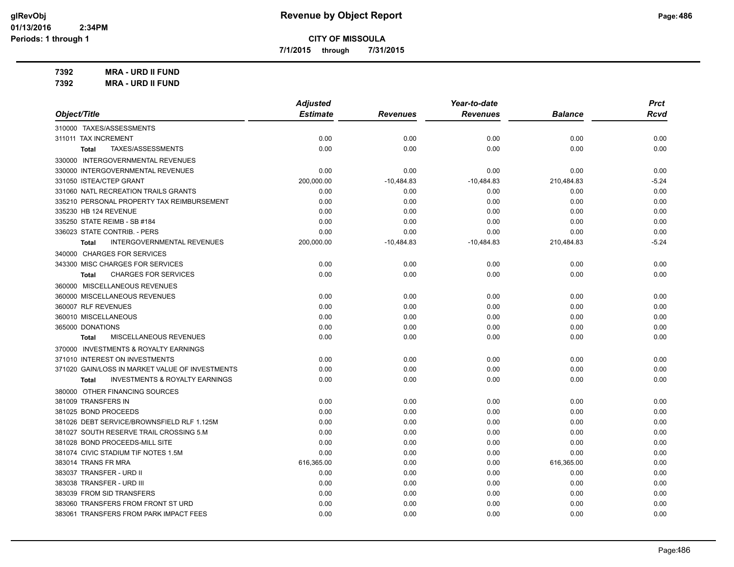# Revenue by Object Report

**CITY OF MISSOULA**

7/1/2015 through 7/31/2015

**7392 MRA - URD II FUND**

**7392 MRA - URD II FUND**

| Object/Title | Adjusted Estimate | Revenues | Year-to-date Revenues | Balance | Prct Rcvd |
|---|---|---|---|---|---|
| 310000 TAXES/ASSESSMENTS | | | | | |
| 311011 TAX INCREMENT | 0.00 | 0.00 | 0.00 | 0.00 | 0.00 |
| **Total** TAXES/ASSESSMENTS | 0.00 | 0.00 | 0.00 | 0.00 | 0.00 |
| 330000 INTERGOVERNMENTAL REVENUES | | | | | |
| 330000 INTERGOVERNMENTAL REVENUES | 0.00 | 0.00 | 0.00 | 0.00 | 0.00 |
| 331050 ISTEA/CTEP GRANT | 200,000.00 | -10,484.83 | -10,484.83 | 210,484.83 | -5.24 |
| 331060 NATL RECREATION TRAILS GRANTS | 0.00 | 0.00 | 0.00 | 0.00 | 0.00 |
| 335210 PERSONAL PROPERTY TAX REIMBURSEMENT | 0.00 | 0.00 | 0.00 | 0.00 | 0.00 |
| 335230 HB 124 REVENUE | 0.00 | 0.00 | 0.00 | 0.00 | 0.00 |
| 335250 STATE REIMB - SB #184 | 0.00 | 0.00 | 0.00 | 0.00 | 0.00 |
| 336023 STATE CONTRIB. - PERS | 0.00 | 0.00 | 0.00 | 0.00 | 0.00 |
| **Total** INTERGOVERNMENTAL REVENUES | 200,000.00 | -10,484.83 | -10,484.83 | 210,484.83 | -5.24 |
| 340000 CHARGES FOR SERVICES | | | | | |
| 343300 MISC CHARGES FOR SERVICES | 0.00 | 0.00 | 0.00 | 0.00 | 0.00 |
| **Total** CHARGES FOR SERVICES | 0.00 | 0.00 | 0.00 | 0.00 | 0.00 |
| 360000 MISCELLANEOUS REVENUES | | | | | |
| 360000 MISCELLANEOUS REVENUES | 0.00 | 0.00 | 0.00 | 0.00 | 0.00 |
| 360007 RLF REVENUES | 0.00 | 0.00 | 0.00 | 0.00 | 0.00 |
| 360010 MISCELLANEOUS | 0.00 | 0.00 | 0.00 | 0.00 | 0.00 |
| 365000 DONATIONS | 0.00 | 0.00 | 0.00 | 0.00 | 0.00 |
| **Total** MISCELLANEOUS REVENUES | 0.00 | 0.00 | 0.00 | 0.00 | 0.00 |
| 370000 INVESTMENTS & ROYALTY EARNINGS | | | | | |
| 371010 INTEREST ON INVESTMENTS | 0.00 | 0.00 | 0.00 | 0.00 | 0.00 |
| 371020 GAIN/LOSS IN MARKET VALUE OF INVESTMENTS | 0.00 | 0.00 | 0.00 | 0.00 | 0.00 |
| **Total** INVESTMENTS & ROYALTY EARNINGS | 0.00 | 0.00 | 0.00 | 0.00 | 0.00 |
| 380000 OTHER FINANCING SOURCES | | | | | |
| 381009 TRANSFERS IN | 0.00 | 0.00 | 0.00 | 0.00 | 0.00 |
| 381025 BOND PROCEEDS | 0.00 | 0.00 | 0.00 | 0.00 | 0.00 |
| 381026 DEBT SERVICE/BROWNSFIELD RLF 1.125M | 0.00 | 0.00 | 0.00 | 0.00 | 0.00 |
| 381027 SOUTH RESERVE TRAIL CROSSING 5.M | 0.00 | 0.00 | 0.00 | 0.00 | 0.00 |
| 381028 BOND PROCEEDS-MILL SITE | 0.00 | 0.00 | 0.00 | 0.00 | 0.00 |
| 381074 CIVIC STADIUM TIF NOTES 1.5M | 0.00 | 0.00 | 0.00 | 0.00 | 0.00 |
| 383014 TRANS FR MRA | 616,365.00 | 0.00 | 0.00 | 616,365.00 | 0.00 |
| 383037 TRANSFER - URD II | 0.00 | 0.00 | 0.00 | 0.00 | 0.00 |
| 383038 TRANSFER - URD III | 0.00 | 0.00 | 0.00 | 0.00 | 0.00 |
| 383039 FROM SID TRANSFERS | 0.00 | 0.00 | 0.00 | 0.00 | 0.00 |
| 383060 TRANSFERS FROM FRONT ST URD | 0.00 | 0.00 | 0.00 | 0.00 | 0.00 |
| 383061 TRANSFERS FROM PARK IMPACT FEES | 0.00 | 0.00 | 0.00 | 0.00 | 0.00 |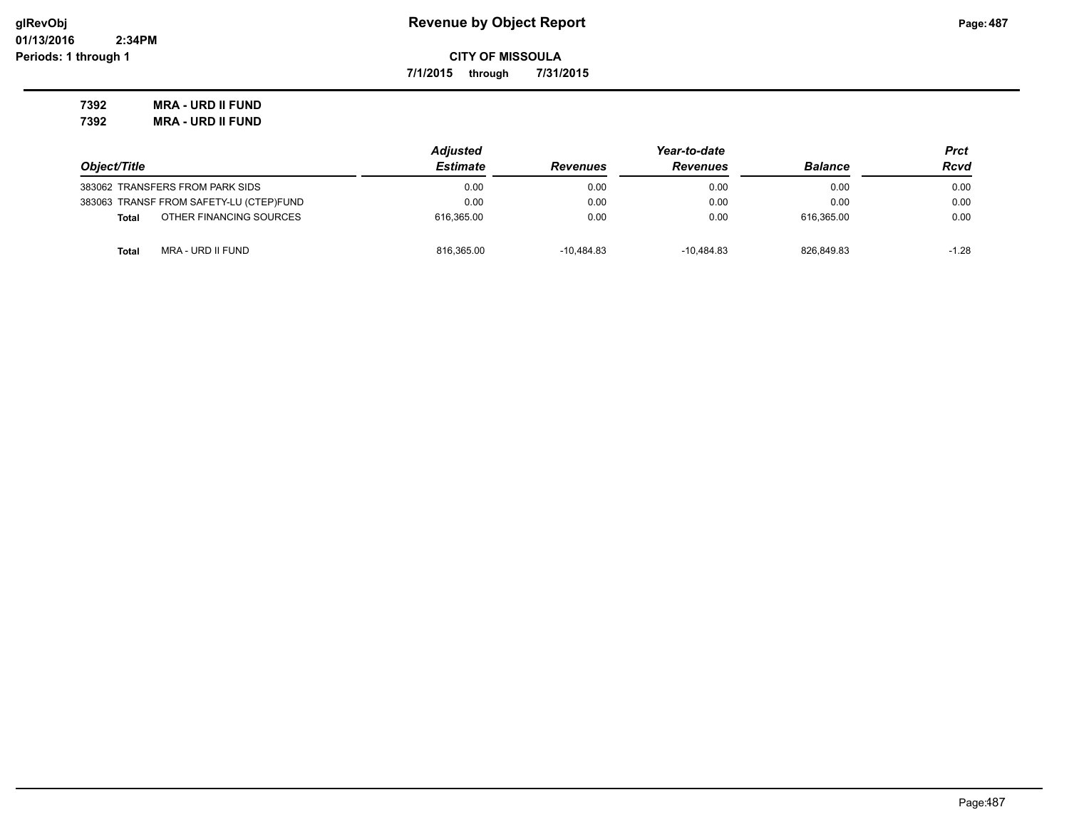**7392 MRA - URD II FUND**

**7392 MRA - URD II FUND**

| Object/Title | Adjusted Estimate | Revenues | Year-to-date Revenues | Balance | Prct Rcvd |
|---|---|---|---|---|---|
| 383062 TRANSFERS FROM PARK SIDS | 0.00 | 0.00 | 0.00 | 0.00 | 0.00 |
| 383063 TRANSF FROM SAFETY-LU (CTEP)FUND | 0.00 | 0.00 | 0.00 | 0.00 | 0.00 |
| **Total** OTHER FINANCING SOURCES | 616,365.00 | 0.00 | 0.00 | 616,365.00 | 0.00 |
| **Total** MRA - URD II FUND | 816,365.00 | -10,484.83 | -10,484.83 | 826,849.83 | -1.28 |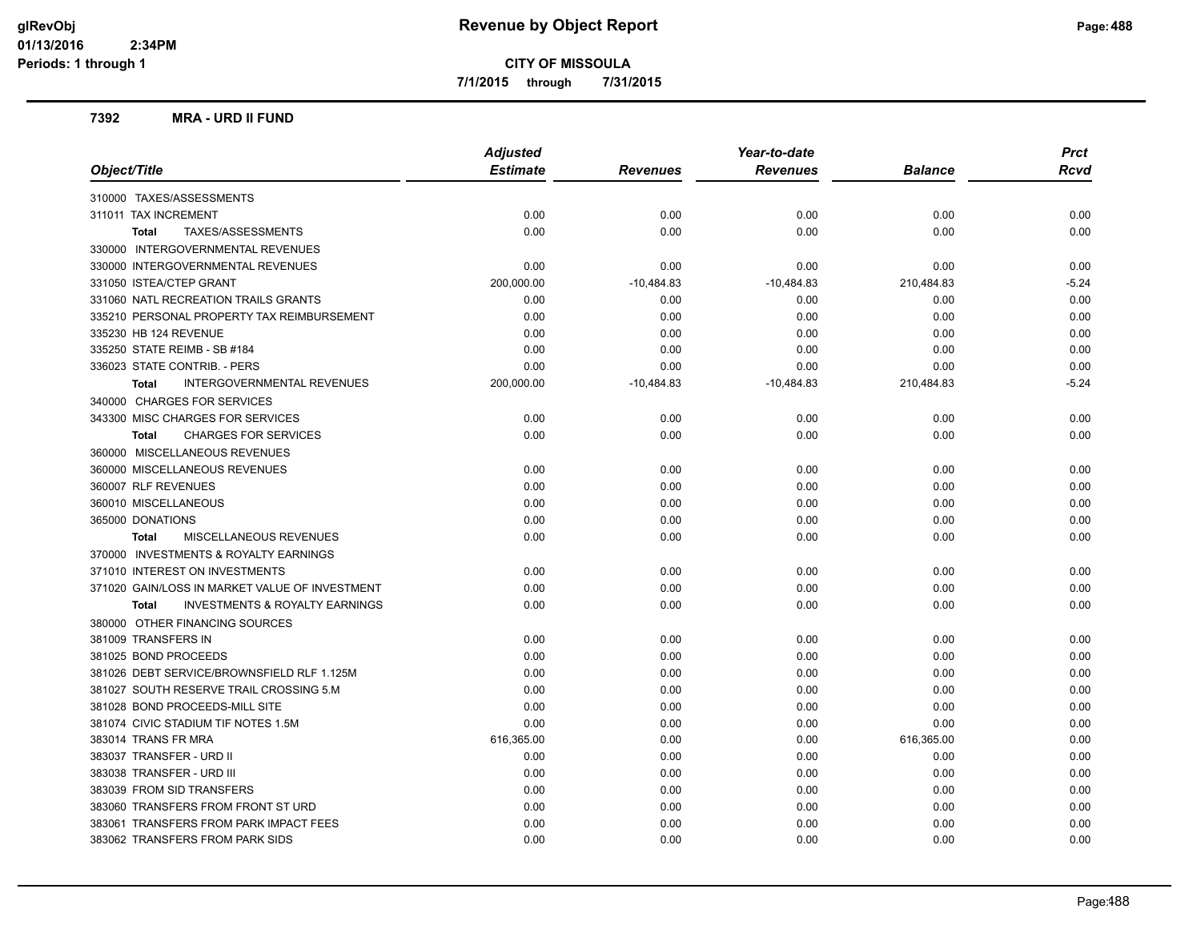# Revenue by Object Report

**CITY OF MISSOULA**

**7/1/2015 through 7/31/2015**

glRevObj
01/13/2016 2:34PM
Periods: 1 through 1

## 7392 MRA - URD II FUND

| Object/Title | Adjusted Estimate | Revenues | Year-to-date Revenues | Balance | Prct Rcvd |
|---|---|---|---|---|---|
| 310000 TAXES/ASSESSMENTS | | | | | |
| 311011 TAX INCREMENT | 0.00 | 0.00 | 0.00 | 0.00 | 0.00 |
| **Total** TAXES/ASSESSMENTS | 0.00 | 0.00 | 0.00 | 0.00 | 0.00 |
| 330000 INTERGOVERNMENTAL REVENUES | | | | | |
| 330000 INTERGOVERNMENTAL REVENUES | 0.00 | 0.00 | 0.00 | 0.00 | 0.00 |
| 331050 ISTEA/CTEP GRANT | 200,000.00 | -10,484.83 | -10,484.83 | 210,484.83 | -5.24 |
| 331060 NATL RECREATION TRAILS GRANTS | 0.00 | 0.00 | 0.00 | 0.00 | 0.00 |
| 335210 PERSONAL PROPERTY TAX REIMBURSEMENT | 0.00 | 0.00 | 0.00 | 0.00 | 0.00 |
| 335230 HB 124 REVENUE | 0.00 | 0.00 | 0.00 | 0.00 | 0.00 |
| 335250 STATE REIMB - SB #184 | 0.00 | 0.00 | 0.00 | 0.00 | 0.00 |
| 336023 STATE CONTRIB. - PERS | 0.00 | 0.00 | 0.00 | 0.00 | 0.00 |
| **Total** INTERGOVERNMENTAL REVENUES | 200,000.00 | -10,484.83 | -10,484.83 | 210,484.83 | -5.24 |
| 340000 CHARGES FOR SERVICES | | | | | |
| 343300 MISC CHARGES FOR SERVICES | 0.00 | 0.00 | 0.00 | 0.00 | 0.00 |
| **Total** CHARGES FOR SERVICES | 0.00 | 0.00 | 0.00 | 0.00 | 0.00 |
| 360000 MISCELLANEOUS REVENUES | | | | | |
| 360000 MISCELLANEOUS REVENUES | 0.00 | 0.00 | 0.00 | 0.00 | 0.00 |
| 360007 RLF REVENUES | 0.00 | 0.00 | 0.00 | 0.00 | 0.00 |
| 360010 MISCELLANEOUS | 0.00 | 0.00 | 0.00 | 0.00 | 0.00 |
| 365000 DONATIONS | 0.00 | 0.00 | 0.00 | 0.00 | 0.00 |
| **Total** MISCELLANEOUS REVENUES | 0.00 | 0.00 | 0.00 | 0.00 | 0.00 |
| 370000 INVESTMENTS & ROYALTY EARNINGS | | | | | |
| 371010 INTEREST ON INVESTMENTS | 0.00 | 0.00 | 0.00 | 0.00 | 0.00 |
| 371020 GAIN/LOSS IN MARKET VALUE OF INVESTMENT | 0.00 | 0.00 | 0.00 | 0.00 | 0.00 |
| **Total** INVESTMENTS & ROYALTY EARNINGS | 0.00 | 0.00 | 0.00 | 0.00 | 0.00 |
| 380000 OTHER FINANCING SOURCES | | | | | |
| 381009 TRANSFERS IN | 0.00 | 0.00 | 0.00 | 0.00 | 0.00 |
| 381025 BOND PROCEEDS | 0.00 | 0.00 | 0.00 | 0.00 | 0.00 |
| 381026 DEBT SERVICE/BROWNSFIELD RLF 1.125M | 0.00 | 0.00 | 0.00 | 0.00 | 0.00 |
| 381027 SOUTH RESERVE TRAIL CROSSING 5.M | 0.00 | 0.00 | 0.00 | 0.00 | 0.00 |
| 381028 BOND PROCEEDS-MILL SITE | 0.00 | 0.00 | 0.00 | 0.00 | 0.00 |
| 381074 CIVIC STADIUM TIF NOTES 1.5M | 0.00 | 0.00 | 0.00 | 0.00 | 0.00 |
| 383014 TRANS FR MRA | 616,365.00 | 0.00 | 0.00 | 616,365.00 | 0.00 |
| 383037 TRANSFER - URD II | 0.00 | 0.00 | 0.00 | 0.00 | 0.00 |
| 383038 TRANSFER - URD III | 0.00 | 0.00 | 0.00 | 0.00 | 0.00 |
| 383039 FROM SID TRANSFERS | 0.00 | 0.00 | 0.00 | 0.00 | 0.00 |
| 383060 TRANSFERS FROM FRONT ST URD | 0.00 | 0.00 | 0.00 | 0.00 | 0.00 |
| 383061 TRANSFERS FROM PARK IMPACT FEES | 0.00 | 0.00 | 0.00 | 0.00 | 0.00 |
| 383062 TRANSFERS FROM PARK SIDS | 0.00 | 0.00 | 0.00 | 0.00 | 0.00 |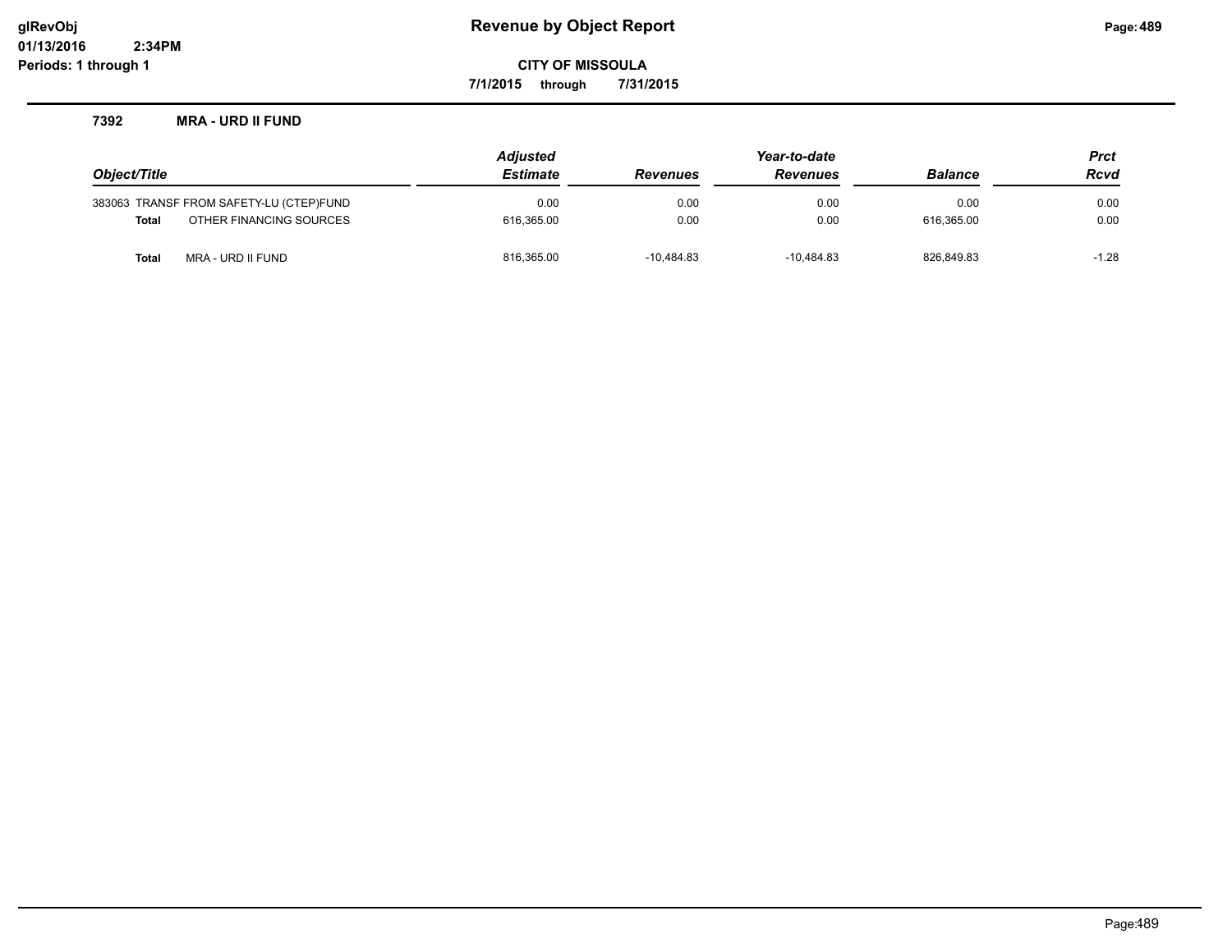# Revenue by Object Report

glRevObj
01/13/2016 2:34PM
Periods: 1 through 1

**CITY OF MISSOULA**

**7/1/2015 through 7/31/2015**

## 7392 MRA - URD II FUND

| Object/Title | Adjusted Estimate | Revenues | Year-to-date Revenues | Balance | Prct Rcvd |
|---|---|---|---|---|---|
| 383063 TRANSF FROM SAFETY-LU (CTEP)FUND | 0.00 | 0.00 | 0.00 | 0.00 | 0.00 |
| **Total** OTHER FINANCING SOURCES | 616,365.00 | 0.00 | 0.00 | 616,365.00 | 0.00 |
| **Total** MRA - URD II FUND | 816,365.00 | -10,484.83 | -10,484.83 | 826,849.83 | -1.28 |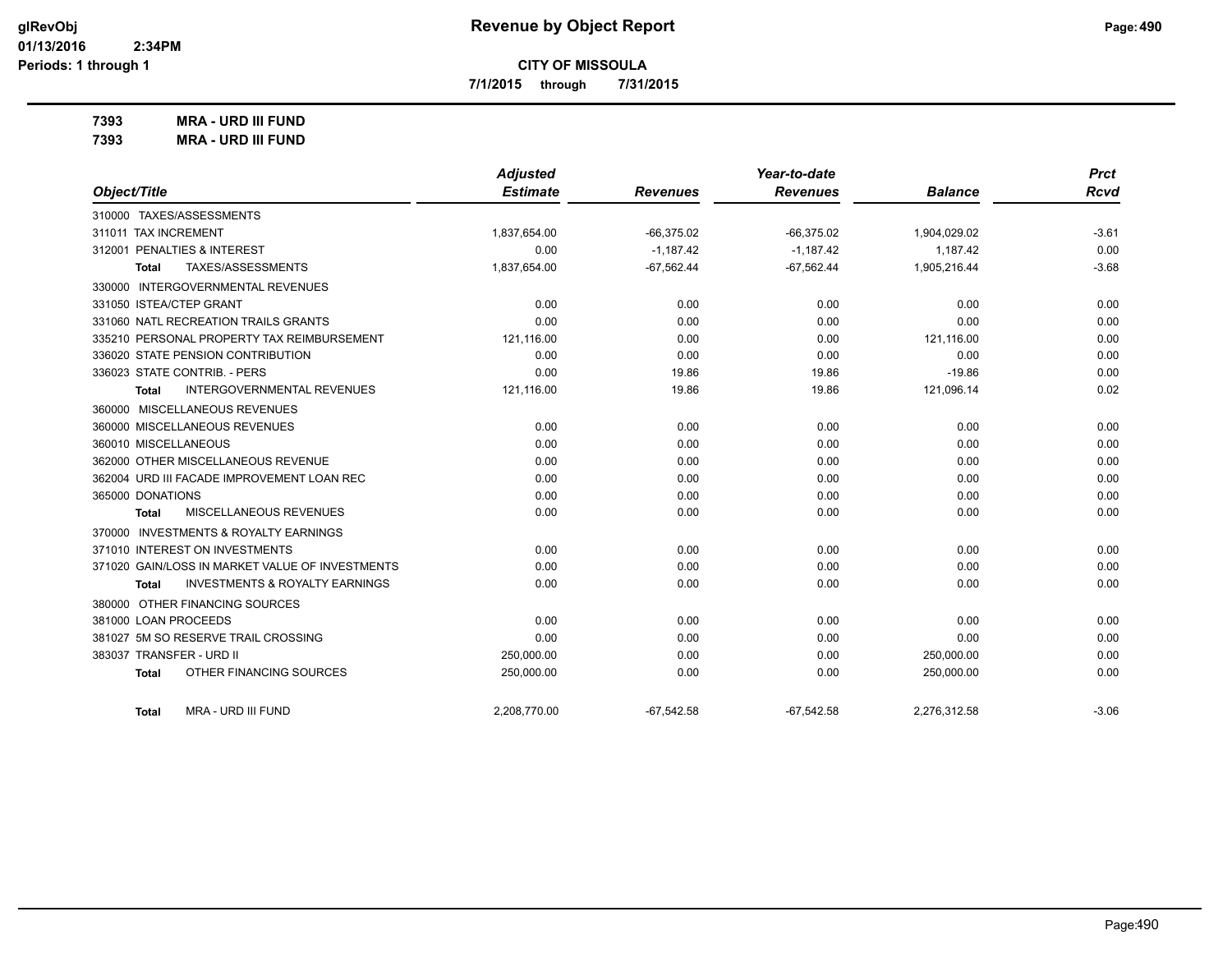# Revenue by Object Report

**CITY OF MISSOULA**

**7/1/2015 through 7/31/2015**

glRevObj
01/13/2016 2:34PM
Periods: 1 through 1

**7393 MRA - URD III FUND**

**7393 MRA - URD III FUND**

| Object/Title | Adjusted Estimate | Revenues | Year-to-date Revenues | Balance | Prct Rcvd |
|---|---|---|---|---|---|
| 310000 TAXES/ASSESSMENTS | | | | | |
| 311011 TAX INCREMENT | 1,837,654.00 | -66,375.02 | -66,375.02 | 1,904,029.02 | -3.61 |
| 312001 PENALTIES & INTEREST | 0.00 | -1,187.42 | -1,187.42 | 1,187.42 | 0.00 |
| **Total** TAXES/ASSESSMENTS | 1,837,654.00 | -67,562.44 | -67,562.44 | 1,905,216.44 | -3.68 |
| 330000 INTERGOVERNMENTAL REVENUES | | | | | |
| 331050 ISTEA/CTEP GRANT | 0.00 | 0.00 | 0.00 | 0.00 | 0.00 |
| 331060 NATL RECREATION TRAILS GRANTS | 0.00 | 0.00 | 0.00 | 0.00 | 0.00 |
| 335210 PERSONAL PROPERTY TAX REIMBURSEMENT | 121,116.00 | 0.00 | 0.00 | 121,116.00 | 0.00 |
| 336020 STATE PENSION CONTRIBUTION | 0.00 | 0.00 | 0.00 | 0.00 | 0.00 |
| 336023 STATE CONTRIB. - PERS | 0.00 | 19.86 | 19.86 | -19.86 | 0.00 |
| **Total** INTERGOVERNMENTAL REVENUES | 121,116.00 | 19.86 | 19.86 | 121,096.14 | 0.02 |
| 360000 MISCELLANEOUS REVENUES | | | | | |
| 360000 MISCELLANEOUS REVENUES | 0.00 | 0.00 | 0.00 | 0.00 | 0.00 |
| 360010 MISCELLANEOUS | 0.00 | 0.00 | 0.00 | 0.00 | 0.00 |
| 362000 OTHER MISCELLANEOUS REVENUE | 0.00 | 0.00 | 0.00 | 0.00 | 0.00 |
| 362004 URD III FACADE IMPROVEMENT LOAN REC | 0.00 | 0.00 | 0.00 | 0.00 | 0.00 |
| 365000 DONATIONS | 0.00 | 0.00 | 0.00 | 0.00 | 0.00 |
| **Total** MISCELLANEOUS REVENUES | 0.00 | 0.00 | 0.00 | 0.00 | 0.00 |
| 370000 INVESTMENTS & ROYALTY EARNINGS | | | | | |
| 371010 INTEREST ON INVESTMENTS | 0.00 | 0.00 | 0.00 | 0.00 | 0.00 |
| 371020 GAIN/LOSS IN MARKET VALUE OF INVESTMENTS | 0.00 | 0.00 | 0.00 | 0.00 | 0.00 |
| **Total** INVESTMENTS & ROYALTY EARNINGS | 0.00 | 0.00 | 0.00 | 0.00 | 0.00 |
| 380000 OTHER FINANCING SOURCES | | | | | |
| 381000 LOAN PROCEEDS | 0.00 | 0.00 | 0.00 | 0.00 | 0.00 |
| 381027 5M SO RESERVE TRAIL CROSSING | 0.00 | 0.00 | 0.00 | 0.00 | 0.00 |
| 383037 TRANSFER - URD II | 250,000.00 | 0.00 | 0.00 | 250,000.00 | 0.00 |
| **Total** OTHER FINANCING SOURCES | 250,000.00 | 0.00 | 0.00 | 250,000.00 | 0.00 |
| **Total** MRA - URD III FUND | 2,208,770.00 | -67,542.58 | -67,542.58 | 2,276,312.58 | -3.06 |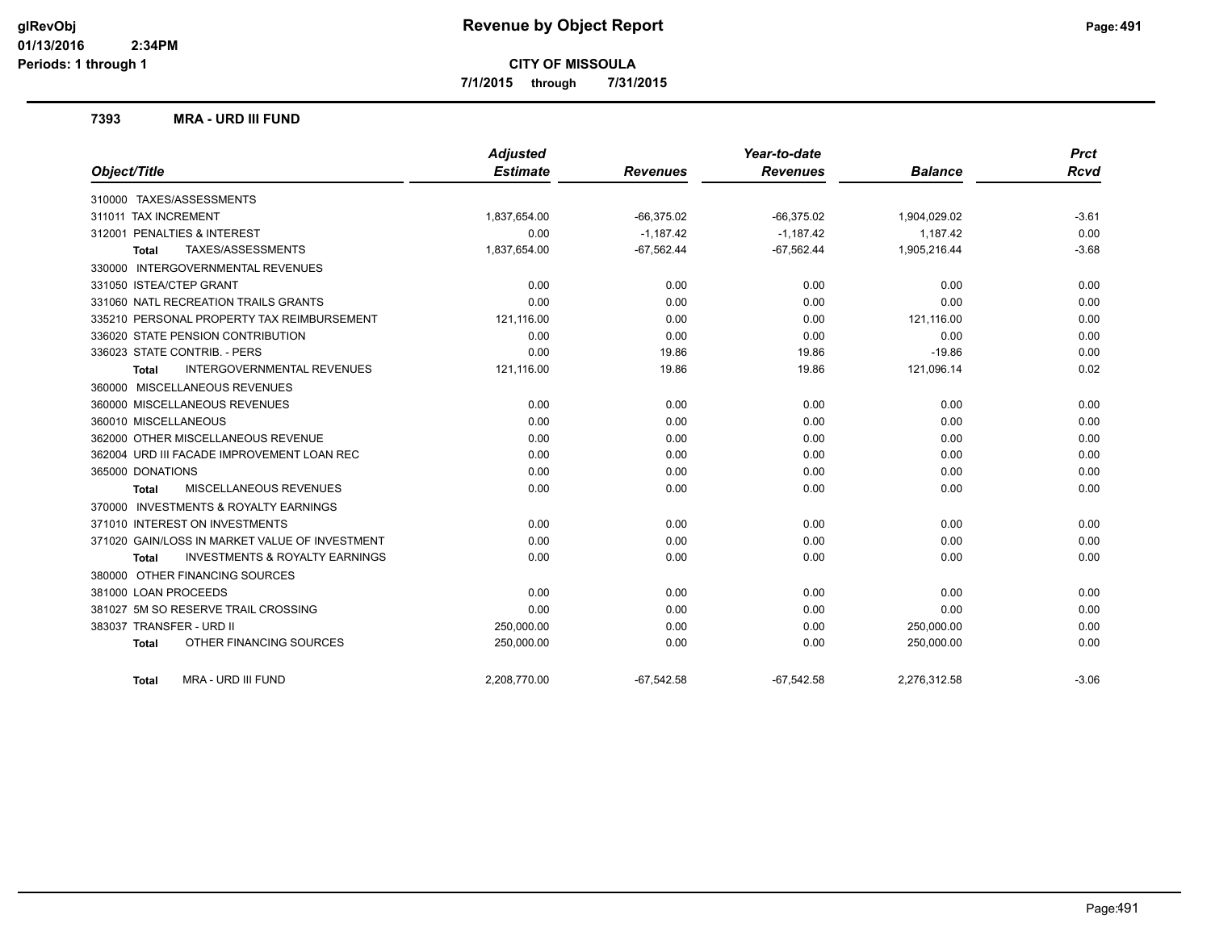# Revenue by Object Report

**CITY OF MISSOULA**

**7/1/2015 through 7/31/2015**

glRevObj
01/13/2016 2:34PM
Periods: 1 through 1

### 7393 MRA - URD III FUND

| Object/Title | Adjusted Estimate | Revenues | Year-to-date Revenues | Balance | Prct Rcvd |
|---|---|---|---|---|---|
| 310000 TAXES/ASSESSMENTS | | | | | |
| 311011 TAX INCREMENT | 1,837,654.00 | -66,375.02 | -66,375.02 | 1,904,029.02 | -3.61 |
| 312001 PENALTIES & INTEREST | 0.00 | -1,187.42 | -1,187.42 | 1,187.42 | 0.00 |
| **Total** TAXES/ASSESSMENTS | 1,837,654.00 | -67,562.44 | -67,562.44 | 1,905,216.44 | -3.68 |
| 330000 INTERGOVERNMENTAL REVENUES | | | | | |
| 331050 ISTEA/CTEP GRANT | 0.00 | 0.00 | 0.00 | 0.00 | 0.00 |
| 331060 NATL RECREATION TRAILS GRANTS | 0.00 | 0.00 | 0.00 | 0.00 | 0.00 |
| 335210 PERSONAL PROPERTY TAX REIMBURSEMENT | 121,116.00 | 0.00 | 0.00 | 121,116.00 | 0.00 |
| 336020 STATE PENSION CONTRIBUTION | 0.00 | 0.00 | 0.00 | 0.00 | 0.00 |
| 336023 STATE CONTRIB. - PERS | 0.00 | 19.86 | 19.86 | -19.86 | 0.00 |
| **Total** INTERGOVERNMENTAL REVENUES | 121,116.00 | 19.86 | 19.86 | 121,096.14 | 0.02 |
| 360000 MISCELLANEOUS REVENUES | | | | | |
| 360000 MISCELLANEOUS REVENUES | 0.00 | 0.00 | 0.00 | 0.00 | 0.00 |
| 360010 MISCELLANEOUS | 0.00 | 0.00 | 0.00 | 0.00 | 0.00 |
| 362000 OTHER MISCELLANEOUS REVENUE | 0.00 | 0.00 | 0.00 | 0.00 | 0.00 |
| 362004 URD III FACADE IMPROVEMENT LOAN REC | 0.00 | 0.00 | 0.00 | 0.00 | 0.00 |
| 365000 DONATIONS | 0.00 | 0.00 | 0.00 | 0.00 | 0.00 |
| **Total** MISCELLANEOUS REVENUES | 0.00 | 0.00 | 0.00 | 0.00 | 0.00 |
| 370000 INVESTMENTS & ROYALTY EARNINGS | | | | | |
| 371010 INTEREST ON INVESTMENTS | 0.00 | 0.00 | 0.00 | 0.00 | 0.00 |
| 371020 GAIN/LOSS IN MARKET VALUE OF INVESTMENT | 0.00 | 0.00 | 0.00 | 0.00 | 0.00 |
| **Total** INVESTMENTS & ROYALTY EARNINGS | 0.00 | 0.00 | 0.00 | 0.00 | 0.00 |
| 380000 OTHER FINANCING SOURCES | | | | | |
| 381000 LOAN PROCEEDS | 0.00 | 0.00 | 0.00 | 0.00 | 0.00 |
| 381027 5M SO RESERVE TRAIL CROSSING | 0.00 | 0.00 | 0.00 | 0.00 | 0.00 |
| 383037 TRANSFER - URD II | 250,000.00 | 0.00 | 0.00 | 250,000.00 | 0.00 |
| **Total** OTHER FINANCING SOURCES | 250,000.00 | 0.00 | 0.00 | 250,000.00 | 0.00 |
| **Total** MRA - URD III FUND | 2,208,770.00 | -67,542.58 | -67,542.58 | 2,276,312.58 | -3.06 |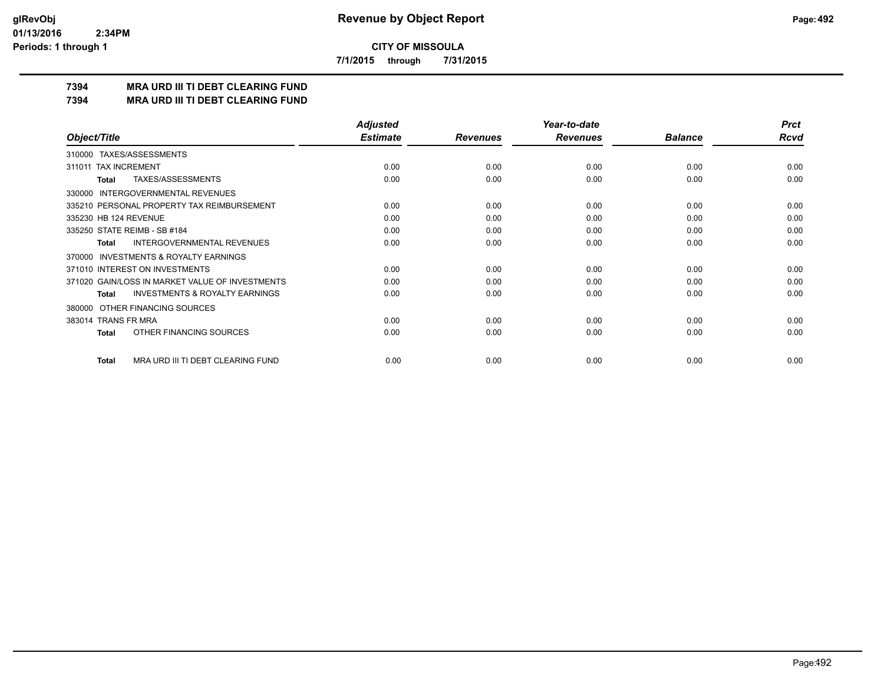**CITY OF MISSOULA**

**7/1/2015 through 7/31/2015**

**glRevObj**
**01/13/2016 2:34PM**
**Periods: 1 through 1**

# Revenue by Object Report

## 7394 MRA URD III TI DEBT CLEARING FUND
## 7394 MRA URD III TI DEBT CLEARING FUND

| Object/Title | Adjusted Estimate | Revenues | Year-to-date Revenues | Balance | Prct Rcvd |
|---|---|---|---|---|---|
| 310000 TAXES/ASSESSMENTS | | | | | |
| 311011 TAX INCREMENT | 0.00 | 0.00 | 0.00 | 0.00 | 0.00 |
| **Total** TAXES/ASSESSMENTS | 0.00 | 0.00 | 0.00 | 0.00 | 0.00 |
| 330000 INTERGOVERNMENTAL REVENUES | | | | | |
| 335210 PERSONAL PROPERTY TAX REIMBURSEMENT | 0.00 | 0.00 | 0.00 | 0.00 | 0.00 |
| 335230 HB 124 REVENUE | 0.00 | 0.00 | 0.00 | 0.00 | 0.00 |
| 335250 STATE REIMB - SB #184 | 0.00 | 0.00 | 0.00 | 0.00 | 0.00 |
| **Total** INTERGOVERNMENTAL REVENUES | 0.00 | 0.00 | 0.00 | 0.00 | 0.00 |
| 370000 INVESTMENTS & ROYALTY EARNINGS | | | | | |
| 371010 INTEREST ON INVESTMENTS | 0.00 | 0.00 | 0.00 | 0.00 | 0.00 |
| 371020 GAIN/LOSS IN MARKET VALUE OF INVESTMENTS | 0.00 | 0.00 | 0.00 | 0.00 | 0.00 |
| **Total** INVESTMENTS & ROYALTY EARNINGS | 0.00 | 0.00 | 0.00 | 0.00 | 0.00 |
| 380000 OTHER FINANCING SOURCES | | | | | |
| 383014 TRANS FR MRA | 0.00 | 0.00 | 0.00 | 0.00 | 0.00 |
| **Total** OTHER FINANCING SOURCES | 0.00 | 0.00 | 0.00 | 0.00 | 0.00 |
| **Total** MRA URD III TI DEBT CLEARING FUND | 0.00 | 0.00 | 0.00 | 0.00 | 0.00 |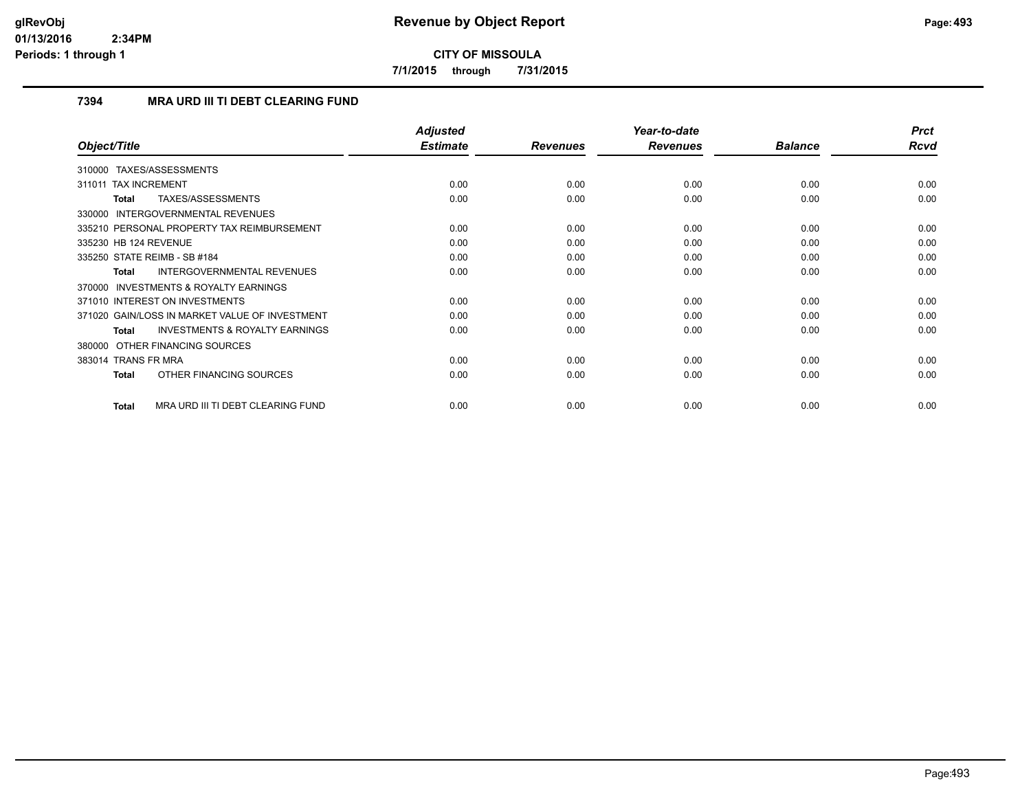**CITY OF MISSOULA**

**7/1/2015 through 7/31/2015**

## 7394 MRA URD III TI DEBT CLEARING FUND

| Object/Title | Adjusted Estimate | Revenues | Year-to-date Revenues | Balance | Prct Rcvd |
|---|---|---|---|---|---|
| 310000 TAXES/ASSESSMENTS | | | | | |
| 311011 TAX INCREMENT | 0.00 | 0.00 | 0.00 | 0.00 | 0.00 |
| **Total** TAXES/ASSESSMENTS | 0.00 | 0.00 | 0.00 | 0.00 | 0.00 |
| 330000 INTERGOVERNMENTAL REVENUES | | | | | |
| 335210 PERSONAL PROPERTY TAX REIMBURSEMENT | 0.00 | 0.00 | 0.00 | 0.00 | 0.00 |
| 335230 HB 124 REVENUE | 0.00 | 0.00 | 0.00 | 0.00 | 0.00 |
| 335250 STATE REIMB - SB #184 | 0.00 | 0.00 | 0.00 | 0.00 | 0.00 |
| **Total** INTERGOVERNMENTAL REVENUES | 0.00 | 0.00 | 0.00 | 0.00 | 0.00 |
| 370000 INVESTMENTS & ROYALTY EARNINGS | | | | | |
| 371010 INTEREST ON INVESTMENTS | 0.00 | 0.00 | 0.00 | 0.00 | 0.00 |
| 371020 GAIN/LOSS IN MARKET VALUE OF INVESTMENT | 0.00 | 0.00 | 0.00 | 0.00 | 0.00 |
| **Total** INVESTMENTS & ROYALTY EARNINGS | 0.00 | 0.00 | 0.00 | 0.00 | 0.00 |
| 380000 OTHER FINANCING SOURCES | | | | | |
| 383014 TRANS FR MRA | 0.00 | 0.00 | 0.00 | 0.00 | 0.00 |
| **Total** OTHER FINANCING SOURCES | 0.00 | 0.00 | 0.00 | 0.00 | 0.00 |
| **Total** MRA URD III TI DEBT CLEARING FUND | 0.00 | 0.00 | 0.00 | 0.00 | 0.00 |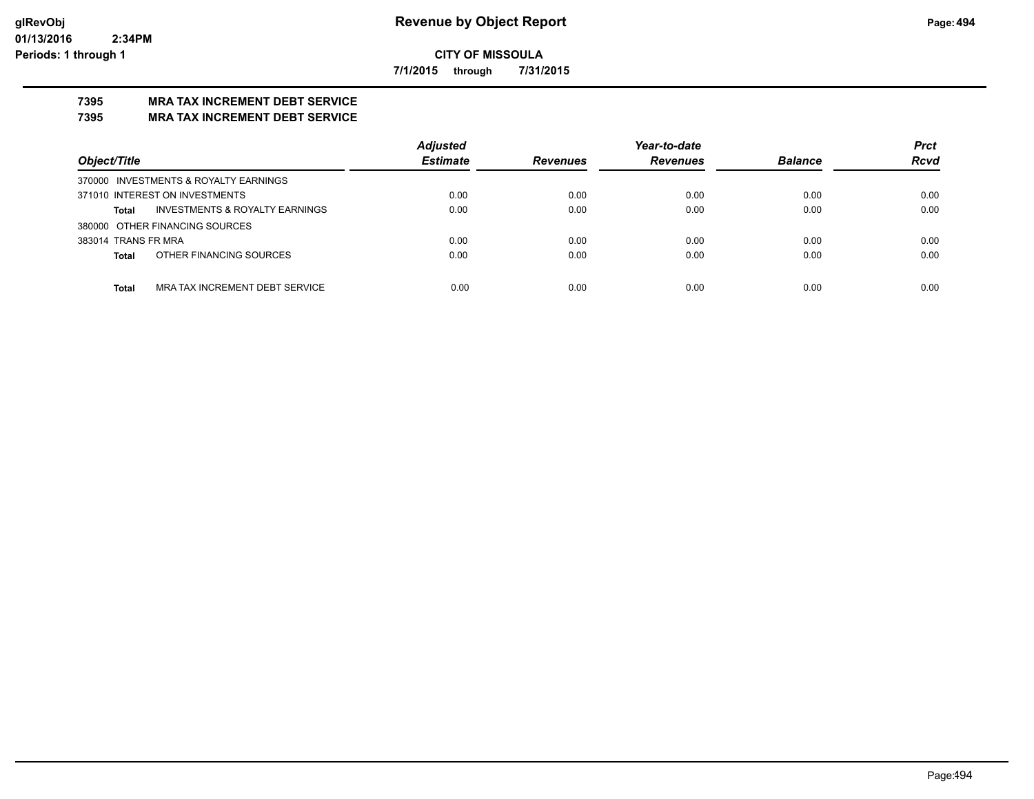**CITY OF MISSOULA**

**7/1/2015 through 7/31/2015**

## 7395 MRA TAX INCREMENT DEBT SERVICE

## 7395 MRA TAX INCREMENT DEBT SERVICE

| Object/Title | Adjusted Estimate | Revenues | Year-to-date Revenues | Balance | Prct Rcvd |
|---|---|---|---|---|---|
| 370000 INVESTMENTS & ROYALTY EARNINGS | | | | | |
| 371010 INTEREST ON INVESTMENTS | 0.00 | 0.00 | 0.00 | 0.00 | 0.00 |
| **Total** INVESTMENTS & ROYALTY EARNINGS | 0.00 | 0.00 | 0.00 | 0.00 | 0.00 |
| 380000 OTHER FINANCING SOURCES | | | | | |
| 383014 TRANS FR MRA | 0.00 | 0.00 | 0.00 | 0.00 | 0.00 |
| **Total** OTHER FINANCING SOURCES | 0.00 | 0.00 | 0.00 | 0.00 | 0.00 |
| **Total** MRA TAX INCREMENT DEBT SERVICE | 0.00 | 0.00 | 0.00 | 0.00 | 0.00 |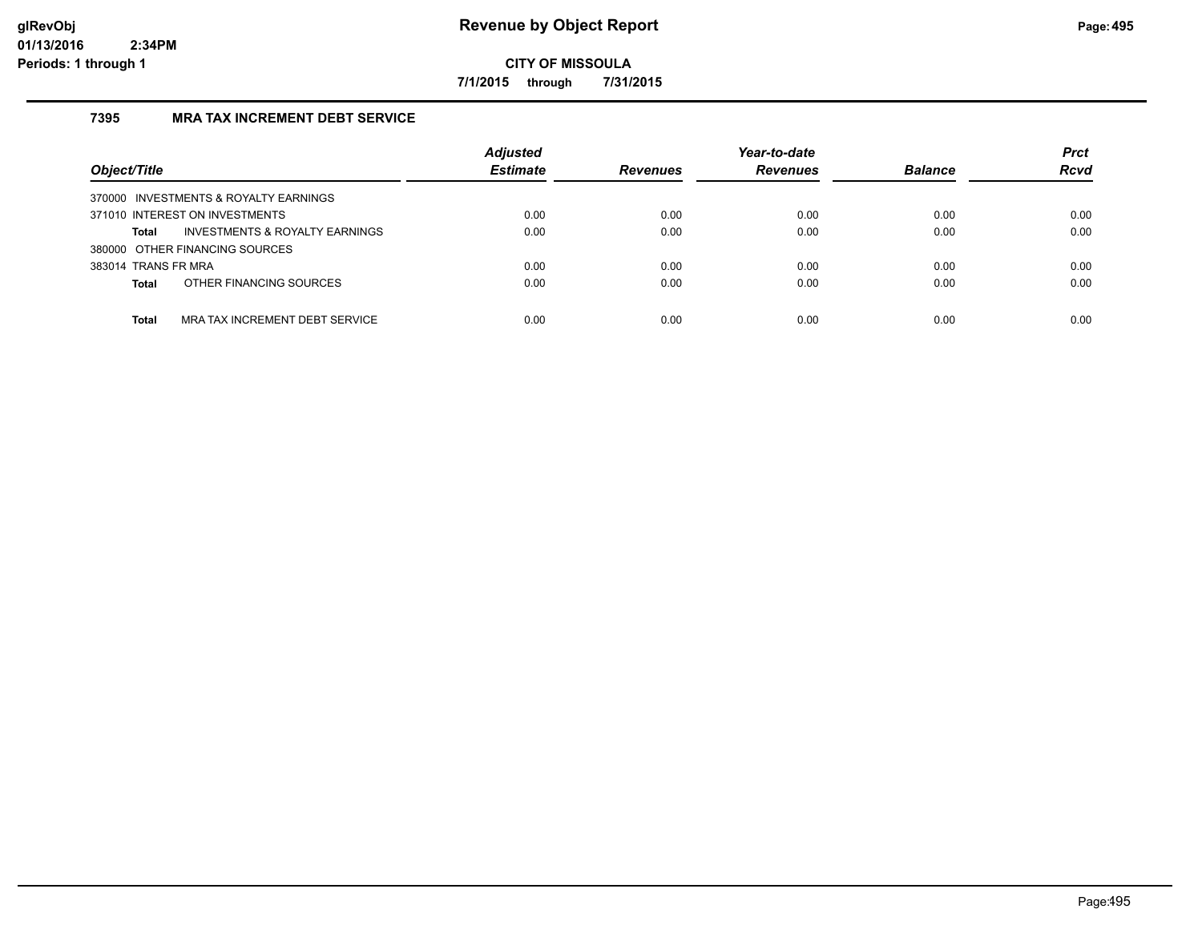# Revenue by Object Report

**CITY OF MISSOULA**

**7/1/2015 through 7/31/2015**

### 7395 MRA TAX INCREMENT DEBT SERVICE

| Object/Title | Adjusted Estimate | Revenues | Year-to-date Revenues | Balance | Prct Rcvd |
|---|---|---|---|---|---|
| 370000 INVESTMENTS & ROYALTY EARNINGS | | | | | |
| 371010 INTEREST ON INVESTMENTS | 0.00 | 0.00 | 0.00 | 0.00 | 0.00 |
| **Total** INVESTMENTS & ROYALTY EARNINGS | 0.00 | 0.00 | 0.00 | 0.00 | 0.00 |
| 380000 OTHER FINANCING SOURCES | | | | | |
| 383014 TRANS FR MRA | 0.00 | 0.00 | 0.00 | 0.00 | 0.00 |
| **Total** OTHER FINANCING SOURCES | 0.00 | 0.00 | 0.00 | 0.00 | 0.00 |
| **Total** MRA TAX INCREMENT DEBT SERVICE | 0.00 | 0.00 | 0.00 | 0.00 | 0.00 |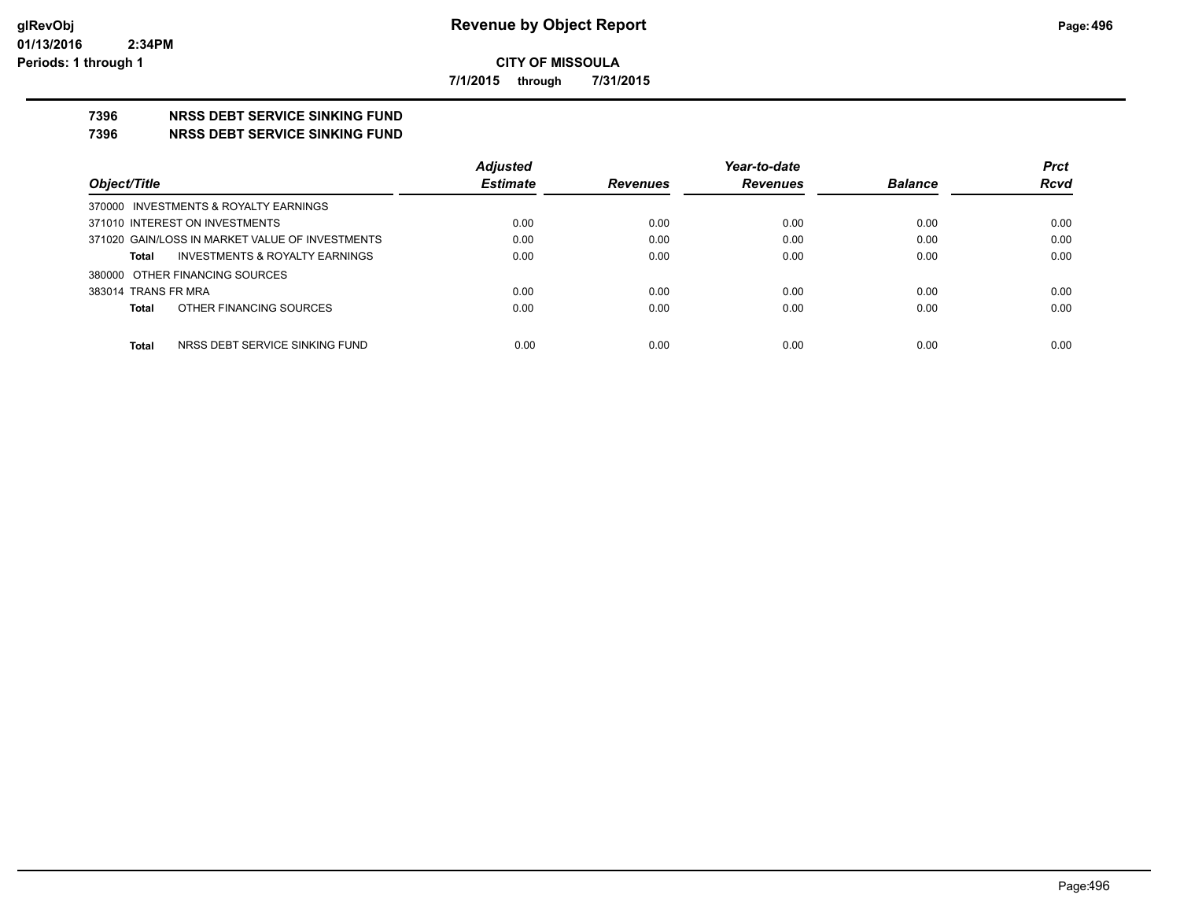# Revenue by Object Report

**CITY OF MISSOULA**

**7/1/2015 through 7/31/2015**

glRevObj
01/13/2016 2:34PM
Periods: 1 through 1

## 7396 NRSS DEBT SERVICE SINKING FUND
## 7396 NRSS DEBT SERVICE SINKING FUND

| Object/Title | Adjusted Estimate | Revenues | Year-to-date Revenues | Balance | Prct Rcvd |
|---|---|---|---|---|---|
| 370000 INVESTMENTS & ROYALTY EARNINGS | | | | | |
| 371010 INTEREST ON INVESTMENTS | 0.00 | 0.00 | 0.00 | 0.00 | 0.00 |
| 371020 GAIN/LOSS IN MARKET VALUE OF INVESTMENTS | 0.00 | 0.00 | 0.00 | 0.00 | 0.00 |
| **Total** INVESTMENTS & ROYALTY EARNINGS | 0.00 | 0.00 | 0.00 | 0.00 | 0.00 |
| 380000 OTHER FINANCING SOURCES | | | | | |
| 383014 TRANS FR MRA | 0.00 | 0.00 | 0.00 | 0.00 | 0.00 |
| **Total** OTHER FINANCING SOURCES | 0.00 | 0.00 | 0.00 | 0.00 | 0.00 |
| **Total** NRSS DEBT SERVICE SINKING FUND | 0.00 | 0.00 | 0.00 | 0.00 | 0.00 |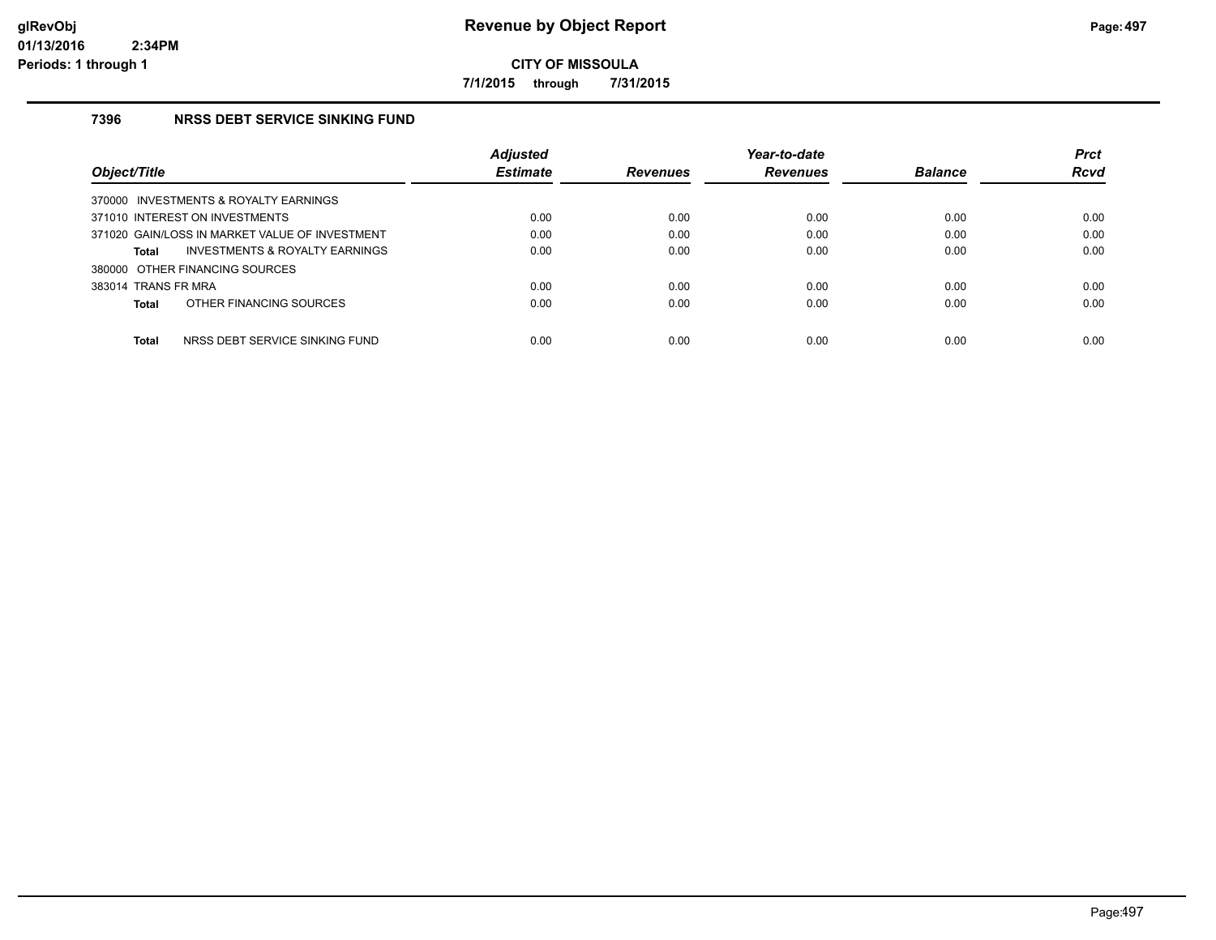**Revenue by Object Report**

**CITY OF MISSOULA**

**7/1/2015 through 7/31/2015**

glRevObj
01/13/2016 2:34PM
Periods: 1 through 1

### 7396 NRSS DEBT SERVICE SINKING FUND

| Object/Title | Adjusted Estimate | Revenues | Year-to-date Revenues | Balance | Prct Rcvd |
|---|---|---|---|---|---|
| 370000 INVESTMENTS & ROYALTY EARNINGS | | | | | |
| 371010 INTEREST ON INVESTMENTS | 0.00 | 0.00 | 0.00 | 0.00 | 0.00 |
| 371020 GAIN/LOSS IN MARKET VALUE OF INVESTMENT | 0.00 | 0.00 | 0.00 | 0.00 | 0.00 |
| **Total** INVESTMENTS & ROYALTY EARNINGS | 0.00 | 0.00 | 0.00 | 0.00 | 0.00 |
| 380000 OTHER FINANCING SOURCES | | | | | |
| 383014 TRANS FR MRA | 0.00 | 0.00 | 0.00 | 0.00 | 0.00 |
| **Total** OTHER FINANCING SOURCES | 0.00 | 0.00 | 0.00 | 0.00 | 0.00 |
| **Total** NRSS DEBT SERVICE SINKING FUND | 0.00 | 0.00 | 0.00 | 0.00 | 0.00 |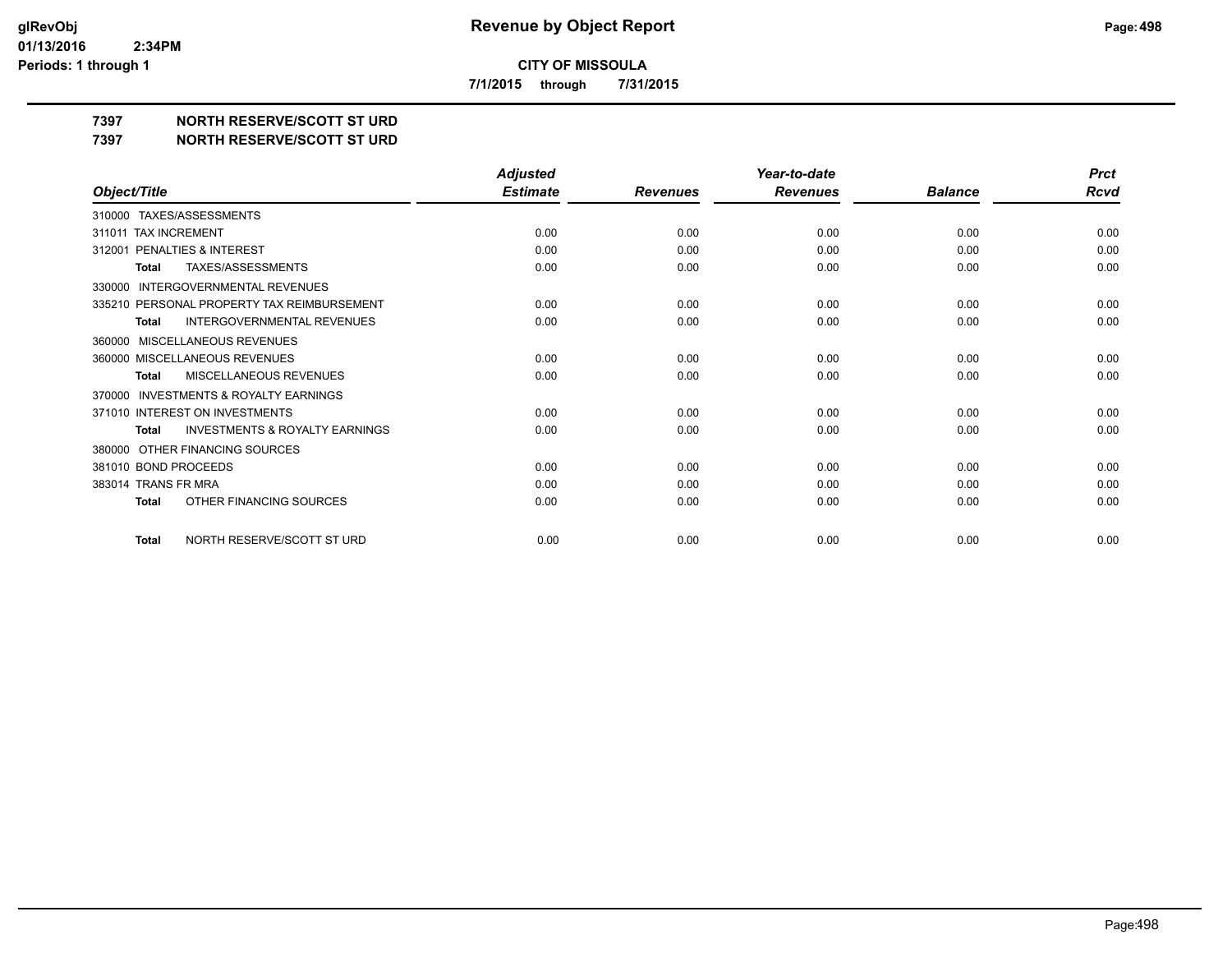# Revenue by Object Report

**CITY OF MISSOULA**

**7/1/2015 through 7/31/2015**

glRevObj
01/13/2016 2:34PM
Periods: 1 through 1

## 7397 NORTH RESERVE/SCOTT ST URD
## 7397 NORTH RESERVE/SCOTT ST URD

| Object/Title | Adjusted Estimate | Revenues | Year-to-date Revenues | Balance | Prct Rcvd |
|---|---|---|---|---|---|
| 310000 TAXES/ASSESSMENTS | | | | | |
| 311011 TAX INCREMENT | 0.00 | 0.00 | 0.00 | 0.00 | 0.00 |
| 312001 PENALTIES & INTEREST | 0.00 | 0.00 | 0.00 | 0.00 | 0.00 |
| **Total** TAXES/ASSESSMENTS | 0.00 | 0.00 | 0.00 | 0.00 | 0.00 |
| 330000 INTERGOVERNMENTAL REVENUES | | | | | |
| 335210 PERSONAL PROPERTY TAX REIMBURSEMENT | 0.00 | 0.00 | 0.00 | 0.00 | 0.00 |
| **Total** INTERGOVERNMENTAL REVENUES | 0.00 | 0.00 | 0.00 | 0.00 | 0.00 |
| 360000 MISCELLANEOUS REVENUES | | | | | |
| 360000 MISCELLANEOUS REVENUES | 0.00 | 0.00 | 0.00 | 0.00 | 0.00 |
| **Total** MISCELLANEOUS REVENUES | 0.00 | 0.00 | 0.00 | 0.00 | 0.00 |
| 370000 INVESTMENTS & ROYALTY EARNINGS | | | | | |
| 371010 INTEREST ON INVESTMENTS | 0.00 | 0.00 | 0.00 | 0.00 | 0.00 |
| **Total** INVESTMENTS & ROYALTY EARNINGS | 0.00 | 0.00 | 0.00 | 0.00 | 0.00 |
| 380000 OTHER FINANCING SOURCES | | | | | |
| 381010 BOND PROCEEDS | 0.00 | 0.00 | 0.00 | 0.00 | 0.00 |
| 383014 TRANS FR MRA | 0.00 | 0.00 | 0.00 | 0.00 | 0.00 |
| **Total** OTHER FINANCING SOURCES | 0.00 | 0.00 | 0.00 | 0.00 | 0.00 |
| **Total** NORTH RESERVE/SCOTT ST URD | 0.00 | 0.00 | 0.00 | 0.00 | 0.00 |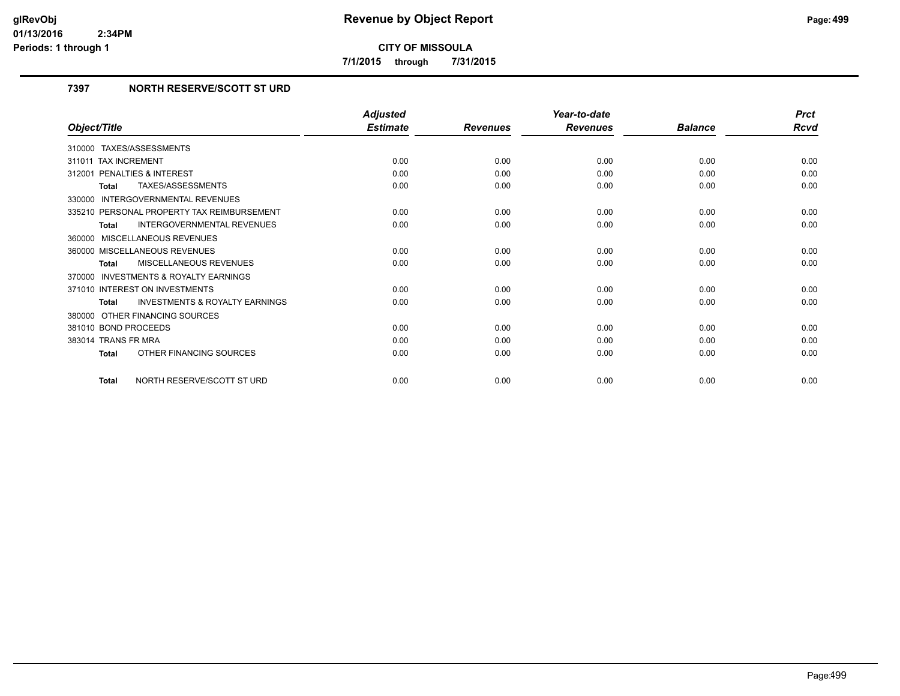# Revenue by Object Report

**CITY OF MISSOULA**

**7/1/2015 through 7/31/2015**

glRevObj
01/13/2016 2:34PM
Periods: 1 through 1

## 7397 NORTH RESERVE/SCOTT ST URD

| Object/Title | Adjusted Estimate | Revenues | Year-to-date Revenues | Balance | Prct Rcvd |
|---|---|---|---|---|---|
| 310000 TAXES/ASSESSMENTS | | | | | |
| 311011 TAX INCREMENT | 0.00 | 0.00 | 0.00 | 0.00 | 0.00 |
| 312001 PENALTIES & INTEREST | 0.00 | 0.00 | 0.00 | 0.00 | 0.00 |
| **Total** TAXES/ASSESSMENTS | 0.00 | 0.00 | 0.00 | 0.00 | 0.00 |
| 330000 INTERGOVERNMENTAL REVENUES | | | | | |
| 335210 PERSONAL PROPERTY TAX REIMBURSEMENT | 0.00 | 0.00 | 0.00 | 0.00 | 0.00 |
| **Total** INTERGOVERNMENTAL REVENUES | 0.00 | 0.00 | 0.00 | 0.00 | 0.00 |
| 360000 MISCELLANEOUS REVENUES | | | | | |
| 360000 MISCELLANEOUS REVENUES | 0.00 | 0.00 | 0.00 | 0.00 | 0.00 |
| **Total** MISCELLANEOUS REVENUES | 0.00 | 0.00 | 0.00 | 0.00 | 0.00 |
| 370000 INVESTMENTS & ROYALTY EARNINGS | | | | | |
| 371010 INTEREST ON INVESTMENTS | 0.00 | 0.00 | 0.00 | 0.00 | 0.00 |
| **Total** INVESTMENTS & ROYALTY EARNINGS | 0.00 | 0.00 | 0.00 | 0.00 | 0.00 |
| 380000 OTHER FINANCING SOURCES | | | | | |
| 381010 BOND PROCEEDS | 0.00 | 0.00 | 0.00 | 0.00 | 0.00 |
| 383014 TRANS FR MRA | 0.00 | 0.00 | 0.00 | 0.00 | 0.00 |
| **Total** OTHER FINANCING SOURCES | 0.00 | 0.00 | 0.00 | 0.00 | 0.00 |
| **Total** NORTH RESERVE/SCOTT ST URD | 0.00 | 0.00 | 0.00 | 0.00 | 0.00 |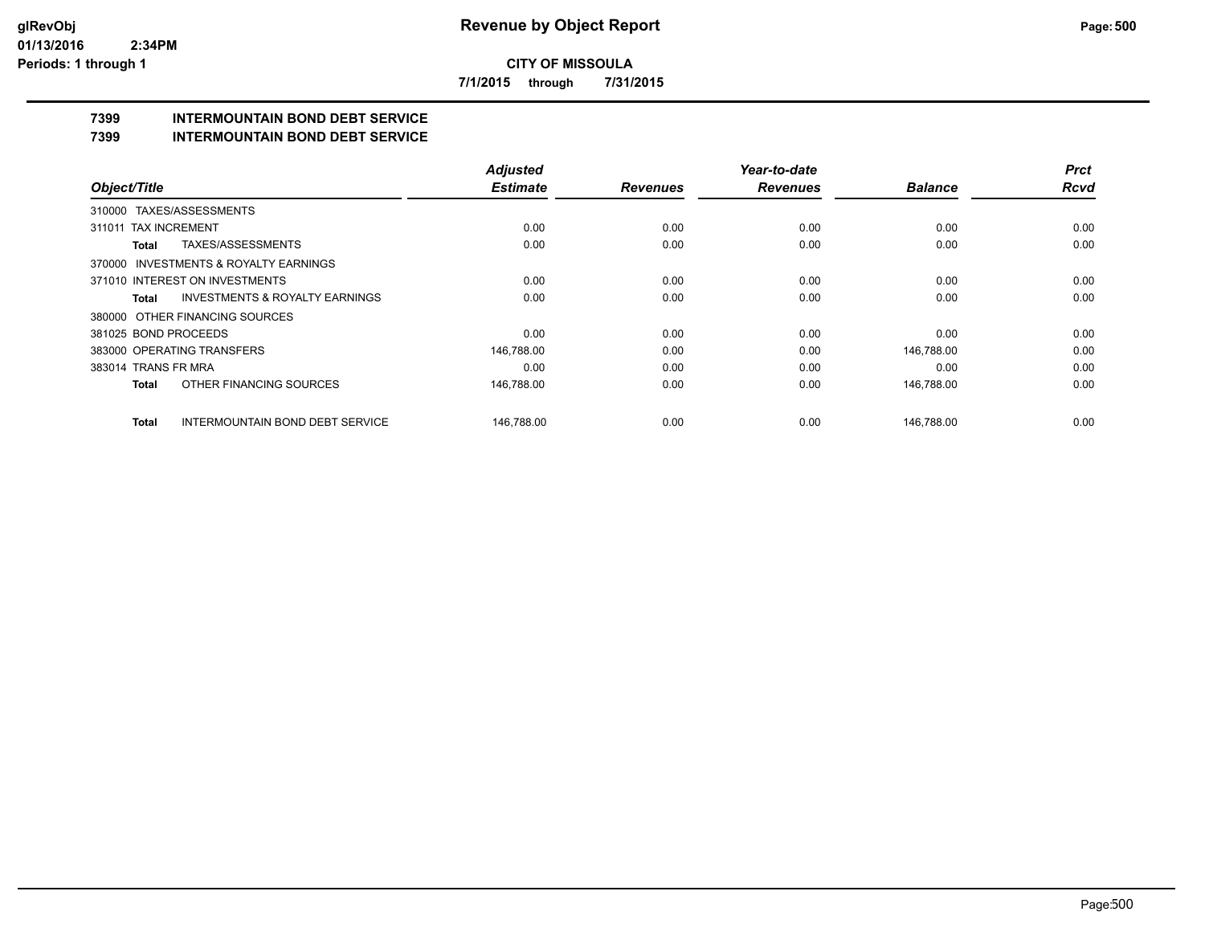# Revenue by Object Report

**CITY OF MISSOULA**

**7/1/2015 through 7/31/2015**

glRevObj
01/13/2016 2:34PM
Periods: 1 through 1

## 7399 INTERMOUNTAIN BOND DEBT SERVICE
## 7399 INTERMOUNTAIN BOND DEBT SERVICE

| Object/Title | Adjusted Estimate | Revenues | Year-to-date Revenues | Balance | Prct Rcvd |
|---|---|---|---|---|---|
| 310000 TAXES/ASSESSMENTS | | | | | |
| 311011 TAX INCREMENT | 0.00 | 0.00 | 0.00 | 0.00 | 0.00 |
| **Total** TAXES/ASSESSMENTS | 0.00 | 0.00 | 0.00 | 0.00 | 0.00 |
| 370000 INVESTMENTS & ROYALTY EARNINGS | | | | | |
| 371010 INTEREST ON INVESTMENTS | 0.00 | 0.00 | 0.00 | 0.00 | 0.00 |
| **Total** INVESTMENTS & ROYALTY EARNINGS | 0.00 | 0.00 | 0.00 | 0.00 | 0.00 |
| 380000 OTHER FINANCING SOURCES | | | | | |
| 381025 BOND PROCEEDS | 0.00 | 0.00 | 0.00 | 0.00 | 0.00 |
| 383000 OPERATING TRANSFERS | 146,788.00 | 0.00 | 0.00 | 146,788.00 | 0.00 |
| 383014 TRANS FR MRA | 0.00 | 0.00 | 0.00 | 0.00 | 0.00 |
| **Total** OTHER FINANCING SOURCES | 146,788.00 | 0.00 | 0.00 | 146,788.00 | 0.00 |
| **Total** INTERMOUNTAIN BOND DEBT SERVICE | 146,788.00 | 0.00 | 0.00 | 146,788.00 | 0.00 |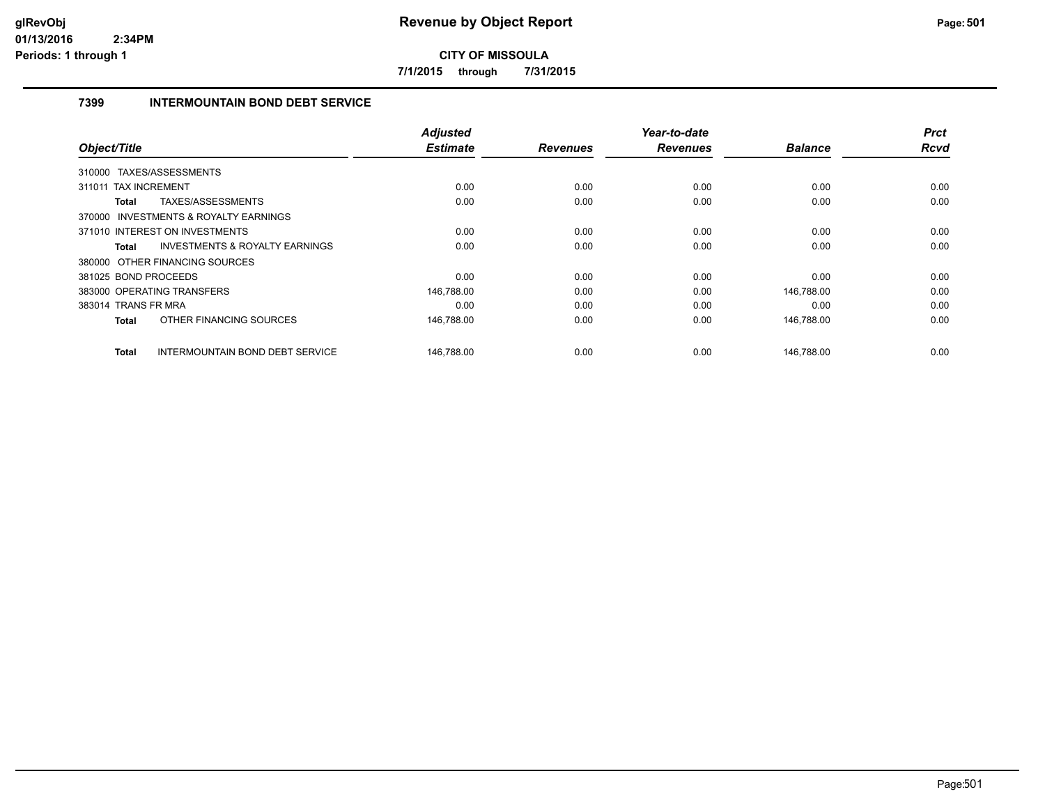# Revenue by Object Report

**CITY OF MISSOULA**

**7/1/2015 through 7/31/2015**

glRevObj
01/13/2016 2:34PM
Periods: 1 through 1

### 7399 INTERMOUNTAIN BOND DEBT SERVICE

| Object/Title | Adjusted Estimate | Revenues | Year-to-date Revenues | Balance | Prct Rcvd |
|---|---|---|---|---|---|
| 310000 TAXES/ASSESSMENTS | | | | | |
| 311011 TAX INCREMENT | 0.00 | 0.00 | 0.00 | 0.00 | 0.00 |
| **Total** TAXES/ASSESSMENTS | 0.00 | 0.00 | 0.00 | 0.00 | 0.00 |
| 370000 INVESTMENTS & ROYALTY EARNINGS | | | | | |
| 371010 INTEREST ON INVESTMENTS | 0.00 | 0.00 | 0.00 | 0.00 | 0.00 |
| **Total** INVESTMENTS & ROYALTY EARNINGS | 0.00 | 0.00 | 0.00 | 0.00 | 0.00 |
| 380000 OTHER FINANCING SOURCES | | | | | |
| 381025 BOND PROCEEDS | 0.00 | 0.00 | 0.00 | 0.00 | 0.00 |
| 383000 OPERATING TRANSFERS | 146,788.00 | 0.00 | 0.00 | 146,788.00 | 0.00 |
| 383014 TRANS FR MRA | 0.00 | 0.00 | 0.00 | 0.00 | 0.00 |
| **Total** OTHER FINANCING SOURCES | 146,788.00 | 0.00 | 0.00 | 146,788.00 | 0.00 |
| **Total** INTERMOUNTAIN BOND DEBT SERVICE | 146,788.00 | 0.00 | 0.00 | 146,788.00 | 0.00 |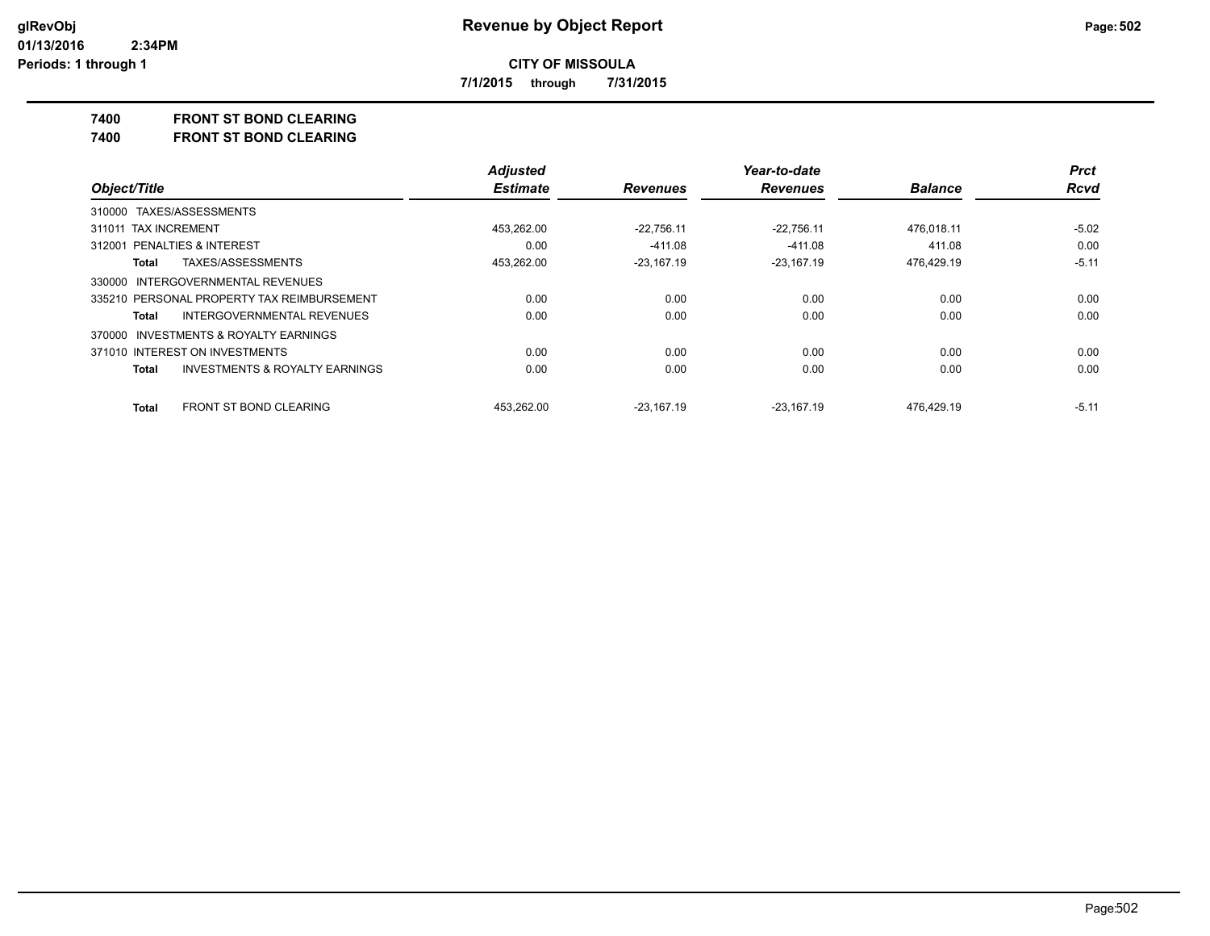**Revenue by Object Report**

**CITY OF MISSOULA**

**7/1/2015 through 7/31/2015**

glRevObj
01/13/2016 2:34PM
Periods: 1 through 1

## 7400 FRONT ST BOND CLEARING
## 7400 FRONT ST BOND CLEARING

| Object/Title | Adjusted Estimate | Revenues | Year-to-date Revenues | Balance | Prct Rcvd |
|---|---|---|---|---|---|
| 310000 TAXES/ASSESSMENTS | | | | | |
| 311011 TAX INCREMENT | 453,262.00 | -22,756.11 | -22,756.11 | 476,018.11 | -5.02 |
| 312001 PENALTIES & INTEREST | 0.00 | -411.08 | -411.08 | 411.08 | 0.00 |
| **Total** TAXES/ASSESSMENTS | 453,262.00 | -23,167.19 | -23,167.19 | 476,429.19 | -5.11 |
| 330000 INTERGOVERNMENTAL REVENUES | | | | | |
| 335210 PERSONAL PROPERTY TAX REIMBURSEMENT | 0.00 | 0.00 | 0.00 | 0.00 | 0.00 |
| **Total** INTERGOVERNMENTAL REVENUES | 0.00 | 0.00 | 0.00 | 0.00 | 0.00 |
| 370000 INVESTMENTS & ROYALTY EARNINGS | | | | | |
| 371010 INTEREST ON INVESTMENTS | 0.00 | 0.00 | 0.00 | 0.00 | 0.00 |
| **Total** INVESTMENTS & ROYALTY EARNINGS | 0.00 | 0.00 | 0.00 | 0.00 | 0.00 |
| **Total** FRONT ST BOND CLEARING | 453,262.00 | -23,167.19 | -23,167.19 | 476,429.19 | -5.11 |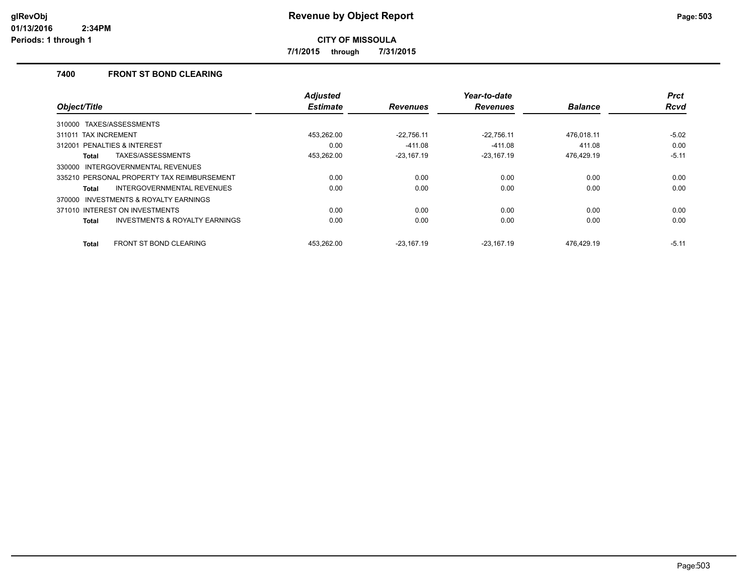# Revenue by Object Report

**CITY OF MISSOULA**

**7/1/2015 through 7/31/2015**

glRevObj
01/13/2016 2:34PM
Periods: 1 through 1

## 7400 FRONT ST BOND CLEARING

| Object/Title | Adjusted Estimate | Revenues | Year-to-date Revenues | Balance | Prct Rcvd |
|---|---|---|---|---|---|
| 310000 TAXES/ASSESSMENTS | | | | | |
| 311011 TAX INCREMENT | 453,262.00 | -22,756.11 | -22,756.11 | 476,018.11 | -5.02 |
| 312001 PENALTIES & INTEREST | 0.00 | -411.08 | -411.08 | 411.08 | 0.00 |
| **Total** TAXES/ASSESSMENTS | 453,262.00 | -23,167.19 | -23,167.19 | 476,429.19 | -5.11 |
| 330000 INTERGOVERNMENTAL REVENUES | | | | | |
| 335210 PERSONAL PROPERTY TAX REIMBURSEMENT | 0.00 | 0.00 | 0.00 | 0.00 | 0.00 |
| **Total** INTERGOVERNMENTAL REVENUES | 0.00 | 0.00 | 0.00 | 0.00 | 0.00 |
| 370000 INVESTMENTS & ROYALTY EARNINGS | | | | | |
| 371010 INTEREST ON INVESTMENTS | 0.00 | 0.00 | 0.00 | 0.00 | 0.00 |
| **Total** INVESTMENTS & ROYALTY EARNINGS | 0.00 | 0.00 | 0.00 | 0.00 | 0.00 |
| **Total** FRONT ST BOND CLEARING | 453,262.00 | -23,167.19 | -23,167.19 | 476,429.19 | -5.11 |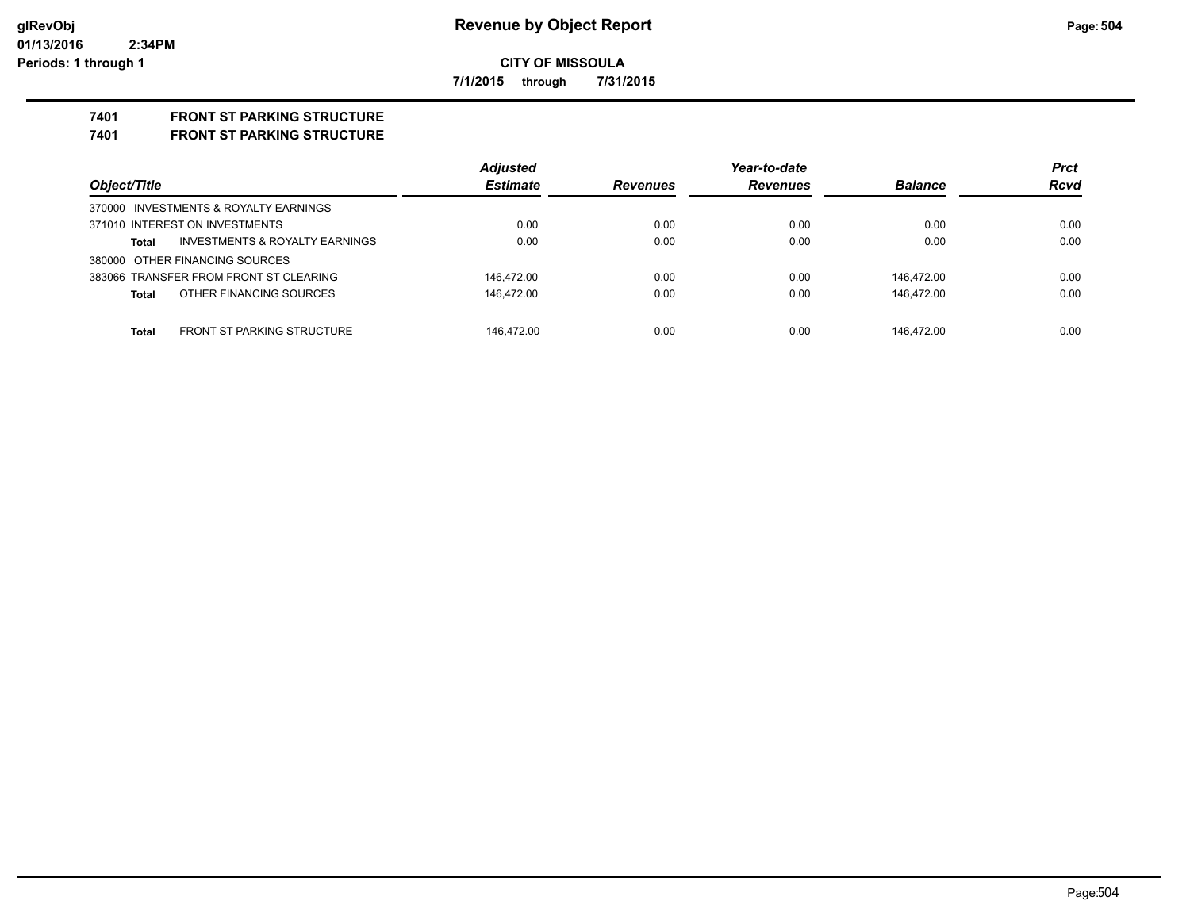# Revenue by Object Report

**CITY OF MISSOULA**

**7/1/2015 through 7/31/2015**

glRevObj
01/13/2016 2:34PM
Periods: 1 through 1

**7401 FRONT ST PARKING STRUCTURE**
**7401 FRONT ST PARKING STRUCTURE**

| Object/Title | | Adjusted Estimate | Revenues | Year-to-date Revenues | Balance | Prct Rcvd |
|---|---|---|---|---|---|---|
| 370000 INVESTMENTS & ROYALTY EARNINGS | | | | | | |
| 371010 INTEREST ON INVESTMENTS | | 0.00 | 0.00 | 0.00 | 0.00 | 0.00 |
| Total | INVESTMENTS & ROYALTY EARNINGS | 0.00 | 0.00 | 0.00 | 0.00 | 0.00 |
| 380000 OTHER FINANCING SOURCES | | | | | | |
| 383066 TRANSFER FROM FRONT ST CLEARING | | 146,472.00 | 0.00 | 0.00 | 146,472.00 | 0.00 |
| Total | OTHER FINANCING SOURCES | 146,472.00 | 0.00 | 0.00 | 146,472.00 | 0.00 |
| Total | FRONT ST PARKING STRUCTURE | 146,472.00 | 0.00 | 0.00 | 146,472.00 | 0.00 |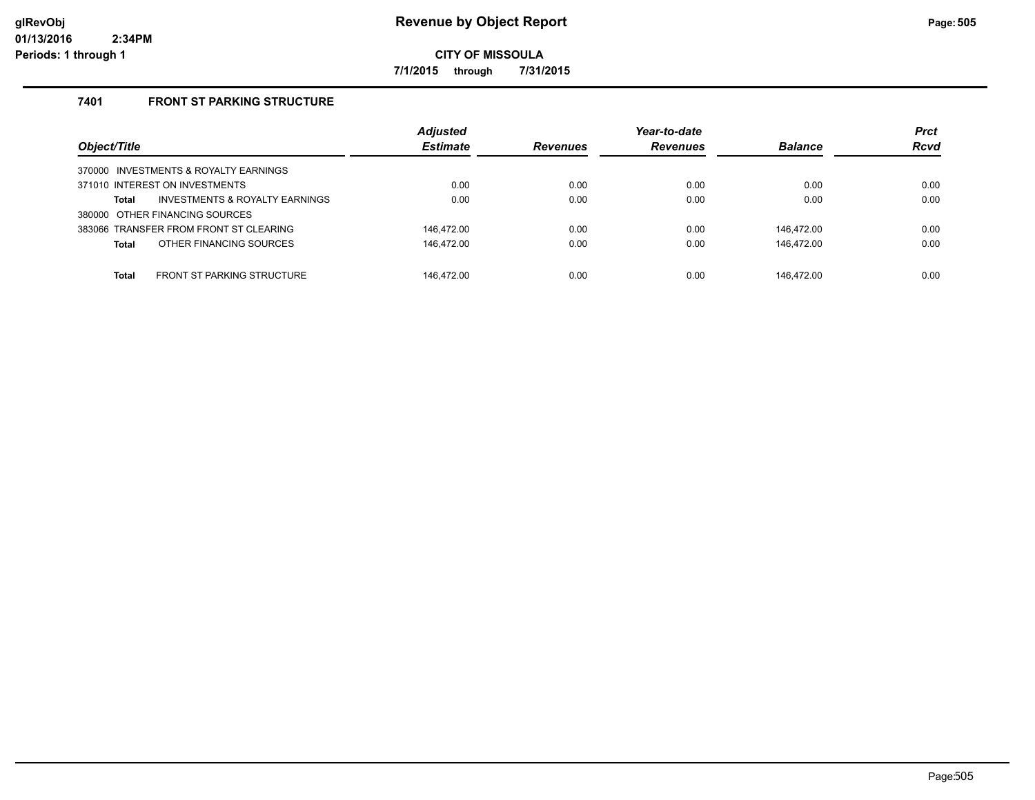# Revenue by Object Report

**CITY OF MISSOULA**

**7/1/2015 through 7/31/2015**

### 7401 FRONT ST PARKING STRUCTURE

| Object/Title | Adjusted Estimate | Revenues | Year-to-date Revenues | Balance | Prct Rcvd |
|---|---|---|---|---|---|
| 370000 INVESTMENTS & ROYALTY EARNINGS | | | | | |
| 371010 INTEREST ON INVESTMENTS | 0.00 | 0.00 | 0.00 | 0.00 | 0.00 |
| **Total** INVESTMENTS & ROYALTY EARNINGS | 0.00 | 0.00 | 0.00 | 0.00 | 0.00 |
| 380000 OTHER FINANCING SOURCES | | | | | |
| 383066 TRANSFER FROM FRONT ST CLEARING | 146,472.00 | 0.00 | 0.00 | 146,472.00 | 0.00 |
| **Total** OTHER FINANCING SOURCES | 146,472.00 | 0.00 | 0.00 | 146,472.00 | 0.00 |
| **Total** FRONT ST PARKING STRUCTURE | 146,472.00 | 0.00 | 0.00 | 146,472.00 | 0.00 |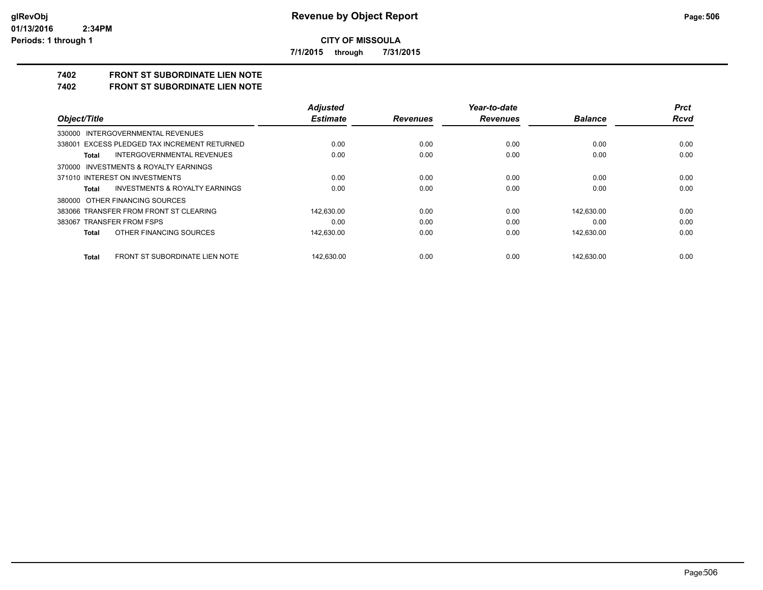# Revenue by Object Report

**CITY OF MISSOULA**

**7/1/2015 through 7/31/2015**

glRevObj
01/13/2016 2:34PM
Periods: 1 through 1

## 7402 FRONT ST SUBORDINATE LIEN NOTE
## 7402 FRONT ST SUBORDINATE LIEN NOTE

| Object/Title | Adjusted Estimate | Revenues | Year-to-date Revenues | Balance | Prct Rcvd |
|---|---|---|---|---|---|
| 330000 INTERGOVERNMENTAL REVENUES | | | | | |
| 338001 EXCESS PLEDGED TAX INCREMENT RETURNED | 0.00 | 0.00 | 0.00 | 0.00 | 0.00 |
| **Total** INTERGOVERNMENTAL REVENUES | 0.00 | 0.00 | 0.00 | 0.00 | 0.00 |
| 370000 INVESTMENTS & ROYALTY EARNINGS | | | | | |
| 371010 INTEREST ON INVESTMENTS | 0.00 | 0.00 | 0.00 | 0.00 | 0.00 |
| **Total** INVESTMENTS & ROYALTY EARNINGS | 0.00 | 0.00 | 0.00 | 0.00 | 0.00 |
| 380000 OTHER FINANCING SOURCES | | | | | |
| 383066 TRANSFER FROM FRONT ST CLEARING | 142,630.00 | 0.00 | 0.00 | 142,630.00 | 0.00 |
| 383067 TRANSFER FROM FSPS | 0.00 | 0.00 | 0.00 | 0.00 | 0.00 |
| **Total** OTHER FINANCING SOURCES | 142,630.00 | 0.00 | 0.00 | 142,630.00 | 0.00 |
| **Total** FRONT ST SUBORDINATE LIEN NOTE | 142,630.00 | 0.00 | 0.00 | 142,630.00 | 0.00 |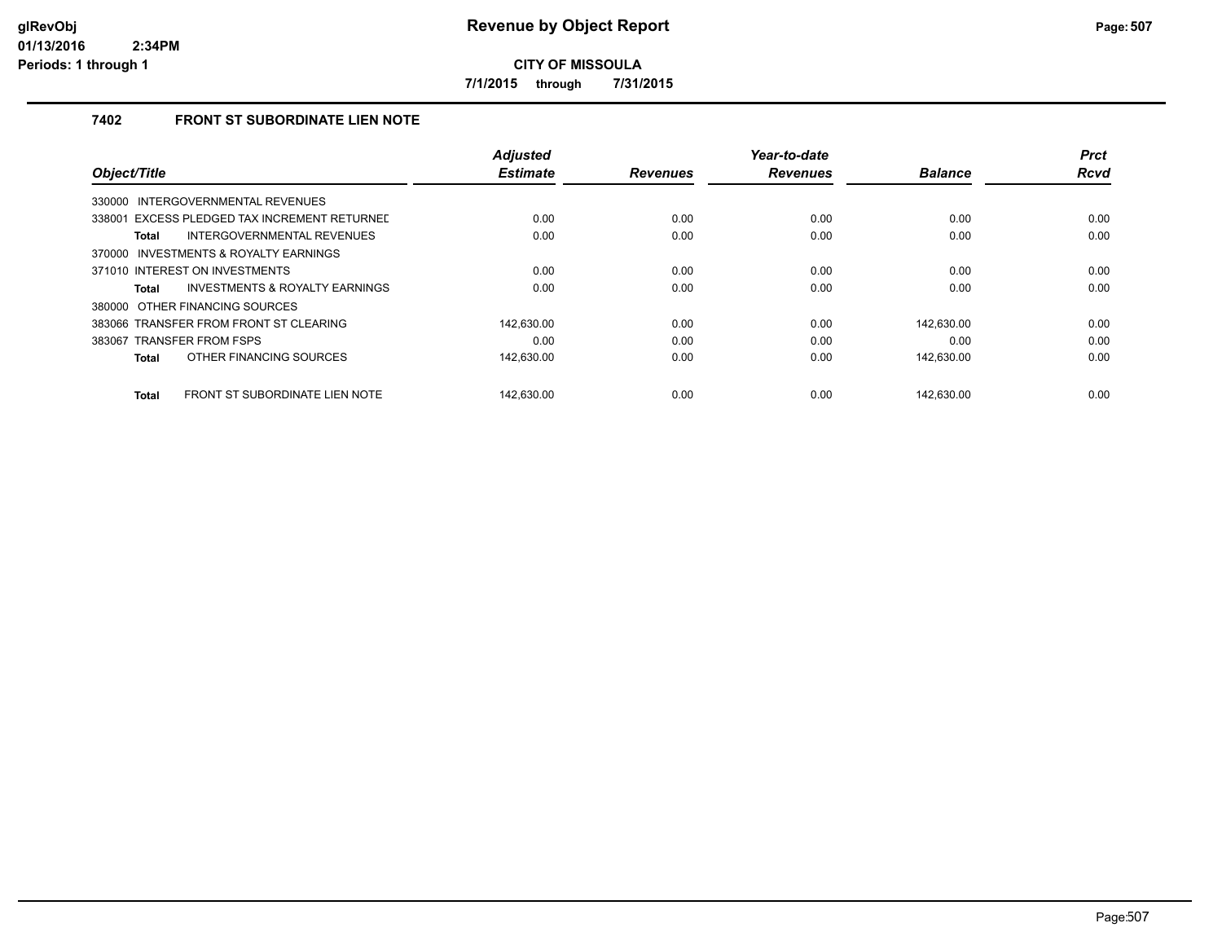# Revenue by Object Report

**CITY OF MISSOULA**

**7/1/2015 through 7/31/2015**

glRevObj
01/13/2016 2:34PM
Periods: 1 through 1

### 7402 FRONT ST SUBORDINATE LIEN NOTE

| Object/Title | Adjusted Estimate | Revenues | Year-to-date Revenues | Balance | Prct Rcvd |
|---|---|---|---|---|---|
| 330000 INTERGOVERNMENTAL REVENUES | | | | | |
| 338001 EXCESS PLEDGED TAX INCREMENT RETURNED | 0.00 | 0.00 | 0.00 | 0.00 | 0.00 |
| **Total** INTERGOVERNMENTAL REVENUES | 0.00 | 0.00 | 0.00 | 0.00 | 0.00 |
| 370000 INVESTMENTS & ROYALTY EARNINGS | | | | | |
| 371010 INTEREST ON INVESTMENTS | 0.00 | 0.00 | 0.00 | 0.00 | 0.00 |
| **Total** INVESTMENTS & ROYALTY EARNINGS | 0.00 | 0.00 | 0.00 | 0.00 | 0.00 |
| 380000 OTHER FINANCING SOURCES | | | | | |
| 383066 TRANSFER FROM FRONT ST CLEARING | 142,630.00 | 0.00 | 0.00 | 142,630.00 | 0.00 |
| 383067 TRANSFER FROM FSPS | 0.00 | 0.00 | 0.00 | 0.00 | 0.00 |
| **Total** OTHER FINANCING SOURCES | 142,630.00 | 0.00 | 0.00 | 142,630.00 | 0.00 |
| **Total** FRONT ST SUBORDINATE LIEN NOTE | 142,630.00 | 0.00 | 0.00 | 142,630.00 | 0.00 |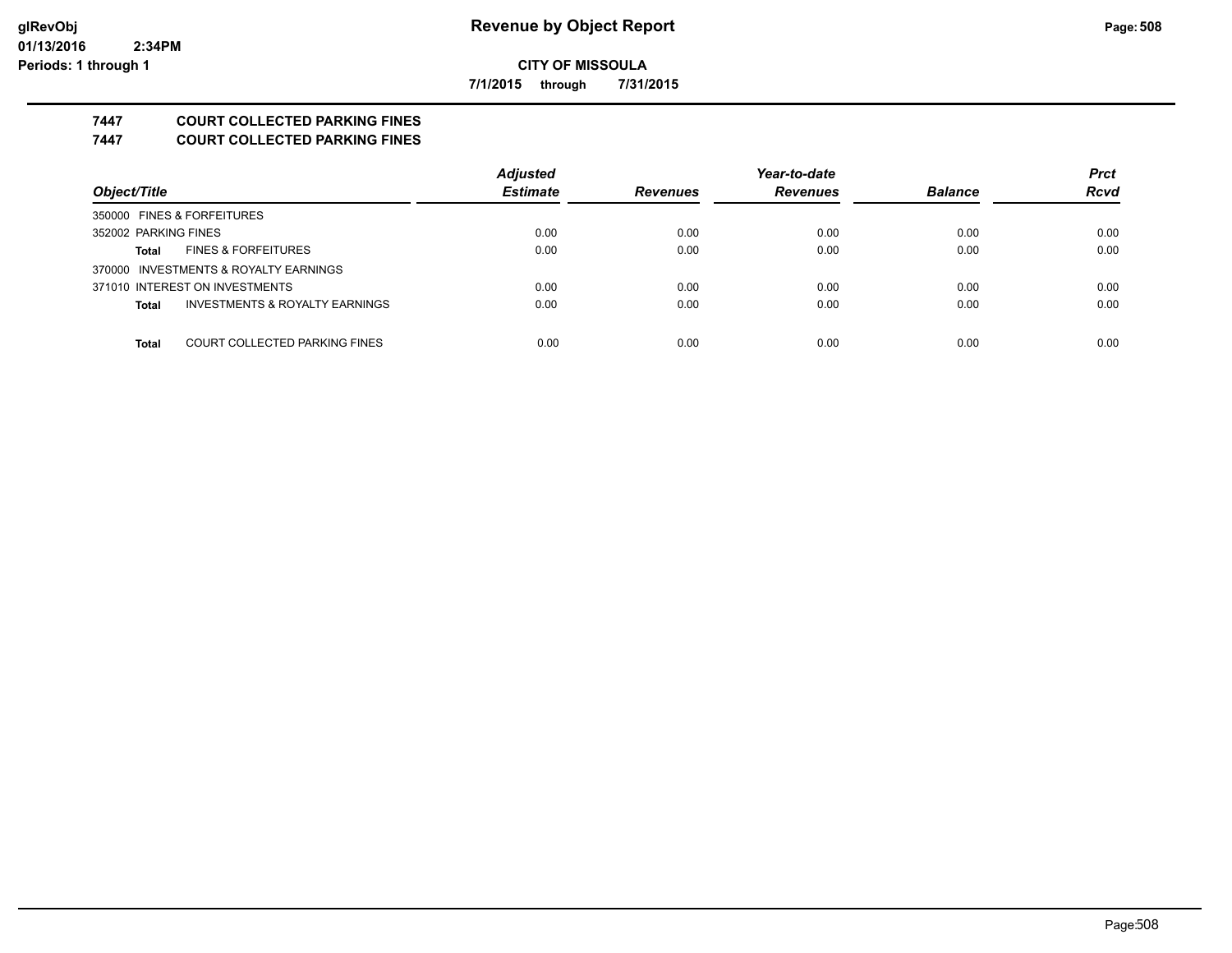**CITY OF MISSOULA**

**7/1/2015 through 7/31/2015**

## 7447 COURT COLLECTED PARKING FINES

## 7447 COURT COLLECTED PARKING FINES

| Object/Title | Adjusted Estimate | Revenues | Year-to-date Revenues | Balance | Prct Rcvd |
|---|---|---|---|---|---|
| 350000 FINES & FORFEITURES | | | | | |
| 352002 PARKING FINES | 0.00 | 0.00 | 0.00 | 0.00 | 0.00 |
| **Total** FINES & FORFEITURES | 0.00 | 0.00 | 0.00 | 0.00 | 0.00 |
| 370000 INVESTMENTS & ROYALTY EARNINGS | | | | | |
| 371010 INTEREST ON INVESTMENTS | 0.00 | 0.00 | 0.00 | 0.00 | 0.00 |
| **Total** INVESTMENTS & ROYALTY EARNINGS | 0.00 | 0.00 | 0.00 | 0.00 | 0.00 |
| **Total** COURT COLLECTED PARKING FINES | 0.00 | 0.00 | 0.00 | 0.00 | 0.00 |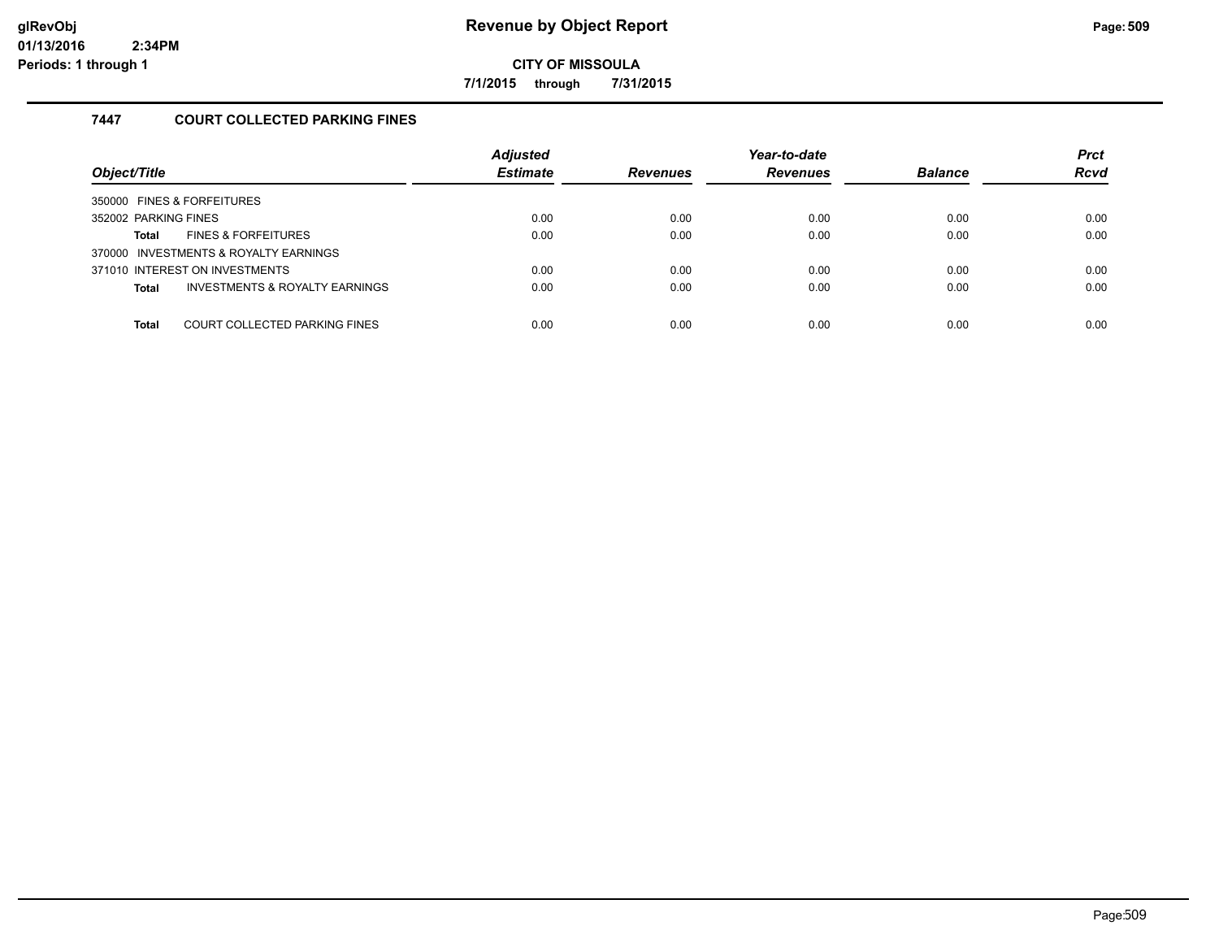**Revenue by Object Report**

**CITY OF MISSOULA**

**7/1/2015 through 7/31/2015**

## 7447 COURT COLLECTED PARKING FINES

| Object/Title | Adjusted Estimate | Revenues | Year-to-date Revenues | Balance | Prct Rcvd |
|---|---|---|---|---|---|
| 350000 FINES & FORFEITURES | | | | | |
| 352002 PARKING FINES | 0.00 | 0.00 | 0.00 | 0.00 | 0.00 |
| **Total** FINES & FORFEITURES | 0.00 | 0.00 | 0.00 | 0.00 | 0.00 |
| 370000 INVESTMENTS & ROYALTY EARNINGS | | | | | |
| 371010 INTEREST ON INVESTMENTS | 0.00 | 0.00 | 0.00 | 0.00 | 0.00 |
| **Total** INVESTMENTS & ROYALTY EARNINGS | 0.00 | 0.00 | 0.00 | 0.00 | 0.00 |
| **Total** COURT COLLECTED PARKING FINES | 0.00 | 0.00 | 0.00 | 0.00 | 0.00 |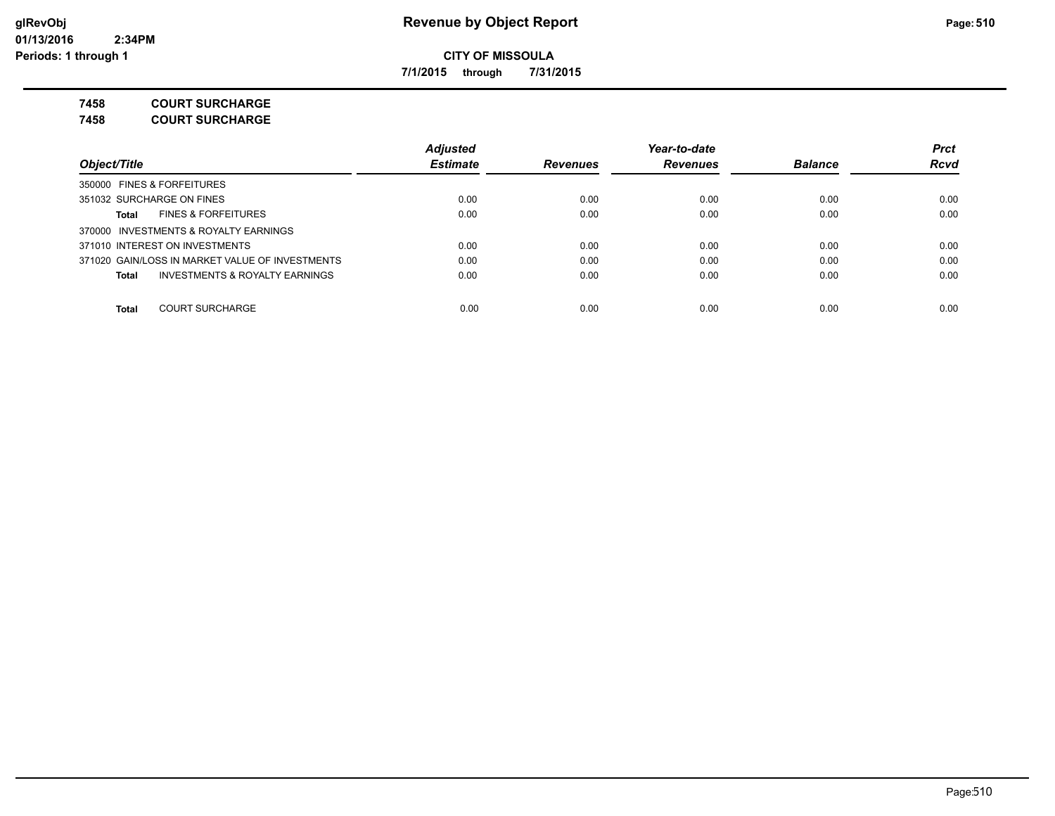**glRevObj**
**01/13/2016 2:34PM**
**Periods: 1 through 1**

# Revenue by Object Report

**CITY OF MISSOULA**

**7/1/2015 through 7/31/2015**

**7458 COURT SURCHARGE**
**7458 COURT SURCHARGE**

| Object/Title | | *Adjusted Estimate* | *Revenues* | *Year-to-date Revenues* | *Balance* | *Prct Rcvd* |
|---|---|---|---|---|---|---|
| 350000 FINES & FORFEITURES | | | | | | |
| 351032 SURCHARGE ON FINES | | 0.00 | 0.00 | 0.00 | 0.00 | 0.00 |
| **Total** | FINES & FORFEITURES | 0.00 | 0.00 | 0.00 | 0.00 | 0.00 |
| 370000 INVESTMENTS & ROYALTY EARNINGS | | | | | | |
| 371010 INTEREST ON INVESTMENTS | | 0.00 | 0.00 | 0.00 | 0.00 | 0.00 |
| 371020 GAIN/LOSS IN MARKET VALUE OF INVESTMENTS | | 0.00 | 0.00 | 0.00 | 0.00 | 0.00 |
| **Total** | INVESTMENTS & ROYALTY EARNINGS | 0.00 | 0.00 | 0.00 | 0.00 | 0.00 |
| **Total** | COURT SURCHARGE | 0.00 | 0.00 | 0.00 | 0.00 | 0.00 |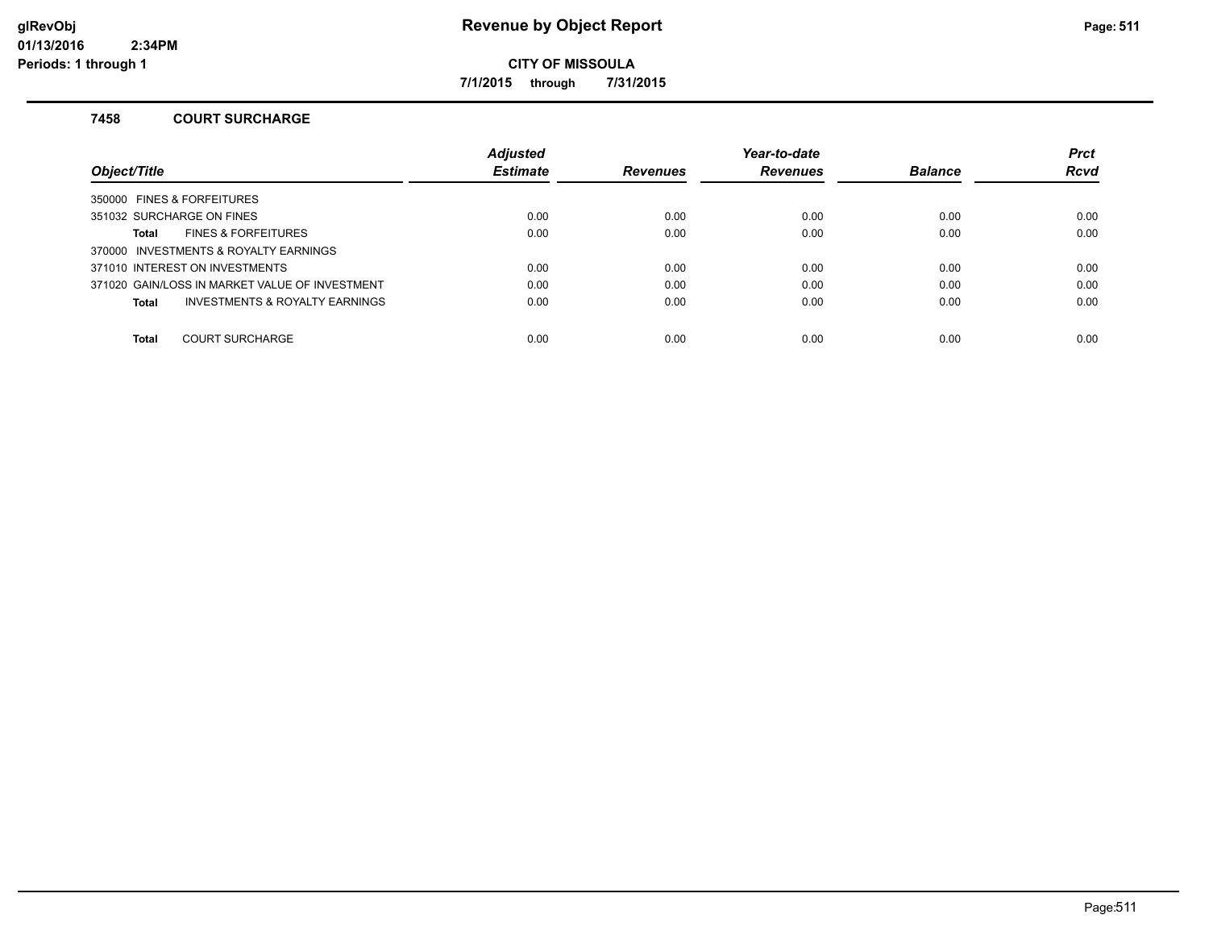**CITY OF MISSOULA**

**7/1/2015 through 7/31/2015**

### 7458 COURT SURCHARGE

| Object/Title | Adjusted Estimate | Revenues | Year-to-date Revenues | Balance | Prct Rcvd |
|---|---|---|---|---|---|
| 350000 FINES & FORFEITURES | | | | | |
| 351032 SURCHARGE ON FINES | 0.00 | 0.00 | 0.00 | 0.00 | 0.00 |
| **Total** FINES & FORFEITURES | 0.00 | 0.00 | 0.00 | 0.00 | 0.00 |
| 370000 INVESTMENTS & ROYALTY EARNINGS | | | | | |
| 371010 INTEREST ON INVESTMENTS | 0.00 | 0.00 | 0.00 | 0.00 | 0.00 |
| 371020 GAIN/LOSS IN MARKET VALUE OF INVESTMENT | 0.00 | 0.00 | 0.00 | 0.00 | 0.00 |
| **Total** INVESTMENTS & ROYALTY EARNINGS | 0.00 | 0.00 | 0.00 | 0.00 | 0.00 |
| **Total** COURT SURCHARGE | 0.00 | 0.00 | 0.00 | 0.00 | 0.00 |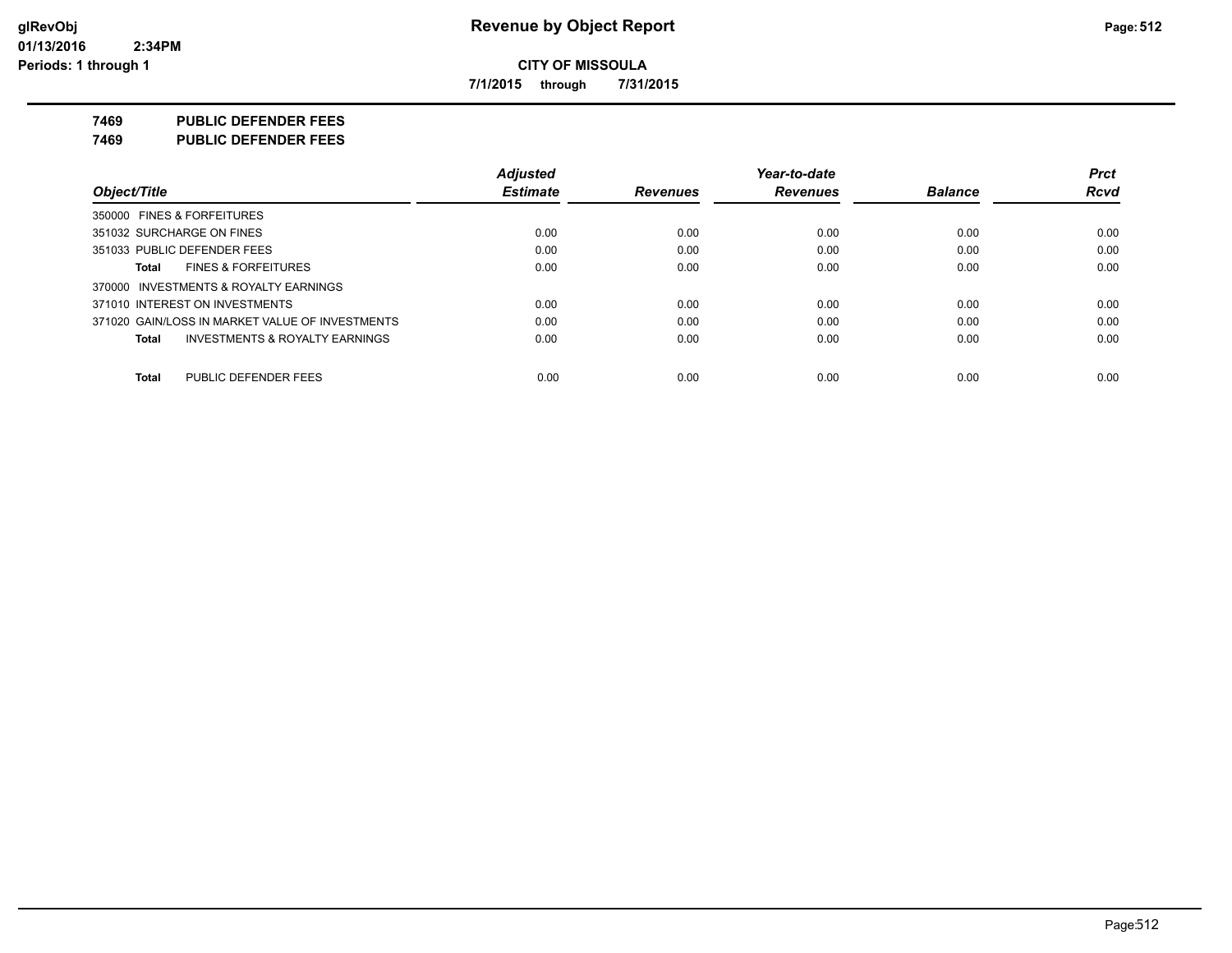**CITY OF MISSOULA**

**7/1/2015 through 7/31/2015**

**7469 PUBLIC DEFENDER FEES**

**7469 PUBLIC DEFENDER FEES**

| Object/Title | Adjusted Estimate | Revenues | Year-to-date Revenues | Balance | Prct Rcvd |
|---|---|---|---|---|---|
| 350000 FINES & FORFEITURES | | | | | |
| 351032 SURCHARGE ON FINES | 0.00 | 0.00 | 0.00 | 0.00 | 0.00 |
| 351033 PUBLIC DEFENDER FEES | 0.00 | 0.00 | 0.00 | 0.00 | 0.00 |
| **Total** FINES & FORFEITURES | 0.00 | 0.00 | 0.00 | 0.00 | 0.00 |
| 370000 INVESTMENTS & ROYALTY EARNINGS | | | | | |
| 371010 INTEREST ON INVESTMENTS | 0.00 | 0.00 | 0.00 | 0.00 | 0.00 |
| 371020 GAIN/LOSS IN MARKET VALUE OF INVESTMENTS | 0.00 | 0.00 | 0.00 | 0.00 | 0.00 |
| **Total** INVESTMENTS & ROYALTY EARNINGS | 0.00 | 0.00 | 0.00 | 0.00 | 0.00 |
| **Total** PUBLIC DEFENDER FEES | 0.00 | 0.00 | 0.00 | 0.00 | 0.00 |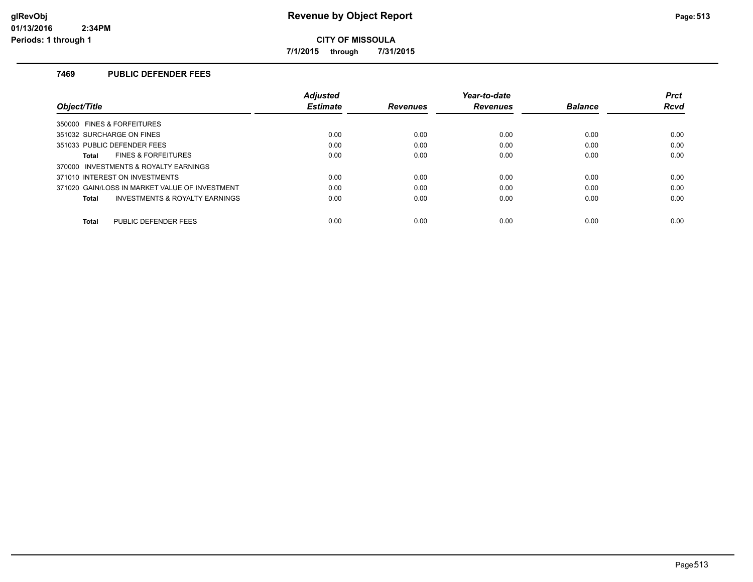# Revenue by Object Report

**CITY OF MISSOULA**

**7/1/2015 through 7/31/2015**

glRevObj
01/13/2016 2:34PM
Periods: 1 through 1

## 7469 PUBLIC DEFENDER FEES

| Object/Title | Adjusted Estimate | Revenues | Year-to-date Revenues | Balance | Prct Rcvd |
|---|---|---|---|---|---|
| 350000 FINES & FORFEITURES | | | | | |
| 351032 SURCHARGE ON FINES | 0.00 | 0.00 | 0.00 | 0.00 | 0.00 |
| 351033 PUBLIC DEFENDER FEES | 0.00 | 0.00 | 0.00 | 0.00 | 0.00 |
| **Total** FINES & FORFEITURES | 0.00 | 0.00 | 0.00 | 0.00 | 0.00 |
| 370000 INVESTMENTS & ROYALTY EARNINGS | | | | | |
| 371010 INTEREST ON INVESTMENTS | 0.00 | 0.00 | 0.00 | 0.00 | 0.00 |
| 371020 GAIN/LOSS IN MARKET VALUE OF INVESTMENT | 0.00 | 0.00 | 0.00 | 0.00 | 0.00 |
| **Total** INVESTMENTS & ROYALTY EARNINGS | 0.00 | 0.00 | 0.00 | 0.00 | 0.00 |
| **Total** PUBLIC DEFENDER FEES | 0.00 | 0.00 | 0.00 | 0.00 | 0.00 |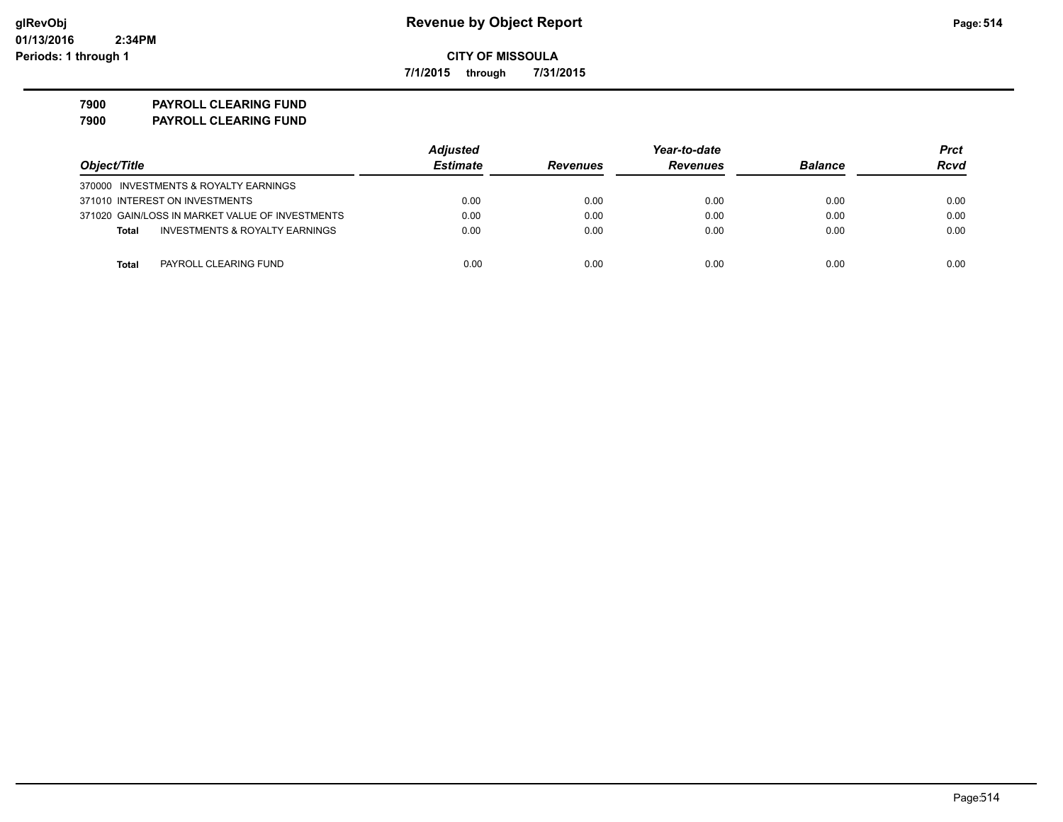# Revenue by Object Report

**CITY OF MISSOULA**

**7/1/2015 through 7/31/2015**

**7900 PAYROLL CLEARING FUND**

**7900 PAYROLL CLEARING FUND**

| Object/Title | Adjusted Estimate | Revenues | Year-to-date Revenues | Balance | Prct Rcvd |
|---|---|---|---|---|---|
| 370000 INVESTMENTS & ROYALTY EARNINGS | | | | | |
| 371010 INTEREST ON INVESTMENTS | 0.00 | 0.00 | 0.00 | 0.00 | 0.00 |
| 371020 GAIN/LOSS IN MARKET VALUE OF INVESTMENTS | 0.00 | 0.00 | 0.00 | 0.00 | 0.00 |
| **Total** INVESTMENTS & ROYALTY EARNINGS | 0.00 | 0.00 | 0.00 | 0.00 | 0.00 |
| **Total** PAYROLL CLEARING FUND | 0.00 | 0.00 | 0.00 | 0.00 | 0.00 |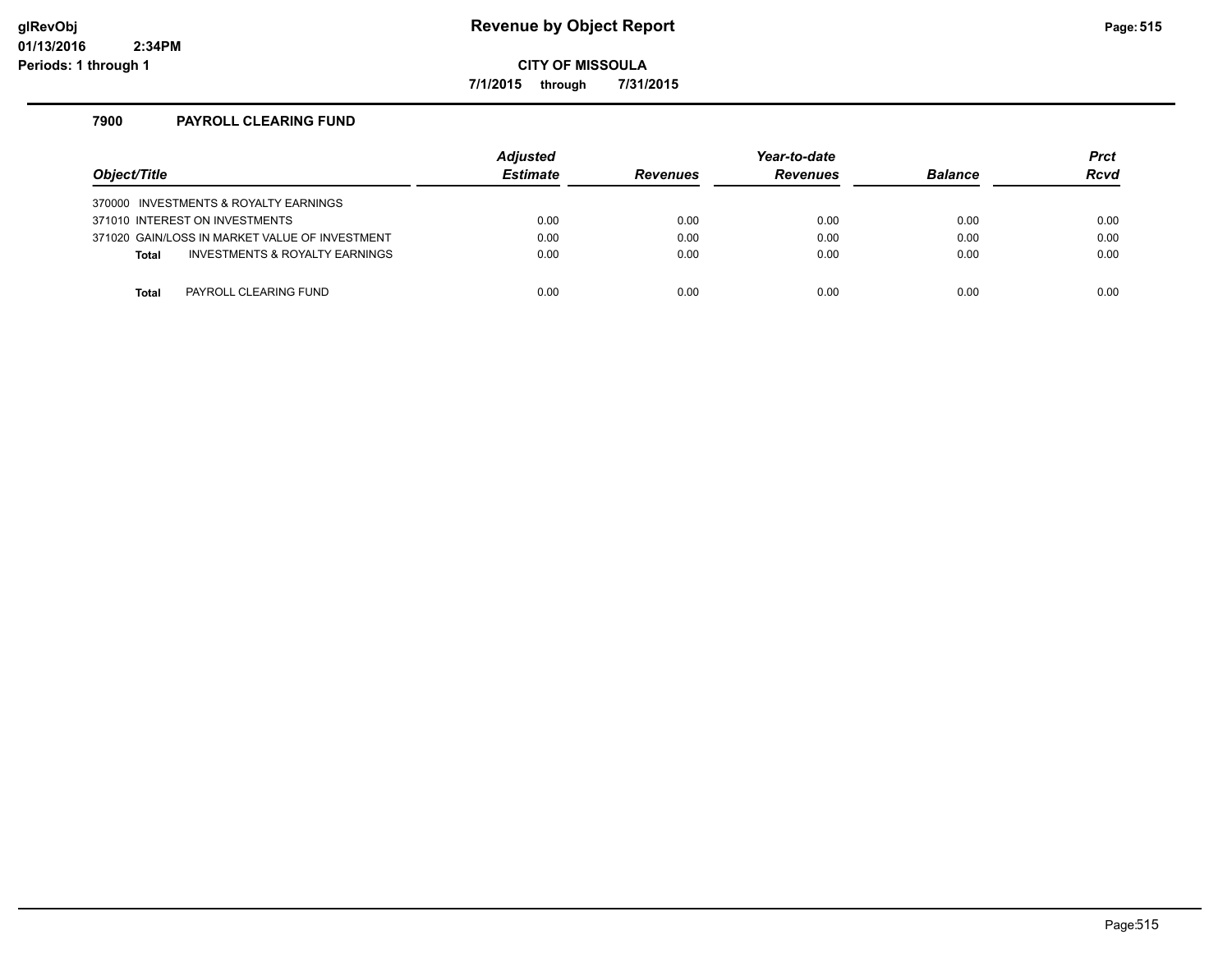# Revenue by Object Report

**CITY OF MISSOULA**

**7/1/2015 through 7/31/2015**

glRevObj
01/13/2016 2:34PM
Periods: 1 through 1

## 7900 PAYROLL CLEARING FUND

| Object/Title | Adjusted Estimate | Revenues | Year-to-date Revenues | Balance | Prct Rcvd |
|---|---|---|---|---|---|
| 370000 INVESTMENTS & ROYALTY EARNINGS | | | | | |
| 371010 INTEREST ON INVESTMENTS | 0.00 | 0.00 | 0.00 | 0.00 | 0.00 |
| 371020 GAIN/LOSS IN MARKET VALUE OF INVESTMENT | 0.00 | 0.00 | 0.00 | 0.00 | 0.00 |
| **Total** INVESTMENTS & ROYALTY EARNINGS | 0.00 | 0.00 | 0.00 | 0.00 | 0.00 |
| **Total** PAYROLL CLEARING FUND | 0.00 | 0.00 | 0.00 | 0.00 | 0.00 |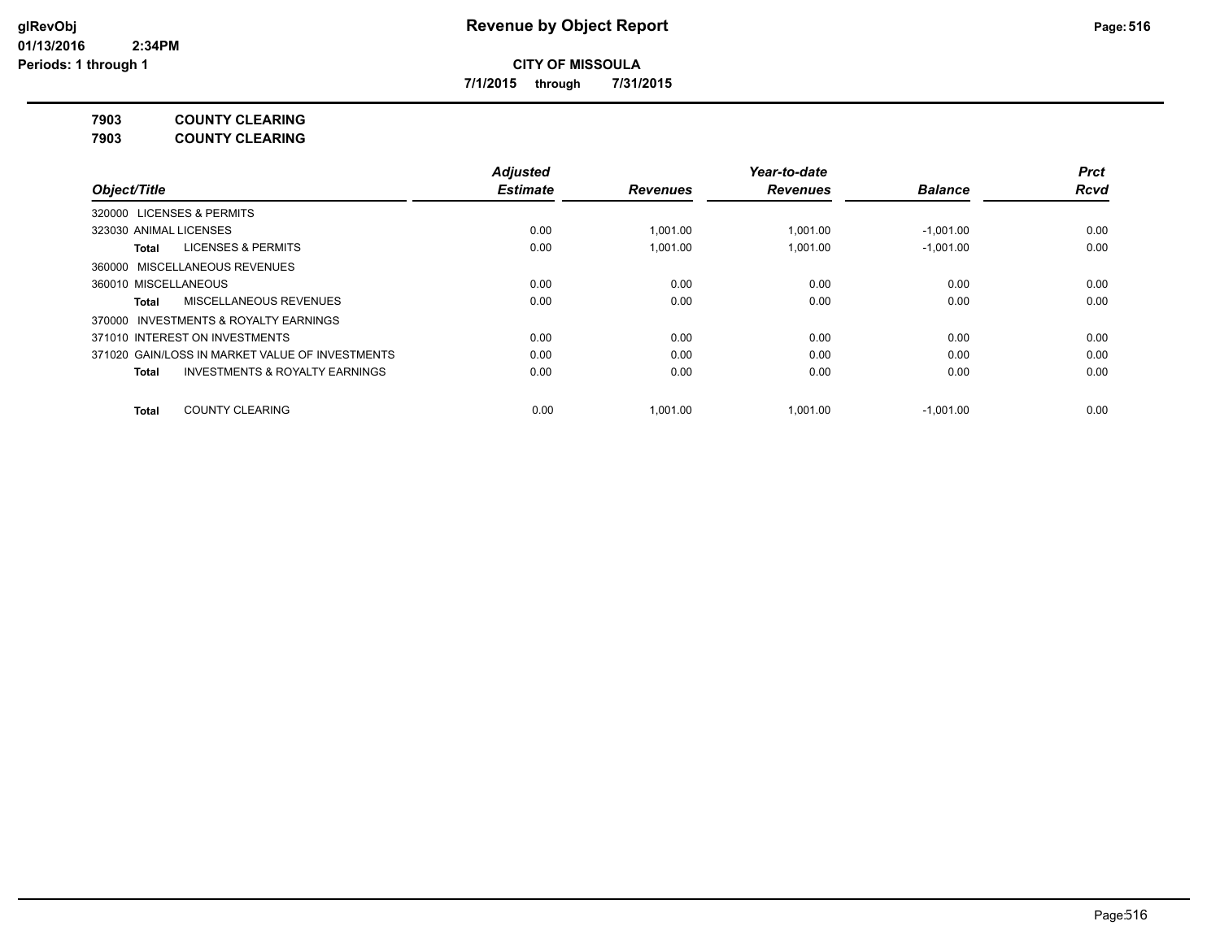# Revenue by Object Report

**CITY OF MISSOULA**

**7/1/2015 through 7/31/2015**

**7903 COUNTY CLEARING**

**7903 COUNTY CLEARING**

| Object/Title | Adjusted Estimate | Revenues | Year-to-date Revenues | Balance | Prct Rcvd |
|---|---|---|---|---|---|
| 320000 LICENSES & PERMITS | | | | | |
| 323030 ANIMAL LICENSES | 0.00 | 1,001.00 | 1,001.00 | -1,001.00 | 0.00 |
| **Total** LICENSES & PERMITS | 0.00 | 1,001.00 | 1,001.00 | -1,001.00 | 0.00 |
| 360000 MISCELLANEOUS REVENUES | | | | | |
| 360010 MISCELLANEOUS | 0.00 | 0.00 | 0.00 | 0.00 | 0.00 |
| **Total** MISCELLANEOUS REVENUES | 0.00 | 0.00 | 0.00 | 0.00 | 0.00 |
| 370000 INVESTMENTS & ROYALTY EARNINGS | | | | | |
| 371010 INTEREST ON INVESTMENTS | 0.00 | 0.00 | 0.00 | 0.00 | 0.00 |
| 371020 GAIN/LOSS IN MARKET VALUE OF INVESTMENTS | 0.00 | 0.00 | 0.00 | 0.00 | 0.00 |
| **Total** INVESTMENTS & ROYALTY EARNINGS | 0.00 | 0.00 | 0.00 | 0.00 | 0.00 |
| **Total** COUNTY CLEARING | 0.00 | 1,001.00 | 1,001.00 | -1,001.00 | 0.00 |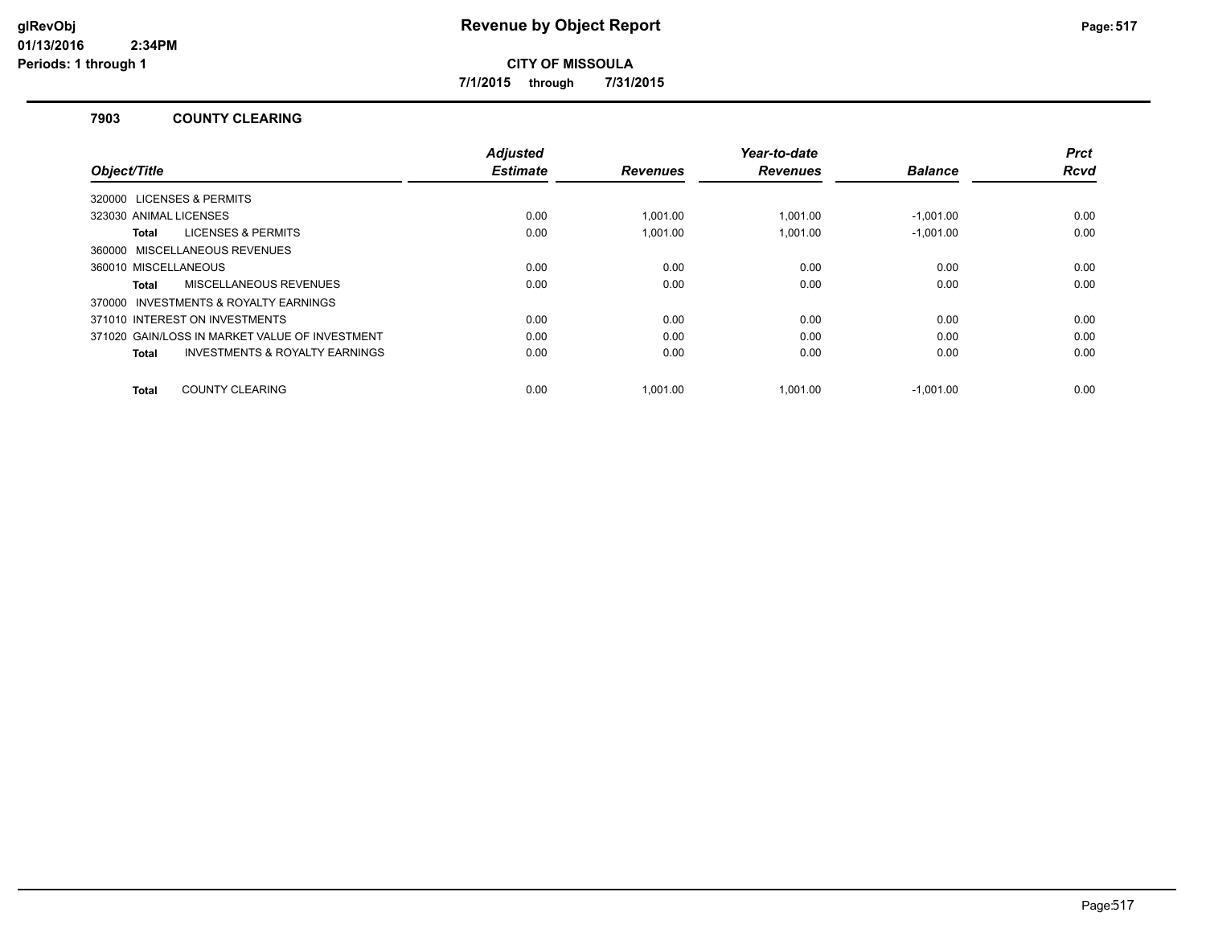# Revenue by Object Report

**CITY OF MISSOULA**

**7/1/2015 through 7/31/2015**

## 7903 COUNTY CLEARING

| Object/Title | Adjusted Estimate | Revenues | Year-to-date Revenues | Balance | Prct Rcvd |
|---|---|---|---|---|---|
| 320000 LICENSES & PERMITS | | | | | |
| 323030 ANIMAL LICENSES | 0.00 | 1,001.00 | 1,001.00 | -1,001.00 | 0.00 |
| **Total** LICENSES & PERMITS | 0.00 | 1,001.00 | 1,001.00 | -1,001.00 | 0.00 |
| 360000 MISCELLANEOUS REVENUES | | | | | |
| 360010 MISCELLANEOUS | 0.00 | 0.00 | 0.00 | 0.00 | 0.00 |
| **Total** MISCELLANEOUS REVENUES | 0.00 | 0.00 | 0.00 | 0.00 | 0.00 |
| 370000 INVESTMENTS & ROYALTY EARNINGS | | | | | |
| 371010 INTEREST ON INVESTMENTS | 0.00 | 0.00 | 0.00 | 0.00 | 0.00 |
| 371020 GAIN/LOSS IN MARKET VALUE OF INVESTMENT | 0.00 | 0.00 | 0.00 | 0.00 | 0.00 |
| **Total** INVESTMENTS & ROYALTY EARNINGS | 0.00 | 0.00 | 0.00 | 0.00 | 0.00 |
| **Total** COUNTY CLEARING | 0.00 | 1,001.00 | 1,001.00 | -1,001.00 | 0.00 |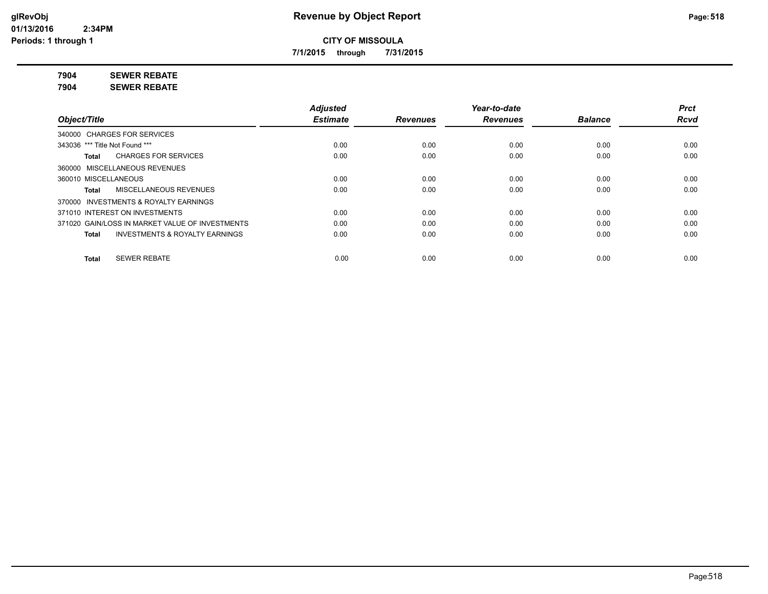# Revenue by Object Report

**CITY OF MISSOULA**

**7/1/2015 through 7/31/2015**

**7904 SEWER REBATE**

**7904 SEWER REBATE**

| Object/Title | Adjusted Estimate | Revenues | Year-to-date Revenues | Balance | Prct Rcvd |
|---|---|---|---|---|---|
| 340000 CHARGES FOR SERVICES | | | | | |
| 343036 *** Title Not Found *** | 0.00 | 0.00 | 0.00 | 0.00 | 0.00 |
| **Total** CHARGES FOR SERVICES | 0.00 | 0.00 | 0.00 | 0.00 | 0.00 |
| 360000 MISCELLANEOUS REVENUES | | | | | |
| 360010 MISCELLANEOUS | 0.00 | 0.00 | 0.00 | 0.00 | 0.00 |
| **Total** MISCELLANEOUS REVENUES | 0.00 | 0.00 | 0.00 | 0.00 | 0.00 |
| 370000 INVESTMENTS & ROYALTY EARNINGS | | | | | |
| 371010 INTEREST ON INVESTMENTS | 0.00 | 0.00 | 0.00 | 0.00 | 0.00 |
| 371020 GAIN/LOSS IN MARKET VALUE OF INVESTMENTS | 0.00 | 0.00 | 0.00 | 0.00 | 0.00 |
| **Total** INVESTMENTS & ROYALTY EARNINGS | 0.00 | 0.00 | 0.00 | 0.00 | 0.00 |
| **Total** SEWER REBATE | 0.00 | 0.00 | 0.00 | 0.00 | 0.00 |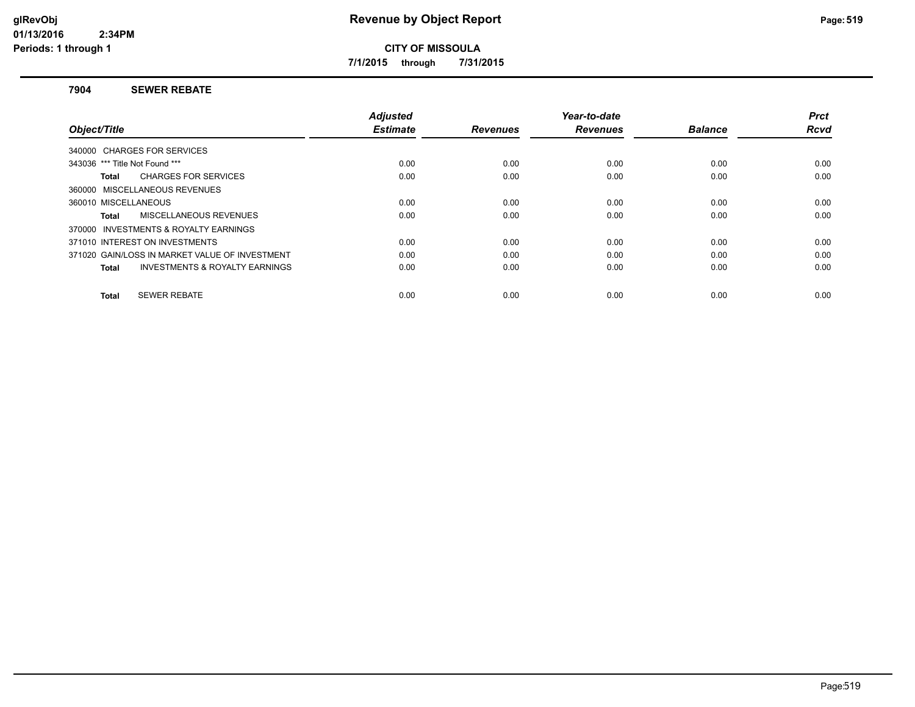**glRevObj**
**01/13/2016 2:34PM**
**Periods: 1 through 1**

# Revenue by Object Report

**CITY OF MISSOULA**

**7/1/2015 through 7/31/2015**

## 7904 SEWER REBATE

| Object/Title | Adjusted Estimate | Revenues | Year-to-date Revenues | Balance | Prct Rcvd |
|---|---|---|---|---|---|
| 340000 CHARGES FOR SERVICES | | | | | |
| 343036 *** Title Not Found *** | 0.00 | 0.00 | 0.00 | 0.00 | 0.00 |
| **Total** CHARGES FOR SERVICES | 0.00 | 0.00 | 0.00 | 0.00 | 0.00 |
| 360000 MISCELLANEOUS REVENUES | | | | | |
| 360010 MISCELLANEOUS | 0.00 | 0.00 | 0.00 | 0.00 | 0.00 |
| **Total** MISCELLANEOUS REVENUES | 0.00 | 0.00 | 0.00 | 0.00 | 0.00 |
| 370000 INVESTMENTS & ROYALTY EARNINGS | | | | | |
| 371010 INTEREST ON INVESTMENTS | 0.00 | 0.00 | 0.00 | 0.00 | 0.00 |
| 371020 GAIN/LOSS IN MARKET VALUE OF INVESTMENT | 0.00 | 0.00 | 0.00 | 0.00 | 0.00 |
| **Total** INVESTMENTS & ROYALTY EARNINGS | 0.00 | 0.00 | 0.00 | 0.00 | 0.00 |
| **Total** SEWER REBATE | 0.00 | 0.00 | 0.00 | 0.00 | 0.00 |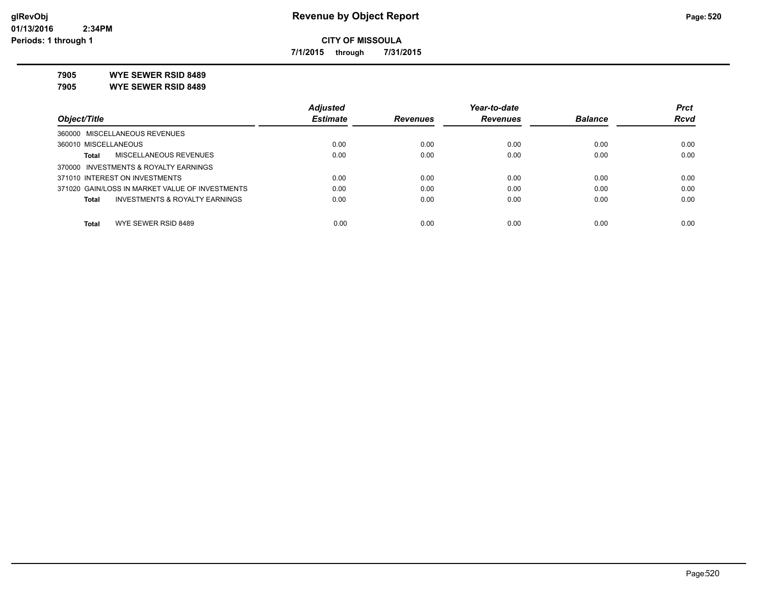**CITY OF MISSOULA**

**7/1/2015 through 7/31/2015**

**7905 WYE SEWER RSID 8489**

**7905 WYE SEWER RSID 8489**

| Object/Title | Adjusted Estimate | Revenues | Year-to-date Revenues | Balance | Prct Rcvd |
|---|---|---|---|---|---|
| 360000 MISCELLANEOUS REVENUES | | | | | |
| 360010 MISCELLANEOUS | 0.00 | 0.00 | 0.00 | 0.00 | 0.00 |
| **Total** MISCELLANEOUS REVENUES | 0.00 | 0.00 | 0.00 | 0.00 | 0.00 |
| 370000 INVESTMENTS & ROYALTY EARNINGS | | | | | |
| 371010 INTEREST ON INVESTMENTS | 0.00 | 0.00 | 0.00 | 0.00 | 0.00 |
| 371020 GAIN/LOSS IN MARKET VALUE OF INVESTMENTS | 0.00 | 0.00 | 0.00 | 0.00 | 0.00 |
| **Total** INVESTMENTS & ROYALTY EARNINGS | 0.00 | 0.00 | 0.00 | 0.00 | 0.00 |
| **Total** WYE SEWER RSID 8489 | 0.00 | 0.00 | 0.00 | 0.00 | 0.00 |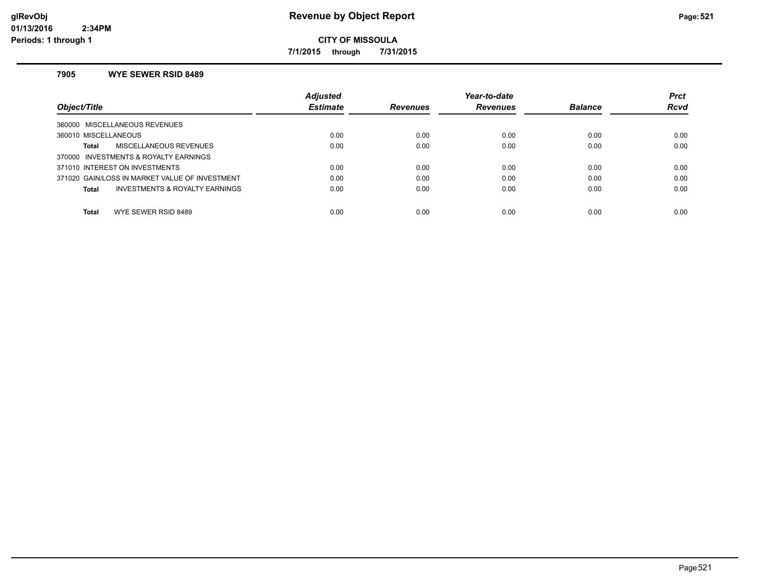# Revenue by Object Report

**CITY OF MISSOULA**

**7/1/2015 through 7/31/2015**

glRevObj
01/13/2016 2:34PM
Periods: 1 through 1

### 7905 WYE SEWER RSID 8489

| Object/Title | Adjusted Estimate | Revenues | Year-to-date Revenues | Balance | Prct Rcvd |
|---|---|---|---|---|---|
| 360000 MISCELLANEOUS REVENUES | | | | | |
| 360010 MISCELLANEOUS | 0.00 | 0.00 | 0.00 | 0.00 | 0.00 |
| **Total** MISCELLANEOUS REVENUES | 0.00 | 0.00 | 0.00 | 0.00 | 0.00 |
| 370000 INVESTMENTS & ROYALTY EARNINGS | | | | | |
| 371010 INTEREST ON INVESTMENTS | 0.00 | 0.00 | 0.00 | 0.00 | 0.00 |
| 371020 GAIN/LOSS IN MARKET VALUE OF INVESTMENT | 0.00 | 0.00 | 0.00 | 0.00 | 0.00 |
| **Total** INVESTMENTS & ROYALTY EARNINGS | 0.00 | 0.00 | 0.00 | 0.00 | 0.00 |
| **Total** WYE SEWER RSID 8489 | 0.00 | 0.00 | 0.00 | 0.00 | 0.00 |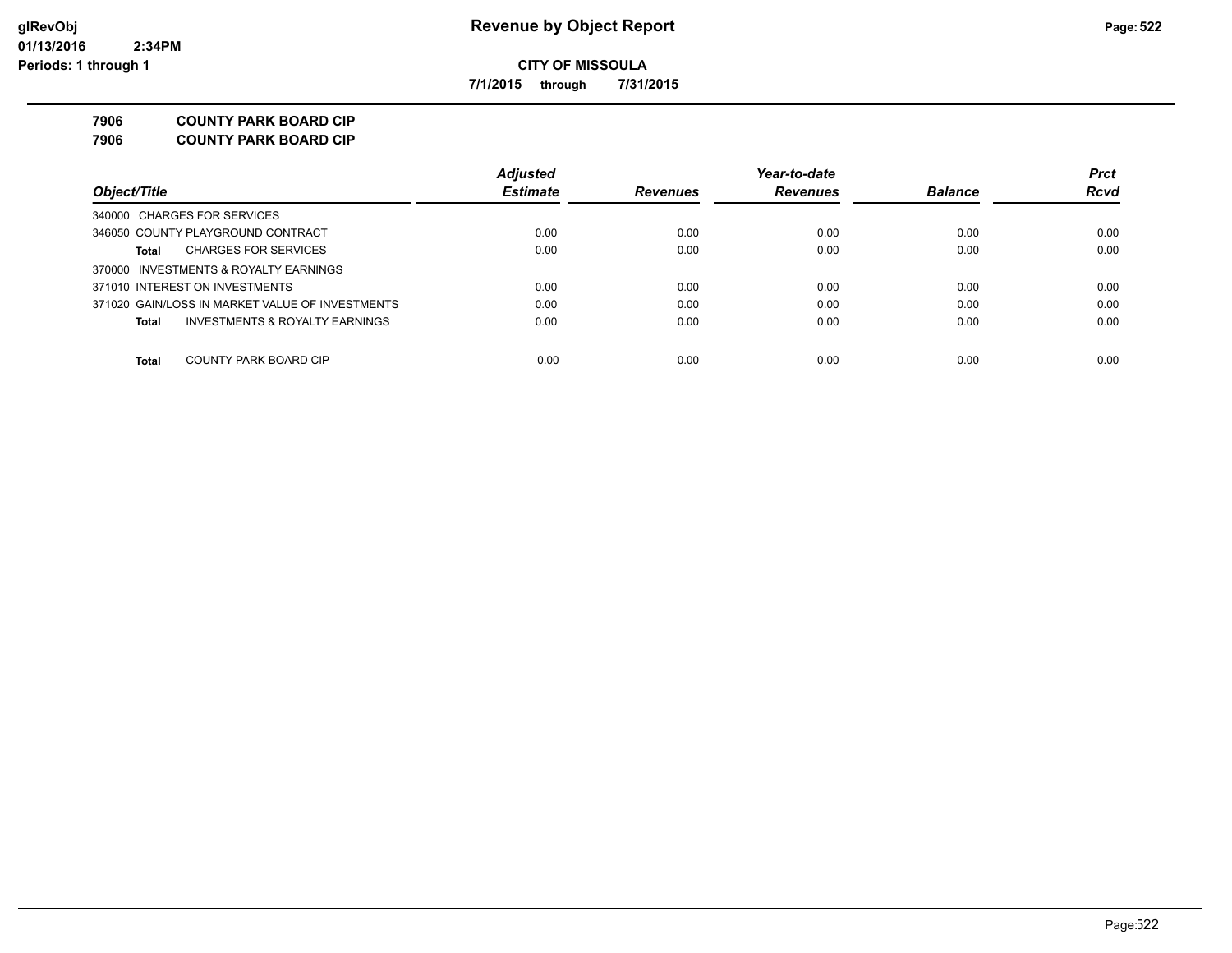# Revenue by Object Report

**CITY OF MISSOULA**

**7/1/2015 through 7/31/2015**

glRevObj
01/13/2016 2:34PM
Periods: 1 through 1

**7906 COUNTY PARK BOARD CIP**

**7906 COUNTY PARK BOARD CIP**

| Object/Title | Adjusted Estimate | Revenues | Year-to-date Revenues | Balance | Prct Rcvd |
|---|---|---|---|---|---|
| 340000 CHARGES FOR SERVICES | | | | | |
| 346050 COUNTY PLAYGROUND CONTRACT | 0.00 | 0.00 | 0.00 | 0.00 | 0.00 |
| **Total** CHARGES FOR SERVICES | 0.00 | 0.00 | 0.00 | 0.00 | 0.00 |
| 370000 INVESTMENTS & ROYALTY EARNINGS | | | | | |
| 371010 INTEREST ON INVESTMENTS | 0.00 | 0.00 | 0.00 | 0.00 | 0.00 |
| 371020 GAIN/LOSS IN MARKET VALUE OF INVESTMENTS | 0.00 | 0.00 | 0.00 | 0.00 | 0.00 |
| **Total** INVESTMENTS & ROYALTY EARNINGS | 0.00 | 0.00 | 0.00 | 0.00 | 0.00 |
| **Total** COUNTY PARK BOARD CIP | 0.00 | 0.00 | 0.00 | 0.00 | 0.00 |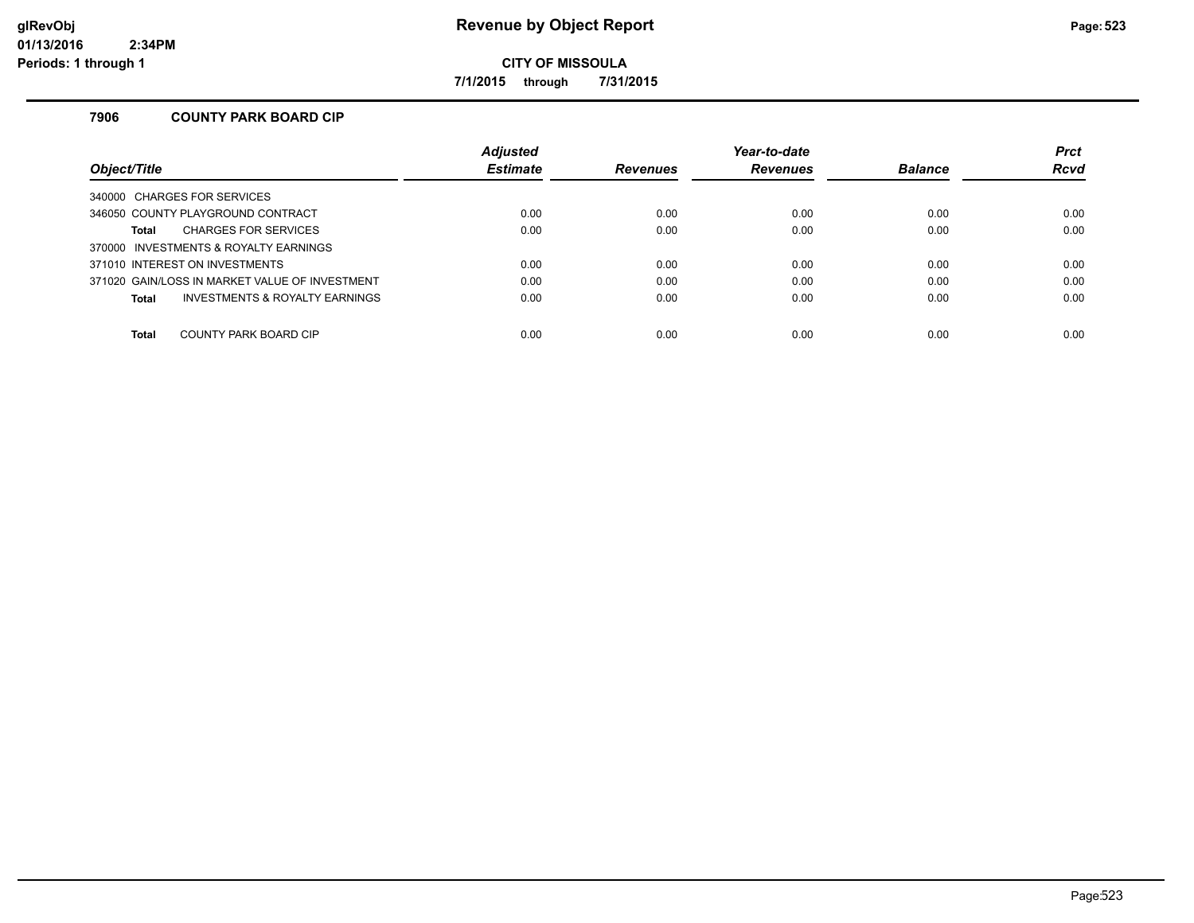# Revenue by Object Report

**CITY OF MISSOULA**

**7/1/2015 through 7/31/2015**

glRevObj
01/13/2016 2:34PM
Periods: 1 through 1

## 7906 COUNTY PARK BOARD CIP

| Object/Title | Adjusted Estimate | Revenues | Year-to-date Revenues | Balance | Prct Rcvd |
|---|---|---|---|---|---|
| 340000 CHARGES FOR SERVICES | | | | | |
| 346050 COUNTY PLAYGROUND CONTRACT | 0.00 | 0.00 | 0.00 | 0.00 | 0.00 |
| **Total** CHARGES FOR SERVICES | 0.00 | 0.00 | 0.00 | 0.00 | 0.00 |
| 370000 INVESTMENTS & ROYALTY EARNINGS | | | | | |
| 371010 INTEREST ON INVESTMENTS | 0.00 | 0.00 | 0.00 | 0.00 | 0.00 |
| 371020 GAIN/LOSS IN MARKET VALUE OF INVESTMENT | 0.00 | 0.00 | 0.00 | 0.00 | 0.00 |
| **Total** INVESTMENTS & ROYALTY EARNINGS | 0.00 | 0.00 | 0.00 | 0.00 | 0.00 |
| **Total** COUNTY PARK BOARD CIP | 0.00 | 0.00 | 0.00 | 0.00 | 0.00 |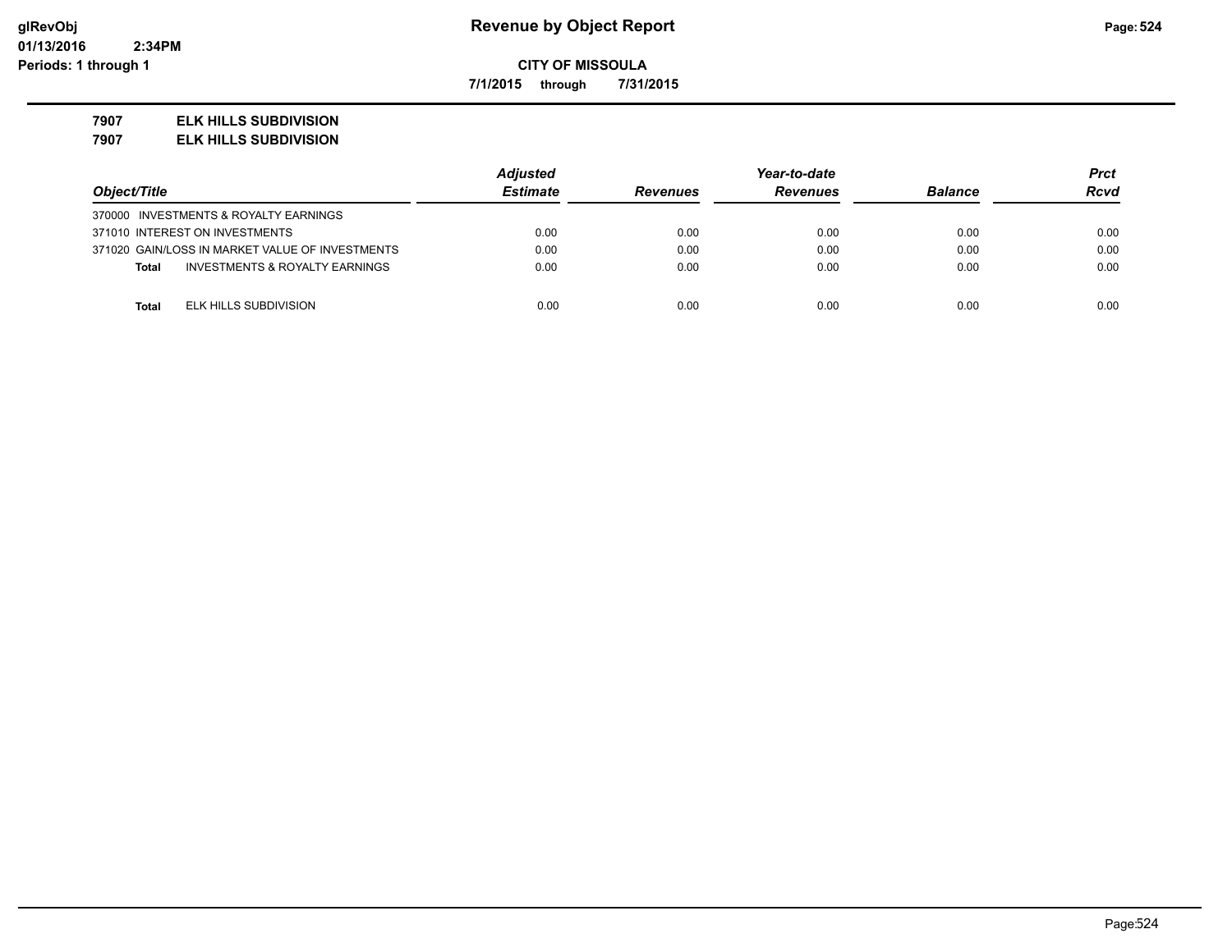**Revenue by Object Report**

**CITY OF MISSOULA**

**7/1/2015 through 7/31/2015**

glRevObj
01/13/2016 2:34PM
Periods: 1 through 1

**7907 ELK HILLS SUBDIVISION**
**7907 ELK HILLS SUBDIVISION**

| Object/Title | Adjusted Estimate | Revenues | Year-to-date Revenues | Balance | Prct Rcvd |
|---|---|---|---|---|---|
| 370000 INVESTMENTS & ROYALTY EARNINGS | | | | | |
| 371010 INTEREST ON INVESTMENTS | 0.00 | 0.00 | 0.00 | 0.00 | 0.00 |
| 371020 GAIN/LOSS IN MARKET VALUE OF INVESTMENTS | 0.00 | 0.00 | 0.00 | 0.00 | 0.00 |
| **Total** INVESTMENTS & ROYALTY EARNINGS | 0.00 | 0.00 | 0.00 | 0.00 | 0.00 |
| **Total** ELK HILLS SUBDIVISION | 0.00 | 0.00 | 0.00 | 0.00 | 0.00 |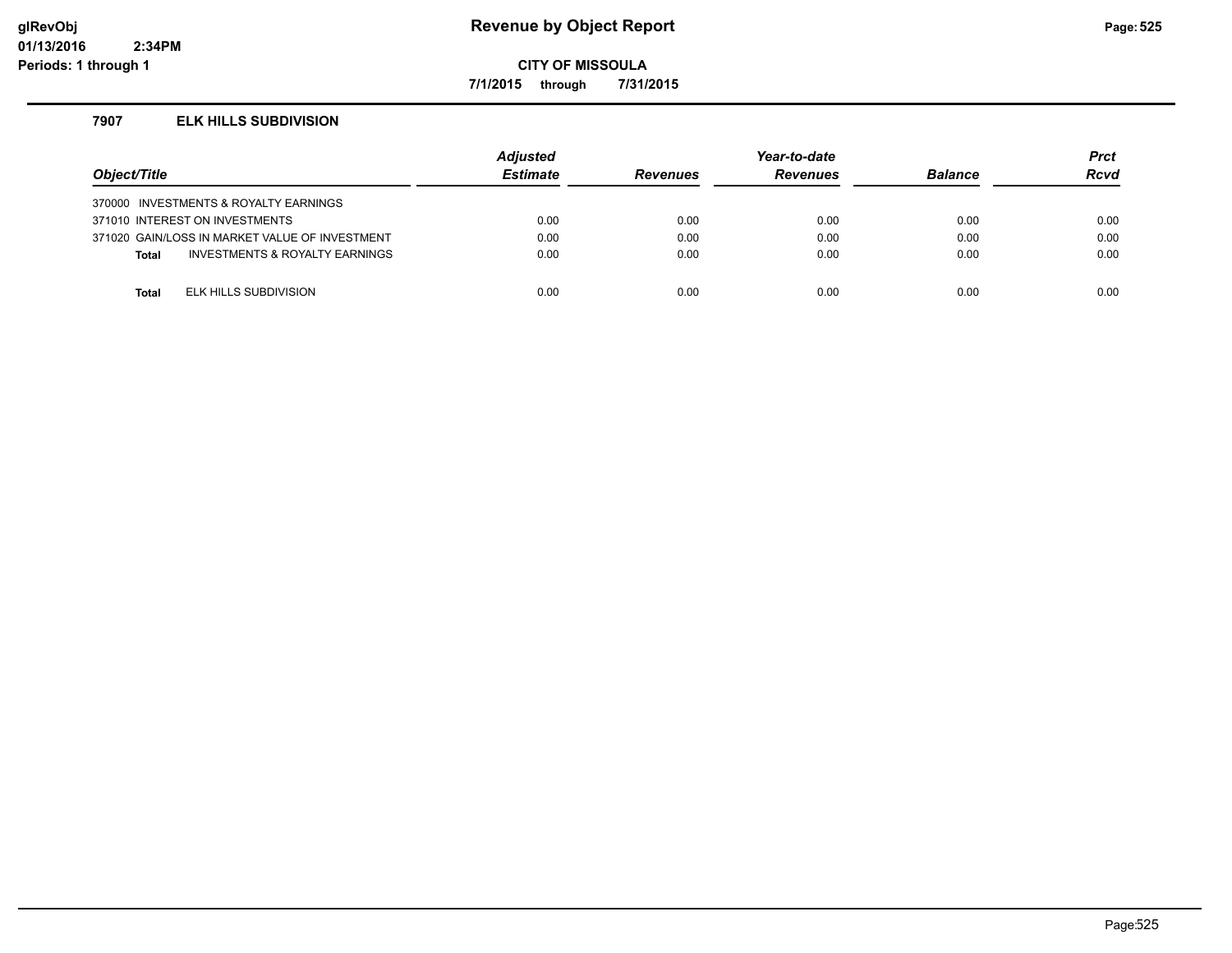# Revenue by Object Report

**CITY OF MISSOULA**

**7/1/2015 through 7/31/2015**

glRevObj
01/13/2016 2:34PM
Periods: 1 through 1

## 7907 ELK HILLS SUBDIVISION

| Object/Title | Adjusted Estimate | Revenues | Year-to-date Revenues | Balance | Prct Rcvd |
|---|---|---|---|---|---|
| 370000 INVESTMENTS & ROYALTY EARNINGS | | | | | |
| 371010 INTEREST ON INVESTMENTS | 0.00 | 0.00 | 0.00 | 0.00 | 0.00 |
| 371020 GAIN/LOSS IN MARKET VALUE OF INVESTMENT | 0.00 | 0.00 | 0.00 | 0.00 | 0.00 |
| **Total** INVESTMENTS & ROYALTY EARNINGS | 0.00 | 0.00 | 0.00 | 0.00 | 0.00 |
| **Total** ELK HILLS SUBDIVISION | 0.00 | 0.00 | 0.00 | 0.00 | 0.00 |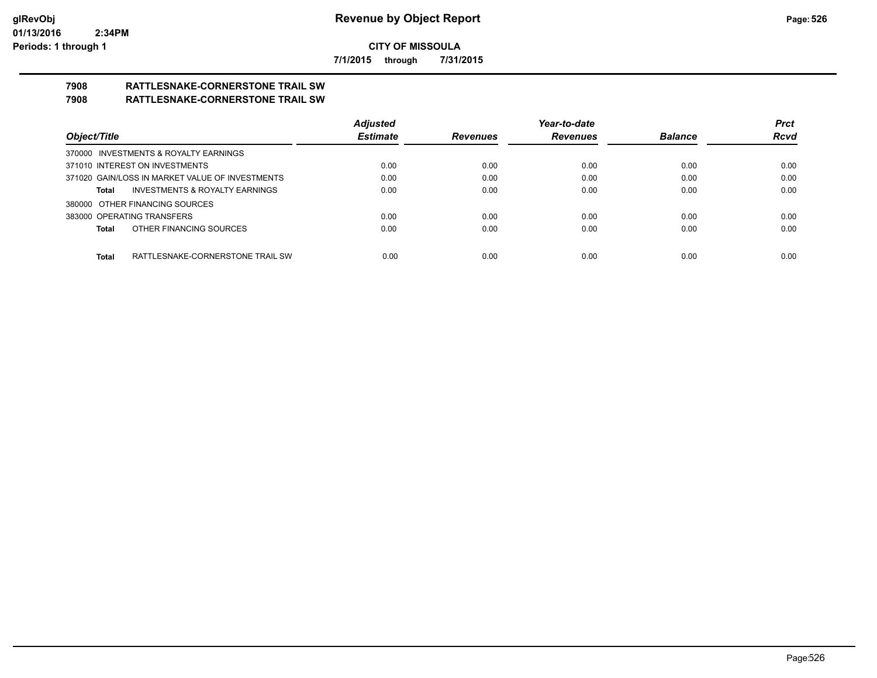**Revenue by Object Report**

**CITY OF MISSOULA**

**7/1/2015 through 7/31/2015**

glRevObj
01/13/2016 2:34PM
Periods: 1 through 1

## 7908 RATTLESNAKE-CORNERSTONE TRAIL SW
## 7908 RATTLESNAKE-CORNERSTONE TRAIL SW

| Object/Title | Adjusted Estimate | Revenues | Year-to-date Revenues | Balance | Prct Rcvd |
|---|---|---|---|---|---|
| 370000 INVESTMENTS & ROYALTY EARNINGS | | | | | |
| 371010 INTEREST ON INVESTMENTS | 0.00 | 0.00 | 0.00 | 0.00 | 0.00 |
| 371020 GAIN/LOSS IN MARKET VALUE OF INVESTMENTS | 0.00 | 0.00 | 0.00 | 0.00 | 0.00 |
| **Total** INVESTMENTS & ROYALTY EARNINGS | 0.00 | 0.00 | 0.00 | 0.00 | 0.00 |
| 380000 OTHER FINANCING SOURCES | | | | | |
| 383000 OPERATING TRANSFERS | 0.00 | 0.00 | 0.00 | 0.00 | 0.00 |
| **Total** OTHER FINANCING SOURCES | 0.00 | 0.00 | 0.00 | 0.00 | 0.00 |
| **Total** RATTLESNAKE-CORNERSTONE TRAIL SW | 0.00 | 0.00 | 0.00 | 0.00 | 0.00 |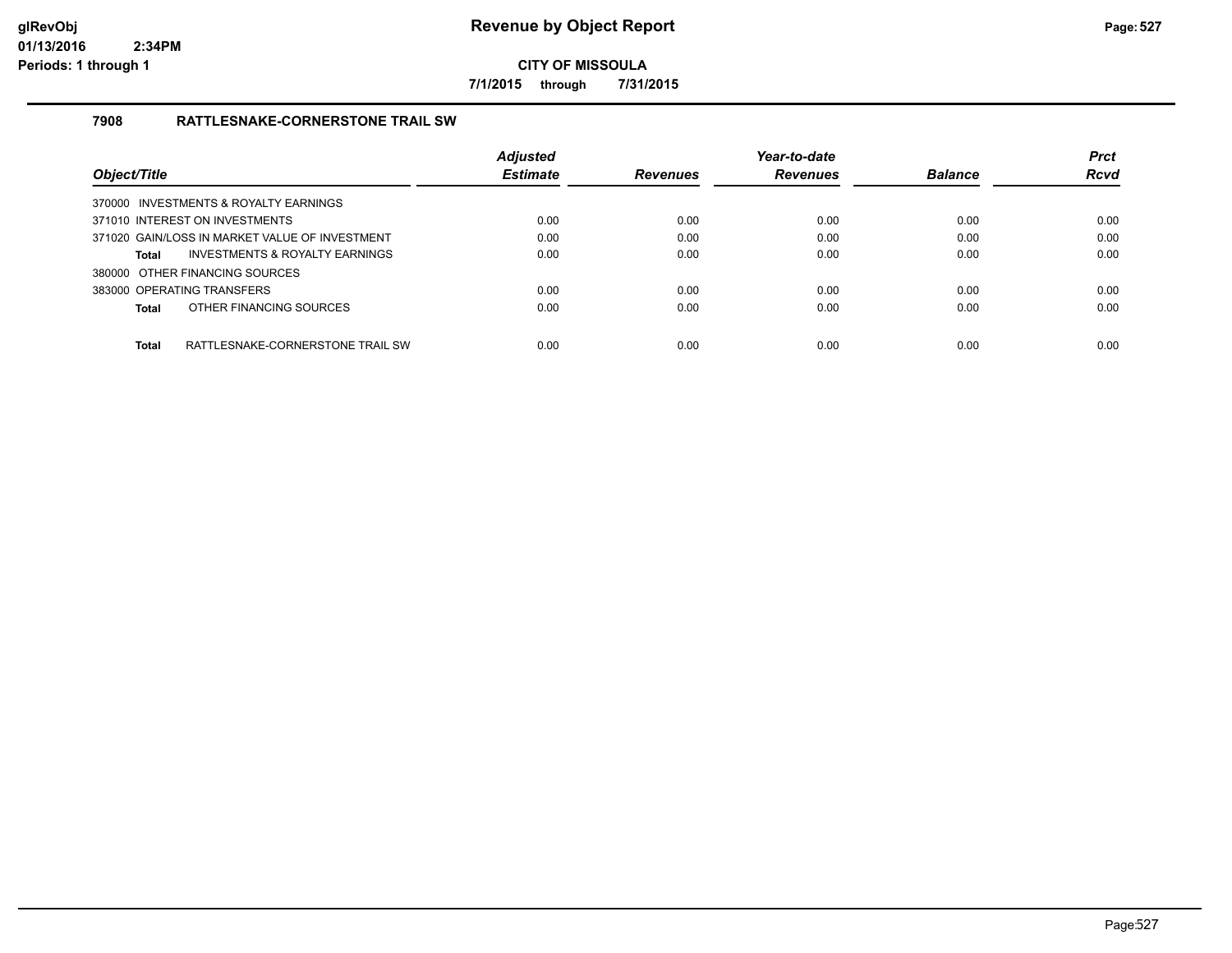**Revenue by Object Report**

**CITY OF MISSOULA**

**7/1/2015 through 7/31/2015**

## 7908 RATTLESNAKE-CORNERSTONE TRAIL SW

| Object/Title | Adjusted Estimate | Revenues | Year-to-date Revenues | Balance | Prct Rcvd |
|---|---|---|---|---|---|
| 370000 INVESTMENTS & ROYALTY EARNINGS | | | | | |
| 371010 INTEREST ON INVESTMENTS | 0.00 | 0.00 | 0.00 | 0.00 | 0.00 |
| 371020 GAIN/LOSS IN MARKET VALUE OF INVESTMENT | 0.00 | 0.00 | 0.00 | 0.00 | 0.00 |
| **Total** INVESTMENTS & ROYALTY EARNINGS | 0.00 | 0.00 | 0.00 | 0.00 | 0.00 |
| 380000 OTHER FINANCING SOURCES | | | | | |
| 383000 OPERATING TRANSFERS | 0.00 | 0.00 | 0.00 | 0.00 | 0.00 |
| **Total** OTHER FINANCING SOURCES | 0.00 | 0.00 | 0.00 | 0.00 | 0.00 |
| **Total** RATTLESNAKE-CORNERSTONE TRAIL SW | 0.00 | 0.00 | 0.00 | 0.00 | 0.00 |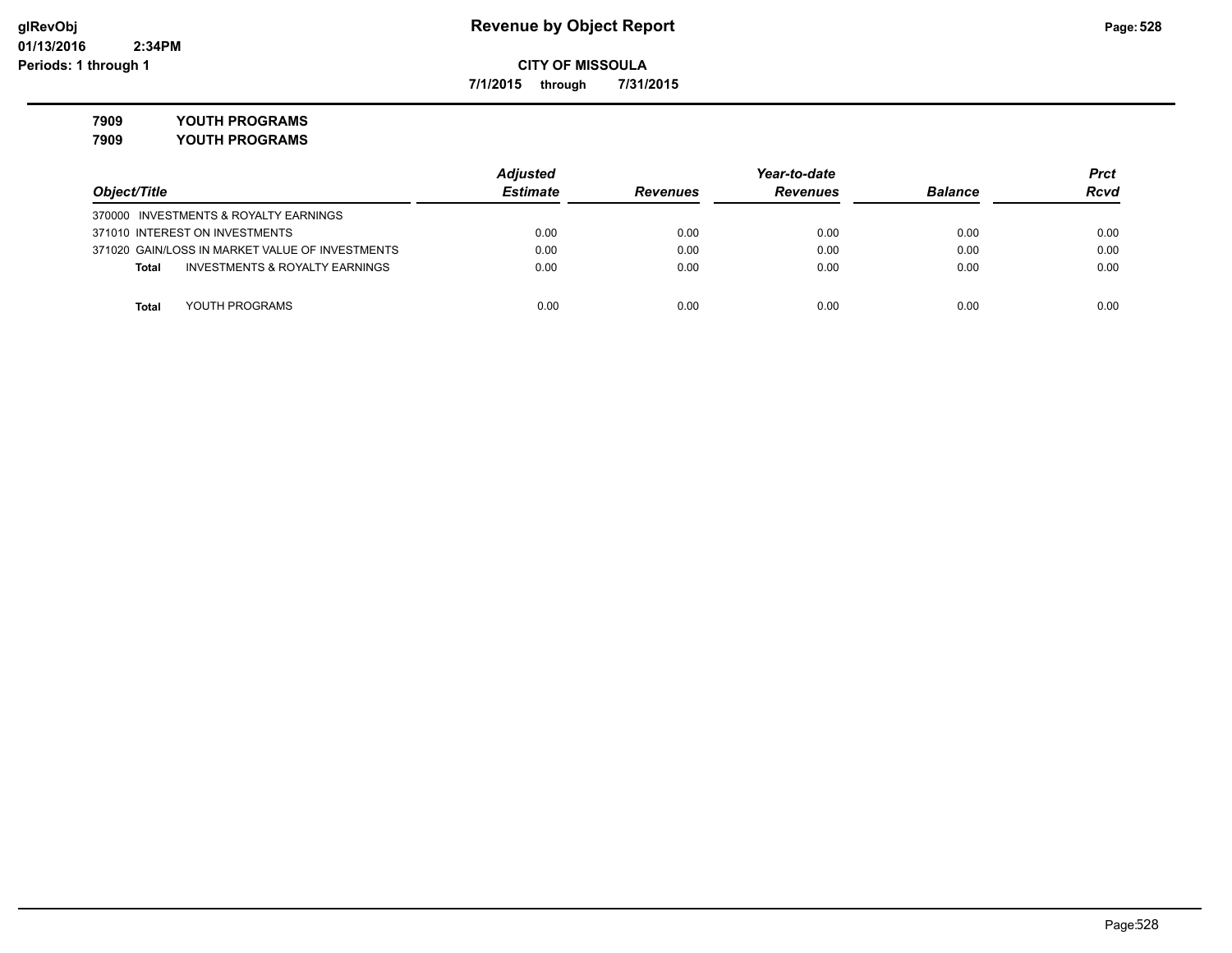**CITY OF MISSOULA**

**7/1/2015 through 7/31/2015**

**7909 YOUTH PROGRAMS**

**7909 YOUTH PROGRAMS**

| Object/Title | Adjusted Estimate | Revenues | Year-to-date Revenues | Balance | Prct Rcvd |
|---|---|---|---|---|---|
| 370000 INVESTMENTS & ROYALTY EARNINGS | | | | | |
| 371010 INTEREST ON INVESTMENTS | 0.00 | 0.00 | 0.00 | 0.00 | 0.00 |
| 371020 GAIN/LOSS IN MARKET VALUE OF INVESTMENTS | 0.00 | 0.00 | 0.00 | 0.00 | 0.00 |
| **Total** INVESTMENTS & ROYALTY EARNINGS | 0.00 | 0.00 | 0.00 | 0.00 | 0.00 |
| **Total** YOUTH PROGRAMS | 0.00 | 0.00 | 0.00 | 0.00 | 0.00 |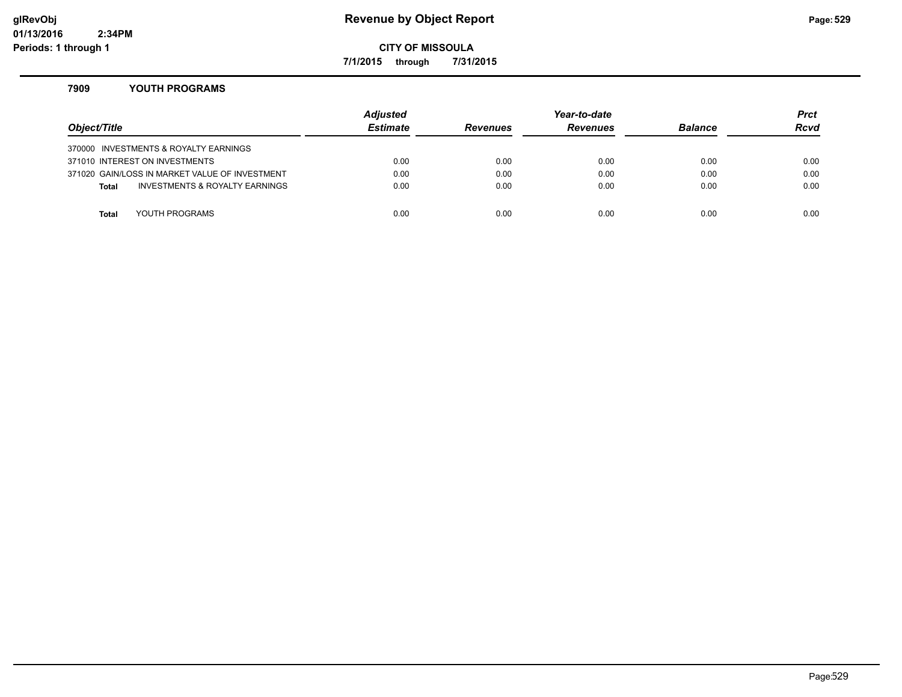# Revenue by Object Report

**CITY OF MISSOULA**

**7/1/2015 through 7/31/2015**

glRevObj
01/13/2016 2:34PM
Periods: 1 through 1

### 7909 YOUTH PROGRAMS

| Object/Title | Adjusted Estimate | Revenues | Year-to-date Revenues | Balance | Prct Rcvd |
|---|---|---|---|---|---|
| 370000 INVESTMENTS & ROYALTY EARNINGS | | | | | |
| 371010 INTEREST ON INVESTMENTS | 0.00 | 0.00 | 0.00 | 0.00 | 0.00 |
| 371020 GAIN/LOSS IN MARKET VALUE OF INVESTMENT | 0.00 | 0.00 | 0.00 | 0.00 | 0.00 |
| **Total** INVESTMENTS & ROYALTY EARNINGS | 0.00 | 0.00 | 0.00 | 0.00 | 0.00 |
| **Total** YOUTH PROGRAMS | 0.00 | 0.00 | 0.00 | 0.00 | 0.00 |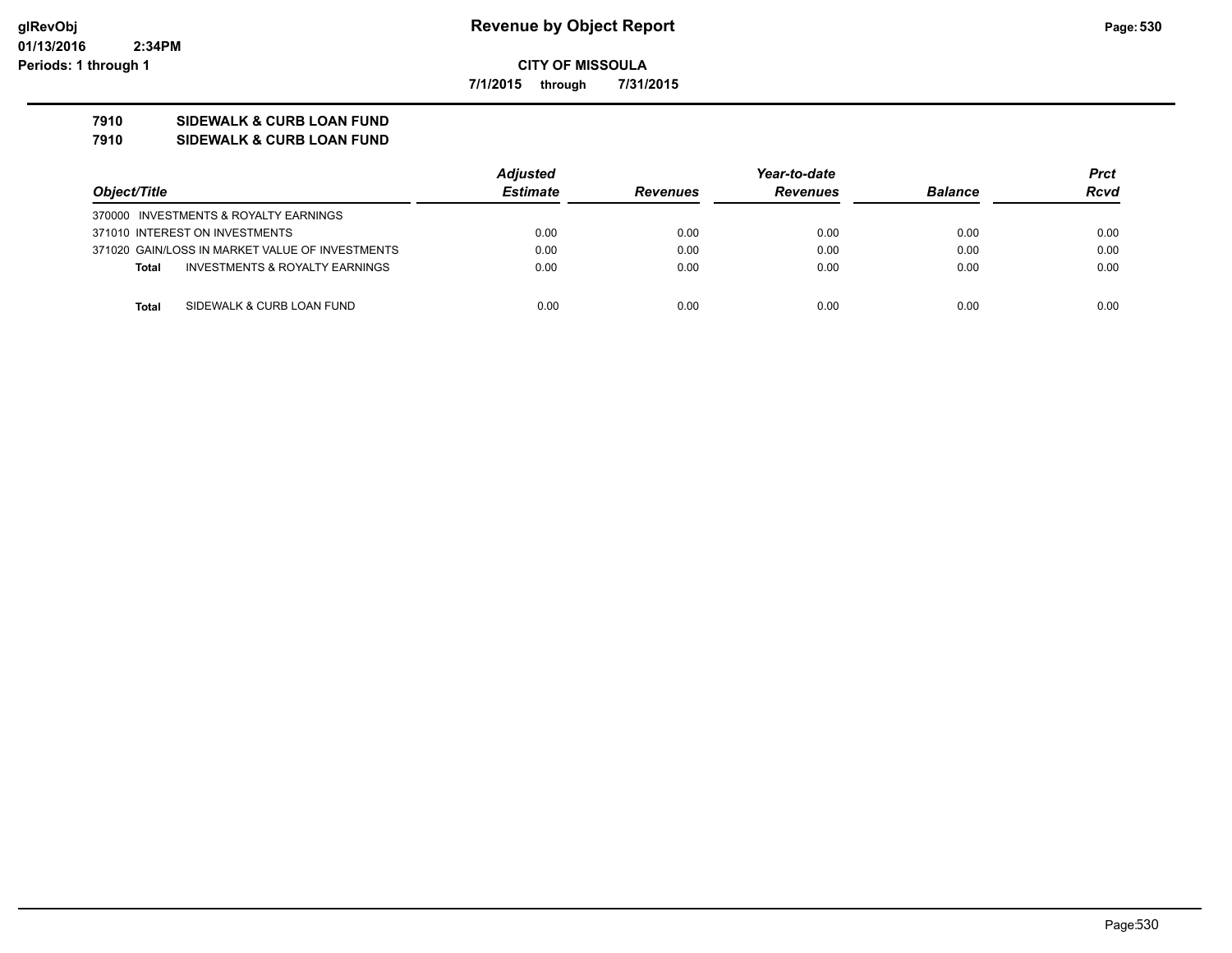**Revenue by Object Report**

**CITY OF MISSOULA**

**7/1/2015 through 7/31/2015**

**7910 SIDEWALK & CURB LOAN FUND**

**7910 SIDEWALK & CURB LOAN FUND**

| Object/Title | Adjusted Estimate | Revenues | Year-to-date Revenues | Balance | Prct Rcvd |
|---|---|---|---|---|---|
| 370000 INVESTMENTS & ROYALTY EARNINGS | | | | | |
| 371010 INTEREST ON INVESTMENTS | 0.00 | 0.00 | 0.00 | 0.00 | 0.00 |
| 371020 GAIN/LOSS IN MARKET VALUE OF INVESTMENTS | 0.00 | 0.00 | 0.00 | 0.00 | 0.00 |
| **Total** INVESTMENTS & ROYALTY EARNINGS | 0.00 | 0.00 | 0.00 | 0.00 | 0.00 |
| **Total** SIDEWALK & CURB LOAN FUND | 0.00 | 0.00 | 0.00 | 0.00 | 0.00 |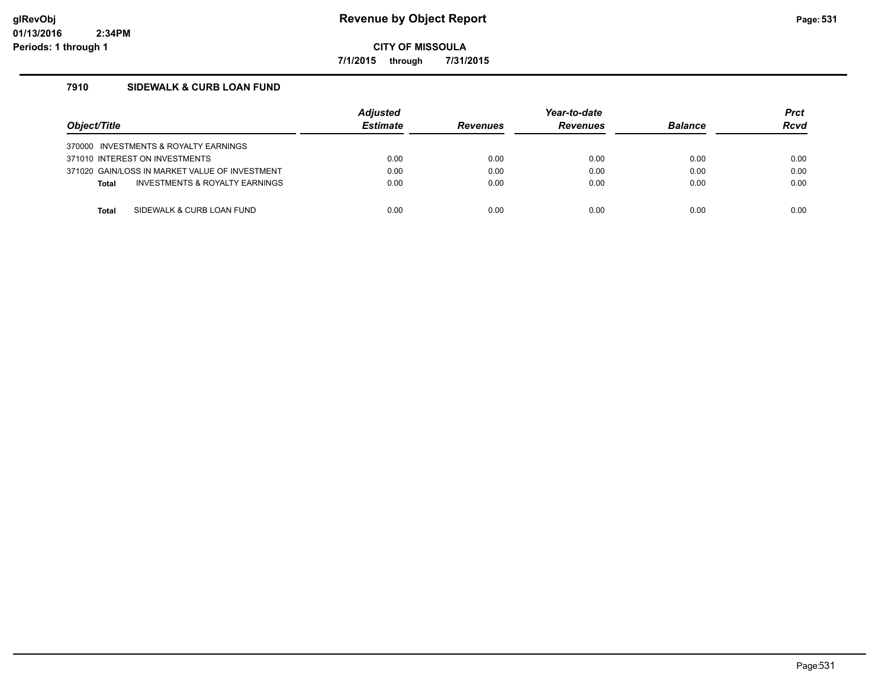# Revenue by Object Report

**CITY OF MISSOULA**

**7/1/2015 through 7/31/2015**

### 7910 SIDEWALK & CURB LOAN FUND

| Object/Title | Adjusted Estimate | Revenues | Year-to-date Revenues | Balance | Prct Rcvd |
|---|---|---|---|---|---|
| 370000 INVESTMENTS & ROYALTY EARNINGS | | | | | |
| 371010 INTEREST ON INVESTMENTS | 0.00 | 0.00 | 0.00 | 0.00 | 0.00 |
| 371020 GAIN/LOSS IN MARKET VALUE OF INVESTMENT | 0.00 | 0.00 | 0.00 | 0.00 | 0.00 |
| **Total** INVESTMENTS & ROYALTY EARNINGS | 0.00 | 0.00 | 0.00 | 0.00 | 0.00 |
| **Total** SIDEWALK & CURB LOAN FUND | 0.00 | 0.00 | 0.00 | 0.00 | 0.00 |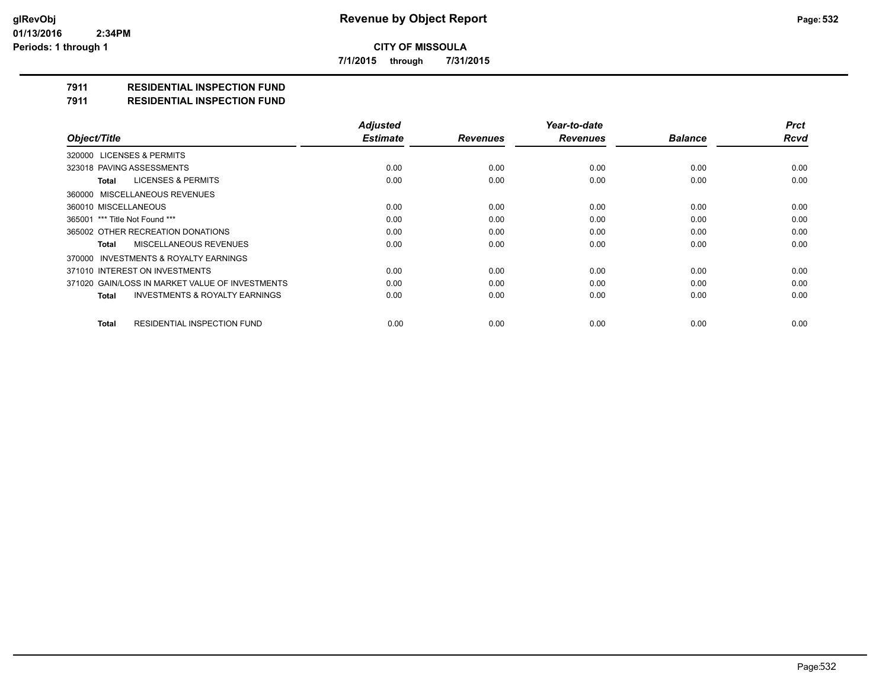**CITY OF MISSOULA**

**7/1/2015 through 7/31/2015**

## 7911 RESIDENTIAL INSPECTION FUND

## 7911 RESIDENTIAL INSPECTION FUND

| Object/Title | Adjusted Estimate | Revenues | Year-to-date Revenues | Balance | Prct Rcvd |
|---|---|---|---|---|---|
| 320000 LICENSES & PERMITS | | | | | |
| 323018 PAVING ASSESSMENTS | 0.00 | 0.00 | 0.00 | 0.00 | 0.00 |
| **Total** LICENSES & PERMITS | 0.00 | 0.00 | 0.00 | 0.00 | 0.00 |
| 360000 MISCELLANEOUS REVENUES | | | | | |
| 360010 MISCELLANEOUS | 0.00 | 0.00 | 0.00 | 0.00 | 0.00 |
| 365001 *** Title Not Found *** | 0.00 | 0.00 | 0.00 | 0.00 | 0.00 |
| 365002 OTHER RECREATION DONATIONS | 0.00 | 0.00 | 0.00 | 0.00 | 0.00 |
| **Total** MISCELLANEOUS REVENUES | 0.00 | 0.00 | 0.00 | 0.00 | 0.00 |
| 370000 INVESTMENTS & ROYALTY EARNINGS | | | | | |
| 371010 INTEREST ON INVESTMENTS | 0.00 | 0.00 | 0.00 | 0.00 | 0.00 |
| 371020 GAIN/LOSS IN MARKET VALUE OF INVESTMENTS | 0.00 | 0.00 | 0.00 | 0.00 | 0.00 |
| **Total** INVESTMENTS & ROYALTY EARNINGS | 0.00 | 0.00 | 0.00 | 0.00 | 0.00 |
| **Total** RESIDENTIAL INSPECTION FUND | 0.00 | 0.00 | 0.00 | 0.00 | 0.00 |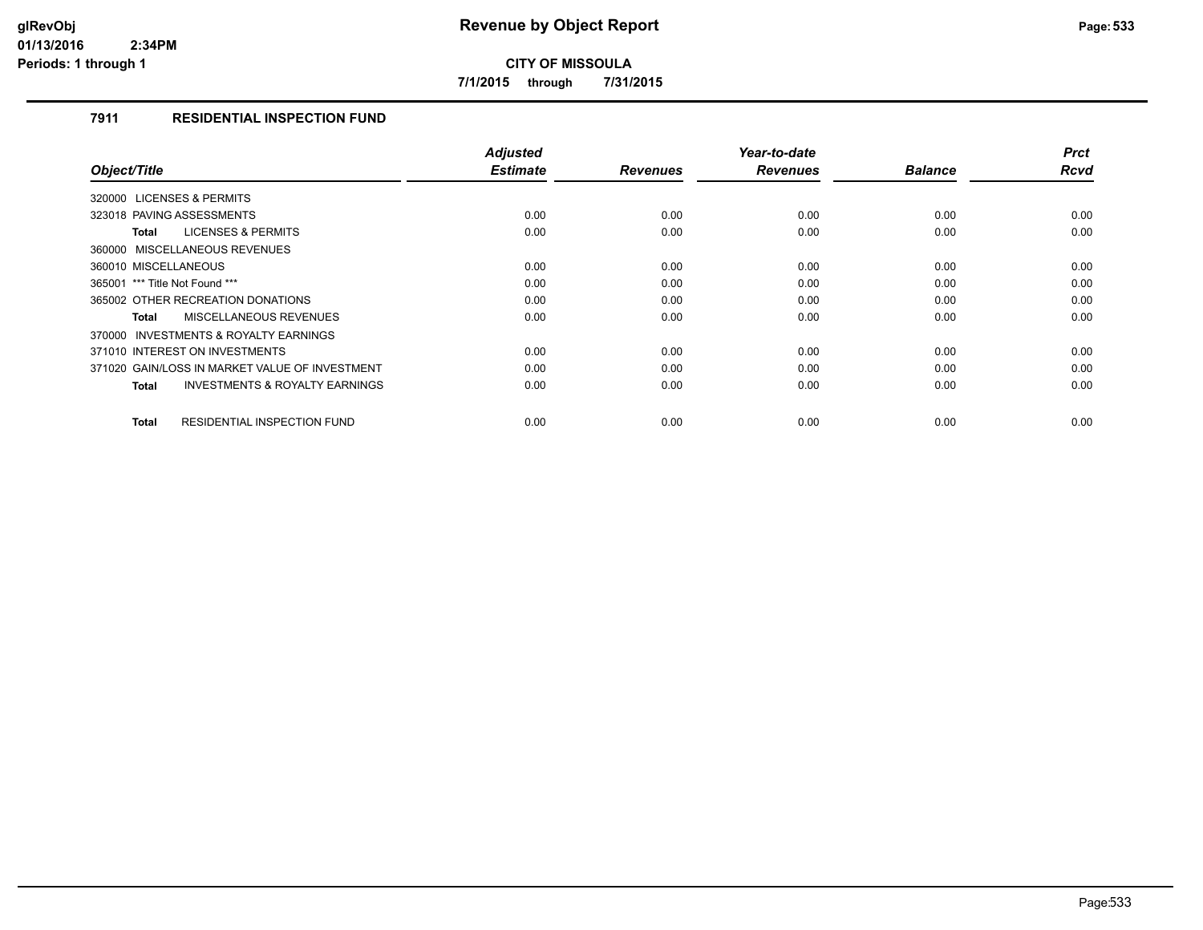# Revenue by Object Report

**CITY OF MISSOULA**

**7/1/2015 through 7/31/2015**

### 7911 RESIDENTIAL INSPECTION FUND

| Object/Title | Adjusted Estimate | Revenues | Year-to-date Revenues | Balance | Prct Rcvd |
|---|---|---|---|---|---|
| 320000 LICENSES & PERMITS | | | | | |
| 323018 PAVING ASSESSMENTS | 0.00 | 0.00 | 0.00 | 0.00 | 0.00 |
| **Total** LICENSES & PERMITS | 0.00 | 0.00 | 0.00 | 0.00 | 0.00 |
| 360000 MISCELLANEOUS REVENUES | | | | | |
| 360010 MISCELLANEOUS | 0.00 | 0.00 | 0.00 | 0.00 | 0.00 |
| 365001 *** Title Not Found *** | 0.00 | 0.00 | 0.00 | 0.00 | 0.00 |
| 365002 OTHER RECREATION DONATIONS | 0.00 | 0.00 | 0.00 | 0.00 | 0.00 |
| **Total** MISCELLANEOUS REVENUES | 0.00 | 0.00 | 0.00 | 0.00 | 0.00 |
| 370000 INVESTMENTS & ROYALTY EARNINGS | | | | | |
| 371010 INTEREST ON INVESTMENTS | 0.00 | 0.00 | 0.00 | 0.00 | 0.00 |
| 371020 GAIN/LOSS IN MARKET VALUE OF INVESTMENT | 0.00 | 0.00 | 0.00 | 0.00 | 0.00 |
| **Total** INVESTMENTS & ROYALTY EARNINGS | 0.00 | 0.00 | 0.00 | 0.00 | 0.00 |
| **Total** RESIDENTIAL INSPECTION FUND | 0.00 | 0.00 | 0.00 | 0.00 | 0.00 |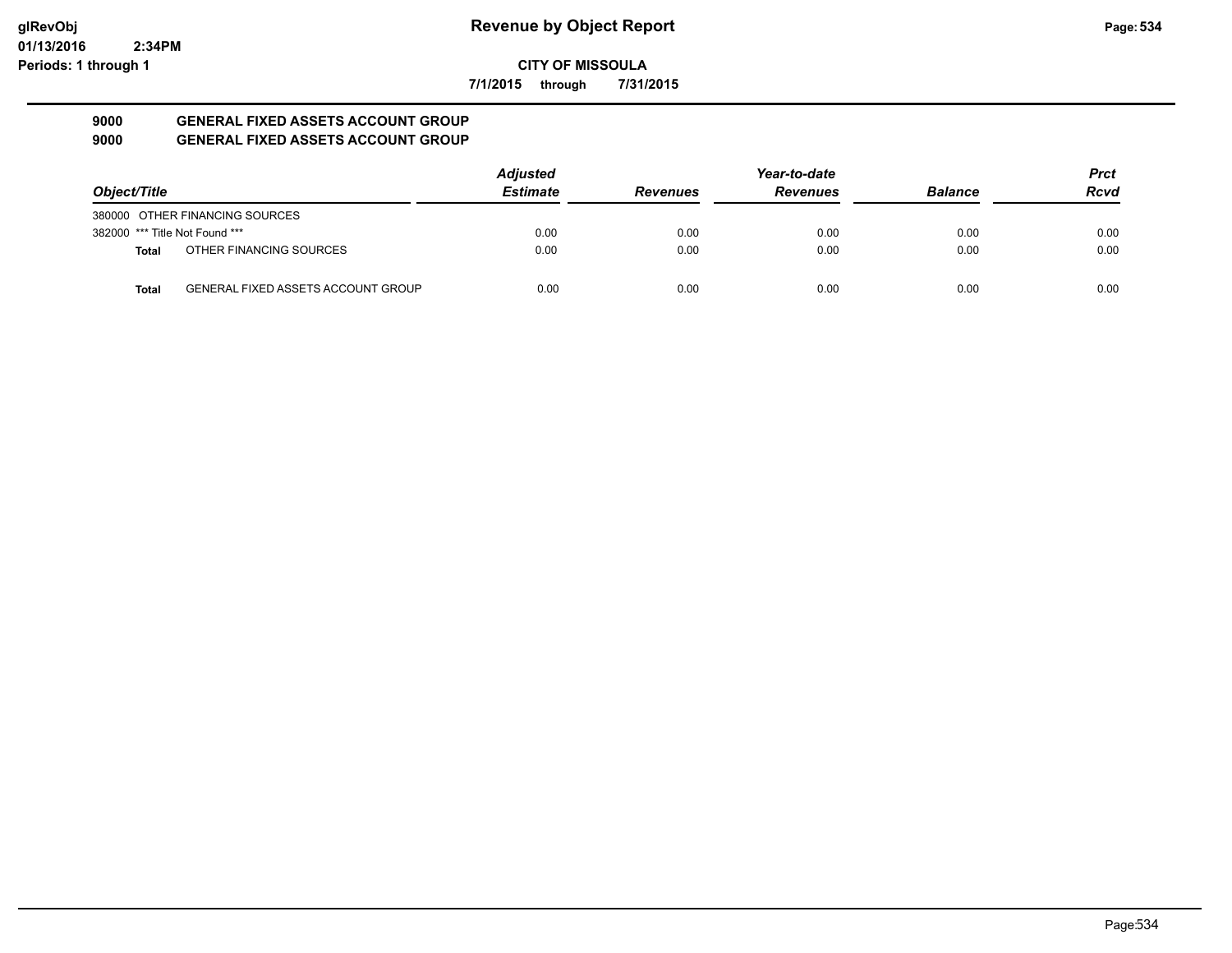**Revenue by Object Report**

**CITY OF MISSOULA**

**7/1/2015 through 7/31/2015**

glRevObj
01/13/2016 2:34PM
Periods: 1 through 1

## 9000 GENERAL FIXED ASSETS ACCOUNT GROUP
## 9000 GENERAL FIXED ASSETS ACCOUNT GROUP

| Object/Title | | Adjusted Estimate | Revenues | Year-to-date Revenues | Balance | Prct Rcvd |
|---|---|---|---|---|---|---|
| 380000 OTHER FINANCING SOURCES | | | | | | |
| 382000 *** Title Not Found *** | | 0.00 | 0.00 | 0.00 | 0.00 | 0.00 |
| **Total** | OTHER FINANCING SOURCES | 0.00 | 0.00 | 0.00 | 0.00 | 0.00 |
| **Total** | GENERAL FIXED ASSETS ACCOUNT GROUP | 0.00 | 0.00 | 0.00 | 0.00 | 0.00 |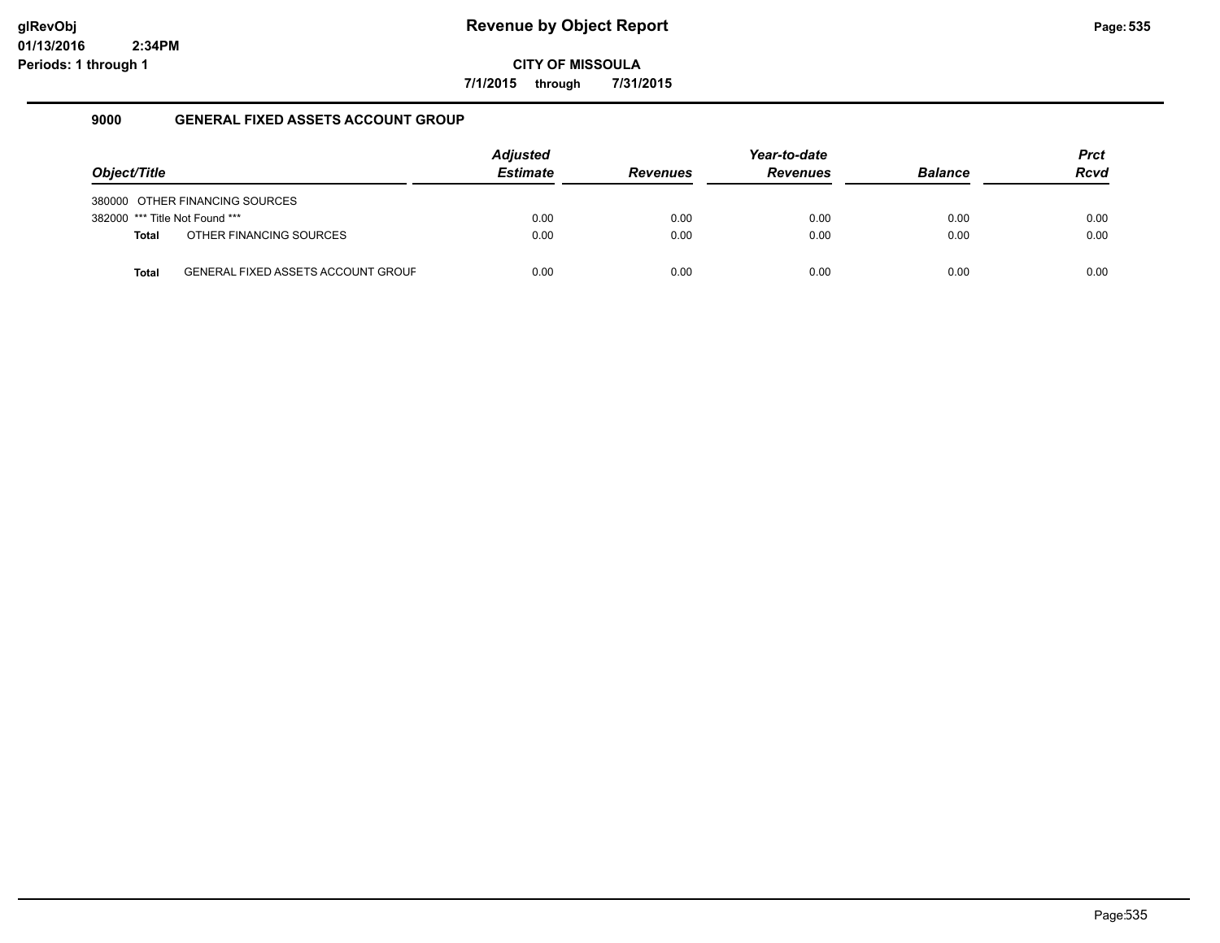**CITY OF MISSOULA**

**7/1/2015 through 7/31/2015**

### 9000 GENERAL FIXED ASSETS ACCOUNT GROUP

| Object/Title | Adjusted Estimate | Revenues | Year-to-date Revenues | Balance | Prct Rcvd |
|---|---|---|---|---|---|
| 380000 OTHER FINANCING SOURCES | | | | | |
| 382000 *** Title Not Found *** | 0.00 | 0.00 | 0.00 | 0.00 | 0.00 |
| **Total** OTHER FINANCING SOURCES | 0.00 | 0.00 | 0.00 | 0.00 | 0.00 |
| **Total** GENERAL FIXED ASSETS ACCOUNT GROUF | 0.00 | 0.00 | 0.00 | 0.00 | 0.00 |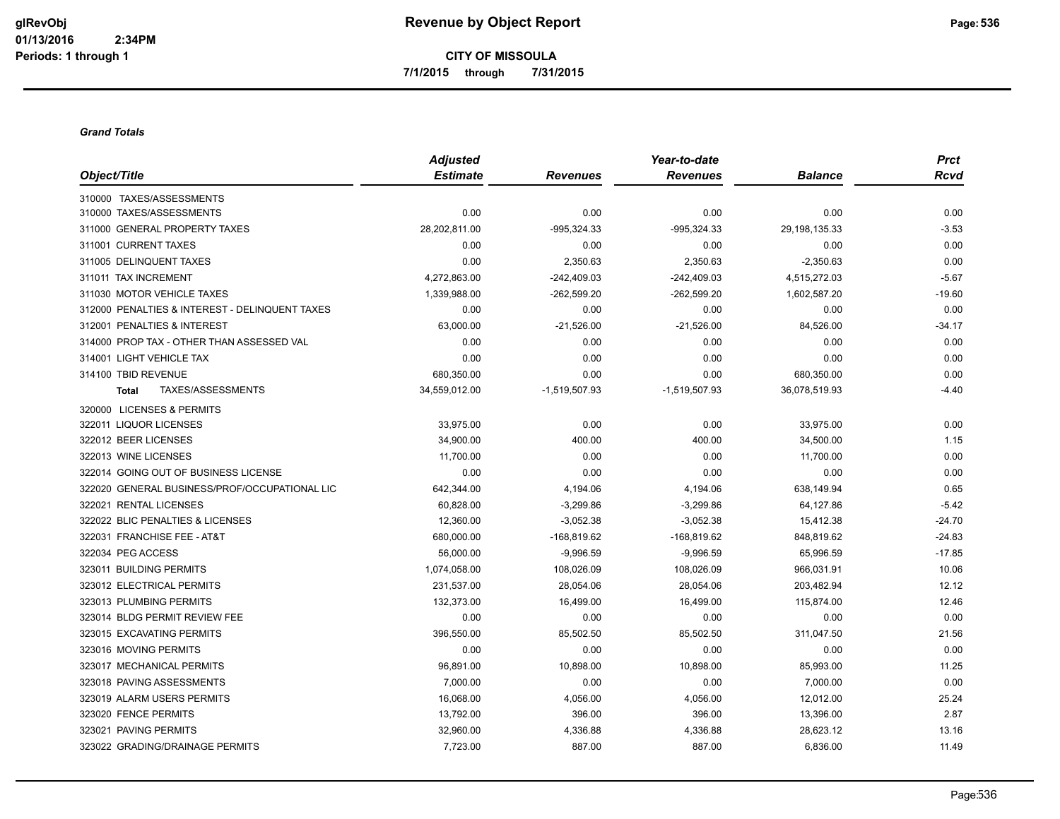**CITY OF MISSOULA**

**7/1/2015 through 7/31/2015**

***Grand Totals***

| Object/Title | Adjusted Estimate | Revenues | Year-to-date Revenues | Balance | Prct Rcvd |
|---|---|---|---|---|---|
| 310000 TAXES/ASSESSMENTS | | | | | |
| 310000 TAXES/ASSESSMENTS | 0.00 | 0.00 | 0.00 | 0.00 | 0.00 |
| 311000 GENERAL PROPERTY TAXES | 28,202,811.00 | -995,324.33 | -995,324.33 | 29,198,135.33 | -3.53 |
| 311001 CURRENT TAXES | 0.00 | 0.00 | 0.00 | 0.00 | 0.00 |
| 311005 DELINQUENT TAXES | 0.00 | 2,350.63 | 2,350.63 | -2,350.63 | 0.00 |
| 311011 TAX INCREMENT | 4,272,863.00 | -242,409.03 | -242,409.03 | 4,515,272.03 | -5.67 |
| 311030 MOTOR VEHICLE TAXES | 1,339,988.00 | -262,599.20 | -262,599.20 | 1,602,587.20 | -19.60 |
| 312000 PENALTIES & INTEREST - DELINQUENT TAXES | 0.00 | 0.00 | 0.00 | 0.00 | 0.00 |
| 312001 PENALTIES & INTEREST | 63,000.00 | -21,526.00 | -21,526.00 | 84,526.00 | -34.17 |
| 314000 PROP TAX - OTHER THAN ASSESSED VAL | 0.00 | 0.00 | 0.00 | 0.00 | 0.00 |
| 314001 LIGHT VEHICLE TAX | 0.00 | 0.00 | 0.00 | 0.00 | 0.00 |
| 314100 TBID REVENUE | 680,350.00 | 0.00 | 0.00 | 680,350.00 | 0.00 |
| **Total** TAXES/ASSESSMENTS | 34,559,012.00 | -1,519,507.93 | -1,519,507.93 | 36,078,519.93 | -4.40 |
| 320000 LICENSES & PERMITS | | | | | |
| 322011 LIQUOR LICENSES | 33,975.00 | 0.00 | 0.00 | 33,975.00 | 0.00 |
| 322012 BEER LICENSES | 34,900.00 | 400.00 | 400.00 | 34,500.00 | 1.15 |
| 322013 WINE LICENSES | 11,700.00 | 0.00 | 0.00 | 11,700.00 | 0.00 |
| 322014 GOING OUT OF BUSINESS LICENSE | 0.00 | 0.00 | 0.00 | 0.00 | 0.00 |
| 322020 GENERAL BUSINESS/PROF/OCCUPATIONAL LIC | 642,344.00 | 4,194.06 | 4,194.06 | 638,149.94 | 0.65 |
| 322021 RENTAL LICENSES | 60,828.00 | -3,299.86 | -3,299.86 | 64,127.86 | -5.42 |
| 322022 BLIC PENALTIES & LICENSES | 12,360.00 | -3,052.38 | -3,052.38 | 15,412.38 | -24.70 |
| 322031 FRANCHISE FEE - AT&T | 680,000.00 | -168,819.62 | -168,819.62 | 848,819.62 | -24.83 |
| 322034 PEG ACCESS | 56,000.00 | -9,996.59 | -9,996.59 | 65,996.59 | -17.85 |
| 323011 BUILDING PERMITS | 1,074,058.00 | 108,026.09 | 108,026.09 | 966,031.91 | 10.06 |
| 323012 ELECTRICAL PERMITS | 231,537.00 | 28,054.06 | 28,054.06 | 203,482.94 | 12.12 |
| 323013 PLUMBING PERMITS | 132,373.00 | 16,499.00 | 16,499.00 | 115,874.00 | 12.46 |
| 323014 BLDG PERMIT REVIEW FEE | 0.00 | 0.00 | 0.00 | 0.00 | 0.00 |
| 323015 EXCAVATING PERMITS | 396,550.00 | 85,502.50 | 85,502.50 | 311,047.50 | 21.56 |
| 323016 MOVING PERMITS | 0.00 | 0.00 | 0.00 | 0.00 | 0.00 |
| 323017 MECHANICAL PERMITS | 96,891.00 | 10,898.00 | 10,898.00 | 85,993.00 | 11.25 |
| 323018 PAVING ASSESSMENTS | 7,000.00 | 0.00 | 0.00 | 7,000.00 | 0.00 |
| 323019 ALARM USERS PERMITS | 16,068.00 | 4,056.00 | 4,056.00 | 12,012.00 | 25.24 |
| 323020 FENCE PERMITS | 13,792.00 | 396.00 | 396.00 | 13,396.00 | 2.87 |
| 323021 PAVING PERMITS | 32,960.00 | 4,336.88 | 4,336.88 | 28,623.12 | 13.16 |
| 323022 GRADING/DRAINAGE PERMITS | 7,723.00 | 887.00 | 887.00 | 6,836.00 | 11.49 |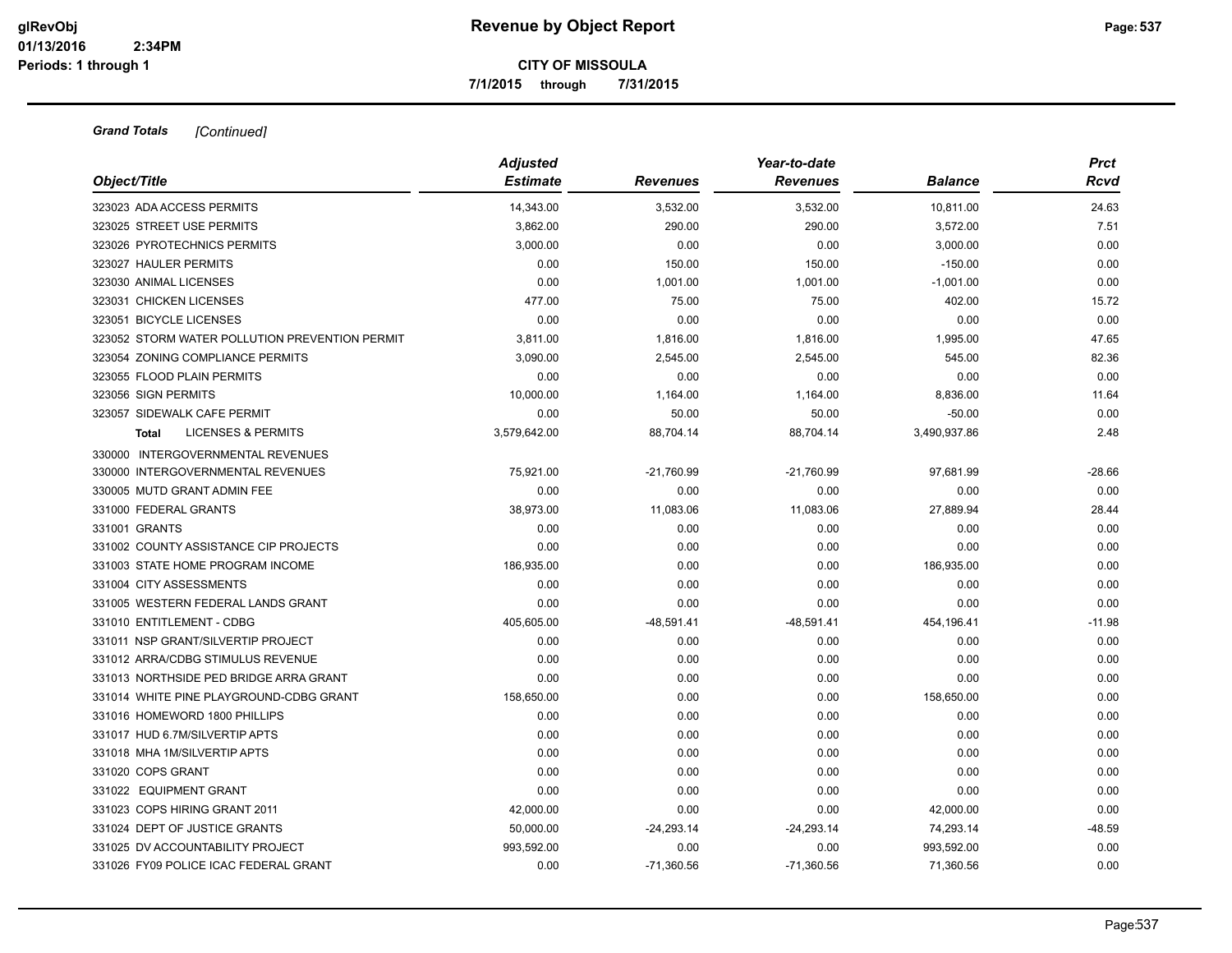**CITY OF MISSOULA**

**7/1/2015 through 7/31/2015**

***Grand Totals*** *[Continued]*

| *Object/Title* | *Adjusted Estimate* | *Revenues* | *Year-to-date Revenues* | *Balance* | *Prct Rcvd* |
|---|---|---|---|---|---|
| 323023 ADA ACCESS PERMITS | 14,343.00 | 3,532.00 | 3,532.00 | 10,811.00 | 24.63 |
| 323025 STREET USE PERMITS | 3,862.00 | 290.00 | 290.00 | 3,572.00 | 7.51 |
| 323026 PYROTECHNICS PERMITS | 3,000.00 | 0.00 | 0.00 | 3,000.00 | 0.00 |
| 323027 HAULER PERMITS | 0.00 | 150.00 | 150.00 | -150.00 | 0.00 |
| 323030 ANIMAL LICENSES | 0.00 | 1,001.00 | 1,001.00 | -1,001.00 | 0.00 |
| 323031 CHICKEN LICENSES | 477.00 | 75.00 | 75.00 | 402.00 | 15.72 |
| 323051 BICYCLE LICENSES | 0.00 | 0.00 | 0.00 | 0.00 | 0.00 |
| 323052 STORM WATER POLLUTION PREVENTION PERMIT | 3,811.00 | 1,816.00 | 1,816.00 | 1,995.00 | 47.65 |
| 323054 ZONING COMPLIANCE PERMITS | 3,090.00 | 2,545.00 | 2,545.00 | 545.00 | 82.36 |
| 323055 FLOOD PLAIN PERMITS | 0.00 | 0.00 | 0.00 | 0.00 | 0.00 |
| 323056 SIGN PERMITS | 10,000.00 | 1,164.00 | 1,164.00 | 8,836.00 | 11.64 |
| 323057 SIDEWALK CAFE PERMIT | 0.00 | 50.00 | 50.00 | -50.00 | 0.00 |
| **Total** LICENSES & PERMITS | 3,579,642.00 | 88,704.14 | 88,704.14 | 3,490,937.86 | 2.48 |
| 330000 INTERGOVERNMENTAL REVENUES | | | | | |
| 330000 INTERGOVERNMENTAL REVENUES | 75,921.00 | -21,760.99 | -21,760.99 | 97,681.99 | -28.66 |
| 330005 MUTD GRANT ADMIN FEE | 0.00 | 0.00 | 0.00 | 0.00 | 0.00 |
| 331000 FEDERAL GRANTS | 38,973.00 | 11,083.06 | 11,083.06 | 27,889.94 | 28.44 |
| 331001 GRANTS | 0.00 | 0.00 | 0.00 | 0.00 | 0.00 |
| 331002 COUNTY ASSISTANCE CIP PROJECTS | 0.00 | 0.00 | 0.00 | 0.00 | 0.00 |
| 331003 STATE HOME PROGRAM INCOME | 186,935.00 | 0.00 | 0.00 | 186,935.00 | 0.00 |
| 331004 CITY ASSESSMENTS | 0.00 | 0.00 | 0.00 | 0.00 | 0.00 |
| 331005 WESTERN FEDERAL LANDS GRANT | 0.00 | 0.00 | 0.00 | 0.00 | 0.00 |
| 331010 ENTITLEMENT - CDBG | 405,605.00 | -48,591.41 | -48,591.41 | 454,196.41 | -11.98 |
| 331011 NSP GRANT/SILVERTIP PROJECT | 0.00 | 0.00 | 0.00 | 0.00 | 0.00 |
| 331012 ARRA/CDBG STIMULUS REVENUE | 0.00 | 0.00 | 0.00 | 0.00 | 0.00 |
| 331013 NORTHSIDE PED BRIDGE ARRA GRANT | 0.00 | 0.00 | 0.00 | 0.00 | 0.00 |
| 331014 WHITE PINE PLAYGROUND-CDBG GRANT | 158,650.00 | 0.00 | 0.00 | 158,650.00 | 0.00 |
| 331016 HOMEWORD 1800 PHILLIPS | 0.00 | 0.00 | 0.00 | 0.00 | 0.00 |
| 331017 HUD 6.7M/SILVERTIP APTS | 0.00 | 0.00 | 0.00 | 0.00 | 0.00 |
| 331018 MHA 1M/SILVERTIP APTS | 0.00 | 0.00 | 0.00 | 0.00 | 0.00 |
| 331020 COPS GRANT | 0.00 | 0.00 | 0.00 | 0.00 | 0.00 |
| 331022 EQUIPMENT GRANT | 0.00 | 0.00 | 0.00 | 0.00 | 0.00 |
| 331023 COPS HIRING GRANT 2011 | 42,000.00 | 0.00 | 0.00 | 42,000.00 | 0.00 |
| 331024 DEPT OF JUSTICE GRANTS | 50,000.00 | -24,293.14 | -24,293.14 | 74,293.14 | -48.59 |
| 331025 DV ACCOUNTABILITY PROJECT | 993,592.00 | 0.00 | 0.00 | 993,592.00 | 0.00 |
| 331026 FY09 POLICE ICAC FEDERAL GRANT | 0.00 | -71,360.56 | -71,360.56 | 71,360.56 | 0.00 |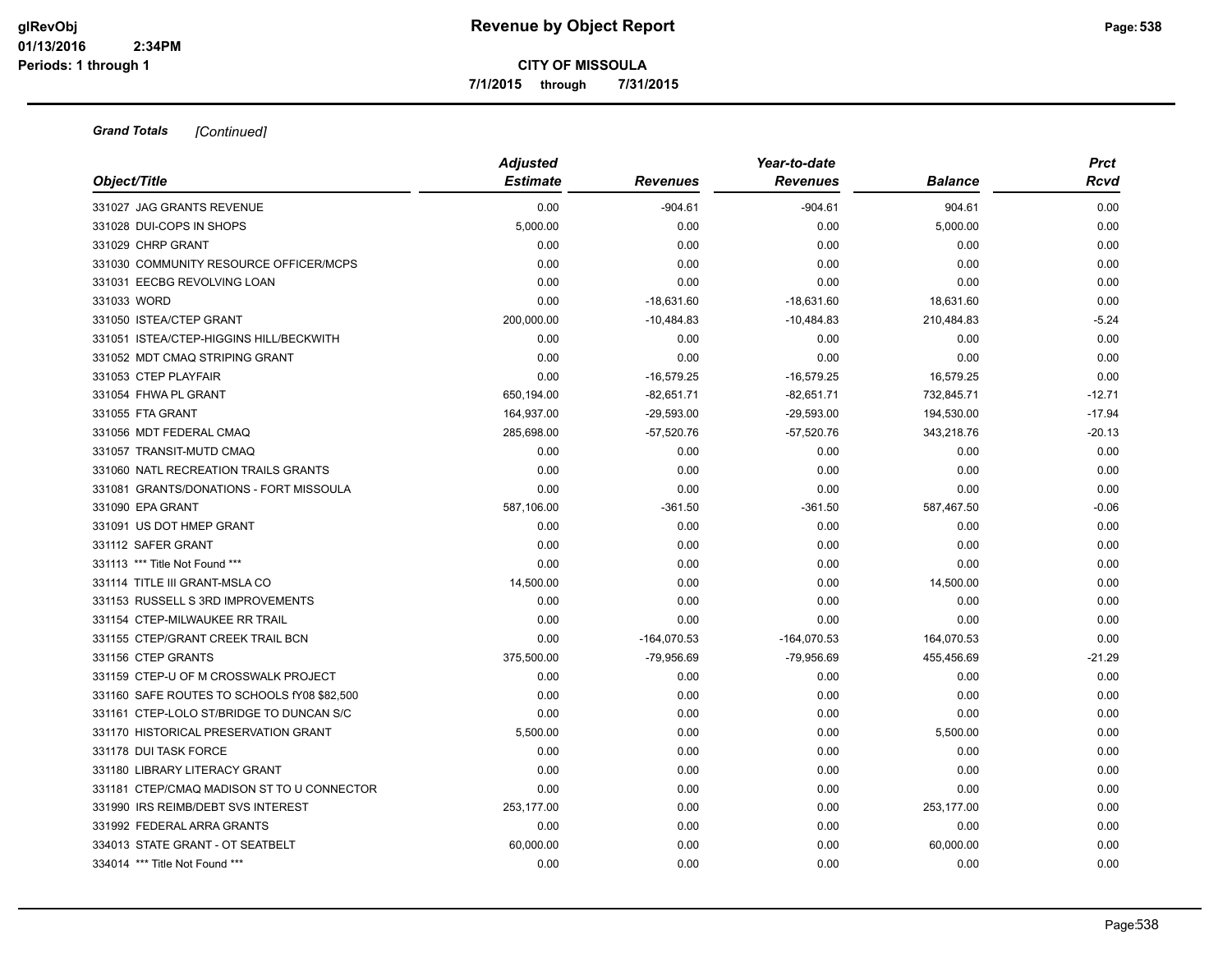# Revenue by Object Report

**CITY OF MISSOULA**

**7/1/2015 through 7/31/2015**

glRevObj
01/13/2016 2:34PM
Periods: 1 through 1

***Grand Totals** [Continued]*

| Object/Title | Adjusted Estimate | Revenues | Year-to-date Revenues | Balance | Prct Rcvd |
|---|---|---|---|---|---|
| 331027 JAG GRANTS REVENUE | 0.00 | -904.61 | -904.61 | 904.61 | 0.00 |
| 331028 DUI-COPS IN SHOPS | 5,000.00 | 0.00 | 0.00 | 5,000.00 | 0.00 |
| 331029 CHRP GRANT | 0.00 | 0.00 | 0.00 | 0.00 | 0.00 |
| 331030 COMMUNITY RESOURCE OFFICER/MCPS | 0.00 | 0.00 | 0.00 | 0.00 | 0.00 |
| 331031 EECBG REVOLVING LOAN | 0.00 | 0.00 | 0.00 | 0.00 | 0.00 |
| 331033 WORD | 0.00 | -18,631.60 | -18,631.60 | 18,631.60 | 0.00 |
| 331050 ISTEA/CTEP GRANT | 200,000.00 | -10,484.83 | -10,484.83 | 210,484.83 | -5.24 |
| 331051 ISTEA/CTEP-HIGGINS HILL/BECKWITH | 0.00 | 0.00 | 0.00 | 0.00 | 0.00 |
| 331052 MDT CMAQ STRIPING GRANT | 0.00 | 0.00 | 0.00 | 0.00 | 0.00 |
| 331053 CTEP PLAYFAIR | 0.00 | -16,579.25 | -16,579.25 | 16,579.25 | 0.00 |
| 331054 FHWA PL GRANT | 650,194.00 | -82,651.71 | -82,651.71 | 732,845.71 | -12.71 |
| 331055 FTA GRANT | 164,937.00 | -29,593.00 | -29,593.00 | 194,530.00 | -17.94 |
| 331056 MDT FEDERAL CMAQ | 285,698.00 | -57,520.76 | -57,520.76 | 343,218.76 | -20.13 |
| 331057 TRANSIT-MUTD CMAQ | 0.00 | 0.00 | 0.00 | 0.00 | 0.00 |
| 331060 NATL RECREATION TRAILS GRANTS | 0.00 | 0.00 | 0.00 | 0.00 | 0.00 |
| 331081 GRANTS/DONATIONS - FORT MISSOULA | 0.00 | 0.00 | 0.00 | 0.00 | 0.00 |
| 331090 EPA GRANT | 587,106.00 | -361.50 | -361.50 | 587,467.50 | -0.06 |
| 331091 US DOT HMEP GRANT | 0.00 | 0.00 | 0.00 | 0.00 | 0.00 |
| 331112 SAFER GRANT | 0.00 | 0.00 | 0.00 | 0.00 | 0.00 |
| 331113 *** Title Not Found *** | 0.00 | 0.00 | 0.00 | 0.00 | 0.00 |
| 331114 TITLE III GRANT-MSLA CO | 14,500.00 | 0.00 | 0.00 | 14,500.00 | 0.00 |
| 331153 RUSSELL S 3RD IMPROVEMENTS | 0.00 | 0.00 | 0.00 | 0.00 | 0.00 |
| 331154 CTEP-MILWAUKEE RR TRAIL | 0.00 | 0.00 | 0.00 | 0.00 | 0.00 |
| 331155 CTEP/GRANT CREEK TRAIL BCN | 0.00 | -164,070.53 | -164,070.53 | 164,070.53 | 0.00 |
| 331156 CTEP GRANTS | 375,500.00 | -79,956.69 | -79,956.69 | 455,456.69 | -21.29 |
| 331159 CTEP-U OF M CROSSWALK PROJECT | 0.00 | 0.00 | 0.00 | 0.00 | 0.00 |
| 331160 SAFE ROUTES TO SCHOOLS fY08 $82,500 | 0.00 | 0.00 | 0.00 | 0.00 | 0.00 |
| 331161 CTEP-LOLO ST/BRIDGE TO DUNCAN S/C | 0.00 | 0.00 | 0.00 | 0.00 | 0.00 |
| 331170 HISTORICAL PRESERVATION GRANT | 5,500.00 | 0.00 | 0.00 | 5,500.00 | 0.00 |
| 331178 DUI TASK FORCE | 0.00 | 0.00 | 0.00 | 0.00 | 0.00 |
| 331180 LIBRARY LITERACY GRANT | 0.00 | 0.00 | 0.00 | 0.00 | 0.00 |
| 331181 CTEP/CMAQ MADISON ST TO U CONNECTOR | 0.00 | 0.00 | 0.00 | 0.00 | 0.00 |
| 331990 IRS REIMB/DEBT SVS INTEREST | 253,177.00 | 0.00 | 0.00 | 253,177.00 | 0.00 |
| 331992 FEDERAL ARRA GRANTS | 0.00 | 0.00 | 0.00 | 0.00 | 0.00 |
| 334013 STATE GRANT - OT SEATBELT | 60,000.00 | 0.00 | 0.00 | 60,000.00 | 0.00 |
| 334014 *** Title Not Found *** | 0.00 | 0.00 | 0.00 | 0.00 | 0.00 |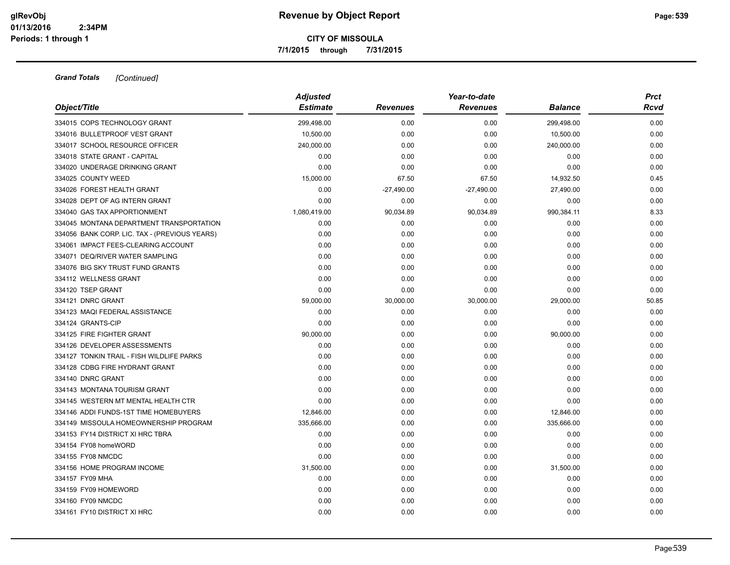# Revenue by Object Report

**CITY OF MISSOULA**

**7/1/2015 through 7/31/2015**

glRevObj
01/13/2016 2:34PM
Periods: 1 through 1

***Grand Totals*** *[Continued]*

| Object/Title | Adjusted Estimate | Revenues | Year-to-date Revenues | Balance | Prct Rcvd |
|---|---|---|---|---|---|
| 334015 COPS TECHNOLOGY GRANT | 299,498.00 | 0.00 | 0.00 | 299,498.00 | 0.00 |
| 334016 BULLETPROOF VEST GRANT | 10,500.00 | 0.00 | 0.00 | 10,500.00 | 0.00 |
| 334017 SCHOOL RESOURCE OFFICER | 240,000.00 | 0.00 | 0.00 | 240,000.00 | 0.00 |
| 334018 STATE GRANT - CAPITAL | 0.00 | 0.00 | 0.00 | 0.00 | 0.00 |
| 334020 UNDERAGE DRINKING GRANT | 0.00 | 0.00 | 0.00 | 0.00 | 0.00 |
| 334025 COUNTY WEED | 15,000.00 | 67.50 | 67.50 | 14,932.50 | 0.45 |
| 334026 FOREST HEALTH GRANT | 0.00 | -27,490.00 | -27,490.00 | 27,490.00 | 0.00 |
| 334028 DEPT OF AG INTERN GRANT | 0.00 | 0.00 | 0.00 | 0.00 | 0.00 |
| 334040 GAS TAX APPORTIONMENT | 1,080,419.00 | 90,034.89 | 90,034.89 | 990,384.11 | 8.33 |
| 334045 MONTANA DEPARTMENT TRANSPORTATION | 0.00 | 0.00 | 0.00 | 0.00 | 0.00 |
| 334056 BANK CORP. LIC. TAX - (PREVIOUS YEARS) | 0.00 | 0.00 | 0.00 | 0.00 | 0.00 |
| 334061 IMPACT FEES-CLEARING ACCOUNT | 0.00 | 0.00 | 0.00 | 0.00 | 0.00 |
| 334071 DEQ/RIVER WATER SAMPLING | 0.00 | 0.00 | 0.00 | 0.00 | 0.00 |
| 334076 BIG SKY TRUST FUND GRANTS | 0.00 | 0.00 | 0.00 | 0.00 | 0.00 |
| 334112 WELLNESS GRANT | 0.00 | 0.00 | 0.00 | 0.00 | 0.00 |
| 334120 TSEP GRANT | 0.00 | 0.00 | 0.00 | 0.00 | 0.00 |
| 334121 DNRC GRANT | 59,000.00 | 30,000.00 | 30,000.00 | 29,000.00 | 50.85 |
| 334123 MAQI FEDERAL ASSISTANCE | 0.00 | 0.00 | 0.00 | 0.00 | 0.00 |
| 334124 GRANTS-CIP | 0.00 | 0.00 | 0.00 | 0.00 | 0.00 |
| 334125 FIRE FIGHTER GRANT | 90,000.00 | 0.00 | 0.00 | 90,000.00 | 0.00 |
| 334126 DEVELOPER ASSESSMENTS | 0.00 | 0.00 | 0.00 | 0.00 | 0.00 |
| 334127 TONKIN TRAIL - FISH WILDLIFE PARKS | 0.00 | 0.00 | 0.00 | 0.00 | 0.00 |
| 334128 CDBG FIRE HYDRANT GRANT | 0.00 | 0.00 | 0.00 | 0.00 | 0.00 |
| 334140 DNRC GRANT | 0.00 | 0.00 | 0.00 | 0.00 | 0.00 |
| 334143 MONTANA TOURISM GRANT | 0.00 | 0.00 | 0.00 | 0.00 | 0.00 |
| 334145 WESTERN MT MENTAL HEALTH CTR | 0.00 | 0.00 | 0.00 | 0.00 | 0.00 |
| 334146 ADDI FUNDS-1ST TIME HOMEBUYERS | 12,846.00 | 0.00 | 0.00 | 12,846.00 | 0.00 |
| 334149 MISSOULA HOMEOWNERSHIP PROGRAM | 335,666.00 | 0.00 | 0.00 | 335,666.00 | 0.00 |
| 334153 FY14 DISTRICT XI HRC TBRA | 0.00 | 0.00 | 0.00 | 0.00 | 0.00 |
| 334154 FY08 homeWORD | 0.00 | 0.00 | 0.00 | 0.00 | 0.00 |
| 334155 FY08 NMCDC | 0.00 | 0.00 | 0.00 | 0.00 | 0.00 |
| 334156 HOME PROGRAM INCOME | 31,500.00 | 0.00 | 0.00 | 31,500.00 | 0.00 |
| 334157 FY09 MHA | 0.00 | 0.00 | 0.00 | 0.00 | 0.00 |
| 334159 FY09 HOMEWORD | 0.00 | 0.00 | 0.00 | 0.00 | 0.00 |
| 334160 FY09 NMCDC | 0.00 | 0.00 | 0.00 | 0.00 | 0.00 |
| 334161 FY10 DISTRICT XI HRC | 0.00 | 0.00 | 0.00 | 0.00 | 0.00 |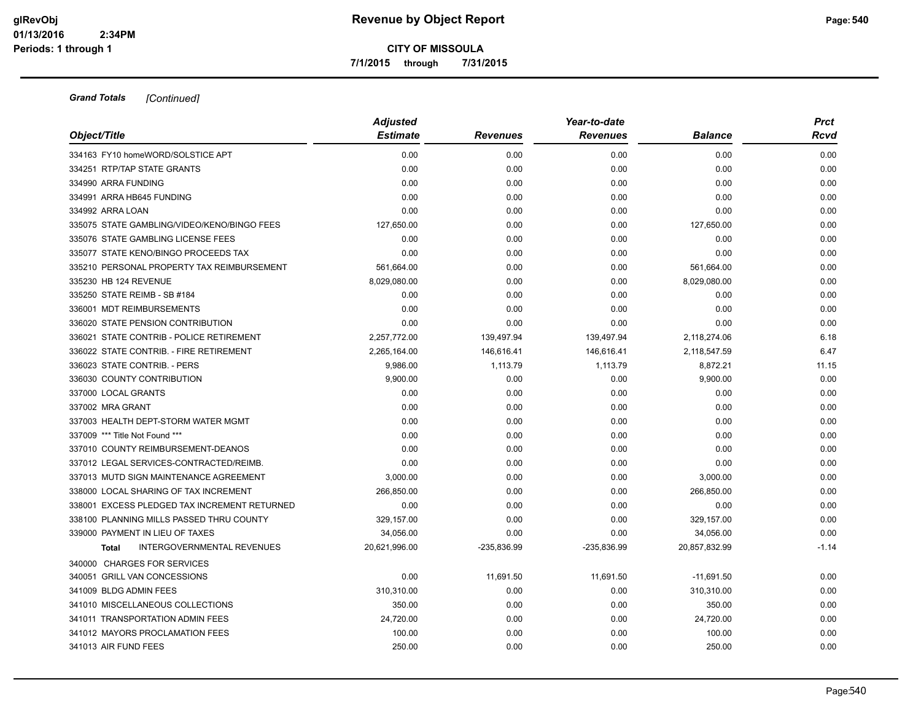# Revenue by Object Report

**CITY OF MISSOULA**

**7/1/2015 through 7/31/2015**

glRevObj
01/13/2016 2:34PM
Periods: 1 through 1

***Grand Totals*** *[Continued]*

| Object/Title | Adjusted Estimate | Revenues | Year-to-date Revenues | Balance | Prct Rcvd |
|---|---|---|---|---|---|
| 334163 FY10 homeWORD/SOLSTICE APT | 0.00 | 0.00 | 0.00 | 0.00 | 0.00 |
| 334251 RTP/TAP STATE GRANTS | 0.00 | 0.00 | 0.00 | 0.00 | 0.00 |
| 334990 ARRA FUNDING | 0.00 | 0.00 | 0.00 | 0.00 | 0.00 |
| 334991 ARRA HB645 FUNDING | 0.00 | 0.00 | 0.00 | 0.00 | 0.00 |
| 334992 ARRA LOAN | 0.00 | 0.00 | 0.00 | 0.00 | 0.00 |
| 335075 STATE GAMBLING/VIDEO/KENO/BINGO FEES | 127,650.00 | 0.00 | 0.00 | 127,650.00 | 0.00 |
| 335076 STATE GAMBLING LICENSE FEES | 0.00 | 0.00 | 0.00 | 0.00 | 0.00 |
| 335077 STATE KENO/BINGO PROCEEDS TAX | 0.00 | 0.00 | 0.00 | 0.00 | 0.00 |
| 335210 PERSONAL PROPERTY TAX REIMBURSEMENT | 561,664.00 | 0.00 | 0.00 | 561,664.00 | 0.00 |
| 335230 HB 124 REVENUE | 8,029,080.00 | 0.00 | 0.00 | 8,029,080.00 | 0.00 |
| 335250 STATE REIMB - SB #184 | 0.00 | 0.00 | 0.00 | 0.00 | 0.00 |
| 336001 MDT REIMBURSEMENTS | 0.00 | 0.00 | 0.00 | 0.00 | 0.00 |
| 336020 STATE PENSION CONTRIBUTION | 0.00 | 0.00 | 0.00 | 0.00 | 0.00 |
| 336021 STATE CONTRIB - POLICE RETIREMENT | 2,257,772.00 | 139,497.94 | 139,497.94 | 2,118,274.06 | 6.18 |
| 336022 STATE CONTRIB. - FIRE RETIREMENT | 2,265,164.00 | 146,616.41 | 146,616.41 | 2,118,547.59 | 6.47 |
| 336023 STATE CONTRIB. - PERS | 9,986.00 | 1,113.79 | 1,113.79 | 8,872.21 | 11.15 |
| 336030 COUNTY CONTRIBUTION | 9,900.00 | 0.00 | 0.00 | 9,900.00 | 0.00 |
| 337000 LOCAL GRANTS | 0.00 | 0.00 | 0.00 | 0.00 | 0.00 |
| 337002 MRA GRANT | 0.00 | 0.00 | 0.00 | 0.00 | 0.00 |
| 337003 HEALTH DEPT-STORM WATER MGMT | 0.00 | 0.00 | 0.00 | 0.00 | 0.00 |
| 337009 *** Title Not Found *** | 0.00 | 0.00 | 0.00 | 0.00 | 0.00 |
| 337010 COUNTY REIMBURSEMENT-DEANOS | 0.00 | 0.00 | 0.00 | 0.00 | 0.00 |
| 337012 LEGAL SERVICES-CONTRACTED/REIMB. | 0.00 | 0.00 | 0.00 | 0.00 | 0.00 |
| 337013 MUTD SIGN MAINTENANCE AGREEMENT | 3,000.00 | 0.00 | 0.00 | 3,000.00 | 0.00 |
| 338000 LOCAL SHARING OF TAX INCREMENT | 266,850.00 | 0.00 | 0.00 | 266,850.00 | 0.00 |
| 338001 EXCESS PLEDGED TAX INCREMENT RETURNED | 0.00 | 0.00 | 0.00 | 0.00 | 0.00 |
| 338100 PLANNING MILLS PASSED THRU COUNTY | 329,157.00 | 0.00 | 0.00 | 329,157.00 | 0.00 |
| 339000 PAYMENT IN LIEU OF TAXES | 34,056.00 | 0.00 | 0.00 | 34,056.00 | 0.00 |
| **Total** INTERGOVERNMENTAL REVENUES | 20,621,996.00 | -235,836.99 | -235,836.99 | 20,857,832.99 | -1.14 |
| 340000 CHARGES FOR SERVICES | | | | | |
| 340051 GRILL VAN CONCESSIONS | 0.00 | 11,691.50 | 11,691.50 | -11,691.50 | 0.00 |
| 341009 BLDG ADMIN FEES | 310,310.00 | 0.00 | 0.00 | 310,310.00 | 0.00 |
| 341010 MISCELLANEOUS COLLECTIONS | 350.00 | 0.00 | 0.00 | 350.00 | 0.00 |
| 341011 TRANSPORTATION ADMIN FEES | 24,720.00 | 0.00 | 0.00 | 24,720.00 | 0.00 |
| 341012 MAYORS PROCLAMATION FEES | 100.00 | 0.00 | 0.00 | 100.00 | 0.00 |
| 341013 AIR FUND FEES | 250.00 | 0.00 | 0.00 | 250.00 | 0.00 |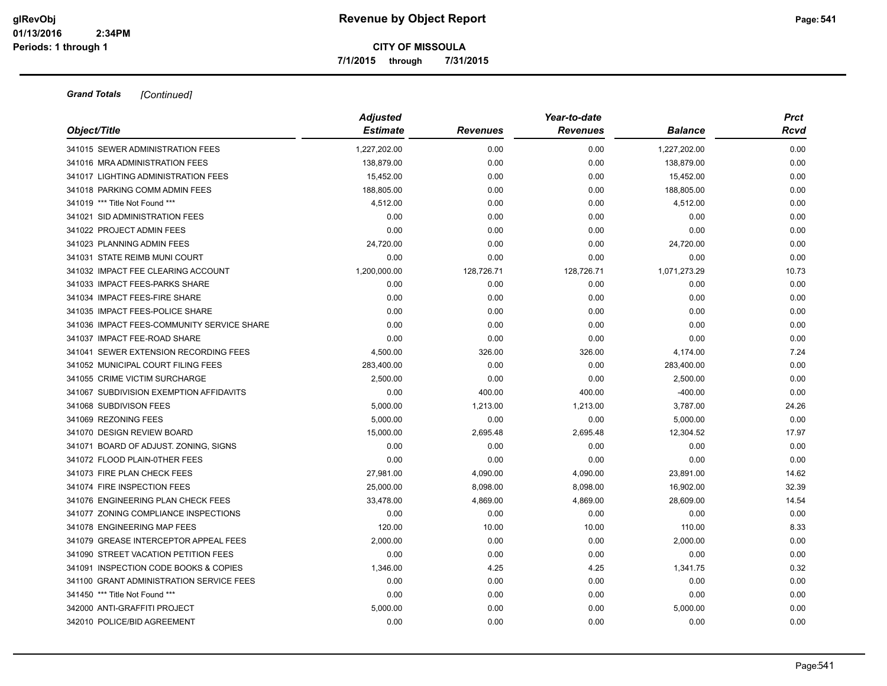**Grand Totals** *[Continued]*

| Object/Title | Adjusted Estimate | Revenues | Year-to-date Revenues | Balance | Prct Rcvd |
|---|---|---|---|---|---|
| 341015 SEWER ADMINISTRATION FEES | 1,227,202.00 | 0.00 | 0.00 | 1,227,202.00 | 0.00 |
| 341016 MRA ADMINISTRATION FEES | 138,879.00 | 0.00 | 0.00 | 138,879.00 | 0.00 |
| 341017 LIGHTING ADMINISTRATION FEES | 15,452.00 | 0.00 | 0.00 | 15,452.00 | 0.00 |
| 341018 PARKING COMM ADMIN FEES | 188,805.00 | 0.00 | 0.00 | 188,805.00 | 0.00 |
| 341019 *** Title Not Found *** | 4,512.00 | 0.00 | 0.00 | 4,512.00 | 0.00 |
| 341021 SID ADMINISTRATION FEES | 0.00 | 0.00 | 0.00 | 0.00 | 0.00 |
| 341022 PROJECT ADMIN FEES | 0.00 | 0.00 | 0.00 | 0.00 | 0.00 |
| 341023 PLANNING ADMIN FEES | 24,720.00 | 0.00 | 0.00 | 24,720.00 | 0.00 |
| 341031 STATE REIMB MUNI COURT | 0.00 | 0.00 | 0.00 | 0.00 | 0.00 |
| 341032 IMPACT FEE CLEARING ACCOUNT | 1,200,000.00 | 128,726.71 | 128,726.71 | 1,071,273.29 | 10.73 |
| 341033 IMPACT FEES-PARKS SHARE | 0.00 | 0.00 | 0.00 | 0.00 | 0.00 |
| 341034 IMPACT FEES-FIRE SHARE | 0.00 | 0.00 | 0.00 | 0.00 | 0.00 |
| 341035 IMPACT FEES-POLICE SHARE | 0.00 | 0.00 | 0.00 | 0.00 | 0.00 |
| 341036 IMPACT FEES-COMMUNITY SERVICE SHARE | 0.00 | 0.00 | 0.00 | 0.00 | 0.00 |
| 341037 IMPACT FEE-ROAD SHARE | 0.00 | 0.00 | 0.00 | 0.00 | 0.00 |
| 341041 SEWER EXTENSION RECORDING FEES | 4,500.00 | 326.00 | 326.00 | 4,174.00 | 7.24 |
| 341052 MUNICIPAL COURT FILING FEES | 283,400.00 | 0.00 | 0.00 | 283,400.00 | 0.00 |
| 341055 CRIME VICTIM SURCHARGE | 2,500.00 | 0.00 | 0.00 | 2,500.00 | 0.00 |
| 341067 SUBDIVISION EXEMPTION AFFIDAVITS | 0.00 | 400.00 | 400.00 | -400.00 | 0.00 |
| 341068 SUBDIVISON FEES | 5,000.00 | 1,213.00 | 1,213.00 | 3,787.00 | 24.26 |
| 341069 REZONING FEES | 5,000.00 | 0.00 | 0.00 | 5,000.00 | 0.00 |
| 341070 DESIGN REVIEW BOARD | 15,000.00 | 2,695.48 | 2,695.48 | 12,304.52 | 17.97 |
| 341071 BOARD OF ADJUST. ZONING, SIGNS | 0.00 | 0.00 | 0.00 | 0.00 | 0.00 |
| 341072 FLOOD PLAIN-0THER FEES | 0.00 | 0.00 | 0.00 | 0.00 | 0.00 |
| 341073 FIRE PLAN CHECK FEES | 27,981.00 | 4,090.00 | 4,090.00 | 23,891.00 | 14.62 |
| 341074 FIRE INSPECTION FEES | 25,000.00 | 8,098.00 | 8,098.00 | 16,902.00 | 32.39 |
| 341076 ENGINEERING PLAN CHECK FEES | 33,478.00 | 4,869.00 | 4,869.00 | 28,609.00 | 14.54 |
| 341077 ZONING COMPLIANCE INSPECTIONS | 0.00 | 0.00 | 0.00 | 0.00 | 0.00 |
| 341078 ENGINEERING MAP FEES | 120.00 | 10.00 | 10.00 | 110.00 | 8.33 |
| 341079 GREASE INTERCEPTOR APPEAL FEES | 2,000.00 | 0.00 | 0.00 | 2,000.00 | 0.00 |
| 341090 STREET VACATION PETITION FEES | 0.00 | 0.00 | 0.00 | 0.00 | 0.00 |
| 341091 INSPECTION CODE BOOKS & COPIES | 1,346.00 | 4.25 | 4.25 | 1,341.75 | 0.32 |
| 341100 GRANT ADMINISTRATION SERVICE FEES | 0.00 | 0.00 | 0.00 | 0.00 | 0.00 |
| 341450 *** Title Not Found *** | 0.00 | 0.00 | 0.00 | 0.00 | 0.00 |
| 342000 ANTI-GRAFFITI PROJECT | 5,000.00 | 0.00 | 0.00 | 5,000.00 | 0.00 |
| 342010 POLICE/BID AGREEMENT | 0.00 | 0.00 | 0.00 | 0.00 | 0.00 |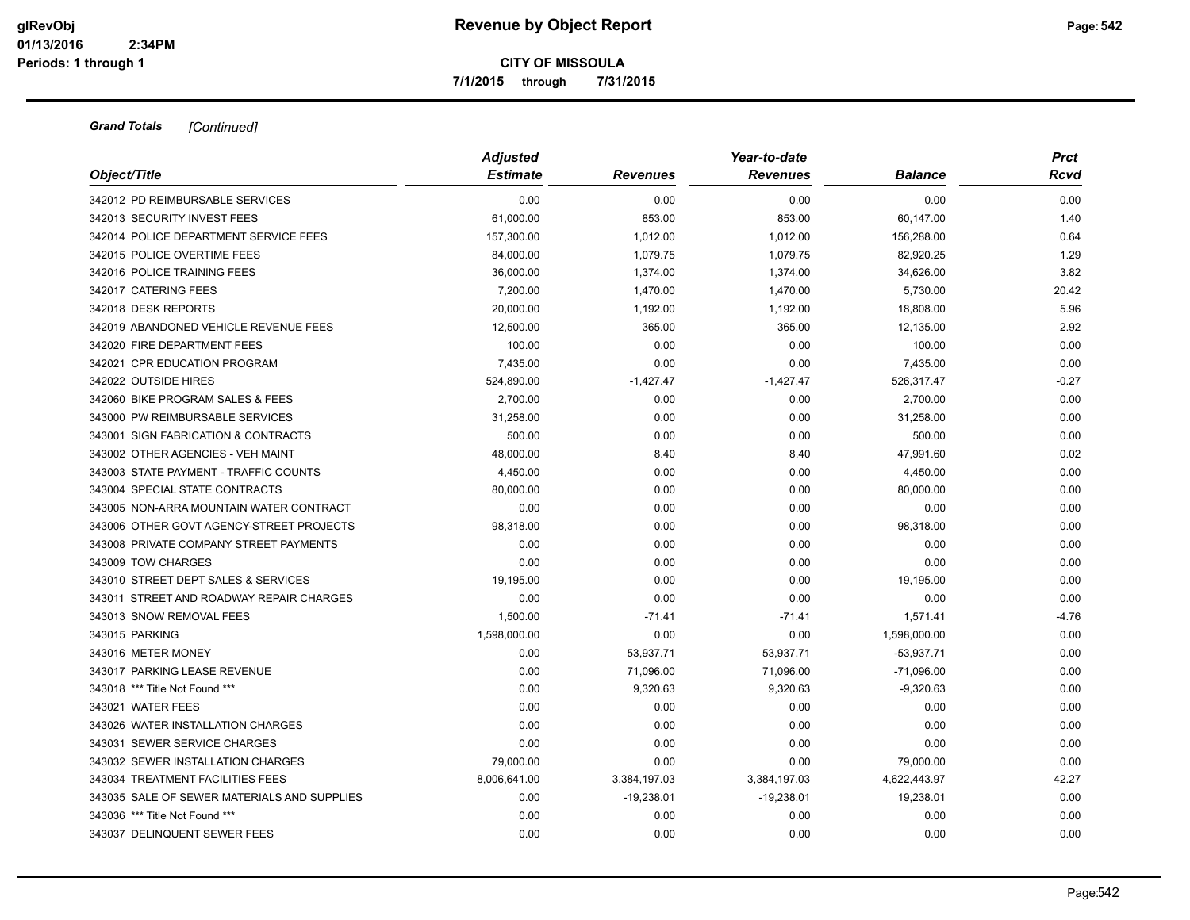**Revenue by Object Report**

**CITY OF MISSOULA**

**7/1/2015 through 7/31/2015**

glRevObj
01/13/2016 2:34PM
Periods: 1 through 1

***Grand Totals*** *[Continued]*

| Object/Title | Adjusted Estimate | Revenues | Year-to-date Revenues | Balance | Prct Rcvd |
|---|---|---|---|---|---|
| 342012 PD REIMBURSABLE SERVICES | 0.00 | 0.00 | 0.00 | 0.00 | 0.00 |
| 342013 SECURITY INVEST FEES | 61,000.00 | 853.00 | 853.00 | 60,147.00 | 1.40 |
| 342014 POLICE DEPARTMENT SERVICE FEES | 157,300.00 | 1,012.00 | 1,012.00 | 156,288.00 | 0.64 |
| 342015 POLICE OVERTIME FEES | 84,000.00 | 1,079.75 | 1,079.75 | 82,920.25 | 1.29 |
| 342016 POLICE TRAINING FEES | 36,000.00 | 1,374.00 | 1,374.00 | 34,626.00 | 3.82 |
| 342017 CATERING FEES | 7,200.00 | 1,470.00 | 1,470.00 | 5,730.00 | 20.42 |
| 342018 DESK REPORTS | 20,000.00 | 1,192.00 | 1,192.00 | 18,808.00 | 5.96 |
| 342019 ABANDONED VEHICLE REVENUE FEES | 12,500.00 | 365.00 | 365.00 | 12,135.00 | 2.92 |
| 342020 FIRE DEPARTMENT FEES | 100.00 | 0.00 | 0.00 | 100.00 | 0.00 |
| 342021 CPR EDUCATION PROGRAM | 7,435.00 | 0.00 | 0.00 | 7,435.00 | 0.00 |
| 342022 OUTSIDE HIRES | 524,890.00 | -1,427.47 | -1,427.47 | 526,317.47 | -0.27 |
| 342060 BIKE PROGRAM SALES & FEES | 2,700.00 | 0.00 | 0.00 | 2,700.00 | 0.00 |
| 343000 PW REIMBURSABLE SERVICES | 31,258.00 | 0.00 | 0.00 | 31,258.00 | 0.00 |
| 343001 SIGN FABRICATION & CONTRACTS | 500.00 | 0.00 | 0.00 | 500.00 | 0.00 |
| 343002 OTHER AGENCIES - VEH MAINT | 48,000.00 | 8.40 | 8.40 | 47,991.60 | 0.02 |
| 343003 STATE PAYMENT - TRAFFIC COUNTS | 4,450.00 | 0.00 | 0.00 | 4,450.00 | 0.00 |
| 343004 SPECIAL STATE CONTRACTS | 80,000.00 | 0.00 | 0.00 | 80,000.00 | 0.00 |
| 343005 NON-ARRA MOUNTAIN WATER CONTRACT | 0.00 | 0.00 | 0.00 | 0.00 | 0.00 |
| 343006 OTHER GOVT AGENCY-STREET PROJECTS | 98,318.00 | 0.00 | 0.00 | 98,318.00 | 0.00 |
| 343008 PRIVATE COMPANY STREET PAYMENTS | 0.00 | 0.00 | 0.00 | 0.00 | 0.00 |
| 343009 TOW CHARGES | 0.00 | 0.00 | 0.00 | 0.00 | 0.00 |
| 343010 STREET DEPT SALES & SERVICES | 19,195.00 | 0.00 | 0.00 | 19,195.00 | 0.00 |
| 343011 STREET AND ROADWAY REPAIR CHARGES | 0.00 | 0.00 | 0.00 | 0.00 | 0.00 |
| 343013 SNOW REMOVAL FEES | 1,500.00 | -71.41 | -71.41 | 1,571.41 | -4.76 |
| 343015 PARKING | 1,598,000.00 | 0.00 | 0.00 | 1,598,000.00 | 0.00 |
| 343016 METER MONEY | 0.00 | 53,937.71 | 53,937.71 | -53,937.71 | 0.00 |
| 343017 PARKING LEASE REVENUE | 0.00 | 71,096.00 | 71,096.00 | -71,096.00 | 0.00 |
| 343018 *** Title Not Found *** | 0.00 | 9,320.63 | 9,320.63 | -9,320.63 | 0.00 |
| 343021 WATER FEES | 0.00 | 0.00 | 0.00 | 0.00 | 0.00 |
| 343026 WATER INSTALLATION CHARGES | 0.00 | 0.00 | 0.00 | 0.00 | 0.00 |
| 343031 SEWER SERVICE CHARGES | 0.00 | 0.00 | 0.00 | 0.00 | 0.00 |
| 343032 SEWER INSTALLATION CHARGES | 79,000.00 | 0.00 | 0.00 | 79,000.00 | 0.00 |
| 343034 TREATMENT FACILITIES FEES | 8,006,641.00 | 3,384,197.03 | 3,384,197.03 | 4,622,443.97 | 42.27 |
| 343035 SALE OF SEWER MATERIALS AND SUPPLIES | 0.00 | -19,238.01 | -19,238.01 | 19,238.01 | 0.00 |
| 343036 *** Title Not Found *** | 0.00 | 0.00 | 0.00 | 0.00 | 0.00 |
| 343037 DELINQUENT SEWER FEES | 0.00 | 0.00 | 0.00 | 0.00 | 0.00 |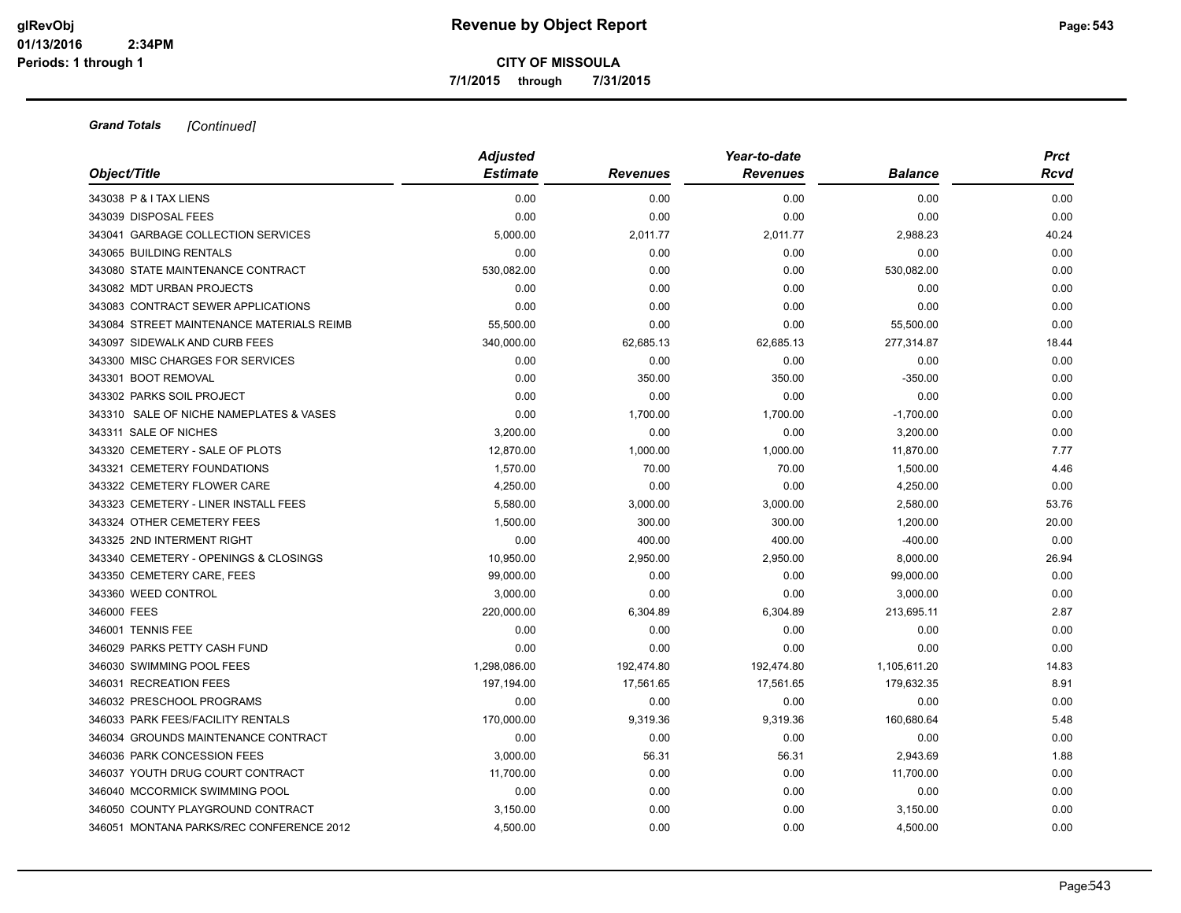**CITY OF MISSOULA**

**7/1/2015 through 7/31/2015**

***Grand Totals*** *[Continued]*

| Object/Title | Adjusted Estimate | Revenues | Year-to-date Revenues | Balance | Prct Rcvd |
|---|---|---|---|---|---|
| 343038 P & I TAX LIENS | 0.00 | 0.00 | 0.00 | 0.00 | 0.00 |
| 343039 DISPOSAL FEES | 0.00 | 0.00 | 0.00 | 0.00 | 0.00 |
| 343041 GARBAGE COLLECTION SERVICES | 5,000.00 | 2,011.77 | 2,011.77 | 2,988.23 | 40.24 |
| 343065 BUILDING RENTALS | 0.00 | 0.00 | 0.00 | 0.00 | 0.00 |
| 343080 STATE MAINTENANCE CONTRACT | 530,082.00 | 0.00 | 0.00 | 530,082.00 | 0.00 |
| 343082 MDT URBAN PROJECTS | 0.00 | 0.00 | 0.00 | 0.00 | 0.00 |
| 343083 CONTRACT SEWER APPLICATIONS | 0.00 | 0.00 | 0.00 | 0.00 | 0.00 |
| 343084 STREET MAINTENANCE MATERIALS REIMB | 55,500.00 | 0.00 | 0.00 | 55,500.00 | 0.00 |
| 343097 SIDEWALK AND CURB FEES | 340,000.00 | 62,685.13 | 62,685.13 | 277,314.87 | 18.44 |
| 343300 MISC CHARGES FOR SERVICES | 0.00 | 0.00 | 0.00 | 0.00 | 0.00 |
| 343301 BOOT REMOVAL | 0.00 | 350.00 | 350.00 | -350.00 | 0.00 |
| 343302 PARKS SOIL PROJECT | 0.00 | 0.00 | 0.00 | 0.00 | 0.00 |
| 343310 SALE OF NICHE NAMEPLATES & VASES | 0.00 | 1,700.00 | 1,700.00 | -1,700.00 | 0.00 |
| 343311 SALE OF NICHES | 3,200.00 | 0.00 | 0.00 | 3,200.00 | 0.00 |
| 343320 CEMETERY - SALE OF PLOTS | 12,870.00 | 1,000.00 | 1,000.00 | 11,870.00 | 7.77 |
| 343321 CEMETERY FOUNDATIONS | 1,570.00 | 70.00 | 70.00 | 1,500.00 | 4.46 |
| 343322 CEMETERY FLOWER CARE | 4,250.00 | 0.00 | 0.00 | 4,250.00 | 0.00 |
| 343323 CEMETERY - LINER INSTALL FEES | 5,580.00 | 3,000.00 | 3,000.00 | 2,580.00 | 53.76 |
| 343324 OTHER CEMETERY FEES | 1,500.00 | 300.00 | 300.00 | 1,200.00 | 20.00 |
| 343325 2ND INTERMENT RIGHT | 0.00 | 400.00 | 400.00 | -400.00 | 0.00 |
| 343340 CEMETERY - OPENINGS & CLOSINGS | 10,950.00 | 2,950.00 | 2,950.00 | 8,000.00 | 26.94 |
| 343350 CEMETERY CARE, FEES | 99,000.00 | 0.00 | 0.00 | 99,000.00 | 0.00 |
| 343360 WEED CONTROL | 3,000.00 | 0.00 | 0.00 | 3,000.00 | 0.00 |
| 346000 FEES | 220,000.00 | 6,304.89 | 6,304.89 | 213,695.11 | 2.87 |
| 346001 TENNIS FEE | 0.00 | 0.00 | 0.00 | 0.00 | 0.00 |
| 346029 PARKS PETTY CASH FUND | 0.00 | 0.00 | 0.00 | 0.00 | 0.00 |
| 346030 SWIMMING POOL FEES | 1,298,086.00 | 192,474.80 | 192,474.80 | 1,105,611.20 | 14.83 |
| 346031 RECREATION FEES | 197,194.00 | 17,561.65 | 17,561.65 | 179,632.35 | 8.91 |
| 346032 PRESCHOOL PROGRAMS | 0.00 | 0.00 | 0.00 | 0.00 | 0.00 |
| 346033 PARK FEES/FACILITY RENTALS | 170,000.00 | 9,319.36 | 9,319.36 | 160,680.64 | 5.48 |
| 346034 GROUNDS MAINTENANCE CONTRACT | 0.00 | 0.00 | 0.00 | 0.00 | 0.00 |
| 346036 PARK CONCESSION FEES | 3,000.00 | 56.31 | 56.31 | 2,943.69 | 1.88 |
| 346037 YOUTH DRUG COURT CONTRACT | 11,700.00 | 0.00 | 0.00 | 11,700.00 | 0.00 |
| 346040 MCCORMICK SWIMMING POOL | 0.00 | 0.00 | 0.00 | 0.00 | 0.00 |
| 346050 COUNTY PLAYGROUND CONTRACT | 3,150.00 | 0.00 | 0.00 | 3,150.00 | 0.00 |
| 346051 MONTANA PARKS/REC CONFERENCE 2012 | 4,500.00 | 0.00 | 0.00 | 4,500.00 | 0.00 |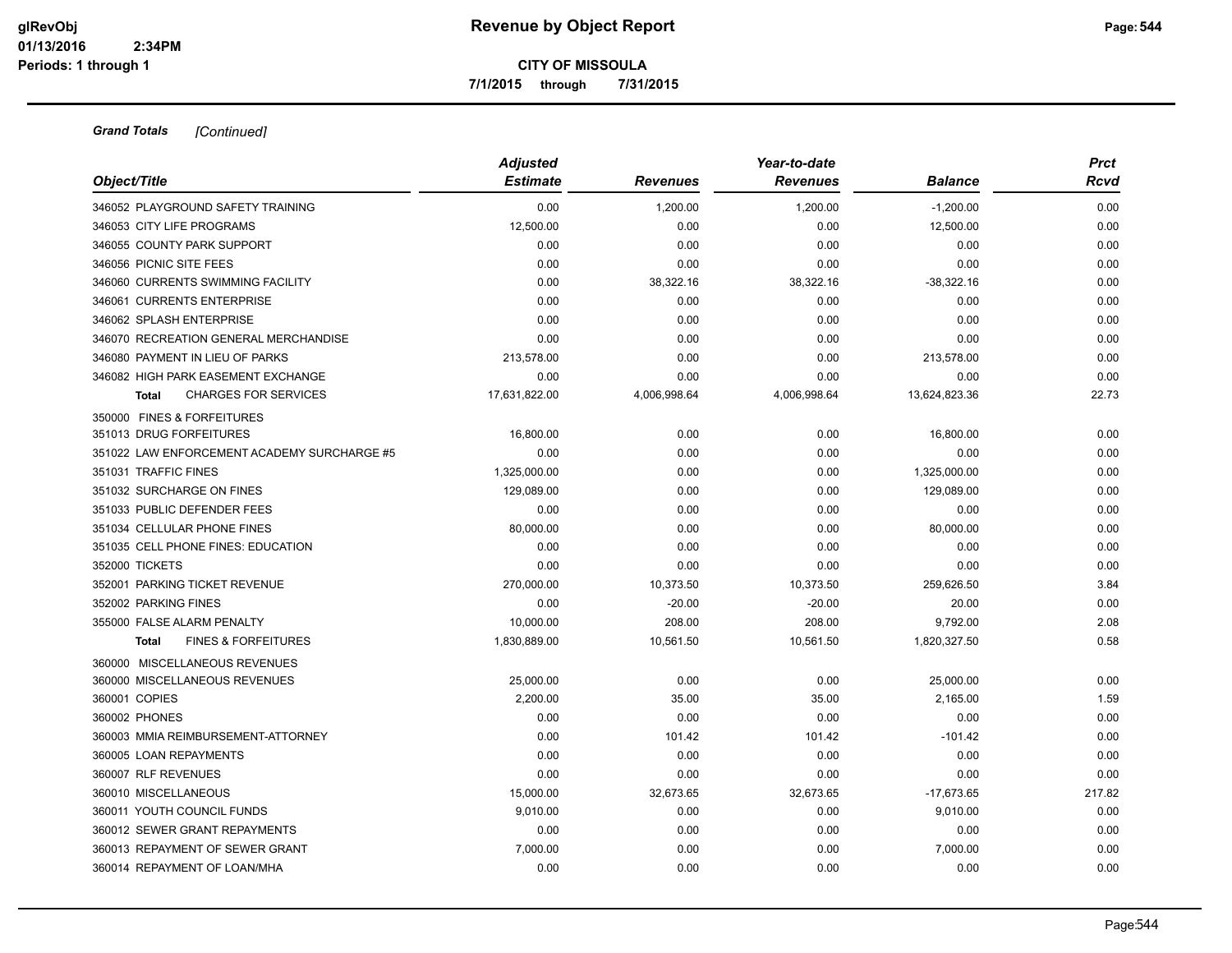**Revenue by Object Report**

**CITY OF MISSOULA**

**7/1/2015 through 7/31/2015**

glRevObj
01/13/2016 2:34PM
Periods: 1 through 1

***Grand Totals*** *[Continued]*

| Object/Title | Adjusted Estimate | Revenues | Year-to-date Revenues | Balance | Prct Rcvd |
|---|---|---|---|---|---|
| 346052 PLAYGROUND SAFETY TRAINING | 0.00 | 1,200.00 | 1,200.00 | -1,200.00 | 0.00 |
| 346053 CITY LIFE PROGRAMS | 12,500.00 | 0.00 | 0.00 | 12,500.00 | 0.00 |
| 346055 COUNTY PARK SUPPORT | 0.00 | 0.00 | 0.00 | 0.00 | 0.00 |
| 346056 PICNIC SITE FEES | 0.00 | 0.00 | 0.00 | 0.00 | 0.00 |
| 346060 CURRENTS SWIMMING FACILITY | 0.00 | 38,322.16 | 38,322.16 | -38,322.16 | 0.00 |
| 346061 CURRENTS ENTERPRISE | 0.00 | 0.00 | 0.00 | 0.00 | 0.00 |
| 346062 SPLASH ENTERPRISE | 0.00 | 0.00 | 0.00 | 0.00 | 0.00 |
| 346070 RECREATION GENERAL MERCHANDISE | 0.00 | 0.00 | 0.00 | 0.00 | 0.00 |
| 346080 PAYMENT IN LIEU OF PARKS | 213,578.00 | 0.00 | 0.00 | 213,578.00 | 0.00 |
| 346082 HIGH PARK EASEMENT EXCHANGE | 0.00 | 0.00 | 0.00 | 0.00 | 0.00 |
| **Total** CHARGES FOR SERVICES | 17,631,822.00 | 4,006,998.64 | 4,006,998.64 | 13,624,823.36 | 22.73 |
| 350000 FINES & FORFEITURES | | | | | |
| 351013 DRUG FORFEITURES | 16,800.00 | 0.00 | 0.00 | 16,800.00 | 0.00 |
| 351022 LAW ENFORCEMENT ACADEMY SURCHARGE #5 | 0.00 | 0.00 | 0.00 | 0.00 | 0.00 |
| 351031 TRAFFIC FINES | 1,325,000.00 | 0.00 | 0.00 | 1,325,000.00 | 0.00 |
| 351032 SURCHARGE ON FINES | 129,089.00 | 0.00 | 0.00 | 129,089.00 | 0.00 |
| 351033 PUBLIC DEFENDER FEES | 0.00 | 0.00 | 0.00 | 0.00 | 0.00 |
| 351034 CELLULAR PHONE FINES | 80,000.00 | 0.00 | 0.00 | 80,000.00 | 0.00 |
| 351035 CELL PHONE FINES: EDUCATION | 0.00 | 0.00 | 0.00 | 0.00 | 0.00 |
| 352000 TICKETS | 0.00 | 0.00 | 0.00 | 0.00 | 0.00 |
| 352001 PARKING TICKET REVENUE | 270,000.00 | 10,373.50 | 10,373.50 | 259,626.50 | 3.84 |
| 352002 PARKING FINES | 0.00 | -20.00 | -20.00 | 20.00 | 0.00 |
| 355000 FALSE ALARM PENALTY | 10,000.00 | 208.00 | 208.00 | 9,792.00 | 2.08 |
| **Total** FINES & FORFEITURES | 1,830,889.00 | 10,561.50 | 10,561.50 | 1,820,327.50 | 0.58 |
| 360000 MISCELLANEOUS REVENUES | | | | | |
| 360000 MISCELLANEOUS REVENUES | 25,000.00 | 0.00 | 0.00 | 25,000.00 | 0.00 |
| 360001 COPIES | 2,200.00 | 35.00 | 35.00 | 2,165.00 | 1.59 |
| 360002 PHONES | 0.00 | 0.00 | 0.00 | 0.00 | 0.00 |
| 360003 MMIA REIMBURSEMENT-ATTORNEY | 0.00 | 101.42 | 101.42 | -101.42 | 0.00 |
| 360005 LOAN REPAYMENTS | 0.00 | 0.00 | 0.00 | 0.00 | 0.00 |
| 360007 RLF REVENUES | 0.00 | 0.00 | 0.00 | 0.00 | 0.00 |
| 360010 MISCELLANEOUS | 15,000.00 | 32,673.65 | 32,673.65 | -17,673.65 | 217.82 |
| 360011 YOUTH COUNCIL FUNDS | 9,010.00 | 0.00 | 0.00 | 9,010.00 | 0.00 |
| 360012 SEWER GRANT REPAYMENTS | 0.00 | 0.00 | 0.00 | 0.00 | 0.00 |
| 360013 REPAYMENT OF SEWER GRANT | 7,000.00 | 0.00 | 0.00 | 7,000.00 | 0.00 |
| 360014 REPAYMENT OF LOAN/MHA | 0.00 | 0.00 | 0.00 | 0.00 | 0.00 |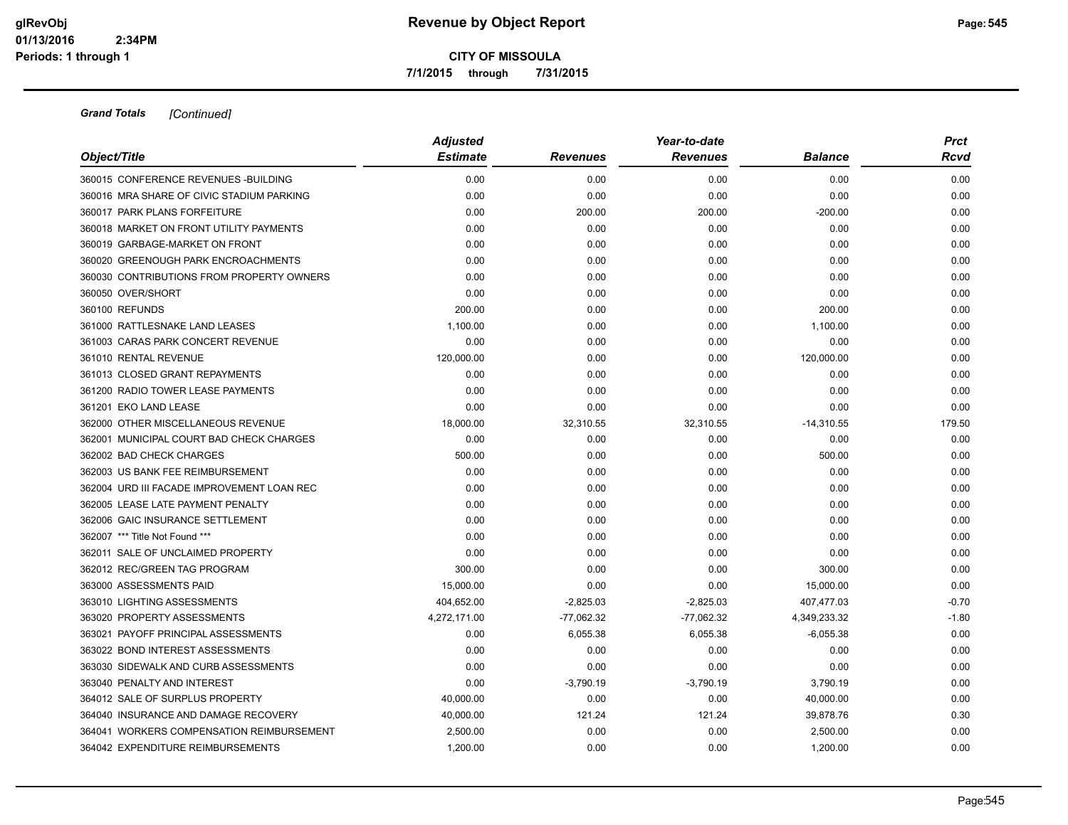**Grand Totals** *[Continued]*

| Object/Title | *Adjusted Estimate* | *Revenues* | *Year-to-date Revenues* | *Balance* | *Prct Rcvd* |
|---|---|---|---|---|---|
| 360015 CONFERENCE REVENUES -BUILDING | 0.00 | 0.00 | 0.00 | 0.00 | 0.00 |
| 360016 MRA SHARE OF CIVIC STADIUM PARKING | 0.00 | 0.00 | 0.00 | 0.00 | 0.00 |
| 360017 PARK PLANS FORFEITURE | 0.00 | 200.00 | 200.00 | -200.00 | 0.00 |
| 360018 MARKET ON FRONT UTILITY PAYMENTS | 0.00 | 0.00 | 0.00 | 0.00 | 0.00 |
| 360019 GARBAGE-MARKET ON FRONT | 0.00 | 0.00 | 0.00 | 0.00 | 0.00 |
| 360020 GREENOUGH PARK ENCROACHMENTS | 0.00 | 0.00 | 0.00 | 0.00 | 0.00 |
| 360030 CONTRIBUTIONS FROM PROPERTY OWNERS | 0.00 | 0.00 | 0.00 | 0.00 | 0.00 |
| 360050 OVER/SHORT | 0.00 | 0.00 | 0.00 | 0.00 | 0.00 |
| 360100 REFUNDS | 200.00 | 0.00 | 0.00 | 200.00 | 0.00 |
| 361000 RATTLESNAKE LAND LEASES | 1,100.00 | 0.00 | 0.00 | 1,100.00 | 0.00 |
| 361003 CARAS PARK CONCERT REVENUE | 0.00 | 0.00 | 0.00 | 0.00 | 0.00 |
| 361010 RENTAL REVENUE | 120,000.00 | 0.00 | 0.00 | 120,000.00 | 0.00 |
| 361013 CLOSED GRANT REPAYMENTS | 0.00 | 0.00 | 0.00 | 0.00 | 0.00 |
| 361200 RADIO TOWER LEASE PAYMENTS | 0.00 | 0.00 | 0.00 | 0.00 | 0.00 |
| 361201 EKO LAND LEASE | 0.00 | 0.00 | 0.00 | 0.00 | 0.00 |
| 362000 OTHER MISCELLANEOUS REVENUE | 18,000.00 | 32,310.55 | 32,310.55 | -14,310.55 | 179.50 |
| 362001 MUNICIPAL COURT BAD CHECK CHARGES | 0.00 | 0.00 | 0.00 | 0.00 | 0.00 |
| 362002 BAD CHECK CHARGES | 500.00 | 0.00 | 0.00 | 500.00 | 0.00 |
| 362003 US BANK FEE REIMBURSEMENT | 0.00 | 0.00 | 0.00 | 0.00 | 0.00 |
| 362004 URD III FACADE IMPROVEMENT LOAN REC | 0.00 | 0.00 | 0.00 | 0.00 | 0.00 |
| 362005 LEASE LATE PAYMENT PENALTY | 0.00 | 0.00 | 0.00 | 0.00 | 0.00 |
| 362006 GAIC INSURANCE SETTLEMENT | 0.00 | 0.00 | 0.00 | 0.00 | 0.00 |
| 362007 *** Title Not Found *** | 0.00 | 0.00 | 0.00 | 0.00 | 0.00 |
| 362011 SALE OF UNCLAIMED PROPERTY | 0.00 | 0.00 | 0.00 | 0.00 | 0.00 |
| 362012 REC/GREEN TAG PROGRAM | 300.00 | 0.00 | 0.00 | 300.00 | 0.00 |
| 363000 ASSESSMENTS PAID | 15,000.00 | 0.00 | 0.00 | 15,000.00 | 0.00 |
| 363010 LIGHTING ASSESSMENTS | 404,652.00 | -2,825.03 | -2,825.03 | 407,477.03 | -0.70 |
| 363020 PROPERTY ASSESSMENTS | 4,272,171.00 | -77,062.32 | -77,062.32 | 4,349,233.32 | -1.80 |
| 363021 PAYOFF PRINCIPAL ASSESSMENTS | 0.00 | 6,055.38 | 6,055.38 | -6,055.38 | 0.00 |
| 363022 BOND INTEREST ASSESSMENTS | 0.00 | 0.00 | 0.00 | 0.00 | 0.00 |
| 363030 SIDEWALK AND CURB ASSESSMENTS | 0.00 | 0.00 | 0.00 | 0.00 | 0.00 |
| 363040 PENALTY AND INTEREST | 0.00 | -3,790.19 | -3,790.19 | 3,790.19 | 0.00 |
| 364012 SALE OF SURPLUS PROPERTY | 40,000.00 | 0.00 | 0.00 | 40,000.00 | 0.00 |
| 364040 INSURANCE AND DAMAGE RECOVERY | 40,000.00 | 121.24 | 121.24 | 39,878.76 | 0.30 |
| 364041 WORKERS COMPENSATION REIMBURSEMENT | 2,500.00 | 0.00 | 0.00 | 2,500.00 | 0.00 |
| 364042 EXPENDITURE REIMBURSEMENTS | 1,200.00 | 0.00 | 0.00 | 1,200.00 | 0.00 |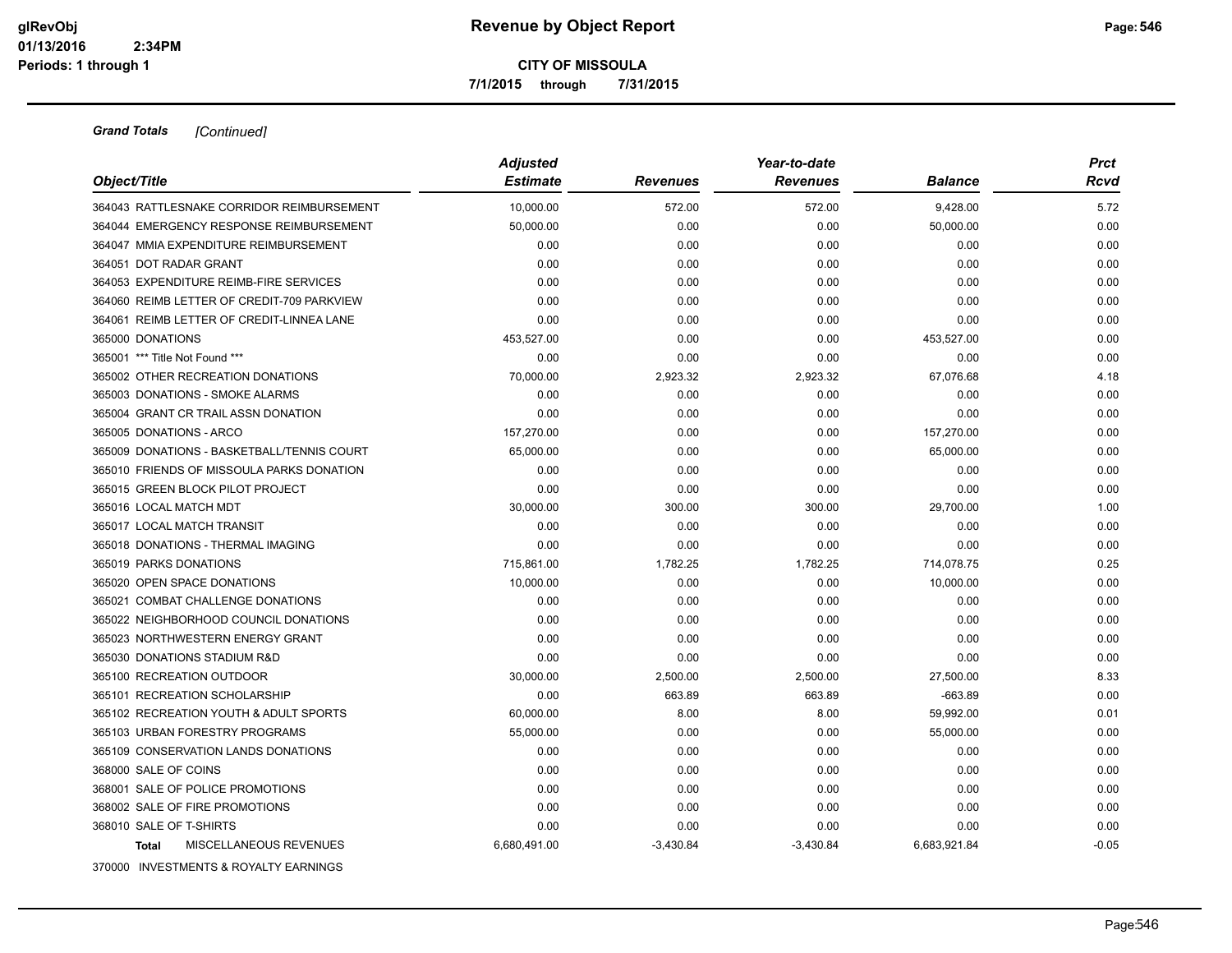**Grand Totals** *[Continued]*

| Object/Title | Adjusted Estimate | Revenues | Year-to-date Revenues | Balance | Prct Rcvd |
|---|---|---|---|---|---|
| 364043 RATTLESNAKE CORRIDOR REIMBURSEMENT | 10,000.00 | 572.00 | 572.00 | 9,428.00 | 5.72 |
| 364044 EMERGENCY RESPONSE REIMBURSEMENT | 50,000.00 | 0.00 | 0.00 | 50,000.00 | 0.00 |
| 364047 MMIA EXPENDITURE REIMBURSEMENT | 0.00 | 0.00 | 0.00 | 0.00 | 0.00 |
| 364051 DOT RADAR GRANT | 0.00 | 0.00 | 0.00 | 0.00 | 0.00 |
| 364053 EXPENDITURE REIMB-FIRE SERVICES | 0.00 | 0.00 | 0.00 | 0.00 | 0.00 |
| 364060 REIMB LETTER OF CREDIT-709 PARKVIEW | 0.00 | 0.00 | 0.00 | 0.00 | 0.00 |
| 364061 REIMB LETTER OF CREDIT-LINNEA LANE | 0.00 | 0.00 | 0.00 | 0.00 | 0.00 |
| 365000 DONATIONS | 453,527.00 | 0.00 | 0.00 | 453,527.00 | 0.00 |
| 365001 *** Title Not Found *** | 0.00 | 0.00 | 0.00 | 0.00 | 0.00 |
| 365002 OTHER RECREATION DONATIONS | 70,000.00 | 2,923.32 | 2,923.32 | 67,076.68 | 4.18 |
| 365003 DONATIONS - SMOKE ALARMS | 0.00 | 0.00 | 0.00 | 0.00 | 0.00 |
| 365004 GRANT CR TRAIL ASSN DONATION | 0.00 | 0.00 | 0.00 | 0.00 | 0.00 |
| 365005 DONATIONS - ARCO | 157,270.00 | 0.00 | 0.00 | 157,270.00 | 0.00 |
| 365009 DONATIONS - BASKETBALL/TENNIS COURT | 65,000.00 | 0.00 | 0.00 | 65,000.00 | 0.00 |
| 365010 FRIENDS OF MISSOULA PARKS DONATION | 0.00 | 0.00 | 0.00 | 0.00 | 0.00 |
| 365015 GREEN BLOCK PILOT PROJECT | 0.00 | 0.00 | 0.00 | 0.00 | 0.00 |
| 365016 LOCAL MATCH MDT | 30,000.00 | 300.00 | 300.00 | 29,700.00 | 1.00 |
| 365017 LOCAL MATCH TRANSIT | 0.00 | 0.00 | 0.00 | 0.00 | 0.00 |
| 365018 DONATIONS - THERMAL IMAGING | 0.00 | 0.00 | 0.00 | 0.00 | 0.00 |
| 365019 PARKS DONATIONS | 715,861.00 | 1,782.25 | 1,782.25 | 714,078.75 | 0.25 |
| 365020 OPEN SPACE DONATIONS | 10,000.00 | 0.00 | 0.00 | 10,000.00 | 0.00 |
| 365021 COMBAT CHALLENGE DONATIONS | 0.00 | 0.00 | 0.00 | 0.00 | 0.00 |
| 365022 NEIGHBORHOOD COUNCIL DONATIONS | 0.00 | 0.00 | 0.00 | 0.00 | 0.00 |
| 365023 NORTHWESTERN ENERGY GRANT | 0.00 | 0.00 | 0.00 | 0.00 | 0.00 |
| 365030 DONATIONS STADIUM R&D | 0.00 | 0.00 | 0.00 | 0.00 | 0.00 |
| 365100 RECREATION OUTDOOR | 30,000.00 | 2,500.00 | 2,500.00 | 27,500.00 | 8.33 |
| 365101 RECREATION SCHOLARSHIP | 0.00 | 663.89 | 663.89 | -663.89 | 0.00 |
| 365102 RECREATION YOUTH & ADULT SPORTS | 60,000.00 | 8.00 | 8.00 | 59,992.00 | 0.01 |
| 365103 URBAN FORESTRY PROGRAMS | 55,000.00 | 0.00 | 0.00 | 55,000.00 | 0.00 |
| 365109 CONSERVATION LANDS DONATIONS | 0.00 | 0.00 | 0.00 | 0.00 | 0.00 |
| 368000 SALE OF COINS | 0.00 | 0.00 | 0.00 | 0.00 | 0.00 |
| 368001 SALE OF POLICE PROMOTIONS | 0.00 | 0.00 | 0.00 | 0.00 | 0.00 |
| 368002 SALE OF FIRE PROMOTIONS | 0.00 | 0.00 | 0.00 | 0.00 | 0.00 |
| 368010 SALE OF T-SHIRTS | 0.00 | 0.00 | 0.00 | 0.00 | 0.00 |
| **Total** MISCELLANEOUS REVENUES | 6,680,491.00 | -3,430.84 | -3,430.84 | 6,683,921.84 | -0.05 |

370000 INVESTMENTS & ROYALTY EARNINGS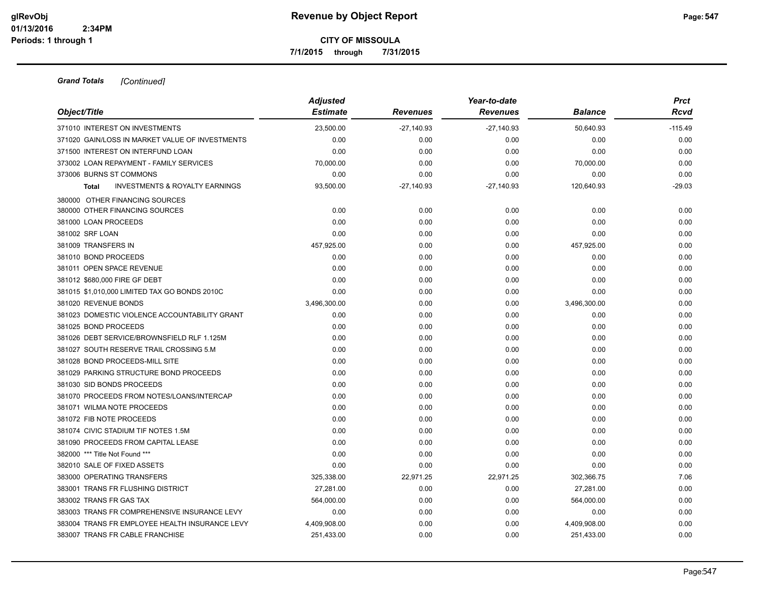**Revenue by Object Report**

**CITY OF MISSOULA**

**7/1/2015 through 7/31/2015**

***Grand Totals*** *[Continued]*

| *Object/Title* | *Adjusted Estimate* | *Revenues* | *Year-to-date Revenues* | *Balance* | *Prct Rcvd* |
|---|---|---|---|---|---|
| 371010 INTEREST ON INVESTMENTS | 23,500.00 | -27,140.93 | -27,140.93 | 50,640.93 | -115.49 |
| 371020 GAIN/LOSS IN MARKET VALUE OF INVESTMENTS | 0.00 | 0.00 | 0.00 | 0.00 | 0.00 |
| 371500 INTEREST ON INTERFUND LOAN | 0.00 | 0.00 | 0.00 | 0.00 | 0.00 |
| 373002 LOAN REPAYMENT - FAMILY SERVICES | 70,000.00 | 0.00 | 0.00 | 70,000.00 | 0.00 |
| 373006 BURNS ST COMMONS | 0.00 | 0.00 | 0.00 | 0.00 | 0.00 |
| **Total** INVESTMENTS & ROYALTY EARNINGS | 93,500.00 | -27,140.93 | -27,140.93 | 120,640.93 | -29.03 |
| 380000 OTHER FINANCING SOURCES | | | | | |
| 380000 OTHER FINANCING SOURCES | 0.00 | 0.00 | 0.00 | 0.00 | 0.00 |
| 381000 LOAN PROCEEDS | 0.00 | 0.00 | 0.00 | 0.00 | 0.00 |
| 381002 SRF LOAN | 0.00 | 0.00 | 0.00 | 0.00 | 0.00 |
| 381009 TRANSFERS IN | 457,925.00 | 0.00 | 0.00 | 457,925.00 | 0.00 |
| 381010 BOND PROCEEDS | 0.00 | 0.00 | 0.00 | 0.00 | 0.00 |
| 381011 OPEN SPACE REVENUE | 0.00 | 0.00 | 0.00 | 0.00 | 0.00 |
| 381012 $680,000 FIRE GF DEBT | 0.00 | 0.00 | 0.00 | 0.00 | 0.00 |
| 381015 $1,010,000 LIMITED TAX GO BONDS 2010C | 0.00 | 0.00 | 0.00 | 0.00 | 0.00 |
| 381020 REVENUE BONDS | 3,496,300.00 | 0.00 | 0.00 | 3,496,300.00 | 0.00 |
| 381023 DOMESTIC VIOLENCE ACCOUNTABILITY GRANT | 0.00 | 0.00 | 0.00 | 0.00 | 0.00 |
| 381025 BOND PROCEEDS | 0.00 | 0.00 | 0.00 | 0.00 | 0.00 |
| 381026 DEBT SERVICE/BROWNSFIELD RLF 1.125M | 0.00 | 0.00 | 0.00 | 0.00 | 0.00 |
| 381027 SOUTH RESERVE TRAIL CROSSING 5.M | 0.00 | 0.00 | 0.00 | 0.00 | 0.00 |
| 381028 BOND PROCEEDS-MILL SITE | 0.00 | 0.00 | 0.00 | 0.00 | 0.00 |
| 381029 PARKING STRUCTURE BOND PROCEEDS | 0.00 | 0.00 | 0.00 | 0.00 | 0.00 |
| 381030 SID BONDS PROCEEDS | 0.00 | 0.00 | 0.00 | 0.00 | 0.00 |
| 381070 PROCEEDS FROM NOTES/LOANS/INTERCAP | 0.00 | 0.00 | 0.00 | 0.00 | 0.00 |
| 381071 WILMA NOTE PROCEEDS | 0.00 | 0.00 | 0.00 | 0.00 | 0.00 |
| 381072 FIB NOTE PROCEEDS | 0.00 | 0.00 | 0.00 | 0.00 | 0.00 |
| 381074 CIVIC STADIUM TIF NOTES 1.5M | 0.00 | 0.00 | 0.00 | 0.00 | 0.00 |
| 381090 PROCEEDS FROM CAPITAL LEASE | 0.00 | 0.00 | 0.00 | 0.00 | 0.00 |
| 382000 *** Title Not Found *** | 0.00 | 0.00 | 0.00 | 0.00 | 0.00 |
| 382010 SALE OF FIXED ASSETS | 0.00 | 0.00 | 0.00 | 0.00 | 0.00 |
| 383000 OPERATING TRANSFERS | 325,338.00 | 22,971.25 | 22,971.25 | 302,366.75 | 7.06 |
| 383001 TRANS FR FLUSHING DISTRICT | 27,281.00 | 0.00 | 0.00 | 27,281.00 | 0.00 |
| 383002 TRANS FR GAS TAX | 564,000.00 | 0.00 | 0.00 | 564,000.00 | 0.00 |
| 383003 TRANS FR COMPREHENSIVE INSURANCE LEVY | 0.00 | 0.00 | 0.00 | 0.00 | 0.00 |
| 383004 TRANS FR EMPLOYEE HEALTH INSURANCE LEVY | 4,409,908.00 | 0.00 | 0.00 | 4,409,908.00 | 0.00 |
| 383007 TRANS FR CABLE FRANCHISE | 251,433.00 | 0.00 | 0.00 | 251,433.00 | 0.00 |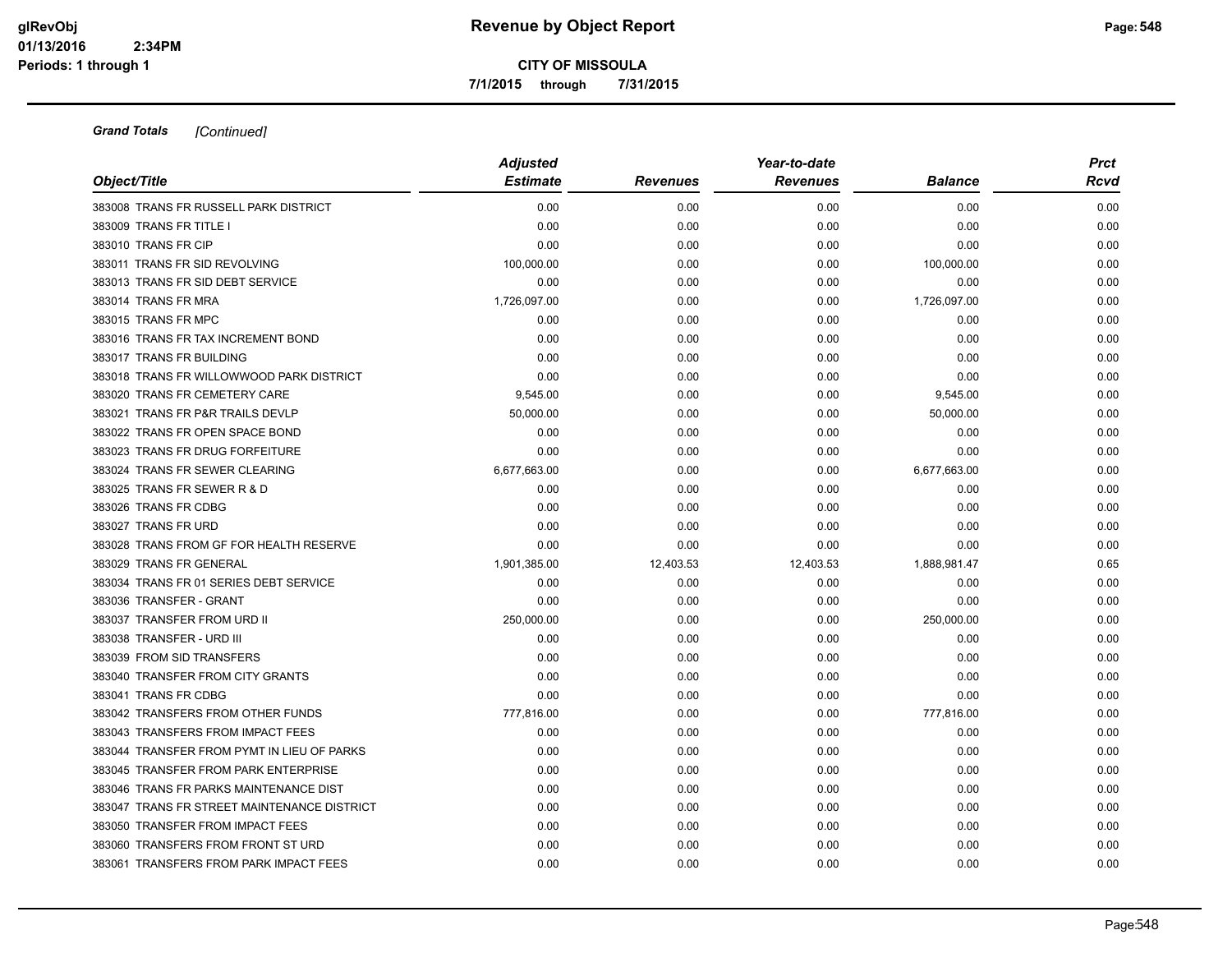**Grand Totals** *[Continued]*

| Object/Title | Adjusted Estimate | Revenues | Year-to-date Revenues | Balance | Prct Rcvd |
|---|---|---|---|---|---|
| 383008 TRANS FR RUSSELL PARK DISTRICT | 0.00 | 0.00 | 0.00 | 0.00 | 0.00 |
| 383009 TRANS FR TITLE I | 0.00 | 0.00 | 0.00 | 0.00 | 0.00 |
| 383010 TRANS FR CIP | 0.00 | 0.00 | 0.00 | 0.00 | 0.00 |
| 383011 TRANS FR SID REVOLVING | 100,000.00 | 0.00 | 0.00 | 100,000.00 | 0.00 |
| 383013 TRANS FR SID DEBT SERVICE | 0.00 | 0.00 | 0.00 | 0.00 | 0.00 |
| 383014 TRANS FR MRA | 1,726,097.00 | 0.00 | 0.00 | 1,726,097.00 | 0.00 |
| 383015 TRANS FR MPC | 0.00 | 0.00 | 0.00 | 0.00 | 0.00 |
| 383016 TRANS FR TAX INCREMENT BOND | 0.00 | 0.00 | 0.00 | 0.00 | 0.00 |
| 383017 TRANS FR BUILDING | 0.00 | 0.00 | 0.00 | 0.00 | 0.00 |
| 383018 TRANS FR WILLOWWOOD PARK DISTRICT | 0.00 | 0.00 | 0.00 | 0.00 | 0.00 |
| 383020 TRANS FR CEMETERY CARE | 9,545.00 | 0.00 | 0.00 | 9,545.00 | 0.00 |
| 383021 TRANS FR P&R TRAILS DEVLP | 50,000.00 | 0.00 | 0.00 | 50,000.00 | 0.00 |
| 383022 TRANS FR OPEN SPACE BOND | 0.00 | 0.00 | 0.00 | 0.00 | 0.00 |
| 383023 TRANS FR DRUG FORFEITURE | 0.00 | 0.00 | 0.00 | 0.00 | 0.00 |
| 383024 TRANS FR SEWER CLEARING | 6,677,663.00 | 0.00 | 0.00 | 6,677,663.00 | 0.00 |
| 383025 TRANS FR SEWER R & D | 0.00 | 0.00 | 0.00 | 0.00 | 0.00 |
| 383026 TRANS FR CDBG | 0.00 | 0.00 | 0.00 | 0.00 | 0.00 |
| 383027 TRANS FR URD | 0.00 | 0.00 | 0.00 | 0.00 | 0.00 |
| 383028 TRANS FROM GF FOR HEALTH RESERVE | 0.00 | 0.00 | 0.00 | 0.00 | 0.00 |
| 383029 TRANS FR GENERAL | 1,901,385.00 | 12,403.53 | 12,403.53 | 1,888,981.47 | 0.65 |
| 383034 TRANS FR 01 SERIES DEBT SERVICE | 0.00 | 0.00 | 0.00 | 0.00 | 0.00 |
| 383036 TRANSFER - GRANT | 0.00 | 0.00 | 0.00 | 0.00 | 0.00 |
| 383037 TRANSFER FROM URD II | 250,000.00 | 0.00 | 0.00 | 250,000.00 | 0.00 |
| 383038 TRANSFER - URD III | 0.00 | 0.00 | 0.00 | 0.00 | 0.00 |
| 383039 FROM SID TRANSFERS | 0.00 | 0.00 | 0.00 | 0.00 | 0.00 |
| 383040 TRANSFER FROM CITY GRANTS | 0.00 | 0.00 | 0.00 | 0.00 | 0.00 |
| 383041 TRANS FR CDBG | 0.00 | 0.00 | 0.00 | 0.00 | 0.00 |
| 383042 TRANSFERS FROM OTHER FUNDS | 777,816.00 | 0.00 | 0.00 | 777,816.00 | 0.00 |
| 383043 TRANSFERS FROM IMPACT FEES | 0.00 | 0.00 | 0.00 | 0.00 | 0.00 |
| 383044 TRANSFER FROM PYMT IN LIEU OF PARKS | 0.00 | 0.00 | 0.00 | 0.00 | 0.00 |
| 383045 TRANSFER FROM PARK ENTERPRISE | 0.00 | 0.00 | 0.00 | 0.00 | 0.00 |
| 383046 TRANS FR PARKS MAINTENANCE DIST | 0.00 | 0.00 | 0.00 | 0.00 | 0.00 |
| 383047 TRANS FR STREET MAINTENANCE DISTRICT | 0.00 | 0.00 | 0.00 | 0.00 | 0.00 |
| 383050 TRANSFER FROM IMPACT FEES | 0.00 | 0.00 | 0.00 | 0.00 | 0.00 |
| 383060 TRANSFERS FROM FRONT ST URD | 0.00 | 0.00 | 0.00 | 0.00 | 0.00 |
| 383061 TRANSFERS FROM PARK IMPACT FEES | 0.00 | 0.00 | 0.00 | 0.00 | 0.00 |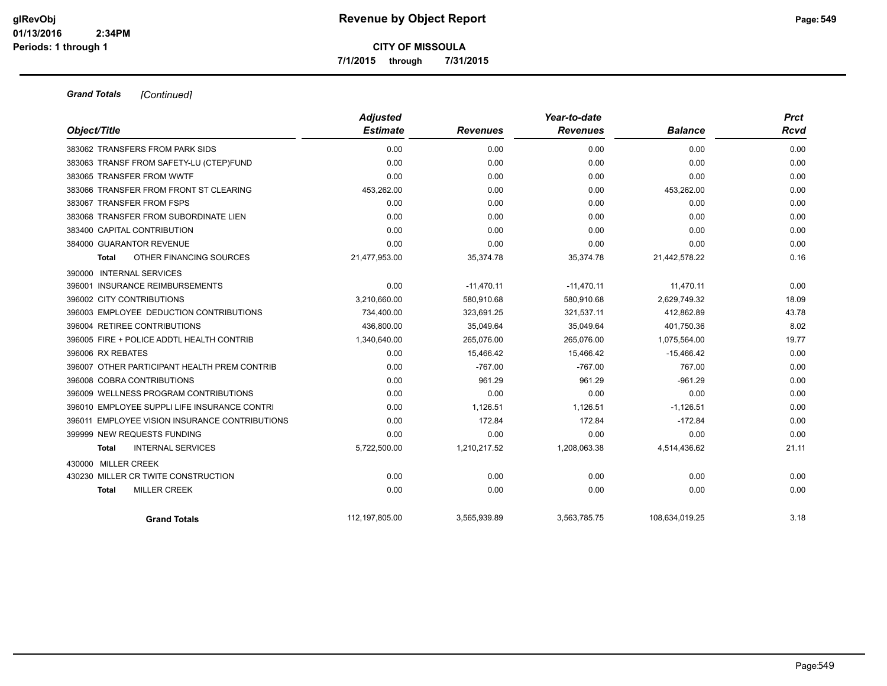**CITY OF MISSOULA**

**7/1/2015 through 7/31/2015**

***Grand Totals*** *[Continued]*

| Object/Title | Adjusted Estimate | Revenues | Year-to-date Revenues | Balance | Prct Rcvd |
|---|---|---|---|---|---|
| 383062 TRANSFERS FROM PARK SIDS | 0.00 | 0.00 | 0.00 | 0.00 | 0.00 |
| 383063 TRANSF FROM SAFETY-LU (CTEP)FUND | 0.00 | 0.00 | 0.00 | 0.00 | 0.00 |
| 383065 TRANSFER FROM WWTF | 0.00 | 0.00 | 0.00 | 0.00 | 0.00 |
| 383066 TRANSFER FROM FRONT ST CLEARING | 453,262.00 | 0.00 | 0.00 | 453,262.00 | 0.00 |
| 383067 TRANSFER FROM FSPS | 0.00 | 0.00 | 0.00 | 0.00 | 0.00 |
| 383068 TRANSFER FROM SUBORDINATE LIEN | 0.00 | 0.00 | 0.00 | 0.00 | 0.00 |
| 383400 CAPITAL CONTRIBUTION | 0.00 | 0.00 | 0.00 | 0.00 | 0.00 |
| 384000 GUARANTOR REVENUE | 0.00 | 0.00 | 0.00 | 0.00 | 0.00 |
| **Total** OTHER FINANCING SOURCES | 21,477,953.00 | 35,374.78 | 35,374.78 | 21,442,578.22 | 0.16 |
| 390000 INTERNAL SERVICES | | | | | |
| 396001 INSURANCE REIMBURSEMENTS | 0.00 | -11,470.11 | -11,470.11 | 11,470.11 | 0.00 |
| 396002 CITY CONTRIBUTIONS | 3,210,660.00 | 580,910.68 | 580,910.68 | 2,629,749.32 | 18.09 |
| 396003 EMPLOYEE DEDUCTION CONTRIBUTIONS | 734,400.00 | 323,691.25 | 321,537.11 | 412,862.89 | 43.78 |
| 396004 RETIREE CONTRIBUTIONS | 436,800.00 | 35,049.64 | 35,049.64 | 401,750.36 | 8.02 |
| 396005 FIRE + POLICE ADDTL HEALTH CONTRIB | 1,340,640.00 | 265,076.00 | 265,076.00 | 1,075,564.00 | 19.77 |
| 396006 RX REBATES | 0.00 | 15,466.42 | 15,466.42 | -15,466.42 | 0.00 |
| 396007 OTHER PARTICIPANT HEALTH PREM CONTRIB | 0.00 | -767.00 | -767.00 | 767.00 | 0.00 |
| 396008 COBRA CONTRIBUTIONS | 0.00 | 961.29 | 961.29 | -961.29 | 0.00 |
| 396009 WELLNESS PROGRAM CONTRIBUTIONS | 0.00 | 0.00 | 0.00 | 0.00 | 0.00 |
| 396010 EMPLOYEE SUPPLI LIFE INSURANCE CONTRI | 0.00 | 1,126.51 | 1,126.51 | -1,126.51 | 0.00 |
| 396011 EMPLOYEE VISION INSURANCE CONTRIBUTIONS | 0.00 | 172.84 | 172.84 | -172.84 | 0.00 |
| 399999 NEW REQUESTS FUNDING | 0.00 | 0.00 | 0.00 | 0.00 | 0.00 |
| **Total** INTERNAL SERVICES | 5,722,500.00 | 1,210,217.52 | 1,208,063.38 | 4,514,436.62 | 21.11 |
| 430000 MILLER CREEK | | | | | |
| 430230 MILLER CR TWITE CONSTRUCTION | 0.00 | 0.00 | 0.00 | 0.00 | 0.00 |
| **Total** MILLER CREEK | 0.00 | 0.00 | 0.00 | 0.00 | 0.00 |
| **Grand Totals** | 112,197,805.00 | 3,565,939.89 | 3,563,785.75 | 108,634,019.25 | 3.18 |